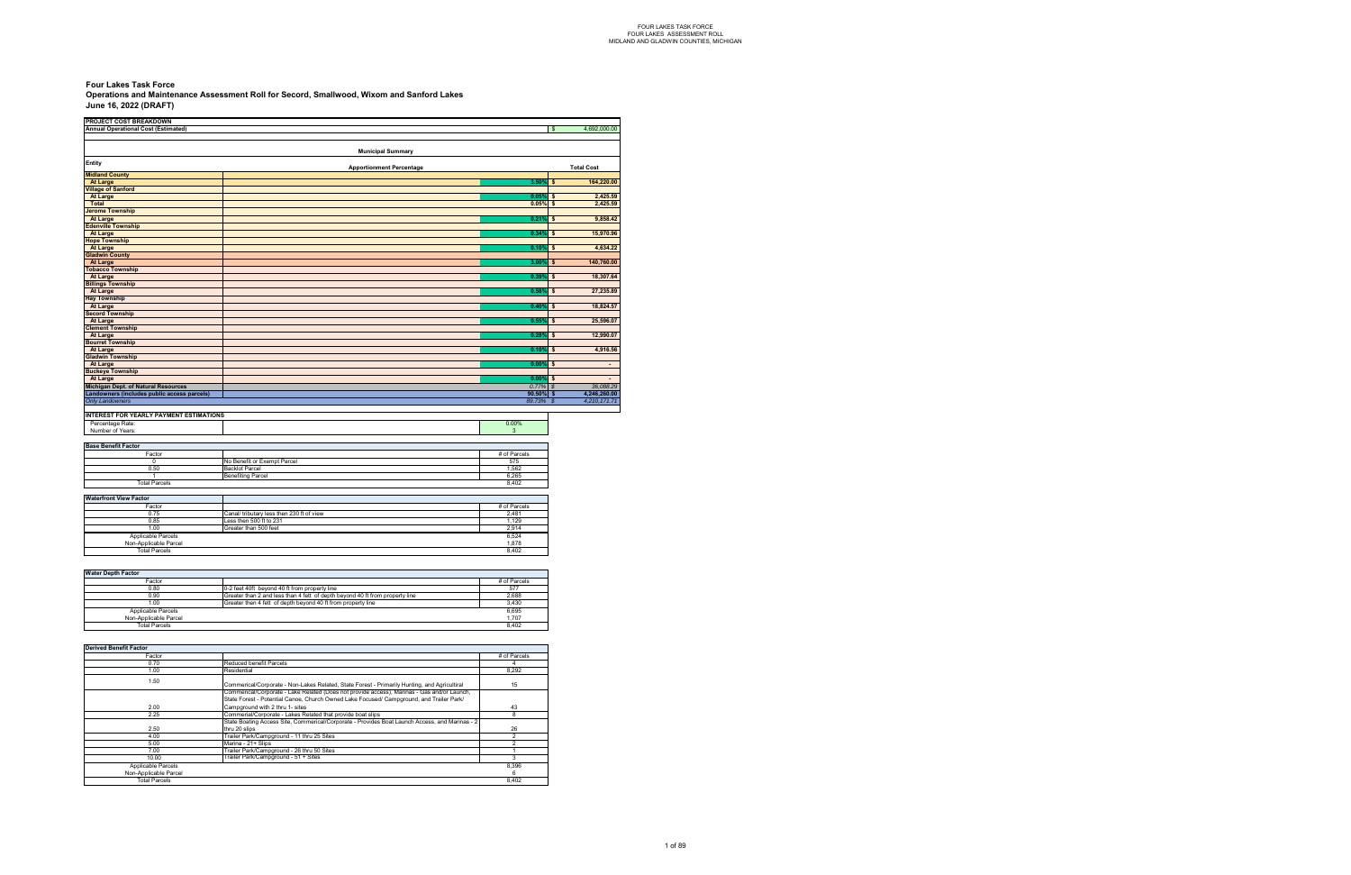# Four Lakes Task Force

## Operations and Maintenance Assessment Roll for Secord, Smallwood, Wixom and Sanford Lakes

**June 16, 2022 (DRAFT)**

| PROJECT COST BREAKDOWN | | | |
|---|---|---|---|
| **Annual Operational Cost (Estimated)** | | | $ 4,692,000.00 |

| Municipal Summary | | | |
|---|---|---|---|
| **Entity** | **Apportionment Percentage** | | **Total Cost** |
| **Midland County** | | | |
| At Large | | 3.50% | $ 164,220.00 |
| **Village of Sanford** | | | |
| At Large | | 0.05% | $ 2,425.59 |
| Total | | 0.05% | $ 2,425.59 |
| **Jerome Township** | | | |
| At Large | | 0.21% | $ 9,858.42 |
| **Edenville Township** | | | |
| At Large | | 0.34% | $ 15,970.96 |
| **Hope Township** | | | |
| At Large | | 0.10% | $ 4,634.22 |
| **Gladwin County** | | | |
| At Large | | 3.00% | $ 140,760.00 |
| **Tobacco Township** | | | |
| At Large | | 0.39% | $ 18,307.64 |
| **Billings Township** | | | |
| At Large | | 0.58% | $ 27,235.89 |
| **Hay Township** | | | |
| At Large | | 0.40% | $ 18,824.57 |
| **Secord Township** | | | |
| At Large | | 0.55% | $ 25,596.07 |
| **Clement Township** | | | |
| At Large | | 0.28% | $ 12,990.07 |
| **Bourret Township** | | | |
| At Large | | 0.10% | $ 4,916.56 |
| **Gladwin Township** | | | |
| At Large | | 0.00% | $ - |
| **Buckeye Township** | | | |
| At Large | | 0.00% | $ - |
| **Michigan Dept. of Natural Resources** | | *0.77%* | *$ 36,088.29* |
| **Landowners (includes public access parcels)** | | **90.50%** | **$ 4,246,260.00** |
| *Only Landowners* | | *89.73%* | *$ 4,210,171.71* |

| INTEREST FOR YEARLY PAYMENT ESTIMATIONS | | |
|---|---|---|
| Percentage Rate: | | 0.00% |
| Number of Years: | | 3 |

| Base Benefit Factor | | |
|---|---|---|
| Factor | | # of Parcels |
| 0 | No Benefit or Exempt Parcel | 575 |
| 0.50 | Backlot Parcel | 1,562 |
| 1 | Benefiting Parcel | 6,265 |
| Total Parcels | | 8,402 |

| Waterfront View Factor | | |
|---|---|---|
| Factor | | # of Parcels |
| 0.75 | Canal/ tributary less then 230 ft of view | 2,481 |
| 0.85 | Less then 500 ft to 231 | 1,129 |
| 1.00 | Greater than 500 feet | 2,914 |
| Applicable Parcels | | 6,524 |
| Non-Applicable Parcel | | 1,878 |
| Total Parcels | | 8,402 |

| Water Depth Factor | | |
|---|---|---|
| Factor | | # of Parcels |
| 0.80 | 0-2 feet 40ft beyond 40 ft from property line | 577 |
| 0.90 | Greater than 2 and less than 4 fett of depth beyond 40 ft from property line | 2,688 |
| 1.00 | Greater then 4 fett of depth beyond 40 ft from property line | 3,430 |
| Applicable Parcels | | 6,695 |
| Non-Applicable Parcel | | 1,707 |
| Total Parcels | | 8,402 |

| Derived Benefit Factor | | |
|---|---|---|
| Factor | | # of Parcels |
| 0.70 | Reduced benefit Parcels | 4 |
| 1.00 | Residential | 8,292 |
| 1.50 | Commerical/Corporate - Non-Lakes Related, State Forest - Primarily Hunting, and Agricultiral | 15 |
| 2.00 | Commercial/Corporate - Lake Related (Does not provide access), Marinas - Gas and/or Launch, State Forest - Potential Canoe, Church Owned Lake Focused/ Campground, and Trailer Park/ Campground with 2 thru 1- sites | 43 |
| 2.25 | Commercial/Corporate - Lakes Related that provide boat slips | 8 |
| 2.50 | State Boating Access Site, Commerical/Corporate - Provides Boat Launch Access, and Marinas - 2 thru 20 slips | 26 |
| 4.00 | Trailer Park/Campground - 11 thru 25 Sites | 2 |
| 5.00 | Marina - 21+ Slips | 2 |
| 7.00 | Trailer Park/Campground - 26 thru 50 Sites | 1 |
| 10.00 | Trailer Park/Campground - 51 + Sites | 3 |
| Applicable Parcels | | 8,396 |
| Non-Applicable Parcel | | 6 |
| Total Parcels | | 8,402 |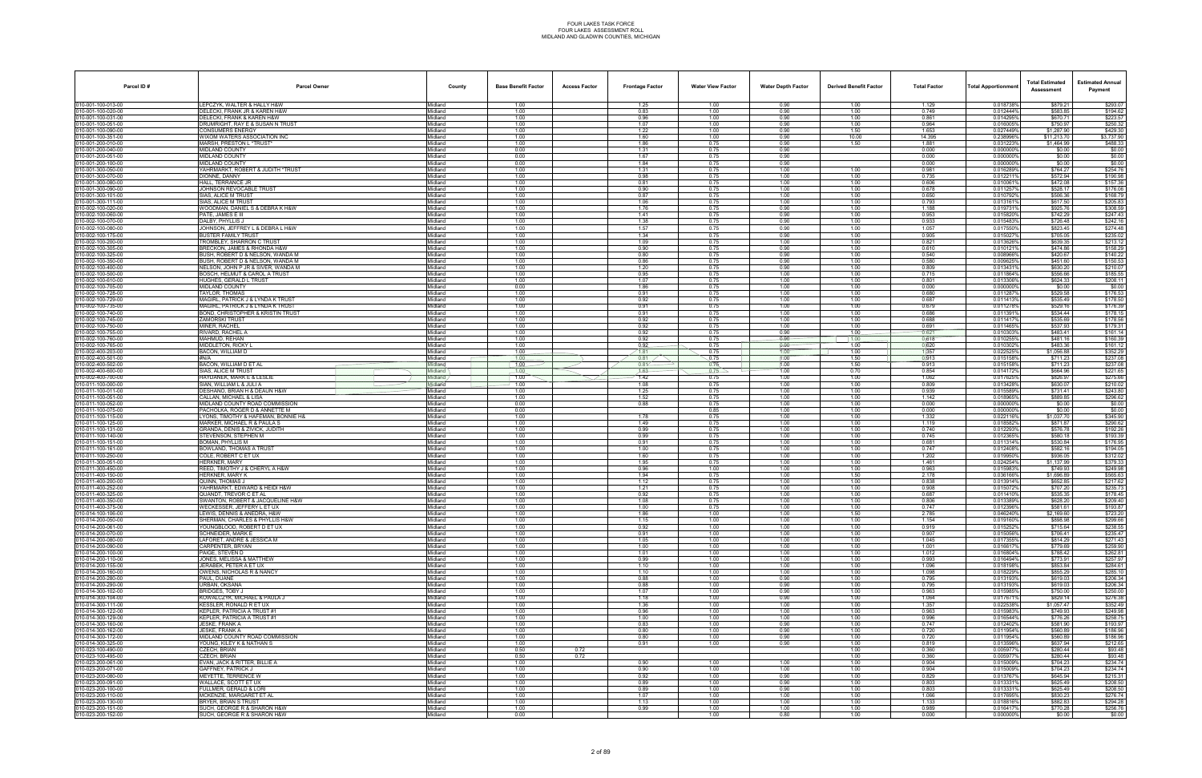# FOUR LAKES TASK FORCE
## FOUR LAKES ASSESSMENT ROLL
## MIDLAND AND GLADWIN COUNTIES, MICHIGAN

| Parcel ID # | Parcel Owner | County | Base Benefit Factor | Access Factor | Frontage Factor | Water View Factor | Water Depth Factor | Derived Benefit Factor | Total Factor | Total Apportionment | Total Estimated Assessment | Estimated Annual Payment |
|---|---|---|---|---|---|---|---|---|---|---|---|---|
| 010-001-100-013-00 | LEPCZYK, WALTER & HALLY H&W | Midland | 1.00 | | 1.25 | 1.00 | 0.90 | 1.00 | 1.129 | 0.018738% | $879.21 | $293.07 |
| 010-001-100-020-00 | DELECKI, FRANK JR & KAREN H&W | Midland | 1.00 | | 0.83 | 1.00 | 0.90 | 1.00 | 0.749 | 0.012444% | $583.85 | $194.62 |
| 010-001-100-031-00 | DELECKI, FRANK & KAREN H&W | Midland | 1.00 | | 0.96 | 1.00 | 0.90 | 1.00 | 0.861 | 0.014295% | $670.71 | $223.57 |
| 010-001-100-051-00 | DRUMRIGHT, RAY E & SUSAN N TRUST | Midland | 1.00 | | 1.07 | 1.00 | 0.90 | 1.00 | 0.964 | 0.016005% | $750.97 | $250.32 |
| 010-001-100-090-00 | CONSUMERS ENERGY | Midland | 1.00 | | 1.22 | 1.00 | 0.90 | 1.50 | 1.653 | 0.027449% | $1,287.90 | $429.30 |
| 010-001-100-351-00 | WIXOM WATERS ASSOCIATION INC | Midland | 1.00 | | 1.60 | 1.00 | 0.90 | 10.00 | 14.395 | 0.238996% | $11,213.70 | $3,737.90 |
| 010-001-200-010-00 | MARSH, PRESTON L *TRUST* | Midland | 1.00 | | 1.86 | 0.75 | 0.90 | 1.50 | 1.881 | 0.031223% | $1,464.99 | $488.33 |
| 010-001-200-040-00 | MIDLAND COUNTY | Midland | 0.00 | | 1.31 | 0.75 | 0.90 | | 0.000 | 0.000000% | $0.00 | $0.00 |
| 010-001-200-051-00 | MIDLAND COUNTY | Midland | 0.00 | | 1.67 | 0.75 | 0.90 | | 0.000 | 0.000000% | $0.00 | $0.00 |
| 010-001-200-100-00 | MIDLAND COUNTY | Midland | 0.00 | | 1.84 | 0.75 | 0.90 | | 0.000 | 0.000000% | $0.00 | $0.00 |
| 010-001-300-050-00 | YAHRMARKT, ROBERT & JUDITH *TRUST | Midland | 1.00 | | 1.31 | 0.75 | 1.00 | 1.00 | 0.981 | 0.016289% | $764.27 | $254.76 |
| 010-001-300-070-00 | DIONNE, DANNY | Midland | 1.00 | | 0.98 | 0.75 | 1.00 | 1.00 | 0.735 | 0.012211% | $572.94 | $190.98 |
| 010-001-300-080-00 | HALL, TERRANCE JR | Midland | 1.00 | | 0.81 | 0.75 | 1.00 | 1.00 | 0.606 | 0.010061% | $472.08 | $157.36 |
| 010-001-300-090-00 | JOHNSON REVOCABLE TRUST | Midland | 1.00 | | 0.90 | 0.75 | 1.00 | 1.00 | 0.678 | 0.011257% | $528.17 | $176.06 |
| 010-001-300-101-00 | SIAS, ALICE M TRUST | Midland | 1.00 | | 0.87 | 0.75 | 1.00 | 1.00 | 0.650 | 0.010792% | $506.36 | $168.79 |
| 010-001-300-111-00 | SIAS, ALICE M TRUST | Midland | 1.00 | | 1.06 | 0.75 | 1.00 | 1.00 | 0.793 | 0.013161% | $617.50 | $205.83 |
| 010-002-100-020-00 | WOODMAN, DANIEL S & DEBRA K H&W | Midland | 1.00 | | 1.76 | 0.75 | 0.90 | 1.00 | 1.188 | 0.019731% | $925.76 | $308.59 |
| 010-002-100-060-00 | PATE, JAMES E III | Midland | 1.00 | | 1.41 | 0.75 | 0.90 | 1.00 | 0.953 | 0.015820% | $742.29 | $247.43 |
| 010-002-100-070-00 | DALBY, PHYLLIS J | Midland | 1.00 | | 1.38 | 0.75 | 0.90 | 1.00 | 0.933 | 0.015483% | $726.48 | $242.16 |
| 010-002-100-080-00 | JOHNSON, JEFFREY L & DEBRA L H&W | Midland | 1.00 | | 1.57 | 0.75 | 0.90 | 1.00 | 1.057 | 0.017550% | $823.45 | $274.48 |
| 010-002-100-175-00 | BUSTER FAMILY TRUST | Midland | 1.00 | | 1.34 | 0.75 | 0.90 | 1.00 | 0.905 | 0.015027% | $705.05 | $235.02 |
| 010-002-100-200-00 | TROMBLEY, SHARRON C TRUST | Midland | 1.00 | | 1.09 | 0.75 | 1.00 | 1.00 | 0.821 | 0.013626% | $639.35 | $213.12 |
| 010-002-100-305-00 | BRECKON, JAMES & RHONDA H&W | Midland | 1.00 | | 0.90 | 0.75 | 0.90 | 1.00 | 0.610 | 0.010121% | $474.86 | $158.29 |
| 010-002-100-325-00 | BUSH, ROBERT D & NELSON, WANDA M | Midland | 1.00 | | 0.80 | 0.75 | 0.90 | 1.00 | 0.540 | 0.008966% | $420.67 | $140.22 |
| 010-002-100-350-00 | BUSH, ROBERT D & NELSON, WANDA M | Midland | 1.00 | | 0.86 | 0.75 | 0.90 | 1.00 | 0.580 | 0.009625% | $451.60 | $150.53 |
| 010-002-100-400-00 | NELSON, JOHN P JR & SIVER, WANDA M | Midland | 1.00 | | 1.20 | 0.75 | 0.90 | 1.00 | 0.809 | 0.013431% | $630.20 | $210.07 |
| 010-002-100-500-00 | BOSCH, HELMUT & CAROL A TRUST | Midland | 1.00 | | 0.95 | 0.75 | 1.00 | 1.00 | 0.715 | 0.011864% | $556.66 | $185.55 |
| 010-002-100-610-00 | HUGHES, GERALD L TRUST | Midland | 1.00 | | 1.07 | 0.75 | 1.00 | 1.00 | 0.801 | 0.013306% | $624.33 | $208.11 |
| 010-002-100-705-00 | MIDLAND COUNTY | Midland | 0.00 | | 1.86 | 0.75 | 1.00 | 1.00 | 0.000 | 0.000000% | $0.00 | $0.00 |
| 010-002-100-728-00 | TAYLOR, THOMAS | Midland | 1.00 | | 0.91 | 0.75 | 1.00 | 1.00 | 0.680 | 0.011287% | $529.58 | $176.53 |
| 010-002-100-729-00 | MAGRL, PATRICK J & LYNDA K TRUST | Midland | 1.00 | | 0.92 | 0.75 | 1.00 | 1.00 | 0.687 | 0.011413% | $535.49 | $178.50 |
| 010-002-100-735-00 | MAGRL, PATRICK J & LYNDA K TRUST | Midland | 1.00 | | 0.91 | 0.75 | 1.00 | 1.00 | 0.679 | 0.011278% | $529.16 | $176.39 |
| 010-002-100-740-00 | BOND, CHRISTOPHER & KRISTIN TRUST | Midland | 1.00 | | 0.91 | 0.75 | 1.00 | 1.00 | 0.686 | 0.011391% | $534.44 | $178.15 |
| 010-002-100-745-00 | ZAMORSKI TRUST | Midland | 1.00 | | 0.92 | 0.75 | 1.00 | 1.00 | 0.688 | 0.011417% | $535.69 | $178.56 |
| 010-002-100-750-00 | MINER, RACHEL | Midland | 1.00 | | 0.92 | 0.75 | 1.00 | 1.00 | 0.691 | 0.011465% | $537.93 | $179.31 |
| 010-002-100-755-00 | RIVARD, RACHEL A | Midland | 1.00 | | 0.92 | 0.75 | 0.90 | 1.00 | 0.621 | 0.010303% | $483.41 | $161.14 |
| 010-002-100-760-00 | MAHMUD, REHAN | Midland | 1.00 | | 0.92 | 0.75 | 0.90 | 1.00 | 0.618 | 0.010255% | $481.16 | $160.39 |
| 010-002-100-765-00 | MIDDLETON, RICKY L | Midland | 1.00 | | 0.92 | 0.75 | 0.90 | 1.00 | 0.620 | 0.010302% | $483.36 | $161.12 |
| 010-002-400-203-00 | BACON, WILLIAM D | Midland | 1.00 | | 1.81 | 0.75 | 1.00 | 1.00 | 1.357 | 0.022525% | $1,056.88 | $352.29 |
| 010-002-400-501-00 | #N/A | Midland | 1.00 | | 0.81 | 0.75 | 1.00 | 1.50 | 0.913 | 0.015158% | $711.23 | $237.08 |
| 010-002-400-502-00 | BACON, WILLIAM D ET AL | Midland | 1.00 | | 0.81 | 0.75 | 1.00 | 1.50 | 0.913 | 0.015158% | $711.23 | $237.08 |
| 010-002-400-600-00 | SIAS, ALICE M TRUST | Midland | 1.00 | | 1.63 | 0.75 | 1.00 | 0.70 | 0.854 | 0.014172% | $664.96 | $221.65 |
| 010-002-400-700-00 | HAYDANEK, MARK E & LESLIE | Midland | 1.00 | | 1.42 | 0.75 | 1.00 | 1.00 | 1.062 | 0.017625% | $826.97 | $275.66 |
| 010-011-100-000-00 | SIAN, WILLIAM L & JULI A | Midland | 1.00 | | 1.08 | 0.75 | 1.00 | 1.00 | 0.809 | 0.013428% | $630.07 | $210.02 |
| 010-011-100-011-00 | DESHANO, BRIAN H & DEALIN H&W | Midland | 1.00 | | 1.25 | 0.75 | 1.00 | 1.00 | 0.939 | 0.015589% | $731.41 | $243.80 |
| 010-011-100-051-00 | CALLAN, MICHAEL & LISA | Midland | 1.00 | | 1.52 | 0.75 | 1.00 | 1.00 | 1.142 | 0.018965% | $889.85 | $296.62 |
| 010-011-100-052-00 | MIDLAND COUNTY ROAD COMMISSION | Midland | 0.00 | | 0.88 | 0.75 | 1.00 | 1.00 | 0.000 | 0.000000% | $0.00 | $0.00 |
| 010-011-100-075-00 | PACHOLKA, ROGER D & ANNETTE M | Midland | 0.00 | | | 0.85 | 1.00 | 1.00 | 0.000 | 0.000000% | $0.00 | $0.00 |
| 010-011-100-115-00 | LYONS, TIMOTHY & HAFEMAN, BONNIE H& | Midland | 1.00 | | 1.78 | 0.75 | 1.00 | 1.00 | 1.332 | 0.022116% | $1,037.70 | $345.90 |
| 010-011-100-125-00 | MARKER, MICHAEL R & PAULA S | Midland | 1.00 | | 1.49 | 0.75 | 1.00 | 1.00 | 1.119 | 0.018582% | $871.87 | $290.62 |
| 010-011-100-131-00 | GRANDA, DENIS & ZIVICK, JUDITH | Midland | 1.00 | | 0.99 | 0.75 | 1.00 | 1.00 | 0.740 | 0.012293% | $576.78 | $192.26 |
| 010-011-100-140-00 | STEVENSON, STEPHEN M | Midland | 1.00 | | 0.99 | 0.75 | 1.00 | 1.00 | 0.745 | 0.012365% | $580.18 | $193.39 |
| 010-011-100-151-00 | BOMAN, PHYLLIS M | Midland | 1.00 | | 0.91 | 0.75 | 1.00 | 1.00 | 0.681 | 0.011314% | $530.84 | $176.95 |
| 010-011-100-161-00 | BOWLAND, THOMAS A TRUST | Midland | 1.00 | | 1.00 | 0.75 | 1.00 | 1.00 | 0.747 | 0.012408% | $582.16 | $194.05 |
| 010-011-100-250-00 | COLE, ROBERT C ET UX | Midland | 1.00 | | 1.60 | 0.75 | 1.00 | 1.00 | 1.202 | 0.019950% | $936.05 | $312.02 |
| 010-011-300-051-00 | HERKNER, MARY | Midland | 1.00 | | 1.95 | 0.75 | 1.00 | 1.00 | 1.461 | 0.024254% | $1,137.99 | $379.33 |
| 010-011-300-450-00 | REED, TIMOTHY J & CHERYL A H&W | Midland | 1.00 | | 0.96 | 1.00 | 1.00 | 1.00 | 0.963 | 0.015983% | $749.93 | $249.98 |
| 010-011-400-150-00 | HERKNER, MARY K | Midland | 1.00 | | 1.94 | 0.75 | 1.00 | 1.50 | 2.178 | 0.036166% | $1,696.89 | $565.63 |
| 010-011-400-200-00 | QUINN, THOMAS J | Midland | 1.00 | | 1.12 | 0.75 | 1.00 | 1.00 | 0.838 | 0.013914% | $652.85 | $217.62 |
| 010-011-400-252-00 | YAHRMARKT, EDWARD & HEIDI H&W | Midland | 1.00 | | 1.21 | 0.75 | 1.00 | 1.00 | 0.908 | 0.015072% | $707.20 | $235.73 |
| 010-011-400-325-00 | QUANDT, TREVOR C ET AL | Midland | 1.00 | | 0.92 | 0.75 | 1.00 | 1.00 | 0.687 | 0.011410% | $535.35 | $178.45 |
| 010-011-400-350-00 | SWANTON, ROBERT & JACQUELINE H&W | Midland | 1.00 | | 1.08 | 0.75 | 1.00 | 1.00 | 0.806 | 0.013389% | $628.20 | $209.40 |
| 010-011-400-375-00 | WECKESSER, JEFFERY L ET UX | Midland | 1.00 | | 1.00 | 0.75 | 1.00 | 1.00 | 0.747 | 0.012396% | $581.61 | $193.87 |
| 010-014-100-106-00 | LEWIS, DENNIS & ANEDRA, H&W | Midland | 1.00 | | 1.86 | 1.00 | 1.00 | 1.50 | 2.785 | 0.046240% | $2,169.60 | $723.20 |
| 010-014-200-050-00 | SHERMAN, CHARLES & PHYLLIS H&W | Midland | 1.00 | | 1.15 | 1.00 | 1.00 | 1.00 | 1.154 | 0.019160% | $898.98 | $299.66 |
| 010-014-200-061-00 | YOUNGBLOOD, ROBERT D ET UX | Midland | 1.00 | | 0.92 | 1.00 | 1.00 | 1.00 | 0.919 | 0.015252% | $715.64 | $238.55 |
| 010-014-200-070-00 | SCHNEIDER, MARK E | Midland | 1.00 | | 0.91 | 1.00 | 1.00 | 1.00 | 0.907 | 0.015056% | $706.41 | $235.47 |
| 010-014-200-080-00 | LAFORET, ANDRE & JESSICA M | Midland | 1.00 | | 1.05 | 1.00 | 1.00 | 1.00 | 1.045 | 0.017355% | $814.29 | $271.43 |
| 010-014-200-090-00 | CARPENTER, BRYAN | Midland | 1.00 | | 1.00 | 1.00 | 1.00 | 1.00 | 1.001 | 0.016617% | $779.69 | $259.90 |
| 010-014-200-100-00 | PAIGE, STEVEN D | Midland | 1.00 | | 1.01 | 1.00 | 1.00 | 1.00 | 1.012 | 0.016804% | $788.42 | $262.81 |
| 010-014-200-110-00 | JONES, MELISSA & MATTHEW | Midland | 1.00 | | 0.99 | 1.00 | 1.00 | 1.00 | 0.993 | 0.016494% | $773.91 | $257.97 |
| 010-014-200-155-00 | JERABEK, PETER A ET UX | Midland | 1.00 | | 1.10 | 1.00 | 1.00 | 1.00 | 1.096 | 0.018198% | $853.84 | $284.61 |
| 010-014-200-160-00 | OWENS, NICHOLAS R & NANCY | Midland | 1.00 | | 1.10 | 1.00 | 1.00 | 1.00 | 1.098 | 0.018229% | $855.29 | $285.10 |
| 010-014-200-280-00 | PAUL, DUANE | Midland | 1.00 | | 0.88 | 1.00 | 0.90 | 1.00 | 0.795 | 0.013193% | $619.03 | $206.34 |
| 010-014-200-290-00 | URBAN, OKSANA | Midland | 1.00 | | 0.88 | 1.00 | 0.90 | 1.00 | 0.795 | 0.013193% | $619.03 | $206.34 |
| 010-014-300-102-00 | BRIDGES, TOBY J | Midland | 1.00 | | 1.07 | 1.00 | 0.90 | 1.00 | 0.963 | 0.015985% | $750.00 | $250.00 |
| 010-014-300-104-00 | KOWALCZYK, MICHAEL & PAULA J | Midland | 1.00 | | 1.18 | 1.00 | 0.90 | 1.00 | 1.064 | 0.017671% | $829.14 | $276.38 |
| 010-014-300-111-00 | KESSLER, RONALD R ET UX | Midland | 1.00 | | 1.36 | 1.00 | 1.00 | 1.00 | 1.357 | 0.022538% | $1,057.47 | $352.49 |
| 010-014-300-122-00 | KEPLER, PATRICIA A TRUST #1 | Midland | 1.00 | | 0.96 | 1.00 | 1.00 | 1.00 | 0.963 | 0.015983% | $749.93 | $249.98 |
| 010-014-300-129-00 | KEPLER, PATRICIA A TRUST #1 | Midland | 1.00 | | 1.00 | 1.00 | 1.00 | 1.00 | 0.996 | 0.016544% | $776.26 | $258.75 |
| 010-014-300-160-00 | JESKE, FRANK A | Midland | 1.00 | | 0.83 | 1.00 | 0.90 | 1.00 | 0.747 | 0.012402% | $581.90 | $193.97 |
| 010-014-300-162-00 | JESKE, FRANK A | Midland | 1.00 | | 0.80 | 1.00 | 0.90 | 1.00 | 0.720 | 0.011954% | $560.89 | $186.96 |
| 010-014-300-172-00 | MIDLAND COUNTY ROAD COMMISSION | Midland | 1.00 | | 0.80 | 1.00 | 0.90 | 1.00 | 0.720 | 0.011954% | $560.89 | $186.96 |
| 010-014-300-325-00 | YOUNG, KILEY K & NATHAN S | Midland | 1.00 | | 0.91 | 1.00 | 0.90 | 1.00 | 0.819 | 0.013596% | $637.94 | $212.65 |
| 010-023-100-490-00 | CZECH, BRIAN | Midland | 0.50 | 0.72 | | | | 1.00 | 0.360 | 0.005977% | $280.44 | $93.48 |
| 010-023-100-495-00 | CZECH, BRIAN | Midland | 0.50 | 0.72 | | | | 1.00 | 0.360 | 0.005977% | $280.44 | $93.48 |
| 010-023-200-061-00 | EVAN, JACK & RITTER, BILLIE A | Midland | 1.00 | | 0.90 | 1.00 | 1.00 | 1.00 | 0.904 | 0.015009% | $704.23 | $234.74 |
| 010-023-200-071-00 | GAFFNEY, PATRICK J | Midland | 1.00 | | 0.90 | 1.00 | 1.00 | 1.00 | 0.904 | 0.015009% | $704.23 | $234.74 |
| 010-023-200-080-00 | MEYETTE, TERRENCE W | Midland | 1.00 | | 0.92 | 1.00 | 0.90 | 1.00 | 0.829 | 0.013767% | $645.94 | $215.31 |
| 010-023-200-091-00 | WALLACE, SCOTT ET UX | Midland | 1.00 | | 0.89 | 1.00 | 0.90 | 1.00 | 0.803 | 0.013331% | $625.49 | $208.50 |
| 010-023-200-100-00 | FULLMER, GERALD & LORI | Midland | 1.00 | | 0.89 | 1.00 | 0.90 | 1.00 | 0.803 | 0.013331% | $625.49 | $208.50 |
| 010-023-200-110-00 | MCKENZIE, MARGARET ET AL | Midland | 1.00 | | 1.07 | 1.00 | 1.00 | 1.00 | 1.066 | 0.017695% | $830.23 | $276.74 |
| 010-023-200-130-00 | BRYER, BRIAN S TRUST | Midland | 1.00 | | 1.13 | 1.00 | 1.00 | 1.00 | 1.133 | 0.018816% | $882.83 | $294.28 |
| 010-023-200-151-00 | SUCH, GEORGE R & SHARON H&W | Midland | 1.00 | | 0.99 | 1.00 | 1.00 | 1.00 | 0.989 | 0.016417% | $770.28 | $256.76 |
| 010-023-200-152-00 | SUCH, GEORGE R & SHARON H&W | Midland | 0.00 | | | 1.00 | 0.80 | 1.00 | 0.000 | 0.000000% | $0.00 | $0.00 |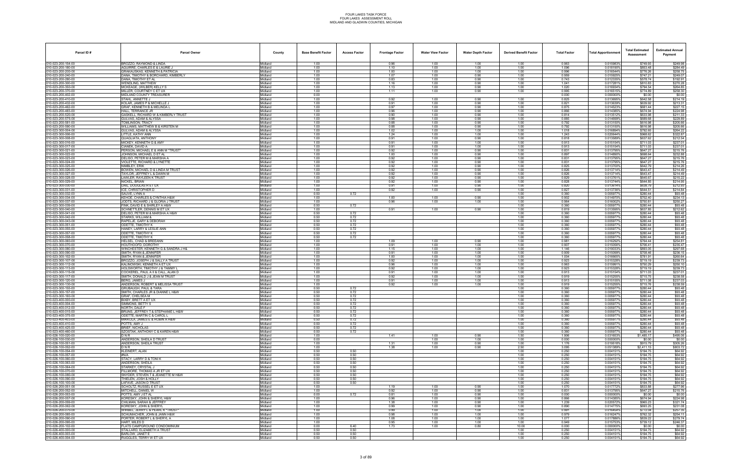# FOUR LAKES TASK FORCE
## FOUR LAKES ASSESSMENT ROLL
### MIDLAND AND GLADWIN COUNTIES, MICHIGAN

| Parcel ID # | Parcel Owner | County | Base Benefit Factor | Access Factor | Frontage Factor | Water View Factor | Water Depth Factor | Derived Benefit Factor | Total Factor | Total Apportionment | Total Estimated Assessment | Estimated Annual Payment |
|---|---|---|---|---|---|---|---|---|---|---|---|---|
| 010-023-200-154-00 | BROZZO, RAYMOND & LINDA | Midland | 1.00 | | 0.96 | 1.00 | 1.00 | 1.00 | 0.963 | 0.015983% | $749.93 | $249.98 |
| 010-023-200-180-00 | AGUIRRE, CHARLES E & LAURIE J | Midland | 1.00 | | 1.10 | 1.00 | 1.00 | 1.00 | 1.096 | 0.018190% | $853.48 | $284.49 |
| 010-023-200-200-00 | GRAKAUSKAS, KENNETH & PATRICIA | Midland | 1.00 | | 1.00 | 1.00 | 1.00 | 1.00 | 0.996 | 0.016544% | $776.26 | $258.75 |
| 010-023-200-240-00 | DANA, TIMOTHY & BORCHARD, KIMBERLY | Midland | 1.00 | | 1.07 | 1.00 | 0.90 | 1.00 | 0.959 | 0.015925% | $747.21 | $249.07 |
| 010-023-200-280-00 | DANA, TIMOTHY ET AL | Midland | 1.00 | | 0.83 | 1.00 | 0.90 | 1.00 | 0.743 | 0.012335% | $578.74 | $192.91 |
| 010-023-200-300-00 | WENDLING, MATTHEW | Midland | 1.00 | | 1.16 | 1.00 | 0.90 | 1.00 | 1.041 | 0.017281% | $810.83 | $270.28 |
| 010-023-200-350-00 | MCKEAGE, (WILBER) KELLY S | Midland | 1.00 | | 1.13 | 1.00 | 0.90 | 1.00 | 1.020 | 0.016934% | $794.54 | $264.85 |
| 010-023-200-370-00 | MILLER, COURTNEY C ET UX | Midland | 1.00 | | 1.11 | 1.00 | 0.90 | 1.00 | 0.995 | 0.016515% | $774.89 | $258.30 |
| 010-023-200-402-00 | MIDLAND COUNTY TREASURER | Midland | 0.00 | | | | | | 0.000 | 0.000000% | $0.00 | $0.00 |
| 010-023-200-410-00 | STAHL, ANNETTE J | Midland | 1.00 | | 0.92 | 1.00 | 0.90 | 1.00 | 0.825 | 0.013695% | $642.58 | $214.19 |
| 010-023-200-432-00 | KOLAR, JAMES P & MICHELLE J | Midland | 1.00 | | 0.91 | 1.00 | 0.90 | 1.00 | 0.821 | 0.013639% | $639.92 | $213.31 |
| 010-023-200-462-00 | GRAF, KENNETH B & MELINDA L | Midland | 1.00 | | 0.97 | 1.00 | 0.90 | 1.00 | 0.875 | 0.014523% | $681.44 | $227.15 |
| 010-023-200-483-00 | HALL, TERRANCE JR | Midland | 1.00 | | 0.96 | 1.00 | 0.90 | 1.00 | 0.866 | 0.014385% | $674.94 | $224.98 |
| 010-023-200-520-00 | GASKELL, RICHARD W & KIMBERLY TRUST | Midland | 1.00 | | 0.90 | 1.00 | 0.90 | 1.00 | 0.814 | 0.013512% | $633.98 | $211.33 |
| 010-023-200-575-00 | GULVAS, ADAM & ALYSSA | Midland | 1.00 | | 0.98 | 1.00 | 0.90 | 1.00 | 0.885 | 0.014699% | $689.68 | $229.89 |
| 010-023-200-581-00 | TOMLINSON, TRACY | Midland | 1.00 | | 0.88 | 1.00 | 0.90 | 1.00 | 0.792 | 0.013150% | $616.98 | $205.66 |
| 010-023-200-590-00 | WILLIAMS, MATTHEW B & KIRSTEN M | Midland | 1.00 | | 0.88 | 1.00 | 0.90 | 1.00 | 0.792 | 0.013150% | $616.98 | $205.66 |
| 010-023-300-004-00 | GULVAS, ADAM & ALYSSA | Midland | 1.00 | | 1.02 | 1.00 | 1.00 | 1.00 | 1.018 | 0.016894% | $792.65 | $264.22 |
| 010-023-300-006-00 | LITTLE, KATHY ANN | Midland | 1.00 | | 1.24 | 1.00 | 1.00 | 1.00 | 1.243 | 0.020644% | $968.62 | $322.87 |
| 010-023-300-008-00 | QUAGLIATA, ANTHONY | Midland | 1.00 | | 0.91 | 1.00 | 0.90 | 1.00 | 0.818 | 0.013589% | $637.62 | $212.54 |
| 010-023-300-016-00 | MICKEY, KENNETH G & AMY | Midland | 1.00 | | 0.91 | 1.00 | 1.00 | 1.00 | 0.913 | 0.015154% | $711.03 | $237.01 |
| 010-023-300-017-00 | CIANEK, DAVID A | Midland | 1.00 | | 0.91 | 1.00 | 1.00 | 1.00 | 0.913 | 0.015154% | $711.03 | $237.01 |
| 010-023-300-021-00 | PERSON, MICHAEL E & ANN M *TRUST* | Midland | 1.00 | | 0.92 | 1.00 | 0.90 | 1.00 | 0.831 | 0.013795% | $647.27 | $215.76 |
| 010-023-300-022-00 | JOHNSON, MICHAEL D ET AL | Midland | 1.00 | | 1.00 | 1.00 | 0.90 | 1.00 | 0.897 | 0.014890% | $698.64 | $232.88 |
| 010-023-300-023-00 | DELISO, PETER M & MARSHA A | Midland | 1.00 | | 0.92 | 1.00 | 0.90 | 1.00 | 0.831 | 0.013795% | $647.27 | $215.76 |
| 010-023-300-024-00 | VIOLETTE, RICHARD & LYNETTE | Midland | 1.00 | | 0.92 | 1.00 | 0.90 | 1.00 | 0.831 | 0.013795% | $647.27 | $215.76 |
| 010-023-300-025-00 | NIMBLEY, ERIK | Midland | 1.00 | | 0.92 | 1.00 | 0.90 | 1.00 | 0.825 | 0.013700% | $642.79 | $214.26 |
| 010-023-300-026-00 | BOWEN, MICHAEL D & LINDA M TRUST | Midland | 1.00 | | 0.92 | 1.00 | 0.90 | 1.00 | 0.826 | 0.013714% | $643.47 | $214.49 |
| 010-023-300-027-00 | TAYLOR, JEFFREY L & DAWN M | Midland | 1.00 | | 0.92 | 1.00 | 0.90 | 1.00 | 0.826 | 0.013714% | $643.47 | $214.49 |
| 010-023-300-028-00 | LAWLER, RAYLEEN K TRUST | Midland | 1.00 | | 0.92 | 1.00 | 0.90 | 1.00 | 0.829 | 0.013761% | $645.67 | $215.22 |
| 010-023-300-029-00 | NICKEL, BRIAN | Midland | 1.00 | | 0.92 | 1.00 | 0.90 | 1.00 | 0.828 | 0.013744% | $644.85 | $214.95 |
| 010-023-300-030-00 | DAIL, DOUGLAS R ET UX | Midland | 1.00 | | 0.91 | 1.00 | 0.90 | 1.00 | 0.820 | 0.013614% | $638.79 | $212.93 |
| 010-023-300-031-00 | ICE, CHRISTOPHER D | Midland | 1.00 | | 0.92 | 1.00 | 0.90 | 1.00 | 0.827 | 0.013736% | $644.51 | $214.84 |
| 010-023-300-032-00 | SAUVE, LYNN A | Midland | 0.50 | 0.72 | | | | 1.00 | 0.360 | 0.005977% | $280.44 | $93.48 |
| 010-023-300-034-00 | KEHOE, CHARLES & CYNTHIA H&W | Midland | 1.00 | | 1.00 | 1.00 | 0.90 | 1.00 | 0.902 | 0.014970% | $702.40 | $234.13 |
| 010-023-300-037-00 | JODTS, RICHARD J & GLORIA J TRUST | Midland | 1.00 | | 0.96 | 1.00 | 1.00 | 1.00 | 0.964 | 0.016002% | $750.81 | $250.27 |
| 010-023-300-039-00 | FINK, DAVID E & SHIRLEY A H&W | Midland | 0.50 | 0.72 | | | | 1.00 | 0.360 | 0.005977% | $280.44 | $93.48 |
| 010-023-300-040-00 | SCHNETTLER, DENNIS M ET UX | Midland | 1.00 | | 0.91 | 1.00 | 0.90 | 1.00 | 0.819 | 0.013595% | $637.85 | $212.62 |
| 010-023-300-041-00 | DELISO, PETER M & MARSHA A H&W | Midland | 0.50 | 0.72 | | | | 1.00 | 0.360 | 0.005977% | $280.44 | $93.48 |
| 010-023-300-042-00 | STARKS, WILLIAM & | Midland | 0.50 | 0.72 | | | | 1.00 | 0.360 | 0.005977% | $280.44 | $93.48 |
| 010-023-300-043-00 | RAPELJE, GARY & DEBORAH | Midland | 0.50 | 0.72 | | | | 1.00 | 0.360 | 0.005977% | $280.44 | $93.48 |
| 010-023-300-051-00 | ODETTE, TIMOTHY K | Midland | 0.50 | 0.72 | | | | 1.00 | 0.360 | 0.005977% | $280.44 | $93.48 |
| 010-023-300-055-00 | HANEY, LARRY & LESLIE ANN | Midland | 0.50 | 0.72 | | | | 1.00 | 0.360 | 0.005977% | $280.44 | $93.48 |
| 010-023-300-057-00 | ODETTE, TIMOTHY K | Midland | 0.50 | 0.72 | | | | 1.00 | 0.360 | 0.005977% | $280.44 | $93.48 |
| 010-023-300-058-00 | ODETTE, TIMOTHY K | Midland | 0.50 | 0.72 | | | | 1.00 | 0.360 | 0.005977% | $280.44 | $93.48 |
| 010-023-300-060-00 | HELSEL, CHAD & BREEANN | Midland | 1.00 | | 1.09 | 1.00 | 0.90 | 1.00 | 0.981 | 0.016292% | $764.44 | $254.81 |
| 010-023-300-070-00 | HOUTHOOFD, DOROTHY | Midland | 1.00 | | 0.91 | 1.00 | 1.00 | 1.00 | 0.907 | 0.015056% | $706.41 | $235.47 |
| 010-023-300-080-00 | WINCHESTER, KENNETH G & SANDRA J H& | Midland | 1.00 | | 1.15 | 1.00 | 1.00 | 1.00 | 1.146 | 0.019033% | $893.05 | $297.68 |
| 010-023-300-090-00 | SMITH, RYAN & JENNIFER | Midland | 1.00 | | 0.91 | 1.00 | 1.00 | 1.00 | 0.909 | 0.015099% | $708.46 | $236.15 |
| 010-023-300-102-00 | SMITH, RYAN & JENNIFER | Midland | 1.00 | | 1.00 | 1.00 | 1.00 | 1.00 | 1.004 | 0.016665% | $781.91 | $260.64 |
| 010-023-300-107-00 | BROZZO, JOSEPH J & SALLY A TRUST | Midland | 1.00 | | 0.92 | 1.00 | 1.00 | 1.00 | 0.923 | 0.015328% | $719.19 | $239.73 |
| 010-023-300-112-00 | KALINOWSKI, KENNETH A ET UX | Midland | 1.00 | | 0.96 | 1.00 | 1.00 | 1.00 | 0.963 | 0.015991% | $750.29 | $250.10 |
| 010-023-300-113-00 | HOLSWORTH, TIMOTHY J & TAMMY L | Midland | 1.00 | | 0.92 | 1.00 | 1.00 | 1.00 | 0.923 | 0.015328% | $719.19 | $239.73 |
| 010-023-300-115-00 | COCKREL, PAUL A II & CALL, ALAN D | Midland | 1.00 | | 0.91 | 1.00 | 1.00 | 1.00 | 0.913 | 0.015154% | $711.03 | $237.01 |
| 010-023-300-117-00 | SMITH, DONALD J & JEAN M TRUST | Midland | 1.00 | | 0.92 | 1.00 | 1.00 | 1.00 | 0.919 | 0.015255% | $715.75 | $238.58 |
| 010-023-300-120-00 | BERG, JAMES J | Midland | 1.00 | | 0.91 | 1.00 | 1.00 | 1.00 | 0.913 | 0.015155% | $711.08 | $237.03 |
| 010-023-300-130-00 | ANDERSON, ROBERT & MELISSA TRUST | Midland | 1.00 | | 0.92 | 1.00 | 1.00 | 1.00 | 0.919 | 0.015255% | $715.76 | $238.59 |
| 010-023-300-155-00 | GRUBAUGH, PAUL & TARA | Midland | 0.50 | 0.72 | | | | 1.00 | 0.360 | 0.005977% | $280.44 | $93.48 |
| 010-023-300-157-00 | SMITH, CHARLES JR & DIANNE L H&W | Midland | 0.50 | 0.72 | | | | 1.00 | 0.360 | 0.005977% | $280.44 | $93.48 |
| 010-023-300-160-00 | GRAF, CHELSEA M | Midland | 0.50 | 0.72 | | | | 1.00 | 0.360 | 0.005977% | $280.44 | $93.48 |
| 010-023-400-000-00 | BIXBY, BRETT A ET UX | Midland | 0.50 | 0.72 | | | | 1.00 | 0.360 | 0.005977% | $280.44 | $93.48 |
| 010-023-400-004-00 | SIMMONS, BETTY S | Midland | 0.50 | 0.72 | | | | 1.00 | 0.360 | 0.005977% | $280.44 | $93.48 |
| 010-023-400-012-00 | NORTH, DALE F | Midland | 0.50 | 0.72 | | | | 1.00 | 0.360 | 0.005977% | $280.44 | $93.48 |
| 010-023-400-015-00 | BRUNS, JEFFREY T & STEPHANIE L H&W | Midland | 0.50 | 0.72 | | | | 1.00 | 0.360 | 0.005977% | $280.44 | $93.48 |
| 010-023-400-375-00 | ODETTE, MARTIN C & CAROL L | Midland | 0.50 | 0.72 | | | | 1.00 | 0.360 | 0.005977% | $280.44 | $93.48 |
| 010-023-400-403-00 | MIKKOLA, JAMES E & ROBIN A H&W | Midland | 0.50 | 0.72 | | | | 1.00 | 0.360 | 0.005977% | $280.44 | $93.48 |
| 010-023-400-410-00 | POTTS, AMY J | Midland | 0.50 | 0.72 | | | | 1.00 | 0.360 | 0.005977% | $280.44 | $93.48 |
| 010-023-400-425-00 | BRIEF, NICHOLAS | Midland | 0.50 | 0.72 | | | | 1.00 | 0.360 | 0.005977% | $280.44 | $93.48 |
| 010-023-400-460-00 | SZOSTAK, ANTHONY C & KAREN H&W | Midland | 0.50 | 0.72 | | | | 1.00 | 0.360 | 0.005977% | $280.44 | $93.48 |
| 010-026-100-020-00 | D N R | Midland | 1.00 | | 1.41 | 1.00 | 0.90 | 1.50 | 1.906 | 0.031653% | $1,485.17 | $495.06 |
| 010-026-100-030-00 | ANDERSON, SHEILA D TRUST | Midland | 0.00 | | | 1.00 | 1.00 | 1.00 | 0.000 | 0.000000% | $0.00 | $0.00 |
| 010-026-100-051-00 | ANDERSON, SHEILA TRUST | Midland | 1.00 | | 1.31 | 1.00 | 0.90 | 1.00 | 1.176 | 0.019518% | $915.79 | $305.26 |
| 010-026-100-052-00 | D N R | Midland | 1.00 | | 1.38 | 1.00 | 0.90 | 2.50 | 3.095 | 0.051389% | $2,411.15 | $803.72 |
| 010-026-100-054-00 | KLEINERT, ALAN | Midland | 0.50 | 0.50 | | | | 1.00 | 0.250 | 0.004151% | $194.75 | $64.92 |
| 010-026-100-057-00 | #N/A | Midland | 0.50 | 0.50 | | | | 1.00 | 0.250 | 0.004151% | $194.75 | $64.92 |
| 010-026-100-060-00 | STACY, LARRY D & TONI K | Midland | 0.50 | 0.50 | | | | 1.00 | 0.250 | 0.004151% | $194.75 | $64.92 |
| 010-026-100-063-00 | ANDERSON, SHEILA | Midland | 0.50 | 0.50 | | | | 1.00 | 0.250 | 0.004151% | $194.75 | $64.92 |
| 010-026-100-064-00 | STARKEY, CRYSTAL J | Midland | 0.50 | 0.50 | | | | 1.00 | 0.250 | 0.004151% | $194.75 | $64.92 |
| 010-026-100-070-00 | FILLMORE, THOMAS A JR ET UX | Midland | 0.50 | 0.50 | | | | 1.00 | 0.250 | 0.004151% | $194.75 | $64.92 |
| 010-026-100-080-00 | SNYDER, STEVEN T & JEANETTE M H&W | Midland | 0.50 | 0.50 | | | | 1.00 | 0.250 | 0.004151% | $194.75 | $64.92 |
| 010-026-100-090-00 | THIELEN, JOSH & HOLLY | Midland | 0.50 | 0.50 | | | | 1.00 | 0.250 | 0.004151% | $194.75 | $64.92 |
| 010-026-100-100-00 | LAFAVE, JASON D TRUST | Midland | 0.50 | 0.50 | | | | 1.00 | 0.250 | 0.004151% | $194.75 | $64.92 |
| 010-026-200-051-00 | SCHOLTZ, RUSSEL E ET UX | Midland | 1.00 | | 1.19 | 1.00 | 0.90 | 1.00 | 1.070 | 0.017772% | $833.88 | $277.96 |
| 010-026-200-052-00 | MITCHELL, DANIEL W | Midland | 1.00 | | 0.92 | 1.00 | 0.90 | 1.00 | 0.831 | 0.013795% | $647.27 | $215.76 |
| 010-026-200-053-00 | POTTS, AMY J ET AL | Midland | 0.00 | 0.72 | 0.81 | 1.00 | 0.90 | 1.00 | 0.000 | 0.000000% | $0.00 | $0.00 |
| 010-026-200-057-00 | KORESKY, JOHN & SHERYL H&W | Midland | 1.00 | | 0.96 | 1.00 | 0.90 | 1.00 | 0.866 | 0.014385% | $674.94 | $224.98 |
| 010-026-200-059-00 | CHILMAN, SARAH & JEFFREY | Midland | 1.00 | | 1.38 | 1.00 | 0.90 | 1.00 | 1.239 | 0.020572% | $965.23 | $321.74 |
| 010-026-200-062-00 | KORESKY, JOHN & SHERYL | Midland | 1.00 | | 0.99 | 1.00 | 0.90 | 1.00 | 0.890 | 0.014775% | $693.25 | $231.08 |
| 010-026-200-070-00 | WIRBEL, JERRY L & PEARL K *TRUST* | Midland | 1.00 | | 0.99 | 1.00 | 1.00 | 1.00 | 0.991 | 0.016454% | $772.04 | $257.35 |
| 010-026-200-085-00 | SCHUMACHER, JOHN & JANN H&W | Midland | 1.00 | | 0.98 | 1.00 | 1.00 | 1.00 | 0.979 | 0.016247% | $762.32 | $254.11 |
| 010-026-200-090-00 | PORTER, ROBERT L & SHERYL A | Midland | 1.00 | | 1.08 | 1.00 | 1.00 | 1.00 | 1.077 | 0.017886% | $839.22 | $279.74 |
| 010-026-200-095-00 | HART, MILES D | Midland | 1.00 | | 0.95 | 1.00 | 1.00 | 1.00 | 0.949 | 0.015753% | $739.12 | $246.37 |
| 010-026-200-102-00 | FLATS CAMPGROUND CONDOMINIUM | Midland | 0.00 | 6.40 | 1.73 | 1.00 | 0.80 | 10.00 | 0.000 | 0.000000% | $0.00 | $0.00 |
| 010-026-400-000-00 | STALLARD, ELIZABETH A TRUST | Midland | 0.50 | 0.50 | | | | 1.00 | 0.250 | 0.004151% | $194.75 | $64.92 |
| 010-026-400-003-00 | BARLOW, JANET E | Midland | 0.50 | 0.50 | | | | 1.00 | 0.250 | 0.004151% | $194.75 | $64.92 |
| 010-026-400-004-00 | RUGGLES, TERRY W ET UX | Midland | 0.50 | 0.50 | | | | 1.00 | 0.250 | 0.004151% | $194.75 | $64.92 |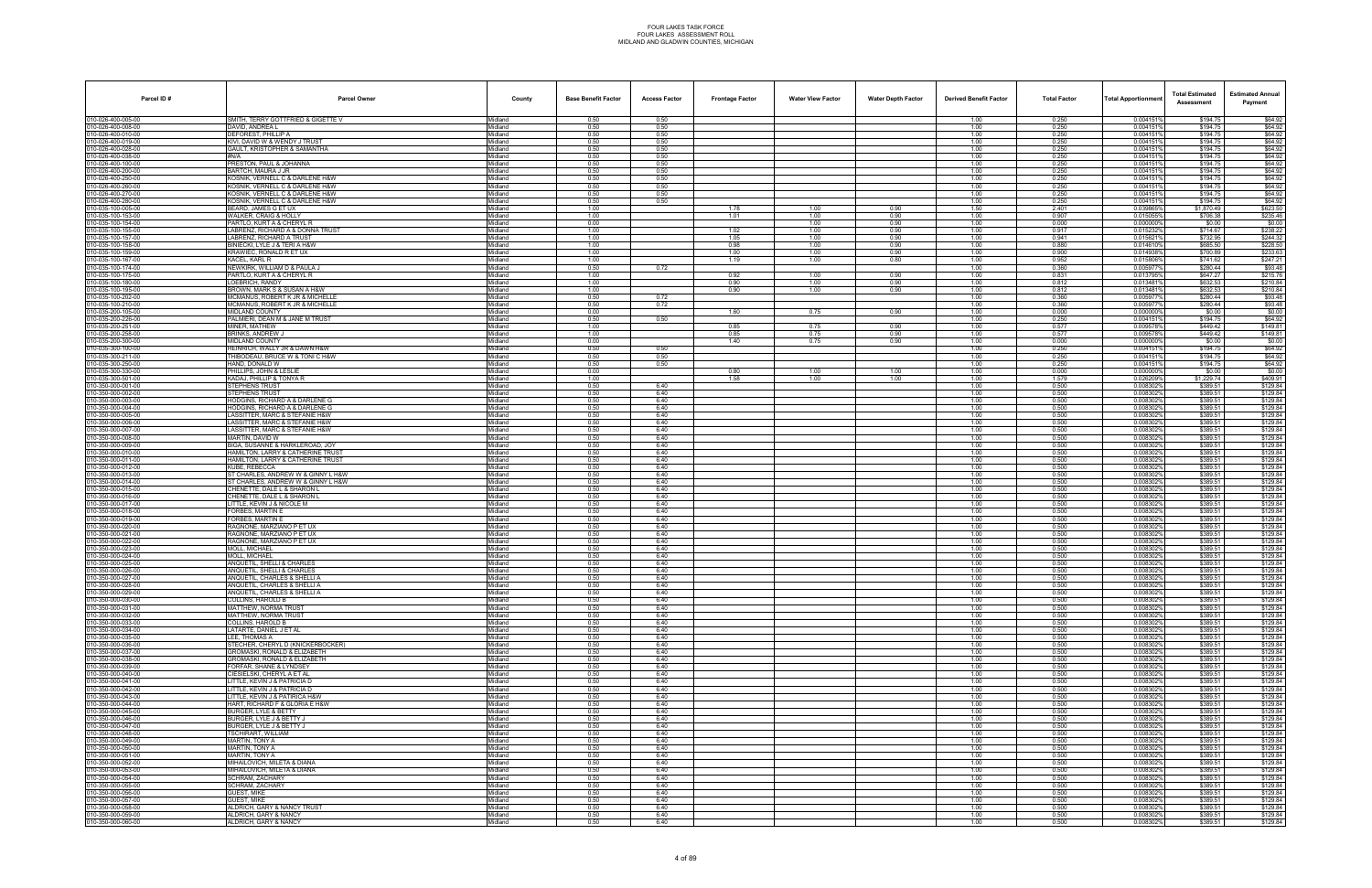# FOUR LAKES TASK FORCE
## FOUR LAKES ASSESSMENT ROLL
## MIDLAND AND GLADWIN COUNTIES, MICHIGAN

| Parcel ID # | Parcel Owner | County | Base Benefit Factor | Access Factor | Frontage Factor | Water View Factor | Water Depth Factor | Derived Benefit Factor | Total Factor | Total Apportionment | Total Estimated Assessment | Estimated Annual Payment |
|---|---|---|---|---|---|---|---|---|---|---|---|---|
| 010-026-400-005-00 | SMITH, TERRY GOTTFRIED & GIGETTE V | Midland | 0.50 | 0.50 | | | | 1.00 | 0.250 | 0.004151% | $194.75 | $64.92 |
| 010-026-400-008-00 | DAVID, ANDREA L | Midland | 0.50 | 0.50 | | | | 1.00 | 0.250 | 0.004151% | $194.75 | $64.92 |
| 010-026-400-010-00 | DEFOREST, PHILLIP A | Midland | 0.50 | 0.50 | | | | 1.00 | 0.250 | 0.004151% | $194.75 | $64.92 |
| 010-026-400-019-00 | KIVI, DAVID W & WENDY J TRUST | Midland | 0.50 | 0.50 | | | | 1.00 | 0.250 | 0.004151% | $194.75 | $64.92 |
| 010-026-400-028-00 | GAULT, KRISTOPHER & SAMANTHA | Midland | 0.50 | 0.50 | | | | 1.00 | 0.250 | 0.004151% | $194.75 | $64.92 |
| 010-026-400-038-00 | #N/A | Midland | 0.50 | 0.50 | | | | 1.00 | 0.250 | 0.004151% | $194.75 | $64.92 |
| 010-026-400-100-00 | PRESTON, PAUL & JOHANNA | Midland | 0.50 | 0.50 | | | | 1.00 | 0.250 | 0.004151% | $194.75 | $64.92 |
| 010-026-400-200-00 | BARTCH, MAURA J JR | Midland | 0.50 | 0.50 | | | | 1.00 | 0.250 | 0.004151% | $194.75 | $64.92 |
| 010-026-400-250-00 | KOSNIK, VERNELL C & DARLENE H&W | Midland | 0.50 | 0.50 | | | | 1.00 | 0.250 | 0.004151% | $194.75 | $64.92 |
| 010-026-400-260-00 | KOSNIK, VERNELL C & DARLENE H&W | Midland | 0.50 | 0.50 | | | | 1.00 | 0.250 | 0.004151% | $194.75 | $64.92 |
| 010-026-400-270-00 | KOSNIK, VERNELL C & DARLENE H&W | Midland | 0.50 | 0.50 | | | | 1.00 | 0.250 | 0.004151% | $194.75 | $64.92 |
| 010-026-400-280-00 | KOSNIK, VERNELL C & DARLENE H&W | Midland | 0.50 | 0.50 | | | | 1.00 | 0.250 | 0.004151% | $194.75 | $64.92 |
| 010-035-100-005-00 | BEARD, JAMES G ET UX | Midland | 1.00 | | 1.78 | 1.00 | 0.90 | 1.50 | 2.401 | 0.039865% | $1,870.49 | $623.50 |
| 010-035-100-153-00 | WALKER, CRAIG & HOLLY | Midland | 1.00 | | 1.01 | 1.00 | 0.90 | 1.00 | 0.907 | 0.015055% | $706.38 | $235.46 |
| 010-035-100-154-00 | PARTLO, KURT A & CHERYL R | Midland | 0.00 | | 1.00 | 1.00 | 0.90 | 1.00 | 0.000 | 0.000000% | $0.00 | $0.00 |
| 010-035-100-155-00 | LABRENZ, RICHARD A & DONNA TRUST | Midland | 1.00 | | 1.02 | 1.00 | 0.90 | 1.00 | 0.917 | 0.015232% | $714.67 | $238.22 |
| 010-035-100-157-00 | LABRENZ, RICHARD A TRUST | Midland | 1.00 | | 1.05 | 1.00 | 0.90 | 1.00 | 0.941 | 0.015621% | $732.95 | $244.32 |
| 010-035-100-158-00 | BINIECKI, LYLE J & TERI A H&W | Midland | 1.00 | | 0.98 | 1.00 | 0.90 | 1.00 | 0.880 | 0.014610% | $685.50 | $228.50 |
| 010-035-100-159-00 | KRAWIEC, RONALD R ET UX | Midland | 1.00 | | 1.00 | 1.00 | 0.90 | 1.00 | 0.900 | 0.014938% | $700.89 | $233.63 |
| 010-035-100-167-00 | KACEL, KARL R | Midland | 1.00 | | 1.19 | 1.00 | 0.80 | 1.00 | 0.952 | 0.015806% | $741.62 | $247.21 |
| 010-035-100-174-00 | NEWKIRK, WILLIAM D & PAULA J | Midland | 0.50 | 0.72 | | | | 1.00 | 0.360 | 0.005977% | $280.44 | $93.48 |
| 010-035-100-175-00 | PARTLO, KURT A & CHERYL R | Midland | 1.00 | | 0.92 | 1.00 | 0.90 | 1.00 | 0.831 | 0.013795% | $647.27 | $215.76 |
| 010-035-100-180-00 | LOEBRICH, RANDY | Midland | 1.00 | | 0.90 | 1.00 | 0.90 | 1.00 | 0.812 | 0.013481% | $632.53 | $210.84 |
| 010-035-100-195-00 | BROWN, MARK S & SUSAN A H&W | Midland | 1.00 | | 0.90 | 1.00 | 0.90 | 1.00 | 0.812 | 0.013481% | $632.53 | $210.84 |
| 010-035-100-202-00 | MCMANUS, ROBERT K JR & MICHELLE | Midland | 0.50 | 0.72 | | | | 1.00 | 0.360 | 0.005977% | $280.44 | $93.48 |
| 010-035-100-210-00 | MCMANUS, ROBERT K JR & MICHELLE | Midland | 0.50 | 0.72 | | | | 1.00 | 0.360 | 0.005977% | $280.44 | $93.48 |
| 010-035-200-105-00 | MIDLAND COUNTY | Midland | 0.00 | | 1.60 | 0.75 | 0.90 | 1.00 | 0.000 | 0.000000% | $0.00 | $0.00 |
| 010-035-200-226-00 | PALMIERI, DEAN M & JANE M TRUST | Midland | 0.50 | 0.50 | | | | 1.00 | 0.250 | 0.004151% | $194.75 | $64.92 |
| 010-035-200-251-00 | MINER, MATHEW | Midland | 1.00 | | 0.85 | 0.75 | 0.90 | 1.00 | 0.577 | 0.009578% | $449.42 | $149.81 |
| 010-035-200-258-00 | BRINKS, ANDREW J | Midland | 1.00 | | 0.85 | 0.75 | 0.90 | 1.00 | 0.577 | 0.009578% | $449.42 | $149.81 |
| 010-035-200-300-00 | MIDLAND COUNTY | Midland | 0.00 | | 1.40 | 0.75 | 0.90 | 1.00 | 0.000 | 0.000000% | $0.00 | $0.00 |
| 010-035-300-100-00 | HEINRICH, WALLY JR & DAWN H&W | Midland | 0.50 | 0.50 | | | | 1.00 | 0.250 | 0.004151% | $194.75 | $64.92 |
| 010-035-300-211-00 | THIBODEAU, BRUCE W & TONI C H&W | Midland | 0.50 | 0.50 | | | | 1.00 | 0.250 | 0.004151% | $194.75 | $64.92 |
| 010-035-300-250-00 | HAND, DONALD W | Midland | 0.50 | 0.50 | | | | 1.00 | 0.250 | 0.004151% | $194.75 | $64.92 |
| 010-035-300-330-00 | PHILLIPS, JOHN & LESLIE | Midland | 0.00 | | 0.80 | 1.00 | 1.00 | 1.00 | 0.000 | 0.000000% | $0.00 | $0.00 |
| 010-035-300-501-00 | KADAJ, PHILLIP & TONYA R | Midland | 1.00 | | 1.58 | 1.00 | 1.00 | 1.00 | 1.579 | 0.026209% | $1,229.74 | $409.91 |
| 010-350-000-001-00 | STEPHENS TRUST | Midland | 0.50 | 6.40 | | | | 1.00 | 0.500 | 0.008302% | $389.51 | $129.84 |
| 010-350-000-002-00 | STEPHENS TRUST | Midland | 0.50 | 6.40 | | | | 1.00 | 0.500 | 0.008302% | $389.51 | $129.84 |
| 010-350-000-003-00 | HODGINS, RICHARD A & DARLENE G | Midland | 0.50 | 6.40 | | | | 1.00 | 0.500 | 0.008302% | $389.51 | $129.84 |
| 010-350-000-004-00 | HODGINS, RICHARD A & DARLENE G | Midland | 0.50 | 6.40 | | | | 1.00 | 0.500 | 0.008302% | $389.51 | $129.84 |
| 010-350-000-005-00 | LASSITTER, MARC & STEFANIE H&W | Midland | 0.50 | 6.40 | | | | 1.00 | 0.500 | 0.008302% | $389.51 | $129.84 |
| 010-350-000-006-00 | LASSITTER, MARC & STEFANIE H&W | Midland | 0.50 | 6.40 | | | | 1.00 | 0.500 | 0.008302% | $389.51 | $129.84 |
| 010-350-000-007-00 | LASSITTER, MARC & STEFANIE H&W | Midland | 0.50 | 6.40 | | | | 1.00 | 0.500 | 0.008302% | $389.51 | $129.84 |
| 010-350-000-008-00 | MARTIN, DAVID W | Midland | 0.50 | 6.40 | | | | 1.00 | 0.500 | 0.008302% | $389.51 | $129.84 |
| 010-350-000-009-00 | BIGA, SUSANNE & HARKLEROAD, JOY | Midland | 0.50 | 6.40 | | | | 1.00 | 0.500 | 0.008302% | $389.51 | $129.84 |
| 010-350-000-010-00 | HAMILTON, LARRY & CATHERINE TRUST | Midland | 0.50 | 6.40 | | | | 1.00 | 0.500 | 0.008302% | $389.51 | $129.84 |
| 010-350-000-011-00 | HAMILTON, LARRY & CATHERINE TRUST | Midland | 0.50 | 6.40 | | | | 1.00 | 0.500 | 0.008302% | $389.51 | $129.84 |
| 010-350-000-012-00 | KUBE, REBECCA | Midland | 0.50 | 6.40 | | | | 1.00 | 0.500 | 0.008302% | $389.51 | $129.84 |
| 010-350-000-013-00 | ST CHARLES, ANDREW W & GINNY L H&W | Midland | 0.50 | 6.40 | | | | 1.00 | 0.500 | 0.008302% | $389.51 | $129.84 |
| 010-350-000-014-00 | ST CHARLES, ANDREW W & GINNY L H&W | Midland | 0.50 | 6.40 | | | | 1.00 | 0.500 | 0.008302% | $389.51 | $129.84 |
| 010-350-000-015-00 | CHENETTE, DALE L & SHARON L | Midland | 0.50 | 6.40 | | | | 1.00 | 0.500 | 0.008302% | $389.51 | $129.84 |
| 010-350-000-016-00 | CHENETTE, DALE L & SHARON L | Midland | 0.50 | 6.40 | | | | 1.00 | 0.500 | 0.008302% | $389.51 | $129.84 |
| 010-350-000-017-00 | LITTLE, KEVIN J & NICOLE M | Midland | 0.50 | 6.40 | | | | 1.00 | 0.500 | 0.008302% | $389.51 | $129.84 |
| 010-350-000-018-00 | FORBES, MARTIN E | Midland | 0.50 | 6.40 | | | | 1.00 | 0.500 | 0.008302% | $389.51 | $129.84 |
| 010-350-000-019-00 | FORBES, MARTIN E | Midland | 0.50 | 6.40 | | | | 1.00 | 0.500 | 0.008302% | $389.51 | $129.84 |
| 010-350-000-020-00 | RAGNONE, MARZIANO P ET UX | Midland | 0.50 | 6.40 | | | | 1.00 | 0.500 | 0.008302% | $389.51 | $129.84 |
| 010-350-000-021-00 | RAGNONE, MARZIANO P ET UX | Midland | 0.50 | 6.40 | | | | 1.00 | 0.500 | 0.008302% | $389.51 | $129.84 |
| 010-350-000-022-00 | RAGNONE, MARZIANO P ET UX | Midland | 0.50 | 6.40 | | | | 1.00 | 0.500 | 0.008302% | $389.51 | $129.84 |
| 010-350-000-023-00 | MOLL, MICHAEL | Midland | 0.50 | 6.40 | | | | 1.00 | 0.500 | 0.008302% | $389.51 | $129.84 |
| 010-350-000-024-00 | MOLL, MICHAEL | Midland | 0.50 | 6.40 | | | | 1.00 | 0.500 | 0.008302% | $389.51 | $129.84 |
| 010-350-000-025-00 | ANQUETIL, SHELLI & CHARLES | Midland | 0.50 | 6.40 | | | | 1.00 | 0.500 | 0.008302% | $389.51 | $129.84 |
| 010-350-000-026-00 | ANQUETIL, SHELLI & CHARLES | Midland | 0.50 | 6.40 | | | | 1.00 | 0.500 | 0.008302% | $389.51 | $129.84 |
| 010-350-000-027-00 | ANQUETIL, CHARLES & SHELLI A | Midland | 0.50 | 6.40 | | | | 1.00 | 0.500 | 0.008302% | $389.51 | $129.84 |
| 010-350-000-028-00 | ANQUETIL, CHARLES & SHELLI A | Midland | 0.50 | 6.40 | | | | 1.00 | 0.500 | 0.008302% | $389.51 | $129.84 |
| 010-350-000-029-00 | ANQUETIL, CHARLES & SHELLI A | Midland | 0.50 | 6.40 | | | | 1.00 | 0.500 | 0.008302% | $389.51 | $129.84 |
| 010-350-000-030-00 | COLLINS, HAROLD B | Midland | 0.50 | 6.40 | | | | 1.00 | 0.500 | 0.008302% | $389.51 | $129.84 |
| 010-350-000-031-00 | MATTHEW, NORMA TRUST | Midland | 0.50 | 6.40 | | | | 1.00 | 0.500 | 0.008302% | $389.51 | $129.84 |
| 010-350-000-032-00 | MATTHEW, NORMA TRUST | Midland | 0.50 | 6.40 | | | | 1.00 | 0.500 | 0.008302% | $389.51 | $129.84 |
| 010-350-000-033-00 | COLLINS, HAROLD B | Midland | 0.50 | 6.40 | | | | 1.00 | 0.500 | 0.008302% | $389.51 | $129.84 |
| 010-350-000-034-00 | LATARTE, DANIEL J ET AL | Midland | 0.50 | 6.40 | | | | 1.00 | 0.500 | 0.008302% | $389.51 | $129.84 |
| 010-350-000-035-00 | LEE, THOMAS A | Midland | 0.50 | 6.40 | | | | 1.00 | 0.500 | 0.008302% | $389.51 | $129.84 |
| 010-350-000-036-00 | STECHER, CHERYL D (KNICKERBOCKER) | Midland | 0.50 | 6.40 | | | | 1.00 | 0.500 | 0.008302% | $389.51 | $129.84 |
| 010-350-000-037-00 | GROMASKI, RONALD & ELIZABETH | Midland | 0.50 | 6.40 | | | | 1.00 | 0.500 | 0.008302% | $389.51 | $129.84 |
| 010-350-000-038-00 | GROMASKI, RONALD & ELIZABETH | Midland | 0.50 | 6.40 | | | | 1.00 | 0.500 | 0.008302% | $389.51 | $129.84 |
| 010-350-000-039-00 | FORFAR, SHANE & LYNDSEY | Midland | 0.50 | 6.40 | | | | 1.00 | 0.500 | 0.008302% | $389.51 | $129.84 |
| 010-350-000-040-00 | CIESIELSKI, CHERYL A ET AL | Midland | 0.50 | 6.40 | | | | 1.00 | 0.500 | 0.008302% | $389.51 | $129.84 |
| 010-350-000-041-00 | LITTLE, KEVIN J & PATRICIA D | Midland | 0.50 | 6.40 | | | | 1.00 | 0.500 | 0.008302% | $389.51 | $129.84 |
| 010-350-000-042-00 | LITTLE, KEVIN J & PATRICIA D | Midland | 0.50 | 6.40 | | | | 1.00 | 0.500 | 0.008302% | $389.51 | $129.84 |
| 010-350-000-043-00 | LITTLE, KEVIN J & PATRICIA H&W | Midland | 0.50 | 6.40 | | | | 1.00 | 0.500 | 0.008302% | $389.51 | $129.84 |
| 010-350-000-044-00 | HART, RICHARD F & GLORIA E H&W | Midland | 0.50 | 6.40 | | | | 1.00 | 0.500 | 0.008302% | $389.51 | $129.84 |
| 010-350-000-045-00 | BURGER, LYLE & BETTY | Midland | 0.50 | 6.40 | | | | 1.00 | 0.500 | 0.008302% | $389.51 | $129.84 |
| 010-350-000-046-00 | BURGER, LYLE J & BETTY J | Midland | 0.50 | 6.40 | | | | 1.00 | 0.500 | 0.008302% | $389.51 | $129.84 |
| 010-350-000-047-00 | BURGER, LYLE J & BETTY J | Midland | 0.50 | 6.40 | | | | 1.00 | 0.500 | 0.008302% | $389.51 | $129.84 |
| 010-350-000-048-00 | TSCHIRART, WILLIAM | Midland | 0.50 | 6.40 | | | | 1.00 | 0.500 | 0.008302% | $389.51 | $129.84 |
| 010-350-000-049-00 | MARTIN, TONY A | Midland | 0.50 | 6.40 | | | | 1.00 | 0.500 | 0.008302% | $389.51 | $129.84 |
| 010-350-000-050-00 | MARTIN, TONY A | Midland | 0.50 | 6.40 | | | | 1.00 | 0.500 | 0.008302% | $389.51 | $129.84 |
| 010-350-000-051-00 | MARTIN, TONY A | Midland | 0.50 | 6.40 | | | | 1.00 | 0.500 | 0.008302% | $389.51 | $129.84 |
| 010-350-000-052-00 | MIHAILOVICH, MILETA & DIANA | Midland | 0.50 | 6.40 | | | | 1.00 | 0.500 | 0.008302% | $389.51 | $129.84 |
| 010-350-000-053-00 | MIHAILOVICH, MILETA & DIANA | Midland | 0.50 | 6.40 | | | | 1.00 | 0.500 | 0.008302% | $389.51 | $129.84 |
| 010-350-000-054-00 | SCHRAM, ZACHARY | Midland | 0.50 | 6.40 | | | | 1.00 | 0.500 | 0.008302% | $389.51 | $129.84 |
| 010-350-000-055-00 | SCHRAM, ZACHARY | Midland | 0.50 | 6.40 | | | | 1.00 | 0.500 | 0.008302% | $389.51 | $129.84 |
| 010-350-000-056-00 | GUEST, MIKE | Midland | 0.50 | 6.40 | | | | 1.00 | 0.500 | 0.008302% | $389.51 | $129.84 |
| 010-350-000-057-00 | GUEST, MIKE | Midland | 0.50 | 6.40 | | | | 1.00 | 0.500 | 0.008302% | $389.51 | $129.84 |
| 010-350-000-058-00 | ALDRICH, GARY & NANCY TRUST | Midland | 0.50 | 6.40 | | | | 1.00 | 0.500 | 0.008302% | $389.51 | $129.84 |
| 010-350-000-059-00 | ALDRICH, GARY & NANCY | Midland | 0.50 | 6.40 | | | | 1.00 | 0.500 | 0.008302% | $389.51 | $129.84 |
| 010-350-000-060-00 | ALDRICH, GARY & NANCY | Midland | 0.50 | 6.40 | | | | 1.00 | 0.500 | 0.008302% | $389.51 | $129.84 |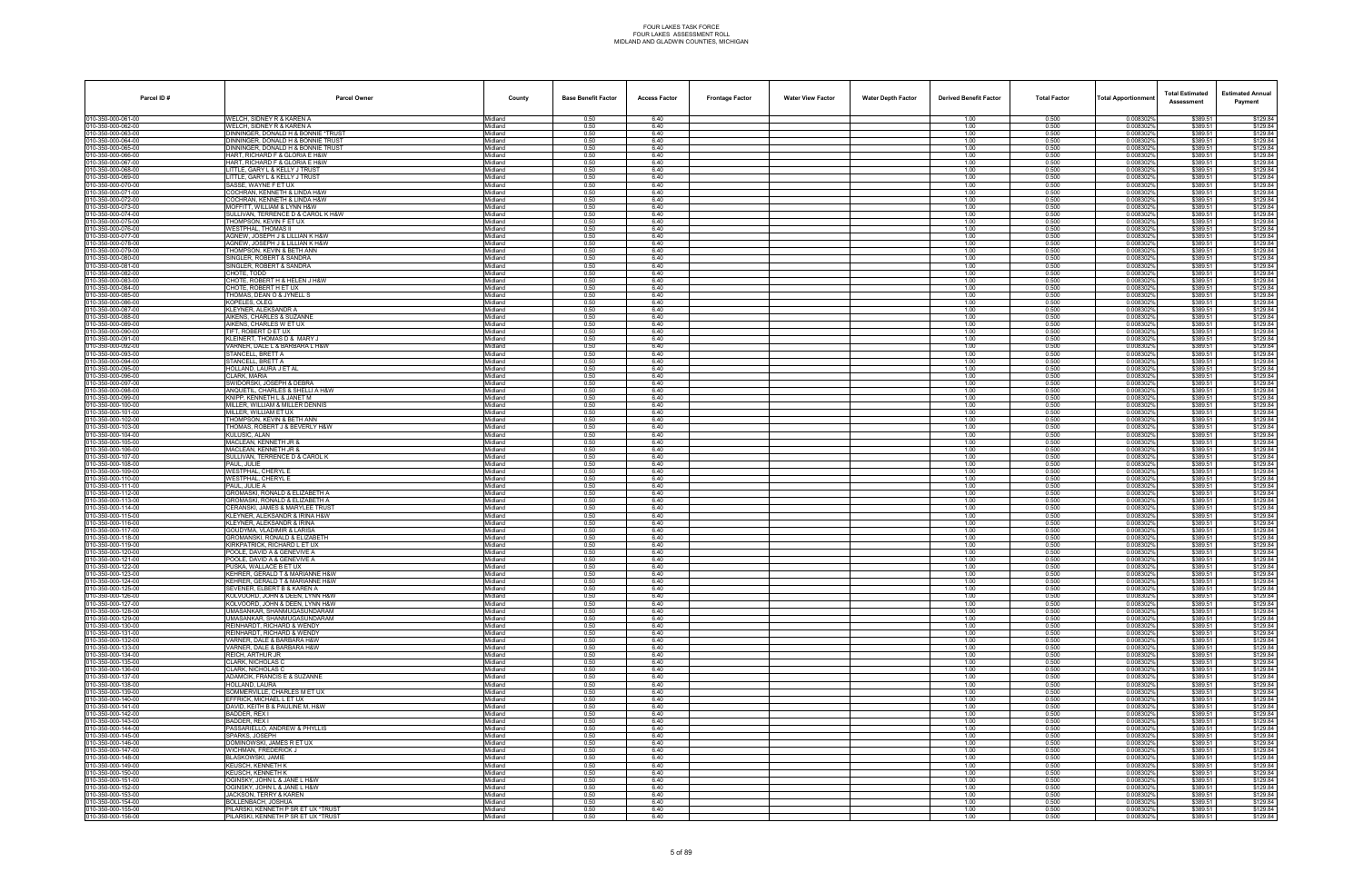# FOUR LAKES TASK FORCE
## FOUR LAKES ASSESSMENT ROLL
### MIDLAND AND GLADWIN COUNTIES, MICHIGAN

| Parcel ID # | Parcel Owner | County | Base Benefit Factor | Access Factor | Frontage Factor | Water View Factor | Water Depth Factor | Derived Benefit Factor | Total Factor | Total Apportionment | Total Estimated Assessment | Estimated Annual Payment |
|---|---|---|---|---|---|---|---|---|---|---|---|---|
| 010-350-000-061-00 | WELCH, SIDNEY R & KAREN A | Midland | 0.50 | 6.40 | | | | 1.00 | 0.500 | 0.008302% | $389.51 | $129.84 |
| 010-350-000-062-00 | WELCH, SIDNEY R & KAREN A | Midland | 0.50 | 6.40 | | | | 1.00 | 0.500 | 0.008302% | $389.51 | $129.84 |
| 010-350-000-063-00 | DINNINGER, DONALD H & BONNIE *TRUST | Midland | 0.50 | 6.40 | | | | 1.00 | 0.500 | 0.008302% | $389.51 | $129.84 |
| 010-350-000-064-00 | DINNINGER, DONALD H & BONNIE TRUST | Midland | 0.50 | 6.40 | | | | 1.00 | 0.500 | 0.008302% | $389.51 | $129.84 |
| 010-350-000-065-00 | DINNINGER, DONALD H & BONNIE TRUST | Midland | 0.50 | 6.40 | | | | 1.00 | 0.500 | 0.008302% | $389.51 | $129.84 |
| 010-350-000-066-00 | HART, RICHARD F & GLORIA E H&W | Midland | 0.50 | 6.40 | | | | 1.00 | 0.500 | 0.008302% | $389.51 | $129.84 |
| 010-350-000-067-00 | HART, RICHARD F & GLORIA E H&W | Midland | 0.50 | 6.40 | | | | 1.00 | 0.500 | 0.008302% | $389.51 | $129.84 |
| 010-350-000-068-00 | LITTLE, GARY L & KELLY J TRUST | Midland | 0.50 | 6.40 | | | | 1.00 | 0.500 | 0.008302% | $389.51 | $129.84 |
| 010-350-000-069-00 | LITTLE, GARY L & KELLY J TRUST | Midland | 0.50 | 6.40 | | | | 1.00 | 0.500 | 0.008302% | $389.51 | $129.84 |
| 010-350-000-070-00 | SASSE, WAYNE F ET UX | Midland | 0.50 | 6.40 | | | | 1.00 | 0.500 | 0.008302% | $389.51 | $129.84 |
| 010-350-000-071-00 | COCHRAN, KENNETH & LINDA H&W | Midland | 0.50 | 6.40 | | | | 1.00 | 0.500 | 0.008302% | $389.51 | $129.84 |
| 010-350-000-072-00 | COCHRAN, KENNETH & LINDA H&W | Midland | 0.50 | 6.40 | | | | 1.00 | 0.500 | 0.008302% | $389.51 | $129.84 |
| 010-350-000-073-00 | MOFFITT, WILLIAM & LYNN H&W | Midland | 0.50 | 6.40 | | | | 1.00 | 0.500 | 0.008302% | $389.51 | $129.84 |
| 010-350-000-074-00 | SULLIVAN, TERRENCE D & CAROL K H&W | Midland | 0.50 | 6.40 | | | | 1.00 | 0.500 | 0.008302% | $389.51 | $129.84 |
| 010-350-000-075-00 | THOMPSON, KEVIN F ET UX | Midland | 0.50 | 6.40 | | | | 1.00 | 0.500 | 0.008302% | $389.51 | $129.84 |
| 010-350-000-076-00 | WESTPHAL, THOMAS II | Midland | 0.50 | 6.40 | | | | 1.00 | 0.500 | 0.008302% | $389.51 | $129.84 |
| 010-350-000-077-00 | AGNEW, JOSEPH J & LILLIAN K H&W | Midland | 0.50 | 6.40 | | | | 1.00 | 0.500 | 0.008302% | $389.51 | $129.84 |
| 010-350-000-078-00 | AGNEW, JOSEPH J & LILLIAN K H&W | Midland | 0.50 | 6.40 | | | | 1.00 | 0.500 | 0.008302% | $389.51 | $129.84 |
| 010-350-000-079-00 | THOMPSON, KEVIN & BETH ANN | Midland | 0.50 | 6.40 | | | | 1.00 | 0.500 | 0.008302% | $389.51 | $129.84 |
| 010-350-000-080-00 | SINGLER, ROBERT & SANDRA | Midland | 0.50 | 6.40 | | | | 1.00 | 0.500 | 0.008302% | $389.51 | $129.84 |
| 010-350-000-081-00 | SINGLER, ROBERT & SANDRA | Midland | 0.50 | 6.40 | | | | 1.00 | 0.500 | 0.008302% | $389.51 | $129.84 |
| 010-350-000-082-00 | CHOTE, TODD | Midland | 0.50 | 6.40 | | | | 1.00 | 0.500 | 0.008302% | $389.51 | $129.84 |
| 010-350-000-083-00 | CHOTE, ROBERT H & HELEN J H&W | Midland | 0.50 | 6.40 | | | | 1.00 | 0.500 | 0.008302% | $389.51 | $129.84 |
| 010-350-000-084-00 | CHOTE, ROBERT H ET UX | Midland | 0.50 | 6.40 | | | | 1.00 | 0.500 | 0.008302% | $389.51 | $129.84 |
| 010-350-000-085-00 | THOMAS, DEAN O & JYNELL S | Midland | 0.50 | 6.40 | | | | 1.00 | 0.500 | 0.008302% | $389.51 | $129.84 |
| 010-350-000-086-00 | KOPELES, OLEG | Midland | 0.50 | 6.40 | | | | 1.00 | 0.500 | 0.008302% | $389.51 | $129.84 |
| 010-350-000-087-00 | KLEYNER, ALEKSANDR A | Midland | 0.50 | 6.40 | | | | 1.00 | 0.500 | 0.008302% | $389.51 | $129.84 |
| 010-350-000-088-00 | AIKENS, CHARLES & SUZANNE | Midland | 0.50 | 6.40 | | | | 1.00 | 0.500 | 0.008302% | $389.51 | $129.84 |
| 010-350-000-089-00 | AIKENS, CHARLES W ET UX | Midland | 0.50 | 6.40 | | | | 1.00 | 0.500 | 0.008302% | $389.51 | $129.84 |
| 010-350-000-090-00 | TIFT, ROBERT D ET UX | Midland | 0.50 | 6.40 | | | | 1.00 | 0.500 | 0.008302% | $389.51 | $129.84 |
| 010-350-000-091-00 | KLEINERT, THOMAS D & MARY J | Midland | 0.50 | 6.40 | | | | 1.00 | 0.500 | 0.008302% | $389.51 | $129.84 |
| 010-350-000-092-00 | VARNER, DALE L & BARBARA L H&W | Midland | 0.50 | 6.40 | | | | 1.00 | 0.500 | 0.008302% | $389.51 | $129.84 |
| 010-350-000-093-00 | STANCELL, BRETT A | Midland | 0.50 | 6.40 | | | | 1.00 | 0.500 | 0.008302% | $389.51 | $129.84 |
| 010-350-000-094-00 | STANCELL, BRETT A | Midland | 0.50 | 6.40 | | | | 1.00 | 0.500 | 0.008302% | $389.51 | $129.84 |
| 010-350-000-095-00 | HOLLAND, LAURA J ET AL | Midland | 0.50 | 6.40 | | | | 1.00 | 0.500 | 0.008302% | $389.51 | $129.84 |
| 010-350-000-096-00 | CLARK, MARIA | Midland | 0.50 | 6.40 | | | | 1.00 | 0.500 | 0.008302% | $389.51 | $129.84 |
| 010-350-000-097-00 | SWIDORSKI, JOSEPH & DEBRA | Midland | 0.50 | 6.40 | | | | 1.00 | 0.500 | 0.008302% | $389.51 | $129.84 |
| 010-350-000-098-00 | ANQUETIL, CHARLES & SHELLI A H&W | Midland | 0.50 | 6.40 | | | | 1.00 | 0.500 | 0.008302% | $389.51 | $129.84 |
| 010-350-000-099-00 | KNIPP, KENNETH L & JANET M | Midland | 0.50 | 6.40 | | | | 1.00 | 0.500 | 0.008302% | $389.51 | $129.84 |
| 010-350-000-100-00 | MILLER, WILLIAM & MILLER DENNIS | Midland | 0.50 | 6.40 | | | | 1.00 | 0.500 | 0.008302% | $389.51 | $129.84 |
| 010-350-000-101-00 | MILLER, WILLIAM ET UX | Midland | 0.50 | 6.40 | | | | 1.00 | 0.500 | 0.008302% | $389.51 | $129.84 |
| 010-350-000-102-00 | THOMPSON, KEVIN & BETH ANN | Midland | 0.50 | 6.40 | | | | 1.00 | 0.500 | 0.008302% | $389.51 | $129.84 |
| 010-350-000-103-00 | THOMAS, ROBERT J & BEVERLY H&W | Midland | 0.50 | 6.40 | | | | 1.00 | 0.500 | 0.008302% | $389.51 | $129.84 |
| 010-350-000-104-00 | KULUSIC, ALAN | Midland | 0.50 | 6.40 | | | | 1.00 | 0.500 | 0.008302% | $389.51 | $129.84 |
| 010-350-000-105-00 | MACLEAN, KENNETH JR & | Midland | 0.50 | 6.40 | | | | 1.00 | 0.500 | 0.008302% | $389.51 | $129.84 |
| 010-350-000-106-00 | MACLEAN, KENNETH JR & | Midland | 0.50 | 6.40 | | | | 1.00 | 0.500 | 0.008302% | $389.51 | $129.84 |
| 010-350-000-107-00 | SULLIVAN, TERRENCE D & CAROL K | Midland | 0.50 | 6.40 | | | | 1.00 | 0.500 | 0.008302% | $389.51 | $129.84 |
| 010-350-000-108-00 | PAUL, JULIE | Midland | 0.50 | 6.40 | | | | 1.00 | 0.500 | 0.008302% | $389.51 | $129.84 |
| 010-350-000-109-00 | WESTPHAL, CHERYL E | Midland | 0.50 | 6.40 | | | | 1.00 | 0.500 | 0.008302% | $389.51 | $129.84 |
| 010-350-000-110-00 | WESTPHAL, CHERYL E | Midland | 0.50 | 6.40 | | | | 1.00 | 0.500 | 0.008302% | $389.51 | $129.84 |
| 010-350-000-111-00 | PAUL, JULIE A | Midland | 0.50 | 6.40 | | | | 1.00 | 0.500 | 0.008302% | $389.51 | $129.84 |
| 010-350-000-112-00 | GROMASKI, RONALD & ELIZABETH A | Midland | 0.50 | 6.40 | | | | 1.00 | 0.500 | 0.008302% | $389.51 | $129.84 |
| 010-350-000-113-00 | GROMASKI, RONALD & ELIZABETH A | Midland | 0.50 | 6.40 | | | | 1.00 | 0.500 | 0.008302% | $389.51 | $129.84 |
| 010-350-000-114-00 | CERANSKI, JAMES & MARYLEE TRUST | Midland | 0.50 | 6.40 | | | | 1.00 | 0.500 | 0.008302% | $389.51 | $129.84 |
| 010-350-000-115-00 | KLEYNER, ALEKSANDR & IRINA H&W | Midland | 0.50 | 6.40 | | | | 1.00 | 0.500 | 0.008302% | $389.51 | $129.84 |
| 010-350-000-116-00 | KLEYNER, ALEKSANDR & IRINA | Midland | 0.50 | 6.40 | | | | 1.00 | 0.500 | 0.008302% | $389.51 | $129.84 |
| 010-350-000-117-00 | GOUDYMA, VLADIMIR & LARISA | Midland | 0.50 | 6.40 | | | | 1.00 | 0.500 | 0.008302% | $389.51 | $129.84 |
| 010-350-000-118-00 | GROMANSKI, RONALD & ELIZABETH | Midland | 0.50 | 6.40 | | | | 1.00 | 0.500 | 0.008302% | $389.51 | $129.84 |
| 010-350-000-119-00 | KIRKPATRICK, RICHARD L ET UX | Midland | 0.50 | 6.40 | | | | 1.00 | 0.500 | 0.008302% | $389.51 | $129.84 |
| 010-350-000-120-00 | POOLE, DAVID A & GENEVIVE A | Midland | 0.50 | 6.40 | | | | 1.00 | 0.500 | 0.008302% | $389.51 | $129.84 |
| 010-350-000-121-00 | POOLE, DAVID A & GENEVIVE A | Midland | 0.50 | 6.40 | | | | 1.00 | 0.500 | 0.008302% | $389.51 | $129.84 |
| 010-350-000-122-00 | PUSKA, WALLACE B ET UX | Midland | 0.50 | 6.40 | | | | 1.00 | 0.500 | 0.008302% | $389.51 | $129.84 |
| 010-350-000-123-00 | KEHRER, GERALD T & MARIANNE H&W | Midland | 0.50 | 6.40 | | | | 1.00 | 0.500 | 0.008302% | $389.51 | $129.84 |
| 010-350-000-124-00 | KEHRER, GERALD T & MARIANNE H&W | Midland | 0.50 | 6.40 | | | | 1.00 | 0.500 | 0.008302% | $389.51 | $129.84 |
| 010-350-000-125-00 | SEVENER, ELBERT B & KAREN A | Midland | 0.50 | 6.40 | | | | 1.00 | 0.500 | 0.008302% | $389.51 | $129.84 |
| 010-350-000-126-00 | KOLVOORD, JOHN & DEEN, LYNN H&W | Midland | 0.50 | 6.40 | | | | 1.00 | 0.500 | 0.008302% | $389.51 | $129.84 |
| 010-350-000-127-00 | KOLVOORD, JOHN & DEEN, LYNN H&W | Midland | 0.50 | 6.40 | | | | 1.00 | 0.500 | 0.008302% | $389.51 | $129.84 |
| 010-350-000-128-00 | UMASANKAR, SHANMUGASUNDARAM | Midland | 0.50 | 6.40 | | | | 1.00 | 0.500 | 0.008302% | $389.51 | $129.84 |
| 010-350-000-129-00 | UMASANKAR, SHANMUGASUNDARAM | Midland | 0.50 | 6.40 | | | | 1.00 | 0.500 | 0.008302% | $389.51 | $129.84 |
| 010-350-000-130-00 | REINHARDT, RICHARD & WENDY | Midland | 0.50 | 6.40 | | | | 1.00 | 0.500 | 0.008302% | $389.51 | $129.84 |
| 010-350-000-131-00 | REINHARDT, RICHARD & WENDY | Midland | 0.50 | 6.40 | | | | 1.00 | 0.500 | 0.008302% | $389.51 | $129.84 |
| 010-350-000-132-00 | VARNER, DALE & BARBARA H&W | Midland | 0.50 | 6.40 | | | | 1.00 | 0.500 | 0.008302% | $389.51 | $129.84 |
| 010-350-000-133-00 | VARNER, DALE & BARBARA H&W | Midland | 0.50 | 6.40 | | | | 1.00 | 0.500 | 0.008302% | $389.51 | $129.84 |
| 010-350-000-134-00 | REICH, ARTHUR JR | Midland | 0.50 | 6.40 | | | | 1.00 | 0.500 | 0.008302% | $389.51 | $129.84 |
| 010-350-000-135-00 | CLARK, NICHOLAS C | Midland | 0.50 | 6.40 | | | | 1.00 | 0.500 | 0.008302% | $389.51 | $129.84 |
| 010-350-000-136-00 | CLARK, NICHOLAS C | Midland | 0.50 | 6.40 | | | | 1.00 | 0.500 | 0.008302% | $389.51 | $129.84 |
| 010-350-000-137-00 | ADAMCIK, FRANCIS E & SUZANNE | Midland | 0.50 | 6.40 | | | | 1.00 | 0.500 | 0.008302% | $389.51 | $129.84 |
| 010-350-000-138-00 | HOLLAND, LAURA | Midland | 0.50 | 6.40 | | | | 1.00 | 0.500 | 0.008302% | $389.51 | $129.84 |
| 010-350-000-139-00 | SOMMERVILLE, CHARLES M ET UX | Midland | 0.50 | 6.40 | | | | 1.00 | 0.500 | 0.008302% | $389.51 | $129.84 |
| 010-350-000-140-00 | EFFRICK, MICHAEL L ET UX | Midland | 0.50 | 6.40 | | | | 1.00 | 0.500 | 0.008302% | $389.51 | $129.84 |
| 010-350-000-141-00 | DAVID, KEITH B & PAULINE M, H&W | Midland | 0.50 | 6.40 | | | | 1.00 | 0.500 | 0.008302% | $389.51 | $129.84 |
| 010-350-000-142-00 | BADDER, REX I | Midland | 0.50 | 6.40 | | | | 1.00 | 0.500 | 0.008302% | $389.51 | $129.84 |
| 010-350-000-143-00 | BADDER, REX I | Midland | 0.50 | 6.40 | | | | 1.00 | 0.500 | 0.008302% | $389.51 | $129.84 |
| 010-350-000-144-00 | PASSARIELLO, ANDREW & PHYLLIS | Midland | 0.50 | 6.40 | | | | 1.00 | 0.500 | 0.008302% | $389.51 | $129.84 |
| 010-350-000-145-00 | SPARKS, JOSEPH | Midland | 0.50 | 6.40 | | | | 1.00 | 0.500 | 0.008302% | $389.51 | $129.84 |
| 010-350-000-146-00 | DOMINOWSKI, JAMES R ET UX | Midland | 0.50 | 6.40 | | | | 1.00 | 0.500 | 0.008302% | $389.51 | $129.84 |
| 010-350-000-147-00 | WICHMAN, FREDERICK J | Midland | 0.50 | 6.40 | | | | 1.00 | 0.500 | 0.008302% | $389.51 | $129.84 |
| 010-350-000-148-00 | BLASKOWSKI, JAMIE | Midland | 0.50 | 6.40 | | | | 1.00 | 0.500 | 0.008302% | $389.51 | $129.84 |
| 010-350-000-149-00 | KEUSCH, KENNETH K | Midland | 0.50 | 6.40 | | | | 1.00 | 0.500 | 0.008302% | $389.51 | $129.84 |
| 010-350-000-150-00 | KEUSCH, KENNETH K | Midland | 0.50 | 6.40 | | | | 1.00 | 0.500 | 0.008302% | $389.51 | $129.84 |
| 010-350-000-151-00 | OGINSKY, JOHN L & JANE L H&W | Midland | 0.50 | 6.40 | | | | 1.00 | 0.500 | 0.008302% | $389.51 | $129.84 |
| 010-350-000-152-00 | OGINSKY, JOHN L & JANE L H&W | Midland | 0.50 | 6.40 | | | | 1.00 | 0.500 | 0.008302% | $389.51 | $129.84 |
| 010-350-000-153-00 | JACKSON, TERRY & KAREN | Midland | 0.50 | 6.40 | | | | 1.00 | 0.500 | 0.008302% | $389.51 | $129.84 |
| 010-350-000-154-00 | BOLLENBACH, JOSHUA | Midland | 0.50 | 6.40 | | | | 1.00 | 0.500 | 0.008302% | $389.51 | $129.84 |
| 010-350-000-155-00 | PILARSKI, KENNETH P SR ET UX *TRUST | Midland | 0.50 | 6.40 | | | | 1.00 | 0.500 | 0.008302% | $389.51 | $129.84 |
| 010-350-000-156-00 | PILARSKI, KENNETH P SR ET UX *TRUST | Midland | 0.50 | 6.40 | | | | 1.00 | 0.500 | 0.008302% | $389.51 | $129.84 |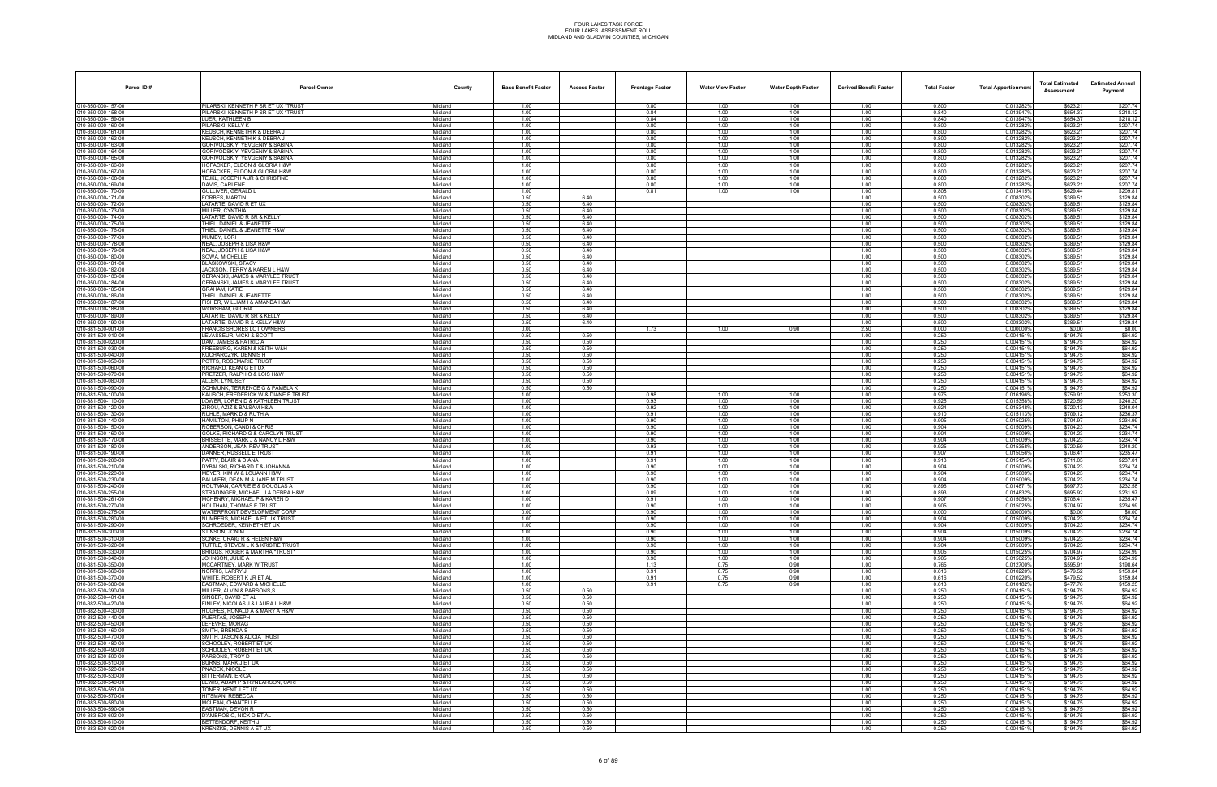FOUR LAKES TASK FORCE
FOUR LAKES ASSESSMENT ROLL
MIDLAND AND GLADWIN COUNTIES, MICHIGAN

| Parcel ID # | Parcel Owner | County | Base Benefit Factor | Access Factor | Frontage Factor | Water View Factor | Water Depth Factor | Derived Benefit Factor | Total Factor | Total Apportionment | Total Estimated Assessment | Estimated Annual Payment |
|---|---|---|---|---|---|---|---|---|---|---|---|---|
| 010-350-000-157-00 | PILARSKI, KENNETH P SR ET UX *TRUST | Midland | 1.00 | | 0.80 | 1.00 | 1.00 | 1.00 | 0.800 | 0.013282% | $623.21 | $207.74 |
| 010-350-000-158-00 | PILARSKI, KENNETH P SR ET UX *TRUST | Midland | 1.00 | | 0.84 | 1.00 | 1.00 | 1.00 | 0.840 | 0.013947% | $654.37 | $218.12 |
| 010-350-000-159-00 | LUER, KATHLEEN B | Midland | 1.00 | | 0.84 | 1.00 | 1.00 | 1.00 | 0.840 | 0.013947% | $654.37 | $218.12 |
| 010-350-000-160-00 | PILARSKI, KELLY K | Midland | 1.00 | | 0.80 | 1.00 | 1.00 | 1.00 | 0.800 | 0.013282% | $623.21 | $207.74 |
| 010-350-000-161-00 | REUSCH, KENNETH K & DEBRA J | Midland | 1.00 | | 0.80 | 1.00 | 1.00 | 1.00 | 0.800 | 0.013282% | $623.21 | $207.74 |
| 010-350-000-162-00 | REUSCH, KENNETH K & DEBRA J | Midland | 1.00 | | 0.80 | 1.00 | 1.00 | 1.00 | 0.800 | 0.013282% | $623.21 | $207.74 |
| 010-350-000-163-00 | GORVODSKIY, YEVGENIY & SABINA | Midland | 1.00 | | 0.80 | 1.00 | 1.00 | 1.00 | 0.800 | 0.013282% | $623.21 | $207.74 |
| 010-350-000-164-00 | GORVODSKIY, YEVGENIY & SABINA | Midland | 1.00 | | 0.80 | 1.00 | 1.00 | 1.00 | 0.800 | 0.013282% | $623.21 | $207.74 |
| 010-350-000-165-00 | GORVODSKIY, YEVGENIY & SABINA | Midland | 1.00 | | 0.80 | 1.00 | 1.00 | 1.00 | 0.800 | 0.013282% | $623.21 | $207.74 |
| 010-350-000-166-00 | HOFACKER, ELDON & GLORIA H&W | Midland | 1.00 | | 0.80 | 1.00 | 1.00 | 1.00 | 0.800 | 0.013282% | $623.21 | $207.74 |
| 010-350-000-167-00 | HOFACKER, ELDON & GLORIA H&W | Midland | 1.00 | | 0.80 | 1.00 | 1.00 | 1.00 | 0.800 | 0.013282% | $623.21 | $207.74 |
| 010-350-000-168-00 | TEJKL, JOSEPH A JR & CHRISTINE | Midland | 1.00 | | 0.80 | 1.00 | 1.00 | 1.00 | 0.800 | 0.013282% | $623.21 | $207.74 |
| 010-350-000-169-00 | DAVIS, CARLENE | Midland | 1.00 | | 0.80 | 1.00 | 1.00 | 1.00 | 0.800 | 0.013282% | $623.21 | $207.74 |
| 010-350-000-170-00 | GULLIVER, GERALD L | Midland | 1.00 | | 0.81 | 1.00 | 1.00 | 1.00 | 0.808 | 0.013415% | $629.44 | $209.81 |
| 010-350-000-171-00 | FORBES, MARTIN | Midland | 0.50 | 6.40 | | | | 1.00 | 0.500 | 0.008302% | $389.51 | $129.84 |
| 010-350-000-172-00 | LATARTE, DAVID R ET UX | Midland | 0.50 | 6.40 | | | | 1.00 | 0.500 | 0.008302% | $389.51 | $129.84 |
| 010-350-000-173-00 | MILLER, CYNTHIA | Midland | 0.50 | 6.40 | | | | 1.00 | 0.500 | 0.008302% | $389.51 | $129.84 |
| 010-350-000-174-00 | LATARTE, DAVID R SR & KELLY | Midland | 0.50 | 6.40 | | | | 1.00 | 0.500 | 0.008302% | $389.51 | $129.84 |
| 010-350-000-175-00 | THIEL, DANIEL & JEANETTE | Midland | 0.50 | 6.40 | | | | 1.00 | 0.500 | 0.008302% | $389.51 | $129.84 |
| 010-350-000-176-00 | THIEL, DANIEL & JEANETTE H&W | Midland | 0.50 | 6.40 | | | | 1.00 | 0.500 | 0.008302% | $389.51 | $129.84 |
| 010-350-000-177-00 | MUMBY, LORI | Midland | 0.50 | 6.40 | | | | 1.00 | 0.500 | 0.008302% | $389.51 | $129.84 |
| 010-350-000-178-00 | NEAL, JOSEPH & LISA H&W | Midland | 0.50 | 6.40 | | | | 1.00 | 0.500 | 0.008302% | $389.51 | $129.84 |
| 010-350-000-179-00 | NEAL, JOSEPH & LISA H&W | Midland | 0.50 | 6.40 | | | | 1.00 | 0.500 | 0.008302% | $389.51 | $129.84 |
| 010-350-000-180-00 | SOWA, MICHELLE | Midland | 0.50 | 6.40 | | | | 1.00 | 0.500 | 0.008302% | $389.51 | $129.84 |
| 010-350-000-181-00 | BLASKOWSKI, STACY | Midland | 0.50 | 6.40 | | | | 1.00 | 0.500 | 0.008302% | $389.51 | $129.84 |
| 010-350-000-182-00 | JACKSON, TERRY & KAREN L H&W | Midland | 0.50 | 6.40 | | | | 1.00 | 0.500 | 0.008302% | $389.51 | $129.84 |
| 010-350-000-183-00 | CERANSKI, JAMES & MARYLEE TRUST | Midland | 0.50 | 6.40 | | | | 1.00 | 0.500 | 0.008302% | $389.51 | $129.84 |
| 010-350-000-184-00 | CERANSKI, JAMES & MARYLEE TRUST | Midland | 0.50 | 6.40 | | | | 1.00 | 0.500 | 0.008302% | $389.51 | $129.84 |
| 010-350-000-185-00 | GRAHAM, KATIE | Midland | 0.50 | 6.40 | | | | 1.00 | 0.500 | 0.008302% | $389.51 | $129.84 |
| 010-350-000-186-00 | THIEL, DANIEL & JEANETTE | Midland | 0.50 | 6.40 | | | | 1.00 | 0.500 | 0.008302% | $389.51 | $129.84 |
| 010-350-000-187-00 | FISHER, WILLIAM I & AMANDA H&W | Midland | 0.50 | 6.40 | | | | 1.00 | 0.500 | 0.008302% | $389.51 | $129.84 |
| 010-350-000-188-00 | WORSHAM, GLORIA | Midland | 0.50 | 6.40 | | | | 1.00 | 0.500 | 0.008302% | $389.51 | $129.84 |
| 010-350-000-189-00 | LATARTE, DAVID R SR & KELLY | Midland | 0.50 | 6.40 | | | | 1.00 | 0.500 | 0.008302% | $389.51 | $129.84 |
| 010-350-000-190-00 | LATARTE, DAVID R & KELLY H&W | Midland | 0.50 | 6.40 | | | | 1.00 | 0.500 | 0.008302% | $389.51 | $129.84 |
| 010-381-500-001-00 | FRANCIS SHORES LOT OWNERS | Midland | 0.00 | | 1.73 | 1.00 | 0.90 | 2.50 | 0.000 | 0.000000% | $0.00 | $0.00 |
| 010-381-500-010-00 | LEVASSEUR, VICKI & SCOTT | Midland | 0.50 | 0.50 | | | | 1.00 | 0.250 | 0.004151% | $194.75 | $64.92 |
| 010-381-500-020-00 | DAM, JAMES & PATRICIA | Midland | 0.50 | 0.50 | | | | 1.00 | 0.250 | 0.004151% | $194.75 | $64.92 |
| 010-381-500-030-00 | FREEBURG, KAREN & KEITH W&H | Midland | 0.50 | 0.50 | | | | 1.00 | 0.250 | 0.004151% | $194.75 | $64.92 |
| 010-381-500-040-00 | KUCHARCZYK, DENNIS H | Midland | 0.50 | 0.50 | | | | 1.00 | 0.250 | 0.004151% | $194.75 | $64.92 |
| 010-381-500-050-00 | POTTS, ROSEMARIE TRUST | Midland | 0.50 | 0.50 | | | | 1.00 | 0.250 | 0.004151% | $194.75 | $64.92 |
| 010-381-500-060-00 | RICHARD, KEAN G ET UX | Midland | 0.50 | 0.50 | | | | 1.00 | 0.250 | 0.004151% | $194.75 | $64.92 |
| 010-381-500-070-00 | PRETZER, RALPH O & LOIS H&W | Midland | 0.50 | 0.50 | | | | 1.00 | 0.250 | 0.004151% | $194.75 | $64.92 |
| 010-381-500-080-00 | ALLEN, LYNDSEY | Midland | 0.50 | 0.50 | | | | 1.00 | 0.250 | 0.004151% | $194.75 | $64.92 |
| 010-381-500-090-00 | SCHMUNK, TERRENCE G & PAMELA K | Midland | 0.50 | 0.50 | | | | 1.00 | 0.250 | 0.004151% | $194.75 | $64.92 |
| 010-381-500-100-00 | KAUSCH, FREDERICK W & DIANE E TRUST | Midland | 1.00 | | 0.98 | 1.00 | 1.00 | 1.00 | 0.975 | 0.016196% | $759.91 | $253.30 |
| 010-381-500-110-00 | LOWER, LOREN D & KATHLEEN TRUST | Midland | 1.00 | | 0.93 | 1.00 | 1.00 | 1.00 | 0.925 | 0.015358% | $720.59 | $240.20 |
| 010-381-500-120-00 | ZIROU, AZIZ & BALSAM H&W | Midland | 1.00 | | 0.92 | 1.00 | 1.00 | 1.00 | 0.924 | 0.015348% | $720.13 | $240.04 |
| 010-381-500-130-00 | RUHLE, MARK D & RUTH A | Midland | 1.00 | | 0.91 | 1.00 | 1.00 | 1.00 | 0.910 | 0.015113% | $709.12 | $236.37 |
| 010-381-500-140-00 | HAMILTON, PHILIP N | Midland | 1.00 | | 0.90 | 1.00 | 1.00 | 1.00 | 0.905 | 0.015025% | $704.97 | $234.99 |
| 010-381-500-150-00 | ROBERSON, CANDI & CHRIS | Midland | 1.00 | | 0.90 | 1.00 | 1.00 | 1.00 | 0.904 | 0.015009% | $704.23 | $234.74 |
| 010-381-500-160-00 | GOLKE, RICHARD G & CAROLYN TRUST | Midland | 1.00 | | 0.90 | 1.00 | 1.00 | 1.00 | 0.904 | 0.015009% | $704.23 | $234.74 |
| 010-381-500-170-00 | BRISSETTE, MARK J & NANCY L H&W | Midland | 1.00 | | 0.90 | 1.00 | 1.00 | 1.00 | 0.904 | 0.015009% | $704.23 | $234.74 |
| 010-381-500-180-00 | ANDERSON, JEAN REV TRUST | Midland | 1.00 | | 0.93 | 1.00 | 1.00 | 1.00 | 0.925 | 0.015358% | $720.59 | $240.20 |
| 010-381-500-190-00 | DANNER, RUSSELL E TRUST | Midland | 1.00 | | 0.91 | 1.00 | 1.00 | 1.00 | 0.907 | 0.015058% | $706.41 | $235.47 |
| 010-381-500-200-00 | PATTY, BLAIR & DIANA | Midland | 1.00 | | 0.91 | 1.00 | 1.00 | 1.00 | 0.913 | 0.015154% | $711.03 | $237.01 |
| 010-381-500-210-00 | DYBALSKI, RICHARD T & JOHANNA | Midland | 1.00 | | 0.90 | 1.00 | 1.00 | 1.00 | 0.904 | 0.015009% | $704.23 | $234.74 |
| 010-381-500-220-00 | MEYER, KIM W & LOUANN H&W | Midland | 1.00 | | 0.90 | 1.00 | 1.00 | 1.00 | 0.904 | 0.015009% | $704.23 | $234.74 |
| 010-381-500-230-00 | PALMIERI, DEAN M & JANE M TRUST | Midland | 1.00 | | 0.90 | 1.00 | 1.00 | 1.00 | 0.904 | 0.015009% | $704.23 | $234.74 |
| 010-381-500-240-00 | HOUTMAN, CARRIE E & DOUGLAS A | Midland | 1.00 | | 0.90 | 1.00 | 1.00 | 1.00 | 0.896 | 0.014871% | $697.73 | $232.58 |
| 010-381-500-255-00 | STRADINGER, MICHAEL J & DEBRA H&W | Midland | 1.00 | | 0.89 | 1.00 | 1.00 | 1.00 | 0.893 | 0.014832% | $695.92 | $231.97 |
| 010-381-500-261-00 | MCHENRY, MICHAEL P & KAREN D | Midland | 1.00 | | 0.91 | 1.00 | 1.00 | 1.00 | 0.907 | 0.015058% | $706.41 | $235.47 |
| 010-381-500-270-00 | HOLTHAM, THOMAS E TRUST | Midland | 1.00 | | 0.90 | 1.00 | 1.00 | 1.00 | 0.905 | 0.015025% | $704.97 | $234.99 |
| 010-381-500-275-00 | WATERFRONT DEVELOPMENT CORP | Midland | 0.00 | | 0.90 | 1.00 | 1.00 | 1.00 | 0.000 | 0.000000% | $0.00 | $0.00 |
| 010-381-500-280-00 | NUMBERS, MICHAEL A ET UX TRUST | Midland | 1.00 | | 0.90 | 1.00 | 1.00 | 1.00 | 0.904 | 0.015009% | $704.23 | $234.74 |
| 010-381-500-290-00 | SCHROEDER, KENNETH ET UX | Midland | 1.00 | | 0.90 | 1.00 | 1.00 | 1.00 | 0.904 | 0.015009% | $704.23 | $234.74 |
| 010-381-500-300-00 | STINSON, JON M | Midland | 1.00 | | 0.90 | 1.00 | 1.00 | 1.00 | 0.904 | 0.015009% | $704.23 | $234.74 |
| 010-381-500-310-00 | SONKE, CRAIG R & HELEN H&W | Midland | 1.00 | | 0.90 | 1.00 | 1.00 | 1.00 | 0.904 | 0.015009% | $704.23 | $234.74 |
| 010-381-500-320-00 | TUTTLE, STEVEN L K & KRISTIE TRUST | Midland | 1.00 | | 0.90 | 1.00 | 1.00 | 1.00 | 0.904 | 0.015009% | $704.23 | $234.74 |
| 010-381-500-330-00 | BRIGGS, ROGER & MARTHA *TRUST* | Midland | 1.00 | | 0.90 | 1.00 | 1.00 | 1.00 | 0.905 | 0.015025% | $704.97 | $234.99 |
| 010-381-500-340-00 | JOHNSON, JULIE A | Midland | 1.00 | | 0.90 | 1.00 | 1.00 | 1.00 | 0.905 | 0.015025% | $704.97 | $234.99 |
| 010-381-500-350-00 | MCCARTNEY, MARK W TRUST | Midland | 1.00 | | 1.13 | 0.75 | 0.90 | 1.00 | 0.765 | 0.012700% | $595.91 | $198.64 |
| 010-381-500-360-00 | NORRIS, LARRY J | Midland | 1.00 | | 0.91 | 0.75 | 0.90 | 1.00 | 0.616 | 0.010220% | $479.52 | $159.84 |
| 010-381-500-370-00 | WHITE, ROBERT K JR ET AL | Midland | 1.00 | | 0.91 | 0.75 | 0.90 | 1.00 | 0.616 | 0.010220% | $479.52 | $159.84 |
| 010-381-500-380-00 | EASTMAN, EDWARD & MICHELLE | Midland | 1.00 | | 0.91 | 0.75 | 0.90 | 1.00 | 0.613 | 0.010182% | $477.76 | $159.25 |
| 010-382-500-390-00 | MILLER, ALVIN & PARSONS,S | Midland | 0.50 | 0.50 | | | | 1.00 | 0.250 | 0.004151% | $194.75 | $64.92 |
| 010-382-500-401-00 | SINGER, DAVID ET AL | Midland | 0.50 | 0.50 | | | | 1.00 | 0.250 | 0.004151% | $194.75 | $64.92 |
| 010-382-500-420-00 | FINLEY, NICOLAS J & LAURA L H&W | Midland | 0.50 | 0.50 | | | | 1.00 | 0.250 | 0.004151% | $194.75 | $64.92 |
| 010-382-500-430-00 | HUGHES, RONALD A & MARY A H&W | Midland | 0.50 | 0.50 | | | | 1.00 | 0.250 | 0.004151% | $194.75 | $64.92 |
| 010-382-500-440-00 | PUERTAS, JOSEPH | Midland | 0.50 | 0.50 | | | | 1.00 | 0.250 | 0.004151% | $194.75 | $64.92 |
| 010-382-500-450-00 | LEFEVRE, MORAG | Midland | 0.50 | 0.50 | | | | 1.00 | 0.250 | 0.004151% | $194.75 | $64.92 |
| 010-382-500-460-00 | SMITH, BRENDA S | Midland | 0.50 | 0.50 | | | | 1.00 | 0.250 | 0.004151% | $194.75 | $64.92 |
| 010-382-500-470-00 | SMITH, JASON & ALICIA TRUST | Midland | 0.50 | 0.50 | | | | 1.00 | 0.250 | 0.004151% | $194.75 | $64.92 |
| 010-382-500-480-00 | SCHOOLEY, ROBERT ET UX | Midland | 0.50 | 0.50 | | | | 1.00 | 0.250 | 0.004151% | $194.75 | $64.92 |
| 010-382-500-490-00 | SCHOOLEY, ROBERT ET UX | Midland | 0.50 | 0.50 | | | | 1.00 | 0.250 | 0.004151% | $194.75 | $64.92 |
| 010-382-500-500-00 | PARSONS, TROY D | Midland | 0.50 | 0.50 | | | | 1.00 | 0.250 | 0.004151% | $194.75 | $64.92 |
| 010-382-500-510-00 | BURNS, MARK J ET UX | Midland | 0.50 | 0.50 | | | | 1.00 | 0.250 | 0.004151% | $194.75 | $64.92 |
| 010-382-500-520-00 | PNACEK, NICOLE | Midland | 0.50 | 0.50 | | | | 1.00 | 0.250 | 0.004151% | $194.75 | $64.92 |
| 010-382-500-530-00 | BITTERMAN, ERICA | Midland | 0.50 | 0.50 | | | | 1.00 | 0.250 | 0.004151% | $194.75 | $64.92 |
| 010-382-500-540-00 | LEWIS, ADAM P & RYNEARSON, CARI | Midland | 0.50 | 0.50 | | | | 1.00 | 0.250 | 0.004151% | $194.75 | $64.92 |
| 010-382-500-551-00 | TONER, KENT J ET UX | Midland | 0.50 | 0.50 | | | | 1.00 | 0.250 | 0.004151% | $194.75 | $64.92 |
| 010-382-500-570-00 | HITSMAN, REBECCA | Midland | 0.50 | 0.50 | | | | 1.00 | 0.250 | 0.004151% | $194.75 | $64.92 |
| 010-383-500-580-00 | MCLEAN, CHANTELLE | Midland | 0.50 | 0.50 | | | | 1.00 | 0.250 | 0.004151% | $194.75 | $64.92 |
| 010-383-500-590-00 | EASTMAN, DEVON R | Midland | 0.50 | 0.50 | | | | 1.00 | 0.250 | 0.004151% | $194.75 | $64.92 |
| 010-383-500-602-00 | D'AMBROSIO, NICK D ET AL | Midland | 0.50 | 0.50 | | | | 1.00 | 0.250 | 0.004151% | $194.75 | $64.92 |
| 010-383-500-610-00 | BETTENDORF, KEITH J | Midland | 0.50 | 0.50 | | | | 1.00 | 0.250 | 0.004151% | $194.75 | $64.92 |
| 010-383-500-620-00 | KRENZKE, DENNIS A ET UX | Midland | 0.50 | 0.50 | | | | 1.00 | 0.250 | 0.004151% | $194.75 | $64.92 |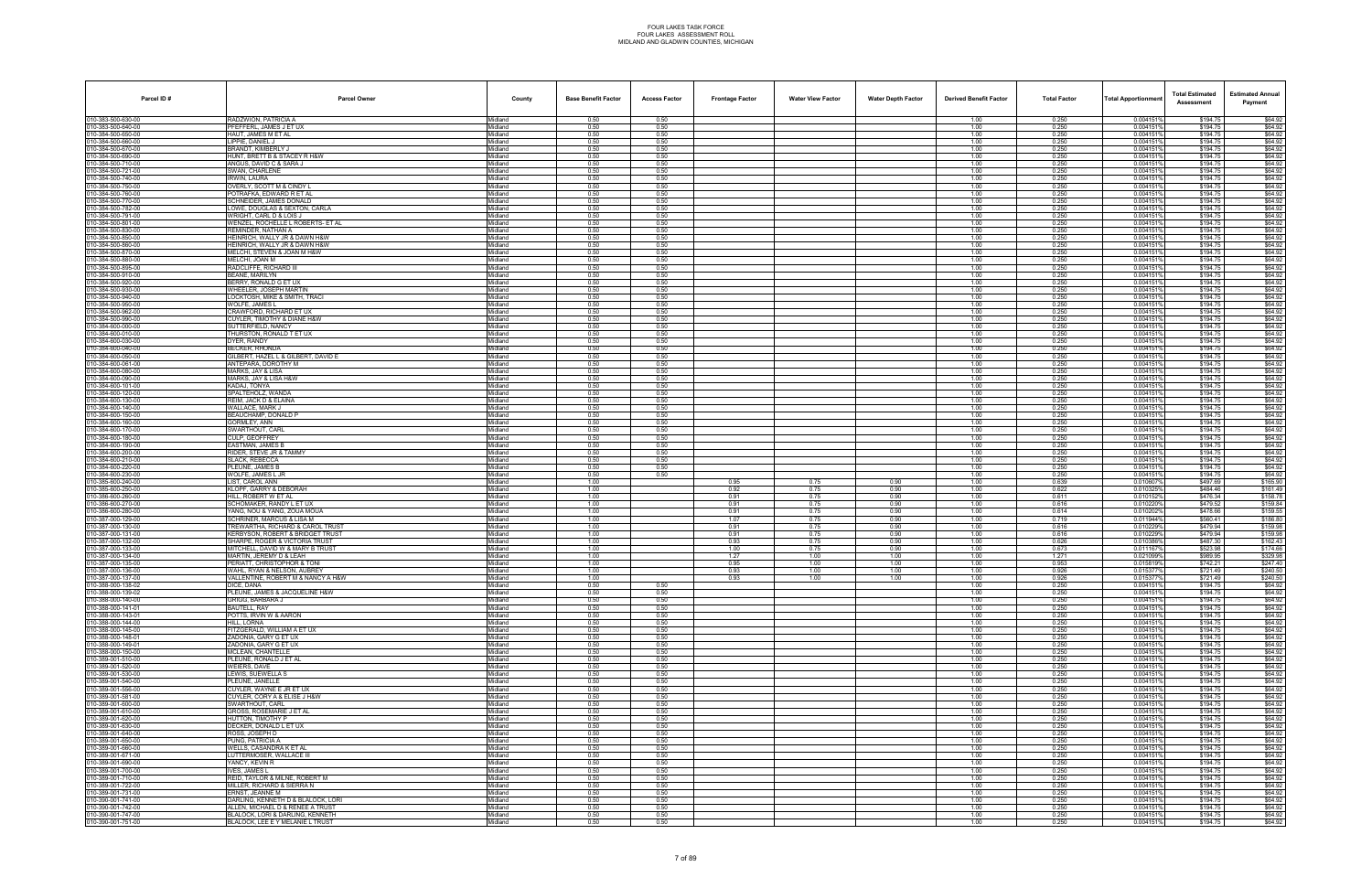# FOUR LAKES TASK FORCE
# FOUR LAKES ASSESSMENT ROLL
# MIDLAND AND GLADWIN COUNTIES, MICHIGAN

| Parcel ID # | Parcel Owner | County | Base Benefit Factor | Access Factor | Frontage Factor | Water View Factor | Water Depth Factor | Derived Benefit Factor | Total Factor | Total Apportionment | Total Estimated Assessment | Estimated Annual Payment |
|---|---|---|---|---|---|---|---|---|---|---|---|---|
| 010-383-500-630-00 | RADZWION, PATRICIA A | Midland | 0.50 | 0.50 | | | | 1.00 | 0.250 | 0.004151% | $194.75 | $64.92 |
| 010-383-500-640-00 | PFEFFERL, JAMES J ET UX | Midland | 0.50 | 0.50 | | | | 1.00 | 0.250 | 0.004151% | $194.75 | $64.92 |
| 010-384-500-650-00 | HAUT, JAMES M ET AL | Midland | 0.50 | 0.50 | | | | 1.00 | 0.250 | 0.004151% | $194.75 | $64.92 |
| 010-384-500-660-00 | LIPPIE, DANIEL J | Midland | 0.50 | 0.50 | | | | 1.00 | 0.250 | 0.004151% | $194.75 | $64.92 |
| 010-384-500-670-00 | BRANDT, KIMBERLY J | Midland | 0.50 | 0.50 | | | | 1.00 | 0.250 | 0.004151% | $194.75 | $64.92 |
| 010-384-500-690-00 | HUNT, BRETT B & STACEY R H&W | Midland | 0.50 | 0.50 | | | | 1.00 | 0.250 | 0.004151% | $194.75 | $64.92 |
| 010-384-500-710-00 | ANGUS, DAVID C & SARA J | Midland | 0.50 | 0.50 | | | | 1.00 | 0.250 | 0.004151% | $194.75 | $64.92 |
| 010-384-500-721-00 | SWAN, CHARLENE | Midland | 0.50 | 0.50 | | | | 1.00 | 0.250 | 0.004151% | $194.75 | $64.92 |
| 010-384-500-740-00 | IRWIN, LAURA | Midland | 0.50 | 0.50 | | | | 1.00 | 0.250 | 0.004151% | $194.75 | $64.92 |
| 010-384-500-750-00 | OVERLY, SCOTT M & CINDY L | Midland | 0.50 | 0.50 | | | | 1.00 | 0.250 | 0.004151% | $194.75 | $64.92 |
| 010-384-500-760-00 | POTRAFKA, EDWARD R ET AL | Midland | 0.50 | 0.50 | | | | 1.00 | 0.250 | 0.004151% | $194.75 | $64.92 |
| 010-384-500-770-00 | SCHNEIDER, JAMES DONALD | Midland | 0.50 | 0.50 | | | | 1.00 | 0.250 | 0.004151% | $194.75 | $64.92 |
| 010-384-500-782-00 | LOWE, DOUGLAS & SEXTON, CARLA | Midland | 0.50 | 0.50 | | | | 1.00 | 0.250 | 0.004151% | $194.75 | $64.92 |
| 010-384-500-791-00 | WRIGHT, CARL D & LOIS J | Midland | 0.50 | 0.50 | | | | 1.00 | 0.250 | 0.004151% | $194.75 | $64.92 |
| 010-384-500-801-00 | WENZEL, ROCHELLE L ROBERTS- ET AL | Midland | 0.50 | 0.50 | | | | 1.00 | 0.250 | 0.004151% | $194.75 | $64.92 |
| 010-384-500-830-00 | REMINDER, NATHAN A | Midland | 0.50 | 0.50 | | | | 1.00 | 0.250 | 0.004151% | $194.75 | $64.92 |
| 010-384-500-850-00 | HEINRICH, WALLY JR & DAWN H&W | Midland | 0.50 | 0.50 | | | | 1.00 | 0.250 | 0.004151% | $194.75 | $64.92 |
| 010-384-500-860-00 | HEINRICH, WALLY JR & DAWN H&W | Midland | 0.50 | 0.50 | | | | 1.00 | 0.250 | 0.004151% | $194.75 | $64.92 |
| 010-384-500-870-00 | MELCHI, STEVEN & JOAN M H&W | Midland | 0.50 | 0.50 | | | | 1.00 | 0.250 | 0.004151% | $194.75 | $64.92 |
| 010-384-500-880-00 | MELCHI, JOAN M | Midland | 0.50 | 0.50 | | | | 1.00 | 0.250 | 0.004151% | $194.75 | $64.92 |
| 010-384-500-895-00 | RADCLIFFE, RICHARD III | Midland | 0.50 | 0.50 | | | | 1.00 | 0.250 | 0.004151% | $194.75 | $64.92 |
| 010-384-500-910-00 | BEANE, MARILYN | Midland | 0.50 | 0.50 | | | | 1.00 | 0.250 | 0.004151% | $194.75 | $64.92 |
| 010-384-500-920-00 | BERRY, RONALD G ET UX | Midland | 0.50 | 0.50 | | | | 1.00 | 0.250 | 0.004151% | $194.75 | $64.92 |
| 010-384-500-930-00 | WHEELER, JOSEPH MARTIN | Midland | 0.50 | 0.50 | | | | 1.00 | 0.250 | 0.004151% | $194.75 | $64.92 |
| 010-384-500-940-00 | LOCKTOSH, MIKE & SMITH, TRACI | Midland | 0.50 | 0.50 | | | | 1.00 | 0.250 | 0.004151% | $194.75 | $64.92 |
| 010-384-500-950-00 | WOLFE, JAMES L | Midland | 0.50 | 0.50 | | | | 1.00 | 0.250 | 0.004151% | $194.75 | $64.92 |
| 010-384-500-962-00 | CRAWFORD, RICHARD ET UX | Midland | 0.50 | 0.50 | | | | 1.00 | 0.250 | 0.004151% | $194.75 | $64.92 |
| 010-384-500-990-00 | CUYLER, TIMOTHY & DIANE H&W | Midland | 0.50 | 0.50 | | | | 1.00 | 0.250 | 0.004151% | $194.75 | $64.92 |
| 010-384-600-000-00 | SUTTERFIELD, NANCY | Midland | 0.50 | 0.50 | | | | 1.00 | 0.250 | 0.004151% | $194.75 | $64.92 |
| 010-384-600-010-00 | THURSTON, RONALD T ET UX | Midland | 0.50 | 0.50 | | | | 1.00 | 0.250 | 0.004151% | $194.75 | $64.92 |
| 010-384-600-030-00 | DYER, RANDY | Midland | 0.50 | 0.50 | | | | 1.00 | 0.250 | 0.004151% | $194.75 | $64.92 |
| 010-384-600-040-00 | BECKER, RHONDA | Midland | 0.50 | 0.50 | | | | 1.00 | 0.250 | 0.004151% | $194.75 | $64.92 |
| 010-384-600-050-00 | GILBERT, HAZEL L & GILBERT, DAVID E | Midland | 0.50 | 0.50 | | | | 1.00 | 0.250 | 0.004151% | $194.75 | $64.92 |
| 010-384-600-061-00 | ANTEPARA, DOROTHY M | Midland | 0.50 | 0.50 | | | | 1.00 | 0.250 | 0.004151% | $194.75 | $64.92 |
| 010-384-600-080-00 | MARKS, JAY & LISA | Midland | 0.50 | 0.50 | | | | 1.00 | 0.250 | 0.004151% | $194.75 | $64.92 |
| 010-384-600-090-00 | MARKS, JAY & LISA H&W | Midland | 0.50 | 0.50 | | | | 1.00 | 0.250 | 0.004151% | $194.75 | $64.92 |
| 010-384-600-101-00 | KADAJ, TONYA | Midland | 0.50 | 0.50 | | | | 1.00 | 0.250 | 0.004151% | $194.75 | $64.92 |
| 010-384-600-120-00 | SPALTEHOLZ, WANDA | Midland | 0.50 | 0.50 | | | | 1.00 | 0.250 | 0.004151% | $194.75 | $64.92 |
| 010-384-600-130-00 | REIM, JACK D & ELAINA | Midland | 0.50 | 0.50 | | | | 1.00 | 0.250 | 0.004151% | $194.75 | $64.92 |
| 010-384-600-140-00 | WALLACE, MARK J | Midland | 0.50 | 0.50 | | | | 1.00 | 0.250 | 0.004151% | $194.75 | $64.92 |
| 010-384-600-150-00 | BEAUCHAMP, DONALD P | Midland | 0.50 | 0.50 | | | | 1.00 | 0.250 | 0.004151% | $194.75 | $64.92 |
| 010-384-600-160-00 | GORMLEY, ANN | Midland | 0.50 | 0.50 | | | | 1.00 | 0.250 | 0.004151% | $194.75 | $64.92 |
| 010-384-600-170-00 | SWARTHOUT, CARL | Midland | 0.50 | 0.50 | | | | 1.00 | 0.250 | 0.004151% | $194.75 | $64.92 |
| 010-384-600-180-00 | CULP, GEOFFREY | Midland | 0.50 | 0.50 | | | | 1.00 | 0.250 | 0.004151% | $194.75 | $64.92 |
| 010-384-600-190-00 | EASTMAN, JAMES B | Midland | 0.50 | 0.50 | | | | 1.00 | 0.250 | 0.004151% | $194.75 | $64.92 |
| 010-384-600-200-00 | RIDER, STEVE JR & TAMMY | Midland | 0.50 | 0.50 | | | | 1.00 | 0.250 | 0.004151% | $194.75 | $64.92 |
| 010-384-600-210-00 | SLACK, REBECCA | Midland | 0.50 | 0.50 | | | | 1.00 | 0.250 | 0.004151% | $194.75 | $64.92 |
| 010-384-600-220-00 | PLEUNE, JAMES B | Midland | 0.50 | 0.50 | | | | 1.00 | 0.250 | 0.004151% | $194.75 | $64.92 |
| 010-384-600-230-00 | WOLFE, JAMES L JR | Midland | 0.50 | 0.50 | | | | 1.00 | 0.250 | 0.004151% | $194.75 | $64.92 |
| 010-385-600-240-00 | LIST, CAROL ANN | Midland | 1.00 | | 0.95 | 0.75 | 0.90 | 1.00 | 0.639 | 0.010607% | $497.69 | $165.90 |
| 010-385-600-250-00 | KLOPF, GARRY & DEBORAH | Midland | 1.00 | | 0.92 | 0.75 | 0.90 | 1.00 | 0.622 | 0.010325% | $484.46 | $161.49 |
| 010-386-600-260-00 | HILL, ROBERT W ET AL | Midland | 1.00 | | 0.91 | 0.75 | 0.90 | 1.00 | 0.611 | 0.010152% | $476.34 | $158.78 |
| 010-386-600-270-00 | SCHOMAKER, RANDY L ET UX | Midland | 1.00 | | 0.91 | 0.75 | 0.90 | 1.00 | 0.616 | 0.010220% | $479.52 | $159.84 |
| 010-386-600-280-00 | YANG, NOU & YANG, ZOUA MOUA | Midland | 1.00 | | 0.91 | 0.75 | 0.90 | 1.00 | 0.614 | 0.010202% | $478.66 | $159.55 |
| 010-387-000-129-00 | SCHRINER, MARCUS & LISA M | Midland | 1.00 | | 1.07 | 0.75 | 0.90 | 1.00 | 0.719 | 0.011944% | $560.41 | $186.80 |
| 010-387-000-130-00 | TREWARTHA, RICHARD & CAROL TRUST | Midland | 1.00 | | 0.91 | 0.75 | 0.90 | 1.00 | 0.616 | 0.010229% | $479.94 | $159.98 |
| 010-387-000-131-00 | KERBYSON, ROBERT & BRIDGET TRUST | Midland | 1.00 | | 0.91 | 0.75 | 0.90 | 1.00 | 0.618 | 0.010229% | $479.94 | $159.98 |
| 010-387-000-132-00 | SHARPE, ROGER & VICTORIA TRUST | Midland | 1.00 | | 0.93 | 0.75 | 0.90 | 1.00 | 0.626 | 0.010386% | $487.30 | $162.43 |
| 010-387-000-133-00 | MITCHELL, DAVID W & MARY B TRUST | Midland | 1.00 | | 1.00 | 0.75 | 0.90 | 1.00 | 0.673 | 0.011167% | $523.96 | $174.65 |
| 010-387-000-134-00 | MARTIN, JEREMY D & LEAH | Midland | 1.00 | | 1.27 | 1.00 | 1.00 | 1.00 | 1.271 | 0.021099% | $989.95 | $329.98 |
| 010-387-000-135-00 | PERGATT, CHRISTOPHER & TONI | Midland | 1.00 | | 0.95 | 1.00 | 1.00 | 1.00 | 0.953 | 0.015819% | $742.21 | $247.40 |
| 010-387-000-136-00 | WAHL, RYAN & NELSON, AUBREY | Midland | 1.00 | | 0.93 | 1.00 | 1.00 | 1.00 | 0.926 | 0.015377% | $721.49 | $240.50 |
| 010-387-000-137-00 | VALLENTINE, ROBERT M & NANCY A H&W | Midland | 1.00 | | 0.93 | 1.00 | 1.00 | 1.00 | 0.926 | 0.015377% | $721.49 | $240.50 |
| 010-388-000-138-02 | DICE, DANA | Midland | 0.50 | 0.50 | | | | 1.00 | 0.250 | 0.004151% | $194.75 | $64.92 |
| 010-388-000-139-02 | PLEUNE, JAMES & JACQUELINE H&W | Midland | 0.50 | 0.50 | | | | 1.00 | 0.250 | 0.004151% | $194.75 | $64.92 |
| 010-388-000-140-00 | GRIGG, BARBARA J | Midland | 0.50 | 0.50 | | | | 1.00 | 0.250 | 0.004151% | $194.75 | $64.92 |
| 010-388-000-141-01 | BAUTELL, RAY | Midland | 0.50 | 0.50 | | | | 1.00 | 0.250 | 0.004151% | $194.75 | $64.92 |
| 010-388-000-143-01 | POTTS, IRVIN W & AARON | Midland | 0.50 | 0.50 | | | | 1.00 | 0.250 | 0.004151% | $194.75 | $64.92 |
| 010-388-000-144-00 | HILL, LORNA | Midland | 0.50 | 0.50 | | | | 1.00 | 0.250 | 0.004151% | $194.75 | $64.92 |
| 010-388-000-145-00 | FITZGERALD, WILLIAM A ET UX | Midland | 0.50 | 0.50 | | | | 1.00 | 0.250 | 0.004151% | $194.75 | $64.92 |
| 010-388-000-148-01 | ZADONIA, GARY G ET UX | Midland | 0.50 | 0.50 | | | | 1.00 | 0.250 | 0.004151% | $194.75 | $64.92 |
| 010-388-000-149-01 | ZADONIA, GARY G ET UX | Midland | 0.50 | 0.50 | | | | 1.00 | 0.250 | 0.004151% | $194.75 | $64.92 |
| 010-388-000-150-00 | MCLEAN, CHANTELLE | Midland | 0.50 | 0.50 | | | | 1.00 | 0.250 | 0.004151% | $194.75 | $64.92 |
| 010-389-001-510-00 | PLEUNE, RONALD J ET AL | Midland | 0.50 | 0.50 | | | | 1.00 | 0.250 | 0.004151% | $194.75 | $64.92 |
| 010-389-001-520-00 | WEIERS, DAVE | Midland | 0.50 | 0.50 | | | | 1.00 | 0.250 | 0.004151% | $194.75 | $64.92 |
| 010-389-001-530-00 | LEWIS, SUEWELLA S | Midland | 0.50 | 0.50 | | | | 1.00 | 0.250 | 0.004151% | $194.75 | $64.92 |
| 010-389-001-540-00 | PLEUNE, JANELLE | Midland | 0.50 | 0.50 | | | | 1.00 | 0.250 | 0.004151% | $194.75 | $64.92 |
| 010-389-001-556-00 | CUYLER, WAYNE E JR ET UX | Midland | 0.50 | 0.50 | | | | 1.00 | 0.250 | 0.004151% | $194.75 | $64.92 |
| 010-389-001-581-00 | CUYLER, CORY A & ELISE J H&W | Midland | 0.50 | 0.50 | | | | 1.00 | 0.250 | 0.004151% | $194.75 | $64.92 |
| 010-389-001-600-00 | SWARTHOUT, CARL | Midland | 0.50 | 0.50 | | | | 1.00 | 0.250 | 0.004151% | $194.75 | $64.92 |
| 010-389-001-610-00 | GROSS, ROSEMARIE J ET AL | Midland | 0.50 | 0.50 | | | | 1.00 | 0.250 | 0.004151% | $194.75 | $64.92 |
| 010-389-001-620-00 | HUTTON, TIMOTHY P | Midland | 0.50 | 0.50 | | | | 1.00 | 0.250 | 0.004151% | $194.75 | $64.92 |
| 010-389-001-630-00 | DECKER, DONALD L ET UX | Midland | 0.50 | 0.50 | | | | 1.00 | 0.250 | 0.004151% | $194.75 | $64.92 |
| 010-389-001-640-00 | ROSS, JOSEPH D | Midland | 0.50 | 0.50 | | | | 1.00 | 0.250 | 0.004151% | $194.75 | $64.92 |
| 010-389-001-650-00 | PUNG, PATRICIA A | Midland | 0.50 | 0.50 | | | | 1.00 | 0.250 | 0.004151% | $194.75 | $64.92 |
| 010-389-001-660-00 | WELLS, CASANDRA K ET AL | Midland | 0.50 | 0.50 | | | | 1.00 | 0.250 | 0.004151% | $194.75 | $64.92 |
| 010-389-001-671-00 | LUTTERMOSER, WALLACE III | Midland | 0.50 | 0.50 | | | | 1.00 | 0.250 | 0.004151% | $194.75 | $64.92 |
| 010-389-001-690-00 | YANCY, KEVIN R | Midland | 0.50 | 0.50 | | | | 1.00 | 0.250 | 0.004151% | $194.75 | $64.92 |
| 010-389-001-700-00 | IVES, JAMES L | Midland | 0.50 | 0.50 | | | | 1.00 | 0.250 | 0.004151% | $194.75 | $64.92 |
| 010-389-001-710-00 | REID, TAYLOR & MILNE, ROBERT M | Midland | 0.50 | 0.50 | | | | 1.00 | 0.250 | 0.004151% | $194.75 | $64.92 |
| 010-389-001-722-00 | MILLER, RICHARD & SIERRA N | Midland | 0.50 | 0.50 | | | | 1.00 | 0.250 | 0.004151% | $194.75 | $64.92 |
| 010-389-001-731-00 | ERNST, JEANNE M | Midland | 0.50 | 0.50 | | | | 1.00 | 0.250 | 0.004151% | $194.75 | $64.92 |
| 010-390-001-741-00 | DARLING, KENNETH D & BLALOCK, LORI | Midland | 0.50 | 0.50 | | | | 1.00 | 0.250 | 0.004151% | $194.75 | $64.92 |
| 010-390-001-742-00 | ALLEN, MICHAEL D & RENEE A TRUST | Midland | 0.50 | 0.50 | | | | 1.00 | 0.250 | 0.004151% | $194.75 | $64.92 |
| 010-390-001-747-00 | BLALOCK, LORI & DARLING, KENNETH | Midland | 0.50 | 0.50 | | | | 1.00 | 0.250 | 0.004151% | $194.75 | $64.92 |
| 010-390-001-751-00 | BLALOCK, LEE E Y MELANIE L TRUST | Midland | 0.50 | 0.50 | | | | 1.00 | 0.250 | 0.004151% | $194.75 | $64.92 |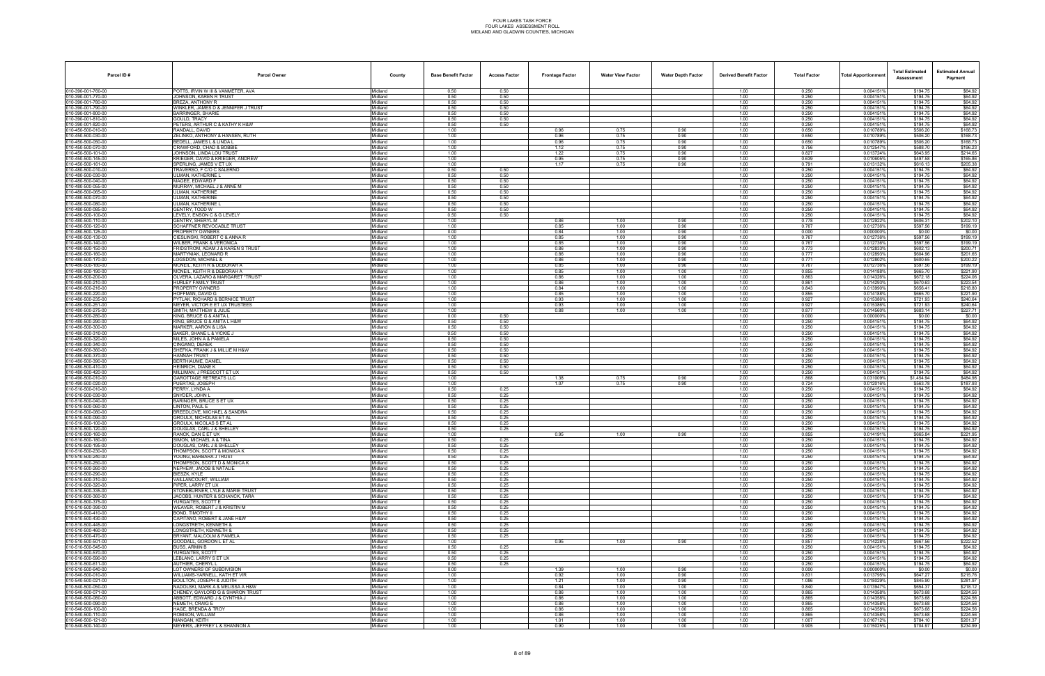# FOUR LAKES TASK FORCE
# FOUR LAKES ASSESSMENT ROLL
# MIDLAND AND GLADWIN COUNTIES, MICHIGAN

| Parcel ID # | Parcel Owner | County | Base Benefit Factor | Access Factor | Frontage Factor | Water View Factor | Water Depth Factor | Derived Benefit Factor | Total Factor | Total Apportionment | Total Estimated Assessment | Estimated Annual Payment |
|---|---|---|---|---|---|---|---|---|---|---|---|---|
| 010-390-001-760-00 | POTTS, IRVIN W III & VANMETER, AVA | Midland | 0.50 | 0.50 | | | | 1.00 | 0.250 | 0.004151% | $194.75 | $64.92 |
| 010-390-001-770-00 | JOHNSON, KAREN R TRUST | Midland | 0.50 | 0.50 | | | | 1.00 | 0.250 | 0.004151% | $194.75 | $64.92 |
| 010-390-001-780-00 | BREZA, ANTHONY R | Midland | 0.50 | 0.50 | | | | 1.00 | 0.250 | 0.004151% | $194.75 | $64.92 |
| 010-390-001-790-00 | WINKLER, JAMES D & JENNIFER J TRUST | Midland | 0.50 | 0.50 | | | | 1.00 | 0.250 | 0.004151% | $194.75 | $64.92 |
| 010-390-001-800-00 | BARRINGER, SHARIE | Midland | 0.50 | 0.50 | | | | 1.00 | 0.250 | 0.004151% | $194.75 | $64.92 |
| 010-390-001-810-00 | GOULD, TRACY | Midland | 0.50 | 0.50 | | | | 1.00 | 0.250 | 0.004151% | $194.75 | $64.92 |
| 010-390-001-820-00 | PETERS, ARTHUR C & KATHY K H&W | Midland | 0.50 | 0.50 | | | | 1.00 | 0.250 | 0.004151% | $194.75 | $64.92 |
| 010-450-500-010-00 | RANDALL, DAVID | Midland | 1.00 | | 0.96 | 0.75 | 0.90 | 1.00 | 0.650 | 0.010789% | $506.20 | $168.73 |
| 010-450-500-030-00 | ZELINKO, ANTHONY & HANSEN, RUTH | Midland | 1.00 | | 0.96 | 0.75 | 0.90 | 1.00 | 0.650 | 0.010789% | $506.20 | $168.73 |
| 010-450-500-050-00 | BEDELL, JAMES L & LINDA L | Midland | 1.00 | | 0.96 | 0.75 | 0.90 | 1.00 | 0.650 | 0.010789% | $506.20 | $168.73 |
| 010-450-500-070-00 | CRAWFORD, CHAD & BOBBIE | Midland | 1.00 | | 1.12 | 0.75 | 0.90 | 1.00 | 0.756 | 0.012547% | $588.70 | $196.23 |
| 010-450-500-101-00 | JOHNSON, LINDA LOU TRUST | Midland | 1.00 | | 1.22 | 0.75 | 0.90 | 1.00 | 0.827 | 0.013724% | $643.95 | $214.65 |
| 010-450-500-145-00 | KRIEGER, DAVID & KRIEGER, ANDREW | Midland | 1.00 | | 0.95 | 0.75 | 0.90 | 1.00 | 0.639 | 0.010605% | $497.58 | $165.86 |
| 010-450-500-161-00 | SPERLING, JAMES V ET UX | Midland | 1.00 | | 1.17 | 0.75 | 0.90 | 1.00 | 0.791 | 0.013132% | $616.13 | $205.38 |
| 010-480-500-010-00 | TRAVERSO, F C/O C SALERNO | Midland | 0.50 | 0.50 | | | | 1.00 | 0.250 | 0.004151% | $194.75 | $64.92 |
| 010-480-500-030-00 | ULMAN, KATHERINE L | Midland | 0.50 | 0.50 | | | | 1.00 | 0.250 | 0.004151% | $194.75 | $64.92 |
| 010-480-500-040-00 | MAGEE, EDWARD F | Midland | 0.50 | 0.50 | | | | 1.00 | 0.250 | 0.004151% | $194.75 | $64.92 |
| 010-480-500-055-00 | MURRAY, MICHAEL J & ANNE M | Midland | 0.50 | 0.50 | | | | 1.00 | 0.250 | 0.004151% | $194.75 | $64.92 |
| 010-480-500-065-00 | ULMAN, KATHERINE | Midland | 0.50 | 0.50 | | | | 1.00 | 0.250 | 0.004151% | $194.75 | $64.92 |
| 010-480-500-070-00 | ULMAN, KATHERINE | Midland | 0.50 | 0.50 | | | | 1.00 | 0.250 | 0.004151% | $194.75 | $64.92 |
| 010-480-500-080-00 | ULMAN, KATHERINE L | Midland | 0.50 | 0.50 | | | | 1.00 | 0.250 | 0.004151% | $194.75 | $64.92 |
| 010-480-500-085-00 | GENTRY, TODD W | Midland | 0.50 | 0.50 | | | | 1.00 | 0.250 | 0.004151% | $194.75 | $64.92 |
| 010-480-500-100-00 | LEVELY, ENSON C & G LEVELY | Midland | 0.50 | 0.50 | | | | 1.00 | 0.250 | 0.004151% | $194.75 | $64.92 |
| 010-480-500-110-00 | GENTRY, SHERYL M | Midland | 1.00 | | 0.86 | 1.00 | 0.90 | 1.00 | 0.778 | 0.012922% | $606.31 | $202.10 |
| 010-480-500-120-00 | SCHAFFNER REVOCABLE TRUST | Midland | 1.00 | | 0.85 | 1.00 | 0.90 | 1.00 | 0.767 | 0.012736% | $597.56 | $199.19 |
| 010-480-500-125-00 | PROPERTY OWNERS | Midland | 0.00 | | 0.84 | 1.00 | 0.90 | 1.00 | 0.000 | 0.000000% | $0.00 | $0.00 |
| 010-480-500-130-00 | CIESLINSKI, ROBERT C & ANNA R | Midland | 1.00 | | 0.85 | 1.00 | 0.90 | 1.00 | 0.767 | 0.012736% | $597.56 | $199.19 |
| 010-480-500-140-00 | WILBER, FRANK & VERONICA | Midland | 1.00 | | 0.85 | 1.00 | 0.90 | 1.00 | 0.767 | 0.012736% | $597.56 | $199.19 |
| 010-480-500-150-00 | FRIDSTROM, ADAM J & KAREN S TRUST | Midland | 1.00 | | 0.86 | 1.00 | 0.90 | 1.00 | 0.773 | 0.012833% | $602.13 | $200.71 |
| 010-480-500-160-00 | MARTYNIAK, LEONARD R | Midland | 1.00 | | 0.86 | 1.00 | 0.90 | 1.00 | 0.777 | 0.012893% | $604.96 | $201.65 |
| 010-480-500-170-00 | LOGSDON, MICHAEL & | Midland | 1.00 | | 0.86 | 1.00 | 0.90 | 1.00 | 0.771 | 0.012802% | $600.66 | $200.22 |
| 010-480-500-180-00 | MCNEIL, KEITH R & DEBORAH A | Midland | 1.00 | | 0.85 | 1.00 | 0.90 | 1.00 | 0.767 | 0.012736% | $597.56 | $199.19 |
| 010-480-500-190-00 | MCNEIL, KEITH R & DEBORAH A | Midland | 1.00 | | 0.85 | 1.00 | 1.00 | 1.00 | 0.855 | 0.014188% | $665.70 | $221.90 |
| 010-480-500-200-00 | OLVERA, LAZARO & MARGARET *TRUST* | Midland | 1.00 | | 0.86 | 1.00 | 1.00 | 1.00 | 0.863 | 0.014326% | $672.18 | $224.06 |
| 010-480-500-210-00 | HURLEY FAMILY TRUST | Midland | 1.00 | | 0.86 | 1.00 | 1.00 | 1.00 | 0.861 | 0.014293% | $670.63 | $223.54 |
| 010-480-500-216-00 | PROPERTY OWNERS | Midland | 1.00 | | 0.84 | 1.00 | 1.00 | 1.00 | 0.843 | 0.013990% | $656.41 | $218.80 |
| 010-480-500-220-00 | HOFFMAN, DAVID G | Midland | 1.00 | | 0.85 | 1.00 | 1.00 | 1.00 | 0.855 | 0.014188% | $665.70 | $221.90 |
| 010-480-500-235-00 | PYTLAK, RICHARD & BERNICE TRUST | Midland | 1.00 | | 0.93 | 1.00 | 1.00 | 1.00 | 0.927 | 0.015386% | $721.93 | $240.64 |
| 010-480-500-251-00 | MEYER, VICTOR E ET UX TRUSTEES | Midland | 1.00 | | 0.93 | 1.00 | 1.00 | 1.00 | 0.927 | 0.015386% | $721.93 | $240.64 |
| 010-480-500-275-00 | SMITH, MATTHEW & JULIE | Midland | 1.00 | | 0.88 | 1.00 | 1.00 | 1.00 | 0.877 | 0.014560% | $683.14 | $227.71 |
| 010-480-500-280-00 | KING, BRUCE G & ANITA L | Midland | 0.00 | 0.50 | | | | 1.00 | 0.000 | 0.000000% | $0.00 | $0.00 |
| 010-480-500-290-00 | KING, BRUCE G & ANITA L H&W | Midland | 0.50 | 0.50 | | | | 1.00 | 0.250 | 0.004151% | $194.75 | $64.92 |
| 010-480-500-300-00 | MARKER, AARON & LISA | Midland | 0.50 | 0.50 | | | | 1.00 | 0.250 | 0.004151% | $194.75 | $64.92 |
| 010-480-500-310-00 | BAKER, SHANE L & VICKIE J | Midland | 0.50 | 0.50 | | | | 1.00 | 0.250 | 0.004151% | $194.75 | $64.92 |
| 010-480-500-320-00 | MILES, JOHN A & PAMELA | Midland | 0.50 | 0.50 | | | | 1.00 | 0.250 | 0.004151% | $194.75 | $64.92 |
| 010-480-500-340-00 | CINGANO, DEREK | Midland | 0.50 | 0.50 | | | | 1.00 | 0.250 | 0.004151% | $194.75 | $64.92 |
| 010-480-500-360-00 | SHEFKA, FRANK J & MILLIE M H&W | Midland | 0.50 | 0.50 | | | | 1.00 | 0.250 | 0.004151% | $194.75 | $64.92 |
| 010-480-500-370-00 | HANNAH TRUST | Midland | 0.50 | 0.50 | | | | 1.00 | 0.250 | 0.004151% | $194.75 | $64.92 |
| 010-480-500-390-00 | BERTHIAUME, DANIEL | Midland | 0.50 | 0.50 | | | | 1.00 | 0.250 | 0.004151% | $194.75 | $64.92 |
| 010-480-500-410-00 | HEINRICH, DIANE K | Midland | 0.50 | 0.50 | | | | 1.00 | 0.250 | 0.004151% | $194.75 | $64.92 |
| 010-480-500-420-00 | MILLIMAN, J PRESCOTT ET UX | Midland | 0.50 | 0.50 | | | | 1.00 | 0.250 | 0.004151% | $194.75 | $64.92 |
| 010-490-500-010-00 | GAROTTAGE RETREATS LLC | Midland | 1.00 | | 1.38 | 0.75 | 0.90 | 2.00 | 1.868 | 0.031009% | $1,454.94 | $484.98 |
| 010-490-500-020-00 | PUERTAS, JOSEPH | Midland | 1.00 | | 1.07 | 0.75 | 0.90 | 1.00 | 0.724 | 0.012016% | $563.78 | $187.93 |
| 010-510-500-010-00 | PERRY, LYNDA A | Midland | 0.50 | 0.25 | | | | 1.00 | 0.250 | 0.004151% | $194.75 | $64.92 |
| 010-510-500-030-00 | SNYDER, JOHN L | Midland | 0.50 | 0.25 | | | | 1.00 | 0.250 | 0.004151% | $194.75 | $64.92 |
| 010-510-500-040-00 | BARINGER, BRUCE S ET UX | Midland | 0.50 | 0.25 | | | | 1.00 | 0.250 | 0.004151% | $194.75 | $64.92 |
| 010-510-500-060-00 | LINTON, PAUL E | Midland | 0.50 | 0.25 | | | | 1.00 | 0.250 | 0.004151% | $194.75 | $64.92 |
| 010-510-500-080-00 | BREEDLOVE, MICHAEL & SANDRA | Midland | 0.50 | 0.25 | | | | 1.00 | 0.250 | 0.004151% | $194.75 | $64.92 |
| 010-510-500-090-00 | GROULX, NICHOLAS ET AL | Midland | 0.50 | 0.25 | | | | 1.00 | 0.250 | 0.004151% | $194.75 | $64.92 |
| 010-510-500-100-00 | GROULX, NICOLAS S ET AL | Midland | 0.50 | 0.25 | | | | 1.00 | 0.250 | 0.004151% | $194.75 | $64.92 |
| 010-510-500-120-00 | DOUGLAS, CARL J & SHELLEY | Midland | 0.50 | 0.25 | | | | 1.00 | 0.250 | 0.004151% | $194.75 | $64.92 |
| 010-510-500-160-00 | RANCK, DAN E ET UX | Midland | 1.00 | | 0.95 | 1.00 | 0.90 | 1.00 | 0.855 | 0.014191% | $665.84 | $221.95 |
| 010-510-500-180-00 | SIMON, MICHAEL A & TINA | Midland | 0.50 | 0.25 | | | | 1.00 | 0.250 | 0.004151% | $194.75 | $64.92 |
| 010-510-500-195-00 | DOUGLAS, CARL J & SHELLEY | Midland | 0.50 | 0.25 | | | | 1.00 | 0.250 | 0.004151% | $194.75 | $64.92 |
| 010-510-500-230-00 | THOMPSON, SCOTT & MONICA K | Midland | 0.50 | 0.25 | | | | 1.00 | 0.250 | 0.004151% | $194.75 | $64.92 |
| 010-510-500-240-00 | YOUNG, BARBARA J TRUST | Midland | 0.50 | 0.25 | | | | 1.00 | 0.250 | 0.004151% | $194.75 | $64.92 |
| 010-510-500-250-00 | THOMPSON, SCOTT D & MONICA K | Midland | 0.50 | 0.25 | | | | 1.00 | 0.250 | 0.004151% | $194.75 | $64.92 |
| 010-510-500-260-00 | NEPHEW, JACOB & NATALIE | Midland | 0.50 | 0.25 | | | | 1.00 | 0.250 | 0.004151% | $194.75 | $64.92 |
| 010-510-500-290-00 | BIESZK, KYLE | Midland | 0.50 | 0.25 | | | | 1.00 | 0.250 | 0.004151% | $194.75 | $64.92 |
| 010-510-500-310-00 | VAILLANCOURT, WILLIAM | Midland | 0.50 | 0.25 | | | | 1.00 | 0.250 | 0.004151% | $194.75 | $64.92 |
| 010-510-500-320-00 | PIPER, LARRY ET UX | Midland | 0.50 | 0.25 | | | | 1.00 | 0.250 | 0.004151% | $194.75 | $64.92 |
| 010-510-500-335-00 | STONEBURNER, LYLE & MARIE TRUST | Midland | 0.50 | 0.25 | | | | 1.00 | 0.250 | 0.004151% | $194.75 | $64.92 |
| 010-510-500-360-00 | JACOBS, HUNTER & SCHANCK, TARA | Midland | 0.50 | 0.25 | | | | 1.00 | 0.250 | 0.004151% | $194.75 | $64.92 |
| 010-510-500-375-00 | YURGAITES, SCOTT E | Midland | 0.50 | 0.25 | | | | 1.00 | 0.250 | 0.004151% | $194.75 | $64.92 |
| 010-510-500-390-00 | WEAVER, ROBERT J & KRISTIN M | Midland | 0.50 | 0.25 | | | | 1.00 | 0.250 | 0.004151% | $194.75 | $64.92 |
| 010-510-500-410-00 | BOND, TIMOTHY B | Midland | 0.50 | 0.25 | | | | 1.00 | 0.250 | 0.004151% | $194.75 | $64.92 |
| 010-510-500-430-00 | CAPITANO, ROBERT & JANE H&W | Midland | 0.50 | 0.25 | | | | 1.00 | 0.250 | 0.004151% | $194.75 | $64.92 |
| 010-510-500-445-00 | LONGSTRETH, KENNETH & | Midland | 0.50 | 0.25 | | | | 1.00 | 0.250 | 0.004151% | $194.75 | $64.92 |
| 010-510-500-460-00 | LONGSTRETH, KENNETH & | Midland | 0.50 | 0.25 | | | | 1.00 | 0.250 | 0.004151% | $194.75 | $64.92 |
| 010-510-500-470-00 | BRYANT, MALCOLM & PAMELA | Midland | 0.50 | 0.25 | | | | 1.00 | 0.250 | 0.004151% | $194.75 | $64.92 |
| 010-510-500-501-00 | GOODALL, GORDON L ET AL | Midland | 1.00 | | 0.95 | 1.00 | 0.90 | 1.00 | 0.857 | 0.014228% | $667.56 | $222.52 |
| 010-510-500-545-00 | BUSS, ARMIN B | Midland | 0.50 | 0.25 | | | | 1.00 | 0.250 | 0.004151% | $194.75 | $64.92 |
| 010-510-500-570-00 | YURGAITES, SCOTT | Midland | 0.50 | 0.25 | | | | 1.00 | 0.250 | 0.004151% | $194.75 | $64.92 |
| 010-510-500-590-00 | LEBLANC, LARRY S ET UX | Midland | 0.50 | 0.25 | | | | 1.00 | 0.250 | 0.004151% | $194.75 | $64.92 |
| 010-510-500-611-00 | AUTHIER, CHERYL L | Midland | 0.50 | 0.25 | | | | 1.00 | 0.250 | 0.004151% | $194.75 | $64.92 |
| 010-510-500-640-00 | LOT OWNERS OF SUBDIVISION | Midland | 0.00 | | 1.39 | 1.00 | 0.90 | 1.00 | 0.000 | 0.000000% | $0.00 | $0.00 |
| 010-540-500-010-00 | WILLIAMS-YARNELL, KATH ET VIR | Midland | 1.00 | | 0.92 | 1.00 | 0.90 | 1.00 | 0.831 | 0.013795% | $647.27 | $215.76 |
| 010-540-500-021-00 | BOULTON, JOSEPH & JUDITH | Midland | 1.00 | | 1.21 | 1.00 | 0.90 | 1.00 | 1.086 | 0.018029% | $845.90 | $281.97 |
| 010-540-500-050-00 | NADOLSKI, MARK A & MELISSA A H&W | Midland | 1.00 | | 0.84 | 1.00 | 1.00 | 1.00 | 0.840 | 0.013947% | $654.37 | $218.12 |
| 010-540-500-071-00 | CHENEY, GAYLORD G & SHARON TRUST | Midland | 1.00 | | 0.86 | 1.00 | 1.00 | 1.00 | 0.865 | 0.014358% | $673.68 | $224.56 |
| 010-540-500-080-00 | ABBOTT, EDWARD J & CYNTHIA J | Midland | 1.00 | | 0.86 | 1.00 | 1.00 | 1.00 | 0.865 | 0.014358% | $673.68 | $224.56 |
| 010-540-500-090-00 | NEMETH, CRAIG E | Midland | 1.00 | | 0.86 | 1.00 | 1.00 | 1.00 | 0.865 | 0.014358% | $673.68 | $224.56 |
| 010-540-500-100-00 | HAGE, BRENDA & TROY | Midland | 1.00 | | 0.86 | 1.00 | 1.00 | 1.00 | 0.865 | 0.014358% | $673.68 | $224.56 |
| 010-540-500-110-00 | ROBISON, WILLIAM | Midland | 1.00 | | 0.86 | 1.00 | 1.00 | 1.00 | 0.865 | 0.014358% | $673.68 | $224.56 |
| 010-540-500-121-00 | MANGAN, KEITH | Midland | 1.00 | | 1.01 | 1.00 | 1.00 | 1.00 | 1.007 | 0.016712% | $784.10 | $261.37 |
| 010-540-500-140-00 | MEYERS, JEFFREY L & SHANNON A | Midland | 1.00 | | 0.90 | 1.00 | 1.00 | 1.00 | 0.905 | 0.015025% | $704.97 | $234.99 |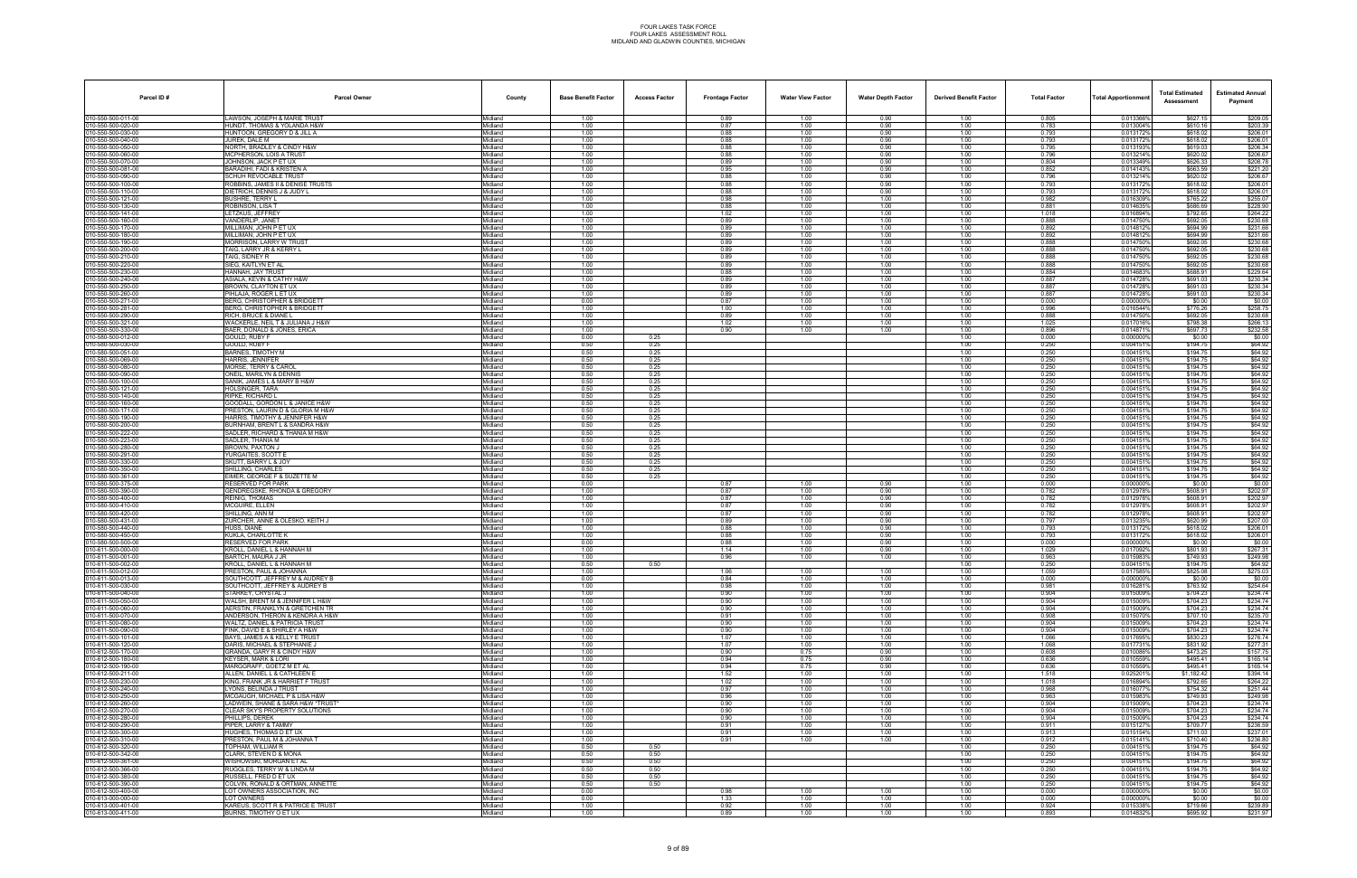FOUR LAKES TASK FORCE
FOUR LAKES ASSESSMENT ROLL
MIDLAND AND GLADWIN COUNTIES, MICHIGAN

| Parcel ID # | Parcel Owner | County | Base Benefit Factor | Access Factor | Frontage Factor | Water View Factor | Water Depth Factor | Derived Benefit Factor | Total Factor | Total Apportionment | Total Estimated Assessment | Estimated Annual Payment |
|---|---|---|---|---|---|---|---|---|---|---|---|---|
| 010-550-500-011-00 | LAWSON, JOSEPH & MARIE TRUST | Midland | 1.00 | | 0.89 | 1.00 | 0.90 | 1.00 | 0.805 | 0.013366% | $627.15 | $209.05 |
| 010-550-500-020-00 | HUNDT, THOMAS & YOLANDA H&W | Midland | 1.00 | | 0.87 | 1.00 | 0.90 | 1.00 | 0.783 | 0.013004% | $610.16 | $203.39 |
| 010-550-500-030-00 | HUNTOON, GREGORY D & JILL A | Midland | 1.00 | | 0.88 | 1.00 | 0.90 | 1.00 | 0.793 | 0.013172% | $618.02 | $206.01 |
| 010-550-500-040-00 | JUREK, DALE M | Midland | 1.00 | | 0.88 | 1.00 | 0.90 | 1.00 | 0.793 | 0.013172% | $618.02 | $206.01 |
| 010-550-500-050-00 | NORTH, BRADLEY & CINDY H&W | Midland | 1.00 | | 0.88 | 1.00 | 0.90 | 1.00 | 0.795 | 0.013193% | $619.03 | $206.34 |
| 010-550-500-060-00 | MCPHERSON, LOIS A TRUST | Midland | 1.00 | | 0.88 | 1.00 | 0.90 | 1.00 | 0.796 | 0.013214% | $620.02 | $206.67 |
| 010-550-500-070-00 | JOHNSON, JACK P ET UX | Midland | 1.00 | | 0.89 | 1.00 | 0.90 | 1.00 | 0.804 | 0.013349% | $626.33 | $208.78 |
| 010-550-500-081-00 | BARADHI, FADI & KRISTEN A | Midland | 1.00 | | 0.95 | 1.00 | 0.90 | 1.00 | 0.852 | 0.014143% | $663.59 | $221.20 |
| 010-550-500-090-00 | SCHUH REVOCABLE TRUST | Midland | 1.00 | | 0.88 | 1.00 | 0.90 | 1.00 | 0.796 | 0.013214% | $620.02 | $206.67 |
| 010-550-500-100-00 | ROBBINS, JAMES II & DENISE TRUSTS | Midland | 1.00 | | 0.88 | 1.00 | 0.90 | 1.00 | 0.793 | 0.013172% | $618.02 | $206.01 |
| 010-550-500-110-00 | DIETRICH, DENNIS J & JUDY L | Midland | 1.00 | | 0.88 | 1.00 | 0.90 | 1.00 | 0.793 | 0.013172% | $618.02 | $206.01 |
| 010-550-500-121-00 | BUSHRE, TERRY L | Midland | 1.00 | | 0.98 | 1.00 | 1.00 | 1.00 | 0.982 | 0.016309% | $765.22 | $255.07 |
| 010-550-500-130-00 | ROBINSON, LISA T | Midland | 1.00 | | 0.88 | 1.00 | 1.00 | 1.00 | 0.881 | 0.014635% | $686.69 | $228.90 |
| 010-550-500-141-00 | LETZKUS, JEFFREY | Midland | 1.00 | | 1.02 | 1.00 | 1.00 | 1.00 | 1.018 | 0.016894% | $792.65 | $264.22 |
| 010-550-500-160-00 | VANDERLIP, JANET | Midland | 1.00 | | 0.89 | 1.00 | 1.00 | 1.00 | 0.888 | 0.014750% | $692.05 | $230.68 |
| 010-550-500-170-00 | MILLIMAN, JOHN P ET UX | Midland | 1.00 | | 0.89 | 1.00 | 1.00 | 1.00 | 0.892 | 0.014812% | $694.99 | $231.66 |
| 010-550-500-180-00 | MILLIMAN, JOHN P ET UX | Midland | 1.00 | | 0.89 | 1.00 | 1.00 | 1.00 | 0.892 | 0.014812% | $694.99 | $231.66 |
| 010-550-500-190-00 | MORRISON, LARRY W TRUST | Midland | 1.00 | | 0.89 | 1.00 | 1.00 | 1.00 | 0.888 | 0.014750% | $692.05 | $230.68 |
| 010-550-500-200-00 | TAIG, LARRY JR & KERRY L | Midland | 1.00 | | 0.89 | 1.00 | 1.00 | 1.00 | 0.888 | 0.014750% | $692.05 | $230.68 |
| 010-550-500-210-00 | TAIG, SIDNEY R | Midland | 1.00 | | 0.89 | 1.00 | 1.00 | 1.00 | 0.888 | 0.014750% | $692.05 | $230.68 |
| 010-550-500-220-00 | SIEG, KAITLYN ET AL | Midland | 1.00 | | 0.89 | 1.00 | 1.00 | 1.00 | 0.888 | 0.014750% | $692.05 | $230.68 |
| 010-550-500-230-00 | HANNAH, JAY TRUST | Midland | 1.00 | | 0.88 | 1.00 | 1.00 | 1.00 | 0.884 | 0.014683% | $688.91 | $229.64 |
| 010-550-500-240-00 | ASIALA, KEVIN & CATHY H&W | Midland | 1.00 | | 0.89 | 1.00 | 1.00 | 1.00 | 0.887 | 0.014728% | $691.03 | $230.34 |
| 010-550-500-250-00 | BROWN, CLAYTON ET UX | Midland | 1.00 | | 0.89 | 1.00 | 1.00 | 1.00 | 0.887 | 0.014728% | $691.03 | $230.34 |
| 010-550-500-260-00 | PIHLAJA, ROGER L ET UX | Midland | 1.00 | | 0.89 | 1.00 | 1.00 | 1.00 | 0.887 | 0.014728% | $691.03 | $230.34 |
| 010-550-500-271-00 | BERG, CHRISTOPHER & BRIDGETT | Midland | 0.00 | | 0.87 | 1.00 | 1.00 | 1.00 | 0.000 | 0.000000% | $0.00 | $0.00 |
| 010-550-500-281-00 | BERG, CHRISTOPHER & BRIDGETT | Midland | 1.00 | | 1.00 | 1.00 | 1.00 | 1.00 | 0.996 | 0.016544% | $776.26 | $258.75 |
| 010-550-500-290-00 | RICH, BRUCE & DIANE L | Midland | 1.00 | | 0.89 | 1.00 | 1.00 | 1.00 | 0.888 | 0.014750% | $692.05 | $230.68 |
| 010-550-500-321-00 | WACKERLE, NEIL T & JULIANA J H&W | Midland | 1.00 | | 1.02 | 1.00 | 1.00 | 1.00 | 1.025 | 0.017016% | $798.38 | $266.13 |
| 010-550-500-330-00 | BAER, DONALD & JONES, ERICA | Midland | 1.00 | | 0.90 | 1.00 | 1.00 | 1.00 | 0.896 | 0.014871% | $697.73 | $232.58 |
| 010-580-500-012-00 | GOULD, RUBY F | Midland | 0.00 | 0.25 | | | | 1.00 | 0.000 | 0.000000% | $0.00 | $0.00 |
| 010-580-500-030-00 | GOULD, RUBY F | Midland | 0.50 | 0.25 | | | | 1.00 | 0.250 | 0.004151% | $194.75 | $64.92 |
| 010-580-500-051-00 | BARNES, TIMOTHY M | Midland | 0.50 | 0.25 | | | | 1.00 | 0.250 | 0.004151% | $194.75 | $64.92 |
| 010-580-500-069-00 | HARRIS, JENNIFER | Midland | 0.50 | 0.25 | | | | 1.00 | 0.250 | 0.004151% | $194.75 | $64.92 |
| 010-580-500-080-00 | MORSE, TERRY & CAROL | Midland | 0.50 | 0.25 | | | | 1.00 | 0.250 | 0.004151% | $194.75 | $64.92 |
| 010-580-500-090-00 | ONEIL, MARILYN & DENNIS | Midland | 0.50 | 0.25 | | | | 1.00 | 0.250 | 0.004151% | $194.75 | $64.92 |
| 010-580-500-100-00 | SANIK, JAMES L & MARY B H&W | Midland | 0.50 | 0.25 | | | | 1.00 | 0.250 | 0.004151% | $194.75 | $64.92 |
| 010-580-500-121-00 | HOLSINGER, TARA | Midland | 0.50 | 0.25 | | | | 1.00 | 0.250 | 0.004151% | $194.75 | $64.92 |
| 010-580-500-140-00 | RIPKE, RICHARD L | Midland | 0.50 | 0.25 | | | | 1.00 | 0.250 | 0.004151% | $194.75 | $64.92 |
| 010-580-500-160-00 | GOODALL, GORDON L & JANICE H&W | Midland | 0.50 | 0.25 | | | | 1.00 | 0.250 | 0.004151% | $194.75 | $64.92 |
| 010-580-500-171-00 | PRESTON, LAURIN D & GLORIA M H&W | Midland | 0.50 | 0.25 | | | | 1.00 | 0.250 | 0.004151% | $194.75 | $64.92 |
| 010-580-500-190-00 | HARRIS, TIMOTHY & JENNIFER H&W | Midland | 0.50 | 0.25 | | | | 1.00 | 0.250 | 0.004151% | $194.75 | $64.92 |
| 010-580-500-200-00 | BURNHAM, BRENT L & SANDRA H&W | Midland | 0.50 | 0.25 | | | | 1.00 | 0.250 | 0.004151% | $194.75 | $64.92 |
| 010-580-500-222-00 | SADLER, RICHARD & THANIA M H&W | Midland | 0.50 | 0.25 | | | | 1.00 | 0.250 | 0.004151% | $194.75 | $64.92 |
| 010-580-500-225-00 | SADLER, THANIA M | Midland | 0.50 | 0.25 | | | | 1.00 | 0.250 | 0.004151% | $194.75 | $64.92 |
| 010-580-500-280-00 | BROWN, PAXTON J | Midland | 0.50 | 0.25 | | | | 1.00 | 0.250 | 0.004151% | $194.75 | $64.92 |
| 010-580-500-291-00 | YURGAITES, SCOTT E | Midland | 0.50 | 0.25 | | | | 1.00 | 0.250 | 0.004151% | $194.75 | $64.92 |
| 010-580-500-330-00 | SKUTT, BARRY L & JOY | Midland | 0.50 | 0.25 | | | | 1.00 | 0.250 | 0.004151% | $194.75 | $64.92 |
| 010-580-500-350-00 | SHILLING, CHARLES | Midland | 0.50 | 0.25 | | | | 1.00 | 0.250 | 0.004151% | $194.75 | $64.92 |
| 010-580-500-361-00 | EIMER, GEORGE F & SUZETTE M | Midland | 0.50 | 0.25 | | | | 1.00 | 0.250 | 0.004151% | $194.75 | $64.92 |
| 010-580-500-375-00 | RESERVED FOR PARK | Midland | 0.00 | | 0.87 | 1.00 | 0.90 | 1.00 | 0.000 | 0.000000% | $0.00 | $0.00 |
| 010-580-500-390-00 | GIERDREGSKE, RHONDA & GREGORY | Midland | 1.00 | | 0.87 | 1.00 | 0.90 | 1.00 | 0.782 | 0.012978% | $608.91 | $202.97 |
| 010-580-500-400-00 | REINIG, THOMAS | Midland | 1.00 | | 0.87 | 1.00 | 0.90 | 1.00 | 0.782 | 0.012978% | $608.91 | $202.97 |
| 010-580-500-410-00 | MCGUIRE, ELLEN | Midland | 1.00 | | 0.87 | 1.00 | 0.90 | 1.00 | 0.782 | 0.012978% | $608.91 | $202.97 |
| 010-580-500-420-00 | SHILLING, ANN M | Midland | 1.00 | | 0.87 | 1.00 | 0.90 | 1.00 | 0.782 | 0.012978% | $608.91 | $202.97 |
| 010-580-500-431-00 | ZURCHER, ANNE & OLESKO, KEITH J | Midland | 1.00 | | 0.89 | 1.00 | 0.90 | 1.00 | 0.797 | 0.013235% | $620.99 | $207.00 |
| 010-580-500-440-00 | HUSS, DIANE | Midland | 1.00 | | 0.88 | 1.00 | 0.90 | 1.00 | 0.793 | 0.013172% | $618.02 | $206.01 |
| 010-580-500-450-00 | KUKLA, CHARLOTTE K | Midland | 1.00 | | 0.88 | 1.00 | 0.90 | 1.00 | 0.793 | 0.013172% | $618.02 | $206.01 |
| 010-580-500-500-00 | RESERVED FOR PARK | Midland | 0.00 | | 0.88 | 1.00 | 0.90 | 1.00 | 0.000 | 0.000000% | $0.00 | $0.00 |
| 010-611-500-000-00 | KROLL, DANIEL L & HANNAH M | Midland | 1.00 | | 1.14 | 1.00 | 0.90 | 1.00 | 1.029 | 0.017092% | $801.93 | $267.31 |
| 010-611-500-001-00 | BARTCH, MAURA J JR | Midland | 1.00 | | 0.96 | 1.00 | 1.00 | 1.00 | 0.963 | 0.015983% | $749.93 | $249.98 |
| 010-611-500-002-00 | KROLL, DANIEL L & HANNAH M | Midland | 0.50 | 0.50 | | | | 1.00 | 0.250 | 0.004151% | $194.75 | $64.92 |
| 010-611-500-012-00 | PRESTON, PAUL & JOHANNA | Midland | 1.00 | | 1.06 | 1.00 | 1.00 | 1.00 | 1.059 | 0.017585% | $825.08 | $275.03 |
| 010-611-500-013-00 | SOUTHCOTT, JEFFREY M & AUDREY B | Midland | 0.00 | | 0.84 | 1.00 | 1.00 | 1.00 | 0.000 | 0.000000% | $0.00 | $0.00 |
| 010-611-500-030-00 | SOUTHCOTT, JEFFREY & AUDREY B | Midland | 1.00 | | 0.98 | 1.00 | 1.00 | 1.00 | 0.981 | 0.016281% | $763.92 | $254.64 |
| 010-611-500-040-00 | STARKEY, CRYSTAL J | Midland | 1.00 | | 0.90 | 1.00 | 1.00 | 1.00 | 0.904 | 0.015009% | $704.23 | $234.74 |
| 010-611-500-050-00 | WALSH, BRENT M & JENNIFER L H&W | Midland | 1.00 | | 0.90 | 1.00 | 1.00 | 1.00 | 0.904 | 0.015009% | $704.23 | $234.74 |
| 010-611-500-060-00 | AERSTIN, FRANKLYN & GRETCHEN TR | Midland | 1.00 | | 0.90 | 1.00 | 1.00 | 1.00 | 0.904 | 0.015009% | $704.23 | $234.74 |
| 010-611-500-070-00 | ANDERSON, THERON & KENDRA A H&W | Midland | 1.00 | | 0.91 | 1.00 | 1.00 | 1.00 | 0.908 | 0.015070% | $707.10 | $235.70 |
| 010-611-500-080-00 | WALTZ, DANIEL & PATRICIA TRUST | Midland | 1.00 | | 0.90 | 1.00 | 1.00 | 1.00 | 0.904 | 0.015009% | $704.23 | $234.74 |
| 010-611-500-090-00 | FINK, DAVID E & SHIRLEY A H&W | Midland | 1.00 | | 0.90 | 1.00 | 1.00 | 1.00 | 0.904 | 0.015009% | $704.23 | $234.74 |
| 010-611-500-101-00 | BAYS, JAMES A & KELLY E TRUST | Midland | 1.00 | | 1.07 | 1.00 | 1.00 | 1.00 | 1.066 | 0.017695% | $830.23 | $276.74 |
| 010-611-500-120-00 | DARIS, MICHAEL & STEPHANIE J | Midland | 1.00 | | 1.07 | 1.00 | 1.00 | 1.00 | 1.068 | 0.017731% | $831.92 | $277.31 |
| 010-612-500-170-00 | GRANDA, GARY R & CINDY H&W | Midland | 1.00 | | 0.90 | 0.75 | 0.90 | 1.00 | 0.608 | 0.010086% | $473.25 | $157.75 |
| 010-612-500-180-00 | KEYSER, MARK & LORI | Midland | 1.00 | | 0.94 | 0.75 | 0.90 | 1.00 | 0.636 | 0.010559% | $495.41 | $165.14 |
| 010-612-500-190-00 | MARGGRAFF, GOETZ M ET AL | Midland | 1.00 | | 0.94 | 0.75 | 0.90 | 1.00 | 0.636 | 0.010559% | $495.41 | $165.14 |
| 010-612-500-211-00 | ALLEN, DANIEL L & CATHLEEN E | Midland | 1.00 | | 1.52 | 1.00 | 1.00 | 1.00 | 1.518 | 0.025201% | $1,182.42 | $394.14 |
| 010-612-500-230-00 | KING, FRANK JR & HARRIET F TRUST | Midland | 1.00 | | 1.02 | 1.00 | 1.00 | 1.00 | 1.018 | 0.016894% | $792.65 | $264.22 |
| 010-612-500-240-00 | LYONS, BELINDA J TRUST | Midland | 1.00 | | 0.97 | 1.00 | 1.00 | 1.00 | 0.968 | 0.016077% | $754.32 | $251.44 |
| 010-612-500-250-00 | MCGAUGH, MICHAEL P & LISA H&W | Midland | 1.00 | | 0.96 | 1.00 | 1.00 | 1.00 | 0.963 | 0.015983% | $749.93 | $249.98 |
| 010-612-500-260-00 | LADWEIN, SHANE & SARA H&W *TRUST* | Midland | 1.00 | | 0.90 | 1.00 | 1.00 | 1.00 | 0.904 | 0.015009% | $704.23 | $234.74 |
| 010-612-500-270-00 | CLEAR SKYS PROPERTY SOLUTIONS | Midland | 1.00 | | 0.90 | 1.00 | 1.00 | 1.00 | 0.904 | 0.015009% | $704.23 | $234.74 |
| 010-612-500-280-00 | PHILLIPS, DEREK | Midland | 1.00 | | 0.90 | 1.00 | 1.00 | 1.00 | 0.904 | 0.015009% | $704.23 | $234.74 |
| 010-612-500-290-00 | PIPER, LARRY & TAMMY | Midland | 1.00 | | 0.91 | 1.00 | 1.00 | 1.00 | 0.911 | 0.015127% | $709.77 | $236.59 |
| 010-612-500-300-00 | HUGHES, THOMAS D ET UX | Midland | 1.00 | | 0.91 | 1.00 | 1.00 | 1.00 | 0.913 | 0.015154% | $711.03 | $237.01 |
| 010-612-500-310-00 | PRESTON, PAUL M & JOHANNA T | Midland | 1.00 | | 0.91 | 1.00 | 1.00 | 1.00 | 0.912 | 0.015141% | $710.40 | $236.80 |
| 010-612-500-320-00 | TOPHAM, WILLIAM R | Midland | 0.50 | 0.50 | | | | 1.00 | 0.250 | 0.004151% | $194.75 | $64.92 |
| 010-612-500-342-00 | CLARK, STEVEN D & MONA | Midland | 0.50 | 0.50 | | | | 1.00 | 0.250 | 0.004151% | $194.75 | $64.92 |
| 010-612-500-361-00 | WISHOWSKI, MORGAN ET AL | Midland | 0.50 | 0.50 | | | | 1.00 | 0.250 | 0.004151% | $194.75 | $64.92 |
| 010-612-500-366-00 | RUGGLES, TERRY W & LINDA M | Midland | 0.50 | 0.50 | | | | 1.00 | 0.250 | 0.004151% | $194.75 | $64.92 |
| 010-612-500-380-00 | RUSSELL, FRED D ET UX | Midland | 0.50 | 0.50 | | | | 1.00 | 0.250 | 0.004151% | $194.75 | $64.92 |
| 010-612-500-390-00 | COLVIN, RONALD & ORTMAN, ANNETTE | Midland | 0.50 | 0.50 | | | | 1.00 | 0.250 | 0.004151% | $194.75 | $64.92 |
| 010-612-500-400-00 | LOT OWNERS ASSOCIATION, INC | Midland | 0.00 | | 0.98 | 1.00 | 1.00 | 1.00 | 0.000 | 0.000000% | $0.00 | $0.00 |
| 010-613-000-000-00 | LOT OWNERS | Midland | 0.00 | | 1.33 | 1.00 | 1.00 | 1.00 | 0.000 | 0.000000% | $0.00 | $0.00 |
| 010-613-000-401-00 | KAREUS, SCOTT R & PATRICE E TRUST | Midland | 1.00 | | 0.92 | 1.00 | 1.00 | 1.00 | 0.924 | 0.015338% | $719.66 | $239.89 |
| 010-613-000-411-00 | BURNS, TIMOTHY G ET UX | Midland | 1.00 | | 0.89 | 1.00 | 1.00 | 1.00 | 0.893 | 0.014832% | $695.92 | $231.97 |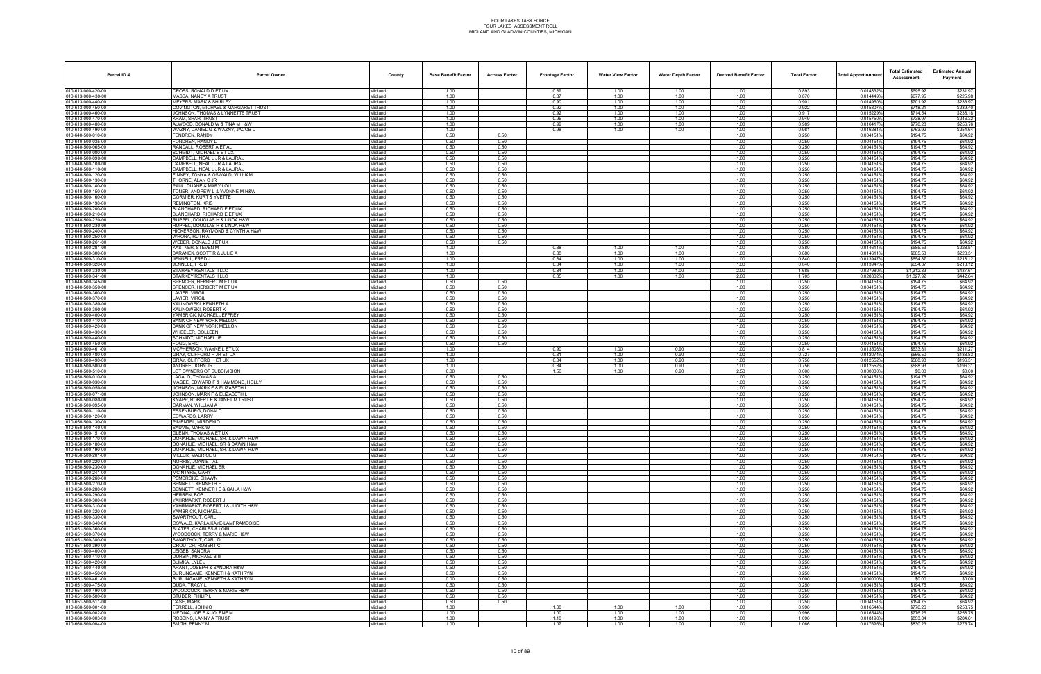# FOUR LAKES TASK FORCE
## FOUR LAKES ASSESSMENT ROLL
### MIDLAND AND GLADWIN COUNTIES, MICHIGAN

| Parcel ID # | Parcel Owner | County | Base Benefit Factor | Access Factor | Frontage Factor | Water View Factor | Water Depth Factor | Derived Benefit Factor | Total Factor | Total Apportionment | Total Estimated Assessment | Estimated Annual Payment |
|---|---|---|---|---|---|---|---|---|---|---|---|---|
| 010-613-000-420-00 | CROSS, RONALD D ET UX | Midland | 1.00 | | 0.89 | 1.00 | 1.00 | 1.00 | 0.893 | 0.014832% | $695.92 | $231.97 |
| 010-613-000-430-00 | MASSA, NANCY A TRUST | Midland | 1.00 | | 0.87 | 1.00 | 1.00 | 1.00 | 0.870 | 0.014449% | $677.95 | $225.98 |
| 010-613-000-440-00 | MEYERS, MARK & SHIRLEY | Midland | 1.00 | | 0.90 | 1.00 | 1.00 | 1.00 | 0.901 | 0.014960% | $701.92 | $233.97 |
| 010-613-000-450-00 | COVINGTON, MICHAEL & MARGARET TRUST | Midland | 1.00 | | 0.92 | 1.00 | 1.00 | 1.00 | 0.922 | 0.015307% | $718.21 | $239.40 |
| 010-613-000-460-00 | JOHNSON, THOMAS & LYNNETTE TRUST | Midland | 1.00 | | 0.92 | 1.00 | 1.00 | 1.00 | 0.917 | 0.015229% | $714.54 | $238.18 |
| 010-613-000-470-00 | KRAM, SHARI TRUST | Midland | 1.00 | | 0.95 | 1.00 | 1.00 | 1.00 | 0.949 | 0.015750% | $738.97 | $246.32 |
| 010-613-000-480-00 | ALWOOD, DONALD W & TINA M H&W | Midland | 1.00 | | 0.99 | 1.00 | 1.00 | 1.00 | 0.989 | 0.016417% | $770.28 | $256.76 |
| 010-613-000-490-00 | WAZNY, DANIEL G & WAZNY, JACOB D | Midland | 1.00 | | 0.98 | 1.00 | 1.00 | 1.00 | 0.981 | 0.016281% | $763.92 | $254.64 |
| 010-640-500-010-00 | FONDREN, RANDY | Midland | 0.50 | 0.50 | | | | 1.00 | 0.250 | 0.004151% | $194.75 | $64.92 |
| 010-640-500-035-00 | FONDREN, RANDY L | Midland | 0.50 | 0.50 | | | | 1.00 | 0.250 | 0.004151% | $194.75 | $64.92 |
| 010-640-500-065-00 | RANDALL, ROBERT A ET AL | Midland | 0.50 | 0.50 | | | | 1.00 | 0.250 | 0.004151% | $194.75 | $64.92 |
| 010-640-500-080-00 | SCHMIDT, MICHAEL S ET UX | Midland | 0.50 | 0.50 | | | | 1.00 | 0.250 | 0.004151% | $194.75 | $64.92 |
| 010-640-500-090-00 | CAMPBELL, NEAL L JR & LAURA J | Midland | 0.50 | 0.50 | | | | 1.00 | 0.250 | 0.004151% | $194.75 | $64.92 |
| 010-640-500-100-00 | CAMPBELL, NEAL L JR & LAURA J | Midland | 0.50 | 0.50 | | | | 1.00 | 0.250 | 0.004151% | $194.75 | $64.92 |
| 010-640-500-110-00 | CAMPBELL, NEAL L JR & LAURA J | Midland | 0.50 | 0.50 | | | | 1.00 | 0.250 | 0.004151% | $194.75 | $64.92 |
| 010-640-500-120-00 | FINNEY, TONYA & OSWALD, WILLIAM | Midland | 0.50 | 0.50 | | | | 1.00 | 0.250 | 0.004151% | $194.75 | $64.92 |
| 010-640-500-130-00 | THORNE, ALAN C JR | Midland | 0.50 | 0.50 | | | | 1.00 | 0.250 | 0.004151% | $194.75 | $64.92 |
| 010-640-500-140-00 | PAUL, DUANE & MARY LOU | Midland | 0.50 | 0.50 | | | | 1.00 | 0.250 | 0.004151% | $194.75 | $64.92 |
| 010-640-500-150-00 | TONER, ANDREW L & YVONNE M H&W | Midland | 0.50 | 0.50 | | | | 1.00 | 0.250 | 0.004151% | $194.75 | $64.92 |
| 010-640-500-160-00 | CORMIER, KURT & YVETTE | Midland | 0.50 | 0.50 | | | | 1.00 | 0.250 | 0.004151% | $194.75 | $64.92 |
| 010-640-500-190-00 | REMINGTON, KRIS | Midland | 0.50 | 0.50 | | | | 1.00 | 0.250 | 0.004151% | $194.75 | $64.92 |
| 010-640-500-200-00 | BLANCHARD, RICHARD E ET UX | Midland | 0.50 | 0.50 | | | | 1.00 | 0.250 | 0.004151% | $194.75 | $64.92 |
| 010-640-500-210-00 | BLANCHARD, RICHARD E ET UX | Midland | 0.50 | 0.50 | | | | 1.00 | 0.250 | 0.004151% | $194.75 | $64.92 |
| 010-640-500-220-00 | RUPPEL, DOUGLAS H & LINDA H&W | Midland | 0.50 | 0.50 | | | | 1.00 | 0.250 | 0.004151% | $194.75 | $64.92 |
| 010-640-500-230-00 | RUPPEL, DOUGLAS H & LINDA H&W | Midland | 0.50 | 0.50 | | | | 1.00 | 0.250 | 0.004151% | $194.75 | $64.92 |
| 010-640-500-240-00 | HICKERSON, RAYMOND & CYNTHIA H&W | Midland | 0.50 | 0.50 | | | | 1.00 | 0.250 | 0.004151% | $194.75 | $64.92 |
| 010-640-500-250-00 | WRONA, RUTH A | Midland | 0.50 | 0.50 | | | | 1.00 | 0.250 | 0.004151% | $194.75 | $64.92 |
| 010-640-500-261-00 | WEBER, DONALD J ET UX | Midland | 0.50 | 0.50 | | | | 1.00 | 0.250 | 0.004151% | $194.75 | $64.92 |
| 010-640-500-281-00 | KASTNER, STEVEN M | Midland | 1.00 | | 0.88 | 1.00 | 1.00 | 1.00 | 0.880 | 0.014611% | $685.53 | $228.51 |
| 010-640-500-300-00 | BARANEK, SCOTT R & JULIE A | Midland | 1.00 | | 0.88 | 1.00 | 1.00 | 1.00 | 0.880 | 0.014611% | $685.53 | $228.51 |
| 010-640-500-310-00 | JENNELL, FRED J | Midland | 1.00 | | 0.84 | 1.00 | 1.00 | 1.00 | 0.840 | 0.013947% | $654.37 | $218.12 |
| 010-640-500-320-00 | JENNELL, FRED | Midland | 1.00 | | 0.84 | 1.00 | 1.00 | 1.00 | 0.840 | 0.013947% | $654.37 | $218.12 |
| 010-640-500-330-00 | STARKEY RENTALS II LLC | Midland | 1.00 | | 0.84 | 1.00 | 1.00 | 2.00 | 1.685 | 0.027980% | $1,312.83 | $437.61 |
| 010-640-500-341-00 | STARKEY RENTALS II LLC | Midland | 1.00 | | 0.85 | 1.00 | 1.00 | 2.00 | 1.705 | 0.028302% | $1,327.92 | $442.64 |
| 010-640-500-345-00 | SPENCER, HERBERT M ET UX | Midland | 0.50 | 0.50 | | | | 1.00 | 0.250 | 0.004151% | $194.75 | $64.92 |
| 010-640-500-350-00 | SPENCER, HERBERT M ET UX | Midland | 0.50 | 0.50 | | | | 1.00 | 0.250 | 0.004151% | $194.75 | $64.92 |
| 010-640-500-360-00 | LAVIER, VIRGIL | Midland | 0.50 | 0.50 | | | | 1.00 | 0.250 | 0.004151% | $194.75 | $64.92 |
| 010-640-500-370-00 | LAVIER, VIRGIL | Midland | 0.50 | 0.50 | | | | 1.00 | 0.250 | 0.004151% | $194.75 | $64.92 |
| 010-640-500-380-00 | KALINOWSKI, KENNETH A | Midland | 0.50 | 0.50 | | | | 1.00 | 0.250 | 0.004151% | $194.75 | $64.92 |
| 010-640-500-390-00 | KALINOWSKI, ROBERT K | Midland | 0.50 | 0.50 | | | | 1.00 | 0.250 | 0.004151% | $194.75 | $64.92 |
| 010-640-500-400-00 | YAMBRICK, MICHAEL JEFFREY | Midland | 0.50 | 0.50 | | | | 1.00 | 0.250 | 0.004151% | $194.75 | $64.92 |
| 010-640-500-410-00 | BANK OF NEW YORK MELLON | Midland | 0.50 | 0.50 | | | | 1.00 | 0.250 | 0.004151% | $194.75 | $64.92 |
| 010-640-500-420-00 | BANK OF NEW YORK MELLON | Midland | 0.50 | 0.50 | | | | 1.00 | 0.250 | 0.004151% | $194.75 | $64.92 |
| 010-640-500-430-00 | WHEELER, COLLEEN | Midland | 0.50 | 0.50 | | | | 1.00 | 0.250 | 0.004151% | $194.75 | $64.92 |
| 010-640-500-440-00 | SCHMIDT, MICHAEL JR | Midland | 0.50 | 0.50 | | | | 1.00 | 0.250 | 0.004151% | $194.75 | $64.92 |
| 010-640-500-450-00 | FOGG, ERIC | Midland | 0.50 | 0.50 | | | | 1.00 | 0.250 | 0.004151% | $194.75 | $64.92 |
| 010-640-500-461-00 | MCPHERSON, WAYNE L ET UX | Midland | 1.00 | | 0.90 | 1.00 | 0.90 | 1.00 | 0.814 | 0.013508% | $633.81 | $211.27 |
| 010-640-500-480-00 | GRAY, CLIFFORD H JR ET UX | Midland | 1.00 | | 0.81 | 1.00 | 0.90 | 1.00 | 0.727 | 0.012074% | $566.50 | $188.83 |
| 010-640-500-490-00 | GRAY, CLIFFORD H ET UX | Midland | 1.00 | | 0.84 | 1.00 | 0.90 | 1.00 | 0.756 | 0.012552% | $588.93 | $196.31 |
| 010-640-500-500-00 | ANDREE, JOHN JR | Midland | 1.00 | | 0.84 | 1.00 | 0.90 | 1.00 | 0.756 | 0.012552% | $588.93 | $196.31 |
| 010-640-500-510-00 | LOT OWNERS OF SUBDIVISION | Midland | 0.00 | | 1.56 | 1.00 | 0.90 | 2.50 | 0.000 | 0.000000% | $0.00 | $0.00 |
| 010-650-500-010-00 | LAGALO, THOMAS A | Midland | 0.50 | 0.50 | | | | 1.00 | 0.250 | 0.004151% | $194.75 | $64.92 |
| 010-650-500-030-00 | MAGEE, EDWARD F & HAMMOND, HOLLY | Midland | 0.50 | 0.50 | | | | 1.00 | 0.250 | 0.004151% | $194.75 | $64.92 |
| 010-650-500-050-00 | JOHNSON, MARK F & ELIZABETH L | Midland | 0.50 | 0.50 | | | | 1.00 | 0.250 | 0.004151% | $194.75 | $64.92 |
| 010-650-500-071-00 | JOHNSON, MARK F & ELIZABETH L | Midland | 0.50 | 0.50 | | | | 1.00 | 0.250 | 0.004151% | $194.75 | $64.92 |
| 010-650-500-080-00 | KNAPP, ROBERT E & JANET M TRUST | Midland | 0.50 | 0.50 | | | | 1.00 | 0.250 | 0.004151% | $194.75 | $64.92 |
| 010-650-500-095-00 | CARMAN, WILLIAM A | Midland | 0.50 | 0.50 | | | | 1.00 | 0.250 | 0.004151% | $194.75 | $64.92 |
| 010-650-500-110-00 | ESSENBURG, DONALD | Midland | 0.50 | 0.50 | | | | 1.00 | 0.250 | 0.004151% | $194.75 | $64.92 |
| 010-650-500-120-00 | EDWARDS, LARRY | Midland | 0.50 | 0.50 | | | | 1.00 | 0.250 | 0.004151% | $194.75 | $64.92 |
| 010-650-500-130-00 | PIMENTEL, MIRDENIO | Midland | 0.50 | 0.50 | | | | 1.00 | 0.250 | 0.004151% | $194.75 | $64.92 |
| 010-650-500-140-00 | SAUVIE, MARK W | Midland | 0.50 | 0.50 | | | | 1.00 | 0.250 | 0.004151% | $194.75 | $64.92 |
| 010-650-500-151-00 | GLENN, THOMAS A ET UX | Midland | 0.50 | 0.50 | | | | 1.00 | 0.250 | 0.004151% | $194.75 | $64.92 |
| 010-650-500-170-00 | DONAHUE, MICHAEL, SR. & DAWN H&W | Midland | 0.50 | 0.50 | | | | 1.00 | 0.250 | 0.004151% | $194.75 | $64.92 |
| 010-650-500-180-00 | DONAHUE, MICHAEL, SR & DAWN H&W | Midland | 0.50 | 0.50 | | | | 1.00 | 0.250 | 0.004151% | $194.75 | $64.92 |
| 010-650-500-190-00 | DONAHUE, MICHAEL, SR. & DAWN H&W | Midland | 0.50 | 0.50 | | | | 1.00 | 0.250 | 0.004151% | $194.75 | $64.92 |
| 010-650-500-201-00 | MILLER, MAURICE S | Midland | 0.50 | 0.50 | | | | 1.00 | 0.250 | 0.004151% | $194.75 | $64.92 |
| 010-650-500-220-00 | NORRIS, JOAN ET AL | Midland | 0.50 | 0.50 | | | | 1.00 | 0.250 | 0.004151% | $194.75 | $64.92 |
| 010-650-500-230-00 | DONAHUE, MICHAEL SR | Midland | 0.50 | 0.50 | | | | 1.00 | 0.250 | 0.004151% | $194.75 | $64.92 |
| 010-650-500-241-00 | MCINTYRE, GARY | Midland | 0.50 | 0.50 | | | | 1.00 | 0.250 | 0.004151% | $194.75 | $64.92 |
| 010-650-500-260-00 | PEMBROKE, SHAWN | Midland | 0.50 | 0.50 | | | | 1.00 | 0.250 | 0.004151% | $194.75 | $64.92 |
| 010-650-500-270-00 | BENNETT, KENNETH E | Midland | 0.50 | 0.50 | | | | 1.00 | 0.250 | 0.004151% | $194.75 | $64.92 |
| 010-650-500-280-00 | BENNETT, KENNETH E & GAILA H&W | Midland | 0.50 | 0.50 | | | | 1.00 | 0.250 | 0.004151% | $194.75 | $64.92 |
| 010-650-500-290-00 | HERREN, BOB | Midland | 0.50 | 0.50 | | | | 1.00 | 0.250 | 0.004151% | $194.75 | $64.92 |
| 010-650-500-300-00 | YAHRMARKT, ROBERT J | Midland | 0.50 | 0.50 | | | | 1.00 | 0.250 | 0.004151% | $194.75 | $64.92 |
| 010-650-500-310-00 | YAHRMARKT, ROBERT J & JUDITH H&W | Midland | 0.50 | 0.50 | | | | 1.00 | 0.250 | 0.004151% | $194.75 | $64.92 |
| 010-650-500-320-00 | YAMBRICK, MICHAEL J | Midland | 0.50 | 0.50 | | | | 1.00 | 0.250 | 0.004151% | $194.75 | $64.92 |
| 010-651-500-330-00 | SWARTHOUT, CARL | Midland | 0.50 | 0.50 | | | | 1.00 | 0.250 | 0.004151% | $194.75 | $64.92 |
| 010-651-500-340-00 | OSWALD, KARLA KAYE-LAMFRAMBOISE | Midland | 0.50 | 0.50 | | | | 1.00 | 0.250 | 0.004151% | $194.75 | $64.92 |
| 010-651-500-360-00 | SLATER, CHARLES & LORI | Midland | 0.50 | 0.50 | | | | 1.00 | 0.250 | 0.004151% | $194.75 | $64.92 |
| 010-651-500-370-00 | WOODCOCK, TERRY & MARIE H&W | Midland | 0.50 | 0.50 | | | | 1.00 | 0.250 | 0.004151% | $194.75 | $64.92 |
| 010-651-500-380-00 | SWARTHOUT, CARL O | Midland | 0.50 | 0.50 | | | | 1.00 | 0.250 | 0.004151% | $194.75 | $64.92 |
| 010-651-500-390-00 | CROUTCH, ROBERT C | Midland | 0.50 | 0.50 | | | | 1.00 | 0.250 | 0.004151% | $194.75 | $64.92 |
| 010-651-500-400-00 | LEIGEB, SANDRA | Midland | 0.50 | 0.50 | | | | 1.00 | 0.250 | 0.004151% | $194.75 | $64.92 |
| 010-651-500-410-00 | DURBIN, MICHAEL B III | Midland | 0.50 | 0.50 | | | | 1.00 | 0.250 | 0.004151% | $194.75 | $64.92 |
| 010-651-500-420-00 | BLIMKA, LYLE J | Midland | 0.50 | 0.50 | | | | 1.00 | 0.250 | 0.004151% | $194.75 | $64.92 |
| 010-651-500-440-00 | ARANT, JOSEPH & SANDRA H&W | Midland | 0.50 | 0.50 | | | | 1.00 | 0.250 | 0.004151% | $194.75 | $64.92 |
| 010-651-500-450-00 | BURLINGAME, KENNETH & KATHRYN | Midland | 0.50 | 0.50 | | | | 1.00 | 0.250 | 0.004151% | $194.75 | $64.92 |
| 010-651-500-461-00 | BURLINGAME, KENNETH & KATHRYN | Midland | 0.00 | 0.50 | | | | 1.00 | 0.000 | 0.000000% | $0.00 | $0.00 |
| 010-651-500-475-00 | DUDA, TRACY L | Midland | 0.50 | 0.50 | | | | 1.00 | 0.250 | 0.004151% | $194.75 | $64.92 |
| 010-651-500-490-00 | WOODCOCK, TERRY & MARIE H&W | Midland | 0.50 | 0.50 | | | | 1.00 | 0.250 | 0.004151% | $194.75 | $64.92 |
| 010-651-500-500-00 | STUDER, PHILIP L | Midland | 0.50 | 0.50 | | | | 1.00 | 0.250 | 0.004151% | $194.75 | $64.92 |
| 010-651-500-511-00 | CASE, MARK | Midland | 0.50 | 0.50 | | | | 1.00 | 0.250 | 0.004151% | $194.75 | $64.92 |
| 010-660-500-001-00 | FERRELL, JOHN O | Midland | 1.00 | | 1.00 | 1.00 | 1.00 | 1.00 | 0.996 | 0.016544% | $776.26 | $258.75 |
| 010-660-500-002-00 | MEDINA, JOE F & JOLENE M | Midland | 1.00 | | 1.00 | 1.00 | 1.00 | 1.00 | 0.996 | 0.016544% | $776.26 | $258.75 |
| 010-660-500-003-00 | ROBBINS, LANNY A TRUST | Midland | 1.00 | | 1.10 | 1.00 | 1.00 | 1.00 | 1.096 | 0.018198% | $853.84 | $284.61 |
| 010-660-500-004-00 | SMITH, PENNY M | Midland | 1.00 | | 1.07 | 1.00 | 1.00 | 1.00 | 1.066 | 0.017695% | $830.23 | $276.74 |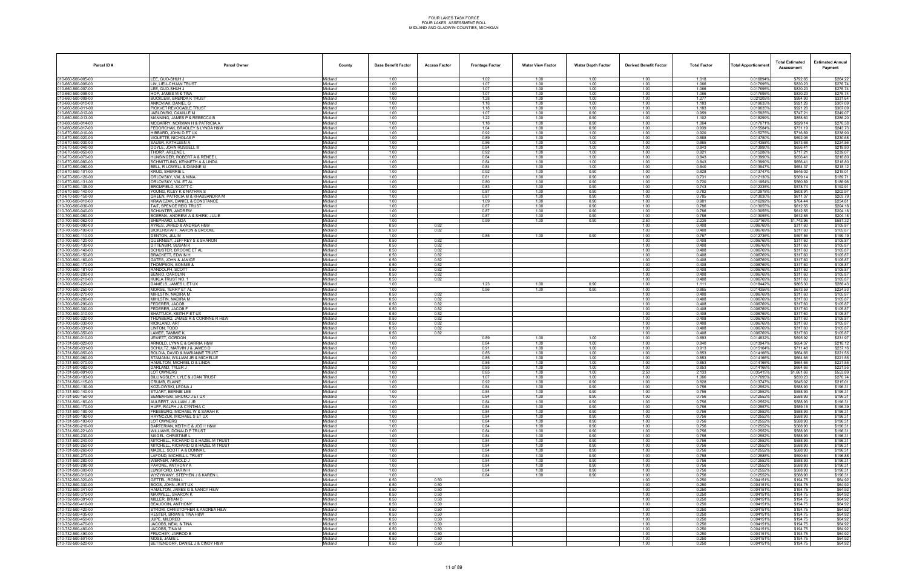# FOUR LAKES TASK FORCE
## FOUR LAKES ASSESSMENT ROLL
## MIDLAND AND GLADWIN COUNTIES, MICHIGAN

| Parcel ID # | Parcel Owner | County | Base Benefit Factor | Access Factor | Frontage Factor | Water View Factor | Water Depth Factor | Derived Benefit Factor | Total Factor | Total Apportionment | Total Estimated Assessment | Estimated Annual Payment |
|---|---|---|---|---|---|---|---|---|---|---|---|---|
| 010-660-500-005-00 | LEE, GUO-SHUH J | Midland | 1.00 | | 1.02 | 1.00 | 1.00 | 1.00 | 1.018 | 0.016894% | $792.65 | $264.22 |
| 010-660-500-006-00 | LIN, LIEU-CHUAN TRUST | Midland | 1.00 | | 1.07 | 1.00 | 1.00 | 1.00 | 1.066 | 0.017695% | $830.23 | $276.74 |
| 010-660-500-007-00 | LEE, GUO-SHUH J | Midland | 1.00 | | 1.07 | 1.00 | 1.00 | 1.00 | 1.066 | 0.017695% | $830.23 | $276.74 |
| 010-660-500-008-00 | HOP, JAMES M & TINA | Midland | 1.00 | | 1.07 | 1.00 | 1.00 | 1.00 | 1.066 | 0.017695% | $830.23 | $276.74 |
| 010-660-500-009-00 | BUCKLEW, BRENDA K TRUST | Midland | 1.00 | | 1.28 | 1.00 | 1.00 | 1.00 | 1.277 | 0.021205% | $994.93 | $331.64 |
| 010-660-500-010-00 | ANKOVIAK, DANIEL G | Midland | 1.00 | | 1.18 | 1.00 | 1.00 | 1.00 | 1.183 | 0.019635% | $921.26 | $307.09 |
| 010-660-500-011-00 | PICKVET REVOCABLE TRUST | Midland | 1.00 | | 1.18 | 1.00 | 1.00 | 1.00 | 1.183 | 0.019635% | $921.26 | $307.09 |
| 010-660-500-012-00 | JABLONSKI, CAMILLE M | Midland | 1.00 | | 1.07 | 1.00 | 0.90 | 1.00 | 0.959 | 0.015925% | $747.21 | $249.07 |
| 010-660-500-013-00 | MANNING, JAMES P & REBECCA B | Midland | 1.00 | | 1.22 | 1.00 | 0.90 | 1.00 | 1.102 | 0.018299% | $858.60 | $286.20 |
| 010-660-500-014-00 | MCGARRY, NORMAN H & PATRICIA A | Midland | 1.00 | | 1.18 | 1.00 | 0.90 | 1.00 | 1.064 | 0.017671% | $829.14 | $276.38 |
| 010-660-500-017-00 | FEDORCHAK, BRADLEY & LYNDA H&W | Midland | 1.00 | | 1.04 | 1.00 | 0.90 | 1.00 | 0.939 | 0.015584% | $731.19 | $243.73 |
| 010-670-500-010-00 | HIBBARD, JOHN D ET UX | Midland | 1.00 | | 0.92 | 1.00 | 1.00 | 1.00 | 0.920 | 0.015275% | $716.69 | $238.90 |
| 010-670-500-020-00 | VIOLETTE, NICHOLAS P | Midland | 1.00 | | 0.89 | 1.00 | 1.00 | 1.00 | 0.888 | 0.014750% | $692.05 | $230.68 |
| 010-670-500-030-00 | SAUER, KATHLEEN A | Midland | 1.00 | | 0.86 | 1.00 | 1.00 | 1.00 | 0.865 | 0.014358% | $673.68 | $224.56 |
| 010-670-500-040-00 | DOYLE, JOHN RUSSELL III | Midland | 1.00 | | 0.84 | 1.00 | 1.00 | 1.00 | 0.843 | 0.013990% | $656.41 | $218.80 |
| 010-670-500-050-00 | THORP, ARLENE L | Midland | 1.00 | | 0.92 | 1.00 | 1.00 | 1.00 | 0.921 | 0.015286% | $717.21 | $239.07 |
| 010-670-500-070-00 | HUNSINGER, ROBERT A & RENEE L | Midland | 1.00 | | 0.84 | 1.00 | 1.00 | 1.00 | 0.843 | 0.013990% | $656.41 | $218.80 |
| 010-670-500-080-00 | SCHMITTLING, KENNETH A & LINDA | Midland | 1.00 | | 0.84 | 1.00 | 1.00 | 1.00 | 0.843 | 0.013990% | $656.41 | $218.80 |
| 010-670-500-090-00 | BELL, R LOWELL & DIANNE M | Midland | 1.00 | | 0.84 | 1.00 | 1.00 | 1.00 | 0.840 | 0.013947% | $654.37 | $218.12 |
| 010-670-500-101-00 | KRUG, SHERRIE L | Midland | 1.00 | | 0.92 | 1.00 | 0.90 | 1.00 | 0.828 | 0.013747% | $645.02 | $215.01 |
| 010-670-500-120-00 | ORLOVSKY, VAL & NINA | Midland | 1.00 | | 0.81 | 1.00 | 0.90 | 1.00 | 0.731 | 0.012130% | $569.14 | $189.71 |
| 010-670-500-131-00 | ORLOVSKY, VAL ET AL | Midland | 1.00 | | 0.80 | 1.00 | 0.90 | 1.00 | 0.720 | 0.011954% | $560.89 | $186.96 |
| 010-670-500-135-00 | BROMFIELD, SCOTT C | Midland | 1.00 | | 0.83 | 1.00 | 0.90 | 1.00 | 0.743 | 0.012335% | $578.74 | $192.91 |
| 010-670-500-140-00 | YOUNG, KILEY K & NATHAN S | Midland | 1.00 | | 0.87 | 1.00 | 0.90 | 1.00 | 0.782 | 0.012978% | $608.91 | $202.97 |
| 010-670-500-150-00 | GREEN, PATRICIA M & KHASSANDRA M | Midland | 1.00 | | 0.87 | 1.00 | 0.90 | 1.00 | 0.785 | 0.013030% | $611.37 | $203.79 |
| 010-700-500-010-00 | KRAWCZAK, DANIEL & CONSTANCE | Midland | 1.00 | | 1.09 | 1.00 | 0.90 | 1.00 | 0.981 | 0.016292% | $764.44 | $254.81 |
| 010-700-500-030-00 | TAIT, SPENCE REID TRUST | Midland | 1.00 | | 0.87 | 1.00 | 0.90 | 1.00 | 0.786 | 0.013055% | $612.55 | $204.18 |
| 010-700-500-040-00 | SCHUNTER, ANDREW | Midland | 1.00 | | 0.87 | 1.00 | 0.90 | 1.00 | 0.786 | 0.013055% | $612.55 | $204.18 |
| 010-700-500-050-00 | BOERMA, ANDREW A & SHIRK, JULIE | Midland | 1.00 | | 0.87 | 1.00 | 0.90 | 1.00 | 0.786 | 0.013055% | $612.55 | $204.18 |
| 010-700-500-062-00 | SHEPHARD, LINDA | Midland | 1.00 | | 0.99 | 1.00 | 0.90 | 2.50 | 2.239 | 0.037169% | $1,743.96 | $581.32 |
| 010-700-500-090-00 | AYRES, JARED & ANDREA H&W | Midland | 0.50 | 0.82 | | | | 1.00 | 0.408 | 0.006769% | $317.60 | $105.87 |
| 010-700-500-100-00 | BICKERSTAFF, AARON & BROOKE | Midland | 0.50 | 0.82 | | | | 1.00 | 0.408 | 0.006769% | $317.60 | $105.87 |
| 010-700-500-110-00 | DENTON, JILL M | Midland | 1.00 | | 0.85 | 1.00 | 0.90 | 1.00 | 0.767 | 0.012736% | $597.56 | $199.19 |
| 010-700-500-120-00 | GUERNSEY, JEFFREY S & SHARON | Midland | 0.50 | 0.82 | | | | 1.00 | 0.408 | 0.006769% | $317.60 | $105.87 |
| 010-700-500-130-00 | DITTENBIR, SUSAN K | Midland | 0.50 | 0.82 | | | | 1.00 | 0.408 | 0.006769% | $317.60 | $105.87 |
| 010-700-500-140-00 | SCHUSTER, BROOKE ET AL | Midland | 0.50 | 0.82 | | | | 1.00 | 0.408 | 0.006769% | $317.60 | $105.87 |
| 010-700-500-150-00 | BRACKETT, EDWIN H | Midland | 0.50 | 0.82 | | | | 1.00 | 0.408 | 0.006769% | $317.60 | $105.87 |
| 010-700-500-160-00 | GATES, JOHN & JANICE | Midland | 0.50 | 0.82 | | | | 1.00 | 0.408 | 0.006769% | $317.60 | $105.87 |
| 010-700-500-170-00 | THOMPSON, BONNIE & | Midland | 0.50 | 0.82 | | | | 1.00 | 0.408 | 0.006769% | $317.60 | $105.87 |
| 010-700-500-181-00 | RANDOLPH, SCOTT | Midland | 0.50 | 0.82 | | | | 1.00 | 0.408 | 0.006769% | $317.60 | $105.87 |
| 010-700-500-200-00 | BENKO, CAROLYN | Midland | 0.50 | 0.82 | | | | 1.00 | 0.408 | 0.006769% | $317.60 | $105.87 |
| 010-700-500-210-00 | KUKLA TRUST NO. 1 | Midland | 0.50 | 0.82 | | | | 1.00 | 0.408 | 0.006769% | $317.60 | $105.87 |
| 010-700-500-220-00 | DANIELS, JAMES L ET UX | Midland | 1.00 | | 1.23 | 1.00 | 0.90 | 1.00 | 1.111 | 0.018442% | $865.30 | $288.43 |
| 010-700-500-250-00 | MORSE, TERRY ET AL | Midland | 1.00 | | 0.96 | 1.00 | 0.90 | 1.00 | 0.865 | 0.014356% | $673.59 | $224.53 |
| 010-700-500-270-00 | MIHLSTIN, NADIRA M | Midland | 0.50 | 0.82 | | | | 1.00 | 0.408 | 0.006769% | $317.60 | $105.87 |
| 010-700-500-280-00 | MIHLSTIN, NADIRA M | Midland | 0.50 | 0.82 | | | | 1.00 | 0.408 | 0.006769% | $317.60 | $105.87 |
| 010-700-500-290-00 | FEDERER, JACOB | Midland | 0.50 | 0.82 | | | | 1.00 | 0.408 | 0.006769% | $317.60 | $105.87 |
| 010-700-500-300-00 | FEDERER, JACOB F | Midland | 0.50 | 0.82 | | | | 1.00 | 0.408 | 0.006769% | $317.60 | $105.87 |
| 010-700-500-310-00 | SHATTUCK, KEITH P ET UX | Midland | 0.50 | 0.82 | | | | 1.00 | 0.408 | 0.006769% | $317.60 | $105.87 |
| 010-700-500-320-00 | THUNBERG, JAMES R & CORINNE R H&W | Midland | 0.50 | 0.82 | | | | 1.00 | 0.408 | 0.006769% | $317.60 | $105.87 |
| 010-700-500-330-00 | KICKLAND, ART | Midland | 0.50 | 0.82 | | | | 1.00 | 0.408 | 0.006769% | $317.60 | $105.87 |
| 010-700-500-331-00 | LINTON, TODD | Midland | 0.50 | 0.82 | | | | 1.00 | 0.408 | 0.006769% | $317.60 | $105.87 |
| 010-700-500-350-00 | LAMEE, TAMMIE K | Midland | 0.50 | 0.82 | | | | 1.00 | 0.408 | 0.006769% | $317.60 | $105.87 |
| 010-731-500-010-00 | JEWETT, GORDON | Midland | 1.00 | | 0.89 | 1.00 | 1.00 | 1.00 | 0.893 | 0.014832% | $695.92 | $231.97 |
| 010-731-500-020-00 | ARNOLD, LYNN E & GARRIA H&W | Midland | 1.00 | | 0.84 | 1.00 | 1.00 | 1.00 | 0.840 | 0.013947% | $654.37 | $218.12 |
| 010-731-500-031-00 | SCHULTZ, MARVIN J & JAMES D | Midland | 1.00 | | 0.91 | 1.00 | 1.00 | 1.00 | 0.913 | 0.015164% | $711.48 | $237.16 |
| 010-731-500-050-00 | BOLDA, DAVID & MARIANNE TRUST | Midland | 1.00 | | 0.85 | 1.00 | 1.00 | 1.00 | 0.853 | 0.014166% | $664.66 | $221.55 |
| 010-731-500-060-00 | STAMANN, WILLIAM JR & MICHELLE | Midland | 1.00 | | 0.85 | 1.00 | 1.00 | 1.00 | 0.853 | 0.014166% | $664.66 | $221.55 |
| 010-731-500-070-00 | HAMILTON, MICHAEL D & LINDA | Midland | 1.00 | | 0.85 | 1.00 | 1.00 | 1.00 | 0.853 | 0.014166% | $664.66 | $221.55 |
| 010-731-500-082-00 | DARLAND, TYLER J | Midland | 1.00 | | 0.85 | 1.00 | 1.00 | 1.00 | 0.853 | 0.014166% | $664.66 | $221.55 |
| 010-731-500-091-00 | LOT OWNERS | Midland | 1.00 | | 0.85 | 1.00 | 1.00 | 2.50 | 2.133 | 0.035415% | $1,661.66 | $553.89 |
| 010-731-500-103-00 | BILLINGSLEY, LYLE & JOAN TRUST | Midland | 1.00 | | 1.07 | 1.00 | 1.00 | 1.00 | 1.066 | 0.017695% | $830.23 | $276.74 |
| 010-731-500-115-00 | CRUMB, ELAINE | Midland | 1.00 | | 0.92 | 1.00 | 0.90 | 1.00 | 0.828 | 0.013747% | $645.02 | $215.01 |
| 010-731-500-130-00 | KOZLOWSKI, LEONA J | Midland | 1.00 | | 0.84 | 1.00 | 0.90 | 1.00 | 0.756 | 0.012552% | $588.93 | $196.31 |
| 010-731-500-140-00 | STUART, BERNIE LEE | Midland | 1.00 | | 0.84 | 1.00 | 0.90 | 1.00 | 0.756 | 0.012552% | $588.93 | $196.31 |
| 010-731-500-150-00 | SEMBARSKI, BRUNO J ET UX | Midland | 1.00 | | 0.84 | 1.00 | 0.90 | 1.00 | 0.756 | 0.012552% | $588.93 | $196.31 |
| 010-731-500-160-00 | AULBERT, WILLIAM J JR | Midland | 1.00 | | 0.84 | 1.00 | 0.90 | 1.00 | 0.756 | 0.012552% | $588.93 | $196.31 |
| 010-731-500-170-00 | HUFF, RALPH J & CYNTHIA C | Midland | 1.00 | | 0.84 | 1.00 | 0.90 | 1.00 | 0.756 | 0.012567% | $589.18 | $196.39 |
| 010-731-500-180-00 | FREEBURG, MICHAEL W & SARAH K | Midland | 1.00 | | 0.84 | 1.00 | 0.90 | 1.00 | 0.756 | 0.012552% | $588.93 | $196.31 |
| 010-731-500-192-00 | HRYNCZUK, MICHAEL S ET UX | Midland | 1.00 | | 0.84 | 1.00 | 0.90 | 1.00 | 0.756 | 0.012552% | $588.93 | $196.31 |
| 010-731-500-193-00 | LOT OWNERS | Midland | 1.00 | | 0.84 | 1.00 | 0.90 | 1.00 | 0.756 | 0.012552% | $588.93 | $196.31 |
| 010-731-500-210-00 | BARTERIAN, KEITH E & JODI I H&W | Midland | 1.00 | | 0.84 | 1.00 | 0.90 | 1.00 | 0.756 | 0.012552% | $588.93 | $196.31 |
| 010-731-500-221-00 | WILLIAMS, DONALD P TRUST | Midland | 1.00 | | 0.84 | 1.00 | 0.90 | 1.00 | 0.756 | 0.012552% | $588.93 | $196.31 |
| 010-731-500-230-00 | MAGEL, CHRISTINE L | Midland | 1.00 | | 0.84 | 1.00 | 0.90 | 1.00 | 0.756 | 0.012552% | $588.93 | $196.31 |
| 010-731-500-240-00 | MITCHELL, RICHARD G & HAZEL M TRUST | Midland | 1.00 | | 0.84 | 1.00 | 0.90 | 1.00 | 0.756 | 0.012552% | $588.93 | $196.31 |
| 010-731-500-250-00 | MITCHELL, RICHARD G & HAZEL M TRUST | Midland | 1.00 | | 0.84 | 1.00 | 0.90 | 1.00 | 0.756 | 0.012552% | $588.93 | $196.31 |
| 010-731-500-260-00 | MADILL, SCOTT A & DONNA L | Midland | 1.00 | | 0.84 | 1.00 | 0.90 | 1.00 | 0.756 | 0.012552% | $588.93 | $196.31 |
| 010-731-500-270-00 | LAFOND, MICHELL L TRUST | Midland | 1.00 | | 0.84 | 1.00 | 0.90 | 1.00 | 0.758 | 0.012588% | $590.64 | $196.88 |
| 010-731-500-280-00 | WERNER, ARNOLD J | Midland | 1.00 | | 0.84 | 1.00 | 0.90 | 1.00 | 0.756 | 0.012552% | $588.93 | $196.31 |
| 010-731-500-290-00 | PAVONE, ANTHONY A | Midland | 1.00 | | 0.84 | 1.00 | 0.90 | 1.00 | 0.756 | 0.012552% | $588.93 | $196.31 |
| 010-731-500-300-00 | LUNSFORD, DARIN H | Midland | 1.00 | | 0.84 | 1.00 | 0.90 | 1.00 | 0.756 | 0.012552% | $588.93 | $196.31 |
| 010-731-500-310-00 | WYZYWANY, STEPHEN J & KAREN L | Midland | 1.00 | | 0.84 | 1.00 | 0.90 | 1.00 | 0.756 | 0.012552% | $588.93 | $196.31 |
| 010-732-500-320-00 | GETTEL, ROBIN L | Midland | 0.50 | 0.50 | | | | 1.00 | 0.250 | 0.004151% | $194.75 | $64.92 |
| 010-732-500-330-00 | BOOS, JOHN JR ET UX | Midland | 0.50 | 0.50 | | | | 1.00 | 0.250 | 0.004151% | $194.75 | $64.92 |
| 010-732-500-341-00 | HAMILTON, JAMES G & NANCY H&W | Midland | 0.50 | 0.50 | | | | 1.00 | 0.250 | 0.004151% | $194.75 | $64.92 |
| 010-732-500-370-00 | MAXWELL, SHARON K | Midland | 0.50 | 0.50 | | | | 1.00 | 0.250 | 0.004151% | $194.75 | $64.92 |
| 010-732-500-391-00 | MILLER, BRIAN C | Midland | 0.50 | 0.50 | | | | 1.00 | 0.250 | 0.004151% | $194.75 | $64.92 |
| 010-732-500-410-00 | BEAUDOIN, ANTHONY | Midland | 0.50 | 0.50 | | | | 1.00 | 0.250 | 0.004151% | $194.75 | $64.92 |
| 010-732-500-420-00 | STROM, CHRISTOPHER & ANDREA H&W | Midland | 0.50 | 0.50 | | | | 1.00 | 0.250 | 0.004151% | $194.75 | $64.92 |
| 010-732-500-435-00 | HESTER, BRIAN & TINA H&W | Midland | 0.50 | 0.50 | | | | 1.00 | 0.250 | 0.004151% | $194.75 | $64.92 |
| 010-732-500-450-00 | JUPE, MILDRED | Midland | 0.50 | 0.50 | | | | 1.00 | 0.250 | 0.004151% | $194.75 | $64.92 |
| 010-732-500-470-00 | JACOBS, NEAL & TINA | Midland | 0.50 | 0.50 | | | | 1.00 | 0.250 | 0.004151% | $194.75 | $64.92 |
| 010-732-500-480-00 | JACOBS, TINA M | Midland | 0.50 | 0.50 | | | | 1.00 | 0.250 | 0.004151% | $194.75 | $64.92 |
| 010-732-500-490-00 | FRUCHEY, JARROD B | Midland | 0.50 | 0.50 | | | | 1.00 | 0.250 | 0.004151% | $194.75 | $64.92 |
| 010-732-500-501-00 | MOSE, JAMIE L | Midland | 0.50 | 0.50 | | | | 1.00 | 0.250 | 0.004151% | $194.75 | $64.92 |
| 010-732-500-520-00 | BETTENDORF, DANIEL J & CINDY H&W | Midland | 0.50 | 0.50 | | | | 1.00 | 0.250 | 0.004151% | $194.75 | $64.92 |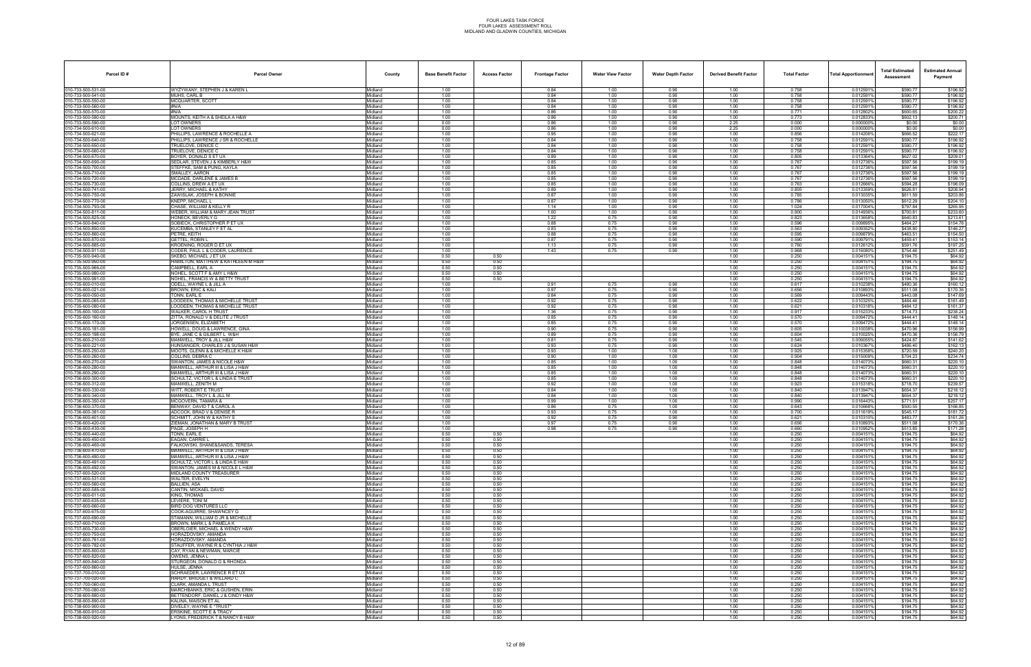FOUR LAKES TASK FORCE
FOUR LAKES ASSESSMENT ROLL
MIDLAND AND GLADWIN COUNTIES, MICHIGAN

| Parcel ID # | Parcel Owner | County | Base Benefit Factor | Access Factor | Frontage Factor | Water View Factor | Water Depth Factor | Derived Benefit Factor | Total Factor | Total Apportionment | Total Estimated Assessment | Estimated Annual Payment |
|---|---|---|---|---|---|---|---|---|---|---|---|---|
| 010-733-500-531-00 | WYZYWANY, STEPHEN J & KAREN L | Midland | 1.00 | | 0.84 | 1.00 | 0.90 | 1.00 | 0.758 | 0.012591% | $590.77 | $196.92 |
| 010-733-500-541-00 | MUHS, CARL B | Midland | 1.00 | | 0.84 | 1.00 | 0.90 | 1.00 | 0.758 | 0.012591% | $590.77 | $196.92 |
| 010-733-500-550-00 | MCQUARTER, SCOTT | Midland | 1.00 | | 0.84 | 1.00 | 0.90 | 1.00 | 0.758 | 0.012591% | $590.77 | $196.92 |
| 010-733-500-560-00 | #N/A | Midland | 1.00 | | 0.84 | 1.00 | 0.90 | 1.00 | 0.758 | 0.012591% | $590.77 | $196.92 |
| 010-733-500-570-00 | #N/A | Midland | 1.00 | | 0.86 | 1.00 | 0.90 | 1.00 | 0.771 | 0.012802% | $600.65 | $200.22 |
| 010-733-500-580-00 | MOUNTS, KEITH A & SHEILA A H&W | Midland | 1.00 | | 0.86 | 1.00 | 0.90 | 1.00 | 0.773 | 0.012833% | $602.13 | $200.71 |
| 010-733-500-590-00 | LOT OWNERS | Midland | 0.00 | | 0.86 | 1.00 | 0.90 | 2.25 | 0.000 | 0.000000% | $0.00 | $0.00 |
| 010-734-500-610-00 | LOT OWNERS | Midland | 0.00 | | 0.86 | 1.00 | 0.90 | 2.25 | 0.000 | 0.000000% | $0.00 | $0.00 |
| 010-734-500-621-00 | PHILLIPS, LAWRENCE & ROCHELLE A | Midland | 1.00 | | 0.95 | 1.00 | 0.90 | 1.00 | 0.856 | 0.014206% | $666.52 | $222.17 |
| 010-734-500-640-00 | PHILLIPS, LAWRENCE J SR & ROCHELLE | Midland | 1.00 | | 0.84 | 1.00 | 0.90 | 1.00 | 0.758 | 0.012591% | $590.77 | $196.92 |
| 010-734-500-650-00 | TRUELOVE, DENICE C | Midland | 1.00 | | 0.84 | 1.00 | 0.90 | 1.00 | 0.758 | 0.012591% | $590.77 | $196.92 |
| 010-734-500-660-00 | TRUELOVE, DENICE C | Midland | 1.00 | | 0.84 | 1.00 | 0.90 | 1.00 | 0.758 | 0.012591% | $590.77 | $196.92 |
| 010-734-500-670-00 | BOYER, DONALD S ET UX | Midland | 1.00 | | 0.89 | 1.00 | 0.90 | 1.00 | 0.805 | 0.013364% | $627.02 | $209.01 |
| 010-734-500-690-00 | SEDLAR, STEVEN J & KIMBERLY H&W | Midland | 1.00 | | 0.85 | 1.00 | 0.90 | 1.00 | 0.767 | 0.012736% | $597.56 | $199.19 |
| 010-734-500-700-00 | STEFFKE, SAM & PUNG, KAYLA | Midland | 1.00 | | 0.85 | 1.00 | 0.90 | 1.00 | 0.767 | 0.012736% | $597.56 | $199.19 |
| 010-734-500-710-00 | SMALLEY, AARON | Midland | 1.00 | | 0.85 | 1.00 | 0.90 | 1.00 | 0.767 | 0.012736% | $597.56 | $199.19 |
| 010-734-500-720-00 | MCDADE, DARLENE & JAMES B | Midland | 1.00 | | 0.85 | 1.00 | 0.90 | 1.00 | 0.767 | 0.012736% | $597.56 | $199.19 |
| 010-734-500-730-00 | COLLINS, DREW A ET UX | Midland | 1.00 | | 0.85 | 1.00 | 0.90 | 1.00 | 0.763 | 0.012666% | $594.28 | $198.09 |
| 010-734-500-741-00 | JERRY, MICHAEL & KATHY | Midland | 1.00 | | 0.89 | 1.00 | 0.90 | 1.00 | 0.805 | 0.013359% | $626.81 | $208.94 |
| 010-734-500-750-00 | ZAWISLAK, JOSEPH & BONNIE | Midland | 1.00 | | 0.87 | 1.00 | 0.90 | 1.00 | 0.785 | 0.013035% | $611.59 | $203.86 |
| 010-734-500-770-00 | KNEPP, MICHAEL L | Midland | 1.00 | | 0.87 | 1.00 | 0.90 | 1.00 | 0.786 | 0.013050% | $612.29 | $204.10 |
| 010-734-500-793-00 | CHASE, WILLIAM & KELLY R | Midland | 1.00 | | 1.14 | 1.00 | 0.90 | 1.00 | 1.024 | 0.017004% | $797.84 | $265.95 |
| 010-734-500-811-00 | WEBER, WILLIAM & MARY JEAN TRUST | Midland | 1.00 | | 1.00 | 1.00 | 0.90 | 1.00 | 0.900 | 0.014936% | $700.81 | $233.60 |
| 010-734-500-825-00 | HONECK, BEVERLY G | Midland | 1.00 | | 1.22 | 0.75 | 0.90 | 1.00 | 0.823 | 0.013658% | $640.83 | $213.61 |
| 010-734-500-840-00 | SOBIECK, CHRISTOPHER P ET UX | Midland | 1.00 | | 0.88 | 0.75 | 0.90 | 1.00 | 0.596 | 0.009895% | $464.27 | $154.76 |
| 010-734-500-850-00 | KUCEMBA, STANLEY F ET AL | Midland | 1.00 | | 0.83 | 0.75 | 0.90 | 1.00 | 0.563 | 0.009352% | $438.80 | $146.27 |
| 010-734-500-860-00 | PETRE, KEITH | Midland | 1.00 | | 0.88 | 0.75 | 0.90 | 1.00 | 0.595 | 0.009879% | $463.51 | $154.50 |
| 010-734-500-870-00 | GETTEL, ROBIN L | Midland | 1.00 | | 0.87 | 0.75 | 0.90 | 1.00 | 0.590 | 0.009791% | $459.41 | $153.14 |
| 010-734-500-885-00 | KROENING, ROGER D ET UX | Midland | 1.00 | | 1.13 | 0.75 | 0.90 | 1.00 | 0.760 | 0.012612% | $591.76 | $197.25 |
| 010-734-500-911-00 | CODER, PAUL L & CODER, LAURENCE | Midland | 1.00 | | 1.43 | 0.75 | 0.90 | 1.00 | 0.968 | 0.016080% | $754.46 | $251.49 |
| 010-735-500-940-00 | SKEBO, MICHAEL J ET UX | Midland | 0.50 | 0.50 | | | | 1.00 | 0.250 | 0.004151% | $194.75 | $64.92 |
| 010-735-500-950-00 | HAMILTON, MATTHEW & KATHLEEN M H&W | Midland | 0.50 | 0.50 | | | | 1.00 | 0.250 | 0.004151% | $194.75 | $64.92 |
| 010-735-500-966-00 | CAMPBELL, EARL A | Midland | 0.50 | 0.50 | | | | 1.00 | 0.250 | 0.004151% | $194.75 | $64.92 |
| 010-735-500-980-00 | NOHEL, SCOTT F & AMY L H&W | Midland | 0.50 | 0.50 | | | | 1.00 | 0.250 | 0.004151% | $194.75 | $64.92 |
| 010-735-500-991-00 | NOHEL, FRANCIS W & BETTY TRUST | Midland | 0.50 | 0.50 | | | | 1.00 | 0.250 | 0.004151% | $194.75 | $64.92 |
| 010-735-600-010-00 | ODELL, WAYNE L & JILL A | Midland | 1.00 | | 0.91 | 0.75 | 0.90 | 1.00 | 0.617 | 0.010238% | $480.36 | $160.12 |
| 010-735-600-021-00 | BROWN, ERIC & KALI | Midland | 1.00 | | 0.97 | 0.75 | 0.90 | 1.00 | 0.656 | 0.010893% | $511.08 | $170.36 |
| 010-735-600-050-00 | TONN, EARL E | Midland | 1.00 | | 0.84 | 0.75 | 0.90 | 1.00 | 0.569 | 0.009443% | $443.08 | $147.69 |
| 010-735-600-065-00 | LOODEEN, THOMAS & MICHELLE TRUST | Midland | 1.00 | | 0.92 | 0.75 | 0.90 | 1.00 | 0.622 | 0.010325% | $484.46 | $161.49 |
| 010-735-600-080-00 | LOODEEN, THOMAS & MICHELLE TRUST | Midland | 1.00 | | 0.92 | 0.75 | 0.90 | 1.00 | 0.621 | 0.010318% | $484.12 | $161.37 |
| 010-735-600-100-00 | WALKER, CAROL H TRUST | Midland | 1.00 | | 1.36 | 0.75 | 0.90 | 1.00 | 0.917 | 0.015233% | $714.73 | $238.24 |
| 010-735-600-160-00 | ZITTA, RONALD V & DELITE J TRUST | Midland | 1.00 | | 0.85 | 0.75 | 0.90 | 1.00 | 0.570 | 0.009472% | $444.41 | $148.14 |
| 010-735-600-170-00 | JORGENSEN, ELIZABETH | Midland | 1.00 | | 0.85 | 0.75 | 0.90 | 1.00 | 0.570 | 0.009472% | $444.41 | $148.14 |
| 010-735-600-181-00 | HOWELL, DOUG & LAWRENCE, GINA | Midland | 1.00 | | 0.90 | 0.75 | 0.90 | 1.00 | 0.605 | 0.010038% | $470.96 | $156.99 |
| 010-735-600-198-00 | BYE, JANE C & GILBERT L W&H | Midland | 1.00 | | 0.89 | 0.75 | 0.90 | 1.00 | 0.604 | 0.010025% | $470.36 | $156.79 |
| 010-735-600-210-00 | MANWELL, TROY & JILL H&W | Midland | 1.00 | | 0.81 | 0.75 | 0.90 | 1.00 | 0.545 | 0.009055% | $424.87 | $141.62 |
| 010-735-600-221-00 | HUNSANGER, CHARLES J & SUSAN H&W | Midland | 1.00 | | 0.93 | 0.75 | 0.90 | 1.00 | 0.624 | 0.010367% | $486.40 | $162.13 |
| 010-735-600-250-00 | MOOTS, GLENN & MICHELLE K H&W | Midland | 1.00 | | 0.93 | 1.00 | 1.00 | 1.00 | 0.925 | 0.015358% | $720.59 | $240.20 |
| 010-735-600-260-00 | COLLINS, DEBRA C | Midland | 1.00 | | 0.90 | 1.00 | 1.00 | 1.00 | 0.904 | 0.015009% | $704.23 | $234.74 |
| 010-736-600-270-00 | SWANTON, JAMES & NICOLE H&W | Midland | 1.00 | | 0.85 | 1.00 | 1.00 | 1.00 | 0.848 | 0.014073% | $660.31 | $220.10 |
| 010-736-600-280-00 | MANWELL, ARTHUR III & LISA J H&W | Midland | 1.00 | | 0.85 | 1.00 | 1.00 | 1.00 | 0.848 | 0.014073% | $660.31 | $220.10 |
| 010-736-600-290-00 | MANWELL, ARTHUR III & LISA J H&W | Midland | 1.00 | | 0.85 | 1.00 | 1.00 | 1.00 | 0.848 | 0.014073% | $660.31 | $220.10 |
| 010-736-600-300-00 | SCHULTZ, VICTOR L & LINDA E TRUST | Midland | 1.00 | | 0.85 | 1.00 | 1.00 | 1.00 | 0.848 | 0.014073% | $660.31 | $220.10 |
| 010-736-600-312-00 | MANWELL, ZENITH M | Midland | 1.00 | | 0.92 | 1.00 | 1.00 | 1.00 | 0.923 | 0.015318% | $718.70 | $239.57 |
| 010-736-600-330-00 | WITT, ROBERT E TRUST | Midland | 1.00 | | 0.84 | 1.00 | 1.00 | 1.00 | 0.840 | 0.013947% | $654.37 | $218.12 |
| 010-736-600-340-00 | MANWELL, TROY L & JILL M | Midland | 1.00 | | 0.84 | 1.00 | 1.00 | 1.00 | 0.840 | 0.013947% | $654.37 | $218.12 |
| 010-736-600-350-00 | MCGOVERN, TAMARA & | Midland | 1.00 | | 0.99 | 1.00 | 1.00 | 1.00 | 0.990 | 0.016443% | $771.51 | $257.17 |
| 010-736-600-370-00 | BENWAY, DAVID T & CAROL A | Midland | 1.00 | | 0.86 | 0.75 | 1.00 | 1.00 | 0.643 | 0.010668% | $500.55 | $166.85 |
| 010-736-600-381-00 | ADCOCK, BRAD V & DENISE R | Midland | 1.00 | | 0.93 | 0.75 | 1.00 | 1.00 | 0.700 | 0.011619% | $545.17 | $181.72 |
| 010-736-600-401-00 | SCHMITT, JOHN W & KATHY S | Midland | 1.00 | | 0.92 | 0.75 | 0.90 | 1.00 | 0.621 | 0.010310% | $483.77 | $161.26 |
| 010-736-600-420-00 | ZIEMAN, JONATHAN & MARY B TRUST | Midland | 1.00 | | 0.97 | 0.75 | 0.90 | 1.00 | 0.656 | 0.010893% | $511.08 | $170.36 |
| 010-736-600-430-00 | PAGE, JOSEPH H | Midland | 1.00 | | 0.98 | 0.75 | 0.90 | 1.00 | 0.660 | 0.010962% | $513.85 | $171.28 |
| 010-736-600-440-00 | TONN, EARL E | Midland | 0.50 | 0.50 | | | | 1.00 | 0.250 | 0.004151% | $194.75 | $64.92 |
| 010-736-600-450-00 | EAGAN, CARRIE L | Midland | 0.50 | 0.50 | | | | 1.00 | 0.250 | 0.004151% | $194.75 | $64.92 |
| 010-736-600-460-00 | FALKOWSKI, SHANE&SANDS, TERESA | Midland | 0.50 | 0.50 | | | | 1.00 | 0.250 | 0.004151% | $194.75 | $64.92 |
| 010-736-600-470-00 | MANWELL, ARTHUR III & LISA J H&W | Midland | 0.50 | 0.50 | | | | 1.00 | 0.250 | 0.004151% | $194.75 | $64.92 |
| 010-736-600-480-00 | MANWELL, ARTHUR III & LISA J H&W | Midland | 0.50 | 0.50 | | | | 1.00 | 0.250 | 0.004151% | $194.75 | $64.92 |
| 010-736-600-491-00 | SCHULTZ, VICTOR L & LINDA E H&W | Midland | 0.50 | 0.50 | | | | 1.00 | 0.250 | 0.004151% | $194.75 | $64.92 |
| 010-736-600-492-00 | SWANTON, JAMES M & NICOLE L H&W | Midland | 0.50 | 0.50 | | | | 1.00 | 0.250 | 0.004151% | $194.75 | $64.92 |
| 010-737-600-520-00 | MIDLAND COUNTY TREASURER | Midland | 0.50 | 0.50 | | | | 1.00 | 0.250 | 0.004151% | $194.75 | $64.92 |
| 010-737-600-531-00 | WALTER, EVELYN | Midland | 0.50 | 0.50 | | | | 1.00 | 0.250 | 0.004151% | $194.75 | $64.92 |
| 010-737-600-560-00 | BALLIEN, ASA | Midland | 0.50 | 0.50 | | | | 1.00 | 0.250 | 0.004151% | $194.75 | $64.92 |
| 010-737-600-585-00 | CANTIN, MICKAEL DAVID | Midland | 0.50 | 0.50 | | | | 1.00 | 0.250 | 0.004151% | $194.75 | $64.92 |
| 010-737-600-611-00 | KING, THOMAS | Midland | 0.50 | 0.50 | | | | 1.00 | 0.250 | 0.004151% | $194.75 | $64.92 |
| 010-737-600-635-00 | LEVIERE, TONI M | Midland | 0.50 | 0.50 | | | | 1.00 | 0.250 | 0.004151% | $194.75 | $64.92 |
| 010-737-600-660-00 | BIRD DOG VENTURES LLC | Midland | 0.50 | 0.50 | | | | 1.00 | 0.250 | 0.004151% | $194.75 | $64.92 |
| 010-737-600-675-00 | COOK-AGUIRRE, SHAWNCEY G | Midland | 0.50 | 0.50 | | | | 1.00 | 0.250 | 0.004151% | $194.75 | $64.92 |
| 010-737-600-690-00 | STAMANN, WILLIAM D JR & MICHELLE | Midland | 0.50 | 0.50 | | | | 1.00 | 0.250 | 0.004151% | $194.75 | $64.92 |
| 010-737-600-710-00 | BROWN, MARK L & PAMELA K | Midland | 0.50 | 0.50 | | | | 1.00 | 0.250 | 0.004151% | $194.75 | $64.92 |
| 010-737-600-730-00 | OBERLOIER, MICHAEL & WENDY H&W | Midland | 0.50 | 0.50 | | | | 1.00 | 0.250 | 0.004151% | $194.75 | $64.92 |
| 010-737-600-750-00 | HORAZDOVSKY, AMANDA | Midland | 0.50 | 0.50 | | | | 1.00 | 0.250 | 0.004151% | $194.75 | $64.92 |
| 010-737-600-761-00 | HORAZDOVSKY, AMANDA | Midland | 0.50 | 0.50 | | | | 1.00 | 0.250 | 0.004151% | $194.75 | $64.92 |
| 010-737-600-782-00 | STAUFFER, WAYNE R & CYNTHIA J H&W | Midland | 0.50 | 0.50 | | | | 1.00 | 0.250 | 0.004151% | $194.75 | $64.92 |
| 010-737-600-800-00 | CAY, RYAN & NEWMAN, MARCIE | Midland | 0.50 | 0.50 | | | | 1.00 | 0.250 | 0.004151% | $194.75 | $64.92 |
| 010-737-600-820-00 | OWENS, JENNA L | Midland | 0.50 | 0.50 | | | | 1.00 | 0.250 | 0.004151% | $194.75 | $64.92 |
| 010-737-600-840-00 | STURGEON, DONALD G & RHONDA | Midland | 0.50 | 0.50 | | | | 1.00 | 0.250 | 0.004151% | $194.75 | $64.92 |
| 010-737-600-860-00 | HULSE, JENNA | Midland | 0.50 | 0.50 | | | | 1.00 | 0.250 | 0.004151% | $194.75 | $64.92 |
| 010-737-700-010-00 | SCHRAEDER, LAWRENCE R ET UX | Midland | 0.50 | 0.50 | | | | 1.00 | 0.250 | 0.004151% | $194.75 | $64.92 |
| 010-737-700-020-00 | HARDY, BRIDGET & WILLARD C | Midland | 0.50 | 0.50 | | | | 1.00 | 0.250 | 0.004151% | $194.75 | $64.92 |
| 010-737-700-060-00 | CLARK, AMANDA L TRUST | Midland | 0.50 | 0.50 | | | | 1.00 | 0.250 | 0.004151% | $194.75 | $64.92 |
| 010-737-700-080-00 | MARCHBANKS, ERIC & GUSHEN, ERIN | Midland | 0.50 | 0.50 | | | | 1.00 | 0.250 | 0.004151% | $194.75 | $64.92 |
| 010-738-600-880-00 | BETTENDORF, DANIEL J & CINDY H&W | Midland | 0.50 | 0.50 | | | | 1.00 | 0.250 | 0.004151% | $194.75 | $64.92 |
| 010-738-600-890-00 | KALINA, MAISON ET AL | Midland | 0.50 | 0.50 | | | | 1.00 | 0.250 | 0.004151% | $194.75 | $64.92 |
| 010-738-600-900-00 | DIVELEY, WAYNE E *TRUST* | Midland | 0.50 | 0.50 | | | | 1.00 | 0.250 | 0.004151% | $194.75 | $64.92 |
| 010-738-600-910-00 | ERSKINE, SCOTT E & TRACY | Midland | 0.50 | 0.50 | | | | 1.00 | 0.250 | 0.004151% | $194.75 | $64.92 |
| 010-738-600-920-00 | LYONS, FREDERICK T & NANCY B H&W | Midland | 0.50 | 0.50 | | | | 1.00 | 0.250 | 0.004151% | $194.75 | $64.92 |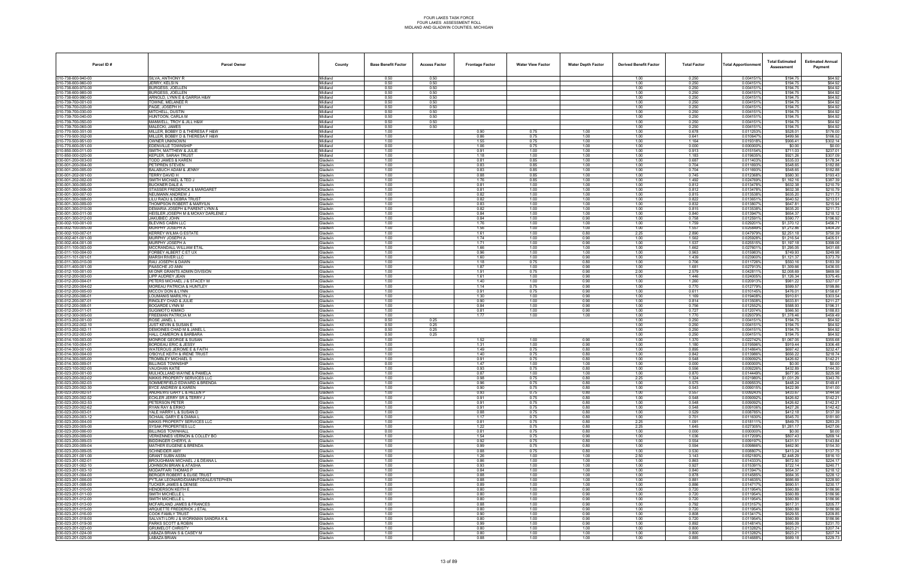| Parcel ID # | Parcel Owner | County | Base Benefit Factor | Access Factor | Frontage Factor | Water View Factor | Water Depth Factor | Derived Benefit Factor | Total Factor | Total Apportionment | Total Estimated Assessment | Estimated Annual Payment |
|---|---|---|---|---|---|---|---|---|---|---|---|---|
| 010-738-600-940-00 | SILVA, ANTHONY R | Midland | 0.50 | 0.50 | | | | 1.00 | 0.250 | 0.004151% | $194.75 | $64.92 |
| 010-738-600-960-00 | JERRY, KELSI N | Midland | 0.50 | 0.50 | | | | 1.00 | 0.250 | 0.004151% | $194.75 | $64.92 |
| 010-738-600-970-00 | BURGESS, JOELLEN | Midland | 0.50 | 0.50 | | | | 1.00 | 0.250 | 0.004151% | $194.75 | $64.92 |
| 010-738-600-980-00 | BURGESS, JOELLEN | Midland | 0.50 | 0.50 | | | | 1.00 | 0.250 | 0.004151% | $194.75 | $64.92 |
| 010-738-600-990-00 | ARNOLD, LYNN E & GARRIA H&W | Midland | 0.50 | 0.50 | | | | 1.00 | 0.250 | 0.004151% | $194.75 | $64.92 |
| 010-739-700-010-00 | TOWNE, MELANEE R | Midland | 0.50 | 0.50 | | | | 1.00 | 0.250 | 0.004151% | $194.75 | $64.92 |
| 010-739-700-020-00 | PAGE, JOSEPH H | Midland | 0.50 | 0.50 | | | | 1.00 | 0.250 | 0.004151% | $194.75 | $64.92 |
| 010-739-700-030-00 | MITCHELL, DUSTIN | Midland | 0.50 | 0.50 | | | | 1.00 | 0.250 | 0.004151% | $194.75 | $64.92 |
| 010-739-700-040-00 | HUNTOON, CARLA M | Midland | 0.50 | 0.50 | | | | 1.00 | 0.250 | 0.004151% | $194.75 | $64.92 |
| 010-739-700-050-00 | MANWELL, TROY & JILL H&W | Midland | 0.50 | 0.50 | | | | 1.00 | 0.250 | 0.004151% | $194.75 | $64.92 |
| 010-739-700-060-00 | MALECKI, JAMES | Midland | 0.50 | 0.50 | | | | 1.00 | 0.250 | 0.004151% | $194.75 | $64.92 |
| 010-770-500-351-00 | MILLER, BOBBY D & THERESA F H&W | Midland | 1.00 | | 0.90 | 0.75 | 1.00 | 1.00 | 0.678 | 0.011253% | $528.01 | $176.00 |
| 010-770-500-352-00 | MILLER, BOBBY D & THERESA F H&W | Midland | 1.00 | | 0.86 | 0.75 | 1.00 | 1.00 | 0.641 | 0.010647% | $499.56 | $166.52 |
| 010-770-500-951-00 | OWNER UNKNOWN | Midland | 1.00 | | 1.55 | 0.75 | 1.00 | 1.00 | 1.164 | 0.019318% | $906.41 | $302.14 |
| 010-770-600-051-00 | EDENVILLE TOWNSHIP | Midland | 0.00 | | 1.06 | 0.75 | 1.00 | 1.00 | 0.000 | 0.000000% | $0.00 | $0.00 |
| 010-850-000-011-00 | SMITH, MATTHEW & JULIE | Midland | 1.00 | | 0.91 | 1.00 | 1.00 | 1.00 | 0.913 | 0.015154% | $711.03 | $237.01 |
| 010-850-000-020-00 | KEPLER, SARAH TRUST | Midland | 1.00 | | 1.18 | 1.00 | 1.00 | 1.00 | 1.183 | 0.019635% | $921.26 | $307.09 |
| 030-001-200-003-00 | TODD JAMES & KAREN | Gladwin | 1.00 | | 0.81 | 0.85 | 1.00 | 1.00 | 0.687 | 0.011403% | $535.03 | $178.34 |
| 030-001-200-004-00 | PETIPREN STEVEN | Gladwin | 1.00 | | 0.83 | 0.85 | 1.00 | 1.00 | 0.704 | 0.011693% | $548.65 | $182.88 |
| 030-001-200-005-00 | BALABUCH ADAM & JENNY | Gladwin | 1.00 | | 0.83 | 0.85 | 1.00 | 1.00 | 0.704 | 0.011693% | $548.65 | $182.88 |
| 030-001-202-001-00 | TERRY DAVID H | Gladwin | 1.00 | | 0.88 | 0.85 | 1.00 | 1.00 | 0.745 | 0.012368% | $580.30 | $193.43 |
| 030-001-202-002-00 | SMITH MICHAEL & TED J | Gladwin | 1.00 | | 1.76 | 0.85 | 1.00 | 1.00 | 1.492 | 0.024769% | $1,162.16 | $387.39 |
| 030-001-300-005-00 | BUCKNER DALE A | Gladwin | 1.00 | | 0.81 | 1.00 | 1.00 | 1.00 | 0.812 | 0.013478% | $632.38 | $210.79 |
| 030-001-300-006-00 | STASSER FREDERICK & MARGARET | Gladwin | 1.00 | | 0.81 | 1.00 | 1.00 | 1.00 | 0.812 | 0.013478% | $632.38 | $210.79 |
| 030-001-300-007-00 | NEUMANN ANDREW J | Gladwin | 1.00 | | 0.82 | 1.00 | 1.00 | 1.00 | 0.815 | 0.013538% | $635.20 | $211.73 |
| 030-001-300-008-00 | LILU RADU & DEBRA TRUST | Gladwin | 1.00 | | 0.82 | 1.00 | 1.00 | 1.00 | 0.822 | 0.013651% | $640.52 | $213.51 |
| 030-001-300-009-00 | THOMPSON ROBERT & MARYLN | Gladwin | 1.00 | | 0.83 | 1.00 | 1.00 | 1.00 | 0.832 | 0.013807% | $647.81 | $215.94 |
| 030-001-300-010-00 | DEMARIA JOSEPH & PARENT LYNN & | Gladwin | 1.00 | | 0.82 | 1.00 | 1.00 | 1.00 | 0.815 | 0.013538% | $635.20 | $211.73 |
| 030-001-300-011-00 | HEISLER JOSEPH M & MCKAY DARLENE J | Gladwin | 1.00 | | 0.84 | 1.00 | 1.00 | 1.00 | 0.840 | 0.013947% | $654.37 | $218.12 |
| 030-001-300-012-00 | JAKUBIEC JOHN | Gladwin | 1.00 | | 0.84 | 1.00 | 0.90 | 1.00 | 0.758 | 0.012591% | $590.77 | $196.92 |
| 030-002-100-001-00 | BLEVINS CABIN LLC | Gladwin | 1.00 | | 1.76 | 1.00 | 1.00 | 1.00 | 1.759 | 0.029201% | $1,370.12 | $456.71 |
| 030-002-100-005-00 | MURPHY JOSEPH A | Gladwin | 1.00 | | 1.56 | 1.00 | 1.00 | 1.00 | 1.557 | 0.025849% | $1,212.86 | $404.29 |
| 030-002-100-007-01 | KERRET WILMA G ESTATE | Gladwin | 1.00 | | 1.61 | 1.00 | 0.80 | 2.25 | 2.890 | 0.047979% | $2,251.18 | $750.39 |
| 030-002-401-001-00 | MURPHY JOSEPH A | Gladwin | 1.00 | | 1.74 | 1.00 | 0.90 | 1.00 | 1.562 | 0.025928% | $1,216.54 | $405.51 |
| 030-002-404-001-00 | MURPHY JOSEPH A | Gladwin | 1.00 | | 1.71 | 1.00 | 0.90 | 1.00 | 1.537 | 0.025515% | $1,197.18 | $399.06 |
| 030-011-100-003-00 | MCCRANDALL WILLIAM ETAL | Gladwin | 1.00 | | 1.66 | 1.00 | 1.00 | 1.00 | 1.662 | 0.027601% | $1,295.05 | $431.68 |
| 030-011-100-004-00 | FORBEY ALBERT C ET UX | Gladwin | 1.00 | | 0.96 | 1.00 | 1.00 | 1.00 | 0.963 | 0.015983% | $749.93 | $249.98 |
| 030-011-101-001-01 | MARSH RIVER LLC | Gladwin | 1.00 | | 1.60 | 1.00 | 0.90 | 1.00 | 1.439 | 0.023890% | $1,121.37 | $373.79 |
| 030-011-300-010-00 | RAU JOSEPH & DAWN | Gladwin | 1.00 | | 1.18 | 0.75 | 0.80 | 1.00 | 0.706 | 0.011726% | $550.18 | $183.39 |
| 030-011-400-001-00 | PAASCHE JO ANN | Gladwin | 1.00 | | 1.87 | 1.00 | 0.90 | 1.00 | 1.681 | 0.027913% | $1,309.66 | $436.55 |
| 030-012-100-001-00 | MI DNR GRANTS ADMIN DIVISION | Gladwin | 1.00 | | 1.91 | 0.75 | 0.90 | 2.00 | 2.579 | 0.042811% | $2,008.69 | $669.56 |
| 030-012-200-003-00 | LIPP AUDREY JEAN | Gladwin | 1.00 | | 1.61 | 1.00 | 0.90 | 1.00 | 1.446 | 0.024005% | $1,126.34 | $375.45 |
| 030-012-200-004-01 | PETERS MICHAEL J & STACEY M | Gladwin | 1.00 | | 1.40 | 1.00 | 0.90 | 1.00 | 1.260 | 0.020913% | $981.22 | $327.07 |
| 030-012-200-004-02 | MOREAU PATRICIA & HUNTLEY | Gladwin | 1.00 | | 1.14 | 0.75 | 0.90 | 1.00 | 0.770 | 0.012779% | $599.57 | $199.86 |
| 030-012-200-005-00 | MCCOY DON & LYNN | Gladwin | 1.00 | | 0.91 | 0.75 | 0.90 | 1.00 | 0.611 | 0.010145% | $476.01 | $158.67 |
| 030-012-200-006-01 | LOUMANIS MARILYN J | Gladwin | 1.00 | | 1.30 | 1.00 | 0.90 | 1.00 | 1.169 | 0.019408% | $910.61 | $303.54 |
| 030-012-200-007-01 | RINGLEY CHAD & JULIE | Gladwin | 1.00 | | 0.90 | 1.00 | 0.90 | 1.00 | 0.814 | 0.013508% | $633.81 | $211.27 |
| 030-012-200-008-01 | BOGARDE LYNN M | Gladwin | 1.00 | | 0.84 | 1.00 | 0.90 | 1.00 | 0.756 | 0.012552% | $588.93 | $196.31 |
| 030-012-200-011-01 | SUGIMOTO KIMIKO | Gladwin | 1.00 | | 0.81 | 1.00 | 0.90 | 1.00 | 0.727 | 0.012074% | $566.50 | $188.83 |
| 030-012-300-005-00 | FREEMAN PATRICIA M | Gladwin | 1.00 | | 1.77 | 1.00 | 1.00 | 1.00 | 1.770 | 0.029379% | $1,378.46 | $459.49 |
| 030-013-202-001-00 | ROSE JANEL L | Gladwin | 0.50 | 0.25 | | | | 1.00 | 0.250 | 0.004151% | $194.75 | $64.92 |
| 030-013-202-002-10 | JUST KEVIN & SUSAN E | Gladwin | 0.50 | 0.25 | | | | 1.00 | 0.250 | 0.004151% | $194.75 | $64.92 |
| 030-013-202-002-11 | DEMOINES CHAD M & JANEL L | Gladwin | 0.50 | 0.25 | | | | 1.00 | 0.250 | 0.004151% | $194.75 | $64.92 |
| 030-013-202-003-00 | HALL CAMERON & BARBARA | Gladwin | 0.50 | 0.25 | | | | 1.00 | 0.250 | 0.004151% | $194.75 | $64.92 |
| 030-014-100-003-00 | MONROE GEORGE & SUSAN | Gladwin | 1.00 | | 1.52 | 1.00 | 0.90 | 1.00 | 1.370 | 0.022742% | $1,067.05 | $355.68 |
| 030-014-100-004-01 | BORDEAU ERIC & JESSY | Gladwin | 1.00 | | 1.31 | 1.00 | 0.90 | 1.00 | 1.180 | 0.019596% | $919.44 | $306.48 |
| 030-014-300-001-00 | WATEROUS JEROME E & FAITH | Gladwin | 1.00 | | 1.49 | 0.75 | 0.80 | 1.00 | 0.895 | 0.014864% | $697.42 | $232.47 |
| 030-014-300-004-00 | O'BOYLE KEITH & IRENE TRUST | Gladwin | 1.00 | | 1.40 | 0.75 | 0.80 | 1.00 | 0.842 | 0.013986% | $656.22 | $218.74 |
| 030-014-300-005-00 | TROMBLEY MICHAEL S | Gladwin | 1.00 | | 0.91 | 0.75 | 0.80 | 1.00 | 0.548 | 0.009092% | $426.62 | $142.21 |
| 030-014-300-009-01 | BILLINGS TOWNSHIP | Gladwin | 0.00 | | 1.47 | 1.00 | 1.00 | 1.00 | 0.000 | 0.000000% | $0.00 | $0.00 |
| 030-023-100-002-00 | VAUGHAN KATIE | Gladwin | 1.00 | | 0.93 | 0.75 | 0.80 | 1.00 | 0.556 | 0.009226% | $432.89 | $144.30 |
| 030-023-200-001-00 | MULHOLLAND WAYNE & PAMELA | Gladwin | 1.00 | | 0.87 | 1.00 | 1.00 | 1.00 | 0.870 | 0.014449% | $677.95 | $225.98 |
| 030-023-200-002-02 | NIKKIS PROPERTY SERVICES LLC | Gladwin | 1.00 | | 0.98 | 0.75 | 0.80 | 2.25 | 1.324 | 0.021980% | $1,031.29 | $343.76 |
| 030-023-200-002-03 | SOMMERFIELD EDWARD & BRENDA | Gladwin | 1.00 | | 0.96 | 0.75 | 0.80 | 1.00 | 0.575 | 0.009553% | $448.24 | $149.41 |
| 030-023-200-002-30 | BYCE ANDREW & KAREN | Gladwin | 1.00 | | 0.90 | 0.75 | 0.80 | 1.00 | 0.543 | 0.009015% | $422.99 | $141.00 |
| 030-023-200-002-51 | ANDREWS GARY L & HELEN P | Gladwin | 1.00 | | 0.93 | 0.75 | 0.80 | 1.00 | 0.557 | 0.009243% | $433.67 | $144.56 |
| 030-023-200-002-52 | ECKLER JERRY SR & TERRY J | Gladwin | 1.00 | | 0.91 | 0.75 | 0.80 | 1.00 | 0.548 | 0.009092% | $426.62 | $142.21 |
| 030-023-200-002-53 | PETERSON PETER | Gladwin | 1.00 | | 0.91 | 0.75 | 0.80 | 1.00 | 0.548 | 0.009092% | $426.62 | $142.21 |
| 030-023-200-002-62 | RYAN RAY & ERIKO | Gladwin | 1.00 | | 0.91 | 0.75 | 0.80 | 1.00 | 0.548 | 0.009106% | $427.26 | $142.42 |
| 030-023-200-003-01 | YALE HARRY L & SUSAN D | Gladwin | 1.00 | | 0.88 | 0.75 | 0.80 | 1.00 | 0.529 | 0.008785% | $412.18 | $137.39 |
| 030-023-200-003-12 | SCHAAL GARY E & DIANA L | Gladwin | 1.00 | | 1.17 | 0.75 | 0.80 | 1.00 | 0.701 | 0.011630% | $545.70 | $181.90 |
| 030-023-200-004-00 | NIKKIS PROPERTY SERVICES LLC | Gladwin | 1.00 | | 0.81 | 0.75 | 0.80 | 2.25 | 1.091 | 0.018111% | $849.75 | $283.25 |
| 030-023-200-005-00 | SYSAK PROPERTIES LLC | Gladwin | 1.00 | | 1.22 | 0.75 | 0.80 | 2.25 | 1.645 | 0.027305% | $1,281.17 | $427.06 |
| 030-023-200-006-00 | BILLINGS TOWNHALL | Gladwin | 0.00 | | 0.81 | 0.75 | 0.80 | 1.00 | 0.000 | 0.000000% | $0.00 | $0.00 |
| 030-023-200-009-00 | VERKENNES VERNON & COLLEY BO | Gladwin | 1.00 | | 1.54 | 0.75 | 0.90 | 1.00 | 1.036 | 0.017209% | $807.43 | $269.14 |
| 030-023-200-009-03 | BIDDINGER CHERYL A | Gladwin | 1.00 | | 0.92 | 0.75 | 0.80 | 1.00 | 0.554 | 0.009197% | $431.51 | $143.84 |
| 030-023-200-009-04 | MATHER EUGENE & BRENDA | Gladwin | 1.00 | | 0.99 | 0.75 | 0.80 | 1.00 | 0.594 | 0.009866% | $462.90 | $154.30 |
| 030-023-200-009-05 | SCHNEIDER AMY | Gladwin | 1.00 | | 0.88 | 0.75 | 0.80 | 1.00 | 0.530 | 0.008807% | $413.24 | $137.75 |
| 030-023-201-001-00 | GRANT SUBN ASSN | Gladwin | 1.00 | | 1.26 | 1.00 | 1.00 | 2.50 | 3.143 | 0.052180% | $2,448.29 | $816.10 |
| 030-023-201-002-01 | BROUGHMAN MICHAEL J & DEANA L | Gladwin | 1.00 | | 0.86 | 1.00 | 1.00 | 1.00 | 0.863 | 0.014333% | $672.50 | $224.17 |
| 030-023-201-002-10 | JOHNSON BRIAN & ATASHA | Gladwin | 1.00 | | 0.93 | 1.00 | 1.00 | 1.00 | 0.927 | 0.015391% | $722.14 | $240.71 |
| 030-023-201-003-10 | MODAFFARI THOMAS P | Gladwin | 1.00 | | 0.84 | 1.00 | 1.00 | 1.00 | 0.840 | 0.013947% | $654.37 | $218.12 |
| 030-023-201-004-00 | BERGER ROBERT & ELISE TRUST | Gladwin | 1.00 | | 0.88 | 1.00 | 1.00 | 1.00 | 0.878 | 0.014585% | $684.35 | $228.12 |
| 030-023-201-006-00 | PYTLAK LEONARD/DIANN/FODALE/STEPHEN | Gladwin | 1.00 | | 0.88 | 1.00 | 1.00 | 1.00 | 0.881 | 0.014635% | $686.69 | $228.90 |
| 030-023-201-008-00 | TUCKER JAMES & DENISE | Gladwin | 1.00 | | 0.89 | 1.00 | 1.00 | 1.00 | 0.886 | 0.014717% | $690.51 | $230.17 |
| 030-023-201-010-00 | HENDERSON KEITH E | Gladwin | 1.00 | | 0.80 | 1.00 | 0.90 | 1.00 | 0.720 | 0.011954% | $560.89 | $186.96 |
| 030-023-201-011-00 | SMITH MICHELLE L | Gladwin | 1.00 | | 0.80 | 1.00 | 0.90 | 1.00 | 0.720 | 0.011954% | $560.89 | $186.96 |
| 030-023-201-012-00 | SMITH MICHELLE L | Gladwin | 1.00 | | 0.80 | 1.00 | 0.90 | 1.00 | 0.720 | 0.011954% | $560.89 | $186.96 |
| 030-023-201-013-00 | MCFARLAND JAMES & FRANCES | Gladwin | 1.00 | | 0.88 | 1.00 | 0.90 | 1.00 | 0.792 | 0.013157% | $617.31 | $205.77 |
| 030-023-201-015-00 | ARQUETTE FREDERICK J ETAL | Gladwin | 1.00 | | 0.80 | 1.00 | 0.90 | 1.00 | 0.720 | 0.011954% | $560.89 | $186.96 |
| 030-023-201-016-00 | COOK FAMILY TRUST | Gladwin | 1.00 | | 0.90 | 1.00 | 0.90 | 1.00 | 0.808 | 0.013417% | $629.55 | $209.85 |
| 030-023-201-018-00 | SALVATI LORI J & WORKMAN SANDRA K & | Gladwin | 1.00 | | 0.80 | 1.00 | 0.90 | 1.00 | 0.720 | 0.011954% | $560.89 | $186.96 |
| 030-023-201-019-00 | PARKS SCOTT & ROBIN | Gladwin | 1.00 | | 0.99 | 1.00 | 0.90 | 1.00 | 0.892 | 0.014814% | $695.09 | $231.70 |
| 030-023-201-023-00 | GRUMELOT CHRISTY | Gladwin | 1.00 | | 0.80 | 1.00 | 1.00 | 1.00 | 0.800 | 0.013282% | $623.21 | $207.74 |
| 030-023-201-024-00 | LABAZA BRIAN S & CASEY M | Gladwin | 1.00 | | 0.80 | 1.00 | 1.00 | 1.00 | 0.800 | 0.013282% | $623.21 | $207.74 |
| 030-023-201-025-00 | LABAZA BRIAN | Gladwin | 1.00 | | 0.88 | 1.00 | 1.00 | 1.00 | 0.885 | 0.014688% | $689.18 | $229.73 |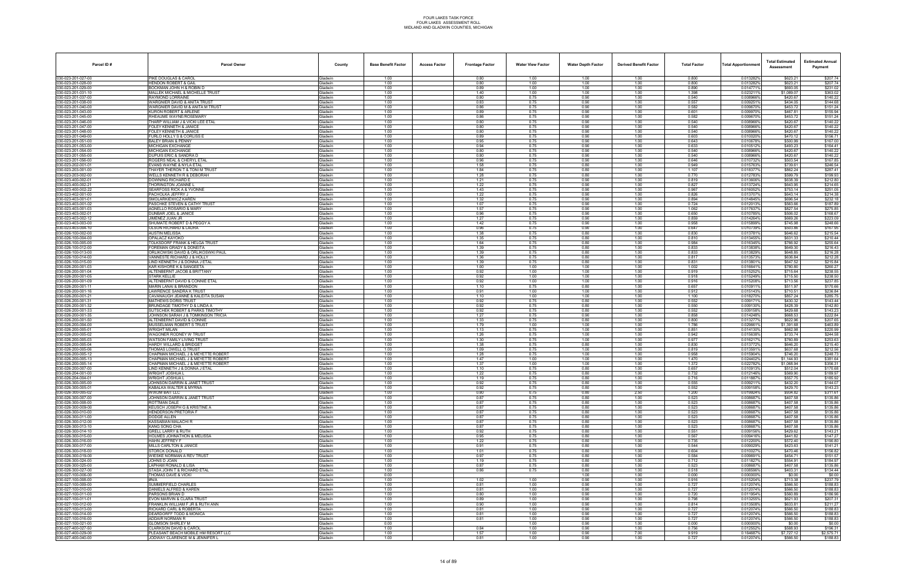# FOUR LAKES TASK FORCE
## FOUR LAKES ASSESSMENT ROLL
### MIDLAND AND GLADWIN COUNTIES, MICHIGAN

| Parcel ID # | Parcel Owner | County | Base Benefit Factor | Access Factor | Frontage Factor | Water View Factor | Water Depth Factor | Derived Benefit Factor | Total Factor | Total Apportionment | Total Estimated Assessment | Estimated Annual Payment |
|---|---|---|---|---|---|---|---|---|---|---|---|---|
| 030-023-201-027-00 | PIKE DOUGLAS & CAROL | Gladwin | 1.00 | | 0.80 | 1.00 | 1.00 | 1.00 | 0.800 | 0.013282% | $623.21 | $207.74 |
| 030-023-201-028-00 | HENDON ROBERT & GAIL | Gladwin | 1.00 | | 0.80 | 1.00 | 1.00 | 1.00 | 0.800 | 0.013282% | $623.21 | $207.74 |
| 030-023-201-029-00 | BOCKMAN JOHN H & ROBIN D | Gladwin | 1.00 | | 0.89 | 1.00 | 1.00 | 1.00 | 0.890 | 0.014771% | $693.05 | $231.02 |
| 030-023-201-031-10 | MALLEK MICHAEL & MICHELLE TRUST | Gladwin | 1.00 | | 1.40 | 1.00 | 1.00 | 1.00 | 1.398 | 0.023211% | $1,089.07 | $363.02 |
| 030-023-201-037-00 | RAYMOND LORRAINE | Gladwin | 1.00 | | 0.80 | 0.75 | 0.90 | 1.00 | 0.540 | 0.008966% | $420.67 | $140.22 |
| 030-023-201-038-00 | WARGNIER DAVID & ANITA TRUST | Gladwin | 1.00 | | 0.83 | 0.75 | 0.90 | 1.00 | 0.557 | 0.009251% | $434.05 | $144.68 |
| 030-023-201-040-00 | WARNIER DAVID M & ANITA M TRUST | Gladwin | 1.00 | | 0.86 | 0.75 | 0.90 | 1.00 | 0.582 | 0.009670% | $453.72 | $151.24 |
| 030-023-201-043-00 | KURON ROBERT & ARLENE | Gladwin | 1.00 | | 0.89 | 0.75 | 0.90 | 1.00 | 0.601 | 0.009970% | $467.81 | $155.94 |
| 030-023-201-045-00 | RHEAUME WAYNE/ROSEMARY | Gladwin | 1.00 | | 0.86 | 0.75 | 0.90 | 1.00 | 0.582 | 0.009670% | $453.72 | $151.24 |
| 030-023-201-046-00 | THARP WILLIAM J & VICKI LEE ETAL | Gladwin | 1.00 | | 0.80 | 0.75 | 0.90 | 1.00 | 0.540 | 0.008966% | $420.67 | $140.22 |
| 030-023-201-047-00 | FOLEY KENNETH & JANICE | Gladwin | 1.00 | | 0.80 | 0.75 | 0.90 | 1.00 | 0.540 | 0.008966% | $420.67 | $140.22 |
| 030-023-201-048-00 | FOLEY KENNETH & JANICE | Gladwin | 1.00 | | 0.80 | 0.75 | 0.90 | 1.00 | 0.540 | 0.008966% | $420.67 | $140.22 |
| 030-023-201-049-00 | FURLO HOLLY S & CORLISS E | Gladwin | 1.00 | | 0.89 | 0.75 | 0.90 | 1.00 | 0.603 | 0.010020% | $470.12 | $156.71 |
| 030-023-201-051-00 | BALEY BRIAN & PENNY | Gladwin | 1.00 | | 0.95 | 0.75 | 0.90 | 1.00 | 0.643 | 0.010678% | $500.99 | $167.00 |
| 030-023-201-053-00 | MICHIGAN EXCHANGE | Gladwin | 1.00 | | 0.94 | 0.75 | 0.90 | 1.00 | 0.633 | 0.010512% | $493.23 | $164.41 |
| 030-023-201-054-00 | MICHIGAN EXCHANGE | Gladwin | 1.00 | | 0.80 | 0.75 | 0.90 | 1.00 | 0.540 | 0.008966% | $420.67 | $140.22 |
| 030-023-201-055-00 | DUPUIS ERIC & SANDRA D | Gladwin | 1.00 | | 0.80 | 0.75 | 0.90 | 1.00 | 0.540 | 0.008966% | $420.67 | $140.22 |
| 030-023-201-056-00 | ROGERS NEAL & CHERYL ETAL | Gladwin | 1.00 | | 0.96 | 0.75 | 0.90 | 1.00 | 0.646 | 0.010732% | $503.54 | $167.85 |
| 030-023-202-001-01 | EVANS WAYNE & NYLA ETAL | Gladwin | 1.00 | | 1.58 | 0.75 | 0.80 | 1.00 | 0.949 | 0.015763% | $739.61 | $246.54 |
| 030-023-203-001-00 | THAYER THERON T & TONI M TRUST | Gladwin | 1.00 | | 1.84 | 0.75 | 0.80 | 1.00 | 1.107 | 0.018377% | $862.24 | $287.41 |
| 030-023-203-002-00 | WELLS KENNETH R & DEBORAH | Gladwin | 1.00 | | 1.28 | 0.75 | 0.80 | 1.00 | 0.770 | 0.012783% | $599.79 | $199.93 |
| 030-023-400-002-01 | DOWNING RICHARD E | Gladwin | 1.00 | | 1.21 | 0.75 | 0.90 | 1.00 | 0.819 | 0.013606% | $638.39 | $212.80 |
| 030-023-400-002-21 | THORINGTON JOANNE L | Gladwin | 1.00 | | 1.22 | 0.75 | 0.90 | 1.00 | 0.827 | 0.013724% | $643.95 | $214.65 |
| 030-023-400-002-22 | SEARFOSS RICK A & YVONNE | Gladwin | 1.00 | | 1.43 | 0.75 | 0.90 | 1.00 | 0.967 | 0.016052% | $753.14 | $251.05 |
| 030-023-402-001-00 | PACHOLKA JEFFRY J | Gladwin | 1.00 | | 1.22 | 0.75 | 0.90 | 1.00 | 0.826 | 0.013707% | $643.14 | $214.38 |
| 030-023-403-001-01 | SMOLAREWICZ KAREN | Gladwin | 1.00 | | 1.32 | 0.75 | 0.90 | 1.00 | 0.894 | 0.014845% | $696.54 | $232.18 |
| 030-023-403-001-02 | PASCHKE STEVEN & CATHY TRUST | Gladwin | 1.00 | | 1.07 | 0.75 | 0.90 | 1.00 | 0.724 | 0.012013% | $563.66 | $187.89 |
| 030-023-403-001-03 | AGNELLO ROSARIO & MARY | Gladwin | 1.00 | | 1.57 | 0.75 | 0.90 | 1.00 | 1.062 | 0.017637% | $827.54 | $275.85 |
| 030-023-403-002-01 | DUNBAR JOEL & JANICE | Gladwin | 1.00 | | 0.96 | 0.75 | 0.90 | 1.00 | 0.650 | 0.010785% | $506.02 | $168.67 |
| 030-023-403-002-12 | JIMENEZ JUAN JR | Gladwin | 1.00 | | 1.27 | 0.75 | 0.90 | 1.00 | 0.859 | 0.014264% | $669.26 | $223.09 |
| 030-023-403-003-00 | SHUMATE ROBERT D & PEGGY A | Gladwin | 1.00 | | 1.42 | 0.75 | 0.90 | 1.00 | 0.958 | 0.015899% | $745.98 | $248.66 |
| 030-023-403-004-10 | OLSON RICHARD & LAURA | Gladwin | 1.00 | | 0.96 | 0.75 | 0.90 | 1.00 | 0.647 | 0.010739% | $503.86 | $167.95 |
| 030-026-100-002-00 | AUSTIN MELISSA | Gladwin | 1.00 | | 1.38 | 0.75 | 0.80 | 1.00 | 0.830 | 0.013781% | $646.62 | $215.54 |
| 030-026-100-004-00 | OPALACZ KAYOKO | Gladwin | 1.00 | | 1.35 | 0.75 | 0.80 | 1.00 | 0.810 | 0.013455% | $631.33 | $210.44 |
| 030-026-100-005-00 | TOLKSDORF FRANK & HELGA TRUST | Gladwin | 1.00 | | 1.64 | 0.75 | 0.80 | 1.00 | 0.984 | 0.016345% | $766.92 | $255.64 |
| 030-026-100-012-00 | FOREMAN GRADY & DONEITA | Gladwin | 1.00 | | 1.39 | 0.75 | 0.80 | 1.00 | 0.833 | 0.013838% | $649.30 | $216.43 |
| 030-026-100-013-00 | ORLIKOWSKI DAVID & ORLIKOWSKI PAUL | Gladwin | 1.00 | | 1.39 | 0.75 | 0.80 | 1.00 | 0.833 | 0.013829% | $648.85 | $216.28 |
| 030-026-100-014-00 | VANNESTE RICHARD J & HOLLY | Gladwin | 1.00 | | 1.36 | 0.75 | 0.80 | 1.00 | 0.817 | 0.013573% | $636.84 | $212.28 |
| 030-026-100-015-00 | LIND KENNETH J & DONNA J ETAL | Gladwin | 1.00 | | 1.39 | 0.75 | 0.80 | 1.00 | 0.831 | 0.013801% | $647.52 | $215.84 |
| 030-026-200-001-03 | KAR KISHORE K & SANGEETA | Gladwin | 1.00 | | 1.00 | 1.00 | 1.00 | 1.00 | 1.002 | 0.016641% | $780.80 | $260.27 |
| 030-026-200-001-04 | ALTENBERNT JACOB & BRITTANY | Gladwin | 1.00 | | 0.92 | 1.00 | 1.00 | 1.00 | 0.919 | 0.015252% | $715.64 | $238.55 |
| 030-026-200-001-05 | STARK KELLIE | Gladwin | 1.00 | | 0.92 | 1.00 | 1.00 | 1.00 | 0.918 | 0.015249% | $715.50 | $238.50 |
| 030-026-200-001-09 | ALTENBERNT DAVID & CONNIE ETAL | Gladwin | 1.00 | | 0.92 | 1.00 | 1.00 | 1.00 | 0.916 | 0.015208% | $713.56 | $237.85 |
| 030-026-200-001-11 | MARIN LANAI & BRANDON | Gladwin | 1.00 | | 1.10 | 0.75 | 0.80 | 1.00 | 0.657 | 0.010911% | $511.97 | $170.66 |
| 030-026-200-001-16 | LAWRENCE SANDRA K TRUST | Gladwin | 1.00 | | 0.91 | 1.00 | 1.00 | 1.00 | 0.912 | 0.015143% | $710.51 | $236.84 |
| 030-026-200-001-21 | CAVANAUGH JEANNE & KALEITA SUSAN | Gladwin | 1.00 | | 1.10 | 1.00 | 1.00 | 1.00 | 1.100 | 0.018270% | $857.24 | $285.75 |
| 030-026-200-001-31 | MATHEWS DORIS TRUST | Gladwin | 1.00 | | 0.92 | 0.75 | 0.80 | 1.00 | 0.552 | 0.009171% | $430.32 | $143.44 |
| 030-026-200-001-32 | BRUNDAGE TIMOTHY D & LINDA A | Gladwin | 1.00 | | 0.92 | 0.75 | 0.80 | 1.00 | 0.550 | 0.009130% | $428.39 | $142.80 |
| 030-026-200-001-33 | SUTSCHEK ROBERT & PARKS TIMOTHY | Gladwin | 1.00 | | 0.92 | 0.75 | 0.80 | 1.00 | 0.552 | 0.009158% | $429.68 | $143.23 |
| 030-026-200-001-35 | JOHNSON SARAH J & TOMKINSON TRICIA | Gladwin | 1.00 | | 1.27 | 0.75 | 0.90 | 1.00 | 0.858 | 0.014248% | $668.53 | $222.84 |
| 030-026-200-001-50 | ALTENBERNT DAVID & CONNIE | Gladwin | 1.00 | | 1.33 | 0.75 | 0.80 | 1.00 | 0.800 | 0.013277% | $622.96 | $207.65 |
| 030-026-200-004-00 | MUSSELMAN ROBERT S TRUST | Gladwin | 1.00 | | 1.79 | 1.00 | 1.00 | 1.00 | 1.786 | 0.029661% | $1,391.68 | $463.89 |
| 030-026-200-005-01 | WRIGHT MILAN | Gladwin | 1.00 | | 1.13 | 0.75 | 1.00 | 1.00 | 0.851 | 0.014130% | $662.98 | $220.99 |
| 030-026-200-005-02 | WAGONER RODNEY W TRUST | Gladwin | 1.00 | | 1.26 | 0.75 | 1.00 | 1.00 | 0.942 | 0.015638% | $733.74 | $244.58 |
| 030-026-200-005-03 | WATSON FAMILY LIVING TRUST | Gladwin | 1.00 | | 1.30 | 0.75 | 1.00 | 1.00 | 0.977 | 0.016217% | $760.89 | $253.63 |
| 030-026-200-005-04 | HARDY WILLARD & BRIDGET | Gladwin | 1.00 | | 1.38 | 0.75 | 0.80 | 1.00 | 0.830 | 0.013772% | $646.20 | $215.40 |
| 030-026-200-005-06 | THOMAS LOWELL G TRUST | Gladwin | 1.00 | | 1.09 | 0.75 | 1.00 | 1.00 | 0.819 | 0.013591% | $637.68 | $212.56 |
| 030-026-200-005-12 | CHAPMAN MICHAEL J & MEYETTE ROBERT | Gladwin | 1.00 | | 1.28 | 0.75 | 1.00 | 1.00 | 0.958 | 0.015904% | $746.20 | $248.73 |
| 030-026-200-005-13 | CHAPMAN MICHAEL J & MEYETTE ROBERT | Gladwin | 1.00 | | 1.47 | 1.00 | 1.00 | 1.00 | 1.470 | 0.024402% | $1,144.93 | $381.64 |
| 030-026-200-005-14 | CHAPMAN MICHAEL J & MEYETTE ROBERT | Gladwin | 1.00 | | 1.37 | 1.00 | 1.00 | 1.00 | 1.372 | 0.022782% | $1,068.94 | $356.31 |
| 030-026-200-007-00 | LIND KENNETH J & DONNA J ETAL | Gladwin | 1.00 | | 1.10 | 0.75 | 0.80 | 1.00 | 0.657 | 0.010913% | $512.04 | $170.68 |
| 030-026-204-001-00 | WRIGHT JOSHUA L | Gladwin | 1.00 | | 1.22 | 0.75 | 0.80 | 1.00 | 0.732 | 0.012146% | $569.90 | $189.97 |
| 030-026-204-004-01 | WRIGHT JOSHUA L | Gladwin | 1.00 | | 1.19 | 0.75 | 0.80 | 1.00 | 0.716 | 0.011887% | $557.75 | $185.92 |
| 030-026-300-005-00 | JOHNSON DARRIN & JANET TRUST | Gladwin | 1.00 | | 0.92 | 0.75 | 0.80 | 1.00 | 0.555 | 0.009211% | $432.20 | $144.07 |
| 030-026-300-005-01 | KABALKA WALTER & MYRNA | Gladwin | 1.00 | | 0.92 | 0.75 | 0.80 | 1.00 | 0.552 | 0.009158% | $429.70 | $143.23 |
| 030-026-300-005-02 | WOLVERINE BAIT LLC | Gladwin | 1.00 | | 0.80 | 0.75 | 0.80 | 2.50 | 1.200 | 0.019924% | $934.82 | $311.61 |
| 030-026-300-007-00 | JOHNSON DARRIN & JANET TRUST | Gladwin | 1.00 | | 0.87 | 0.75 | 0.80 | 1.00 | 0.523 | 0.008687% | $407.58 | $135.86 |
| 030-026-300-008-00 | ROTTMAN DALE | Gladwin | 1.00 | | 0.87 | 0.75 | 0.80 | 1.00 | 0.523 | 0.008687% | $407.58 | $135.86 |
| 030-026-300-009-00 | REUSCH JOSEPH G & KRISTINE A | Gladwin | 1.00 | | 0.87 | 0.75 | 0.80 | 1.00 | 0.523 | 0.008687% | $407.58 | $135.86 |
| 030-026-300-010-00 | HENDERSON PRETORIA F | Gladwin | 1.00 | | 0.87 | 0.75 | 0.80 | 1.00 | 0.523 | 0.008687% | $407.58 | $135.86 |
| 030-026-300-011-00 | DODGE ALLEN | Gladwin | 1.00 | | 0.87 | 0.75 | 0.80 | 1.00 | 0.523 | 0.008687% | $407.58 | $135.86 |
| 030-026-300-012-00 | KASSABIAN MALACHI R | Gladwin | 1.00 | | 0.87 | 0.75 | 0.80 | 1.00 | 0.523 | 0.008687% | $407.58 | $135.86 |
| 030-026-300-013-10 | KANG SONG CHA | Gladwin | 1.00 | | 0.87 | 0.75 | 0.80 | 1.00 | 0.523 | 0.008687% | $407.58 | $135.86 |
| 030-026-300-014-10 | GRELL LARRY & RUTH | Gladwin | 1.00 | | 0.92 | 0.75 | 0.80 | 1.00 | 0.551 | 0.009156% | $429.62 | $143.21 |
| 030-026-300-015-00 | HOLMES JOHNATHON & MELISSA | Gladwin | 1.00 | | 0.95 | 0.75 | 0.80 | 1.00 | 0.567 | 0.009416% | $441.82 | $147.27 |
| 030-026-300-016-00 | HAHN JEFFREY F | Gladwin | 1.00 | | 1.22 | 0.75 | 0.80 | 1.00 | 0.735 | 0.012200% | $572.40 | $190.80 |
| 030-026-300-017-00 | MILLS CARLTON & JANICE | Gladwin | 1.00 | | 0.91 | 0.75 | 0.80 | 1.00 | 0.544 | 0.009029% | $423.63 | $141.21 |
| 030-026-300-018-00 | STORCK DONALD | Gladwin | 1.00 | | 1.01 | 0.75 | 0.80 | 1.00 | 0.604 | 0.010027% | $470.46 | $156.82 |
| 030-026-300-019-00 | WIESKE NORMAN A REV TRUST | Gladwin | 1.00 | | 0.97 | 0.75 | 0.80 | 1.00 | 0.584 | 0.009691% | $454.71 | $151.57 |
| 030-026-300-024-00 | JOHNS D JOAN | Gladwin | 1.00 | | 1.19 | 0.75 | 0.80 | 1.00 | 0.712 | 0.011827% | $554.91 | $184.97 |
| 030-026-300-025-00 | LAPHAM RONALD & LISA | Gladwin | 1.00 | | 0.87 | 0.75 | 0.80 | 1.00 | 0.523 | 0.008687% | $407.58 | $135.86 |
| 030-026-300-027-00 | STASA JOHN T & RICHARD ETAL | Gladwin | 1.00 | | 0.86 | 0.75 | 0.80 | 1.00 | 0.518 | 0.008596% | $403.31 | $134.44 |
| 030-027-100-006-00 | THOMAS DAVE & VICKI | Gladwin | 0.00 | | | 1.00 | 0.90 | 1.00 | 0.000 | 0.000000% | $0.00 | $0.00 |
| 030-027-100-008-00 | #N/A | Gladwin | 1.00 | | 1.02 | 1.00 | 0.90 | 1.00 | 0.916 | 0.015204% | $713.38 | $237.79 |
| 030-027-100-009-00 | SUMMERFIELD CHARLES | Gladwin | 1.00 | | 0.81 | 1.00 | 0.90 | 1.00 | 0.727 | 0.012074% | $566.50 | $188.83 |
| 030-027-100-010-00 | DANIELS ALFRED & KAREN | Gladwin | 1.00 | | 0.81 | 1.00 | 0.90 | 1.00 | 0.727 | 0.012074% | $566.50 | $188.83 |
| 030-027-100-011-00 | PARSONS BRIAN D | Gladwin | 1.00 | | 0.80 | 1.00 | 0.90 | 1.00 | 0.720 | 0.011954% | $560.89 | $186.96 |
| 030-027-100-011-01 | EVON MARVIN & CLARA TRUST | Gladwin | 1.00 | | 0.89 | 1.00 | 0.90 | 1.00 | 0.798 | 0.013255% | $621.93 | $207.31 |
| 030-027-100-012-00 | FRANKLIN WILLIAM F JR & RUTH ANN | Gladwin | 1.00 | | 0.90 | 1.00 | 0.90 | 1.00 | 0.814 | 0.013508% | $633.81 | $211.27 |
| 030-027-100-013-00 | RICKARD CARL & ROBERTA | Gladwin | 1.00 | | 0.81 | 1.00 | 0.90 | 1.00 | 0.727 | 0.012074% | $566.50 | $188.83 |
| 030-027-100-014-00 | DEARDORFF TODD & MONICA | Gladwin | 1.00 | | 0.81 | 1.00 | 0.90 | 1.00 | 0.727 | 0.012074% | $566.50 | $188.83 |
| 030-027-100-016-00 | ADDAIR NORMAN R | Gladwin | 1.00 | | 0.81 | 1.00 | 0.90 | 1.00 | 0.727 | 0.012074% | $566.50 | $188.83 |
| 030-027-100-021-00 | GLOMSON SHIRLEY M | Gladwin | 0.00 | | | 1.00 | 0.90 | 1.00 | 0.000 | 0.000000% | $0.00 | $0.00 |
| 030-027-400-027-50 | CLARKSON DAVID & CAROL | Gladwin | 1.00 | | 0.84 | 1.00 | 0.90 | 1.00 | 0.756 | 0.012552% | $588.93 | $196.31 |
| 030-027-400-029-00 | PLEASANT BEACH MOBILE HM RESORT LLC | Gladwin | 1.00 | | 1.57 | 1.00 | 0.90 | 1.00 | 9.919 | 0.164687% | $7,727.12 | $2,575.71 |
| 030-027-400-040-00 | JODWAY CLARENCE M & JENNIFER L | Gladwin | 1.00 | | 0.81 | 1.00 | 0.90 | 1.00 | 0.727 | 0.012074% | $566.50 | $188.83 |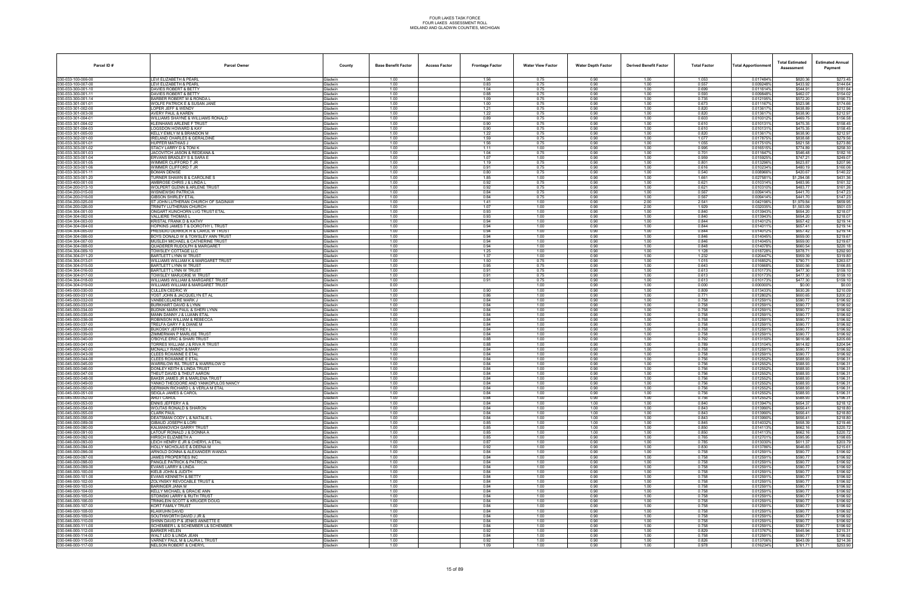| Parcel ID # | Parcel Owner | County | Base Benefit Factor | Access Factor | Frontage Factor | Water View Factor | Water Depth Factor | Derived Benefit Factor | Total Factor | Total Apportionment | Total Estimated Assessment | Estimated Annual Payment |
|---|---|---|---|---|---|---|---|---|---|---|---|---|
| 030-033-100-008-00 | LEVI ELIZABETH & PEARL | Gladwin | 1.00 | | 1.56 | 0.75 | 0.90 | 1.00 | 1.053 | 0.017484% | $820.36 | $273.45 |
| 030-033-100-007-00 | LEVI ELIZABETH & PEARL | Gladwin | 1.00 | | 0.83 | 0.75 | 0.90 | 1.00 | 0.557 | 0.009248% | $433.92 | $144.64 |
| 030-033-300-001-10 | DAVIES ROBERT & BETTY | Gladwin | 1.00 | | 1.04 | 0.75 | 0.90 | 1.00 | 0.699 | 0.011614% | $544.91 | $181.64 |
| 030-033-300-001-11 | DAVIES ROBERT & BETTY | Gladwin | 1.00 | | 0.88 | 0.75 | 0.90 | 1.00 | 0.593 | 0.009848% | $462.07 | $154.02 |
| 030-033-300-001-14 | BARBER ROBERT M & RONDA L | Gladwin | 1.00 | | 1.09 | 0.75 | 0.90 | 1.00 | 0.735 | 0.012195% | $572.20 | $190.73 |
| 030-033-301-001-01 | WOLFE PATRICK E & SUSAN JANE | Gladwin | 1.00 | | 1.00 | 0.75 | 0.90 | 1.00 | 0.673 | 0.011167% | $523.98 | $174.66 |
| 030-033-301-002-00 | LOPER JEFF & WENDY | Gladwin | 1.00 | | 1.21 | 0.75 | 0.90 | 1.00 | 0.820 | 0.013617% | $638.89 | $212.96 |
| 030-033-301-003-00 | AVERY PAUL & KAREN | Gladwin | 1.00 | | 1.22 | 0.75 | 0.90 | 1.00 | 0.820 | 0.013617% | $638.90 | $212.97 |
| 030-033-301-004-01 | WILLIAMS SHAYNE & WILLIAMS RONALD | Gladwin | 1.00 | | 0.89 | 0.75 | 0.90 | 1.00 | 0.603 | 0.010012% | $469.75 | $156.58 |
| 030-033-301-004-02 | KLEINHANS ARLENE F TRUST | Gladwin | 1.00 | | 0.90 | 0.75 | 0.90 | 1.00 | 0.610 | 0.010131% | $475.35 | $158.45 |
| 030-033-301-004-03 | LOGSDON HOWARD & KAY | Gladwin | 1.00 | | 0.90 | 0.75 | 0.90 | 1.00 | 0.610 | 0.010131% | $475.35 | $158.45 |
| 030-033-301-005-00 | KELLY EMILY M & BRANDON M | Gladwin | 1.00 | | 1.22 | 0.75 | 0.90 | 1.00 | 0.820 | 0.013617% | $638.90 | $212.97 |
| 030-033-302-001-00 | IRELAND CHARLES & GERALDINE | Gladwin | 1.00 | | 1.59 | 0.75 | 0.90 | 1.00 | 1.077 | 0.017875% | $838.68 | $279.56 |
| 030-033-303-001-01 | HUFFER MATHIAS J | Gladwin | 1.00 | | 1.56 | 0.75 | 0.90 | 1.00 | 1.055 | 0.017510% | $821.58 | $273.86 |
| 030-033-303-001-02 | STACY LARRY D & TONI K | Gladwin | 1.00 | | 1.11 | 1.00 | 0.90 | 1.00 | 0.995 | 0.016515% | $774.89 | $258.30 |
| 030-033-303-001-03 | JACOVITCH JASON & REDEANA & | Gladwin | 1.00 | | 1.04 | 0.75 | 0.90 | 1.00 | 0.701 | 0.011647% | $546.48 | $182.16 |
| 030-033-303-001-04 | ERVANS BRADLEY S & SARA E | Gladwin | 1.00 | | 1.07 | 1.00 | 0.90 | 1.00 | 0.959 | 0.015925% | $747.21 | $249.07 |
| 030-033-303-001-05 | WIMMER CLIFFORD T JR | Gladwin | 1.00 | | 1.19 | 0.75 | 0.90 | 1.00 | 0.801 | 0.013296% | $623.87 | $207.96 |
| 030-033-303-001-06 | WIMMER CLIFFORD T JR | Gladwin | 1.00 | | 0.91 | 0.75 | 0.90 | 1.00 | 0.616 | 0.010234% | $480.19 | $160.06 |
| 030-033-303-001-11 | BOMAN DENISE | Gladwin | 1.00 | | 0.80 | 0.75 | 0.90 | 1.00 | 0.540 | 0.008966% | $420.67 | $140.22 |
| 030-033-303-001-20 | TURNER SHAWN B & CAROLINE S | Gladwin | 1.00 | | 1.85 | 1.00 | 0.90 | 1.00 | 1.661 | 0.027581% | $1,294.08 | $431.36 |
| 030-033-400-001-00 | AMBROSE CHRIS J & LINDA L | Gladwin | 1.00 | | 0.92 | 0.75 | 0.90 | 1.00 | 0.621 | 0.010314% | $483.95 | $161.32 |
| 030-034-200-013-10 | WOLPERT GLENN & ARLENE TRUST | Gladwin | 1.00 | | 0.92 | 0.75 | 0.90 | 1.00 | 0.621 | 0.010310% | $483.77 | $161.26 |
| 030-034-200-015-00 | WISNIEWSKI PATRICIA | Gladwin | 1.00 | | 0.84 | 0.75 | 0.90 | 1.00 | 0.567 | 0.009414% | $441.70 | $147.23 |
| 030-034-200-016-00 | GIBSON SHIRLEY ETAL | Gladwin | 1.00 | | 0.84 | 0.75 | 0.90 | 1.00 | 0.567 | 0.009414% | $441.70 | $147.23 |
| 030-034-200-025-00 | ST JOHN LUTHERAN CHURCH OF SAGINAW | Gladwin | 1.00 | | 1.41 | 1.00 | 0.90 | 2.00 | 2.541 | 0.042196% | $1,979.84 | $659.95 |
| 030-034-200-026-00 | TRINITY LUTHERAN CHURCH | Gladwin | 1.00 | | 1.07 | 1.00 | 0.90 | 2.00 | 1.929 | 0.032035% | $1,503.09 | $501.03 |
| 030-034-304-001-00 | ONGART KUNCHORN LVG TRUST ETAL | Gladwin | 1.00 | | 0.93 | 1.00 | 0.90 | 1.00 | 0.840 | 0.013943% | $654.20 | $218.07 |
| 030-034-304-002-00 | VALLIERE THOMAS L | Gladwin | 1.00 | | 0.93 | 1.00 | 0.90 | 1.00 | 0.840 | 0.013943% | $654.20 | $218.07 |
| 030-034-304-003-00 | KRISTAL FRANK D & KATHY | Gladwin | 1.00 | | 0.94 | 1.00 | 0.90 | 1.00 | 0.844 | 0.014012% | $657.42 | $219.14 |
| 030-034-304-004-00 | HOPKINS JAMES T & DOROTHY L TRUST | Gladwin | 1.00 | | 0.94 | 1.00 | 0.90 | 1.00 | 0.844 | 0.014011% | $657.41 | $219.14 |
| 030-034-304-005-00 | PRESIDIO DERRICK R & CAROL W TRUST | Gladwin | 1.00 | | 0.94 | 1.00 | 0.90 | 1.00 | 0.844 | 0.014012% | $657.42 | $219.14 |
| 030-034-304-006-00 | BOYS DONALD W & TOWSLEY ANN TRUST | Gladwin | 1.00 | | 0.94 | 1.00 | 0.90 | 1.00 | 0.846 | 0.014045% | $659.00 | $219.67 |
| 030-034-304-007-00 | MUSLEH MICHAEL & CATHERINE TRUST | Gladwin | 1.00 | | 0.94 | 1.00 | 0.90 | 1.00 | 0.846 | 0.014045% | $659.00 | $219.67 |
| 030-034-304-008-00 | QUADERER RUDOLPH & MARGARET | Gladwin | 1.00 | | 0.94 | 1.00 | 0.90 | 1.00 | 0.848 | 0.014078% | $660.54 | $220.18 |
| 030-034-304-009-10 | TOWSLEY COTTAGE LLC | Gladwin | 1.00 | | 1.25 | 1.00 | 0.90 | 1.00 | 1.128 | 0.018728% | $878.71 | $292.90 |
| 030-034-304-011-20 | BARTLETT LYNN W TRUST | Gladwin | 1.00 | | 1.37 | 1.00 | 0.90 | 1.00 | 1.232 | 0.020447% | $959.39 | $319.80 |
| 030-034-304-013-01 | WILLIAMS WILLIAM K & MARGARET TRUST | Gladwin | 1.00 | | 1.50 | 0.75 | 0.90 | 1.00 | 1.015 | 0.016852% | $790.71 | $263.57 |
| 030-034-304-015-00 | BARTLETT LYNN W TRUST | Gladwin | 1.00 | | 0.95 | 0.75 | 0.90 | 1.00 | 0.643 | 0.010668% | $500.56 | $166.85 |
| 030-034-304-016-00 | BARTLETT LYNN W TRUST | Gladwin | 1.00 | | 0.91 | 0.75 | 0.90 | 1.00 | 0.613 | 0.010173% | $477.30 | $159.10 |
| 030-034-304-017-00 | TOWSLEY MARJORIE W TRUST | Gladwin | 1.00 | | 0.91 | 0.75 | 0.90 | 1.00 | 0.613 | 0.010173% | $477.30 | $159.10 |
| 030-034-304-018-00 | WILLIAMS WILLIAM & MARGARET TRUST | Gladwin | 1.00 | | 0.91 | 0.75 | 0.90 | 1.00 | 0.613 | 0.010173% | $477.30 | $159.10 |
| 030-034-304-019-00 | WILLIAMS WILLIAM & MARGARET TRUST | Gladwin | 0.00 | | | 1.00 | 0.90 | 1.00 | 0.000 | 0.000000% | $0.00 | $0.00 |
| 030-045-000-030-00 | CULLEN CEDRIC W | Gladwin | 1.00 | | 0.90 | 1.00 | 0.90 | 1.00 | 0.809 | 0.013433% | $630.26 | $210.09 |
| 030-045-000-031-00 | YOST JOHN & JACQUELYN ET AL | Gladwin | 1.00 | | 0.86 | 1.00 | 0.90 | 1.00 | 0.771 | 0.012802% | $600.65 | $200.22 |
| 030-045-000-032-00 | VANBECELAERE MARK J | Gladwin | 1.00 | | 0.84 | 1.00 | 0.90 | 1.00 | 0.758 | 0.012591% | $590.77 | $196.92 |
| 030-045-000-033-00 | BURKHART DAVID & LYNN | Gladwin | 1.00 | | 0.84 | 1.00 | 0.90 | 1.00 | 0.758 | 0.012591% | $590.77 | $196.92 |
| 030-045-000-034-00 | BUDNIK MARK PAUL & SHERI LYNN | Gladwin | 1.00 | | 0.84 | 1.00 | 0.90 | 1.00 | 0.758 | 0.012591% | $590.77 | $196.92 |
| 030-045-000-035-00 | MANN DANNY J & LUANN ETAL | Gladwin | 1.00 | | 0.84 | 1.00 | 0.90 | 1.00 | 0.758 | 0.012591% | $590.77 | $196.92 |
| 030-045-000-036-00 | ROBINSON WILLIAM & REBECCA | Gladwin | 1.00 | | 0.84 | 1.00 | 0.90 | 1.00 | 0.758 | 0.012591% | $590.77 | $196.92 |
| 030-045-000-037-00 | TRELFA GARY F & DIANE M | Gladwin | 1.00 | | 0.84 | 1.00 | 0.90 | 1.00 | 0.758 | 0.012591% | $590.77 | $196.92 |
| 030-045-000-038-00 | BUKOSKY JEFFREY L | Gladwin | 1.00 | | 0.84 | 1.00 | 0.90 | 1.00 | 0.758 | 0.012591% | $590.77 | $196.92 |
| 030-045-000-039-00 | ZIMMERMAN F MARLISE TRUST | Gladwin | 1.00 | | 0.84 | 1.00 | 0.90 | 1.00 | 0.758 | 0.012591% | $590.77 | $196.92 |
| 030-045-000-040-00 | O'BOYLE ERIC & SHARI TRUST | Gladwin | 1.00 | | 0.88 | 1.00 | 0.90 | 1.00 | 0.792 | 0.013150% | $616.98 | $205.66 |
| 030-045-000-041-00 | TORRES WILLIAM J & RIVA R TRUST | Gladwin | 1.00 | | 0.88 | 1.00 | 0.90 | 1.00 | 0.789 | 0.013104% | $614.82 | $204.94 |
| 030-045-000-042-00 | MCNALLY RANDY & MARY | Gladwin | 1.00 | | 0.84 | 1.00 | 0.90 | 1.00 | 0.758 | 0.012591% | $590.77 | $196.92 |
| 030-045-000-043-00 | CLEES ROXANNE E ETAL | Gladwin | 1.00 | | 0.84 | 1.00 | 0.90 | 1.00 | 0.758 | 0.012591% | $590.77 | $196.92 |
| 030-045-000-044-00 | CLEES ROXANNE E ETAL | Gladwin | 1.00 | | 0.84 | 1.00 | 0.90 | 1.00 | 0.756 | 0.012552% | $588.93 | $196.31 |
| 030-045-000-045-00 | WARRILOW RL TRUST & WARRILOW D | Gladwin | 1.00 | | 0.84 | 1.00 | 0.90 | 1.00 | 0.756 | 0.012552% | $588.93 | $196.31 |
| 030-045-000-046-00 | DONLEY KEITH & LINDA TRUST | Gladwin | 1.00 | | 0.84 | 1.00 | 0.90 | 1.00 | 0.756 | 0.012552% | $588.93 | $196.31 |
| 030-045-000-047-00 | THEUT DAVID & THEUT AARON | Gladwin | 1.00 | | 0.84 | 1.00 | 0.90 | 1.00 | 0.756 | 0.012552% | $588.93 | $196.31 |
| 030-045-000-048-00 | BAKER JAMES JR & MARLENA TRUST | Gladwin | 1.00 | | 0.84 | 1.00 | 0.90 | 1.00 | 0.756 | 0.012552% | $588.93 | $196.31 |
| 030-045-000-049-00 | YANKO THEODORE AND YANKOPULOS NANCY | Gladwin | 1.00 | | 0.84 | 1.00 | 0.90 | 1.00 | 0.756 | 0.012552% | $588.93 | $196.31 |
| 030-045-000-050-00 | GERMAIN RICHARD L & VERLA M ETAL | Gladwin | 1.00 | | 0.84 | 1.00 | 0.90 | 1.00 | 0.756 | 0.012552% | $588.93 | $196.31 |
| 030-045-000-051-00 | SEIGLA JAMES & CAROL | Gladwin | 1.00 | | 0.84 | 1.00 | 0.90 | 1.00 | 0.756 | 0.012552% | $588.93 | $196.31 |
| 030-045-000-052-00 | ARDT CAROL | Gladwin | 1.00 | | 0.84 | 1.00 | 0.90 | 1.00 | 0.756 | 0.012552% | $588.93 | $196.31 |
| 030-045-000-053-00 | ENNIS JEFFERY A & | Gladwin | 1.00 | | 0.84 | 1.00 | 1.00 | 1.00 | 0.840 | 0.013947% | $654.37 | $218.12 |
| 030-045-000-054-00 | WOJTAS RONALD & SHARON | Gladwin | 1.00 | | 0.84 | 1.00 | 1.00 | 1.00 | 0.843 | 0.013990% | $656.41 | $218.80 |
| 030-045-000-055-00 | CLARK PAUL | Gladwin | 1.00 | | 0.84 | 1.00 | 1.00 | 1.00 | 0.843 | 0.013990% | $656.41 | $218.80 |
| 030-045-000-056-00 | DEATSMAN CODY L & NATALIE L | Gladwin | 1.00 | | 0.84 | 1.00 | 1.00 | 1.00 | 0.843 | 0.013990% | $656.41 | $218.80 |
| 030-046-000-089-00 | GIBAUD JOSEPH & LORI | Gladwin | 1.00 | | 0.85 | 1.00 | 1.00 | 1.00 | 0.845 | 0.014032% | $658.39 | $219.46 |
| 030-046-000-090-00 | KALMANOVICH GARRY TRUST | Gladwin | 1.00 | | 0.85 | 1.00 | 1.00 | 1.00 | 0.850 | 0.014113% | $662.16 | $220.72 |
| 030-046-000-091-00 | LATOUF RONALD J & DONNA A | Gladwin | 1.00 | | 0.85 | 1.00 | 1.00 | 1.00 | 0.850 | 0.014113% | $662.16 | $220.72 |
| 030-046-000-092-00 | HIRSCH ELIZABETH A | Gladwin | 1.00 | | 0.85 | 1.00 | 0.90 | 1.00 | 0.765 | 0.012701% | $595.95 | $198.65 |
| 030-046-000-093-00 | LEICH HENRY E JR & CHERYL A ETAL | Gladwin | 1.00 | | 0.87 | 1.00 | 0.90 | 1.00 | 0.785 | 0.013030% | $611.37 | $203.79 |
| 030-046-000-094-00 | HOLLY NICHOLAS E & DEENA M | Gladwin | 1.00 | | 0.92 | 1.00 | 0.90 | 1.00 | 0.830 | 0.013786% | $646.83 | $215.61 |
| 030-046-000-095-00 | ARNOLD DONNA & ALEXANDER WANDA | Gladwin | 1.00 | | 0.84 | 1.00 | 0.90 | 1.00 | 0.758 | 0.012591% | $590.77 | $196.92 |
| 030-046-000-097-00 | JAMES PROPERTIES INC | Gladwin | 1.00 | | 0.84 | 1.00 | 0.90 | 1.00 | 0.758 | 0.012591% | $590.77 | $196.92 |
| 030-046-000-098-00 | PANGLE PATRICK & PATRICIA | Gladwin | 1.00 | | 0.84 | 1.00 | 0.90 | 1.00 | 0.758 | 0.012591% | $590.77 | $196.92 |
| 030-046-000-099-00 | EVANS LARRY & LINDA | Gladwin | 1.00 | | 0.84 | 1.00 | 0.90 | 1.00 | 0.758 | 0.012591% | $590.77 | $196.92 |
| 030-046-000-100-00 | KIELB JOHN & JUDITH | Gladwin | 1.00 | | 0.84 | 1.00 | 0.90 | 1.00 | 0.758 | 0.012591% | $590.77 | $196.92 |
| 030-046-000-101-00 | EVANS KENNETH & BETTY | Gladwin | 1.00 | | 0.84 | 1.00 | 0.90 | 1.00 | 0.758 | 0.012591% | $590.77 | $196.92 |
| 030-046-000-102-00 | ZOLYNSKY REVOCABLE TRUST & | Gladwin | 1.00 | | 0.84 | 1.00 | 0.90 | 1.00 | 0.758 | 0.012591% | $590.77 | $196.92 |
| 030-046-000-103-00 | BARINGER JANA M | Gladwin | 1.00 | | 0.84 | 1.00 | 0.90 | 1.00 | 0.758 | 0.012591% | $590.77 | $196.92 |
| 030-046-000-104-00 | KELLY MICHAEL & GRACIE ANN | Gladwin | 1.00 | | 0.84 | 1.00 | 0.90 | 1.00 | 0.758 | 0.012591% | $590.77 | $196.92 |
| 030-046-000-105-00 | STOINSKI LARRY & RUTH TRUST | Gladwin | 1.00 | | 0.84 | 1.00 | 0.90 | 1.00 | 0.758 | 0.012591% | $590.77 | $196.92 |
| 030-046-000-106-00 | TRINKLEIN SCOTT & KRUGER DOUG | Gladwin | 1.00 | | 0.84 | 1.00 | 0.90 | 1.00 | 0.758 | 0.012591% | $590.77 | $196.92 |
| 030-046-000-107-00 | KORT FAMILY TRUST | Gladwin | 1.00 | | 0.84 | 1.00 | 0.90 | 1.00 | 0.758 | 0.012591% | $590.77 | $196.92 |
| 030-046-000-108-00 | KLAWUHN DAVID | Gladwin | 1.00 | | 0.84 | 1.00 | 0.90 | 1.00 | 0.758 | 0.012591% | $590.77 | $196.92 |
| 030-046-000-109-00 | SOUTHWORTH DAVID J JR & | Gladwin | 1.00 | | 0.84 | 1.00 | 0.90 | 1.00 | 0.758 | 0.012591% | $590.77 | $196.92 |
| 030-046-000-110-00 | SHINN DAVID P & JENKS ANNETTE E | Gladwin | 1.00 | | 0.84 | 1.00 | 0.90 | 1.00 | 0.758 | 0.012591% | $590.77 | $196.92 |
| 030-046-000-111-00 | SCHEMBER L & SCHEMBER L& SCHEMBER | Gladwin | 1.00 | | 0.84 | 1.00 | 0.90 | 1.00 | 0.758 | 0.012591% | $590.77 | $196.92 |
| 030-046-000-112-00 | BARKER HELEN | Gladwin | 1.00 | | 0.92 | 1.00 | 0.90 | 1.00 | 0.829 | 0.013767% | $645.94 | $215.31 |
| 030-046-000-114-00 | WALT LEO & LINDA JEAN | Gladwin | 1.00 | | 0.84 | 1.00 | 0.90 | 1.00 | 0.758 | 0.012591% | $590.77 | $196.92 |
| 030-046-000-115-00 | VARNEY PAUL M & LAURA L TRUST | Gladwin | 1.00 | | 0.92 | 1.00 | 0.90 | 1.00 | 0.826 | 0.013706% | $643.09 | $214.36 |
| 030-046-000-117-00 | NELSON ROBERT & CHERYL | Gladwin | 1.00 | | 1.09 | 1.00 | 0.90 | 1.00 | 0.978 | 0.016234% | $761.71 | $253.90 |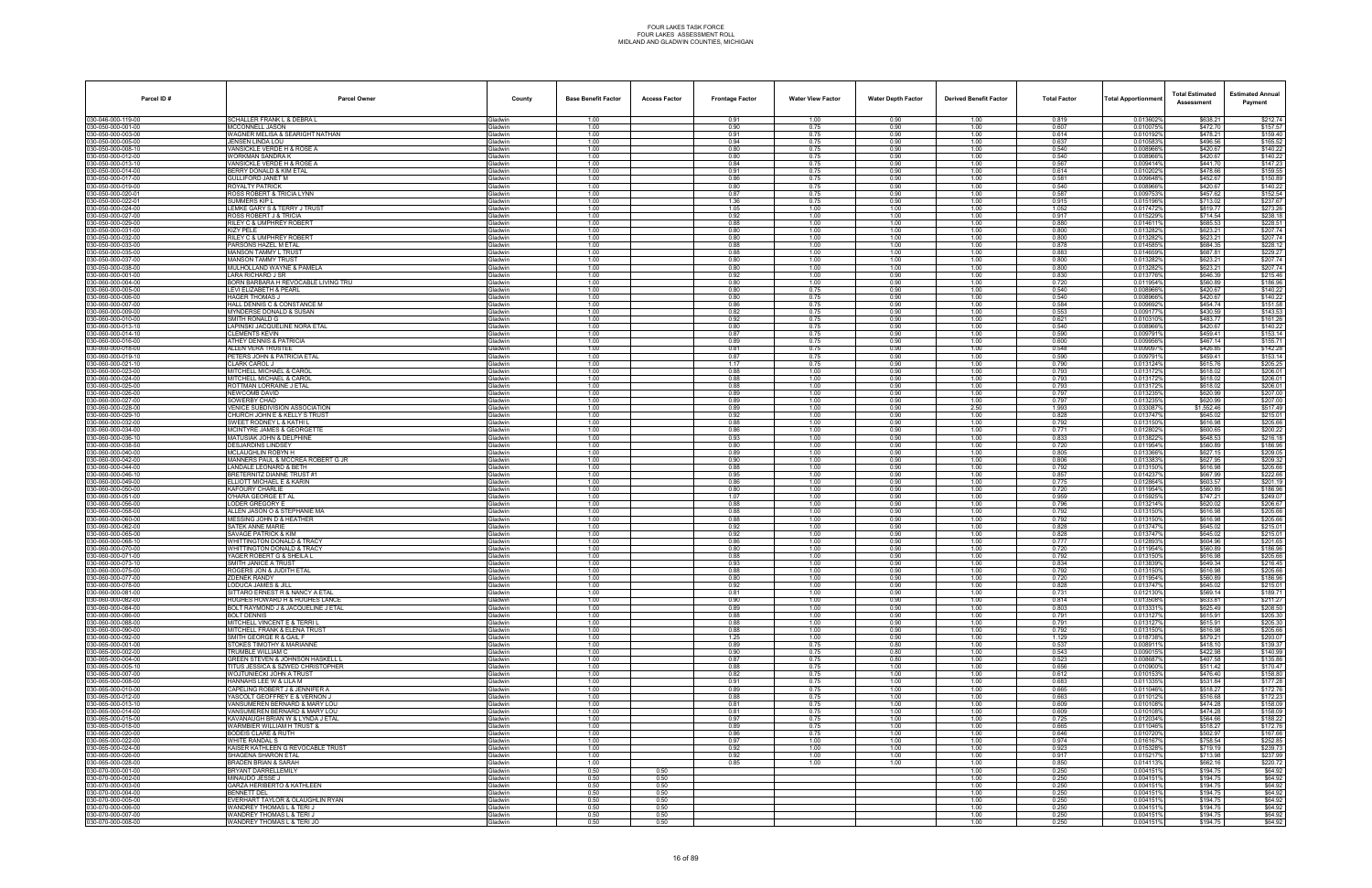# FOUR LAKES TASK FORCE
# FOUR LAKES ASSESSMENT ROLL
# MIDLAND AND GLADWIN COUNTIES, MICHIGAN

| Parcel ID # | Parcel Owner | County | Base Benefit Factor | Access Factor | Frontage Factor | Water View Factor | Water Depth Factor | Derived Benefit Factor | Total Factor | Total Apportionment | Total Estimated Assessment | Estimated Annual Payment |
|---|---|---|---|---|---|---|---|---|---|---|---|---|
| 030-046-000-119-00 | SCHALLER FRANK L & DEBRA L | Gladwin | 1.00 | | 0.91 | 1.00 | 0.90 | 1.00 | 0.819 | 0.013602% | $638.21 | $212.74 |
| 030-050-000-001-00 | MCCONNELL JASON | Gladwin | 1.00 | | 0.90 | 0.75 | 0.90 | 1.00 | 0.607 | 0.010075% | $472.70 | $157.57 |
| 030-050-000-003-00 | WAGNER MELISA & SEARIGHT NATHAN | Gladwin | 1.00 | | 0.91 | 0.75 | 0.90 | 1.00 | 0.614 | 0.010192% | $478.21 | $159.40 |
| 030-050-000-005-00 | JENSEN LINDA LOU | Gladwin | 1.00 | | 0.94 | 0.75 | 0.90 | 1.00 | 0.637 | 0.010583% | $496.56 | $165.52 |
| 030-050-000-008-10 | VANSICKLE VERDE H & ROSE A | Gladwin | 1.00 | | 0.80 | 0.75 | 0.90 | 1.00 | 0.540 | 0.008966% | $420.67 | $140.22 |
| 030-050-000-012-00 | WORKMAN SANDRA K | Gladwin | 1.00 | | 0.80 | 0.75 | 0.90 | 1.00 | 0.540 | 0.008966% | $420.67 | $140.22 |
| 030-050-000-013-10 | VANSICKLE VERDE H & ROSE A | Gladwin | 1.00 | | 0.84 | 0.75 | 0.90 | 1.00 | 0.567 | 0.009414% | $441.70 | $147.23 |
| 030-050-000-014-00 | BERRY DONALD & KIM ETAL | Gladwin | 1.00 | | 0.91 | 0.75 | 0.90 | 1.00 | 0.614 | 0.010202% | $478.66 | $159.55 |
| 030-050-000-017-00 | GULLIFORD JANET M | Gladwin | 1.00 | | 0.86 | 0.75 | 0.90 | 1.00 | 0.581 | 0.009648% | $452.67 | $150.89 |
| 030-050-000-019-00 | ROYALTY PATRICK | Gladwin | 1.00 | | 0.80 | 0.75 | 0.90 | 1.00 | 0.540 | 0.008966% | $420.67 | $140.22 |
| 030-050-000-020-01 | ROSS ROBERT & TRICIA LYNN | Gladwin | 1.00 | | 0.87 | 0.75 | 0.90 | 1.00 | 0.587 | 0.009753% | $457.62 | $152.54 |
| 030-050-000-022-01 | SUMMERS KIP L | Gladwin | 1.00 | | 1.36 | 0.75 | 0.90 | 1.00 | 0.915 | 0.015196% | $713.02 | $237.67 |
| 030-050-000-024-00 | LEMKE GARY S & TERRY J TRUST | Gladwin | 1.00 | | 1.05 | 1.00 | 1.00 | 1.00 | 1.052 | 0.017472% | $819.77 | $273.26 |
| 030-050-000-027-00 | ROSS ROBERT J & TRICIA | Gladwin | 1.00 | | 0.92 | 1.00 | 1.00 | 1.00 | 0.917 | 0.015229% | $714.54 | $238.18 |
| 030-050-000-029-00 | RILEY C & UMPHREY ROBERT | Gladwin | 1.00 | | 0.88 | 1.00 | 1.00 | 1.00 | 0.880 | 0.014611% | $685.53 | $228.51 |
| 030-050-000-031-00 | KIZY PELE | Gladwin | 1.00 | | 0.80 | 1.00 | 1.00 | 1.00 | 0.800 | 0.013282% | $623.21 | $207.74 |
| 030-050-000-032-00 | RILEY C & UMPHREY ROBERT | Gladwin | 1.00 | | 0.80 | 1.00 | 1.00 | 1.00 | 0.800 | 0.013282% | $623.21 | $207.74 |
| 030-050-000-033-00 | PARSONS HAZEL M ETAL | Gladwin | 1.00 | | 0.88 | 1.00 | 1.00 | 1.00 | 0.878 | 0.014585% | $684.35 | $228.12 |
| 030-050-000-035-00 | MANSON TAMMY L TRUST | Gladwin | 1.00 | | 0.88 | 1.00 | 1.00 | 1.00 | 0.883 | 0.014659% | $687.81 | $229.27 |
| 030-050-000-037-00 | MANSON TAMMY TRUST | Gladwin | 1.00 | | 0.80 | 1.00 | 1.00 | 1.00 | 0.800 | 0.013282% | $623.21 | $207.74 |
| 030-050-000-038-00 | MULHOLLAND WAYNE & PAMELA | Gladwin | 1.00 | | 0.80 | 1.00 | 1.00 | 1.00 | 0.800 | 0.013282% | $623.21 | $207.74 |
| 030-060-000-001-00 | LARA RICHARD J SR | Gladwin | 1.00 | | 0.92 | 1.00 | 0.90 | 1.00 | 0.830 | 0.013776% | $646.39 | $215.46 |
| 030-060-000-004-00 | BORN BARBARA H REVOCABLE LIVING TRU | Gladwin | 1.00 | | 0.80 | 1.00 | 0.90 | 1.00 | 0.720 | 0.011954% | $560.89 | $186.96 |
| 030-060-000-005-00 | LEVI ELIZABETH & PEARL | Gladwin | 1.00 | | 0.80 | 0.75 | 0.90 | 1.00 | 0.540 | 0.008966% | $420.67 | $140.22 |
| 030-060-000-006-00 | HAGER THOMAS J | Gladwin | 1.00 | | 0.80 | 0.75 | 0.90 | 1.00 | 0.540 | 0.008966% | $420.67 | $140.22 |
| 030-060-000-007-00 | HALL DENNIS C & CONSTANCE M | Gladwin | 1.00 | | 0.86 | 0.75 | 0.90 | 1.00 | 0.584 | 0.009692% | $454.74 | $151.58 |
| 030-060-000-009-00 | MYNDERSE DONALD & SUSAN | Gladwin | 1.00 | | 0.82 | 0.75 | 0.90 | 1.00 | 0.553 | 0.009177% | $430.59 | $143.53 |
| 030-060-000-010-00 | SMITH RONALD G | Gladwin | 1.00 | | 0.92 | 0.75 | 0.90 | 1.00 | 0.621 | 0.010310% | $483.77 | $161.26 |
| 030-060-000-013-10 | LAPINSKI JACQUELINE NORA ETAL | Gladwin | 1.00 | | 0.80 | 0.75 | 0.90 | 1.00 | 0.540 | 0.008966% | $420.67 | $140.22 |
| 030-060-000-014-10 | CLEMENTS KEVIN | Gladwin | 1.00 | | 0.87 | 0.75 | 0.90 | 1.00 | 0.590 | 0.009791% | $459.41 | $153.14 |
| 030-060-000-016-00 | ATHEY DENNIS & PATRICIA | Gladwin | 1.00 | | 0.89 | 0.75 | 0.90 | 1.00 | 0.600 | 0.009965% | $467.14 | $155.71 |
| 030-060-000-018-00 | ALLEN VERA TRUSTEE | Gladwin | 1.00 | | 0.81 | 0.75 | 0.90 | 1.00 | 0.548 | 0.009097% | $426.85 | $142.28 |
| 030-060-000-019-10 | PETERS JOHN & PATRICIA ETAL | Gladwin | 1.00 | | 0.87 | 0.75 | 0.90 | 1.00 | 0.590 | 0.009791% | $459.41 | $153.14 |
| 030-060-000-021-10 | CLARK CAROL J | Gladwin | 1.00 | | 1.17 | 0.75 | 0.90 | 1.00 | 0.790 | 0.013124% | $615.76 | $205.25 |
| 030-060-000-023-00 | MITCHELL MICHAEL & CAROL | Gladwin | 1.00 | | 0.88 | 1.00 | 0.90 | 1.00 | 0.793 | 0.013172% | $618.02 | $206.01 |
| 030-060-000-024-00 | MITCHELL MICHAEL & CAROL | Gladwin | 1.00 | | 0.88 | 1.00 | 0.90 | 1.00 | 0.793 | 0.013172% | $618.02 | $206.01 |
| 030-060-000-025-00 | ROTTMAN LORRAINE J ETAL | Gladwin | 1.00 | | 0.88 | 1.00 | 0.90 | 1.00 | 0.793 | 0.013172% | $618.02 | $206.01 |
| 030-060-000-026-00 | NEWCOMB DAVID | Gladwin | 1.00 | | 0.89 | 1.00 | 0.90 | 1.00 | 0.797 | 0.013235% | $620.99 | $207.00 |
| 030-060-000-027-00 | SOWERBY CHAD | Gladwin | 1.00 | | 0.89 | 1.00 | 0.90 | 1.00 | 0.797 | 0.013235% | $620.99 | $207.00 |
| 030-060-000-028-00 | VENICE SUBDIVISION ASSOCIATION | Gladwin | 1.00 | | 0.89 | 1.00 | 0.90 | 2.50 | 1.993 | 0.033087% | $1,552.46 | $517.49 |
| 030-060-000-029-10 | CHURCH JOHN E & KELLY S TRUST | Gladwin | 1.00 | | 0.92 | 1.00 | 0.90 | 1.00 | 0.828 | 0.013747% | $645.02 | $215.01 |
| 030-060-000-032-00 | SWEET RODNEY L & KATHI L | Gladwin | 1.00 | | 0.88 | 1.00 | 0.90 | 1.00 | 0.792 | 0.013150% | $616.98 | $205.66 |
| 030-060-000-034-00 | MCINTYRE JAMES & GEORGETTE | Gladwin | 1.00 | | 0.86 | 1.00 | 0.90 | 1.00 | 0.771 | 0.012802% | $600.65 | $200.22 |
| 030-060-000-036-10 | MATUSIAK JOHN & DELPHINE | Gladwin | 1.00 | | 0.93 | 1.00 | 0.90 | 1.00 | 0.833 | 0.013822% | $648.53 | $216.18 |
| 030-060-000-038-50 | DESJARDINS LINDSEY | Gladwin | 1.00 | | 0.80 | 1.00 | 0.90 | 1.00 | 0.720 | 0.011954% | $560.89 | $186.96 |
| 030-060-000-040-00 | MCLAUGHLIN ROBYN H | Gladwin | 1.00 | | 0.89 | 1.00 | 0.90 | 1.00 | 0.805 | 0.013368% | $627.15 | $209.05 |
| 030-060-000-042-00 | MANNERS PAUL & MCCREA ROBERT G JR | Gladwin | 1.00 | | 0.90 | 1.00 | 0.90 | 1.00 | 0.806 | 0.013383% | $627.95 | $209.32 |
| 030-060-000-044-00 | LANDALE LEONARD & BETH | Gladwin | 1.00 | | 0.88 | 1.00 | 0.90 | 1.00 | 0.792 | 0.013150% | $616.98 | $205.66 |
| 030-060-000-046-10 | BRETERNITZ DIANNE TRUST #1 | Gladwin | 1.00 | | 0.95 | 1.00 | 0.90 | 1.00 | 0.857 | 0.014237% | $667.99 | $222.66 |
| 030-060-000-049-00 | ELLIOTT MICHAEL E & KARIN | Gladwin | 1.00 | | 0.86 | 1.00 | 0.90 | 1.00 | 0.775 | 0.012864% | $603.57 | $201.19 |
| 030-060-000-050-00 | KAFOURY CHARLIE | Gladwin | 1.00 | | 0.80 | 1.00 | 0.90 | 1.00 | 0.720 | 0.011954% | $560.89 | $186.96 |
| 030-060-000-051-00 | O'HARA GEORGE ET AL | Gladwin | 1.00 | | 1.07 | 1.00 | 0.90 | 1.00 | 0.959 | 0.015925% | $747.21 | $249.07 |
| 030-060-000-056-00 | LODER GREGORY E | Gladwin | 1.00 | | 0.88 | 1.00 | 0.90 | 1.00 | 0.796 | 0.013214% | $620.02 | $206.67 |
| 030-060-000-058-00 | ALLEN JASON O & STEPHANIE MA | Gladwin | 1.00 | | 0.88 | 1.00 | 0.90 | 1.00 | 0.792 | 0.013150% | $616.98 | $205.66 |
| 030-060-000-060-00 | MESSING JOHN D & HEATHER | Gladwin | 1.00 | | 0.88 | 1.00 | 0.90 | 1.00 | 0.792 | 0.013150% | $616.98 | $205.66 |
| 030-060-000-062-00 | SATEK ANNE MARIE | Gladwin | 1.00 | | 0.92 | 1.00 | 0.90 | 1.00 | 0.828 | 0.013747% | $645.02 | $215.01 |
| 030-060-000-065-00 | SAVAGE PATRICK & KIM | Gladwin | 1.00 | | 0.92 | 1.00 | 0.90 | 1.00 | 0.828 | 0.013747% | $645.02 | $215.01 |
| 030-060-000-068-10 | WHITTINGTON DONALD & TRACY | Gladwin | 1.00 | | 0.86 | 1.00 | 0.90 | 1.00 | 0.777 | 0.012893% | $604.96 | $201.65 |
| 030-060-000-070-00 | WHITTINGTON DONALD & TRACY | Gladwin | 1.00 | | 0.80 | 1.00 | 0.90 | 1.00 | 0.720 | 0.011954% | $560.89 | $186.96 |
| 030-060-000-071-00 | YAGER ROBERT G & SHEILA L | Gladwin | 1.00 | | 0.88 | 1.00 | 0.90 | 1.00 | 0.792 | 0.013150% | $616.98 | $205.66 |
| 030-060-000-073-10 | SMITH JANICE A TRUST | Gladwin | 1.00 | | 0.93 | 1.00 | 0.90 | 1.00 | 0.834 | 0.013839% | $649.34 | $216.45 |
| 030-060-000-075-00 | ROGERS JON & JUDITH ETAL | Gladwin | 1.00 | | 0.88 | 1.00 | 0.90 | 1.00 | 0.792 | 0.013150% | $616.98 | $205.66 |
| 030-060-000-077-00 | ZDENEK RANDY | Gladwin | 1.00 | | 0.80 | 1.00 | 0.90 | 1.00 | 0.720 | 0.011954% | $560.89 | $186.96 |
| 030-060-000-078-00 | LODUCA JAMES & JILL | Gladwin | 1.00 | | 0.92 | 1.00 | 0.90 | 1.00 | 0.828 | 0.013747% | $645.02 | $215.01 |
| 030-060-000-081-00 | SITTARO ERNEST R & NANCY A ETAL | Gladwin | 1.00 | | 0.81 | 1.00 | 0.90 | 1.00 | 0.731 | 0.012130% | $569.14 | $189.71 |
| 030-060-000-082-00 | HUGHES HOWARD H & HUGHES LANCE | Gladwin | 1.00 | | 0.90 | 1.00 | 0.90 | 1.00 | 0.814 | 0.013508% | $633.81 | $211.27 |
| 030-060-000-084-00 | BOLT RAYMOND J & VALERIE J ETAL | Gladwin | 1.00 | | 0.89 | 1.00 | 0.90 | 1.00 | 0.803 | 0.013331% | $625.49 | $208.50 |
| 030-060-000-086-00 | BOLT DENNIS | Gladwin | 1.00 | | 0.88 | 1.00 | 0.90 | 1.00 | 0.791 | 0.013127% | $615.91 | $205.30 |
| 030-060-000-088-00 | MITCHELL VINCENT E & TERRI L | Gladwin | 1.00 | | 0.88 | 1.00 | 0.90 | 1.00 | 0.791 | 0.013127% | $615.91 | $205.30 |
| 030-060-000-090-00 | MITCHELL FRANK & ELENA TRUST | Gladwin | 1.00 | | 0.88 | 1.00 | 0.90 | 1.00 | 0.792 | 0.013150% | $616.98 | $205.66 |
| 030-060-000-092-00 | SMITH GEORGE R & GAIL F | Gladwin | 1.00 | | 1.25 | 1.00 | 0.90 | 1.00 | 1.129 | 0.018738% | $879.21 | $293.07 |
| 030-065-000-001-00 | STOKES TIMOTHY & MARIANNE | Gladwin | 1.00 | | 0.89 | 0.75 | 0.80 | 1.00 | 0.537 | 0.008911% | $418.10 | $139.37 |
| 030-065-000-002-00 | TRUMBLE WILLIAM C | Gladwin | 1.00 | | 0.90 | 0.75 | 0.80 | 1.00 | 0.543 | 0.009015% | $422.98 | $140.99 |
| 030-065-000-004-00 | GREEN STEVEN & JOHNSON HASKELL L | Gladwin | 1.00 | | 0.87 | 0.75 | 0.80 | 1.00 | 0.523 | 0.008687% | $407.58 | $135.86 |
| 030-065-000-005-10 | TITUS JESSICA & SZWED CHRISTOPHER | Gladwin | 1.00 | | 0.88 | 0.75 | 1.00 | 1.00 | 0.656 | 0.010900% | $511.42 | $170.47 |
| 030-065-000-007-00 | WOJTUNIECKI JOHN A TRUST | Gladwin | 1.00 | | 0.82 | 0.75 | 1.00 | 1.00 | 0.612 | 0.010153% | $476.40 | $158.80 |
| 030-065-000-008-00 | HANNAHS LEE W & LILA M | Gladwin | 1.00 | | 0.91 | 0.75 | 1.00 | 1.00 | 0.683 | 0.011335% | $531.84 | $177.28 |
| 030-065-000-010-00 | CAPELING ROBERT J & JENNIFER A | Gladwin | 1.00 | | 0.89 | 0.75 | 1.00 | 1.00 | 0.665 | 0.011046% | $518.27 | $172.76 |
| 030-065-000-012-00 | YASCOLT GEOFFREY E & VERNON J | Gladwin | 1.00 | | 0.88 | 0.75 | 1.00 | 1.00 | 0.663 | 0.011012% | $516.68 | $172.23 |
| 030-065-000-013-10 | VANSUMEREN BERNARD & MARY LOU | Gladwin | 1.00 | | 0.81 | 0.75 | 1.00 | 1.00 | 0.609 | 0.010108% | $474.28 | $158.09 |
| 030-065-000-014-00 | VANSUMEREN BERNARD & MARY LOU | Gladwin | 1.00 | | 0.81 | 0.75 | 1.00 | 1.00 | 0.609 | 0.010108% | $474.28 | $158.09 |
| 030-065-000-015-00 | KAVANAUGH BRIAN W & LYNDA J ETAL | Gladwin | 1.00 | | 0.97 | 0.75 | 1.00 | 1.00 | 0.725 | 0.012034% | $564.66 | $188.22 |
| 030-065-000-018-00 | WARMBIER WILLIAM H TRUST & | Gladwin | 1.00 | | 0.89 | 0.75 | 1.00 | 1.00 | 0.665 | 0.011046% | $518.27 | $172.76 |
| 030-065-000-020-00 | BODEIS CLARE & RUTH | Gladwin | 1.00 | | 0.86 | 0.75 | 1.00 | 1.00 | 0.646 | 0.010720% | $502.97 | $167.66 |
| 030-065-000-022-00 | WHITE RANDAL S | Gladwin | 1.00 | | 0.97 | 1.00 | 1.00 | 1.00 | 0.974 | 0.016167% | $758.54 | $252.85 |
| 030-065-000-024-00 | KAISER KATHLEEN G REVOCABLE TRUST | Gladwin | 1.00 | | 0.92 | 1.00 | 1.00 | 1.00 | 0.923 | 0.015328% | $719.19 | $239.73 |
| 030-065-000-026-00 | SHAGENA SHARON ETAL | Gladwin | 1.00 | | 0.92 | 1.00 | 1.00 | 1.00 | 0.917 | 0.015217% | $713.98 | $237.99 |
| 030-065-000-028-00 | BRADEN BRIAN & SARAH | Gladwin | 1.00 | | 0.85 | 1.00 | 1.00 | 1.00 | 0.850 | 0.014113% | $662.16 | $220.72 |
| 030-070-000-001-00 | BRYANT DARRELLEMILY | Gladwin | 0.50 | 0.50 | | | | 1.00 | 0.250 | 0.004151% | $194.75 | $64.92 |
| 030-070-000-002-00 | MINAUDO JESSE J | Gladwin | 0.50 | 0.50 | | | | 1.00 | 0.250 | 0.004151% | $194.75 | $64.92 |
| 030-070-000-003-00 | GARZA HERIBERTO & KATHLEEN | Gladwin | 0.50 | 0.50 | | | | 1.00 | 0.250 | 0.004151% | $194.75 | $64.92 |
| 030-070-000-004-00 | BENNETT DEL | Gladwin | 0.50 | 0.50 | | | | 1.00 | 0.250 | 0.004151% | $194.75 | $64.92 |
| 030-070-000-005-00 | EVERHART TAYLOR & OLAUGHLIN RYAN | Gladwin | 0.50 | 0.50 | | | | 1.00 | 0.250 | 0.004151% | $194.75 | $64.92 |
| 030-070-000-006-00 | WANDREY THOMAS L & TERI J | Gladwin | 0.50 | 0.50 | | | | 1.00 | 0.250 | 0.004151% | $194.75 | $64.92 |
| 030-070-000-007-00 | WANDREY THOMAS L & TERI J | Gladwin | 0.50 | 0.50 | | | | 1.00 | 0.250 | 0.004151% | $194.75 | $64.92 |
| 030-070-000-008-00 | WANDREY THOMAS L & TERI JO | Gladwin | 0.50 | 0.50 | | | | 1.00 | 0.250 | 0.004151% | $194.75 | $64.92 |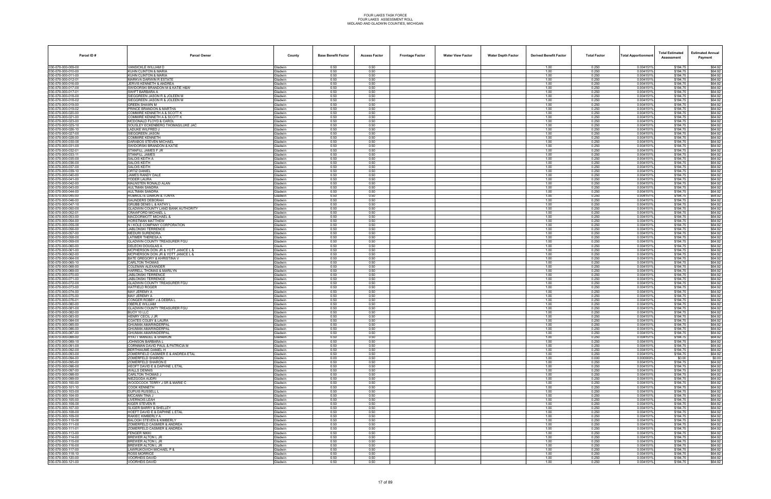FOUR LAKES TASK FORCE
FOUR LAKES ASSESSMENT ROLL
MIDLAND AND GLADWIN COUNTIES, MICHIGAN

| Parcel ID # | Parcel Owner | County | Base Benefit Factor | Access Factor | Frontage Factor | Water View Factor | Water Depth Factor | Derived Benefit Factor | Total Factor | Total Apportionment | Total Estimated Assessment | Estimated Annual Payment |
|---|---|---|---|---|---|---|---|---|---|---|---|---|
| 030-070-000-009-00 | VANSICKLE WILLIAM D | Gladwin | 0.50 | 0.50 | | | | 1.00 | 0.250 | 0.004151% | $194.75 | $64.92 |
| 030-070-000-010-00 | KUHN CLINTON & MARIA | Gladwin | 0.50 | 0.50 | | | | 1.00 | 0.250 | 0.004151% | $194.75 | $64.92 |
| 030-070-000-011-00 | KUHN CLINTON & MARIA | Gladwin | 0.50 | 0.50 | | | | 1.00 | 0.250 | 0.004151% | $194.75 | $64.92 |
| 030-070-000-012-01 | MARKVA DARWIN R ESTATE | Gladwin | 0.50 | 0.50 | | | | 1.00 | 0.250 | 0.004151% | $194.75 | $64.92 |
| 030-070-000-016-00 | JERVIS KENNETH & ANDREA | Gladwin | 0.50 | 0.50 | | | | 1.00 | 0.250 | 0.004151% | $194.75 | $64.92 |
| 030-070-000-017-00 | SWIDORSKI BRANDON M & KATIE H&W | Gladwin | 0.50 | 0.50 | | | | 1.00 | 0.250 | 0.004151% | $194.75 | $64.92 |
| 030-070-000-017-01 | SWIFT BARBARA A | Gladwin | 0.50 | 0.50 | | | | 1.00 | 0.250 | 0.004151% | $194.75 | $64.92 |
| 030-070-000-018-00 | SIEGGREEN JASON R & JOLEEN M | Gladwin | 0.50 | 0.50 | | | | 1.00 | 0.250 | 0.004151% | $194.75 | $64.92 |
| 030-070-000-018-02 | SIEGGREEN JASON R & JOLEEN M | Gladwin | 0.50 | 0.50 | | | | 1.00 | 0.250 | 0.004151% | $194.75 | $64.92 |
| 030-070-000-019-00 | GREEN SHAWN M | Gladwin | 0.50 | 0.50 | | | | 1.00 | 0.250 | 0.004151% | $194.75 | $64.92 |
| 030-070-000-019-02 | PRINCE BRANDON & MARTHA | Gladwin | 0.50 | 0.50 | | | | 1.00 | 0.250 | 0.004151% | $194.75 | $64.92 |
| 030-070-000-020-00 | COMMIRE KENNETH A & SCOTT K | Gladwin | 0.50 | 0.50 | | | | 1.00 | 0.250 | 0.004151% | $194.75 | $64.92 |
| 030-070-000-021-00 | COMMIRE KENNETH A & SCOTT K | Gladwin | 0.50 | 0.50 | | | | 1.00 | 0.250 | 0.004151% | $194.75 | $64.92 |
| 030-070-000-023-00 | MCDONALD FLOYD & CAROL | Gladwin | 0.50 | 0.50 | | | | 1.00 | 0.250 | 0.004151% | $194.75 | $64.92 |
| 030-070-000-025-10 | SOUSLEY ECKENBERG THOMAS/LUKE JAC | Gladwin | 0.50 | 0.50 | | | | 1.00 | 0.250 | 0.004151% | $194.75 | $64.92 |
| 030-070-000-026-10 | LADUKE WILFRED J | Gladwin | 0.50 | 0.50 | | | | 1.00 | 0.250 | 0.004151% | $194.75 | $64.92 |
| 030-070-000-027-00 | SIEGGREEN JASON | Gladwin | 0.50 | 0.50 | | | | 1.00 | 0.250 | 0.004151% | $194.75 | $64.92 |
| 030-070-000-028-00 | COMMIRE KENNETH | Gladwin | 0.50 | 0.50 | | | | 1.00 | 0.250 | 0.004151% | $194.75 | $64.92 |
| 030-070-000-030-00 | DARABOS STEVEN MICHAEL | Gladwin | 0.50 | 0.50 | | | | 1.00 | 0.250 | 0.004151% | $194.75 | $64.92 |
| 030-070-000-031-00 | SWIDORSKI BRANDON & KATIE | Gladwin | 0.50 | 0.50 | | | | 1.00 | 0.250 | 0.004151% | $194.75 | $64.92 |
| 030-070-000-032-01 | STANFILL JAMES F JR | Gladwin | 0.50 | 0.50 | | | | 1.00 | 0.250 | 0.004151% | $194.75 | $64.92 |
| 030-070-000-033-11 | STANFILL JAMES | Gladwin | 0.50 | 0.50 | | | | 1.00 | 0.250 | 0.004151% | $194.75 | $64.92 |
| 030-070-000-035-00 | SALOIS KEITH A | Gladwin | 0.50 | 0.50 | | | | 1.00 | 0.250 | 0.004151% | $194.75 | $64.92 |
| 030-070-000-036-00 | SALOIS KEITH | Gladwin | 0.50 | 0.50 | | | | 1.00 | 0.250 | 0.004151% | $194.75 | $64.92 |
| 030-070-000-037-00 | SALOIS KEITH | Gladwin | 0.50 | 0.50 | | | | 1.00 | 0.250 | 0.004151% | $194.75 | $64.92 |
| 030-070-000-039-10 | ORTIZ DANIEL | Gladwin | 0.50 | 0.50 | | | | 1.00 | 0.250 | 0.004151% | $194.75 | $64.92 |
| 030-070-000-040-00 | JAMES RANDY DALE | Gladwin | 0.50 | 0.50 | | | | 1.00 | 0.250 | 0.004151% | $194.75 | $64.92 |
| 030-070-000-041-00 | YODER LAURA | Gladwin | 0.50 | 0.50 | | | | 1.00 | 0.250 | 0.004151% | $194.75 | $64.92 |
| 030-070-000-042-00 | MALNSTEN RONALD ALAN | Gladwin | 0.50 | 0.50 | | | | 1.00 | 0.250 | 0.004151% | $194.75 | $64.92 |
| 030-070-000-043-00 | AULTMAN SANDRA | Gladwin | 0.50 | 0.50 | | | | 1.00 | 0.250 | 0.004151% | $194.75 | $64.92 |
| 030-070-000-044-00 | AULTMAN SANDRA | Gladwin | 0.50 | 0.50 | | | | 1.00 | 0.250 | 0.004151% | $194.75 | $64.92 |
| 030-070-000-045-00 | ROBNOLTE DAMON & TONYA | Gladwin | 0.50 | 0.50 | | | | 1.00 | 0.250 | 0.004151% | $194.75 | $64.92 |
| 030-070-000-046-00 | SAUNDERS DEBORAH | Gladwin | 0.50 | 0.50 | | | | 1.00 | 0.250 | 0.004151% | $194.75 | $64.92 |
| 030-070-000-047-10 | GRUBB DENIS L & KATHY L | Gladwin | 0.50 | 0.50 | | | | 1.00 | 0.250 | 0.004151% | $194.75 | $64.92 |
| 030-070-000-050-00 | GLADWIN COUNTY LAND BANK AUTHORITY | Gladwin | 0.50 | 0.50 | | | | 1.00 | 0.250 | 0.004151% | $194.75 | $64.92 |
| 030-070-000-052-01 | CRAWFORD MICHAEL L | Gladwin | 0.50 | 0.50 | | | | 1.00 | 0.250 | 0.004151% | $194.75 | $64.92 |
| 030-070-000-053-00 | MACDORMOTT MICHAEL & | Gladwin | 0.50 | 0.50 | | | | 1.00 | 0.250 | 0.004151% | $194.75 | $64.92 |
| 030-070-000-054-00 | HORSTMAN MATTHEW | Gladwin | 0.50 | 0.50 | | | | 1.00 | 0.250 | 0.004151% | $194.75 | $64.92 |
| 030-070-000-055-00 | N I KOLE COMPANY CORPORATION | Gladwin | 0.50 | 0.50 | | | | 1.00 | 0.250 | 0.004151% | $194.75 | $64.92 |
| 030-070-000-056-00 | JABLONSKI TERRENCE | Gladwin | 0.50 | 0.50 | | | | 1.00 | 0.250 | 0.004151% | $194.75 | $64.92 |
| 030-070-000-057-00 | MEDURI SURENDRA | Gladwin | 0.50 | 0.50 | | | | 1.00 | 0.250 | 0.004151% | $194.75 | $64.92 |
| 030-070-000-058-00 | LATIMER THERESA A | Gladwin | 0.50 | 0.50 | | | | 1.00 | 0.250 | 0.004151% | $194.75 | $64.92 |
| 030-070-000-059-00 | GLADWIN COUNTY TREASURER FGU | Gladwin | 0.50 | 0.50 | | | | 1.00 | 0.250 | 0.004151% | $194.75 | $64.92 |
| 030-070-000-060-00 | DELECKI DOUGLAS A | Gladwin | 0.50 | 0.50 | | | | 1.00 | 0.250 | 0.004151% | $194.75 | $64.92 |
| 030-070-000-061-00 | MCPHERSON DON JR & YOTT JANICE L & | Gladwin | 0.50 | 0.50 | | | | 1.00 | 0.250 | 0.004151% | $194.75 | $64.92 |
| 030-070-000-062-00 | MCPHERSON DON JR & YOTT JANICE L & | Gladwin | 0.50 | 0.50 | | | | 1.00 | 0.250 | 0.004151% | $194.75 | $64.92 |
| 030-070-000-064-00 | BATE GREGORY & KHRISTINA V | Gladwin | 0.50 | 0.50 | | | | 1.00 | 0.250 | 0.004151% | $194.75 | $64.92 |
| 030-070-000-065-10 | CARLTON THOMAS | Gladwin | 0.50 | 0.50 | | | | 1.00 | 0.250 | 0.004151% | $194.75 | $64.92 |
| 030-070-000-068-00 | COLEMAN ALEXANDER | Gladwin | 0.50 | 0.50 | | | | 1.00 | 0.250 | 0.004151% | $194.75 | $64.92 |
| 030-070-000-069-00 | HARRELL THOMAS & MARILYN | Gladwin | 0.50 | 0.50 | | | | 1.00 | 0.250 | 0.004151% | $194.75 | $64.92 |
| 030-070-000-070-00 | JABLONSKI TERRENCE | Gladwin | 0.50 | 0.50 | | | | 1.00 | 0.250 | 0.004151% | $194.75 | $64.92 |
| 030-070-000-071-00 | JABLONSKI TERRENCE | Gladwin | 0.50 | 0.50 | | | | 1.00 | 0.250 | 0.004151% | $194.75 | $64.92 |
| 030-070-000-072-00 | GLADWIN COUNTY TREASURER FGU | Gladwin | 0.50 | 0.50 | | | | 1.00 | 0.250 | 0.004151% | $194.75 | $64.92 |
| 030-070-000-073-00 | HATFIELD ROGER | Gladwin | 0.50 | 0.50 | | | | 1.00 | 0.250 | 0.004151% | $194.75 | $64.92 |
| 030-070-000-074-00 | MAY JEREMY A | Gladwin | 0.50 | 0.50 | | | | 1.00 | 0.250 | 0.004151% | $194.75 | $64.92 |
| 030-070-000-075-00 | MAY JEREMY A | Gladwin | 0.50 | 0.50 | | | | 1.00 | 0.250 | 0.004151% | $194.75 | $64.92 |
| 030-070-000-076-01 | CONGER ROBBY J & DEBRA L | Gladwin | 0.50 | 0.50 | | | | 1.00 | 0.250 | 0.004151% | $194.75 | $64.92 |
| 030-070-000-080-00 | OBERLE WILLIAM | Gladwin | 0.50 | 0.50 | | | | 1.00 | 0.250 | 0.004151% | $194.75 | $64.92 |
| 030-070-000-081-00 | GLADWIN COUNTY TREASURER FGU | Gladwin | 0.50 | 0.50 | | | | 1.00 | 0.250 | 0.004151% | $194.75 | $64.92 |
| 030-070-000-082-00 | BUOY 10 LLC | Gladwin | 0.50 | 0.50 | | | | 1.00 | 0.250 | 0.004151% | $194.75 | $64.92 |
| 030-070-000-083-00 | HENRY CECIL J JR | Gladwin | 0.50 | 0.50 | | | | 1.00 | 0.250 | 0.004151% | $194.75 | $64.92 |
| 030-070-000-084-00 | COATES COLBY & LAURA | Gladwin | 0.50 | 0.50 | | | | 1.00 | 0.250 | 0.004151% | $194.75 | $64.92 |
| 030-070-000-085-00 | GHUMAN AMARINDERPAL | Gladwin | 0.50 | 0.50 | | | | 1.00 | 0.250 | 0.004151% | $194.75 | $64.92 |
| 030-070-000-086-00 | GHUMAN AMARINDERPAL | Gladwin | 0.50 | 0.50 | | | | 1.00 | 0.250 | 0.004151% | $194.75 | $64.92 |
| 030-070-000-087-00 | GHUMAN AMARINDERPAL | Gladwin | 0.50 | 0.50 | | | | 1.00 | 0.250 | 0.004151% | $194.75 | $64.92 |
| 030-070-000-088-00 | HYATT MANUEL & SHARON | Gladwin | 0.50 | 0.50 | | | | 1.00 | 0.250 | 0.004151% | $194.75 | $64.92 |
| 030-070-000-089-10 | JOHNSON BARBARA L | Gladwin | 0.50 | 0.50 | | | | 1.00 | 0.250 | 0.004151% | $194.75 | $64.92 |
| 030-070-000-091-00 | CORNMAN DAVID PAUL & PATRICIA M | Gladwin | 0.50 | 0.50 | | | | 1.00 | 0.250 | 0.004151% | $194.75 | $64.92 |
| 030-070-000-092-00 | BERTHIAUME DANIEL H | Gladwin | 0.50 | 0.50 | | | | 1.00 | 0.250 | 0.004151% | $194.75 | $64.92 |
| 030-070-000-093-00 | ZOMERFELD CASMIER E & ANDREA ETAL | Gladwin | 0.50 | 0.50 | | | | 1.00 | 0.250 | 0.004151% | $194.75 | $64.92 |
| 030-070-000-094-00 | ZOMERFELD SHARON | Gladwin | 0.00 | 0.50 | | | | 1.00 | 0.000 | 0.000000% | $0.00 | $0.00 |
| 030-070-000-095-00 | ZOMERFELD SHARON E | Gladwin | 0.50 | 0.50 | | | | 1.00 | 0.250 | 0.004151% | $194.75 | $64.92 |
| 030-070-000-096-00 | HOEPT DAVID E & DAPHNE L ETAL | Gladwin | 0.50 | 0.50 | | | | 1.00 | 0.250 | 0.004151% | $194.75 | $64.92 |
| 030-070-000-097-00 | WALLS DENNIS | Gladwin | 0.50 | 0.50 | | | | 1.00 | 0.250 | 0.004151% | $194.75 | $64.92 |
| 030-070-000-098-00 | CARLTON THOMAS J | Gladwin | 0.50 | 0.50 | | | | 1.00 | 0.250 | 0.004151% | $194.75 | $64.92 |
| 030-070-000-099-00 | NIEDZIOCA AUDRI | Gladwin | 0.50 | 0.50 | | | | 1.00 | 0.250 | 0.004151% | $194.75 | $64.92 |
| 030-070-000-100-00 | WOODCOCK TERRY J SR & MARIE C | Gladwin | 0.50 | 0.50 | | | | 1.00 | 0.250 | 0.004151% | $194.75 | $64.92 |
| 030-070-000-101-10 | COOK KENNETH | Gladwin | 0.50 | 0.50 | | | | 1.00 | 0.250 | 0.004151% | $194.75 | $64.92 |
| 030-070-000-103-00 | DUPUIS RUSSELL L | Gladwin | 0.50 | 0.50 | | | | 1.00 | 0.250 | 0.004151% | $194.75 | $64.92 |
| 030-070-000-104-00 | MCCANN TINA J | Gladwin | 0.50 | 0.50 | | | | 1.00 | 0.250 | 0.004151% | $194.75 | $64.92 |
| 030-070-000-105-00 | LIVERNOIS LEAH | Gladwin | 0.50 | 0.50 | | | | 1.00 | 0.250 | 0.004151% | $194.75 | $64.92 |
| 030-070-000-106-00 | KIGER STEVEN R | Gladwin | 0.50 | 0.50 | | | | 1.00 | 0.250 | 0.004151% | $194.75 | $64.92 |
| 030-070-000-107-00 | SLIGER BARRY & SHELLEY | Gladwin | 0.50 | 0.50 | | | | 1.00 | 0.250 | 0.004151% | $194.75 | $64.92 |
| 030-070-000-108-00 | HOEPT DAVID E & DAPHNE L ETAL | Gladwin | 0.50 | 0.50 | | | | 1.00 | 0.250 | 0.004151% | $194.75 | $64.92 |
| 030-070-000-109-00 | RAKIEC KIMBERLY A | Gladwin | 0.50 | 0.50 | | | | 1.00 | 0.250 | 0.004151% | $194.75 | $64.92 |
| 030-070-000-110-00 | BALOGH STEVEN & KIMBERLY | Gladwin | 0.50 | 0.50 | | | | 1.00 | 0.250 | 0.004151% | $194.75 | $64.92 |
| 030-070-000-111-00 | ZOMERFELD CASMIER & ANDREA | Gladwin | 0.50 | 0.50 | | | | 1.00 | 0.250 | 0.004151% | $194.75 | $64.92 |
| 030-070-000-111-01 | ZOMERFELD CASMIER & ANDREA | Gladwin | 0.50 | 0.50 | | | | 1.00 | 0.250 | 0.004151% | $194.75 | $64.92 |
| 030-070-000-113-00 | FENGER NIKKI | Gladwin | 0.50 | 0.50 | | | | 1.00 | 0.250 | 0.004151% | $194.75 | $64.92 |
| 030-070-000-114-00 | BREWER ALTON L JR | Gladwin | 0.50 | 0.50 | | | | 1.00 | 0.250 | 0.004151% | $194.75 | $64.92 |
| 030-070-000-115-00 | BREWER ALTON L JR | Gladwin | 0.50 | 0.50 | | | | 1.00 | 0.250 | 0.004151% | $194.75 | $64.92 |
| 030-070-000-116-00 | BREWER ALTON L JR | Gladwin | 0.50 | 0.50 | | | | 1.00 | 0.250 | 0.004151% | $194.75 | $64.92 |
| 030-070-000-117-00 | LAWRUKOVICH MICHAEL P & | Gladwin | 0.50 | 0.50 | | | | 1.00 | 0.250 | 0.004151% | $194.75 | $64.92 |
| 030-070-000-118-10 | ROSS MORRICE | Gladwin | 0.50 | 0.50 | | | | 1.00 | 0.250 | 0.004151% | $194.75 | $64.92 |
| 030-070-000-120-00 | VOORHEIS DAVID | Gladwin | 0.50 | 0.50 | | | | 1.00 | 0.250 | 0.004151% | $194.75 | $64.92 |
| 030-070-000-121-00 | VOORHEIS DAVID | Gladwin | 0.50 | 0.50 | | | | 1.00 | 0.250 | 0.004151% | $194.75 | $64.92 |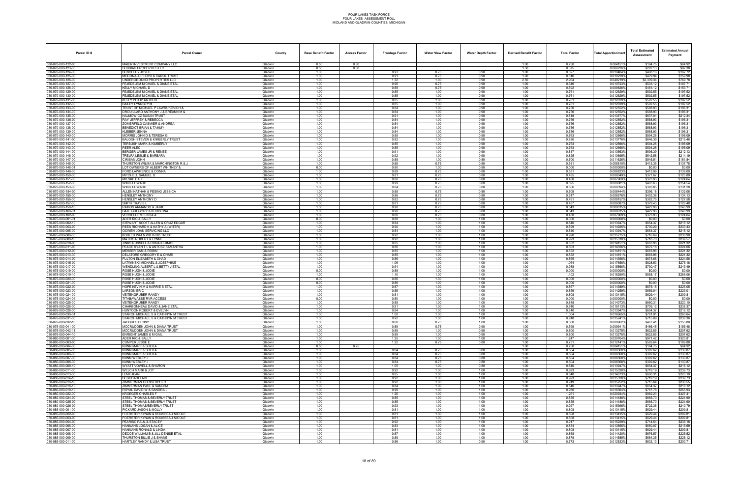# FOUR LAKES TASK FORCE
# FOUR LAKES ASSESSMENT ROLL
# MIDLAND AND GLADWIN COUNTIES, MICHIGAN

| Parcel ID # | Parcel Owner | County | Base Benefit Factor | Access Factor | Frontage Factor | Water View Factor | Water Depth Factor | Derived Benefit Factor | Total Factor | Total Apportionment | Total Estimated Assessment | Estimated Annual Payment |
|---|---|---|---|---|---|---|---|---|---|---|---|---|
| 030-070-000-122-00 | MAIER INVESTMENT COMPANY LLC | Gladwin | 0.50 | 0.50 | | | | 1.00 | 0.250 | 0.004151% | $194.75 | $64.92 |
| 030-070-000-123-00 | SUBBIAH PROPERTIES LLC | Gladwin | 0.50 | 0.50 | | | | 1.50 | 0.375 | 0.006226% | $292.13 | $97.38 |
| 030-070-000-124-00 | BENCHLEY JOYCE | Gladwin | 1.00 | | 0.93 | 0.75 | 0.90 | 1.00 | 0.627 | 0.010404% | $488.16 | $162.72 |
| 030-070-000-125-00 | MCDONALD FLOYD & CAROL TRUST | Gladwin | 1.00 | | 0.91 | 0.75 | 0.90 | 1.00 | 0.616 | 0.010229% | $479.94 | $159.98 |
| 030-070-000-126-00 | UNDERGROUND PROPERTIES LLC | Gladwin | 1.00 | | 1.32 | 1.00 | 0.90 | 2.50 | 2.964 | 0.049219% | $2,309.34 | $769.78 |
| 030-070-000-127-00 | FEJEDELEM MICHAEL & DIANE ETAL | Gladwin | 1.00 | | 0.96 | 0.75 | 0.90 | 1.00 | 0.646 | 0.010723% | $503.12 | $167.71 |
| 030-070-000-128-00 | KELLY MICHAEL D | Gladwin | 1.00 | | 0.88 | 0.75 | 0.90 | 1.00 | 0.592 | 0.009828% | $461.12 | $153.71 |
| 030-070-000-129-00 | FEJEDELEM MICHAEL & DIANE ETAL | Gladwin | 1.00 | | 0.85 | 1.00 | 0.90 | 1.00 | 0.761 | 0.012629% | $592.55 | $197.52 |
| 030-070-000-130-00 | FEJEDELEM MICHAEL & DIANE ETAL | Gladwin | 1.00 | | 0.85 | 1.00 | 0.90 | 1.00 | 0.761 | 0.012629% | $592.55 | $197.52 |
| 030-070-000-131-00 | KELLY PHILIP ARTHUR | Gladwin | 1.00 | | 0.85 | 1.00 | 0.90 | 1.00 | 0.761 | 0.012629% | $592.55 | $197.52 |
| 030-070-000-132-00 | BAILEY LYNNSEY M | Gladwin | 1.00 | | 0.85 | 1.00 | 0.90 | 1.00 | 0.761 | 0.012629% | $592.55 | $197.52 |
| 030-070-000-133-00 | TRUST OF MICHAEL P LAWRUKOVICH & | Gladwin | 1.00 | | 0.84 | 1.00 | 0.90 | 1.00 | 0.756 | 0.012552% | $588.93 | $196.31 |
| 030-070-000-134-00 | DROUILLARD ANTHONY J & BREANN M & | Gladwin | 1.00 | | 0.84 | 1.00 | 0.90 | 1.00 | 0.756 | 0.012552% | $588.93 | $196.31 |
| 030-070-000-135-00 | NAJMOWICZ SUSAN TRUST | Gladwin | 1.00 | | 0.91 | 1.00 | 0.90 | 1.00 | 0.818 | 0.013577% | $637.01 | $212.34 |
| 030-070-000-136-00 | RAY JEFFREY & REBECCA | Gladwin | 1.00 | | 0.84 | 1.00 | 0.90 | 1.00 | 0.756 | 0.012552% | $588.93 | $196.31 |
| 030-070-000-137-00 | ZOMERFELD CASMIER & ANDREA | Gladwin | 1.00 | | 0.84 | 1.00 | 0.90 | 1.00 | 0.756 | 0.012552% | $588.93 | $196.31 |
| 030-070-000-138-00 | BENEDICT BRIAN & TAMMY | Gladwin | 1.00 | | 0.84 | 1.00 | 0.90 | 1.00 | 0.756 | 0.012552% | $588.93 | $196.31 |
| 030-070-000-139-00 | KLEIBER JENNA | Gladwin | 1.00 | | 0.84 | 1.00 | 0.90 | 1.00 | 0.756 | 0.012552% | $588.93 | $196.31 |
| 030-070-000-140-00 | MORRIS JOHN D & TERESA G | Gladwin | 1.00 | | 0.85 | 1.00 | 0.90 | 1.00 | 0.763 | 0.012666% | $594.28 | $198.09 |
| 030-070-000-141-00 | BALOGH STEVEN & KIMBERLY TRUST | Gladwin | 1.00 | | 0.92 | 1.00 | 0.90 | 1.00 | 0.830 | 0.013776% | $646.39 | $215.46 |
| 030-070-000-142-00 | TERBUSH MARK & KIMBERLY | Gladwin | 1.00 | | 0.85 | 1.00 | 0.90 | 1.00 | 0.763 | 0.012666% | $594.28 | $198.09 |
| 030-070-000-143-00 | REER ALEC | Gladwin | 1.00 | | 0.85 | 1.00 | 0.90 | 1.00 | 0.763 | 0.012666% | $594.28 | $198.09 |
| 030-070-000-144-00 | BERGER JAMES JR & RENEE | Gladwin | 1.00 | | 0.91 | 1.00 | 0.90 | 1.00 | 0.817 | 0.013563% | $636.39 | $212.13 |
| 030-070-000-146-00 | TRELFA LESLIE & BARBARA | Gladwin | 1.00 | | 0.92 | 1.00 | 0.90 | 1.00 | 0.825 | 0.013695% | $642.58 | $214.19 |
| 030-070-000-147-00 | CIRISAN JOHN | Gladwin | 1.00 | | 0.88 | 1.00 | 0.80 | 1.00 | 0.700 | 0.011626% | $545.51 | $181.84 |
| 030-070-000-148-00 | THURSTON WILMA & MARCHINGTON R & J | Gladwin | 1.00 | | 0.88 | 0.75 | 0.80 | 1.00 | 0.531 | 0.008810% | $413.35 | $137.78 |
| 030-070-000-148-01 | LOT OWNERS OF ALBERT WHITNEY & | Gladwin | 0.00 | | 0.90 | 1.00 | 0.90 | 1.00 | 0.000 | 0.000000% | $0.00 | $0.00 |
| 030-070-000-149-00 | FORD LAWRENCE & DONNA | Gladwin | 1.00 | | 0.89 | 0.75 | 0.80 | 1.00 | 0.531 | 0.008823% | $413.99 | $138.00 |
| 030-070-000-150-00 | MITCHELL SAMUEL D | Gladwin | 1.00 | | 0.81 | 0.75 | 0.80 | 1.00 | 0.485 | 0.008049% | $377.67 | $125.89 |
| 030-070-000-151-00 | MIESKE DALE | Gladwin | 1.00 | | 0.80 | 0.75 | 0.80 | 1.00 | 0.480 | 0.007969% | $373.93 | $124.64 |
| 030-070-000-152-00 | WING EDWARD | Gladwin | 1.00 | | 0.99 | 0.75 | 0.80 | 1.00 | 0.595 | 0.009881% | $463.63 | $154.54 |
| 030-070-000-153-00 | WING EDWARD | Gladwin | 1.00 | | 0.84 | 0.75 | 0.80 | 1.00 | 0.506 | 0.008394% | $393.85 | $131.28 |
| 030-070-000-154-00 | ALLEN NATHAN & FESING JESSICA | Gladwin | 1.00 | | 0.85 | 0.75 | 0.80 | 1.00 | 0.509 | 0.008444% | $396.18 | $132.06 |
| 030-070-000-155-00 | HENSLEY ANTHONY | Gladwin | 1.00 | | 0.86 | 0.75 | 0.80 | 1.00 | 0.517 | 0.008576% | $402.38 | $134.13 |
| 030-070-000-156-00 | HENSLEY ANTHONY D | Gladwin | 1.00 | | 0.82 | 0.75 | 0.80 | 1.00 | 0.491 | 0.008157% | $382.75 | $127.58 |
| 030-070-000-157-00 | SMITH TRAVIS L | Gladwin | 1.00 | | 0.81 | 0.75 | 0.80 | 1.00 | 0.487 | 0.008087% | $379.43 | $126.48 |
| 030-070-000-158-10 | RAMOS ARMANDO & JAIME | Gladwin | 1.00 | | 0.90 | 0.75 | 0.80 | 1.00 | 0.543 | 0.009015% | $422.98 | $140.99 |
| 030-070-000-160-01 | BATE GREGORY & KHRISTINA | Gladwin | 1.00 | | 0.90 | 0.75 | 0.80 | 1.00 | 0.543 | 0.009015% | $422.98 | $140.99 |
| 030-070-000-162-00 | VERHELLE MELISSA A | Gladwin | 1.00 | | 0.80 | 0.75 | 0.80 | 1.00 | 0.480 | 0.007969% | $373.93 | $124.64 |
| 030-075-000-001-01 | ADER RIC & SALLY | Gladwin | 0.00 | | 0.88 | 1.00 | 1.00 | 1.00 | 0.000 | 0.000000% | $0.00 | $0.00 |
| 030-075-000-002-10 | STEWART SCOTT ALLEN & CRUZ EDGAR | Gladwin | 1.00 | | 0.84 | 1.00 | 1.00 | 1.00 | 0.840 | 0.013947% | $654.37 | $218.12 |
| 030-075-000-003-00 | REES RICHARD K & KATHY A (WITER) | Gladwin | 1.00 | | 0.90 | 1.00 | 1.00 | 1.00 | 0.899 | 0.014925% | $700.29 | $233.43 |
| 030-075-000-005-00 | OCWEN LOAN SERVICING LLC | Gladwin | 1.00 | | 0.84 | 1.00 | 1.00 | 1.00 | 0.840 | 0.013947% | $654.37 | $218.12 |
| 030-075-000-006-00 | KOBLER WM & WILTRUD TRUST | Gladwin | 1.00 | | 0.92 | 1.00 | 1.00 | 1.00 | 0.920 | 0.015275% | $716.69 | $238.90 |
| 030-075-000-008-10 | MATHIS ROBERT & LYNNE | Gladwin | 1.00 | | 0.92 | 1.00 | 1.00 | 1.00 | 0.923 | 0.015318% | $718.70 | $239.57 |
| 030-075-000-010-00 | JINKS RUSSELL & RONALD JINKS | Gladwin | 1.00 | | 0.85 | 1.00 | 1.00 | 1.00 | 0.852 | 0.014151% | $663.96 | $221.32 |
| 030-075-000-011-00 | PEACE RYAN T L & ANTOSZ SAMANTHA | Gladwin | 1.00 | | 0.86 | 1.00 | 1.00 | 1.00 | 0.863 | 0.014326% | $672.18 | $224.06 |
| 030-075-000-012-00 | MESSER SAM & ROBIN | Gladwin | 1.00 | | 0.85 | 1.00 | 1.00 | 1.00 | 0.852 | 0.014151% | $663.96 | $221.32 |
| 030-075-000-013-00 | DELATORE GREGORY E & CHARI | Gladwin | 1.00 | | 0.85 | 1.00 | 1.00 | 1.00 | 0.852 | 0.014151% | $663.96 | $221.32 |
| 030-075-000-014-00 | FULTON ELIZABETH & CHAD | Gladwin | 1.00 | | 0.86 | 1.00 | 1.00 | 1.00 | 0.865 | 0.014358% | $673.68 | $224.56 |
| 030-075-000-015-00 | LATWINSKI MICHAEL & JOSEPHINE | Gladwin | 1.00 | | 1.06 | 1.00 | 1.00 | 1.00 | 1.064 | 0.017658% | $828.53 | $276.18 |
| 030-075-000-017-00 | WENDLING ALBERT L & BETTY J ETAL | Gladwin | 1.00 | | 0.94 | 1.00 | 1.00 | 1.00 | 0.938 | 0.015568% | $730.47 | $243.49 |
| 030-075-000-019-00 | ROSE HUGH & JODIE | Gladwin | 0.00 | | 0.88 | 1.00 | 1.00 | 1.00 | 0.000 | 0.000000% | $0.00 | $0.00 |
| 030-075-000-019-10 | ROSE HUGH & JODIE | Gladwin | 1.00 | | 1.10 | 1.00 | 1.00 | 1.00 | 1.102 | 0.018290% | $858.17 | $286.06 |
| 030-075-000-020-00 | ROSE HUGH & JODIE | Gladwin | 0.00 | | 0.86 | 1.00 | 1.00 | 1.00 | 0.000 | 0.000000% | $0.00 | $0.00 |
| 030-075-000-021-00 | ROSE HUGH & JODIE | Gladwin | 0.00 | | 0.86 | 1.00 | 1.00 | 1.00 | 0.000 | 0.000000% | $0.00 | $0.00 |
| 030-075-000-022-00 | HOPE KEVIN M & KARRIE S ETAL | Gladwin | 1.00 | | 0.87 | 1.00 | 1.00 | 1.00 | 0.867 | 0.014389% | $675.15 | $225.05 |
| 030-075-000-023-00 | LARSON ERIC | Gladwin | 1.00 | | 0.86 | 1.00 | 1.00 | 1.00 | 0.859 | 0.014259% | $669.04 | $223.01 |
| 030-075-000-024-00 | VEITENGRUBER RANDY | Gladwin | 1.00 | | 0.81 | 1.00 | 1.00 | 1.00 | 0.808 | 0.013415% | $629.44 | $209.81 |
| 030-075-000-024-01 | TITABAWASSE RVR ACCESS | Gladwin | 0.00 | | 0.80 | 1.00 | 1.00 | 1.00 | 0.000 | 0.000000% | $0.00 | $0.00 |
| 030-076-000-025-00 | VEITENGRUBER RANDY | Gladwin | 1.00 | | 0.85 | 1.00 | 1.00 | 1.00 | 0.848 | 0.014073% | $660.31 | $220.10 |
| 030-076-000-026-00 | CHARBONNEAU DAVID & JANE ETAL | Gladwin | 1.00 | | 0.91 | 1.00 | 1.00 | 1.00 | 0.910 | 0.015113% | $709.12 | $236.37 |
| 030-076-000-028-00 | HUNTOON ROBERT & EVELYN | Gladwin | 1.00 | | 0.84 | 1.00 | 1.00 | 1.00 | 0.840 | 0.013947% | $654.37 | $218.12 |
| 030-076-000-030-01 | STARCH MICHAEL S & CATHRYN M TRUST | Gladwin | 1.00 | | 1.00 | 1.00 | 1.00 | 1.00 | 1.004 | 0.016665% | $781.91 | $260.64 |
| 030-076-000-031-00 | STARCH MICHAEL S & CATHRYN M TRUST | Gladwin | 1.00 | | 0.92 | 1.00 | 1.00 | 1.00 | 0.918 | 0.015241% | $715.09 | $238.36 |
| 030-076-000-032-10 | JACQUES PENNY | Gladwin | 1.00 | | 0.80 | 0.75 | 1.00 | 1.00 | 0.600 | 0.009962% | $467.41 | $155.80 |
| 030-076-000-041-00 | MCCRUDDEN JOHN & DIANA TRUST | Gladwin | 1.00 | | 0.89 | 0.75 | 0.90 | 1.00 | 0.599 | 0.009941% | $466.45 | $155.48 |
| 030-076-000-042-11 | MCCRUDDEN JOHN & DIANA TRUST | Gladwin | 1.00 | | 0.89 | 1.00 | 0.90 | 1.00 | 0.800 | 0.013275% | $622.85 | $207.62 |
| 030-076-000-044-10 | ENRIGHT JAMES & M GAIL | Gladwin | 1.00 | | 0.89 | 1.00 | 0.90 | 1.00 | 0.800 | 0.013275% | $622.85 | $207.62 |
| 030-080-000-001-00 | ADER RIC & SALLY | Gladwin | 1.00 | | 1.25 | 1.00 | 1.00 | 1.00 | 1.247 | 0.020704% | $971.42 | $323.81 |
| 030-080-000-003-00 | CUMPER JESSE E | Gladwin | 1.00 | | 1.22 | 0.75 | 0.80 | 1.00 | 0.731 | 0.012141% | $569.64 | $189.88 |
| 030-080-000-004-00 | NUNN MARK & SHEILA | Gladwin | 0.50 | 0.25 | | | | 1.00 | 0.250 | 0.004151% | $194.75 | $64.92 |
| 030-080-000-005-00 | NUNN MARK & SHEILA | Gladwin | 1.00 | | 0.84 | 0.75 | 0.80 | 1.00 | 0.504 | 0.008368% | $392.62 | $130.87 |
| 030-080-000-006-00 | NUNN MARK & SHEILA | Gladwin | 1.00 | | 0.84 | 0.75 | 0.80 | 1.00 | 0.504 | 0.008368% | $392.62 | $130.87 |
| 030-080-000-007-00 | NUNN WESLEY J | Gladwin | 1.00 | | 0.84 | 0.75 | 0.80 | 1.00 | 0.504 | 0.008368% | $392.62 | $130.87 |
| 030-080-000-008-00 | NUN WESLEY J | Gladwin | 1.00 | | 0.84 | 0.75 | 0.80 | 1.00 | 0.504 | 0.008368% | $392.62 | $130.87 |
| 030-080-000-009-10 | WYATT VOWELL & SHARON | Gladwin | 1.00 | | 1.05 | 1.00 | 0.80 | 1.00 | 0.840 | 0.013947% | $654.37 | $218.12 |
| 030-080-000-011-00 | WELCH MARK & JOY | Gladwin | 1.00 | | 0.92 | 1.00 | 1.00 | 1.00 | 0.923 | 0.015328% | $719.19 | $239.73 |
| 030-080-000-013-00 | LENK JEAN | Gladwin | 1.00 | | 0.85 | 1.00 | 1.00 | 1.00 | 0.848 | 0.014073% | $660.31 | $220.10 |
| 030-080-000-014-10 | BEGHDADI FADI | Gladwin | 1.00 | | 0.92 | 1.00 | 1.00 | 1.00 | 0.923 | 0.015328% | $719.19 | $239.73 |
| 030-080-000-016-10 | ZIMMERMAN CHRISTOPHER | Gladwin | 1.00 | | 0.92 | 1.00 | 1.00 | 1.00 | 0.919 | 0.015252% | $715.64 | $238.55 |
| 030-080-000-018-10 | ZIMMERMAN PAUL & SANDRA | Gladwin | 1.00 | | 0.84 | 1.00 | 1.00 | 1.00 | 0.840 | 0.013947% | $654.37 | $218.12 |
| 030-080-000-019-10 | ROYAL DAVID W & SANDRA L | Gladwin | 1.00 | | 0.99 | 1.00 | 1.00 | 1.00 | 0.986 | 0.016364% | $767.78 | $255.93 |
| 030-080-000-022-00 | KROEGER CHARLES F | Gladwin | 1.00 | | 1.26 | 1.00 | 1.00 | 1.00 | 1.261 | 0.020934% | $982.23 | $327.41 |
| 030-080-000-024-00 | STEEL THOMAS & BEVERLY TRUST | Gladwin | 1.00 | | 0.85 | 1.00 | 1.00 | 1.00 | 0.855 | 0.014188% | $665.70 | $221.90 |
| 030-080-000-025-00 | STEEL THOMAS & BEVERLY TRUST | Gladwin | 1.00 | | 0.85 | 1.00 | 1.00 | 1.00 | 0.855 | 0.014188% | $665.70 | $221.90 |
| 030-080-000-026-00 | STEEL THOMAS/BEVERLY TRUST | Gladwin | 1.00 | | 0.93 | 1.00 | 1.00 | 1.00 | 0.927 | 0.015396% | $722.36 | $240.79 |
| 030-085-000-001-00 | PICKARD JASON & MOLLY | Gladwin | 1.00 | | 0.81 | 1.00 | 1.00 | 1.00 | 0.808 | 0.013415% | $629.44 | $209.81 |
| 030-085-000-002-00 | FOERSTER KYNAN & ROUSSEAU NICOLE | Gladwin | 1.00 | | 0.81 | 1.00 | 1.00 | 1.00 | 0.808 | 0.013415% | $629.44 | $209.81 |
| 030-085-000-003-00 | FOERSTER KYNAN & ROUSSEAU NICOLE | Gladwin | 1.00 | | 0.81 | 1.00 | 1.00 | 1.00 | 0.808 | 0.013415% | $629.44 | $209.81 |
| 030-085-000-004-00 | PEARISO PAUL & STACEY | Gladwin | 1.00 | | 0.92 | 1.00 | 1.00 | 1.00 | 0.917 | 0.015229% | $714.54 | $238.18 |
| 030-085-000-006-00 | HANNAHS LOGAN & ALICE | Gladwin | 1.00 | | 0.83 | 1.00 | 1.00 | 1.00 | 0.834 | 0.013855% | $650.07 | $216.69 |
| 030-085-000-007-00 | HANNAHS RONALD & LINDA | Gladwin | 1.00 | | 0.81 | 1.00 | 1.00 | 1.00 | 0.808 | 0.013415% | $629.44 | $209.81 |
| 030-085-000-008-00 | DECOE WILLIAM B & JILL DENISE ETAL | Gladwin | 1.00 | | 0.87 | 1.00 | 1.00 | 1.00 | 0.868 | 0.014420% | $676.57 | $225.52 |
| 030-085-000-009-00 | THURSTON BILLIE J & SHANE | Gladwin | 1.00 | | 0.88 | 1.00 | 1.00 | 1.00 | 0.878 | 0.014585% | $684.35 | $228.12 |
| 030-085-000-011-00 | HARTLEY RANDY & LISA TRUST | Gladwin | 1.00 | | 0.86 | 1.00 | 0.90 | 1.00 | 0.773 | 0.012833% | $602.13 | $200.71 |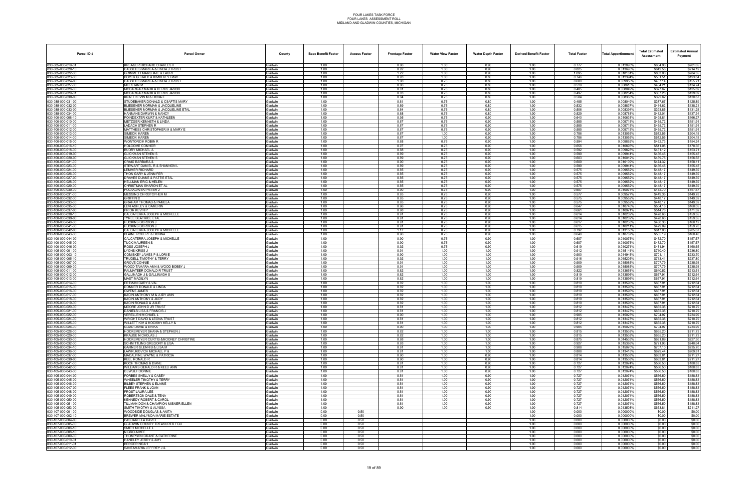FOUR LAKES TASK FORCE
FOUR LAKES ASSESSMENT ROLL
MIDLAND AND GLADWIN COUNTIES, MICHIGAN

| Parcel ID # | Parcel Owner | County | Base Benefit Factor | Access Factor | Frontage Factor | Water View Factor | Water Depth Factor | Derived Benefit Factor | Total Factor | Total Apportionment | Total Estimated Assessment | Estimated Annual Payment |
|---|---|---|---|---|---|---|---|---|---|---|---|---|
| 030-085-000-019-01 | KREAGER RICHARD CHARLES II | Gladwin | 1.00 | | 0.86 | 1.00 | 0.90 | 1.00 | 0.777 | 0.012893% | $604.96 | $201.65 |
| 030-085-000-020-10 | CASSELLS MARK A & LINDA J TRUST | Gladwin | 1.00 | | 0.92 | 1.00 | 0.90 | 1.00 | 0.825 | 0.013695% | $642.58 | $214.19 |
| 030-085-000-022-00 | GRIMMETT MARSHALL & LAURI | Gladwin | 1.00 | | 1.22 | 1.00 | 0.90 | 1.00 | 1.095 | 0.018181% | $853.06 | $284.35 |
| 030-085-000-023-00 | BOYER GERALD & KIMBERLY H&W | Gladwin | 1.00 | | 0.93 | 1.00 | 0.80 | 1.00 | 0.746 | 0.012394% | $581.51 | $193.84 |
| 030-085-000-024-00 | CASSELLS MARK A & LINDA J TRUST | Gladwin | 1.00 | | 1.00 | 0.75 | 0.80 | 1.00 | 0.600 | 0.009966% | $467.14 | $155.71 |
| 030-085-000-027-00 | MILLS IAN M | Gladwin | 1.00 | | 0.86 | 0.75 | 0.80 | 1.00 | 0.519 | 0.008615% | $404.21 | $134.74 |
| 030-085-000-028-00 | MCCARGAR MARK & DERUS JASON | Gladwin | 1.00 | | 0.81 | 0.75 | 0.80 | 1.00 | 0.485 | 0.008049% | $377.67 | $125.89 |
| 030-085-000-029-01 | MCCARGAR MARK & DERUS JASON | Gladwin | 1.00 | | 0.83 | 0.75 | 0.80 | 1.00 | 0.497 | 0.008254% | $387.28 | $129.09 |
| 030-085-000-030-00 | KRAFT KEVIN M & DONA E | Gladwin | 1.00 | | 0.84 | 0.75 | 0.80 | 1.00 | 0.504 | 0.008368% | $392.62 | $130.87 |
| 030-085-000-031-00 | STUDEBAKER DONALD & CSAFTIS MARY | Gladwin | 1.00 | | 0.81 | 0.75 | 0.80 | 1.00 | 0.485 | 0.008049% | $377.67 | $125.89 |
| 030-085-000-032-00 | BLIESENER NORMAN & JACQUELINE | Gladwin | 1.00 | | 0.89 | 0.75 | 0.80 | 1.00 | 0.532 | 0.008837% | $414.62 | $138.21 |
| 030-085-000-033-00 | BLIESENER NORMAN & JACQUELINE ETAL | Gladwin | 1.00 | | 0.84 | 0.75 | 0.80 | 1.00 | 0.506 | 0.008394% | $393.85 | $131.28 |
| 030-085-000-034-00 | HANNAHS DARWIN & NANCY | Gladwin | 1.00 | | 0.88 | 0.75 | 0.80 | 1.00 | 0.529 | 0.008781% | $412.01 | $137.34 |
| 030-100-000-008-10 | POINDEXTER KURT & KATHLEEN | Gladwin | 1.00 | | 0.95 | 0.75 | 0.90 | 1.00 | 0.640 | 0.010631% | $498.81 | $166.27 |
| 030-100-000-010-00 | METZGER KENNETH & LINDA | Gladwin | 1.00 | | 0.87 | 0.75 | 0.90 | 1.00 | 0.585 | 0.009713% | $455.72 | $151.91 |
| 030-100-000-011-00 | LADACH STEPHEN R | Gladwin | 1.00 | | 0.87 | 0.75 | 0.90 | 1.00 | 0.585 | 0.009713% | $455.72 | $151.91 |
| 030-100-000-012-00 | MATTHESS CHRISTOPHER M & MARY E | Gladwin | 1.00 | | 0.87 | 0.75 | 0.90 | 1.00 | 0.585 | 0.009713% | $455.72 | $151.91 |
| 030-100-000-013-00 | SIMECKI KAREN | Gladwin | 1.00 | | 0.87 | 1.00 | 0.90 | 1.00 | 0.786 | 0.013055% | $612.55 | $204.18 |
| 030-100-000-014-00 | SIMECKI KAREN | Gladwin | 1.00 | | 0.87 | 1.00 | 0.90 | 1.00 | 0.786 | 0.013055% | $612.55 | $204.18 |
| 030-100-000-015-00 | WONTORCIK ROBIN R | Gladwin | 1.00 | | 0.88 | 0.75 | 0.90 | 1.00 | 0.594 | 0.009862% | $462.73 | $154.24 |
| 030-100-000-016-10 | HOLCOMB CONNOR | Gladwin | 1.00 | | 0.97 | 0.75 | 0.90 | 1.00 | 0.656 | 0.010893% | $511.08 | $170.36 |
| 030-100-000-018-00 | BUDRY MICHAEL A | Gladwin | 1.00 | | 0.88 | 0.75 | 0.90 | 1.00 | 0.592 | 0.009828% | $461.12 | $153.71 |
| 030-100-000-019-00 | GLICKMAN STEVEN S | Gladwin | 1.00 | | 0.89 | 0.75 | 0.90 | 1.00 | 0.599 | 0.009941% | $466.45 | $155.48 |
| 030-100-000-020-00 | GLICKMAN STEVEN S | Gladwin | 1.00 | | 0.89 | 0.75 | 0.90 | 1.00 | 0.603 | 0.010012% | $469.75 | $156.58 |
| 030-100-000-021-00 | CRAIG BARBARA & | Gladwin | 1.00 | | 0.90 | 0.75 | 0.90 | 1.00 | 0.609 | 0.010109% | $474.32 | $158.11 |
| 030-100-000-023-00 | STEWART DANIEL R & SHANNON L | Gladwin | 1.00 | | 0.89 | 0.75 | 0.90 | 1.00 | 0.599 | 0.009941% | $466.45 | $155.48 |
| 030-100-000-024-00 | LEMMER RICHARD | Gladwin | 1.00 | | 0.85 | 0.75 | 0.90 | 1.00 | 0.575 | 0.009552% | $448.17 | $149.39 |
| 030-100-000-026-00 | THON GARY & JENNIFER | Gladwin | 1.00 | | 0.85 | 0.75 | 0.90 | 1.00 | 0.575 | 0.009552% | $448.17 | $149.39 |
| 030-100-000-027-00 | DRAVES DUANE & PATTIE ETAL | Gladwin | 1.00 | | 0.85 | 0.75 | 0.90 | 1.00 | 0.575 | 0.009552% | $448.17 | $149.39 |
| 030-100-000-028-00 | HELLMAN ERIC & HELEN | Gladwin | 1.00 | | 0.85 | 0.75 | 0.90 | 1.00 | 0.575 | 0.009552% | $448.17 | $149.39 |
| 030-100-000-029-00 | CHRISTMAN SHARON ET AL | Gladwin | 1.00 | | 0.85 | 0.75 | 0.90 | 1.00 | 0.575 | 0.009552% | $448.17 | $149.39 |
| 030-100-000-030-00 | POLAKOWSKI PETER J | Gladwin | 1.00 | | 0.90 | 0.75 | 0.90 | 1.00 | 0.607 | 0.010075% | $472.70 | $157.57 |
| 030-100-000-031-00 | MESSING CHRISTOPHER M | Gladwin | 1.00 | | 0.85 | 0.75 | 0.90 | 1.00 | 0.577 | 0.009577% | $449.35 | $149.78 |
| 030-100-000-032-00 | GRIFFIN D | Gladwin | 1.00 | | 0.85 | 0.75 | 0.90 | 1.00 | 0.575 | 0.009552% | $448.17 | $149.39 |
| 030-100-000-033-00 | GRAHAM THOMAS & PAMELA | Gladwin | 1.00 | | 0.85 | 0.75 | 0.90 | 1.00 | 0.575 | 0.009552% | $448.17 | $149.39 |
| 030-100-000-035-00 | LEVI ASHLEY & CAMERIN | Gladwin | 1.00 | | 0.96 | 0.75 | 0.90 | 1.00 | 0.647 | 0.010746% | $504.16 | $168.05 |
| 030-100-000-037-00 | PRIOR KEVIN P | Gladwin | 1.00 | | 0.98 | 0.75 | 0.90 | 1.00 | 0.661 | 0.010971% | $514.76 | $171.59 |
| 030-100-000-038-10 | CALCATERRA JOSEPH & MICHELLE | Gladwin | 1.00 | | 0.91 | 0.75 | 0.90 | 1.00 | 0.614 | 0.010202% | $478.66 | $159.55 |
| 030-100-000-039-00 | TYREE BEATRICE ETAL | Gladwin | 1.00 | | 0.91 | 0.75 | 0.90 | 1.00 | 0.614 | 0.010202% | $478.66 | $159.55 |
| 030-100-000-040-00 | HUCKINS GORDON J | Gladwin | 1.00 | | 0.91 | 0.75 | 0.90 | 1.00 | 0.617 | 0.010238% | $480.36 | $160.12 |
| 030-100-000-041-00 | HUCKINS GORDON J | Gladwin | 1.00 | | 0.91 | 0.75 | 0.90 | 1.00 | 0.615 | 0.010211% | $479.09 | $159.70 |
| 030-100-000-042-00 | CALCATERRA JOSEPH & MICHELLE | Gladwin | 1.00 | | 1.17 | 0.75 | 0.90 | 1.00 | 0.792 | 0.013150% | $617.00 | $205.67 |
| 030-100-000-043-00 | BLAINE ROBERT & DONNA | Gladwin | 1.00 | | 0.96 | 0.75 | 0.90 | 1.00 | 0.648 | 0.010767% | $505.19 | $168.40 |
| 030-100-000-044-00 | CALCATERRA JOSEPH & MICHELLE | Gladwin | 1.00 | | 0.90 | 0.75 | 0.90 | 1.00 | 0.607 | 0.010075% | $472.70 | $157.57 |
| 030-100-000-045-00 | TUCK MAUREEN S | Gladwin | 1.00 | | 0.90 | 0.75 | 0.90 | 1.00 | 0.607 | 0.010075% | $472.70 | $157.57 |
| 030-100-000-046-00 | ROSS JOSEPH J | Gladwin | 1.00 | | 0.92 | 0.75 | 0.90 | 1.00 | 0.619 | 0.010271% | $481.94 | $160.65 |
| 030-105-000-001-00 | LYONS KRISS J | Gladwin | 1.00 | | 0.91 | 1.00 | 1.00 | 1.00 | 0.912 | 0.015141% | $710.40 | $236.80 |
| 030-105-000-003-10 | COMISKEY JAMES P & LORI E | Gladwin | 1.00 | | 0.90 | 1.00 | 1.00 | 1.00 | 0.900 | 0.014943% | $701.11 | $233.70 |
| 030-105-000-005-10 | TRUDELL TIMOTHY & TERRY | Gladwin | 1.00 | | 0.92 | 1.00 | 1.00 | 1.00 | 0.916 | 0.015205% | $713.41 | $237.80 |
| 030-105-000-007-00 | GROVE CONNIE | Gladwin | 1.00 | | 0.91 | 1.00 | 1.00 | 1.00 | 0.909 | 0.015085% | $707.79 | $235.93 |
| 030-105-000-009-00 | WOOD TAMARA ANN & WOOD BOBBY J | Gladwin | 1.00 | | 0.91 | 1.00 | 1.00 | 1.00 | 0.909 | 0.015085% | $707.79 | $235.93 |
| 030-105-000-011-00 | PALMATEER DONALD R TRUST | Gladwin | 1.00 | | 0.82 | 1.00 | 1.00 | 1.00 | 0.822 | 0.013651% | $640.52 | $213.51 |
| 030-105-000-012-00 | GALLINAGH J & GALLINAGH S | Gladwin | 1.00 | | 0.82 | 1.00 | 1.00 | 1.00 | 0.819 | 0.013596% | $637.91 | $212.64 |
| 030-105-000-013-00 | MAST MADILYN | Gladwin | 1.00 | | 0.82 | 1.00 | 1.00 | 1.00 | 0.819 | 0.013596% | $637.91 | $212.64 |
| 030-105-000-014-00 | ERTMAN GARY & VAL | Gladwin | 1.00 | | 0.82 | 1.00 | 1.00 | 1.00 | 0.819 | 0.013596% | $637.91 | $212.64 |
| 030-105-000-015-00 | DONNER DONALD & LINDA | Gladwin | 1.00 | | 0.82 | 1.00 | 1.00 | 1.00 | 0.819 | 0.013596% | $637.91 | $212.64 |
| 030-105-000-016-00 | OWENS JAMES | Gladwin | 1.00 | | 0.82 | 1.00 | 1.00 | 1.00 | 0.819 | 0.013596% | $637.91 | $212.64 |
| 030-105-000-017-00 | KACIN ANTHONY M & JUDY ANN | Gladwin | 1.00 | | 0.82 | 1.00 | 1.00 | 1.00 | 0.819 | 0.013596% | $637.91 | $212.64 |
| 030-105-000-018-00 | KACIN ANTHONY & JUDY | Gladwin | 1.00 | | 0.82 | 1.00 | 1.00 | 1.00 | 0.819 | 0.013596% | $637.91 | $212.64 |
| 030-105-000-019-00 | KACIN RONALD & JULIE | Gladwin | 1.00 | | 0.82 | 1.00 | 1.00 | 1.00 | 0.819 | 0.013596% | $637.91 | $212.64 |
| 030-105-000-020-00 | MOORE JOHN D JR TRUST | Gladwin | 1.00 | | 0.81 | 1.00 | 1.00 | 1.00 | 0.812 | 0.013478% | $632.38 | $210.79 |
| 030-105-000-021-00 | DANIELS LISA & FRANCIS J | Gladwin | 1.00 | | 0.81 | 1.00 | 1.00 | 1.00 | 0.812 | 0.013478% | $632.38 | $210.79 |
| 030-105-000-022-00 | VERELLEN MICHAEL L | Gladwin | 1.00 | | 0.90 | 1.00 | 1.00 | 1.00 | 0.905 | 0.015025% | $704.97 | $234.99 |
| 030-105-000-024-00 | WRIGHT DAVID & LEONA TRUST | Gladwin | 1.00 | | 0.81 | 1.00 | 1.00 | 1.00 | 0.812 | 0.013478% | $632.38 | $210.79 |
| 030-105-000-025-00 | WILLETT KIM & KOCISKY KELLY & | Gladwin | 1.00 | | 0.81 | 1.00 | 1.00 | 1.00 | 0.812 | 0.013478% | $632.38 | $210.79 |
| 030-105-000-026-00 | GOAD DAVID & ERIKA | Gladwin | 1.00 | | 0.90 | 1.00 | 1.00 | 1.00 | 0.905 | 0.015025% | $704.97 | $234.99 |
| 030-105-000-028-00 | HOCKEMEYER SHANA & STEPHEN J | Gladwin | 1.00 | | 0.82 | 1.00 | 1.00 | 1.00 | 0.815 | 0.013538% | $635.20 | $211.73 |
| 030-105-000-029-00 | KRAUSE NICHOLAS J | Gladwin | 1.00 | | 0.82 | 1.00 | 1.00 | 1.00 | 0.815 | 0.013538% | $635.20 | $211.73 |
| 030-105-000-030-00 | HOCKEMEYER CURTIS &MOONEY CHRISTINE | Gladwin | 1.00 | | 0.88 | 1.00 | 1.00 | 1.00 | 0.875 | 0.014533% | $681.89 | $227.30 |
| 030-105-000-032-00 | SCHMITTLING GREGORY & LISA | Gladwin | 1.00 | | 0.93 | 1.00 | 1.00 | 1.00 | 0.927 | 0.015386% | $721.93 | $240.64 |
| 030-105-000-034-10 | GARNER GLENN B & LISA M | Gladwin | 1.00 | | 0.91 | 1.00 | 1.00 | 1.00 | 0.908 | 0.015070% | $707.10 | $235.70 |
| 030-105-000-036-00 | LAWRUKOVICH MICHAEL P & | Gladwin | 1.00 | | 0.81 | 1.00 | 1.00 | 1.00 | 0.808 | 0.013415% | $629.44 | $209.81 |
| 030-105-000-037-00 | MACALPINE WAYNE & PATRICIA | Gladwin | 1.00 | | 0.90 | 1.00 | 0.90 | 1.00 | 0.814 | 0.013508% | $633.81 | $211.27 |
| 030-105-000-039-00 | KEEL RONALD R | Gladwin | 1.00 | | 0.90 | 1.00 | 0.90 | 1.00 | 0.814 | 0.013508% | $633.81 | $211.27 |
| 030-105-000-041-00 | KOCH THOMAS & DIANE | Gladwin | 1.00 | | 0.81 | 1.00 | 0.90 | 1.00 | 0.727 | 0.012074% | $566.50 | $188.83 |
| 030-105-000-042-00 | WILLIAMS GERALD R & KELLI ANN | Gladwin | 1.00 | | 0.81 | 1.00 | 0.90 | 1.00 | 0.727 | 0.012074% | $566.50 | $188.83 |
| 030-105-000-043-00 | DEWULF DONNIE | Gladwin | 1.00 | | 0.81 | 1.00 | 0.90 | 1.00 | 0.727 | 0.012074% | $566.50 | $188.83 |
| 030-105-000-044-00 | FORBES SHELLY & CASEY | Gladwin | 1.00 | | 0.81 | 1.00 | 0.90 | 1.00 | 0.727 | 0.012074% | $566.50 | $188.83 |
| 030-105-000-045-00 | WHEELER TIMOTHY & TERRY | Gladwin | 1.00 | | 0.81 | 1.00 | 0.90 | 1.00 | 0.727 | 0.012074% | $566.50 | $188.83 |
| 030-105-000-046-00 | BILBEY STEPHEN & ELAINE | Gladwin | 1.00 | | 0.81 | 1.00 | 0.90 | 1.00 | 0.727 | 0.012074% | $566.50 | $188.83 |
| 030-105-000-047-00 | FLEES FRANK & JOAN | Gladwin | 1.00 | | 0.81 | 1.00 | 0.90 | 1.00 | 0.727 | 0.012074% | $566.50 | $188.83 |
| 030-105-000-048-00 | FROST LAURA LEE | Gladwin | 1.00 | | 0.81 | 1.00 | 0.90 | 1.00 | 0.727 | 0.012074% | $566.50 | $188.83 |
| 030-105-000-049-00 | ROBERTSON DALE & TENA | Gladwin | 1.00 | | 0.81 | 1.00 | 0.90 | 1.00 | 0.727 | 0.012074% | $566.50 | $188.83 |
| 030-105-000-050-00 | KENNEDY ROBERT & CAROL | Gladwin | 1.00 | | 0.81 | 1.00 | 0.90 | 1.00 | 0.727 | 0.012074% | $566.50 | $188.83 |
| 030-105-000-051-00 | TILLMON DON & CHAMPION-MISNER ELLEN | Gladwin | 1.00 | | 0.81 | 1.00 | 0.90 | 1.00 | 0.727 | 0.012074% | $566.50 | $188.83 |
| 030-105-000-053-00 | SMITH TIMOTHY & ALYSSA | Gladwin | 1.00 | | 0.90 | 1.00 | 0.90 | 1.00 | 0.814 | 0.013508% | $633.81 | $211.27 |
| 030-107-000-001-00 | WOODSIDE DOUGLAS & ANITA | Gladwin | 0.00 | 0.50 | | | | 1.00 | 0.000 | 0.000000% | $0.00 | $0.00 |
| 030-107-000-002-10 | BREWER MALYNDA MARIE ESTATE | Gladwin | 0.00 | 0.50 | | | | 1.00 | 0.000 | 0.000000% | $0.00 | $0.00 |
| 030-107-000-004-00 | PASCARELLA DAVID | Gladwin | 0.00 | 0.50 | | | | 1.00 | 0.000 | 0.000000% | $0.00 | $0.00 |
| 030-107-000-005-00 | GLADWIN COUNTY TREASURER FGU | Gladwin | 0.00 | 0.50 | | | | 1.00 | 0.000 | 0.000000% | $0.00 | $0.00 |
| 030-107-000-006-10 | SMITH MICHELLE L | Gladwin | 0.00 | 0.50 | | | | 1.00 | 0.000 | 0.000000% | $0.00 | $0.00 |
| 030-107-000-008-10 | NIGRO AIMEE | Gladwin | 0.00 | 0.50 | | | | 1.00 | 0.000 | 0.000000% | $0.00 | $0.00 |
| 030-107-000-009-00 | THOMPSON GRANT & CATHERINE | Gladwin | 0.00 | 0.50 | | | | 1.00 | 0.000 | 0.000000% | $0.00 | $0.00 |
| 030-107-000-010-01 | HANDLEY JERRY & AMY | Gladwin | 0.00 | 0.50 | | | | 1.00 | 0.000 | 0.000000% | $0.00 | $0.00 |
| 030-107-000-011-01 | BERGER NOAH | Gladwin | 0.00 | 0.50 | | | | 1.00 | 0.000 | 0.000000% | $0.00 | $0.00 |
| 030-107-000-012-00 | SANTAMARIA JEFFREY J & | Gladwin | 0.00 | 0.50 | | | | 1.00 | 0.000 | 0.000000% | $0.00 | $0.00 |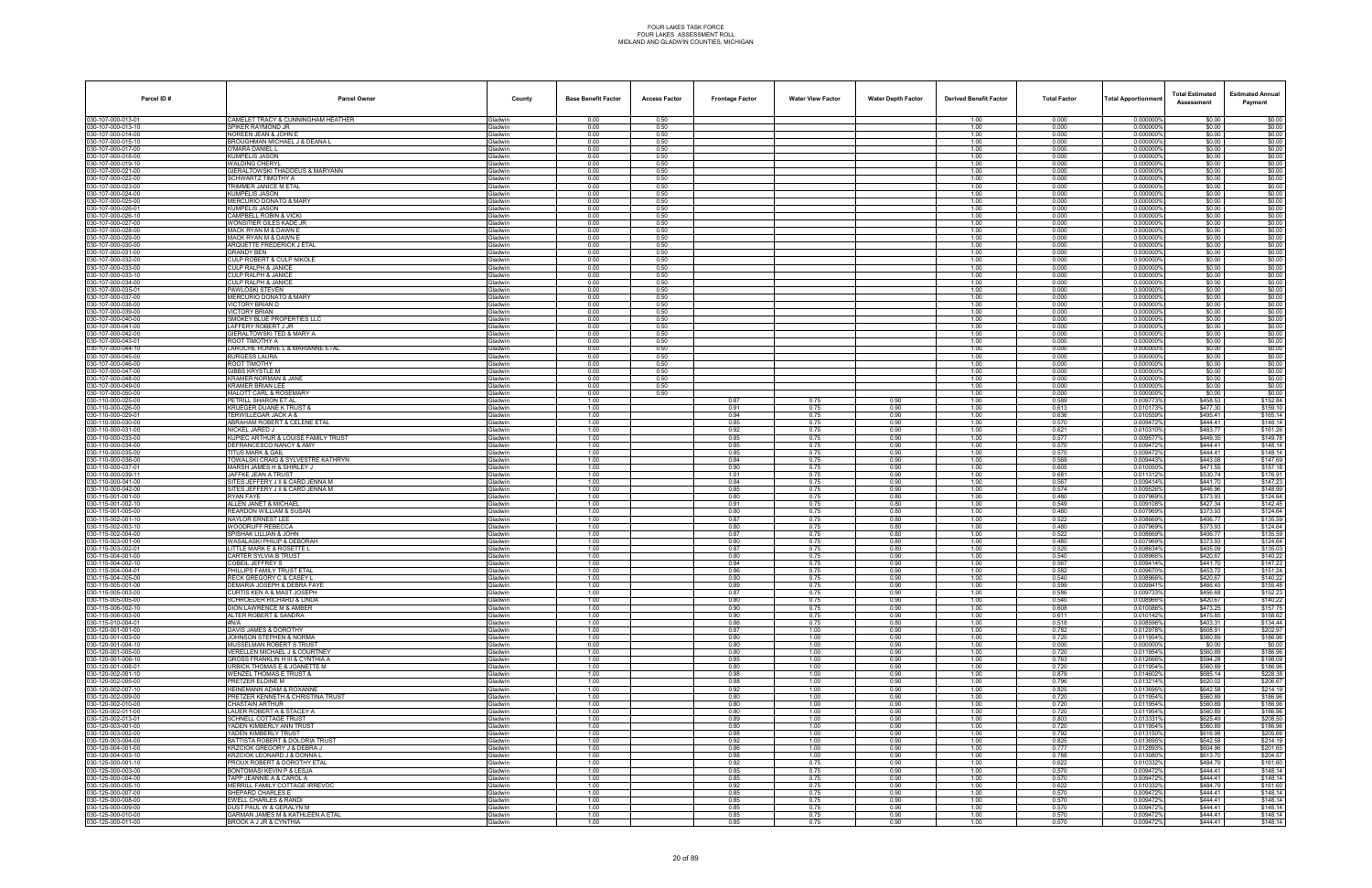# FOUR LAKES TASK FORCE
# FOUR LAKES ASSESSMENT ROLL
# MIDLAND AND GLADWIN COUNTIES, MICHIGAN

| Parcel ID # | Parcel Owner | County | Base Benefit Factor | Access Factor | Frontage Factor | Water View Factor | Water Depth Factor | Derived Benefit Factor | Total Factor | Total Apportionment | Total Estimated Assessment | Estimated Annual Payment |
|---|---|---|---|---|---|---|---|---|---|---|---|---|
| 030-107-000-013-01 | CAMELET TRACY & CUNNINGHAM HEATHER | Gladwin | 0.00 | 0.50 | | | | 1.00 | 0.000 | 0.000000% | $0.00 | $0.00 |
| 030-107-000-013-10 | SPIKER RAYMOND JR | Gladwin | 0.00 | 0.50 | | | | 1.00 | 0.000 | 0.000000% | $0.00 | $0.00 |
| 030-107-000-014-00 | NOREEN JEAN & JOHN E | Gladwin | 0.00 | 0.50 | | | | 1.00 | 0.000 | 0.000000% | $0.00 | $0.00 |
| 030-107-000-015-10 | BROUGHMAN MICHAEL J & DEANA L | Gladwin | 0.00 | 0.50 | | | | 1.00 | 0.000 | 0.000000% | $0.00 | $0.00 |
| 030-107-000-017-00 | O'MARA DANIEL L | Gladwin | 0.00 | 0.50 | | | | 1.00 | 0.000 | 0.000000% | $0.00 | $0.00 |
| 030-107-000-018-00 | KUMPELIS JASON | Gladwin | 0.00 | 0.50 | | | | 1.00 | 0.000 | 0.000000% | $0.00 | $0.00 |
| 030-107-000-019-10 | WALDING CHERYL | Gladwin | 0.00 | 0.50 | | | | 1.00 | 0.000 | 0.000000% | $0.00 | $0.00 |
| 030-107-000-021-00 | GIERALTOWSKI THADDEUS & MARYANN | Gladwin | 0.00 | 0.50 | | | | 1.00 | 0.000 | 0.000000% | $0.00 | $0.00 |
| 030-107-000-022-00 | SCHWARTZ TIMOTHY A | Gladwin | 0.00 | 0.50 | | | | 1.00 | 0.000 | 0.000000% | $0.00 | $0.00 |
| 030-107-000-023-00 | TRIMMER JANICE M ETAL | Gladwin | 0.00 | 0.50 | | | | 1.00 | 0.000 | 0.000000% | $0.00 | $0.00 |
| 030-107-000-024-00 | KUMPELIS JASON | Gladwin | 0.00 | 0.50 | | | | 1.00 | 0.000 | 0.000000% | $0.00 | $0.00 |
| 030-107-000-025-00 | MERCURIO DONATO & MARY | Gladwin | 0.00 | 0.50 | | | | 1.00 | 0.000 | 0.000000% | $0.00 | $0.00 |
| 030-107-000-026-01 | KUMPELIS JASON | Gladwin | 0.00 | 0.50 | | | | 1.00 | 0.000 | 0.000000% | $0.00 | $0.00 |
| 030-107-000-026-10 | CAMPBELL ROBIN & VICKI | Gladwin | 0.00 | 0.50 | | | | 1.00 | 0.000 | 0.000000% | $0.00 | $0.00 |
| 030-107-000-027-00 | WONSITIER GILES KADE JR | Gladwin | 0.00 | 0.50 | | | | 1.00 | 0.000 | 0.000000% | $0.00 | $0.00 |
| 030-107-000-028-00 | MACK RYAN M & DAWN E | Gladwin | 0.00 | 0.50 | | | | 1.00 | 0.000 | 0.000000% | $0.00 | $0.00 |
| 030-107-000-029-00 | MACK RYAN M & DAWN E | Gladwin | 0.00 | 0.50 | | | | 1.00 | 0.000 | 0.000000% | $0.00 | $0.00 |
| 030-107-000-030-00 | ARQUETTE FREDERICK J ETAL | Gladwin | 0.00 | 0.50 | | | | 1.00 | 0.000 | 0.000000% | $0.00 | $0.00 |
| 030-107-000-031-00 | GRANDY BEN | Gladwin | 0.00 | 0.50 | | | | 1.00 | 0.000 | 0.000000% | $0.00 | $0.00 |
| 030-107-000-032-00 | CULP ROBERT & CULP NIKOLE | Gladwin | 0.00 | 0.50 | | | | 1.00 | 0.000 | 0.000000% | $0.00 | $0.00 |
| 030-107-000-033-00 | CULP RALPH & JANICE | Gladwin | 0.00 | 0.50 | | | | 1.00 | 0.000 | 0.000000% | $0.00 | $0.00 |
| 030-107-000-033-10 | CULP RALPH & JANICE | Gladwin | 0.00 | 0.50 | | | | 1.00 | 0.000 | 0.000000% | $0.00 | $0.00 |
| 030-107-000-034-00 | CULP RALPH & JANICE | Gladwin | 0.00 | 0.50 | | | | 1.00 | 0.000 | 0.000000% | $0.00 | $0.00 |
| 030-107-000-035-01 | PAWLOSKI STEVEN | Gladwin | 0.00 | 0.50 | | | | 1.00 | 0.000 | 0.000000% | $0.00 | $0.00 |
| 030-107-000-037-00 | MERCURIO DONATO & MARY | Gladwin | 0.00 | 0.50 | | | | 1.00 | 0.000 | 0.000000% | $0.00 | $0.00 |
| 030-107-000-038-00 | VICTORY BRIAN D | Gladwin | 0.00 | 0.50 | | | | 1.00 | 0.000 | 0.000000% | $0.00 | $0.00 |
| 030-107-000-039-00 | VICTORY BRIAN | Gladwin | 0.00 | 0.50 | | | | 1.00 | 0.000 | 0.000000% | $0.00 | $0.00 |
| 030-107-000-040-00 | SMOKEY BLUE PROPERTIES LLC | Gladwin | 0.00 | 0.50 | | | | 1.00 | 0.000 | 0.000000% | $0.00 | $0.00 |
| 030-107-000-041-00 | LAFFERY ROBERT J JR | Gladwin | 0.00 | 0.50 | | | | 1.00 | 0.000 | 0.000000% | $0.00 | $0.00 |
| 030-107-000-042-00 | GIERALTOWSKI TED & MARY A | Gladwin | 0.00 | 0.50 | | | | 1.00 | 0.000 | 0.000000% | $0.00 | $0.00 |
| 030-107-000-043-01 | ROOT TIMOTHY A | Gladwin | 0.00 | 0.50 | | | | 1.00 | 0.000 | 0.000000% | $0.00 | $0.00 |
| 030-107-000-044-10 | LAROCHE RONNIE L & MARIANNE ETAL | Gladwin | 0.00 | 0.50 | | | | 1.00 | 0.000 | 0.000000% | $0.00 | $0.00 |
| 030-107-000-045-00 | BURGESS LAURA | Gladwin | 0.00 | 0.50 | | | | 1.00 | 0.000 | 0.000000% | $0.00 | $0.00 |
| 030-107-000-046-00 | ROOT TIMOTHY | Gladwin | 0.00 | 0.50 | | | | 1.00 | 0.000 | 0.000000% | $0.00 | $0.00 |
| 030-107-000-047-00 | GIBBS KRYSTLE M | Gladwin | 0.00 | 0.50 | | | | 1.00 | 0.000 | 0.000000% | $0.00 | $0.00 |
| 030-107-000-048-00 | KRAMER NORMAN & JANE | Gladwin | 0.00 | 0.50 | | | | 1.00 | 0.000 | 0.000000% | $0.00 | $0.00 |
| 030-107-000-049-00 | KRAMER BRIAN LEE | Gladwin | 0.00 | 0.50 | | | | 1.00 | 0.000 | 0.000000% | $0.00 | $0.00 |
| 030-107-000-050-00 | MALOTT CARL & ROSEMARY | Gladwin | 0.00 | 0.50 | | | | 1.00 | 0.000 | 0.000000% | $0.00 | $0.00 |
| 030-110-000-025-00 | PETRILL SHARON ET AL | Gladwin | 1.00 | | 0.87 | 0.75 | 0.90 | 1.00 | 0.589 | 0.009773% | $458.53 | $152.84 |
| 030-110-000-026-00 | KRUEGER DUANE K TRUST & | Gladwin | 1.00 | | 0.91 | 0.75 | 0.90 | 1.00 | 0.613 | 0.010173% | $477.30 | $159.10 |
| 030-110-000-029-01 | TERWILLEGAR JACK A & | Gladwin | 1.00 | | 0.94 | 0.75 | 0.90 | 1.00 | 0.636 | 0.010559% | $495.41 | $165.14 |
| 030-110-000-030-00 | ABRAHAM ROBERT & CELENE ETAL | Gladwin | 1.00 | | 0.85 | 0.75 | 0.90 | 1.00 | 0.570 | 0.009472% | $444.41 | $148.14 |
| 030-110-000-031-00 | NICKEL JARED J | Gladwin | 1.00 | | 0.92 | 0.75 | 0.90 | 1.00 | 0.621 | 0.010310% | $483.77 | $161.26 |
| 030-110-000-033-00 | KUPIEC ARTHUR & LOUISE FAMILY TRUST | Gladwin | 1.00 | | 0.85 | 0.75 | 0.90 | 1.00 | 0.577 | 0.009577% | $449.35 | $149.78 |
| 030-110-000-034-00 | DEFRANCESCO NANCY & AMY | Gladwin | 1.00 | | 0.85 | 0.75 | 0.90 | 1.00 | 0.570 | 0.009472% | $444.41 | $148.14 |
| 030-110-000-035-00 | TITUS MARK & GAIL | Gladwin | 1.00 | | 0.85 | 0.75 | 0.90 | 1.00 | 0.570 | 0.009472% | $444.41 | $148.14 |
| 030-110-000-036-00 | TOWALSKI CRAIG & SYLVESTRE KATHRYN | Gladwin | 1.00 | | 0.84 | 0.75 | 0.90 | 1.00 | 0.569 | 0.009443% | $443.08 | $147.69 |
| 030-110-000-037-01 | MARSH JAMES H & SHIRLEY J | Gladwin | 1.00 | | 0.90 | 0.75 | 0.90 | 1.00 | 0.605 | 0.010050% | $471.55 | $157.18 |
| 030-110-000-039-11 | JAFFKE JEAN A TRUST | Gladwin | 1.00 | | 1.01 | 0.75 | 0.90 | 1.00 | 0.681 | 0.011312% | $530.74 | $176.91 |
| 030-110-000-041-00 | SITES JEFFERY J II & CARD JENNA M | Gladwin | 1.00 | | 0.84 | 0.75 | 0.90 | 1.00 | 0.567 | 0.009414% | $441.70 | $147.23 |
| 030-110-000-042-00 | SITES JEFFERY J II & CARD JENNA M | Gladwin | 1.00 | | 0.85 | 0.75 | 0.90 | 1.00 | 0.574 | 0.009526% | $446.96 | $148.99 |
| 030-115-001-001-00 | RYAN FAYE | Gladwin | 1.00 | | 0.80 | 0.75 | 0.80 | 1.00 | 0.480 | 0.007969% | $373.93 | $124.64 |
| 030-115-001-002-10 | ALLEN JANET & MICHAEL | Gladwin | 1.00 | | 0.91 | 0.75 | 0.80 | 1.00 | 0.549 | 0.009108% | $427.34 | $142.45 |
| 030-115-002-001-00 | REARDON WILLIAM & SUSAN | Gladwin | 1.00 | | 0.80 | 0.75 | 0.80 | 1.00 | 0.480 | 0.007969% | $373.93 | $124.64 |
| 030-115-002-001-10 | NAYLOR ERNEST LEE | Gladwin | 1.00 | | 0.87 | 0.75 | 0.80 | 1.00 | 0.522 | 0.008669% | $406.77 | $135.59 |
| 030-115-002-003-10 | WOODRUFF REBECCA | Gladwin | 1.00 | | 0.80 | 0.75 | 0.80 | 1.00 | 0.480 | 0.007969% | $373.93 | $124.64 |
| 030-115-002-004-00 | SPISHAK LILLIAN & JOHN | Gladwin | 1.00 | | 0.87 | 0.75 | 0.80 | 1.00 | 0.522 | 0.008669% | $406.77 | $135.59 |
| 030-115-003-001-00 | WASALASKI PHILIP & DEBORAH | Gladwin | 1.00 | | 0.80 | 0.75 | 0.80 | 1.00 | 0.480 | 0.007969% | $373.93 | $124.64 |
| 030-115-003-002-01 | LITTLE MARK E & ROSETTE L | Gladwin | 1.00 | | 0.87 | 0.75 | 0.80 | 1.00 | 0.520 | 0.008634% | $405.09 | $135.03 |
| 030-115-004-001-00 | CARTER SYLVIA B TRUST | Gladwin | 1.00 | | 0.80 | 0.75 | 0.90 | 1.00 | 0.540 | 0.008966% | $420.67 | $140.22 |
| 030-115-004-002-10 | COBEIL JEFFREY S | Gladwin | 1.00 | | 0.84 | 0.75 | 0.90 | 1.00 | 0.567 | 0.009414% | $441.70 | $147.23 |
| 030-115-004-004-01 | PHILLIPS FAMILY TRUST ETAL | Gladwin | 1.00 | | 0.86 | 0.75 | 0.90 | 1.00 | 0.582 | 0.009670% | $453.72 | $151.24 |
| 030-115-004-005-00 | RECK GREGORY C & CASEY L | Gladwin | 1.00 | | 0.80 | 0.75 | 0.90 | 1.00 | 0.540 | 0.008966% | $420.67 | $140.22 |
| 030-115-005-001-00 | DEMARIA JOSEPH & DEBRA FAYE | Gladwin | 1.00 | | 0.89 | 0.75 | 0.90 | 1.00 | 0.599 | 0.009941% | $466.45 | $155.48 |
| 030-115-005-003-00 | CURTIS KEN A & MAST JOSEPH | Gladwin | 1.00 | | 0.87 | 0.75 | 0.90 | 1.00 | 0.586 | 0.009733% | $456.68 | $152.23 |
| 030-115-005-005-00 | SCHROEDER RICHARD & LINDA | Gladwin | 1.00 | | 0.80 | 0.75 | 0.90 | 1.00 | 0.540 | 0.008966% | $420.67 | $140.22 |
| 030-115-006-002-10 | DION LAWRENCE M & AMBER | Gladwin | 1.00 | | 0.90 | 0.75 | 0.90 | 1.00 | 0.608 | 0.010086% | $473.25 | $157.75 |
| 030-115-006-003-00 | ALTER ROBERT & SANDRA | Gladwin | 1.00 | | 0.90 | 0.75 | 0.90 | 1.00 | 0.611 | 0.010142% | $475.85 | $158.62 |
| 030-115-010-004-01 | #N/A | Gladwin | 1.00 | | 0.86 | 0.75 | 0.80 | 1.00 | 0.518 | 0.008596% | $403.31 | $134.44 |
| 030-120-001-001-00 | DAVIS JAMES & DOROTHY | Gladwin | 1.00 | | 0.87 | 1.00 | 0.90 | 1.00 | 0.782 | 0.012978% | $608.91 | $202.97 |
| 030-120-001-003-00 | JOHNSON STEPHEN & NORMA | Gladwin | 1.00 | | 0.80 | 1.00 | 0.90 | 1.00 | 0.720 | 0.011954% | $560.89 | $186.96 |
| 030-120-001-004-10 | MUSSELMAN ROBERT S TRUST | Gladwin | 0.00 | | 0.80 | 1.00 | 0.90 | 1.00 | 0.000 | 0.000000% | $0.00 | $0.00 |
| 030-120-001-005-00 | VERELLEN MICHAEL J & COURTNEY | Gladwin | 1.00 | | 0.80 | 1.00 | 0.90 | 1.00 | 0.720 | 0.011954% | $560.89 | $186.96 |
| 030-120-001-006-10 | GROSS FRANKLIN H III & CYNTHIA A | Gladwin | 1.00 | | 0.85 | 1.00 | 0.90 | 1.00 | 0.763 | 0.012668% | $594.28 | $198.09 |
| 030-120-001-008-01 | URBICK THOMAS E & JOANETTE M | Gladwin | 1.00 | | 0.80 | 1.00 | 0.90 | 1.00 | 0.720 | 0.011954% | $560.89 | $186.96 |
| 030-120-002-001-10 | WENZEL THOMAS E TRUST & | Gladwin | 1.00 | | 0.98 | 1.00 | 0.90 | 1.00 | 0.879 | 0.014602% | $685.14 | $228.38 |
| 030-120-002-005-00 | PRETZER ELDINE M | Gladwin | 1.00 | | 0.88 | 1.00 | 0.90 | 1.00 | 0.796 | 0.013214% | $620.02 | $206.67 |
| 030-120-002-007-10 | HEINEMANN ADAM & ROXANNE | Gladwin | 1.00 | | 0.92 | 1.00 | 0.90 | 1.00 | 0.825 | 0.013695% | $642.58 | $214.19 |
| 030-120-002-009-00 | PRETZER KENNETH & CHRISTINA TRUST | Gladwin | 1.00 | | 0.80 | 1.00 | 0.90 | 1.00 | 0.720 | 0.011954% | $560.89 | $186.96 |
| 030-120-002-010-00 | CHASTAIN ARTHUR | Gladwin | 1.00 | | 0.80 | 1.00 | 0.90 | 1.00 | 0.720 | 0.011954% | $560.89 | $186.96 |
| 030-120-002-011-00 | LAUER ROBERT A & STACEY A | Gladwin | 1.00 | | 0.80 | 1.00 | 0.90 | 1.00 | 0.720 | 0.011954% | $560.89 | $186.96 |
| 030-120-002-013-01 | SCHNELL COTTAGE TRUST | Gladwin | 1.00 | | 0.89 | 1.00 | 0.90 | 1.00 | 0.803 | 0.013331% | $625.49 | $208.50 |
| 030-120-003-001-00 | YADEN KIMBERLY ANN TRUST | Gladwin | 1.00 | | 0.80 | 1.00 | 0.90 | 1.00 | 0.720 | 0.011954% | $560.89 | $186.96 |
| 030-120-003-002-00 | YADEN KIMBERLY TRUST | Gladwin | 1.00 | | 0.88 | 1.00 | 0.90 | 1.00 | 0.792 | 0.013150% | $616.98 | $205.66 |
| 030-120-003-004-00 | BATTISTA ROBERT & DOLORIA TRUST | Gladwin | 1.00 | | 0.92 | 1.00 | 0.90 | 1.00 | 0.825 | 0.013695% | $642.58 | $214.19 |
| 030-120-004-001-00 | KRZCIOK GREGORY J & DEBRA J | Gladwin | 1.00 | | 0.86 | 1.00 | 0.90 | 1.00 | 0.777 | 0.012893% | $604.96 | $201.65 |
| 030-120-004-003-10 | KRZCIOK LEONARD J & DONNA L | Gladwin | 1.00 | | 0.88 | 1.00 | 0.90 | 1.00 | 0.788 | 0.013080% | $613.70 | $204.57 |
| 030-125-000-001-10 | PROUX ROBERT & DOROTHY ETAL | Gladwin | 1.00 | | 0.92 | 0.75 | 0.90 | 1.00 | 0.622 | 0.010332% | $484.79 | $161.60 |
| 030-125-000-003-00 | BONTOMASI KEVIN P & LESJA | Gladwin | 1.00 | | 0.85 | 0.75 | 0.90 | 1.00 | 0.570 | 0.009472% | $444.41 | $148.14 |
| 030-125-000-004-00 | TAPP JEANNIE A & CAROL A | Gladwin | 1.00 | | 0.85 | 0.75 | 0.90 | 1.00 | 0.570 | 0.009472% | $444.41 | $148.14 |
| 030-125-000-005-10 | MERRILL FAMILY COTTAGE IRREVOC | Gladwin | 1.00 | | 0.92 | 0.75 | 0.90 | 1.00 | 0.622 | 0.010332% | $484.79 | $161.60 |
| 030-125-000-007-00 | SHEPARD CHARLES E | Gladwin | 1.00 | | 0.85 | 0.75 | 0.90 | 1.00 | 0.570 | 0.009472% | $444.41 | $148.14 |
| 030-125-000-008-00 | EWELL CHARLES & RANDI | Gladwin | 1.00 | | 0.85 | 0.75 | 0.90 | 1.00 | 0.570 | 0.009472% | $444.41 | $148.14 |
| 030-125-000-009-00 | DUST PAUL W & GERALYN M | Gladwin | 1.00 | | 0.85 | 0.75 | 0.90 | 1.00 | 0.570 | 0.009472% | $444.41 | $148.14 |
| 030-125-000-010-00 | GARMAN JAMES M & KATHLEEN A ETAL | Gladwin | 1.00 | | 0.85 | 0.75 | 0.90 | 1.00 | 0.570 | 0.009472% | $444.41 | $148.14 |
| 030-125-000-011-00 | BROCK A J R & CYNTHIA | Gladwin | 1.00 | | 0.85 | 0.75 | 0.90 | 1.00 | 0.570 | 0.009472% | $444.41 | $148.14 |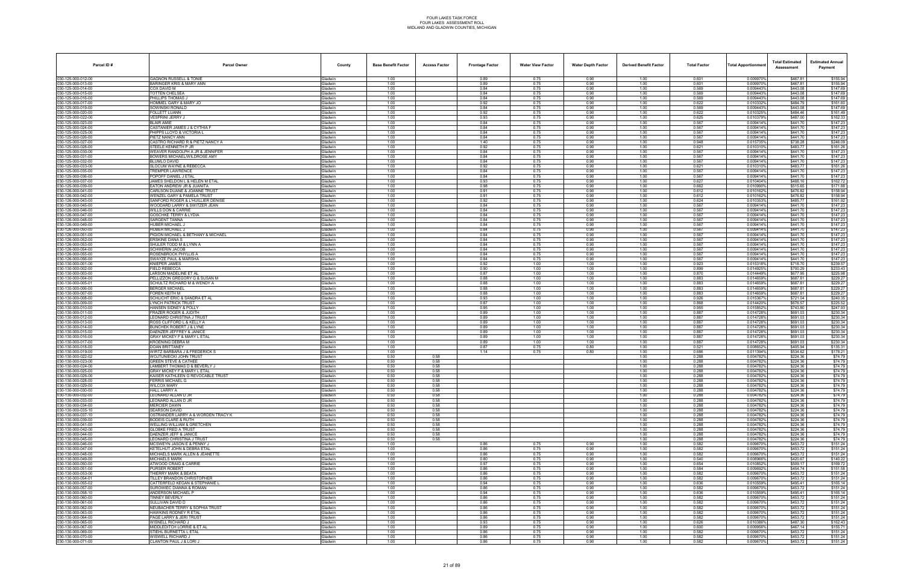| Parcel ID # | Parcel Owner | County | Base Benefit Factor | Access Factor | Frontage Factor | Water View Factor | Water Depth Factor | Derived Benefit Factor | Total Factor | Total Apportionment | Total Estimated Assessment | Estimated Annual Payment |
|---|---|---|---|---|---|---|---|---|---|---|---|---|
| 030-125-000-012-00 | GAGNON RUSSELL & TONIE | Gladwin | 1.00 | | 0.89 | 0.75 | 0.90 | 1.00 | 0.601 | 0.009970% | $467.81 | $155.94 |
| 030-125-000-013-00 | BARINGER KRIS & MARY ANN | Gladwin | 1.00 | | 0.89 | 0.75 | 0.90 | 1.00 | 0.601 | 0.009970% | $467.81 | $155.94 |
| 030-125-000-014-00 | COX DAVID M | Gladwin | 1.00 | | 0.84 | 0.75 | 0.90 | 1.00 | 0.569 | 0.009443% | $443.08 | $147.69 |
| 030-125-000-015-00 | TOTTEN CHELSEA | Gladwin | 1.00 | | 0.84 | 0.75 | 0.90 | 1.00 | 0.569 | 0.009443% | $443.08 | $147.69 |
| 030-125-000-016-00 | PHILLIPS THOMAS J | Gladwin | 1.00 | | 0.84 | 0.75 | 0.90 | 1.00 | 0.569 | 0.009443% | $443.08 | $147.69 |
| 030-125-000-017-00 | HOMMEL GARY & MARY JO | Gladwin | 1.00 | | 0.92 | 0.75 | 0.90 | 1.00 | 0.622 | 0.010332% | $484.79 | $161.60 |
| 030-125-000-019-00 | SOWINSKI RONALD | Gladwin | 1.00 | | 0.84 | 0.75 | 0.90 | 1.00 | 0.569 | 0.009443% | $443.08 | $147.69 |
| 030-125-000-020-00 | FOLLETT LUANN | Gladwin | 1.00 | | 0.92 | 0.75 | 0.90 | 1.00 | 0.622 | 0.010325% | $484.46 | $161.49 |
| 030-125-000-022-00 | VESPRINI JERRY J | Gladwin | 1.00 | | 0.93 | 0.75 | 0.90 | 1.00 | 0.625 | 0.010379% | $487.00 | $162.33 |
| 030-125-000-023-00 | BLAIR AMIE | Gladwin | 1.00 | | 0.84 | 0.75 | 0.90 | 1.00 | 0.567 | 0.009414% | $441.70 | $147.23 |
| 030-125-000-024-00 | CASTANIER JAMES J & CYTHIA F | Gladwin | 1.00 | | 0.84 | 0.75 | 0.90 | 1.00 | 0.567 | 0.009414% | $441.70 | $147.23 |
| 030-125-000-025-00 | PHIPPS LLOYD & VICTORIA L | Gladwin | 1.00 | | 0.84 | 0.75 | 0.90 | 1.00 | 0.567 | 0.009414% | $441.70 | $147.23 |
| 030-125-000-026-00 | PIETZ NANCY ANN | Gladwin | 1.00 | | 0.84 | 0.75 | 0.90 | 1.00 | 0.567 | 0.009414% | $441.70 | $147.23 |
| 030-125-000-027-00 | CASTRO RICHARD R & PIETZ NANCY A | Gladwin | 1.00 | | 1.40 | 0.75 | 0.90 | 1.00 | 0.948 | 0.015735% | $738.28 | $246.09 |
| 030-125-000-028-00 | STEELE KENNETH P JR | Gladwin | 1.00 | | 0.92 | 0.75 | 0.90 | 1.00 | 0.621 | 0.010310% | $483.77 | $161.26 |
| 030-125-000-030-00 | WEAVER RANDOLPH A JR & JENNIFER | Gladwin | 1.00 | | 0.84 | 0.75 | 0.90 | 1.00 | 0.567 | 0.009414% | $441.70 | $147.23 |
| 030-125-000-031-00 | BOWERS MICHAEL/WILDROSE AMY | Gladwin | 1.00 | | 0.84 | 0.75 | 0.90 | 1.00 | 0.567 | 0.009414% | $441.70 | $147.23 |
| 030-125-000-032-00 | BLUMLO DAVID | Gladwin | 1.00 | | 0.84 | 0.75 | 0.90 | 1.00 | 0.567 | 0.009414% | $441.70 | $147.23 |
| 030-125-000-033-00 | SLOCUM WAYNE & REBECCA | Gladwin | 1.00 | | 0.92 | 0.75 | 0.90 | 1.00 | 0.621 | 0.010310% | $483.77 | $161.26 |
| 030-125-000-035-00 | TREMPER LAWRENCE | Gladwin | 1.00 | | 0.84 | 0.75 | 0.90 | 1.00 | 0.567 | 0.009414% | $441.70 | $147.23 |
| 030-125-000-036-00 | POPOFF DANIEL J ETAL | Gladwin | 1.00 | | 0.84 | 0.75 | 0.90 | 1.00 | 0.567 | 0.009414% | $441.70 | $147.23 |
| 030-125-000-037-00 | JAMES SHELDON L & HELEN M ETAL | Gladwin | 1.00 | | 0.93 | 0.75 | 0.90 | 1.00 | 0.627 | 0.010404% | $488.16 | $162.72 |
| 030-125-000-039-00 | EATON ANDREW JR & JUANITA | Gladwin | 1.00 | | 0.98 | 0.75 | 0.90 | 1.00 | 0.662 | 0.010990% | $515.65 | $171.88 |
| 030-125-000-041-00 | CARLSON DUANE & JOANNE TRUST | Gladwin | 1.00 | | 0.91 | 0.75 | 0.90 | 1.00 | 0.612 | 0.010162% | $476.82 | $158.94 |
| 030-126-000-042-00 | WENZEL GARY & PAMELA TRUST | Gladwin | 1.00 | | 0.91 | 0.75 | 0.90 | 1.00 | 0.612 | 0.010162% | $476.82 | $158.94 |
| 030-126-000-043-00 | SANFORD ROGER & L'HUILLIER DENISE | Gladwin | 1.00 | | 0.92 | 0.75 | 0.90 | 1.00 | 0.624 | 0.010353% | $485.77 | $161.92 |
| 030-126-000-045-00 | WOODARD LARRY & SWITZER JEAN | Gladwin | 1.00 | | 0.84 | 0.75 | 0.90 | 1.00 | 0.567 | 0.009414% | $441.70 | $147.23 |
| 030-126-000-046-00 | WILLS DON & CARRIE | Gladwin | 1.00 | | 0.84 | 0.75 | 0.90 | 1.00 | 0.567 | 0.009414% | $441.70 | $147.23 |
| 030-126-000-047-00 | GOSCHKE TERRY & LYDIA | Gladwin | 1.00 | | 0.84 | 0.75 | 0.90 | 1.00 | 0.567 | 0.009414% | $441.70 | $147.23 |
| 030-126-000-048-00 | SARGENT TANNA | Gladwin | 1.00 | | 0.84 | 0.75 | 0.90 | 1.00 | 0.567 | 0.009414% | $441.70 | $147.23 |
| 030-126-000-049-00 | HUBER MICHAEL J | Gladwin | 1.00 | | 0.84 | 0.75 | 0.90 | 1.00 | 0.567 | 0.009414% | $441.70 | $147.23 |
| 030-126-000-050-00 | HUBER MICHAEL J | Gladwin | 1.00 | | 0.84 | 0.75 | 0.90 | 1.00 | 0.567 | 0.009414% | $441.70 | $147.23 |
| 030-126-000-051-00 | PIGION MICHAEL & BETHANY & MICHAEL | Gladwin | 1.00 | | 0.84 | 0.75 | 0.90 | 1.00 | 0.567 | 0.009414% | $441.70 | $147.23 |
| 030-126-000-052-00 | ERSKINE DANA S | Gladwin | 1.00 | | 0.84 | 0.75 | 0.90 | 1.00 | 0.567 | 0.009414% | $441.70 | $147.23 |
| 030-126-000-053-00 | SHULER TODD M & LYNN A | Gladwin | 1.00 | | 0.84 | 0.75 | 0.90 | 1.00 | 0.567 | 0.009414% | $441.70 | $147.23 |
| 030-126-000-054-00 | SCHWERIN JACOB | Gladwin | 1.00 | | 0.84 | 0.75 | 0.90 | 1.00 | 0.567 | 0.009414% | $441.70 | $147.23 |
| 030-126-000-055-00 | ROSENBROCK PHYLLIS A | Gladwin | 1.00 | | 0.84 | 0.75 | 0.90 | 1.00 | 0.567 | 0.009414% | $441.70 | $147.23 |
| 030-126-000-056-00 | SWAYZE PAUL & MARSHA | Gladwin | 1.00 | | 0.84 | 0.75 | 0.90 | 1.00 | 0.567 | 0.009414% | $441.70 | $147.23 |
| 030-130-000-001-00 | KNIEPER JAMES | Gladwin | 1.00 | | 0.92 | 1.00 | 1.00 | 1.00 | 0.923 | 0.015318% | $718.70 | $239.57 |
| 030-130-000-002-00 | FIELD REBECCA | Gladwin | 1.00 | | 0.90 | 1.00 | 1.00 | 1.00 | 0.899 | 0.014925% | $700.29 | $233.43 |
| 030-130-000-003-00 | LARSON MADELINE ET AL | Gladwin | 1.00 | | 0.87 | 1.00 | 1.00 | 1.00 | 0.870 | 0.014449% | $677.95 | $225.98 |
| 030-130-000-004-00 | PELLIZZON GREGORY G & SUSAN M | Gladwin | 1.00 | | 0.88 | 1.00 | 1.00 | 1.00 | 0.883 | 0.014659% | $687.81 | $229.27 |
| 030-130-000-005-01 | SCHULTZ RICHARD M & WENDY A | Gladwin | 1.00 | | 0.88 | 1.00 | 1.00 | 1.00 | 0.883 | 0.014659% | $687.81 | $229.27 |
| 030-130-000-006-00 | BERGER MICHAEL | Gladwin | 1.00 | | 0.88 | 1.00 | 1.00 | 1.00 | 0.883 | 0.014659% | $687.81 | $229.27 |
| 030-130-000-007-00 | FOREN KEITH M | Gladwin | 1.00 | | 0.88 | 1.00 | 1.00 | 1.00 | 0.883 | 0.014659% | $687.81 | $229.27 |
| 030-130-000-008-00 | SCHLICHT ERIC & SANDRA ET AL | Gladwin | 1.00 | | 0.93 | 1.00 | 1.00 | 1.00 | 0.926 | 0.015367% | $721.04 | $240.35 |
| 030-130-000-009-00 | LYNCH PATRICK TRUST | Gladwin | 1.00 | | 0.87 | 1.00 | 1.00 | 1.00 | 0.868 | 0.014420% | $676.57 | $225.52 |
| 030-130-000-010-00 | HANSEN SIDNEY & POLLY | Gladwin | 1.00 | | 0.95 | 1.00 | 1.00 | 1.00 | 0.955 | 0.015852% | $743.80 | $247.93 |
| 030-130-000-011-00 | FRAZER ROGER & JUDITH | Gladwin | 1.00 | | 0.89 | 1.00 | 1.00 | 1.00 | 0.887 | 0.014728% | $691.03 | $230.34 |
| 030-130-000-012-00 | LEONARD CHRISTINA J TRUST | Gladwin | 1.00 | | 0.89 | 1.00 | 1.00 | 1.00 | 0.887 | 0.014728% | $691.03 | $230.34 |
| 030-130-000-013-00 | ROSS CLIFFORD L & KELLY A | Gladwin | 1.00 | | 0.89 | 1.00 | 1.00 | 1.00 | 0.887 | 0.014728% | $691.03 | $230.34 |
| 030-130-000-014-00 | BUNCHER ROBERT J & LYNE | Gladwin | 1.00 | | 0.89 | 1.00 | 1.00 | 1.00 | 0.887 | 0.014728% | $691.03 | $230.34 |
| 030-130-000-015-00 | DAENZER JEFFREY & JANICE | Gladwin | 1.00 | | 0.89 | 1.00 | 1.00 | 1.00 | 0.887 | 0.014728% | $691.03 | $230.34 |
| 030-130-000-016-00 | GRAY MICKEY F & MARY L ETAL | Gladwin | 1.00 | | 0.89 | 1.00 | 1.00 | 1.00 | 0.887 | 0.014728% | $691.03 | $230.34 |
| 030-130-000-017-00 | KROENING DEBRA M | Gladwin | 1.00 | | 0.89 | 1.00 | 1.00 | 1.00 | 0.887 | 0.014728% | $691.03 | $230.34 |
| 030-130-000-018-00 | DOAN BRITTANEY | Gladwin | 1.00 | | 0.87 | 0.75 | 0.80 | 1.00 | 0.521 | 0.008652% | $405.94 | $135.31 |
| 030-130-000-019-00 | WRITZ BARBARA J & FREDERICK S | Gladwin | 1.00 | | 1.14 | 0.75 | 0.80 | 1.00 | 0.686 | 0.011394% | $534.62 | $178.21 |
| 030-130-000-022-02 | WOJTUNIECKI JOHN TRUST | Gladwin | 0.50 | 0.58 | | | | 1.00 | 0.288 | 0.004782% | $224.36 | $74.79 |
| 030-130-000-023-00 | GREEN STEVE & CATHEE | Gladwin | 0.50 | 0.58 | | | | 1.00 | 0.288 | 0.004782% | $224.36 | $74.79 |
| 030-130-000-024-00 | LAMBERT THOMAS D & BEVERLY J | Gladwin | 0.50 | 0.58 | | | | 1.00 | 0.288 | 0.004782% | $224.36 | $74.79 |
| 030-130-000-025-00 | GRAY MICKEY F & MARY L ETAL | Gladwin | 0.50 | 0.58 | | | | 1.00 | 0.288 | 0.004782% | $224.36 | $74.79 |
| 030-130-000-026-00 | KAISER KATHLEEN G REVOCABLE TRUST | Gladwin | 0.50 | 0.58 | | | | 1.00 | 0.288 | 0.004782% | $224.36 | $74.79 |
| 030-130-000-028-00 | FERRIS MICHAEL G | Gladwin | 0.50 | 0.58 | | | | 1.00 | 0.288 | 0.004782% | $224.36 | $74.79 |
| 030-130-000-029-00 | WILCOX MARY | Gladwin | 0.50 | 0.58 | | | | 1.00 | 0.288 | 0.004782% | $224.36 | $74.79 |
| 030-130-000-030-00 | HALL LARRY A | Gladwin | 0.50 | 0.58 | | | | 1.00 | 0.288 | 0.004782% | $224.36 | $74.79 |
| 030-130-000-032-00 | LEONARD ALLAN D JR | Gladwin | 0.50 | 0.58 | | | | 1.00 | 0.288 | 0.004782% | $224.36 | $74.79 |
| 030-130-000-033-00 | LEONARD ALLAN D JR | Gladwin | 0.50 | 0.58 | | | | 1.00 | 0.288 | 0.004782% | $224.36 | $74.79 |
| 030-130-000-034-00 | MERCIER DAWN | Gladwin | 0.50 | 0.58 | | | | 1.00 | 0.288 | 0.004782% | $224.36 | $74.79 |
| 030-130-000-035-10 | SEARSON DAVID | Gladwin | 0.50 | 0.58 | | | | 1.00 | 0.288 | 0.004782% | $224.36 | $74.79 |
| 030-130-000-037-10 | OSTRANDER LARRY A & WORDEN TRACY K | Gladwin | 0.50 | 0.58 | | | | 1.00 | 0.288 | 0.004782% | $224.36 | $74.79 |
| 030-130-000-039-00 | BODEIS CLARE & RUTH | Gladwin | 0.50 | 0.58 | | | | 1.00 | 0.288 | 0.004782% | $224.36 | $74.79 |
| 030-130-000-041-00 | WELLING WILLIAM & GRETCHEN | Gladwin | 0.50 | 0.58 | | | | 1.00 | 0.288 | 0.004782% | $224.36 | $74.79 |
| 030-130-000-042-00 | GLOBKE FRED A TRUST | Gladwin | 0.50 | 0.58 | | | | 1.00 | 0.288 | 0.004782% | $224.36 | $74.79 |
| 030-130-000-044-00 | DAENZER JEFF & JANICE | Gladwin | 0.50 | 0.58 | | | | 1.00 | 0.288 | 0.004782% | $224.36 | $74.79 |
| 030-130-000-045-00 | LEONARD CHRISTINA J TRUST | Gladwin | 0.50 | 0.58 | | | | 1.00 | 0.288 | 0.004782% | $224.36 | $74.79 |
| 030-130-000-046-00 | MCSWEYN JASON E & PENNY J | Gladwin | 1.00 | | 0.86 | 0.75 | 0.90 | 1.00 | 0.582 | 0.009670% | $453.72 | $151.24 |
| 030-130-000-047-00 | KETELHUT JOHN & DEBRA ETAL | Gladwin | 1.00 | | 0.86 | 0.75 | 0.90 | 1.00 | 0.582 | 0.009670% | $453.72 | $151.24 |
| 030-130-000-048-00 | MICHAELS MARK ALLEN & JEANETTE | Gladwin | 1.00 | | 0.86 | 0.75 | 0.90 | 1.00 | 0.582 | 0.009670% | $453.72 | $151.24 |
| 030-130-000-049-00 | MICHAELS MARK | Gladwin | 1.00 | | 0.80 | 0.75 | 0.90 | 1.00 | 0.540 | 0.008966% | $420.67 | $140.22 |
| 030-130-000-050-00 | ATWOOD CRAIG & CARRIE | Gladwin | 1.00 | | 0.97 | 0.75 | 0.90 | 1.00 | 0.654 | 0.010852% | $509.17 | $169.72 |
| 030-130-000-051-00 | PURSER ROBERT | Gladwin | 1.00 | | 0.86 | 0.75 | 0.90 | 1.00 | 0.584 | 0.009692% | $454.74 | $151.58 |
| 030-130-000-053-00 | THIERRY MARK & BEATA | Gladwin | 1.00 | | 0.86 | 0.75 | 0.90 | 1.00 | 0.582 | 0.009670% | $453.72 | $151.24 |
| 030-130-000-054-01 | TILLEY BRANDON CHRISTOPHER | Gladwin | 1.00 | | 0.86 | 0.75 | 0.90 | 1.00 | 0.582 | 0.009670% | $453.72 | $151.24 |
| 030-130-000-055-02 | CATTERFELD KEGAN & STEPHANIE L | Gladwin | 1.00 | | 0.94 | 0.75 | 0.90 | 1.00 | 0.636 | 0.010559% | $495.41 | $165.14 |
| 030-130-000-057-00 | SUROWIEC DIANNA & ROMAN | Gladwin | 1.00 | | 0.86 | 0.75 | 0.90 | 1.00 | 0.582 | 0.009670% | $453.72 | $151.24 |
| 030-130-000-058-10 | ANDERSON MICHAEL P | Gladwin | 1.00 | | 0.94 | 0.75 | 0.90 | 1.00 | 0.636 | 0.010559% | $495.41 | $165.14 |
| 030-130-000-060-00 | TINNEY BEVERLY | Gladwin | 1.00 | | 0.86 | 0.75 | 0.90 | 1.00 | 0.582 | 0.009670% | $453.72 | $151.24 |
| 030-130-000-061-00 | SULLIVAN DAVID D | Gladwin | 1.00 | | 0.86 | 0.75 | 0.90 | 1.00 | 0.582 | 0.009670% | $453.72 | $151.24 |
| 030-130-000-062-00 | NEUBACHER TERRY & SOPHIA TRUST | Gladwin | 1.00 | | 0.86 | 0.75 | 0.90 | 1.00 | 0.582 | 0.009670% | $453.72 | $151.24 |
| 030-130-000-063-00 | HAWKINS RODNEY R ETAL | Gladwin | 1.00 | | 0.86 | 0.75 | 0.90 | 1.00 | 0.582 | 0.009670% | $453.72 | $151.24 |
| 030-130-000-064-00 | PAGE LARRY & JERI TRUST | Gladwin | 1.00 | | 0.86 | 0.75 | 0.90 | 1.00 | 0.582 | 0.009670% | $453.72 | $151.24 |
| 030-130-000-065-00 | WISNELL RICHARD J | Gladwin | 1.00 | | 0.93 | 0.75 | 0.90 | 1.00 | 0.626 | 0.010386% | $487.30 | $162.43 |
| 030-130-000-067-00 | MIDDLEDITCH LORRIE & ET AL | Gladwin | 1.00 | | 0.89 | 0.75 | 0.90 | 1.00 | 0.600 | 0.009956% | $467.14 | $155.71 |
| 030-130-000-069-00 | STIEHL BURNETTA L ETAL | Gladwin | 1.00 | | 0.86 | 0.75 | 0.90 | 1.00 | 0.582 | 0.009670% | $453.72 | $151.24 |
| 030-130-000-070-00 | WISWELL RICHARD J | Gladwin | 1.00 | | 0.86 | 0.75 | 0.90 | 1.00 | 0.582 | 0.009670% | $453.72 | $151.24 |
| 030-130-000-071-00 | CLANTON PAUL J & LORI J | Gladwin | 1.00 | | 0.86 | 0.75 | 0.90 | 1.00 | 0.582 | 0.009670% | $453.72 | $151.24 |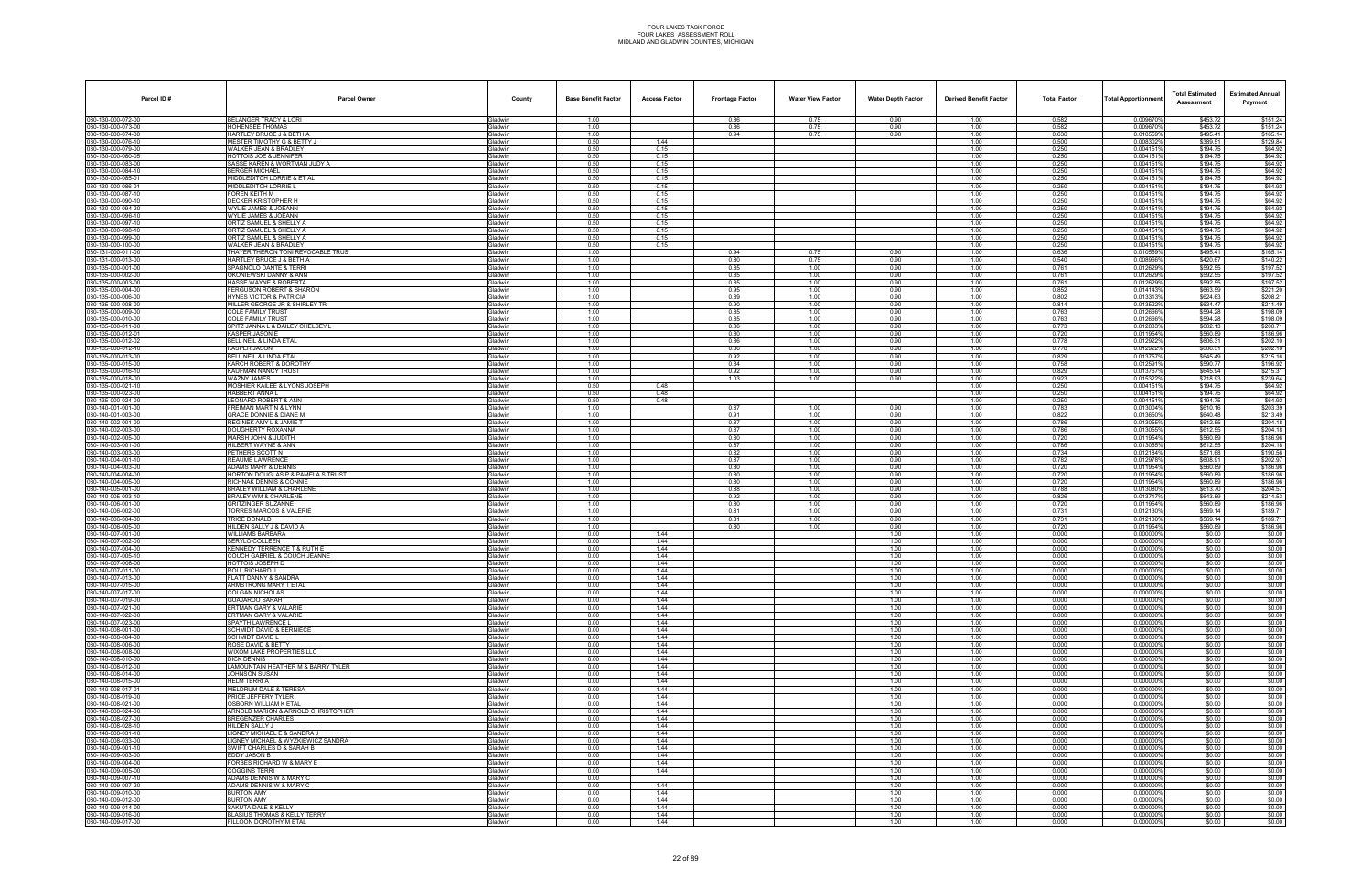FOUR LAKES TASK FORCE
FOUR LAKES ASSESSMENT ROLL
MIDLAND AND GLADWIN COUNTIES, MICHIGAN

| Parcel ID # | Parcel Owner | County | Base Benefit Factor | Access Factor | Frontage Factor | Water View Factor | Water Depth Factor | Derived Benefit Factor | Total Factor | Total Apportionment | Total Estimated Assessment | Estimated Annual Payment |
|---|---|---|---|---|---|---|---|---|---|---|---|---|
| 030-130-000-072-00 | BELANGER TRACY & LORI | Gladwin | 1.00 | | 0.86 | 0.75 | 0.90 | 1.00 | 0.582 | 0.009670% | $453.72 | $151.24 |
| 030-130-000-073-00 | HOHENSEE THOMAS | Gladwin | 1.00 | | 0.86 | 0.75 | 0.90 | 1.00 | 0.582 | 0.009670% | $453.72 | $151.24 |
| 030-130-000-074-00 | HARTLEY BRUCE J & BETH A | Gladwin | 1.00 | | 0.94 | 0.75 | 0.90 | 1.00 | 0.636 | 0.010559% | $495.41 | $165.14 |
| 030-130-000-076-10 | MESTER TIMOTHY G & BETTY J | Gladwin | 0.50 | 1.44 | | | | 1.00 | 0.500 | 0.008302% | $389.51 | $129.84 |
| 030-130-000-079-00 | WALKER JEAN & BRADLEY | Gladwin | 0.50 | 0.15 | | | | 1.00 | 0.250 | 0.004151% | $194.75 | $64.92 |
| 030-130-000-080-05 | HOTTOIS JOE & JENNIFER | Gladwin | 0.50 | 0.15 | | | | 1.00 | 0.250 | 0.004151% | $194.75 | $64.92 |
| 030-130-000-083-00 | SASSE KAREN & WORTMAN JUDY A | Gladwin | 0.50 | 0.15 | | | | 1.00 | 0.250 | 0.004151% | $194.75 | $64.92 |
| 030-130-000-084-10 | BERGER MICHAEL | Gladwin | 0.50 | 0.15 | | | | 1.00 | 0.250 | 0.004151% | $194.75 | $64.92 |
| 030-130-000-085-01 | MIDDLEDITCH LORRIE & ET AL | Gladwin | 0.50 | 0.15 | | | | 1.00 | 0.250 | 0.004151% | $194.75 | $64.92 |
| 030-130-000-086-01 | MIDDLEDITCH LORRIE L | Gladwin | 0.50 | 0.15 | | | | 1.00 | 0.250 | 0.004151% | $194.75 | $64.92 |
| 030-130-000-087-10 | FOREN KEITH M | Gladwin | 0.50 | 0.15 | | | | 1.00 | 0.250 | 0.004151% | $194.75 | $64.92 |
| 030-130-000-090-10 | DECKER KRISTOPHER H | Gladwin | 0.50 | 0.15 | | | | 1.00 | 0.250 | 0.004151% | $194.75 | $64.92 |
| 030-130-000-094-20 | WYLIE JAMES & JOEANN | Gladwin | 0.50 | 0.15 | | | | 1.00 | 0.250 | 0.004151% | $194.75 | $64.92 |
| 030-130-000-096-10 | WYLIE JAMES & JOEANN | Gladwin | 0.50 | 0.15 | | | | 1.00 | 0.250 | 0.004151% | $194.75 | $64.92 |
| 030-130-000-097-10 | ORTIZ SAMUEL & SHELLY A | Gladwin | 0.50 | 0.15 | | | | 1.00 | 0.250 | 0.004151% | $194.75 | $64.92 |
| 030-130-000-098-10 | ORTIZ SAMUEL & SHELLY A | Gladwin | 0.50 | 0.15 | | | | 1.00 | 0.250 | 0.004151% | $194.75 | $64.92 |
| 030-130-000-099-00 | ORTIZ SAMUEL & SHELLY A | Gladwin | 0.50 | 0.15 | | | | 1.00 | 0.250 | 0.004151% | $194.75 | $64.92 |
| 030-130-000-100-00 | WALKER JEAN & BRADLEY | Gladwin | 0.50 | 0.15 | | | | 1.00 | 0.250 | 0.004151% | $194.75 | $64.92 |
| 030-131-000-011-00 | THAYER THERON TONI REVOCABLE TRUS | Gladwin | 1.00 | | 0.94 | 0.75 | 0.90 | 1.00 | 0.636 | 0.010559% | $495.41 | $165.14 |
| 030-131-000-013-00 | HARTLEY BRUCE J & BETH A | Gladwin | 1.00 | | 0.80 | 0.75 | 0.90 | 1.00 | 0.540 | 0.008966% | $420.67 | $140.22 |
| 030-135-000-001-00 | SPAGNOLO DANTE & TERRI | Gladwin | 1.00 | | 0.85 | 1.00 | 0.90 | 1.00 | 0.761 | 0.012629% | $592.55 | $197.52 |
| 030-135-000-002-00 | OKONIEWSKI DANNY & ANN | Gladwin | 1.00 | | 0.85 | 1.00 | 0.90 | 1.00 | 0.761 | 0.012629% | $592.55 | $197.52 |
| 030-135-000-003-00 | HASSE WAYNE & ROBERTA | Gladwin | 1.00 | | 0.85 | 1.00 | 0.90 | 1.00 | 0.761 | 0.012629% | $592.55 | $197.52 |
| 030-135-000-004-00 | FERGUSON ROBERT & SHARON | Gladwin | 1.00 | | 0.95 | 1.00 | 0.90 | 1.00 | 0.852 | 0.014143% | $663.59 | $221.20 |
| 030-135-000-006-00 | HYNES VICTOR & PATRICIA | Gladwin | 1.00 | | 0.89 | 1.00 | 0.90 | 1.00 | 0.802 | 0.013313% | $624.63 | $208.21 |
| 030-135-000-008-00 | MILLER GEORGE JR & SHIRLEY TR | Gladwin | 1.00 | | 0.90 | 1.00 | 0.90 | 1.00 | 0.814 | 0.013522% | $634.47 | $211.49 |
| 030-135-000-009-00 | COLE FAMILY TRUST | Gladwin | 1.00 | | 0.85 | 1.00 | 0.90 | 1.00 | 0.763 | 0.012668% | $594.28 | $198.09 |
| 030-135-000-010-00 | COLE FAMILY TRUST | Gladwin | 1.00 | | 0.85 | 1.00 | 0.90 | 1.00 | 0.763 | 0.012668% | $594.28 | $198.09 |
| 030-135-000-011-00 | SPITZ JANNA L & DAILEY CHELSEY L | Gladwin | 1.00 | | 0.86 | 1.00 | 0.90 | 1.00 | 0.773 | 0.012833% | $602.13 | $200.71 |
| 030-135-000-012-01 | KASPER JASON E | Gladwin | 1.00 | | 0.80 | 1.00 | 0.90 | 1.00 | 0.720 | 0.011954% | $560.89 | $186.96 |
| 030-135-000-012-02 | BELL NEIL & LINDA ETAL | Gladwin | 1.00 | | 0.86 | 1.00 | 0.90 | 1.00 | 0.778 | 0.012922% | $606.31 | $202.10 |
| 030-135-000-012-10 | KASPER JASON | Gladwin | 1.00 | | 0.86 | 1.00 | 0.90 | 1.00 | 0.778 | 0.012922% | $606.31 | $202.10 |
| 030-135-000-013-00 | BELL NEIL & LINDA ETAL | Gladwin | 1.00 | | 0.92 | 1.00 | 0.90 | 1.00 | 0.829 | 0.013757% | $645.49 | $215.16 |
| 030-135-000-015-00 | KARCH ROBERT & DOROTHY | Gladwin | 1.00 | | 0.84 | 1.00 | 0.90 | 1.00 | 0.758 | 0.012591% | $590.77 | $196.92 |
| 030-135-000-016-10 | KAUFMAN NANCY TRUST | Gladwin | 1.00 | | 0.92 | 1.00 | 0.90 | 1.00 | 0.829 | 0.013767% | $645.94 | $215.31 |
| 030-135-000-018-00 | WAZNY JAMES | Gladwin | 1.00 | | 1.03 | 1.00 | 0.90 | 1.00 | 0.923 | 0.015322% | $718.93 | $239.64 |
| 030-135-000-021-10 | MOSHIER KAILEE & LYONS JOSEPH | Gladwin | 0.50 | 0.48 | | | | 1.00 | 0.250 | 0.004151% | $194.75 | $64.92 |
| 030-135-000-023-00 | HABBERT ANNA L | Gladwin | 0.50 | 0.48 | | | | 1.00 | 0.250 | 0.004151% | $194.75 | $64.92 |
| 030-135-000-024-00 | LEONARD ROBERT & ANN | Gladwin | 0.50 | 0.48 | | | | 1.00 | 0.250 | 0.004151% | $194.75 | $64.92 |
| 030-140-001-001-00 | FREMAN MARTIN & LYNN | Gladwin | 1.00 | | 0.87 | 1.00 | 0.90 | 1.00 | 0.783 | 0.013004% | $610.16 | $203.39 |
| 030-140-001-003-00 | GRACE DONNIE & DIANE M | Gladwin | 1.00 | | 0.91 | 1.00 | 0.90 | 1.00 | 0.822 | 0.013650% | $640.48 | $213.49 |
| 030-140-002-001-00 | REGINEK AMY L & JAMIE T | Gladwin | 1.00 | | 0.87 | 1.00 | 0.90 | 1.00 | 0.786 | 0.013055% | $612.55 | $204.18 |
| 030-140-002-003-00 | DOUGHERTY ROXANNA | Gladwin | 1.00 | | 0.87 | 1.00 | 0.90 | 1.00 | 0.786 | 0.013055% | $612.55 | $204.18 |
| 030-140-002-005-00 | MARSH JOHN & JUDITH | Gladwin | 1.00 | | 0.80 | 1.00 | 0.90 | 1.00 | 0.720 | 0.011954% | $560.89 | $186.96 |
| 030-140-003-001-00 | HILBERT WAYNE & ANN | Gladwin | 1.00 | | 0.87 | 1.00 | 0.90 | 1.00 | 0.786 | 0.013055% | $612.55 | $204.18 |
| 030-140-003-003-00 | PETHERS SCOTT N | Gladwin | 1.00 | | 0.82 | 1.00 | 0.90 | 1.00 | 0.734 | 0.012184% | $571.68 | $190.56 |
| 030-140-004-001-10 | REAUME LAWRENCE | Gladwin | 1.00 | | 0.87 | 1.00 | 0.90 | 1.00 | 0.782 | 0.012978% | $608.91 | $202.97 |
| 030-140-004-003-00 | ADAMS MARY & DENNIS | Gladwin | 1.00 | | 0.80 | 1.00 | 0.90 | 1.00 | 0.720 | 0.011954% | $560.89 | $186.96 |
| 030-140-004-004-00 | HORTON DOUGLAS P & PAMELA S TRUST | Gladwin | 1.00 | | 0.80 | 1.00 | 0.90 | 1.00 | 0.720 | 0.011954% | $560.89 | $186.96 |
| 030-140-004-005-00 | RICHNAK DENNIS & CONNIE | Gladwin | 1.00 | | 0.80 | 1.00 | 0.90 | 1.00 | 0.720 | 0.011954% | $560.89 | $186.96 |
| 030-140-005-001-00 | BRALEY WILLIAM & CHARLENE | Gladwin | 1.00 | | 0.88 | 1.00 | 0.90 | 1.00 | 0.788 | 0.013080% | $613.70 | $204.57 |
| 030-140-005-003-10 | BRALEY WM & CHARLENE | Gladwin | 1.00 | | 0.92 | 1.00 | 0.90 | 1.00 | 0.826 | 0.013717% | $643.59 | $214.53 |
| 030-140-006-001-00 | GRITZINGER SUZANNE | Gladwin | 1.00 | | 0.80 | 1.00 | 0.90 | 1.00 | 0.720 | 0.011954% | $560.89 | $186.96 |
| 030-140-006-002-00 | TORRES MARCOS & VALERIE | Gladwin | 1.00 | | 0.81 | 1.00 | 0.90 | 1.00 | 0.731 | 0.012130% | $569.14 | $189.71 |
| 030-140-006-004-00 | TRICE DONALD | Gladwin | 1.00 | | 0.81 | 1.00 | 0.90 | 1.00 | 0.731 | 0.012130% | $569.14 | $189.71 |
| 030-140-006-005-00 | HILDEN SALLY J & DAVID A | Gladwin | 1.00 | | 0.80 | 1.00 | 0.90 | 1.00 | 0.720 | 0.011954% | $560.89 | $186.96 |
| 030-140-007-001-00 | WILLIAMS BARBARA | Gladwin | 0.00 | 1.44 | | | 1.00 | 1.00 | 0.000 | 0.000000% | $0.00 | $0.00 |
| 030-140-007-002-00 | SERYLO COLLEEN | Gladwin | 0.00 | 1.44 | | | 1.00 | 1.00 | 0.000 | 0.000000% | $0.00 | $0.00 |
| 030-140-007-004-00 | KENNEDY TERRENCE T & RUTH E | Gladwin | 0.00 | 1.44 | | | 1.00 | 1.00 | 0.000 | 0.000000% | $0.00 | $0.00 |
| 030-140-007-005-10 | COUCH GABRIEL & COUCH JEANINE | Gladwin | 0.00 | 1.44 | | | 1.00 | 1.00 | 0.000 | 0.000000% | $0.00 | $0.00 |
| 030-140-007-008-00 | HOTTOIS JOSEPH D | Gladwin | 0.00 | 1.44 | | | 1.00 | 1.00 | 0.000 | 0.000000% | $0.00 | $0.00 |
| 030-140-007-011-00 | ROLL RICHARD J | Gladwin | 0.00 | 1.44 | | | 1.00 | 1.00 | 0.000 | 0.000000% | $0.00 | $0.00 |
| 030-140-007-013-00 | FLATT DANNY & SANDRA | Gladwin | 0.00 | 1.44 | | | 1.00 | 1.00 | 0.000 | 0.000000% | $0.00 | $0.00 |
| 030-140-007-015-00 | ARMSTRONG MARY T ETAL | Gladwin | 0.00 | 1.44 | | | 1.00 | 1.00 | 0.000 | 0.000000% | $0.00 | $0.00 |
| 030-140-007-017-00 | COLGAN NICHOLAS | Gladwin | 0.00 | 1.44 | | | 1.00 | 1.00 | 0.000 | 0.000000% | $0.00 | $0.00 |
| 030-140-007-019-00 | GUAJARDO SARAH | Gladwin | 0.00 | 1.44 | | | 1.00 | 1.00 | 0.000 | 0.000000% | $0.00 | $0.00 |
| 030-140-007-021-00 | ERTMAN GARY & VALARIE | Gladwin | 0.00 | 1.44 | | | 1.00 | 1.00 | 0.000 | 0.000000% | $0.00 | $0.00 |
| 030-140-007-022-00 | ERTMAN GARY & VALARIE | Gladwin | 0.00 | 1.44 | | | 1.00 | 1.00 | 0.000 | 0.000000% | $0.00 | $0.00 |
| 030-140-007-023-00 | SPAYTH LAWRENCE L | Gladwin | 0.00 | 1.44 | | | 1.00 | 1.00 | 0.000 | 0.000000% | $0.00 | $0.00 |
| 030-140-008-001-00 | SCHMIDT DAVID & BERNIECE | Gladwin | 0.00 | 1.44 | | | 1.00 | 1.00 | 0.000 | 0.000000% | $0.00 | $0.00 |
| 030-140-008-004-00 | SCHMIDT DAVID L | Gladwin | 0.00 | 1.44 | | | 1.00 | 1.00 | 0.000 | 0.000000% | $0.00 | $0.00 |
| 030-140-008-006-00 | ROSE DAVID & BETTY | Gladwin | 0.00 | 1.44 | | | 1.00 | 1.00 | 0.000 | 0.000000% | $0.00 | $0.00 |
| 030-140-008-008-00 | WIXOM LAKE PROPERTIES LLC | Gladwin | 0.00 | 1.44 | | | 1.00 | 1.00 | 0.000 | 0.000000% | $0.00 | $0.00 |
| 030-140-008-010-00 | DICK DENNIS | Gladwin | 0.00 | 1.44 | | | 1.00 | 1.00 | 0.000 | 0.000000% | $0.00 | $0.00 |
| 030-140-008-012-00 | LAMOUNTAIN HEATHER M & BARRY TYLER | Gladwin | 0.00 | 1.44 | | | 1.00 | 1.00 | 0.000 | 0.000000% | $0.00 | $0.00 |
| 030-140-008-014-00 | JOHNSON SUSAN | Gladwin | 0.00 | 1.44 | | | 1.00 | 1.00 | 0.000 | 0.000000% | $0.00 | $0.00 |
| 030-140-008-015-00 | HELM TERRI A | Gladwin | 0.00 | 1.44 | | | 1.00 | 1.00 | 0.000 | 0.000000% | $0.00 | $0.00 |
| 030-140-008-017-01 | MELDRUM DALE & TERESA | Gladwin | 0.00 | 1.44 | | | 1.00 | 1.00 | 0.000 | 0.000000% | $0.00 | $0.00 |
| 030-140-008-019-00 | PRICE JEFFERY TYLER | Gladwin | 0.00 | 1.44 | | | 1.00 | 1.00 | 0.000 | 0.000000% | $0.00 | $0.00 |
| 030-140-008-021-00 | OSBORN WILLIAM K ETAL | Gladwin | 0.00 | 1.44 | | | 1.00 | 1.00 | 0.000 | 0.000000% | $0.00 | $0.00 |
| 030-140-008-024-00 | ARNOLD MARION & ARNOLD CHRISTOPHER | Gladwin | 0.00 | 1.44 | | | 1.00 | 1.00 | 0.000 | 0.000000% | $0.00 | $0.00 |
| 030-140-008-027-00 | BREGENZER CHARLES | Gladwin | 0.00 | 1.44 | | | 1.00 | 1.00 | 0.000 | 0.000000% | $0.00 | $0.00 |
| 030-140-008-028-10 | HILDEN SALLY J | Gladwin | 0.00 | 1.44 | | | 1.00 | 1.00 | 0.000 | 0.000000% | $0.00 | $0.00 |
| 030-140-008-031-10 | LIGNEY MICHAEL E & SANDRA J | Gladwin | 0.00 | 1.44 | | | 1.00 | 1.00 | 0.000 | 0.000000% | $0.00 | $0.00 |
| 030-140-008-033-00 | LIGNEY MICHAEL & WYZKIEWICZ SANDRA | Gladwin | 0.00 | 1.44 | | | 1.00 | 1.00 | 0.000 | 0.000000% | $0.00 | $0.00 |
| 030-140-009-001-10 | SWIFT CHARLES D & SARAH B | Gladwin | 0.00 | 1.44 | | | 1.00 | 1.00 | 0.000 | 0.000000% | $0.00 | $0.00 |
| 030-140-009-003-00 | EDDY JASON B | Gladwin | 0.00 | 1.44 | | | 1.00 | 1.00 | 0.000 | 0.000000% | $0.00 | $0.00 |
| 030-140-009-004-00 | FORBES RICHARD W & MARY E | Gladwin | 0.00 | 1.44 | | | 1.00 | 1.00 | 0.000 | 0.000000% | $0.00 | $0.00 |
| 030-140-009-005-00 | COGGINS TERRI | Gladwin | 0.00 | 1.44 | | | 1.00 | 1.00 | 0.000 | 0.000000% | $0.00 | $0.00 |
| 030-140-009-007-10 | ADAMS DENNIS W & MARY C | Gladwin | 0.00 | | | | 1.00 | 1.00 | 0.000 | 0.000000% | $0.00 | $0.00 |
| 030-140-009-007-20 | ADAMS DENNIS W & MARY C | Gladwin | 0.00 | 1.44 | | | 1.00 | 1.00 | 0.000 | 0.000000% | $0.00 | $0.00 |
| 030-140-009-010-00 | BURTON AMY | Gladwin | 0.00 | 1.44 | | | 1.00 | 1.00 | 0.000 | 0.000000% | $0.00 | $0.00 |
| 030-140-009-012-00 | BURTON AMY | Gladwin | 0.00 | 1.44 | | | 1.00 | 1.00 | 0.000 | 0.000000% | $0.00 | $0.00 |
| 030-140-009-014-00 | SAKUTA DALE & KELLY | Gladwin | 0.00 | 1.44 | | | 1.00 | 1.00 | 0.000 | 0.000000% | $0.00 | $0.00 |
| 030-140-009-016-00 | BLASIUS THOMAS & KELLY TERRY | Gladwin | 0.00 | 1.44 | | | 1.00 | 1.00 | 0.000 | 0.000000% | $0.00 | $0.00 |
| 030-140-009-017-00 | FILLOON DOROTHY M ETAL | Gladwin | 0.00 | 1.44 | | | 1.00 | 1.00 | 0.000 | 0.000000% | $0.00 | $0.00 |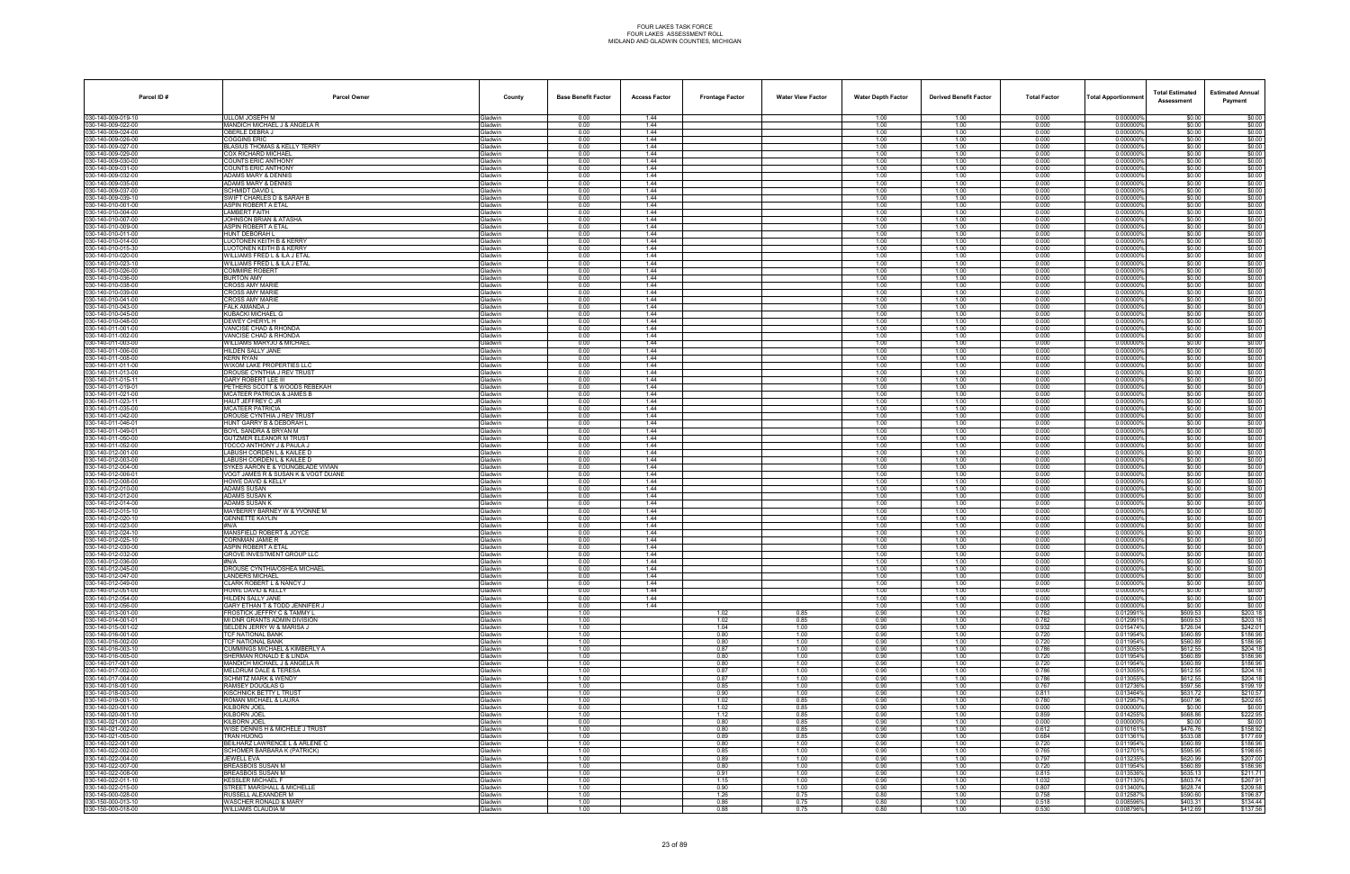# FOUR LAKES TASK FORCE
## FOUR LAKES ASSESSMENT ROLL
### MIDLAND AND GLADWIN COUNTIES, MICHIGAN

| Parcel ID # | Parcel Owner | County | Base Benefit Factor | Access Factor | Frontage Factor | Water View Factor | Water Depth Factor | Derived Benefit Factor | Total Factor | Total Apportionment | Total Estimated Assessment | Estimated Annual Payment |
|---|---|---|---|---|---|---|---|---|---|---|---|---|
| 030-140-009-019-10 | ULLOM JOSEPH M | Gladwin | 0.00 | 1.44 | | | 1.00 | 1.00 | 0.000 | 0.000000% | $0.00 | $0.00 |
| 030-140-009-022-00 | MANDICH MICHAEL J & ANGELA R | Gladwin | 0.00 | 1.44 | | | 1.00 | 1.00 | 0.000 | 0.000000% | $0.00 | $0.00 |
| 030-140-009-024-00 | OBERLE DEBRA J | Gladwin | 0.00 | 1.44 | | | 1.00 | 1.00 | 0.000 | 0.000000% | $0.00 | $0.00 |
| 030-140-009-026-00 | COGGINS ERIC | Gladwin | 0.00 | 1.44 | | | 1.00 | 1.00 | 0.000 | 0.000000% | $0.00 | $0.00 |
| 030-140-009-027-00 | BLASIUS THOMAS & KELLY TERRY | Gladwin | 0.00 | 1.44 | | | 1.00 | 1.00 | 0.000 | 0.000000% | $0.00 | $0.00 |
| 030-140-009-029-00 | COX RICHARD MICHAEL | Gladwin | 0.00 | 1.44 | | | 1.00 | 1.00 | 0.000 | 0.000000% | $0.00 | $0.00 |
| 030-140-009-030-00 | COUNTS ERIC ANTHONY | Gladwin | 0.00 | 1.44 | | | 1.00 | 1.00 | 0.000 | 0.000000% | $0.00 | $0.00 |
| 030-140-009-031-00 | COUNTS ERIC ANTHONY | Gladwin | 0.00 | 1.44 | | | 1.00 | 1.00 | 0.000 | 0.000000% | $0.00 | $0.00 |
| 030-140-009-032-00 | ADAMS MARY & DENNIS | Gladwin | 0.00 | 1.44 | | | 1.00 | 1.00 | 0.000 | 0.000000% | $0.00 | $0.00 |
| 030-140-009-035-00 | ADAMS MARY & DENNIS | Gladwin | 0.00 | 1.44 | | | 1.00 | 1.00 | 0.000 | 0.000000% | $0.00 | $0.00 |
| 030-140-009-037-00 | SCHMIDT DAVID L | Gladwin | 0.00 | 1.44 | | | 1.00 | 1.00 | 0.000 | 0.000000% | $0.00 | $0.00 |
| 030-140-009-039-10 | SWIFT CHARLES D & SARAH B | Gladwin | 0.00 | 1.44 | | | 1.00 | 1.00 | 0.000 | 0.000000% | $0.00 | $0.00 |
| 030-140-010-001-00 | ASPIN ROBERT A ETAL | Gladwin | 0.00 | 1.44 | | | 1.00 | 1.00 | 0.000 | 0.000000% | $0.00 | $0.00 |
| 030-140-010-004-00 | LAMBERT FAITH | Gladwin | 0.00 | 1.44 | | | 1.00 | 1.00 | 0.000 | 0.000000% | $0.00 | $0.00 |
| 030-140-010-007-00 | JOHNSON BRIAN & ATASHA | Gladwin | 0.00 | 1.44 | | | 1.00 | 1.00 | 0.000 | 0.000000% | $0.00 | $0.00 |
| 030-140-010-009-00 | ASPIN ROBERT A ETAL | Gladwin | 0.00 | 1.44 | | | 1.00 | 1.00 | 0.000 | 0.000000% | $0.00 | $0.00 |
| 030-140-010-011-00 | HUNT DEBORAH L | Gladwin | 0.00 | 1.44 | | | 1.00 | 1.00 | 0.000 | 0.000000% | $0.00 | $0.00 |
| 030-140-010-014-00 | LUOTONEN KEITH B & KERRY | Gladwin | 0.00 | 1.44 | | | 1.00 | 1.00 | 0.000 | 0.000000% | $0.00 | $0.00 |
| 030-140-010-015-30 | LUOTONEN KEITH B & KERRY | Gladwin | 0.00 | 1.44 | | | 1.00 | 1.00 | 0.000 | 0.000000% | $0.00 | $0.00 |
| 030-140-010-020-00 | WILLIAMS FRED L & ILA J ETAL | Gladwin | 0.00 | 1.44 | | | 1.00 | 1.00 | 0.000 | 0.000000% | $0.00 | $0.00 |
| 030-140-010-023-10 | WILLIAMS FRED L & ILA J ETAL | Gladwin | 0.00 | 1.44 | | | 1.00 | 1.00 | 0.000 | 0.000000% | $0.00 | $0.00 |
| 030-140-010-026-00 | COMMIRE ROBERT | Gladwin | 0.00 | 1.44 | | | 1.00 | 1.00 | 0.000 | 0.000000% | $0.00 | $0.00 |
| 030-140-010-036-00 | BURTON AMY | Gladwin | 0.00 | 1.44 | | | 1.00 | 1.00 | 0.000 | 0.000000% | $0.00 | $0.00 |
| 030-140-010-038-00 | CROSS AMY MARIE | Gladwin | 0.00 | 1.44 | | | 1.00 | 1.00 | 0.000 | 0.000000% | $0.00 | $0.00 |
| 030-140-010-039-00 | CROSS AMY MARIE | Gladwin | 0.00 | 1.44 | | | 1.00 | 1.00 | 0.000 | 0.000000% | $0.00 | $0.00 |
| 030-140-010-041-00 | CROSS AMY MARIE | Gladwin | 0.00 | 1.44 | | | 1.00 | 1.00 | 0.000 | 0.000000% | $0.00 | $0.00 |
| 030-140-010-043-00 | FALK AMANDA J | Gladwin | 0.00 | 1.44 | | | 1.00 | 1.00 | 0.000 | 0.000000% | $0.00 | $0.00 |
| 030-140-010-045-00 | KUBACKI MICHAEL G | Gladwin | 0.00 | 1.44 | | | 1.00 | 1.00 | 0.000 | 0.000000% | $0.00 | $0.00 |
| 030-140-010-048-00 | DEWEY CHERYL H | Gladwin | 0.00 | 1.44 | | | 1.00 | 1.00 | 0.000 | 0.000000% | $0.00 | $0.00 |
| 030-140-011-001-00 | VANCISE CHAD & RHONDA | Gladwin | 0.00 | 1.44 | | | 1.00 | 1.00 | 0.000 | 0.000000% | $0.00 | $0.00 |
| 030-140-011-002-00 | VANCISE CHAD & RHONDA | Gladwin | 0.00 | 1.44 | | | 1.00 | 1.00 | 0.000 | 0.000000% | $0.00 | $0.00 |
| 030-140-011-003-00 | WILLIAMS MARYJO & MICHAEL | Gladwin | 0.00 | 1.44 | | | 1.00 | 1.00 | 0.000 | 0.000000% | $0.00 | $0.00 |
| 030-140-011-006-00 | HILDEN SALLY JANE | Gladwin | 0.00 | 1.44 | | | 1.00 | 1.00 | 0.000 | 0.000000% | $0.00 | $0.00 |
| 030-140-011-008-00 | KERN RYAN | Gladwin | 0.00 | 1.44 | | | 1.00 | 1.00 | 0.000 | 0.000000% | $0.00 | $0.00 |
| 030-140-011-011-00 | WIXOM LAKE PROPERTIES LLC | Gladwin | 0.00 | 1.44 | | | 1.00 | 1.00 | 0.000 | 0.000000% | $0.00 | $0.00 |
| 030-140-011-013-00 | DROUSE CYNTHIA J REV TRUST | Gladwin | 0.00 | 1.44 | | | 1.00 | 1.00 | 0.000 | 0.000000% | $0.00 | $0.00 |
| 030-140-011-015-11 | GARY ROBERT LEE III | Gladwin | 0.00 | 1.44 | | | 1.00 | 1.00 | 0.000 | 0.000000% | $0.00 | $0.00 |
| 030-140-011-019-01 | PETHERS SCOTT & WOODS REBEKAH | Gladwin | 0.00 | 1.44 | | | 1.00 | 1.00 | 0.000 | 0.000000% | $0.00 | $0.00 |
| 030-140-011-021-00 | MCATEER PATRICIA & JAMES B | Gladwin | 0.00 | 1.44 | | | 1.00 | 1.00 | 0.000 | 0.000000% | $0.00 | $0.00 |
| 030-140-011-023-11 | HAUT JEFFREY C JR | Gladwin | 0.00 | 1.44 | | | 1.00 | 1.00 | 0.000 | 0.000000% | $0.00 | $0.00 |
| 030-140-011-035-00 | MCATEER PATRICIA | Gladwin | 0.00 | 1.44 | | | 1.00 | 1.00 | 0.000 | 0.000000% | $0.00 | $0.00 |
| 030-140-011-042-00 | DROUSE CYNTHIA J REV TRUST | Gladwin | 0.00 | 1.44 | | | 1.00 | 1.00 | 0.000 | 0.000000% | $0.00 | $0.00 |
| 030-140-011-046-01 | HUNT GARRY B & DEBORAH L | Gladwin | 0.00 | 1.44 | | | 1.00 | 1.00 | 0.000 | 0.000000% | $0.00 | $0.00 |
| 030-140-011-049-01 | BOYL SANDRA & BRYAN M | Gladwin | 0.00 | 1.44 | | | 1.00 | 1.00 | 0.000 | 0.000000% | $0.00 | $0.00 |
| 030-140-011-050-00 | GUTZMER ELEANOR M TRUST | Gladwin | 0.00 | 1.44 | | | 1.00 | 1.00 | 0.000 | 0.000000% | $0.00 | $0.00 |
| 030-140-011-052-00 | TOCCO ANTHONY J & PAULA J | Gladwin | 0.00 | 1.44 | | | 1.00 | 1.00 | 0.000 | 0.000000% | $0.00 | $0.00 |
| 030-140-012-001-00 | LABUSH CORDEN L & KAILEE D | Gladwin | 0.00 | 1.44 | | | 1.00 | 1.00 | 0.000 | 0.000000% | $0.00 | $0.00 |
| 030-140-012-003-00 | LABUSH CORDEN L & KAILEE D | Gladwin | 0.00 | 1.44 | | | 1.00 | 1.00 | 0.000 | 0.000000% | $0.00 | $0.00 |
| 030-140-012-004-00 | SYKES AARON E & YOUNGBLADE VIVIAN | Gladwin | 0.00 | 1.44 | | | 1.00 | 1.00 | 0.000 | 0.000000% | $0.00 | $0.00 |
| 030-140-012-006-01 | VOGT JAMES R & SUSAN K & VOGT DUANE | Gladwin | 0.00 | 1.44 | | | 1.00 | 1.00 | 0.000 | 0.000000% | $0.00 | $0.00 |
| 030-140-012-008-00 | HOWE DAVID & KELLY | Gladwin | 0.00 | 1.44 | | | 1.00 | 1.00 | 0.000 | 0.000000% | $0.00 | $0.00 |
| 030-140-012-010-00 | ADAMS SUSAN | Gladwin | 0.00 | 1.44 | | | 1.00 | 1.00 | 0.000 | 0.000000% | $0.00 | $0.00 |
| 030-140-012-012-00 | ADAMS SUSAN K | Gladwin | 0.00 | 1.44 | | | 1.00 | 1.00 | 0.000 | 0.000000% | $0.00 | $0.00 |
| 030-140-012-014-00 | ADAMS SUSAN K | Gladwin | 0.00 | 1.44 | | | 1.00 | 1.00 | 0.000 | 0.000000% | $0.00 | $0.00 |
| 030-140-012-015-10 | MAYBERRY BARNEY W & YVONNE M | Gladwin | 0.00 | 1.44 | | | 1.00 | 1.00 | 0.000 | 0.000000% | $0.00 | $0.00 |
| 030-140-012-020-10 | GENNETTE KAYLIN | Gladwin | 0.00 | 1.44 | | | 1.00 | 1.00 | 0.000 | 0.000000% | $0.00 | $0.00 |
| 030-140-012-023-00 | #N/A | Gladwin | 0.00 | 1.44 | | | 1.00 | 1.00 | 0.000 | 0.000000% | $0.00 | $0.00 |
| 030-140-012-024-10 | MANSFIELD ROBERT & JOYCE | Gladwin | 0.00 | 1.44 | | | 1.00 | 1.00 | 0.000 | 0.000000% | $0.00 | $0.00 |
| 030-140-012-025-10 | CORNMAN JAMIE R | Gladwin | 0.00 | 1.44 | | | 1.00 | 1.00 | 0.000 | 0.000000% | $0.00 | $0.00 |
| 030-140-012-030-00 | ASPIN ROBERT A ETAL | Gladwin | 0.00 | 1.44 | | | 1.00 | 1.00 | 0.000 | 0.000000% | $0.00 | $0.00 |
| 030-140-012-032-00 | GROVE INVESTMENT GROUP LLC | Gladwin | 0.00 | 1.44 | | | 1.00 | 1.00 | 0.000 | 0.000000% | $0.00 | $0.00 |
| 030-140-012-036-00 | #N/A | Gladwin | 0.00 | 1.44 | | | 1.00 | 1.00 | 0.000 | 0.000000% | $0.00 | $0.00 |
| 030-140-012-045-00 | DROUSE CYNTHIA/OSHEA MICHAEL | Gladwin | 0.00 | 1.44 | | | 1.00 | 1.00 | 0.000 | 0.000000% | $0.00 | $0.00 |
| 030-140-012-047-00 | LANDERS MICHAEL | Gladwin | 0.00 | 1.44 | | | 1.00 | 1.00 | 0.000 | 0.000000% | $0.00 | $0.00 |
| 030-140-012-049-00 | CLARK ROBERT L & NANCY J | Gladwin | 0.00 | 1.44 | | | 1.00 | 1.00 | 0.000 | 0.000000% | $0.00 | $0.00 |
| 030-140-012-051-00 | HOWE DAVID & KELLY | Gladwin | 0.00 | 1.44 | | | 1.00 | 1.00 | 0.000 | 0.000000% | $0.00 | $0.00 |
| 030-140-012-054-00 | HILDEN SALLY JANE | Gladwin | 0.00 | 1.44 | | | 1.00 | 1.00 | 0.000 | 0.000000% | $0.00 | $0.00 |
| 030-140-012-056-00 | GARY ETHAN T & TODD JENNIFER J | Gladwin | 0.00 | 1.44 | | | 1.00 | 1.00 | 0.000 | 0.000000% | $0.00 | $0.00 |
| 030-140-013-001-00 | PROSTICK JEFFRY C & TAMMY L | Gladwin | 1.00 | | 1.02 | 0.85 | 0.90 | 1.00 | 0.782 | 0.012991% | $609.53 | $203.18 |
| 030-140-014-001-01 | MI DNR GRANTS ADMIN DIVISION | Gladwin | 1.00 | | 1.02 | 0.85 | 0.90 | 1.00 | 0.782 | 0.012991% | $609.53 | $203.18 |
| 030-140-015-001-02 | SELDEN JERRY W & MARISA J | Gladwin | 1.00 | | 1.04 | 1.00 | 0.90 | 1.00 | 0.932 | 0.015474% | $726.04 | $242.01 |
| 030-140-016-001-00 | TCF NATIONAL BANK | Gladwin | 1.00 | | 0.80 | 1.00 | 0.90 | 1.00 | 0.720 | 0.011954% | $560.89 | $186.96 |
| 030-140-016-002-00 | TCF NATIONAL BANK | Gladwin | 1.00 | | 0.80 | 1.00 | 0.90 | 1.00 | 0.720 | 0.011954% | $560.89 | $186.96 |
| 030-140-016-003-10 | CUMMINGS MICHAEL & KIMBERLY A | Gladwin | 1.00 | | 0.87 | 1.00 | 0.90 | 1.00 | 0.786 | 0.013055% | $612.55 | $204.18 |
| 030-140-016-005-00 | SHERMAN RONALD E & LINDA | Gladwin | 1.00 | | 0.80 | 1.00 | 0.90 | 1.00 | 0.720 | 0.011954% | $560.89 | $186.96 |
| 030-140-017-001-00 | MANDICH MICHAEL J & ANGELA R | Gladwin | 1.00 | | 0.80 | 1.00 | 0.90 | 1.00 | 0.720 | 0.011954% | $560.89 | $186.96 |
| 030-140-017-002-00 | MELDRUM DALE & TERESA | Gladwin | 1.00 | | 0.87 | 1.00 | 0.90 | 1.00 | 0.786 | 0.013055% | $612.55 | $204.18 |
| 030-140-017-004-00 | SCHMITZ MARK & WENDY | Gladwin | 1.00 | | 0.87 | 1.00 | 0.90 | 1.00 | 0.786 | 0.013055% | $612.55 | $204.18 |
| 030-140-018-001-00 | RAMSEY DOUGLAS G | Gladwin | 1.00 | | 0.85 | 1.00 | 0.90 | 1.00 | 0.767 | 0.012736% | $597.56 | $199.19 |
| 030-140-018-003-00 | KISCHNICK BETTY L TRUST | Gladwin | 1.00 | | 0.90 | 1.00 | 0.90 | 1.00 | 0.811 | 0.013464% | $631.72 | $210.57 |
| 030-140-019-001-10 | ROMAN MICHAEL & LAURA | Gladwin | 1.00 | | 1.02 | 0.85 | 0.90 | 1.00 | 0.780 | 0.012957% | $607.96 | $202.65 |
| 030-140-020-001-00 | KILBORN JOEL | Gladwin | 0.00 | | 1.02 | 0.85 | 0.90 | 1.00 | 0.000 | 0.000000% | $0.00 | $0.00 |
| 030-140-020-001-10 | KILBORN JOEL | Gladwin | 1.00 | | 1.12 | 0.85 | 0.90 | 1.00 | 0.859 | 0.014255% | $668.86 | $222.95 |
| 030-140-021-001-00 | KILBORN JOEL | Gladwin | 0.00 | | 0.80 | 0.85 | 0.90 | 1.00 | 0.000 | 0.000000% | $0.00 | $0.00 |
| 030-140-021-002-00 | WISE DENNIS H & MICHELE J TRUST | Gladwin | 1.00 | | 0.80 | 0.85 | 0.90 | 1.00 | 0.612 | 0.010161% | $476.76 | $158.92 |
| 030-140-021-005-00 | TRAN HUONG | Gladwin | 1.00 | | 0.89 | 0.85 | 0.90 | 1.00 | 0.684 | 0.011361% | $533.08 | $177.69 |
| 030-140-022-001-00 | BEILHARZ LAWRENCE L & ARLENE C | Gladwin | 1.00 | | 0.80 | 1.00 | 0.90 | 1.00 | 0.720 | 0.011954% | $560.89 | $186.96 |
| 030-140-022-002-00 | SCHOMER BARBARA K (PATRICK) | Gladwin | 1.00 | | 0.85 | 1.00 | 0.90 | 1.00 | 0.765 | 0.012701% | $595.95 | $198.65 |
| 030-140-022-004-00 | JEWELL EVA | Gladwin | 1.00 | | 0.89 | 1.00 | 0.90 | 1.00 | 0.797 | 0.013235% | $620.99 | $207.00 |
| 030-140-022-007-00 | BREASBOIS SUSAN M | Gladwin | 1.00 | | 0.80 | 1.00 | 0.90 | 1.00 | 0.720 | 0.011954% | $560.89 | $186.96 |
| 030-140-022-008-00 | BREASBOIS SUSAN M | Gladwin | 1.00 | | 0.91 | 1.00 | 0.90 | 1.00 | 0.815 | 0.013536% | $635.13 | $211.71 |
| 030-140-022-011-10 | KESSLER MICHAEL F | Gladwin | 1.00 | | 1.15 | 1.00 | 0.90 | 1.00 | 1.032 | 0.017130% | $803.74 | $267.91 |
| 030-140-022-015-00 | STREET MARSHALL & MICHELLE | Gladwin | 1.00 | | 0.90 | 1.00 | 0.90 | 1.00 | 0.807 | 0.013400% | $628.74 | $209.58 |
| 030-145-000-028-00 | RUSSELL ALEXANDER M | Gladwin | 1.00 | | 1.26 | 0.75 | 0.80 | 1.00 | 0.758 | 0.012587% | $590.60 | $196.87 |
| 030-150-000-013-10 | WASCHER RONALD & MARY | Gladwin | 1.00 | | 0.86 | 0.75 | 0.80 | 1.00 | 0.518 | 0.008596% | $403.31 | $134.44 |
| 030-150-000-018-00 | WILLIAMS CLAUDIA M | Gladwin | 1.00 | | 0.88 | 0.75 | 0.80 | 1.00 | 0.530 | 0.008796% | $412.69 | $137.56 |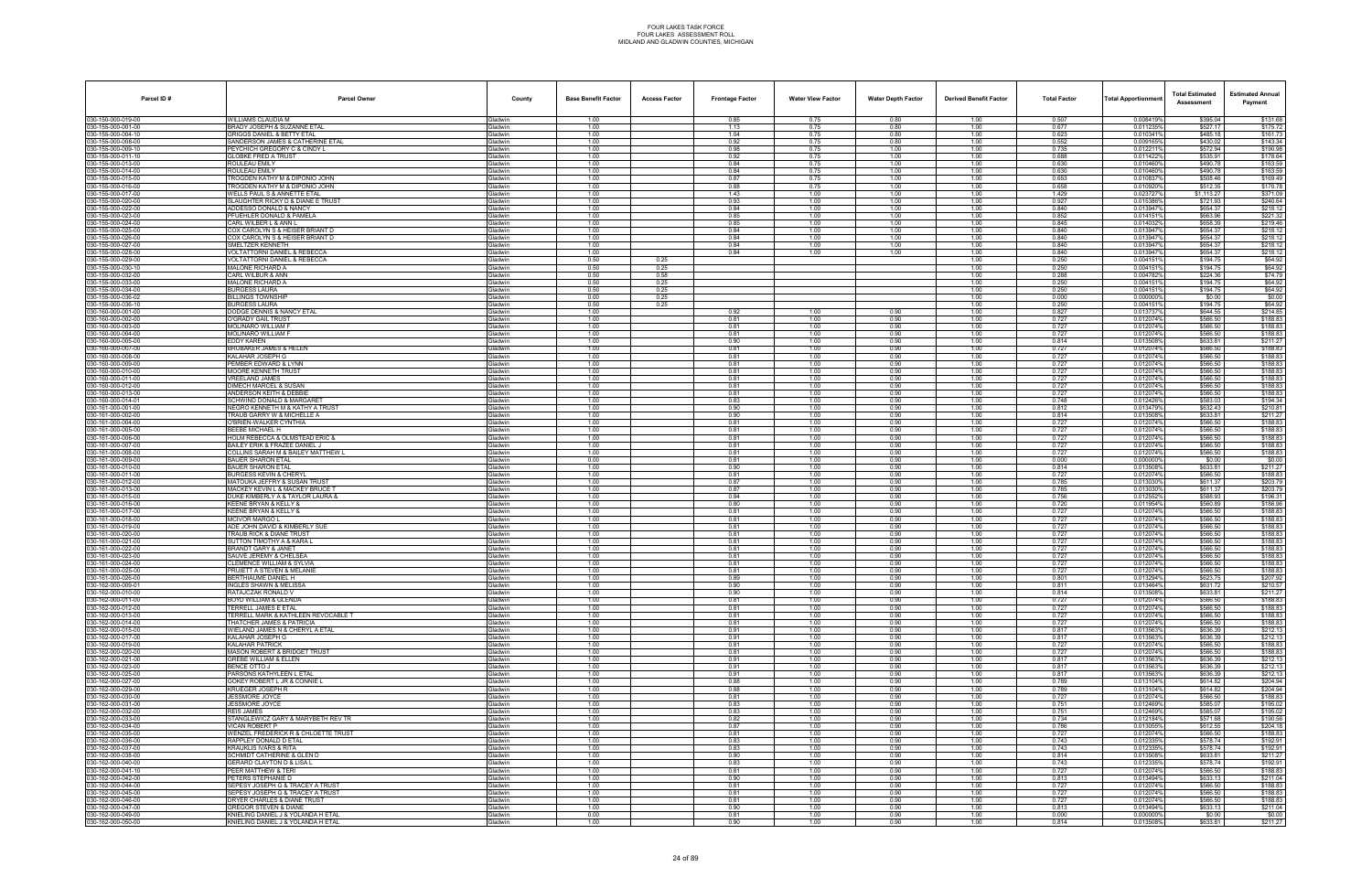| Parcel ID # | Parcel Owner | County | Base Benefit Factor | Access Factor | Frontage Factor | Water View Factor | Water Depth Factor | Derived Benefit Factor | Total Factor | Total Apportionment | Total Estimated Assessment | Estimated Annual Payment |
|---|---|---|---|---|---|---|---|---|---|---|---|---|
| 030-150-000-019-00 | WILLIAMS CLAUDIA M | Gladwin | 1.00 | | 0.85 | 0.75 | 0.80 | 1.00 | 0.507 | 0.008419% | $395.04 | $131.68 |
| 030-155-000-001-00 | BRADY JOSEPH & SUZANNE ETAL | Gladwin | 1.00 | | 1.13 | 0.75 | 0.80 | 1.00 | 0.677 | 0.011235% | $527.17 | $175.72 |
| 030-155-000-004-10 | GRIGGS DANIEL & BETTY ETAL | Gladwin | 1.00 | | 1.04 | 0.75 | 0.80 | 1.00 | 0.623 | 0.010341% | $485.18 | $161.73 |
| 030-155-000-008-00 | SANDERSON JAMES & CATHERINE ETAL | Gladwin | 1.00 | | 0.92 | 0.75 | 0.80 | 1.00 | 0.552 | 0.009165% | $430.02 | $143.34 |
| 030-155-000-009-10 | PEYCHICH GREGORY C & CINDY L | Gladwin | 1.00 | | 0.98 | 0.75 | 1.00 | 1.00 | 0.735 | 0.012211% | $572.94 | $190.98 |
| 030-155-000-011-10 | GLOBKE FRED A TRUST | Gladwin | 1.00 | | 0.92 | 0.75 | 1.00 | 1.00 | 0.688 | 0.011422% | $535.91 | $178.64 |
| 030-155-000-013-00 | ROULEAU EMILY | Gladwin | 1.00 | | 0.84 | 0.75 | 1.00 | 1.00 | 0.630 | 0.010460% | $490.78 | $163.59 |
| 030-155-000-014-00 | ROULEAU EMILY | Gladwin | 1.00 | | 0.84 | 0.75 | 1.00 | 1.00 | 0.630 | 0.010460% | $490.78 | $163.59 |
| 030-155-000-015-00 | TROGDEN KATHY M & DIPONIO JOHN | Gladwin | 1.00 | | 0.87 | 0.75 | 1.00 | 1.00 | 0.653 | 0.010837% | $508.46 | $169.49 |
| 030-155-000-016-00 | TROGDEN KATHY M & DIPONIO JOHN | Gladwin | 1.00 | | 0.88 | 0.75 | 1.00 | 1.00 | 0.658 | 0.010920% | $512.35 | $170.78 |
| 030-155-000-017-00 | WELLS PAUL S & ANNETTE ETAL | Gladwin | 1.00 | | 1.43 | 1.00 | 1.00 | 1.00 | 1.429 | 0.023727% | $1,113.27 | $371.09 |
| 030-155-000-020-00 | SLAUGHTER RICKY D & DIANE E TRUST | Gladwin | 1.00 | | 0.93 | 1.00 | 1.00 | 1.00 | 0.927 | 0.015386% | $721.93 | $240.64 |
| 030-155-000-022-00 | ADDESSO DONALD & NANCY | Gladwin | 1.00 | | 0.84 | 1.00 | 1.00 | 1.00 | 0.840 | 0.013947% | $654.37 | $218.12 |
| 030-155-000-023-00 | PFUEHLER DONALD & PAMELA | Gladwin | 1.00 | | 0.85 | 1.00 | 1.00 | 1.00 | 0.852 | 0.014151% | $663.96 | $221.32 |
| 030-155-000-024-00 | CARL WILBER L & ANN L | Gladwin | 1.00 | | 0.85 | 1.00 | 1.00 | 1.00 | 0.845 | 0.014032% | $658.39 | $219.46 |
| 030-155-000-025-00 | COX CAROLYN S & HEISER BRIANT D | Gladwin | 1.00 | | 0.84 | 1.00 | 1.00 | 1.00 | 0.840 | 0.013947% | $654.37 | $218.12 |
| 030-155-000-026-00 | COX CAROLYN S & HEISER BRIANT D | Gladwin | 1.00 | | 0.84 | 1.00 | 1.00 | 1.00 | 0.840 | 0.013947% | $654.37 | $218.12 |
| 030-155-000-027-00 | SMELTZER KENNETH | Gladwin | 1.00 | | 0.84 | 1.00 | 1.00 | 1.00 | 0.840 | 0.013947% | $654.37 | $218.12 |
| 030-155-000-028-00 | VOLTATTORNI DANIEL & REBECCA | Gladwin | 1.00 | | 0.84 | 1.00 | 1.00 | 1.00 | 0.840 | 0.013947% | $654.37 | $218.12 |
| 030-155-000-029-00 | VOLTATTORNI DANIEL & REBECCA | Gladwin | 0.50 | 0.25 | | | | 1.00 | 0.250 | 0.004151% | $194.75 | $64.92 |
| 030-155-000-030-10 | MALONE RICHARD A | Gladwin | 0.50 | 0.25 | | | | 1.00 | 0.250 | 0.004151% | $194.75 | $64.92 |
| 030-155-000-032-00 | CARL WILBUR & ANN | Gladwin | 0.50 | 0.58 | | | | 1.00 | 0.288 | 0.004782% | $224.36 | $74.79 |
| 030-155-000-033-00 | MALONE RICHARD A | Gladwin | 0.50 | 0.25 | | | | 1.00 | 0.250 | 0.004151% | $194.75 | $64.92 |
| 030-155-000-034-00 | BURGESS LAURA | Gladwin | 0.50 | 0.25 | | | | 1.00 | 0.250 | 0.004151% | $194.75 | $64.92 |
| 030-155-000-036-02 | BILLINGS TOWNSHIP | Gladwin | 0.00 | 0.25 | | | | 1.00 | 0.000 | 0.000000% | $0.00 | $0.00 |
| 030-155-000-036-10 | BURGESS LAURA | Gladwin | 0.50 | 0.25 | | | | 1.00 | 0.250 | 0.004151% | $194.75 | $64.92 |
| 030-160-000-001-00 | DODGE DENNIS & NANCY ETAL | Gladwin | 1.00 | | 0.92 | 1.00 | 0.90 | 1.00 | 0.827 | 0.013737% | $644.55 | $214.85 |
| 030-160-000-002-00 | O'GRADY GAIL TRUST | Gladwin | 1.00 | | 0.81 | 1.00 | 0.90 | 1.00 | 0.727 | 0.012074% | $566.50 | $188.83 |
| 030-160-000-003-00 | MOLINARO WILLIAM F | Gladwin | 1.00 | | 0.81 | 1.00 | 0.90 | 1.00 | 0.727 | 0.012074% | $566.50 | $188.83 |
| 030-160-000-004-00 | MOLINARO WILLIAM F | Gladwin | 1.00 | | 0.81 | 1.00 | 0.90 | 1.00 | 0.727 | 0.012074% | $566.50 | $188.83 |
| 030-160-000-005-00 | EDDY KAREN | Gladwin | 1.00 | | 0.90 | 1.00 | 0.90 | 1.00 | 0.814 | 0.013508% | $633.81 | $211.27 |
| 030-160-000-007-00 | BRUBAKER JAMES & HELEN | Gladwin | 1.00 | | 0.81 | 1.00 | 0.90 | 1.00 | 0.727 | 0.012074% | $566.50 | $188.83 |
| 030-160-000-008-00 | KALAHAR JOSEPH G | Gladwin | 1.00 | | 0.81 | 1.00 | 0.90 | 1.00 | 0.727 | 0.012074% | $566.50 | $188.83 |
| 030-160-000-009-00 | PEMBER EDWARD & LYNN | Gladwin | 1.00 | | 0.81 | 1.00 | 0.90 | 1.00 | 0.727 | 0.012074% | $566.50 | $188.83 |
| 030-160-000-010-00 | MOORE KENNETH TRUST | Gladwin | 1.00 | | 0.81 | 1.00 | 0.90 | 1.00 | 0.727 | 0.012074% | $566.50 | $188.83 |
| 030-160-000-011-00 | VREELAND JAMES | Gladwin | 1.00 | | 0.81 | 1.00 | 0.90 | 1.00 | 0.727 | 0.012074% | $566.50 | $188.83 |
| 030-160-000-012-00 | DIMECH MARCEL & SUSAN | Gladwin | 1.00 | | 0.81 | 1.00 | 0.90 | 1.00 | 0.727 | 0.012074% | $566.50 | $188.83 |
| 030-160-000-013-00 | ANDERSON KEITH & DEBBIE | Gladwin | 1.00 | | 0.81 | 1.00 | 0.90 | 1.00 | 0.727 | 0.012074% | $566.50 | $188.83 |
| 030-160-000-014-01 | SCHWIND DONALD & MARGARET | Gladwin | 1.00 | | 0.83 | 1.00 | 0.90 | 1.00 | 0.748 | 0.012426% | $583.03 | $194.34 |
| 030-161-000-001-00 | NEGRO KENNETH M & KATHY A TRUST | Gladwin | 1.00 | | 0.90 | 1.00 | 0.90 | 1.00 | 0.812 | 0.013479% | $632.43 | $210.81 |
| 030-161-000-002-00 | TRAUB GARRY W & MICHELLE A | Gladwin | 1.00 | | 0.90 | 1.00 | 0.90 | 1.00 | 0.814 | 0.013508% | $633.81 | $211.27 |
| 030-161-000-004-00 | O'BRIEN-WALKER CYNTHIA | Gladwin | 1.00 | | 0.81 | 1.00 | 0.90 | 1.00 | 0.727 | 0.012074% | $566.50 | $188.83 |
| 030-161-000-005-00 | BEEBE MICHAEL H | Gladwin | 1.00 | | 0.81 | 1.00 | 0.90 | 1.00 | 0.727 | 0.012074% | $566.50 | $188.83 |
| 030-161-000-006-00 | HOLM REBECCA & OLMSTEAD ERIC & | Gladwin | 1.00 | | 0.81 | 1.00 | 0.90 | 1.00 | 0.727 | 0.012074% | $566.50 | $188.83 |
| 030-161-000-007-00 | BAILEY ERIK & FRAZEE DANIEL J | Gladwin | 1.00 | | 0.81 | 1.00 | 0.90 | 1.00 | 0.727 | 0.012074% | $566.50 | $188.83 |
| 030-161-000-008-00 | COLLINS SARAH M & BAILEY MATTHEW L | Gladwin | 1.00 | | 0.81 | 1.00 | 0.90 | 1.00 | 0.727 | 0.012074% | $566.50 | $188.83 |
| 030-161-000-009-00 | BAUER SHARON ETAL | Gladwin | 0.00 | | 0.81 | 1.00 | 0.90 | 1.00 | 0.000 | 0.000000% | $0.00 | $0.00 |
| 030-161-000-010-00 | BAUER SHARON ETAL | Gladwin | 1.00 | | 0.90 | 1.00 | 0.90 | 1.00 | 0.814 | 0.013508% | $633.81 | $211.27 |
| 030-161-000-011-00 | BURGESS KEVIN & CHERYL | Gladwin | 1.00 | | 0.81 | 1.00 | 0.90 | 1.00 | 0.727 | 0.012074% | $566.50 | $188.83 |
| 030-161-000-012-00 | MATOUKA JEFFRY & SUSAN TRUST | Gladwin | 1.00 | | 0.87 | 1.00 | 0.90 | 1.00 | 0.785 | 0.013030% | $611.37 | $203.79 |
| 030-161-000-013-00 | MACKEY KEVIN L & MACKEY BRUCE T | Gladwin | 1.00 | | 0.87 | 1.00 | 0.90 | 1.00 | 0.785 | 0.013030% | $611.37 | $203.79 |
| 030-161-000-015-00 | DUKE KIMBERLY A & TAYLOR LAURA & | Gladwin | 1.00 | | 0.84 | 1.00 | 0.90 | 1.00 | 0.756 | 0.012552% | $588.93 | $196.31 |
| 030-161-000-016-00 | KEENE BRYAN & KELLY & | Gladwin | 1.00 | | 0.80 | 1.00 | 0.90 | 1.00 | 0.720 | 0.011954% | $560.89 | $186.96 |
| 030-161-000-017-00 | KEENE BRYAN & KELLY & | Gladwin | 1.00 | | 0.81 | 1.00 | 0.90 | 1.00 | 0.727 | 0.012074% | $566.50 | $188.83 |
| 030-161-000-018-00 | MCIVOR MARGO L | Gladwin | 1.00 | | 0.81 | 1.00 | 0.90 | 1.00 | 0.727 | 0.012074% | $566.50 | $188.83 |
| 030-161-000-019-00 | ADE JOHN DAVID & KIMBERLY SUE | Gladwin | 1.00 | | 0.81 | 1.00 | 0.90 | 1.00 | 0.727 | 0.012074% | $566.50 | $188.83 |
| 030-161-000-020-00 | TRAUB RICK & DIANE TRUST | Gladwin | 1.00 | | 0.81 | 1.00 | 0.90 | 1.00 | 0.727 | 0.012074% | $566.50 | $188.83 |
| 030-161-000-021-00 | SUTTON TIMOTHY A & KARA L | Gladwin | 1.00 | | 0.81 | 1.00 | 0.90 | 1.00 | 0.727 | 0.012074% | $566.50 | $188.83 |
| 030-161-000-022-00 | BRANDT GARY & JANET | Gladwin | 1.00 | | 0.81 | 1.00 | 0.90 | 1.00 | 0.727 | 0.012074% | $566.50 | $188.83 |
| 030-161-000-023-00 | SAUVE JEREMY & CHELSEA | Gladwin | 1.00 | | 0.81 | 1.00 | 0.90 | 1.00 | 0.727 | 0.012074% | $566.50 | $188.83 |
| 030-161-000-024-00 | CLEMENCE WILLIAM & SYLVIA | Gladwin | 1.00 | | 0.81 | 1.00 | 0.90 | 1.00 | 0.727 | 0.012074% | $566.50 | $188.83 |
| 030-161-000-025-00 | PRUIETT A STEVEN & MELANIE | Gladwin | 1.00 | | 0.81 | 1.00 | 0.90 | 1.00 | 0.727 | 0.012074% | $566.50 | $188.83 |
| 030-161-000-026-00 | BERTHIAUME DANIEL H | Gladwin | 1.00 | | 0.89 | 1.00 | 0.90 | 1.00 | 0.801 | 0.013294% | $623.75 | $207.92 |
| 030-162-000-009-01 | INGLES SHAWN & MELISSA | Gladwin | 1.00 | | 0.90 | 1.00 | 0.90 | 1.00 | 0.811 | 0.013464% | $631.72 | $210.57 |
| 030-162-000-010-00 | RATAJCZAK RONALD V | Gladwin | 1.00 | | 0.90 | 1.00 | 0.90 | 1.00 | 0.814 | 0.013508% | $633.81 | $211.27 |
| 030-162-000-011-00 | BOYD WILLIAM & GLENDA | Gladwin | 1.00 | | 0.81 | 1.00 | 0.90 | 1.00 | 0.727 | 0.012074% | $566.50 | $188.83 |
| 030-162-000-012-00 | TERRELL JAMES E ETAL | Gladwin | 1.00 | | 0.81 | 1.00 | 0.90 | 1.00 | 0.727 | 0.012074% | $566.50 | $188.83 |
| 030-162-000-013-00 | TERRELL MARK & KATHLEEN REVOCABLE T | Gladwin | 1.00 | | 0.81 | 1.00 | 0.90 | 1.00 | 0.727 | 0.012074% | $566.50 | $188.83 |
| 030-162-000-014-00 | THATCHER JAMES & PATRICIA | Gladwin | 1.00 | | 0.81 | 1.00 | 0.90 | 1.00 | 0.727 | 0.012074% | $566.50 | $188.83 |
| 030-162-000-015-00 | WIELAND JAMES N & CHERYL A ETAL | Gladwin | 1.00 | | 0.91 | 1.00 | 0.90 | 1.00 | 0.817 | 0.013563% | $636.39 | $212.13 |
| 030-162-000-017-00 | KALAHAR JOSEPH G | Gladwin | 1.00 | | 0.91 | 1.00 | 0.90 | 1.00 | 0.817 | 0.013563% | $636.39 | $212.13 |
| 030-162-000-019-00 | KALAHAR PATRICK | Gladwin | 1.00 | | 0.81 | 1.00 | 0.90 | 1.00 | 0.727 | 0.012074% | $566.50 | $188.83 |
| 030-162-000-020-00 | MASON ROBERT & BRIDGET TRUST | Gladwin | 1.00 | | 0.81 | 1.00 | 0.90 | 1.00 | 0.727 | 0.012074% | $566.50 | $188.83 |
| 030-162-000-021-00 | GREBE WILLIAM & ELLEN | Gladwin | 1.00 | | 0.91 | 1.00 | 0.90 | 1.00 | 0.817 | 0.013563% | $636.39 | $212.13 |
| 030-162-000-023-00 | BENCE OTTO J | Gladwin | 1.00 | | 0.91 | 1.00 | 0.90 | 1.00 | 0.817 | 0.013563% | $636.39 | $212.13 |
| 030-162-000-025-00 | PARSONS KATHYLEEN L ETAL | Gladwin | 1.00 | | 0.91 | 1.00 | 0.90 | 1.00 | 0.817 | 0.013563% | $636.39 | $212.13 |
| 030-162-000-027-00 | GOKEY ROBERT L JR & CONNIE L | Gladwin | 1.00 | | 0.88 | 1.00 | 0.90 | 1.00 | 0.789 | 0.013104% | $614.82 | $204.94 |
| 030-162-000-029-00 | KRUEGER JOSEPH R | Gladwin | 1.00 | | 0.88 | 1.00 | 0.90 | 1.00 | 0.789 | 0.013104% | $614.82 | $204.94 |
| 030-162-000-030-00 | JESSMORE JOYCE | Gladwin | 1.00 | | 0.81 | 1.00 | 0.90 | 1.00 | 0.727 | 0.012074% | $566.50 | $188.83 |
| 030-162-000-031-00 | JESSMORE JOYCE | Gladwin | 1.00 | | 0.83 | 1.00 | 0.90 | 1.00 | 0.751 | 0.012469% | $585.07 | $195.02 |
| 030-162-000-032-00 | REIS JAMES | Gladwin | 1.00 | | 0.83 | 1.00 | 0.90 | 1.00 | 0.751 | 0.012469% | $585.07 | $195.02 |
| 030-162-000-033-00 | STANGLEWICZ GARY & MARYBETH REV TR | Gladwin | 1.00 | | 0.82 | 1.00 | 0.90 | 1.00 | 0.734 | 0.012184% | $571.68 | $190.56 |
| 030-162-000-034-00 | VICAN ROBERT P | Gladwin | 1.00 | | 0.87 | 1.00 | 0.90 | 1.00 | 0.786 | 0.013055% | $612.55 | $204.18 |
| 030-162-000-035-00 | WENZEL FREDERICK R & CHLOETTE TRUST | Gladwin | 1.00 | | 0.81 | 1.00 | 0.90 | 1.00 | 0.727 | 0.012074% | $566.50 | $188.83 |
| 030-162-000-036-00 | RAPPLEY DONALD D ETAL | Gladwin | 1.00 | | 0.83 | 1.00 | 0.90 | 1.00 | 0.743 | 0.012335% | $578.74 | $192.91 |
| 030-162-000-037-00 | KRAUKLIS IVARS & RITA | Gladwin | 1.00 | | 0.83 | 1.00 | 0.90 | 1.00 | 0.743 | 0.012335% | $578.74 | $192.91 |
| 030-162-000-038-00 | SCHMIDT CATHERINE & GLEN D | Gladwin | 1.00 | | 0.90 | 1.00 | 0.90 | 1.00 | 0.814 | 0.013508% | $633.81 | $211.27 |
| 030-162-000-040-00 | GERARD CLAYTON D & LISA L | Gladwin | 1.00 | | 0.83 | 1.00 | 0.90 | 1.00 | 0.743 | 0.012335% | $578.74 | $192.91 |
| 030-162-000-041-10 | PEER MATTHEW & TERI | Gladwin | 1.00 | | 0.81 | 1.00 | 0.90 | 1.00 | 0.727 | 0.012074% | $566.50 | $188.83 |
| 030-162-000-042-00 | PETERS STEPHANIE D | Gladwin | 1.00 | | 0.90 | 1.00 | 0.90 | 1.00 | 0.813 | 0.013494% | $633.13 | $211.04 |
| 030-162-000-044-00 | SEPESY JOSEPH G & TRACEY A TRUST | Gladwin | 1.00 | | 0.81 | 1.00 | 0.90 | 1.00 | 0.727 | 0.012074% | $566.50 | $188.83 |
| 030-162-000-045-00 | SEPESY JOSEPH G & TRACEY A TRUST | Gladwin | 1.00 | | 0.81 | 1.00 | 0.90 | 1.00 | 0.727 | 0.012074% | $566.50 | $188.83 |
| 030-162-000-046-00 | DRYER CHARLES & DIANE TRUST | Gladwin | 1.00 | | 0.81 | 1.00 | 0.90 | 1.00 | 0.727 | 0.012074% | $566.50 | $188.83 |
| 030-162-000-047-00 | GREGOR STEVEN & DIANE | Gladwin | 1.00 | | 0.90 | 1.00 | 0.90 | 1.00 | 0.813 | 0.013494% | $633.13 | $211.04 |
| 030-162-000-049-00 | KNIELING DANIEL J & YOLANDA H ETAL | Gladwin | 0.00 | | 0.81 | 1.00 | 0.90 | 1.00 | 0.000 | 0.000000% | $0.00 | $0.00 |
| 030-162-000-050-00 | KNIELING DANIEL J & YOLANDA H ETAL | Gladwin | 1.00 | | 0.90 | 1.00 | 0.90 | 1.00 | 0.814 | 0.013508% | $633.81 | $211.27 |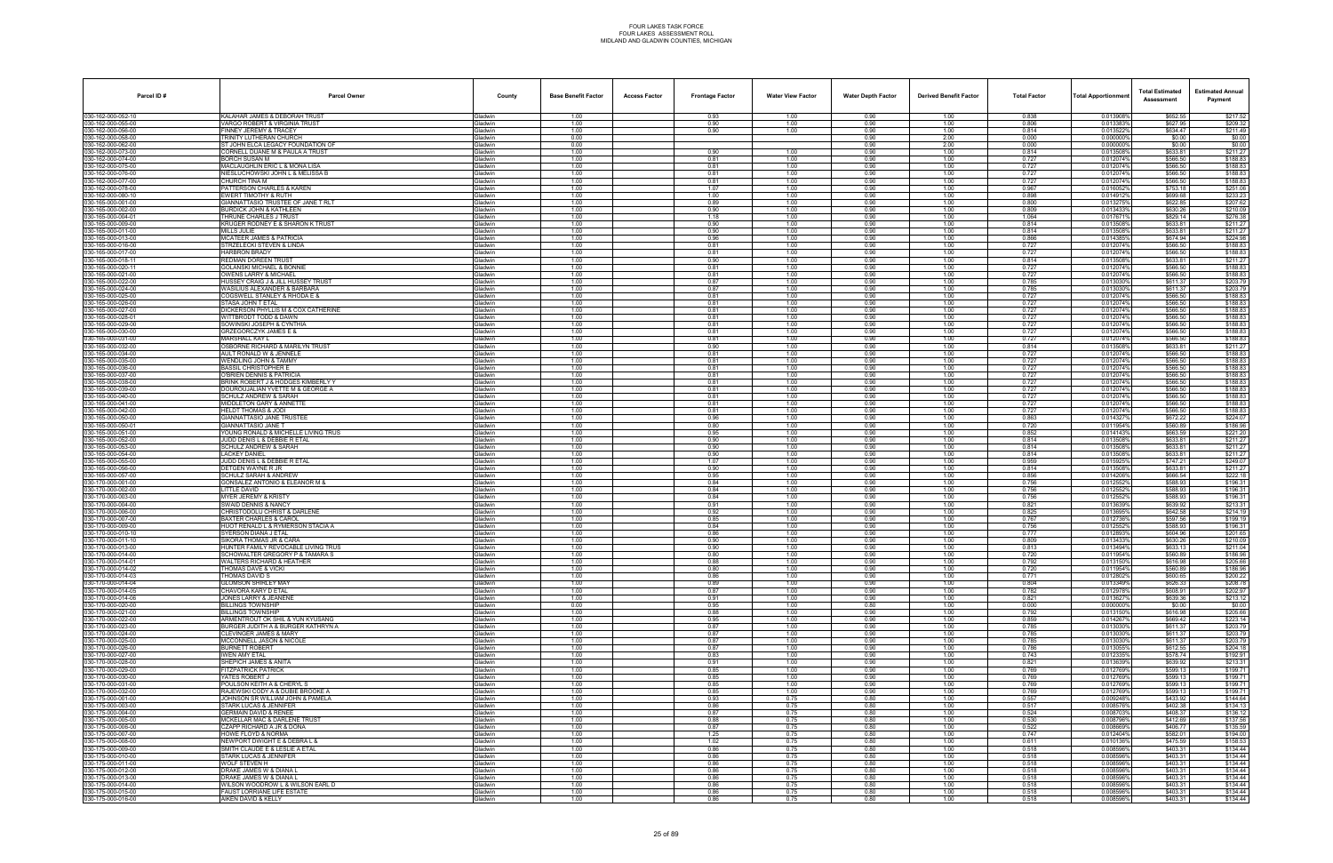# FOUR LAKES TASK FORCE
## FOUR LAKES ASSESSMENT ROLL
### MIDLAND AND GLADWIN COUNTIES, MICHIGAN

| Parcel ID # | Parcel Owner | County | Base Benefit Factor | Access Factor | Frontage Factor | Water View Factor | Water Depth Factor | Derived Benefit Factor | Total Factor | Total Apportionment | Total Estimated Assessment | Estimated Annual Payment |
|---|---|---|---|---|---|---|---|---|---|---|---|---|
| 030-162-000-052-10 | KALAHAR JAMES & DEBORAH TRUST | Gladwin | 1.00 | | 0.93 | 1.00 | 0.90 | 1.00 | 0.838 | 0.013908% | $652.55 | $217.52 |
| 030-162-000-055-00 | VARGO ROBERT & VIRGINIA TRUST | Gladwin | 1.00 | | 0.90 | 1.00 | 0.90 | 1.00 | 0.806 | 0.013383% | $627.95 | $209.32 |
| 030-162-000-056-00 | FINNEY JEREMY & TRACEY | Gladwin | 1.00 | | 0.90 | 1.00 | 0.90 | 1.00 | 0.814 | 0.013522% | $634.47 | $211.49 |
| 030-162-000-058-00 | TRINITY LUTHERAN CHURCH | Gladwin | 0.00 | | | | 0.90 | 2.00 | 0.000 | 0.000000% | $0.00 | $0.00 |
| 030-162-000-062-00 | ST JOHN ELCA LEGACY FOUNDATION OF | Gladwin | 0.00 | | | | 0.90 | 2.00 | 0.000 | 0.000000% | $0.00 | $0.00 |
| 030-162-000-073-00 | CORNELL DUANE M & PAULA A TRUST | Gladwin | 1.00 | | 0.90 | 1.00 | 0.90 | 1.00 | 0.814 | 0.013508% | $633.81 | $211.27 |
| 030-162-000-074-00 | BORCH SUSAN M | Gladwin | 1.00 | | 0.81 | 1.00 | 0.90 | 1.00 | 0.727 | 0.012074% | $566.50 | $188.83 |
| 030-162-000-075-00 | MACLAUGHLIN ERIC L & MONA LISA | Gladwin | 1.00 | | 0.81 | 1.00 | 0.90 | 1.00 | 0.727 | 0.012074% | $566.50 | $188.83 |
| 030-162-000-076-00 | NIESLUCHOWSKI JOHN L & MELISSA B | Gladwin | 1.00 | | 0.81 | 1.00 | 0.90 | 1.00 | 0.727 | 0.012074% | $566.50 | $188.83 |
| 030-162-000-077-00 | CHURCH TINA M | Gladwin | 1.00 | | 0.81 | 1.00 | 0.90 | 1.00 | 0.727 | 0.012074% | $566.50 | $188.83 |
| 030-162-000-078-00 | PATTERSON CHARLES & KAREN | Gladwin | 1.00 | | 1.07 | 1.00 | 0.90 | 1.00 | 0.967 | 0.016052% | $753.18 | $251.06 |
| 030-162-000-080-10 | EWERT TIMOTHY & RUTH | Gladwin | 1.00 | | 1.00 | 1.00 | 0.90 | 1.00 | 0.898 | 0.014912% | $699.68 | $233.23 |
| 030-165-000-001-00 | GIANNATTASIO TRUSTEE OF JANE T RLT | Gladwin | 1.00 | | 0.89 | 1.00 | 0.90 | 1.00 | 0.800 | 0.013275% | $622.85 | $207.62 |
| 030-165-000-002-00 | BURDICK JOHN & KATHLEEN | Gladwin | 1.00 | | 0.90 | 1.00 | 0.90 | 1.00 | 0.809 | 0.013433% | $630.26 | $210.09 |
| 030-165-000-004-01 | THRUNE CHARLES J TRUST | Gladwin | 1.00 | | 1.18 | 1.00 | 0.90 | 1.00 | 1.064 | 0.017671% | $829.14 | $276.38 |
| 030-165-000-009-00 | KRUGER RODNEY E & SHARON K TRUST | Gladwin | 1.00 | | 0.90 | 1.00 | 0.90 | 1.00 | 0.814 | 0.013508% | $633.81 | $211.27 |
| 030-165-000-011-00 | MILLS JULIE | Gladwin | 1.00 | | 0.90 | 1.00 | 0.90 | 1.00 | 0.814 | 0.013508% | $633.81 | $211.27 |
| 030-165-000-013-00 | MCATEER JAMES & PATRICIA | Gladwin | 1.00 | | 0.96 | 1.00 | 0.90 | 1.00 | 0.866 | 0.014385% | $674.94 | $224.98 |
| 030-165-000-016-00 | STRZELECKI STEVEN & LINDA | Gladwin | 1.00 | | 0.81 | 1.00 | 0.90 | 1.00 | 0.727 | 0.012074% | $566.50 | $188.83 |
| 030-165-000-017-00 | HARBRON BRADY | Gladwin | 1.00 | | 0.81 | 1.00 | 0.90 | 1.00 | 0.727 | 0.012074% | $566.50 | $188.83 |
| 030-165-000-018-11 | REDMAN DOREEN TRUST | Gladwin | 1.00 | | 0.90 | 1.00 | 0.90 | 1.00 | 0.814 | 0.013508% | $633.81 | $211.27 |
| 030-165-000-020-11 | GOLANSKI MICHAEL & BONNIE | Gladwin | 1.00 | | 0.81 | 1.00 | 0.90 | 1.00 | 0.727 | 0.012074% | $566.50 | $188.83 |
| 030-165-000-021-00 | OWENS LARRY & MICHAEL | Gladwin | 1.00 | | 0.81 | 1.00 | 0.90 | 1.00 | 0.727 | 0.012074% | $566.50 | $188.83 |
| 030-165-000-022-00 | HUSSEY CRAIG J & JILL HUSSEY TRUST | Gladwin | 1.00 | | 0.87 | 1.00 | 0.90 | 1.00 | 0.785 | 0.013030% | $611.37 | $203.79 |
| 030-165-000-024-00 | WASILIUS ALEXANDER & BARBARA | Gladwin | 1.00 | | 0.87 | 1.00 | 0.90 | 1.00 | 0.785 | 0.013030% | $611.37 | $203.79 |
| 030-165-000-025-00 | COGSWELL STANLEY & RHODA E & | Gladwin | 1.00 | | 0.81 | 1.00 | 0.90 | 1.00 | 0.727 | 0.012074% | $566.50 | $188.83 |
| 030-165-000-026-00 | STASA JOHN T ETAL | Gladwin | 1.00 | | 0.81 | 1.00 | 0.90 | 1.00 | 0.727 | 0.012074% | $566.50 | $188.83 |
| 030-165-000-027-00 | DICKERSON PHYLLIS M & COX CATHERINE | Gladwin | 1.00 | | 0.81 | 1.00 | 0.90 | 1.00 | 0.727 | 0.012074% | $566.50 | $188.83 |
| 030-165-000-028-01 | WITTBRODT TODD & DAWN | Gladwin | 1.00 | | 0.81 | 1.00 | 0.90 | 1.00 | 0.727 | 0.012074% | $566.50 | $188.83 |
| 030-165-000-029-00 | SOWINSKI JOSEPH & CYNTHIA | Gladwin | 1.00 | | 0.81 | 1.00 | 0.90 | 1.00 | 0.727 | 0.012074% | $566.50 | $188.83 |
| 030-165-000-030-00 | GRZEGORCZYK JAMES E & | Gladwin | 1.00 | | 0.81 | 1.00 | 0.90 | 1.00 | 0.727 | 0.012074% | $566.50 | $188.83 |
| 030-165-000-031-00 | MARSHALL KAY L | Gladwin | 1.00 | | 0.81 | 1.00 | 0.90 | 1.00 | 0.727 | 0.012074% | $566.50 | $188.83 |
| 030-165-000-032-00 | OSBORNE RICHARD & MARILYN TRUST | Gladwin | 1.00 | | 0.90 | 1.00 | 0.90 | 1.00 | 0.814 | 0.013508% | $633.81 | $211.27 |
| 030-165-000-034-00 | AULT RONALD W & JENNELE | Gladwin | 1.00 | | 0.81 | 1.00 | 0.90 | 1.00 | 0.727 | 0.012074% | $566.50 | $188.83 |
| 030-165-000-035-00 | WENDLING JOHN & TAMMY | Gladwin | 1.00 | | 0.81 | 1.00 | 0.90 | 1.00 | 0.727 | 0.012074% | $566.50 | $188.83 |
| 030-165-000-036-00 | BASSIL CHRISTOPHER E | Gladwin | 1.00 | | 0.81 | 1.00 | 0.90 | 1.00 | 0.727 | 0.012074% | $566.50 | $188.83 |
| 030-165-000-037-00 | O'BRIEN DENNIS & PATRICIA | Gladwin | 1.00 | | 0.81 | 1.00 | 0.90 | 1.00 | 0.727 | 0.012074% | $566.50 | $188.83 |
| 030-165-000-038-00 | BRINK ROBERT J & HODGES KIMBERLY Y | Gladwin | 1.00 | | 0.81 | 1.00 | 0.90 | 1.00 | 0.727 | 0.012074% | $566.50 | $188.83 |
| 030-165-000-039-00 | DOUROUJALIAN YVETTE M & GEORGE A | Gladwin | 1.00 | | 0.81 | 1.00 | 0.90 | 1.00 | 0.727 | 0.012074% | $566.50 | $188.83 |
| 030-165-000-040-00 | SCHULZ ANDREW & SARAH | Gladwin | 1.00 | | 0.81 | 1.00 | 0.90 | 1.00 | 0.727 | 0.012074% | $566.50 | $188.83 |
| 030-165-000-041-00 | MIDDLETON GARY & ANNETTE | Gladwin | 1.00 | | 0.81 | 1.00 | 0.90 | 1.00 | 0.727 | 0.012074% | $566.50 | $188.83 |
| 030-165-000-042-00 | HELDT THOMAS & JODI | Gladwin | 1.00 | | 0.81 | 1.00 | 0.90 | 1.00 | 0.727 | 0.012074% | $566.50 | $188.83 |
| 030-165-000-050-00 | GIANNATTASIO JANE TRUSTEE | Gladwin | 1.00 | | 0.96 | 1.00 | 0.90 | 1.00 | 0.863 | 0.014327% | $672.22 | $224.07 |
| 030-165-000-050-01 | GIANNATTASIO JANE T | Gladwin | 1.00 | | 0.80 | 1.00 | 0.90 | 1.00 | 0.720 | 0.011954% | $560.89 | $186.96 |
| 030-165-000-051-00 | YOUNG RONALD & MICHELLE LIVING TRUS | Gladwin | 1.00 | | 0.95 | 1.00 | 0.90 | 1.00 | 0.852 | 0.014143% | $663.59 | $221.20 |
| 030-165-000-052-00 | JUDD DENIS L & DEBBIE R ETAL | Gladwin | 1.00 | | 0.90 | 1.00 | 0.90 | 1.00 | 0.814 | 0.013508% | $633.81 | $211.27 |
| 030-165-000-053-00 | SCHULZ ANDREW & SARAH | Gladwin | 1.00 | | 0.90 | 1.00 | 0.90 | 1.00 | 0.814 | 0.013508% | $633.81 | $211.27 |
| 030-165-000-054-00 | LACKEY DANIEL | Gladwin | 1.00 | | 0.90 | 1.00 | 0.90 | 1.00 | 0.814 | 0.013508% | $633.81 | $211.27 |
| 030-165-000-055-00 | JUDD DENIS L & DEBBIE R ETAL | Gladwin | 1.00 | | 1.07 | 1.00 | 0.90 | 1.00 | 0.959 | 0.015925% | $747.21 | $249.07 |
| 030-165-000-056-00 | DETGEN WAYNE R JR | Gladwin | 1.00 | | 0.90 | 1.00 | 0.90 | 1.00 | 0.814 | 0.013508% | $633.81 | $211.27 |
| 030-165-000-057-00 | SCHULZ SARAH & ANDREW | Gladwin | 1.00 | | 0.95 | 1.00 | 0.90 | 1.00 | 0.856 | 0.014206% | $666.54 | $222.18 |
| 030-170-000-001-00 | GONSALEZ ANTONIO & ELEANOR M & | Gladwin | 1.00 | | 0.84 | 1.00 | 0.90 | 1.00 | 0.756 | 0.012552% | $588.93 | $196.31 |
| 030-170-000-002-00 | LITTLE DAVID | Gladwin | 1.00 | | 0.84 | 1.00 | 0.90 | 1.00 | 0.756 | 0.012552% | $588.93 | $196.31 |
| 030-170-000-003-00 | MYER JEREMY & KRISTY | Gladwin | 1.00 | | 0.84 | 1.00 | 0.90 | 1.00 | 0.756 | 0.012552% | $588.93 | $196.31 |
| 030-170-000-004-00 | SWAID DENNIS & NANCY | Gladwin | 1.00 | | 0.91 | 1.00 | 0.90 | 1.00 | 0.821 | 0.013639% | $639.92 | $213.31 |
| 030-170-000-006-00 | CHRISTODOLU CHRIST & DARLENE | Gladwin | 1.00 | | 0.92 | 1.00 | 0.90 | 1.00 | 0.825 | 0.013695% | $642.58 | $214.19 |
| 030-170-000-007-00 | BAXTER CHARLES & CAROL | Gladwin | 1.00 | | 0.85 | 1.00 | 0.90 | 1.00 | 0.767 | 0.012736% | $597.58 | $199.19 |
| 030-170-000-009-00 | HUOT RENALD L & RYMERSON STACIA A | Gladwin | 1.00 | | 0.84 | 1.00 | 0.90 | 1.00 | 0.756 | 0.012552% | $588.93 | $196.31 |
| 030-170-000-010-10 | SYERSON DIANA J ETAL | Gladwin | 1.00 | | 0.86 | 1.00 | 0.90 | 1.00 | 0.777 | 0.012893% | $604.96 | $201.65 |
| 030-170-000-011-10 | SIKORA THOMAS JR & CARA | Gladwin | 1.00 | | 0.90 | 1.00 | 0.90 | 1.00 | 0.809 | 0.013433% | $630.26 | $210.09 |
| 030-170-000-013-00 | HUNTER FAMILY REVOCABLE LIVING TRUS | Gladwin | 1.00 | | 0.90 | 1.00 | 0.90 | 1.00 | 0.813 | 0.013494% | $633.13 | $211.04 |
| 030-170-000-014-00 | SCHOWALTER GREGORY P & TAMARA S | Gladwin | 1.00 | | 0.80 | 1.00 | 0.90 | 1.00 | 0.720 | 0.011954% | $560.89 | $186.96 |
| 030-170-000-014-01 | WALTERS RICHARD & HEATHER | Gladwin | 1.00 | | 0.88 | 1.00 | 0.90 | 1.00 | 0.792 | 0.013150% | $616.98 | $205.66 |
| 030-170-000-014-02 | THOMAS DAVE & VICKI | Gladwin | 1.00 | | 0.80 | 1.00 | 0.90 | 1.00 | 0.720 | 0.011954% | $560.89 | $186.96 |
| 030-170-000-014-03 | THOMAS DAVID S | Gladwin | 1.00 | | 0.86 | 1.00 | 0.90 | 1.00 | 0.771 | 0.012802% | $600.65 | $200.22 |
| 030-170-000-014-04 | CLOMSON SHIRLEY MAY | Gladwin | 1.00 | | 0.89 | 1.00 | 0.90 | 1.00 | 0.804 | 0.013349% | $626.32 | $208.78 |
| 030-170-000-014-05 | CHAVORA KARY D ETAL | Gladwin | 1.00 | | 0.87 | 1.00 | 0.90 | 1.00 | 0.782 | 0.012978% | $608.91 | $202.97 |
| 030-170-000-014-06 | JONES LARRY & JEANENE | Gladwin | 1.00 | | 0.91 | 1.00 | 0.90 | 1.00 | 0.821 | 0.013627% | $639.36 | $213.12 |
| 030-170-000-020-00 | BILLINGS TOWNSHIP | Gladwin | 0.00 | | 0.95 | 1.00 | 0.90 | 2.00 | 0.000 | 0.000000% | $0.00 | $0.00 |
| 030-170-000-021-00 | BILLINGS TOWNSHIP | Gladwin | 1.00 | | 0.88 | 1.00 | 0.90 | 1.00 | 0.792 | 0.013150% | $616.98 | $205.66 |
| 030-170-000-022-00 | ARMENTROUT OK SHIL & YUN KYUSANG | Gladwin | 1.00 | | 0.95 | 1.00 | 0.90 | 1.00 | 0.859 | 0.014267% | $669.42 | $223.14 |
| 030-170-000-023-00 | BURGER JUDITH A & BURGER KATHRYN A | Gladwin | 1.00 | | 0.87 | 1.00 | 0.90 | 1.00 | 0.785 | 0.013030% | $611.37 | $203.79 |
| 030-170-000-024-00 | CLEVINGER JAMES & MARY | Gladwin | 1.00 | | 0.87 | 1.00 | 0.90 | 1.00 | 0.785 | 0.013030% | $611.37 | $203.79 |
| 030-170-000-025-00 | MCCONNELL JASON & NICOLE | Gladwin | 1.00 | | 0.87 | 1.00 | 0.90 | 1.00 | 0.785 | 0.013030% | $611.37 | $203.79 |
| 030-170-000-026-00 | BURNETT ROBERT | Gladwin | 1.00 | | 0.87 | 1.00 | 0.90 | 1.00 | 0.786 | 0.013055% | $612.55 | $204.18 |
| 030-170-000-027-00 | IWEN AMY ETAL | Gladwin | 1.00 | | 0.83 | 1.00 | 0.90 | 1.00 | 0.743 | 0.012335% | $578.74 | $192.91 |
| 030-170-000-028-00 | SHEPICH JAMES & ANITA | Gladwin | 1.00 | | 0.91 | 1.00 | 0.90 | 1.00 | 0.821 | 0.013639% | $639.92 | $213.31 |
| 030-170-000-029-00 | FITZPATRICK PATRICK | Gladwin | 1.00 | | 0.85 | 1.00 | 0.90 | 1.00 | 0.769 | 0.012769% | $599.13 | $199.71 |
| 030-170-000-030-00 | YATES ROBERT J | Gladwin | 1.00 | | 0.85 | 1.00 | 0.90 | 1.00 | 0.769 | 0.012769% | $599.13 | $199.71 |
| 030-170-000-031-00 | POULSON KEITH A & CHERYL S | Gladwin | 1.00 | | 0.85 | 1.00 | 0.90 | 1.00 | 0.769 | 0.012769% | $599.13 | $199.71 |
| 030-170-000-032-00 | RAJEWSKI CODY A & DUBIE BROOKE A | Gladwin | 1.00 | | 0.85 | 1.00 | 0.90 | 1.00 | 0.769 | 0.012769% | $599.13 | $199.71 |
| 030-175-000-001-00 | JOHNSON SR WILLIAM JOHN & PAMELA | Gladwin | 1.00 | | 0.93 | 0.75 | 0.80 | 1.00 | 0.557 | 0.009248% | $433.92 | $144.64 |
| 030-175-000-003-00 | STARK LUCAS & JENNIFER | Gladwin | 1.00 | | 0.86 | 0.75 | 0.80 | 1.00 | 0.517 | 0.008576% | $402.38 | $134.13 |
| 030-175-000-004-00 | GERMAIN DAVID & RENEE | Gladwin | 1.00 | | 0.87 | 0.75 | 0.80 | 1.00 | 0.524 | 0.008703% | $408.37 | $136.12 |
| 030-175-000-005-00 | MCKELLAR MAC & DARLENE TRUST | Gladwin | 1.00 | | 0.88 | 0.75 | 0.80 | 1.00 | 0.530 | 0.008796% | $412.69 | $137.56 |
| 030-175-000-006-00 | CZAPP RICHARD A JR & DONA | Gladwin | 1.00 | | 0.87 | 0.75 | 0.80 | 1.00 | 0.522 | 0.008669% | $406.77 | $135.59 |
| 030-175-000-007-00 | HOWE FLOYD & NORMA | Gladwin | 1.00 | | 1.25 | 0.75 | 0.80 | 1.00 | 0.747 | 0.012404% | $582.01 | $194.00 |
| 030-175-000-008-00 | NEWPORT DWIGHT E & DEBRA L & | Gladwin | 1.00 | | 1.02 | 0.75 | 0.80 | 1.00 | 0.611 | 0.010136% | $475.59 | $158.53 |
| 030-175-000-009-00 | SMITH CLAUDE E & LESLIE A ETAL | Gladwin | 1.00 | | 0.86 | 0.75 | 0.80 | 1.00 | 0.518 | 0.008596% | $403.31 | $134.44 |
| 030-175-000-010-00 | STARK LUCAS & JENNIFER | Gladwin | 1.00 | | 0.86 | 0.75 | 0.80 | 1.00 | 0.518 | 0.008596% | $403.31 | $134.44 |
| 030-175-000-011-00 | WOLF STEVEN H | Gladwin | 1.00 | | 0.86 | 0.75 | 0.80 | 1.00 | 0.518 | 0.008596% | $403.31 | $134.44 |
| 030-175-000-012-00 | DRAKE JAMES W & DIANA L | Gladwin | 1.00 | | 0.86 | 0.75 | 0.80 | 1.00 | 0.518 | 0.008596% | $403.31 | $134.44 |
| 030-175-000-013-00 | DRAKE JAMES W & DIANA L | Gladwin | 1.00 | | 0.86 | 0.75 | 0.80 | 1.00 | 0.518 | 0.008596% | $403.31 | $134.44 |
| 030-175-000-014-00 | WILSON WOODROW L & WILSON EARL D | Gladwin | 1.00 | | 0.86 | 0.75 | 0.80 | 1.00 | 0.518 | 0.008596% | $403.31 | $134.44 |
| 030-175-000-015-00 | FAUST LORRAINE LIFE ESTATE | Gladwin | 1.00 | | 0.86 | 0.75 | 0.80 | 1.00 | 0.518 | 0.008596% | $403.31 | $134.44 |
| 030-175-000-016-00 | AIKEN DAVID & KELLY | Gladwin | 1.00 | | 0.86 | 0.75 | 0.80 | 1.00 | 0.518 | 0.008596% | $403.31 | $134.44 |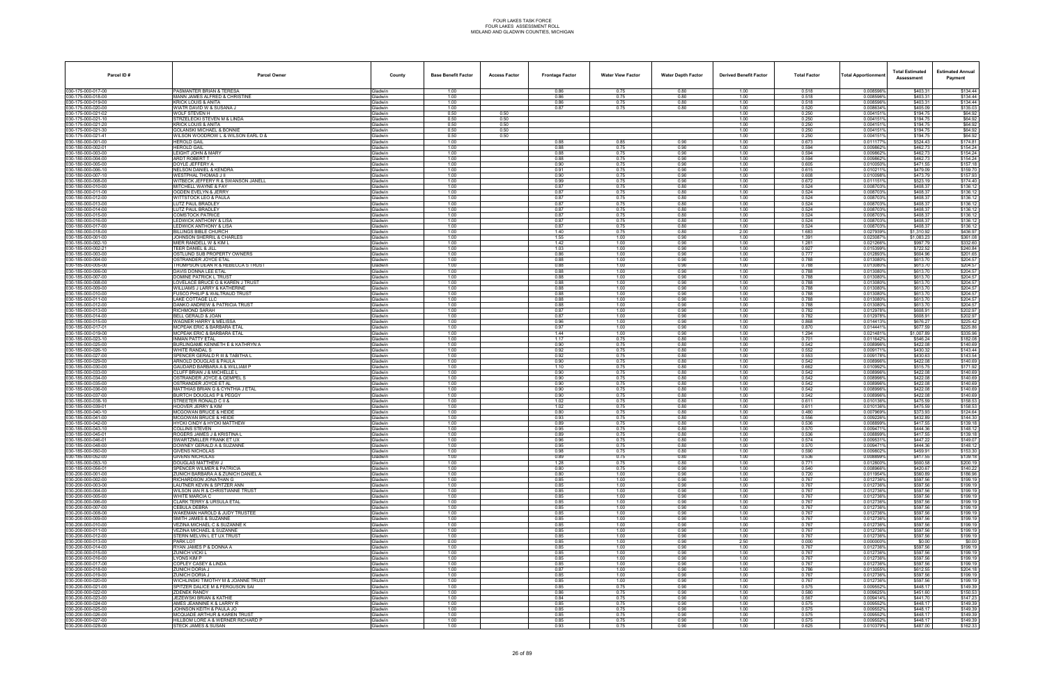FOUR LAKES TASK FORCE
FOUR LAKES ASSESSMENT ROLL
MIDLAND AND GLADWIN COUNTIES, MICHIGAN

| Parcel ID # | Parcel Owner | County | Base Benefit Factor | Access Factor | Frontage Factor | Water View Factor | Water Depth Factor | Derived Benefit Factor | Total Factor | Total Apportionment | Total Estimated Assessment | Estimated Annual Payment |
|---|---|---|---|---|---|---|---|---|---|---|---|---|
| 030-175-000-017-00 | PASMANTER BRIAN & TERESA | Gladwin | 1.00 | | 0.86 | 0.75 | 0.80 | 1.00 | 0.518 | 0.008596% | $403.31 | $134.44 |
| 030-175-000-018-00 | MANN JAMES ALFRED & CHRISTINE | Gladwin | 1.00 | | 0.86 | 0.75 | 0.80 | 1.00 | 0.518 | 0.008596% | $403.31 | $134.44 |
| 030-175-000-019-00 | KRICK LOUIS & ANITA | Gladwin | 1.00 | | 0.86 | 0.75 | 0.80 | 1.00 | 0.518 | 0.008596% | $403.31 | $134.44 |
| 030-175-000-020-00 | WIATR DAVID W & SUSANA J | Gladwin | 1.00 | | 0.87 | 0.75 | 0.80 | 1.00 | 0.520 | 0.008634% | $405.09 | $135.03 |
| 030-175-000-021-02 | WOLF STEVEN H | Gladwin | 0.50 | 0.50 | | | | 1.00 | 0.250 | 0.004151% | $194.75 | $64.92 |
| 030-175-000-021-10 | STRZELECKI STEVEN M & LINDA | Gladwin | 0.50 | 0.50 | | | | 1.00 | 0.250 | 0.004151% | $194.75 | $64.92 |
| 030-175-000-021-20 | KRICK LOUIS & ANITA | Gladwin | 0.50 | 0.50 | | | | 1.00 | 0.250 | 0.004151% | $194.75 | $64.92 |
| 030-175-000-021-30 | GOLANSKI MICHAEL & BONNIE | Gladwin | 0.50 | 0.50 | | | | 1.00 | 0.250 | 0.004151% | $194.75 | $64.92 |
| 030-175-000-021-41 | WILSON WOODROW L & WILSON EARL D & | Gladwin | 0.50 | 0.50 | | | | 1.00 | 0.250 | 0.004151% | $194.75 | $64.92 |
| 030-180-000-001-00 | HEROLD GAIL | Gladwin | 1.00 | | 0.88 | 0.85 | 0.90 | 1.00 | 0.673 | 0.011177% | $524.43 | $174.81 |
| 030-180-000-002-01 | HEROLD GAIL | Gladwin | 1.00 | | 0.88 | 0.75 | 0.90 | 1.00 | 0.594 | 0.009862% | $462.73 | $154.24 |
| 030-180-000-003-00 | LEIGHT JOHN & MARY | Gladwin | 1.00 | | 0.88 | 0.75 | 0.90 | 1.00 | 0.594 | 0.009862% | $462.73 | $154.24 |
| 030-180-000-004-00 | ARDT ROBERT T | Gladwin | 1.00 | | 0.88 | 0.75 | 0.90 | 1.00 | 0.594 | 0.009862% | $462.73 | $154.24 |
| 030-180-000-005-00 | DOYLE JEFFERY A | Gladwin | 1.00 | | 0.90 | 0.75 | 0.90 | 1.00 | 0.605 | 0.010050% | $471.55 | $157.18 |
| 030-180-000-006-10 | NELSON DANIEL & KENDRA | Gladwin | 1.00 | | 0.91 | 0.75 | 0.90 | 1.00 | 0.615 | 0.010211% | $479.09 | $159.70 |
| 030-180-000-007-10 | WESTPHAL THOMAS J II | Gladwin | 1.00 | | 0.90 | 0.75 | 0.90 | 1.00 | 0.608 | 0.010098% | $473.79 | $157.93 |
| 030-180-000-008-00 | WITBECK JEFFERY R & SWANSON JANELL | Gladwin | 1.00 | | 0.99 | 0.75 | 0.90 | 1.00 | 0.672 | 0.011151% | $523.19 | $174.40 |
| 030-180-000-010-00 | MITCHELL WAYNE & FAY | Gladwin | 1.00 | | 0.87 | 0.75 | 0.80 | 1.00 | 0.524 | 0.008703% | $408.37 | $136.12 |
| 030-180-000-011-00 | OGDEN EVELYN & JERRY | Gladwin | 1.00 | | 0.87 | 0.75 | 0.80 | 1.00 | 0.524 | 0.008703% | $408.37 | $136.12 |
| 030-180-000-012-00 | WITTSTOCK LEO & PAULA | Gladwin | 1.00 | | 0.87 | 0.75 | 0.80 | 1.00 | 0.524 | 0.008703% | $408.37 | $136.12 |
| 030-180-000-013-00 | LUTZ PAUL BRADLEY | Gladwin | 1.00 | | 0.87 | 0.75 | 0.80 | 1.00 | 0.524 | 0.008703% | $408.37 | $136.12 |
| 030-180-000-014-00 | LUTZ PAUL BRADLEY | Gladwin | 1.00 | | 0.87 | 0.75 | 0.80 | 1.00 | 0.524 | 0.008703% | $408.37 | $136.12 |
| 030-180-000-015-00 | COMSTOCK PATRICE | Gladwin | 1.00 | | 0.87 | 0.75 | 0.80 | 1.00 | 0.524 | 0.008703% | $408.37 | $136.12 |
| 030-180-000-016-00 | LEDWICK ANTHONY & LISA | Gladwin | 1.00 | | 0.87 | 0.75 | 0.80 | 1.00 | 0.524 | 0.008703% | $408.37 | $136.12 |
| 030-180-000-017-00 | LEDWICK ANTHONY & LISA | Gladwin | 1.00 | | 0.87 | 0.75 | 0.80 | 1.00 | 0.524 | 0.008703% | $408.37 | $136.12 |
| 030-180-000-018-00 | BILLINGS BIBLE CHURCH | Gladwin | 1.00 | | 1.40 | 0.75 | 0.80 | 2.00 | 1.683 | 0.027939% | $1,310.92 | $436.97 |
| 030-185-000-001-00 | JOHNSON SHERRIL & CHARLES | Gladwin | 1.00 | | 1.55 | 1.00 | 0.90 | 1.00 | 1.391 | 0.023087% | $1,083.23 | $361.08 |
| 030-185-000-002-10 | MIER RANDELL W & KIM L | Gladwin | 1.00 | | 1.42 | 1.00 | 0.90 | 1.00 | 1.281 | 0.021266% | $997.79 | $332.60 |
| 030-185-000-002-21 | TEER DANIEL & JILL | Gladwin | 1.00 | | 1.03 | 1.00 | 0.90 | 1.00 | 0.927 | 0.015399% | $722.52 | $240.84 |
| 030-185-000-003-00 | OSTLUND SUB PROPERTY OWNERS | Gladwin | 1.00 | | 0.86 | 1.00 | 0.90 | 1.00 | 0.777 | 0.012893% | $604.96 | $201.65 |
| 030-185-000-004-00 | OSTRANDER JOYCE ETAL | Gladwin | 1.00 | | 0.88 | 1.00 | 0.90 | 1.00 | 0.788 | 0.013080% | $613.70 | $204.57 |
| 030-185-000-005-00 | THOMPSON DEAN R & REBECCA S TRUST | Gladwin | 1.00 | | 0.88 | 1.00 | 0.90 | 1.00 | 0.788 | 0.013080% | $613.70 | $204.57 |
| 030-185-000-006-00 | DAVIS DONNA LEE ETAL | Gladwin | 1.00 | | 0.88 | 1.00 | 0.90 | 1.00 | 0.788 | 0.013080% | $613.70 | $204.57 |
| 030-185-000-007-00 | DOMINE PATRICK L TRUST | Gladwin | 1.00 | | 0.88 | 1.00 | 0.90 | 1.00 | 0.788 | 0.013080% | $613.70 | $204.57 |
| 030-185-000-008-00 | LOVELACE BRUCE G & KAREN J TRUST | Gladwin | 1.00 | | 0.88 | 1.00 | 0.90 | 1.00 | 0.788 | 0.013080% | $613.70 | $204.57 |
| 030-185-000-009-00 | WILLIAMS J LARRY & KATHERINE | Gladwin | 1.00 | | 0.88 | 1.00 | 0.90 | 1.00 | 0.788 | 0.013080% | $613.70 | $204.57 |
| 030-185-000-010-00 | FUSCO PHILIP & WALTRAUD TRUST | Gladwin | 1.00 | | 0.88 | 1.00 | 0.90 | 1.00 | 0.788 | 0.013080% | $613.70 | $204.57 |
| 030-185-000-011-00 | LAKE COTTAGE LLC | Gladwin | 1.00 | | 0.88 | 1.00 | 0.90 | 1.00 | 0.788 | 0.013080% | $613.70 | $204.57 |
| 030-185-000-012-00 | DANKO ANDREW & PATRICIA TRUST | Gladwin | 1.00 | | 0.88 | 1.00 | 0.90 | 1.00 | 0.788 | 0.013080% | $613.70 | $204.57 |
| 030-185-000-013-00 | RICHMOND SARAH | Gladwin | 1.00 | | 0.87 | 1.00 | 0.90 | 1.00 | 0.782 | 0.012978% | $608.91 | $202.97 |
| 030-185-000-014-00 | BELL GERALD & JOAN | Gladwin | 1.00 | | 0.87 | 1.00 | 0.90 | 1.00 | 0.782 | 0.012978% | $608.91 | $202.97 |
| 030-185-000-015-00 | WAGNER HARRY & MELISSA | Gladwin | 1.00 | | 0.96 | 1.00 | 0.90 | 1.00 | 0.868 | 0.014413% | $676.27 | $225.42 |
| 030-185-000-016-00 | MCPEAK ERIC & BARBARA ETAL | Gladwin | 1.00 | | 0.97 | 1.00 | 0.90 | 1.00 | 0.870 | 0.014441% | $677.59 | $225.86 |
| 030-185-000-019-00 | MCPEAK ERIC & BARBARA ETAL | Gladwin | 1.00 | | 1.44 | 1.00 | 0.90 | 1.00 | 1.294 | 0.021481% | $1,007.89 | $335.96 |
| 030-185-000-023-10 | INMAN PATTY ETAL | Gladwin | 1.00 | | 1.17 | 0.75 | 0.80 | 1.00 | 0.701 | 0.011642% | $546.24 | $182.08 |
| 030-185-000-025-00 | BURLINGAME KENNETH E & KATHRYN A | Gladwin | 1.00 | | 0.90 | 0.75 | 0.80 | 1.00 | 0.542 | 0.008996% | $422.08 | $140.69 |
| 030-185-000-026-10 | WHITE RANDAL S | Gladwin | 1.00 | | 0.92 | 0.75 | 0.80 | 1.00 | 0.552 | 0.009171% | $430.32 | $143.44 |
| 030-185-000-027-00 | SPENCER GERALD R III & TABITHA L | Gladwin | 1.00 | | 0.92 | 0.75 | 0.80 | 1.00 | 0.553 | 0.009178% | $430.63 | $143.54 |
| 030-185-000-029-00 | ARNOLD DOUGLAS & PAULA | Gladwin | 1.00 | | 0.90 | 0.75 | 0.80 | 1.00 | 0.542 | 0.008996% | $422.08 | $140.69 |
| 030-185-000-030-00 | GAUDARD BARBARA A & WILLIAM P | Gladwin | 1.00 | | 1.10 | 0.75 | 0.80 | 1.00 | 0.662 | 0.010992% | $515.75 | $171.92 |
| 030-185-000-033-00 | CLUFF BRIAN J & MICHELLE L | Gladwin | 1.00 | | 0.90 | 0.75 | 0.80 | 1.00 | 0.542 | 0.008996% | $422.08 | $140.69 |
| 030-185-000-034-00 | OSTRANDER JOYCE & GEMPEL S | Gladwin | 1.00 | | 0.90 | 0.75 | 0.80 | 1.00 | 0.542 | 0.008996% | $422.08 | $140.69 |
| 030-185-000-035-00 | OSTRANDER JOYCE ET AL | Gladwin | 1.00 | | 0.90 | 0.75 | 0.80 | 1.00 | 0.542 | 0.008996% | $422.08 | $140.69 |
| 030-185-000-036-00 | MATTHIAS BRIAN G & CYNTHIA J ETAL | Gladwin | 1.00 | | 0.90 | 0.75 | 0.80 | 1.00 | 0.542 | 0.008996% | $422.08 | $140.69 |
| 030-185-000-037-00 | BURTCH DOUGLAS P & PEGGY | Gladwin | 1.00 | | 0.90 | 0.75 | 0.80 | 1.00 | 0.542 | 0.008996% | $422.08 | $140.69 |
| 030-185-000-038-10 | STREETER RONALD C II & | Gladwin | 1.00 | | 1.02 | 0.75 | 0.80 | 1.00 | 0.611 | 0.010138% | $475.59 | $158.53 |
| 030-185-000-039-01 | HOOVER JERRY & KIM | Gladwin | 1.00 | | 1.02 | 0.75 | 0.80 | 1.00 | 0.611 | 0.010136% | $475.59 | $158.53 |
| 030-185-000-040-10 | MCGOWAN BRUCE & HEIDE | Gladwin | 1.00 | | 0.80 | 0.75 | 0.80 | 1.00 | 0.480 | 0.007969% | $373.93 | $124.64 |
| 030-185-000-041-00 | MCGOWAN BRUCE & HEIDE | Gladwin | 1.00 | | 0.93 | 0.75 | 0.80 | 1.00 | 0.556 | 0.009226% | $432.89 | $144.30 |
| 030-185-000-042-00 | HYCKI CINDY & HYCKI MATTHEW | Gladwin | 1.00 | | 0.89 | 0.75 | 0.80 | 1.00 | 0.536 | 0.008899% | $417.55 | $139.18 |
| 030-185-000-043-10 | COLLINS STEVEN | Gladwin | 1.00 | | 0.95 | 0.75 | 0.80 | 1.00 | 0.570 | 0.009471% | $444.36 | $148.12 |
| 030-185-000-045-01 | ROGERS JAMES J & KRISTINA L | Gladwin | 1.00 | | 0.89 | 0.75 | 0.80 | 1.00 | 0.536 | 0.008899% | $417.55 | $139.18 |
| 030-185-000-046-01 | SWARTZMILLER FRANK ET UX | Gladwin | 1.00 | | 0.96 | 0.75 | 0.80 | 1.00 | 0.574 | 0.009531% | $447.22 | $149.07 |
| 030-185-000-048-00 | DOWNEY GERALD A & SUZANNE | Gladwin | 1.00 | | 0.95 | 0.75 | 0.80 | 1.00 | 0.570 | 0.009471% | $444.36 | $148.12 |
| 030-185-000-050-00 | GIVENS NICHOLAS | Gladwin | 1.00 | | 0.98 | 0.75 | 0.80 | 1.00 | 0.590 | 0.009802% | $459.91 | $153.30 |
| 030-185-000-052-00 | GIVENS NICHOLAS | Gladwin | 1.00 | | 0.89 | 0.75 | 0.80 | 1.00 | 0.536 | 0.008899% | $417.55 | $139.18 |
| 030-185-000-053-10 | DOUGLAS MATTHEW J | Gladwin | 1.00 | | 1.28 | 0.75 | 0.80 | 1.00 | 0.771 | 0.012800% | $600.58 | $200.19 |
| 030-185-000-056-01 | SPENCER WILMER & PATRICIA | Gladwin | 1.00 | | 0.90 | 0.75 | 0.80 | 1.00 | 0.540 | 0.008968% | $420.87 | $140.22 |
| 030-200-000-001-00 | ZUNICH BARBARA A & ZUNICH DANIEL A | Gladwin | 1.00 | | 0.80 | 1.00 | 0.90 | 1.00 | 0.720 | 0.011954% | $560.89 | $186.96 |
| 030-200-000-002-00 | RICHARDSON JONATHAN G | Gladwin | 1.00 | | 0.85 | 1.00 | 0.90 | 1.00 | 0.767 | 0.012736% | $597.56 | $199.19 |
| 030-200-000-003-00 | LAUTNER KEVIN & SPITZER ANN | Gladwin | 1.00 | | 0.85 | 1.00 | 0.90 | 1.00 | 0.767 | 0.012736% | $597.56 | $199.19 |
| 030-200-000-004-00 | WILSON IAN R & CHRISTIANNE TRUST | Gladwin | 1.00 | | 0.85 | 1.00 | 0.90 | 1.00 | 0.767 | 0.012736% | $597.56 | $199.19 |
| 030-200-000-005-00 | WHITE MARCIA C | Gladwin | 1.00 | | 0.85 | 1.00 | 0.90 | 1.00 | 0.767 | 0.012736% | $597.56 | $199.19 |
| 030-200-000-006-00 | CLARK TERRY & URSULA ETAL | Gladwin | 1.00 | | 0.85 | 1.00 | 0.90 | 1.00 | 0.767 | 0.012736% | $597.56 | $199.19 |
| 030-200-000-007-00 | CEBULA DEBRA | Gladwin | 1.00 | | 0.85 | 1.00 | 0.90 | 1.00 | 0.767 | 0.012736% | $597.56 | $199.19 |
| 030-200-000-008-00 | WAKEMAN HAROLD & JUDY TRUSTEE | Gladwin | 1.00 | | 0.85 | 1.00 | 0.90 | 1.00 | 0.767 | 0.012736% | $597.56 | $199.19 |
| 030-200-000-009-00 | SMITH JAMES & SUZANNE | Gladwin | 1.00 | | 0.85 | 1.00 | 0.90 | 1.00 | 0.767 | 0.012736% | $597.56 | $199.19 |
| 030-200-000-010-00 | VEZINA MICHAEL C & SUZANNE K | Gladwin | 1.00 | | 0.85 | 1.00 | 0.90 | 1.00 | 0.767 | 0.012736% | $597.56 | $199.19 |
| 030-200-000-011-00 | VEZINA MICHAEL & SUZANNE | Gladwin | 1.00 | | 0.85 | 1.00 | 0.90 | 1.00 | 0.767 | 0.012736% | $597.56 | $199.19 |
| 030-200-000-012-00 | STERN MELVIN L ET UX TRUST | Gladwin | 1.00 | | 0.85 | 1.00 | 0.90 | 1.00 | 0.767 | 0.012736% | $597.56 | $199.19 |
| 030-200-000-013-00 | PARK LOT | Gladwin | 0.00 | | 0.85 | 1.00 | 0.90 | 2.50 | 0.000 | 0.000000% | $0.00 | $0.00 |
| 030-200-000-014-00 | RYAN JAMES P & DONNA A | Gladwin | 1.00 | | 0.85 | 1.00 | 0.90 | 1.00 | 0.767 | 0.012736% | $597.56 | $199.19 |
| 030-200-000-015-00 | ZUNICH VICKI L | Gladwin | 1.00 | | 0.85 | 1.00 | 0.90 | 1.00 | 0.767 | 0.012736% | $597.56 | $199.19 |
| 030-200-000-016-00 | LYONS KIM P | Gladwin | 1.00 | | 0.85 | 1.00 | 0.90 | 1.00 | 0.767 | 0.012736% | $597.56 | $199.19 |
| 030-200-000-017-00 | COPLEY CASEY & LINDA | Gladwin | 1.00 | | 0.85 | 1.00 | 0.90 | 1.00 | 0.767 | 0.012736% | $597.56 | $199.19 |
| 030-200-000-018-00 | ZUNICH DORIA J | Gladwin | 1.00 | | 0.87 | 1.00 | 0.90 | 1.00 | 0.786 | 0.013055% | $612.55 | $204.18 |
| 030-200-000-019-00 | ZUNICH DORIA J | Gladwin | 1.00 | | 0.85 | 1.00 | 0.90 | 1.00 | 0.767 | 0.012736% | $597.56 | $199.19 |
| 030-200-000-020-00 | WICHLINSKI TIMOTHY M & JOANNE TRUST | Gladwin | 1.00 | | 0.85 | 1.00 | 0.90 | 1.00 | 0.767 | 0.012736% | $597.56 | $199.19 |
| 030-200-000-021-00 | SPITZER DALICE M & FERGUSON SAI | Gladwin | 1.00 | | 0.85 | 0.75 | 0.90 | 1.00 | 0.575 | 0.009552% | $448.17 | $149.39 |
| 030-200-000-022-00 | ZDENEK RANDY | Gladwin | 1.00 | | 0.86 | 0.75 | 0.90 | 1.00 | 0.580 | 0.009625% | $451.60 | $150.53 |
| 030-200-000-023-00 | JEZEWSKI BRIAN & KATHIE | Gladwin | 1.00 | | 0.84 | 0.75 | 0.90 | 1.00 | 0.567 | 0.009414% | $441.70 | $147.23 |
| 030-200-000-024-00 | AMES JEANNINE K & LARRY R | Gladwin | 1.00 | | 0.85 | 0.75 | 0.90 | 1.00 | 0.575 | 0.009552% | $448.17 | $149.39 |
| 030-200-000-025-00 | JOHNSON KEITH & PAULA JO | Gladwin | 1.00 | | 0.85 | 0.75 | 0.90 | 1.00 | 0.575 | 0.009552% | $448.17 | $149.39 |
| 030-200-000-026-00 | MCQUADE ARTHUR & KAREN TRUST | Gladwin | 1.00 | | 0.85 | 0.75 | 0.90 | 1.00 | 0.575 | 0.009552% | $448.17 | $149.39 |
| 030-200-000-027-00 | HILLBOM LORIE A & WERNER RICHARD P | Gladwin | 1.00 | | 0.85 | 0.75 | 0.90 | 1.00 | 0.575 | 0.009552% | $448.17 | $149.39 |
| 030-200-000-028-00 | STECK JAMES & SUSAN | Gladwin | 1.00 | | 0.93 | 0.75 | 0.90 | 1.00 | 0.625 | 0.010379% | $487.00 | $162.33 |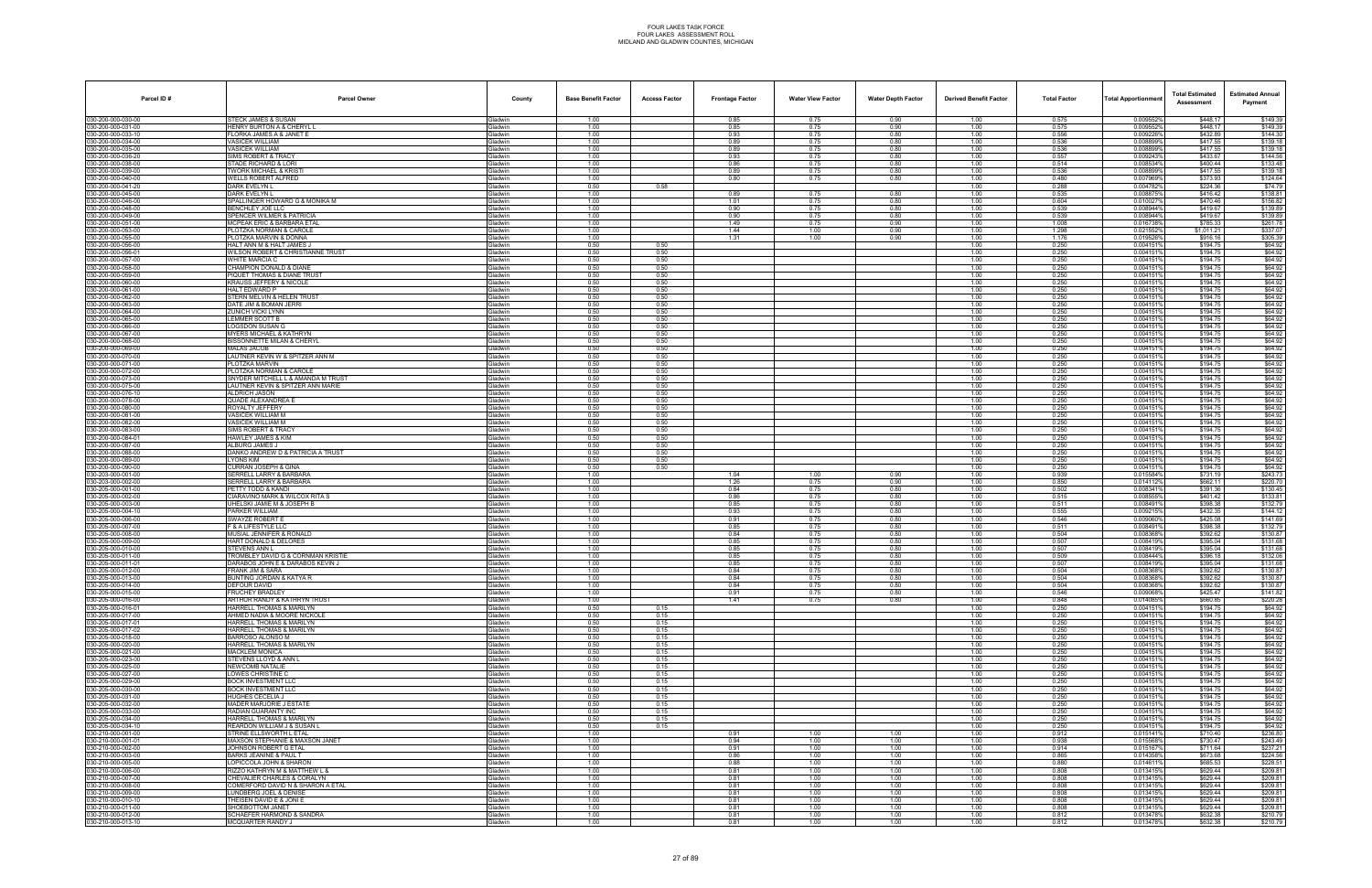FOUR LAKES TASK FORCE
FOUR LAKES ASSESSMENT ROLL
MIDLAND AND GLADWIN COUNTIES, MICHIGAN

| Parcel ID # | Parcel Owner | County | Base Benefit Factor | Access Factor | Frontage Factor | Water View Factor | Water Depth Factor | Derived Benefit Factor | Total Factor | Total Apportionment | Total Estimated Assessment | Estimated Annual Payment |
|---|---|---|---|---|---|---|---|---|---|---|---|---|
| 030-200-000-030-00 | STECK JAMES & SUSAN | Gladwin | 1.00 | | 0.85 | 0.75 | 0.90 | 1.00 | 0.575 | 0.009552% | $448.17 | $149.39 |
| 030-200-000-031-00 | HENRY BURTON A & CHERYL L | Gladwin | 1.00 | | 0.85 | 0.75 | 0.90 | 1.00 | 0.575 | 0.009552% | $448.17 | $149.39 |
| 030-200-000-033-10 | FLORKA JAMES A & JANET E | Gladwin | 1.00 | | 0.93 | 0.75 | 0.80 | 1.00 | 0.556 | 0.009228% | $432.89 | $144.30 |
| 030-200-000-034-00 | VASICEK WILLIAM | Gladwin | 1.00 | | 0.89 | 0.75 | 0.80 | 1.00 | 0.536 | 0.008899% | $417.55 | $139.18 |
| 030-200-000-035-00 | VASICEK WILLIAM | Gladwin | 1.00 | | 0.89 | 0.75 | 0.80 | 1.00 | 0.536 | 0.008899% | $417.55 | $139.18 |
| 030-200-000-036-20 | SIMS ROBERT & TRACY | Gladwin | 1.00 | | 0.93 | 0.75 | 0.80 | 1.00 | 0.557 | 0.009243% | $433.67 | $144.56 |
| 030-200-000-038-00 | STADE RICHARD & LORI | Gladwin | 1.00 | | 0.86 | 0.75 | 0.80 | 1.00 | 0.514 | 0.008534% | $400.44 | $133.48 |
| 030-200-000-039-00 | TWORK MICHAEL & KRISTI | Gladwin | 1.00 | | 0.89 | 0.75 | 0.80 | 1.00 | 0.536 | 0.008899% | $417.55 | $139.18 |
| 030-200-000-040-00 | WELLS ROBERT ALFRED | Gladwin | 1.00 | | 0.80 | 0.75 | 0.80 | 1.00 | 0.480 | 0.007969% | $373.93 | $124.64 |
| 030-200-000-041-20 | DARK EVELYN L | Gladwin | 0.50 | 0.58 | | | | 1.00 | 0.288 | 0.004782% | $224.36 | $74.79 |
| 030-200-000-045-00 | DARK EVELYN L | Gladwin | 1.00 | | 0.89 | 0.75 | 0.80 | 1.00 | 0.535 | 0.008875% | $416.42 | $138.81 |
| 030-200-000-046-00 | SPALLINGER HOWARD G & MONIKA M | Gladwin | 1.00 | | 1.01 | 0.75 | 0.80 | 1.00 | 0.604 | 0.010027% | $470.46 | $156.82 |
| 030-200-000-048-00 | BENCHLEY JOE LLC | Gladwin | 1.00 | | 0.90 | 0.75 | 0.80 | 1.00 | 0.539 | 0.008944% | $419.67 | $139.89 |
| 030-200-000-049-00 | SPENCER WILMER & PATRICIA | Gladwin | 1.00 | | 0.90 | 0.75 | 0.80 | 1.00 | 0.539 | 0.008944% | $419.67 | $139.89 |
| 030-200-000-051-00 | MCPEAK ERIC & BARBARA ETAL | Gladwin | 1.00 | | 1.49 | 0.75 | 0.90 | 1.00 | 1.008 | 0.016738% | $785.33 | $261.78 |
| 030-200-000-053-00 | PLOTZKA NORMAN & CAROLE | Gladwin | 1.00 | | 1.44 | 1.00 | 0.90 | 1.00 | 1.298 | 0.021552% | $1,011.21 | $337.07 |
| 030-200-000-055-00 | PLOTZKA MARVIN & DONNA | Gladwin | 1.00 | | 1.31 | 1.00 | 0.90 | 1.00 | 1.176 | 0.019526% | $916.16 | $305.39 |
| 030-200-000-056-00 | HALT ANN M & HALT JAMES J | Gladwin | 0.50 | 0.50 | | | | 1.00 | 0.250 | 0.004151% | $194.75 | $64.92 |
| 030-200-000-056-01 | WILSON ROBERT & CHRISTIANNE TRUST | Gladwin | 0.50 | 0.50 | | | | 1.00 | 0.250 | 0.004151% | $194.75 | $64.92 |
| 030-200-000-057-00 | WHITE MARCIA C | Gladwin | 0.50 | 0.50 | | | | 1.00 | 0.250 | 0.004151% | $194.75 | $64.92 |
| 030-200-000-058-00 | CHAMPION DONALD & DIANE | Gladwin | 0.50 | 0.50 | | | | 1.00 | 0.250 | 0.004151% | $194.75 | $64.92 |
| 030-200-000-059-00 | PIQUET THOMAS & DIANE TRUST | Gladwin | 0.50 | 0.50 | | | | 1.00 | 0.250 | 0.004151% | $194.75 | $64.92 |
| 030-200-000-060-00 | KRAUSS JEFFERY & NICOLE | Gladwin | 0.50 | 0.50 | | | | 1.00 | 0.250 | 0.004151% | $194.75 | $64.92 |
| 030-200-000-061-00 | HALT EDWARD P | Gladwin | 0.50 | 0.50 | | | | 1.00 | 0.250 | 0.004151% | $194.75 | $64.92 |
| 030-200-000-062-00 | STERN MELVIN & HELEN TRUST | Gladwin | 0.50 | 0.50 | | | | 1.00 | 0.250 | 0.004151% | $194.75 | $64.92 |
| 030-200-000-063-00 | DATE JIM & BOMAN JERRI | Gladwin | 0.50 | 0.50 | | | | 1.00 | 0.250 | 0.004151% | $194.75 | $64.92 |
| 030-200-000-064-00 | ZUNICH VICKI LYNN | Gladwin | 0.50 | 0.50 | | | | 1.00 | 0.250 | 0.004151% | $194.75 | $64.92 |
| 030-200-000-065-00 | LEMMER SCOTT B | Gladwin | 0.50 | 0.50 | | | | 1.00 | 0.250 | 0.004151% | $194.75 | $64.92 |
| 030-200-000-066-00 | LOGSDON SUSAN G | Gladwin | 0.50 | 0.50 | | | | 1.00 | 0.250 | 0.004151% | $194.75 | $64.92 |
| 030-200-000-067-00 | MYERS MICHAEL & KATHRYN | Gladwin | 0.50 | 0.50 | | | | 1.00 | 0.250 | 0.004151% | $194.75 | $64.92 |
| 030-200-000-068-00 | BISSONNETTE MILAN & CHERYL | Gladwin | 0.50 | 0.50 | | | | 1.00 | 0.250 | 0.004151% | $194.75 | $64.92 |
| 030-200-000-069-00 | MALAS JACOB | Gladwin | 0.50 | 0.50 | | | | 1.00 | 0.250 | 0.004151% | $194.75 | $64.92 |
| 030-200-000-070-00 | LAUTNER KEVIN W & SPITZER ANN M | Gladwin | 0.50 | 0.50 | | | | 1.00 | 0.250 | 0.004151% | $194.75 | $64.92 |
| 030-200-000-071-00 | PLOTZKA MARVIN | Gladwin | 0.50 | 0.50 | | | | 1.00 | 0.250 | 0.004151% | $194.75 | $64.92 |
| 030-200-000-072-00 | PLOTZKA NORMAN & CAROLE | Gladwin | 0.50 | 0.50 | | | | 1.00 | 0.250 | 0.004151% | $194.75 | $64.92 |
| 030-200-000-073-00 | SNYDER MITCHELL L & AMANDA M TRUST | Gladwin | 0.50 | 0.50 | | | | 1.00 | 0.250 | 0.004151% | $194.75 | $64.92 |
| 030-200-000-075-00 | LAUTNER KEVIN & SPITZER ANN MARIE | Gladwin | 0.50 | 0.50 | | | | 1.00 | 0.250 | 0.004151% | $194.75 | $64.92 |
| 030-200-000-076-10 | ALDRICH JASON | Gladwin | 0.50 | 0.50 | | | | 1.00 | 0.250 | 0.004151% | $194.75 | $64.92 |
| 030-200-000-078-00 | QUADE ALEXANDREA E | Gladwin | 0.50 | 0.50 | | | | 1.00 | 0.250 | 0.004151% | $194.75 | $64.92 |
| 030-200-000-080-00 | ROYALTY JEFFERY | Gladwin | 0.50 | 0.50 | | | | 1.00 | 0.250 | 0.004151% | $194.75 | $64.92 |
| 030-200-000-081-00 | VASICEK WILLIAM M | Gladwin | 0.50 | 0.50 | | | | 1.00 | 0.250 | 0.004151% | $194.75 | $64.92 |
| 030-200-000-082-00 | VASICEK WILLIAM M | Gladwin | 0.50 | 0.50 | | | | 1.00 | 0.250 | 0.004151% | $194.75 | $64.92 |
| 030-200-000-083-00 | SIMS ROBERT & TRACY | Gladwin | 0.50 | 0.50 | | | | 1.00 | 0.250 | 0.004151% | $194.75 | $64.92 |
| 030-200-000-084-01 | HAWLEY JAMES & KIM | Gladwin | 0.50 | 0.50 | | | | 1.00 | 0.250 | 0.004151% | $194.75 | $64.92 |
| 030-200-000-087-00 | ALBURG JAMES J | Gladwin | 0.50 | 0.50 | | | | 1.00 | 0.250 | 0.004151% | $194.75 | $64.92 |
| 030-200-000-088-00 | DANKO ANDREW D & PATRICIA A TRUST | Gladwin | 0.50 | 0.50 | | | | 1.00 | 0.250 | 0.004151% | $194.75 | $64.92 |
| 030-200-000-089-00 | LYONS KIM | Gladwin | 0.50 | 0.50 | | | | 1.00 | 0.250 | 0.004151% | $194.75 | $64.92 |
| 030-200-000-090-00 | CURRAN JOSEPH & GINA | Gladwin | 0.50 | 0.50 | | | | 1.00 | 0.250 | 0.004151% | $194.75 | $64.92 |
| 030-203-000-001-00 | SERRELL LARRY & BARBARA | Gladwin | 1.00 | | 1.04 | 1.00 | 0.90 | 1.00 | 0.939 | 0.015584% | $731.19 | $243.73 |
| 030-203-000-002-00 | SERRELL LARRY & BARBARA | Gladwin | 1.00 | | 1.26 | 0.75 | 0.90 | 1.00 | 0.850 | 0.014112% | $662.11 | $220.70 |
| 030-205-000-001-00 | PETTY TODD & KANDI | Gladwin | 1.00 | | 0.84 | 0.75 | 0.80 | 1.00 | 0.502 | 0.008341% | $391.36 | $130.45 |
| 030-205-000-002-00 | CIARAVINO MARK & WILCOX RITA S | Gladwin | 1.00 | | 0.86 | 0.75 | 0.80 | 1.00 | 0.515 | 0.008555% | $401.42 | $133.81 |
| 030-205-000-003-00 | UHELSKI JAMIE M & JOSEPH B | Gladwin | 1.00 | | 0.85 | 0.75 | 0.80 | 1.00 | 0.511 | 0.008491% | $398.38 | $132.79 |
| 030-205-000-004-10 | PARKER WILLIAM | Gladwin | 1.00 | | 0.93 | 0.75 | 0.80 | 1.00 | 0.555 | 0.009215% | $432.35 | $144.12 |
| 030-205-000-006-00 | SWAYZE ROBERT E | Gladwin | 1.00 | | 0.91 | 0.75 | 0.80 | 1.00 | 0.546 | 0.009060% | $425.08 | $141.69 |
| 030-205-000-007-00 | F & A LIFESTYLE LLC | Gladwin | 1.00 | | 0.85 | 0.75 | 0.80 | 1.00 | 0.511 | 0.008491% | $398.38 | $132.79 |
| 030-205-000-008-00 | MUSIAL JENNIFER & RONALD | Gladwin | 1.00 | | 0.84 | 0.75 | 0.80 | 1.00 | 0.504 | 0.008368% | $392.62 | $130.87 |
| 030-205-000-009-00 | HART DONALD & DELORES | Gladwin | 1.00 | | 0.85 | 0.75 | 0.80 | 1.00 | 0.507 | 0.008419% | $395.04 | $131.68 |
| 030-205-000-010-00 | STEVENS ANN L | Gladwin | 1.00 | | 0.85 | 0.75 | 0.80 | 1.00 | 0.507 | 0.008419% | $395.04 | $131.68 |
| 030-205-000-011-00 | TROMBLEY DAVID G & CORNMAN KRISTIE | Gladwin | 1.00 | | 0.85 | 0.75 | 0.80 | 1.00 | 0.509 | 0.008444% | $396.18 | $132.06 |
| 030-205-000-011-01 | DARABOS JOHN E & DARABOS KEVIN J | Gladwin | 1.00 | | 0.85 | 0.75 | 0.80 | 1.00 | 0.507 | 0.008419% | $395.04 | $131.68 |
| 030-205-000-012-00 | FRANK JIM & SARA | Gladwin | 1.00 | | 0.84 | 0.75 | 0.80 | 1.00 | 0.504 | 0.008368% | $392.62 | $130.87 |
| 030-205-000-013-00 | BUNTING JORDAN & KATYA R | Gladwin | 1.00 | | 0.84 | 0.75 | 0.80 | 1.00 | 0.504 | 0.008368% | $392.62 | $130.87 |
| 030-205-000-014-00 | DEFOUR DAVID | Gladwin | 1.00 | | 0.84 | 0.75 | 0.80 | 1.00 | 0.504 | 0.008368% | $392.62 | $130.87 |
| 030-205-000-015-00 | FRUCHEY BRADLEY | Gladwin | 1.00 | | 0.91 | 0.75 | 0.80 | 1.00 | 0.546 | 0.009068% | $425.47 | $141.82 |
| 030-205-000-016-00 | ARTHUR RANDY & KATHRYN TRUST | Gladwin | 1.00 | | 1.41 | 0.75 | 0.80 | 1.00 | 0.848 | 0.014085% | $660.85 | $220.28 |
| 030-205-000-016-01 | HARRELL THOMAS & MARILYN | Gladwin | 0.50 | 0.15 | | | | 1.00 | 0.250 | 0.004151% | $194.75 | $64.92 |
| 030-205-000-017-00 | AHMED NADIA & MOORE NICKOLE | Gladwin | 0.50 | 0.15 | | | | 1.00 | 0.250 | 0.004151% | $194.75 | $64.92 |
| 030-205-000-017-01 | HARRELL THOMAS & MARILYN | Gladwin | 0.50 | 0.15 | | | | 1.00 | 0.250 | 0.004151% | $194.75 | $64.92 |
| 030-205-000-017-02 | HARRELL THOMAS & MARILYN | Gladwin | 0.50 | 0.15 | | | | 1.00 | 0.250 | 0.004151% | $194.75 | $64.92 |
| 030-205-000-018-00 | BARROSO ALONSO M | Gladwin | 0.50 | 0.15 | | | | 1.00 | 0.250 | 0.004151% | $194.75 | $64.92 |
| 030-205-000-020-00 | HARRELL THOMAS & MARILYN | Gladwin | 0.50 | 0.15 | | | | 1.00 | 0.250 | 0.004151% | $194.75 | $64.92 |
| 030-205-000-021-00 | MACKLEM MONICA | Gladwin | 0.50 | 0.15 | | | | 1.00 | 0.250 | 0.004151% | $194.75 | $64.92 |
| 030-205-000-023-00 | STEVENS LLOYD & ANN L | Gladwin | 0.50 | 0.15 | | | | 1.00 | 0.250 | 0.004151% | $194.75 | $64.92 |
| 030-205-000-025-00 | NEWCOMB NATALIE | Gladwin | 0.50 | 0.15 | | | | 1.00 | 0.250 | 0.004151% | $194.75 | $64.92 |
| 030-205-000-027-00 | LOWES CHRISTINE C | Gladwin | 0.50 | 0.15 | | | | 1.00 | 0.250 | 0.004151% | $194.75 | $64.92 |
| 030-205-000-029-00 | BOCK INVESTMENT LLC | Gladwin | 0.50 | 0.15 | | | | 1.00 | 0.250 | 0.004151% | $194.75 | $64.92 |
| 030-205-000-030-00 | BOCK INVESTMENT LLC | Gladwin | 0.50 | 0.15 | | | | 1.00 | 0.250 | 0.004151% | $194.75 | $64.92 |
| 030-205-000-031-00 | HUGHES CECELIA J | Gladwin | 0.50 | 0.15 | | | | 1.00 | 0.250 | 0.004151% | $194.75 | $64.92 |
| 030-205-000-032-00 | MADER MARJORIE J ESTATE | Gladwin | 0.50 | 0.15 | | | | 1.00 | 0.250 | 0.004151% | $194.75 | $64.92 |
| 030-205-000-033-00 | RADIAN GUARANTY INC | Gladwin | 0.50 | 0.15 | | | | 1.00 | 0.250 | 0.004151% | $194.75 | $64.92 |
| 030-205-000-034-00 | HARRELL THOMAS & MARILYN | Gladwin | 0.50 | 0.15 | | | | 1.00 | 0.250 | 0.004151% | $194.75 | $64.92 |
| 030-205-000-034-10 | REARDON WILLIAM J & SUSAN L | Gladwin | 0.50 | 0.15 | | | | 1.00 | 0.250 | 0.004151% | $194.75 | $64.92 |
| 030-210-000-001-00 | STRINE ELLSWORTH L ETAL | Gladwin | 1.00 | | 0.91 | 1.00 | 1.00 | 1.00 | 0.912 | 0.015141% | $710.40 | $236.80 |
| 030-210-000-001-01 | MAXSON STEPHANIE & MAXSON JANET | Gladwin | 1.00 | | 0.94 | 1.00 | 1.00 | 1.00 | 0.938 | 0.015568% | $730.47 | $243.49 |
| 030-210-000-002-00 | JOHNSON ROBERT G ETAL | Gladwin | 1.00 | | 0.91 | 1.00 | 1.00 | 1.00 | 0.914 | 0.015167% | $711.64 | $237.21 |
| 030-210-000-003-00 | BARKS JEANINE & PAUL T | Gladwin | 1.00 | | 0.86 | 1.00 | 1.00 | 1.00 | 0.865 | 0.014358% | $673.68 | $224.56 |
| 030-210-000-005-00 | LOPICCOLA JOHN & SHARON | Gladwin | 1.00 | | 0.88 | 1.00 | 1.00 | 1.00 | 0.880 | 0.014611% | $685.53 | $228.51 |
| 030-210-000-006-00 | RIZZO KATHRYN M & MATTHEW L & | Gladwin | 1.00 | | 0.81 | 1.00 | 1.00 | 1.00 | 0.808 | 0.013415% | $629.44 | $209.81 |
| 030-210-000-007-00 | CHEVALIER CHARLES & CORALYN | Gladwin | 1.00 | | 0.81 | 1.00 | 1.00 | 1.00 | 0.808 | 0.013415% | $629.44 | $209.81 |
| 030-210-000-008-00 | COMERFORD DAVID N & SHARON A ETAL | Gladwin | 1.00 | | 0.81 | 1.00 | 1.00 | 1.00 | 0.808 | 0.013415% | $629.44 | $209.81 |
| 030-210-000-009-00 | LUNDBERG JOEL & DENISE | Gladwin | 1.00 | | 0.81 | 1.00 | 1.00 | 1.00 | 0.808 | 0.013415% | $629.44 | $209.81 |
| 030-210-000-010-10 | THEISEN DAVID E & JONI E | Gladwin | 1.00 | | 0.81 | 1.00 | 1.00 | 1.00 | 0.808 | 0.013415% | $629.44 | $209.81 |
| 030-210-000-011-00 | SHOEBOTTOM JANET | Gladwin | 1.00 | | 0.81 | 1.00 | 1.00 | 1.00 | 0.808 | 0.013415% | $629.44 | $209.81 |
| 030-210-000-012-00 | SCHAEFER HARMOND & SANDRA | Gladwin | 1.00 | | 0.81 | 1.00 | 1.00 | 1.00 | 0.812 | 0.013478% | $632.38 | $210.79 |
| 030-210-000-013-10 | MCQUARTER RANDY J | Gladwin | 1.00 | | 0.81 | 1.00 | 1.00 | 1.00 | 0.812 | 0.013478% | $632.38 | $210.79 |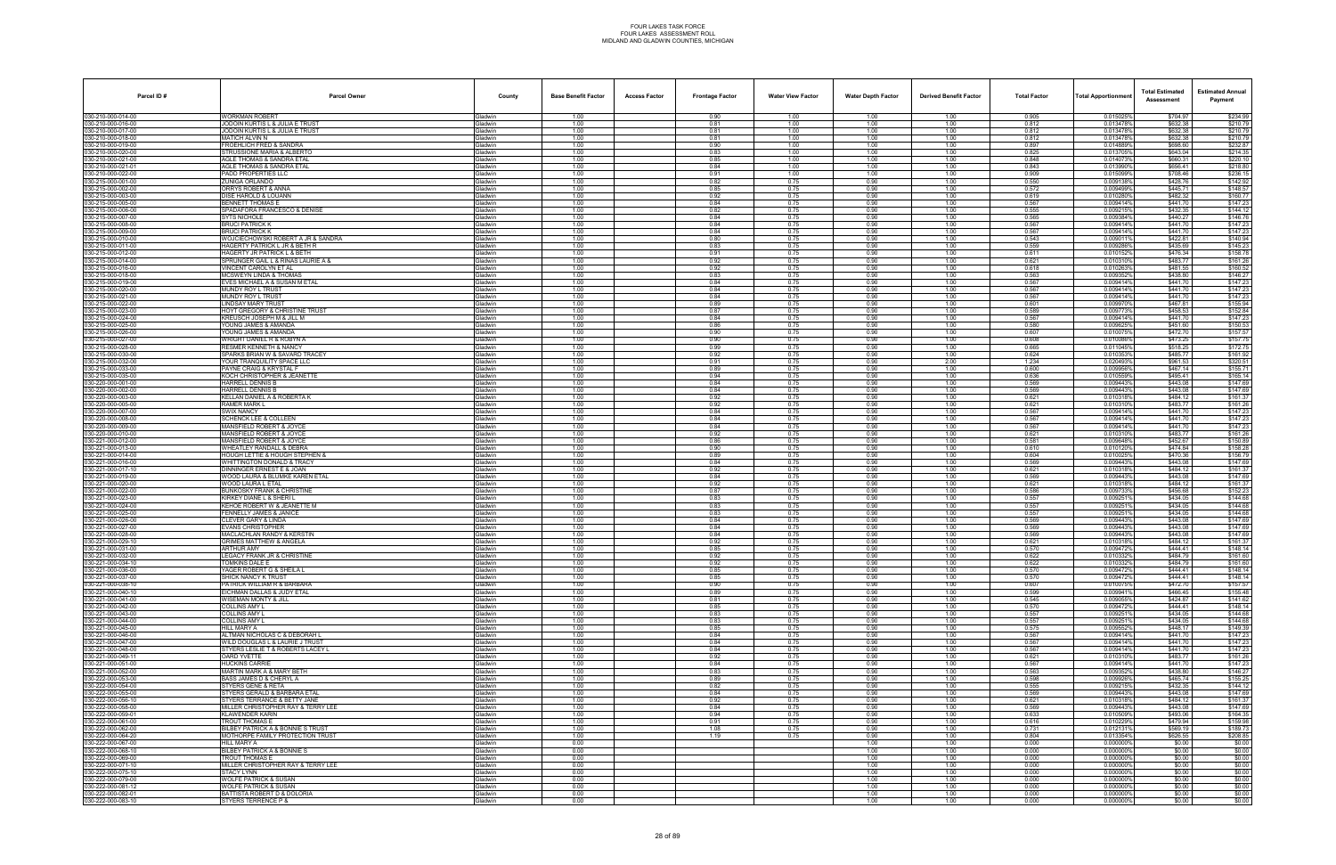FOUR LAKES TASK FORCE
FOUR LAKES ASSESSMENT ROLL
MIDLAND AND GLADWIN COUNTIES, MICHIGAN

| Parcel ID # | Parcel Owner | County | Base Benefit Factor | Access Factor | Frontage Factor | Water View Factor | Water Depth Factor | Derived Benefit Factor | Total Factor | Total Apportionment | Total Estimated Assessment | Estimated Annual Payment |
|---|---|---|---|---|---|---|---|---|---|---|---|---|
| 030-210-000-014-00 | WORKMAN ROBERT | Gladwin | 1.00 | | 0.90 | 1.00 | 1.00 | 1.00 | 0.905 | 0.015025% | $704.97 | $234.99 |
| 030-210-000-016-00 | JODOIN KURTIS L & JULIA E TRUST | Gladwin | 1.00 | | 0.81 | 1.00 | 1.00 | 1.00 | 0.812 | 0.013478% | $632.38 | $210.79 |
| 030-210-000-017-00 | JODOIN KURTIS L & JULIA E TRUST | Gladwin | 1.00 | | 0.81 | 1.00 | 1.00 | 1.00 | 0.812 | 0.013478% | $632.38 | $210.79 |
| 030-210-000-018-00 | MATICH ALVIN N | Gladwin | 1.00 | | 0.81 | 1.00 | 1.00 | 1.00 | 0.812 | 0.013478% | $632.38 | $210.79 |
| 030-210-000-019-00 | FROEHLICH FRED & SANDRA | Gladwin | 1.00 | | 0.90 | 1.00 | 1.00 | 1.00 | 0.897 | 0.014889% | $698.60 | $232.87 |
| 030-210-000-020-00 | STRUSSIONE MARIA & ALBERTO | Gladwin | 1.00 | | 0.83 | 1.00 | 1.00 | 1.00 | 0.825 | 0.013705% | $643.04 | $214.35 |
| 030-210-000-021-00 | AGLE THOMAS & SANDRA ETAL | Gladwin | 1.00 | | 0.85 | 1.00 | 1.00 | 1.00 | 0.848 | 0.014073% | $660.31 | $220.10 |
| 030-210-000-021-01 | AGLE THOMAS & SANDRA ETAL | Gladwin | 1.00 | | 0.84 | 1.00 | 1.00 | 1.00 | 0.843 | 0.013990% | $656.41 | $218.80 |
| 030-210-000-022-00 | PADO PROPERTIES LLC | Gladwin | 1.00 | | 0.91 | 1.00 | 1.00 | 1.00 | 0.909 | 0.015099% | $708.46 | $236.15 |
| 030-215-000-001-00 | ZUNIGA ORLANDO | Gladwin | 1.00 | | 0.82 | 0.75 | 0.90 | 1.00 | 0.550 | 0.009138% | $428.76 | $142.92 |
| 030-215-000-002-00 | ORRYS ROBERT & ANNA | Gladwin | 1.00 | | 0.85 | 0.75 | 0.90 | 1.00 | 0.572 | 0.009499% | $445.71 | $148.57 |
| 030-215-000-003-00 | DISE HAROLD & LOUANN | Gladwin | 1.00 | | 0.92 | 0.75 | 0.90 | 1.00 | 0.619 | 0.010280% | $482.32 | $160.77 |
| 030-215-000-005-00 | BENNETT THOMAS E | Gladwin | 1.00 | | 0.84 | 0.75 | 0.90 | 1.00 | 0.567 | 0.009414% | $441.70 | $147.23 |
| 030-215-000-006-00 | SPADAFORA FRANCESCO & DENISE | Gladwin | 1.00 | | 0.82 | 0.75 | 0.90 | 1.00 | 0.555 | 0.009215% | $432.35 | $144.12 |
| 030-215-000-007-00 | SYTS NICHOLE | Gladwin | 1.00 | | 0.84 | 0.75 | 0.90 | 1.00 | 0.565 | 0.009384% | $440.27 | $146.76 |
| 030-215-000-008-00 | BRUCI PATRICK K | Gladwin | 1.00 | | 0.84 | 0.75 | 0.90 | 1.00 | 0.567 | 0.009414% | $441.70 | $147.23 |
| 030-215-000-009-00 | BRUCI PATRICK K | Gladwin | 1.00 | | 0.84 | 0.75 | 0.90 | 1.00 | 0.567 | 0.009414% | $441.70 | $147.23 |
| 030-215-000-010-00 | WOJCIECHOWSKI ROBERT A JR & SANDRA | Gladwin | 1.00 | | 0.80 | 0.75 | 0.90 | 1.00 | 0.543 | 0.009011% | $422.81 | $140.94 |
| 030-215-000-011-00 | HAGERTY PATRICK L JR & BETH R | Gladwin | 1.00 | | 0.83 | 0.75 | 0.90 | 1.00 | 0.559 | 0.009286% | $435.69 | $145.23 |
| 030-215-000-012-00 | HAGERTY JR PATRICK L & BETH | Gladwin | 1.00 | | 0.91 | 0.75 | 0.90 | 1.00 | 0.611 | 0.010152% | $476.34 | $158.78 |
| 030-215-000-014-00 | SPRUNGER GAIL L & RINAS LAURIE A & | Gladwin | 1.00 | | 0.92 | 0.75 | 0.90 | 1.00 | 0.621 | 0.010310% | $483.77 | $161.26 |
| 030-215-000-016-00 | VINCENT CAROLYN ET AL | Gladwin | 1.00 | | 0.92 | 0.75 | 0.90 | 1.00 | 0.618 | 0.010263% | $481.55 | $160.52 |
| 030-215-000-018-00 | MCSWEYN LINDA & THOMAS | Gladwin | 1.00 | | 0.83 | 0.75 | 0.90 | 1.00 | 0.563 | 0.009352% | $438.80 | $146.27 |
| 030-215-000-019-00 | EVES MICHAEL A & SUSAN M ETAL | Gladwin | 1.00 | | 0.84 | 0.75 | 0.90 | 1.00 | 0.567 | 0.009414% | $441.70 | $147.23 |
| 030-215-000-020-00 | MUNDY ROY L TRUST | Gladwin | 1.00 | | 0.84 | 0.75 | 0.90 | 1.00 | 0.567 | 0.009414% | $441.70 | $147.23 |
| 030-215-000-021-00 | MUNDY ROY L TRUST | Gladwin | 1.00 | | 0.84 | 0.75 | 0.90 | 1.00 | 0.567 | 0.009414% | $441.70 | $147.23 |
| 030-215-000-022-00 | LINDSAY MARY TRUST | Gladwin | 1.00 | | 0.89 | 0.75 | 0.90 | 1.00 | 0.601 | 0.009970% | $467.81 | $155.94 |
| 030-215-000-023-00 | HOYT GREGORY & CHRISTINE TRUST | Gladwin | 1.00 | | 0.87 | 0.75 | 0.90 | 1.00 | 0.589 | 0.009773% | $458.53 | $152.84 |
| 030-215-000-024-00 | KREUSCH JOSEPH M & JILL M | Gladwin | 1.00 | | 0.84 | 0.75 | 0.90 | 1.00 | 0.567 | 0.009414% | $441.70 | $147.23 |
| 030-215-000-025-00 | YOUNG JAMES & AMANDA | Gladwin | 1.00 | | 0.86 | 0.75 | 0.90 | 1.00 | 0.580 | 0.009625% | $451.60 | $150.53 |
| 030-215-000-026-00 | YOUNG JAMES & AMANDA | Gladwin | 1.00 | | 0.90 | 0.75 | 0.90 | 1.00 | 0.607 | 0.010075% | $472.70 | $157.57 |
| 030-215-000-027-00 | WRIGHT DANIEL R & ROBYN A | Gladwin | 1.00 | | 0.90 | 0.75 | 0.90 | 1.00 | 0.608 | 0.010088% | $473.25 | $157.75 |
| 030-215-000-028-00 | RESMER KENNETH & NANCY | Gladwin | 1.00 | | 0.99 | 0.75 | 0.90 | 1.00 | 0.665 | 0.011045% | $518.25 | $172.75 |
| 030-215-000-030-00 | SPARKS BRIAN W & SAVARD TRACEY | Gladwin | 1.00 | | 0.92 | 0.75 | 0.90 | 1.00 | 0.624 | 0.010353% | $485.77 | $161.92 |
| 030-215-000-032-00 | YOUR TRANQUILITY SPACE LLC | Gladwin | 1.00 | | 0.91 | 0.75 | 0.90 | 2.00 | 1.234 | 0.020493% | $961.53 | $320.51 |
| 030-215-000-033-00 | PAYNE CRAIG & KRYSTAL F | Gladwin | 1.00 | | 0.89 | 0.75 | 0.90 | 1.00 | 0.600 | 0.009956% | $467.14 | $155.71 |
| 030-215-000-035-00 | KOCH CHRISTOPHER & JEANETTE | Gladwin | 1.00 | | 0.94 | 0.75 | 0.90 | 1.00 | 0.636 | 0.010559% | $495.41 | $165.14 |
| 030-220-000-001-00 | HARRELL DENNIS B | Gladwin | 1.00 | | 0.84 | 0.75 | 0.90 | 1.00 | 0.569 | 0.009443% | $443.08 | $147.69 |
| 030-220-000-002-00 | HARRELL DENNIS B | Gladwin | 1.00 | | 0.84 | 0.75 | 0.90 | 1.00 | 0.569 | 0.009443% | $443.08 | $147.69 |
| 030-220-000-003-00 | KELLAN DANIEL A & ROBERTA K | Gladwin | 1.00 | | 0.92 | 0.75 | 0.90 | 1.00 | 0.621 | 0.010318% | $484.12 | $161.37 |
| 030-220-000-005-00 | RAMER MARK L | Gladwin | 1.00 | | 0.92 | 0.75 | 0.90 | 1.00 | 0.621 | 0.010310% | $483.77 | $161.26 |
| 030-220-000-007-00 | SWIX NANCY | Gladwin | 1.00 | | 0.84 | 0.75 | 0.90 | 1.00 | 0.567 | 0.009414% | $441.70 | $147.23 |
| 030-220-000-008-00 | SCHENCK LEE & COLLEEN | Gladwin | 1.00 | | 0.84 | 0.75 | 0.90 | 1.00 | 0.567 | 0.009414% | $441.70 | $147.23 |
| 030-220-000-009-00 | MANSFIELD ROBERT & JOYCE | Gladwin | 1.00 | | 0.84 | 0.75 | 0.90 | 1.00 | 0.567 | 0.009414% | $441.70 | $147.23 |
| 030-220-000-010-00 | MANSFIELD ROBERT & JOYCE | Gladwin | 1.00 | | 0.92 | 0.75 | 0.90 | 1.00 | 0.621 | 0.010310% | $483.77 | $161.26 |
| 030-221-000-012-00 | MANSFIELD ROBERT & JOYCE | Gladwin | 1.00 | | 0.86 | 0.75 | 0.90 | 1.00 | 0.581 | 0.009648% | $452.67 | $150.89 |
| 030-221-000-013-00 | WHEATLEY RANDALL & DEBRA | Gladwin | 1.00 | | 0.90 | 0.75 | 0.90 | 1.00 | 0.610 | 0.010120% | $474.84 | $158.28 |
| 030-221-000-014-00 | HOUGH LETTIE & HOUGH STEPHEN & | Gladwin | 1.00 | | 0.89 | 0.75 | 0.90 | 1.00 | 0.604 | 0.010025% | $470.36 | $156.79 |
| 030-221-000-016-00 | WHITTINGTON DONALD & TRACY | Gladwin | 1.00 | | 0.84 | 0.75 | 0.90 | 1.00 | 0.569 | 0.009443% | $443.08 | $147.69 |
| 030-221-000-017-10 | DINNINGER ERNEST E & JOAN | Gladwin | 1.00 | | 0.92 | 0.75 | 0.90 | 1.00 | 0.621 | 0.010318% | $484.12 | $161.37 |
| 030-221-000-019-00 | WOOD LAURA & BLUMKE KAREN ETAL | Gladwin | 1.00 | | 0.84 | 0.75 | 0.90 | 1.00 | 0.569 | 0.009443% | $443.08 | $147.69 |
| 030-221-000-020-00 | WOOD LAURA L ETAL | Gladwin | 1.00 | | 0.92 | 0.75 | 0.90 | 1.00 | 0.621 | 0.010318% | $484.12 | $161.37 |
| 030-221-000-022-00 | BUNKOSKY FRANK & CHRISTINE | Gladwin | 1.00 | | 0.87 | 0.75 | 0.90 | 1.00 | 0.586 | 0.009733% | $456.68 | $152.23 |
| 030-221-000-023-00 | KIRKEY DIANE L & SHERI L | Gladwin | 1.00 | | 0.83 | 0.75 | 0.90 | 1.00 | 0.557 | 0.009251% | $434.05 | $144.68 |
| 030-221-000-024-00 | KEHOE ROBERT W & JEANETTE M | Gladwin | 1.00 | | 0.83 | 0.75 | 0.90 | 1.00 | 0.557 | 0.009251% | $434.05 | $144.68 |
| 030-221-000-025-00 | FENNELLY JAMES & JANICE | Gladwin | 1.00 | | 0.83 | 0.75 | 0.90 | 1.00 | 0.557 | 0.009251% | $434.05 | $144.68 |
| 030-221-000-026-00 | CLEVER GARY & LINDA | Gladwin | 1.00 | | 0.84 | 0.75 | 0.90 | 1.00 | 0.569 | 0.009443% | $443.08 | $147.69 |
| 030-221-000-027-00 | EVANS CHRISTOPHER | Gladwin | 1.00 | | 0.84 | 0.75 | 0.90 | 1.00 | 0.569 | 0.009443% | $443.08 | $147.69 |
| 030-221-000-028-00 | MACLACHLAN RANDY & KERSTIN | Gladwin | 1.00 | | 0.84 | 0.75 | 0.90 | 1.00 | 0.569 | 0.009443% | $443.08 | $147.69 |
| 030-221-000-029-10 | GRIMES MATTHEW & ANGELA | Gladwin | 1.00 | | 0.92 | 0.75 | 0.90 | 1.00 | 0.621 | 0.010318% | $484.12 | $161.37 |
| 030-221-000-031-00 | ARTHUR AMY | Gladwin | 1.00 | | 0.85 | 0.75 | 0.90 | 1.00 | 0.570 | 0.009472% | $444.41 | $148.14 |
| 030-221-000-032-00 | LEGACY FRANK JR & CHRISTINE | Gladwin | 1.00 | | 0.92 | 0.75 | 0.90 | 1.00 | 0.622 | 0.010332% | $484.79 | $161.60 |
| 030-221-000-034-10 | TOMKINS DALE E | Gladwin | 1.00 | | 0.92 | 0.75 | 0.90 | 1.00 | 0.622 | 0.010332% | $484.79 | $161.60 |
| 030-221-000-036-00 | YAGER ROBERT G & SHEILA L | Gladwin | 1.00 | | 0.85 | 0.75 | 0.90 | 1.00 | 0.570 | 0.009472% | $444.41 | $148.14 |
| 030-221-000-037-00 | SHICK NANCY K TRUST | Gladwin | 1.00 | | 0.85 | 0.75 | 0.90 | 1.00 | 0.570 | 0.009472% | $444.41 | $148.14 |
| 030-221-000-038-10 | PATRICK WILLIAM R & BARBARA | Gladwin | 1.00 | | 0.90 | 0.75 | 0.90 | 1.00 | 0.607 | 0.010075% | $472.70 | $157.57 |
| 030-221-000-040-10 | EICHMAN DALLAS & JUDY ETAL | Gladwin | 1.00 | | 0.89 | 0.75 | 0.90 | 1.00 | 0.599 | 0.009941% | $466.45 | $155.48 |
| 030-221-000-041-00 | WISEMAN MONTY & JILL | Gladwin | 1.00 | | 0.81 | 0.75 | 0.90 | 1.00 | 0.545 | 0.009055% | $424.87 | $141.62 |
| 030-221-000-042-00 | COLLINS AMY L | Gladwin | 1.00 | | 0.85 | 0.75 | 0.90 | 1.00 | 0.570 | 0.009472% | $444.41 | $148.14 |
| 030-221-000-043-00 | COLLINS AMY L | Gladwin | 1.00 | | 0.83 | 0.75 | 0.90 | 1.00 | 0.557 | 0.009251% | $434.05 | $144.68 |
| 030-221-000-044-00 | COLLINS AMY L | Gladwin | 1.00 | | 0.83 | 0.75 | 0.90 | 1.00 | 0.557 | 0.009251% | $434.05 | $144.68 |
| 030-221-000-045-00 | HILL MARY A | Gladwin | 1.00 | | 0.85 | 0.75 | 0.90 | 1.00 | 0.575 | 0.009552% | $448.17 | $149.39 |
| 030-221-000-046-00 | ALTMAN NICHOLAS C & DEBORAH L | Gladwin | 1.00 | | 0.84 | 0.75 | 0.90 | 1.00 | 0.567 | 0.009414% | $441.70 | $147.23 |
| 030-221-000-047-00 | WILD DOUGLAS L & LAURIE J TRUST | Gladwin | 1.00 | | 0.84 | 0.75 | 0.90 | 1.00 | 0.567 | 0.009414% | $441.70 | $147.23 |
| 030-221-000-048-00 | STYERS LESLIE T & ROBERTS LACEY L | Gladwin | 1.00 | | 0.84 | 0.75 | 0.90 | 1.00 | 0.567 | 0.009414% | $441.70 | $147.23 |
| 030-221-000-049-11 | OARD YVETTE | Gladwin | 1.00 | | 0.92 | 0.75 | 0.90 | 1.00 | 0.621 | 0.010310% | $483.77 | $161.26 |
| 030-221-000-051-00 | HUCKINS CARRIE | Gladwin | 1.00 | | 0.84 | 0.75 | 0.90 | 1.00 | 0.567 | 0.009414% | $441.70 | $147.23 |
| 030-221-000-052-00 | MARTIN MARK A & MARY BETH | Gladwin | 1.00 | | 0.83 | 0.75 | 0.90 | 1.00 | 0.563 | 0.009352% | $438.80 | $146.27 |
| 030-222-000-053-00 | BASS JAMES D & CHERYL A | Gladwin | 1.00 | | 0.89 | 0.75 | 0.90 | 1.00 | 0.598 | 0.009926% | $465.74 | $155.25 |
| 030-222-000-054-00 | STYERS GENE & RETA | Gladwin | 1.00 | | 0.82 | 0.75 | 0.90 | 1.00 | 0.555 | 0.009215% | $432.35 | $144.12 |
| 030-222-000-055-00 | STYERS GERALD & BARBARA ETAL | Gladwin | 1.00 | | 0.84 | 0.75 | 0.90 | 1.00 | 0.569 | 0.009443% | $443.08 | $147.69 |
| 030-222-000-056-10 | STYERS TERRANCE & BETTY JANE | Gladwin | 1.00 | | 0.92 | 0.75 | 0.90 | 1.00 | 0.621 | 0.010318% | $484.12 | $161.37 |
| 030-222-000-058-00 | MILLER CHRISTOPHER RAY & TERRY LEE | Gladwin | 1.00 | | 0.84 | 0.75 | 0.90 | 1.00 | 0.569 | 0.009443% | $443.08 | $147.69 |
| 030-222-000-059-01 | KLAWENDER KARIN | Gladwin | 1.00 | | 0.94 | 0.75 | 0.90 | 1.00 | 0.633 | 0.010509% | $493.06 | $164.35 |
| 030-222-000-061-00 | TROUT THOMAS E | Gladwin | 1.00 | | 0.91 | 0.75 | 0.90 | 1.00 | 0.616 | 0.010229% | $479.94 | $159.98 |
| 030-222-000-062-00 | BILBEY PATRICK A & BONNIE S TRUST | Gladwin | 1.00 | | 1.08 | 0.75 | 0.90 | 1.00 | 0.731 | 0.012131% | $569.19 | $189.73 |
| 030-222-000-064-20 | MOTHORPE FAMILY PROTECTION TRUST | Gladwin | 1.00 | | 1.19 | 0.75 | 0.90 | 1.00 | 0.804 | 0.013354% | $626.55 | $208.85 |
| 030-222-000-067-00 | HILL MARY A | Gladwin | 0.00 | | | 1.00 | 1.00 | 1.00 | 0.000 | 0.000000% | $0.00 | $0.00 |
| 030-222-000-068-10 | BILBEY PATRICK A & BONNIE S | Gladwin | 0.00 | | | 1.00 | 1.00 | 1.00 | 0.000 | 0.000000% | $0.00 | $0.00 |
| 030-222-000-069-00 | TROUT THOMAS E | Gladwin | 0.00 | | | 1.00 | 1.00 | 1.00 | 0.000 | 0.000000% | $0.00 | $0.00 |
| 030-222-000-071-10 | MILLER CHRISTOPHER RAY & TERRY LEE | Gladwin | 0.00 | | | 1.00 | 1.00 | 1.00 | 0.000 | 0.000000% | $0.00 | $0.00 |
| 030-222-000-075-10 | STACY LYNN | Gladwin | 0.00 | | | 1.00 | 1.00 | 1.00 | 0.000 | 0.000000% | $0.00 | $0.00 |
| 030-222-000-079-00 | WOLFE PATRICK & SUSAN | Gladwin | 0.00 | | | 1.00 | 1.00 | 1.00 | 0.000 | 0.000000% | $0.00 | $0.00 |
| 030-222-000-081-12 | WOLFE PATRICK & SUSAN | Gladwin | 0.00 | | | 1.00 | 1.00 | 1.00 | 0.000 | 0.000000% | $0.00 | $0.00 |
| 030-222-000-082-01 | BATTISTA ROBERT D & DOLORIA | Gladwin | 0.00 | | | 1.00 | 1.00 | 1.00 | 0.000 | 0.000000% | $0.00 | $0.00 |
| 030-222-000-083-10 | STYERS TERRENCE P & | Gladwin | 0.00 | | | 1.00 | 1.00 | 1.00 | 0.000 | 0.000000% | $0.00 | $0.00 |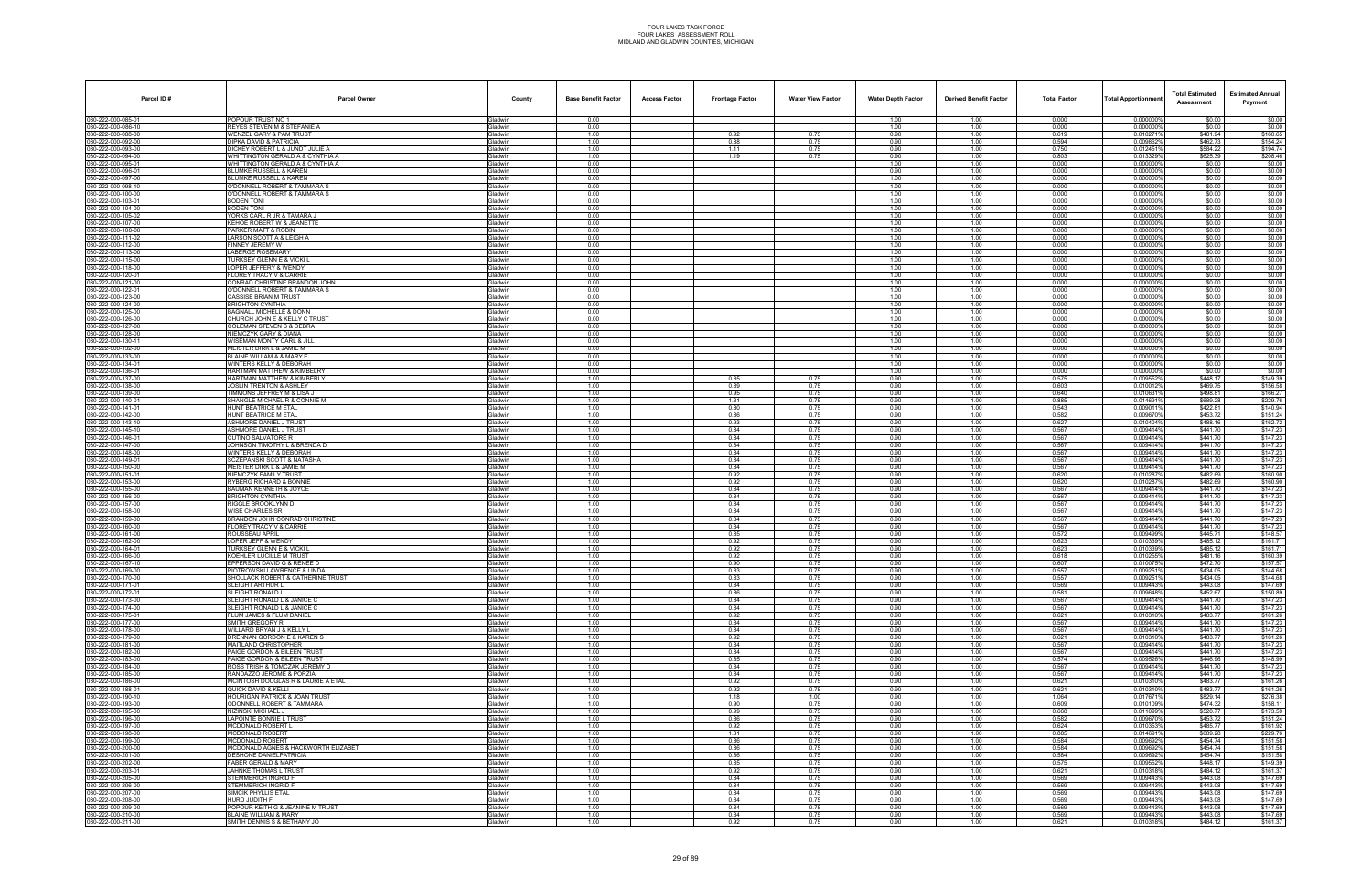# FOUR LAKES TASK FORCE
## FOUR LAKES ASSESSMENT ROLL
### MIDLAND AND GLADWIN COUNTIES, MICHIGAN

| Parcel ID # | Parcel Owner | County | Base Benefit Factor | Access Factor | Frontage Factor | Water View Factor | Water Depth Factor | Derived Benefit Factor | Total Factor | Total Apportionment | Total Estimated Assessment | Estimated Annual Payment |
|---|---|---|---|---|---|---|---|---|---|---|---|---|
| 030-222-000-085-01 | POPOUR TRUST NO 1 | Gladwin | 0.00 | | | | 1.00 | 1.00 | 0.000 | 0.000000% | $0.00 | $0.00 |
| 030-222-000-086-10 | REYES STEVEN M & STEFANIE A | Gladwin | 0.00 | | | | 1.00 | 1.00 | 0.000 | 0.000000% | $0.00 | $0.00 |
| 030-222-000-088-00 | WENZEL GARY & PAM TRUST | Gladwin | 1.00 | | 0.92 | 0.75 | 0.90 | 1.00 | 0.619 | 0.010271% | $481.94 | $160.65 |
| 030-222-000-092-00 | DIPKA DAVID & PATRICIA | Gladwin | 1.00 | | 0.88 | 0.75 | 0.90 | 1.00 | 0.594 | 0.009862% | $462.73 | $154.24 |
| 030-222-000-093-00 | DICKEY ROBERT L & JUNDT JULIE A | Gladwin | 1.00 | | 1.11 | 0.75 | 0.90 | 1.00 | 0.750 | 0.012451% | $584.22 | $194.74 |
| 030-222-000-094-00 | WHITTINGTON GERALD A & CYNTHIA A | Gladwin | 1.00 | | 1.19 | 0.75 | 0.90 | 1.00 | 0.803 | 0.013329% | $625.39 | $208.46 |
| 030-222-000-095-01 | WHITTINGTON GERALD A & CYNTHIA A | Gladwin | 0.00 | | | | 1.00 | 1.00 | 0.000 | 0.000000% | $0.00 | $0.00 |
| 030-222-000-096-01 | BLUMKE RUSSELL & KAREN | Gladwin | 0.00 | | | | 0.90 | 1.00 | 0.000 | 0.000000% | $0.00 | $0.00 |
| 030-222-000-097-00 | BLUMKE RUSSELL & KAREN | Gladwin | 0.00 | | | | 1.00 | 1.00 | 0.000 | 0.000000% | $0.00 | $0.00 |
| 030-222-000-098-10 | O'DONNELL ROBERT & TAMMARA S | Gladwin | 0.00 | | | | 1.00 | 1.00 | 0.000 | 0.000000% | $0.00 | $0.00 |
| 030-222-000-100-00 | O'DONNELL ROBERT & TAMMARA S | Gladwin | 0.00 | | | | 1.00 | 1.00 | 0.000 | 0.000000% | $0.00 | $0.00 |
| 030-222-000-103-01 | BODEN TONI | Gladwin | 0.00 | | | | 1.00 | 1.00 | 0.000 | 0.000000% | $0.00 | $0.00 |
| 030-222-000-104-00 | BODEN TONI | Gladwin | 0.00 | | | | 1.00 | 1.00 | 0.000 | 0.000000% | $0.00 | $0.00 |
| 030-222-000-105-02 | YORKS CARL R JR & TAMARA J | Gladwin | 0.00 | | | | 1.00 | 1.00 | 0.000 | 0.000000% | $0.00 | $0.00 |
| 030-222-000-107-00 | KEHOE ROBERT W & JEANETTE | Gladwin | 0.00 | | | | 1.00 | 1.00 | 0.000 | 0.000000% | $0.00 | $0.00 |
| 030-222-000-108-00 | PARKER MATT & ROBIN | Gladwin | 0.00 | | | | 1.00 | 1.00 | 0.000 | 0.000000% | $0.00 | $0.00 |
| 030-222-000-111-02 | LARSON SCOTT A & LEIGH A | Gladwin | 0.00 | | | | 1.00 | 1.00 | 0.000 | 0.000000% | $0.00 | $0.00 |
| 030-222-000-112-00 | FINNEY JEREMY W | Gladwin | 0.00 | | | | 1.00 | 1.00 | 0.000 | 0.000000% | $0.00 | $0.00 |
| 030-222-000-113-00 | LABERGE ROSEMARY | Gladwin | 0.00 | | | | 1.00 | 1.00 | 0.000 | 0.000000% | $0.00 | $0.00 |
| 030-222-000-115-00 | TURKSEY GLENN E & VICKI L | Gladwin | 0.00 | | | | 1.00 | 1.00 | 0.000 | 0.000000% | $0.00 | $0.00 |
| 030-222-000-118-00 | LOPER JEFFERY & WENDY | Gladwin | 0.00 | | | | 1.00 | 1.00 | 0.000 | 0.000000% | $0.00 | $0.00 |
| 030-222-000-120-01 | FLOREY TRACY V & CARRIE | Gladwin | 0.00 | | | | 1.00 | 1.00 | 0.000 | 0.000000% | $0.00 | $0.00 |
| 030-222-000-121-00 | CONRAD CHRISTINE BRANDON JOHN | Gladwin | 0.00 | | | | 1.00 | 1.00 | 0.000 | 0.000000% | $0.00 | $0.00 |
| 030-222-000-122-01 | O'DONNELL ROBERT & TAMMARA S | Gladwin | 0.00 | | | | 1.00 | 1.00 | 0.000 | 0.000000% | $0.00 | $0.00 |
| 030-222-000-123-00 | CASSISE BRIAN M TRUST | Gladwin | 0.00 | | | | 1.00 | 1.00 | 0.000 | 0.000000% | $0.00 | $0.00 |
| 030-222-000-124-00 | BRIGHTON CYNTHIA | Gladwin | 0.00 | | | | 1.00 | 1.00 | 0.000 | 0.000000% | $0.00 | $0.00 |
| 030-222-000-125-00 | BAGNALL MICHELLE & DONN | Gladwin | 0.00 | | | | 1.00 | 1.00 | 0.000 | 0.000000% | $0.00 | $0.00 |
| 030-222-000-126-00 | CHURCH JOHN E & KELLY C TRUST | Gladwin | 0.00 | | | | 1.00 | 1.00 | 0.000 | 0.000000% | $0.00 | $0.00 |
| 030-222-000-127-00 | COLEMAN STEVEN S & DEBRA | Gladwin | 0.00 | | | | 1.00 | 1.00 | 0.000 | 0.000000% | $0.00 | $0.00 |
| 030-222-000-128-00 | NIEMCZYK GARY & DIANA | Gladwin | 0.00 | | | | 1.00 | 1.00 | 0.000 | 0.000000% | $0.00 | $0.00 |
| 030-222-000-130-11 | WISEMAN MONTY CARL & JILL | Gladwin | 0.00 | | | | 1.00 | 1.00 | 0.000 | 0.000000% | $0.00 | $0.00 |
| 030-222-000-132-00 | MEISTER DIRK L & JAMIE M | Gladwin | 0.00 | | | | 1.00 | 1.00 | 0.000 | 0.000000% | $0.00 | $0.00 |
| 030-222-000-133-00 | BLAINE WILLIAM A & MARY E | Gladwin | 0.00 | | | | 1.00 | 1.00 | 0.000 | 0.000000% | $0.00 | $0.00 |
| 030-222-000-134-01 | WINTERS KELLY & DEBORAH | Gladwin | 0.00 | | | | 1.00 | 1.00 | 0.000 | 0.000000% | $0.00 | $0.00 |
| 030-222-000-136-01 | HARTMAN MATTHEW & KIMBERLY | Gladwin | 0.00 | | | | 1.00 | 1.00 | 0.000 | 0.000000% | $0.00 | $0.00 |
| 030-222-000-137-00 | HARTMAN MATTHEW & KIMBERLY | Gladwin | 1.00 | | 0.85 | 0.75 | 0.90 | 1.00 | 0.575 | 0.009552% | $448.17 | $149.39 |
| 030-222-000-138-00 | JOSLIN TRENTON & ASHLEY | Gladwin | 1.00 | | 0.89 | 0.75 | 0.90 | 1.00 | 0.603 | 0.010012% | $469.75 | $156.58 |
| 030-222-000-139-00 | TIMMONS JEFFREY M & LISA J | Gladwin | 1.00 | | 0.95 | 0.75 | 0.90 | 1.00 | 0.640 | 0.010631% | $498.81 | $166.27 |
| 030-222-000-140-01 | SHANGLE MICHAEL R & CONNIE M | Gladwin | 1.00 | | 1.31 | 0.75 | 0.90 | 1.00 | 0.885 | 0.014691% | $689.28 | $229.76 |
| 030-222-000-141-01 | HUNT BEATRICE M ETAL | Gladwin | 1.00 | | 0.80 | 0.75 | 0.90 | 1.00 | 0.543 | 0.009011% | $422.81 | $140.94 |
| 030-222-000-142-00 | HUNT BEATRICE M ETAL | Gladwin | 1.00 | | 0.86 | 0.75 | 0.90 | 1.00 | 0.582 | 0.009670% | $453.72 | $151.24 |
| 030-222-000-143-10 | ASHMORE DANIEL J TRUST | Gladwin | 1.00 | | 0.93 | 0.75 | 0.90 | 1.00 | 0.627 | 0.010404% | $488.16 | $162.72 |
| 030-222-000-145-10 | ASHMORE DANIEL J TRUST | Gladwin | 1.00 | | 0.84 | 0.75 | 0.90 | 1.00 | 0.567 | 0.009414% | $441.70 | $147.23 |
| 030-222-000-146-01 | CUTINO SALVATORE R | Gladwin | 1.00 | | 0.84 | 0.75 | 0.90 | 1.00 | 0.567 | 0.009414% | $441.70 | $147.23 |
| 030-222-000-147-00 | JOHNSON TIMOTHY L & BRENDA D | Gladwin | 1.00 | | 0.84 | 0.75 | 0.90 | 1.00 | 0.567 | 0.009414% | $441.70 | $147.23 |
| 030-222-000-148-00 | WINTERS KELLY & DEBORAH | Gladwin | 1.00 | | 0.84 | 0.75 | 0.90 | 1.00 | 0.567 | 0.009414% | $441.70 | $147.23 |
| 030-222-000-149-01 | SCZEPANSKI SCOTT & NATASHA | Gladwin | 1.00 | | 0.84 | 0.75 | 0.90 | 1.00 | 0.567 | 0.009414% | $441.70 | $147.23 |
| 030-222-000-150-00 | MEISTER DIRK L & JAMIE M | Gladwin | 1.00 | | 0.84 | 0.75 | 0.90 | 1.00 | 0.567 | 0.009414% | $441.70 | $147.23 |
| 030-222-000-151-01 | NIEMCZYK FAMILY TRUST | Gladwin | 1.00 | | 0.92 | 0.75 | 0.90 | 1.00 | 0.620 | 0.010287% | $482.69 | $160.90 |
| 030-222-000-153-00 | RYBERG RICHARD & BONNIE | Gladwin | 1.00 | | 0.92 | 0.75 | 0.90 | 1.00 | 0.620 | 0.010287% | $482.69 | $160.90 |
| 030-222-000-155-00 | BAUMAN KENNETH & JOYCE | Gladwin | 1.00 | | 0.84 | 0.75 | 0.90 | 1.00 | 0.567 | 0.009414% | $441.70 | $147.23 |
| 030-222-000-156-00 | BRIGHTON CYNTHIA | Gladwin | 1.00 | | 0.84 | 0.75 | 0.90 | 1.00 | 0.567 | 0.009414% | $441.70 | $147.23 |
| 030-222-000-157-00 | RIGGLE BROOKLYNN D | Gladwin | 1.00 | | 0.84 | 0.75 | 0.90 | 1.00 | 0.567 | 0.009414% | $441.70 | $147.23 |
| 030-222-000-158-00 | WISE CHARLES SR | Gladwin | 1.00 | | 0.84 | 0.75 | 0.90 | 1.00 | 0.567 | 0.009414% | $441.70 | $147.23 |
| 030-222-000-159-00 | BRANDON JOHN CONRAD CHRISTINE | Gladwin | 1.00 | | 0.84 | 0.75 | 0.90 | 1.00 | 0.567 | 0.009414% | $441.70 | $147.23 |
| 030-222-000-160-00 | FLOREY TRACY V & CARRIE | Gladwin | 1.00 | | 0.84 | 0.75 | 0.90 | 1.00 | 0.567 | 0.009414% | $441.70 | $147.23 |
| 030-222-000-161-00 | ROUSSEAU APRIL | Gladwin | 1.00 | | 0.85 | 0.75 | 0.90 | 1.00 | 0.572 | 0.009499% | $445.71 | $148.57 |
| 030-222-000-162-00 | LOPER JEFF & WENDY | Gladwin | 1.00 | | 0.92 | 0.75 | 0.90 | 1.00 | 0.623 | 0.010339% | $485.12 | $161.71 |
| 030-222-000-164-01 | TURKSEY GLENN E & VICKI L | Gladwin | 1.00 | | 0.92 | 0.75 | 0.90 | 1.00 | 0.623 | 0.010339% | $485.12 | $161.71 |
| 030-222-000-166-00 | KOEHLER LUCILLE M TRUST | Gladwin | 1.00 | | 0.92 | 0.75 | 0.90 | 1.00 | 0.618 | 0.010255% | $481.16 | $160.39 |
| 030-222-000-167-10 | EPPERSON DAVID G & RENEE D | Gladwin | 1.00 | | 0.90 | 0.75 | 0.90 | 1.00 | 0.607 | 0.010075% | $472.70 | $157.57 |
| 030-222-000-169-00 | PIOTROWSKI LAWRENCE & LINDA | Gladwin | 1.00 | | 0.83 | 0.75 | 0.90 | 1.00 | 0.557 | 0.009251% | $434.05 | $144.68 |
| 030-222-000-170-00 | SHOLLACK ROBERT & CATHERINE TRUST | Gladwin | 1.00 | | 0.83 | 0.75 | 0.90 | 1.00 | 0.557 | 0.009251% | $434.05 | $144.68 |
| 030-222-000-171-01 | SLEIGHT ARTHUR L | Gladwin | 1.00 | | 0.84 | 0.75 | 0.90 | 1.00 | 0.569 | 0.009443% | $443.08 | $147.69 |
| 030-222-000-172-01 | SLEIGHT RONALD L | Gladwin | 1.00 | | 0.86 | 0.75 | 0.90 | 1.00 | 0.581 | 0.009648% | $452.67 | $150.89 |
| 030-222-000-173-00 | SLEIGHT RONALD L & JANICE C | Gladwin | 1.00 | | 0.84 | 0.75 | 0.90 | 1.00 | 0.567 | 0.009414% | $441.70 | $147.23 |
| 030-222-000-174-00 | SLEIGHT RONALD L & JANICE C | Gladwin | 1.00 | | 0.84 | 0.75 | 0.90 | 1.00 | 0.567 | 0.009414% | $441.70 | $147.23 |
| 030-222-000-175-01 | FLUM JAMES & FLUM DANIEL | Gladwin | 1.00 | | 0.92 | 0.75 | 0.90 | 1.00 | 0.621 | 0.010310% | $483.77 | $161.26 |
| 030-222-000-177-00 | SMITH GREGORY R | Gladwin | 1.00 | | 0.84 | 0.75 | 0.90 | 1.00 | 0.567 | 0.009414% | $441.70 | $147.23 |
| 030-222-000-178-00 | WILLARD BRYAN J & KELLY L | Gladwin | 1.00 | | 0.84 | 0.75 | 0.90 | 1.00 | 0.567 | 0.009414% | $441.70 | $147.23 |
| 030-222-000-179-00 | DRENNAN GORDON E & KAREN S | Gladwin | 1.00 | | 0.92 | 0.75 | 0.90 | 1.00 | 0.621 | 0.010310% | $483.77 | $161.26 |
| 030-222-000-181-00 | MAITLAND CHRISTOPHER | Gladwin | 1.00 | | 0.84 | 0.75 | 0.90 | 1.00 | 0.567 | 0.009414% | $441.70 | $147.23 |
| 030-222-000-182-00 | PAIGE GORDON & EILEEN TRUST | Gladwin | 1.00 | | 0.84 | 0.75 | 0.90 | 1.00 | 0.567 | 0.009414% | $441.70 | $147.23 |
| 030-222-000-183-00 | PAIGE GORDON & EILEEN TRUST | Gladwin | 1.00 | | 0.85 | 0.75 | 0.90 | 1.00 | 0.574 | 0.009526% | $446.96 | $148.99 |
| 030-222-000-184-00 | ROSS TRISH & TOMCZAK JEREMY D | Gladwin | 1.00 | | 0.84 | 0.75 | 0.90 | 1.00 | 0.567 | 0.009414% | $441.70 | $147.23 |
| 030-222-000-185-00 | RANDAZZO JEROME & PORZIA | Gladwin | 1.00 | | 0.84 | 0.75 | 0.90 | 1.00 | 0.567 | 0.009414% | $441.70 | $147.23 |
| 030-222-000-186-00 | MCINTOSH DOUGLAS R & LAURIE A ETAL | Gladwin | 1.00 | | 0.92 | 0.75 | 0.90 | 1.00 | 0.621 | 0.010310% | $483.77 | $161.26 |
| 030-222-000-188-01 | QUICK DAVID & KELLI | Gladwin | 1.00 | | 0.92 | 0.75 | 0.90 | 1.00 | 0.621 | 0.010310% | $483.77 | $161.26 |
| 030-222-000-190-10 | HOURIGAN PATRICK & JOAN TRUST | Gladwin | 1.00 | | 1.18 | 1.00 | 0.90 | 1.00 | 1.064 | 0.017671% | $829.14 | $276.38 |
| 030-222-000-193-00 | ODONNELL ROBERT & TAMMARA | Gladwin | 1.00 | | 0.90 | 0.75 | 0.90 | 1.00 | 0.609 | 0.010109% | $474.32 | $158.11 |
| 030-222-000-195-00 | NIZINSKI MICHAEL J | Gladwin | 1.00 | | 0.99 | 0.75 | 0.90 | 1.00 | 0.668 | 0.011099% | $520.77 | $173.59 |
| 030-222-000-196-00 | LAPOINTE BONNIE L TRUST | Gladwin | 1.00 | | 0.86 | 0.75 | 0.90 | 1.00 | 0.582 | 0.009670% | $453.72 | $151.24 |
| 030-222-000-197-00 | MCDONALD ROBERT L | Gladwin | 1.00 | | 0.92 | 0.75 | 0.90 | 1.00 | 0.624 | 0.010353% | $485.77 | $161.92 |
| 030-222-000-198-00 | MCDONALD ROBERT | Gladwin | 1.00 | | 1.31 | 0.75 | 0.90 | 1.00 | 0.885 | 0.014691% | $689.28 | $229.76 |
| 030-222-000-199-00 | MCDONALD ROBERT | Gladwin | 1.00 | | 0.86 | 0.75 | 0.90 | 1.00 | 0.584 | 0.009692% | $454.74 | $151.58 |
| 030-222-000-200-00 | MCDONALD AGNES & HACKWORTH ELIZABET | Gladwin | 1.00 | | 0.86 | 0.75 | 0.90 | 1.00 | 0.584 | 0.009692% | $454.74 | $151.58 |
| 030-222-000-201-00 | DESHONE DANIEL/PATRICIA | Gladwin | 1.00 | | 0.86 | 0.75 | 0.90 | 1.00 | 0.584 | 0.009692% | $454.74 | $151.58 |
| 030-222-000-202-00 | FABER GERALD & MARY | Gladwin | 1.00 | | 0.85 | 0.75 | 0.90 | 1.00 | 0.575 | 0.009552% | $448.17 | $149.39 |
| 030-222-000-203-01 | JAHNKE THOMAS L TRUST | Gladwin | 1.00 | | 0.92 | 0.75 | 0.90 | 1.00 | 0.621 | 0.010318% | $484.12 | $161.37 |
| 030-222-000-205-00 | STEMMERICH INGRID F | Gladwin | 1.00 | | 0.84 | 0.75 | 0.90 | 1.00 | 0.569 | 0.009443% | $443.08 | $147.69 |
| 030-222-000-206-00 | STEMMERICH INGRID F | Gladwin | 1.00 | | 0.84 | 0.75 | 0.90 | 1.00 | 0.569 | 0.009443% | $443.08 | $147.69 |
| 030-222-000-207-00 | SIMCIK PHYLLIS ETAL | Gladwin | 1.00 | | 0.84 | 0.75 | 0.90 | 1.00 | 0.569 | 0.009443% | $443.08 | $147.69 |
| 030-222-000-208-00 | HURD JUDITH F | Gladwin | 1.00 | | 0.84 | 0.75 | 0.90 | 1.00 | 0.569 | 0.009443% | $443.08 | $147.69 |
| 030-222-000-209-00 | POPOUR KEITH G & JEANINE M TRUST | Gladwin | 1.00 | | 0.84 | 0.75 | 0.90 | 1.00 | 0.569 | 0.009443% | $443.08 | $147.69 |
| 030-222-000-210-00 | BLAINE WILLIAM & MARY | Gladwin | 1.00 | | 0.84 | 0.75 | 0.90 | 1.00 | 0.569 | 0.009443% | $443.08 | $147.69 |
| 030-222-000-211-00 | SMITH DENNIS S & BETHANY JO | Gladwin | 1.00 | | 0.92 | 0.75 | 0.90 | 1.00 | 0.621 | 0.010318% | $484.12 | $161.37 |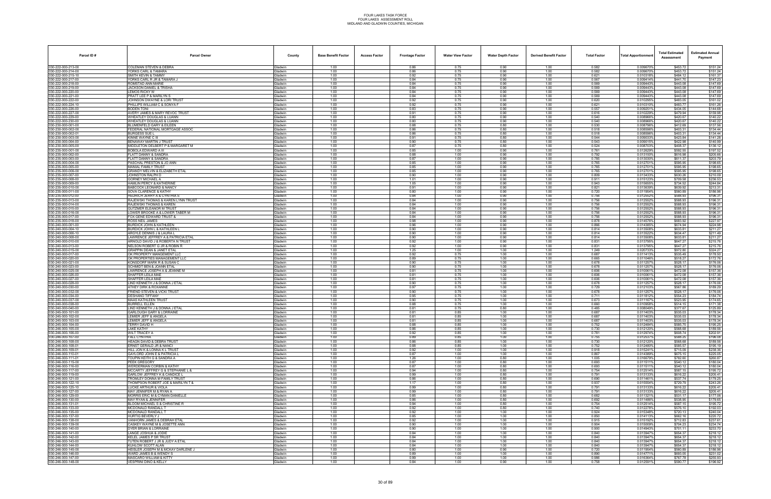# FOUR LAKES TASK FORCE
# FOUR LAKES SPECIAL ASSESSMENT ROLL
# MIDLAND AND GLADWIN COUNTIES, MICHIGAN

| Parcel ID # | Parcel Owner | County | Base Benefit Factor | Access Factor | Frontage Factor | Water View Factor | Water Depth Factor | Derived Benefit Factor | Total Factor | Total Apportionment | Total Estimated Assessment | Estimated Annual Payment |
|---|---|---|---|---|---|---|---|---|---|---|---|---|
| 030-222-000-213-00 | COLEMAN STEVEN & DEBRA | Gladwin | 1.00 | | 0.86 | 0.75 | 0.90 | 1.00 | 0.582 | 0.009670% | $453.72 | $151.24 |
| 030-222-000-214-00 | YORKS CARL & TAMARA | Gladwin | 1.00 | | 0.86 | 0.75 | 0.90 | 1.00 | 0.582 | 0.009670% | $453.72 | $151.24 |
| 030-222-000-215-10 | SMITH KEVIN & TAMMY | Gladwin | 1.00 | | 0.92 | 0.75 | 0.90 | 1.00 | 0.621 | 0.010318% | $484.12 | $161.37 |
| 030-222-000-217-00 | YORKS CARL R JR & TAMARA J | Gladwin | 1.00 | | 0.84 | 0.75 | 0.90 | 1.00 | 0.567 | 0.009414% | $441.70 | $147.23 |
| 030-222-000-218-00 | ROMSTAD ANN MARIE | Gladwin | 1.00 | | 0.84 | 0.75 | 0.90 | 1.00 | 0.569 | 0.009443% | $443.08 | $147.69 |
| 030-222-000-219-00 | JACKSON DANIEL & TRISHA | Gladwin | 1.00 | | 0.84 | 0.75 | 0.90 | 1.00 | 0.569 | 0.009443% | $443.08 | $147.69 |
| 030-222-000-220-00 | LEMOS RICKY W | Gladwin | 1.00 | | 0.84 | 0.75 | 0.90 | 1.00 | 0.569 | 0.009443% | $443.08 | $147.69 |
| 030-222-000-221-00 | PRATT LEE P & MARILYN S | Gladwin | 1.00 | | 0.84 | 0.75 | 0.90 | 1.00 | 0.569 | 0.009443% | $443.08 | $147.69 |
| 030-222-000-222-00 | JOHNSON DWAYNE & LORI TRUST | Gladwin | 1.00 | | 0.92 | 0.75 | 0.90 | 1.00 | 0.620 | 0.010295% | $483.05 | $161.02 |
| 030-222-000-224-10 | PHILLIPS WILLIAM C & SONYA F | Gladwin | 1.00 | | 0.92 | 0.75 | 0.90 | 1.00 | 0.621 | 0.010310% | $483.77 | $161.26 |
| 030-222-000-226-00 | BODEN TONI | Gladwin | 1.00 | | 0.83 | 0.75 | 0.90 | 1.00 | 0.557 | 0.009251% | $434.05 | $144.68 |
| 030-222-000-227-00 | AVERY JAMES & MARY REVOC TRUST | Gladwin | 1.00 | | 0.91 | 0.75 | 0.90 | 1.00 | 0.616 | 0.010229% | $479.94 | $159.98 |
| 030-222-000-229-00 | WHEATLEY DOUGLAS & LUANN | Gladwin | 1.00 | | 0.80 | 0.75 | 0.90 | 1.00 | 0.540 | 0.008968% | $420.67 | $140.22 |
| 030-222-000-230-00 | WHEATLEY DOUGLAS & LUANN | Gladwin | 1.00 | | 0.80 | 0.75 | 0.90 | 1.00 | 0.540 | 0.008968% | $420.67 | $140.22 |
| 030-230-000-001-00 | BLUMENFELD GARY & EILEEN | Gladwin | 1.00 | | 0.88 | 0.75 | 0.80 | 1.00 | 0.530 | 0.008796% | $412.69 | $137.56 |
| 030-230-000-002-00 | FEDERAL NATIONAL MORTGAGE ASSOC | Gladwin | 1.00 | | 0.86 | 0.75 | 0.80 | 1.00 | 0.518 | 0.008596% | $403.31 | $134.44 |
| 030-230-000-002-01 | BURGESS SUE L | Gladwin | 1.00 | | 0.86 | 0.75 | 0.80 | 1.00 | 0.518 | 0.008596% | $403.31 | $134.44 |
| 030-230-000-003-00 | KINNE WAYNE C III | Gladwin | 1.00 | | 0.91 | 0.75 | 0.80 | 1.00 | 0.544 | 0.009033% | $423.84 | $141.28 |
| 030-230-000-004-00 | BENAWAY MARTIN J TRUST | Gladwin | 1.00 | | 0.90 | 0.75 | 0.80 | 1.00 | 0.543 | 0.009015% | $422.98 | $140.99 |
| 030-230-000-005-00 | MIDDLETON DELBERT P & MARGARET M | Gladwin | 1.00 | | 0.87 | 0.75 | 0.80 | 1.00 | 0.524 | 0.008703% | $408.37 | $136.12 |
| 030-235-000-001-00 | BOBOLA EDWARD A III | Gladwin | 1.00 | | 0.85 | 1.00 | 0.90 | 1.00 | 0.761 | 0.012629% | $592.55 | $197.52 |
| 030-235-000-002-00 | FLATT DANNY & SANDRA | Gladwin | 1.00 | | 0.88 | 1.00 | 0.90 | 1.00 | 0.792 | 0.013150% | $616.98 | $205.66 |
| 030-235-000-003-00 | FLATT DANNY & SANDRA | Gladwin | 1.00 | | 0.87 | 1.00 | 0.90 | 1.00 | 0.785 | 0.013030% | $611.37 | $203.79 |
| 030-235-000-004-00 | PASCHAL PRESTON & JO ANN | Gladwin | 1.00 | | 0.85 | 1.00 | 0.90 | 1.00 | 0.765 | 0.012701% | $595.95 | $198.65 |
| 030-235-000-005-00 | MANIAL FAMILY TRUST | Gladwin | 1.00 | | 0.85 | 1.00 | 0.90 | 1.00 | 0.765 | 0.012701% | $595.95 | $198.65 |
| 030-235-000-006-00 | GRANDY MELVIN & ELIZABETH ETAL | Gladwin | 1.00 | | 0.85 | 1.00 | 0.90 | 1.00 | 0.765 | 0.012701% | $595.95 | $198.65 |
| 030-235-000-007-00 | JOHNSTON RALPH D | Gladwin | 1.00 | | 0.90 | 1.00 | 0.90 | 1.00 | 0.809 | 0.013433% | $630.26 | $210.09 |
| 030-235-000-008-00 | GORNEY MICHAEL A | Gladwin | 1.00 | | 1.01 | 1.00 | 0.90 | 1.00 | 0.911 | 0.015123% | $709.58 | $236.53 |
| 030-235-000-009-00 | HAMLIN PERCY & KATHERINE | Gladwin | 1.00 | | 1.05 | 1.00 | 0.90 | 1.00 | 0.943 | 0.015655% | $734.52 | $244.84 |
| 030-235-000-010-00 | BABCOCK LEONARD & NANCY | Gladwin | 1.00 | | 0.91 | 1.00 | 0.90 | 1.00 | 0.821 | 0.013639% | $639.92 | $213.31 |
| 030-235-000-011-00 | SOVA CLARENCE & KATHY | Gladwin | 1.00 | | 0.80 | 1.00 | 0.90 | 1.00 | 0.720 | 0.011954% | $560.89 | $186.96 |
| 030-235-000-012-00 | HEDRICK HENRY A & CYNTHIA S | Gladwin | 1.00 | | 0.84 | 1.00 | 0.90 | 1.00 | 0.756 | 0.012552% | $588.93 | $196.31 |
| 030-235-000-013-00 | RAJEWSKI THOMAS & KAREN LYNN TRUST | Gladwin | 1.00 | | 0.84 | 1.00 | 0.90 | 1.00 | 0.756 | 0.012552% | $588.93 | $196.31 |
| 030-235-000-014-00 | RAJEWSKI THOMAS & KAREN | Gladwin | 1.00 | | 0.84 | 1.00 | 0.90 | 1.00 | 0.756 | 0.012552% | $588.93 | $196.31 |
| 030-235-000-015-00 | GUTZMER ELEANOR M TRUST | Gladwin | 1.00 | | 0.84 | 1.00 | 0.90 | 1.00 | 0.756 | 0.012552% | $588.93 | $196.31 |
| 030-235-000-016-00 | LOWER BROOKE A & LOWER TABER M | Gladwin | 1.00 | | 0.84 | 1.00 | 0.90 | 1.00 | 0.756 | 0.012552% | $588.93 | $196.31 |
| 030-235-000-017-00 | FOX GENE EDWARD TRUST & | Gladwin | 1.00 | | 0.84 | 1.00 | 0.90 | 1.00 | 0.756 | 0.012552% | $588.93 | $196.31 |
| 030-235-000-018-00 | ROSS NEIL JAMES | Gladwin | 1.00 | | 0.98 | 1.00 | 0.90 | 1.00 | 0.878 | 0.014576% | $683.92 | $227.97 |
| 030-240-000-001-00 | BURDICK JOHN & KATHLEEN | Gladwin | 1.00 | | 0.96 | 1.00 | 0.90 | 1.00 | 0.866 | 0.014385% | $674.94 | $224.98 |
| 030-240-000-004-10 | BURDICK JOHN L & KATHLEEN L | Gladwin | 1.00 | | 0.90 | 1.00 | 0.90 | 1.00 | 0.814 | 0.013508% | $633.81 | $211.27 |
| 030-240-000-006-10 | ARGYLE DENNIS J & LAURA L | Gladwin | 1.00 | | 0.90 | 1.00 | 0.90 | 1.00 | 0.814 | 0.013522% | $634.47 | $211.49 |
| 030-240-000-008-00 | LAWRENCE JEFFREY A & PATRICIA ETAL | Gladwin | 1.00 | | 0.90 | 1.00 | 0.90 | 1.00 | 0.814 | 0.013508% | $633.81 | $211.27 |
| 030-240-000-010-00 | ARNOLD DAVID J & ROBERTA N TRUST | Gladwin | 1.00 | | 0.92 | 1.00 | 0.90 | 1.00 | 0.831 | 0.013795% | $647.27 | $215.76 |
| 030-240-000-013-00 | NELSON ROBERT G JR & ROBIN R | Gladwin | 1.00 | | 0.92 | 1.00 | 0.90 | 1.00 | 0.831 | 0.013795% | $647.27 | $215.76 |
| 030-240-000-015-00 | GRAPPIN DEAN & JANET ETAL | Gladwin | 1.00 | | 1.25 | 1.00 | 1.00 | 1.00 | 1.249 | 0.020733% | $972.80 | $324.27 |
| 030-240-000-017-00 | OK PROPERTY MANGEMENT LLC | Gladwin | 1.00 | | 0.92 | 0.75 | 1.00 | 1.00 | 0.687 | 0.011413% | $535.49 | $178.50 |
| 030-240-000-020-00 | OK PROPERTIES MANAGEMENT LLC | Gladwin | 1.00 | | 0.89 | 0.75 | 1.00 | 1.00 | 0.665 | 0.011046% | $518.27 | $172.76 |
| 030-240-000-021-00 | KONSDORF MARK R & SUSAN C | Gladwin | 1.00 | | 0.90 | 0.75 | 1.00 | 1.00 | 0.678 | 0.011257% | $528.17 | $176.06 |
| 030-240-000-023-00 | SCHMIDT BEN & JOANN ETAL | Gladwin | 1.00 | | 0.90 | 0.75 | 1.00 | 1.00 | 0.678 | 0.011257% | $528.17 | $176.06 |
| 030-240-000-025-00 | LAWRENCE JOSEPH A & JEANNE M | Gladwin | 1.00 | | 0.81 | 0.75 | 1.00 | 1.00 | 0.606 | 0.010061% | $472.08 | $157.36 |
| 030-240-000-026-00 | SHAFFER LEILA MAE | Gladwin | 1.00 | | 0.81 | 0.75 | 1.00 | 1.00 | 0.606 | 0.010061% | $472.08 | $157.36 |
| 030-240-000-027-00 | SHAFFER LEILA MAE | Gladwin | 1.00 | | 0.81 | 0.75 | 1.00 | 1.00 | 0.606 | 0.010061% | $472.08 | $157.36 |
| 030-240-000-028-00 | LIND KENNETH J & DONNA J ETAL | Gladwin | 1.00 | | 0.90 | 0.75 | 1.00 | 1.00 | 0.678 | 0.011257% | $528.17 | $176.06 |
| 030-240-000-030-00 | ATHEY DIRK & ROXANNE | Gladwin | 1.00 | | 0.97 | 0.75 | 1.00 | 1.00 | 0.729 | 0.012103% | $567.86 | $189.29 |
| 030-240-000-032-00 | FRIEND STEVEN & VICKI TRUST | Gladwin | 1.00 | | 0.90 | 0.75 | 1.00 | 1.00 | 0.678 | 0.011257% | $528.17 | $176.06 |
| 030-240-000-034-00 | DESHANO TIFFANY | Gladwin | 1.00 | | 0.95 | 0.75 | 1.00 | 1.00 | 0.711 | 0.011812% | $554.23 | $184.74 |
| 030-240-000-037-00 | MAAS KATHLEEN TRUST | Gladwin | 1.00 | | 0.90 | 0.75 | 1.00 | 1.00 | 0.673 | 0.011167% | $523.95 | $174.65 |
| 030-240-000-038-00 | BURRELL ELLEN | Gladwin | 1.00 | | 0.88 | 0.75 | 1.00 | 1.00 | 0.660 | 0.010958% | $514.15 | $171.38 |
| 030-240-000-040-00 | LIND KENNETH J & DONNA J ETAL | Gladwin | 1.00 | | 0.81 | 0.75 | 0.80 | 1.00 | 0.485 | 0.008049% | $377.67 | $125.89 |
| 030-245-000-101-00 | GARLOUGH GARY & LORRAINE | Gladwin | 1.00 | | 0.81 | 0.85 | 1.00 | 1.00 | 0.687 | 0.011403% | $535.03 | $178.34 |
| 030-245-000-102-00 | LEMIER JEFF & ANGELA | Gladwin | 1.00 | | 0.81 | 0.85 | 1.00 | 1.00 | 0.687 | 0.011403% | $535.03 | $178.34 |
| 030-245-000-103-00 | LEMIER JEFF & ANGELA | Gladwin | 1.00 | | 0.81 | 0.85 | 1.00 | 1.00 | 0.687 | 0.011403% | $535.03 | $178.34 |
| 030-245-000-104-00 | TERRY DAVID H | Gladwin | 1.00 | | 0.88 | 0.85 | 1.00 | 1.00 | 0.752 | 0.012484% | $585.75 | $195.25 |
| 030-246-000-105-00 | LAKE KATHY | Gladwin | 1.00 | | 0.86 | 0.85 | 1.00 | 1.00 | 0.730 | 0.012120% | $568.68 | $189.56 |
| 030-246-000-106-00 | WILT TRACEY A | Gladwin | 1.00 | | 0.92 | 0.85 | 1.00 | 1.00 | 0.781 | 0.012974% | $608.74 | $202.91 |
| 030-246-000-107-00 | FALL CYNTHIA | Gladwin | 1.00 | | 0.89 | 0.85 | 1.00 | 1.00 | 0.755 | 0.012537% | $588.25 | $196.08 |
| 030-246-000-108-00 | HEAGN DAVID & DEBRA TRUST | Gladwin | 1.00 | | 0.86 | 0.85 | 1.00 | 1.00 | 0.730 | 0.012120% | $568.68 | $189.56 |
| 030-246-000-108-01 | ERNST GERALD JR & NANCI | Gladwin | 1.00 | | 0.88 | 0.85 | 1.00 | 1.00 | 0.752 | 0.012480% | $585.57 | $195.19 |
| 030-246-000-109-01 | HILL JON K & LONNA K L TRUST | Gladwin | 1.00 | | 0.92 | 1.00 | 1.00 | 1.00 | 0.918 | 0.015241% | $715.09 | $238.36 |
| 030-246-000-110-01 | GAYLORD JOHN E & PATRICIA L | Gladwin | 1.00 | | 0.87 | 1.00 | 1.00 | 1.00 | 0.867 | 0.014389% | $675.15 | $225.05 |
| 030-246-000-111-01 | TOLPIN KEITH G & SANDRA A | Gladwin | 1.00 | | 1.26 | 1.00 | 0.80 | 1.00 | 1.005 | 0.016679% | $782.60 | $260.87 |
| 030-246-000-115-00 | PEEK GREGORY | Gladwin | 1.00 | | 0.87 | 1.00 | 0.80 | 1.00 | 0.693 | 0.011511% | $540.12 | $180.04 |
| 030-246-000-116-00 | WERDERMAN CORBIN & KATHY | Gladwin | 1.00 | | 0.87 | 1.00 | 0.80 | 1.00 | 0.693 | 0.011511% | $540.12 | $180.04 |
| 030-246-000-117-00 | MCCARTY JEFFREY G & STEPHANIE L & | Gladwin | 1.00 | | 0.94 | 1.00 | 0.80 | 1.00 | 0.754 | 0.012514% | $587.15 | $195.72 |
| 030-246-000-119-00 | GARLOW JEFFREY K & CANDICE L | Gladwin | 1.00 | | 0.99 | 1.00 | 0.80 | 1.00 | 0.791 | 0.013133% | $616.22 | $205.41 |
| 030-246-000-121-00 | TROMLEY DONNA M FAMILY TRUST | Gladwin | 1.00 | | 0.86 | 1.00 | 0.80 | 1.00 | 0.690 | 0.011461% | $537.74 | $179.25 |
| 030-246-000-122-10 | THOMPSON ROBERT JOE & MARILYN T & | Gladwin | 1.00 | | 1.17 | 1.00 | 0.80 | 1.00 | 0.937 | 0.015554% | $729.79 | $243.26 |
| 030-246-000-125-10 | LUCKE ARTHUR & VIOLA | Gladwin | 1.00 | | 0.99 | 1.00 | 0.80 | 1.00 | 0.791 | 0.013133% | $616.22 | $205.41 |
| 030-246-000-127-00 | MAY JENNIFER M & RYAN A | Gladwin | 1.00 | | 0.99 | 1.00 | 0.80 | 1.00 | 0.791 | 0.013133% | $616.22 | $205.41 |
| 030-246-000-129-00 | MORRIS ERIC M & CYMAN DANIELLE | Gladwin | 1.00 | | 0.85 | 1.00 | 0.80 | 1.00 | 0.682 | 0.011321% | $531.17 | $177.06 |
| 030-246-000-130-00 | MAY RYAN & JENNIFER | Gladwin | 1.00 | | 0.86 | 1.00 | 0.80 | 1.00 | 0.692 | 0.011486% | $538.95 | $179.65 |
| 030-246-000-131-01 | BLOOM MICHAEL S & CHRISTINE R | Gladwin | 1.00 | | 0.94 | 1.00 | 0.80 | 1.00 | 0.754 | 0.012514% | $587.15 | $195.72 |
| 030-246-000-133-00 | MCDONALD RANDALL T | Gladwin | 1.00 | | 0.92 | 1.00 | 0.80 | 1.00 | 0.740 | 0.012278% | $576.10 | $192.03 |
| 030-246-000-135-00 | MCDONALD RANDALL T | Gladwin | 1.00 | | 0.92 | 1.00 | 1.00 | 1.00 | 0.924 | 0.015348% | $720.13 | $240.04 |
| 030-246-000-137-00 | HURTIG BEVERLY J | Gladwin | 1.00 | | 0.85 | 1.00 | 1.00 | 1.00 | 0.850 | 0.014113% | $662.16 | $220.72 |
| 030-246-000-138-00 | VANHORN JAMES & DEBRAH ETAL | Gladwin | 1.00 | | 0.92 | 1.00 | 1.00 | 1.00 | 0.915 | 0.015192% | $712.83 | $237.61 |
| 030-246-000-139-00 | CASKEY WAYNE M & JOSETTE ANN | Gladwin | 1.00 | | 0.90 | 1.00 | 1.00 | 1.00 | 0.904 | 0.015009% | $704.23 | $234.74 |
| 030-246-000-140-00 | DYER BRIAN & LORRAINE | Gladwin | 1.00 | | 0.90 | 1.00 | 1.00 | 1.00 | 0.900 | 0.014943% | $701.11 | $233.70 |
| 030-246-000-141-00 | LANGE JOSHUA & JODIE | Gladwin | 1.00 | | 0.84 | 1.00 | 1.00 | 1.00 | 0.840 | 0.013947% | $654.37 | $218.12 |
| 030-246-000-142-00 | KELEL JAMES P SR TRUST | Gladwin | 1.00 | | 0.84 | 1.00 | 1.00 | 1.00 | 0.840 | 0.013947% | $654.37 | $218.12 |
| 030-246-000-143-00 | TUTEN ROBERT J JR & JUDY A ETAL | Gladwin | 1.00 | | 0.84 | 1.00 | 1.00 | 1.00 | 0.840 | 0.013947% | $654.37 | $218.12 |
| 030-246-000-144-00 | KUHLOW SCOTT ALAN | Gladwin | 1.00 | | 0.84 | 1.00 | 1.00 | 1.00 | 0.840 | 0.013947% | $654.37 | $218.12 |
| 030-246-000-145-00 | HEISLER JOSEPH M & MCKAY DARLENE J | Gladwin | 1.00 | | 0.80 | 1.00 | 0.90 | 1.00 | 0.720 | 0.011954% | $560.89 | $186.96 |
| 030-246-000-146-00 | WARD JAMES B & WENDY S | Gladwin | 1.00 | | 0.89 | 1.00 | 1.00 | 1.00 | 0.890 | 0.014771% | $693.05 | $231.02 |
| 030-246-000-147-00 | MASCARO WILLIAM & KITTY | Gladwin | 1.00 | | 0.99 | 1.00 | 1.00 | 1.00 | 0.986 | 0.016364% | $767.78 | $255.93 |
| 030-246-000-148-00 | VESPRINI DINO & KELLY | Gladwin | 1.00 | | 0.84 | 1.00 | 0.90 | 1.00 | 0.758 | 0.012591% | $590.77 | $196.92 |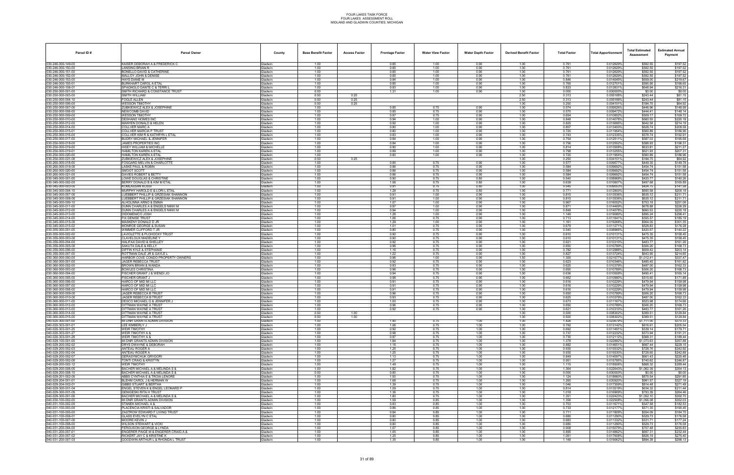| Parcel ID # | Parcel Owner | County | Base Benefit Factor | Access Factor | Frontage Factor | Water View Factor | Water Depth Factor | Derived Benefit Factor | Total Factor | Total Apportionment | Total Estimated Assessment | Estimated Annual Payment |
|---|---|---|---|---|---|---|---|---|---|---|---|---|
| 030-246-000-149-00 | KAISER DEBORAH A & FREDERICK C | Gladwin | 1.00 | | 0.85 | 1.00 | 0.90 | 1.00 | 0.761 | 0.012629% | $592.55 | $197.52 |
| 030-246-000-150-00 | LANSING BRIAN R | Gladwin | 1.00 | | 0.85 | 1.00 | 0.90 | 1.00 | 0.761 | 0.012629% | $592.55 | $197.52 |
| 030-246-000-151-00 | BONELLO DAVID & CATHERINE | Gladwin | 1.00 | | 0.85 | 1.00 | 0.90 | 1.00 | 0.761 | 0.012629% | $592.55 | $197.52 |
| 030-246-000-152-00 | MALLOY JOHN & DENISE | Gladwin | 1.00 | | 0.85 | 1.00 | 0.90 | 1.00 | 0.761 | 0.012629% | $592.55 | $197.52 |
| 030-246-000-153-00 | HAYS DIANE M | Gladwin | 1.00 | | 0.94 | 1.00 | 0.90 | 1.00 | 0.846 | 0.014045% | $659.00 | $219.67 |
| 030-246-000-155-01 | BURKHART CAROL A ETAL | Gladwin | 1.00 | | 0.85 | 1.00 | 0.90 | 1.00 | 0.765 | 0.012701% | $595.95 | $198.65 |
| 030-246-000-156-01 | SPAGNOLO DANTE C & TERRI L | Gladwin | 1.00 | | 0.93 | 1.00 | 0.90 | 1.00 | 0.833 | 0.013831% | $648.94 | $216.31 |
| 030-250-000-001-00 | SMITH RICHARD & CONSTANCE TRUST | Gladwin | 0.00 | | 1.31 | 1.00 | 0.90 | 1.00 | 0.000 | 0.000000% | $0.00 | $0.00 |
| 030-250-000-003-00 | SMITH WILLIAM | Gladwin | 0.50 | 0.25 | | | | 2.50 | 0.313 | 0.005188% | $243.44 | $81.15 |
| 030-250-000-004-10 | FOGLE ALLEN | Gladwin | 0.50 | 0.25 | | | | 2.50 | 0.313 | 0.005188% | $243.44 | $81.15 |
| 030-250-000-006-00 | WESSON TIMOTHY | Gladwin | 0.50 | 0.25 | | | | 1.00 | 0.250 | 0.004151% | $194.75 | $64.92 |
| 030-250-000-007-00 | ZUBKIEWICZ ALEX & JOSEPHINE | Gladwin | 1.00 | | 0.85 | 0.75 | 0.90 | 1.00 | 0.574 | 0.009526% | $446.96 | $148.99 |
| 030-250-000-008-00 | NEWCOMB DAVID | Gladwin | 1.00 | | 0.85 | 0.75 | 0.90 | 1.00 | 0.570 | 0.009472% | $444.41 | $148.14 |
| 030-250-000-009-00 | WESSON TIMOTHY | Gladwin | 1.00 | | 0.97 | 0.75 | 0.90 | 1.00 | 0.654 | 0.010852% | $509.17 | $169.72 |
| 030-250-000-010-00 | DESHANO HOMES INC | Gladwin | 1.00 | | 0.94 | 1.00 | 0.90 | 1.00 | 0.848 | 0.014078% | $660.55 | $220.18 |
| 030-250-000-012-00 | MANYEN DONALD & HELEN | Gladwin | 1.00 | | 0.92 | 1.00 | 0.90 | 1.00 | 0.825 | 0.013695% | $642.58 | $214.19 |
| 030-250-000-014-00 | COLLVER MARC A | Gladwin | 1.00 | | 0.90 | 1.00 | 0.90 | 1.00 | 0.807 | 0.013400% | $628.74 | $209.58 |
| 030-250-000-015-01 | COLLVER MARCIA P TRUST | Gladwin | 1.00 | | 0.80 | 1.00 | 0.90 | 1.00 | 0.720 | 0.011954% | $560.89 | $186.96 |
| 030-250-000-016-00 | COLLVER KIM R & KATHRYN L ETAL | Gladwin | 1.00 | | 0.83 | 1.00 | 0.90 | 1.00 | 0.743 | 0.012335% | $578.74 | $192.91 |
| 030-250-000-017-00 | BUDRY MICHAEL & JENNIFER | Gladwin | 1.00 | | 0.84 | 1.00 | 0.90 | 1.00 | 0.754 | 0.012511% | $587.03 | $195.68 |
| 030-250-000-018-00 | JAMES PROPERTIES INC | Gladwin | 1.00 | | 0.84 | 1.00 | 0.90 | 1.00 | 0.756 | 0.012552% | $588.93 | $196.31 |
| 030-250-000-019-00 | HISEY WILLIAM & MICHELLE | Gladwin | 1.00 | | 0.90 | 1.00 | 0.90 | 1.00 | 0.814 | 0.013508% | $633.81 | $211.27 |
| 030-250-000-019-01 | HAMILTON KAREN A ETAL | Gladwin | 1.00 | | 0.89 | 1.00 | 0.90 | 1.00 | 0.798 | 0.013255% | $621.93 | $207.31 |
| 030-250-000-020-00 | HAMILTON KAREN A ETAL | Gladwin | 1.00 | | 0.80 | 1.00 | 0.90 | 1.00 | 0.720 | 0.011954% | $560.89 | $186.96 |
| 030-250-000-021-00 | ZUBKIEWICZ ALEX & JOSEPHINE | Gladwin | 0.50 | 0.25 | | | | 1.00 | 0.250 | 0.004151% | $194.75 | $64.92 |
| 030-260-000-018-00 | FOSGARD MELVIN & CHARLOTTE | Gladwin | 1.00 | | 0.85 | 0.75 | 0.90 | 1.00 | 0.577 | 0.009577% | $449.35 | $149.78 |
| 030-260-000-019-00 | LASKE PAUL & ROBIN | Gladwin | 1.00 | | 0.86 | 0.75 | 0.90 | 1.00 | 0.584 | 0.009692% | $454.74 | $151.58 |
| 030-260-000-020-00 | SMOOT SCOTT | Gladwin | 1.00 | | 0.86 | 0.75 | 0.90 | 1.00 | 0.584 | 0.009692% | $454.74 | $151.58 |
| 030-260-000-021-00 | DAVIES ROBERT & BETTY | Gladwin | 1.00 | | 0.86 | 0.75 | 0.90 | 1.00 | 0.584 | 0.009692% | $454.74 | $151.58 |
| 030-345-000-001-00 | LOWE DOUGLAS & CHRISTINE | Gladwin | 1.00 | | 0.90 | 0.75 | 0.80 | 1.00 | 0.540 | 0.008968% | $420.77 | $140.26 |
| 030-345-000-002-00 | BERRY DONALD B & KIM M ETAL | Gladwin | 1.00 | | 1.06 | 0.75 | 0.80 | 1.00 | 0.639 | 0.010607% | $497.68 | $165.89 |
| 030-345-000-003-00 | KOMLASSAN KOSSI | Gladwin | 1.00 | | 0.91 | 0.75 | 0.80 | 1.00 | 0.545 | 0.009053% | $424.75 | $141.58 |
| 030-345-000-004-10 | MURPHY HAROLD E & LORI L ETAL | Gladwin | 1.00 | | 1.28 | 0.75 | 0.80 | 1.00 | 0.771 | 0.012800% | $600.58 | $200.19 |
| 030-345-000-007-00 | LUEBBERT PHILLIP & GRZESIAK SHANNON | Gladwin | 1.00 | | 0.91 | 1.00 | 0.90 | 1.00 | 0.815 | 0.013536% | $635.12 | $211.71 |
| 030-345-000-008-00 | LUEBBERT PHILLIP & GRZESIAK SHANNON | Gladwin | 1.00 | | 0.91 | 1.00 | 0.90 | 1.00 | 0.815 | 0.013536% | $635.12 | $211.71 |
| 030-345-000-009-10 | ALHOLINNA ARNO & EMMA | Gladwin | 1.00 | | 1.07 | 1.00 | 0.90 | 1.00 | 0.967 | 0.016052% | $753.18 | $251.06 |
| 030-345-000-011-00 | DUNN CHARLES A & ENGELS NIKKI M | Gladwin | 1.00 | | 0.97 | 1.00 | 0.90 | 1.00 | 0.871 | 0.014469% | $678.88 | $226.29 |
| 030-345-000-012-00 | DUNN CHARLES A & ENGELS NIKKI M | Gladwin | 1.00 | | 0.94 | 1.00 | 0.90 | 1.00 | 0.848 | 0.014078% | $660.53 | $220.18 |
| 030-345-000-013-00 | DIDOMENICO JOSH | Gladwin | 1.00 | | 1.28 | 1.00 | 0.90 | 1.00 | 1.149 | 0.019080% | $895.24 | $298.41 |
| 030-345-000-014-00 | FIX DENISE TRUST | Gladwin | 1.00 | | 1.06 | 0.75 | 0.90 | 1.00 | 0.713 | 0.011841% | $555.57 | $185.19 |
| 030-345-000-015-00 | MASKENY DONALD D JR | Gladwin | 1.00 | | 1.29 | 1.00 | 0.90 | 1.00 | 1.161 | 0.019268% | $904.05 | $301.35 |
| 030-345-000-015-02 | MONROE GEORGE & SUSAN | Gladwin | 1.00 | | 1.01 | 0.75 | 0.90 | 1.00 | 0.679 | 0.011271% | $528.83 | $176.28 |
| 030-355-000-001-00 | WIMMER CLIFFORD T JR | Gladwin | 1.00 | | 0.80 | 0.75 | 0.90 | 1.00 | 0.540 | 0.008966% | $420.67 | $140.22 |
| 030-355-000-002-00 | LAVIOLETTE & PLOHOCKY TRUST | Gladwin | 1.00 | | 0.90 | 0.75 | 0.90 | 1.00 | 0.610 | 0.010131% | $475.35 | $158.45 |
| 030-355-000-003-00 | CLAVELOUX MADELINE Y | Gladwin | 1.00 | | 0.90 | 0.75 | 0.90 | 1.00 | 0.610 | 0.010131% | $475.35 | $158.45 |
| 030-355-000-004-00 | HALIFAX DAVID & SHELLEY | Gladwin | 1.00 | | 0.92 | 0.75 | 0.90 | 1.00 | 0.621 | 0.010310% | $483.77 | $161.26 |
| 030-355-000-005-00 | SAKUTA DALE & KELLY | Gladwin | 1.00 | | 0.96 | 0.75 | 0.90 | 1.00 | 0.650 | 0.010789% | $506.20 | $168.73 |
| 030-355-000-006-00 | DIFFIN KYLE & STEPHANIE | Gladwin | 1.00 | | 1.16 | 0.75 | 0.90 | 1.00 | 0.782 | 0.012988% | $609.42 | $203.14 |
| 030-355-000-007-00 | ROTTMAN DALE JR & GAYLE L | Gladwin | 1.00 | | 1.22 | 0.75 | 0.90 | 1.00 | 0.827 | 0.013724% | $643.95 | $214.65 |
| 030-360-000-000-00 | HARBOR COVE CONDO PROPERTY OWNERS | Gladwin | 1.00 | | 0.96 | 1.00 | 0.90 | 1.50 | 1.300 | 0.021577% | $1,012.41 | $337.47 |
| 030-360-000-001-00 | JAGER REBECCA TRUST | Gladwin | 1.00 | | 0.92 | 0.75 | 0.90 | 1.00 | 0.623 | 0.010346% | $485.45 | $161.82 |
| 030-360-000-002-00 | BROWN BRIAN & WANDA | Gladwin | 1.00 | | 0.93 | 0.75 | 0.90 | 1.00 | 0.625 | 0.010379% | $487.00 | $162.33 |
| 030-360-000-003-00 | BOWLES CHRISTINA | Gladwin | 1.00 | | 0.96 | 0.75 | 0.90 | 1.00 | 0.650 | 0.010789% | $506.20 | $168.73 |
| 030-360-000-004-00 | FISCHER GRANT J & WENDI JO | Gladwin | 1.00 | | 0.94 | 0.75 | 0.90 | 1.00 | 0.636 | 0.010559% | $495.41 | $165.14 |
| 030-360-000-005-00 | FISCHER GRANT J | Gladwin | 1.00 | | 0.98 | 0.75 | 0.90 | 1.00 | 0.662 | 0.010990% | $515.65 | $171.88 |
| 030-360-000-006-00 | HARCO OF MID MI LLC | Gladwin | 1.00 | | 0.91 | 0.75 | 0.90 | 1.00 | 0.616 | 0.010229% | $479.94 | $159.98 |
| 030-360-000-007-00 | HARCO OF MID MI LLC | Gladwin | 1.00 | | 0.91 | 0.75 | 0.90 | 1.00 | 0.616 | 0.010229% | $479.94 | $159.98 |
| 030-360-000-008-00 | HARCO OF MID MI LLC | Gladwin | 1.00 | | 0.91 | 0.75 | 0.90 | 1.00 | 0.616 | 0.010229% | $479.94 | $159.98 |
| 030-360-000-009-00 | JAGER REBECCA B TRUST | Gladwin | 1.00 | | 0.96 | 0.75 | 0.90 | 1.00 | 0.650 | 0.010789% | $506.20 | $168.73 |
| 030-360-000-010-00 | JAGER REBECCA B TRUST | Gladwin | 1.00 | | 0.93 | 0.75 | 0.90 | 1.00 | 0.625 | 0.010379% | $487.00 | $162.33 |
| 030-360-000-011-00 | DESTO MICHAEL G & JENNIFER J | Gladwin | 1.00 | | 1.00 | 0.75 | 0.90 | 1.00 | 0.673 | 0.011167% | $523.98 | $174.66 |
| 030-360-000-012-00 | DITTMAN WAYNE A TRUST | Gladwin | 1.00 | | 0.96 | 0.75 | 0.90 | 1.00 | 0.650 | 0.010789% | $506.20 | $168.73 |
| 030-360-000-013-00 | DITTMAN WAYNE A TRUST | Gladwin | 1.00 | | 0.92 | 0.75 | 0.90 | 1.00 | 0.621 | 0.010310% | $483.77 | $161.26 |
| 030-360-000-014-00 | DITTMAN WAYNE A TRUST | Gladwin | 0.50 | 1.00 | | | | 1.00 | 0.500 | 0.008302% | $389.51 | $129.84 |
| 030-360-000-015-00 | DITTMAN WAYNE A TRUST | Gladwin | 0.50 | 1.00 | | | | 1.00 | 0.500 | 0.008302% | $389.51 | $129.84 |
| 040-020-300-001-00 | MI DNR GRANTS ADMIN DIVISION | Gladwin | 1.00 | | 1.90 | 0.75 | 1.00 | 1.00 | 1.426 | 0.023679% | $1,111.00 | $370.33 |
| 040-020-303-001-01 | LEE KIMBERLY J | Gladwin | 1.00 | | 1.06 | 0.75 | 1.00 | 1.00 | 0.792 | 0.013142% | $616.61 | $205.54 |
| 040-020-303-001-25 | WEIR TIMOTHY | Gladwin | 1.00 | | 0.92 | 0.75 | 1.00 | 1.00 | 0.692 | 0.011491% | $539.14 | $179.71 |
| 040-020-303-001-27 | WEIR TIMOTHY A & | Gladwin | 1.00 | | 0.98 | 0.75 | 1.00 | 1.00 | 0.737 | 0.012232% | $573.94 | $191.31 |
| 040-020-303-001-28 | WEIR TIMOTHY A & | Gladwin | 1.00 | | 0.97 | 0.75 | 1.00 | 1.00 | 0.730 | 0.012112% | $568.31 | $189.44 |
| 040-029-100-001-00 | MI DNR GRANTS ADMIN DIVISION | Gladwin | 1.00 | | 1.84 | 0.75 | 1.00 | 1.00 | 1.378 | 0.022882% | $1,073.63 | $357.88 |
| 040-029-200-002-02 | DRYS DWAYNE & DEBORAH | Gladwin | 1.00 | | 1.18 | 0.75 | 1.00 | 1.00 | 0.882 | 0.014651% | $687.44 | $229.15 |
| 040-029-200-002-03 | ANTEAU ROGER A | Gladwin | 1.00 | | 1.25 | 0.75 | 1.00 | 1.00 | 0.935 | 0.015532% | $728.76 | $242.92 |
| 040-029-200-002-04 | ANTEAU ROGER A | Gladwin | 1.00 | | 1.25 | 0.75 | 1.00 | 1.00 | 0.935 | 0.015530% | $728.65 | $242.88 |
| 040-029-200-002-07 | GERASYMCHUK GRYGORI | Gladwin | 1.00 | | 1.13 | 0.75 | 1.00 | 1.00 | 0.849 | 0.014097% | $661.43 | $220.48 |
| 040-029-200-002-08 | TONTI CRAIG & KRISTYN | Gladwin | 1.00 | | 1.27 | 0.75 | 1.00 | 1.00 | 0.951 | 0.015785% | $740.62 | $246.87 |
| 040-029-200-002-12 | WEIR TIMOTHY | Gladwin | 1.00 | | 1.49 | 0.75 | 1.00 | 1.00 | 1.115 | 0.018506% | $868.32 | $289.44 |
| 040-029-200-008-05 | BACHER MICHAEL A & MELINDA S & | Gladwin | 1.00 | | 1.82 | 0.75 | 1.00 | 1.00 | 1.364 | 0.022643% | $1,062.39 | $354.13 |
| 040-029-200-008-10 | BACHER MICHAEL A & MELINDA S & | Gladwin | 0.00 | | 0.80 | 0.75 | 1.00 | 1.00 | 0.000 | 0.000000% | $0.00 | $0.00 |
| 040-029-201-002-05 | ABBS CYNTHIA E & TROIA LENORE | Gladwin | 1.00 | | 1.50 | 0.75 | 1.00 | 1.00 | 1.124 | 0.018660% | $875.54 | $291.85 |
| 040-029-204-001-01 | BLEHM CAROL J & HERMAN W | Gladwin | 1.00 | | 1.68 | 0.75 | 1.00 | 1.00 | 1.260 | 0.020920% | $981.57 | $327.19 |
| 040-029-204-002-01 | GIBBS STUART & BERTHA | Gladwin | 1.00 | | 1.39 | 0.75 | 1.00 | 1.00 | 1.046 | 0.017359% | $814.48 | $271.49 |
| 040-029-300-001-04 | ENGEL STEVEN K & ENGEL LEONARD P | Gladwin | 1.00 | | 1.09 | 0.75 | 1.00 | 1.00 | 0.814 | 0.013519% | $634.32 | $211.44 |
| 040-029-300-001-05 | GENIGESKI RITA H TRUST | Gladwin | 1.00 | | 1.36 | 0.75 | 1.00 | 1.00 | 1.018 | 0.016909% | $793.39 | $264.46 |
| 040-029-300-001-06 | BACHER MICHAEL A & MELINDA S & | Gladwin | 1.00 | | 1.80 | 0.75 | 1.00 | 1.00 | 1.351 | 0.022423% | $1,052.10 | $350.70 |
| 040-030-100-002-00 | MI DNR GRANTS ADMIN DIVISION | Gladwin | 1.00 | | 1.81 | 0.75 | 1.00 | 1.00 | 1.356 | 0.022508% | $1,056.08 | $352.03 |
| 040-031-100-002-00 | STANEK MICHAEL A & | Gladwin | 1.00 | | 0.83 | 0.85 | 1.00 | 1.00 | 0.703 | 0.011671% | $547.58 | $182.53 |
| 040-031-100-003-00 | PLACENCIA KRISTI & SALVADOR | Gladwin | 1.00 | | 0.86 | 0.85 | 1.00 | 1.00 | 0.733 | 0.012177% | $571.35 | $190.45 |
| 040-031-100-005-00 | ZASTROW EDWARD F LIVING TRUST | Gladwin | 1.00 | | 0.84 | 0.85 | 1.00 | 1.00 | 0.711 | 0.011809% | $554.09 | $184.70 |
| 040-031-100-006-01 | GLASS EVELYN C ETAL | Gladwin | 1.00 | | 0.80 | 0.85 | 1.00 | 1.00 | 0.680 | 0.011290% | $529.73 | $176.58 |
| 040-031-100-007-00 | MOORE KEVIN J | Gladwin | 1.00 | | 0.80 | 0.85 | 1.00 | 1.00 | 0.683 | 0.011332% | $531.71 | $177.24 |
| 040-031-100-008-00 | WILSON STEWART & VICKI | Gladwin | 1.00 | | 0.80 | 0.85 | 1.00 | 1.00 | 0.680 | 0.011290% | $529.73 | $176.58 |
| 040-031-200-004-00 | FERGUSON GEORGE & LYNDA | Gladwin | 1.00 | | 1.07 | 0.85 | 1.00 | 1.00 | 0.908 | 0.015079% | $707.48 | $235.83 |
| 040-031-200-007-01 | ENGERER PAIGE M & ENGERER CRAIG A & | Gladwin | 1.00 | | 1.05 | 0.85 | 1.00 | 1.00 | 0.895 | 0.014862% | $697.31 | $232.44 |
| 040-031-200-007-02 | RICKERT JAY C & KRISTINE K | Gladwin | 1.00 | | 1.25 | 0.85 | 1.00 | 1.00 | 1.061 | 0.017608% | $826.19 | $275.40 |
| 040-031-200-007-03 | GOODWIN ARTHUR L & RHONDA L TRUST | Gladwin | 1.00 | | 1.35 | 0.85 | 1.00 | 1.00 | 1.148 | 0.019062% | $894.39 | $298.13 |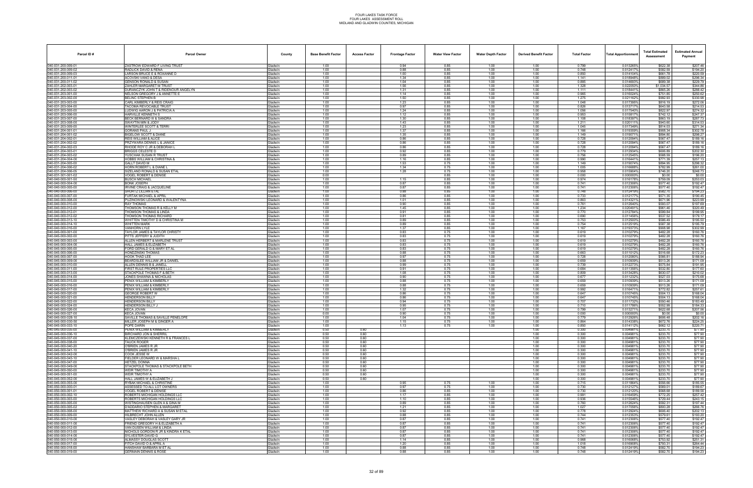FOUR LAKES TASK FORCE
FOUR LAKES ASSESSMENT ROLL
MIDLAND AND GLADWIN COUNTIES, MICHIGAN

| Parcel ID # | Parcel Owner | County | Base Benefit Factor | Access Factor | Frontage Factor | Water View Factor | Water Depth Factor | Derived Benefit Factor | Total Factor | Total Apportionment | Total Estimated Assessment | Estimated Annual Payment |
|---|---|---|---|---|---|---|---|---|---|---|---|---|
| 040-031-200-009-01 | ZASTROW EDWARD F LIVING TRUST | Gladwin | 1.00 | | 0.94 | 0.85 | 1.00 | 1.00 | 0.799 | 0.013265% | $622.38 | $207.46 |
| 040-031-200-009-02 | RADLICK DAVID & RENA | Gladwin | 1.00 | | 0.88 | 0.85 | 1.00 | 1.00 | 0.748 | 0.012417% | $582.59 | $194.20 |
| 040-031-200-009-03 | LARSON BRUCE E & ROXANNE D | Gladwin | 1.00 | | 1.00 | 0.85 | 1.00 | 1.00 | 0.850 | 0.014104% | $661.78 | $220.59 |
| 040-031-200-011-01 | ACOVSKI VANO & DESA | Gladwin | 1.00 | | 1.34 | 0.85 | 1.00 | 1.00 | 1.141 | 0.018948% | $889.02 | $296.34 |
| 040-031-200-011-02 | GENSON RONALD & SUSAN | Gladwin | 1.00 | | 1.04 | 0.85 | 1.00 | 1.00 | 0.885 | 0.014693% | $689.38 | $229.79 |
| 040-031-202-003-01 | ZAHLER MARGARET M TRUST | Gladwin | 1.00 | | 1.56 | 0.85 | 1.00 | 1.00 | 1.328 | 0.022050% | $1,034.57 | $344.86 |
| 040-031-202-003-02 | DURANCZYK JOHN T & RIDENOUR ANGELYN | Gladwin | 1.00 | | 1.31 | 0.85 | 1.00 | 1.00 | 1.111 | 0.018441% | $865.26 | $288.42 |
| 040-031-203-001-00 | NELSON GREGORY J & ANNETTE E | Gladwin | 1.00 | | 1.14 | 0.85 | 1.00 | 1.00 | 0.965 | 0.016024% | $751.85 | $250.62 |
| 040-031-203-002-00 | BELINC STEPHEN B | Gladwin | 1.00 | | 1.50 | 0.85 | 1.00 | 1.00 | 1.275 | 0.021162% | $992.93 | $330.98 |
| 040-031-203-003-00 | CARL KIMBERLY & REIS CRAIG | Gladwin | 1.00 | | 1.23 | 0.85 | 1.00 | 1.00 | 1.048 | 0.017395% | $816.19 | $272.06 |
| 040-031-203-004-00 | TACOMA REVOCABLE TRUST | Gladwin | 1.00 | | 0.97 | 0.85 | 1.00 | 1.00 | 0.826 | 0.013717% | $643.58 | $214.53 |
| 040-031-203-005-00 | LUDWIG AARON J & PATRICIA A | Gladwin | 1.00 | | 1.24 | 0.85 | 1.00 | 1.00 | 1.056 | 0.017540% | $822.97 | $274.32 |
| 040-031-203-006-00 | HARVILLE KENNETH S | Gladwin | 1.00 | | 1.12 | 0.85 | 1.00 | 1.00 | 0.953 | 0.015817% | $742.12 | $247.37 |
| 040-031-203-007-00 | BECK BERNARD III & SANDRA | Gladwin | 1.00 | | 1.30 | 0.85 | 1.00 | 1.00 | 1.108 | 0.018397% | $863.19 | $287.73 |
| 040-031-203-008-00 | SWAYTIN MIN & JODY | Gladwin | 1.00 | | 1.43 | 0.85 | 1.00 | 1.00 | 1.211 | 0.020111% | $943.60 | $314.53 |
| 040-031-203-009-00 | WINTERLEE SCOTT & TERRI | Gladwin | 1.00 | | 1.23 | 0.85 | 1.00 | 1.00 | 1.045 | 0.017349% | $814.03 | $271.34 |
| 040-031-204-001-01 | GORANS PAUL J | Gladwin | 1.00 | | 1.37 | 0.85 | 1.00 | 1.00 | 1.166 | 0.019359% | $908.34 | $302.78 |
| 040-031-204-001-02 | BIGELOW SCOTT & DIANE | Gladwin | 1.00 | | 1.35 | 0.85 | 1.00 | 1.00 | 1.149 | 0.019071% | $894.80 | $298.27 |
| 040-031-204-002-01 | REIS WILLIAM & ALICE | Gladwin | 1.00 | | 0.86 | 0.85 | 1.00 | 1.00 | 0.728 | 0.012094% | $567.47 | $189.16 |
| 040-031-204-002-02 | PRZYWARA DENNIS L & JANICE | Gladwin | 1.00 | | 0.86 | 0.85 | 1.00 | 1.00 | 0.728 | 0.012094% | $567.47 | $189.16 |
| 040-031-204-002-03 | RHODE ROY C JR & DEBORAH L | Gladwin | 1.00 | | 0.86 | 0.85 | 1.00 | 1.00 | 0.728 | 0.012094% | $567.47 | $189.16 |
| 040-031-204-003-01 | BRIGGS CELESTE D | Gladwin | 1.00 | | 0.92 | 0.85 | 1.00 | 1.00 | 0.779 | 0.012934% | $606.89 | $202.30 |
| 040-031-204-003-02 | YUSCHAK SUSAN R TRUST | Gladwin | 1.00 | | 0.89 | 0.85 | 1.00 | 1.00 | 0.756 | 0.012545% | $588.59 | $196.20 |
| 040-031-204-004-00 | HOBBS WILLIAM & CHRISTINA & | Gladwin | 1.00 | | 1.16 | 0.85 | 1.00 | 1.00 | 0.990 | 0.016441% | $771.39 | $257.13 |
| 040-031-204-005-00 | GALLT DAVID M | Gladwin | 1.00 | | 1.53 | 0.75 | 1.00 | 1.00 | 1.149 | 0.019074% | $894.95 | $298.32 |
| 040-031-204-006-02 | HORN ROBERT L & DIANE L | Gladwin | 1.00 | | 1.34 | 0.75 | 1.00 | 1.00 | 1.005 | 0.016688% | $782.99 | $261.00 |
| 040-031-204-006-05 | SIZELAND RONALD & SUSAN ETAL | Gladwin | 1.00 | | 1.28 | 0.75 | 1.00 | 1.00 | 0.958 | 0.015904% | $746.20 | $248.73 |
| 040-031-301-001-02 | VOGEL ROBERT & DENISE | Gladwin | 0.00 | | | 0.85 | 1.00 | 1.00 | 0.000 | 0.000000% | $0.00 | $0.00 |
| 040-040-000-001-50 | BUSCH MICHAEL | Gladwin | 1.00 | | 1.15 | 0.85 | 1.00 | 1.00 | 0.974 | 0.016178% | $759.09 | $253.03 |
| 040-040-000-004-00 | BONK JOSEPH | Gladwin | 1.00 | | 0.87 | 0.85 | 1.00 | 1.00 | 0.741 | 0.012306% | $577.40 | $192.47 |
| 040-040-000-005-00 | IRVINE CRAIG & JACQUELINE | Gladwin | 1.00 | | 0.87 | 0.85 | 1.00 | 1.00 | 0.741 | 0.012306% | $577.40 | $192.47 |
| 040-040-000-006-00 | SHORTZ LILLIAN ETAL | Gladwin | 1.00 | | 0.88 | 0.85 | 1.00 | 1.00 | 0.748 | 0.012419% | $582.70 | $194.23 |
| 040-040-000-007-00 | FURTAK MICHAEL & APRIL | Gladwin | 1.00 | | 0.86 | 0.85 | 1.00 | 1.00 | 0.733 | 0.012177% | $571.35 | $190.45 |
| 040-040-000-008-00 | PUZINOWSKI LEONARD & WALENTYNA | Gladwin | 1.00 | | 1.01 | 0.85 | 1.00 | 1.00 | 0.863 | 0.014321% | $671.96 | $223.99 |
| 040-040-000-010-00 | RAY THOMAS | Gladwin | 1.00 | | 0.90 | 0.85 | 1.00 | 1.00 | 0.761 | 0.012640% | $593.07 | $197.69 |
| 040-040-000-012-00 | THOMSON THOMAS R & KELLY M | Gladwin | 1.00 | | 1.45 | 0.85 | 1.00 | 1.00 | 1.234 | 0.020491% | $961.46 | $320.49 |
| 040-040-000-012-01 | THOMSON THOMAS & LINDA | Gladwin | 1.00 | | 0.91 | 0.85 | 1.00 | 1.00 | 0.770 | 0.012784% | $599.84 | $199.95 |
| 040-040-000-012-02 | THOMSON THOMAS RICHARD | Gladwin | 1.00 | | 0.81 | 0.85 | 1.00 | 1.00 | 0.690 | 0.011458% | $537.62 | $179.21 |
| 040-040-000-013-10 | WHITTEN TIMOTHY D & CHRISTINA M | Gladwin | 1.00 | | 0.89 | 0.85 | 1.00 | 1.00 | 0.753 | 0.012500% | $586.49 | $195.50 |
| 040-040-000-014-10 | WHITTEN MARK | Gladwin | 1.00 | | 0.89 | 0.85 | 1.00 | 1.00 | 0.754 | 0.012519% | $587.38 | $195.79 |
| 040-040-000-016-00 | VANHORN LYLE | Gladwin | 1.00 | | 1.37 | 0.85 | 1.00 | 1.00 | 1.167 | 0.019373% | $908.98 | $302.99 |
| 040-045-000-001-00 | TAYLOR JAMES & TAYLOR CHRISTY | Gladwin | 1.00 | | 0.83 | 0.75 | 1.00 | 1.00 | 0.619 | 0.010279% | $482.28 | $160.76 |
| 040-045-000-002-00 | PITTS JEFFERY & JUDITH | Gladwin | 1.00 | | 0.83 | 0.75 | 1.00 | 1.00 | 0.619 | 0.010279% | $482.28 | $160.76 |
| 040-045-000-003-00 | ALLEN HERBERT & MARLENE TRUST | Gladwin | 1.00 | | 0.83 | 0.75 | 1.00 | 1.00 | 0.619 | 0.010279% | $482.28 | $160.76 |
| 040-045-000-004-00 | HALL JAMES & ELIZABETH | Gladwin | 1.00 | | 0.83 | 0.75 | 1.00 | 1.00 | 0.619 | 0.010279% | $482.28 | $160.76 |
| 040-045-000-005-00 | FORD GERALD G & MARY ET AL | Gladwin | 1.00 | | 0.83 | 0.75 | 1.00 | 1.00 | 0.619 | 0.010279% | $482.28 | $160.76 |
| 040-045-000-006-00 | HONDZINSKI THOMAS | Gladwin | 1.00 | | 0.88 | 0.75 | 1.00 | 1.00 | 0.663 | 0.011012% | $516.68 | $172.23 |
| 040-045-000-007-00 | HOOK THAD LEE | Gladwin | 1.00 | | 0.97 | 0.75 | 1.00 | 1.00 | 0.728 | 0.012080% | $566.81 | $188.94 |
| 040-045-000-009-00 | BEARDSLEE WILLIAM JR & DANIEL | Gladwin | 1.00 | | 0.88 | 0.75 | 1.00 | 1.00 | 0.659 | 0.010939% | $513.26 | $171.09 |
| 040-045-000-010-00 | ALLEN DENNIS B & JANELL | Gladwin | 1.00 | | 0.99 | 0.75 | 1.00 | 1.00 | 0.739 | 0.012273% | $575.84 | $191.95 |
| 040-045-000-011-00 | FIRST RULE PROPERTIES LLC | Gladwin | 1.00 | | 0.91 | 0.75 | 1.00 | 1.00 | 0.684 | 0.011356% | $532.80 | $177.60 |
| 040-045-000-013-00 | STACKPOLE THOMAS F & BETH | Gladwin | 1.00 | | 1.08 | 0.75 | 1.00 | 1.00 | 0.809 | 0.013428% | $630.07 | $210.02 |
| 040-045-000-014-00 | JONES SHAWNA & NICHOLAS | Gladwin | 1.00 | | 0.90 | 0.75 | 1.00 | 1.00 | 0.677 | 0.011232% | $527.03 | $175.68 |
| 040-045-000-015-00 | PENIX WILLIAM & KIMBERLY | Gladwin | 1.00 | | 0.88 | 0.75 | 1.00 | 1.00 | 0.659 | 0.010939% | $513.26 | $171.09 |
| 040-045-000-016-00 | PENIX WILLIAM & KIMBERLY | Gladwin | 1.00 | | 0.88 | 0.75 | 1.00 | 1.00 | 0.659 | 0.010939% | $513.26 | $171.09 |
| 040-045-000-017-00 | PENIX WILLIAM & KIMBERLY | Gladwin | 1.00 | | 1.32 | 0.75 | 1.00 | 1.00 | 0.992 | 0.016471% | $772.82 | $257.61 |
| 040-045-000-020-00 | GEORGE ROBERT W | Gladwin | 1.00 | | 0.86 | 0.75 | 1.00 | 1.00 | 0.647 | 0.010745% | $504.13 | $168.04 |
| 040-045-000-021-00 | HENDERSON BILLY | Gladwin | 1.00 | | 0.86 | 0.75 | 1.00 | 1.00 | 0.647 | 0.010745% | $504.13 | $168.04 |
| 040-045-000-022-00 | HENDERSON BILLY | Gladwin | 1.00 | | 0.94 | 0.75 | 1.00 | 1.00 | 0.707 | 0.011732% | $550.46 | $183.49 |
| 040-045-000-024-00 | HENDERSON BILLY J | Gladwin | 1.00 | | 0.95 | 0.75 | 1.00 | 1.00 | 0.710 | 0.011786% | $552.99 | $184.33 |
| 040-045-000-026-00 | KECA JOVAN | Gladwin | 1.00 | | 1.07 | 0.75 | 1.00 | 1.00 | 0.799 | 0.013271% | $622.68 | $207.56 |
| 040-045-000-027-00 | KECA JOVAN | Gladwin | 0.00 | | 0.90 | 0.75 | 1.00 | 1.00 | 0.000 | 0.000000% | $0.00 | $0.00 |
| 040-045-000-028-10 | SAVILLE THOMAS & SAVILLE PENELOPE | Gladwin | 1.00 | | 1.04 | 0.75 | 1.00 | 1.00 | 0.779 | 0.012926% | $606.48 | $202.16 |
| 040-045-000-030-50 | MILLER JOSEPH M & GINGER A | Gladwin | 1.00 | | 1.15 | 0.75 | 1.00 | 1.00 | 0.864 | 0.014338% | $672.76 | $224.25 |
| 040-045-000-033-10 | POPE DARIN | Gladwin | 1.00 | | 1.13 | 0.75 | 1.00 | 1.00 | 0.850 | 0.014112% | $662.12 | $220.71 |
| 040-045-000-035-00 | PENIX WILLIAM & KIMBERLY | Gladwin | 0.50 | 0.60 | | | | 1.00 | 0.300 | 0.004981% | $233.70 | $77.90 |
| 040-045-000-036-10 | BIRCHARD JON & SHERRIL | Gladwin | 0.50 | 0.60 | | | | 1.00 | 0.300 | 0.004981% | $233.70 | $77.90 |
| 040-045-000-037-00 | KLEMCZEWSKI KENNETH R & FRANCES L | Gladwin | 0.50 | 0.60 | | | | 1.00 | 0.300 | 0.004981% | $233.70 | $77.90 |
| 040-045-000-038-00 | TAUCK ROGER | Gladwin | 0.50 | 0.60 | | | | 1.00 | 0.300 | 0.004981% | $233.70 | $77.90 |
| 040-045-000-040-20 | O'BRIEN JAMES R JR | Gladwin | 0.50 | 0.60 | | | | 1.00 | 0.300 | 0.004981% | $233.70 | $77.90 |
| 040-045-000-041-10 | O'BRIEN JAMES R JR | Gladwin | 0.50 | 0.60 | | | | 1.00 | 0.300 | 0.004981% | $233.70 | $77.90 |
| 040-045-000-042-00 | COOK JESSE W | Gladwin | 0.50 | 0.60 | | | | 1.00 | 0.300 | 0.004981% | $233.70 | $77.90 |
| 040-045-000-043-10 | FIELDER LEONARD W & MARSHA L | Gladwin | 0.50 | 0.60 | | | | 1.00 | 0.300 | 0.004981% | $233.70 | $77.90 |
| 040-045-000-047-00 | HETZEL DONNA | Gladwin | 0.50 | 0.60 | | | | 1.00 | 0.300 | 0.004981% | $233.70 | $77.90 |
| 040-045-000-049-00 | STACKPOLE THOMAS & STACKPOLE BETH | Gladwin | 0.50 | 0.60 | | | | 1.00 | 0.300 | 0.004981% | $233.70 | $77.90 |
| 040-045-000-050-00 | WEIR TIMOTHY A | Gladwin | 0.50 | 0.60 | | | | 1.00 | 0.300 | 0.004981% | $233.70 | $77.90 |
| 040-045-000-051-00 | WEIR TIMOTHY A | Gladwin | 0.50 | 0.60 | | | | 1.00 | 0.300 | 0.004981% | $233.70 | $77.90 |
| 040-045-000-052-00 | HALL JAMES W & ELIZABETH J | Gladwin | 0.50 | 0.60 | | | | 1.00 | 0.300 | 0.004981% | $233.70 | $77.90 |
| 040-045-000-055-00 | RYBAK MICHAEL & CHRISTINE | Gladwin | 1.00 | | 0.95 | 0.75 | 1.00 | 1.00 | 0.715 | 0.011864% | $556.66 | $185.55 |
| 040-050-000-000-01 | ASSESSED TO ALL LOT OWNERS | Gladwin | 1.00 | | 0.97 | 0.75 | 1.00 | 1.00 | 0.730 | 0.012127% | $569.01 | $189.67 |
| 040-050-000-001-01 | VOGEL ROBERT & DENISE | Gladwin | 1.00 | | 0.86 | 0.85 | 1.00 | 1.00 | 0.730 | 0.012120% | $568.68 | $189.56 |
| 040-050-000-002-10 | ROBERTS MICHIGAN HOLDINGS LLC | Gladwin | 1.00 | | 1.17 | 0.85 | 1.00 | 1.00 | 0.991 | 0.016459% | $772.25 | $257.42 |
| 040-050-000-003-00 | ROBERTS MICHIGAN HOLDINGS LLC | Gladwin | 1.00 | | 1.10 | 0.85 | 1.00 | 1.00 | 0.936 | 0.015546% | $729.44 | $243.15 |
| 040-050-000-005-00 | WISTINGHAUSEN GLEN A & GINA M | Gladwin | 1.00 | | 0.89 | 0.85 | 1.00 | 1.00 | 0.760 | 0.012624% | $592.31 | $197.44 |
| 040-050-000-005-02 | D'ADDARIO STEPHEN & MARGARET | Gladwin | 1.00 | | 1.21 | 0.85 | 1.00 | 1.00 | 1.027 | 0.017056% | $800.28 | $266.76 |
| 040-050-000-008-00 | MATTHEW RICHARD A & SUSAN M ETAL | Gladwin | 1.00 | | 0.92 | 0.85 | 1.00 | 1.00 | 0.778 | 0.012924% | $606.40 | $202.13 |
| 040-050-000-009-00 | HILBRECHT JOHN ALLEN | Gladwin | 1.00 | | 0.88 | 0.85 | 1.00 | 1.00 | 0.744 | 0.012353% | $579.61 | $193.20 |
| 040-050-000-010-00 | VASLEY DEBORAH & VASLEY GARY JR | Gladwin | 1.00 | | 0.87 | 0.85 | 1.00 | 1.00 | 0.741 | 0.012306% | $577.40 | $192.47 |
| 040-050-000-011-00 | FRIEND GREGORY H & ELIZABETH A | Gladwin | 1.00 | | 0.87 | 0.85 | 1.00 | 1.00 | 0.741 | 0.012306% | $577.40 | $192.47 |
| 040-050-000-012-00 | VAN DUSEN WILLIAM & LINDA | Gladwin | 1.00 | | 0.87 | 0.85 | 1.00 | 1.00 | 0.741 | 0.012306% | $577.40 | $192.47 |
| 040-050-000-013-00 | NICHOLS GORDON R JR & KINDRA K ETAL | Gladwin | 1.00 | | 0.87 | 0.85 | 1.00 | 1.00 | 0.741 | 0.012306% | $577.40 | $192.47 |
| 040-050-000-014-00 | SYLVESTER DAVID G | Gladwin | 1.00 | | 0.87 | 0.85 | 1.00 | 1.00 | 0.741 | 0.012306% | $577.40 | $192.47 |
| 040-050-000-015-00 | ALMASSY DOUGLAS SCOTT | Gladwin | 1.00 | | 1.14 | 0.85 | 1.00 | 1.00 | 0.968 | 0.016068% | $753.92 | $251.31 |
| 040-050-000-017-00 | FITCH DAVID O & APRIL A | Gladwin | 1.00 | | 1.20 | 0.85 | 1.00 | 1.00 | 1.018 | 0.016908% | $793.31 | $264.44 |
| 040-050-000-018-00 | HANSHAW BARBARA M ET AL | Gladwin | 1.00 | | 0.88 | 0.85 | 1.00 | 1.00 | 0.748 | 0.012419% | $582.70 | $194.23 |
| 040-050-000-019-00 | GERMAIN DENNIS & ROSE | Gladwin | 1.00 | | 0.88 | 0.85 | 1.00 | 1.00 | 0.748 | 0.012419% | $582.70 | $194.23 |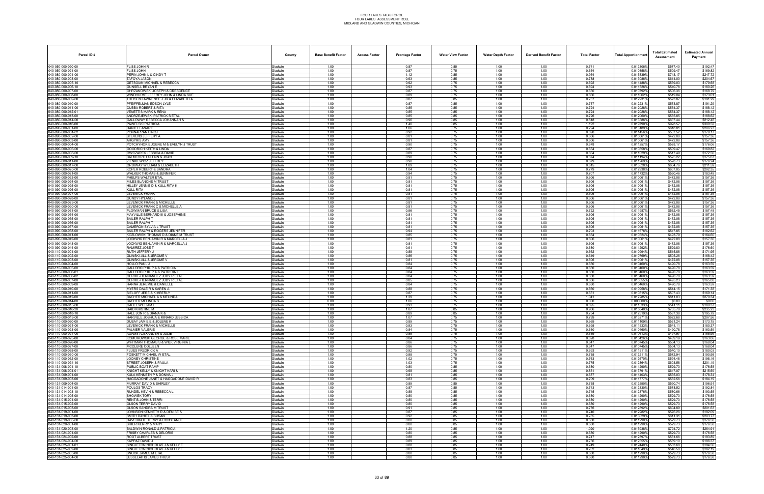# FOUR LAKES TASK FORCE
## FOUR LAKES ASSESSMENT ROLL
### MIDLAND AND GLADWIN COUNTIES, MICHIGAN

| Parcel ID # | Parcel Owner | County | Base Benefit Factor | Access Factor | Frontage Factor | Water View Factor | Water Depth Factor | Derived Benefit Factor | Total Factor | Total Apportionment | Total Estimated Assessment | Estimated Annual Payment |
|---|---|---|---|---|---|---|---|---|---|---|---|---|
| 040-050-000-020-00 | FLISS JOHN R | Gladwin | 1.00 | | 0.87 | 0.85 | 1.00 | 1.00 | 0.741 | 0.012306% | $577.40 | $192.47 |
| 040-050-000-021-00 | FLISS JOHN | Gladwin | 1.00 | | 0.87 | 0.75 | 1.00 | 1.00 | 0.654 | 0.010858% | $509.47 | $169.82 |
| 040-080-000-001-00 | PEPIN JOHN L & CINDY T | Gladwin | 1.00 | | 1.12 | 0.85 | 1.00 | 1.00 | 0.954 | 0.015839% | $743.17 | $247.72 |
| 040-080-000-003-00 | TAFOYA JASON | Gladwin | 1.00 | | 0.93 | 0.85 | 1.00 | 1.00 | 0.788 | 0.013088% | $614.00 | $204.67 |
| 040-080-000-005-10 | GETSCHAN MICHAEL & REBECCA | Gladwin | 1.00 | | 0.92 | 0.75 | 1.00 | 1.00 | 0.692 | 0.011488% | $539.03 | $179.68 |
| 040-080-000-006-10 | GUNSELL BRYAN E | Gladwin | 1.00 | | 0.93 | 0.75 | 1.00 | 1.00 | 0.694 | 0.011526% | $540.78 | $180.26 |
| 040-080-000-007-00 | CHRZANOWSKI JOSEPH & CRESCENCE | Gladwin | 1.00 | | 0.87 | 0.75 | 1.00 | 1.00 | 0.650 | 0.010792% | $506.36 | $168.79 |
| 040-080-000-008-00 | WINDHURST JEFFREY JOHN & LINDA SUE | Gladwin | 1.00 | | 0.89 | 0.75 | 1.00 | 1.00 | 0.666 | 0.011062% | $519.04 | $173.01 |
| 040-080-000-009-00 | THEISEN LAWRENCE J JR & ELIZABETH A | Gladwin | 1.00 | | 0.87 | 0.85 | 1.00 | 1.00 | 0.737 | 0.012231% | $573.87 | $191.29 |
| 040-080-000-010-00 | PFEIFFELMAN EDSON LYLE | Gladwin | 1.00 | | 0.87 | 0.85 | 1.00 | 1.00 | 0.737 | 0.012231% | $573.87 | $191.29 |
| 040-080-000-011-00 | CUBBA ROBERT & RITA | Gladwin | 1.00 | | 0.85 | 0.85 | 1.00 | 1.00 | 0.724 | 0.012028% | $564.37 | $188.12 |
| 040-080-000-012-01 | VENETTIS MARK & RENA | Gladwin | 1.00 | | 0.85 | 0.85 | 1.00 | 1.00 | 0.724 | 0.012028% | $564.37 | $188.12 |
| 040-080-000-013-00 | ANDRZEJEWSKI PATRICK S ETAL | Gladwin | 1.00 | | 0.85 | 0.85 | 1.00 | 1.00 | 0.726 | 0.012060% | $565.85 | $188.62 |
| 040-080-000-014-00 | GALLOWAY REBECCA JOHANNAH & | Gladwin | 1.00 | | 0.96 | 0.85 | 1.00 | 1.00 | 0.818 | 0.013586% | $637.44 | $212.48 |
| 040-080-000-016-00 | PAWELSKI PATRICIA | Gladwin | 1.00 | | 1.40 | 0.85 | 1.00 | 1.00 | 1.192 | 0.019790% | $928.57 | $309.52 |
| 040-090-000-001-00 | DANIEL FANAR F | Gladwin | 1.00 | | 1.06 | 0.75 | 1.00 | 1.00 | 0.794 | 0.013189% | $618.81 | $206.27 |
| 040-090-000-001-02 | PONNAPPAN BINOJ | Gladwin | 1.00 | | 0.92 | 0.75 | 1.00 | 1.00 | 0.690 | 0.011456% | $537.52 | $179.17 |
| 040-090-000-002-00 | STEVENS JEFFERY A | Gladwin | 1.00 | | 0.81 | 0.75 | 1.00 | 1.00 | 0.606 | 0.010061% | $472.08 | $157.36 |
| 040-090-000-003-00 | ARGYRIS AMY | Gladwin | 1.00 | | 0.81 | 0.75 | 1.00 | 1.00 | 0.606 | 0.010061% | $472.08 | $157.36 |
| 040-090-000-004-00 | POTCHYNOK EUGENE M & EVELYN J TRUST | Gladwin | 1.00 | | 0.90 | 0.75 | 1.00 | 1.00 | 0.678 | 0.011257% | $528.17 | $176.06 |
| 040-090-000-006-00 | GOODRICH KEITH & LINDA | Gladwin | 1.00 | | 0.87 | 0.75 | 1.00 | 1.00 | 0.654 | 0.010858% | $509.47 | $169.82 |
| 040-090-000-008-00 | OWCZAREK JESSICA & DAVID | Gladwin | 1.00 | | 0.89 | 0.75 | 1.00 | 1.00 | 0.664 | 0.011029% | $517.49 | $172.50 |
| 040-090-000-009-10 | BALMFORTH GLENN & JOAN | Gladwin | 1.00 | | 0.90 | 0.75 | 1.00 | 1.00 | 0.674 | 0.011194% | $525.22 | $175.07 |
| 040-090-000-011-20 | ZIENKIEWICZ JEFFREY | Gladwin | 1.00 | | 0.90 | 0.75 | 1.00 | 1.00 | 0.679 | 0.011269% | $528.73 | $176.24 |
| 040-090-000-017-00 | ORDIWAY WILLIAM & ELIZABETH | Gladwin | 1.00 | | 1.09 | 0.75 | 1.00 | 1.00 | 0.815 | 0.013528% | $634.76 | $211.59 |
| 040-090-000-020-00 | KOPER ROBERT & SANDRA | Gladwin | 1.00 | | 1.04 | 0.75 | 1.00 | 1.00 | 0.779 | 0.012936% | $607.05 | $202.35 |
| 040-090-000-021-00 | WALKER THOMAS & JENNIFER | Gladwin | 1.00 | | 0.94 | 0.75 | 1.00 | 1.00 | 0.707 | 0.011732% | $550.46 | $183.49 |
| 040-090-000-023-00 | PHELPS WALTER ETAL | Gladwin | 1.00 | | 0.81 | 0.75 | 1.00 | 1.00 | 0.606 | 0.010061% | $472.08 | $157.36 |
| 040-090-000-024-00 | MILES BLANCHE M TRUST | Gladwin | 1.00 | | 0.81 | 0.75 | 1.00 | 1.00 | 0.606 | 0.010061% | $472.08 | $157.36 |
| 040-090-000-025-00 | HILLEY JENNIE D & KULL RITA K | Gladwin | 1.00 | | 0.81 | 0.75 | 1.00 | 1.00 | 0.606 | 0.010061% | $472.08 | $157.36 |
| 040-090-000-026-00 | KULL RITA | Gladwin | 1.00 | | 0.81 | 0.75 | 1.00 | 1.00 | 0.606 | 0.010061% | $472.08 | $157.36 |
| 040-090-000-027-00 | LEVENICK FRANK | Gladwin | 1.00 | | 0.81 | 0.75 | 1.00 | 1.00 | 0.606 | 0.010061% | $472.08 | $157.36 |
| 040-090-000-028-00 | GUNDY HYLAND L | Gladwin | 1.00 | | 0.81 | 0.75 | 1.00 | 1.00 | 0.606 | 0.010061% | $472.08 | $157.36 |
| 040-090-000-029-00 | LEVENICK FRANK & MICHELLE | Gladwin | 1.00 | | 0.81 | 0.75 | 1.00 | 1.00 | 0.606 | 0.010061% | $472.08 | $157.36 |
| 040-090-000-030-00 | LEVENICK FRANK C & MICHELLE A | Gladwin | 1.00 | | 0.81 | 0.75 | 1.00 | 1.00 | 0.606 | 0.010061% | $472.08 | $157.36 |
| 040-090-000-031-00 | PLOWMAN BRUCE & LISA | Gladwin | 1.00 | | 0.96 | 0.75 | 1.00 | 1.00 | 0.722 | 0.011987% | $562.45 | $187.48 |
| 040-090-000-034-00 | MAYVILLE BERNARD III & JOSEPHINE | Gladwin | 1.00 | | 0.81 | 0.75 | 1.00 | 1.00 | 0.606 | 0.010061% | $472.08 | $157.36 |
| 040-090-000-035-00 | BAILER RALPH T | Gladwin | 1.00 | | 0.81 | 0.75 | 1.00 | 1.00 | 0.606 | 0.010061% | $472.08 | $157.36 |
| 040-090-000-036-00 | BAILER RALPH T | Gladwin | 1.00 | | 0.81 | 0.75 | 1.00 | 1.00 | 0.606 | 0.010061% | $472.08 | $157.36 |
| 040-090-000-037-00 | CAMERON SYLVIA L TRUST | Gladwin | 1.00 | | 0.81 | 0.75 | 1.00 | 1.00 | 0.606 | 0.010061% | $472.08 | $157.36 |
| 040-090-000-038-00 | BAILER RALPH & ROGERS JENNIFER | Gladwin | 1.00 | | 0.94 | 0.75 | 1.00 | 1.00 | 0.703 | 0.011676% | $547.85 | $182.62 |
| 040-090-000-041-00 | KOZLOWSKI THOMAS D & DIANE M TRUST | Gladwin | 1.00 | | 0.85 | 0.75 | 1.00 | 1.00 | 0.634 | 0.010524% | $493.79 | $164.60 |
| 040-090-000-042-00 | JOCKWIG BENJAMIN R & MARCELLA J | Gladwin | 1.00 | | 0.81 | 0.75 | 1.00 | 1.00 | 0.606 | 0.010061% | $472.08 | $157.36 |
| 040-090-000-043-00 | JOCKWIG BENJAMIN R & MARCELLA J | Gladwin | 1.00 | | 0.81 | 0.75 | 1.00 | 1.00 | 0.606 | 0.010061% | $472.08 | $157.36 |
| 040-090-000-044-00 | RAMIREZ JOSE T | Gladwin | 1.00 | | 0.91 | 0.75 | 1.00 | 1.00 | 0.680 | 0.011292% | $529.80 | $176.60 |
| 040-110-000-001-00 | RUTH JEFFERY J | Gladwin | 1.00 | | 0.88 | 0.75 | 1.00 | 1.00 | 0.662 | 0.010994% | $515.86 | $171.95 |
| 040-110-000-002-00 | OLINSKI JILL & JEROME V | Gladwin | 1.00 | | 0.86 | 0.75 | 1.00 | 1.00 | 0.649 | 0.010769% | $505.26 | $168.42 |
| 040-110-000-003-00 | OLINSKI JILL & JEROME V | Gladwin | 1.00 | | 0.81 | 0.75 | 1.00 | 1.00 | 0.606 | 0.010061% | $472.08 | $157.36 |
| 040-110-000-004-00 | HOLLO PAUL J | Gladwin | 1.00 | | 0.84 | 0.75 | 1.00 | 1.00 | 0.630 | 0.010460% | $490.78 | $163.59 |
| 040-110-000-005-00 | GALLORO PHILIP A & PATRICIA | Gladwin | 1.00 | | 0.84 | 0.75 | 1.00 | 1.00 | 0.630 | 0.010460% | $490.78 | $163.59 |
| 040-110-000-006-01 | GALLORO PHILIP A & PATRICIA I | Gladwin | 1.00 | | 0.84 | 0.75 | 1.00 | 1.00 | 0.630 | 0.010460% | $490.78 | $163.59 |
| 040-110-000-006-02 | GERRIE-HERNANDEZ JUDY R ETAL | Gladwin | 1.00 | | 0.84 | 0.75 | 1.00 | 1.00 | 0.630 | 0.010460% | $490.78 | $163.59 |
| 040-110-000-007-00 | GERRIE-HERNANDEZ JUDY R ETAL | Gladwin | 1.00 | | 0.85 | 0.75 | 1.00 | 1.00 | 0.636 | 0.010555% | $495.23 | $165.08 |
| 040-110-000-009-00 | HAKINA JEREMIE & DANIELLE | Gladwin | 1.00 | | 0.84 | 0.75 | 1.00 | 1.00 | 0.630 | 0.010460% | $490.78 | $163.59 |
| 040-110-000-010-00 | MYERS DALE R & KAREN A | Gladwin | 1.00 | | 0.88 | 0.75 | 1.00 | 1.00 | 0.660 | 0.010958% | $514.15 | $171.38 |
| 040-110-000-011-00 | SIELOFF JERE & KIMBERLY | Gladwin | 1.00 | | 0.87 | 0.75 | 1.00 | 1.00 | 0.651 | 0.010815% | $507.43 | $169.14 |
| 040-110-000-012-00 | BACHER MICHAEL A & MELINDA | Gladwin | 1.00 | | 1.39 | 0.75 | 1.00 | 1.00 | 1.041 | 0.017285% | $811.03 | $270.34 |
| 040-110-000-014-00 | BACHER MELINDA S | Gladwin | 0.00 | | 1.06 | 0.75 | 1.00 | 1.00 | 0.000 | 0.000000% | $0.00 | $0.00 |
| 040-110-000-015-00 | GABEL WILLIAM L | Gladwin | 1.00 | | 0.93 | 0.75 | 1.00 | 1.00 | 0.695 | 0.011533% | $541.11 | $180.37 |
| 040-110-000-016-20 | HAID KRISTINE M | Gladwin | 1.00 | | 1.07 | 0.85 | 1.00 | 1.00 | 0.906 | 0.015040% | $705.70 | $235.23 |
| 040-110-000-018-10 | HALL JON R & DIANA K & | Gladwin | 1.00 | | 0.89 | 0.85 | 1.00 | 1.00 | 0.754 | 0.012519% | $587.38 | $195.79 |
| 040-110-000-019-00 | HARVILLE JOSHUA & MINARD JESSICA | Gladwin | 1.00 | | 1.07 | 0.75 | 1.00 | 1.00 | 0.799 | 0.013271% | $622.68 | $207.56 |
| 040-110-000-020-00 | DUBAY JAMIE E & JOLENE K | Gladwin | 1.00 | | 0.89 | 0.75 | 1.00 | 1.00 | 0.669 | 0.011109% | $521.24 | $173.75 |
| 040-110-000-021-00 | LEVENICK FRANK & MICHELLE | Gladwin | 1.00 | | 0.93 | 0.75 | 1.00 | 1.00 | 0.695 | 0.011533% | $541.11 | $180.37 |
| 040-110-000-023-00 | PALMER VALERIE | Gladwin | 1.00 | | 0.84 | 0.75 | 1.00 | 1.00 | 0.630 | 0.010460% | $490.78 | $163.59 |
| 040-110-000-024-00 | ADAMS ALEXANDER & JULIE | Gladwin | 1.00 | | 0.85 | 0.75 | 1.00 | 1.00 | 0.639 | 0.010613% | $497.97 | $165.99 |
| 040-110-000-025-00 | KOMOROWSKI GEORGE & ROSE MARIE | Gladwin | 1.00 | | 0.84 | 0.75 | 1.00 | 1.00 | 0.628 | 0.010428% | $489.19 | $163.06 |
| 040-110-000-026-00 | WHITMAN THOMAS S & WILK VIRGINIA L | Gladwin | 1.00 | | 0.86 | 0.75 | 1.00 | 1.00 | 0.647 | 0.010745% | $504.13 | $168.04 |
| 040-110-000-027-00 | MCCLURE COLLEEN | Gladwin | 1.00 | | 0.86 | 0.75 | 1.00 | 1.00 | 0.647 | 0.010745% | $504.13 | $168.04 |
| 040-110-000-028-00 | FLUES FREDRICK A | Gladwin | 1.00 | | 0.92 | 0.75 | 1.00 | 1.00 | 0.693 | 0.011511% | $540.10 | $180.03 |
| 040-110-000-030-00 | FOSKETT MICHAEL W ETAL | Gladwin | 1.00 | | 0.98 | 0.75 | 1.00 | 1.00 | 0.735 | 0.012211% | $572.94 | $190.98 |
| 040-110-000-032-00 | LOONEY CHRISTINE | Gladwin | 1.00 | | 1.02 | 0.75 | 1.00 | 1.00 | 0.763 | 0.012670% | $594.48 | $198.16 |
| 040-110-000-034-10 | STREET JOSEPH & PAULA | Gladwin | 1.00 | | 1.03 | 0.75 | 1.00 | 1.00 | 0.775 | 0.012864% | $603.58 | $201.19 |
| 040-131-008-001-10 | PUBLIC BOAT RAMP | Gladwin | 1.00 | | 0.80 | 0.85 | 1.00 | 1.00 | 0.680 | 0.011290% | $529.73 | $176.58 |
| 040-131-008-004-01 | KNIGHT KELLY & KNIGHT KARI & | Gladwin | 1.00 | | 0.98 | 0.85 | 1.00 | 1.00 | 0.831 | 0.013791% | $647.07 | $215.69 |
| 040-131-009-001-00 | KULA KENNETH P & DONNA J | Gladwin | 1.00 | | 0.81 | 0.85 | 1.00 | 1.00 | 0.687 | 0.011403% | $535.03 | $178.34 |
| 040-131-009-003-00 | HAGGADONE JANET & HAGGADONE DAVID R | Gladwin | 1.00 | | 0.83 | 0.85 | 1.00 | 1.00 | 0.709 | 0.011777% | $552.56 | $184.19 |
| 040-131-009-004-00 | MURRAY DAVID & SHIRLEY | Gladwin | 1.00 | | 0.89 | 0.85 | 1.00 | 1.00 | 0.758 | 0.012590% | $590.74 | $196.91 |
| 040-131-014-001-00 | POULOS TRACY | Gladwin | 1.00 | | 0.87 | 0.85 | 1.00 | 1.00 | 0.743 | 0.012330% | $578.52 | $192.84 |
| 040-131-014-003-10 | RUNDEL KEVIN & REBECCA L | Gladwin | 1.00 | | 0.88 | 0.85 | 1.00 | 1.00 | 0.745 | 0.012376% | $580.66 | $193.55 |
| 040-131-014-005-00 | SHOWEK TORY | Gladwin | 1.00 | | 0.80 | 0.85 | 1.00 | 1.00 | 0.680 | 0.011290% | $529.73 | $176.58 |
| 040-131-015-001-00 | RENTIS JOHN & TERRI | Gladwin | 1.00 | | 0.80 | 0.85 | 1.00 | 1.00 | 0.680 | 0.011290% | $529.73 | $176.58 |
| 040-131-015-002-00 | OLSON TERRY DAVID | Gladwin | 1.00 | | 0.80 | 0.85 | 1.00 | 1.00 | 0.680 | 0.011290% | $529.73 | $176.58 |
| 040-131-015-003-00 | OLSON SANDRA M TRUST | Gladwin | 1.00 | | 0.91 | 0.85 | 1.00 | 1.00 | 0.776 | 0.012892% | $604.89 | $201.63 |
| 040-131-019-001-00 | JOHNSON KENNETH R & DENISE & | Gladwin | 1.00 | | 0.87 | 0.85 | 1.00 | 1.00 | 0.740 | 0.012282% | $576.26 | $192.09 |
| 040-131-019-003-00 | SMITH DANIEL & SUSAN | Gladwin | 1.00 | | 0.92 | 0.85 | 1.00 | 1.00 | 0.785 | 0.013029% | $611.31 | $203.77 |
| 040-131-019-005-00 | HAVERKATE TERRY & CONSTANCE | Gladwin | 1.00 | | 0.80 | 0.85 | 1.00 | 1.00 | 0.680 | 0.011290% | $529.73 | $176.58 |
| 040-131-020-001-00 | SHIER KERRY & MARY | Gladwin | 1.00 | | 0.80 | 0.85 | 1.00 | 1.00 | 0.680 | 0.011290% | $529.73 | $176.58 |
| 040-131-020-003-00 | BALDWIN RONALD & PATRICIA | Gladwin | 1.00 | | 1.20 | 0.85 | 1.00 | 1.00 | 1.020 | 0.016938% | $794.72 | $264.91 |
| 040-131-024-001-00 | FRISBY CHARLES & DELORIS | Gladwin | 1.00 | | 0.80 | 0.85 | 1.00 | 1.00 | 0.680 | 0.011290% | $529.73 | $176.58 |
| 040-131-024-002-00 | ROOT ALBERT TRUST | Gladwin | 1.00 | | 0.88 | 0.85 | 1.00 | 1.00 | 0.747 | 0.012397% | $581.66 | $193.89 |
| 040-131-024-004-00 | KAPPAZ DAVID J | Gladwin | 1.00 | | 0.89 | 0.85 | 1.00 | 1.00 | 0.756 | 0.012555% | $589.10 | $196.37 |
| 040-131-025-001-01 | SINGLETON NICHOLAS J & KELLY E | Gladwin | 1.00 | | 0.88 | 0.85 | 1.00 | 1.00 | 0.749 | 0.012440% | $583.68 | $194.56 |
| 040-131-025-002-00 | SINGLETON NICHOLAS J & KELLY E | Gladwin | 1.00 | | 0.83 | 0.85 | 1.00 | 1.00 | 0.702 | 0.011649% | $546.58 | $182.19 |
| 040-131-025-003-00 | SNOOK JAMES M ETAL | Gladwin | 1.00 | | 0.80 | 0.85 | 1.00 | 1.00 | 0.680 | 0.011290% | $529.73 | $176.58 |
| 040-131-025-004-00 | JESSELAITIS JAMES TRUST | Gladwin | 1.00 | | 0.80 | 0.85 | 1.00 | 1.00 | 0.680 | 0.011290% | $529.73 | $176.58 |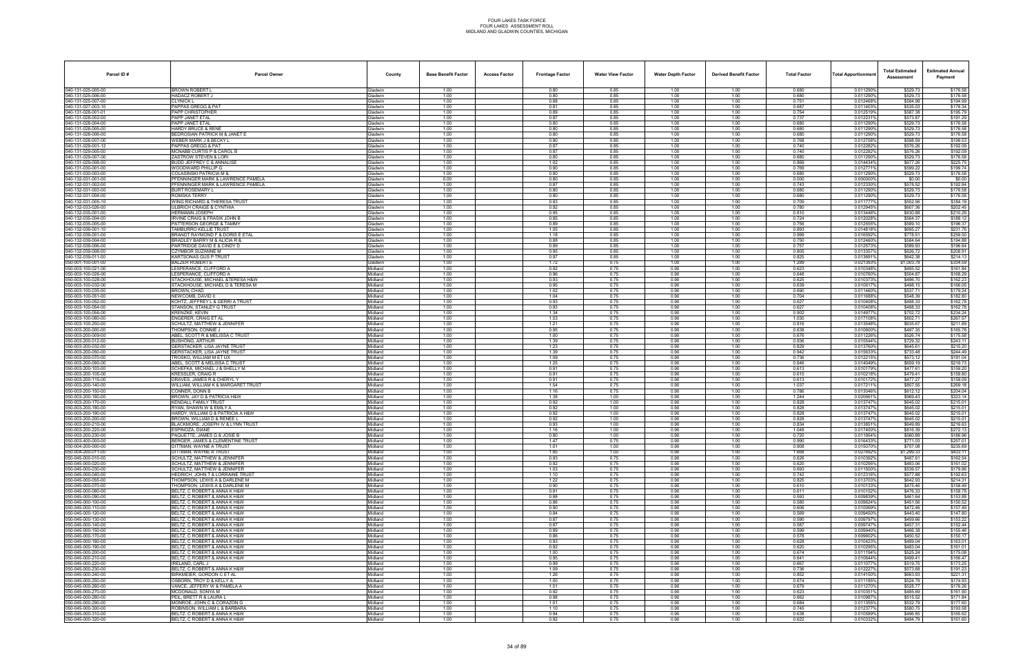# FOUR LAKES TASK FORCE
## FOUR LAKES ASSESSMENT ROLL
## MIDLAND AND GLADWIN COUNTIES, MICHIGAN

| Parcel ID # | Parcel Owner | County | Base Benefit Factor | Access Factor | Frontage Factor | Water View Factor | Water Depth Factor | Derived Benefit Factor | Total Factor | Total Apportionment | Total Estimated Assessment | Estimated Annual Payment |
|---|---|---|---|---|---|---|---|---|---|---|---|---|
| 040-131-025-005-00 | BROWN ROBERT L | Gladwin | 1.00 | | 0.80 | 0.85 | 1.00 | 1.00 | 0.680 | 0.011290% | $529.73 | $176.58 |
| 040-131-025-006-00 | HADACZ ROBERT J | Gladwin | 1.00 | | 0.80 | 0.85 | 1.00 | 1.00 | 0.680 | 0.011290% | $529.73 | $176.58 |
| 040-131-025-007-00 | CLYNICK L | Gladwin | 1.00 | | 0.88 | 0.85 | 1.00 | 1.00 | 0.751 | 0.012468% | $584.98 | $194.99 |
| 040-131-027-003-10 | PAPPAS GREGG & PAT | Gladwin | 1.00 | | 0.81 | 0.85 | 1.00 | 1.00 | 0.687 | 0.011403% | $535.03 | $178.34 |
| 040-131-028-001-01 | PAPP CHRISTOPHER | Gladwin | 1.00 | | 0.89 | 0.85 | 1.00 | 1.00 | 0.754 | 0.012519% | $587.38 | $195.79 |
| 040-131-028-002-00 | PAPP JANET ETAL | Gladwin | 1.00 | | 0.87 | 0.85 | 1.00 | 1.00 | 0.737 | 0.012231% | $573.87 | $191.29 |
| 040-131-028-004-00 | PAPP JANET ETAL | Gladwin | 1.00 | | 0.80 | 0.85 | 1.00 | 1.00 | 0.680 | 0.011290% | $529.73 | $176.58 |
| 040-131-028-005-00 | HARDY BRUCE & RENE | Gladwin | 1.00 | | 0.80 | 0.85 | 1.00 | 1.00 | 0.680 | 0.011290% | $529.73 | $176.58 |
| 040-131-028-006-00 | BEDROSIAN PATRICK M & JANET E | Gladwin | 1.00 | | 0.80 | 0.85 | 1.00 | 1.00 | 0.680 | 0.011290% | $529.73 | $176.58 |
| 040-131-028-007-00 | WEBER MARK J & BECKY L | Gladwin | 1.00 | | 0.90 | 0.85 | 1.00 | 1.00 | 0.768 | 0.012758% | $598.59 | $199.53 |
| 040-131-029-001-12 | PAPPAS GREGG & PAT | Gladwin | 1.00 | | 0.87 | 0.85 | 1.00 | 1.00 | 0.740 | 0.012282% | $576.26 | $192.09 |
| 040-131-029-005-00 | MCNABB CURTIS P & CAROL B | Gladwin | 1.00 | | 0.87 | 0.85 | 1.00 | 1.00 | 0.740 | 0.012282% | $576.26 | $192.09 |
| 040-131-029-007-00 | ZASTROW STEVEN & LORI | Gladwin | 1.00 | | 0.80 | 0.85 | 1.00 | 1.00 | 0.680 | 0.011290% | $529.73 | $176.58 |
| 040-131-029-008-00 | BUDD JEFFREY C & ANNALISE | Gladwin | 1.00 | | 1.02 | 0.85 | 1.00 | 1.00 | 0.869 | 0.014434% | $677.26 | $225.75 |
| 040-131-030-001-00 | WOODWARD PHILLIP G | Gladwin | 1.00 | | 0.90 | 0.85 | 1.00 | 1.00 | 0.769 | 0.012771% | $599.22 | $199.74 |
| 040-131-030-003-00 | COLASINSKI PATRICIA M & | Gladwin | 1.00 | | 0.80 | 0.85 | 1.00 | 1.00 | 0.680 | 0.011290% | $529.73 | $176.58 |
| 040-132-031-001-00 | PFENNINGER MARK & LAWRENCE PAMELA | Gladwin | 0.00 | | 0.80 | 0.85 | 1.00 | 1.00 | 0.000 | 0.000000% | $0.00 | $0.00 |
| 040-132-031-002-00 | PFENNINGER MARK & LAWRENCE PAMELA | Gladwin | 1.00 | | 0.87 | 0.85 | 1.00 | 1.00 | 0.743 | 0.012330% | $578.52 | $192.84 |
| 040-132-031-003-00 | BURT ROSEMARY L | Gladwin | 1.00 | | 0.80 | 0.85 | 1.00 | 1.00 | 0.680 | 0.011290% | $529.73 | $176.58 |
| 040-132-031-004-00 | ROMSKA TERRY | Gladwin | 1.00 | | 0.80 | 0.85 | 1.00 | 1.00 | 0.680 | 0.011290% | $529.73 | $176.58 |
| 040-132-031-005-10 | WING RICHARD & THERESA TRUST | Gladwin | 1.00 | | 0.83 | 0.85 | 1.00 | 1.00 | 0.709 | 0.011777% | $552.56 | $184.19 |
| 040-132-033-026-00 | ULBRICH CRAIGE & CYNTHIA | Gladwin | 1.00 | | 0.92 | 0.85 | 1.00 | 1.00 | 0.780 | 0.012945% | $607.36 | $202.45 |
| 040-132-035-001-00 | HERMANN JOSEPH | Gladwin | 1.00 | | 0.95 | 0.85 | 1.00 | 1.00 | 0.810 | 0.013446% | $630.88 | $210.29 |
| 040-132-035-004-00 | IRVINE CRAIG & FRASIK JOHN B | Gladwin | 1.00 | | 0.85 | 0.85 | 1.00 | 1.00 | 0.724 | 0.012028% | $564.37 | $188.12 |
| 040-132-035-005-00 | PATTERSON GEORGE & TAMMY | Gladwin | 1.00 | | 0.89 | 0.85 | 1.00 | 1.00 | 0.756 | 0.012555% | $589.10 | $196.37 |
| 040-132-036-001-10 | TAMBURRO KELLIE TRUST | Gladwin | 1.00 | | 1.05 | 0.85 | 1.00 | 1.00 | 0.893 | 0.014818% | $695.27 | $231.76 |
| 040-132-039-001-00 | BRANDT RAYMOND F & DORIS E ETAL | Gladwin | 1.00 | | 1.18 | 0.85 | 1.00 | 1.00 | 0.999 | 0.016592% | $778.51 | $259.50 |
| 040-132-039-004-00 | BRADLEY BARRY M & ALICIA R & | Gladwin | 1.00 | | 0.88 | 0.85 | 1.00 | 1.00 | 0.750 | 0.012460% | $584.64 | $194.88 |
| 040-132-039-006-00 | PARTRIDGE DAVID E & CINDY D | Gladwin | 1.00 | | 0.89 | 0.85 | 1.00 | 1.00 | 0.757 | 0.012573% | $589.93 | $196.64 |
| 040-132-039-008-00 | CZYMBOR SUZANNE M | Gladwin | 1.00 | | 0.95 | 0.85 | 1.00 | 1.00 | 0.805 | 0.013357% | $626.72 | $208.91 |
| 040-132-039-011-00 | KARTSONAS GUS P TRUST | Gladwin | 1.00 | | 0.97 | 0.85 | 1.00 | 1.00 | 0.825 | 0.013691% | $642.38 | $214.13 |
| 050-001-100-001-00 | BALZER ROBERT E | Gladwin | 1.00 | | 1.72 | 0.75 | 1.00 | 1.00 | 1.289 | 0.021393% | $1,003.78 | $334.59 |
| 050-003-100-021-00 | LESPERANCE, CLIFFORD A | Midland | 1.00 | | 0.92 | 0.75 | 0.90 | 1.00 | 0.623 | 0.010348% | $485.52 | $161.84 |
| 050-003-100-026-00 | LESPERANCE, CLIFFORD A | Midland | 1.00 | | 0.96 | 0.75 | 0.90 | 1.00 | 0.648 | 0.010760% | $504.87 | $168.29 |
| 050-003-100-028-00 | STACKHOUSE, MICHAEL &TERESA H&W | Midland | 1.00 | | 0.93 | 0.75 | 0.90 | 1.00 | 0.625 | 0.010373% | $486.70 | $162.23 |
| 050-003-100-032-00 | STACKHOUSE, MICHAEL D & TERESA M | Midland | 1.00 | | 0.95 | 0.75 | 0.90 | 1.00 | 0.639 | 0.010617% | $498.15 | $166.05 |
| 050-003-100-035-00 | BROWN, CHAD | Midland | 1.00 | | 1.02 | 0.75 | 0.90 | 1.00 | 0.690 | 0.011460% | $537.71 | $179.24 |
| 050-003-100-051-00 | NEWCOMB, DAVID II | Midland | 1.00 | | 1.04 | 0.75 | 0.90 | 1.00 | 0.704 | 0.011688% | $548.39 | $182.80 |
| 050-003-100-052-00 | KOHTZ, JEFFREY L & GERRI A TRUST | Midland | 1.00 | | 0.93 | 0.75 | 0.90 | 1.00 | 0.627 | 0.010408% | $488.33 | $162.78 |
| 050-003-100-054-00 | STANSON, STANLEY G TRUST | Midland | 1.00 | | 0.93 | 0.75 | 0.90 | 1.00 | 0.627 | 0.010408% | $488.33 | $162.78 |
| 050-003-100-056-00 | KRENZKE, KEVIN | Midland | 1.00 | | 1.34 | 0.75 | 0.90 | 1.00 | 0.902 | 0.014977% | $702.72 | $234.24 |
| 050-003-100-060-00 | ENGERER, CRAIG ET AL | Midland | 1.00 | | 1.53 | 0.75 | 0.90 | 1.00 | 1.030 | 0.017108% | $802.71 | $267.57 |
| 050-003-100-250-00 | SCHULTZ, MATTHEW & JENNIFER | Midland | 1.00 | | 1.21 | 0.75 | 0.90 | 1.00 | 0.816 | 0.013548% | $635.67 | $211.89 |
| 050-003-200-000-00 | THOMPSON, CONNIE J | Midland | 1.00 | | 0.95 | 0.75 | 0.90 | 1.00 | 0.638 | 0.010600% | $497.35 | $165.78 |
| 050-003-200-009-00 | ABEL, SCOTT R & MELISSA C TRUST | Midland | 1.00 | | 1.00 | 0.75 | 0.90 | 1.00 | 0.676 | 0.011226% | $526.74 | $175.58 |
| 050-003-200-012-00 | BUSHONG, ARTHUR | Midland | 1.00 | | 1.39 | 0.75 | 0.90 | 1.00 | 0.936 | 0.015544% | $729.32 | $243.11 |
| 050-003-200-032-00 | GERSTACKER, LISA JAYNE TRUST | Midland | 1.00 | | 1.23 | 0.75 | 0.90 | 1.00 | 0.829 | 0.013760% | $645.61 | $215.20 |
| 050-003-200-050-00 | GERSTACKER, LISA JAYNE TRUST | Midland | 1.00 | | 1.39 | 0.75 | 0.90 | 1.00 | 0.942 | 0.015633% | $733.48 | $244.49 |
| 050-003-200-070-00 | TROSKO, WILLIAM M ET UX | Midland | 1.00 | | 1.09 | 0.75 | 0.90 | 1.00 | 0.736 | 0.012215% | $573.12 | $191.04 |
| 050-003-200-090-00 | ABEL, SCOTT & MELISSA C TRUST | Midland | 1.00 | | 1.25 | 0.75 | 0.90 | 1.00 | 0.846 | 0.014049% | $659.19 | $219.73 |
| 050-003-200-103-00 | SCHEFKA, MICHAEL J & SHELLY M | Midland | 1.00 | | 0.91 | 0.75 | 0.90 | 1.00 | 0.613 | 0.010179% | $477.61 | $159.20 |
| 050-003-200-105-00 | KRESSLER, CRAIG R | Midland | 1.00 | | 0.91 | 0.75 | 0.90 | 1.00 | 0.615 | 0.010218% | $479.41 | $159.80 |
| 050-003-200-115-00 | DRAVES, JAMES R & CHERYL Y | Midland | 1.00 | | 0.91 | 0.75 | 0.90 | 1.00 | 0.613 | 0.010172% | $477.27 | $159.09 |
| 050-003-200-140-00 | WILLIAM, WILLIAM K & MARGARET TRUST | Midland | 1.00 | | 1.54 | 0.75 | 0.90 | 1.00 | 1.037 | 0.017211% | $807.55 | $269.18 |
| 050-003-200-150-00 | CONNER, DONN B | Midland | 1.00 | | 1.16 | 0.75 | 0.90 | 1.00 | 0.786 | 0.013046% | $612.12 | $204.04 |
| 050-003-200-160-00 | BROWN, JAY D & PATRICIA H&W | Midland | 1.00 | | 1.38 | 1.00 | 0.90 | 1.00 | 1.244 | 0.020661% | $969.43 | $323.14 |
| 050-003-200-170-00 | KENDALL FAMILY TRUST | Midland | 1.00 | | 0.92 | 1.00 | 0.90 | 1.00 | 0.828 | 0.013747% | $645.02 | $215.01 |
| 050-003-200-180-00 | RYAN, SHAWN W & EMILY A | Midland | 1.00 | | 0.92 | 1.00 | 0.90 | 1.00 | 0.828 | 0.013747% | $645.02 | $215.01 |
| 050-003-200-190-00 | HARDY, WILLIAM G & PATRICIA A H&W | Midland | 1.00 | | 0.92 | 1.00 | 0.90 | 1.00 | 0.828 | 0.013747% | $645.02 | $215.01 |
| 050-003-200-200-00 | BROWN, WILLIAM D & RENEE L | Midland | 1.00 | | 0.92 | 1.00 | 0.90 | 1.00 | 0.828 | 0.013747% | $645.02 | $215.01 |
| 050-003-200-210-00 | BLACKMORE, JOSEPH IV & LYNN TRUST | Midland | 1.00 | | 0.93 | 1.00 | 0.90 | 1.00 | 0.834 | 0.013851% | $649.89 | $216.63 |
| 050-003-200-220-00 | ESPINOZA, DIANE | Midland | 1.00 | | 1.16 | 1.00 | 0.90 | 1.00 | 1.048 | 0.017400% | $816.39 | $272.13 |
| 050-003-200-230-00 | PAQUETTE, JAMES G & JOSIE B | Midland | 1.00 | | 0.80 | 1.00 | 0.90 | 1.00 | 0.720 | 0.011954% | $560.89 | $186.96 |
| 050-003-400-000-00 | BERGER, JAMES & CLEMENTINE TRUST | Midland | 1.00 | | 1.47 | 0.75 | 0.90 | 1.00 | 0.990 | 0.016433% | $771.03 | $257.01 |
| 050-004-200-060-00 | DITTMAN, WAYNE A TRUST | Midland | 1.00 | | 1.01 | 1.00 | 0.90 | 1.00 | 0.908 | 0.015070% | $707.08 | $235.69 |
| 050-004-200-071-00 | DITTMAN, WAYNE A TRUST | Midland | 1.00 | | 1.85 | 1.00 | 0.90 | 1.00 | 1.668 | 0.027692% | $1,299.33 | $433.11 |
| 050-045-000-010-00 | SCHULTZ, MATTHEW & JENNIFER | Midland | 1.00 | | 0.93 | 0.75 | 0.90 | 1.00 | 0.626 | 0.010392% | $487.61 | $162.54 |
| 050-045-000-020-00 | SCHULTZ, MATTHEW & JENNIFER | Midland | 1.00 | | 0.92 | 0.75 | 0.90 | 1.00 | 0.620 | 0.010295% | $483.06 | $161.02 |
| 050-045-000-030-00 | SCHULTZ, MATTHEW & JENNIFER | Midland | 1.00 | | 1.03 | 0.75 | 0.90 | 1.00 | 0.693 | 0.011500% | $539.57 | $179.86 |
| 050-045-000-040-00 | HEDRICH, JOHN T & LORRAINE TRUST | Midland | 1.00 | | 1.10 | 0.75 | 0.90 | 1.00 | 0.742 | 0.012316% | $577.88 | $192.63 |
| 050-045-000-050-00 | THOMPSON, LEWIS A & DARLENE M | Midland | 1.00 | | 1.22 | 0.75 | 0.90 | 1.00 | 0.825 | 0.013703% | $642.93 | $214.31 |
| 050-045-000-070-00 | THOMPSON, LEWIS A & DARLENE M | Midland | 1.00 | | 0.90 | 0.75 | 0.90 | 1.00 | 0.610 | 0.010133% | $475.46 | $158.49 |
| 050-045-000-080-00 | BELTZ, C ROBERT & ANNA K H&W | Midland | 1.00 | | 0.91 | 0.75 | 0.90 | 1.00 | 0.611 | 0.010152% | $476.33 | $158.78 |
| 050-045-000-090-00 | BELTZ, C ROBERT & ANNA K H&W | Midland | 1.00 | | 0.88 | 0.75 | 0.90 | 1.00 | 0.593 | 0.009839% | $461.64 | $153.88 |
| 050-045-000-100-00 | BELTZ, C ROBERT & ANNA K H&W | Midland | 1.00 | | 0.86 | 0.75 | 0.90 | 1.00 | 0.580 | 0.009624% | $451.56 | $150.52 |
| 050-045-000-110-00 | BELTZ, C ROBERT & ANNA K H&W | Midland | 1.00 | | 0.90 | 0.75 | 0.90 | 1.00 | 0.606 | 0.010069% | $472.46 | $157.49 |
| 050-045-000-120-00 | BELTZ, C ROBERT & ANNA K H&W | Midland | 1.00 | | 0.84 | 0.75 | 0.90 | 1.00 | 0.569 | 0.009450% | $443.40 | $147.80 |
| 050-045-000-130-00 | BELTZ, C ROBERT & ANNA K H&W | Midland | 1.00 | | 0.87 | 0.75 | 0.90 | 1.00 | 0.590 | 0.009797% | $459.66 | $153.22 |
| 050-045-000-140-00 | BELTZ, C ROBERT & ANNA K H&W | Midland | 1.00 | | 0.87 | 0.75 | 0.90 | 1.00 | 0.587 | 0.009747% | $457.31 | $152.44 |
| 050-045-000-150-00 | BELTZ, C ROBERT & ANNA K H&W | Midland | 1.00 | | 0.89 | 0.75 | 0.90 | 1.00 | 0.599 | 0.009940% | $466.38 | $155.46 |
| 050-045-000-170-00 | BELTZ, C ROBERT & ANNA K H&W | Midland | 1.00 | | 0.86 | 0.75 | 0.90 | 1.00 | 0.578 | 0.009602% | $450.52 | $150.17 |
| 050-045-000-180-00 | BELTZ, C ROBERT & ANNA K H&W | Midland | 1.00 | | 0.93 | 0.75 | 0.90 | 1.00 | 0.628 | 0.010423% | $489.04 | $163.01 |
| 050-045-000-190-00 | BELTZ, C ROBERT & ANNA K H&W | Midland | 1.00 | | 0.92 | 0.75 | 0.90 | 1.00 | 0.620 | 0.010295% | $483.04 | $161.01 |
| 050-045-000-200-00 | BELTZ, C ROBERT & ANNA K H&W | Midland | 1.00 | | 1.00 | 0.75 | 0.90 | 1.00 | 0.674 | 0.011194% | $525.24 | $175.08 |
| 050-045-000-210-00 | BELTZ, C ROBERT & ANNA K H&W | Midland | 1.00 | | 0.95 | 0.75 | 0.90 | 1.00 | 0.641 | 0.010644% | $499.41 | $166.47 |
| 050-045-000-220-00 | IRELAND, CARL J | Midland | 1.00 | | 0.99 | 0.75 | 0.90 | 1.00 | 0.667 | 0.011077% | $519.75 | $173.25 |
| 050-045-000-230-00 | BELTZ, C ROBERT & ANNA K H&W | Midland | 1.00 | | 1.09 | 0.75 | 0.90 | 1.00 | 0.736 | 0.012227% | $573.68 | $191.23 |
| 050-045-000-240-00 | BIRKMEIER, GORDON C ET AL | Midland | 1.00 | | 1.26 | 0.75 | 0.90 | 1.00 | 0.852 | 0.014150% | $663.93 | $221.31 |
| 050-045-000-250-00 | OSBORN, TROY D & KELLY A | Midland | 1.00 | | 1.00 | 0.75 | 0.90 | 1.00 | 0.674 | 0.011185% | $524.79 | $174.93 |
| 050-045-000-260-00 | VANCE, JEFFERY W & PAMELA A | Midland | 1.00 | | 1.01 | 0.75 | 0.90 | 1.00 | 0.679 | 0.011270% | $528.77 | $176.26 |
| 050-045-000-270-00 | MCDONALD, SONYA M | Midland | 1.00 | | 0.92 | 0.75 | 0.90 | 1.00 | 0.623 | 0.010351% | $485.69 | $161.90 |
| 050-045-000-280-00 | PEIL, BRETT R & LAURA L | Midland | 1.00 | | 0.98 | 0.75 | 0.90 | 1.00 | 0.662 | 0.010987% | $515.52 | $171.84 |
| 050-045-000-290-00 | MONROE, JOHN C & CORAZON G | Midland | 1.00 | | 1.01 | 0.75 | 0.90 | 1.00 | 0.684 | 0.011355% | $532.79 | $177.60 |
| 050-045-000-300-00 | ROBINSON, WILLIAM L & BARBARA | Midland | 1.00 | | 1.10 | 0.75 | 0.90 | 1.00 | 0.745 | 0.012377% | $580.75 | $193.58 |
| 050-045-000-310-00 | BELTZ, C ROBERT & ANNA K H&W | Midland | 1.00 | | 0.94 | 0.75 | 0.90 | 1.00 | 0.638 | 0.010589% | $496.85 | $165.62 |
| 050-045-000-320-00 | BELTZ, C ROBERT & ANNA K H&W | Midland | 1.00 | | 0.92 | 0.75 | 0.90 | 1.00 | 0.622 | 0.010332% | $484.79 | $161.60 |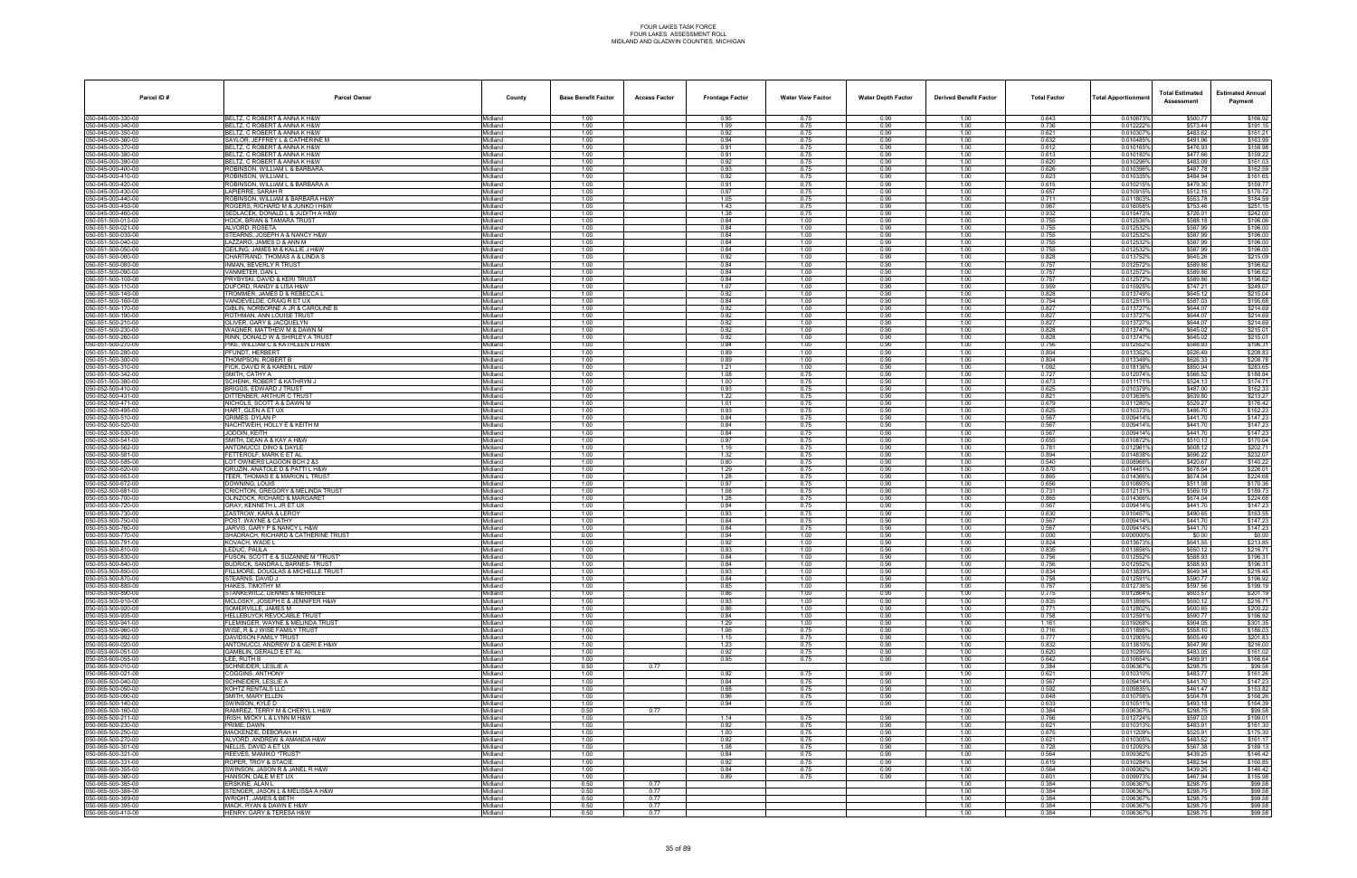| Parcel ID # | Parcel Owner | County | Base Benefit Factor | Access Factor | Frontage Factor | Water View Factor | Water Depth Factor | Derived Benefit Factor | Total Factor | Total Apportionment | Total Estimated Assessment | Estimated Annual Payment |
|---|---|---|---|---|---|---|---|---|---|---|---|---|
| 050-045-000-330-00 | BELTZ, C ROBERT & ANNA K H&W | Midland | 1.00 | | 0.95 | 0.75 | 0.90 | 1.00 | 0.643 | 0.010673% | $500.77 | $166.92 |
| 050-045-000-340-00 | BELTZ, C ROBERT & ANNA K H&W | Midland | 1.00 | | 1.09 | 0.75 | 0.90 | 1.00 | 0.736 | 0.012222% | $573.44 | $191.15 |
| 050-045-000-350-00 | BELTZ, C ROBERT & ANNA K H&W | Midland | 1.00 | | 0.92 | 0.75 | 0.90 | 1.00 | 0.621 | 0.010307% | $483.62 | $161.21 |
| 050-045-000-360-00 | SAYLOR, JEFFREY L & CATHERINE M | Midland | 1.00 | | 0.94 | 0.75 | 0.90 | 1.00 | 0.632 | 0.010485% | $491.96 | $163.99 |
| 050-045-000-370-00 | BELTZ, C ROBERT & ANNA K H&W | Midland | 1.00 | | 0.91 | 0.75 | 0.90 | 1.00 | 0.612 | 0.010165% | $476.93 | $158.98 |
| 050-045-000-380-00 | BELTZ, C ROBERT & ANNA K H&W | Midland | 1.00 | | 0.91 | 0.75 | 0.90 | 1.00 | 0.613 | 0.010180% | $477.66 | $159.22 |
| 050-045-000-390-00 | BELTZ, C ROBERT & ANNA K H&W | Midland | 1.00 | | 0.92 | 0.75 | 0.90 | 1.00 | 0.620 | 0.010296% | $483.09 | $161.03 |
| 050-045-000-400-00 | ROBINSON, WILLIAM L & BARBARA | Midland | 1.00 | | 0.93 | 0.75 | 0.90 | 1.00 | 0.626 | 0.010396% | $487.78 | $162.59 |
| 050-045-000-410-00 | ROBINSON, WILLIAM L | Midland | 1.00 | | 0.92 | 0.75 | 0.90 | 1.00 | 0.623 | 0.010335% | $484.94 | $161.65 |
| 050-045-000-420-00 | ROBINSON, WILLIAM L & BARBARA A | Midland | 1.00 | | 0.91 | 0.75 | 0.90 | 1.00 | 0.615 | 0.010215% | $479.30 | $159.77 |
| 050-045-000-430-00 | LAPIERRE, SARAH R | Midland | 1.00 | | 0.97 | 0.75 | 0.90 | 1.00 | 0.657 | 0.010915% | $512.15 | $170.72 |
| 050-045-000-440-00 | ROBINSON, WILLIAM & BARBARA H&W | Midland | 1.00 | | 1.05 | 0.75 | 0.90 | 1.00 | 0.711 | 0.011803% | $553.78 | $184.59 |
| 050-045-000-450-00 | ROGERS, RICHARD M & JUNKO I H&W | Midland | 1.00 | | 1.43 | 0.75 | 0.90 | 1.00 | 0.967 | 0.016058% | $753.46 | $251.15 |
| 050-045-000-460-00 | SEDLACEK, DONALD L & JUDITH A H&W | Midland | 1.00 | | 1.38 | 0.75 | 0.90 | 1.00 | 0.932 | 0.015473% | $726.01 | $242.00 |
| 050-051-500-013-00 | HOCK, BRIAN & TAMARA TRUST | Midland | 1.00 | | 0.84 | 1.00 | 0.90 | 1.00 | 0.755 | 0.012536% | $588.18 | $196.06 |
| 050-051-500-021-00 | ALVORD, ROSETA | Midland | 1.00 | | 0.84 | 1.00 | 0.90 | 1.00 | 0.755 | 0.012532% | $587.99 | $196.00 |
| 050-051-500-030-00 | STEARNS, JOSEPH A & NANCY H&W | Midland | 1.00 | | 0.84 | 1.00 | 0.90 | 1.00 | 0.755 | 0.012532% | $587.99 | $196.00 |
| 050-051-500-040-00 | LAZZARO, JAMES D & ANN M | Midland | 1.00 | | 0.84 | 1.00 | 0.90 | 1.00 | 0.755 | 0.012532% | $587.99 | $196.00 |
| 050-051-500-050-00 | GEILING, JAMES M & KALLIE J H&W | Midland | 1.00 | | 0.84 | 1.00 | 0.90 | 1.00 | 0.755 | 0.012532% | $587.99 | $196.00 |
| 050-051-500-060-00 | CHARTRAND, THOMAS A & LINDA S | Midland | 1.00 | | 0.92 | 1.00 | 0.90 | 1.00 | 0.828 | 0.013752% | $645.26 | $215.09 |
| 050-051-500-080-00 | INMAN, BEVERLY R TRUST | Midland | 1.00 | | 0.84 | 1.00 | 0.90 | 1.00 | 0.757 | 0.012572% | $589.86 | $196.62 |
| 050-051-500-090-00 | VANMETER, DAN L | Midland | 1.00 | | 0.84 | 1.00 | 0.90 | 1.00 | 0.757 | 0.012572% | $589.86 | $196.62 |
| 050-051-500-100-00 | PRYBYSKI, DAVID & KERI TRUST | Midland | 1.00 | | 0.84 | 1.00 | 0.90 | 1.00 | 0.757 | 0.012572% | $589.86 | $196.62 |
| 050-051-500-110-00 | DUFORD, RANDY & LISA H&W | Midland | 1.00 | | 1.07 | 1.00 | 0.90 | 1.00 | 0.959 | 0.015925% | $747.21 | $249.07 |
| 050-051-500-140-00 | TROMMER, JAMES D & REBECCA L | Midland | 1.00 | | 0.92 | 1.00 | 0.90 | 1.00 | 0.828 | 0.013749% | $645.12 | $215.04 |
| 050-051-500-160-00 | VANDEVELDE, CRAIG R ET UX | Midland | 1.00 | | 0.84 | 1.00 | 0.90 | 1.00 | 0.754 | 0.012511% | $587.03 | $195.68 |
| 050-051-500-170-00 | GIBLIN, NORBORNE A JR & CAROLINE B | Midland | 1.00 | | 0.92 | 1.00 | 0.90 | 1.00 | 0.827 | 0.013727% | $644.07 | $214.69 |
| 050-051-500-190-00 | ROTHMAN, ANN LOUISE TRUST | Midland | 1.00 | | 0.92 | 1.00 | 0.90 | 1.00 | 0.827 | 0.013727% | $644.07 | $214.69 |
| 050-051-500-210-00 | OLIVER, GARY & JACQUELYN | Midland | 1.00 | | 0.92 | 1.00 | 0.90 | 1.00 | 0.827 | 0.013727% | $644.07 | $214.69 |
| 050-051-500-230-00 | WAGNER, MATTHEW M & DAWN M | Midland | 1.00 | | 0.92 | 1.00 | 0.90 | 1.00 | 0.828 | 0.013747% | $645.02 | $215.01 |
| 050-051-500-260-00 | RINN, DONALD W & SHIRLEY A TRUST | Midland | 1.00 | | 0.92 | 1.00 | 0.90 | 1.00 | 0.828 | 0.013747% | $645.02 | $215.01 |
| 050-051-500-270-00 | PIKE, WILLIAM C & KATHLEEN D H&W | Midland | 1.00 | | 0.84 | 1.00 | 0.90 | 1.00 | 0.756 | 0.012552% | $588.93 | $196.31 |
| 050-051-500-280-00 | PFUNDT, HERBERT | Midland | 1.00 | | 0.89 | 1.00 | 0.90 | 1.00 | 0.804 | 0.013352% | $626.49 | $208.83 |
| 050-051-500-300-00 | THOMPSON, ROBERT B | Midland | 1.00 | | 0.89 | 1.00 | 0.90 | 1.00 | 0.804 | 0.013349% | $626.33 | $208.78 |
| 050-051-500-310-00 | FICK, DAVID R & KAREN L H&W | Midland | 1.00 | | 1.21 | 1.00 | 0.90 | 1.00 | 1.092 | 0.018136% | $850.94 | $283.65 |
| 050-051-500-342-00 | SMITH, CATHY A | Midland | 1.00 | | 1.08 | 0.75 | 0.90 | 1.00 | 0.727 | 0.012074% | $566.52 | $188.84 |
| 050-051-500-380-00 | SCHENK, ROBERT & KATHRYN J | Midland | 1.00 | | 1.00 | 0.75 | 0.90 | 1.00 | 0.673 | 0.011171% | $524.13 | $174.71 |
| 050-052-500-410-00 | BRIGGS, EDWARD J TRUST | Midland | 1.00 | | 0.93 | 0.75 | 0.90 | 1.00 | 0.625 | 0.010379% | $487.00 | $162.33 |
| 050-052-500-431-00 | DITTENBER, ARTHUR C TRUST | Midland | 1.00 | | 1.22 | 0.75 | 0.90 | 1.00 | 0.821 | 0.013636% | $639.80 | $213.27 |
| 050-052-500-471-00 | NICHOLS, SCOTT A & DAWN M | Midland | 1.00 | | 1.01 | 0.75 | 0.90 | 1.00 | 0.679 | 0.011280% | $529.27 | $176.42 |
| 050-052-500-495-00 | HART, GLEN A ET UX | Midland | 1.00 | | 0.93 | 0.75 | 0.90 | 1.00 | 0.625 | 0.010373% | $486.70 | $162.23 |
| 050-052-500-510-00 | GRIMES, DYLAN P | Midland | 1.00 | | 0.84 | 0.75 | 0.90 | 1.00 | 0.567 | 0.009414% | $441.70 | $147.23 |
| 050-052-500-520-00 | NACHTWEIH, HOLLY E & KEITH M | Midland | 1.00 | | 0.84 | 0.75 | 0.90 | 1.00 | 0.567 | 0.009414% | $441.70 | $147.23 |
| 050-052-500-530-00 | JODOIN, KEITH | Midland | 1.00 | | 0.84 | 0.75 | 0.90 | 1.00 | 0.567 | 0.009414% | $441.70 | $147.23 |
| 050-052-500-541-00 | SMITH, DEAN A & KAY A H&W | Midland | 1.00 | | 0.97 | 0.75 | 0.90 | 1.00 | 0.655 | 0.010872% | $510.13 | $170.04 |
| 050-052-500-562-00 | ANTONUCCI, DINO & DAYLE | Midland | 1.00 | | 1.16 | 0.75 | 0.90 | 1.00 | 0.781 | 0.012961% | $608.12 | $202.71 |
| 050-052-500-581-00 | PETERDLF, MARK E ET AL | Midland | 1.00 | | 1.32 | 0.75 | 0.90 | 1.00 | 0.894 | 0.014838% | $696.22 | $232.07 |
| 050-052-500-585-00 | LOT OWNERS LAGOON BCH 2 &3 | Midland | 1.00 | | 0.80 | 0.75 | 0.90 | 1.00 | 0.540 | 0.008966% | $420.67 | $140.22 |
| 050-052-500-620-00 | GRUZIN, ANATOLE D & PATTI L H&W | Midland | 1.00 | | 1.29 | 0.75 | 0.90 | 1.00 | 0.870 | 0.014451% | $678.04 | $226.01 |
| 050-052-500-653-00 | TEER, THOMAS E & MARION L TRUST | Midland | 1.00 | | 1.28 | 0.75 | 0.90 | 1.00 | 0.865 | 0.014366% | $674.04 | $224.68 |
| 050-052-500-672-00 | DOWNING, LOUIS | Midland | 1.00 | | 0.97 | 0.75 | 0.90 | 1.00 | 0.656 | 0.010893% | $511.08 | $170.36 |
| 050-052-500-681-00 | CRICHTON, GREGORY & MELINDA TRUST | Midland | 1.00 | | 1.08 | 0.75 | 0.90 | 1.00 | 0.731 | 0.012131% | $569.19 | $189.73 |
| 050-053-500-700-00 | CLINZOCK, RICHARD & MARGARET | Midland | 1.00 | | 1.28 | 0.75 | 0.90 | 1.00 | 0.865 | 0.014366% | $674.04 | $224.68 |
| 050-053-500-720-00 | GRAY, KENNETH L JR ET UX | Midland | 1.00 | | 0.84 | 0.75 | 0.90 | 1.00 | 0.567 | 0.009414% | $441.70 | $147.23 |
| 050-053-500-730-00 | ZASTROW, KARA & LEROY | Midland | 1.00 | | 0.93 | 0.75 | 0.90 | 1.00 | 0.630 | 0.010457% | $490.65 | $163.55 |
| 050-053-500-750-00 | POST, WAYNE & CATHY | Midland | 1.00 | | 0.84 | 0.75 | 0.90 | 1.00 | 0.567 | 0.009414% | $441.70 | $147.23 |
| 050-053-500-760-00 | JARVIS, GARY P & NANCY L H&W | Midland | 1.00 | | 0.84 | 0.75 | 0.90 | 1.00 | 0.567 | 0.009414% | $441.70 | $147.23 |
| 050-053-500-770-00 | SHADRACH, RICHARD & CATHERINE TRUST | Midland | 0.00 | | 0.94 | 1.00 | 0.90 | 1.00 | 0.000 | 0.000000% | $0.00 | $0.00 |
| 050-053-500-791-00 | KOVACH, WADE L | Midland | 1.00 | | 0.92 | 1.00 | 0.90 | 1.00 | 0.824 | 0.013673% | $641.55 | $213.85 |
| 050-053-500-810-00 | LEDUC, PAULA | Midland | 1.00 | | 0.93 | 1.00 | 0.90 | 1.00 | 0.835 | 0.013856% | $650.12 | $216.71 |
| 050-053-500-830-00 | FUSON, SCOTT E & SUZANNE M *TRUST* | Midland | 1.00 | | 0.84 | 1.00 | 0.90 | 1.00 | 0.756 | 0.012552% | $588.93 | $196.31 |
| 050-053-500-840-00 | BUDRICK, SANDRA L BARNES- TRUST | Midland | 1.00 | | 0.84 | 1.00 | 0.90 | 1.00 | 0.756 | 0.012552% | $588.93 | $196.31 |
| 050-053-500-850-00 | FILLMORE, DOUGLAS & MICHELLE TRUST | Midland | 1.00 | | 0.93 | 1.00 | 0.90 | 1.00 | 0.834 | 0.013839% | $649.34 | $216.45 |
| 050-053-500-870-00 | STEARNS, DAVID J | Midland | 1.00 | | 0.84 | 1.00 | 0.90 | 1.00 | 0.758 | 0.012591% | $590.77 | $196.92 |
| 050-053-500-880-00 | HAKES, TIMOTHY M | Midland | 1.00 | | 0.85 | 1.00 | 0.90 | 1.00 | 0.767 | 0.012736% | $597.56 | $199.19 |
| 050-053-500-890-00 | STANKEWICZ, DENNIS & MERRILEE | Midland | 1.00 | | 0.86 | 1.00 | 0.90 | 1.00 | 0.775 | 0.012864% | $603.57 | $201.19 |
| 050-053-500-910-00 | MCLOSKY, JOSEPH E & JENNIFER H&W | Midland | 1.00 | | 0.93 | 1.00 | 0.90 | 1.00 | 0.835 | 0.013856% | $650.12 | $216.71 |
| 050-053-500-920-00 | SOMERVILLE, JAMES M | Midland | 1.00 | | 0.86 | 1.00 | 0.90 | 1.00 | 0.771 | 0.012802% | $600.65 | $200.22 |
| 050-053-500-935-00 | HELLEBUYCK REVOCABLE TRUST | Midland | 1.00 | | 0.84 | 1.00 | 0.90 | 1.00 | 0.758 | 0.012591% | $590.77 | $196.92 |
| 050-053-500-941-00 | FLEMINGER, WAYNE & MELINDA TRUST | Midland | 1.00 | | 1.29 | 1.00 | 0.90 | 1.00 | 1.161 | 0.019268% | $904.05 | $301.35 |
| 050-053-500-960-00 | WISE, R & J WISE FAMILY TRUST | Midland | 1.00 | | 1.06 | 0.75 | 0.90 | 1.00 | 0.716 | 0.011895% | $558.10 | $186.03 |
| 050-053-500-992-00 | DAVIDSON FAMILY TRUST | Midland | 1.00 | | 1.15 | 0.75 | 0.90 | 1.00 | 0.777 | 0.012905% | $605.49 | $201.83 |
| 050-053-600-020-00 | ANTONUCCI, ANDREW D & GERI E H&W | Midland | 1.00 | | 1.23 | 0.75 | 0.90 | 1.00 | 0.832 | 0.013810% | $647.96 | $216.00 |
| 050-053-600-051-00 | GAMBLIN, GERALD E ET AL | Midland | 1.00 | | 0.92 | 0.75 | 0.90 | 1.00 | 0.620 | 0.010295% | $483.05 | $161.02 |
| 050-053-600-055-00 | LEE, RUTH B | Midland | 1.00 | | 0.95 | 0.75 | 0.90 | 1.00 | 0.642 | 0.010654% | $499.91 | $166.64 |
| 050-065-500-010-00 | SCHNEIDER, LESLIE A | Midland | 0.50 | 0.77 | | | | 1.00 | 0.384 | 0.006367% | $298.75 | $99.58 |
| 050-065-500-021-00 | COGGINS, ANTHONY | Midland | 1.00 | | 0.92 | 0.75 | 0.90 | 1.00 | 0.621 | 0.010310% | $483.77 | $161.26 |
| 050-065-500-040-00 | SCHNEIDER, LESLIE A | Midland | 1.00 | | 0.84 | 0.75 | 0.90 | 1.00 | 0.567 | 0.009414% | $441.70 | $147.23 |
| 050-065-500-050-00 | KOHTZ RENTALS LLC | Midland | 1.00 | | 0.88 | 0.75 | 0.90 | 1.00 | 0.592 | 0.009835% | $461.47 | $153.82 |
| 050-065-500-090-00 | SMITH, MARY ELLEN | Midland | 1.00 | | 0.96 | 0.75 | 0.90 | 1.00 | 0.648 | 0.010758% | $504.78 | $168.26 |
| 050-065-500-140-00 | SWINSON, KYLE D | Midland | 1.00 | | 0.94 | 0.75 | 0.90 | 1.00 | 0.633 | 0.010511% | $493.18 | $164.39 |
| 050-065-500-160-00 | RAMIREZ, TERRY M & CHERYL L H&W | Midland | 0.50 | 0.77 | | | | 1.00 | 0.384 | 0.006367% | $298.75 | $99.58 |
| 050-065-500-211-00 | IRISH, MICKY L & LYNN M H&W | Midland | 1.00 | | 1.14 | 0.75 | 0.90 | 1.00 | 0.766 | 0.012724% | $597.03 | $199.01 |
| 050-065-500-230-00 | PRIME, DAWN | Midland | 1.00 | | 0.92 | 0.75 | 0.90 | 1.00 | 0.621 | 0.010313% | $483.91 | $161.30 |
| 050-065-500-250-00 | MACKENZIE, DEBORAH H | Midland | 1.00 | | 1.00 | 0.75 | 0.90 | 1.00 | 0.675 | 0.011209% | $525.91 | $175.30 |
| 050-065-500-270-00 | ALVORD, ANDREW & AMANDA H&W | Midland | 1.00 | | 0.92 | 0.75 | 0.90 | 1.00 | 0.621 | 0.010305% | $483.52 | $161.17 |
| 050-065-500-301-00 | NELLIS, DAVID A ET UX | Midland | 1.00 | | 1.08 | 0.75 | 0.90 | 1.00 | 0.728 | 0.012093% | $567.38 | $189.13 |
| 050-065-500-321-00 | REEVES, MAMIKO *TRUST* | Midland | 1.00 | | 0.84 | 0.75 | 0.90 | 1.00 | 0.564 | 0.009362% | $439.25 | $146.42 |
| 050-065-500-331-00 | ROPER, TROY & STACIE | Midland | 1.00 | | 0.92 | 0.75 | 0.90 | 1.00 | 0.619 | 0.010284% | $482.54 | $160.85 |
| 050-065-500-355-00 | SWINSON, JASON R & JANEL R H&W | Midland | 1.00 | | 0.84 | 0.75 | 0.90 | 1.00 | 0.564 | 0.009362% | $439.25 | $146.42 |
| 050-065-500-360-00 | HANSON, DALE M ET UX | Midland | 1.00 | | 0.89 | 0.75 | 0.90 | 1.00 | 0.601 | 0.009973% | $467.94 | $155.98 |
| 050-065-500-385-00 | ERSKINE, ALAN L | Midland | 0.50 | 0.77 | | | | 1.00 | 0.384 | 0.006367% | $298.75 | $99.58 |
| 050-065-500-386-00 | STENGER, JASON L & MELISSA A H&W | Midland | 0.50 | 0.77 | | | | 1.00 | 0.384 | 0.006367% | $298.75 | $99.58 |
| 050-065-500-389-00 | WRIGHT, JAMES & BETH | Midland | 0.50 | 0.77 | | | | 1.00 | 0.384 | 0.006367% | $298.75 | $99.58 |
| 050-065-500-395-00 | MACK, RYAN & DAWN E H&W | Midland | 0.50 | 0.77 | | | | 1.00 | 0.384 | 0.006367% | $298.75 | $99.58 |
| 050-065-500-410-00 | HENRY, GARY & TERESA H&W | Midland | 0.50 | 0.77 | | | | 1.00 | 0.384 | 0.006367% | $298.75 | $99.58 |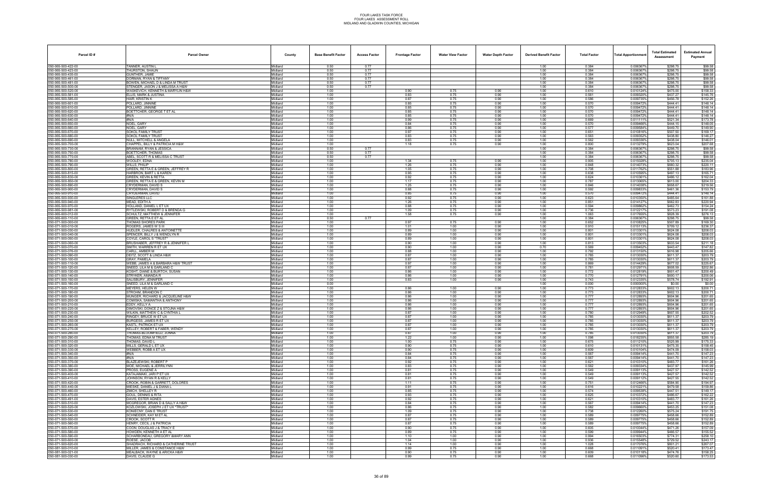FOUR LAKES TASK FORCE
FOUR LAKES ASSESSMENT ROLL
MIDLAND AND GLADWIN COUNTIES, MICHIGAN

| Parcel ID # | Parcel Owner | County | Base Benefit Factor | Access Factor | Frontage Factor | Water View Factor | Water Depth Factor | Derived Benefit Factor | Total Factor | Total Apportionment | Total Estimated Assessment | Estimated Annual Payment |
|---|---|---|---|---|---|---|---|---|---|---|---|---|
| 050-065-500-422-00 | TANNER, AUSTIN L | Midland | 0.50 | 0.77 | | | | 1.00 | 0.384 | 0.006367% | $298.75 | $99.58 |
| 050-065-500-423-00 | THURSTON, SHAUN | Midland | 0.50 | 0.77 | | | | 1.00 | 0.384 | 0.006367% | $298.75 | $99.58 |
| 050-065-500-435-00 | GUNTHER, JAMIE | Midland | 0.50 | 0.77 | | | | 1.00 | 0.384 | 0.006367% | $298.75 | $99.58 |
| 050-065-500-461-00 | DORMAN, RYAN & TIFFANY | Midland | 0.50 | 0.77 | | | | 1.00 | 0.384 | 0.006367% | $298.75 | $99.58 |
| 050-065-500-481-00 | BOWEN, MICHAEL D & LINDA M TRUST | Midland | 0.50 | 0.77 | | | | 1.00 | 0.384 | 0.006367% | $298.75 | $99.58 |
| 050-065-500-500-00 | STENGER, JASON J & MELISSA A H&W | Midland | 0.50 | 0.77 | | | | 1.00 | 0.384 | 0.006367% | $298.75 | $99.58 |
| 050-065-500-520-00 | WASKEVICH, KENNETH & MARYLIN H&W | Midland | 1.00 | | 0.90 | 0.75 | 0.90 | 1.00 | 0.610 | 0.010124% | $475.00 | $158.33 |
| 050-065-500-561-00 | ELLIS, MARK & JUSTINA | Midland | 1.00 | | 0.83 | 0.75 | 0.90 | 1.00 | 0.561 | 0.009320% | $437.27 | $145.76 |
| 050-065-500-585-00 | HAIR, KRISTIN K | Midland | 1.00 | | 0.87 | 0.75 | 0.90 | 1.00 | 0.586 | 0.009735% | $456.78 | $152.26 |
| 050-065-500-601-00 | POLLARD, JINNINE | Midland | 1.00 | | 0.85 | 0.75 | 0.90 | 1.00 | 0.570 | 0.009472% | $444.41 | $148.14 |
| 050-065-500-610-00 | POLLARD, JINNINE | Midland | 1.00 | | 0.85 | 0.75 | 0.90 | 1.00 | 0.570 | 0.009472% | $444.41 | $148.14 |
| 050-065-500-620-00 | BOETTCHER, GEORGE T ET AL | Midland | 1.00 | | 0.85 | 0.75 | 0.90 | 1.00 | 0.570 | 0.009472% | $444.41 | $148.14 |
| 050-065-500-630-00 | #N/A | Midland | 1.00 | | 0.85 | 0.75 | 0.90 | 1.00 | 0.570 | 0.009472% | $444.41 | $148.14 |
| 050-065-500-640-00 | #N/A | Midland | 1.00 | | 0.99 | 0.75 | 0.90 | 1.00 | 0.669 | 0.011111% | $521.34 | $173.78 |
| 050-065-500-650-00 | NOEL, GARY | Midland | 1.00 | | 0.84 | 0.75 | 0.90 | 1.00 | 0.570 | 0.009466% | $444.15 | $148.05 |
| 050-065-500-660-00 | NOEL, GARY | Midland | 1.00 | | 0.86 | 0.75 | 0.90 | 1.00 | 0.577 | 0.009584% | $449.70 | $149.90 |
| 050-065-500-670-00 | SOKOL FAMILY TRUST | Midland | 1.00 | | 0.97 | 0.75 | 0.90 | 1.00 | 0.651 | 0.010816% | $507.50 | $169.17 |
| 050-065-500-680-00 | SOKOL FAMILY TRUST | Midland | 1.00 | | 0.83 | 0.75 | 0.90 | 1.00 | 0.563 | 0.009352% | $438.80 | $146.27 |
| 050-065-500-690-00 | NULL, MITCHELL & ANGELA | Midland | 1.00 | | 0.83 | 0.75 | 0.90 | 1.00 | 0.562 | 0.009336% | $438.04 | $146.01 |
| 050-065-500-700-00 | CHAPPEL, BILLY & PATRICIA M H&W | Midland | 1.00 | | 1.18 | 0.75 | 0.90 | 1.00 | 0.800 | 0.013279% | $623.04 | $207.68 |
| 050-065-500-730-00 | BRANNAM, RYAN & JESSICA | Midland | 0.50 | 0.77 | | | | 1.00 | 0.384 | 0.006367% | $298.75 | $99.58 |
| 050-065-500-750-00 | BOETTCHER, THOMAS | Midland | 0.50 | 0.77 | | | | 1.00 | 0.384 | 0.006367% | $298.75 | $99.58 |
| 050-065-500-770-00 | ABEL, SCOTT R & MELISSA C TRUST | Midland | 0.50 | 0.77 | | | | 1.00 | 0.384 | 0.006367% | $298.75 | $99.58 |
| 050-065-500-780-00 | WOOLEY, EDNA | Midland | 1.00 | | 1.34 | 0.75 | 0.90 | 1.00 | 0.905 | 0.015028% | $705.13 | $235.04 |
| 050-065-500-790-00 | WILLS, PHILIP | Midland | 1.00 | | 1.26 | 0.75 | 0.90 | 1.00 | 0.848 | 0.014073% | $660.32 | $220.11 |
| 050-065-500-800-00 | GREEN, RETTA E & GREEN, JEFFREY R | Midland | 1.00 | | 1.05 | 0.75 | 0.90 | 1.00 | 0.708 | 0.011762% | $551.88 | $183.96 |
| 050-065-500-815-00 | HARBRON, BART L & KAREN | Midland | 1.00 | | 0.95 | 0.75 | 0.90 | 1.00 | 0.638 | 0.010595% | $497.13 | $165.71 |
| 050-065-500-830-00 | GREEN, KEVIN & RETTA | Midland | 1.00 | | 0.92 | 0.75 | 0.90 | 1.00 | 0.624 | 0.010361% | $486.12 | $162.04 |
| 050-065-500-850-00 | GREEN, RETTA E & GREEN, KEVIN M | Midland | 1.00 | | 1.17 | 0.75 | 0.90 | 1.00 | 0.787 | 0.013065% | $613.00 | $204.33 |
| 050-065-500-890-00 | CRYDERMAN, DAVID S | Midland | 1.00 | | 1.25 | 0.75 | 0.90 | 1.00 | 0.846 | 0.014038% | $658.67 | $219.56 |
| 050-065-500-900-00 | CRYDERMAN, DAVID S | Midland | 1.00 | | 0.88 | 0.75 | 0.90 | 1.00 | 0.592 | 0.009833% | $461.36 | $153.79 |
| 050-065-500-910-00 | CRYDERMAN, DAVID | Midland | 1.00 | | 0.85 | 0.75 | 0.90 | 1.00 | 0.570 | 0.009472% | $444.41 | $148.14 |
| 050-065-500-930-00 | SINGLERES LLC | Midland | 1.00 | | 0.92 | 0.75 | 0.90 | 1.00 | 0.623 | 0.010350% | $485.64 | $161.88 |
| 050-065-500-940-00 | MEAD, EDITH A | Midland | 1.00 | | 1.26 | 0.75 | 0.90 | 1.00 | 0.851 | 0.014127% | $662.83 | $220.94 |
| 050-065-500-970-00 | HOLLAND, DANIEL L ET UX | Midland | 1.00 | | 0.88 | 0.75 | 0.90 | 1.00 | 0.594 | 0.009862% | $462.73 | $154.24 |
| 050-065-500-981-00 | RYTLEWSKI, ROBERT D & BRENDA G | Midland | 1.00 | | 1.09 | 0.75 | 0.90 | 1.00 | 0.736 | 0.012217% | $573.23 | $191.08 |
| 050-065-600-012-00 | SCHULTZ, MATTHEW & JENNIFER | Midland | 1.00 | | 1.58 | 0.75 | 0.90 | 1.00 | 1.063 | 0.017655% | $828.39 | $276.13 |
| 050-065-600-110-00 | GREEN, RETTA E ET AL | Midland | 0.50 | 0.77 | | | | 1.00 | 0.384 | 0.006367% | $298.75 | $99.58 |
| 050-071-500-000-00 | THOMAS SHORES PARK | Midland | 1.00 | | 0.97 | 0.75 | 0.90 | 1.00 | 0.652 | 0.010825% | $507.89 | $169.30 |
| 050-071-500-010-00 | ROGERS, JAMES W S III | Midland | 1.00 | | 1.01 | 1.00 | 0.90 | 1.00 | 0.910 | 0.015113% | $709.12 | $236.37 |
| 050-071-500-030-00 | HUDLER, CHALRES & ANTOINETTE | Midland | 1.00 | | 0.89 | 1.00 | 0.90 | 1.00 | 0.801 | 0.013301% | $624.08 | $208.03 |
| 050-071-500-040-00 | SPENCER, BILLY J & WENDLYN R | Midland | 1.00 | | 0.89 | 1.00 | 0.90 | 1.00 | 0.801 | 0.013301% | $624.08 | $208.03 |
| 050-071-500-050-00 | COYLE, CAROL S *TRUST* | Midland | 1.00 | | 0.89 | 1.00 | 0.90 | 1.00 | 0.801 | 0.013301% | $624.08 | $208.03 |
| 050-071-500-060-00 | BRUSHABER, JEFFREY R & JENNIFER L | Midland | 1.00 | | 0.90 | 1.00 | 0.90 | 1.00 | 0.813 | 0.013503% | $633.54 | $211.18 |
| 050-071-500-070-00 | SMITH, WARREN R ET UX | Midland | 1.00 | | 0.90 | 1.00 | 0.90 | 0.70 | 0.569 | 0.009452% | $443.47 | $147.82 |
| 050-071-500-075-00 | CARLL, AMBER M | Midland | 1.00 | | 0.88 | 1.00 | 0.90 | 1.00 | 0.792 | 0.013150% | $616.98 | $205.66 |
| 050-071-500-090-00 | DEITZ, SCOTT & LINDA H&W | Midland | 1.00 | | 0.87 | 1.00 | 0.90 | 1.00 | 0.785 | 0.013030% | $611.37 | $203.79 |
| 050-071-500-100-00 | GRAY, PAMELA | Midland | 1.00 | | 0.87 | 1.00 | 0.90 | 1.00 | 0.785 | 0.013030% | $611.37 | $203.79 |
| 050-071-500-110-00 | WEBB, JAMES A & BARBARA H&W TRUST | Midland | 1.00 | | 0.97 | 1.00 | 0.90 | 1.00 | 0.869 | 0.014429% | $677.02 | $225.67 |
| 050-071-500-120-00 | SNEED, LILA M & GARLAND C | Midland | 1.00 | | 0.87 | 1.00 | 0.90 | 1.00 | 0.781 | 0.012971% | $608.59 | $202.86 |
| 050-071-500-130-00 | KOSHT, DIANE & BURTCH, SUSAN | Midland | 1.00 | | 0.86 | 1.00 | 0.90 | 1.00 | 0.772 | 0.012819% | $601.47 | $200.49 |
| 050-071-500-140-00 | STRYKER, AMANDA R | Midland | 1.00 | | 0.86 | 1.00 | 0.90 | 1.00 | 0.770 | 0.012791% | $600.17 | $200.06 |
| 050-071-500-150-00 | SALISBURY, JENNIFER | Midland | 1.00 | | 0.83 | 1.00 | 0.90 | 1.00 | 0.743 | 0.012335% | $578.74 | $192.91 |
| 050-071-500-160-00 | SNEED, LILA M & GARLAND C | Midland | 0.00 | | | | | 1.00 | 0.000 | 0.000000% | $0.00 | $0.00 |
| 050-071-500-170-00 | MEYERS, HELEN W | Midland | 1.00 | | 0.86 | 1.00 | 0.90 | 1.00 | 0.773 | 0.012833% | $602.13 | $200.71 |
| 050-071-500-180-00 | STROHM, BRANDON C | Midland | 1.00 | | 0.86 | 1.00 | 0.90 | 1.00 | 0.773 | 0.012833% | $602.13 | $200.71 |
| 050-071-500-190-00 | MUNGER, RICHARD & JACQUELINE H&W | Midland | 1.00 | | 0.86 | 1.00 | 0.90 | 1.00 | 0.777 | 0.012893% | $604.96 | $201.65 |
| 050-071-500-200-00 | COMISKA, SAMANTHA & ANTHONY | Midland | 1.00 | | 0.86 | 1.00 | 0.90 | 1.00 | 0.777 | 0.012893% | $604.96 | $201.65 |
| 050-071-500-210-00 | EDDY, KELLY A | Midland | 1.00 | | 0.86 | 1.00 | 0.90 | 1.00 | 0.777 | 0.012893% | $604.96 | $201.65 |
| 050-071-500-220-00 | DIMOVSKI, DONCE Z & STOJNA H&W | Midland | 1.00 | | 0.86 | 1.00 | 0.90 | 1.00 | 0.777 | 0.012893% | $604.96 | $201.65 |
| 050-071-500-230-00 | WILKIN, MATTHEW C & CYNTHIA L | Midland | 1.00 | | 0.87 | 1.00 | 0.90 | 1.00 | 0.780 | 0.012949% | $607.55 | $202.52 |
| 050-071-500-240-00 | RINGEY, BRUCE W ET UX | Midland | 1.00 | | 0.87 | 1.00 | 0.90 | 1.00 | 0.785 | 0.013030% | $611.37 | $203.79 |
| 050-071-500-250-00 | BURGESS, JAMES R ET UX | Midland | 1.00 | | 0.87 | 1.00 | 0.90 | 1.00 | 0.785 | 0.013030% | $611.37 | $203.79 |
| 050-071-500-260-00 | KASTL, PATRICK ET UX | Midland | 1.00 | | 0.87 | 1.00 | 0.90 | 1.00 | 0.785 | 0.013030% | $611.37 | $203.79 |
| 050-071-500-270-00 | KELLEY, ROBERT & FABER, WENDY | Midland | 1.00 | | 0.87 | 1.00 | 0.90 | 1.00 | 0.785 | 0.013030% | $611.37 | $203.79 |
| 050-071-500-280-00 | THOMAS-BLOOMFIELD, JONNA | Midland | 1.00 | | 0.87 | 1.00 | 0.90 | 1.00 | 0.785 | 0.013030% | $611.37 | $203.79 |
| 050-071-500-290-00 | THOMAS, EDNA M TRUST | Midland | 1.00 | | 1.22 | 1.00 | 0.90 | 1.00 | 1.098 | 0.018235% | $855.58 | $285.19 |
| 050-071-500-310-00 | THOMAS, DAVID L | Midland | 1.00 | | 1.00 | 0.75 | 0.90 | 1.00 | 0.675 | 0.011210% | $525.99 | $175.33 |
| 050-071-500-320-00 | MILLS, GERALD L ET UX | Midland | 1.00 | | 0.90 | 0.75 | 0.90 | 1.00 | 0.610 | 0.010131% | $475.35 | $158.45 |
| 050-071-500-330-00 | WEBBER, ROBB A ET UX | Midland | 1.00 | | 0.90 | 0.75 | 0.90 | 1.00 | 0.609 | 0.010104% | $474.09 | $158.03 |
| 050-071-500-340-00 | #N/A | Midland | 1.00 | | 0.84 | 0.75 | 0.90 | 1.00 | 0.567 | 0.009414% | $441.70 | $147.23 |
| 050-071-500-350-00 | #N/A | Midland | 1.00 | | 0.84 | 0.75 | 0.90 | 1.00 | 0.567 | 0.009414% | $441.70 | $147.23 |
| 050-071-500-370-00 | BLAZEJEWSKI, ROBERT P | Midland | 1.00 | | 0.92 | 0.75 | 0.90 | 1.00 | 0.621 | 0.010310% | $483.77 | $161.26 |
| 050-071-500-380-00 | MOE, MICHAEL & JERRILYNN | Midland | 1.00 | | 0.83 | 0.75 | 0.90 | 1.00 | 0.562 | 0.009334% | $437.97 | $145.99 |
| 050-071-500-390-00 | PROSS, EUGENE A | Midland | 1.00 | | 0.81 | 0.75 | 0.90 | 1.00 | 0.549 | 0.009113% | $427.57 | $142.52 |
| 050-071-500-400-00 | KATAJAMAKI, JARI P ET UX | Midland | 1.00 | | 0.81 | 0.75 | 0.90 | 1.00 | 0.549 | 0.009113% | $427.57 | $142.52 |
| 050-071-500-410-00 | JOHNSON, RYAN R & KELLY | Midland | 1.00 | | 0.81 | 0.75 | 0.90 | 1.00 | 0.549 | 0.009112% | $427.55 | $142.52 |
| 050-071-500-420-00 | CROOK, ROBIN & GARRETT, DOLORES | Midland | 1.00 | | 1.11 | 0.75 | 0.90 | 1.00 | 0.751 | 0.012466% | $584.90 | $194.97 |
| 050-071-500-440-00 | MIESKE, DANIEL J & DIANA L | Midland | 1.00 | | 0.91 | 0.75 | 0.90 | 1.00 | 0.616 | 0.010221% | $479.58 | $159.86 |
| 050-071-500-460-00 | ZMICH, SHELLEY R | Midland | 1.00 | | 0.85 | 0.75 | 0.90 | 1.00 | 0.574 | 0.009538% | $447.51 | $149.17 |
| 050-071-500-470-00 | GOUL, DENNIS & RITA | Midland | 1.00 | | 0.93 | 0.75 | 0.90 | 1.00 | 0.625 | 0.010372% | $486.67 | $162.22 |
| 050-071-500-491-00 | DAVIS, ESTER AGNES | Midland | 1.00 | | 0.92 | 0.75 | 0.90 | 1.00 | 0.621 | 0.010310% | $483.77 | $161.26 |
| 050-071-500-510-00 | MCGREGOR, BRIAN D & SALLY A H&W | Midland | 1.00 | | 0.84 | 0.75 | 0.90 | 1.00 | 0.567 | 0.009414% | $441.70 | $147.23 |
| 050-071-500-520-00 | KOZLOWSKI, JOSEPH J ET UX *TRUST* | Midland | 1.00 | | 0.86 | 0.75 | 0.90 | 1.00 | 0.582 | 0.009660% | $453.25 | $151.08 |
| 050-071-500-530-00 | KONIECNY, DAN E TRUST | Midland | 1.00 | | 1.09 | 0.75 | 0.90 | 1.00 | 0.738 | 0.012260% | $575.24 | $191.75 |
| 050-071-500-540-00 | SCHNEIDER, KAY M ET AL | Midland | 1.00 | | 0.87 | 0.75 | 0.90 | 1.00 | 0.589 | 0.009775% | $458.66 | $152.89 |
| 050-071-500-550-00 | CROOK, SCOTT R | Midland | 1.00 | | 0.87 | 0.75 | 0.90 | 1.00 | 0.589 | 0.009775% | $458.66 | $152.89 |
| 050-071-500-560-00 | HENRY, CECIL J & PATRICIA | Midland | 1.00 | | 0.87 | 0.75 | 0.90 | 1.00 | 0.589 | 0.009775% | $458.66 | $152.89 |
| 050-071-500-570-00 | COON, DOUGLAS J & TRACY E | Midland | 1.00 | | 0.90 | 0.75 | 0.90 | 1.00 | 0.605 | 0.010044% | $471.26 | $157.09 |
| 050-071-500-580-00 | HOWDEN, KENNETH A ET AL | Midland | 1.00 | | 0.89 | 0.75 | 0.90 | 1.00 | 0.599 | 0.009944% | $466.57 | $155.52 |
| 050-071-500-590-00 | SCHARBONEAU, GREGORY &MARY ANN | Midland | 1.00 | | 1.10 | 1.00 | 0.90 | 1.00 | 0.994 | 0.016503% | $774.31 | $258.10 |
| 050-071-500-600-00 | ROESE, JACOB | Midland | 1.00 | | 1.04 | 1.00 | 0.90 | 1.00 | 0.936 | 0.015548% | $729.52 | $243.17 |
| 050-071-500-620-00 | SHADRACH, RICHARD & CATHERINE TRUST | Midland | 1.00 | | 1.14 | 1.00 | 0.90 | 1.00 | 1.028 | 0.017076% | $801.21 | $267.07 |
| 050-081-500-010-00 | MILLER, JAMES & CONSTANCE H&W | Midland | 1.00 | | 0.99 | 0.75 | 0.90 | 1.00 | 0.668 | 0.011091% | $520.41 | $173.47 |
| 050-081-500-021-00 | MEALBACK, WAYNE & ARICKA H&W | Midland | 1.00 | | 0.90 | 0.75 | 0.90 | 1.00 | 0.609 | 0.010118% | $474.76 | $158.25 |
| 050-081-500-030-00 | DAVIS, CLAUDE G | Midland | 1.00 | | 0.99 | 0.75 | 0.90 | 1.00 | 0.668 | 0.011096% | $520.60 | $173.53 |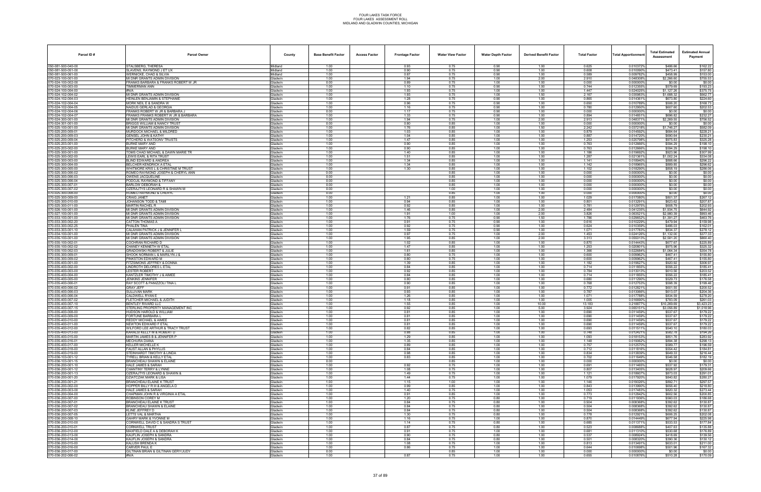FOUR LAKES TASK FORCE
FOUR LAKES ASSESSMENT ROLL
MIDLAND AND GLADWIN COUNTIES, MICHIGAN

| Parcel ID # | Parcel Owner | County | Base Benefit Factor | Access Factor | Frontage Factor | Water View Factor | Water Depth Factor | Derived Benefit Factor | Total Factor | Total Apportionment | Total Estimated Assessment | Estimated Annual Payment |
|---|---|---|---|---|---|---|---|---|---|---|---|---|
| 050-081-500-040-00 | STALSBERG, THERESA | Midland | 1.00 | | 0.93 | 0.75 | 0.90 | 1.00 | 0.625 | 0.010372% | $486.66 | $162.22 |
| 050-081-500-051-00 | SLAVENS, RAYMOND J ET UX | Midland | 1.00 | | 0.90 | 0.75 | 0.90 | 1.00 | 0.608 | 0.010090% | $473.41 | $157.80 |
| 050-081-500-061-00 | WERNICKE, CHAD & SILVIA | Midland | 1.00 | | 0.87 | 0.75 | 0.90 | 1.00 | 0.589 | 0.009782% | $458.99 | $153.00 |
| 070-023-100-001-00 | MI DNR GRANTS ADMIN DIVISION | Gladwin | 1.00 | | 1.94 | 0.75 | 1.00 | 2.00 | 2.910 | 0.048308% | $2,266.60 | $755.53 |
| 070-024-100-002-00 | FRANKS BARBARA & FRANKS ROBERT W JR | Gladwin | 0.00 | | 0.89 | 0.75 | 1.00 | 1.00 | 0.000 | 0.000000% | $0.00 | $0.00 |
| 070-024-100-003-00 | TIMMERMAN ANN | Gladwin | 1.00 | | 1.10 | 0.75 | 0.90 | 1.00 | 0.744 | 0.012355% | $579.69 | $193.23 |
| 070-024-100-004-00 | #N/A | Gladwin | 1.00 | | 1.93 | 0.75 | 1.00 | 1.00 | 1.447 | 0.024025% | $1,127.26 | $375.75 |
| 070-024-102-004-02 | MI DNR GRANTS ADMIN DIVISION | Gladwin | 1.00 | | 1.93 | 0.75 | 1.00 | 1.50 | 2.167 | 0.035983% | $1,688.32 | $562.77 |
| 070-024-102-004-03 | HEINLEN BENJAMIN & STEPHANIE | Gladwin | 1.00 | | 1.28 | 0.75 | 0.90 | 1.00 | 0.865 | 0.014361% | $673.80 | $224.60 |
| 070-024-102-004-04 | MORK NEIL E & SANDRA W | Gladwin | 1.00 | | 0.96 | 0.75 | 0.90 | 1.00 | 0.650 | 0.010789% | $506.20 | $168.73 |
| 070-024-102-004-05 | NAIDUS GERLAD & GEORGIA | Gladwin | 1.00 | | 1.16 | 0.75 | 0.90 | 1.00 | 0.780 | 0.012950% | $607.60 | $202.53 |
| 070-024-102-004-06 | FRANKS ROBERT W JR & BARBARA J | Gladwin | 0.00 | | 1.17 | 0.75 | 0.90 | 1.00 | 0.000 | 0.000000% | $0.00 | $0.00 |
| 070-024-102-004-07 | FRANKS FRANKS ROBERT W JR & BARBARA | Gladwin | 1.00 | | 1.33 | 0.75 | 0.90 | 1.00 | 0.894 | 0.014851% | $696.82 | $232.27 |
| 070-024-300-001-00 | MI DNR GRANTS ADMIN DIVISION | Gladwin | 1.00 | | 1.94 | 0.75 | 1.00 | 2.00 | 2.913 | 0.048371% | $2,269.55 | $756.52 |
| 070-024-301-001-00 | BRIGGS WILLIAM & NANCY TRUST | Gladwin | 0.00 | | 0.80 | 0.85 | 1.00 | 1.00 | 0.000 | 0.000000% | $0.00 | $0.00 |
| 070-025-100-001-00 | MI DNR GRANTS ADMIN DIVISION | Gladwin | 1.00 | | 1.76 | 0.85 | 1.00 | 1.50 | 2.242 | 0.037218% | $1,746.27 | $582.09 |
| 070-025-200-009-01 | MURDOCK MICHAEL & MILDRED | Gladwin | 1.00 | | 1.03 | 0.85 | 1.00 | 1.00 | 0.879 | 0.014592% | $684.64 | $228.21 |
| 070-025-200-009-03 | GENSEL JOHN & KATHY | Gladwin | 1.00 | | 1.04 | 0.85 | 1.00 | 1.00 | 0.887 | 0.014720% | $690.64 | $230.21 |
| 070-025-200-009-04 | PITCHERD & WATSONV TRUSTS | Gladwin | 1.00 | | 1.47 | 0.85 | 1.00 | 1.00 | 1.253 | 0.020798% | $975.83 | $325.28 |
| 070-025-203-001-00 | BURKE MARY AND | Gladwin | 1.00 | | 0.90 | 0.85 | 1.00 | 1.00 | 0.763 | 0.012666% | $594.29 | $198.10 |
| 070-025-203-002-00 | BURKE MARY AND | Gladwin | 1.00 | | 0.90 | 0.85 | 1.00 | 1.00 | 0.763 | 0.012666% | $594.29 | $198.10 |
| 070-025-300-001-00 | TOMS CHAD MICHAEL & DAWN MARIE TR | Gladwin | 1.00 | | 1.40 | 0.85 | 1.00 | 1.00 | 1.186 | 0.019692% | $923.96 | $307.99 |
| 070-025-300-002-00 | LEWIS EARL & RITA TRUST | Gladwin | 1.00 | | 1.51 | 0.85 | 1.00 | 1.00 | 1.287 | 0.021361% | $1,002.24 | $334.08 |
| 070-025-300-003-00 | BLIND EDWARD & ANDREA | Gladwin | 1.00 | | 1.34 | 0.85 | 1.00 | 1.00 | 1.141 | 0.018940% | $888.66 | $296.22 |
| 070-025-300-004-00 | BELCHER KENDRICK A ETAL | Gladwin | 1.00 | | 1.34 | 0.85 | 1.00 | 1.00 | 1.142 | 0.018965% | $889.85 | $296.62 |
| 070-025-300-005-00 | WHITMORE KRIS L & CHRISTINE M TRUST | Gladwin | 1.00 | | 1.30 | 0.85 | 1.00 | 1.00 | 1.102 | 0.018290% | $858.19 | $286.06 |
| 070-025-300-006-02 | ROMEO RAYMOND JOSEPH & CHERYL ANN | Gladwin | 0.00 | | | 0.85 | 1.00 | 1.00 | 0.000 | 0.000000% | $0.00 | $0.00 |
| 070-025-300-006-03 | OWENS JACQUELINE | Gladwin | 0.00 | | | 0.85 | 1.00 | 1.00 | 0.000 | 0.000000% | $0.00 | $0.00 |
| 070-025-300-006-04 | PODOJIL RAYMOND & TIFFANY | Gladwin | 0.00 | | | 0.85 | 1.00 | 1.00 | 0.000 | 0.000000% | $0.00 | $0.00 |
| 070-025-300-007-01 | BARLOW DEBORAH & | Gladwin | 0.00 | | | 0.85 | 1.00 | 1.00 | 0.000 | 0.000000% | $0.00 | $0.00 |
| 070-025-300-007-02 | OZERAJTYS LEONARD R & SHAWN M | Gladwin | 0.00 | | | 1.00 | 1.00 | 1.00 | 0.000 | 0.000000% | $0.00 | $0.00 |
| 070-025-300-008-00 | ROMEO RAYMOND & CHERYL | Gladwin | 0.00 | | | 0.85 | 1.00 | 1.00 | 0.000 | 0.000000% | $0.00 | $0.00 |
| 070-025-300-009-00 | CRAIG JANET | Gladwin | 1.00 | | 1.21 | 0.85 | 1.00 | 1.00 | 1.029 | 0.017080% | $801.37 | $267.12 |
| 070-025-300-010-00 | JOHANSON TODD & TAMI | Gladwin | 1.00 | | 0.94 | 0.85 | 1.00 | 1.00 | 0.801 | 0.013291% | $623.62 | $207.87 |
| 070-025-300-011-00 | MARTIN RACHEL R | Gladwin | 1.00 | | 0.92 | 0.85 | 1.00 | 1.00 | 0.781 | 0.012975% | $608.79 | $202.93 |
| 070-026-100-001-00 | MI DNR GRANTS ADMIN DIVISION | Gladwin | 1.00 | | 1.46 | 0.85 | 1.00 | 2.00 | 2.484 | 0.041235% | $1,934.75 | $644.92 |
| 070-027-100-001-00 | MI DNR GRANTS ADMIN DIVISION | Gladwin | 1.00 | | 1.91 | 1.00 | 1.00 | 2.00 | 3.826 | 0.063521% | $2,980.39 | $993.46 |
| 070-033-100-001-00 | MI DNR GRANTS ADMIN DIVISION | Gladwin | 1.00 | | 1.76 | 0.75 | 0.90 | 1.50 | 1.786 | 0.029652% | $1,391.27 | $463.76 |
| 070-033-300-002-20 | CATTON THOMAS A | Gladwin | 1.00 | | 0.91 | 0.75 | 0.90 | 1.00 | 0.616 | 0.010229% | $479.94 | $159.98 |
| 070-033-300-002-25 | PHALEN TINA | Gladwin | 1.00 | | 0.92 | 0.75 | 0.90 | 1.00 | 0.624 | 0.010359% | $486.03 | $162.01 |
| 070-033-303-001-10 | CALAHAN PATRICK J & JENNIFER L | Gladwin | 1.00 | | 1.59 | 0.75 | 0.90 | 1.00 | 1.071 | 0.017783% | $834.37 | $278.12 |
| 070-034-100-001-00 | MI DNR GRANTS ADMIN DIVISION | Gladwin | 1.00 | | 0.97 | 0.75 | 1.00 | 2.00 | 1.453 | 0.024126% | $1,132.00 | $377.33 |
| 070-035-100-001-00 | MI DNR GRANTS ADMIN DIVISION | Gladwin | 1.00 | | 1.95 | 0.85 | 1.00 | 2.00 | 3.313 | 0.055013% | $2,581.20 | $860.40 |
| 070-035-100-002-01 | COCHRAN RICHARD D | Gladwin | 1.00 | | 1.02 | 0.85 | 1.00 | 1.00 | 0.870 | 0.014443% | $677.67 | $225.89 |
| 070-035-100-002-02 | CHANEY KENNETH W ETAL | Gladwin | 1.00 | | 1.47 | 0.85 | 1.00 | 1.00 | 1.253 | 0.020801% | $975.96 | $325.32 |
| 070-035-100-002-03 | GRADOWSKI ROBERT & JULIE | Gladwin | 1.00 | | 1.61 | 0.85 | 1.00 | 1.00 | 1.366 | 0.022684% | $1,064.34 | $354.78 |
| 070-035-300-009-01 | SHOOK NORMAN L & MARILYN J & | Gladwin | 1.00 | | 0.80 | 0.75 | 1.00 | 1.00 | 0.600 | 0.009962% | $467.41 | $155.80 |
| 070-035-300-009-02 | PINKSTON EDWARD M | Gladwin | 1.00 | | 0.80 | 0.75 | 1.00 | 1.00 | 0.600 | 0.009962% | $467.41 | $155.80 |
| 070-035-400-001-00 | FITZSIMONS JEFFREY & DONNA | Gladwin | 1.00 | | 1.39 | 0.85 | 1.00 | 1.00 | 1.182 | 0.019627% | $920.92 | $306.97 |
| 070-035-400-002-00 | LINDROTH DELORES L ETAL | Gladwin | 1.00 | | 0.84 | 0.85 | 1.00 | 1.00 | 0.714 | 0.011855% | $556.22 | $185.41 |
| 070-035-400-003-00 | LESTER ROBERT | Gladwin | 1.00 | | 0.92 | 0.85 | 1.00 | 1.00 | 0.784 | 0.013013% | $610.56 | $203.52 |
| 070-035-400-004-00 | KANTZLER TIMOTHY J & AIMEE | Gladwin | 1.00 | | 0.84 | 0.85 | 1.00 | 1.00 | 0.714 | 0.011855% | $556.22 | $185.41 |
| 070-035-400-005-00 | JENKINS JENNIFER | Gladwin | 1.00 | | 0.80 | 0.85 | 1.00 | 1.00 | 0.680 | 0.011290% | $529.73 | $176.58 |
| 070-035-400-006-01 | RAY SCOTT & PANIZZOLI TINA L | Gladwin | 1.00 | | 0.90 | 0.85 | 1.00 | 1.00 | 0.768 | 0.012753% | $598.39 | $199.46 |
| 070-035-400-006-02 | GRAY JEFF | Gladwin | 1.00 | | 0.91 | 0.85 | 1.00 | 1.00 | 0.772 | 0.012821% | $601.55 | $200.52 |
| 070-035-400-006-03 | SULLIVAN MARK | Gladwin | 1.00 | | 0.93 | 0.85 | 1.00 | 1.00 | 0.787 | 0.013066% | $613.07 | $204.36 |
| 070-035-400-006-04 | CALDWELL RYAN E | Gladwin | 1.00 | | 1.26 | 0.85 | 1.00 | 1.00 | 1.071 | 0.017788% | $834.59 | $278.20 |
| 070-035-400-007-02 | FLETCHER MICHAEL & JUDITH | Gladwin | 1.00 | | 1.18 | 0.85 | 1.00 | 1.00 | 1.005 | 0.016690% | $783.09 | $261.03 |
| 070-035-400-007-10 | BENTLEY RIVARD LLC | Gladwin | 1.00 | | 1.55 | 0.85 | 1.00 | 10.00 | 13.183 | 0.218877% | $10,269.69 | $3,423.23 |
| 070-035-400-007-15 | STERLING PROPERTY MANAGEMENT INC | Gladwin | 1.00 | | 0.92 | 0.85 | 1.00 | 5.00 | 3.924 | 0.065151% | $3,056.89 | $1,018.96 |
| 070-035-400-008-00 | HUDSON HAROLD & WILLIAM | Gladwin | 1.00 | | 0.81 | 0.85 | 1.00 | 1.00 | 0.690 | 0.011459% | $537.67 | $179.22 |
| 070-035-400-009-00 | FORTUNE BARBARA L | Gladwin | 1.00 | | 0.81 | 0.85 | 1.00 | 1.00 | 0.690 | 0.011459% | $537.67 | $179.22 |
| 070-035-400-010-00 | REDDY MICHAEL & AIMEE | Gladwin | 1.00 | | 0.81 | 0.85 | 1.00 | 1.00 | 0.690 | 0.011459% | $537.67 | $179.22 |
| 070-035-400-011-00 | NEWTON EDWARD F ETAL | Gladwin | 1.00 | | 0.81 | 0.85 | 1.00 | 1.00 | 0.690 | 0.011459% | $537.67 | $179.22 |
| 070-035-400-012-00 | WILFORD LEE ARTHUR & TRACY TRUST | Gladwin | 1.00 | | 0.82 | 0.85 | 1.00 | 1.00 | 0.693 | 0.011511% | $540.10 | $180.03 |
| 070-035-400-013-00 | KARALSI KELLY M & ROBERT D | Gladwin | 1.00 | | 0.88 | 0.85 | 1.00 | 1.00 | 0.748 | 0.012421% | $582.79 | $194.26 |
| 070-035-400-015-00 | MARTIN JAMES B & JENNIFER P | Gladwin | 1.00 | | 1.29 | 0.85 | 1.00 | 1.00 | 1.093 | 0.018153% | $851.76 | $283.92 |
| 070-035-400-016-01 | MECHURA DIANA | Gladwin | 1.00 | | 1.35 | 0.85 | 1.00 | 1.00 | 1.148 | 0.019062% | $894.38 | $298.13 |
| 070-035-400-017-00 | KELLER MICHELLE K | Gladwin | 1.00 | | 0.89 | 0.85 | 1.00 | 1.00 | 0.757 | 0.012570% | $589.77 | $196.59 |
| 070-035-400-018-00 | FAUST ALLAN & PHYLLIS | Gladwin | 1.00 | | 0.84 | 0.85 | 1.00 | 1.00 | 0.712 | 0.011816% | $554.42 | $184.81 |
| 070-035-400-019-00 | EISHARDT TIMOTHY & LINDA | Gladwin | 1.00 | | 0.98 | 0.85 | 1.00 | 1.00 | 0.834 | 0.013839% | $649.33 | $216.44 |
| 070-036-103-001-12 | TYRELL BRIAN & KELLY ETAL | Gladwin | 1.00 | | 0.83 | 0.85 | 1.00 | 1.00 | 0.702 | 0.011649% | $546.58 | $182.19 |
| 070-036-103-001-15 | BRANCHEAU SHAWN & ELAINE | Gladwin | 0.00 | | | 0.85 | 1.00 | 1.00 | 0.000 | 0.000000% | $0.00 | $0.00 |
| 070-036-200-001-10 | HALE JAMES & SARAH | Gladwin | 1.00 | | 0.92 | 0.75 | 1.00 | 1.00 | 0.691 | 0.011465% | $537.92 | $179.31 |
| 070-036-200-001-12 | CHANTINY TERRY & LYNNE | Gladwin | 1.00 | | 1.08 | 0.75 | 1.00 | 1.00 | 0.807 | 0.013405% | $628.97 | $209.66 |
| 070-036-200-001-13 | OZERAJTYS LEONARD & SHAWN & | Gladwin | 1.00 | | 1.49 | 0.75 | 1.00 | 1.00 | 1.121 | 0.018607% | $873.03 | $291.01 |
| 070-036-200-001-20 | DZIATCZAK MARK & LISA | Gladwin | 1.00 | | 1.44 | 0.75 | 1.00 | 1.00 | 1.079 | 0.017920% | $840.82 | $280.27 |
| 070-036-200-001-21 | BRANCHEAU ELAINE K TRUST | Gladwin | 1.00 | | 1.15 | 1.00 | 1.00 | 1.00 | 1.146 | 0.019026% | $892.71 | $297.57 |
| 070-036-200-002-00 | HOPPER BILLY R III & ANGELA D | Gladwin | 1.00 | | 0.99 | 0.85 | 1.00 | 1.00 | 0.843 | 0.013990% | $656.40 | $218.80 |
| 070-036-200-003-00 | HALE JAMES & SARAH | Gladwin | 1.00 | | 1.40 | 0.75 | 1.00 | 1.00 | 1.053 | 0.017483% | $820.32 | $273.44 |
| 070-036-200-004-00 | CHAPMAN JOHN R & VIRGINIA A ETAL | Gladwin | 1.00 | | 0.91 | 0.85 | 1.00 | 1.00 | 0.773 | 0.012842% | $602.56 | $200.85 |
| 070-036-200-007-00 | ROBINSON COREY M | Gladwin | 1.00 | | 1.20 | 0.75 | 0.80 | 1.00 | 0.719 | 0.011936% | $560.03 | $186.68 |
| 070-036-200-007-01 | BRANCHEAU ELAINE K TRUST | Gladwin | 1.00 | | 0.84 | 0.75 | 0.80 | 1.00 | 0.504 | 0.008368% | $392.62 | $130.87 |
| 070-036-200-007-02 | BRANCHEAU SHAWN & ELAINE | Gladwin | 1.00 | | 0.84 | 0.75 | 0.80 | 1.00 | 0.504 | 0.008368% | $392.62 | $130.87 |
| 070-036-200-007-03 | KLINE JEFFREY D | Gladwin | 1.00 | | 0.84 | 0.75 | 0.80 | 1.00 | 0.504 | 0.008368% | $392.62 | $130.87 |
| 070-036-200-007-05 | LETTS VAL & MARTHA | Gladwin | 1.00 | | 1.30 | 0.75 | 0.80 | 1.00 | 0.778 | 0.012921% | $606.25 | $202.08 |
| 070-036-200-008-10 | GAHRY MARK & YVONNE M | Gladwin | 1.00 | | 1.16 | 0.75 | 1.00 | 1.00 | 0.870 | 0.014449% | $677.94 | $225.98 |
| 070-036-200-010-00 | CORNWELL DAVID C & SANDRA S TRUST | Gladwin | 1.00 | | 1.14 | 0.75 | 0.80 | 1.00 | 0.685 | 0.011371% | $533.53 | $177.84 |
| 070-036-200-010-01 | CORNWELL TRUST | Gladwin | 1.00 | | 0.87 | 0.75 | 0.80 | 1.00 | 0.523 | 0.008688% | $407.63 | $135.88 |
| 070-036-200-012-00 | MAXFIELD DALE A & DEBORAH K | Gladwin | 1.00 | | 0.91 | 0.75 | 1.00 | 1.00 | 0.681 | 0.011310% | $530.68 | $176.89 |
| 070-036-200-013-00 | KAUFLIN JOSEPH & SANDRA | Gladwin | 1.00 | | 0.90 | 0.75 | 0.80 | 1.00 | 0.537 | 0.008924% | $418.69 | $139.56 |
| 070-036-200-014-00 | KAUFLIN JOSEPH & SANDRA | Gladwin | 1.00 | | 0.84 | 0.75 | 0.80 | 1.00 | 0.501 | 0.008320% | $390.36 | $130.12 |
| 070-036-200-015-00 | KALUSH BRENDA K | Gladwin | 1.00 | | 1.08 | 0.75 | 1.00 | 1.00 | 0.813 | 0.013491% | $633.01 | $211.00 |
| 070-036-200-016-00 | CARVER PAUL E | Gladwin | 1.00 | | 0.86 | 0.75 | 1.00 | 1.00 | 0.644 | 0.010698% | $501.96 | $167.32 |
| 070-036-200-017-00 | GILTINAN BRIAN & GILTINAN GERY/JUDY | Gladwin | 0.00 | | | 0.85 | 1.00 | 1.00 | 0.000 | 0.000000% | $0.00 | $0.00 |
| 070-036-202-006-02 | #N/A | Gladwin | 1.00 | | 0.87 | 0.75 | 1.00 | 1.00 | 0.655 | 0.010876% | $510.28 | $170.09 |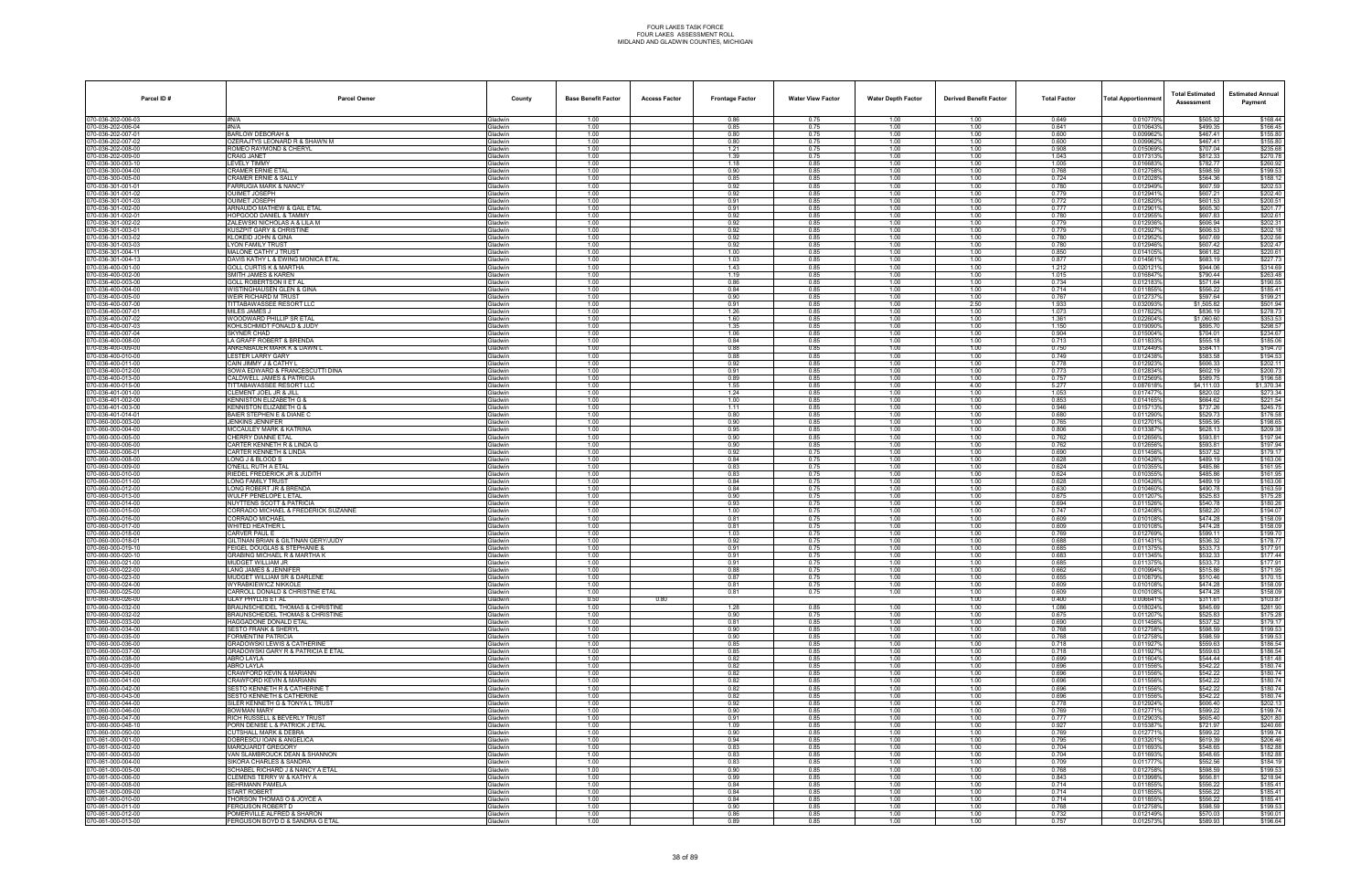| Parcel ID # | Parcel Owner | County | Base Benefit Factor | Access Factor | Frontage Factor | Water View Factor | Water Depth Factor | Derived Benefit Factor | Total Factor | Total Apportionment | Total Estimated Assessment | Estimated Annual Payment |
|---|---|---|---|---|---|---|---|---|---|---|---|---|
| 070-036-202-006-03 | #N/A | Gladwin | 1.00 | | 0.85 | 0.75 | 1.00 | 1.00 | 0.649 | 0.010770% | $505.32 | $168.44 |
| 070-036-202-006-04 | #N/A | Gladwin | 1.00 | | 0.85 | 0.75 | 1.00 | 1.00 | 0.641 | 0.010643% | $499.35 | $166.45 |
| 070-036-202-007-01 | BARLOW DEBORAH & | Gladwin | 1.00 | | 0.80 | 0.75 | 1.00 | 1.00 | 0.600 | 0.009962% | $467.41 | $155.80 |
| 070-036-202-007-02 | OZERAJTYS LEONARD R & SHAWN M | Gladwin | 1.00 | | 0.80 | 0.75 | 1.00 | 1.00 | 0.600 | 0.009962% | $467.41 | $155.80 |
| 070-036-202-008-00 | ROMEO RAYMOND & CHERYL | Gladwin | 1.00 | | 1.21 | 0.75 | 1.00 | 1.00 | 0.908 | 0.015069% | $707.04 | $235.68 |
| 070-036-202-009-00 | CRAIG JANET | Gladwin | 1.00 | | 1.39 | 0.75 | 1.00 | 1.00 | 1.043 | 0.017313% | $812.33 | $270.78 |
| 070-036-300-003-10 | LEVELY TIMMY | Gladwin | 1.00 | | 1.18 | 0.85 | 1.00 | 1.00 | 1.005 | 0.016683% | $782.77 | $260.92 |
| 070-036-300-004-00 | CRAMER ERNIE ETAL | Gladwin | 1.00 | | 0.90 | 0.85 | 1.00 | 1.00 | 0.768 | 0.012758% | $598.59 | $199.53 |
| 070-036-300-005-00 | CRAMER ERNIE & SALLY | Gladwin | 1.00 | | 0.85 | 0.85 | 1.00 | 1.00 | 0.724 | 0.012028% | $564.36 | $188.12 |
| 070-036-301-001-01 | FARRUGIA MARK & NANCY | Gladwin | 1.00 | | 0.92 | 0.85 | 1.00 | 1.00 | 0.780 | 0.012949% | $607.59 | $202.53 |
| 070-036-301-001-02 | OUIMET JOSEPH | Gladwin | 1.00 | | 0.92 | 0.85 | 1.00 | 1.00 | 0.779 | 0.012941% | $607.21 | $202.40 |
| 070-036-301-001-03 | OUIMET JOSEPH | Gladwin | 1.00 | | 0.91 | 0.85 | 1.00 | 1.00 | 0.772 | 0.012820% | $601.53 | $200.51 |
| 070-036-301-002-00 | ARNAUDO MATHEW & GAIL ETAL | Gladwin | 1.00 | | 0.91 | 0.85 | 1.00 | 1.00 | 0.777 | 0.012901% | $605.30 | $201.77 |
| 070-036-301-002-01 | HOPGOOD DANIEL & TAMMY | Gladwin | 1.00 | | 0.92 | 0.85 | 1.00 | 1.00 | 0.780 | 0.012955% | $607.83 | $202.61 |
| 070-036-301-002-02 | ZALEWSKI NICHOLAS A & LILA M | Gladwin | 1.00 | | 0.92 | 0.85 | 1.00 | 1.00 | 0.779 | 0.012936% | $606.94 | $202.31 |
| 070-036-301-003-01 | KUSZPIT GARY & CHRISTINE | Gladwin | 1.00 | | 0.92 | 0.85 | 1.00 | 1.00 | 0.779 | 0.012927% | $606.53 | $202.18 |
| 070-036-301-003-02 | KLOKEID JOHN & GINA | Gladwin | 1.00 | | 0.92 | 0.85 | 1.00 | 1.00 | 0.780 | 0.012952% | $607.69 | $202.56 |
| 070-036-301-003-03 | LYON FAMILY TRUST | Gladwin | 1.00 | | 0.92 | 0.85 | 1.00 | 1.00 | 0.780 | 0.012946% | $607.42 | $202.47 |
| 070-036-301-004-11 | MALONE CATHY J TRUST | Gladwin | 1.00 | | 1.00 | 0.85 | 1.00 | 1.00 | 0.850 | 0.014105% | $661.82 | $220.61 |
| 070-036-301-004-13 | DAVIS KATHY L & EWING MONICA ETAL | Gladwin | 1.00 | | 1.03 | 0.85 | 1.00 | 1.00 | 0.877 | 0.014561% | $683.19 | $227.73 |
| 070-036-400-001-00 | GOLL CURTIS K & MARTHA | Gladwin | 1.00 | | 1.43 | 0.85 | 1.00 | 1.00 | 1.212 | 0.020121% | $944.06 | $314.69 |
| 070-036-400-002-00 | SMITH JAMES & KAREN | Gladwin | 1.00 | | 1.19 | 0.85 | 1.00 | 1.00 | 1.015 | 0.016847% | $790.44 | $263.48 |
| 070-036-400-003-00 | GOLL ROBERTSON II ET AL | Gladwin | 1.00 | | 0.86 | 0.85 | 1.00 | 1.00 | 0.734 | 0.012183% | $571.64 | $190.55 |
| 070-036-400-004-00 | WISTINGHAUSEN GLEN & GINA | Gladwin | 1.00 | | 0.84 | 0.85 | 1.00 | 1.00 | 0.714 | 0.011855% | $556.22 | $185.41 |
| 070-036-400-005-00 | WEIR RICHARD M TRUST | Gladwin | 1.00 | | 0.90 | 0.85 | 1.00 | 1.00 | 0.767 | 0.012737% | $597.64 | $199.21 |
| 070-036-400-007-00 | TITTABAWASSEE RESORT LLC | Gladwin | 1.00 | | 0.91 | 0.85 | 1.00 | 2.50 | 1.933 | 0.032093% | $1,505.82 | $501.94 |
| 070-036-400-007-01 | MILES JAMES J | Gladwin | 1.00 | | 1.26 | 0.85 | 1.00 | 1.00 | 1.073 | 0.017822% | $836.19 | $278.73 |
| 070-036-400-007-02 | WOODWARD PHILLIP SR ETAL | Gladwin | 1.00 | | 1.60 | 0.85 | 1.00 | 1.00 | 1.361 | 0.022604% | $1,060.60 | $353.53 |
| 070-036-400-007-03 | KOHLSCHMIDT FONALD & JUDY | Gladwin | 1.00 | | 1.35 | 0.85 | 1.00 | 1.00 | 1.150 | 0.019090% | $895.70 | $298.57 |
| 070-036-400-007-04 | SKYNER CHAD | Gladwin | 1.00 | | 1.06 | 0.85 | 1.00 | 1.00 | 0.904 | 0.015004% | $704.01 | $234.67 |
| 070-036-400-008-00 | LA GRAFF ROBERT & BRENDA | Gladwin | 1.00 | | 0.84 | 0.85 | 1.00 | 1.00 | 0.713 | 0.011833% | $555.18 | $185.06 |
| 070-036-400-009-00 | ANKENBAUER MARK K & DAWN L | Gladwin | 1.00 | | 0.88 | 0.85 | 1.00 | 1.00 | 0.750 | 0.012449% | $584.11 | $194.70 |
| 070-036-400-010-00 | LESTER LARRY GARY | Gladwin | 1.00 | | 0.88 | 0.85 | 1.00 | 1.00 | 0.749 | 0.012438% | $583.58 | $194.53 |
| 070-036-400-011-00 | CAIN JIMMY J & CATHY L | Gladwin | 1.00 | | 0.92 | 0.85 | 1.00 | 1.00 | 0.778 | 0.012923% | $606.33 | $202.11 |
| 070-036-400-012-00 | SOWA EDWARD & FRANCESCUTTI DINA | Gladwin | 1.00 | | 0.91 | 0.85 | 1.00 | 1.00 | 0.773 | 0.012834% | $602.19 | $200.73 |
| 070-036-400-013-00 | CALDWELL JAMES & PATRICIA | Gladwin | 1.00 | | 0.89 | 0.85 | 1.00 | 1.00 | 0.757 | 0.012569% | $589.75 | $196.58 |
| 070-036-400-015-00 | TITTABAWASSEE RESORT LLC | Gladwin | 1.00 | | 1.55 | 0.85 | 1.00 | 4.00 | 5.277 | 0.087618% | $4,111.03 | $1,370.34 |
| 070-036-401-001-00 | CLEMENT JOEL JR & JILL | Gladwin | 1.00 | | 1.24 | 0.85 | 1.00 | 1.00 | 1.053 | 0.017477% | $820.02 | $273.34 |
| 070-036-401-002-00 | KENNISTON ELIZABETH G & | Gladwin | 1.00 | | 1.00 | 0.85 | 1.00 | 1.00 | 0.853 | 0.014165% | $664.62 | $221.54 |
| 070-036-401-003-00 | KENNISTON ELIZABETH G & | Gladwin | 1.00 | | 1.11 | 0.85 | 1.00 | 1.00 | 0.946 | 0.015713% | $737.26 | $245.75 |
| 070-036-401-014-01 | BAIER STEPHEN E & DIANE C | Gladwin | 1.00 | | 0.80 | 0.85 | 1.00 | 1.00 | 0.680 | 0.011290% | $529.73 | $176.58 |
| 070-060-000-003-00 | JENKINS JENNIFER | Gladwin | 1.00 | | 0.90 | 0.85 | 1.00 | 1.00 | 0.765 | 0.012701% | $595.95 | $198.65 |
| 070-060-000-004-00 | MCCAULEY MARK & KATRINA | Gladwin | 1.00 | | 0.95 | 0.85 | 1.00 | 1.00 | 0.806 | 0.013387% | $628.13 | $209.38 |
| 070-060-000-005-00 | CHERRY DIANNE ETAL | Gladwin | 1.00 | | 0.90 | 0.85 | 1.00 | 1.00 | 0.762 | 0.012656% | $593.81 | $197.94 |
| 070-060-000-006-00 | CARTER KENNETH R & LINDA G | Gladwin | 1.00 | | 0.90 | 0.85 | 1.00 | 1.00 | 0.762 | 0.012656% | $593.81 | $197.94 |
| 070-060-000-006-01 | CARTER KENNETH & LINDA | Gladwin | 1.00 | | 0.92 | 0.75 | 1.00 | 1.00 | 0.690 | 0.011456% | $537.52 | $179.17 |
| 070-060-000-008-00 | LONG J & BLOOD S | Gladwin | 1.00 | | 0.84 | 0.75 | 1.00 | 1.00 | 0.628 | 0.010426% | $489.19 | $163.06 |
| 070-060-000-009-00 | O'NEILL RUTH A ETAL | Gladwin | 1.00 | | 0.83 | 0.75 | 1.00 | 1.00 | 0.624 | 0.010355% | $485.86 | $161.95 |
| 070-060-000-010-00 | RIEDEL FREDERICK JR & JUDITH | Gladwin | 1.00 | | 0.83 | 0.75 | 1.00 | 1.00 | 0.624 | 0.010355% | $485.86 | $161.95 |
| 070-060-000-011-00 | LONG FAMILY TRUST | Gladwin | 1.00 | | 0.84 | 0.75 | 1.00 | 1.00 | 0.628 | 0.010426% | $489.19 | $163.06 |
| 070-060-000-012-00 | LONG ROBERT JR & BRENDA | Gladwin | 1.00 | | 0.84 | 0.75 | 1.00 | 1.00 | 0.630 | 0.010460% | $490.78 | $163.59 |
| 070-060-000-013-00 | WULFF PENELOPE L ETAL | Gladwin | 1.00 | | 0.90 | 0.75 | 1.00 | 1.00 | 0.675 | 0.011207% | $525.83 | $175.28 |
| 070-060-000-014-00 | NUYTTENS SCOTT & PATRICIA | Gladwin | 1.00 | | 0.93 | 0.75 | 1.00 | 1.00 | 0.694 | 0.011526% | $540.78 | $180.26 |
| 070-060-000-015-00 | CORRADO MICHAEL & FREDERICK SUZANNE | Gladwin | 1.00 | | 1.00 | 0.75 | 1.00 | 1.00 | 0.747 | 0.012408% | $582.20 | $194.07 |
| 070-060-000-016-00 | CORRADO MICHAEL | Gladwin | 1.00 | | 0.81 | 0.75 | 1.00 | 1.00 | 0.609 | 0.010108% | $474.28 | $158.09 |
| 070-060-000-017-00 | WHITED HEATHER L | Gladwin | 1.00 | | 0.81 | 0.75 | 1.00 | 1.00 | 0.609 | 0.010108% | $474.28 | $158.09 |
| 070-060-000-018-00 | CARVER PAUL E | Gladwin | 1.00 | | 1.03 | 0.75 | 1.00 | 1.00 | 0.769 | 0.012769% | $599.11 | $199.70 |
| 070-060-000-018-01 | GILTINAN BRIAN & GILTINAN GERY/JUDY | Gladwin | 1.00 | | 0.92 | 0.75 | 1.00 | 1.00 | 0.688 | 0.011431% | $536.32 | $178.77 |
| 070-060-000-019-10 | FEIGEL DOUGLAS & STEPHANIE & | Gladwin | 1.00 | | 0.91 | 0.75 | 1.00 | 1.00 | 0.685 | 0.011375% | $533.73 | $177.91 |
| 070-060-000-020-10 | GRABING MICHAEL R & MARTHA K | Gladwin | 1.00 | | 0.91 | 0.75 | 1.00 | 1.00 | 0.683 | 0.011345% | $532.33 | $177.44 |
| 070-060-000-021-00 | MUDGET WILLIAM JR | Gladwin | 1.00 | | 0.91 | 0.75 | 1.00 | 1.00 | 0.685 | 0.011375% | $533.73 | $177.91 |
| 070-060-000-022-00 | LANG JAMES & JENNIFER | Gladwin | 1.00 | | 0.88 | 0.75 | 1.00 | 1.00 | 0.662 | 0.010994% | $515.86 | $171.95 |
| 070-060-000-023-00 | MUDGET WILLIAM SR & DARLENE | Gladwin | 1.00 | | 0.87 | 0.75 | 1.00 | 1.00 | 0.655 | 0.010879% | $510.46 | $170.15 |
| 070-060-000-024-00 | WYRABKIEWICZ NIKKOLE | Gladwin | 1.00 | | 0.81 | 0.75 | 1.00 | 1.00 | 0.609 | 0.010108% | $474.28 | $158.09 |
| 070-060-000-025-00 | CARROLL DONALD & CHRISTINE ETAL | Gladwin | 1.00 | | 0.81 | 0.75 | 1.00 | 1.00 | 0.609 | 0.010108% | $474.28 | $158.09 |
| 070-060-000-026-00 | CLAY PHYLLIS ET AL | Gladwin | 0.50 | 0.80 | | | | 1.00 | 0.400 | 0.006641% | $311.61 | $103.87 |
| 070-060-000-032-00 | BRAUNSCHEIDEL THOMAS & CHRISTINE | Gladwin | 1.00 | | 1.28 | 0.85 | 1.00 | 1.00 | 1.086 | 0.018024% | $845.69 | $281.90 |
| 070-060-000-032-02 | BRAUNSCHEIDEL THOMAS & CHRISTINE | Gladwin | 1.00 | | 0.90 | 0.75 | 1.00 | 1.00 | 0.675 | 0.011207% | $525.83 | $175.28 |
| 070-060-000-033-00 | HAGGADONE DONALD ETAL | Gladwin | 1.00 | | 0.81 | 0.85 | 1.00 | 1.00 | 0.690 | 0.011456% | $537.52 | $179.17 |
| 070-060-000-034-00 | SESTO FRANK & SHERYL | Gladwin | 1.00 | | 0.90 | 0.85 | 1.00 | 1.00 | 0.768 | 0.012758% | $598.59 | $199.53 |
| 070-060-000-035-00 | FORMENTINI PATRICIA | Gladwin | 1.00 | | 0.90 | 0.85 | 1.00 | 1.00 | 0.768 | 0.012758% | $598.59 | $199.53 |
| 070-060-000-036-00 | GRADOWSKI LEWIS & CATHERINE | Gladwin | 1.00 | | 0.85 | 0.85 | 1.00 | 1.00 | 0.718 | 0.011927% | $559.63 | $186.54 |
| 070-060-000-037-00 | GRADOWSKI GARY R & PATRICIA E ETAL | Gladwin | 1.00 | | 0.85 | 0.85 | 1.00 | 1.00 | 0.718 | 0.011927% | $559.63 | $186.54 |
| 070-060-000-038-00 | ABRO LAYLA | Gladwin | 1.00 | | 0.82 | 0.85 | 1.00 | 1.00 | 0.699 | 0.011604% | $544.44 | $181.48 |
| 070-060-000-039-00 | ABRO LAYLA | Gladwin | 1.00 | | 0.82 | 0.85 | 1.00 | 1.00 | 0.696 | 0.011556% | $542.22 | $180.74 |
| 070-060-000-040-00 | CRAWFORD KEVIN & MARIANN | Gladwin | 1.00 | | 0.82 | 0.85 | 1.00 | 1.00 | 0.696 | 0.011556% | $542.22 | $180.74 |
| 070-060-000-041-00 | CRAWFORD KEVIN & MARIANN | Gladwin | 1.00 | | 0.82 | 0.85 | 1.00 | 1.00 | 0.696 | 0.011556% | $542.22 | $180.74 |
| 070-060-000-042-00 | SESTO KENNETH R & CATHERINE T | Gladwin | 1.00 | | 0.82 | 0.85 | 1.00 | 1.00 | 0.696 | 0.011556% | $542.22 | $180.74 |
| 070-060-000-043-00 | SESTO KENNETH & CATHERINE | Gladwin | 1.00 | | 0.82 | 0.85 | 1.00 | 1.00 | 0.696 | 0.011556% | $542.22 | $180.74 |
| 070-060-000-044-00 | SILER KENNETH G & TONYA L TRUST | Gladwin | 1.00 | | 0.92 | 0.85 | 1.00 | 1.00 | 0.778 | 0.012924% | $606.40 | $202.13 |
| 070-060-000-046-00 | BOWMAN MARY | Gladwin | 1.00 | | 0.90 | 0.85 | 1.00 | 1.00 | 0.769 | 0.012771% | $599.22 | $199.74 |
| 070-060-000-047-00 | RICH RUSSELL & BEVERLY TRUST | Gladwin | 1.00 | | 0.91 | 0.85 | 1.00 | 1.00 | 0.777 | 0.012903% | $605.40 | $201.80 |
| 070-060-000-048-10 | PORN DENISE L & PATRICK J ETAL | Gladwin | 1.00 | | 1.09 | 0.85 | 1.00 | 1.00 | 0.927 | 0.015387% | $721.97 | $240.66 |
| 070-060-000-050-00 | CUTSHALL MARK & DEBRA | Gladwin | 1.00 | | 0.90 | 0.85 | 1.00 | 1.00 | 0.769 | 0.012771% | $599.22 | $199.74 |
| 070-061-000-001-00 | DOBRESCU IOAN & ANGELICA | Gladwin | 1.00 | | 0.94 | 0.85 | 1.00 | 1.00 | 0.795 | 0.013201% | $619.39 | $206.46 |
| 070-061-000-002-00 | MARQUARDT GREGORY | Gladwin | 1.00 | | 0.83 | 0.85 | 1.00 | 1.00 | 0.704 | 0.011693% | $548.65 | $182.88 |
| 070-061-000-003-00 | VAN SLAMBROUCK DEAN & SHANNON | Gladwin | 1.00 | | 0.83 | 0.85 | 1.00 | 1.00 | 0.704 | 0.011693% | $548.65 | $182.88 |
| 070-061-000-004-00 | SIKORA CHARLES & SANDRA | Gladwin | 1.00 | | 0.83 | 0.85 | 1.00 | 1.00 | 0.709 | 0.011777% | $552.56 | $184.19 |
| 070-061-000-005-00 | SCHABEL RICHARD J & NANCY A ETAL | Gladwin | 1.00 | | 0.90 | 0.85 | 1.00 | 1.00 | 0.768 | 0.012758% | $598.59 | $199.53 |
| 070-061-000-006-00 | CLEMENS TERRY W & KATHY A | Gladwin | 1.00 | | 0.99 | 0.85 | 1.00 | 1.00 | 0.843 | 0.013998% | $656.81 | $218.94 |
| 070-061-000-008-00 | BEHRMANN PAMELA | Gladwin | 1.00 | | 0.84 | 0.85 | 1.00 | 1.00 | 0.714 | 0.011855% | $556.22 | $185.41 |
| 070-061-000-009-00 | STUNT ROBERT | Gladwin | 1.00 | | 0.84 | 0.85 | 1.00 | 1.00 | 0.714 | 0.011855% | $556.22 | $185.41 |
| 070-061-000-010-00 | THORSON THOMAS O & JOYCE A | Gladwin | 1.00 | | 0.84 | 0.85 | 1.00 | 1.00 | 0.714 | 0.011855% | $556.22 | $185.41 |
| 070-061-000-011-00 | FERGUSON ROBERT D | Gladwin | 1.00 | | 0.90 | 0.85 | 1.00 | 1.00 | 0.768 | 0.012758% | $598.59 | $199.53 |
| 070-061-000-012-00 | POMERVILLE ALFRED & SHARON | Gladwin | 1.00 | | 0.86 | 0.85 | 1.00 | 1.00 | 0.732 | 0.012149% | $570.03 | $190.01 |
| 070-061-000-013-00 | FERGUSON BOYD D & SANDRA G ETAL | Gladwin | 1.00 | | 0.89 | 0.85 | 1.00 | 1.00 | 0.757 | 0.012573% | $589.93 | $196.64 |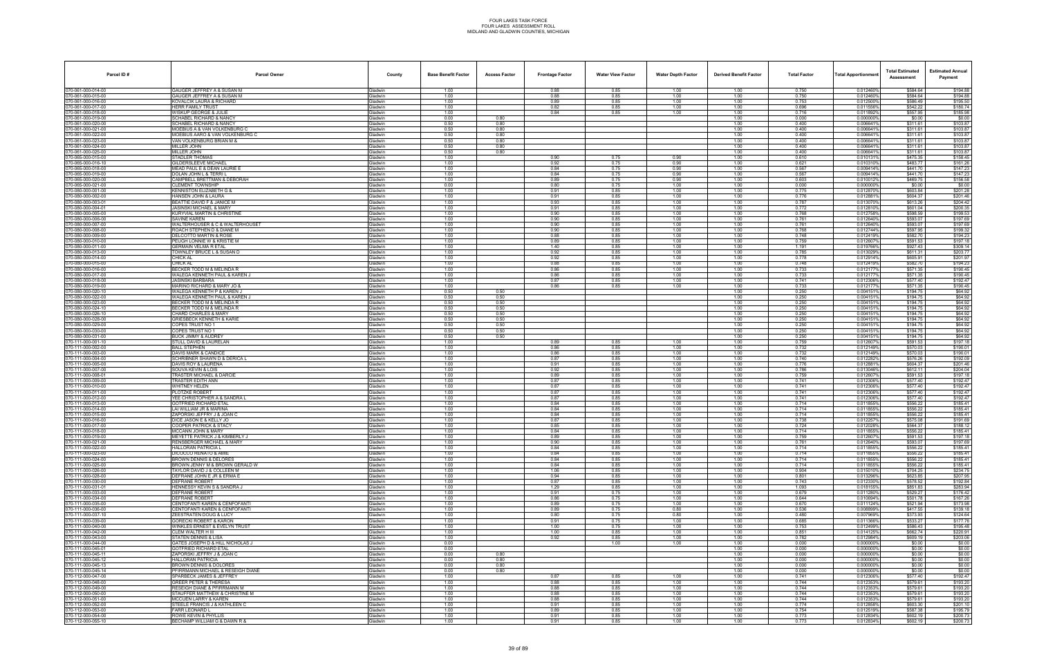FOUR LAKES TASK FORCE
FOUR LAKES ASSESSMENT ROLL
MIDLAND AND GLADWIN COUNTIES, MICHIGAN

| Parcel ID # | Parcel Owner | County | Base Benefit Factor | Access Factor | Frontage Factor | Water View Factor | Water Depth Factor | Derived Benefit Factor | Total Factor | Total Apportionment | Total Estimated Assessment | Estimated Annual Payment |
|---|---|---|---|---|---|---|---|---|---|---|---|---|
| 070-061-000-014-00 | GAUGER JEFFREY A & SUSAN M | Gladwin | 1.00 | | 0.88 | 0.85 | 1.00 | 1.00 | 0.750 | 0.012460% | $584.64 | $194.88 |
| 070-061-000-015-00 | GAUGER JEFFREY A & SUSAN M | Gladwin | 1.00 | | 0.88 | 0.85 | 1.00 | 1.00 | 0.750 | 0.012460% | $584.64 | $194.88 |
| 070-061-000-016-00 | KOVALCIK LAURA & RICHARD | Gladwin | 1.00 | | 0.89 | 0.85 | 1.00 | 1.00 | 0.753 | 0.012500% | $586.49 | $195.50 |
| 070-061-000-017-00 | HERR FAMILY TRUST | Gladwin | 1.00 | | 0.82 | 0.85 | 1.00 | 1.00 | 0.696 | 0.011558% | $542.22 | $180.74 |
| 070-061-000-018-00 | WISKUP GEORGE & JULIE | Gladwin | 1.00 | | 0.84 | 0.85 | 1.00 | 1.00 | 0.716 | 0.011892% | $557.95 | $185.98 |
| 070-061-000-019-00 | SCHABEL RICHARD & NANCY | Gladwin | 0.00 | 0.80 | | | | 1.00 | 0.000 | 0.000000% | $0.00 | $0.00 |
| 070-061-000-020-00 | SCHABEL RICHARD & NANCY | Gladwin | 0.50 | 0.80 | | | | 1.00 | 0.400 | 0.006641% | $311.61 | $103.87 |
| 070-061-000-021-00 | MOEBIUS A & VAN VOLKENBURG C | Gladwin | 0.50 | 0.80 | | | | 1.00 | 0.400 | 0.006641% | $311.61 | $103.87 |
| 070-061-000-022-00 | MOEBIUS AARO & VAN VOLKENBURG C | Gladwin | 0.50 | 0.80 | | | | 1.00 | 0.400 | 0.006641% | $311.61 | $103.87 |
| 070-061-000-023-00 | VAN VOLKENBURG BRIAN M & | Gladwin | 0.50 | 0.80 | | | | 1.00 | 0.400 | 0.006641% | $311.61 | $103.87 |
| 070-061-000-024-00 | MILLER JOHN | Gladwin | 0.50 | 0.80 | | | | 1.00 | 0.400 | 0.006641% | $311.61 | $103.87 |
| 070-061-000-025-00 | MILLER JOHN | Gladwin | 0.50 | 0.80 | | | | 1.00 | 0.400 | 0.006641% | $311.61 | $103.87 |
| 070-065-000-015-00 | STADLER THOMAS | Gladwin | 1.00 | | 0.90 | 0.75 | 0.90 | 1.00 | 0.610 | 0.010131% | $475.35 | $158.45 |
| 070-065-000-016-10 | GILDERSLEEVE MICHAEL | Gladwin | 1.00 | | 0.92 | 0.75 | 0.90 | 1.00 | 0.621 | 0.010310% | $483.77 | $161.26 |
| 070-065-000-018-00 | MEAD PAUL E & DEAN LAURIE E | Gladwin | 1.00 | | 0.84 | 0.75 | 0.90 | 1.00 | 0.567 | 0.009414% | $441.70 | $147.23 |
| 070-065-000-019-00 | DOLAN JOHN L & TERRI L | Gladwin | 1.00 | | 0.84 | 0.75 | 0.90 | 1.00 | 0.567 | 0.009414% | $441.70 | $147.23 |
| 070-065-000-020-00 | CAMPBELL BRETTMAN & DEBORAH | Gladwin | 1.00 | | 0.89 | 0.75 | 0.90 | 1.00 | 0.603 | 0.010012% | $469.75 | $156.58 |
| 070-065-000-021-00 | CLEMENT TOWNSHIP | Gladwin | 0.00 | | 0.80 | 0.75 | 1.00 | 1.00 | 0.000 | 0.000000% | $0.00 | $0.00 |
| 070-080-000-001-00 | KENNISTON ELIZABETH G & | Gladwin | 1.00 | | 0.91 | 0.85 | 1.00 | 1.00 | 0.775 | 0.012870% | $603.84 | $201.28 |
| 070-080-000-002-00 | HANSEN JOHN & LAURA | Gladwin | 1.00 | | 0.91 | 0.85 | 1.00 | 1.00 | 0.776 | 0.012881% | $604.37 | $201.46 |
| 070-080-000-003-01 | BEATTIE DAVID F & JANICE M | Gladwin | 1.00 | | 0.93 | 0.85 | 1.00 | 1.00 | 0.787 | 0.013070% | $613.26 | $204.42 |
| 070-080-000-004-01 | JASINSKI MICHAEL & MARY | Gladwin | 1.00 | | 0.91 | 0.85 | 1.00 | 1.00 | 0.772 | 0.012810% | $601.04 | $200.35 |
| 070-080-000-005-00 | KURYVIAL MARTIN & CHRISTINE | Gladwin | 1.00 | | 0.90 | 0.85 | 1.00 | 1.00 | 0.768 | 0.012758% | $598.59 | $199.53 |
| 070-080-000-006-00 | SAVINE KAREN | Gladwin | 1.00 | | 0.90 | 0.85 | 1.00 | 1.00 | 0.761 | 0.012640% | $593.07 | $197.69 |
| 070-080-000-007-00 | WALTERHOUSER & C & WALTERHOUSET | Gladwin | 1.00 | | 0.90 | 0.85 | 1.00 | 1.00 | 0.761 | 0.012640% | $593.07 | $197.69 |
| 070-080-000-008-00 | ROACH STEPHEN D & DIANE M | Gladwin | 1.00 | | 0.90 | 0.85 | 1.00 | 1.00 | 0.768 | 0.012744% | $597.96 | $199.32 |
| 070-080-000-009-00 | DELCOTTO MARTIN & ROSE | Gladwin | 1.00 | | 0.88 | 0.85 | 1.00 | 1.00 | 0.748 | 0.012419% | $582.70 | $194.23 |
| 070-080-000-010-00 | PEUGH LONNIE W & KRISTIE M | Gladwin | 1.00 | | 0.89 | 0.85 | 1.00 | 1.00 | 0.759 | 0.012607% | $591.53 | $197.18 |
| 070-080-000-011-00 | GERMAIN VELMA R ETAL | Gladwin | 1.00 | | 1.40 | 0.85 | 1.00 | 1.00 | 1.191 | 0.019766% | $927.43 | $309.14 |
| 070-080-000-013-00 | TOWNLEY BRUCE L & SUSAN D | Gladwin | 1.00 | | 0.92 | 0.85 | 1.00 | 1.00 | 0.785 | 0.013029% | $611.31 | $203.77 |
| 070-080-000-014-00 | CHICK AL | Gladwin | 1.00 | | 0.92 | 0.85 | 1.00 | 1.00 | 0.778 | 0.012914% | $605.91 | $201.97 |
| 070-080-000-015-00 | CHICK AL | Gladwin | 1.00 | | 0.88 | 0.85 | 1.00 | 1.00 | 0.748 | 0.012419% | $582.70 | $194.23 |
| 070-080-000-016-00 | BECKER TODD M & MELINDA R | Gladwin | 1.00 | | 0.86 | 0.85 | 1.00 | 1.00 | 0.733 | 0.012177% | $571.35 | $190.45 |
| 070-080-000-017-00 | WALEGA KENNETH PAUL & KAREN J | Gladwin | 1.00 | | 0.86 | 0.85 | 1.00 | 1.00 | 0.733 | 0.012177% | $571.35 | $190.45 |
| 070-080-000-018-00 | JASINSKI BARBARA | Gladwin | 1.00 | | 0.87 | 0.85 | 1.00 | 1.00 | 0.741 | 0.012306% | $577.40 | $192.47 |
| 070-080-000-019-00 | MARINO RICHARD & MARY JO & | Gladwin | 1.00 | | 0.86 | 0.85 | 1.00 | 1.00 | 0.733 | 0.012177% | $571.35 | $190.45 |
| 070-080-000-020-10 | WALEGA KENNETH P & KAREN J | Gladwin | 0.50 | 0.50 | | | | 1.00 | 0.250 | 0.004151% | $194.75 | $64.92 |
| 070-080-000-022-00 | WALEGA KENNETH PAUL & KAREN J | Gladwin | 0.50 | 0.50 | | | | 1.00 | 0.250 | 0.004151% | $194.75 | $64.92 |
| 070-080-000-023-00 | BECKER TODD M & MELINDA R | Gladwin | 0.50 | 0.50 | | | | 1.00 | 0.250 | 0.004151% | $194.75 | $64.92 |
| 070-080-000-024-10 | BECKER TODD M & MELINDA R | Gladwin | 0.50 | 0.50 | | | | 1.00 | 0.250 | 0.004151% | $194.75 | $64.92 |
| 070-080-000-026-10 | CHARD CHARLES & MARY | Gladwin | 0.50 | 0.50 | | | | 1.00 | 0.250 | 0.004151% | $194.75 | $64.92 |
| 070-080-000-028-00 | GRIESBECK KENNETH & KARIE | Gladwin | 0.50 | 0.50 | | | | 1.00 | 0.250 | 0.004151% | $194.75 | $64.92 |
| 070-080-000-029-00 | COPES TRUST NO 1 | Gladwin | 0.50 | 0.50 | | | | 1.00 | 0.250 | 0.004151% | $194.75 | $64.92 |
| 070-080-000-030-00 | COPES TRUST NO 1 | Gladwin | 0.50 | 0.50 | | | | 1.00 | 0.250 | 0.004151% | $194.75 | $64.92 |
| 070-080-000-031-00 | BUCK JIMMY & AUDREY | Gladwin | 0.50 | 0.50 | | | | 1.00 | 0.250 | 0.004151% | $194.75 | $64.92 |
| 070-111-000-001-10 | STULL DAVID & LAURELAN | Gladwin | 1.00 | | 0.89 | 0.85 | 1.00 | 1.00 | 0.759 | 0.012607% | $591.53 | $197.18 |
| 070-111-000-002-00 | BALL STEPHEN | Gladwin | 1.00 | | 0.86 | 0.85 | 1.00 | 1.00 | 0.732 | 0.012149% | $570.03 | $190.01 |
| 070-111-000-003-00 | DAVIS MARK & CANDICE | Gladwin | 1.00 | | 0.86 | 0.85 | 1.00 | 1.00 | 0.732 | 0.012149% | $570.03 | $190.01 |
| 070-111-000-004-00 | SCHRIBNER SHAWN D & DERICA L | Gladwin | 1.00 | | 0.87 | 0.85 | 1.00 | 1.00 | 0.740 | 0.012282% | $576.26 | $192.09 |
| 070-111-000-005-00 | DAVIS ROY & LAUREENA | Gladwin | 1.00 | | 0.91 | 0.85 | 1.00 | 1.00 | 0.776 | 0.012881% | $604.37 | $201.46 |
| 070-111-000-007-00 | SOUVA KEVIN & LOIS | Gladwin | 1.00 | | 0.92 | 0.85 | 1.00 | 1.00 | 0.786 | 0.013046% | $612.11 | $204.04 |
| 070-111-000-008-01 | TRASTER MICHAEL & DARCIE | Gladwin | 1.00 | | 0.89 | 0.85 | 1.00 | 1.00 | 0.759 | 0.012607% | $591.53 | $197.18 |
| 070-111-000-009-00 | TRASTER EDITH ANN | Gladwin | 1.00 | | 0.87 | 0.85 | 1.00 | 1.00 | 0.741 | 0.012306% | $577.40 | $192.47 |
| 070-111-000-010-00 | WHITNEY HELEN | Gladwin | 1.00 | | 0.87 | 0.85 | 1.00 | 1.00 | 0.741 | 0.012306% | $577.40 | $192.47 |
| 070-111-000-011-00 | PLOTZKE ROBERT | Gladwin | 1.00 | | 0.87 | 0.85 | 1.00 | 1.00 | 0.741 | 0.012306% | $577.40 | $192.47 |
| 070-111-000-012-00 | YEE CHRISTOPHER A & SANDRA L | Gladwin | 1.00 | | 0.87 | 0.85 | 1.00 | 1.00 | 0.741 | 0.012306% | $577.40 | $192.47 |
| 070-111-000-013-00 | GOTFRIED RICHARD ETAL | Gladwin | 1.00 | | 0.84 | 0.85 | 1.00 | 1.00 | 0.714 | 0.011855% | $556.22 | $185.41 |
| 070-111-000-014-00 | LAI WILLIAM JR & MARINA | Gladwin | 1.00 | | 0.84 | 0.85 | 1.00 | 1.00 | 0.714 | 0.011855% | $556.22 | $185.41 |
| 070-111-000-015-00 | ZAPORSKI JEFFRY J & JOAN C | Gladwin | 1.00 | | 0.84 | 0.85 | 1.00 | 1.00 | 0.714 | 0.011855% | $556.22 | $185.41 |
| 070-111-000-016-00 | DICE JASON E & KELLY JO | Gladwin | 1.00 | | 0.87 | 0.85 | 1.00 | 1.00 | 0.738 | 0.012257% | $575.08 | $191.69 |
| 070-111-000-017-00 | COOPER PATRICK & STACY | Gladwin | 1.00 | | 0.85 | 0.85 | 1.00 | 1.00 | 0.724 | 0.012028% | $564.37 | $188.12 |
| 070-111-000-018-00 | MCCANN JOHN & MARY | Gladwin | 1.00 | | 0.84 | 0.85 | 1.00 | 1.00 | 0.714 | 0.011855% | $556.22 | $185.41 |
| 070-111-000-019-00 | MEYETTE PATRICK J & KIMBERLY J | Gladwin | 1.00 | | 0.89 | 0.85 | 1.00 | 1.00 | 0.759 | 0.012607% | $591.53 | $197.18 |
| 070-111-000-021-00 | RENSBERGER MICHAEL & MARY | Gladwin | 1.00 | | 0.90 | 0.85 | 1.00 | 1.00 | 0.761 | 0.012640% | $593.07 | $197.69 |
| 070-111-000-022-00 | HALLORAN PATRICIA L | Gladwin | 1.00 | | 0.84 | 0.85 | 1.00 | 1.00 | 0.714 | 0.011855% | $556.22 | $185.41 |
| 070-111-000-023-00 | DICOCCO RENATO & AMIE | Gladwin | 1.00 | | 0.84 | 0.85 | 1.00 | 1.00 | 0.714 | 0.011855% | $556.22 | $185.41 |
| 070-111-000-024-00 | BROWN DENNIS & DELORES | Gladwin | 1.00 | | 0.84 | 0.85 | 1.00 | 1.00 | 0.714 | 0.011855% | $556.22 | $185.41 |
| 070-111-000-025-00 | BROWN JENNY M & BROWN GERALD W | Gladwin | 1.00 | | 0.84 | 0.85 | 1.00 | 1.00 | 0.714 | 0.011855% | $556.22 | $185.41 |
| 070-111-000-026-00 | TAYLOR DAVID J & COLLEEN M | Gladwin | 1.00 | | 1.06 | 0.85 | 1.00 | 1.00 | 0.904 | 0.015010% | $704.25 | $234.75 |
| 070-111-000-028-00 | DEFRANE JOHN E JR & ERMA E | Gladwin | 1.00 | | 0.94 | 0.85 | 1.00 | 1.00 | 0.801 | 0.013296% | $623.85 | $207.95 |
| 070-111-000-030-00 | DEFRANE ROBERT | Gladwin | 1.00 | | 0.87 | 0.85 | 1.00 | 1.00 | 0.743 | 0.012330% | $578.52 | $192.84 |
| 070-111-000-031-01 | HENNESSY KEVIN S & SANDRA J | Gladwin | 1.00 | | 1.29 | 0.85 | 1.00 | 1.00 | 1.093 | 0.018155% | $851.83 | $283.94 |
| 070-111-000-033-00 | DEFRANE ROBERT | Gladwin | 1.00 | | 0.91 | 0.75 | 1.00 | 1.00 | 0.679 | 0.011280% | $529.27 | $176.42 |
| 070-111-000-034-00 | DEFRANE ROBERT | Gladwin | 1.00 | | 0.86 | 0.75 | 1.00 | 1.00 | 0.644 | 0.010694% | $501.78 | $167.26 |
| 070-111-000-035-00 | CENTOFANTI KAREN & CENFOFANTI | Gladwin | 1.00 | | 0.89 | 0.75 | 1.00 | 1.00 | 0.670 | 0.011124% | $521.94 | $173.98 |
| 070-111-000-036-00 | CENTOFANTI KAREN & CENFOFANTI | Gladwin | 1.00 | | 0.89 | 0.75 | 0.80 | 1.00 | 0.536 | 0.008899% | $417.55 | $139.18 |
| 070-111-000-037-10 | ZEESTRATEN DOUG & LUCY | Gladwin | 1.00 | | 0.80 | 0.75 | 0.80 | 1.00 | 0.480 | 0.007969% | $373.93 | $124.64 |
| 070-111-000-039-00 | GORECKI ROBERT & KARON | Gladwin | 1.00 | | 0.91 | 0.75 | 1.00 | 1.00 | 0.685 | 0.011368% | $533.27 | $177.76 |
| 070-111-000-040-00 | WINKLES ERNEST & EVELYN TRUST | Gladwin | 1.00 | | 1.00 | 0.75 | 1.00 | 1.00 | 0.753 | 0.012499% | $586.43 | $195.48 |
| 070-111-000-042-00 | CLEM WALTER H III | Gladwin | 1.00 | | 1.00 | 0.85 | 1.00 | 1.00 | 0.851 | 0.014125% | $662.74 | $220.91 |
| 070-111-000-043-00 | STATEN DENNIS & LISA | Gladwin | 1.00 | | 0.92 | 0.85 | 1.00 | 1.00 | 0.782 | 0.012984% | $609.19 | $203.06 |
| 070-111-000-044-00 | GATES JOSEPH D & HILL NICHOLAS J | Gladwin | 0.00 | | | 1.00 | 1.00 | 1.00 | 0.000 | 0.000000% | $0.00 | $0.00 |
| 070-111-000-045-01 | GOTFRIED RICHARD ETAL | Gladwin | 0.00 | | | | | 1.00 | 0.000 | 0.000000% | $0.00 | $0.00 |
| 070-111-000-045-11 | ZAPORSKI JEFFRY J & JOAN C | Gladwin | 0.00 | 0.80 | | | | 1.00 | 0.000 | 0.000000% | $0.00 | $0.00 |
| 070-111-000-045-12 | HALLORAN PATRICIA | Gladwin | 0.00 | 0.80 | | | | 1.00 | 0.000 | 0.000000% | $0.00 | $0.00 |
| 070-111-000-045-13 | BROWN DENNIS & DOLORES | Gladwin | 0.00 | 0.80 | | | | 1.00 | 0.000 | 0.000000% | $0.00 | $0.00 |
| 070-111-000-045-14 | PFIRRMANN MICHAEL & RESEIGH DIANE | Gladwin | 0.00 | 0.80 | | | | 1.00 | 0.000 | 0.000000% | $0.00 | $0.00 |
| 070-112-000-047-00 | SPARBECK JAMES & JEFFREY | Gladwin | 1.00 | | 0.87 | 0.85 | 1.00 | 1.00 | 0.741 | 0.012306% | $577.40 | $192.47 |
| 070-112-000-048-00 | GREER PETER & THERESA | Gladwin | 1.00 | | 0.88 | 0.85 | 1.00 | 1.00 | 0.744 | 0.012353% | $579.61 | $193.20 |
| 070-112-000-049-00 | RESEIGH DIANE & PFIRRMANN M | Gladwin | 1.00 | | 0.88 | 0.85 | 1.00 | 1.00 | 0.744 | 0.012353% | $579.61 | $193.20 |
| 070-112-000-050-00 | STAUFFER MATTHEW & CHRISTINE M | Gladwin | 1.00 | | 0.88 | 0.85 | 1.00 | 1.00 | 0.744 | 0.012353% | $579.61 | $193.20 |
| 070-112-000-051-00 | MCCUEN LARRY & KAREN | Gladwin | 1.00 | | 0.88 | 0.85 | 1.00 | 1.00 | 0.744 | 0.012353% | $579.61 | $193.20 |
| 070-112-000-052-00 | STEELE FRANCIS J & KATHLEEN C | Gladwin | 1.00 | | 0.91 | 0.85 | 1.00 | 1.00 | 0.774 | 0.012858% | $603.30 | $201.10 |
| 070-112-000-053-00 | FARR LEONARD L | Gladwin | 1.00 | | 0.89 | 0.85 | 1.00 | 1.00 | 0.754 | 0.012519% | $587.38 | $195.79 |
| 070-112-000-054-00 | ROWE KEVIN & PHYLLIS | Gladwin | 1.00 | | 0.91 | 0.85 | 1.00 | 1.00 | 0.773 | 0.012834% | $602.19 | $200.73 |
| 070-112-000-055-10 | BECHAMP WILLIAM G & DAWN R & | Gladwin | 1.00 | | 0.91 | 0.85 | 1.00 | 1.00 | 0.773 | 0.012834% | $602.19 | $200.73 |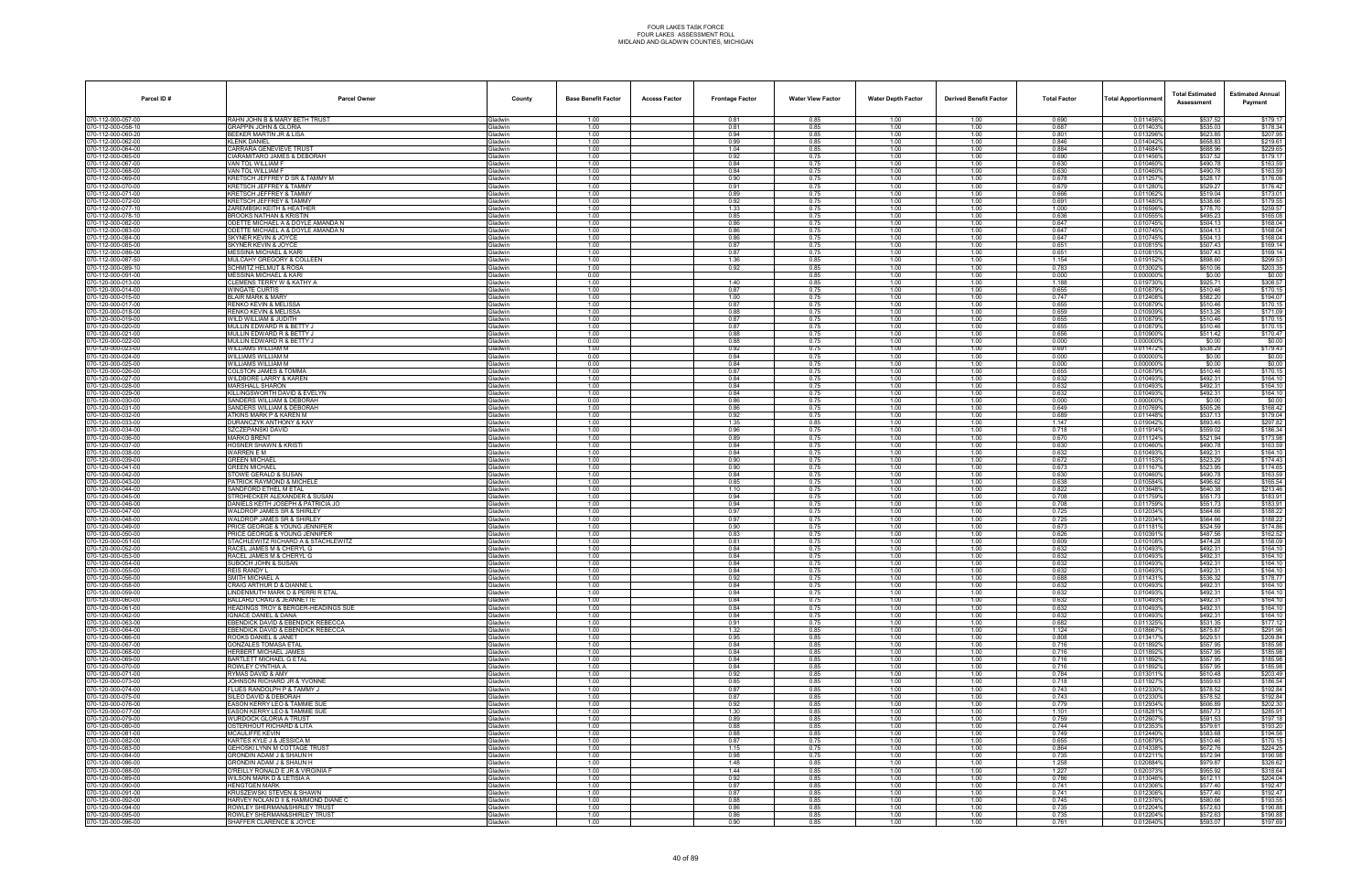| Parcel ID # | Parcel Owner | County | Base Benefit Factor | Access Factor | Frontage Factor | Water View Factor | Water Depth Factor | Derived Benefit Factor | Total Factor | Total Apportionment | Total Estimated Assessment | Estimated Annual Payment |
|---|---|---|---|---|---|---|---|---|---|---|---|---|
| 070-112-000-057-00 | RAHN JOHN B & MARY BETH TRUST | Gladwin | 1.00 | | 0.81 | 0.85 | 1.00 | 1.00 | 0.690 | 0.011456% | $537.52 | $179.17 |
| 070-112-000-058-10 | GRAPPIN JOHN & GLORIA | Gladwin | 1.00 | | 0.81 | 0.85 | 1.00 | 1.00 | 0.687 | 0.011403% | $535.03 | $178.34 |
| 070-112-000-060-20 | BEEKER MARTIN JR & LISA | Gladwin | 1.00 | | 0.94 | 0.85 | 1.00 | 1.00 | 0.801 | 0.013296% | $623.85 | $207.95 |
| 070-112-000-062-00 | KLENK DANIEL | Gladwin | 1.00 | | 0.99 | 0.85 | 1.00 | 1.00 | 0.846 | 0.014042% | $658.83 | $219.61 |
| 070-112-000-064-00 | CARRARA GENEVIEVE TRUST | Gladwin | 1.00 | | 1.04 | 0.85 | 1.00 | 1.00 | 0.884 | 0.014684% | $688.96 | $229.65 |
| 070-112-000-065-00 | CIARAMITARO JAMES & DEBORAH | Gladwin | 1.00 | | 0.92 | 0.75 | 1.00 | 1.00 | 0.690 | 0.011456% | $537.52 | $179.17 |
| 070-112-000-067-00 | VAN TOL WILLIAM F | Gladwin | 1.00 | | 0.84 | 0.75 | 1.00 | 1.00 | 0.630 | 0.010460% | $490.78 | $163.59 |
| 070-112-000-068-00 | VAN TOL WILLIAM F | Gladwin | 1.00 | | 0.84 | 0.75 | 1.00 | 1.00 | 0.630 | 0.010460% | $490.78 | $163.59 |
| 070-112-000-069-00 | KRETSCH JEFFREY D SR & TAMMY M | Gladwin | 1.00 | | 0.90 | 0.75 | 1.00 | 1.00 | 0.678 | 0.011257% | $528.17 | $176.06 |
| 070-112-000-070-00 | KRETSCH JEFFREY & TAMMY | Gladwin | 1.00 | | 0.91 | 0.75 | 1.00 | 1.00 | 0.679 | 0.011280% | $529.27 | $176.42 |
| 070-112-000-071-00 | KRETSCH JEFFREY & TAMMY | Gladwin | 1.00 | | 0.89 | 0.75 | 1.00 | 1.00 | 0.666 | 0.011062% | $519.04 | $173.01 |
| 070-112-000-072-00 | KRETSCH JEFFREY & TAMMY | Gladwin | 1.00 | | 0.92 | 0.75 | 1.00 | 1.00 | 0.691 | 0.011480% | $538.66 | $179.55 |
| 070-112-000-077-10 | ZAREMBSKI KEITH & HEATHER | Gladwin | 1.00 | | 1.33 | 0.75 | 1.00 | 1.00 | 1.000 | 0.016598% | $778.70 | $259.57 |
| 070-112-000-078-10 | BROOKS NATHAN & KRISTIN | Gladwin | 1.00 | | 0.85 | 0.75 | 1.00 | 1.00 | 0.636 | 0.010555% | $495.23 | $165.08 |
| 070-112-000-082-00 | ODETTE MICHAEL A & DOYLE AMANDA N | Gladwin | 1.00 | | 0.86 | 0.75 | 1.00 | 1.00 | 0.647 | 0.010745% | $504.13 | $168.04 |
| 070-112-000-083-00 | ODETTE MICHAEL A & DOYLE AMANDA N | Gladwin | 1.00 | | 0.86 | 0.75 | 1.00 | 1.00 | 0.647 | 0.010745% | $504.13 | $168.04 |
| 070-112-000-084-00 | SKYNER KEVIN & JOYCE | Gladwin | 1.00 | | 0.86 | 0.75 | 1.00 | 1.00 | 0.647 | 0.010745% | $504.13 | $168.04 |
| 070-112-000-085-00 | SKYNER KEVIN & JOYCE | Gladwin | 1.00 | | 0.87 | 0.75 | 1.00 | 1.00 | 0.651 | 0.010815% | $507.43 | $169.14 |
| 070-112-000-086-00 | MESSINA MICHAEL & KARI | Gladwin | 1.00 | | 0.87 | 0.75 | 1.00 | 1.00 | 0.651 | 0.010815% | $507.43 | $169.14 |
| 070-112-000-087-50 | MULCAHY GREGORY & COLLEEN | Gladwin | 1.00 | | 1.36 | 0.85 | 1.00 | 1.00 | 1.154 | 0.019152% | $898.60 | $299.53 |
| 070-112-000-089-10 | SCHMITZ HELMUT & ROSA | Gladwin | 1.00 | | 0.92 | 0.85 | 1.00 | 1.00 | 0.783 | 0.013002% | $610.06 | $203.35 |
| 070-112-000-091-00 | MESSINA MICHAEL & KARI | Gladwin | 0.00 | | | 0.85 | 1.00 | 1.00 | 0.000 | 0.000000% | $0.00 | $0.00 |
| 070-120-000-013-00 | CLEMENS TERRY W & KATHY A | Gladwin | 1.00 | | 1.40 | 0.85 | 1.00 | 1.00 | 1.188 | 0.019730% | $925.71 | $308.57 |
| 070-120-000-014-00 | WINGATE CURTIS | Gladwin | 1.00 | | 0.87 | 0.75 | 1.00 | 1.00 | 0.655 | 0.010879% | $510.46 | $170.15 |
| 070-120-000-015-00 | BLAIR MARK & MARY | Gladwin | 1.00 | | 1.00 | 0.75 | 1.00 | 1.00 | 0.747 | 0.012408% | $582.20 | $194.07 |
| 070-120-000-017-00 | RENKO KEVIN & MELISSA | Gladwin | 1.00 | | 0.87 | 0.75 | 1.00 | 1.00 | 0.655 | 0.010879% | $510.46 | $170.15 |
| 070-120-000-018-00 | RENKO KEVIN & MELISSA | Gladwin | 1.00 | | 0.88 | 0.75 | 1.00 | 1.00 | 0.659 | 0.010939% | $513.26 | $171.09 |
| 070-120-000-019-00 | WILD WILLIAM & JUDITH | Gladwin | 1.00 | | 0.87 | 0.75 | 1.00 | 1.00 | 0.655 | 0.010879% | $510.46 | $170.15 |
| 070-120-000-020-00 | MULLIN EDWARD R & BETTY J | Gladwin | 1.00 | | 0.87 | 0.75 | 1.00 | 1.00 | 0.655 | 0.010879% | $510.46 | $170.15 |
| 070-120-000-021-00 | MULLIN EDWARD R & BETTY J | Gladwin | 1.00 | | 0.85 | 0.75 | 1.00 | 1.00 | 0.656 | 0.010900% | $511.42 | $170.47 |
| 070-120-000-022-00 | MULLIN EDWARD R & BETTY J | Gladwin | 0.00 | | 0.88 | 0.75 | 1.00 | 1.00 | 0.000 | 0.000000% | $0.00 | $0.00 |
| 070-120-000-023-00 | WILLIAMS WILLIAM M | Gladwin | 1.00 | | 0.92 | 0.75 | 1.00 | 1.00 | 0.691 | 0.011472% | $538.29 | $179.43 |
| 070-120-000-024-00 | WILLIAMS WILLIAM M | Gladwin | 0.00 | | 0.84 | 0.75 | 1.00 | 1.00 | 0.000 | 0.000000% | $0.00 | $0.00 |
| 070-120-000-025-00 | WILLIAMS WILLIAM M | Gladwin | 0.00 | | 0.84 | 0.75 | 1.00 | 1.00 | 0.000 | 0.000000% | $0.00 | $0.00 |
| 070-120-000-026-00 | COLSTON JAMES & TOMMA | Gladwin | 1.00 | | 0.87 | 0.75 | 1.00 | 1.00 | 0.655 | 0.010879% | $510.46 | $170.15 |
| 070-120-000-027-00 | WILDBORE LARRY & KAREN | Gladwin | 1.00 | | 0.84 | 0.75 | 1.00 | 1.00 | 0.632 | 0.010493% | $492.31 | $164.10 |
| 070-120-000-028-00 | MARSHALL SHARON | Gladwin | 1.00 | | 0.84 | 0.75 | 1.00 | 1.00 | 0.632 | 0.010493% | $492.31 | $164.10 |
| 070-120-000-029-00 | KILLINGSWORTH DAVID & EVELYN | Gladwin | 1.00 | | 0.84 | 0.75 | 1.00 | 1.00 | 0.632 | 0.010493% | $492.31 | $164.10 |
| 070-120-000-030-00 | SANDERS WILLIAM & DEBORAH | Gladwin | 0.00 | | 0.86 | 0.75 | 1.00 | 1.00 | 0.000 | 0.000000% | $0.00 | $0.00 |
| 070-120-000-031-00 | SANDERS WILLIAM & DEBORAH | Gladwin | 1.00 | | 0.86 | 0.75 | 1.00 | 1.00 | 0.649 | 0.010769% | $505.26 | $168.42 |
| 070-120-000-032-00 | ATKINS MARK P & KAREN M | Gladwin | 1.00 | | 0.92 | 0.75 | 1.00 | 1.00 | 0.689 | 0.011448% | $537.13 | $179.04 |
| 070-120-000-033-00 | DURANCZYK ANTHONY & KAY | Gladwin | 1.00 | | 1.35 | 0.85 | 1.00 | 1.00 | 1.147 | 0.019042% | $893.45 | $297.82 |
| 070-120-000-034-00 | SZCZEPANSKI DAVID | Gladwin | 1.00 | | 0.96 | 0.75 | 1.00 | 1.00 | 0.718 | 0.011914% | $559.02 | $186.34 |
| 070-120-000-036-00 | MARKO BRENT | Gladwin | 1.00 | | 0.89 | 0.75 | 1.00 | 1.00 | 0.670 | 0.011124% | $521.94 | $173.98 |
| 070-120-000-037-00 | HOSNER SHAWN & KRISTI | Gladwin | 1.00 | | 0.84 | 0.75 | 1.00 | 1.00 | 0.630 | 0.010460% | $490.78 | $163.59 |
| 070-120-000-038-00 | WARREN E M | Gladwin | 1.00 | | 0.84 | 0.75 | 1.00 | 1.00 | 0.632 | 0.010493% | $492.31 | $164.10 |
| 070-120-000-039-00 | GREEN MICHAEL | Gladwin | 1.00 | | 0.90 | 0.75 | 1.00 | 1.00 | 0.672 | 0.011153% | $523.29 | $174.43 |
| 070-120-000-041-00 | GREEN MICHAEL | Gladwin | 1.00 | | 0.90 | 0.75 | 1.00 | 1.00 | 0.673 | 0.011167% | $523.95 | $174.65 |
| 070-120-000-042-00 | STOWE GERALD & SUSAN | Gladwin | 1.00 | | 0.84 | 0.75 | 1.00 | 1.00 | 0.630 | 0.010460% | $490.78 | $163.59 |
| 070-120-000-043-00 | PATRICK RAYMOND & MICHELE | Gladwin | 1.00 | | 0.85 | 0.75 | 1.00 | 1.00 | 0.638 | 0.010584% | $496.62 | $165.54 |
| 070-120-000-044-00 | SANDFORD ETHEL M ETAL | Gladwin | 1.00 | | 1.10 | 0.75 | 1.00 | 1.00 | 0.822 | 0.013648% | $640.38 | $213.46 |
| 070-120-000-045-00 | STROHECKER ALEXANDER & SUSAN | Gladwin | 1.00 | | 0.94 | 0.75 | 1.00 | 1.00 | 0.708 | 0.011759% | $551.73 | $183.91 |
| 070-120-000-046-00 | DANIELS KEITH JOSEPH & PATRICIA JO | Gladwin | 1.00 | | 0.94 | 0.75 | 1.00 | 1.00 | 0.708 | 0.011759% | $551.73 | $183.91 |
| 070-120-000-047-00 | WALDROP JAMES SR & SHIRLEY | Gladwin | 1.00 | | 0.97 | 0.75 | 1.00 | 1.00 | 0.725 | 0.012034% | $564.66 | $188.22 |
| 070-120-000-048-00 | WALDROP JAMES SR & SHIRLEY | Gladwin | 1.00 | | 0.97 | 0.75 | 1.00 | 1.00 | 0.725 | 0.012034% | $564.66 | $188.22 |
| 070-120-000-049-00 | PRICE GEORGE & YOUNG JENNIFER | Gladwin | 1.00 | | 0.90 | 0.75 | 1.00 | 1.00 | 0.673 | 0.011181% | $524.59 | $174.86 |
| 070-120-000-050-00 | PRICE GEORGE & YOUNG JENNIFER | Gladwin | 1.00 | | 0.83 | 0.75 | 1.00 | 1.00 | 0.626 | 0.010391% | $487.56 | $162.52 |
| 070-120-000-051-00 | STACHLEWITZ RICHARD A & STACHLEWITZ | Gladwin | 1.00 | | 0.81 | 0.75 | 1.00 | 1.00 | 0.609 | 0.010108% | $474.28 | $158.09 |
| 070-120-000-052-00 | RACEL JAMES M & CHERYL G | Gladwin | 1.00 | | 0.84 | 0.75 | 1.00 | 1.00 | 0.632 | 0.010493% | $492.31 | $164.10 |
| 070-120-000-053-00 | RACEL JAMES M & CHERYL G | Gladwin | 1.00 | | 0.84 | 0.75 | 1.00 | 1.00 | 0.632 | 0.010493% | $492.31 | $164.10 |
| 070-120-000-054-00 | SUBOCH JOHN & SUSAN | Gladwin | 1.00 | | 0.84 | 0.75 | 1.00 | 1.00 | 0.632 | 0.010493% | $492.31 | $164.10 |
| 070-120-000-055-00 | REIS RANDY L | Gladwin | 1.00 | | 0.84 | 0.75 | 1.00 | 1.00 | 0.632 | 0.010493% | $492.31 | $164.10 |
| 070-120-000-056-00 | SMITH MICHAEL A | Gladwin | 1.00 | | 0.92 | 0.75 | 1.00 | 1.00 | 0.688 | 0.011431% | $536.32 | $178.77 |
| 070-120-000-058-00 | CRAIG ARTHUR D & DIANNE L | Gladwin | 1.00 | | 0.84 | 0.75 | 1.00 | 1.00 | 0.632 | 0.010493% | $492.31 | $164.10 |
| 070-120-000-059-00 | LINDENMUTH MARK D & PERRI R ETAL | Gladwin | 1.00 | | 0.84 | 0.75 | 1.00 | 1.00 | 0.632 | 0.010493% | $492.31 | $164.10 |
| 070-120-000-060-00 | BALCARO CRAIG & JEANNETTE | Gladwin | 1.00 | | 0.84 | 0.75 | 1.00 | 1.00 | 0.632 | 0.010493% | $492.31 | $164.10 |
| 070-120-000-061-00 | HEADINGS TROY & BERGER-HEADINGS SUE | Gladwin | 1.00 | | 0.84 | 0.75 | 1.00 | 1.00 | 0.632 | 0.010493% | $492.31 | $164.10 |
| 070-120-000-062-00 | IGNACE DANIEL & DANA | Gladwin | 1.00 | | 0.84 | 0.75 | 1.00 | 1.00 | 0.632 | 0.010493% | $492.31 | $164.10 |
| 070-120-000-063-00 | EBENDICK DAVID & EBENDICK REBECCA | Gladwin | 1.00 | | 0.91 | 0.75 | 1.00 | 1.00 | 0.682 | 0.011325% | $531.35 | $177.12 |
| 070-120-000-064-00 | EBENDICK DAVID & EBENDICK REBECCA | Gladwin | 1.00 | | 1.32 | 0.85 | 1.00 | 1.00 | 1.124 | 0.018667% | $875.87 | $291.96 |
| 070-120-000-066-00 | ROOKS DANIEL & JANET | Gladwin | 1.00 | | 0.95 | 0.85 | 1.00 | 1.00 | 0.808 | 0.013417% | $629.51 | $209.84 |
| 070-120-000-067-00 | GONZALES TOMASA ETAL | Gladwin | 1.00 | | 0.84 | 0.85 | 1.00 | 1.00 | 0.716 | 0.011892% | $557.95 | $185.98 |
| 070-120-000-068-00 | HERBERT MICHAEL JAMES | Gladwin | 1.00 | | 0.84 | 0.85 | 1.00 | 1.00 | 0.716 | 0.011892% | $557.95 | $185.98 |
| 070-120-000-069-00 | BARTLETT MICHAEL G ETAL | Gladwin | 1.00 | | 0.84 | 0.85 | 1.00 | 1.00 | 0.716 | 0.011892% | $557.95 | $185.98 |
| 070-120-000-070-00 | ROWLEY CYNTHIA A | Gladwin | 1.00 | | 0.84 | 0.85 | 1.00 | 1.00 | 0.716 | 0.011892% | $557.95 | $185.98 |
| 070-120-000-071-00 | RYMAS DAVID & AMY | Gladwin | 1.00 | | 0.92 | 0.85 | 1.00 | 1.00 | 0.784 | 0.013011% | $610.48 | $203.49 |
| 070-120-000-073-00 | JOHNSON RICHARD JR & YVONNE | Gladwin | 1.00 | | 0.85 | 0.85 | 1.00 | 1.00 | 0.718 | 0.011927% | $559.63 | $186.54 |
| 070-120-000-074-00 | FLUES RANDOLPH P & TAMMY J | Gladwin | 1.00 | | 0.87 | 0.85 | 1.00 | 1.00 | 0.743 | 0.012330% | $578.52 | $192.84 |
| 070-120-000-075-00 | SILEO DAVID & DEBORAH | Gladwin | 1.00 | | 0.87 | 0.85 | 1.00 | 1.00 | 0.743 | 0.012330% | $578.52 | $192.84 |
| 070-120-000-076-00 | EASON KERRY LEO & TAMMIE SUE | Gladwin | 1.00 | | 0.92 | 0.85 | 1.00 | 1.00 | 0.779 | 0.012934% | $606.89 | $202.30 |
| 070-120-000-077-00 | EASON KERRY LEO & TAMMIE SUE | Gladwin | 1.00 | | 1.30 | 0.85 | 1.00 | 1.00 | 1.101 | 0.018281% | $857.73 | $285.91 |
| 070-120-000-079-00 | WURDOCK GLORIA A TRUST | Gladwin | 1.00 | | 0.89 | 0.85 | 1.00 | 1.00 | 0.759 | 0.012607% | $591.53 | $197.18 |
| 070-120-000-080-00 | OSTERHOUT RICHARD & LITA | Gladwin | 1.00 | | 0.88 | 0.85 | 1.00 | 1.00 | 0.744 | 0.012353% | $579.61 | $193.20 |
| 070-120-000-081-00 | MCAULIFFE KEVIN | Gladwin | 1.00 | | 0.88 | 0.85 | 1.00 | 1.00 | 0.749 | 0.012440% | $583.68 | $194.56 |
| 070-120-000-082-00 | KARTES KYLE J & JESSICA M | Gladwin | 1.00 | | 0.87 | 0.75 | 1.00 | 1.00 | 0.655 | 0.010879% | $510.46 | $170.15 |
| 070-120-000-083-00 | GEHOSKI LYNN M COTTAGE TRUST | Gladwin | 1.00 | | 1.15 | 0.75 | 1.00 | 1.00 | 0.864 | 0.014338% | $672.76 | $224.25 |
| 070-120-000-084-00 | GRONDIN ADAM J & SHAUN H | Gladwin | 1.00 | | 0.98 | 0.75 | 1.00 | 1.00 | 0.735 | 0.012211% | $572.94 | $190.98 |
| 070-120-000-086-00 | GRONDIN ADAM J & SHAUN H | Gladwin | 1.00 | | 1.48 | 0.85 | 1.00 | 1.00 | 1.258 | 0.020884% | $979.87 | $326.62 |
| 070-120-000-088-00 | O'REILLY RONALD E JR & VIRGINIA F | Gladwin | 1.00 | | 1.44 | 0.85 | 1.00 | 1.00 | 1.227 | 0.020373% | $955.92 | $318.64 |
| 070-120-000-089-00 | WILSON MARK D & LETISIA A | Gladwin | 1.00 | | 0.92 | 0.85 | 1.00 | 1.00 | 0.786 | 0.013046% | $612.11 | $204.04 |
| 070-120-000-090-00 | HENGTGEN MARK | Gladwin | 1.00 | | 0.87 | 0.85 | 1.00 | 1.00 | 0.741 | 0.012306% | $577.40 | $192.47 |
| 070-120-000-091-00 | KRUSZEWSKI STEVEN & SHAWN | Gladwin | 1.00 | | 0.87 | 0.85 | 1.00 | 1.00 | 0.741 | 0.012306% | $577.40 | $192.47 |
| 070-120-000-092-00 | HARVEY NOLAN D II & HAMMOND DIANE C | Gladwin | 1.00 | | 0.88 | 0.85 | 1.00 | 1.00 | 0.745 | 0.012376% | $580.66 | $193.55 |
| 070-120-000-094-00 | ROWLEY SHERMAN&SHIRLEY TRUST | Gladwin | 1.00 | | 0.86 | 0.85 | 1.00 | 1.00 | 0.735 | 0.012204% | $572.63 | $190.88 |
| 070-120-000-095-00 | ROWLEY SHERMAN&SHIRLEY TRUST | Gladwin | 1.00 | | 0.86 | 0.85 | 1.00 | 1.00 | 0.735 | 0.012204% | $572.63 | $190.88 |
| 070-120-000-096-00 | SHAFFER CLARENCE & JOYCE | Gladwin | 1.00 | | 0.90 | 0.85 | 1.00 | 1.00 | 0.761 | 0.012640% | $593.07 | $197.69 |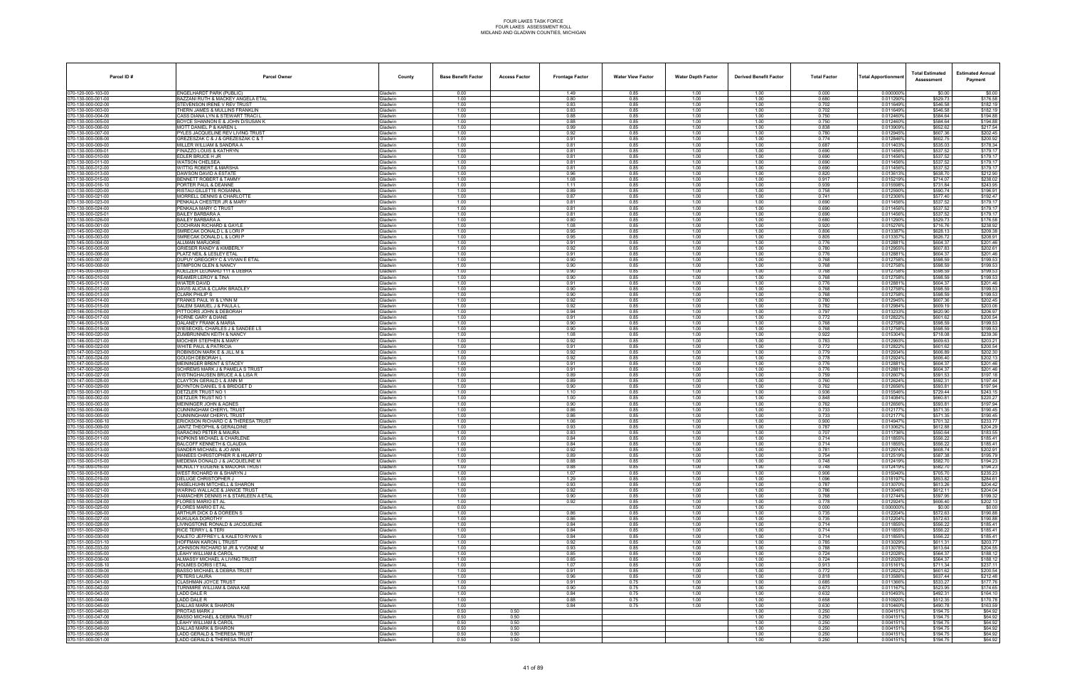# FOUR LAKES TASK FORCE
## FOUR LAKES ASSESSMENT ROLL
### MIDLAND AND GLADWIN COUNTIES, MICHIGAN

| Parcel ID # | Parcel Owner | County | Base Benefit Factor | Access Factor | Frontage Factor | Water View Factor | Water Depth Factor | Derived Benefit Factor | Total Factor | Total Apportionment | Total Estimated Assessment | Estimated Annual Payment |
|---|---|---|---|---|---|---|---|---|---|---|---|---|
| 070-120-000-103-00 | ENGELHARDT PARK (PUBLIC) | Gladwin | 0.00 | | 1.49 | 0.85 | 1.00 | 1.00 | 0.000 | 0.000000% | $0.00 | $0.00 |
| 070-130-000-001-00 | BAZZANI RUTH & MACKEY ANGELA ETAL | Gladwin | 1.00 | | 0.80 | 0.85 | 1.00 | 1.00 | 0.680 | 0.011290% | $529.73 | $176.58 |
| 070-130-000-002-00 | STEVENSON IRENE V REV TRUST | Gladwin | 1.00 | | 0.83 | 0.85 | 1.00 | 1.00 | 0.702 | 0.011649% | $546.58 | $182.19 |
| 070-130-000-003-00 | THERN JAMES & MULLINS FRANKLIN | Gladwin | 1.00 | | 0.83 | 0.85 | 1.00 | 1.00 | 0.702 | 0.011649% | $546.58 | $182.19 |
| 070-130-000-004-00 | CASS DIANA LYN & STEWART TRACI L | Gladwin | 1.00 | | 0.88 | 0.85 | 1.00 | 1.00 | 0.750 | 0.012460% | $584.64 | $194.88 |
| 070-130-000-005-00 | BOYCE SHANNON E & JOHN D/SUSAN K | Gladwin | 1.00 | | 0.88 | 0.85 | 1.00 | 1.00 | 0.750 | 0.012460% | $584.64 | $194.88 |
| 070-130-000-006-00 | MOTT DANIEL P & KAREN L | Gladwin | 1.00 | | 0.99 | 0.85 | 1.00 | 1.00 | 0.838 | 0.013909% | $652.62 | $217.54 |
| 070-130-000-007-00 | PYLES JACQUELINE REV LIVING TRUST | Gladwin | 1.00 | | 0.92 | 0.85 | 1.00 | 1.00 | 0.780 | 0.012945% | $607.36 | $202.45 |
| 070-130-000-008-00 | GREZESZAK C & J & GREZESZAK C & T | Gladwin | 1.00 | | 0.91 | 0.85 | 1.00 | 1.00 | 0.774 | 0.012846% | $602.75 | $200.92 |
| 070-130-000-009-00 | MILLER WILLIAM & SANDRA A | Gladwin | 1.00 | | 0.81 | 0.85 | 1.00 | 1.00 | 0.687 | 0.011403% | $535.03 | $178.34 |
| 070-130-000-009-01 | FINAZZO LOUIS & KATHRYN | Gladwin | 1.00 | | 0.81 | 0.85 | 1.00 | 1.00 | 0.690 | 0.011456% | $537.52 | $179.17 |
| 070-130-000-010-00 | EDLER BRUCE H JR | Gladwin | 1.00 | | 0.81 | 0.85 | 1.00 | 1.00 | 0.690 | 0.011456% | $537.52 | $179.17 |
| 070-130-000-011-00 | WATSON CHELSEA | Gladwin | 1.00 | | 0.81 | 0.85 | 1.00 | 1.00 | 0.690 | 0.011456% | $537.52 | $179.17 |
| 070-130-000-012-00 | WITTIG ROBERT & MARSHA | Gladwin | 1.00 | | 0.81 | 0.85 | 1.00 | 1.00 | 0.690 | 0.011456% | $537.52 | $179.17 |
| 070-130-000-013-00 | DAWSON DAVID A ESTATE | Gladwin | 1.00 | | 0.96 | 0.85 | 1.00 | 1.00 | 0.820 | 0.013613% | $638.70 | $212.90 |
| 070-130-000-015-00 | BENNETT ROBERT & TAMMY | Gladwin | 1.00 | | 1.08 | 0.85 | 1.00 | 1.00 | 0.917 | 0.015219% | $714.07 | $238.02 |
| 070-130-000-016-10 | PORTER PAUL & DEANNE | Gladwin | 1.00 | | 1.11 | 0.85 | 1.00 | 1.00 | 0.939 | 0.015598% | $731.84 | $243.95 |
| 070-130-000-020-00 | RISTAU-GILLETTE ROSANNA | Gladwin | 1.00 | | 0.89 | 0.85 | 1.00 | 1.00 | 0.758 | 0.012590% | $590.74 | $196.91 |
| 070-130-000-021-00 | MORRELL DENNIS & CHARLOTTE | Gladwin | 1.00 | | 0.87 | 0.85 | 1.00 | 1.00 | 0.741 | 0.012306% | $577.40 | $192.47 |
| 070-130-000-023-00 | PENKALA CHESTER JR & MARY | Gladwin | 1.00 | | 0.81 | 0.85 | 1.00 | 1.00 | 0.690 | 0.011456% | $537.52 | $179.17 |
| 070-130-000-024-00 | PENKALA MARY C TRUST | Gladwin | 1.00 | | 0.81 | 0.85 | 1.00 | 1.00 | 0.690 | 0.011456% | $537.52 | $179.17 |
| 070-130-000-025-01 | BAILEY BARBARA A | Gladwin | 1.00 | | 0.81 | 0.85 | 1.00 | 1.00 | 0.690 | 0.011456% | $537.52 | $179.17 |
| 070-130-000-026-00 | BAILEY BARBARA A | Gladwin | 1.00 | | 0.80 | 0.85 | 1.00 | 1.00 | 0.680 | 0.011290% | $529.73 | $176.58 |
| 070-145-000-001-00 | COCHRAN RICHARD & GAYLE | Gladwin | 1.00 | | 1.08 | 0.85 | 1.00 | 1.00 | 0.920 | 0.015276% | $716.76 | $238.92 |
| 070-145-000-002-00 | SMRECAK DONALD L & LORI P | Gladwin | 1.00 | | 0.95 | 0.85 | 1.00 | 1.00 | 0.806 | 0.013387% | $628.13 | $209.38 |
| 070-145-000-003-00 | SMRECAK DONALD L & LORI P | Gladwin | 1.00 | | 0.95 | 0.85 | 1.00 | 1.00 | 0.805 | 0.013357% | $626.72 | $208.91 |
| 070-145-000-004-00 | ALLMAN MARJORIE | Gladwin | 1.00 | | 0.91 | 0.85 | 1.00 | 1.00 | 0.776 | 0.012881% | $604.37 | $201.46 |
| 070-145-000-005-00 | GRIESER RANDY & KIMBERLY | Gladwin | 1.00 | | 0.92 | 0.85 | 1.00 | 1.00 | 0.780 | 0.012955% | $607.83 | $202.61 |
| 070-145-000-006-00 | PLATZ NEIL & LESLEY ETAL | Gladwin | 1.00 | | 0.91 | 0.85 | 1.00 | 1.00 | 0.776 | 0.012881% | $604.37 | $201.46 |
| 070-145-000-007-00 | DUPUY GREGORY C & VIVIAN E ETAL | Gladwin | 1.00 | | 0.90 | 0.85 | 1.00 | 1.00 | 0.768 | 0.012758% | $598.59 | $199.53 |
| 070-145-000-008-00 | STIMPSON GLEN & NANCY | Gladwin | 1.00 | | 0.90 | 0.85 | 1.00 | 1.00 | 0.768 | 0.012758% | $598.59 | $199.53 |
| 070-145-000-009-00 | KOELZER LEONARD T11 & DEBRA | Gladwin | 1.00 | | 0.90 | 0.85 | 1.00 | 1.00 | 0.768 | 0.012758% | $598.59 | $199.53 |
| 070-145-000-010-00 | REAMER LEROY & TINA | Gladwin | 1.00 | | 0.90 | 0.85 | 1.00 | 1.00 | 0.768 | 0.012758% | $598.59 | $199.53 |
| 070-145-000-011-00 | WIATER DAVID | Gladwin | 1.00 | | 0.91 | 0.85 | 1.00 | 1.00 | 0.776 | 0.012881% | $604.37 | $201.46 |
| 070-145-000-012-00 | DAVIS ALICIA & CLARK BRADLEY | Gladwin | 1.00 | | 0.90 | 0.85 | 1.00 | 1.00 | 0.768 | 0.012758% | $598.59 | $199.53 |
| 070-145-000-013-00 | CLARK PHILIP S | Gladwin | 1.00 | | 0.90 | 0.85 | 1.00 | 1.00 | 0.768 | 0.012758% | $598.59 | $199.53 |
| 070-145-000-014-00 | FRANKS PAUL W & LYNN M | Gladwin | 1.00 | | 0.92 | 0.85 | 1.00 | 1.00 | 0.780 | 0.012945% | $607.36 | $202.45 |
| 070-145-000-015-00 | SALEM SAMUEL J & PAULA L | Gladwin | 1.00 | | 0.92 | 0.85 | 1.00 | 1.00 | 0.782 | 0.012984% | $609.19 | $203.06 |
| 070-146-000-016-00 | PITTOORS JOHN & DEBORAH | Gladwin | 1.00 | | 0.94 | 0.85 | 1.00 | 1.00 | 0.797 | 0.013233% | $620.90 | $206.97 |
| 070-146-000-017-00 | HORNE GARY & DIANE | Gladwin | 1.00 | | 0.91 | 0.85 | 1.00 | 1.00 | 0.772 | 0.012822% | $601.62 | $200.54 |
| 070-146-000-018-00 | DALANEY FRANK & MARIA | Gladwin | 1.00 | | 0.90 | 0.85 | 1.00 | 1.00 | 0.768 | 0.012758% | $598.59 | $199.53 |
| 070-146-000-019-00 | WIESECKEL CHARLES J & SANDEE LS | Gladwin | 1.00 | | 0.90 | 0.85 | 1.00 | 1.00 | 0.768 | 0.012758% | $598.59 | $199.53 |
| 070-146-000-020-00 | ZUMBRUNNEN KEITH & NANCY | Gladwin | 1.00 | | 1.08 | 0.85 | 1.00 | 1.00 | 0.922 | 0.015304% | $718.08 | $239.36 |
| 070-146-000-021-00 | MOCHER STEPHEN & MARY | Gladwin | 1.00 | | 0.92 | 0.85 | 1.00 | 1.00 | 0.783 | 0.012993% | $609.63 | $203.21 |
| 070-146-000-022-00 | WHITE PAUL & PATRICIA | Gladwin | 1.00 | | 0.91 | 0.85 | 1.00 | 1.00 | 0.772 | 0.012822% | $601.62 | $200.54 |
| 070-147-000-023-00 | ROBINSON MARK E & JILL M & | Gladwin | 1.00 | | 0.92 | 0.85 | 1.00 | 1.00 | 0.779 | 0.012934% | $606.89 | $202.30 |
| 070-147-000-024-00 | GOUGH DEBORAH L | Gladwin | 1.00 | | 0.92 | 0.85 | 1.00 | 1.00 | 0.778 | 0.012924% | $606.40 | $202.13 |
| 070-147-000-025-00 | MEININGER BRENT & STACEY | Gladwin | 1.00 | | 0.91 | 0.85 | 1.00 | 1.00 | 0.776 | 0.012881% | $604.37 | $201.46 |
| 070-147-000-026-00 | SCHREMS MARK J & PAMELA S TRUST | Gladwin | 1.00 | | 0.91 | 0.85 | 1.00 | 1.00 | 0.776 | 0.012881% | $604.37 | $201.46 |
| 070-147-000-027-00 | WISTINGHAUSEN BRUCE A & LISA R | Gladwin | 1.00 | | 0.89 | 0.85 | 1.00 | 1.00 | 0.759 | 0.012607% | $591.53 | $197.18 |
| 070-147-000-028-00 | CLAYTON GERALD L & ANN M | Gladwin | 1.00 | | 0.89 | 0.85 | 1.00 | 1.00 | 0.760 | 0.012624% | $592.31 | $197.44 |
| 070-147-000-029-00 | BOYNTON DANIEL S & BRIDGET D | Gladwin | 1.00 | | 0.90 | 0.85 | 1.00 | 1.00 | 0.762 | 0.012656% | $593.81 | $197.94 |
| 070-150-000-001-00 | DETZLER TRUST NO 1 | Gladwin | 1.00 | | 1.10 | 0.85 | 1.00 | 1.00 | 0.936 | 0.015546% | $729.44 | $243.15 |
| 070-150-000-002-00 | DETZLER TRUST NO 1 | Gladwin | 1.00 | | 1.00 | 0.85 | 1.00 | 1.00 | 0.848 | 0.014084% | $660.81 | $220.27 |
| 070-150-000-003-00 | MEININGER JOHN & AGNES | Gladwin | 1.00 | | 0.90 | 0.85 | 1.00 | 1.00 | 0.762 | 0.012656% | $593.81 | $197.94 |
| 070-150-000-004-00 | CUNNINGHAM CHERYL TRUST | Gladwin | 1.00 | | 0.86 | 0.85 | 1.00 | 1.00 | 0.733 | 0.012177% | $571.35 | $190.45 |
| 070-150-000-005-00 | CUNNINGHAM CHERYL TRUST | Gladwin | 1.00 | | 0.86 | 0.85 | 1.00 | 1.00 | 0.733 | 0.012177% | $571.35 | $190.45 |
| 070-150-000-006-10 | ERICKSON RICHARD C & THERESA TRUST | Gladwin | 1.00 | | 1.06 | 0.85 | 1.00 | 1.00 | 0.900 | 0.014947% | $701.32 | $233.77 |
| 070-150-000-009-00 | JANTZ THEOPHIL & GERALDINE | Gladwin | 1.00 | | 0.93 | 0.85 | 1.00 | 1.00 | 0.787 | 0.013062% | $612.88 | $204.29 |
| 070-150-000-010-00 | SARACINO PETER & MAURA | Gladwin | 1.00 | | 0.83 | 0.85 | 1.00 | 1.00 | 0.707 | 0.011736% | $550.64 | $183.55 |
| 070-150-000-011-00 | HOPKINS MICHAEL & CHARLENE | Gladwin | 1.00 | | 0.84 | 0.85 | 1.00 | 1.00 | 0.714 | 0.011855% | $556.22 | $185.41 |
| 070-150-000-012-00 | BALCOFF KENNETH & CLAUDIA | Gladwin | 1.00 | | 0.84 | 0.85 | 1.00 | 1.00 | 0.714 | 0.011855% | $556.22 | $185.41 |
| 070-150-000-013-00 | SANDER MICHAEL & JO ANN | Gladwin | 1.00 | | 0.92 | 0.85 | 1.00 | 1.00 | 0.781 | 0.012974% | $608.74 | $202.91 |
| 070-150-000-014-00 | MANEES CHRISTOPHER R & HILARY D | Gladwin | 1.00 | | 0.89 | 0.85 | 1.00 | 1.00 | 0.754 | 0.012519% | $587.38 | $195.79 |
| 070-150-000-015-00 | MEDEMA DONALD J & JACQUELINE M | Gladwin | 1.00 | | 0.88 | 0.85 | 1.00 | 1.00 | 0.748 | 0.012419% | $582.70 | $194.23 |
| 070-150-000-016-00 | MCNULTY EUGENE & MADORA TRUST | Gladwin | 1.00 | | 0.88 | 0.85 | 1.00 | 1.00 | 0.748 | 0.012419% | $582.70 | $194.23 |
| 070-150-000-018-00 | WEST RICHARD W & SHARYN J | Gladwin | 1.00 | | 1.07 | 0.85 | 1.00 | 1.00 | 0.906 | 0.015040% | $705.70 | $235.23 |
| 070-150-000-019-00 | DELUGE CHRISTOPHER J | Gladwin | 1.00 | | 1.29 | 0.85 | 1.00 | 1.00 | 1.096 | 0.018197% | $853.82 | $284.61 |
| 070-150-000-020-00 | HASELHUHN MITCHELL & SHARON | Gladwin | 1.00 | | 0.93 | 0.85 | 1.00 | 1.00 | 0.787 | 0.013070% | $613.26 | $204.42 |
| 070-150-000-021-00 | WARING WALLACE & JANICE TRUST | Gladwin | 1.00 | | 0.92 | 0.85 | 1.00 | 1.00 | 0.786 | 0.013046% | $612.11 | $204.04 |
| 070-150-000-023-00 | HAMMACHER DENNIS H & STARLEEN A ETAL | Gladwin | 1.00 | | 0.90 | 0.85 | 1.00 | 1.00 | 0.768 | 0.012744% | $597.96 | $199.32 |
| 070-150-000-024-00 | FLORES MARIO ET AL | Gladwin | 1.00 | | 0.92 | 0.85 | 1.00 | 1.00 | 0.778 | 0.012924% | $606.40 | $202.13 |
| 070-150-000-025-00 | FLORES MARIO ET AL | Gladwin | 0.00 | | | 0.85 | 1.00 | 1.00 | 0.000 | 0.000000% | $0.00 | $0.00 |
| 070-150-000-026-00 | ARTHUR DICK D & DOREEN S | Gladwin | 1.00 | | 0.86 | 0.85 | 1.00 | 1.00 | 0.735 | 0.012204% | $572.63 | $190.88 |
| 070-150-000-027-00 | KUKULKA DOROTHY | Gladwin | 1.00 | | 0.86 | 0.85 | 1.00 | 1.00 | 0.735 | 0.012204% | $572.63 | $190.88 |
| 070-151-000-028-00 | LIVINGSTONE RONALD & JACQUELINE | Gladwin | 1.00 | | 0.84 | 0.85 | 1.00 | 1.00 | 0.714 | 0.011855% | $556.22 | $185.41 |
| 070-151-000-029-00 | RICE TERRY L & TERI | Gladwin | 1.00 | | 0.84 | 0.85 | 1.00 | 1.00 | 0.714 | 0.011855% | $556.22 | $185.41 |
| 070-151-000-030-00 | KALETO JEFFREY L & KALETO RYAN S | Gladwin | 1.00 | | 0.84 | 0.85 | 1.00 | 1.00 | 0.714 | 0.011855% | $556.22 | $185.41 |
| 070-151-000-031-10 | HOFFMAN KARON L TRUST | Gladwin | 1.00 | | 0.92 | 0.85 | 1.00 | 1.00 | 0.785 | 0.013029% | $611.31 | $203.77 |
| 070-151-000-033-00 | JOHNSON RICHARD M JR & YVONNE M | Gladwin | 1.00 | | 0.93 | 0.85 | 1.00 | 1.00 | 0.788 | 0.013078% | $613.64 | $204.55 |
| 070-151-000-035-00 | LEAHY WILLIAM & CAROL | Gladwin | 1.00 | | 0.85 | 0.85 | 1.00 | 1.00 | 0.724 | 0.012028% | $564.37 | $188.12 |
| 070-151-000-036-00 | ALMASSY MICHAEL A LIVING TRUST | Gladwin | 1.00 | | 0.85 | 0.85 | 1.00 | 1.00 | 0.724 | 0.012028% | $564.37 | $188.12 |
| 070-151-000-038-10 | HOLMES DORIS I ETAL | Gladwin | 1.00 | | 1.07 | 0.85 | 1.00 | 1.00 | 0.913 | 0.015161% | $711.34 | $237.11 |
| 070-151-000-039-00 | BASSO MICHAEL & DEBRA TRUST | Gladwin | 1.00 | | 0.91 | 0.85 | 1.00 | 1.00 | 0.772 | 0.012822% | $601.62 | $200.54 |
| 070-151-000-040-00 | PETERS LAURA | Gladwin | 1.00 | | 0.96 | 0.85 | 1.00 | 1.00 | 0.818 | 0.013586% | $637.44 | $212.48 |
| 070-151-000-041-00 | CLASHMAN JOYCE TRUST | Gladwin | 1.00 | | 0.91 | 0.75 | 1.00 | 1.00 | 0.685 | 0.011366% | $533.27 | $177.76 |
| 070-151-000-042-00 | TURNMIRE WILLIAM & DANA KAE | Gladwin | 1.00 | | 0.90 | 0.75 | 1.00 | 1.00 | 0.673 | 0.011167% | $523.95 | $174.65 |
| 070-151-000-043-00 | LADD DALE R | Gladwin | 1.00 | | 0.84 | 0.75 | 1.00 | 1.00 | 0.632 | 0.010493% | $492.31 | $164.10 |
| 070-151-000-044-00 | LADD DALE R | Gladwin | 1.00 | | 0.88 | 0.75 | 1.00 | 1.00 | 0.658 | 0.010920% | $512.35 | $170.78 |
| 070-151-000-045-00 | DALLAS MARK & SHARON | Gladwin | 1.00 | | 0.84 | 0.75 | 1.00 | 1.00 | 0.630 | 0.010460% | $490.78 | $163.59 |
| 070-151-000-046-00 | PROTAS MARK J | Gladwin | 0.50 | 0.50 | | | | 1.00 | 0.250 | 0.004151% | $194.75 | $64.92 |
| 070-151-000-047-00 | BASSO MICHAEL & DEBRA TRUST | Gladwin | 0.50 | 0.50 | | | | 1.00 | 0.250 | 0.004151% | $194.75 | $64.92 |
| 070-151-000-048-00 | LEAHY WILLIAM & CAROL | Gladwin | 0.50 | 0.50 | | | | 1.00 | 0.250 | 0.004151% | $194.75 | $64.92 |
| 070-151-000-049-00 | DALLAS MARK & SHARON | Gladwin | 0.50 | 0.50 | | | | 1.00 | 0.250 | 0.004151% | $194.75 | $64.92 |
| 070-151-000-050-00 | LADD GERALD & THERESA TRUST | Gladwin | 0.50 | 0.50 | | | | 1.00 | 0.250 | 0.004151% | $194.75 | $64.92 |
| 070-151-000-051-00 | LADD GERALD & THERESA TRUST | Gladwin | 0.50 | 0.50 | | | | 1.00 | 0.250 | 0.004151% | $194.75 | $64.92 |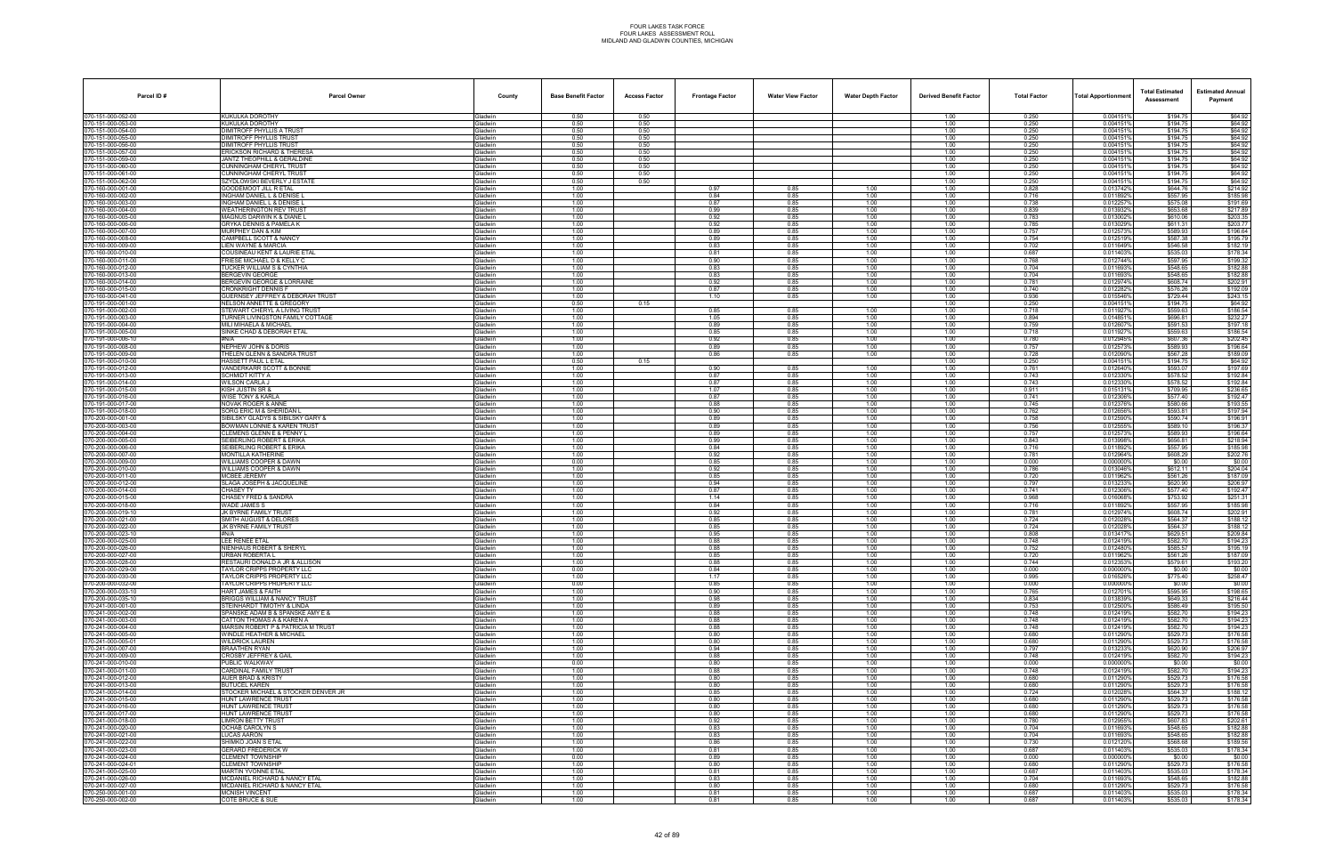FOUR LAKES TASK FORCE
FOUR LAKES ASSESSMENT ROLL
MIDLAND AND GLADWIN COUNTIES, MICHIGAN

| Parcel ID # | Parcel Owner | County | Base Benefit Factor | Access Factor | Frontage Factor | Water View Factor | Water Depth Factor | Derived Benefit Factor | Total Factor | Total Apportionment | Total Estimated Assessment | Estimated Annual Payment |
|---|---|---|---|---|---|---|---|---|---|---|---|---|
| 070-151-000-052-00 | KUKULKA DOROTHY | Gladwin | 0.50 | 0.50 | | | | 1.00 | 0.250 | 0.004151% | $194.75 | $64.92 |
| 070-151-000-053-00 | KUKULKA DOROTHY | Gladwin | 0.50 | 0.50 | | | | 1.00 | 0.250 | 0.004151% | $194.75 | $64.92 |
| 070-151-000-054-00 | DIMITROFF PHYLLIS A TRUST | Gladwin | 0.50 | 0.50 | | | | 1.00 | 0.250 | 0.004151% | $194.75 | $64.92 |
| 070-151-000-055-00 | DIMITROFF PHYLLIS TRUST | Gladwin | 0.50 | 0.50 | | | | 1.00 | 0.250 | 0.004151% | $194.75 | $64.92 |
| 070-151-000-056-00 | DIMITROFF PHYLLIS TRUST | Gladwin | 0.50 | 0.50 | | | | 1.00 | 0.250 | 0.004151% | $194.75 | $64.92 |
| 070-151-000-057-00 | ERICKSON RICHARD & THERESA | Gladwin | 0.50 | 0.50 | | | | 1.00 | 0.250 | 0.004151% | $194.75 | $64.92 |
| 070-151-000-059-00 | JANTZ THEOPHILL & GERALDINE | Gladwin | 0.50 | 0.50 | | | | 1.00 | 0.250 | 0.004151% | $194.75 | $64.92 |
| 070-151-000-060-00 | CUNNINGHAM CHERYL TRUST | Gladwin | 0.50 | 0.50 | | | | 1.00 | 0.250 | 0.004151% | $194.75 | $64.92 |
| 070-151-000-061-00 | CUNNINGHAM CHERYL TRUST | Gladwin | 0.50 | 0.50 | | | | 1.00 | 0.250 | 0.004151% | $194.75 | $64.92 |
| 070-151-000-062-00 | SZYDLOWSKI BEVERLY J ESTATE | Gladwin | 0.50 | 0.50 | | | | 1.00 | 0.250 | 0.004151% | $194.75 | $64.92 |
| 070-160-000-001-00 | GOODEMOOT JILL R ETAL | Gladwin | 1.00 | | 0.97 | 0.85 | 1.00 | 1.00 | 0.828 | 0.013742% | $644.76 | $214.92 |
| 070-160-000-002-00 | INGHAM DANIEL L & DENISE L | Gladwin | 1.00 | | 0.84 | 0.85 | 1.00 | 1.00 | 0.716 | 0.011892% | $557.95 | $185.98 |
| 070-160-000-003-00 | INGHAM DANIEL L & DENISE L | Gladwin | 1.00 | | 0.87 | 0.85 | 1.00 | 1.00 | 0.738 | 0.012257% | $575.08 | $191.69 |
| 070-160-000-004-00 | WEATHERINGTON REV TRUST | Gladwin | 1.00 | | 0.99 | 0.85 | 1.00 | 1.00 | 0.839 | 0.013932% | $653.68 | $217.89 |
| 070-160-000-005-00 | MAGNUS DARWIN K & DIANE L | Gladwin | 1.00 | | 0.92 | 0.85 | 1.00 | 1.00 | 0.783 | 0.013002% | $610.06 | $203.35 |
| 070-160-000-006-00 | GRYKA DENNIS & PAMELA K | Gladwin | 1.00 | | 0.92 | 0.85 | 1.00 | 1.00 | 0.785 | 0.013029% | $611.31 | $203.77 |
| 070-160-000-007-00 | MURPHEY DAN & KIM | Gladwin | 1.00 | | 0.89 | 0.85 | 1.00 | 1.00 | 0.757 | 0.012573% | $589.93 | $196.64 |
| 070-160-000-008-00 | CAMPBELL SCOTT & NANCY | Gladwin | 1.00 | | 0.89 | 0.85 | 1.00 | 1.00 | 0.754 | 0.012519% | $587.38 | $195.79 |
| 070-160-000-009-00 | LIEN WAYNE & MARCIA | Gladwin | 1.00 | | 0.83 | 0.85 | 1.00 | 1.00 | 0.702 | 0.011649% | $546.58 | $182.19 |
| 070-160-000-010-00 | COUSINEAU KENT & LAURIE ETAL | Gladwin | 1.00 | | 0.81 | 0.85 | 1.00 | 1.00 | 0.687 | 0.011403% | $535.03 | $178.34 |
| 070-160-000-011-00 | FRIESE MICHAEL D & KELLY C | Gladwin | 1.00 | | 0.90 | 0.85 | 1.00 | 1.00 | 0.768 | 0.012744% | $597.95 | $199.32 |
| 070-160-000-012-00 | TUCKER WILLIAM S & CYNTHIA | Gladwin | 1.00 | | 0.83 | 0.85 | 1.00 | 1.00 | 0.704 | 0.011693% | $548.65 | $182.88 |
| 070-160-000-013-00 | BERGEVIN GEORGE | Gladwin | 1.00 | | 0.83 | 0.85 | 1.00 | 1.00 | 0.704 | 0.011693% | $548.65 | $182.88 |
| 070-160-000-014-00 | BERGEVIN GEORGE & LORRAINE | Gladwin | 1.00 | | 0.92 | 0.85 | 1.00 | 1.00 | 0.781 | 0.012974% | $608.74 | $202.91 |
| 070-160-000-015-00 | CRONKRIGHT DENNIS F | Gladwin | 1.00 | | 0.87 | 0.85 | 1.00 | 1.00 | 0.740 | 0.012282% | $576.26 | $192.09 |
| 070-160-000-041-00 | GUERNSEY JEFFREY & DEBORAH TRUST | Gladwin | 1.00 | | 1.10 | 0.85 | 1.00 | 1.00 | 0.936 | 0.015546% | $729.44 | $243.15 |
| 070-191-000-001-00 | NELSON ANNETTE & GREGORY | Gladwin | 0.50 | 0.15 | | | | 1.00 | 0.250 | 0.004151% | $194.75 | $64.92 |
| 070-191-000-002-00 | STEWART CHERYL A LIVING TRUST | Gladwin | 1.00 | | 0.85 | 0.85 | 1.00 | 1.00 | 0.718 | 0.011927% | $559.63 | $186.54 |
| 070-191-000-003-00 | TURNER LIVINGSTON FAMILY COTTAGE | Gladwin | 1.00 | | 1.05 | 0.85 | 1.00 | 1.00 | 0.894 | 0.014851% | $696.81 | $232.27 |
| 070-191-000-004-00 | MILI MIHAELA & MICHAEL | Gladwin | 1.00 | | 0.89 | 0.85 | 1.00 | 1.00 | 0.759 | 0.012607% | $591.53 | $197.18 |
| 070-191-000-005-00 | SINKE CHAD & DEBORAH ETAL | Gladwin | 1.00 | | 0.85 | 0.85 | 1.00 | 1.00 | 0.718 | 0.011927% | $559.63 | $186.54 |
| 070-191-000-006-10 | #N/A | Gladwin | 1.00 | | 0.92 | 0.85 | 1.00 | 1.00 | 0.780 | 0.012945% | $607.36 | $202.45 |
| 070-191-000-008-00 | NEPHEW JOHN & DORIS | Gladwin | 1.00 | | 0.89 | 0.85 | 1.00 | 1.00 | 0.757 | 0.012573% | $589.93 | $196.64 |
| 070-191-000-009-00 | THELEN GLENN & SANDRA TRUST | Gladwin | 1.00 | | 0.86 | 0.85 | 1.00 | 1.00 | 0.728 | 0.012090% | $567.28 | $189.09 |
| 070-191-000-010-00 | HASSETT PAUL L ETAL | Gladwin | 0.50 | 0.15 | | | | 1.00 | 0.250 | 0.004151% | $194.75 | $64.92 |
| 070-191-000-012-00 | VANDERKARR SCOTT & BONNIE | Gladwin | 1.00 | | 0.90 | 0.85 | 1.00 | 1.00 | 0.761 | 0.012640% | $593.07 | $197.69 |
| 070-191-000-013-00 | SCHMIDT KITTY A | Gladwin | 1.00 | | 0.87 | 0.85 | 1.00 | 1.00 | 0.743 | 0.012330% | $578.52 | $192.84 |
| 070-191-000-014-00 | WILSON CARLA J | Gladwin | 1.00 | | 0.87 | 0.85 | 1.00 | 1.00 | 0.743 | 0.012330% | $578.52 | $192.84 |
| 070-191-000-015-00 | KISH JUSTIN SR & | Gladwin | 1.00 | | 1.07 | 0.85 | 1.00 | 1.00 | 0.911 | 0.015131% | $709.95 | $236.65 |
| 070-191-000-016-00 | WISE TONY & KARLA | Gladwin | 1.00 | | 0.87 | 0.85 | 1.00 | 1.00 | 0.741 | 0.012306% | $577.40 | $192.47 |
| 070-191-000-017-00 | NOVAK ROGER & ANNE | Gladwin | 1.00 | | 0.88 | 0.85 | 1.00 | 1.00 | 0.745 | 0.012376% | $580.66 | $193.55 |
| 070-191-000-018-00 | SORG ERIC M & SHERIDAN L | Gladwin | 1.00 | | 0.90 | 0.85 | 1.00 | 1.00 | 0.762 | 0.012658% | $593.81 | $197.94 |
| 070-200-000-001-00 | SIBILSKY GLADYS & SIBILSKY GARY & | Gladwin | 1.00 | | 0.89 | 0.85 | 1.00 | 1.00 | 0.758 | 0.012590% | $590.74 | $196.91 |
| 070-200-000-003-00 | BOWMAN LONNIE & KAREN TRUST | Gladwin | 1.00 | | 0.89 | 0.85 | 1.00 | 1.00 | 0.756 | 0.012555% | $589.10 | $196.37 |
| 070-200-000-004-00 | CLEMENS GLENN E & PENNY L | Gladwin | 1.00 | | 0.89 | 0.85 | 1.00 | 1.00 | 0.757 | 0.012573% | $589.93 | $196.64 |
| 070-200-000-005-00 | SEIBERLING ROBERT & ERIKA | Gladwin | 1.00 | | 0.99 | 0.85 | 1.00 | 1.00 | 0.843 | 0.013998% | $656.81 | $218.94 |
| 070-200-000-006-00 | SEIBERLING ROBERT & ERIKA | Gladwin | 1.00 | | 0.84 | 0.85 | 1.00 | 1.00 | 0.716 | 0.011892% | $557.95 | $185.98 |
| 070-200-000-007-00 | MONTILLA KATHERINE | Gladwin | 1.00 | | 0.92 | 0.85 | 1.00 | 1.00 | 0.781 | 0.012964% | $608.29 | $202.76 |
| 070-200-000-009-00 | WILLIAMS COOPER & DAWN | Gladwin | 0.00 | | 0.85 | 0.85 | 1.00 | 1.00 | 0.000 | 0.000000% | $0.00 | $0.00 |
| 070-200-000-010-00 | WILLIAMS COOPER & DAWN | Gladwin | 1.00 | | 0.92 | 0.85 | 1.00 | 1.00 | 0.786 | 0.013046% | $612.11 | $204.04 |
| 070-200-000-011-00 | MCBEE JEREMY | Gladwin | 1.00 | | 0.85 | 0.85 | 1.00 | 1.00 | 0.720 | 0.011962% | $561.26 | $187.09 |
| 070-200-000-012-00 | SLACK JOSEPH & JACQUELINE | Gladwin | 1.00 | | 0.94 | 0.85 | 1.00 | 1.00 | 0.797 | 0.013233% | $620.90 | $206.97 |
| 070-200-000-014-00 | CHASEY TY | Gladwin | 1.00 | | 0.87 | 0.85 | 1.00 | 1.00 | 0.741 | 0.012306% | $577.40 | $192.47 |
| 070-200-000-015-00 | CHASEY FRED & SANDRA | Gladwin | 1.00 | | 1.14 | 0.85 | 1.00 | 1.00 | 0.968 | 0.016068% | $753.92 | $251.31 |
| 070-200-000-018-00 | WADE JAMES S | Gladwin | 1.00 | | 0.84 | 0.85 | 1.00 | 1.00 | 0.716 | 0.011892% | $557.95 | $185.98 |
| 070-200-000-019-10 | JK BYRNE FAMILY TRUST | Gladwin | 1.00 | | 0.92 | 0.85 | 1.00 | 1.00 | 0.781 | 0.012974% | $608.74 | $202.91 |
| 070-200-000-021-00 | SMITH AUGUST & DELORES | Gladwin | 1.00 | | 0.85 | 0.85 | 1.00 | 1.00 | 0.724 | 0.012028% | $564.37 | $188.12 |
| 070-200-000-022-00 | JK BYRNE FAMILY TRUST | Gladwin | 1.00 | | 0.85 | 0.85 | 1.00 | 1.00 | 0.724 | 0.012028% | $564.37 | $188.12 |
| 070-200-000-023-10 | #N/A | Gladwin | 1.00 | | 0.95 | 0.85 | 1.00 | 1.00 | 0.808 | 0.013417% | $629.51 | $209.84 |
| 070-200-000-025-00 | LEE RENEE ETAL | Gladwin | 1.00 | | 0.88 | 0.85 | 1.00 | 1.00 | 0.748 | 0.012419% | $582.70 | $194.23 |
| 070-200-000-026-00 | NIENHAUS ROBERT & SHERYL | Gladwin | 1.00 | | 0.88 | 0.85 | 1.00 | 1.00 | 0.752 | 0.012480% | $585.57 | $195.19 |
| 070-200-000-027-00 | URBAN ROBERTA L | Gladwin | 1.00 | | 0.85 | 0.85 | 1.00 | 1.00 | 0.720 | 0.011962% | $561.26 | $187.09 |
| 070-200-000-028-00 | RESTAURI DONALD A JR & ALLISON | Gladwin | 1.00 | | 0.88 | 0.85 | 1.00 | 1.00 | 0.744 | 0.012353% | $579.61 | $193.20 |
| 070-200-000-029-00 | TAYLOR CRIPPS PROPERTY LLC | Gladwin | 0.00 | | 0.84 | 0.85 | 1.00 | 1.00 | 0.000 | 0.000000% | $0.00 | $0.00 |
| 070-200-000-030-00 | TAYLOR CRIPPS PROPERTY LLC | Gladwin | 1.00 | | 1.17 | 0.85 | 1.00 | 1.00 | 0.995 | 0.016526% | $775.40 | $258.47 |
| 070-200-000-032-00 | TAYLOR CRIPPS PROPERTY LLC | Gladwin | 0.00 | | 0.85 | 0.85 | 1.00 | 1.00 | 0.000 | 0.000000% | $0.00 | $0.00 |
| 070-200-000-033-10 | HART JAMES & FAITH | Gladwin | 1.00 | | 0.90 | 0.85 | 1.00 | 1.00 | 0.765 | 0.012701% | $595.95 | $198.65 |
| 070-200-000-035-10 | BRIGGS WILLIAM & NANCY TRUST | Gladwin | 1.00 | | 0.98 | 0.85 | 1.00 | 1.00 | 0.834 | 0.013839% | $649.33 | $216.44 |
| 070-241-000-001-00 | STEINHARDT TIMOTHY & LINDA | Gladwin | 1.00 | | 0.89 | 0.85 | 1.00 | 1.00 | 0.753 | 0.012500% | $586.49 | $195.50 |
| 070-241-000-002-00 | SPANSKE ADAM B & SPANSKE AMY E & | Gladwin | 1.00 | | 0.88 | 0.85 | 1.00 | 1.00 | 0.748 | 0.012419% | $582.70 | $194.23 |
| 070-241-000-003-00 | CATTON THOMAS A & KAREN A | Gladwin | 1.00 | | 0.88 | 0.85 | 1.00 | 1.00 | 0.748 | 0.012419% | $582.70 | $194.23 |
| 070-241-000-004-00 | MARSIN ROBERT P & PATRICIA M TRUST | Gladwin | 1.00 | | 0.88 | 0.85 | 1.00 | 1.00 | 0.748 | 0.012419% | $582.70 | $194.23 |
| 070-241-000-005-00 | WINDLE HEATHER & MICHAEL | Gladwin | 1.00 | | 0.80 | 0.85 | 1.00 | 1.00 | 0.680 | 0.011290% | $529.73 | $176.58 |
| 070-241-000-005-01 | WILDRICK LAUREN | Gladwin | 1.00 | | 0.80 | 0.85 | 1.00 | 1.00 | 0.680 | 0.011290% | $529.73 | $176.58 |
| 070-241-000-007-00 | BRAATHEN RYAN | Gladwin | 1.00 | | 0.94 | 0.85 | 1.00 | 1.00 | 0.797 | 0.013233% | $620.90 | $206.97 |
| 070-241-000-009-00 | CROSBY JEFFREY & GAIL | Gladwin | 1.00 | | 0.88 | 0.85 | 1.00 | 1.00 | 0.748 | 0.012419% | $582.70 | $194.23 |
| 070-241-000-010-00 | PUBLIC WALKWAY | Gladwin | 0.00 | | 0.80 | 0.85 | 1.00 | 1.00 | 0.000 | 0.000000% | $0.00 | $0.00 |
| 070-241-000-011-00 | CARDINAL FAMILY TRUST | Gladwin | 1.00 | | 0.88 | 0.85 | 1.00 | 1.00 | 0.748 | 0.012419% | $582.70 | $194.23 |
| 070-241-000-012-00 | AUER BRAD & KRISTY | Gladwin | 1.00 | | 0.80 | 0.85 | 1.00 | 1.00 | 0.680 | 0.011290% | $529.73 | $176.58 |
| 070-241-000-013-00 | BUTUCEL KAREN | Gladwin | 1.00 | | 0.80 | 0.85 | 1.00 | 1.00 | 0.680 | 0.011290% | $529.73 | $176.58 |
| 070-241-000-014-00 | STOCKER MICHAEL & STOCKER DENVER JR | Gladwin | 1.00 | | 0.85 | 0.85 | 1.00 | 1.00 | 0.724 | 0.012028% | $564.37 | $188.12 |
| 070-241-000-015-00 | HUNT LAWRENCE TRUST | Gladwin | 1.00 | | 0.80 | 0.85 | 1.00 | 1.00 | 0.680 | 0.011290% | $529.73 | $176.58 |
| 070-241-000-016-00 | HUNT LAWRENCE TRUST | Gladwin | 1.00 | | 0.80 | 0.85 | 1.00 | 1.00 | 0.680 | 0.011290% | $529.73 | $176.58 |
| 070-241-000-017-00 | HUNT LAWRENCE TRUST | Gladwin | 1.00 | | 0.80 | 0.85 | 1.00 | 1.00 | 0.680 | 0.011290% | $529.73 | $176.58 |
| 070-241-000-018-00 | LIMRON BETTY TRUST | Gladwin | 1.00 | | 0.92 | 0.85 | 1.00 | 1.00 | 0.780 | 0.012955% | $607.83 | $202.61 |
| 070-241-000-020-00 | OCHAB CAROLYN S | Gladwin | 1.00 | | 0.83 | 0.85 | 1.00 | 1.00 | 0.704 | 0.011693% | $548.65 | $182.88 |
| 070-241-000-021-00 | LUCAS AARON | Gladwin | 1.00 | | 0.83 | 0.85 | 1.00 | 1.00 | 0.704 | 0.011693% | $548.65 | $182.88 |
| 070-241-000-022-00 | SHIMKO JOAN S ETAL | Gladwin | 1.00 | | 0.86 | 0.85 | 1.00 | 1.00 | 0.730 | 0.012120% | $568.68 | $189.56 |
| 070-241-000-023-00 | GERARD FREDERICK W | Gladwin | 1.00 | | 0.81 | 0.85 | 1.00 | 1.00 | 0.687 | 0.011403% | $535.03 | $178.34 |
| 070-241-000-024-00 | CLEMENT TOWNSHIP | Gladwin | 0.00 | | 0.89 | 0.85 | 1.00 | 1.00 | 0.000 | 0.000000% | $0.00 | $0.00 |
| 070-241-000-024-01 | CLEMENT TOWNSHIP | Gladwin | 1.00 | | 0.80 | 0.85 | 1.00 | 1.00 | 0.680 | 0.011290% | $529.73 | $176.58 |
| 070-241-000-025-00 | MARTIN YVONNE ETAL | Gladwin | 1.00 | | 0.81 | 0.85 | 1.00 | 1.00 | 0.687 | 0.011403% | $535.03 | $178.34 |
| 070-241-000-026-00 | MCDANIEL RICHARD & NANCY ETAL | Gladwin | 1.00 | | 0.83 | 0.85 | 1.00 | 1.00 | 0.704 | 0.011693% | $548.65 | $182.88 |
| 070-241-000-027-00 | MCDANIEL RICHARD & NANCY ETAL | Gladwin | 1.00 | | 0.80 | 0.85 | 1.00 | 1.00 | 0.680 | 0.011290% | $529.73 | $176.58 |
| 070-250-000-001-00 | MCNISH VINCENT | Gladwin | 1.00 | | 0.81 | 0.85 | 1.00 | 1.00 | 0.687 | 0.011403% | $535.03 | $178.34 |
| 070-250-000-002-00 | COTE BRUCE & SUE | Gladwin | 1.00 | | 0.81 | 0.85 | 1.00 | 1.00 | 0.687 | 0.011403% | $535.03 | $178.34 |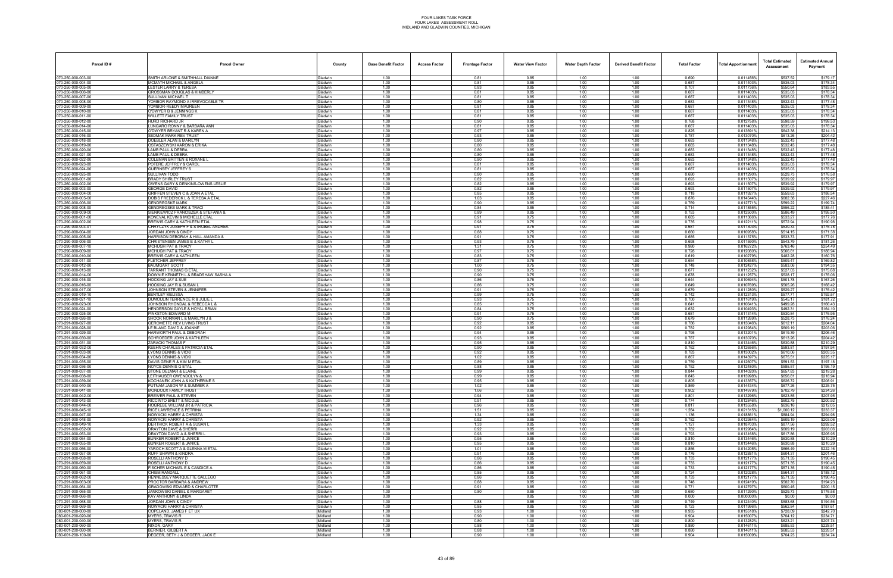# FOUR LAKES TASK FORCE
## FOUR LAKES ASSESSMENT ROLL
## MIDLAND AND GLADWIN COUNTIES, MICHIGAN

| Parcel ID # | Parcel Owner | County | Base Benefit Factor | Access Factor | Frontage Factor | Water View Factor | Water Depth Factor | Derived Benefit Factor | Total Factor | Total Apportionment | Total Estimated Assessment | Estimated Annual Payment |
|---|---|---|---|---|---|---|---|---|---|---|---|---|
| 070-250-000-003-00 | SMITH ARLONE & SMITHHALL DIANNE | Gladwin | 1.00 | | 0.81 | 0.85 | 1.00 | 1.00 | 0.690 | 0.011459% | $537.52 | $179.17 |
| 070-250-000-004-00 | MCMATH MICHAEL & ANGELA | Gladwin | 1.00 | | 0.81 | 0.85 | 1.00 | 1.00 | 0.687 | 0.011403% | $535.03 | $178.34 |
| 070-250-000-005-00 | LESTER LARRY & TERESA | Gladwin | 1.00 | | 0.83 | 0.85 | 1.00 | 1.00 | 0.707 | 0.011736% | $550.64 | $183.55 |
| 070-250-000-006-00 | GROSSMAN DOUGLAS & KIMBERLY | Gladwin | 1.00 | | 0.81 | 0.85 | 1.00 | 1.00 | 0.687 | 0.011403% | $535.03 | $178.34 |
| 070-250-000-007-00 | SULLIVAN MICHAEL T | Gladwin | 1.00 | | 0.81 | 0.85 | 1.00 | 1.00 | 0.687 | 0.011403% | $535.03 | $178.34 |
| 070-250-000-008-00 | YOMBOR RAYMOND A IRREVOCABLE TR | Gladwin | 1.00 | | 0.80 | 0.85 | 1.00 | 1.00 | 0.683 | 0.011348% | $532.43 | $177.48 |
| 070-250-000-009-00 | YOMBOR-REEDY MAUREEN | Gladwin | 1.00 | | 0.81 | 0.85 | 1.00 | 1.00 | 0.687 | 0.011403% | $535.03 | $178.34 |
| 070-250-000-010-00 | O'DWYER B & JENNINGS K | Gladwin | 1.00 | | 0.81 | 0.85 | 1.00 | 1.00 | 0.687 | 0.011403% | $535.03 | $178.34 |
| 070-250-000-011-00 | WILLETT FAMILY TRUST | Gladwin | 1.00 | | 0.81 | 0.85 | 1.00 | 1.00 | 0.687 | 0.011403% | $535.03 | $178.34 |
| 070-250-000-012-00 | HURD RICHARD JR | Gladwin | 1.00 | | 0.90 | 0.85 | 1.00 | 1.00 | 0.768 | 0.012758% | $598.59 | $199.53 |
| 070-250-000-014-00 | LUNGARO RONNY & BARBARA ANN | Gladwin | 1.00 | | 0.81 | 0.85 | 1.00 | 1.00 | 0.687 | 0.011403% | $535.03 | $178.34 |
| 070-250-000-015-00 | O'DWYER BRYANT R & KAREN A | Gladwin | 1.00 | | 0.97 | 0.85 | 1.00 | 1.00 | 0.825 | 0.013691% | $642.38 | $214.13 |
| 070-250-000-016-00 | SEDMAK MARK REV TRUST | Gladwin | 1.00 | | 0.93 | 0.85 | 1.00 | 1.00 | 0.787 | 0.013070% | $613.26 | $204.42 |
| 070-250-000-018-00 | DOEBLER ALAN & MARILYN | Gladwin | 1.00 | | 0.80 | 0.85 | 1.00 | 1.00 | 0.683 | 0.011348% | $532.43 | $177.48 |
| 070-250-000-019-00 | OSTASZEWSKI AARON & ERIKA | Gladwin | 1.00 | | 0.80 | 0.85 | 1.00 | 1.00 | 0.683 | 0.011348% | $532.43 | $177.48 |
| 070-250-000-020-00 | LAMB PAUL & DEBRA | Gladwin | 1.00 | | 0.80 | 0.85 | 1.00 | 1.00 | 0.683 | 0.011348% | $532.43 | $177.48 |
| 070-250-000-021-00 | LAMB PAUL & DEBRA | Gladwin | 1.00 | | 0.80 | 0.85 | 1.00 | 1.00 | 0.683 | 0.011348% | $532.43 | $177.48 |
| 070-250-000-022-00 | COLEMAN BRITTEN & ROXANE L | Gladwin | 1.00 | | 0.80 | 0.85 | 1.00 | 1.00 | 0.683 | 0.011348% | $532.43 | $177.48 |
| 070-250-000-023-00 | POTERE JEFFREY & CAROL | Gladwin | 1.00 | | 0.81 | 0.85 | 1.00 | 1.00 | 0.687 | 0.011403% | $535.03 | $178.34 |
| 070-250-000-024-00 | GUERNSEY JEFFREY S | Gladwin | 1.00 | | 0.81 | 0.85 | 1.00 | 1.00 | 0.687 | 0.011403% | $535.03 | $178.34 |
| 070-250-000-025-00 | SULLIVAN TODD | Gladwin | 1.00 | | 0.80 | 0.85 | 1.00 | 1.00 | 0.680 | 0.011290% | $529.73 | $176.58 |
| 070-260-000-001-00 | BRADY SHIRLEY TRUST | Gladwin | 1.00 | | 0.82 | 0.85 | 1.00 | 1.00 | 0.693 | 0.011507% | $539.92 | $179.97 |
| 070-260-000-002-00 | OWENS GARY & DENKINS-OWENS LESLIE | Gladwin | 1.00 | | 0.82 | 0.85 | 1.00 | 1.00 | 0.693 | 0.011507% | $539.92 | $179.97 |
| 070-260-000-003-00 | GEORGE DAVID | Gladwin | 1.00 | | 0.82 | 0.85 | 1.00 | 1.00 | 0.693 | 0.011507% | $539.92 | $179.97 |
| 070-260-000-004-00 | GRIFFEN STEVEN C & JOAN A ETAL | Gladwin | 1.00 | | 0.85 | 0.85 | 1.00 | 1.00 | 0.718 | 0.011927% | $559.63 | $186.54 |
| 070-260-000-005-00 | DOBIS FREDERICK L & TERESA A ETAL | Gladwin | 1.00 | | 1.03 | 0.85 | 1.00 | 1.00 | 0.876 | 0.014544% | $682.38 | $227.46 |
| 070-260-000-006-00 | GENDREGSKE MARK | Gladwin | 1.00 | | 0.90 | 0.85 | 1.00 | 1.00 | 0.769 | 0.012771% | $599.22 | $199.74 |
| 070-260-000-008-00 | GENDREGSKE MARK & TRACI | Gladwin | 1.00 | | 0.84 | 0.85 | 1.00 | 1.00 | 0.714 | 0.011855% | $556.22 | $185.41 |
| 070-260-000-009-00 | SIENKIEWICZ FRANCISZEK & STEFANIA & | Gladwin | 1.00 | | 0.89 | 0.85 | 1.00 | 1.00 | 0.753 | 0.012500% | $586.49 | $195.50 |
| 070-290-000-001-00 | KONEVAL KEVIN & MICHELLE ETAL | Gladwin | 1.00 | | 0.91 | 0.75 | 1.00 | 1.00 | 0.685 | 0.011366% | $533.27 | $177.76 |
| 070-290-000-002-00 | BREWIS GARY & KATHLEEN ETAL | Gladwin | 1.00 | | 0.98 | 0.75 | 1.00 | 1.00 | 0.735 | 0.012211% | $572.94 | $190.98 |
| 070-290-000-003-01 | CHRYCZYK JOSEPH F & STROBEL ANDREA | Gladwin | 1.00 | | 0.91 | 0.75 | 1.00 | 1.00 | 0.681 | 0.011303% | $530.33 | $176.78 |
| 070-290-000-004-00 | JORDAN JOHN & CINDY | Gladwin | 1.00 | | 0.88 | 0.75 | 1.00 | 1.00 | 0.660 | 0.010958% | $514.15 | $171.38 |
| 070-290-000-005-00 | HARRISON DEBORAH & HALL AMANDA & | Gladwin | 1.00 | | 0.91 | 0.75 | 1.00 | 1.00 | 0.685 | 0.011375% | $533.73 | $177.91 |
| 070-290-000-006-00 | CHRISTENSEN JAMES E & KATHY L | Gladwin | 1.00 | | 0.93 | 0.75 | 1.00 | 1.00 | 0.698 | 0.011590% | $543.79 | $181.26 |
| 070-290-000-007-10 | MCHUGH PAT & TRACY | Gladwin | 1.00 | | 1.31 | 0.75 | 1.00 | 1.00 | 0.980 | 0.016272% | $763.46 | $254.49 |
| 070-290-000-009-00 | MCHUGH PAT & TRACY | Gladwin | 1.00 | | 0.97 | 0.75 | 1.00 | 1.00 | 0.728 | 0.012080% | $566.81 | $188.94 |
| 070-290-000-010-00 | BREWIS GARY & KATHLEEN | Gladwin | 1.00 | | 0.83 | 0.75 | 1.00 | 1.00 | 0.619 | 0.010279% | $482.28 | $160.76 |
| 070-290-000-011-00 | FLETCHER JEFFREY | Gladwin | 1.00 | | 0.87 | 0.75 | 1.00 | 1.00 | 0.654 | 0.010858% | $509.47 | $169.82 |
| 070-290-000-012-00 | BAUMGART SCOTT | Gladwin | 1.00 | | 1.00 | 0.75 | 1.00 | 1.00 | 0.748 | 0.012427% | $583.06 | $194.35 |
| 070-290-000-013-00 | TARRANT THOMAS G ETAL | Gladwin | 1.00 | | 0.90 | 0.75 | 1.00 | 1.00 | 0.677 | 0.011232% | $527.03 | $175.68 |
| 070-290-000-014-00 | DOWNIE KENNETH L & BRADSHAW SASHA A | Gladwin | 1.00 | | 0.90 | 0.75 | 1.00 | 1.00 | 0.678 | 0.011257% | $528.17 | $176.06 |
| 070-290-000-015-00 | HOCKING JAY & SUE | Gladwin | 1.00 | | 0.86 | 0.75 | 1.00 | 1.00 | 0.644 | 0.010694% | $501.78 | $167.26 |
| 070-290-000-016-00 | HOCKING JAY R & SUSAN L | Gladwin | 1.00 | | 0.86 | 0.75 | 1.00 | 1.00 | 0.649 | 0.010769% | $505.26 | $168.42 |
| 070-290-000-017-00 | JOHNSON STEVEN & JENNIFER | Gladwin | 1.00 | | 0.91 | 0.75 | 1.00 | 1.00 | 0.679 | 0.011280% | $529.27 | $176.42 |
| 070-290-000-019-10 | BENTLEY MELISSA | Gladwin | 1.00 | | 0.99 | 0.75 | 1.00 | 1.00 | 0.742 | 0.012313% | $577.71 | $192.57 |
| 070-290-000-021-10 | DUMOULIN TERRENCE R & JULIE L | Gladwin | 1.00 | | 0.93 | 0.75 | 1.00 | 1.00 | 0.700 | 0.011619% | $545.17 | $181.72 |
| 070-290-000-023-00 | JOHNSON RHONDAL & REBECCA L & | Gladwin | 1.00 | | 0.85 | 0.75 | 1.00 | 1.00 | 0.641 | 0.010641% | $499.28 | $166.43 |
| 070-290-000-024-00 | HENDERSON GAYLE & HOYAL BRIAN | Gladwin | 1.00 | | 0.84 | 0.75 | 1.00 | 1.00 | 0.632 | 0.010493% | $492.31 | $164.10 |
| 070-290-000-025-00 | PINKSTON EDWARD M | Gladwin | 1.00 | | 0.91 | 0.75 | 1.00 | 1.00 | 0.681 | 0.011314% | $530.84 | $176.95 |
| 070-291-000-026-00 | SHOOK NORMAN L & MARILYN J & | Gladwin | 1.00 | | 0.90 | 0.75 | 1.00 | 1.00 | 0.679 | 0.011269% | $528.73 | $176.24 |
| 070-291-000-027-00 | GEROMETTE REV LIVING TRUST | Gladwin | 1.00 | | 0.92 | 0.85 | 1.00 | 1.00 | 0.786 | 0.013048% | $612.11 | $204.04 |
| 070-291-000-028-00 | LE BLANC DAVID & JOANNE | Gladwin | 1.00 | | 0.92 | 0.85 | 1.00 | 1.00 | 0.782 | 0.012984% | $609.19 | $203.06 |
| 070-291-000-029-00 | HARWORTH PAUL & DEBORAH | Gladwin | 1.00 | | 0.94 | 0.85 | 1.00 | 1.00 | 0.795 | 0.013201% | $619.39 | $206.46 |
| 070-291-000-030-00 | SCHROEDER JOHN & KATHLEEN | Gladwin | 1.00 | | 0.93 | 0.85 | 1.00 | 1.00 | 0.787 | 0.013070% | $613.26 | $204.42 |
| 070-291-000-031-00 | ZARACKI THOMAS F | Gladwin | 1.00 | | 0.95 | 0.85 | 1.00 | 1.00 | 0.810 | 0.013446% | $630.88 | $210.29 |
| 070-291-000-032-00 | KEEHN CHARLES & PATRICIA ETAL | Gladwin | 1.00 | | 0.90 | 0.85 | 1.00 | 1.00 | 0.762 | 0.012656% | $593.81 | $197.94 |
| 070-291-000-033-00 | LYONS DENNIS & VICKI | Gladwin | 1.00 | | 0.92 | 0.85 | 1.00 | 1.00 | 0.783 | 0.013002% | $610.06 | $203.35 |
| 070-291-000-034-00 | LYONS DENNIS & VICKI | Gladwin | 1.00 | | 1.02 | 0.85 | 1.00 | 1.00 | 0.867 | 0.014397% | $675.51 | $225.17 |
| 070-291-000-035-00 | DAVIS GENE R & KIM M ETAL | Gladwin | 1.00 | | 0.89 | 0.85 | 1.00 | 1.00 | 0.759 | 0.012607% | $591.53 | $197.18 |
| 070-291-000-036-00 | NOYCE DENNIS G ETAL | Gladwin | 1.00 | | 0.88 | 0.85 | 1.00 | 1.00 | 0.752 | 0.012480% | $585.57 | $195.19 |
| 070-291-000-037-00 | STONE DELMAR & ELAINE | Gladwin | 1.00 | | 0.99 | 0.85 | 1.00 | 1.00 | 0.844 | 0.014020% | $657.83 | $219.28 |
| 070-291-000-038-00 | LEITHAUSER GWENDOLYN & | Gladwin | 1.00 | | 0.99 | 0.85 | 1.00 | 1.00 | 0.843 | 0.013998% | $656.81 | $218.94 |
| 070-291-000-039-00 | KOCHANEK JOHN A & KATHERINE S | Gladwin | 1.00 | | 0.95 | 0.85 | 1.00 | 1.00 | 0.805 | 0.013357% | $626.72 | $208.91 |
| 070-291-000-040-00 | PUTNAM JASON W & SUMMER A | Gladwin | 1.00 | | 1.02 | 0.85 | 1.00 | 1.00 | 0.869 | 0.014434% | $677.26 | $225.75 |
| 070-291-000-041-00 | MORDOCK FAMILY TRUST | Gladwin | 1.00 | | 1.06 | 0.85 | 1.00 | 1.00 | 0.902 | 0.014979% | $702.79 | $234.26 |
| 070-291-000-042-00 | BREWER PAUL & STEVEN | Gladwin | 1.00 | | 0.94 | 0.85 | 1.00 | 1.00 | 0.801 | 0.013296% | $623.85 | $207.95 |
| 070-291-000-043-00 | RICCINTO BRETT & NICOLE | Gladwin | 1.00 | | 0.91 | 0.85 | 1.00 | 1.00 | 0.774 | 0.012848% | $602.75 | $200.92 |
| 070-291-000-044-00 | HOGREBE WILLIAM JR & PATRICIA | Gladwin | 1.00 | | 0.96 | 0.85 | 1.00 | 1.00 | 0.817 | 0.013568% | $636.16 | $212.05 |
| 070-291-000-045-10 | RICE LAWRENCE & PETRINA | Gladwin | 1.00 | | 1.51 | 0.85 | 1.00 | 1.00 | 1.284 | 0.021315% | $1,000.12 | $333.37 |
| 070-291-000-047-00 | NOWACKI HARRY & CHRISTA | Gladwin | 1.00 | | 1.34 | 0.85 | 1.00 | 1.00 | 1.136 | 0.018861% | $884.94 | $294.98 |
| 070-291-000-048-00 | NOWACKI HARRY & CHRISTA | Gladwin | 1.00 | | 0.92 | 0.85 | 1.00 | 1.00 | 0.782 | 0.012984% | $609.19 | $203.06 |
| 070-291-000-049-10 | OERTHICK ROBERT A & SUSAN L | Gladwin | 1.00 | | 1.33 | 0.85 | 1.00 | 1.00 | 1.127 | 0.018703% | $877.56 | $292.52 |
| 070-291-000-052-00 | DRAYTON DAVE & SHERRI | Gladwin | 1.00 | | 0.92 | 0.85 | 1.00 | 1.00 | 0.782 | 0.012984% | $609.19 | $203.06 |
| 070-291-000-053-00 | DRAYTON DAVID A & SHERRI L | Gladwin | 1.00 | | 0.93 | 0.85 | 1.00 | 1.00 | 0.793 | 0.013168% | $617.86 | $205.95 |
| 070-291-000-054-00 | BUNKER ROBERT & JANICE | Gladwin | 1.00 | | 0.95 | 0.85 | 1.00 | 1.00 | 0.810 | 0.013446% | $630.88 | $210.29 |
| 070-291-000-055-00 | BUNKER ROBERT & JANICE | Gladwin | 1.00 | | 0.95 | 0.85 | 1.00 | 1.00 | 0.810 | 0.013446% | $630.88 | $210.29 |
| 070-291-000-056-00 | YAROCH SCOTT A & GLENNA M ETAL | Gladwin | 1.00 | | 1.01 | 0.85 | 1.00 | 1.00 | 0.856 | 0.014205% | $666.49 | $222.16 |
| 070-291-000-057-00 | RUFF SHAWN & KINDRA | Gladwin | 1.00 | | 0.91 | 0.85 | 1.00 | 1.00 | 0.776 | 0.012881% | $604.37 | $201.46 |
| 070-291-000-058-00 | ROSELLI ANTHONY D | Gladwin | 1.00 | | 0.86 | 0.85 | 1.00 | 1.00 | 0.733 | 0.012177% | $571.35 | $190.45 |
| 070-291-000-059-00 | ROSELLI ANTHONY D | Gladwin | 1.00 | | 0.86 | 0.85 | 1.00 | 1.00 | 0.733 | 0.012177% | $571.35 | $190.45 |
| 070-291-000-060-00 | FISCHER MICHAEL E & CANDICE A | Gladwin | 1.00 | | 0.86 | 0.85 | 1.00 | 1.00 | 0.733 | 0.012177% | $571.35 | $190.45 |
| 070-291-000-061-00 | CHISM RANDALL | Gladwin | 1.00 | | 0.85 | 0.85 | 1.00 | 1.00 | 0.724 | 0.012028% | $564.37 | $188.12 |
| 070-291-000-062-00 | HENNESSEY MARQUETTE GALLEGO | Gladwin | 1.00 | | 0.86 | 0.85 | 1.00 | 1.00 | 0.733 | 0.012177% | $571.35 | $190.45 |
| 070-291-000-063-00 | PROCTOR BARBARA & ANDREW | Gladwin | 1.00 | | 0.88 | 0.85 | 1.00 | 1.00 | 0.748 | 0.012419% | $582.70 | $194.23 |
| 070-291-000-064-00 | GRADOWSKI EDWARD & CHARLOTTE | Gladwin | 1.00 | | 0.91 | 0.85 | 1.00 | 1.00 | 0.771 | 0.012797% | $600.45 | $200.15 |
| 070-291-000-065-00 | JANKOWSKI DANIEL & MARGARET | Gladwin | 1.00 | | 0.80 | 0.85 | 1.00 | 1.00 | 0.680 | 0.011290% | $529.73 | $176.58 |
| 070-291-000-066-00 | KAY ANTHONY & LINDA | Gladwin | 0.00 | | | 0.85 | 1.00 | 1.00 | 0.000 | 0.000000% | $0.00 | $0.00 |
| 070-291-000-068-00 | JORDAN JOHN & CINDY | Gladwin | 1.00 | | 0.88 | 0.85 | 1.00 | 1.00 | 0.749 | 0.012440% | $583.68 | $194.56 |
| 070-291-000-069-00 | NOWACKI HARRY & CHRISTA | Gladwin | 1.00 | | 0.85 | 0.85 | 1.00 | 1.00 | 0.723 | 0.011996% | $562.84 | $187.61 |
| 080-001-200-000-00 | COPELAND, JAMES F ET UX | Midland | 1.00 | | 0.93 | 1.00 | 1.00 | 1.00 | 0.935 | 0.015518% | $728.09 | $242.70 |
| 080-001-200-020-00 | MYERS, TRAVIS R | Midland | 1.00 | | 0.90 | 1.00 | 1.00 | 1.00 | 0.904 | 0.015007% | $704.12 | $234.71 |
| 080-001-200-040-00 | MYERS, TRAVIS R | Midland | 1.00 | | 0.80 | 1.00 | 1.00 | 1.00 | 0.800 | 0.013282% | $623.21 | $207.74 |
| 080-001-200-060-00 | NIXON, GARY | Midland | 1.00 | | 0.88 | 1.00 | 1.00 | 1.00 | 0.880 | 0.014611% | $685.53 | $228.51 |
| 080-001-200-080-00 | BERNIER, GILBERT A | Midland | 1.00 | | 0.88 | 1.00 | 1.00 | 1.00 | 0.880 | 0.014611% | $685.53 | $228.51 |
| 080-001-200-100-00 | DEGEER, BETH J & DEGEER, JACK E | Midland | 1.00 | | 0.90 | 1.00 | 1.00 | 1.00 | 0.904 | 0.015009% | $704.23 | $234.74 |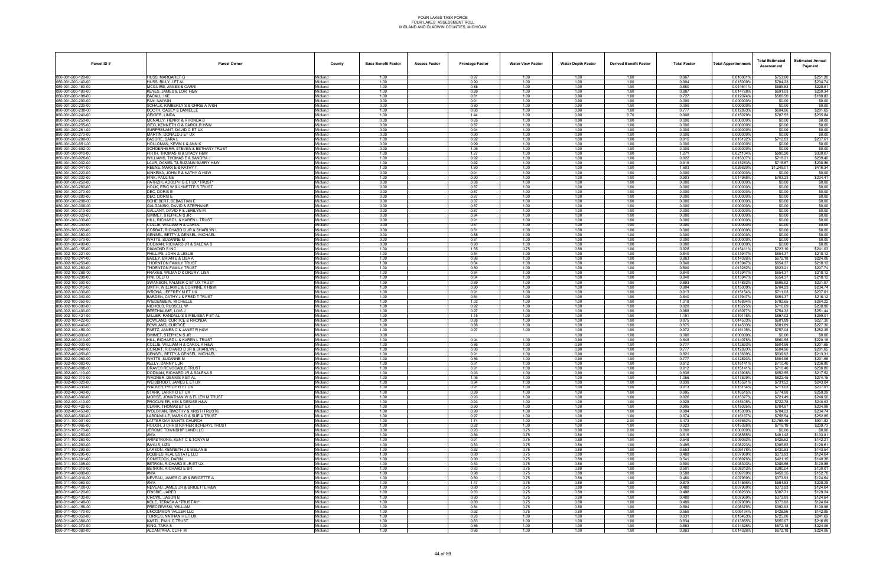FOUR LAKES TASK FORCE
FOUR LAKES ASSESSMENT ROLL
MIDLAND AND GLADWIN COUNTIES, MICHIGAN

| Parcel ID # | Parcel Owner | County | Base Benefit Factor | Access Factor | Frontage Factor | Water View Factor | Water Depth Factor | Derived Benefit Factor | Total Factor | Total Apportionment | Total Estimated Assessment | Estimated Annual Payment |
|---|---|---|---|---|---|---|---|---|---|---|---|---|
| 080-001-200-120-00 | HUSS, MARGARET G | Midland | 1.00 | | 0.97 | 1.00 | 1.00 | 1.00 | 0.967 | 0.016061% | $753.60 | $251.20 |
| 080-001-200-140-00 | HUSS, BILLY J ET AL | Midland | 1.00 | | 0.90 | 1.00 | 1.00 | 1.00 | 0.904 | 0.015009% | $704.23 | $234.74 |
| 080-001-200-160-00 | MCGUIRE, JAMES & CARRI | Midland | 1.00 | | 0.88 | 1.00 | 1.00 | 1.00 | 0.880 | 0.014611% | $685.53 | $228.51 |
| 080-001-200-180-00 | KEYES, JAMES & LORI H&W | Midland | 1.00 | | 0.89 | 1.00 | 1.00 | 1.00 | 0.887 | 0.014728% | $691.03 | $230.34 |
| 080-001-200-190-00 | BACALL, IKE | Midland | 1.00 | | 0.81 | 1.00 | 0.90 | 1.00 | 0.727 | 0.012074% | $566.50 | $188.83 |
| 080-001-200-200-00 | FAN, NAIYUN | Midland | 0.00 | | 0.91 | 1.00 | 0.90 | 1.00 | 0.000 | 0.000000% | $0.00 | $0.00 |
| 080-001-200-220-00 | SCHALK, KIMBERLY S & CHRIS A W&H | Midland | 0.00 | | 0.80 | 1.00 | 0.90 | 1.00 | 0.000 | 0.000000% | $0.00 | $0.00 |
| 080-001-200-230-00 | BOOTH, CASEY & DANIELLE | Midland | 1.00 | | 0.86 | 1.00 | 0.90 | 1.00 | 0.777 | 0.012893% | $604.96 | $201.65 |
| 080-001-200-240-00 | GEIGER, LINDA | Midland | 1.00 | | 1.44 | 1.00 | 0.90 | 0.70 | 0.908 | 0.015079% | $707.52 | $235.84 |
| 080-001-200-250-00 | MCNALLY, HENRY & RHONDA B | Midland | 0.00 | | 0.85 | 1.00 | 0.90 | 1.00 | 0.000 | 0.000000% | $0.00 | $0.00 |
| 080-001-200-255-00 | SIEG, KENNETH G & CAROL R H&W | Midland | 0.00 | | 0.87 | 1.00 | 1.00 | 1.00 | 0.000 | 0.000000% | $0.00 | $0.00 |
| 080-001-200-261-00 | SURPRENANT, DAVID C ET UX | Midland | 0.00 | | 0.94 | 1.00 | 1.00 | 1.00 | 0.000 | 0.000000% | $0.00 | $0.00 |
| 080-001-200-270-00 | MARTIN, DONALD J ET UX | Midland | 0.00 | | 0.90 | 1.00 | 0.90 | 1.00 | 0.000 | 0.000000% | $0.00 | $0.00 |
| 080-001-200-280-00 | BASORE, SARA L | Midland | 1.00 | | 0.92 | 1.00 | 1.00 | 1.00 | 0.915 | 0.015192% | $712.83 | $237.61 |
| 080-001-200-651-00 | HOLLOMAN, KEVIN L & ANN K | Midland | 0.00 | | 0.99 | 1.00 | 1.00 | 1.00 | 0.000 | 0.000000% | $0.00 | $0.00 |
| 080-001-200-652-00 | SCHOENHERR, STEVEN & BETHANY TRUST | Midland | 0.00 | | 1.06 | 1.00 | 1.00 | 1.00 | 0.000 | 0.000000% | $0.00 | $0.00 |
| 080-001-300-010-00 | FIRTH, THOMAS M & STACY H&W | Midland | 1.00 | | 1.27 | 1.00 | 1.00 | 1.00 | 1.271 | 0.021104% | $990.20 | $330.07 |
| 080-001-300-026-00 | WILLIAMS, THOMAS E & SANDRA J | Midland | 1.00 | | 0.92 | 1.00 | 1.00 | 1.00 | 0.922 | 0.015307% | $718.21 | $239.40 |
| 080-001-300-032-00 | LAUR, DANIEL T& SUZANN BARRY H&W | Midland | 1.00 | | 0.92 | 1.00 | 1.00 | 1.00 | 0.919 | 0.015253% | $715.67 | $238.56 |
| 080-001-300-041-00 | REENE, MARK E & KATHY T | Midland | 1.00 | | 1.60 | 1.00 | 1.00 | 1.00 | 1.603 | 0.026620% | $1,249.01 | $416.34 |
| 080-001-300-220-00 | KINKEMA, JOHN E & KATHY G H&W | Midland | 0.00 | | 0.91 | 1.00 | 1.00 | 1.00 | 0.000 | 0.000000% | $0.00 | $0.00 |
| 080-001-300-230-00 | FINK, PAULINE | Midland | 1.00 | | 0.90 | 1.00 | 1.00 | 1.00 | 0.903 | 0.014988% | $703.23 | $234.41 |
| 080-001-300-250-00 | PATRZIK, ADOLPH G ET UX *TRUST* | Midland | 0.00 | | 0.88 | 1.00 | 1.00 | 1.00 | 0.000 | 0.000000% | $0.00 | $0.00 |
| 080-001-300-260-00 | HOUK, ERIC W & LYNETTE S TRUST | Midland | 0.00 | | 0.87 | 1.00 | 1.00 | 1.00 | 0.000 | 0.000000% | $0.00 | $0.00 |
| 080-001-300-270-00 | DEC, DORIS E | Midland | 0.00 | | 0.87 | 1.00 | 1.00 | 1.00 | 0.000 | 0.000000% | $0.00 | $0.00 |
| 080-001-300-280-00 | DEC, DORIS E | Midland | 0.00 | | 0.87 | 1.00 | 1.00 | 1.00 | 0.000 | 0.000000% | $0.00 | $0.00 |
| 080-001-300-290-00 | SCHEIBERT, SEBASTIAN E | Midland | 0.00 | | 0.87 | 1.00 | 1.00 | 1.00 | 0.000 | 0.000000% | $0.00 | $0.00 |
| 080-001-300-300-00 | GALDANSKI, DAVID & STEPHANIE | Midland | 0.00 | | 0.87 | 1.00 | 1.00 | 1.00 | 0.000 | 0.000000% | $0.00 | $0.00 |
| 080-001-300-310-00 | GALLANT, DAVID F & JERILYN M | Midland | 0.00 | | 0.87 | 1.00 | 1.00 | 1.00 | 0.000 | 0.000000% | $0.00 | $0.00 |
| 080-001-300-320-00 | SIMMET, STEPHEN S JR | Midland | 0.00 | | 0.94 | 1.00 | 1.00 | 1.00 | 0.000 | 0.000000% | $0.00 | $0.00 |
| 080-001-300-330-00 | HILL, RICHARD L & KAREN L TRUST | Midland | 0.00 | | 0.91 | 1.00 | 1.00 | 1.00 | 0.000 | 0.000000% | $0.00 | $0.00 |
| 080-001-300-340-00 | COLLIE, WILLIAM H & CAROL | Midland | 0.00 | | 0.81 | 1.00 | 1.00 | 1.00 | 0.000 | 0.000000% | $0.00 | $0.00 |
| 080-001-300-350-00 | CORBAT, RICHARD D JR & SHARLYN L | Midland | 0.00 | | 0.81 | 1.00 | 1.00 | 1.00 | 0.000 | 0.000000% | $0.00 | $0.00 |
| 080-001-300-360-00 | GENSEL, BETTY & GENSEL, MICHAEL | Midland | 0.00 | | 0.88 | 1.00 | 1.00 | 1.00 | 0.000 | 0.000000% | $0.00 | $0.00 |
| 080-001-300-370-00 | WATTS, SUZANNE M | Midland | 0.00 | | 0.81 | 1.00 | 1.00 | 1.00 | 0.000 | 0.000000% | $0.00 | $0.00 |
| 080-001-300-400-00 | DODMAN, RICHARD JR & SALENA S | Midland | 0.00 | | 0.90 | 1.00 | 1.00 | 1.00 | 0.000 | 0.000000% | $0.00 | $0.00 |
| 080-001-400-155-00 | DIAMOND S INC | Midland | 1.00 | | 1.55 | 0.75 | 0.80 | 1.00 | 0.928 | 0.015411% | $723.10 | $241.03 |
| 080-002-100-221-00 | PHILLIPS, JOHN & LESLIE | Midland | 1.00 | | 0.84 | 1.00 | 1.00 | 1.00 | 0.840 | 0.013947% | $654.37 | $218.12 |
| 080-002-100-241-00 | BAILEY, BRIAN E & LISA A | Midland | 1.00 | | 0.86 | 1.00 | 1.00 | 1.00 | 0.863 | 0.014326% | $672.18 | $224.06 |
| 080-002-100-250-00 | THORNTON FAMILY TRUST | Midland | 1.00 | | 0.84 | 1.00 | 1.00 | 1.00 | 0.840 | 0.013947% | $654.37 | $218.12 |
| 080-002-100-260-00 | THORNTON FAMILY TRUST | Midland | 1.00 | | 0.80 | 1.00 | 1.00 | 1.00 | 0.800 | 0.013282% | $623.21 | $207.74 |
| 080-002-100-280-00 | FRAKES, WILMA D & DRURY, LISA | Midland | 1.00 | | 0.84 | 1.00 | 1.00 | 1.00 | 0.840 | 0.013947% | $654.37 | $218.12 |
| 080-002-100-290-00 | FINI, DELFO | Midland | 1.00 | | 0.84 | 1.00 | 1.00 | 1.00 | 0.840 | 0.013947% | $654.37 | $218.12 |
| 080-002-100-300-00 | SWANSON, PALMER C ET UX TRUST | Midland | 1.00 | | 0.89 | 1.00 | 1.00 | 1.00 | 0.893 | 0.014832% | $695.92 | $231.97 |
| 080-002-100-310-00 | SMITH, WILLIAM E & CORINNE K H&W | Midland | 1.00 | | 0.90 | 1.00 | 1.00 | 1.00 | 0.904 | 0.015009% | $704.23 | $234.74 |
| 080-002-100-330-00 | WRONA, JEFFREY M ET UX | Midland | 1.00 | | 0.91 | 1.00 | 1.00 | 1.00 | 0.913 | 0.015154% | $711.03 | $237.01 |
| 080-002-100-340-00 | BARDEN, CATHY J & FRED T TRUST | Midland | 1.00 | | 0.84 | 1.00 | 1.00 | 1.00 | 0.840 | 0.013947% | $654.37 | $218.12 |
| 080-002-100-350-00 | WIEDENBEIN, MICHELLE | Midland | 1.00 | | 1.02 | 1.00 | 1.00 | 1.00 | 1.018 | 0.016894% | $792.65 | $264.22 |
| 080-002-100-380-00 | NICHOLS, RUSSELL W | Midland | 1.00 | | 0.92 | 1.00 | 1.00 | 1.00 | 0.920 | 0.015275% | $716.69 | $238.90 |
| 080-002-100-400-00 | BERTHIAUME, LOIS J | Midland | 1.00 | | 0.97 | 1.00 | 1.00 | 1.00 | 0.968 | 0.016077% | $754.32 | $251.44 |
| 080-002-100-421-00 | MILLER, RANDALL S & MELISSA P ET AL | Midland | 1.00 | | 1.15 | 1.00 | 1.00 | 1.00 | 1.151 | 0.019118% | $897.02 | $299.01 |
| 080-002-100-422-00 | BOWLAND, CURTICE & RHONDA | Midland | 1.00 | | 0.88 | 1.00 | 1.00 | 1.00 | 0.875 | 0.014533% | $681.89 | $227.30 |
| 080-002-100-440-00 | BOWLAND, CURTICE | Midland | 1.00 | | 0.88 | 1.00 | 1.00 | 1.00 | 0.875 | 0.014533% | $681.89 | $227.30 |
| 080-002-100-450-00 | PAETZ, JAMES C & JANET R H&W | Midland | 1.00 | | 0.97 | 1.00 | 1.00 | 1.00 | 0.972 | 0.016135% | $757.04 | $252.35 |
| 080-002-400-000-00 | SIMMET, STEPHEN S JR | Midland | 0.00 | | | 1.00 | 1.00 | 1.00 | 0.000 | 0.000000% | $0.00 | $0.00 |
| 080-002-400-010-00 | HILL, RICHARD L & KAREN L TRUST | Midland | 1.00 | | 0.94 | 1.00 | 0.90 | 1.00 | 0.848 | 0.014078% | $660.55 | $220.18 |
| 080-002-400-030-00 | COLLIE, WILLIAM H & CAROL A H&W | Midland | 1.00 | | 0.86 | 1.00 | 0.90 | 1.00 | 0.777 | 0.012893% | $604.96 | $201.65 |
| 080-002-400-040-00 | CORBAT, RICHARD D JR & SHARLYN L | Midland | 1.00 | | 0.86 | 1.00 | 0.90 | 1.00 | 0.777 | 0.012893% | $604.96 | $201.65 |
| 080-002-400-050-00 | GENSEL, BETTY & GENSEL, MICHAEL | Midland | 1.00 | | 0.91 | 1.00 | 0.90 | 1.00 | 0.821 | 0.013639% | $639.92 | $213.31 |
| 080-002-400-060-00 | WATTS, SUZANNE M | Midland | 1.00 | | 0.86 | 1.00 | 0.90 | 1.00 | 0.777 | 0.012893% | $604.96 | $201.65 |
| 080-002-400-083-00 | KELLY, DANNY L JR | Midland | 1.00 | | 0.91 | 1.00 | 1.00 | 1.00 | 0.912 | 0.015141% | $710.40 | $236.80 |
| 080-002-400-088-00 | DRAVES REVOCABLE TRUST | Midland | 1.00 | | 0.91 | 1.00 | 1.00 | 1.00 | 0.912 | 0.015141% | $710.40 | $236.80 |
| 080-002-400-110-00 | DODMAN, RICHARD JR & SALENA S | Midland | 1.00 | | 0.93 | 1.00 | 0.90 | 1.00 | 0.838 | 0.013908% | $652.55 | $217.52 |
| 080-002-400-310-00 | WAGNER, DENNIS A ET AL | Midland | 1.00 | | 1.06 | 1.00 | 1.00 | 1.00 | 1.056 | 0.017529% | $822.45 | $274.15 |
| 080-002-400-320-00 | WEISBRODT, JAMES E ET UX | Midland | 1.00 | | 0.94 | 1.00 | 1.00 | 1.00 | 0.939 | 0.015591% | $731.52 | $243.84 |
| 080-002-400-330-00 | WALKER, PHILIP R ET UX | Midland | 1.00 | | 0.91 | 1.00 | 1.00 | 1.00 | 0.913 | 0.015154% | $711.03 | $237.01 |
| 080-002-400-340-00 | STARK, LARRY D ET UX | Midland | 1.00 | | 0.99 | 1.00 | 1.00 | 1.00 | 0.995 | 0.016515% | $774.88 | $258.29 |
| 080-002-400-360-00 | MORSE, JONATHAN W & ELLEN M TRUST | Midland | 1.00 | | 0.93 | 1.00 | 1.00 | 1.00 | 0.926 | 0.015377% | $721.49 | $240.50 |
| 080-002-400-410-00 | PROCUNIER, KIM & DENISE H&W | Midland | 1.00 | | 0.93 | 1.00 | 1.00 | 1.00 | 0.928 | 0.015405% | $722.78 | $240.93 |
| 080-002-400-420-00 | CLARK, THOMAS ET UX | Midland | 1.00 | | 0.90 | 1.00 | 1.00 | 1.00 | 0.905 | 0.015025% | $704.97 | $234.99 |
| 080-002-400-450-00 | WOLOHAN, TIMOTHY & KRISTI TRUSTS | Midland | 1.00 | | 0.90 | 1.00 | 1.00 | 1.00 | 0.904 | 0.015009% | $704.23 | $234.74 |
| 080-002-400-500-00 | LABONVILLE, MARK O & SUE A TRUST | Midland | 1.00 | | 0.97 | 1.00 | 1.00 | 1.00 | 0.974 | 0.016167% | $758.54 | $252.85 |
| 080-011-100-001-00 | LATTER DAY SAINTS CHURCH | Midland | 1.00 | | 1.74 | 1.00 | 1.00 | 2.00 | 3.473 | 0.057662% | $2,705.49 | $901.83 |
| 080-011-100-065-00 | HOUGH, J CHRISTOPHER &CHERYL TRUST | Midland | 1.00 | | 0.92 | 1.00 | 1.00 | 1.00 | 0.923 | 0.015328% | $719.19 | $239.73 |
| 080-011-100-170-00 | JEROME TOWNSHIP LAND LLC | Midland | 0.00 | | 0.93 | 0.75 | 0.90 | 2.00 | 0.000 | 0.000000% | $0.00 | $0.00 |
| 080-011-100-250-00 | #N/A | Midland | 1.00 | | 0.86 | 0.75 | 0.80 | 1.00 | 0.515 | 0.008555% | $401.42 | $133.81 |
| 080-011-100-260-00 | ARMSTRONG, KENT C & TONYA M | Midland | 1.00 | | 0.91 | 0.75 | 0.80 | 1.00 | 0.548 | 0.009092% | $426.62 | $142.21 |
| 080-011-100-280-00 | BAYLIS, LIZA | Midland | 1.00 | | 0.83 | 0.75 | 0.80 | 1.00 | 0.495 | 0.008223% | $385.82 | $128.61 |
| 080-011-100-290-00 | LARSON, KENNETH J & MELANIE | Midland | 1.00 | | 0.92 | 0.75 | 0.80 | 1.00 | 0.553 | 0.009178% | $430.63 | $143.54 |
| 080-011-100-295-00 | BOBBIES REAL ESTATE LLC | Midland | 1.00 | | 0.80 | 0.75 | 0.80 | 1.00 | 0.480 | 0.007969% | $373.93 | $124.64 |
| 080-011-100-301-00 | COMSTOCK, DARIN | Midland | 1.00 | | 0.90 | 0.75 | 0.80 | 1.00 | 0.541 | 0.008976% | $421.15 | $140.38 |
| 080-011-100-305-00 | BETRON, RICHARD E JR ET UX | Midland | 1.00 | | 0.83 | 0.75 | 0.80 | 1.00 | 0.500 | 0.008303% | $389.56 | $129.85 |
| 080-011-100-310-00 | BETRON, RICHARD E SR | Midland | 1.00 | | 0.83 | 0.75 | 0.80 | 1.00 | 0.501 | 0.008313% | $390.04 | $130.01 |
| 080-011-400-000-00 | #N/A | Midland | 1.00 | | 0.98 | 0.75 | 0.80 | 1.00 | 0.588 | 0.009769% | $458.35 | $152.78 |
| 080-011-400-010-00 | NEVEAU, JAMES C JR & BRIGETTE A | Midland | 1.00 | | 0.80 | 0.75 | 0.80 | 1.00 | 0.480 | 0.007969% | $373.93 | $124.64 |
| 080-011-400-060-00 | #N/A | Midland | 1.00 | | 1.47 | 0.75 | 0.80 | 1.00 | 0.879 | 0.014596% | $684.83 | $228.28 |
| 080-011-400-100-00 | NEVEAU, JAMES JR & BRIGETTE H&W | Midland | 1.00 | | 0.80 | 0.75 | 0.80 | 1.00 | 0.480 | 0.007969% | $373.93 | $124.64 |
| 080-011-400-120-00 | FRISBIE, JARED | Midland | 1.00 | | 0.83 | 0.75 | 0.80 | 1.00 | 0.498 | 0.008263% | $387.71 | $129.24 |
| 080-011-400-130-00 | CROWL, JASON B | Midland | 1.00 | | 0.80 | 0.75 | 0.80 | 1.00 | 0.480 | 0.007969% | $373.93 | $124.64 |
| 080-011-400-140-00 | KOLE, TERASA A *TRUST #1* | Midland | 1.00 | | 0.80 | 0.75 | 0.80 | 1.00 | 0.480 | 0.007969% | $373.93 | $124.64 |
| 080-011-400-150-00 | PRECZEWSKI, WILLIAM | Midland | 1.00 | | 0.84 | 0.75 | 0.80 | 1.00 | 0.504 | 0.008375% | $392.93 | $130.98 |
| 080-011-400-170-00 | UNCOMMON VALLER LLC | Midland | 1.00 | | 0.92 | 0.75 | 0.80 | 1.00 | 0.550 | 0.009134% | $428.56 | $142.85 |
| 080-011-400-350-00 | TORRES, NATHAN H ET UX | Midland | 1.00 | | 0.93 | 1.00 | 1.00 | 1.00 | 0.931 | 0.015453% | $725.06 | $241.69 |
| 080-011-400-360-00 | KASTL, PAUL C TRUST | Midland | 1.00 | | 0.83 | 1.00 | 1.00 | 1.00 | 0.834 | 0.013855% | $650.07 | $216.69 |
| 080-011-400-370-00 | KING, TARA S | Midland | 1.00 | | 0.86 | 1.00 | 1.00 | 1.00 | 0.863 | 0.014326% | $672.18 | $224.06 |
| 080-011-400-380-00 | ALCANTARA, CLIFF M | Midland | 1.00 | | 0.86 | 1.00 | 1.00 | 1.00 | 0.863 | 0.014326% | $672.18 | $224.06 |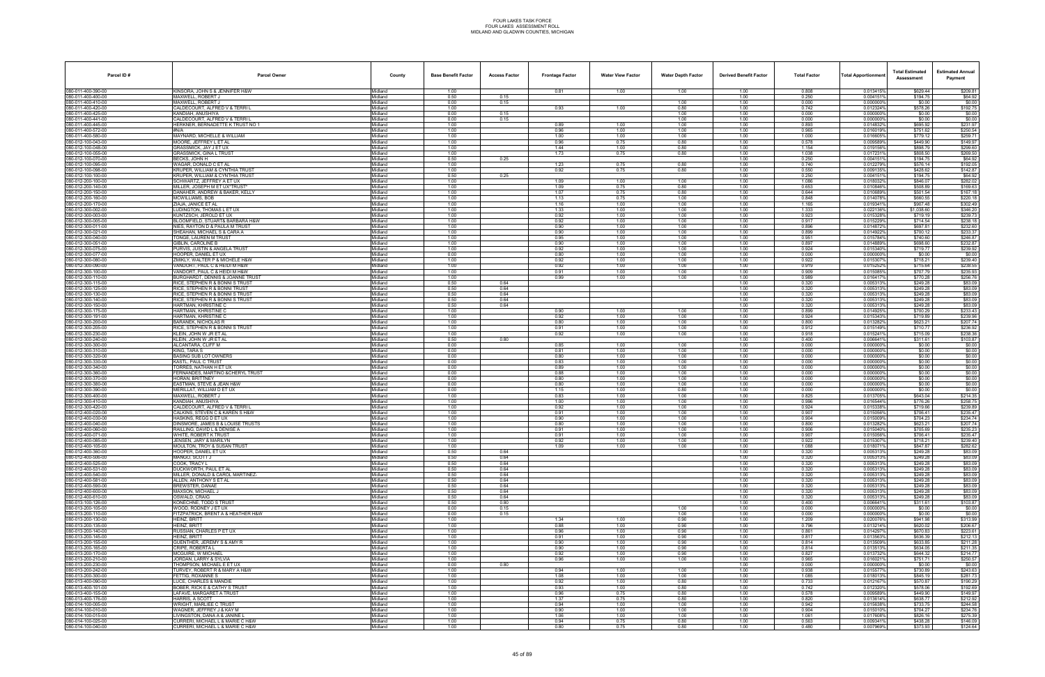# FOUR LAKES TASK FORCE
## FOUR LAKES ASSESSMENT ROLL
### MIDLAND AND GLADWIN COUNTIES, MICHIGAN

| Parcel ID # | Parcel Owner | County | Base Benefit Factor | Access Factor | Frontage Factor | Water View Factor | Water Depth Factor | Derived Benefit Factor | Total Factor | Total Apportionment | Total Estimated Assessment | Estimated Annual Payment |
|---|---|---|---|---|---|---|---|---|---|---|---|---|
| 080-011-400-390-00 | KINSORA, JOHN S & JENNIFER H&W | Midland | 1.00 | | 0.81 | 1.00 | 1.00 | 1.00 | 0.808 | 0.013415% | $629.44 | $209.81 |
| 080-011-400-400-00 | MAXWELL, ROBERT J | Midland | 0.50 | 0.15 | | | | 1.00 | 0.250 | 0.004151% | $194.75 | $64.92 |
| 080-011-400-410-00 | MAXWELL, ROBERT J | Midland | 0.00 | 0.15 | | | 1.00 | 1.00 | 0.000 | 0.000000% | $0.00 | $0.00 |
| 080-011-400-420-00 | CALDECOURT, ALFRED V & TERRI L | Midland | 1.00 | | 0.93 | 1.00 | 0.80 | 1.00 | 0.742 | 0.012324% | $578.26 | $192.75 |
| 080-011-400-425-00 | KANDIAH, ANUSHIYA | Midland | 0.00 | 0.15 | | | 1.00 | 1.00 | 0.000 | 0.000000% | $0.00 | $0.00 |
| 080-011-400-441-00 | CALDECOURT, ALFRED V & TERRI L | Midland | 0.00 | 0.15 | | | 1.00 | 1.00 | 0.000 | 0.000000% | $0.00 | $0.00 |
| 080-011-400-445-00 | HERRNER, BERNADETTE K TRUST NO 1 | Midland | 1.00 | | 0.89 | 1.00 | 1.00 | 1.00 | 0.893 | 0.014832% | $695.92 | $231.97 |
| 080-011-400-572-00 | IRN/A | Midland | 1.00 | | 0.96 | 1.00 | 1.00 | 1.00 | 0.965 | 0.016019% | $751.62 | $250.54 |
| 080-011-400-580-00 | MAYNARD, MICHELLE & WILLIAM | Midland | 1.00 | | 1.00 | 1.00 | 1.00 | 1.00 | 1.000 | 0.016605% | $779.12 | $259.71 |
| 080-012-100-043-00 | MOORE, JEFFREY L ET AL | Midland | 1.00 | | 0.96 | 0.75 | 0.80 | 1.00 | 0.578 | 0.009589% | $449.90 | $149.97 |
| 080-012-100-048-00 | GRASSMICK, JAY J ET UX | Midland | 1.00 | | 1.44 | 1.00 | 0.80 | 1.00 | 1.154 | 0.019156% | $898.79 | $299.60 |
| 080-012-100-055-00 | GRASSMICK, GINA L TRUST | Midland | 1.00 | | 1.73 | 0.75 | 0.80 | 1.00 | 1.038 | 0.017231% | $808.50 | $269.50 |
| 080-012-100-070-00 | BECKS, JOHN H | Midland | 0.50 | 0.25 | | | | 1.00 | 0.250 | 0.004151% | $194.75 | $64.92 |
| 080-012-100-095-00 | WAGAR, DONALD C ET AL | Midland | 1.00 | | 1.23 | 0.75 | 0.80 | 1.00 | 0.740 | 0.012279% | $576.14 | $192.05 |
| 080-012-100-098-00 | KRUPER, WILLIAM & CYNTHIA TRUST | Midland | 1.00 | | 0.92 | 0.75 | 0.80 | 1.00 | 0.550 | 0.009135% | $428.62 | $142.87 |
| 080-012-100-100-00 | KRUPER, WILLIAM & CYNTHIA TRUST | Midland | 0.50 | 0.25 | | | | 1.00 | 0.250 | 0.004151% | $194.75 | $64.92 |
| 080-012-200-100-00 | SCHWARTZ, JEFFREY A ET UX | Midland | 1.00 | | 1.09 | 1.00 | 1.00 | 1.00 | 1.086 | 0.018032% | $846.07 | $282.02 |
| 080-012-200-140-00 | MILLER, JOSEPH M ET UX"TRUST" | Midland | 1.00 | | 1.09 | 0.75 | 0.80 | 1.00 | 0.653 | 0.010846% | $508.89 | $169.63 |
| 080-012-200-150-00 | DANAHER, ANDREW & BAKER, KELLY | Midland | 1.00 | | 1.07 | 0.75 | 0.80 | 1.00 | 0.644 | 0.010689% | $501.54 | $167.18 |
| 080-012-200-160-00 | MCWILLIAMS, BOB | Midland | 1.00 | | 1.13 | 0.75 | 1.00 | 1.00 | 0.848 | 0.014078% | $660.55 | $220.18 |
| 080-012-200-170-00 | ZIAJA, JANICE ET AL | Midland | 1.00 | | 1.16 | 1.00 | 1.00 | 1.00 | 1.165 | 0.019341% | $907.48 | $302.49 |
| 080-012-300-002-00 | LUDINGTON, THOMAS L ET UX | Midland | 1.00 | | 1.33 | 1.00 | 1.00 | 1.00 | 1.333 | 0.022136% | $1,038.60 | $346.20 |
| 080-012-300-003-00 | KUNTZSCH, JEROLD ET UX | Midland | 1.00 | | 0.92 | 1.00 | 1.00 | 1.00 | 0.923 | 0.015328% | $719.19 | $239.73 |
| 080-012-300-005-00 | BLOOMFIELD, STUART& BARBARA H&W | Midland | 1.00 | | 0.92 | 1.00 | 1.00 | 1.00 | 0.917 | 0.015229% | $714.54 | $238.18 |
| 080-012-300-011-00 | NIES, RAYTON D & PAULA M TRUST | Midland | 1.00 | | 0.90 | 1.00 | 1.00 | 1.00 | 0.896 | 0.014872% | $697.81 | $232.60 |
| 080-012-300-021-00 | SHEAHAN, MICHAEL S & CARA A | Midland | 1.00 | | 0.90 | 1.00 | 1.00 | 1.00 | 0.899 | 0.014922% | $700.12 | $233.37 |
| 080-012-300-040-00 | TONGE, LAUREN M TRUST | Midland | 1.00 | | 0.95 | 1.00 | 1.00 | 1.00 | 0.951 | 0.015784% | $740.60 | $246.87 |
| 080-012-300-051-00 | GIBLIN, CAROLINE B | Midland | 1.00 | | 0.90 | 1.00 | 1.00 | 1.00 | 0.897 | 0.014889% | $698.60 | $232.87 |
| 080-012-300-075-00 | PURVIS, JUSTIN & ANGELA TRUST | Midland | 1.00 | | 0.92 | 1.00 | 1.00 | 1.00 | 0.924 | 0.015340% | $719.77 | $239.92 |
| 080-012-300-077-00 | HOOPER, DANIEL ET UX | Midland | 0.00 | | 0.80 | 1.00 | 1.00 | 1.00 | 0.000 | 0.000000% | $0.00 | $0.00 |
| 080-012-300-080-00 | ZIMKLY, WALTER P & MICHELE H&W | Midland | 1.00 | | 0.92 | 1.00 | 1.00 | 1.00 | 0.922 | 0.015307% | $718.21 | $239.40 |
| 080-012-300-090-00 | VANDORT, PAUL C & HEIDI M H&W | Midland | 1.00 | | 0.92 | 1.00 | 1.00 | 1.00 | 0.919 | 0.015252% | $715.64 | $238.55 |
| 080-012-300-100-00 | VANDORT, PAUL C & HEIDI M H&W | Midland | 1.00 | | 0.91 | 1.00 | 1.00 | 1.00 | 0.909 | 0.015085% | $707.79 | $235.93 |
| 080-012-300-110-00 | BURGHARDT, DENNIS & JOANNE TRUST | Midland | 1.00 | | 0.99 | 1.00 | 1.00 | 1.00 | 0.989 | 0.016417% | $770.28 | $256.76 |
| 080-012-300-115-00 | RICE, STEPHEN R & BONNI S TRUST | Midland | 0.50 | 0.64 | | | | 1.00 | 0.320 | 0.005313% | $249.28 | $83.09 |
| 080-012-300-125-00 | RICE, STEPHEN R & BONNI TRUST | Midland | 0.50 | 0.64 | | | | 1.00 | 0.320 | 0.005313% | $249.28 | $83.09 |
| 080-012-300-130-00 | RICE, STEPHEN R & BONNI S TRUST | Midland | 0.50 | 0.64 | | | | 1.00 | 0.320 | 0.005313% | $249.28 | $83.09 |
| 080-012-300-140-00 | RICE, STEPHEN R & BONNI S TRUST | Midland | 0.50 | 0.64 | | | | 1.00 | 0.320 | 0.005313% | $249.28 | $83.09 |
| 080-012-300-150-00 | HARTMAN, KHRISTINE C | Midland | 0.50 | 0.64 | | | | 1.00 | 0.320 | 0.005313% | $249.28 | $83.09 |
| 080-012-300-175-00 | HARTMAN, KHRISTINE C | Midland | 1.00 | | 0.90 | 1.00 | 1.00 | 1.00 | 0.899 | 0.014925% | $700.29 | $233.43 |
| 080-012-300-191-00 | HARTMAN, KHRISTINE C | Midland | 1.00 | | 0.92 | 1.00 | 1.00 | 1.00 | 0.924 | 0.015343% | $719.89 | $239.96 |
| 080-012-300-200-00 | BARANEK, NICHOLAS R | Midland | 1.00 | | 0.80 | 1.00 | 1.00 | 1.00 | 0.800 | 0.013282% | $623.21 | $207.74 |
| 080-012-300-205-00 | RICE, STEPHEN R & BONNI S TRUST | Midland | 1.00 | | 0.91 | 1.00 | 1.00 | 1.00 | 0.912 | 0.015149% | $710.77 | $236.92 |
| 080-012-300-230-00 | KLEIN, JOHN W JR ET AL | Midland | 1.00 | | 0.92 | 1.00 | 1.00 | 1.00 | 0.918 | 0.015241% | $715.09 | $238.36 |
| 080-012-300-240-00 | KLEIN, JOHN W JR ET AL | Midland | 0.50 | 0.80 | | | | 1.00 | 0.400 | 0.006641% | $311.61 | $103.87 |
| 080-012-300-300-00 | ALCANTARA, CLIFF M | Midland | 0.00 | | 0.85 | 1.00 | 1.00 | 1.00 | 0.000 | 0.000000% | $0.00 | $0.00 |
| 080-012-300-310-00 | KING, TARA S | Midland | 0.00 | | 0.81 | 1.00 | 1.00 | 1.00 | 0.000 | 0.000000% | $0.00 | $0.00 |
| 080-012-300-320-00 | BASING SUB LOT OWNERS | Midland | 0.00 | | 0.80 | 1.00 | 1.00 | 1.00 | 0.000 | 0.000000% | $0.00 | $0.00 |
| 080-012-300-330-00 | KASTL, PAUL C TRUST | Midland | 0.00 | | 0.83 | 1.00 | 1.00 | 1.00 | 0.000 | 0.000000% | $0.00 | $0.00 |
| 080-012-300-340-00 | TORRES, NATHAN H ET UX | Midland | 0.00 | | 0.89 | 1.00 | 1.00 | 1.00 | 0.000 | 0.000000% | $0.00 | $0.00 |
| 080-012-300-360-00 | FERNANDES, MARTINO &CHERYL TRUST | Midland | 0.00 | | 0.88 | 1.00 | 1.00 | 1.00 | 0.000 | 0.000000% | $0.00 | $0.00 |
| 080-012-300-370-00 | HORAN, BRITTNEY | Midland | 0.00 | | 0.80 | 1.00 | 1.00 | 1.00 | 0.000 | 0.000000% | $0.00 | $0.00 |
| 080-012-300-380-00 | EASTMAN, STEVE & JEAN H&W | Midland | 0.00 | | 0.80 | 1.00 | 1.00 | 1.00 | 0.000 | 0.000000% | $0.00 | $0.00 |
| 080-012-300-390-00 | MERILLAT, WILLIAM D ET UX | Midland | 0.00 | | 1.15 | 1.00 | 0.80 | 1.00 | 0.000 | 0.000000% | $0.00 | $0.00 |
| 080-012-300-400-00 | MAXWELL, ROBERT J | Midland | 1.00 | | 0.83 | 1.00 | 1.00 | 1.00 | 0.825 | 0.013705% | $643.04 | $214.35 |
| 080-012-300-410-00 | KANDIAH, ANUSHIYA | Midland | 1.00 | | 1.00 | 1.00 | 1.00 | 1.00 | 0.996 | 0.016544% | $776.26 | $258.75 |
| 080-012-300-420-00 | CALDECOURT, ALFRED V & TERRI L | Midland | 1.00 | | 0.92 | 1.00 | 1.00 | 1.00 | 0.924 | 0.015338% | $719.66 | $239.89 |
| 080-012-400-020-00 | CALKINS, STEVEN C & KAREN S H&W | Midland | 1.00 | | 0.91 | 1.00 | 1.00 | 1.00 | 0.907 | 0.015056% | $706.41 | $235.47 |
| 080-012-400-030-00 | HASKINS, REGG D ET UX | Midland | 1.00 | | 0.90 | 1.00 | 1.00 | 1.00 | 0.904 | 0.015009% | $704.23 | $234.74 |
| 080-012-400-040-00 | DINSMORE, JAMES B & LOUISE TRUSTS | Midland | 1.00 | | 0.80 | 1.00 | 1.00 | 1.00 | 0.800 | 0.013282% | $623.21 | $207.74 |
| 080-012-400-060-00 | RAILLING, DAVID L & DENISE A | Midland | 1.00 | | 0.91 | 1.00 | 1.00 | 1.00 | 0.906 | 0.015040% | $705.69 | $235.23 |
| 080-012-400-071-00 | WHITE, ROBERT K TRUST | Midland | 1.00 | | 0.91 | 1.00 | 1.00 | 1.00 | 0.907 | 0.015056% | $706.41 | $235.47 |
| 080-012-400-085-00 | JENSEN, JARY & MARILYN | Midland | 1.00 | | 0.92 | 1.00 | 1.00 | 1.00 | 0.922 | 0.015307% | $718.21 | $239.40 |
| 080-012-400-105-00 | MOULTON, TROY & SUSAN TRUST | Midland | 1.00 | | 1.09 | 1.00 | 1.00 | 1.00 | 1.088 | 0.018071% | $847.87 | $282.62 |
| 080-012-400-360-00 | HOOPER, DANIEL ET UX | Midland | 0.50 | 0.64 | | | | 1.00 | 0.320 | 0.005313% | $249.28 | $83.09 |
| 080-012-400-506-00 | MANGO, SCOTT J | Midland | 0.50 | 0.64 | | | | 1.00 | 0.320 | 0.005313% | $249.28 | $83.09 |
| 080-012-400-525-00 | COOK, TRACY L | Midland | 0.50 | 0.64 | | | | 1.00 | 0.320 | 0.005313% | $249.28 | $83.09 |
| 080-012-400-531-00 | DUCKWORTH, PAUL ET AL | Midland | 0.50 | 0.64 | | | | 1.00 | 0.320 | 0.005313% | $249.28 | $83.09 |
| 080-012-400-540-00 | MILLER, DONALD & CAROL MARTINEZ- | Midland | 0.50 | 0.64 | | | | 1.00 | 0.320 | 0.005313% | $249.28 | $83.09 |
| 080-012-400-581-00 | ALLEN, ANTHONY S ET AL | Midland | 0.50 | 0.64 | | | | 1.00 | 0.320 | 0.005313% | $249.28 | $83.09 |
| 080-012-400-590-00 | BREWSTER, DANAE | Midland | 0.50 | 0.64 | | | | 1.00 | 0.320 | 0.005313% | $249.28 | $83.09 |
| 080-012-400-600-00 | MAXSON, MICHAEL J | Midland | 0.50 | 0.64 | | | | 1.00 | 0.320 | 0.005313% | $249.28 | $83.09 |
| 080-012-400-610-00 | OSWALD, CRAIG | Midland | 0.50 | 0.64 | | | | 1.00 | 0.320 | 0.005313% | $249.28 | $83.09 |
| 080-013-100-126-00 | KONECHNE, TODD S TRUST | Midland | 0.50 | 0.80 | | | | 1.00 | 0.400 | 0.006641% | $311.61 | $103.87 |
| 080-013-200-105-00 | WOOD, RODNEY J ET UX | Midland | 0.00 | 0.15 | | | 1.00 | 1.00 | 0.000 | 0.000000% | $0.00 | $0.00 |
| 080-013-200-110-00 | FITZPATRICK, BRENT A & HEATHER H&W | Midland | 0.00 | 0.15 | | | 1.00 | 1.00 | 0.000 | 0.000000% | $0.00 | $0.00 |
| 080-013-200-130-00 | HEINZ, BRITT | Midland | 1.00 | | 1.34 | 1.00 | 0.90 | 1.00 | 1.209 | 0.020076% | $941.98 | $313.99 |
| 080-013-200-135-00 | HEINZ, BRITT | Midland | 1.00 | | 0.88 | 1.00 | 0.90 | 1.00 | 0.796 | 0.013214% | $620.02 | $206.67 |
| 080-013-200-140-00 | RUSSIAN, CHARLES P ET UX | Midland | 1.00 | | 0.96 | 1.00 | 0.90 | 1.00 | 0.861 | 0.014297% | $670.83 | $223.61 |
| 080-013-200-145-00 | HEINZ, BRITT | Midland | 1.00 | | 0.91 | 1.00 | 0.90 | 1.00 | 0.817 | 0.013563% | $636.39 | $212.13 |
| 080-013-200-155-00 | GUENTHER, JEREMY S & AMY R | Midland | 1.00 | | 0.90 | 1.00 | 0.90 | 1.00 | 0.814 | 0.013509% | $633.85 | $211.28 |
| 080-013-200-165-00 | CRIPE, ROBERTA L | Midland | 1.00 | | 0.90 | 1.00 | 0.90 | 1.00 | 0.814 | 0.013513% | $634.05 | $211.35 |
| 080-013-200-170-00 | MCGUIRE, W MICHAEL | Midland | 1.00 | | 0.92 | 1.00 | 0.90 | 1.00 | 0.827 | 0.013732% | $644.32 | $214.77 |
| 080-013-200-210-00 | JORDAN, LARRY & SYLVIA | Midland | 1.00 | | 0.96 | 1.00 | 1.00 | 1.00 | 0.965 | 0.016021% | $751.71 | $250.57 |
| 080-013-200-230-00 | THOMPSON, MICHAEL E ET UX | Midland | 0.00 | 0.80 | | | | 1.00 | 0.000 | 0.000000% | $0.00 | $0.00 |
| 080-013-200-242-00 | TURVEY, ROBERT R & MARY A H&W | Midland | 1.00 | | 0.94 | 1.00 | 1.00 | 1.00 | 0.938 | 0.015577% | $730.89 | $243.63 |
| 080-013-200-300-00 | PETTIG, ROXANNE S | Midland | 1.00 | | 1.08 | 1.00 | 1.00 | 1.00 | 1.085 | 0.018013% | $845.19 | $281.73 |
| 080-013-400-090-00 | LUCE, CHARLES & MANDIE | Midland | 1.00 | | 0.92 | 1.00 | 0.80 | 1.00 | 0.733 | 0.012167% | $570.87 | $190.29 |
| 080-013-400-101-00 | BOBER, RICK E & CATHY S TRUST | Midland | 1.00 | | 0.93 | 1.00 | 0.80 | 1.00 | 0.742 | 0.012320% | $578.06 | $192.69 |
| 080-013-400-155-00 | LAFAVE, MARGARET A TRUST | Midland | 1.00 | | 0.96 | 0.75 | 0.80 | 1.00 | 0.578 | 0.009589% | $449.90 | $149.97 |
| 080-013-400-176-00 | HARRIS, A SCOTT | Midland | 1.00 | | 1.37 | 0.75 | 0.80 | 1.00 | 0.820 | 0.013614% | $638.77 | $212.92 |
| 080-014-100-005-00 | WRIGHT, MARLIEE C TRUST | Midland | 1.00 | | 0.94 | 1.00 | 1.00 | 1.00 | 0.942 | 0.015638% | $733.75 | $244.58 |
| 080-014-100-010-00 | WAGNER, JEFFREY J & KAY M | Midland | 1.00 | | 0.90 | 1.00 | 1.00 | 1.00 | 0.904 | 0.015010% | $704.27 | $234.76 |
| 080-014-100-015-00 | LIVINGSTON, DANA A & JANINE L | Midland | 1.00 | | 1.06 | 1.00 | 1.00 | 1.00 | 1.061 | 0.017608% | $826.16 | $275.39 |
| 080-014-100-025-00 | CURRERI, MICHAEL L & MARIE C H&W | Midland | 1.00 | | 0.94 | 0.75 | 0.80 | 1.00 | 0.563 | 0.009341% | $438.28 | $146.09 |
| 080-014-100-040-00 | CURRERI, MICHAEL L & MARIE C H&W | Midland | 1.00 | | 0.80 | 0.75 | 0.80 | 1.00 | 0.480 | 0.007969% | $373.93 | $124.64 |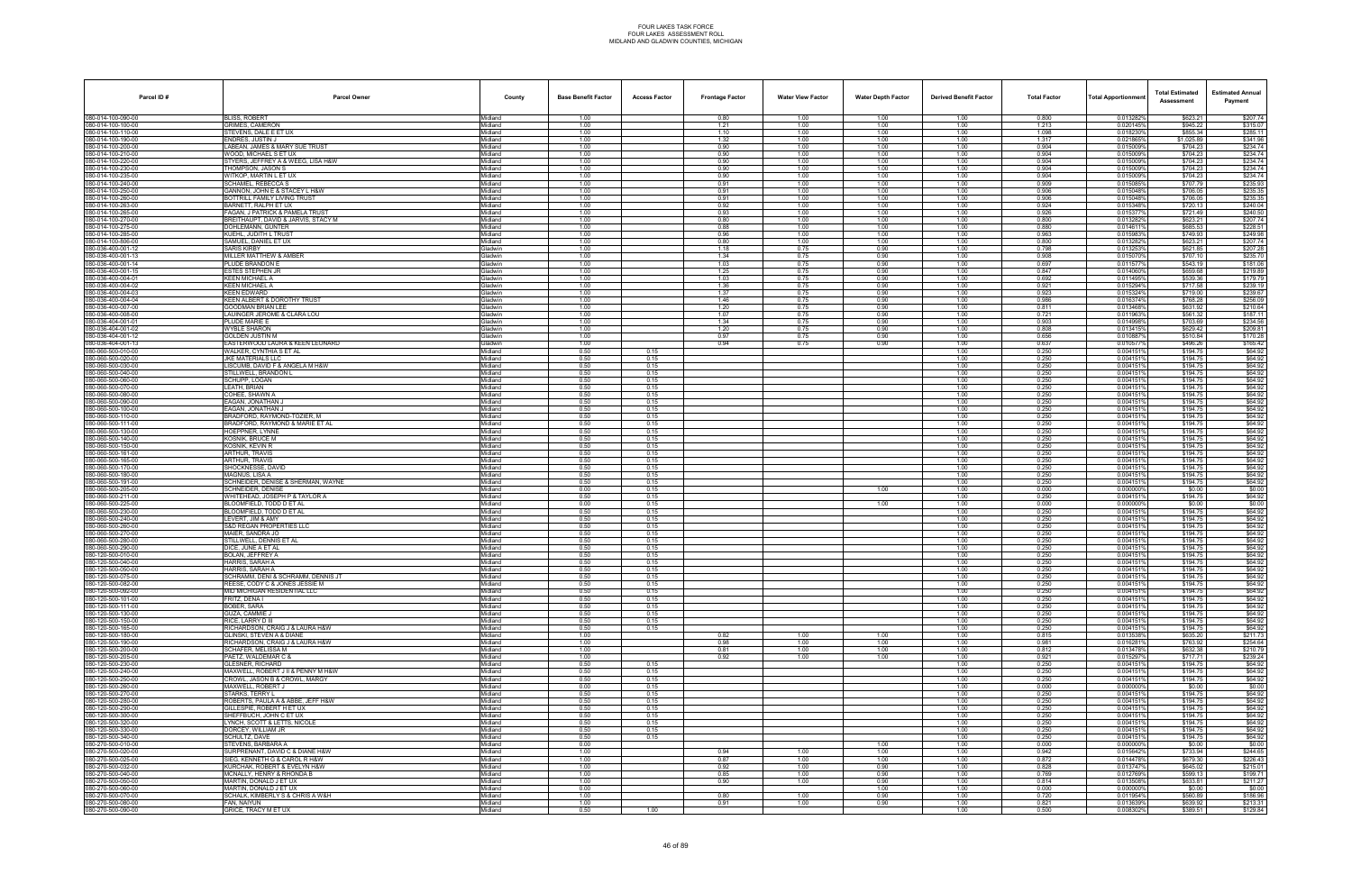FOUR LAKES TASK FORCE
FOUR LAKES ASSESSMENT ROLL
MIDLAND AND GLADWIN COUNTIES, MICHIGAN

| Parcel ID # | Parcel Owner | County | Base Benefit Factor | Access Factor | Frontage Factor | Water View Factor | Water Depth Factor | Derived Benefit Factor | Total Factor | Total Apportionment | Total Estimated Assessment | Estimated Annual Payment |
|---|---|---|---|---|---|---|---|---|---|---|---|---|
| 080-014-100-090-00 | BLISS, ROBERT | Midland | 1.00 | | 0.80 | 1.00 | 1.00 | 1.00 | 0.800 | 0.013282% | $623.21 | $207.74 |
| 080-014-100-100-00 | GRIMES, CAMERON | Midland | 1.00 | | 1.21 | 1.00 | 1.00 | 1.00 | 1.213 | 0.020145% | $945.22 | $315.07 |
| 080-014-100-110-00 | STEVENS, DALE E ET UX | Midland | 1.00 | | 1.10 | 1.00 | 1.00 | 1.00 | 1.098 | 0.018230% | $855.34 | $285.11 |
| 080-014-100-190-00 | ENDRES, JUSTIN J | Midland | 1.00 | | 1.32 | 1.00 | 1.00 | 1.00 | 1.317 | 0.021865% | $1,025.89 | $341.96 |
| 080-014-100-200-00 | LABEAN, JAMES & MARY SUE TRUST | Midland | 1.00 | | 0.90 | 1.00 | 1.00 | 1.00 | 0.904 | 0.015009% | $704.23 | $234.74 |
| 080-014-100-210-00 | WOOD, MICHAEL S ET UX | Midland | 1.00 | | 0.90 | 1.00 | 1.00 | 1.00 | 0.904 | 0.015009% | $704.23 | $234.74 |
| 080-014-100-220-00 | STYERS, JEFFREY A & WEEG, LISA H&W | Midland | 1.00 | | 0.90 | 1.00 | 1.00 | 1.00 | 0.904 | 0.015009% | $704.23 | $234.74 |
| 080-014-100-230-00 | THOMPSON, JASON S | Midland | 1.00 | | 0.90 | 1.00 | 1.00 | 1.00 | 0.904 | 0.015009% | $704.23 | $234.74 |
| 080-014-100-235-00 | WITKOP, MARTIN L ET UX | Midland | 1.00 | | 0.90 | 1.00 | 1.00 | 1.00 | 0.904 | 0.015009% | $704.23 | $234.74 |
| 080-014-100-240-00 | SCHAMEL, REBECCA S | Midland | 1.00 | | 0.91 | 1.00 | 1.00 | 1.00 | 0.909 | 0.015085% | $707.79 | $235.93 |
| 080-014-100-250-00 | GANNON, JOHN E & STACEY L H&W | Midland | 1.00 | | 0.91 | 1.00 | 1.00 | 1.00 | 0.906 | 0.015048% | $706.05 | $235.35 |
| 080-014-100-260-00 | BOTTRILL FAMILY LIVING TRUST | Midland | 1.00 | | 0.91 | 1.00 | 1.00 | 1.00 | 0.906 | 0.015048% | $706.05 | $235.35 |
| 080-014-100-263-00 | BARNETT, RALPH ET UX | Midland | 1.00 | | 0.92 | 1.00 | 1.00 | 1.00 | 0.924 | 0.015348% | $720.13 | $240.04 |
| 080-014-100-265-00 | FAGAN, J PATRICK & PAMELA TRUST | Midland | 1.00 | | 0.93 | 1.00 | 1.00 | 1.00 | 0.926 | 0.015377% | $721.49 | $240.50 |
| 080-014-100-270-00 | BREITHAUPT, DAVID & JARVIS, STACY M | Midland | 1.00 | | 0.80 | 1.00 | 1.00 | 1.00 | 0.800 | 0.013282% | $623.21 | $207.74 |
| 080-014-100-275-00 | DOHLEMANN, GUNTER | Midland | 1.00 | | 0.88 | 1.00 | 1.00 | 1.00 | 0.880 | 0.014611% | $685.53 | $228.51 |
| 080-014-100-285-00 | KUEHL, JUDITH L TRUST | Midland | 1.00 | | 0.96 | 1.00 | 1.00 | 1.00 | 0.963 | 0.015983% | $749.93 | $249.98 |
| 080-014-100-806-00 | SAMUEL, DANIEL ET UX | Midland | 1.00 | | 0.80 | 1.00 | 1.00 | 1.00 | 0.800 | 0.013282% | $623.21 | $207.74 |
| 080-036-400-001-12 | SARIS KIRBY | Gladwin | 1.00 | | 1.18 | 0.75 | 0.90 | 1.00 | 0.798 | 0.013253% | $621.85 | $207.28 |
| 080-036-400-001-13 | MILLER MATTHEW & AMBER | Gladwin | 1.00 | | 1.34 | 0.75 | 0.90 | 1.00 | 0.908 | 0.015070% | $707.10 | $235.70 |
| 080-036-400-001-14 | PLUDE BRANDON E | Gladwin | 1.00 | | 1.03 | 0.75 | 0.90 | 1.00 | 0.697 | 0.011577% | $543.19 | $181.06 |
| 080-036-400-001-15 | ESTES STEPHEN JR | Gladwin | 1.00 | | 1.25 | 0.75 | 0.90 | 1.00 | 0.847 | 0.014060% | $659.68 | $219.89 |
| 080-036-400-004-01 | KEEN MICHAEL A | Gladwin | 1.00 | | 1.03 | 0.75 | 0.90 | 1.00 | 0.692 | 0.011495% | $539.36 | $179.79 |
| 080-036-400-004-02 | KEEN MICHAEL A | Gladwin | 1.00 | | 1.36 | 0.75 | 0.90 | 1.00 | 0.921 | 0.015294% | $717.58 | $239.19 |
| 080-036-400-004-03 | KEEN EDWARD | Gladwin | 1.00 | | 1.37 | 0.75 | 0.90 | 1.00 | 0.923 | 0.015324% | $719.00 | $239.67 |
| 080-036-400-004-04 | KEEN ALBERT & DOROTHY TRUST | Gladwin | 1.00 | | 1.46 | 0.75 | 0.90 | 1.00 | 0.986 | 0.016374% | $768.28 | $256.09 |
| 080-036-400-007-00 | GOODMAN BRIAN LEE | Gladwin | 1.00 | | 1.20 | 0.75 | 0.90 | 1.00 | 0.811 | 0.013468% | $631.92 | $210.64 |
| 080-036-400-008-00 | LAUINGER JEROME & CLARA LOU | Gladwin | 1.00 | | 1.07 | 0.75 | 0.90 | 1.00 | 0.721 | 0.011963% | $561.32 | $187.11 |
| 080-036-404-001-01 | PLUDE MARIE E | Gladwin | 1.00 | | 1.34 | 0.75 | 0.90 | 1.00 | 0.903 | 0.014998% | $703.69 | $234.56 |
| 080-036-404-001-02 | WYBLE SHARON | Gladwin | 1.00 | | 1.20 | 0.75 | 0.90 | 1.00 | 0.808 | 0.013415% | $629.42 | $209.81 |
| 080-036-404-001-12 | GOLDEN JUSTIN M | Gladwin | 1.00 | | 0.97 | 0.75 | 0.90 | 1.00 | 0.656 | 0.010887% | $510.84 | $170.28 |
| 080-036-404-001-13 | EASTERWOOD LAURA & KEEN LEONARD | Gladwin | 1.00 | | 0.94 | 0.75 | 0.90 | 1.00 | 0.637 | 0.010577% | $496.26 | $165.42 |
| 080-060-500-010-00 | WALKER, CYNTHIA S ET AL | Midland | 0.50 | 0.15 | | | | 1.00 | 0.250 | 0.004151% | $194.75 | $64.92 |
| 080-060-500-020-00 | JKE MATERIALS LLC | Midland | 0.50 | 0.15 | | | | 1.00 | 0.250 | 0.004151% | $194.75 | $64.92 |
| 080-060-500-030-00 | LISCUMB, DAVID F & ANGELA M H&W | Midland | 0.50 | 0.15 | | | | 1.00 | 0.250 | 0.004151% | $194.75 | $64.92 |
| 080-060-500-040-00 | STILLWELL, BRANDON L | Midland | 0.50 | 0.15 | | | | 1.00 | 0.250 | 0.004151% | $194.75 | $64.92 |
| 080-060-500-060-00 | SCHUPP, LOGAN | Midland | 0.50 | 0.15 | | | | 1.00 | 0.250 | 0.004151% | $194.75 | $64.92 |
| 080-060-500-070-00 | LEATH, BRIAN | Midland | 0.50 | 0.15 | | | | 1.00 | 0.250 | 0.004151% | $194.75 | $64.92 |
| 080-060-500-080-00 | COHEE, SHAWN A | Midland | 0.50 | 0.15 | | | | 1.00 | 0.250 | 0.004151% | $194.75 | $64.92 |
| 080-060-500-090-00 | EAGAN, JONATHAN J | Midland | 0.50 | 0.15 | | | | 1.00 | 0.250 | 0.004151% | $194.75 | $64.92 |
| 080-060-500-100-00 | EAGAN, JONATHAN J | Midland | 0.50 | 0.15 | | | | 1.00 | 0.250 | 0.004151% | $194.75 | $64.92 |
| 080-060-500-110-00 | BRADFORD, RAYMOND-TOZIER, M | Midland | 0.50 | 0.15 | | | | 1.00 | 0.250 | 0.004151% | $194.75 | $64.92 |
| 080-060-500-111-00 | BRADFORD, RAYMOND & MARIE ET AL | Midland | 0.50 | 0.15 | | | | 1.00 | 0.250 | 0.004151% | $194.75 | $64.92 |
| 080-060-500-130-00 | HOEPPNER, LYNNE | Midland | 0.50 | 0.15 | | | | 1.00 | 0.250 | 0.004151% | $194.75 | $64.92 |
| 080-060-500-140-00 | KOSNIK, BRUCE M | Midland | 0.50 | 0.15 | | | | 1.00 | 0.250 | 0.004151% | $194.75 | $64.92 |
| 080-060-500-150-00 | KOSNIK, KEVIN R | Midland | 0.50 | 0.15 | | | | 1.00 | 0.250 | 0.004151% | $194.75 | $64.92 |
| 080-060-500-161-00 | ARTHUR, TRAVIS | Midland | 0.50 | 0.15 | | | | 1.00 | 0.250 | 0.004151% | $194.75 | $64.92 |
| 080-060-500-165-00 | ARTHUR, TRAVIS | Midland | 0.50 | 0.15 | | | | 1.00 | 0.250 | 0.004151% | $194.75 | $64.92 |
| 080-060-500-170-00 | SHOCKNESSE, DAVID | Midland | 0.50 | 0.15 | | | | 1.00 | 0.250 | 0.004151% | $194.75 | $64.92 |
| 080-060-500-180-00 | MAGNUS, LISA A | Midland | 0.50 | 0.15 | | | | 1.00 | 0.250 | 0.004151% | $194.75 | $64.92 |
| 080-060-500-191-00 | SCHNEIDER, DENISE & SHERMAN, WAYNE | Midland | 0.50 | 0.15 | | | | 1.00 | 0.250 | 0.004151% | $194.75 | $64.92 |
| 080-060-500-205-00 | SCHNEIDER, DENISE | Midland | 0.00 | 0.15 | | | 1.00 | 1.00 | 0.000 | 0.000000% | $0.00 | $0.00 |
| 080-060-500-211-00 | WHITEHEAD, JOSEPH P & TAYLOR A | Midland | 0.50 | 0.15 | | | | 1.00 | 0.250 | 0.004151% | $194.75 | $64.92 |
| 080-060-500-225-00 | BLOOMFIELD, TODD D ET AL | Midland | 0.00 | 0.15 | | | 1.00 | 1.00 | 0.000 | 0.000000% | $0.00 | $0.00 |
| 080-060-500-230-00 | BLOOMFIELD, TODD D ET AL | Midland | 0.50 | 0.15 | | | | 1.00 | 0.250 | 0.004151% | $194.75 | $64.92 |
| 080-060-500-240-00 | LEVERT, JIM & AMY | Midland | 0.50 | 0.15 | | | | 1.00 | 0.250 | 0.004151% | $194.75 | $64.92 |
| 080-060-500-260-00 | S&D REGAN PROPERTIES LLC | Midland | 0.50 | 0.15 | | | | 1.00 | 0.250 | 0.004151% | $194.75 | $64.92 |
| 080-060-500-270-00 | MAIER, SANDRA JO | Midland | 0.50 | 0.15 | | | | 1.00 | 0.250 | 0.004151% | $194.75 | $64.92 |
| 080-060-500-280-00 | STILLWELL, DENNIS ET AL | Midland | 0.50 | 0.15 | | | | 1.00 | 0.250 | 0.004151% | $194.75 | $64.92 |
| 080-060-500-290-00 | DICE, JUNE A ET AL | Midland | 0.50 | 0.15 | | | | 1.00 | 0.250 | 0.004151% | $194.75 | $64.92 |
| 080-120-500-010-00 | BOLAN, JEFFREY A | Midland | 0.50 | 0.15 | | | | 1.00 | 0.250 | 0.004151% | $194.75 | $64.92 |
| 080-120-500-040-00 | HARRIS, SARAH A | Midland | 0.50 | 0.15 | | | | 1.00 | 0.250 | 0.004151% | $194.75 | $64.92 |
| 080-120-500-050-00 | HARRIS, SARAH A | Midland | 0.50 | 0.15 | | | | 1.00 | 0.250 | 0.004151% | $194.75 | $64.92 |
| 080-120-500-075-00 | SCHRAMM, DENI & SCHRAMM, DENNIS JT | Midland | 0.50 | 0.15 | | | | 1.00 | 0.250 | 0.004151% | $194.75 | $64.92 |
| 080-120-500-082-00 | REESE, CODY C & JONES JESSIE M | Midland | 0.50 | 0.15 | | | | 1.00 | 0.250 | 0.004151% | $194.75 | $64.92 |
| 080-120-500-092-00 | MID MICHIGAN RESIDENTIAL LLC | Midland | 0.50 | 0.15 | | | | 1.00 | 0.250 | 0.004151% | $194.75 | $64.92 |
| 080-120-500-101-00 | FRITZ, DENA I | Midland | 0.50 | 0.15 | | | | 1.00 | 0.250 | 0.004151% | $194.75 | $64.92 |
| 080-120-500-111-00 | BOBER, SARA | Midland | 0.50 | 0.15 | | | | 1.00 | 0.250 | 0.004151% | $194.75 | $64.92 |
| 080-120-500-130-00 | GUZA, CAMMIE J | Midland | 0.50 | 0.15 | | | | 1.00 | 0.250 | 0.004151% | $194.75 | $64.92 |
| 080-120-500-150-00 | RICE, LARRY D III | Midland | 0.50 | 0.15 | | | | 1.00 | 0.250 | 0.004151% | $194.75 | $64.92 |
| 080-120-500-165-00 | RICHARDSON, CRAIG J & LAURA H&W | Midland | 0.50 | 0.15 | | | | 1.00 | 0.250 | 0.004151% | $194.75 | $64.92 |
| 080-120-500-180-00 | GLINSKI, STEVEN A & DIANE | Midland | 1.00 | | 0.82 | 1.00 | 1.00 | 1.00 | 0.815 | 0.013538% | $635.20 | $211.73 |
| 080-120-500-190-00 | RICHARDSON, CRAIG J & LAURA H&W | Midland | 1.00 | | 0.98 | 1.00 | 1.00 | 1.00 | 0.981 | 0.016281% | $763.92 | $254.64 |
| 080-120-500-200-00 | SCHAFER, MELISSA M | Midland | 1.00 | | 0.81 | 1.00 | 1.00 | 1.00 | 0.812 | 0.013478% | $632.38 | $210.79 |
| 080-120-500-205-00 | PAETZ, WALDEMAR C & | Midland | 1.00 | | 0.92 | 1.00 | 1.00 | 1.00 | 0.921 | 0.015297% | $717.71 | $239.24 |
| 080-120-500-230-00 | GLESNER, RICHARD | Midland | 0.50 | 0.15 | | | | 1.00 | 0.250 | 0.004151% | $194.75 | $64.92 |
| 080-120-500-240-00 | MAXWELL, ROBERT J II & PENNY M H&W | Midland | 0.50 | 0.15 | | | | 1.00 | 0.250 | 0.004151% | $194.75 | $64.92 |
| 080-120-500-250-00 | CROWL, JASON B & CROWL, MARGY | Midland | 0.50 | 0.15 | | | | 1.00 | 0.250 | 0.004151% | $194.75 | $64.92 |
| 080-120-500-260-00 | MAXWELL, ROBERT J | Midland | 0.00 | 0.15 | | | | 1.00 | 0.000 | 0.000000% | $0.00 | $0.00 |
| 080-120-500-270-00 | STARKS, TERRY L | Midland | 0.50 | 0.15 | | | | 1.00 | 0.250 | 0.004151% | $194.75 | $64.92 |
| 080-120-500-280-00 | ROBERTS, PAULA A & ABBE, JEFF H&W | Midland | 0.50 | 0.15 | | | | 1.00 | 0.250 | 0.004151% | $194.75 | $64.92 |
| 080-120-500-290-00 | GILLESPIE, ROBERT H ET UX | Midland | 0.50 | 0.15 | | | | 1.00 | 0.250 | 0.004151% | $194.75 | $64.92 |
| 080-120-500-300-00 | SHEFFBUCH, JOHN C ET UX | Midland | 0.50 | 0.15 | | | | 1.00 | 0.250 | 0.004151% | $194.75 | $64.92 |
| 080-120-500-320-00 | LYNCH, SCOTT & LETTS, NICOLE | Midland | 0.50 | 0.15 | | | | 1.00 | 0.250 | 0.004151% | $194.75 | $64.92 |
| 080-120-500-330-00 | DORCEY, WILLIAM JR | Midland | 0.50 | 0.15 | | | | 1.00 | 0.250 | 0.004151% | $194.75 | $64.92 |
| 080-120-500-340-00 | SCHULTZ, DAVE | Midland | 0.50 | 0.15 | | | | 1.00 | 0.250 | 0.004151% | $194.75 | $64.92 |
| 080-270-500-010-00 | STEVENS, BARBARA A | Midland | 0.00 | | | | 1.00 | 1.00 | 0.000 | 0.000000% | $0.00 | $0.00 |
| 080-270-500-020-00 | SURPRENANT, DAVID C & DIANE H&W | Midland | 1.00 | | 0.94 | 1.00 | 1.00 | 1.00 | 0.942 | 0.015642% | $733.94 | $244.65 |
| 080-270-500-025-00 | SIEG, KENNETH G & CAROL R H&W | Midland | 1.00 | | 0.87 | 1.00 | 1.00 | 1.00 | 0.872 | 0.014478% | $679.30 | $226.43 |
| 080-270-500-032-00 | KURCHAK, ROBERT & EVELYN H&W | Midland | 1.00 | | 0.92 | 1.00 | 0.90 | 1.00 | 0.828 | 0.013747% | $645.02 | $215.01 |
| 080-270-500-040-00 | MCNALLY, HENRY & RHONDA B | Midland | 1.00 | | 0.85 | 1.00 | 0.90 | 1.00 | 0.769 | 0.012769% | $599.13 | $199.71 |
| 080-270-500-050-00 | MARTIN, DONALD J ET UX | Midland | 1.00 | | 0.90 | 1.00 | 0.90 | 1.00 | 0.814 | 0.013508% | $633.81 | $211.27 |
| 080-270-500-060-00 | MARTIN, DONALD J ET UX | Midland | 0.00 | | | | 1.00 | 1.00 | 0.000 | 0.000000% | $0.00 | $0.00 |
| 080-270-500-070-00 | SCHALK, KIMBERLY S & CHRIS A W&H | Midland | 1.00 | | 0.80 | 1.00 | 0.90 | 1.00 | 0.720 | 0.011954% | $560.89 | $186.96 |
| 080-270-500-080-00 | FAN, NAIYUN | Midland | 1.00 | | 0.91 | 1.00 | 0.90 | 1.00 | 0.821 | 0.013639% | $639.92 | $213.31 |
| 080-270-500-090-00 | GRICE, TRACY M ET UX | Midland | 0.50 | 1.00 | | | | 1.00 | 0.500 | 0.008302% | $389.51 | $129.84 |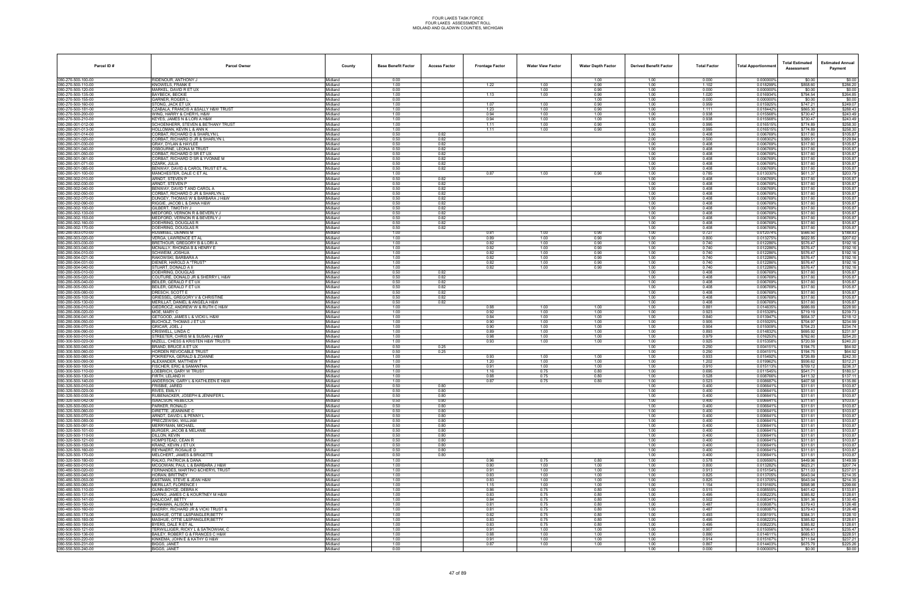# FOUR LAKES TASK FORCE
## FOUR LAKES ASSESSMENT ROLL
### MIDLAND AND GLADWIN COUNTIES, MICHIGAN

| Parcel ID # | Parcel Owner | County | Base Benefit Factor | Access Factor | Frontage Factor | Water View Factor | Water Depth Factor | Derived Benefit Factor | Total Factor | Total Apportionment | Total Estimated Assessment | Estimated Annual Payment |
|---|---|---|---|---|---|---|---|---|---|---|---|---|
| 080-270-500-100-00 | RIDENOUR, ANTHONY J | Midland | 0.00 | | | | 1.00 | 1.00 | 0.000 | 0.000000% | $0.00 | $0.00 |
| 080-270-500-110-00 | KNOWLES, FRANK E | Midland | 1.00 | | 1.22 | 1.00 | 0.90 | 1.00 | 1.102 | 0.018299% | $858.80 | $286.20 |
| 080-270-500-120-00 | MARKEL, DAVID R ET UX | Midland | 0.00 | | | 1.00 | 0.90 | 1.00 | 0.000 | 0.000000% | $0.00 | $0.00 |
| 080-270-500-135-00 | BAYBECK, BECKIE | Midland | 1.00 | | 1.13 | 1.00 | 0.90 | 1.00 | 1.020 | 0.016934% | $794.54 | $264.85 |
| 080-270-500-155-00 | GARNER, ROGER L | Midland | 0.00 | | | | 1.00 | 1.00 | 0.000 | 0.000000% | $0.00 | $0.00 |
| 080-270-500-160-00 | STONG, JACK ET UX | Midland | 1.00 | | 1.07 | 1.00 | 0.90 | 1.00 | 0.959 | 0.015925% | $747.21 | $249.07 |
| 080-270-500-181-00 | CZABALA, FRANCIS & SALLY H&W TRUST | Midland | 1.00 | | 1.23 | 1.00 | 0.90 | 1.00 | 1.111 | 0.018442% | $865.30 | $288.43 |
| 080-270-500-200-00 | WING, HARRY & CHERYL H&W | Midland | 1.00 | | 0.94 | 1.00 | 1.00 | 1.00 | 0.938 | 0.015568% | $730.47 | $243.49 |
| 080-270-500-210-00 | KEYES, JAMES N & LORI A H&W | Midland | 1.00 | | 0.94 | 1.00 | 1.00 | 1.00 | 0.938 | 0.015568% | $730.47 | $243.49 |
| 080-280-001-012-00 | SCHOENHERR, STEVEN & BETHANY TRUST | Midland | 1.00 | | 1.11 | 1.00 | 0.90 | 1.00 | 0.995 | 0.016515% | $774.89 | $258.30 |
| 080-280-001-013-00 | HOLLOMAN, KEVIN L & ANN K | Midland | 1.00 | | 1.11 | 1.00 | 0.90 | 1.00 | 0.995 | 0.016515% | $774.89 | $258.30 |
| 080-280-001-014-00 | CORBAT, RICHARD D & SHARLYN L | Midland | 0.50 | 0.82 | | | | 1.00 | 0.408 | 0.006769% | $317.60 | $105.87 |
| 080-280-001-020-00 | CORBAT, RICHARD D JR & SHARLYN L | Midland | 0.50 | 0.82 | | | | 2.00 | 0.500 | 0.008302% | $389.51 | $129.84 |
| 080-280-001-030-00 | GRAY, DYLAN & HAYLEE | Midland | 0.50 | 0.82 | | | | 1.00 | 0.408 | 0.006769% | $317.60 | $105.87 |
| 080-280-001-040-00 | OSBOURNE, LEONA M TRUST | Midland | 0.50 | 0.82 | | | | 1.00 | 0.408 | 0.006769% | $317.60 | $105.87 |
| 080-280-001-050-00 | CORBAT, RICHARD D SR ET UX | Midland | 0.50 | 0.82 | | | | 1.00 | 0.408 | 0.006769% | $317.60 | $105.87 |
| 080-280-001-061-00 | CORBAT, RICHARD D SR & YVONNE M | Midland | 0.50 | 0.82 | | | | 1.00 | 0.408 | 0.006769% | $317.60 | $105.87 |
| 080-280-001-071-00 | OZARK, JULIA | Midland | 0.50 | 0.82 | | | | 1.00 | 0.408 | 0.006769% | $317.60 | $105.87 |
| 080-280-001-085-00 | BENWAY, DAVID & CAROL TRUST ET AL | Midland | 0.50 | 0.82 | | | | 1.00 | 0.408 | 0.006769% | $317.60 | $105.87 |
| 080-280-001-100-00 | MANCHESTER, DALE C ET UX | Midland | 1.00 | | 0.87 | 1.00 | 0.90 | 1.00 | 0.785 | 0.013030% | $611.37 | $203.79 |
| 080-280-002-010-00 | ARNDT, STEVEN P | Midland | 0.50 | 0.82 | | | | 1.00 | 0.408 | 0.006769% | $317.60 | $105.87 |
| 080-280-002-030-00 | ARNDT, STEVEN P | Midland | 0.50 | 0.82 | | | | 1.00 | 0.408 | 0.006769% | $317.60 | $105.87 |
| 080-280-002-040-00 | BENWAY, DAVID T AND CAROL A | Midland | 0.50 | 0.82 | | | | 1.00 | 0.408 | 0.006769% | $317.60 | $105.87 |
| 080-280-002-050-00 | CORBAT, RICHARD D JR & SHARLYN L | Midland | 0.50 | 0.82 | | | | 1.00 | 0.408 | 0.006769% | $317.60 | $105.87 |
| 080-280-002-070-00 | DUNGEY, THOMAS W & BARBARA J H&W | Midland | 0.50 | 0.82 | | | | 1.00 | 0.408 | 0.006769% | $317.60 | $105.87 |
| 080-280-002-090-00 | RIGGIE, JACOB L & DANA H&W | Midland | 0.50 | 0.82 | | | | 1.00 | 0.408 | 0.006769% | $317.60 | $105.87 |
| 080-280-002-100-00 | GILBERT, TIMOTHY J | Midland | 0.50 | 0.82 | | | | 1.00 | 0.408 | 0.006769% | $317.60 | $105.87 |
| 080-280-002-130-00 | MEDFORD, VERNON R & BEVERLY J | Midland | 0.50 | 0.82 | | | | 1.00 | 0.408 | 0.006769% | $317.60 | $105.87 |
| 080-280-002-150-00 | MEDFORD, VERNON R & BEVERLY J | Midland | 0.50 | 0.82 | | | | 1.00 | 0.408 | 0.006769% | $317.60 | $105.87 |
| 080-280-002-160-00 | DOEHRING, DOUGLAS R | Midland | 0.50 | 0.82 | | | | 1.00 | 0.408 | 0.006769% | $317.60 | $105.87 |
| 080-280-002-170-00 | DOEHRING, DOUGLAS R | Midland | 0.50 | 0.82 | | | | 1.00 | 0.408 | 0.006769% | $317.60 | $105.87 |
| 080-280-003-010-00 | HUSMISEL, DENNIS M | Midland | 1.00 | | 0.81 | 1.00 | 0.90 | 1.00 | 0.727 | 0.012074% | $566.50 | $188.83 |
| 080-280-003-020-00 | VERGA, LAWRENCE ET AL | Midland | 1.00 | | 0.89 | 1.00 | 0.90 | 1.00 | 0.800 | 0.013275% | $622.85 | $207.62 |
| 080-280-003-030-00 | BRETHOUR, GREGORY B & LORI A | Midland | 1.00 | | 0.82 | 1.00 | 0.90 | 1.00 | 0.740 | 0.012286% | $576.47 | $192.16 |
| 080-280-003-040-00 | MCNALLY, RHONDA B & HENRY E | Midland | 1.00 | | 0.82 | 1.00 | 0.90 | 1.00 | 0.740 | 0.012286% | $576.47 | $192.16 |
| 080-280-004-010-00 | SCHWEIM, JOSHUA | Midland | 1.00 | | 0.82 | 1.00 | 0.90 | 1.00 | 0.740 | 0.012286% | $576.47 | $192.16 |
| 080-280-004-021-00 | RAKOWSKI, BARBARA A | Midland | 1.00 | | 0.82 | 1.00 | 0.90 | 1.00 | 0.740 | 0.012286% | $576.47 | $192.16 |
| 080-280-004-031-00 | DIENER, HAROLD A *TRUST* | Midland | 1.00 | | 0.82 | 1.00 | 0.90 | 1.00 | 0.740 | 0.012286% | $576.47 | $192.16 |
| 080-280-004-040-00 | STUART, DONALD A II | Midland | 1.00 | | 0.82 | 1.00 | 0.90 | 1.00 | 0.740 | 0.012286% | $576.47 | $192.16 |
| 080-280-005-010-00 | DOEHRING, DOUGLAS | Midland | 0.50 | 0.82 | | | | 1.00 | 0.408 | 0.006769% | $317.60 | $105.87 |
| 080-280-005-020-00 | COUTURE, DONALD JR & SHERRY L H&W | Midland | 0.50 | 0.82 | | | | 1.00 | 0.408 | 0.006769% | $317.60 | $105.87 |
| 080-280-005-040-00 | BEILER, GERALD F ET UX | Midland | 0.50 | 0.82 | | | | 1.00 | 0.408 | 0.006769% | $317.60 | $105.87 |
| 080-280-005-050-00 | BEILER, GERALD F ET UX | Midland | 0.50 | 0.82 | | | | 1.00 | 0.408 | 0.006769% | $317.60 | $105.87 |
| 080-280-005-080-00 | DRESCH, SCOTT E | Midland | 0.50 | 0.82 | | | | 1.00 | 0.408 | 0.006769% | $317.60 | $105.87 |
| 080-280-005-100-00 | GRIESSEL, GREGORY V & CHRISTINE | Midland | 0.50 | 0.82 | | | | 1.00 | 0.408 | 0.006769% | $317.60 | $105.87 |
| 080-280-005-130-00 | MERILLAT, DANIEL & ANGELA H&W | Midland | 0.50 | 0.82 | | | | 1.00 | 0.408 | 0.006769% | $317.60 | $105.87 |
| 080-280-006-010-00 | GIEDROCZ, ANDREW W & RUTH C H&W | Midland | 1.00 | | 0.88 | 1.00 | 1.00 | 1.00 | 0.881 | 0.014635% | $686.69 | $228.90 |
| 080-280-006-020-00 | MOE, MARY C | Midland | 1.00 | | 0.92 | 1.00 | 1.00 | 1.00 | 0.923 | 0.015328% | $719.19 | $239.73 |
| 080-280-006-041-00 | GETGOOD, JAMES L & VICKI L H&W | Midland | 1.00 | | 0.84 | 1.00 | 1.00 | 1.00 | 0.840 | 0.013947% | $654.37 | $218.12 |
| 080-280-006-050-00 | BUCHOLZ, THOMAS J ET UX | Midland | 1.00 | | 0.90 | 1.00 | 1.00 | 1.00 | 0.905 | 0.015025% | $704.97 | $234.99 |
| 080-280-006-070-00 | GRICAR, JOEL J | Midland | 1.00 | | 0.90 | 1.00 | 1.00 | 1.00 | 0.904 | 0.015009% | $704.23 | $234.74 |
| 080-280-006-090-00 | CRISWELL, LINDA C | Midland | 1.00 | | 0.89 | 1.00 | 1.00 | 1.00 | 0.893 | 0.014832% | $695.92 | $231.97 |
| 080-300-500-010-00 | STREETER, CHRIS M & SUSAN J H&W | Midland | 1.00 | | 0.98 | 1.00 | 1.00 | 1.00 | 0.979 | 0.016253% | $762.60 | $254.20 |
| 080-300-500-020-00 | MIZELL, CHESS & KRISTEN H&W TRUSTS | Midland | 1.00 | | 0.93 | 1.00 | 1.00 | 1.00 | 0.925 | 0.015358% | $720.59 | $240.20 |
| 080-300-500-040-00 | BRAND, BRUCE A ET UX | Midland | 0.50 | 0.25 | | | | 1.00 | 0.250 | 0.004151% | $194.75 | $64.92 |
| 080-300-500-060-00 | HORDEN REVOCABLE TRUST | Midland | 0.50 | 0.25 | | | | 1.00 | 0.250 | 0.004151% | $194.75 | $64.92 |
| 080-300-500-080-00 | POKRIEFKA, GERALD & ZOANNE | Midland | 1.00 | | 0.93 | 1.00 | 1.00 | 1.00 | 0.933 | 0.015492% | $726.89 | $242.30 |
| 080-300-500-090-00 | ALEXANDER, MATTHEW T | Midland | 1.00 | | 1.20 | 1.00 | 1.00 | 1.00 | 1.202 | 0.019962% | $936.62 | $312.21 |
| 080-300-500-100-00 | FISCHER, ERIC & SAMANTHA | Midland | 1.00 | | 0.91 | 1.00 | 1.00 | 1.00 | 0.910 | 0.015113% | $709.12 | $236.37 |
| 080-300-500-110-00 | LOEBRICH, GARY W TRUST | Midland | 1.00 | | 1.16 | 0.75 | 0.80 | 1.00 | 0.695 | 0.011545% | $541.71 | $180.57 |
| 080-300-500-130-00 | FIRTH, LELAND H | Midland | 1.00 | | 0.88 | 0.75 | 0.80 | 1.00 | 0.528 | 0.008766% | $411.32 | $137.11 |
| 080-300-500-140-00 | ANDERSON, GARY L & KATHLEEN E H&W | Midland | 1.00 | | 0.87 | 0.75 | 0.80 | 1.00 | 0.523 | 0.008687% | $407.58 | $135.86 |
| 080-320-500-010-00 | FRISBIE, JARED | Midland | 0.50 | 0.80 | | | | 1.00 | 0.400 | 0.006641% | $311.61 | $103.87 |
| 080-320-500-020-00 | RIVES, EMILY I | Midland | 0.50 | 0.80 | | | | 1.00 | 0.400 | 0.006641% | $311.61 | $103.87 |
| 080-320-500-030-00 | RUBENACKER, JOSEPH & JENNIFER L | Midland | 0.50 | 0.80 | | | | 1.00 | 0.400 | 0.006641% | $311.61 | $103.87 |
| 080-320-500-042-00 | ISAACSON, REBECCA | Midland | 0.50 | 0.80 | | | | 1.00 | 0.400 | 0.006641% | $311.61 | $103.87 |
| 080-320-500-050-00 | PARKER, RONALD | Midland | 0.50 | 0.80 | | | | 1.00 | 0.400 | 0.006641% | $311.61 | $103.87 |
| 080-320-500-060-00 | DIRETTE, JEANNINE C | Midland | 0.50 | 0.80 | | | | 1.00 | 0.400 | 0.006641% | $311.61 | $103.87 |
| 080-320-500-070-00 | ARNDT, DAVID L & PENNY L | Midland | 0.50 | 0.80 | | | | 1.00 | 0.400 | 0.006641% | $311.61 | $103.87 |
| 080-320-500-080-00 | PRECZEWSKI, WILLIAM | Midland | 0.50 | 0.80 | | | | 1.00 | 0.400 | 0.006641% | $311.61 | $103.87 |
| 080-320-500-091-00 | MERRYMAN, MICHAEL | Midland | 0.50 | 0.80 | | | | 1.00 | 0.400 | 0.006641% | $311.61 | $103.87 |
| 080-320-500-101-00 | BURGER, JACOB & MELANIE | Midland | 0.50 | 0.80 | | | | 1.00 | 0.400 | 0.006641% | $311.61 | $103.87 |
| 080-320-500-110-00 | DILLON, KEVIN | Midland | 0.50 | 0.80 | | | | 1.00 | 0.400 | 0.006641% | $311.61 | $103.87 |
| 080-320-500-121-00 | HOMPSTEAD, CEAN R | Midland | 0.50 | 0.80 | | | | 1.00 | 0.400 | 0.006641% | $311.61 | $103.87 |
| 080-320-500-150-00 | KRANZ, KEVIN J ET UX | Midland | 0.50 | 0.80 | | | | 1.00 | 0.400 | 0.006641% | $311.61 | $103.87 |
| 080-320-500-160-00 | REYNAERT, ROSALIE D | Midland | 0.50 | 0.80 | | | | 1.00 | 0.400 | 0.006641% | $311.61 | $103.87 |
| 080-320-500-170-00 | MELCHERT, JAMES & BRIGETTE | Midland | 0.50 | 0.80 | | | | 1.00 | 0.400 | 0.006641% | $311.61 | $103.87 |
| 080-320-500-180-00 | RALKO, PATRICIA & DANA | Midland | 1.00 | | 0.96 | 0.75 | 0.80 | 1.00 | 0.578 | 0.009590% | $449.96 | $149.99 |
| 080-480-500-010-00 | MCGOWAN, PAUL L & BARBARA J H&W | Midland | 1.00 | | 0.80 | 1.00 | 1.00 | 1.00 | 0.800 | 0.013282% | $623.21 | $207.74 |
| 080-480-500-020-00 | FERNANDES, MARTINO &CHERYL TRUST | Midland | 1.00 | | 0.91 | 1.00 | 1.00 | 1.00 | 0.913 | 0.015154% | $711.03 | $237.01 |
| 080-480-500-040-00 | HORAN, BRITTNEY | Midland | 1.00 | | 0.83 | 1.00 | 1.00 | 1.00 | 0.825 | 0.013705% | $643.04 | $214.35 |
| 080-480-500-050-00 | EASTMAN, STEVE & JEAN H&W | Midland | 1.00 | | 0.83 | 1.00 | 1.00 | 1.00 | 0.825 | 0.013705% | $643.04 | $214.35 |
| 080-480-500-060-00 | MERILLAT, FLORENCE I | Midland | 1.00 | | 1.15 | 1.00 | 1.00 | 1.00 | 1.154 | 0.019160% | $898.98 | $299.66 |
| 080-480-500-110-00 | GUNN-BOYCE, DEBRA K | Midland | 1.00 | | 0.86 | 0.75 | 0.80 | 1.00 | 0.515 | 0.008555% | $401.42 | $133.81 |
| 080-480-500-131-00 | CARNO, JAMES C & KOURTNEY M H&W | Midland | 1.00 | | 0.83 | 0.75 | 0.80 | 1.00 | 0.495 | 0.008223% | $385.82 | $128.61 |
| 080-480-500-141-00 | MALICOAT, BETTY | Midland | 1.00 | | 0.84 | 0.75 | 0.80 | 1.00 | 0.502 | 0.008341% | $391.36 | $130.45 |
| 080-480-500-150-00 | HONAMAN, ALISON M | Midland | 1.00 | | 0.81 | 0.75 | 0.80 | 1.00 | 0.487 | 0.008087% | $379.43 | $126.48 |
| 080-480-500-160-00 | SHERRY, RICHARD JR & VICKI TRUST & | Midland | 1.00 | | 0.81 | 0.75 | 0.80 | 1.00 | 0.487 | 0.008087% | $379.43 | $126.48 |
| 080-480-500-170-00 | MASHUE, OTTIE L&SPANGLER,BETTY | Midland | 1.00 | | 0.82 | 0.75 | 0.80 | 1.00 | 0.493 | 0.008191% | $384.31 | $128.10 |
| 080-480-500-180-00 | MASHUE, OTTIE L&SPANGLER,BETTY | Midland | 1.00 | | 0.83 | 0.75 | 0.80 | 1.00 | 0.495 | 0.008223% | $385.82 | $128.61 |
| 080-480-500-190-00 | BYERS, DALE R ET AL | Midland | 1.00 | | 0.83 | 0.75 | 0.80 | 1.00 | 0.495 | 0.008223% | $385.82 | $128.61 |
| 080-500-500-121-00 | TERWILLIGER, RICKY L & SATKOWIAK, C | Midland | 1.00 | | 0.91 | 1.00 | 1.00 | 1.00 | 0.907 | 0.015056% | $706.41 | $235.47 |
| 080-500-500-136-00 | BAILEY, ROBERT G & FRANCES C H&W | Midland | 1.00 | | 0.88 | 1.00 | 1.00 | 1.00 | 0.880 | 0.014611% | $685.53 | $228.51 |
| 080-550-500-220-00 | KINKEMA, JOHN E & KATHY G H&W | Midland | 1.00 | | 0.91 | 1.00 | 1.00 | 1.00 | 0.914 | 0.015167% | $711.64 | $237.21 |
| 080-550-500-231-00 | BIGGS, JANET | Midland | 1.00 | | 0.87 | 1.00 | 1.00 | 1.00 | 0.867 | 0.014403% | $675.79 | $225.26 |
| 080-550-500-240-00 | BIGGS, JANET | Midland | 0.00 | | | | | 1.00 | 0.000 | 0.000000% | $0.00 | $0.00 |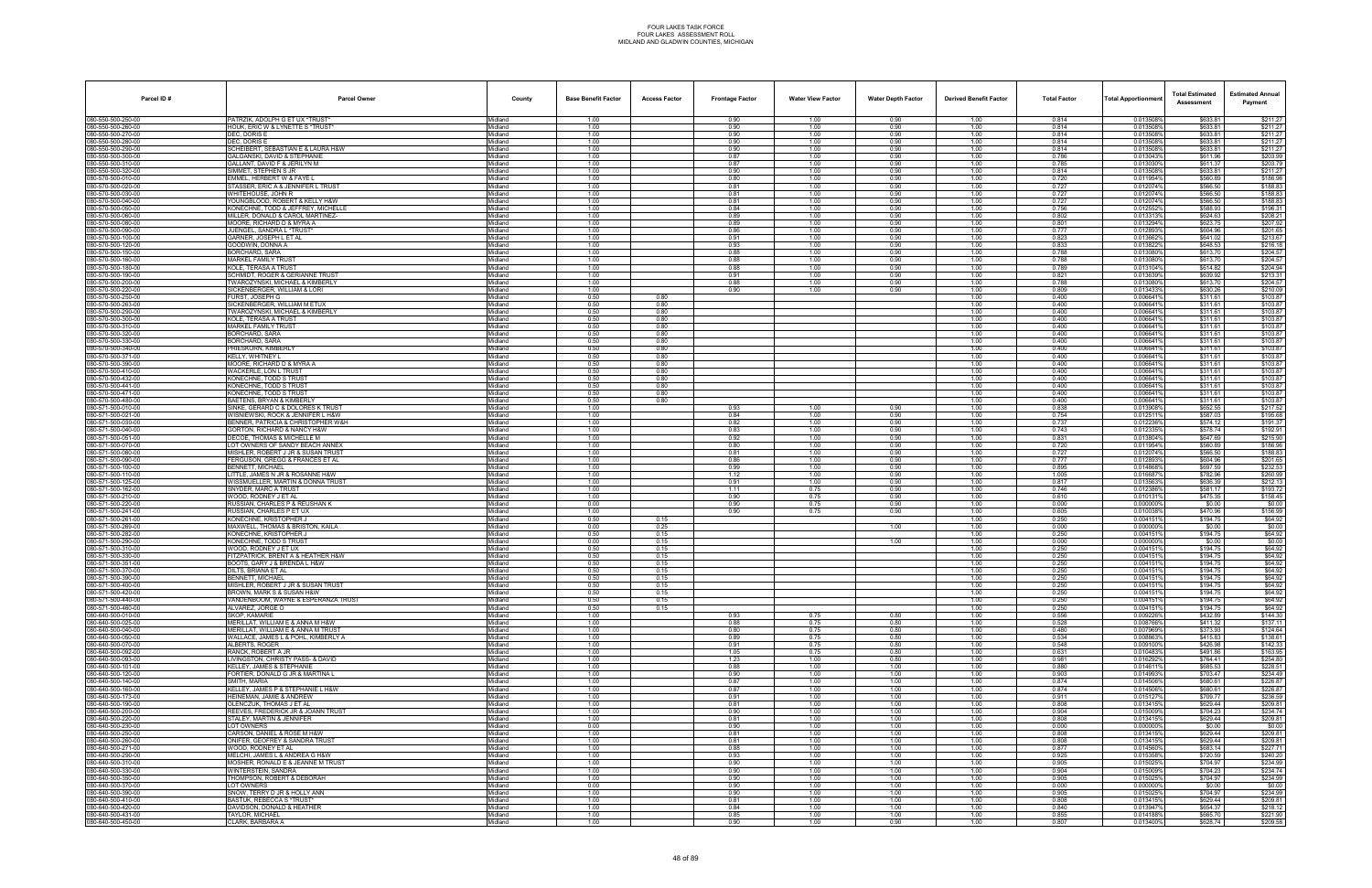# FOUR LAKES TASK FORCE
## FOUR LAKES ASSESSMENT ROLL
### MIDLAND AND GLADWIN COUNTIES, MICHIGAN

| Parcel ID # | Parcel Owner | County | Base Benefit Factor | Access Factor | Frontage Factor | Water View Factor | Water Depth Factor | Derived Benefit Factor | Total Factor | Total Apportionment | Total Estimated Assessment | Estimated Annual Payment |
|---|---|---|---|---|---|---|---|---|---|---|---|---|
| 080-550-500-250-00 | PATRZIK, ADOLPH G ET UX *TRUST* | Midland | 1.00 | | 0.90 | 1.00 | 0.90 | 1.00 | 0.814 | 0.013508% | $633.81 | $211.27 |
| 080-550-500-260-00 | HOLIK, ERIC W & LYNETTE S *TRUST* | Midland | 1.00 | | 0.90 | 1.00 | 0.90 | 1.00 | 0.814 | 0.013508% | $633.81 | $211.27 |
| 080-550-500-270-00 | DEC, DORIS E | Midland | 1.00 | | 0.90 | 1.00 | 0.90 | 1.00 | 0.814 | 0.013508% | $633.81 | $211.27 |
| 080-550-500-280-00 | DEC, DORIS E | Midland | 1.00 | | 0.90 | 1.00 | 0.90 | 1.00 | 0.814 | 0.013508% | $633.81 | $211.27 |
| 080-550-500-290-00 | SCHEIBERT, SEBASTIAN E & LAURA H&W | Midland | 1.00 | | 0.90 | 1.00 | 0.90 | 1.00 | 0.814 | 0.013508% | $633.81 | $211.27 |
| 080-550-500-300-00 | GALGANSKI, DAVID & STEPHANIE | Midland | 1.00 | | 0.87 | 1.00 | 0.90 | 1.00 | 0.786 | 0.013043% | $611.96 | $203.99 |
| 080-550-500-310-00 | GALLANT, DAVID F & JERILYN M | Midland | 1.00 | | 0.87 | 1.00 | 0.90 | 1.00 | 0.785 | 0.013030% | $611.37 | $203.79 |
| 080-550-500-320-00 | SIMMET, STEPHEN S JR | Midland | 1.00 | | 0.90 | 1.00 | 0.90 | 1.00 | 0.814 | 0.013508% | $633.81 | $211.27 |
| 080-570-500-010-00 | EMMEL, HERBERT W & FAYE L | Midland | 1.00 | | 0.80 | 1.00 | 0.90 | 1.00 | 0.720 | 0.011954% | $560.89 | $186.96 |
| 080-570-500-020-00 | STASSER, ERIC A & JENNIFER L TRUST | Midland | 1.00 | | 0.81 | 1.00 | 0.90 | 1.00 | 0.727 | 0.012074% | $566.50 | $188.83 |
| 080-570-500-030-00 | WHITEHOUSE, JOHN R | Midland | 1.00 | | 0.81 | 1.00 | 0.90 | 1.00 | 0.727 | 0.012074% | $566.50 | $188.83 |
| 080-570-500-040-00 | YOUNGBLOOD, ROBERT & KELLY H&W | Midland | 1.00 | | 0.81 | 1.00 | 0.90 | 1.00 | 0.727 | 0.012074% | $566.50 | $188.83 |
| 080-570-500-050-00 | KONECHNE, TODD & JEFFREY, MICHELLE | Midland | 1.00 | | 0.84 | 1.00 | 0.90 | 1.00 | 0.756 | 0.012552% | $588.93 | $196.31 |
| 080-570-500-060-00 | MILLER, DONALD & CAROL MARTINEZ- | Midland | 1.00 | | 0.89 | 1.00 | 0.90 | 1.00 | 0.802 | 0.013313% | $624.63 | $208.21 |
| 080-570-500-080-00 | MOORE, RICHARD D & MYRA A | Midland | 1.00 | | 0.89 | 1.00 | 0.90 | 1.00 | 0.801 | 0.013294% | $623.75 | $207.92 |
| 080-570-500-090-00 | JUENGEL, SANDRA L *TRUST* | Midland | 1.00 | | 0.86 | 1.00 | 0.90 | 1.00 | 0.777 | 0.012893% | $604.96 | $201.65 |
| 080-570-500-100-00 | GARNER, JOSEPH L ET AL | Midland | 1.00 | | 0.91 | 1.00 | 0.90 | 1.00 | 0.823 | 0.013662% | $641.02 | $213.67 |
| 080-570-500-120-00 | GOODWIN, DONNA A | Midland | 1.00 | | 0.93 | 1.00 | 0.90 | 1.00 | 0.833 | 0.013822% | $648.53 | $216.18 |
| 080-570-500-150-00 | BORCHARD, SARA | Midland | 1.00 | | 0.88 | 1.00 | 0.90 | 1.00 | 0.788 | 0.013080% | $613.70 | $204.57 |
| 080-570-500-160-00 | MARKEL FAMILY TRUST | Midland | 1.00 | | 0.88 | 1.00 | 0.90 | 1.00 | 0.788 | 0.013080% | $613.70 | $204.57 |
| 080-570-500-180-00 | KOLE, TERASA A TRUST | Midland | 1.00 | | 0.88 | 1.00 | 0.90 | 1.00 | 0.789 | 0.013104% | $614.82 | $204.94 |
| 080-570-500-190-00 | SCHMIDT, ROGER & GERIANNE TRUST | Midland | 1.00 | | 0.91 | 1.00 | 0.90 | 1.00 | 0.821 | 0.013639% | $639.92 | $213.31 |
| 080-570-500-200-00 | TWAROZYNSKI, MICHAEL & KIMBERLY | Midland | 1.00 | | 0.88 | 1.00 | 0.90 | 1.00 | 0.788 | 0.013080% | $613.70 | $204.57 |
| 080-570-500-220-00 | SICKENBERGER, WILLIAM & LORI | Midland | 1.00 | | 0.90 | 1.00 | 0.90 | 1.00 | 0.809 | 0.013433% | $630.26 | $210.09 |
| 080-570-500-250-00 | FURST, JOSEPH G | Midland | 0.50 | 0.80 | | | | 1.00 | 0.400 | 0.006641% | $311.61 | $103.87 |
| 080-570-500-263-00 | SICKENBERGER, WILLIAM M ETUX | Midland | 0.50 | 0.80 | | | | 1.00 | 0.400 | 0.006641% | $311.61 | $103.87 |
| 080-570-500-290-00 | TWAROZYNSKI, MICHAEL & KIMBERLY | Midland | 0.50 | 0.80 | | | | 1.00 | 0.400 | 0.006641% | $311.61 | $103.87 |
| 080-570-500-300-00 | KOLE, TERASA A TRUST | Midland | 0.50 | 0.80 | | | | 1.00 | 0.400 | 0.006641% | $311.61 | $103.87 |
| 080-570-500-310-00 | MARKEL FAMILY TRUST | Midland | 0.50 | 0.80 | | | | 1.00 | 0.400 | 0.006641% | $311.61 | $103.87 |
| 080-570-500-320-00 | BORCHARD, SARA | Midland | 0.50 | 0.80 | | | | 1.00 | 0.400 | 0.006641% | $311.61 | $103.87 |
| 080-570-500-330-00 | BORCHARD, SARA | Midland | 0.50 | 0.80 | | | | 1.00 | 0.400 | 0.006641% | $311.61 | $103.87 |
| 080-570-500-340-00 | FRIESHORN, KIMBERLY | Midland | 0.50 | 0.80 | | | | 1.00 | 0.400 | 0.006641% | $311.61 | $103.87 |
| 080-570-500-371-00 | KELLY, WHITNEY L | Midland | 0.50 | 0.80 | | | | 1.00 | 0.400 | 0.006641% | $311.61 | $103.87 |
| 080-570-500-390-00 | MOORE, RICHARD D & MYRA A | Midland | 0.50 | 0.80 | | | | 1.00 | 0.400 | 0.006641% | $311.61 | $103.87 |
| 080-570-500-410-00 | WACKERLE, LON L TRUST | Midland | 0.50 | 0.80 | | | | 1.00 | 0.400 | 0.006641% | $311.61 | $103.87 |
| 080-570-500-432-00 | KONECHNE, TODD S TRUST | Midland | 0.50 | 0.80 | | | | 1.00 | 0.400 | 0.006641% | $311.61 | $103.87 |
| 080-570-500-441-00 | KONECHNE, TODD S TRUST | Midland | 0.50 | 0.80 | | | | 1.00 | 0.400 | 0.006641% | $311.61 | $103.87 |
| 080-570-500-471-00 | KONECHNE, TODD S TRUST | Midland | 0.50 | 0.80 | | | | 1.00 | 0.400 | 0.006641% | $311.61 | $103.87 |
| 080-570-500-480-00 | BAETENS, BRYAN & KIMBERLY | Midland | 0.50 | 0.80 | | | | 1.00 | 0.400 | 0.006641% | $311.61 | $103.87 |
| 080-571-500-010-00 | SINKE, GERARD C & DOLORES K TRUST | Midland | 1.00 | | 0.93 | 1.00 | 0.90 | 1.00 | 0.838 | 0.013908% | $652.55 | $217.52 |
| 080-571-500-021-00 | WISNIEWSKI, ROCK & JENNIFER L H&W | Midland | 1.00 | | 0.84 | 1.00 | 0.90 | 1.00 | 0.754 | 0.012511% | $587.03 | $195.68 |
| 080-571-500-030-00 | BENNER, PATRICIA & CHRISTOPHER W&H | Midland | 1.00 | | 0.82 | 1.00 | 0.90 | 1.00 | 0.737 | 0.012236% | $574.12 | $191.37 |
| 080-571-500-040-00 | GORTON, RICHARD & NANCY H&W | Midland | 1.00 | | 0.83 | 1.00 | 0.90 | 1.00 | 0.743 | 0.012335% | $578.74 | $192.91 |
| 080-571-500-051-00 | DECOE, THOMAS & MICHELLE M | Midland | 1.00 | | 0.92 | 1.00 | 0.90 | 1.00 | 0.831 | 0.013804% | $647.69 | $215.90 |
| 080-571-500-070-00 | LOT OWNERS OF SANDY BEACH ANNEX | Midland | 1.00 | | 0.80 | 1.00 | 0.90 | 1.00 | 0.720 | 0.011954% | $560.89 | $186.96 |
| 080-571-500-080-00 | MISHLER, ROBERT J JR & SUSAN TRUST | Midland | 1.00 | | 0.81 | 1.00 | 0.90 | 1.00 | 0.727 | 0.012074% | $566.50 | $188.83 |
| 080-571-500-090-00 | FERGUSON, GREGG & FRANCES ET AL | Midland | 1.00 | | 0.86 | 1.00 | 0.90 | 1.00 | 0.777 | 0.012893% | $604.96 | $201.65 |
| 080-571-500-100-00 | BENNETT, MICHAEL | Midland | 1.00 | | 0.99 | 1.00 | 0.90 | 1.00 | 0.895 | 0.014868% | $697.59 | $232.53 |
| 080-571-500-110-00 | LITTLE, JAMES N JR & ROSANNE H&W | Midland | 1.00 | | 1.12 | 1.00 | 0.90 | 1.00 | 1.005 | 0.016687% | $782.96 | $260.99 |
| 080-571-500-125-00 | WISSMUELLER, MARTIN & DONNA TRUST | Midland | 1.00 | | 0.91 | 1.00 | 0.90 | 1.00 | 0.817 | 0.013563% | $636.39 | $212.13 |
| 080-571-500-162-00 | SNYDER, MARC A TRUST | Midland | 1.00 | | 1.11 | 0.75 | 0.90 | 1.00 | 0.746 | 0.012386% | $581.17 | $193.72 |
| 080-571-500-210-00 | WOOD, RODNEY J ET AL | Midland | 1.00 | | 0.90 | 0.75 | 0.90 | 1.00 | 0.610 | 0.010131% | $475.35 | $158.45 |
| 080-571-500-220-00 | RUSSIAN, CHARLES P & REUSHAN K | Midland | 0.00 | | 0.90 | 0.75 | 0.90 | 1.00 | 0.000 | 0.000000% | $0.00 | $0.00 |
| 080-571-500-241-00 | RUSSIAN, CHARLES P ET UX | Midland | 1.00 | | 0.90 | 0.75 | 0.90 | 1.00 | 0.605 | 0.010038% | $470.96 | $156.99 |
| 080-571-500-261-00 | KONECHNE, KRISTOPHER J | Midland | 0.50 | 0.15 | | | | 1.00 | 0.250 | 0.004151% | $194.75 | $64.92 |
| 080-571-500-269-00 | MAXWELL, THOMAS & BRISTON, KAILA | Midland | 0.00 | 0.25 | | | 1.00 | 1.00 | 0.000 | 0.000000% | $0.00 | $0.00 |
| 080-571-500-282-00 | KONECHNE, KRISTOPHER J | Midland | 0.50 | 0.15 | | | | 1.00 | 0.250 | 0.004151% | $194.75 | $64.92 |
| 080-571-500-290-00 | KONECHNE, TODD S TRUST | Midland | 0.00 | 0.15 | | | 1.00 | 1.00 | 0.000 | 0.000000% | $0.00 | $0.00 |
| 080-571-500-310-00 | WOOD, RODNEY J ET UX | Midland | 0.50 | 0.15 | | | | 1.00 | 0.250 | 0.004151% | $194.75 | $64.92 |
| 080-571-500-330-00 | FITZPATRICK, BRENT A & HEATHER H&W | Midland | 0.50 | 0.15 | | | | 1.00 | 0.250 | 0.004151% | $194.75 | $64.92 |
| 080-571-500-351-00 | BOOTS, GARY J & BRENDA L H&W | Midland | 0.50 | 0.15 | | | | 1.00 | 0.250 | 0.004151% | $194.75 | $64.92 |
| 080-571-500-370-00 | DILTS, BRIANA ET AL | Midland | 0.50 | 0.15 | | | | 1.00 | 0.250 | 0.004151% | $194.75 | $64.92 |
| 080-571-500-390-00 | BENNETT, MICHAEL | Midland | 0.50 | 0.15 | | | | 1.00 | 0.250 | 0.004151% | $194.75 | $64.92 |
| 080-571-500-400-00 | MISHLER, ROBERT J JR & SUSAN TRUST | Midland | 0.50 | 0.15 | | | | 1.00 | 0.250 | 0.004151% | $194.75 | $64.92 |
| 080-571-500-420-00 | BROWN, MARK S & SUSAN H&W | Midland | 0.50 | 0.15 | | | | 1.00 | 0.250 | 0.004151% | $194.75 | $64.92 |
| 080-571-500-440-00 | VANDENBOOM, WAYNE & ESPERANZA TRUST | Midland | 0.50 | 0.15 | | | | 1.00 | 0.250 | 0.004151% | $194.75 | $64.92 |
| 080-571-500-460-00 | ALVAREZ, JORGE O | Midland | 0.50 | 0.15 | | | | 1.00 | 0.250 | 0.004151% | $194.75 | $64.92 |
| 080-640-500-010-00 | SKOP, KAMARIE | Midland | 1.00 | | 0.93 | 0.75 | 0.80 | 1.00 | 0.556 | 0.009228% | $432.89 | $144.30 |
| 080-640-500-025-00 | MERILLAT, WILLIAM E & ANNA M H&W | Midland | 1.00 | | 0.88 | 0.75 | 0.80 | 1.00 | 0.528 | 0.008768% | $411.32 | $137.11 |
| 080-640-500-040-00 | MERILLAT, WILLIAM E & ANNA M TRUST | Midland | 1.00 | | 0.80 | 0.75 | 0.80 | 1.00 | 0.480 | 0.007969% | $373.93 | $124.64 |
| 080-640-500-050-00 | WALLACE, JAMES L & POHL, KIMBERLY A | Midland | 1.00 | | 0.89 | 0.75 | 0.80 | 1.00 | 0.534 | 0.008863% | $415.83 | $138.61 |
| 080-640-500-070-00 | ALBERTS, ROGER | Midland | 1.00 | | 0.91 | 0.75 | 0.80 | 1.00 | 0.548 | 0.009100% | $426.98 | $142.33 |
| 080-640-500-092-00 | RANCK, ROBERT A JR | Midland | 1.00 | | 1.05 | 0.75 | 0.80 | 1.00 | 0.631 | 0.010483% | $491.86 | $163.95 |
| 080-640-500-093-00 | LIVINGSTON, CHRISTY PASS- & DAVID | Midland | 1.00 | | 1.23 | 1.00 | 0.80 | 1.00 | 0.981 | 0.016292% | $764.41 | $254.80 |
| 080-640-500-101-00 | KELLEY, JAMES & STEPHANIE | Midland | 1.00 | | 0.88 | 1.00 | 1.00 | 1.00 | 0.880 | 0.014611% | $685.53 | $228.51 |
| 080-640-500-120-00 | FORTIER, DONALD G JR & MARTINA L | Midland | 1.00 | | 0.90 | 1.00 | 1.00 | 1.00 | 0.903 | 0.014993% | $703.47 | $234.49 |
| 080-640-500-140-00 | SMITH, MARIA | Midland | 1.00 | | 0.87 | 1.00 | 1.00 | 1.00 | 0.874 | 0.014506% | $680.61 | $226.87 |
| 080-640-500-160-00 | KELLEY, JAMES P & STEPHANIE L H&W | Midland | 1.00 | | 0.87 | 1.00 | 1.00 | 1.00 | 0.874 | 0.014506% | $680.61 | $226.87 |
| 080-640-500-173-00 | HEINEMAN, JAMIE & ANDREW | Midland | 1.00 | | 0.91 | 1.00 | 1.00 | 1.00 | 0.911 | 0.015127% | $709.77 | $236.59 |
| 080-640-500-190-00 | OLENCZUK, THOMAS J ET AL | Midland | 1.00 | | 0.81 | 1.00 | 1.00 | 1.00 | 0.808 | 0.013415% | $629.44 | $209.81 |
| 080-640-500-200-00 | REEVES, FREDERICK JR & JOANN TRUST | Midland | 1.00 | | 0.90 | 1.00 | 1.00 | 1.00 | 0.904 | 0.015009% | $704.23 | $234.74 |
| 080-640-500-220-00 | STALEY, MARTIN & JENNIFER | Midland | 1.00 | | 0.81 | 1.00 | 1.00 | 1.00 | 0.808 | 0.013415% | $629.44 | $209.81 |
| 080-640-500-230-00 | LOT OWNERS | Midland | 0.00 | | 0.90 | 1.00 | 1.00 | 1.00 | 0.000 | 0.000000% | $0.00 | $0.00 |
| 080-640-500-250-00 | CARSON, DANIEL & ROSE M H&W | Midland | 1.00 | | 0.81 | 1.00 | 1.00 | 1.00 | 0.808 | 0.013415% | $629.44 | $209.81 |
| 080-640-500-260-00 | CINFER, GEOFREY & SANDRA TRUST | Midland | 1.00 | | 0.81 | 1.00 | 1.00 | 1.00 | 0.808 | 0.013415% | $629.44 | $209.81 |
| 080-640-500-271-00 | WOOD, RODNEY ET AL | Midland | 1.00 | | 0.88 | 1.00 | 1.00 | 1.00 | 0.877 | 0.014560% | $683.14 | $227.71 |
| 080-640-500-290-00 | MELCHI, JAMES L & ANDREA G H&W | Midland | 1.00 | | 0.93 | 1.00 | 1.00 | 1.00 | 0.925 | 0.015358% | $720.59 | $240.20 |
| 080-640-500-310-00 | MOSHER, RONALD E & JEANNE M TRUST | Midland | 1.00 | | 0.90 | 1.00 | 1.00 | 1.00 | 0.905 | 0.015025% | $704.97 | $234.99 |
| 080-640-500-330-00 | WINTERSTEIN, SANDRA | Midland | 1.00 | | 0.90 | 1.00 | 1.00 | 1.00 | 0.904 | 0.015009% | $704.23 | $234.74 |
| 080-640-500-350-00 | THOMPSON, ROBERT & DEBORAH | Midland | 1.00 | | 0.90 | 1.00 | 1.00 | 1.00 | 0.905 | 0.015025% | $704.97 | $234.99 |
| 080-640-500-370-00 | LOT OWNERS | Midland | 0.00 | | 0.90 | 1.00 | 1.00 | 1.00 | 0.000 | 0.000000% | $0.00 | $0.00 |
| 080-640-500-390-00 | SNOW, TERRY D JR & HOLLY ANN | Midland | 1.00 | | 0.90 | 1.00 | 1.00 | 1.00 | 0.905 | 0.015025% | $704.97 | $234.99 |
| 080-640-500-410-00 | BASTUK, REBECCA S *TRUST* | Midland | 1.00 | | 0.81 | 1.00 | 1.00 | 1.00 | 0.808 | 0.013415% | $629.44 | $209.81 |
| 080-640-500-420-00 | DAVIDSON, DONALD & HEATHER | Midland | 1.00 | | 0.84 | 1.00 | 1.00 | 1.00 | 0.840 | 0.013947% | $654.37 | $218.12 |
| 080-640-500-431-00 | TAYLOR, MICHAEL | Midland | 1.00 | | 0.85 | 1.00 | 1.00 | 1.00 | 0.855 | 0.014188% | $665.70 | $221.90 |
| 080-640-500-450-00 | CLARK, BARBARA A | Midland | 1.00 | | 0.90 | 1.00 | 0.90 | 1.00 | 0.807 | 0.013400% | $628.74 | $209.58 |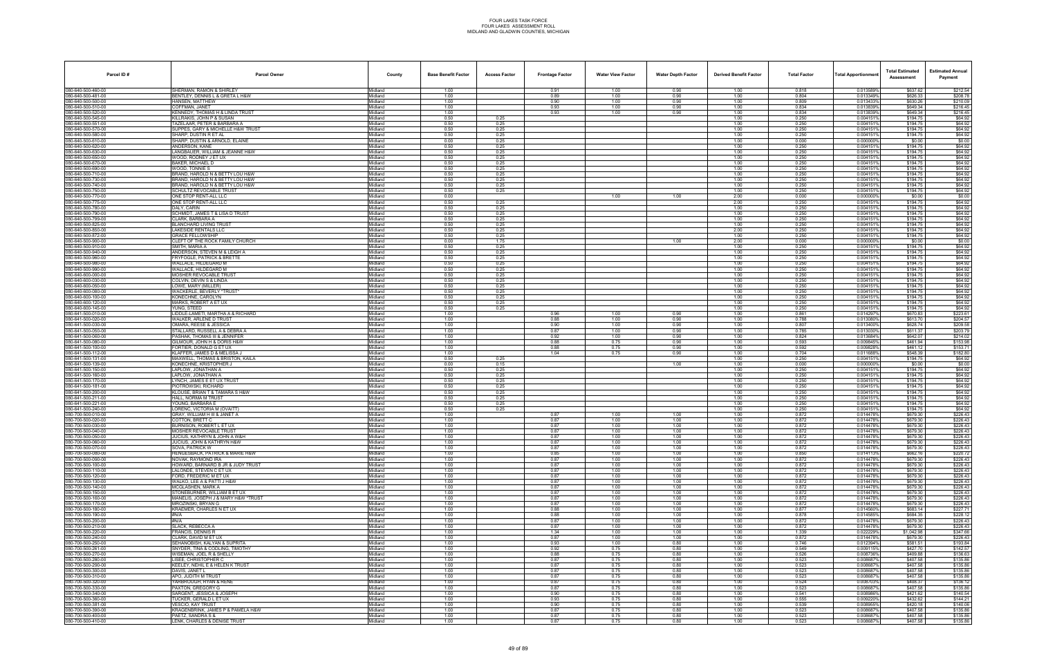# FOUR LAKES TASK FORCE
## FOUR LAKES ASSESSMENT ROLL
## MIDLAND AND GLADWIN COUNTIES, MICHIGAN

| Parcel ID # | Parcel Owner | County | Base Benefit Factor | Access Factor | Frontage Factor | Water View Factor | Water Depth Factor | Derived Benefit Factor | Total Factor | Total Apportionment | Total Estimated Assessment | Estimated Annual Payment |
|---|---|---|---|---|---|---|---|---|---|---|---|---|
| 080-640-500-460-00 | SHERMAN, RAMON & SHIRLEY | Midland | 1.00 | | 0.91 | 1.00 | 0.90 | 1.00 | 0.818 | 0.013589% | $637.62 | $212.54 |
| 080-640-500-481-00 | BENTLEY, DENNIS L & GRETA L H&W | Midland | 1.00 | | 0.89 | 1.00 | 0.90 | 1.00 | 0.804 | 0.013349% | $626.33 | $208.78 |
| 080-640-500-500-00 | HANSEN, MATTHEW | Midland | 1.00 | | 0.90 | 1.00 | 0.90 | 1.00 | 0.809 | 0.013433% | $630.26 | $210.09 |
| 080-640-500-510-00 | COFFMAN, JANET | Midland | 1.00 | | 0.93 | 1.00 | 0.90 | 1.00 | 0.834 | 0.013839% | $649.34 | $216.45 |
| 080-640-500-520-00 | KENNEDY, THOMAS H & LINDA TRUST | Midland | 1.00 | | 0.93 | 1.00 | 0.90 | 1.00 | 0.834 | 0.013839% | $649.34 | $216.45 |
| 080-640-500-545-00 | KILLRAKIS, JOHN P & SUSAN | Midland | 0.50 | 0.25 | | | | 1.00 | 0.250 | 0.004151% | $194.75 | $64.92 |
| 080-640-500-551-00 | TAZELAAR, PETER & BARBARA A | Midland | 0.50 | 0.25 | | | | 1.00 | 0.250 | 0.004151% | $194.75 | $64.92 |
| 080-640-500-570-00 | SUPPES, GARY & MICHELLE H&W TRUST | Midland | 0.50 | 0.25 | | | | 1.00 | 0.250 | 0.004151% | $194.75 | $64.92 |
| 080-640-500-580-00 | SHARP, DUSTIN R ET AL | Midland | 0.50 | 0.25 | | | | 1.00 | 0.250 | 0.004151% | $194.75 | $64.92 |
| 080-640-500-610-00 | SHARP, DUSTIN & ARNOLD, ELAINE | Midland | 0.00 | 0.25 | | | | 1.00 | 0.000 | 0.000000% | $0.00 | $0.00 |
| 080-640-500-620-00 | ANDERSON, KANE | Midland | 0.50 | 0.25 | | | | 1.00 | 0.250 | 0.004151% | $194.75 | $64.92 |
| 080-640-500-630-00 | LANGBAUER, WILLIAM & JEANNE H&W | Midland | 0.50 | 0.25 | | | | 1.00 | 0.250 | 0.004151% | $194.75 | $64.92 |
| 080-640-500-650-00 | WOOD, RODNEY J ET UX | Midland | 0.50 | 0.25 | | | | 1.00 | 0.250 | 0.004151% | $194.75 | $64.92 |
| 080-640-500-670-00 | BAKER, MICHAEL D | Midland | 0.50 | 0.25 | | | | 1.00 | 0.250 | 0.004151% | $194.75 | $64.92 |
| 080-640-500-690-00 | WOOD, TONNIE S | Midland | 0.50 | 0.25 | | | | 1.00 | 0.250 | 0.004151% | $194.75 | $64.92 |
| 080-640-500-710-00 | BRAND, HAROLD N & BETTY LOU H&W | Midland | 0.50 | 0.25 | | | | 1.00 | 0.250 | 0.004151% | $194.75 | $64.92 |
| 080-640-500-730-00 | BRAND, HAROLD N & BETTY LOU H&W | Midland | 0.50 | 0.25 | | | | 1.00 | 0.250 | 0.004151% | $194.75 | $64.92 |
| 080-640-500-740-00 | BRAND, HAROLD N & BETTY LOU H&W | Midland | 0.50 | 0.25 | | | | 1.00 | 0.250 | 0.004151% | $194.75 | $64.92 |
| 080-640-500-750-00 | SCHULTZ REVOCABLE TRUST | Midland | 0.50 | 0.25 | | | | 1.00 | 0.250 | 0.004151% | $194.75 | $64.92 |
| 080-640-500-770-00 | ONE STOP RENT-ALL LLC | Midland | 0.00 | | | 1.00 | 1.00 | 2.00 | 0.000 | 0.000000% | $0.00 | $0.00 |
| 080-640-500-775-00 | ONE STOP RENT-ALL LLC | Midland | 0.50 | 0.25 | | | | 2.00 | 0.250 | 0.004151% | $194.75 | $64.92 |
| 080-640-500-780-00 | DALY, CARIN | Midland | 0.50 | 0.25 | | | | 1.00 | 0.250 | 0.004151% | $194.75 | $64.92 |
| 080-640-500-790-00 | SCHMIDT, JAMES T & LISA D TRUST | Midland | 0.50 | 0.25 | | | | 1.00 | 0.250 | 0.004151% | $194.75 | $64.92 |
| 080-640-500-799-00 | CLARK, BARBARA A | Midland | 0.50 | 0.25 | | | | 1.00 | 0.250 | 0.004151% | $194.75 | $64.92 |
| 080-640-500-825-00 | BLANCHARD LIVING TRUST | Midland | 0.50 | 0.25 | | | | 1.00 | 0.250 | 0.004151% | $194.75 | $64.92 |
| 080-640-500-850-00 | LAKESIDE RENTALS LLC | Midland | 0.50 | 0.25 | | | | 2.00 | 0.250 | 0.004151% | $194.75 | $64.92 |
| 080-640-500-872-00 | GRACE FELLOWSHIP | Midland | 0.50 | 0.25 | | | | 1.00 | 0.250 | 0.004151% | $194.75 | $64.92 |
| 080-640-500-900-00 | CLEFT OF THE ROCK FAMILY CHURCH | Midland | 0.00 | 1.75 | | | 1.00 | 2.00 | 0.000 | 0.000000% | $0.00 | $0.00 |
| 080-640-500-910-00 | SMITH, MARIA A | Midland | 0.50 | 0.25 | | | | 1.00 | 0.250 | 0.004151% | $194.75 | $64.92 |
| 080-640-500-940-00 | ANDERSON, STEVEN M & LEIGH A | Midland | 0.50 | 0.25 | | | | 1.00 | 0.250 | 0.004151% | $194.75 | $64.92 |
| 080-640-500-960-00 | FRYFOGLE, PATRICK & BRETTE | Midland | 0.50 | 0.25 | | | | 1.00 | 0.250 | 0.004151% | $194.75 | $64.92 |
| 080-640-500-980-00 | WALLACE, HILDEGARD M | Midland | 0.50 | 0.25 | | | | 1.00 | 0.250 | 0.004151% | $194.75 | $64.92 |
| 080-640-500-990-00 | WALLACE, HILDEGARD M | Midland | 0.50 | 0.25 | | | | 1.00 | 0.250 | 0.004151% | $194.75 | $64.92 |
| 080-640-600-000-00 | MOSHER REVOCABLE TRUST | Midland | 0.50 | 0.25 | | | | 1.00 | 0.250 | 0.004151% | $194.75 | $64.92 |
| 080-640-600-030-00 | COLVIN, DEVIN S & LINDA | Midland | 0.50 | 0.25 | | | | 1.00 | 0.250 | 0.004151% | $194.75 | $64.92 |
| 080-640-600-050-00 | LOWE, MARY (MILLER) | Midland | 0.50 | 0.25 | | | | 1.00 | 0.250 | 0.004151% | $194.75 | $64.92 |
| 080-640-600-080-00 | WACKERLE, BEVERLY *TRUST* | Midland | 0.50 | 0.25 | | | | 1.00 | 0.250 | 0.004151% | $194.75 | $64.92 |
| 080-640-600-100-00 | KONECHNE, CAROLYN | Midland | 0.50 | 0.25 | | | | 1.00 | 0.250 | 0.004151% | $194.75 | $64.92 |
| 080-640-600-120-00 | MARKS, ROBERT A ET UX | Midland | 0.50 | 0.25 | | | | 1.00 | 0.250 | 0.004151% | $194.75 | $64.92 |
| 080-640-600-145-00 | YUNG, STEED | Midland | 0.50 | 0.25 | | | | 1.00 | 0.250 | 0.004151% | $194.75 | $64.92 |
| 080-641-500-010-00 | LIDDLE-LAMETI, MARTHA A & RICHARD | Midland | 1.00 | | 0.96 | 1.00 | 0.90 | 1.00 | 0.861 | 0.014297% | $670.83 | $223.61 |
| 080-641-500-020-00 | WALKER, ARLENE D TRUST | Midland | 1.00 | | 0.88 | 1.00 | 0.90 | 1.00 | 0.788 | 0.013080% | $613.70 | $204.57 |
| 080-641-500-030-00 | OMARA, REESE & JESSICA | Midland | 1.00 | | 0.90 | 1.00 | 0.90 | 1.00 | 0.807 | 0.013400% | $628.74 | $209.58 |
| 080-641-500-050-00 | STALLARD, RUSSELL A & DEBRA A | Midland | 1.00 | | 0.87 | 1.00 | 0.90 | 1.00 | 0.785 | 0.013030% | $611.37 | $203.79 |
| 080-641-500-060-00 | PASHAK, THOMAS III & JENNIFER | Midland | 1.00 | | 0.92 | 1.00 | 0.90 | 1.00 | 0.824 | 0.013684% | $642.07 | $214.02 |
| 080-641-500-080-00 | GILMOUR, JOHN H & DORIS H&W | Midland | 1.00 | | 0.88 | 0.75 | 0.90 | 1.00 | 0.593 | 0.009845% | $461.94 | $153.98 |
| 080-641-500-100-00 | PORTER, DONALD G ET UX | Midland | 1.00 | | 0.88 | 0.75 | 0.90 | 1.00 | 0.592 | 0.009828% | $461.12 | $153.71 |
| 080-641-500-112-00 | KLAFFER, JAMES D & MELISSA J | Midland | 1.00 | | 1.04 | 0.75 | 0.90 | 1.00 | 0.704 | 0.011688% | $548.39 | $182.80 |
| 080-641-500-131-00 | MAXWELL, THOMAS & BRISTON, KAILA | Midland | 0.50 | 0.25 | | | | 1.00 | 0.250 | 0.004151% | $194.75 | $64.92 |
| 080-641-500-139-00 | KONECHNE, KRISTOPHER J | Midland | 0.00 | 0.15 | | | 1.00 | 1.00 | 0.000 | 0.000000% | $0.00 | $0.00 |
| 080-641-500-150-00 | LAPLOW, JONATHAN A | Midland | 0.50 | 0.25 | | | | 1.00 | 0.250 | 0.004151% | $194.75 | $64.92 |
| 080-641-500-160-00 | LAPLOW, JONATHAN A | Midland | 0.50 | 0.25 | | | | 1.00 | 0.250 | 0.004151% | $194.75 | $64.92 |
| 080-641-500-170-00 | LYNCH, JAMES E ET UX TRUST | Midland | 0.50 | 0.25 | | | | 1.00 | 0.250 | 0.004151% | $194.75 | $64.92 |
| 080-641-500-181-00 | PIOTROWSKI, RICHARD | Midland | 0.50 | 0.25 | | | | 1.00 | 0.250 | 0.004151% | $194.75 | $64.92 |
| 080-641-500-200-00 | KLOUSE, BRIAN T & TAMARA S H&W | Midland | 0.50 | 0.25 | | | | 1.00 | 0.250 | 0.004151% | $194.75 | $64.92 |
| 080-641-500-211-00 | HALL, NORMA M TRUST | Midland | 0.50 | 0.25 | | | | 1.00 | 0.250 | 0.004151% | $194.75 | $64.92 |
| 080-641-500-221-00 | YOUNG, BARBARA E | Midland | 0.50 | 0.25 | | | | 1.00 | 0.250 | 0.004151% | $194.75 | $64.92 |
| 080-641-500-240-00 | LORENC, VICTORIA M (DVAITT) | Midland | 0.50 | 0.25 | | | | 1.00 | 0.250 | 0.004151% | $194.75 | $64.92 |
| 080-700-500-010-00 | GRAY, WILLIAM H III & JANET A | Midland | 1.00 | | 0.87 | 1.00 | 1.00 | 1.00 | 0.872 | 0.014478% | $679.30 | $226.43 |
| 080-700-500-020-00 | COTTON, BRETT C | Midland | 1.00 | | 0.87 | 1.00 | 1.00 | 1.00 | 0.872 | 0.014478% | $679.30 | $226.43 |
| 080-700-500-030-00 | BURNISON, ROBERT L ET UX | Midland | 1.00 | | 0.87 | 1.00 | 1.00 | 1.00 | 0.872 | 0.014478% | $679.30 | $226.43 |
| 080-700-500-040-00 | MOSHER REVOCABLE TRUST | Midland | 1.00 | | 0.87 | 1.00 | 1.00 | 1.00 | 0.872 | 0.014478% | $679.30 | $226.43 |
| 080-700-500-050-00 | JUCIUS, KATHRYN & JOHN A W&H | Midland | 1.00 | | 0.87 | 1.00 | 1.00 | 1.00 | 0.872 | 0.014478% | $679.30 | $226.43 |
| 080-700-500-060-00 | JUCIUS, JOHN & KATHRYN H&W | Midland | 1.00 | | 0.87 | 1.00 | 1.00 | 1.00 | 0.872 | 0.014478% | $679.30 | $226.43 |
| 080-700-500-070-00 | SOVA, PATRICK W | Midland | 1.00 | | 0.87 | 1.00 | 1.00 | 1.00 | 0.872 | 0.014478% | $679.30 | $226.43 |
| 080-700-500-080-00 | HENGESBACH, PATRICK & MARIE H&W | Midland | 1.00 | | 0.85 | 1.00 | 1.00 | 1.00 | 0.850 | 0.014113% | $662.16 | $220.72 |
| 080-700-500-090-00 | NOVAK, RAYMOND IRA | Midland | 1.00 | | 0.87 | 1.00 | 1.00 | 1.00 | 0.872 | 0.014478% | $679.30 | $226.43 |
| 080-700-500-100-00 | HOWARD, BARNARD B JR & JUDY TRUST | Midland | 1.00 | | 0.87 | 1.00 | 1.00 | 1.00 | 0.872 | 0.014478% | $679.30 | $226.43 |
| 080-700-500-110-00 | LALONDE, STEVEN C ET UX | Midland | 1.00 | | 0.87 | 1.00 | 1.00 | 1.00 | 0.872 | 0.014478% | $679.30 | $226.43 |
| 080-700-500-120-00 | FORD, FREDERIC M ET UX | Midland | 1.00 | | 0.87 | 1.00 | 1.00 | 1.00 | 0.872 | 0.014478% | $679.30 | $226.43 |
| 080-700-500-130-00 | WALKO, LEE A & PATTI J H&W | Midland | 1.00 | | 0.87 | 1.00 | 1.00 | 1.00 | 0.872 | 0.014478% | $679.30 | $226.43 |
| 080-700-500-140-00 | MCGLASHEN, MARK A | Midland | 1.00 | | 0.87 | 1.00 | 1.00 | 1.00 | 0.872 | 0.014478% | $679.30 | $226.43 |
| 080-700-500-150-00 | STONEBURNER, WILLIAM B ET UX | Midland | 1.00 | | 0.87 | 1.00 | 1.00 | 1.00 | 0.872 | 0.014478% | $679.30 | $226.43 |
| 080-700-500-160-00 | MANELIS, JOSEPH J & MARY H&W *TRUST | Midland | 1.00 | | 0.87 | 1.00 | 1.00 | 1.00 | 0.872 | 0.014478% | $679.30 | $226.43 |
| 080-700-500-170-00 | MROZINSKI, BRYAN G | Midland | 1.00 | | 0.87 | 1.00 | 1.00 | 1.00 | 0.872 | 0.014478% | $679.30 | $226.43 |
| 080-700-500-180-00 | KRAEMER, CHARLES N ET UX | Midland | 1.00 | | 0.88 | 1.00 | 1.00 | 1.00 | 0.877 | 0.014560% | $683.14 | $227.71 |
| 080-700-500-190-00 | #N/A | Midland | 1.00 | | 0.88 | 1.00 | 1.00 | 1.00 | 0.878 | 0.014585% | $684.35 | $228.12 |
| 080-700-500-200-00 | #N/A | Midland | 1.00 | | 0.87 | 1.00 | 1.00 | 1.00 | 0.872 | 0.014478% | $679.30 | $226.43 |
| 080-700-500-210-00 | SLACK, REBECCA A | Midland | 1.00 | | 0.87 | 1.00 | 1.00 | 1.00 | 0.872 | 0.014478% | $679.30 | $226.43 |
| 080-700-500-220-00 | FRANCIS, DENNIS R | Midland | 1.00 | | 1.34 | 1.00 | 1.00 | 1.00 | 1.339 | 0.022229% | $1,042.98 | $347.66 |
| 080-700-500-240-00 | CLARK, DAVID M ET UX | Midland | 1.00 | | 0.87 | 1.00 | 1.00 | 1.00 | 0.872 | 0.014478% | $679.30 | $226.43 |
| 080-700-500-250-00 | SEHANOBISH, KALYAN & SUPRITA | Midland | 1.00 | | 0.93 | 1.00 | 0.80 | 1.00 | 0.746 | 0.012394% | $581.51 | $193.84 |
| 080-700-500-261-00 | SNYDER, TINA & COOLING, TIMOTHY | Midland | 1.00 | | 0.92 | 0.75 | 0.80 | 1.00 | 0.549 | 0.009115% | $427.70 | $142.57 |
| 080-700-500-270-00 | WISEMAN, JOEL R & SHELLY | Midland | 1.00 | | 0.88 | 0.75 | 0.80 | 1.00 | 0.526 | 0.008736% | $409.88 | $136.63 |
| 080-700-500-280-00 | LISEE, CHRISTOPHER C | Midland | 1.00 | | 0.87 | 0.75 | 0.80 | 1.00 | 0.523 | 0.008687% | $407.58 | $135.86 |
| 080-700-500-290-00 | KEELEY, NEHIL E & HELEN K TRUST | Midland | 1.00 | | 0.87 | 0.75 | 0.80 | 1.00 | 0.523 | 0.008687% | $407.58 | $135.86 |
| 080-700-500-300-00 | DAVIS, JANET L | Midland | 1.00 | | 0.87 | 0.75 | 0.80 | 1.00 | 0.523 | 0.008687% | $407.58 | $135.86 |
| 080-700-500-310-00 | APO, JUDITH M TRUST | Midland | 1.00 | | 0.87 | 0.75 | 0.80 | 1.00 | 0.523 | 0.008687% | $407.58 | $135.86 |
| 080-700-500-320-00 | YARBROUGH, RYAN & RENE | Midland | 1.00 | | 0.87 | 0.75 | 0.80 | 1.00 | 0.524 | 0.008703% | $408.37 | $136.12 |
| 080-700-500-330-00 | PAXTON, GREGORY G | Midland | 1.00 | | 0.87 | 0.75 | 0.80 | 1.00 | 0.523 | 0.008687% | $407.58 | $135.86 |
| 080-700-500-340-00 | SARGENT, JESSICA & JOSEPH | Midland | 1.00 | | 0.90 | 0.75 | 0.80 | 1.00 | 0.541 | 0.008986% | $421.62 | $140.54 |
| 080-700-500-360-00 | TUCKER, GERALD L ET UX | Midland | 1.00 | | 0.93 | 0.75 | 0.80 | 1.00 | 0.555 | 0.009220% | $432.62 | $144.21 |
| 080-700-500-381-00 | VESCIO, KAY TRUST | Midland | 1.00 | | 0.90 | 0.75 | 0.80 | 1.00 | 0.539 | 0.008955% | $420.18 | $140.06 |
| 080-700-500-390-00 | KRAGENBRINK, JAMES P & PAMELA H&W | Midland | 1.00 | | 0.87 | 0.75 | 0.80 | 1.00 | 0.523 | 0.008687% | $407.58 | $135.86 |
| 080-700-500-400-00 | PAETZ, SANDRA S & | Midland | 1.00 | | 0.87 | 0.75 | 0.80 | 1.00 | 0.523 | 0.008687% | $407.58 | $135.86 |
| 080-700-500-410-00 | LENK, CHARLES & DENISE TRUST | Midland | 1.00 | | 0.87 | 0.75 | 0.80 | 1.00 | 0.523 | 0.008687% | $407.58 | $135.86 |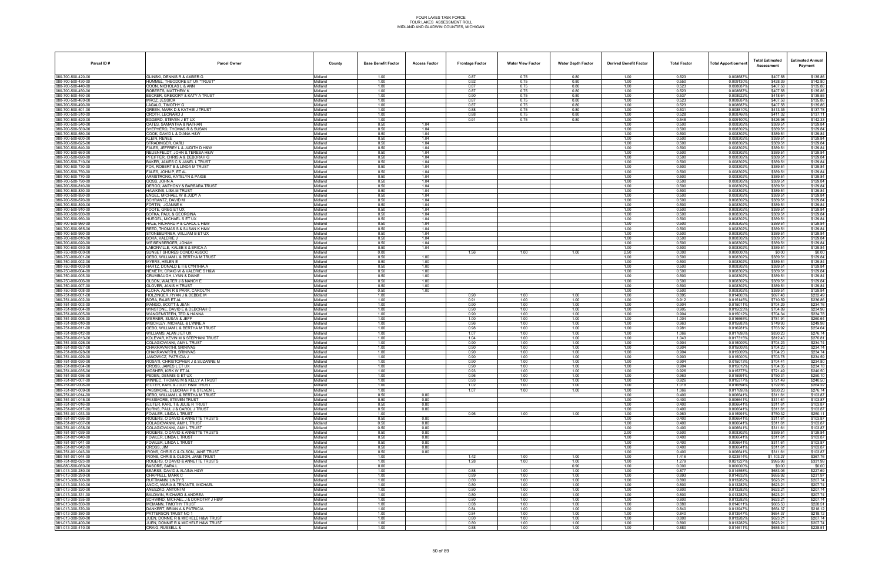FOUR LAKES TASK FORCE
FOUR LAKES ASSESSMENT ROLL
MIDLAND AND GLADWIN COUNTIES, MICHIGAN

| Parcel ID # | Parcel Owner | County | Base Benefit Factor | Access Factor | Frontage Factor | Water View Factor | Water Depth Factor | Derived Benefit Factor | Total Factor | Total Apportionment | Total Estimated Assessment | Estimated Annual Payment |
|---|---|---|---|---|---|---|---|---|---|---|---|---|
| 080-700-500-420-00 | OLINSKI, DENNIS R & AMBER G | Midland | 1.00 | | 0.87 | 0.75 | 0.80 | 1.00 | 0.523 | 0.008687% | $407.58 | $135.86 |
| 080-700-500-430-00 | HUMMEL, THEODORE ET UX "TRUST" | Midland | 1.00 | | 0.92 | 0.75 | 0.80 | 1.00 | 0.550 | 0.009130% | $428.39 | $142.80 |
| 080-700-500-440-00 | COON, NICHOLAS L & ANN | Midland | 1.00 | | 0.87 | 0.75 | 0.80 | 1.00 | 0.523 | 0.008687% | $407.58 | $135.86 |
| 080-700-500-450-00 | ROBERTS, MATTHEW K | Midland | 1.00 | | 0.87 | 0.75 | 0.80 | 1.00 | 0.523 | 0.008687% | $407.58 | $135.86 |
| 080-700-500-460-00 | BECKER, GREGORY & KATY A TRUST | Midland | 1.00 | | 0.90 | 0.75 | 0.80 | 1.00 | 0.537 | 0.008922% | $418.64 | $139.55 |
| 080-700-500-480-00 | MROZ, JESSICA | Midland | 1.00 | | 0.87 | 0.75 | 0.80 | 1.00 | 0.523 | 0.008687% | $407.58 | $135.86 |
| 080-700-500-490-00 | LAGALO, TIMOTHY G | Midland | 1.00 | | 0.87 | 0.75 | 0.80 | 1.00 | 0.523 | 0.008687% | $407.58 | $135.86 |
| 080-700-500-501-00 | GREEN, MARK D & KATHIE J TRUST | Midland | 1.00 | | 0.88 | 0.75 | 0.80 | 1.00 | 0.531 | 0.008810% | $413.35 | $137.78 |
| 080-700-500-510-00 | CROTH, LEONARD J | Midland | 1.00 | | 0.88 | 0.75 | 0.80 | 1.00 | 0.528 | 0.008766% | $411.32 | $137.11 |
| 080-700-500-520-00 | EGGERD, STEVEN J ET UX | Midland | 1.00 | | 0.91 | 0.75 | 0.80 | 1.00 | 0.548 | 0.009100% | $426.98 | $142.33 |
| 080-700-500-540-00 | CATES, SAMANTHA & NATHAN | Midland | 0.50 | 1.04 | | | | 1.00 | 0.500 | 0.008302% | $389.51 | $129.84 |
| 080-700-500-560-00 | SHEPHERD, THOMAS R & SUSAN | Midland | 0.50 | 1.04 | | | | 1.00 | 0.500 | 0.008302% | $389.51 | $129.84 |
| 080-700-500-580-00 | COOK, DAVID L & DIANA H&W | Midland | 0.50 | 1.04 | | | | 1.00 | 0.500 | 0.008302% | $389.51 | $129.84 |
| 080-700-500-600-00 | KLEIN, RENEE | Midland | 0.50 | 1.04 | | | | 1.00 | 0.500 | 0.008302% | $389.51 | $129.84 |
| 080-700-500-625-00 | STRADINGER, CARLI | Midland | 0.50 | 1.04 | | | | 1.00 | 0.500 | 0.008302% | $389.51 | $129.84 |
| 080-700-500-640-00 | FALES, JEFFREY L & JUDITH D H&W | Midland | 0.50 | 1.04 | | | | 1.00 | 0.500 | 0.008302% | $389.51 | $129.84 |
| 080-700-500-660-00 | NEUENFELDT, JOHN & TERESA H&W | Midland | 0.50 | 1.04 | | | | 1.00 | 0.500 | 0.008302% | $389.51 | $129.84 |
| 080-700-500-690-00 | PFEIFFER, CHRIS A & DEBORAH G | Midland | 0.50 | 1.04 | | | | 1.00 | 0.500 | 0.008302% | $389.51 | $129.84 |
| 080-700-500-710-00 | BAKER, JAMES C & JANEL L TRUST | Midland | 0.50 | 1.04 | | | | 1.00 | 0.500 | 0.008302% | $389.51 | $129.84 |
| 080-700-500-730-00 | FOX, ROBERT B & LINDA M TRUST | Midland | 0.50 | 1.04 | | | | 1.00 | 0.500 | 0.008302% | $389.51 | $129.84 |
| 080-700-500-750-00 | FALES, JOHN P, ET AL | Midland | 0.50 | 1.04 | | | | 1.00 | 0.500 | 0.008302% | $389.51 | $129.84 |
| 080-700-500-770-00 | ARMSTRONG, KATELYN & PAIGE | Midland | 0.50 | 1.04 | | | | 1.00 | 0.500 | 0.008302% | $389.51 | $129.84 |
| 080-700-500-790-00 | GOSS, JOHN A | Midland | 0.50 | 1.04 | | | | 1.00 | 0.500 | 0.008302% | $389.51 | $129.84 |
| 080-700-500-810-00 | DEROO, ANTHONY & BARBARA TRUST | Midland | 0.50 | 1.04 | | | | 1.00 | 0.500 | 0.008302% | $389.51 | $129.84 |
| 080-700-500-830-00 | HAWKINS, LISA M TRUST | Midland | 0.50 | 1.04 | | | | 1.00 | 0.500 | 0.008302% | $389.51 | $129.84 |
| 080-700-500-850-00 | ENGEL, MICHAEL W & JUDY A | Midland | 0.50 | 1.04 | | | | 1.00 | 0.500 | 0.008302% | $389.51 | $129.84 |
| 080-700-500-870-00 | SCHRANTZ, DAVID M | Midland | 0.50 | 1.04 | | | | 1.00 | 0.500 | 0.008302% | $389.51 | $129.84 |
| 080-700-500-890-00 | FORTIN, JOANNE K | Midland | 0.50 | 1.04 | | | | 1.00 | 0.500 | 0.008302% | $389.51 | $129.84 |
| 080-700-500-910-00 | FOOTE, GREG ET UX | Midland | 0.50 | 1.04 | | | | 1.00 | 0.500 | 0.008302% | $389.51 | $129.84 |
| 080-700-500-930-00 | BOTKA, PAUL & GEORGINA | Midland | 0.50 | 1.04 | | | | 1.00 | 0.500 | 0.008302% | $389.51 | $129.84 |
| 080-700-500-950-00 | HUEGEL, MICHAEL S ET UX | Midland | 0.50 | 1.04 | | | | 1.00 | 0.500 | 0.008302% | $389.51 | $129.84 |
| 080-700-500-960-00 | HALE, RICHARD P & CAROL L H&W | Midland | 0.50 | 1.04 | | | | 1.00 | 0.500 | 0.008302% | $389.51 | $129.84 |
| 080-700-500-985-00 | REED, THOMAS S & SUSAN K H&W | Midland | 0.50 | 1.04 | | | | 1.00 | 0.500 | 0.008302% | $389.51 | $129.84 |
| 080-700-500-990-00 | STONEBURNER, WILLIAM B ET UX | Midland | 0.50 | 1.04 | | | | 1.00 | 0.500 | 0.008302% | $389.51 | $129.84 |
| 080-700-600-010-00 | BOKA, VALERIE J | Midland | 0.50 | 1.04 | | | | 1.00 | 0.500 | 0.008302% | $389.51 | $129.84 |
| 080-700-600-020-00 | WEISENBERGER, JONAH | Midland | 0.50 | 1.04 | | | | 1.00 | 0.500 | 0.008302% | $389.51 | $129.84 |
| 080-700-600-030-00 | LABONVILLE, KALEB S & ERICA A | Midland | 0.50 | 1.04 | | | | 1.00 | 0.500 | 0.008302% | $389.51 | $129.84 |
| 080-750-000-000-00 | SUNSET SHORES CONDO ASSOC | Midland | 0.00 | | 1.56 | 1.00 | 1.00 | 2.50 | 0.000 | 0.000000% | $0.00 | $0.00 |
| 080-750-000-001-00 | GEBO, WILLIAM L & BERTHA M TRUST | Midland | 0.50 | 1.00 | | | | 1.00 | 0.500 | 0.008302% | $389.51 | $129.84 |
| 080-750-000-002-00 | MYERS, HELEN E | Midland | 0.50 | 1.00 | | | | 1.00 | 0.500 | 0.008302% | $389.51 | $129.84 |
| 080-750-000-003-00 | HARTZ, DONALD E II & CYNTHIA A | Midland | 0.50 | 1.00 | | | | 1.00 | 0.500 | 0.008302% | $389.51 | $129.84 |
| 080-750-000-004-00 | NEMETH, CRAIG W & VALERIE S H&W | Midland | 0.50 | 1.00 | | | | 1.00 | 0.500 | 0.008302% | $389.51 | $129.84 |
| 080-750-000-005-00 | CRUMBAUGH, LYNN & DIANE | Midland | 0.50 | 1.00 | | | | 1.00 | 0.500 | 0.008302% | $389.51 | $129.84 |
| 080-750-000-006-00 | OLSON, WALTER J & NANCY E | Midland | 0.50 | 1.00 | | | | 1.00 | 0.500 | 0.008302% | $389.51 | $129.84 |
| 080-750-000-007-00 | GLOVER, JANIS H TRUST | Midland | 0.50 | 1.00 | | | | 1.00 | 0.500 | 0.008302% | $389.51 | $129.84 |
| 080-750-000-008-00 | KLOHA, ALAN R & PARK, CAROLYN | Midland | 0.50 | 1.00 | | | | 1.00 | 0.500 | 0.008302% | $389.51 | $129.84 |
| 080-751-000-001-00 | HOLZINGER, RYAN J & DEBBIE M | Midland | 1.00 | | 0.90 | 1.00 | 1.00 | 1.00 | 0.895 | 0.014865% | $697.48 | $232.49 |
| 080-751-000-002-00 | BORA, RAJIB ET AL | Midland | 1.00 | | 0.91 | 1.00 | 1.00 | 1.00 | 0.912 | 0.015145% | $710.59 | $236.86 |
| 080-751-000-003-00 | MANGO, SCOTT & JEAN | Midland | 1.00 | | 0.90 | 1.00 | 1.00 | 1.00 | 0.904 | 0.015011% | $704.29 | $234.76 |
| 080-751-000-004-00 | WINSTONE, DAVID E & DEBORAH C | Midland | 1.00 | | 0.90 | 1.00 | 1.00 | 1.00 | 0.905 | 0.015023% | $704.89 | $234.96 |
| 080-751-000-005-00 | WANGENSTEEN, TED & HANNA | Midland | 1.00 | | 0.90 | 1.00 | 1.00 | 1.00 | 0.904 | 0.015012% | $704.34 | $234.78 |
| 080-751-000-006-00 | WERNER, SUSAN & JEFF | Midland | 1.00 | | 1.00 | 1.00 | 1.00 | 1.00 | 1.004 | 0.016665% | $781.91 | $260.64 |
| 080-751-000-010-00 | MISCHLEY, MICHAEL & LYNNE A | Midland | 1.00 | | 0.96 | 1.00 | 1.00 | 1.00 | 0.963 | 0.015983% | $749.93 | $249.98 |
| 080-751-000-011-00 | GEBO, WILLIAM L & BERTHA M TRUST | Midland | 1.00 | | 0.98 | 1.00 | 1.00 | 1.00 | 0.981 | 0.016281% | $763.92 | $254.64 |
| 080-751-000-012-00 | WILLIAMS, ALAN J ET UX | Midland | 1.00 | | 1.07 | 1.00 | 1.00 | 1.00 | 1.066 | 0.017695% | $830.23 | $276.74 |
| 080-751-000-013-00 | KOLEVAR, KEVIN M & STEPHANI TRUST | Midland | 1.00 | | 1.04 | 1.00 | 1.00 | 1.00 | 1.043 | 0.017315% | $812.43 | $270.81 |
| 080-751-000-026-00 | COLAGIOVANNI, AMY L TRUST | Midland | 1.00 | | 0.90 | 1.00 | 1.00 | 1.00 | 0.904 | 0.015009% | $704.23 | $234.74 |
| 080-751-000-027-00 | CHAKRAVARTHI, SRINIVAS | Midland | 1.00 | | 0.90 | 1.00 | 1.00 | 1.00 | 0.904 | 0.015009% | $704.23 | $234.74 |
| 080-751-000-028-00 | CHAKRAVARTHI, SRINIVAS | Midland | 1.00 | | 0.90 | 1.00 | 1.00 | 1.00 | 0.904 | 0.015009% | $704.23 | $234.74 |
| 080-751-000-029-00 | JANOWICZ, PATRICIA J | Midland | 1.00 | | 0.90 | 1.00 | 1.00 | 1.00 | 0.903 | 0.015000% | $703.78 | $234.59 |
| 080-751-000-030-00 | ROSATI, CHRISTOPHER J & SUZANNE M | Midland | 1.00 | | 0.90 | 1.00 | 1.00 | 1.00 | 0.904 | 0.015013% | $704.41 | $234.80 |
| 080-751-000-034-00 | CROSS, JAMES L ET UX | Midland | 1.00 | | 0.90 | 1.00 | 1.00 | 1.00 | 0.904 | 0.015012% | $704.35 | $234.78 |
| 080-751-000-035-00 | MOSHER, KIRK W ET AL | Midland | 1.00 | | 0.93 | 1.00 | 1.00 | 1.00 | 0.926 | 0.015377% | $721.49 | $240.50 |
| 080-751-000-036-00 | PEDEN, DENNIS G ET UX | Midland | 1.00 | | 0.96 | 1.00 | 1.00 | 1.00 | 0.963 | 0.015991% | $750.31 | $250.10 |
| 080-751-001-007-00 | MINNEC, THOMAS M & KELLY A TRUST | Midland | 1.00 | | 0.93 | 1.00 | 1.00 | 1.00 | 0.926 | 0.015377% | $721.49 | $240.50 |
| 080-751-001-008-00 | IEUTER, KARL & JULIE H&W TRUST | Midland | 1.00 | | 1.02 | 1.00 | 1.00 | 1.00 | 1.018 | 0.016894% | $792.69 | $264.23 |
| 080-751-001-009-00 | PASSMORE, DEBORAH P & STEVEN L | Midland | 1.00 | | 1.07 | 1.00 | 1.00 | 1.00 | 1.066 | 0.017695% | $830.23 | $276.74 |
| 080-751-001-014-00 | GEBO, WILLIAM L & BERTHA M TRUST | Midland | 0.50 | 0.80 | | | | 1.00 | 0.400 | 0.006641% | $311.61 | $103.87 |
| 080-751-001-015-00 | PASSMORE, STEVEN TRUST | Midland | 0.50 | 0.80 | | | | 1.00 | 0.400 | 0.006641% | $311.61 | $103.87 |
| 080-751-001-016-00 | IEUTER, KARL T & JULIE R TRUST | Midland | 0.50 | 0.80 | | | | 1.00 | 0.400 | 0.006641% | $311.61 | $103.87 |
| 080-751-001-017-00 | BURNS, PAUL J & CAROL J TRUST | Midland | 0.50 | 0.80 | | | | 1.00 | 0.400 | 0.006641% | $311.61 | $103.87 |
| 080-751-001-033-00 | FOWLER, LINDA L TRUST | Midland | 1.00 | | 0.96 | 1.00 | 1.00 | 1.00 | 0.963 | 0.015991% | $750.32 | $250.11 |
| 080-751-001-036-00 | ROGERS, O DAVID & ANNETTE TRUSTS | Midland | 0.50 | 0.80 | | | | 1.00 | 0.400 | 0.006641% | $311.61 | $103.87 |
| 080-751-001-037-00 | COLAGIOVANNI, AMY L TRUST | Midland | 0.50 | 0.80 | | | | 1.00 | 0.400 | 0.006641% | $311.61 | $103.87 |
| 080-751-001-038-00 | COLAGIOVANNI, AMY L TRUST | Midland | 0.50 | 0.80 | | | | 1.00 | 0.400 | 0.006641% | $311.61 | $103.87 |
| 080-751-001-039-00 | ROGERS, O DAVID & ANNETTE TRUSTS | Midland | 0.50 | 0.80 | | | | 2.00 | 0.500 | 0.008302% | $389.51 | $129.84 |
| 080-751-001-040-00 | FOWLER, LINDA L TRUST | Midland | 0.50 | 0.80 | | | | 1.00 | 0.400 | 0.006641% | $311.61 | $103.87 |
| 080-751-001-041-00 | FOWLER, LINDA L TRUST | Midland | 0.50 | 0.80 | | | | 1.00 | 0.400 | 0.006641% | $311.61 | $103.87 |
| 080-751-001-042-00 | CROSS, JIM | Midland | 0.50 | 0.80 | | | | 1.00 | 0.400 | 0.006641% | $311.61 | $103.87 |
| 080-751-001-043-00 | IRONS, CHRIS C & OLSON, JANE TRUST | Midland | 0.50 | 0.80 | | | | 1.00 | 0.400 | 0.006641% | $311.61 | $103.87 |
| 080-751-001-044-00 | IRONS, CHRIS & OLSON, JANE TRUST | Midland | 1.00 | | 1.42 | 1.00 | 1.00 | 1.00 | 1.416 | 0.023514% | $1,103.27 | $367.76 |
| 080-751-002-023-00 | ROGERS, O DAVID & ANNETTE TRUSTS | Midland | 1.00 | | 1.28 | 1.00 | 1.00 | 1.00 | 1.279 | 0.021227% | $995.98 | $331.99 |
| 080-850-500-080-00 | BASORE, SARA L | Midland | 0.00 | | | | 0.90 | 1.00 | 0.000 | 0.000000% | $0.00 | $0.00 |
| 081-013-300-280-00 | BEARSS, DAVID & ALAINA H&W | Midland | 1.00 | | 0.88 | 1.00 | 1.00 | 1.00 | 0.877 | 0.014558% | $683.06 | $227.69 |
| 081-013-300-290-00 | CHAPPELL, MARK C | Midland | 1.00 | | 0.89 | 1.00 | 1.00 | 1.00 | 0.893 | 0.014832% | $695.92 | $231.97 |
| 081-013-300-300-00 | RUTTMANN, LINDY S | Midland | 1.00 | | 0.80 | 1.00 | 1.00 | 1.00 | 0.800 | 0.013282% | $623.21 | $207.74 |
| 081-013-300-310-00 | JANCIC, MARIA & TENANTS, MICHAEL | Midland | 1.00 | | 0.80 | 1.00 | 1.00 | 1.00 | 0.800 | 0.013282% | $623.21 | $207.74 |
| 081-013-300-320-00 | ANESZKO, ANTONI M | Midland | 1.00 | | 0.80 | 1.00 | 1.00 | 1.00 | 0.800 | 0.013282% | $623.21 | $207.74 |
| 081-013-300-331-00 | BALDWIN, RICHARD & ANDREA | Midland | 1.00 | | 0.80 | 1.00 | 1.00 | 1.00 | 0.800 | 0.013282% | $623.21 | $207.74 |
| 081-013-300-335-00 | SCHWIND, MICHAEL J & DOROTHY J H&W | Midland | 1.00 | | 0.80 | 1.00 | 1.00 | 1.00 | 0.800 | 0.013282% | $623.21 | $207.74 |
| 081-013-300-350-00 | MCMANN, TIMOTHY TRUST | Midland | 1.00 | | 0.88 | 1.00 | 1.00 | 1.00 | 0.880 | 0.014611% | $685.53 | $228.51 |
| 081-013-300-370-00 | DANKERT, BRIAN A & PATRICIA | Midland | 1.00 | | 0.84 | 1.00 | 1.00 | 1.00 | 0.840 | 0.013947% | $654.37 | $218.12 |
| 081-013-300-380-00 | PATTERSON TRUST NO 1 | Midland | 1.00 | | 0.84 | 1.00 | 1.00 | 1.00 | 0.840 | 0.013947% | $654.37 | $218.12 |
| 081-013-300-390-00 | JUEN, DONNIE R & MICHELE H&W TRUST | Midland | 1.00 | | 0.80 | 1.00 | 1.00 | 1.00 | 0.800 | 0.013282% | $623.21 | $207.74 |
| 081-013-300-400-00 | JUEN, DONNIE R & MICHELE H&W TRUST | Midland | 1.00 | | 0.80 | 1.00 | 1.00 | 1.00 | 0.800 | 0.013282% | $623.21 | $207.74 |
| 081-013-300-410-00 | CRAIG, RUSSELL & | Midland | 1.00 | | 0.88 | 1.00 | 1.00 | 1.00 | 0.880 | 0.014611% | $685.53 | $228.51 |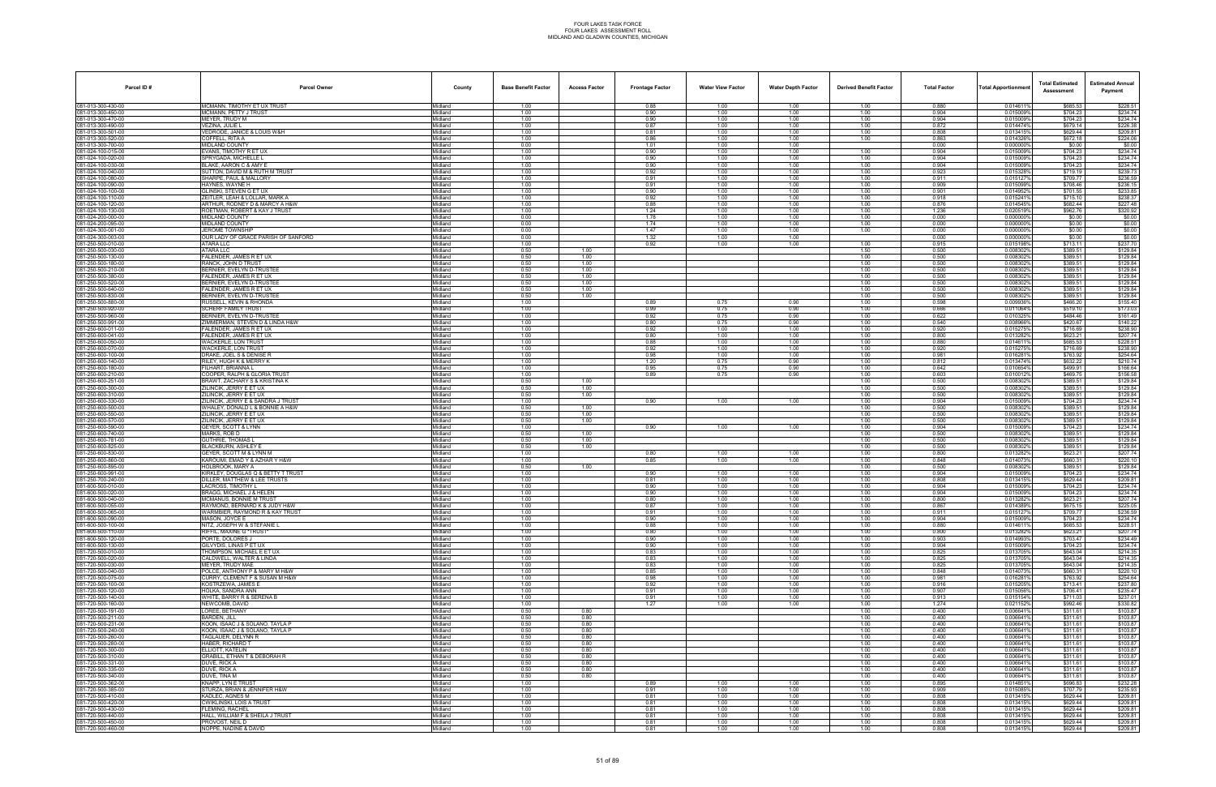FOUR LAKES TASK FORCE
FOUR LAKES ASSESSMENT ROLL
MIDLAND AND GLADWIN COUNTIES, MICHIGAN

| Parcel ID # | Parcel Owner | County | Base Benefit Factor | Access Factor | Frontage Factor | Water View Factor | Water Depth Factor | Derived Benefit Factor | Total Factor | Total Apportionment | Total Estimated Assessment | Estimated Annual Payment |
|---|---|---|---|---|---|---|---|---|---|---|---|---|
| 081-013-300-430-00 | MCMANN, TIMOTHY ET UX TRUST | Midland | 1.00 | | 0.88 | 1.00 | 1.00 | 1.00 | 0.880 | 0.014611% | $685.53 | $228.51 |
| 081-013-300-450-00 | MCMANN, PETTY J TRUST | Midland | 1.00 | | 0.90 | 1.00 | 1.00 | 1.00 | 0.904 | 0.015009% | $704.23 | $234.74 |
| 081-013-300-470-00 | MEYER, TRUDY M | Midland | 1.00 | | 0.90 | 1.00 | 1.00 | 1.00 | 0.904 | 0.015009% | $704.23 | $234.74 |
| 081-013-300-490-00 | VEZINA, JULIE L | Midland | 1.00 | | 0.87 | 1.00 | 1.00 | 1.00 | 0.872 | 0.014474% | $679.14 | $226.38 |
| 081-013-300-501-00 | VEDRODE, JANICE & LOUIS W&H | Midland | 1.00 | | 0.81 | 1.00 | 1.00 | 1.00 | 0.808 | 0.013415% | $629.44 | $209.81 |
| 081-013-300-520-00 | COFFELL, RITA A | Midland | 1.00 | | 0.86 | 1.00 | 1.00 | 1.00 | 0.863 | 0.014326% | $672.18 | $224.06 |
| 081-013-300-700-00 | MIDLAND COUNTY | Midland | 0.00 | | 1.01 | 1.00 | 1.00 | | 0.000 | 0.000000% | $0.00 | $0.00 |
| 081-024-100-015-00 | EVANS, TIMOTHY R ET UX | Midland | 1.00 | | 0.90 | 1.00 | 1.00 | 1.00 | 0.904 | 0.015009% | $704.23 | $234.74 |
| 081-024-100-020-00 | SPRYGADA, MICHELLE L | Midland | 1.00 | | 0.90 | 1.00 | 1.00 | 1.00 | 0.904 | 0.015009% | $704.23 | $234.74 |
| 081-024-100-030-00 | BLAKE, AARON C & AMY E | Midland | 1.00 | | 0.90 | 1.00 | 1.00 | 1.00 | 0.904 | 0.015009% | $704.23 | $234.74 |
| 081-024-100-040-00 | SUTTON, DAVID M & RUTH M TRUST | Midland | 1.00 | | 0.92 | 1.00 | 1.00 | 1.00 | 0.923 | 0.015328% | $719.19 | $239.73 |
| 081-024-100-080-00 | SHARPE, PAUL & MALLORY | Midland | 1.00 | | 0.91 | 1.00 | 1.00 | 1.00 | 0.911 | 0.015127% | $709.77 | $236.59 |
| 081-024-100-090-00 | HAYNES, WAYNE H | Midland | 1.00 | | 0.91 | 1.00 | 1.00 | 1.00 | 0.909 | 0.015099% | $708.46 | $236.15 |
| 081-024-100-100-00 | GLINSKI, STEVEN G ET UX | Midland | 1.00 | | 0.90 | 1.00 | 1.00 | 1.00 | 0.901 | 0.014962% | $701.55 | $233.85 |
| 081-024-100-110-00 | ZEITLER, LEAH & LOLLAR, MARK A | Midland | 1.00 | | 0.92 | 1.00 | 1.00 | 1.00 | 0.918 | 0.015241% | $715.10 | $238.37 |
| 081-024-100-120-00 | ARTHUR, RODNEY D & MARCY A H&W | Midland | 1.00 | | 0.88 | 1.00 | 1.00 | 1.00 | 0.876 | 0.014545% | $682.44 | $227.48 |
| 081-024-100-130-00 | ROETMAN, ROBERT & KAY J TRUST | Midland | 1.00 | | 1.24 | 1.00 | 1.00 | 1.00 | 1.236 | 0.020519% | $962.76 | $320.92 |
| 081-024-200-000-00 | MIDLAND COUNTY | Midland | 0.00 | | 1.78 | 1.00 | 1.00 | 1.00 | 0.000 | 0.000000% | $0.00 | $0.00 |
| 081-024-200-095-00 | MIDLAND COUNTY | Midland | 0.00 | | 1.74 | 1.00 | 1.00 | 1.00 | 0.000 | 0.000000% | $0.00 | $0.00 |
| 081-024-300-001-00 | JEROME TOWNSHIP | Midland | 0.00 | | 1.47 | 1.00 | 1.00 | 1.00 | 0.000 | 0.000000% | $0.00 | $0.00 |
| 081-024-300-003-00 | OUR LADY OF GRACE PARISH OF SANFORD | Midland | 0.00 | | 1.32 | 1.00 | 1.00 | | 0.000 | 0.000000% | $0.00 | $0.00 |
| 081-250-500-010-00 | ATARA LLC | Midland | 1.00 | | 0.92 | 1.00 | 1.00 | 1.00 | 0.915 | 0.015198% | $713.11 | $237.70 |
| 081-250-500-030-00 | ATARA LLC | Midland | 0.50 | 1.00 | | | | 1.50 | 0.500 | 0.008302% | $389.51 | $129.84 |
| 081-250-500-130-00 | FALENDER, JAMES R ET UX | Midland | 0.50 | 1.00 | | | | 1.00 | 0.500 | 0.008302% | $389.51 | $129.84 |
| 081-250-500-180-00 | RANCK, JOHN D TRUST | Midland | 0.50 | 1.00 | | | | 1.00 | 0.500 | 0.008302% | $389.51 | $129.84 |
| 081-250-500-210-00 | BERNIER, EVELYN D-TRUSTEE | Midland | 0.50 | 1.00 | | | | 1.00 | 0.500 | 0.008302% | $389.51 | $129.84 |
| 081-250-500-380-00 | FALENDER, JAMES R ET UX | Midland | 0.50 | 1.00 | | | | 1.00 | 0.500 | 0.008302% | $389.51 | $129.84 |
| 081-250-500-520-00 | BERNIER, EVELYN D-TRUSTEE | Midland | 0.50 | 1.00 | | | | 1.00 | 0.500 | 0.008302% | $389.51 | $129.84 |
| 081-250-500-640-00 | FALENDER, JAMES R ET UX | Midland | 0.50 | 1.00 | | | | 1.00 | 0.500 | 0.008302% | $389.51 | $129.84 |
| 081-250-500-830-00 | BERNIER, EVELYN D-TRUSTEE | Midland | 0.50 | 1.00 | | | | 1.00 | 0.500 | 0.008302% | $389.51 | $129.84 |
| 081-250-500-880-00 | RUSSELL, KEVIN & RHONDA | Midland | 1.00 | | 0.89 | 0.75 | 0.90 | 1.00 | 0.598 | 0.009936% | $466.20 | $155.40 |
| 081-250-500-920-00 | SCHERF FAMILY TRUST | Midland | 1.00 | | 0.99 | 0.75 | 0.90 | 1.00 | 0.666 | 0.011064% | $519.10 | $173.03 |
| 081-250-500-960-00 | BERNIER, EVELYN D-TRUSTEE | Midland | 1.00 | | 0.92 | 0.75 | 0.90 | 1.00 | 0.622 | 0.010325% | $484.46 | $161.49 |
| 081-250-500-991-00 | ZIMMERMAN, STEVEN D & LINDA H&W | Midland | 1.00 | | 0.80 | 0.75 | 0.90 | 1.00 | 0.540 | 0.008966% | $420.67 | $140.22 |
| 081-250-600-011-00 | FALENDER, JAMES R ET UX | Midland | 1.00 | | 0.92 | 1.00 | 1.00 | 1.00 | 0.920 | 0.015275% | $716.69 | $238.90 |
| 081-250-600-041-00 | FALENDER, JAMES R ET UX | Midland | 1.00 | | 0.80 | 1.00 | 1.00 | 1.00 | 0.800 | 0.013282% | $623.21 | $207.74 |
| 081-250-600-050-00 | WACKERLE, LON TRUST | Midland | 1.00 | | 0.88 | 1.00 | 1.00 | 1.00 | 0.880 | 0.014611% | $685.53 | $228.51 |
| 081-250-600-070-00 | WACKERLE, LON TRUST | Midland | 1.00 | | 0.92 | 1.00 | 1.00 | 1.00 | 0.920 | 0.015275% | $716.69 | $238.90 |
| 081-250-600-100-00 | DRAKE, JOEL S & DENISE R | Midland | 1.00 | | 0.98 | 1.00 | 1.00 | 1.00 | 0.981 | 0.016281% | $763.92 | $254.64 |
| 081-250-600-140-00 | RILEY, HUGH K & MERRY K | Midland | 1.00 | | 1.20 | 0.75 | 0.90 | 1.00 | 0.812 | 0.013474% | $632.22 | $210.74 |
| 081-250-600-180-00 | PILHART, BRIANNA L | Midland | 1.00 | | 0.95 | 0.75 | 0.90 | 1.00 | 0.642 | 0.010654% | $499.91 | $166.64 |
| 081-250-600-210-00 | COOPER, RALPH & GLORIA TRUST | Midland | 1.00 | | 0.89 | 0.75 | 0.90 | 1.00 | 0.603 | 0.010012% | $469.75 | $156.58 |
| 081-250-600-251-00 | BRAWT, ZACHARY S & KRISTINA K | Midland | 0.50 | 1.00 | | | | 1.00 | 0.500 | 0.008302% | $389.51 | $129.84 |
| 081-250-600-300-00 | ZILINCIK, JERRY E ET UX | Midland | 0.50 | 1.00 | | | | 1.00 | 0.500 | 0.008302% | $389.51 | $129.84 |
| 081-250-600-310-00 | ZILINCIK, JERRY E ET UX | Midland | 0.50 | 1.00 | | | | 1.00 | 0.500 | 0.008302% | $389.51 | $129.84 |
| 081-250-600-330-00 | ZILINCIK, JERRY E & SANDRA J TRUST | Midland | 1.00 | | 0.90 | 1.00 | 1.00 | 1.00 | 0.904 | 0.015009% | $704.23 | $234.74 |
| 081-250-600-500-00 | WHALEY, DONALD L & BONNIE A H&W | Midland | 0.50 | 1.00 | | | | 1.00 | 0.500 | 0.008302% | $389.51 | $129.84 |
| 081-250-600-550-00 | ZILINCIK, JERRY E ET UX | Midland | 0.50 | 1.00 | | | | 1.00 | 0.500 | 0.008302% | $389.51 | $129.84 |
| 081-250-600-570-00 | ZILINCIK, JERRY E ET UX | Midland | 0.50 | 1.00 | | | | 1.00 | 0.500 | 0.008302% | $389.51 | $129.84 |
| 081-250-600-590-00 | GEYER, SCOTT & LYNN | Midland | 1.00 | | 0.90 | 1.00 | 1.00 | 1.00 | 0.904 | 0.015009% | $704.23 | $234.74 |
| 081-250-600-740-00 | MARKS, ROB G | Midland | 0.50 | 1.00 | | | | 1.00 | 0.500 | 0.008302% | $389.51 | $129.84 |
| 081-250-600-781-00 | GUTHRIE, THOMAS L | Midland | 0.50 | 1.00 | | | | 1.00 | 0.500 | 0.008302% | $389.51 | $129.84 |
| 081-250-600-825-00 | BLACKBURN, ASHLEY E | Midland | 0.50 | 1.00 | | | | 1.00 | 0.500 | 0.008302% | $389.51 | $129.84 |
| 081-250-600-830-00 | GEYER, SCOTT M & LYNN M | Midland | 1.00 | | 0.80 | 1.00 | 1.00 | 1.00 | 0.800 | 0.013282% | $623.21 | $207.74 |
| 081-250-600-860-00 | KAROUMI, EMAD Y & AZHAR Y H&W | Midland | 1.00 | | 0.85 | 1.00 | 1.00 | 1.00 | 0.848 | 0.014073% | $660.31 | $220.10 |
| 081-250-600-895-00 | HOLBROOK, MARY A | Midland | 0.50 | 1.00 | | | | 1.00 | 0.500 | 0.008302% | $389.51 | $129.84 |
| 081-250-600-991-00 | KIRKLEY, DOUGLAS G & BETTY T TRUST | Midland | 1.00 | | 0.90 | 1.00 | 1.00 | 1.00 | 0.904 | 0.015009% | $704.23 | $234.74 |
| 081-250-700-240-00 | DILLER, MATTHEW & LEE TRUSTS | Midland | 1.00 | | 0.81 | 1.00 | 1.00 | 1.00 | 0.808 | 0.013415% | $629.44 | $209.81 |
| 081-600-500-010-00 | LACROSS, TIMOTHY L | Midland | 1.00 | | 0.90 | 1.00 | 1.00 | 1.00 | 0.904 | 0.015009% | $704.23 | $234.74 |
| 081-600-500-020-00 | BRAGG, MICHAEL J & HELEN | Midland | 1.00 | | 0.90 | 1.00 | 1.00 | 1.00 | 0.904 | 0.015009% | $704.23 | $234.74 |
| 081-600-500-040-00 | MCMANUS, BONNIE M TRUST | Midland | 1.00 | | 0.80 | 1.00 | 1.00 | 1.00 | 0.800 | 0.013282% | $623.21 | $207.74 |
| 081-600-500-055-00 | RAYMOND, BERNARD K & JUDY H&W | Midland | 1.00 | | 0.87 | 1.00 | 1.00 | 1.00 | 0.867 | 0.014389% | $675.15 | $225.05 |
| 081-600-500-065-00 | WARMBIER, RAYMOND R & KAY TRUST | Midland | 1.00 | | 0.91 | 1.00 | 1.00 | 1.00 | 0.911 | 0.015127% | $709.77 | $236.59 |
| 081-600-500-090-00 | MASON, JOYCE E | Midland | 1.00 | | 0.90 | 1.00 | 1.00 | 1.00 | 0.904 | 0.015009% | $704.23 | $234.74 |
| 081-600-500-100-00 | NITZ, JOSEPH W & STEFANIE L | Midland | 1.00 | | 0.88 | 1.00 | 1.00 | 1.00 | 0.880 | 0.014611% | $685.53 | $228.51 |
| 081-600-500-110-00 | RIFFE, MAXINE G TRUST | Midland | 1.00 | | 0.80 | 1.00 | 1.00 | 1.00 | 0.800 | 0.013282% | $623.21 | $207.74 |
| 081-600-500-120-00 | PORTE, DOLORES J | Midland | 1.00 | | 0.90 | 1.00 | 1.00 | 1.00 | 0.903 | 0.014993% | $703.47 | $234.49 |
| 081-600-500-130-00 | GILVYDIS, LINAS P ET UX | Midland | 1.00 | | 0.90 | 1.00 | 1.00 | 1.00 | 0.904 | 0.015009% | $704.23 | $234.74 |
| 081-720-500-010-00 | THOMPSON, MICHAEL E ET UX | Midland | 1.00 | | 0.83 | 1.00 | 1.00 | 1.00 | 0.825 | 0.013705% | $643.04 | $214.35 |
| 081-720-500-020-00 | CALDWELL, WALTER & LINDA | Midland | 1.00 | | 0.83 | 1.00 | 1.00 | 1.00 | 0.825 | 0.013705% | $643.04 | $214.35 |
| 081-720-500-030-00 | MEYER, TRUDY MAE | Midland | 1.00 | | 0.83 | 1.00 | 1.00 | 1.00 | 0.825 | 0.013705% | $643.04 | $214.35 |
| 081-720-500-040-00 | POLCE, ANTHONY P & MARY M H&W | Midland | 1.00 | | 0.85 | 1.00 | 1.00 | 1.00 | 0.848 | 0.014073% | $660.31 | $220.10 |
| 081-720-500-075-00 | CURRY, CLEMENT F & SUSAN M H&W | Midland | 1.00 | | 0.98 | 1.00 | 1.00 | 1.00 | 0.981 | 0.016281% | $763.92 | $254.64 |
| 081-720-500-100-00 | KOSTRZEWA, JAMES E | Midland | 1.00 | | 0.92 | 1.00 | 1.00 | 1.00 | 0.916 | 0.015205% | $713.41 | $237.80 |
| 081-720-500-120-00 | HOLKA, SANDRA ANN | Midland | 1.00 | | 0.91 | 1.00 | 1.00 | 1.00 | 0.907 | 0.015056% | $706.41 | $235.47 |
| 081-720-500-140-00 | WHITE, BARRY R & SERENA B | Midland | 1.00 | | 0.91 | 1.00 | 1.00 | 1.00 | 0.913 | 0.015154% | $711.03 | $237.01 |
| 081-720-500-160-00 | NEWCOMB, DAVID | Midland | 1.00 | | 1.27 | 1.00 | 1.00 | 1.00 | 1.274 | 0.021152% | $992.46 | $330.82 |
| 081-720-500-191-00 | LOREE, BETHANY | Midland | 0.50 | 0.80 | | | | 1.00 | 0.400 | 0.006641% | $311.61 | $103.87 |
| 081-720-500-211-00 | BARDEN, JILL | Midland | 0.50 | 0.80 | | | | 1.00 | 0.400 | 0.006641% | $311.61 | $103.87 |
| 081-720-500-231-00 | KOON, ISAAC J & SOLANO, TAYLA P | Midland | 0.50 | 0.80 | | | | 1.00 | 0.400 | 0.006641% | $311.61 | $103.87 |
| 081-720-500-240-00 | KOON, ISAAC J & SOLANO, TAYLA P | Midland | 0.50 | 0.80 | | | | 1.00 | 0.400 | 0.006641% | $311.61 | $103.87 |
| 081-720-500-260-00 | TAGLAUER, DELYNN R | Midland | 0.50 | 0.80 | | | | 1.00 | 0.400 | 0.006641% | $311.61 | $103.87 |
| 081-720-500-280-00 | HABER, RICHARD T | Midland | 0.50 | 0.80 | | | | 1.00 | 0.400 | 0.006641% | $311.61 | $103.87 |
| 081-720-500-300-00 | ELLIOTT, KATELIN | Midland | 0.50 | 0.80 | | | | 1.00 | 0.400 | 0.006641% | $311.61 | $103.87 |
| 081-720-500-310-00 | GRABILL, ETHAN T & DEBORAH R | Midland | 0.50 | 0.80 | | | | 1.00 | 0.400 | 0.006641% | $311.61 | $103.87 |
| 081-720-500-331-00 | DUVE, RICK A | Midland | 0.50 | 0.80 | | | | 1.00 | 0.400 | 0.006641% | $311.61 | $103.87 |
| 081-720-500-335-00 | DUVE, RICK A | Midland | 0.50 | 0.80 | | | | 1.00 | 0.400 | 0.006641% | $311.61 | $103.87 |
| 081-720-500-340-00 | DUVE, TINA M | Midland | 0.50 | 0.80 | | | | 1.00 | 0.400 | 0.006641% | $311.61 | $103.87 |
| 081-720-500-362-00 | KNAPP, LYN E TRUST | Midland | 1.00 | | 0.89 | 1.00 | 1.00 | 1.00 | 0.895 | 0.014851% | $696.83 | $232.28 |
| 081-720-500-385-00 | STURZA, BRIAN & JENNIFER H&W | Midland | 1.00 | | 0.91 | 1.00 | 1.00 | 1.00 | 0.909 | 0.015085% | $707.79 | $235.93 |
| 081-720-500-410-00 | KADLEC, AGNES M | Midland | 1.00 | | 0.81 | 1.00 | 1.00 | 1.00 | 0.808 | 0.013415% | $629.44 | $209.81 |
| 081-720-500-420-00 | CWIKLINSKI, LOIS A TRUST | Midland | 1.00 | | 0.81 | 1.00 | 1.00 | 1.00 | 0.808 | 0.013415% | $629.44 | $209.81 |
| 081-720-500-430-00 | FLEMING, RACHEL | Midland | 1.00 | | 0.81 | 1.00 | 1.00 | 1.00 | 0.808 | 0.013415% | $629.44 | $209.81 |
| 081-720-500-440-00 | HALL, WILLIAM F & SHEILA J TRUST | Midland | 1.00 | | 0.81 | 1.00 | 1.00 | 1.00 | 0.808 | 0.013415% | $629.44 | $209.81 |
| 081-720-500-450-00 | PROVOST, NEIL D | Midland | 1.00 | | 0.81 | 1.00 | 1.00 | 1.00 | 0.808 | 0.013415% | $629.44 | $209.81 |
| 081-720-500-460-00 | NOPPE, NADINE & DAVID | Midland | 1.00 | | 0.81 | 1.00 | 1.00 | 1.00 | 0.808 | 0.013415% | $629.44 | $209.81 |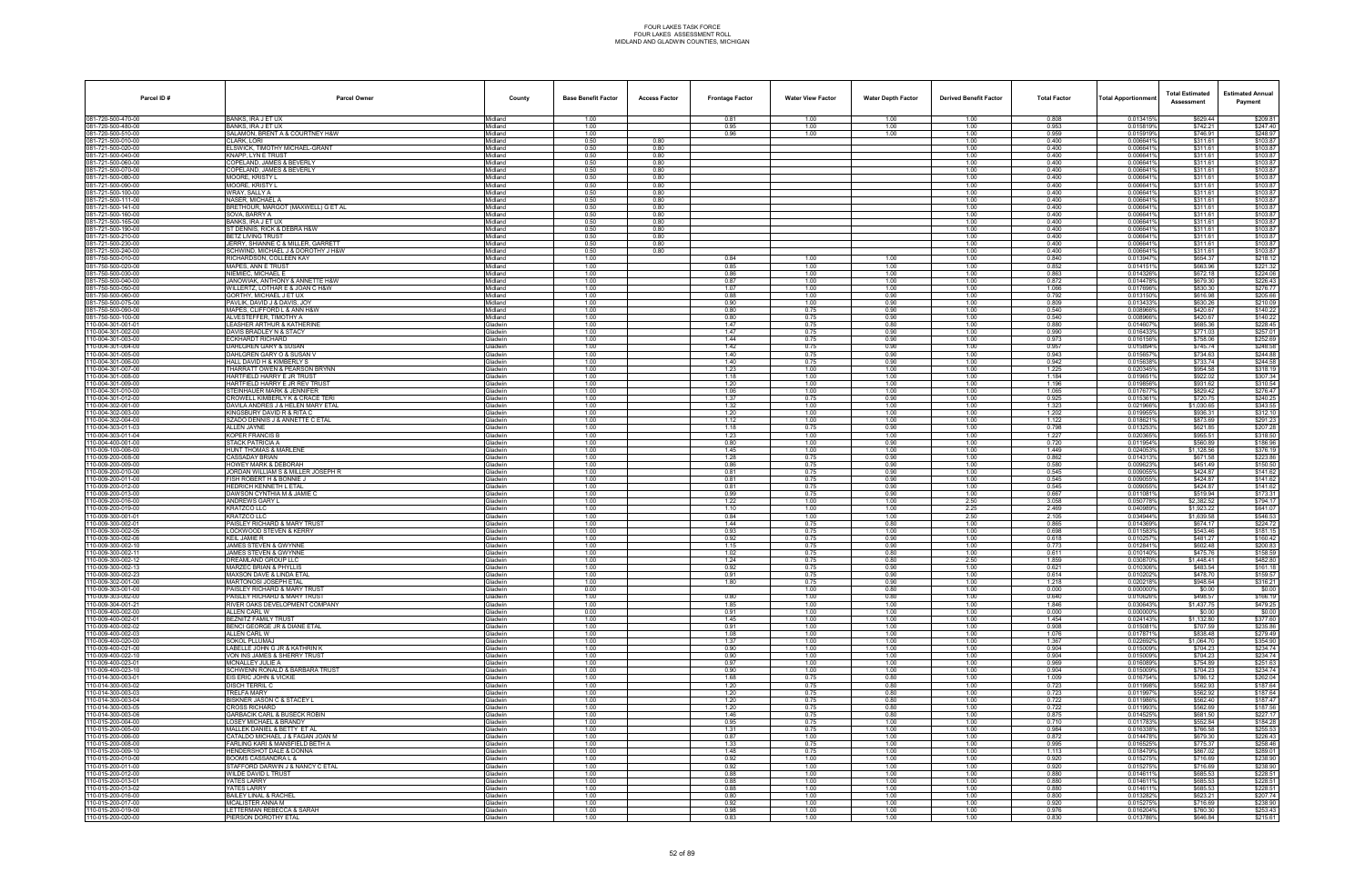FOUR LAKES TASK FORCE
FOUR LAKES ASSESSMENT ROLL
MIDLAND AND GLADWIN COUNTIES, MICHIGAN

| Parcel ID # | Parcel Owner | County | Base Benefit Factor | Access Factor | Frontage Factor | Water View Factor | Water Depth Factor | Derived Benefit Factor | Total Factor | Total Apportionment | Total Estimated Assessment | Estimated Annual Payment |
|---|---|---|---|---|---|---|---|---|---|---|---|---|
| 081-720-500-470-00 | BANKS, IRA J ET UX | Midland | 1.00 | | 0.81 | 1.00 | 1.00 | 1.00 | 0.808 | 0.013415% | $629.44 | $209.81 |
| 081-720-500-480-00 | BANKS, IRA J ET UX | Midland | 1.00 | | 0.95 | 1.00 | 1.00 | 1.00 | 0.953 | 0.015819% | $742.21 | $247.40 |
| 081-720-500-510-00 | SALAMON, BRENT A & COURTNEY H&W | Midland | 1.00 | | 0.96 | 1.00 | 1.00 | 1.00 | 0.959 | 0.015919% | $746.91 | $248.97 |
| 081-721-500-010-00 | CLARK, LORI | Midland | 0.50 | 0.80 | | | | 1.00 | 0.400 | 0.006641% | $311.61 | $103.87 |
| 081-721-500-020-00 | ELSWICK, TIMOTHY MICHAEL-GRANT | Midland | 0.50 | 0.80 | | | | 1.00 | 0.400 | 0.006641% | $311.61 | $103.87 |
| 081-721-500-040-00 | KNAPP, LYN E TRUST | Midland | 0.50 | 0.80 | | | | 1.00 | 0.400 | 0.006641% | $311.61 | $103.87 |
| 081-721-500-060-00 | COPELAND, JAMES & BEVERLY | Midland | 0.50 | 0.80 | | | | 1.00 | 0.400 | 0.006641% | $311.61 | $103.87 |
| 081-721-500-070-00 | COPELAND, JAMES & BEVERLY | Midland | 0.50 | 0.80 | | | | 1.00 | 0.400 | 0.006641% | $311.61 | $103.87 |
| 081-721-500-080-00 | MOORE, KRISTY L | Midland | 0.50 | 0.80 | | | | 1.00 | 0.400 | 0.006641% | $311.61 | $103.87 |
| 081-721-500-090-00 | MOORE, KRISTY L | Midland | 0.50 | 0.80 | | | | 1.00 | 0.400 | 0.006641% | $311.61 | $103.87 |
| 081-721-500-100-00 | WRAY, SALLY A | Midland | 0.50 | 0.80 | | | | 1.00 | 0.400 | 0.006641% | $311.61 | $103.87 |
| 081-721-500-111-00 | NASER, MICHAEL A | Midland | 0.50 | 0.80 | | | | 1.00 | 0.400 | 0.006641% | $311.61 | $103.87 |
| 081-721-500-141-00 | BRETHOUR, MARGOT (MAXWELL) G ET AL | Midland | 0.50 | 0.80 | | | | 1.00 | 0.400 | 0.006641% | $311.61 | $103.87 |
| 081-721-500-160-00 | SOVA, BARRY A | Midland | 0.50 | 0.80 | | | | 1.00 | 0.400 | 0.006641% | $311.61 | $103.87 |
| 081-721-500-165-00 | BANKS, IRA J ET UX | Midland | 0.50 | 0.80 | | | | 1.00 | 0.400 | 0.006641% | $311.61 | $103.87 |
| 081-721-500-190-00 | ST DENNIS, RICK & DEBRA H&W | Midland | 0.50 | 0.80 | | | | 1.00 | 0.400 | 0.006641% | $311.61 | $103.87 |
| 081-721-500-210-00 | BETZ LIVING TRUST | Midland | 0.50 | 0.80 | | | | 1.00 | 0.400 | 0.006641% | $311.61 | $103.87 |
| 081-721-500-230-00 | JERRY, SHANNE C & MILLER, GARRETT | Midland | 0.50 | 0.80 | | | | 1.00 | 0.400 | 0.006641% | $311.61 | $103.87 |
| 081-721-500-240-00 | SCHWIND, MICHAEL J & DOROTHY J H&W | Midland | 0.50 | 0.80 | | | | 1.00 | 0.400 | 0.006641% | $311.61 | $103.87 |
| 081-750-500-010-00 | RICHARDSON, COLLEEN KAY | Midland | 1.00 | | 0.84 | 1.00 | 1.00 | 1.00 | 0.840 | 0.013947% | $654.37 | $218.12 |
| 081-750-500-020-00 | MAPES, ANN E TRUST | Midland | 1.00 | | 0.85 | 1.00 | 1.00 | 1.00 | 0.852 | 0.014151% | $663.96 | $221.32 |
| 081-750-500-030-00 | NIEMIEC, MICHAEL E | Midland | 1.00 | | 0.86 | 1.00 | 1.00 | 1.00 | 0.863 | 0.014326% | $672.18 | $224.06 |
| 081-750-500-040-00 | JANOWIAK, ANTHONY & ANNETTE H&W | Midland | 1.00 | | 0.87 | 1.00 | 1.00 | 1.00 | 0.872 | 0.014478% | $679.30 | $226.43 |
| 081-750-500-050-00 | WILLERTZ, LOTHAR E & JOAN C H&W | Midland | 1.00 | | 1.07 | 1.00 | 1.00 | 1.00 | 1.066 | 0.017696% | $830.30 | $276.77 |
| 081-750-500-060-00 | GORTHY, MICHAEL J ET UX | Midland | 1.00 | | 0.88 | 1.00 | 0.90 | 1.00 | 0.792 | 0.013150% | $616.98 | $205.66 |
| 081-750-500-075-00 | PAVLIK, DAVID J & DAVIS, JOY | Midland | 1.00 | | 0.90 | 1.00 | 0.90 | 1.00 | 0.809 | 0.013433% | $630.26 | $210.09 |
| 081-750-500-090-00 | MAPES, CLIFFORD L & ANN H&W | Midland | 1.00 | | 0.80 | 0.75 | 0.90 | 1.00 | 0.540 | 0.008966% | $420.67 | $140.22 |
| 081-750-500-100-00 | ALVESTEFFER, TIMOTHY A | Midland | 1.00 | | 0.80 | 0.75 | 0.90 | 1.00 | 0.540 | 0.008966% | $420.67 | $140.22 |
| 110-004-301-001-01 | LEASHER ARTHUR & KATHERINE | Gladwin | 1.00 | | 1.47 | 0.75 | 0.80 | 1.00 | 0.880 | 0.014607% | $685.36 | $228.45 |
| 110-004-301-002-00 | DAVIS BRADLEY N & STACY | Gladwin | 1.00 | | 1.47 | 0.75 | 0.90 | 1.00 | 0.990 | 0.016433% | $771.03 | $257.01 |
| 110-004-301-003-00 | ECKHARDT RICHARD | Gladwin | 1.00 | | 1.44 | 0.75 | 0.90 | 1.00 | 0.973 | 0.016156% | $758.06 | $252.69 |
| 110-004-301-004-00 | DAHLGREN GARY & SUSAN | Gladwin | 1.00 | | 1.42 | 0.75 | 0.90 | 1.00 | 0.957 | 0.015894% | $745.74 | $248.58 |
| 110-004-301-005-00 | DAHLGREN GARY O & SUSAN V | Gladwin | 1.00 | | 1.40 | 0.75 | 0.90 | 1.00 | 0.943 | 0.015657% | $734.63 | $244.88 |
| 110-004-301-006-00 | HALL DAVID H & KIMBERLY S | Gladwin | 1.00 | | 1.40 | 0.75 | 0.90 | 1.00 | 0.942 | 0.015638% | $733.74 | $244.58 |
| 110-004-301-007-00 | THARRATT OWEN & PEARSON BRYNN | Gladwin | 1.00 | | 1.23 | 1.00 | 1.00 | 1.00 | 1.225 | 0.020345% | $954.58 | $318.19 |
| 110-004-301-008-00 | HARTFIELD HARRY E JR TRUST | Gladwin | 1.00 | | 1.18 | 1.00 | 1.00 | 1.00 | 1.184 | 0.019651% | $922.02 | $307.34 |
| 110-004-301-009-00 | HARTFIELD HARRY E JR REV TRUST | Gladwin | 1.00 | | 1.20 | 1.00 | 1.00 | 1.00 | 1.196 | 0.019856% | $931.62 | $310.54 |
| 110-004-301-010-00 | STEINHAUER MARK & JENNIFER | Gladwin | 1.00 | | 1.06 | 1.00 | 1.00 | 1.00 | 1.065 | 0.017677% | $829.42 | $276.47 |
| 110-004-301-012-00 | CROWELL KIMBERLY K & CRACE TERI | Gladwin | 1.00 | | 1.37 | 0.75 | 0.90 | 1.00 | 0.925 | 0.015361% | $720.75 | $240.25 |
| 110-004-302-001-00 | DAVILA ANDRES J & HELEN MARY ETAL | Gladwin | 1.00 | | 1.32 | 1.00 | 1.00 | 1.00 | 1.323 | 0.021966% | $1,030.65 | $343.55 |
| 110-004-302-003-00 | KINGSBURY DAVID R & RITA C | Gladwin | 1.00 | | 1.20 | 1.00 | 1.00 | 1.00 | 1.202 | 0.019955% | $936.31 | $312.10 |
| 110-004-302-004-00 | SZADO DENNIS J & ANNETTE C ETAL | Gladwin | 1.00 | | 1.12 | 1.00 | 1.00 | 1.00 | 1.122 | 0.018621% | $873.69 | $291.23 |
| 110-004-303-011-03 | ALLEN JAYNE | Gladwin | 1.00 | | 1.18 | 0.75 | 0.90 | 1.00 | 0.798 | 0.013253% | $621.85 | $207.28 |
| 110-004-303-011-04 | KOPER FRANCIS B | Gladwin | 1.00 | | 1.23 | 1.00 | 1.00 | 1.00 | 1.227 | 0.020365% | $955.51 | $318.50 |
| 110-004-400-001-00 | STACK PATRICIA A | Gladwin | 1.00 | | 0.80 | 1.00 | 0.90 | 1.00 | 0.720 | 0.011954% | $560.89 | $186.96 |
| 110-009-100-006-00 | HUNT THOMAS & MARLENE | Gladwin | 1.00 | | 1.45 | 1.00 | 1.00 | 1.00 | 1.449 | 0.024063% | $1,128.56 | $376.19 |
| 110-009-200-008-00 | CASSADAY BRIAN | Gladwin | 1.00 | | 1.28 | 0.75 | 0.90 | 1.00 | 0.862 | 0.014313% | $671.58 | $223.86 |
| 110-009-200-009-00 | HOWEY MARK & DEBORAH | Gladwin | 1.00 | | 0.86 | 0.75 | 0.90 | 1.00 | 0.580 | 0.009623% | $451.49 | $150.50 |
| 110-009-200-010-00 | JORDAN WILLIAM S & MILLER JOSEPH R | Gladwin | 1.00 | | 0.81 | 0.75 | 0.90 | 1.00 | 0.545 | 0.009055% | $424.87 | $141.62 |
| 110-009-200-011-00 | FISH ROBERT H & BONNIE J | Gladwin | 1.00 | | 0.81 | 0.75 | 0.90 | 1.00 | 0.545 | 0.009055% | $424.87 | $141.62 |
| 110-009-200-012-00 | HEDRICH KENNETH L ETAL | Gladwin | 1.00 | | 0.81 | 0.75 | 0.90 | 1.00 | 0.545 | 0.009055% | $424.87 | $141.62 |
| 110-009-200-013-00 | DAWSON CYNTHIA M & JAMIE C | Gladwin | 1.00 | | 0.99 | 0.75 | 0.90 | 1.00 | 0.667 | 0.011081% | $519.94 | $173.31 |
| 110-009-200-016-00 | ANDREWS GARY L | Gladwin | 1.00 | | 1.22 | 1.00 | 1.00 | 2.50 | 3.058 | 0.050778% | $2,382.52 | $794.17 |
| 110-009-200-019-00 | KRATZCO LLC | Gladwin | 1.00 | | 1.10 | 1.00 | 1.00 | 2.25 | 2.469 | 0.040989% | $1,923.22 | $641.07 |
| 110-009-300-001-01 | KRATZCO LLC | Gladwin | 1.00 | | 0.84 | 1.00 | 1.00 | 2.50 | 2.105 | 0.034944% | $1,639.58 | $546.53 |
| 110-009-300-002-01 | PAISLEY RICHARD & MARY TRUST | Gladwin | 1.00 | | 1.44 | 0.75 | 0.80 | 1.00 | 0.865 | 0.014369% | $674.17 | $224.72 |
| 110-009-300-002-05 | LOCKWOOD STEVEN & KERRY | Gladwin | 1.00 | | 0.93 | 0.75 | 1.00 | 1.00 | 0.698 | 0.011583% | $543.46 | $181.15 |
| 110-009-300-002-06 | KEIL JAMIE R | Gladwin | 1.00 | | 0.92 | 0.75 | 0.90 | 1.00 | 0.618 | 0.010257% | $481.27 | $160.42 |
| 110-009-300-002-10 | JAMES STEVEN & GWYNNE | Gladwin | 1.00 | | 1.15 | 0.75 | 0.90 | 1.00 | 0.773 | 0.012841% | $602.48 | $200.83 |
| 110-009-300-002-11 | JAMES STEVEN & GWYNNE | Gladwin | 1.00 | | 1.02 | 0.75 | 0.80 | 1.00 | 0.611 | 0.010140% | $475.76 | $158.59 |
| 110-009-300-002-12 | DREAMLAND GROUP LLC | Gladwin | 1.00 | | 1.24 | 0.75 | 0.80 | 2.50 | 1.859 | 0.030870% | $1,448.41 | $482.80 |
| 110-009-300-002-13 | MARZEC BRIAN & PHYLLIS | Gladwin | 1.00 | | 0.92 | 0.75 | 0.90 | 1.00 | 0.621 | 0.010308% | $483.64 | $161.18 |
| 110-009-300-002-23 | MAXSON DAVE & LINDA ETAL | Gladwin | 1.00 | | 0.91 | 0.75 | 0.90 | 1.00 | 0.614 | 0.010202% | $478.70 | $159.57 |
| 110-009-302-001-00 | MARTONOSI JOSEPH ETAL | Gladwin | 1.00 | | 1.80 | 0.75 | 0.90 | 1.00 | 1.218 | 0.020218% | $948.64 | $316.21 |
| 110-009-303-001-00 | PAISLEY RICHARD & MARY TRUST | Gladwin | 0.00 | | | 1.00 | 0.80 | 1.00 | 0.000 | 0.000000% | $0.00 | $0.00 |
| 110-009-303-002-00 | PAISLEY RICHARD & MARY TRUST | Gladwin | 1.00 | | 0.80 | 1.00 | 0.80 | 1.00 | 0.640 | 0.010626% | $498.57 | $166.19 |
| 110-009-304-001-21 | RIVER OAKS DEVELOPMENT COMPANY | Gladwin | 1.00 | | 1.85 | 1.00 | 1.00 | 1.00 | 1.846 | 0.030643% | $1,437.75 | $479.25 |
| 110-009-400-002-00 | ALLEN CARL W | Gladwin | 0.00 | | 0.91 | 1.00 | 1.00 | 1.00 | 0.000 | 0.000000% | $0.00 | $0.00 |
| 110-009-400-002-01 | BEZNITZ FAMILY TRUST | Gladwin | 1.00 | | 1.45 | 1.00 | 1.00 | 1.00 | 1.454 | 0.024143% | $1,132.80 | $377.60 |
| 110-009-400-002-02 | BENCI GEORGE JR & DIANE ETAL | Gladwin | 1.00 | | 0.91 | 1.00 | 1.00 | 1.00 | 0.908 | 0.015081% | $707.59 | $235.86 |
| 110-009-400-002-03 | ALLEN CARL W | Gladwin | 1.00 | | 1.08 | 1.00 | 1.00 | 1.00 | 1.076 | 0.017871% | $838.48 | $279.49 |
| 110-009-400-020-00 | SOKOL PLLUMAJ | Gladwin | 1.00 | | 1.37 | 1.00 | 1.00 | 1.00 | 1.367 | 0.022692% | $1,064.70 | $354.90 |
| 110-009-400-021-00 | LABELLE JOHN G JR & KATHRIN K | Gladwin | 1.00 | | 0.90 | 1.00 | 1.00 | 1.00 | 0.904 | 0.015009% | $704.23 | $234.74 |
| 110-009-400-022-10 | VON INS JAMES & SHERRY TRUST | Gladwin | 1.00 | | 0.90 | 1.00 | 1.00 | 1.00 | 0.904 | 0.015009% | $704.23 | $234.74 |
| 110-009-400-023-01 | MCNALLEY JULIE A | Gladwin | 1.00 | | 0.97 | 1.00 | 1.00 | 1.00 | 0.969 | 0.016089% | $754.89 | $251.63 |
| 110-009-400-023-10 | SCHWENN RONALD & BARBARA TRUST | Gladwin | 1.00 | | 0.90 | 1.00 | 1.00 | 1.00 | 0.904 | 0.015009% | $704.23 | $234.74 |
| 110-014-300-003-01 | EIS ERIC JOHN & VICKIE | Gladwin | 1.00 | | 1.68 | 0.75 | 0.80 | 1.00 | 1.009 | 0.016754% | $786.12 | $262.04 |
| 110-014-300-003-02 | DISCH TERRIL C | Gladwin | 1.00 | | 1.20 | 0.75 | 0.80 | 1.00 | 0.723 | 0.011998% | $562.93 | $187.64 |
| 110-014-300-003-03 | TRELFA MARY | Gladwin | 1.00 | | 1.20 | 0.75 | 0.80 | 1.00 | 0.723 | 0.011997% | $562.92 | $187.64 |
| 110-014-300-003-04 | BISKNER JASON C & STACEY L | Gladwin | 1.00 | | 1.20 | 0.75 | 0.80 | 1.00 | 0.722 | 0.011988% | $562.40 | $187.47 |
| 110-014-300-003-05 | CROSS RICHARD | Gladwin | 1.00 | | 1.20 | 0.75 | 0.80 | 1.00 | 0.722 | 0.011993% | $562.69 | $187.56 |
| 110-014-300-003-06 | GARBACIK CARL & BUSECK ROBIN | Gladwin | 1.00 | | 1.46 | 0.75 | 0.80 | 1.00 | 0.875 | 0.014525% | $681.50 | $227.17 |
| 110-015-200-004-00 | LOSEY MICHAEL & BRANDY | Gladwin | 1.00 | | 0.95 | 0.75 | 1.00 | 1.00 | 0.710 | 0.011783% | $552.84 | $184.28 |
| 110-015-200-005-00 | MALLEK DANIEL & BETTY ET AL | Gladwin | 1.00 | | 1.31 | 0.75 | 1.00 | 1.00 | 0.984 | 0.016338% | $766.58 | $255.53 |
| 110-015-200-006-00 | CATALDO MICHAEL J & FAGAN JOAN M | Gladwin | 1.00 | | 0.87 | 1.00 | 1.00 | 1.00 | 0.872 | 0.014478% | $679.30 | $226.43 |
| 110-015-200-008-00 | FARLING KARI & MANSFIELD BETH A | Gladwin | 1.00 | | 1.33 | 0.75 | 1.00 | 1.00 | 0.995 | 0.016525% | $775.37 | $258.46 |
| 110-015-200-009-10 | HENDERSHOT DALE & DONNA | Gladwin | 1.00 | | 1.48 | 0.75 | 1.00 | 1.00 | 1.113 | 0.018479% | $867.02 | $289.01 |
| 110-015-200-010-00 | BOOMS CASSANDRA L & | Gladwin | 1.00 | | 0.92 | 1.00 | 1.00 | 1.00 | 0.920 | 0.015275% | $716.69 | $238.90 |
| 110-015-200-011-00 | STAFFORD DARWIN J & NANCY C ETAL | Gladwin | 1.00 | | 0.92 | 1.00 | 1.00 | 1.00 | 0.920 | 0.015275% | $716.69 | $238.90 |
| 110-015-200-012-00 | WILDE DAVID L TRUST | Gladwin | 1.00 | | 0.88 | 1.00 | 1.00 | 1.00 | 0.880 | 0.014611% | $685.53 | $228.51 |
| 110-015-200-013-01 | YATES LARRY | Gladwin | 1.00 | | 0.88 | 1.00 | 1.00 | 1.00 | 0.880 | 0.014611% | $685.53 | $228.51 |
| 110-015-200-013-02 | YATES LARRY | Gladwin | 1.00 | | 0.88 | 1.00 | 1.00 | 1.00 | 0.880 | 0.014611% | $685.53 | $228.51 |
| 110-015-200-016-00 | BAILEY LINAL & RACHEL | Gladwin | 1.00 | | 0.80 | 1.00 | 1.00 | 1.00 | 0.800 | 0.013282% | $623.21 | $207.74 |
| 110-015-200-017-00 | MCALISTER ANNA M | Gladwin | 1.00 | | 0.92 | 1.00 | 1.00 | 1.00 | 0.920 | 0.015275% | $716.69 | $238.90 |
| 110-015-200-019-00 | LETTERMAN REBECCA & SARAH | Gladwin | 1.00 | | 0.98 | 1.00 | 1.00 | 1.00 | 0.976 | 0.016204% | $760.30 | $253.43 |
| 110-015-200-020-00 | PIERSON DOROTHY ETAL | Gladwin | 1.00 | | 0.83 | 1.00 | 1.00 | 1.00 | 0.830 | 0.013786% | $646.84 | $215.61 |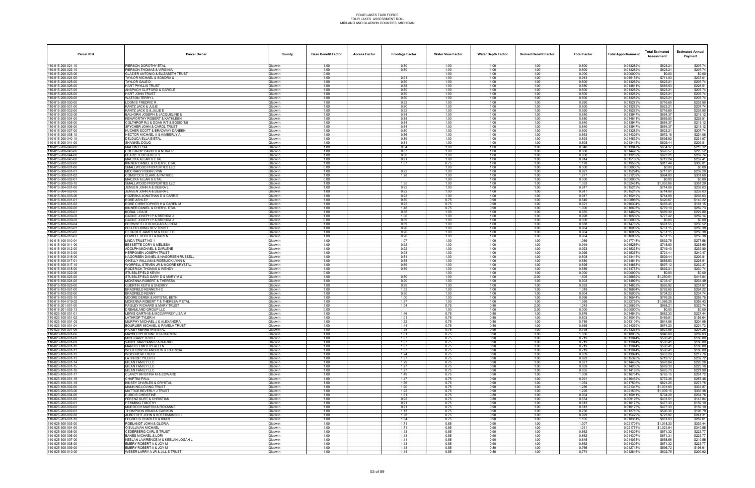FOUR LAKES TASK FORCE
FOUR LAKES ASSESSMENT ROLL
MIDLAND AND GLADWIN COUNTIES, MICHIGAN

| Parcel ID # | Parcel Owner | County | Base Benefit Factor | Access Factor | Frontage Factor | Water View Factor | Water Depth Factor | Derived Benefit Factor | Total Factor | Total Apportionment | Total Estimated Assessment | Estimated Annual Payment |
|---|---|---|---|---|---|---|---|---|---|---|---|---|
| 110-015-200-021-10 | PIERSON DOROTHY ETAL | Gladwin | 1.00 | | 0.80 | 1.00 | 1.00 | 1.00 | 0.800 | 0.013282% | $623.21 | $207.74 |
| 110-015-200-022-10 | PIERSON THOMAS & VIRGINIA | Gladwin | 1.00 | | 0.80 | 1.00 | 1.00 | 1.00 | 0.800 | 0.013282% | $623.21 | $207.74 |
| 110-015-200-023-00 | GLAZIER ANTONIO & ELIZABETH TRUST | Gladwin | 0.00 | | | 1.00 | 1.00 | 1.00 | 0.000 | 0.000000% | $0.00 | $0.00 |
| 110-015-200-024-00 | TAYLOR MICHAEL & SONDRA & | Gladwin | 1.00 | | 0.91 | 1.00 | 1.00 | 1.00 | 0.913 | 0.015154% | $711.03 | $237.01 |
| 110-015-200-025-00 | TAYLOR GALE D | Gladwin | 1.00 | | 0.80 | 1.00 | 1.00 | 1.00 | 0.800 | 0.013282% | $623.21 | $207.74 |
| 110-015-200-026-00 | HART PHYLLIS TRUST | Gladwin | 1.00 | | 0.88 | 1.00 | 1.00 | 1.00 | 0.880 | 0.014611% | $685.53 | $228.51 |
| 110-015-200-027-00 | ANSPACH CLIFFORD & CAROLE | Gladwin | 1.00 | | 0.80 | 1.00 | 1.00 | 1.00 | 0.800 | 0.013282% | $623.21 | $207.74 |
| 110-015-200-028-00 | HART JOHN TRUST | Gladwin | 1.00 | | 0.80 | 1.00 | 1.00 | 1.00 | 0.800 | 0.013282% | $623.21 | $207.74 |
| 110-015-200-029-00 | WATSON TERRY L | Gladwin | 1.00 | | 0.80 | 1.00 | 1.00 | 1.00 | 0.800 | 0.013282% | $623.21 | $207.74 |
| 110-015-200-030-00 | LOOMIS FREDRIC R | Gladwin | 1.00 | | 0.92 | 1.00 | 1.00 | 1.00 | 0.920 | 0.015275% | $716.69 | $238.90 |
| 110-015-200-031-00 | KANTZ JACK & JULIE | Gladwin | 1.00 | | 0.80 | 1.00 | 1.00 | 1.00 | 0.800 | 0.013282% | $623.21 | $207.74 |
| 110-015-200-032-00 | KANTZ JACK G & JULIE E | Gladwin | 1.00 | | 0.92 | 1.00 | 1.00 | 1.00 | 0.920 | 0.015275% | $716.69 | $238.90 |
| 110-015-200-033-00 | BALHORN JOSEPH & JACQUELINE & | Gladwin | 1.00 | | 0.84 | 1.00 | 1.00 | 1.00 | 0.840 | 0.013947% | $654.37 | $218.12 |
| 110-015-200-034-00 | KENWORTHY ROBERT & KATHLEEN | Gladwin | 1.00 | | 0.88 | 1.00 | 1.00 | 1.00 | 0.880 | 0.014611% | $685.53 | $228.51 |
| 110-015-200-035-00 | COLTHROP R/J & DOAN R/T & BOSIO T/B | Gladwin | 1.00 | | 0.84 | 1.00 | 1.00 | 1.00 | 0.840 | 0.013947% | $654.37 | $218.12 |
| 110-015-200-036-00 | SPYCHER JOHN & CAROL TRUST | Gladwin | 1.00 | | 0.84 | 1.00 | 1.00 | 1.00 | 0.840 | 0.013947% | $654.37 | $218.12 |
| 110-015-200-037-00 | KUCHER SCOTT & BRADWAY DANEEN | Gladwin | 1.00 | | 0.80 | 1.00 | 1.00 | 1.00 | 0.800 | 0.013282% | $623.21 | $207.74 |
| 110-015-200-038-10 | HECTOR MICHAEL A & KIMBERLY A | Gladwin | 1.00 | | 0.86 | 1.00 | 1.00 | 1.00 | 0.863 | 0.014326% | $672.18 | $224.06 |
| 110-015-200-040-10 | DELDUCA ELLA E ETAL | Gladwin | 1.00 | | 0.89 | 1.00 | 1.00 | 1.00 | 0.893 | 0.014832% | $695.92 | $231.97 |
| 110-015-200-041-00 | SHANKEL DOUG | Gladwin | 1.00 | | 0.81 | 1.00 | 1.00 | 1.00 | 0.808 | 0.013415% | $629.44 | $209.81 |
| 110-015-200-042-00 | MAHON LESIA | Gladwin | 1.00 | | 0.84 | 1.00 | 1.00 | 1.00 | 0.840 | 0.013947% | $654.37 | $218.12 |
| 110-015-200-043-00 | COLTHROP DAVID B & NORA R | Gladwin | 1.00 | | 0.87 | 1.00 | 1.00 | 1.00 | 0.868 | 0.014420% | $676.57 | $225.52 |
| 110-015-200-044-00 | BEARD TODD & KELLY | Gladwin | 1.00 | | 0.80 | 1.00 | 1.00 | 1.00 | 0.800 | 0.013282% | $623.21 | $207.74 |
| 110-015-200-045-00 | MACZKA ALLAN G ETAL | Gladwin | 1.00 | | 0.91 | 1.00 | 1.00 | 1.00 | 0.914 | 0.015180% | $712.24 | $237.41 |
| 110-015-202-002-00 | KINNER DANIEL & CHERYL ETAL | Gladwin | 1.00 | | 1.57 | 0.75 | 1.00 | 1.00 | 1.178 | 0.019553% | $917.44 | $305.81 |
| 110-015-300-001-00 | SMALLWOOD PROPERTIES LLC | Gladwin | 0.00 | | | 1.00 | 1.00 | 1.00 | 0.000 | 0.000000% | $0.00 | $0.00 |
| 110-015-300-001-01 | MCCRARY ROBIN LYNN | Gladwin | 1.00 | | 0.92 | 1.00 | 1.00 | 1.00 | 0.921 | 0.015294% | $717.61 | $239.20 |
| 110-015-300-001-02 | COMSTOCK CLARK & PATRICE | Gladwin | 1.00 | | 1.28 | 1.00 | 1.00 | 1.00 | 1.277 | 0.021202% | $994.80 | $331.60 |
| 110-015-300-002-01 | MACZKA ALLAN G ETAL | Gladwin | 0.00 | | | 1.00 | 1.00 | 1.00 | 0.000 | 0.000000% | $0.00 | $0.00 |
| 110-015-300-005-10 | SMALLWOOD PROPERTIES LLC | Gladwin | 1.00 | | 1.35 | 1.00 | 1.00 | 1.00 | 1.353 | 0.022461% | $1,053.86 | $351.29 |
| 110-015-304-001-00 | JENSEN JOHN A & DEBRA L | Gladwin | 1.00 | | 0.92 | 1.00 | 1.00 | 1.00 | 0.917 | 0.015219% | $714.08 | $238.03 |
| 110-015-304-002-00 | JENSEN JOHN A & DEBRA L | Gladwin | 1.00 | | 0.92 | 1.00 | 1.00 | 1.00 | 0.917 | 0.015219% | $714.08 | $238.03 |
| 110-015-304-003-00 | KOZESKA JONATHAN D & CARRIE | Gladwin | 1.00 | | 0.92 | 1.00 | 1.00 | 1.00 | 0.917 | 0.015219% | $714.08 | $238.03 |
| 110-016-100-001-01 | ROSE ASHLEY | Gladwin | 1.00 | | 0.80 | 0.75 | 0.90 | 1.00 | 0.540 | 0.008966% | $420.67 | $140.22 |
| 110-016-100-001-02 | ROSE CHRISTOPHER H & CAREN M | Gladwin | 1.00 | | 0.92 | 0.75 | 0.90 | 1.00 | 0.621 | 0.010304% | $483.45 | $161.15 |
| 110-016-100-002-00 | KINNER DANIEL & CHERYL ETAL | Gladwin | 1.00 | | 1.48 | 0.75 | 0.90 | 1.00 | 1.000 | 0.016607% | $779.19 | $259.73 |
| 110-016-100-009-01 | KOSAL LISA M | Gladwin | 1.00 | | 0.88 | 1.00 | 1.00 | 1.00 | 0.885 | 0.014693% | $689.39 | $229.80 |
| 110-016-100-009-02 | GAGNE JOSEPH P & BRENDA J | Gladwin | 1.00 | | 1.00 | 1.00 | 1.00 | 1.00 | 0.998 | 0.016569% | $777.42 | $259.14 |
| 110-016-100-009-03 | GAGNE JOSEPH P & BRENDA J | Gladwin | 0.00 | | 0.89 | 1.00 | 1.00 | 1.00 | 0.000 | 0.000000% | $0.00 | $0.00 |
| 110-016-100-009-04 | BROWNFIELD DOUGLAS & LINDA | Gladwin | 1.00 | | 0.89 | 1.00 | 1.00 | 1.00 | 0.888 | 0.014739% | $691.55 | $230.52 |
| 110-016-100-010-01 | BELLER LIVING REV TRUST | Gladwin | 1.00 | | 0.96 | 1.00 | 1.00 | 1.00 | 0.964 | 0.016009% | $751.15 | $250.38 |
| 110-016-100-010-02 | DEGROOT JAMES M & COLETTE | Gladwin | 1.00 | | 0.96 | 1.00 | 1.00 | 1.00 | 0.964 | 0.016009% | $751.15 | $250.38 |
| 110-016-100-010-03 | POWELL ROBERT & KAREN | Gladwin | 1.00 | | 0.96 | 1.00 | 1.00 | 1.00 | 0.964 | 0.016009% | $751.15 | $250.38 |
| 110-016-100-010-04 | LINDA TRUST NO 1 | Gladwin | 1.00 | | 1.07 | 1.00 | 1.00 | 1.00 | 1.069 | 0.017748% | $832.75 | $277.58 |
| 110-016-100-011-00 | BESSETTE CORY & MELISSA | Gladwin | 1.00 | | 0.92 | 1.00 | 1.00 | 1.00 | 0.919 | 0.015256% | $715.80 | $238.60 |
| 110-016-100-012-00 | ADOLPH MICHAEL & DARLENE | Gladwin | 1.00 | | 0.92 | 1.00 | 1.00 | 1.00 | 0.923 | 0.015333% | $719.40 | $239.80 |
| 110-016-100-013-00 | HERRONEN JOSEPH TRUST | Gladwin | 1.00 | | 0.93 | 1.00 | 1.00 | 1.00 | 0.926 | 0.015375% | $721.41 | $240.47 |
| 110-016-100-016-00 | NAGORSEN DANIEL & NAGORSEN RUSSELL | Gladwin | 1.00 | | 0.81 | 1.00 | 1.00 | 1.00 | 0.808 | 0.013415% | $629.44 | $209.81 |
| 110-016-100-017-01 | O'KELLY WILLIAM & ROEBUCK LYNN & | Gladwin | 1.00 | | 0.88 | 1.00 | 1.00 | 1.00 | 0.880 | 0.014611% | $685.53 | $228.51 |
| 110-016-100-017-10 | WORPELL STEVEN JR & MOORE KRYSTAL | Gladwin | 1.00 | | 0.89 | 1.00 | 1.00 | 1.00 | 0.895 | 0.014858% | $697.12 | $232.37 |
| 110-016-100-018-00 | RODERICK THOMAS & WENDY | Gladwin | 1.00 | | 0.89 | 1.00 | 1.00 | 1.00 | 0.889 | 0.014753% | $692.21 | $230.74 |
| 110-016-100-022-00 | STUBBLEFIELD KEVIN | Gladwin | 0.00 | | | 1.00 | 1.00 | 1.00 | 0.000 | 0.000000% | $0.00 | $0.00 |
| 110-016-100-023-00 | STUBBLEFIELD GARY D & MARY M & | Gladwin | 1.00 | | 0.80 | 1.00 | 1.00 | 2.00 | 1.605 | 0.026652% | $1,250.51 | $416.84 |
| 110-016-100-024-00 | MCKENNA ROBERT & THERESA | Gladwin | 1.00 | | 0.90 | 1.00 | 1.00 | 1.00 | 0.903 | 0.014993% | $703.47 | $234.49 |
| 110-016-100-025-00 | GUERTIN KEITH & SHERRY | Gladwin | 1.00 | | 0.89 | 1.00 | 1.00 | 1.00 | 0.893 | 0.014832% | $695.92 | $231.97 |
| 110-016-103-001-00 | BRADFIELD KENNETH C | Gladwin | 1.00 | | 1.02 | 1.00 | 1.00 | 1.00 | 1.018 | 0.016894% | $792.65 | $264.22 |
| 110-016-103-002-00 | BRADFIELD KENNY | Gladwin | 1.00 | | 0.90 | 1.00 | 1.00 | 1.00 | 0.904 | 0.015009% | $704.23 | $234.74 |
| 110-016-103-003-10 | MOORE DEREK & KRYSTAL BETH | Gladwin | 1.00 | | 1.00 | 1.00 | 1.00 | 1.00 | 0.996 | 0.016544% | $776.26 | $258.75 |
| 110-016-104-019-02 | MCKENNA ROBERT T & THERESA P ETAL | Gladwin | 1.00 | | 1.37 | 1.00 | 1.00 | 1.00 | 1.369 | 0.022726% | $1,066.29 | $355.43 |
| 110-016-201-001-00 | PAISLEY RICHARD & MARY TRUST | Gladwin | 1.00 | | 1.04 | 0.75 | 0.80 | 2.00 | 1.243 | 0.020635% | $968.21 | $322.74 |
| 110-016-201-002-13 | DREAMLAND GROUP LLC | Gladwin | 0.00 | | | 1.00 | 1.00 | 2.00 | 0.000 | 0.000000% | $0.00 | $0.00 |
| 110-023-100-001-01 | LEWIS GARTH B & MCCAFFREY LISA M | Gladwin | 1.00 | | 1.46 | 0.75 | 0.80 | 1.00 | 0.876 | 0.014542% | $682.33 | $227.44 |
| 110-023-100-001-02 | LATHROP TYLER H | Gladwin | 1.00 | | 1.01 | 0.75 | 0.80 | 1.00 | 0.603 | 0.010015% | $469.91 | $156.64 |
| 110-023-100-001-03 | MURPHY MICHAEL J & ALEXANDRA | Gladwin | 1.00 | | 1.32 | 0.75 | 0.80 | 1.00 | 0.789 | 0.013104% | $614.86 | $204.95 |
| 110-023-100-001-04 | BOURLIER MICHAEL & PAMELA TRUST | Gladwin | 1.00 | | 1.44 | 0.75 | 0.80 | 1.00 | 0.865 | 0.014369% | $674.20 | $224.73 |
| 110-023-100-001-05 | RICKEY KENNETH E ETAL | Gladwin | 1.00 | | 1.18 | 0.75 | 0.90 | 1.00 | 0.798 | 0.013253% | $621.85 | $207.28 |
| 110-023-100-001-06 | MAYBERRY KENNETH & MARION | Gladwin | 1.00 | | 1.61 | 0.75 | 0.90 | 1.00 | 1.086 | 0.018033% | $846.09 | $282.03 |
| 110-023-100-001-08 | MICU GARY TRUST | Gladwin | 1.00 | | 1.07 | 0.75 | 0.90 | 1.00 | 0.719 | 0.011944% | $560.41 | $186.80 |
| 110-023-100-001-09 | VANCE MARYANN R & MARKO | Gladwin | 1.00 | | 1.07 | 0.75 | 0.90 | 1.00 | 0.719 | 0.011944% | $560.41 | $186.80 |
| 110-023-100-001-10 | MARDIS TIMOTHY ALLEN | Gladwin | 1.00 | | 1.07 | 0.75 | 0.90 | 1.00 | 0.719 | 0.011944% | $560.41 | $186.80 |
| 110-023-100-001-11 | WLOTKOWSKI ANDREW & PATRICIA | Gladwin | 1.00 | | 1.07 | 0.75 | 0.90 | 1.00 | 0.719 | 0.011944% | $560.41 | $186.80 |
| 110-023-100-001-12 | WOODROW TRUST | Gladwin | 1.00 | | 1.24 | 0.75 | 0.90 | 1.00 | 0.839 | 0.013924% | $653.29 | $217.76 |
| 110-023-100-001-13 | LATHROP TYLER H | Gladwin | 1.00 | | 1.37 | 0.75 | 0.90 | 1.00 | 0.923 | 0.015328% | $719.17 | $239.72 |
| 110-023-100-001-14 | MILAN FAMILY LLC | Gladwin | 1.00 | | 1.29 | 0.75 | 0.90 | 1.00 | 0.871 | 0.014468% | $678.84 | $226.28 |
| 110-023-100-001-15 | MILAN FAMILY LLC | Gladwin | 1.00 | | 1.27 | 0.75 | 0.90 | 1.00 | 0.859 | 0.014265% | $669.30 | $223.10 |
| 110-023-100-001-16 | MILAN FAMILY LLC | Gladwin | 1.00 | | 1.27 | 0.75 | 0.90 | 1.00 | 0.855 | 0.014188% | $665.70 | $221.90 |
| 110-023-100-001-17 | CLANCY KRISTINA M & EDWARD | Gladwin | 1.00 | | 1.49 | 0.75 | 0.90 | 1.00 | 1.008 | 0.016734% | $785.15 | $261.72 |
| 110-023-100-001-18 | CHAPTINI PAUL | Gladwin | 1.00 | | 1.47 | 0.75 | 0.90 | 1.00 | 0.991 | 0.016462% | $772.38 | $257.46 |
| 110-023-100-001-19 | KINSEY CHARLES & CRYSTAL | Gladwin | 1.00 | | 1.56 | 0.75 | 0.90 | 1.00 | 1.054 | 0.017503% | $821.25 | $273.75 |
| 110-023-100-002-00 | MANNING LOVING TRUST | Gladwin | 1.00 | | 1.90 | 0.75 | 0.90 | 1.00 | 1.286 | 0.021347% | $1,001.60 | $333.87 |
| 110-023-200-003-00 | MATTICE BEVERLY J TRUST | Gladwin | 1.00 | | 1.92 | 0.75 | 0.90 | 1.00 | 1.295 | 0.021508% | $1,009.15 | $336.38 |
| 110-023-200-004-00 | DUBOIS CHRISTINE | Gladwin | 1.00 | | 1.51 | 0.75 | 0.80 | 1.00 | 0.904 | 0.015011% | $704.29 | $234.76 |
| 110-024-300-001-00 | FERENZ KURT & CHRISTIAN | Gladwin | 1.00 | | 0.92 | 0.75 | 0.80 | 1.00 | 0.554 | 0.009197% | $431.51 | $143.84 |
| 110-025-202-002-01 | HEMMING TIMOTHY | Gladwin | 1.00 | | 0.91 | 0.75 | 0.90 | 1.00 | 0.613 | 0.010173% | $477.30 | $159.10 |
| 110-025-202-002-02 | MURDOCH MARTIN & ROXANNE | Gladwin | 1.00 | | 0.91 | 0.75 | 0.90 | 1.00 | 0.613 | 0.010173% | $477.30 | $159.10 |
| 110-025-202-002-03 | THOMPSON BRIAN & CARMON | Gladwin | 1.00 | | 1.13 | 0.75 | 0.90 | 1.00 | 0.766 | 0.012710% | $596.36 | $198.79 |
| 110-025-202-002-30 | ALBRECHT JOHN & KOTERMANSKI J | Gladwin | 1.00 | | 1.38 | 0.75 | 0.90 | 1.00 | 0.929 | 0.015429% | $723.92 | $241.31 |
| 110-025-203-001-10 | FEGREUS CHARLES & KIM M | Gladwin | 1.00 | | 1.64 | 0.75 | 0.90 | 1.00 | 1.105 | 0.018351% | $861.03 | $287.01 |
| 110-025-300-003-00 | ROELANDT JOHN & GLORIA | Gladwin | 1.00 | | 1.71 | 0.85 | 0.90 | 1.00 | 1.307 | 0.021704% | $1,018.33 | $339.44 |
| 110-025-300-004-00 | O'SULLIVAN MICHAEL | Gladwin | 1.00 | | 1.71 | 0.85 | 0.90 | 1.00 | 1.311 | 0.021774% | $1,021.64 | $340.55 |
| 110-025-300-005-00 | CEDERBERG CARL E TRUST | Gladwin | 1.00 | | 1.13 | 0.85 | 0.90 | 1.00 | 0.862 | 0.014308% | $671.32 | $223.77 |
| 110-025-300-006-00 | BANES MICHAEL & LORI | Gladwin | 1.00 | | 1.13 | 0.85 | 0.90 | 1.00 | 0.862 | 0.014307% | $671.31 | $223.77 |
| 110-025-300-007-00 | KEELAN LAWRENCE M & KEELAN LOGAN L | Gladwin | 1.00 | | 1.11 | 0.85 | 0.90 | 1.00 | 0.845 | 0.014038% | $658.66 | $219.55 |
| 110-025-300-008-00 | EMERY ROBERT A & JOY M | Gladwin | 1.00 | | 1.13 | 0.85 | 0.90 | 1.00 | 0.862 | 0.014308% | $671.32 | $223.77 |
| 110-025-300-009-00 | EMERY ROBERT A & JOY M | Gladwin | 1.00 | | 1.13 | 0.85 | 0.80 | 1.00 | 0.766 | 0.012718% | $596.72 | $198.91 |
| 110-025-300-010-00 | WEBER LARRY A JR & JILL S TRUST | Gladwin | 1.00 | | 1.14 | 0.85 | 0.80 | 1.00 | 0.774 | 0.012848% | $602.75 | $200.92 |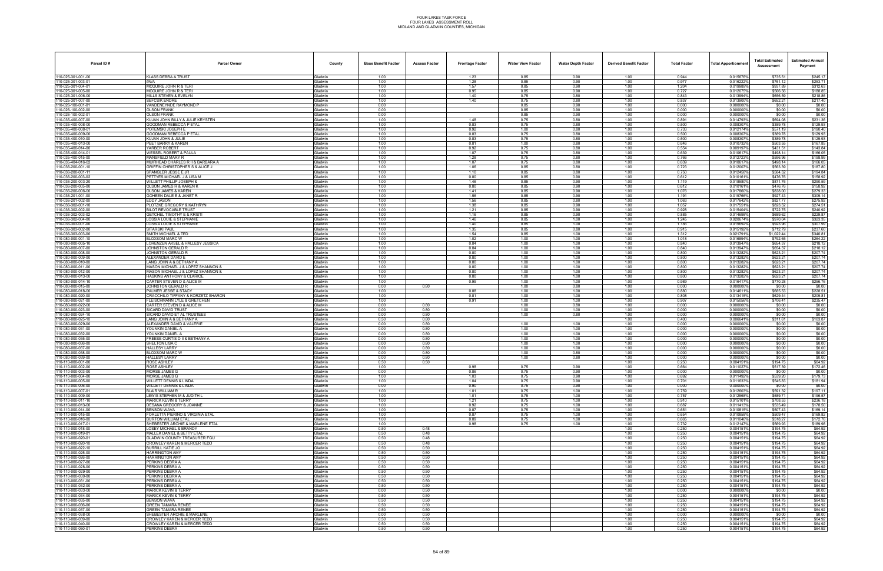# FOUR LAKES TASK FORCE
## FOUR LAKES ASSESSMENT ROLL
## MIDLAND AND GLADWIN COUNTIES, MICHIGAN

| Parcel ID # | Parcel Owner | County | Base Benefit Factor | Access Factor | Frontage Factor | Water View Factor | Water Depth Factor | Derived Benefit Factor | Total Factor | Total Apportionment | Total Estimated Assessment | Estimated Annual Payment |
|---|---|---|---|---|---|---|---|---|---|---|---|---|
| 110-025-301-001-00 | KLASS DEBRA A TRUST | Gladwin | 1.00 | | 1.23 | 0.85 | 0.90 | 1.00 | 0.944 | 0.015678% | $735.51 | $245.17 |
| 110-025-301-003-01 | #N/A | Gladwin | 1.00 | | 1.28 | 0.85 | 0.90 | 1.00 | 0.977 | 0.016222% | $761.12 | $253.71 |
| 110-025-301-004-01 | MCGUIRE JOHN R & TERI | Gladwin | 1.00 | | 1.57 | 0.85 | 0.90 | 1.00 | 1.204 | 0.019989% | $937.89 | $312.63 |
| 110-025-301-005-00 | MCGUIRE JOHN R & TERI | Gladwin | 1.00 | | 0.95 | 0.85 | 0.90 | 1.00 | 0.727 | 0.012075% | $566.56 | $188.85 |
| 110-025-301-006-00 | MILLS STEVEN & EVELYN | Gladwin | 1.00 | | 1.40 | 0.75 | 0.80 | 1.00 | 0.843 | 0.013994% | $656.59 | $218.86 |
| 110-025-301-007-00 | SEFCSIK ENDRE | Gladwin | 1.00 | | 1.40 | 0.75 | 0.80 | 1.00 | 0.837 | 0.013900% | $652.21 | $217.40 |
| 110-026-100-001-01 | VANDENEYNDE RAYMOND P | Gladwin | 0.00 | | | 0.85 | 0.90 | 1.00 | 0.000 | 0.000000% | $0.00 | $0.00 |
| 110-026-100-002-00 | OLSON FRANK | Gladwin | 0.00 | | | 0.85 | 0.90 | 1.00 | 0.000 | 0.000000% | $0.00 | $0.00 |
| 110-026-100-002-01 | OLSON FRANK | Gladwin | 0.00 | | | 0.85 | 0.90 | 1.00 | 0.000 | 0.000000% | $0.00 | $0.00 |
| 110-035-400-007-00 | KUJAN JOHN BILLY & JULIE KRYSTEN | Gladwin | 1.00 | | 1.48 | 0.75 | 0.80 | 1.00 | 0.891 | 0.014793% | $694.08 | $231.36 |
| 110-035-400-008-00 | GOODMAN REBECCA P ETAL | Gladwin | 1.00 | | 0.83 | 0.75 | 0.80 | 1.00 | 0.500 | 0.008307% | $389.78 | $129.93 |
| 110-035-400-008-01 | POTEMSKI JOSEPH E | Gladwin | 1.00 | | 0.92 | 1.00 | 0.80 | 1.00 | 0.733 | 0.012174% | $571.19 | $190.40 |
| 110-035-400-009-00 | GOODMAN REBECCA P ETAL | Gladwin | 1.00 | | 0.83 | 0.75 | 0.80 | 1.00 | 0.500 | 0.008307% | $389.78 | $129.93 |
| 110-035-400-010-00 | KUJAN JOHN & JULIE | Gladwin | 1.00 | | 0.83 | 0.75 | 0.80 | 1.00 | 0.500 | 0.008307% | $389.78 | $129.93 |
| 110-035-400-013-00 | PEET BARRY & KAREN | Gladwin | 1.00 | | 0.81 | 1.00 | 0.80 | 1.00 | 0.646 | 0.010732% | $503.55 | $167.85 |
| 110-035-400-014-00 | YARBER ROBERT | Gladwin | 1.00 | | 0.92 | 0.75 | 0.80 | 1.00 | 0.554 | 0.009197% | $431.51 | $143.84 |
| 110-035-400-014-01 | WESSEL ROBERT & PAULA | Gladwin | 1.00 | | 1.07 | 0.75 | 0.80 | 1.00 | 0.639 | 0.010617% | $498.14 | $166.05 |
| 110-035-400-015-00 | MANSFIELD MARY R | Gladwin | 1.00 | | 1.28 | 0.75 | 0.80 | 1.00 | 0.766 | 0.012723% | $596.96 | $198.99 |
| 110-035-404-016-02 | MUIRHEAD CHARLES R II & BARBARA A | Gladwin | 1.00 | | 1.07 | 0.75 | 0.80 | 1.00 | 0.639 | 0.010617% | $498.14 | $166.05 |
| 110-036-200-001-10 | GRIFFIN CHRISTOPHER S & ALICE J | Gladwin | 1.00 | | 1.06 | 0.85 | 0.80 | 1.00 | 0.723 | 0.012007% | $563.39 | $187.80 |
| 110-036-200-001-11 | SPANGLER JESSE E JR | Gladwin | 1.00 | | 1.10 | 0.85 | 0.80 | 1.00 | 0.750 | 0.012458% | $584.52 | $194.84 |
| 110-036-200-003-02 | PETTYES MICHAEL J & LISA M | Gladwin | 1.00 | | 0.80 | 0.85 | 0.90 | 1.00 | 0.612 | 0.010161% | $476.76 | $158.92 |
| 110-036-200-003-20 | WILLETT PHILLIP JOSEPH & | Gladwin | 1.00 | | 1.46 | 0.85 | 0.90 | 1.00 | 1.119 | 0.018580% | $871.76 | $290.59 |
| 110-036-200-005-00 | OLSON JAMES R & KAREN K | Gladwin | 1.00 | | 0.80 | 0.85 | 0.90 | 1.00 | 0.612 | 0.010161% | $476.76 | $158.92 |
| 110-036-200-006-00 | OLSON JAMES & KAREN | Gladwin | 1.00 | | 1.41 | 0.85 | 0.90 | 1.00 | 1.076 | 0.017860% | $838.00 | $279.33 |
| 110-036-201-001-00 | GOHEEN DALE E & JANET R | Gladwin | 1.00 | | 1.56 | 0.85 | 0.90 | 1.00 | 1.191 | 0.019766% | $927.43 | $309.14 |
| 110-036-201-002-00 | EDDY JASON | Gladwin | 1.00 | | 1.56 | 0.85 | 0.80 | 1.00 | 1.063 | 0.017642% | $827.77 | $275.92 |
| 110-036-302-001-10 | PLOTZKE GREGORY & KATHRYN | Gladwin | 1.00 | | 1.38 | 0.85 | 0.90 | 1.00 | 1.057 | 0.017551% | $823.52 | $274.51 |
| 110-036-302-002-00 | BILOT REVOCABLE TRUST | Gladwin | 1.00 | | 1.21 | 0.85 | 0.90 | 1.00 | 0.928 | 0.015404% | $722.75 | $240.92 |
| 110-036-302-003-02 | GETCHEL TIMOTHY E & KRISTI | Gladwin | 1.00 | | 1.16 | 0.85 | 0.90 | 1.00 | 0.885 | 0.014698% | $689.62 | $229.87 |
| 110-036-302-004-00 | LOSSIA LOUIE & STEPHANIE | Gladwin | 1.00 | | 1.46 | 0.85 | 1.00 | 1.00 | 1.245 | 0.020674% | $970.04 | $323.35 |
| 110-036-303-001-00 | LOSSIA LOUIE & STEPHANIE | Gladwin | 1.00 | | 1.40 | 0.85 | 1.00 | 1.00 | 1.186 | 0.019692% | $923.96 | $307.99 |
| 110-036-303-002-00 | SITARSKI PAUL | Gladwin | 1.00 | | 1.35 | 0.85 | 0.80 | 1.00 | 0.915 | 0.015192% | $712.79 | $237.60 |
| 110-036-303-003-00 | SMITH MICHAEL & TED | Gladwin | 1.00 | | 1.54 | 0.85 | 1.00 | 1.00 | 1.312 | 0.021791% | $1,022.44 | $340.81 |
| 110-080-000-001-10 | BLOXSOM MARC W | Gladwin | 1.00 | | 1.02 | 1.00 | 1.00 | 1.00 | 1.018 | 0.016894% | $792.65 | $264.22 |
| 110-080-000-005-10 | LORENZEN AKSEL & HALLESY JESSICA | Gladwin | 1.00 | | 0.84 | 1.00 | 1.00 | 1.00 | 0.840 | 0.013947% | $654.37 | $218.12 |
| 110-080-000-007-00 | JOHNSTON GERALD R | Gladwin | 1.00 | | 0.84 | 1.00 | 1.00 | 1.00 | 0.840 | 0.013947% | $654.37 | $218.12 |
| 110-080-000-008-00 | JOHNSTON GERALD R | Gladwin | 1.00 | | 0.80 | 1.00 | 1.00 | 1.00 | 0.800 | 0.013282% | $623.21 | $207.74 |
| 110-080-000-009-00 | ALEXANDER DAVID E | Gladwin | 1.00 | | 0.80 | 1.00 | 1.00 | 1.00 | 0.800 | 0.013282% | $623.21 | $207.74 |
| 110-080-000-010-00 | LANG JOHN A & BETHANY A | Gladwin | 1.00 | | 0.80 | 1.00 | 1.00 | 1.00 | 0.800 | 0.013282% | $623.21 | $207.74 |
| 110-080-000-011-00 | MASON MICHAEL J & LOPEZ SHANNON & | Gladwin | 1.00 | | 0.80 | 1.00 | 1.00 | 1.00 | 0.800 | 0.013282% | $623.21 | $207.74 |
| 110-080-000-012-00 | MASON MICHAEL J & LOPEZ SHANNON & | Gladwin | 1.00 | | 0.80 | 1.00 | 1.00 | 1.00 | 0.800 | 0.013282% | $623.21 | $207.74 |
| 110-080-000-013-00 | HASKINS ANTHONY & CLARICE | Gladwin | 1.00 | | 0.80 | 1.00 | 1.00 | 1.00 | 0.800 | 0.013282% | $623.21 | $207.74 |
| 110-080-000-014-10 | CARTER STEVEN D & ALICE M | Gladwin | 1.00 | | 0.99 | 1.00 | 1.00 | 1.00 | 0.989 | 0.016417% | $770.28 | $256.76 |
| 110-080-000-015-00 | JOHNSTON GERALD R | Gladwin | 0.00 | 0.80 | | 1.00 | 0.80 | 1.00 | 0.000 | 0.000000% | $0.00 | $0.00 |
| 110-080-000-018-00 | PALMER JESSE & STACY | Gladwin | 1.00 | | 0.88 | 1.00 | 1.00 | 1.00 | 0.880 | 0.014611% | $685.53 | $228.51 |
| 110-080-000-020-00 | CRACCHILO TIFFANY & KORZETZ SHARON | Gladwin | 1.00 | | 0.81 | 1.00 | 1.00 | 1.00 | 0.808 | 0.013415% | $629.44 | $209.81 |
| 110-080-000-021-00 | FLEISCHMANN LYLE & GRETCHEN | Gladwin | 1.00 | | 0.91 | 1.00 | 1.00 | 1.00 | 0.907 | 0.015056% | $706.41 | $235.47 |
| 110-080-000-022-00 | CARTER STEVEN D & ALICE M | Gladwin | 0.00 | 0.80 | | 1.00 | 0.80 | 1.00 | 0.000 | 0.000000% | $0.00 | $0.00 |
| 110-080-000-023-00 | SICARD DAVID TRUST | Gladwin | 0.00 | 0.80 | | 1.00 | 1.00 | 1.00 | 0.000 | 0.000000% | $0.00 | $0.00 |
| 110-080-000-024-10 | SICARD DAVID ET AL TRUSTEES | Gladwin | 0.00 | 0.80 | | 1.00 | 0.80 | 1.00 | 0.000 | 0.000000% | $0.00 | $0.00 |
| 110-080-000-025-10 | LANG JOHN A & BETHANY A | Gladwin | 0.50 | 0.80 | | | | 1.00 | 0.400 | 0.006641% | $311.61 | $103.87 |
| 110-080-000-029-00 | ALEXANDER DAVID & VALERIE | Gladwin | 0.00 | 0.80 | | 1.00 | 1.00 | 1.00 | 0.000 | 0.000000% | $0.00 | $0.00 |
| 110-080-000-031-00 | YOUNKIN DANIEL A | Gladwin | 0.00 | 0.80 | | 1.00 | 1.00 | 1.00 | 0.000 | 0.000000% | $0.00 | $0.00 |
| 110-080-000-032-00 | YOUNKIN DANIEL A | Gladwin | 0.00 | 0.80 | | 1.00 | 1.00 | 1.00 | 0.000 | 0.000000% | $0.00 | $0.00 |
| 110-080-000-035-00 | FREESE CURTIS D II & BETHANY A | Gladwin | 0.00 | 0.80 | | 1.00 | 1.00 | 1.00 | 0.000 | 0.000000% | $0.00 | $0.00 |
| 110-080-000-036-00 | SHELTON LISA C | Gladwin | 0.00 | 0.80 | | 1.00 | 1.00 | 1.00 | 0.000 | 0.000000% | $0.00 | $0.00 |
| 110-080-000-037-00 | HALLESY LARRY | Gladwin | 0.00 | 0.80 | | 1.00 | 1.00 | 1.00 | 0.000 | 0.000000% | $0.00 | $0.00 |
| 110-080-000-038-00 | BLOXSOM MARC W | Gladwin | 0.00 | 0.80 | | 1.00 | 0.80 | 1.00 | 0.000 | 0.000000% | $0.00 | $0.00 |
| 110-080-000-039-00 | HALLESY LARRY | Gladwin | 0.00 | 0.80 | | 1.00 | 0.80 | 1.00 | 0.000 | 0.000000% | $0.00 | $0.00 |
| 110-110-000-001-00 | ROSE ASHLEY | Gladwin | 0.50 | 0.50 | | | | 1.00 | 0.250 | 0.004151% | $194.75 | $64.92 |
| 110-110-000-002-00 | ROSE ASHLEY | Gladwin | 1.00 | | 0.98 | 0.75 | 0.90 | 1.00 | 0.664 | 0.011027% | $517.39 | $172.46 |
| 110-110-000-003-00 | MORSE JAMES G | Gladwin | 0.00 | | 0.86 | 0.75 | 0.90 | 1.00 | 0.000 | 0.000000% | $0.00 | $0.00 |
| 110-110-000-004-00 | MORSE JAMES G | Gladwin | 1.00 | | 1.03 | 0.75 | 0.90 | 1.00 | 0.692 | 0.011492% | $539.20 | $179.73 |
| 110-110-000-005-00 | WILLETT DENNIS & LINDA | Gladwin | 1.00 | | 1.04 | 0.75 | 0.90 | 1.00 | 0.701 | 0.011633% | $545.83 | $181.94 |
| 110-110-000-006-00 | WILLETT DENNIS & LINDA | Gladwin | 0.00 | | 0.90 | 0.75 | 0.90 | 1.00 | 0.000 | 0.000000% | $0.00 | $0.00 |
| 110-110-000-007-01 | BLAIR WILLIAM R | Gladwin | 1.00 | | 1.01 | 0.75 | 1.00 | 1.00 | 0.759 | 0.012603% | $591.32 | $197.11 |
| 110-110-000-009-00 | LEWIS STEPHEN M & JUDITH L | Gladwin | 1.00 | | 1.01 | 0.75 | 1.00 | 1.00 | 0.757 | 0.012568% | $589.71 | $196.57 |
| 110-110-000-011-10 | MARICK KEVIN & TERRY | Gladwin | 1.00 | | 1.21 | 0.75 | 1.00 | 1.00 | 0.910 | 0.015101% | $708.53 | $236.18 |
| 110-110-000-013-00 | DESANA GREGORY & JOANNE | Gladwin | 1.00 | | 0.92 | 0.75 | 1.00 | 1.00 | 0.687 | 0.011413% | $535.49 | $178.50 |
| 110-110-000-014-00 | BENSON WAVA | Gladwin | 1.00 | | 0.87 | 0.75 | 1.00 | 1.00 | 0.651 | 0.010815% | $507.43 | $169.14 |
| 110-110-000-015-00 | FORLETTA PIERINO & VIRGINIA ETAL | Gladwin | 1.00 | | 0.87 | 0.75 | 1.00 | 1.00 | 0.654 | 0.010858% | $509.47 | $169.82 |
| 110-110-000-016-00 | BURTON WILLIAM ETAL | Gladwin | 1.00 | | 0.89 | 0.75 | 1.00 | 1.00 | 0.665 | 0.011046% | $518.27 | $172.76 |
| 110-110-000-017-01 | SHEBESTER ARCHIE & MARLENE ETAL | Gladwin | 1.00 | | 0.98 | 0.75 | 1.00 | 1.00 | 0.732 | 0.012147% | $569.93 | $189.98 |
| 110-110-000-018-00 | LOSEY MICHAEL & BRANDY | Gladwin | 0.50 | 0.48 | | | | 1.00 | 0.250 | 0.004151% | $194.75 | $64.92 |
| 110-110-000-019-01 | MALLEK DANIEL & BETTY ETAL | Gladwin | 0.50 | 0.48 | | | | 1.00 | 0.250 | 0.004151% | $194.75 | $64.92 |
| 110-110-000-020-01 | GLADWIN COUNTY TREASURER FGU | Gladwin | 0.50 | 0.48 | | | | 1.00 | 0.250 | 0.004151% | $194.75 | $64.92 |
| 110-110-000-020-10 | CROWLEY KAREN & MERCER TEDD | Gladwin | 0.50 | 0.48 | | | | 1.00 | 0.250 | 0.004151% | $194.75 | $64.92 |
| 110-110-000-022-10 | BURRILL KATIE JO | Gladwin | 0.50 | 0.50 | | | | 1.00 | 0.250 | 0.004151% | $194.75 | $64.92 |
| 110-110-000-025-00 | HARRINGTON AMY | Gladwin | 0.50 | 0.50 | | | | 1.00 | 0.250 | 0.004151% | $194.75 | $64.92 |
| 110-110-000-026-00 | HARRINGTON AMY | Gladwin | 0.50 | 0.50 | | | | 1.00 | 0.250 | 0.004151% | $194.75 | $64.92 |
| 110-110-000-027-00 | PERKINS DEBRA A | Gladwin | 0.50 | 0.50 | | | | 1.00 | 0.250 | 0.004151% | $194.75 | $64.92 |
| 110-110-000-028-00 | PERKINS DEBRA A | Gladwin | 0.50 | 0.50 | | | | 1.00 | 0.250 | 0.004151% | $194.75 | $64.92 |
| 110-110-000-029-00 | PERKINS DEBRA A | Gladwin | 0.50 | 0.50 | | | | 1.00 | 0.250 | 0.004151% | $194.75 | $64.92 |
| 110-110-000-030-00 | PERKINS DEBRA A | Gladwin | 0.50 | 0.50 | | | | 1.00 | 0.250 | 0.004151% | $194.75 | $64.92 |
| 110-110-000-031-00 | PERKINS DEBRA A | Gladwin | 0.50 | 0.50 | | | | 1.00 | 0.250 | 0.004151% | $194.75 | $64.92 |
| 110-110-000-032-00 | PERKINS DEBRA A | Gladwin | 0.50 | 0.50 | | | | 1.00 | 0.250 | 0.004151% | $194.75 | $64.92 |
| 110-110-000-033-00 | MARICK KEVIN & TERRY | Gladwin | 0.00 | 0.50 | | | | 1.00 | 0.000 | 0.000000% | $0.00 | $0.00 |
| 110-110-000-034-00 | MARICK KEVIN & TERRY | Gladwin | 0.50 | 0.50 | | | | 1.00 | 0.250 | 0.004151% | $194.75 | $64.92 |
| 110-110-000-035-00 | BENSON WAVA | Gladwin | 0.50 | 0.50 | | | | 1.00 | 0.250 | 0.004151% | $194.75 | $64.92 |
| 110-110-000-036-00 | GREEN TAMARA RENEE | Gladwin | 0.50 | 0.50 | | | | 1.00 | 0.250 | 0.004151% | $194.75 | $64.92 |
| 110-110-000-037-00 | GREEN TAMARA RENEE | Gladwin | 0.50 | 0.50 | | | | 1.00 | 0.250 | 0.004151% | $194.75 | $64.92 |
| 110-110-000-038-00 | SHEBESTER ARCHIE & MARLENE | Gladwin | 0.00 | 0.50 | | | | 1.00 | 0.000 | 0.000000% | $0.00 | $0.00 |
| 110-110-000-039-00 | CROWLEY KAREN & MERCER TEDD | Gladwin | 0.50 | 0.50 | | | | 1.00 | 0.250 | 0.004151% | $194.75 | $64.92 |
| 110-110-000-040-00 | CROWLEY KAREN & MERCER TEDD | Gladwin | 0.50 | 0.50 | | | | 1.00 | 0.250 | 0.004151% | $194.75 | $64.92 |
| 110-110-000-050-01 | PERKINS DEBRA | Gladwin | 0.50 | 0.50 | | | | 1.00 | 0.250 | 0.004151% | $194.75 | $64.92 |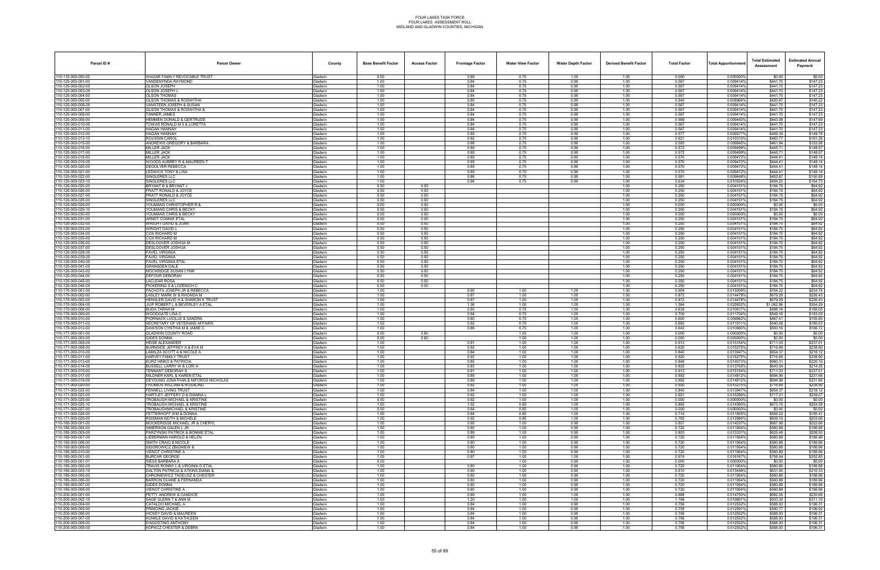FOUR LAKES TASK FORCE
FOUR LAKES ASSESSMENT ROLL
MIDLAND AND GLADWIN COUNTIES, MICHIGAN

| Parcel ID # | Parcel Owner | County | Base Benefit Factor | Access Factor | Frontage Factor | Water View Factor | Water Depth Factor | Derived Benefit Factor | Total Factor | Total Apportionment | Total Estimated Assessment | Estimated Annual Payment |
|---|---|---|---|---|---|---|---|---|---|---|---|---|
| 110-110-000-050-02 | WAGAR FAMILY REVOCABLE TRUST | Gladwin | 0.00 | | 0.89 | 0.75 | 1.00 | 1.00 | 0.000 | 0.000000% | $0.00 | $0.00 |
| 110-120-000-001-00 | VANDENYNDA RAYMOND | Gladwin | 1.00 | | 0.84 | 0.75 | 0.90 | 1.00 | 0.567 | 0.009414% | $441.70 | $147.23 |
| 110-120-000-002-00 | OLSON JOSEPH | Gladwin | 1.00 | | 0.84 | 0.75 | 0.90 | 1.00 | 0.567 | 0.009414% | $441.70 | $147.23 |
| 110-120-000-003-00 | OLSON JOSEPH L | Gladwin | 1.00 | | 0.84 | 0.75 | 0.90 | 1.00 | 0.567 | 0.009414% | $441.70 | $147.23 |
| 110-120-000-004-00 | OLSON THOMAS | Gladwin | 1.00 | | 0.84 | 0.75 | 0.90 | 1.00 | 0.567 | 0.009414% | $441.70 | $147.23 |
| 110-120-000-005-00 | OLSON THOMAS & ROSWITHA | Gladwin | 1.00 | | 0.80 | 0.75 | 0.90 | 1.00 | 0.540 | 0.008966% | $420.67 | $140.22 |
| 110-120-000-006-00 | VANSTEEN JOSEPH & SUSAN | Gladwin | 1.00 | | 0.84 | 0.75 | 0.90 | 1.00 | 0.567 | 0.009414% | $441.70 | $147.23 |
| 110-120-000-007-00 | OLSON THOMAS & ROSWITHA & | Gladwin | 1.00 | | 0.84 | 0.75 | 0.90 | 1.00 | 0.567 | 0.009414% | $441.70 | $147.23 |
| 110-120-000-008-00 | TANNER JAMES | Gladwin | 1.00 | | 0.84 | 0.75 | 0.90 | 1.00 | 0.567 | 0.009414% | $441.70 | $147.23 |
| 110-120-000-009-00 | HEMMEN DONALD & GERTRUDE | Gladwin | 1.00 | | 0.84 | 0.75 | 0.90 | 1.00 | 0.569 | 0.009443% | $443.08 | $147.69 |
| 110-120-000-010-00 | TOWAS RONALD M II & LORETTA | Gladwin | 1.00 | | 0.84 | 0.75 | 0.90 | 1.00 | 0.567 | 0.009414% | $441.70 | $147.23 |
| 110-120-000-011-00 | HAGAN HANNAH | Gladwin | 1.00 | | 0.84 | 0.75 | 0.90 | 1.00 | 0.567 | 0.009414% | $441.70 | $147.23 |
| 110-120-000-012-00 | HAGAN HANNAH | Gladwin | 1.00 | | 0.85 | 0.75 | 0.90 | 1.00 | 0.577 | 0.009577% | $449.35 | $149.78 |
| 110-120-000-013-10 | ROUSSIN CAROL | Gladwin | 1.00 | | 0.92 | 0.75 | 0.90 | 1.00 | 0.621 | 0.010310% | $483.77 | $161.26 |
| 110-120-000-015-00 | ANDREWS GREGORY & BARBARA | Gladwin | 1.00 | | 0.88 | 0.75 | 0.90 | 1.00 | 0.593 | 0.009845% | $461.94 | $153.98 |
| 110-120-000-016-00 | MILLER JACK | Gladwin | 1.00 | | 0.85 | 0.75 | 0.90 | 1.00 | 0.572 | 0.009499% | $445.71 | $148.57 |
| 110-120-000-017-00 | MILLER JACK | Gladwin | 1.00 | | 0.85 | 0.75 | 0.90 | 1.00 | 0.572 | 0.009499% | $445.71 | $148.57 |
| 110-120-000-018-00 | MILLER JACK | Gladwin | 1.00 | | 0.85 | 0.75 | 0.90 | 1.00 | 0.570 | 0.009472% | $444.41 | $148.14 |
| 110-120-000-019-00 | WOODS AUBREY R & MAUREEN T | Gladwin | 1.00 | | 0.85 | 0.75 | 0.90 | 1.00 | 0.570 | 0.009472% | $444.41 | $148.14 |
| 110-120-000-020-00 | DEGOLYER REBECCA | Gladwin | 1.00 | | 0.85 | 0.75 | 0.90 | 1.00 | 0.570 | 0.009472% | $444.41 | $148.14 |
| 110-120-000-021-00 | LEDWICK TONY & LISA | Gladwin | 1.00 | | 0.85 | 0.75 | 0.90 | 1.00 | 0.570 | 0.009472% | $444.41 | $148.14 |
| 110-120-000-022-00 | SINGLERES LLC | Gladwin | 1.00 | | 0.86 | 0.75 | 0.90 | 1.00 | 0.581 | 0.009648% | $452.67 | $150.89 |
| 110-120-000-023-10 | SINGLERES LLC | Gladwin | 1.00 | | 0.94 | 0.75 | 0.90 | 1.00 | 0.634 | 0.010534% | $494.25 | $164.75 |
| 110-120-000-025-00 | BRYANT B & BRYANT J | Gladwin | 0.50 | 0.50 | | | | 1.00 | 0.250 | 0.004151% | $194.75 | $64.92 |
| 110-120-000-026-00 | PRATT RONALD & JOYCE | Gladwin | 0.50 | 0.50 | | | | 1.00 | 0.250 | 0.004151% | $194.75 | $64.92 |
| 110-120-000-027-00 | PRATT RONALD & JOYCE | Gladwin | 0.50 | 0.50 | | | | 1.00 | 0.250 | 0.004151% | $194.75 | $64.92 |
| 110-120-000-028-00 | SINGLERES LLC | Gladwin | 0.50 | 0.50 | | | | 1.00 | 0.250 | 0.004151% | $194.75 | $64.92 |
| 110-120-000-029-00 | YOUMANS CHRISTOPHER R & | Gladwin | 0.00 | 0.50 | | | | 1.00 | 0.000 | 0.000000% | $0.00 | $0.00 |
| 110-120-000-029-10 | YOUMANS CHRIS & BECKY | Gladwin | 0.50 | 0.50 | | | | 1.00 | 0.250 | 0.004151% | $194.75 | $64.92 |
| 110-120-000-030-00 | YOUMANS CHRIS & BECKY | Gladwin | 0.00 | 0.50 | | | | 1.00 | 0.000 | 0.000000% | $0.00 | $0.00 |
| 110-120-000-031-00 | ARNDT CONNIE ETAL | Gladwin | 0.50 | 0.50 | | | | 1.00 | 0.250 | 0.004151% | $194.75 | $64.92 |
| 110-120-000-032-00 | WRIGHT DAVID & JOAN | Gladwin | 0.50 | 0.50 | | | | 1.00 | 0.250 | 0.004151% | $194.75 | $64.92 |
| 110-120-000-033-00 | WRIGHT DAVID L | Gladwin | 0.50 | 0.50 | | | | 1.00 | 0.250 | 0.004151% | $194.75 | $64.92 |
| 110-120-000-034-00 | COX RICHARD M | Gladwin | 0.50 | 0.50 | | | | 1.00 | 0.250 | 0.004151% | $194.75 | $64.92 |
| 110-120-000-035-00 | COX RICHARD M | Gladwin | 0.50 | 0.50 | | | | 1.00 | 0.250 | 0.004151% | $194.75 | $64.92 |
| 110-120-000-036-00 | DESLOOVER JOSHUA M | Gladwin | 0.50 | 0.50 | | | | 1.00 | 0.250 | 0.004151% | $194.75 | $64.92 |
| 110-120-000-037-00 | DESLOOVER JOSHUA | Gladwin | 0.50 | 0.50 | | | | 1.00 | 0.250 | 0.004151% | $194.75 | $64.92 |
| 110-120-000-038-00 | FAVEL VIRGINIA | Gladwin | 0.50 | 0.50 | | | | 1.00 | 0.250 | 0.004151% | $194.75 | $64.92 |
| 110-120-000-039-00 | FAVEL VIRGINIA | Gladwin | 0.50 | 0.50 | | | | 1.00 | 0.250 | 0.004151% | $194.75 | $64.92 |
| 110-120-000-040-00 | FAVEL VIRGINIA ETAL | Gladwin | 0.50 | 0.50 | | | | 1.00 | 0.250 | 0.004151% | $194.75 | $64.92 |
| 110-120-000-041-00 | GRANSDEN DALE | Gladwin | 0.50 | 0.50 | | | | 1.00 | 0.250 | 0.004151% | $194.75 | $64.92 |
| 110-120-000-043-00 | MOCKRIDGE SUSAN LYNN | Gladwin | 0.50 | 0.50 | | | | 1.00 | 0.250 | 0.004151% | $194.75 | $64.92 |
| 110-120-000-044-00 | DEFOUR DEBORAH | Gladwin | 0.50 | 0.50 | | | | 1.00 | 0.250 | 0.004151% | $194.75 | $64.92 |
| 110-120-000-045-00 | LACLEAR ROSA | Gladwin | 0.50 | 0.50 | | | | 1.00 | 0.250 | 0.004151% | $194.75 | $64.92 |
| 110-120-000-046-00 | PICKERING S & LOZENICH C | Gladwin | 0.50 | 0.50 | | | | 1.00 | 0.250 | 0.004151% | $194.75 | $64.92 |
| 110-170-000-001-00 | PACHOTA JOSEPH JR & REBECCA | Gladwin | 1.00 | | 0.90 | 1.00 | 1.00 | 1.00 | 0.904 | 0.015009% | $704.22 | $234.74 |
| 110-170-000-002-00 | LASLEY MARK W & RHONDA M | Gladwin | 1.00 | | 0.87 | 1.00 | 1.00 | 1.00 | 0.872 | 0.014478% | $679.29 | $226.43 |
| 110-170-000-003-00 | HENSLER DAVID H & SHARON K TRUST | Gladwin | 1.00 | | 0.87 | 1.00 | 1.00 | 1.00 | 0.872 | 0.014478% | $679.29 | $226.43 |
| 110-170-000-004-00 | JUIP ROBERT L & BEVERLEY A ETAL | Gladwin | 1.00 | | 1.36 | 1.00 | 1.00 | 1.00 | 1.364 | 0.022652% | $1,062.86 | $354.29 |
| 110-170-000-008-00 | BUDA TARAH M | Gladwin | 1.00 | | 0.85 | 0.75 | 1.00 | 1.00 | 0.639 | 0.010617% | $498.16 | $166.05 |
| 110-170-000-009-00 | WOODGATE LISA C | Gladwin | 1.00 | | 0.94 | 0.75 | 1.00 | 1.00 | 0.705 | 0.011704% | $549.16 | $183.05 |
| 110-170-000-010-00 | PIORNACK LUCILLE & SANDRA | Gladwin | 1.00 | | 0.80 | 0.75 | 1.00 | 1.00 | 0.600 | 0.009962% | $467.41 | $155.80 |
| 110-170-000-011-02 | SECRETARY OF VETERANS AFFAIRS | Gladwin | 1.00 | | 0.92 | 0.75 | 1.00 | 1.00 | 0.693 | 0.011511% | $540.09 | $180.03 |
| 110-170-000-012-00 | DAWSON CYNTHIA M & JAMIE C | Gladwin | 1.00 | | 0.86 | 0.75 | 1.00 | 1.00 | 0.642 | 0.010660% | $500.16 | $166.72 |
| 110-171-000-001-00 | GLADWIN COUNTY ROAD | Gladwin | 0.00 | 0.60 | | 1.00 | 1.00 | 1.00 | 0.000 | 0.000000% | $0.00 | $0.00 |
| 110-171-000-003-00 | GIDES DONNA | Gladwin | 0.00 | 0.60 | | 1.00 | 1.00 | 1.00 | 0.000 | 0.000000% | $0.00 | $0.00 |
| 110-171-000-006-00 | HEISE ALEXANDER | Gladwin | 1.00 | | 0.91 | 1.00 | 1.00 | 1.00 | 0.913 | 0.015154% | $711.03 | $237.01 |
| 110-171-000-008-00 | BURNSIDE JEFFREY A & EVA M | Gladwin | 1.00 | | 0.92 | 1.00 | 1.00 | 1.00 | 0.920 | 0.015275% | $716.69 | $238.90 |
| 110-171-000-010-00 | LAMILZA SCOTT A & NICOLE A | Gladwin | 1.00 | | 0.84 | 1.00 | 1.00 | 1.00 | 0.840 | 0.013947% | $654.37 | $218.12 |
| 110-171-000-011-00 | HARVEY FAMILY TRUST | Gladwin | 1.00 | | 0.92 | 1.00 | 1.00 | 1.00 | 0.920 | 0.015275% | $716.69 | $238.90 |
| 110-171-000-013-00 | KURZ HINKO & PATRICIA | Gladwin | 1.00 | | 0.85 | 1.00 | 1.00 | 1.00 | 0.848 | 0.014073% | $660.31 | $220.10 |
| 110-171-000-014-00 | BUSSELL LARRY W & LORI A | Gladwin | 1.00 | | 0.83 | 1.00 | 1.00 | 1.00 | 0.825 | 0.013705% | $643.04 | $214.35 |
| 110-171-000-015-00 | TENNANT DEBORAH S | Gladwin | 1.00 | | 0.91 | 1.00 | 1.00 | 1.00 | 0.913 | 0.015154% | $711.03 | $237.01 |
| 110-171-000-017-00 | MILDNER KARL & KAREN ETAL | Gladwin | 1.00 | | 0.89 | 1.00 | 1.00 | 1.00 | 0.892 | 0.014812% | $694.99 | $231.66 |
| 110-171-000-019-00 | DEYOUNG JONATHAN & NIFOROS NICHOLAS | Gladwin | 1.00 | | 0.89 | 1.00 | 1.00 | 1.00 | 0.892 | 0.014812% | $694.99 | $231.66 |
| 110-171-000-020-00 | FRUMUS WILLIAM & ROSALIND | Gladwin | 1.00 | | 0.92 | 1.00 | 1.00 | 1.00 | 0.920 | 0.015275% | $716.69 | $238.90 |
| 110-171-000-022-00 | FENNELL LIVING TRUST | Gladwin | 1.00 | | 0.84 | 1.00 | 1.00 | 1.00 | 0.840 | 0.013947% | $654.37 | $218.12 |
| 110-171-000-023-00 | HARTLEY JEFFERY D & DIANNA L | Gladwin | 1.00 | | 0.92 | 1.00 | 1.00 | 1.00 | 0.921 | 0.015288% | $717.21 | $239.07 |
| 110-171-000-025-00 | TROBAUGH MICHAEL & KRISTINE | Gladwin | 0.00 | | 0.92 | 1.00 | 1.00 | 1.00 | 0.000 | 0.000000% | $0.00 | $0.00 |
| 110-171-000-025-10 | TROBAUGH MICHAEL & KRISTINE | Gladwin | 1.00 | | 1.02 | 0.85 | 1.00 | 1.00 | 0.865 | 0.014360% | $673.75 | $224.58 |
| 110-171-000-027-00 | TROBAUGHMICHAEL & KRISTINE | Gladwin | 0.00 | | 0.84 | 0.85 | 1.00 | 1.00 | 0.000 | 0.000000% | $0.00 | $0.00 |
| 110-171-000-028-00 | FETTERHOFF WM & DONNA | Gladwin | 1.00 | | 0.84 | 0.85 | 1.00 | 1.00 | 0.714 | 0.011855% | $556.22 | $185.41 |
| 110-171-000-029-00 | RISSMAN KEITH & MICHELE | Gladwin | 1.00 | | 0.92 | 0.85 | 1.00 | 1.00 | 0.782 | 0.012984% | $609.19 | $203.06 |
| 110-180-000-001-00 | MOCKERIDGE MICHAEL JR & CHERYL | Gladwin | 1.00 | | 0.95 | 1.00 | 0.90 | 1.00 | 0.857 | 0.014237% | $667.99 | $222.66 |
| 110-180-000-004-00 | SIMERSON GALEN L JR | Gladwin | 1.00 | | 0.80 | 1.00 | 0.90 | 1.00 | 0.720 | 0.011954% | $560.89 | $186.96 |
| 110-180-000-005-00 | PARZYNSKI PATRICK & BONNIE ETAL | Gladwin | 1.00 | | 0.89 | 1.00 | 0.90 | 1.00 | 0.803 | 0.013331% | $625.49 | $208.50 |
| 110-180-000-007-00 | LIEBERMAN HAROLD & HELEN | Gladwin | 1.00 | | 0.80 | 1.00 | 0.90 | 1.00 | 0.720 | 0.011954% | $560.89 | $186.96 |
| 110-180-000-008-00 | SMITH CRAIG & NICOLE | Gladwin | 1.00 | | 0.80 | 1.00 | 0.90 | 1.00 | 0.720 | 0.011954% | $560.89 | $186.96 |
| 110-180-000-009-00 | SIDOROWICZ ZBIGNIEW & | Gladwin | 1.00 | | 0.80 | 1.00 | 0.90 | 1.00 | 0.720 | 0.011954% | $560.89 | $186.96 |
| 110-180-000-010-00 | VIENOT CHRISTINE A | Gladwin | 1.00 | | 0.80 | 1.00 | 0.90 | 1.00 | 0.720 | 0.011954% | $560.89 | $186.96 |
| 110-185-000-001-00 | BURCAR GEORGE | Gladwin | 1.00 | | 0.97 | 1.00 | 1.00 | 1.00 | 0.974 | 0.016167% | $758.54 | $252.85 |
| 110-185-000-001-01 | SIESS BARBARA A | Gladwin | 0.00 | | | 1.00 | 0.90 | 1.00 | 0.000 | 0.000000% | $0.00 | $0.00 |
| 110-185-000-002-00 | TRAVIS RONNY L & VIRGINIA D ETAL | Gladwin | 1.00 | | 0.80 | 1.00 | 0.90 | 1.00 | 0.720 | 0.011954% | $560.89 | $186.96 |
| 110-185-000-003-10 | DALTON PATRICIA & ATKINS DIANA & | Gladwin | 1.00 | | 0.90 | 1.00 | 0.90 | 1.00 | 0.810 | 0.013448% | $631.00 | $210.33 |
| 110-185-000-005-00 | CHRONEWICZ TADEUSZ & CHESTER | Gladwin | 1.00 | | 0.80 | 1.00 | 0.90 | 1.00 | 0.720 | 0.011954% | $560.89 | $186.96 |
| 110-185-000-006-00 | BARRON DUANE & FERNANDA | Gladwin | 1.00 | | 0.80 | 1.00 | 0.90 | 1.00 | 0.720 | 0.011954% | $560.89 | $186.96 |
| 110-185-000-007-00 | GIDES DONNA | Gladwin | 1.00 | | 0.80 | 1.00 | 0.90 | 1.00 | 0.720 | 0.011954% | $560.89 | $186.96 |
| 110-185-000-008-00 | VIENOT CHRISTINE A | Gladwin | 1.00 | | 0.80 | 1.00 | 0.90 | 1.00 | 0.720 | 0.011954% | $560.89 | $186.96 |
| 110-200-000-001-00 | PETTY ANDREW & CANDICE | Gladwin | 1.00 | | 0.89 | 1.00 | 1.00 | 1.00 | 0.888 | 0.014750% | $692.05 | $230.68 |
| 110-200-000-002-10 | SAGE GLENN T & ANN M | Gladwin | 1.00 | | 1.20 | 1.00 | 1.00 | 1.00 | 1.198 | 0.019891% | $933.30 | $311.10 |
| 110-200-000-004-00 | CATALDO MICHAEL A | Gladwin | 1.00 | | 0.84 | 1.00 | 0.90 | 1.00 | 0.756 | 0.012552% | $588.93 | $196.31 |
| 110-200-000-005-00 | PRINCING JACKIE | Gladwin | 1.00 | | 0.84 | 1.00 | 0.90 | 1.00 | 0.758 | 0.012591% | $590.77 | $196.92 |
| 110-200-000-006-00 | HICKEY DAVID & MAUREEN | Gladwin | 1.00 | | 0.84 | 1.00 | 0.90 | 1.00 | 0.756 | 0.012552% | $588.93 | $196.31 |
| 110-200-000-007-00 | KUNKLE DAVID & KATHLEEN | Gladwin | 1.00 | | 0.84 | 1.00 | 0.90 | 1.00 | 0.756 | 0.012552% | $588.93 | $196.31 |
| 110-200-000-008-00 | D'AGOSTINO ANTHONY | Gladwin | 1.00 | | 0.84 | 1.00 | 0.90 | 1.00 | 0.756 | 0.012552% | $588.93 | $196.31 |
| 110-200-000-009-00 | KOPACZ CHESTER & DEBRA | Gladwin | 1.00 | | 0.84 | 1.00 | 0.90 | 1.00 | 0.756 | 0.012552% | $588.93 | $196.31 |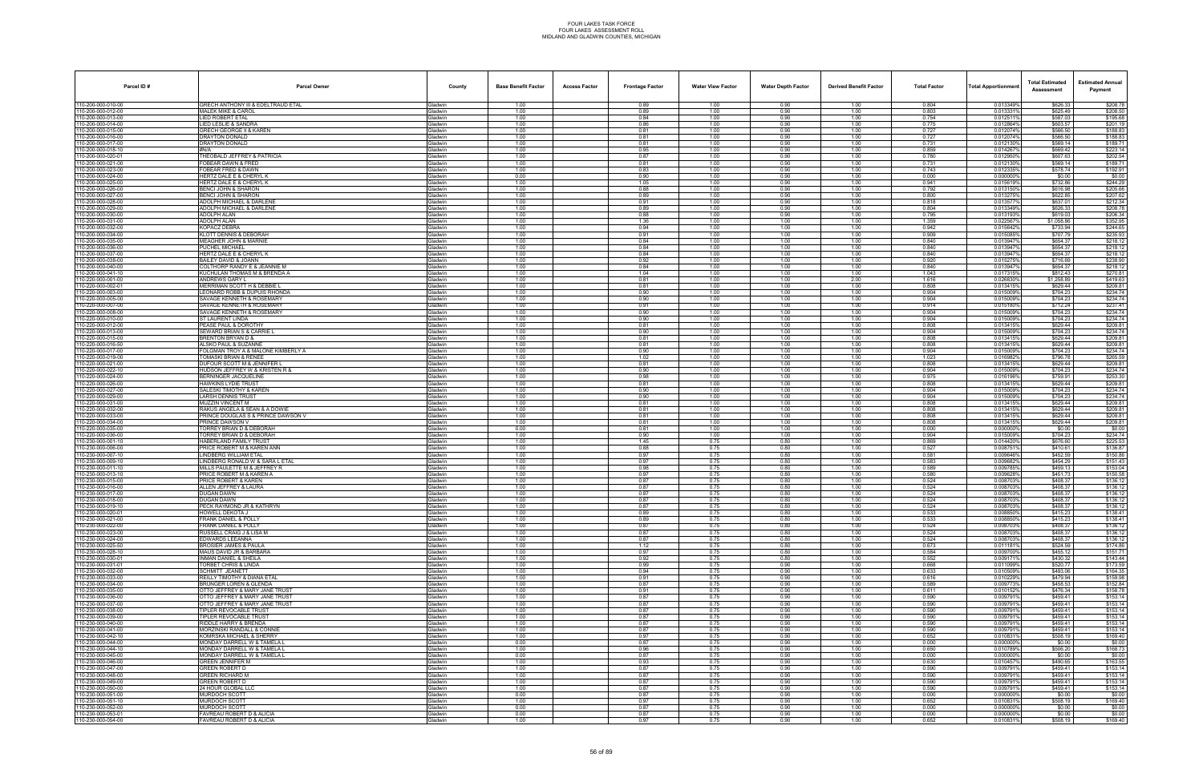FOUR LAKES TASK FORCE
FOUR LAKES ASSESSMENT ROLL
MIDLAND AND GLADWIN COUNTIES, MICHIGAN

| Parcel ID # | Parcel Owner | County | Base Benefit Factor | Access Factor | Frontage Factor | Water View Factor | Water Depth Factor | Derived Benefit Factor | Total Factor | Total Apportionment | Total Estimated Assessment | Estimated Annual Payment |
|---|---|---|---|---|---|---|---|---|---|---|---|---|
| 110-200-000-010-00 | GRECH ANTHONY III & EDELTRAUD ETAL | Gladwin | 1.00 | | 0.89 | 1.00 | 0.90 | 1.00 | 0.804 | 0.013349% | $626.33 | $208.78 |
| 110-200-000-012-00 | MALEK MIKE & CAROL | Gladwin | 1.00 | | 0.89 | 1.00 | 0.90 | 1.00 | 0.803 | 0.013331% | $625.49 | $208.50 |
| 110-200-000-013-00 | LIED ROBERT ETAL | Gladwin | 1.00 | | 0.84 | 1.00 | 0.90 | 1.00 | 0.754 | 0.012511% | $587.03 | $195.68 |
| 110-200-000-014-00 | LIED LESLIE & SANDRA | Gladwin | 1.00 | | 0.86 | 1.00 | 0.90 | 1.00 | 0.775 | 0.012864% | $603.57 | $201.19 |
| 110-200-000-015-00 | GRECH GEORGE II & KAREN | Gladwin | 1.00 | | 0.81 | 1.00 | 0.90 | 1.00 | 0.727 | 0.012074% | $566.50 | $188.83 |
| 110-200-000-016-00 | DRAYTON DONALD | Gladwin | 1.00 | | 0.81 | 1.00 | 0.90 | 1.00 | 0.727 | 0.012074% | $566.50 | $188.83 |
| 110-200-000-017-00 | DRAYTON DONALD | Gladwin | 1.00 | | 0.81 | 1.00 | 0.90 | 1.00 | 0.731 | 0.012130% | $569.14 | $189.71 |
| 110-200-000-018-10 | #N/A | Gladwin | 1.00 | | 0.95 | 1.00 | 0.90 | 1.00 | 0.859 | 0.014267% | $669.42 | $223.14 |
| 110-200-000-020-01 | THEOBALD JEFFREY & PATRICIA | Gladwin | 1.00 | | 0.87 | 1.00 | 0.90 | 1.00 | 0.780 | 0.012950% | $607.63 | $202.54 |
| 110-200-000-021-00 | FOBEAR DAWN & FRED | Gladwin | 1.00 | | 0.81 | 1.00 | 0.90 | 1.00 | 0.731 | 0.012130% | $569.14 | $189.71 |
| 110-200-000-023-00 | FOBEAR FRED & DAWN | Gladwin | 1.00 | | 0.83 | 1.00 | 0.90 | 1.00 | 0.743 | 0.012335% | $578.74 | $192.91 |
| 110-200-000-024-00 | HERTZ DALE E & CHERYL K | Gladwin | 0.00 | | 0.90 | 1.00 | 0.90 | 1.00 | 0.000 | 0.000000% | $0.00 | $0.00 |
| 110-200-000-025-00 | HERTZ DALE E & CHERYL K | Gladwin | 1.00 | | 1.05 | 1.00 | 0.90 | 1.00 | 0.941 | 0.015619% | $732.86 | $244.29 |
| 110-200-000-026-00 | BENCI JOHN & SHARON | Gladwin | 1.00 | | 0.88 | 1.00 | 0.90 | 1.00 | 0.792 | 0.013150% | $616.98 | $205.66 |
| 110-200-000-027-00 | BENCI JOHN & SHARON | Gladwin | 1.00 | | 0.89 | 1.00 | 0.90 | 1.00 | 0.800 | 0.013275% | $622.85 | $207.62 |
| 110-200-000-028-00 | ADOLPH MICHAEL & DARLENE | Gladwin | 1.00 | | 0.91 | 1.00 | 0.90 | 1.00 | 0.818 | 0.013577% | $637.01 | $212.34 |
| 110-200-000-029-00 | ADOLPH MICHAEL & DARLENE | Gladwin | 1.00 | | 0.89 | 1.00 | 0.90 | 1.00 | 0.804 | 0.013349% | $626.33 | $208.78 |
| 110-200-000-030-00 | ADOLPH ALAN | Gladwin | 1.00 | | 0.88 | 1.00 | 0.90 | 1.00 | 0.795 | 0.013193% | $619.03 | $206.34 |
| 110-200-000-031-00 | ADOLPH ALAN | Gladwin | 1.00 | | 1.36 | 1.00 | 1.00 | 1.00 | 1.359 | 0.022567% | $1,058.86 | $352.95 |
| 110-200-000-032-00 | KOPACZ DEBRA | Gladwin | 1.00 | | 0.94 | 1.00 | 1.00 | 1.00 | 0.942 | 0.015642% | $733.94 | $244.65 |
| 110-200-000-034-00 | KLOTT DENNIS & DEBORAH | Gladwin | 1.00 | | 0.91 | 1.00 | 1.00 | 1.00 | 0.909 | 0.015085% | $707.79 | $235.93 |
| 110-200-000-035-00 | MEAGHER JOHN & MARNIE | Gladwin | 1.00 | | 0.84 | 1.00 | 1.00 | 1.00 | 0.840 | 0.013947% | $654.37 | $218.12 |
| 110-200-000-036-00 | PUCHEL MICHAEL | Gladwin | 1.00 | | 0.84 | 1.00 | 1.00 | 1.00 | 0.840 | 0.013947% | $654.37 | $218.12 |
| 110-200-000-037-00 | HERTZ DALE E & CHERYL K | Gladwin | 1.00 | | 0.84 | 1.00 | 1.00 | 1.00 | 0.840 | 0.013947% | $654.37 | $218.12 |
| 110-200-000-038-00 | BAILEY DAVID & JOANN | Gladwin | 1.00 | | 0.92 | 1.00 | 1.00 | 1.00 | 0.920 | 0.015275% | $716.69 | $238.90 |
| 110-200-000-040-00 | COLTHORP RANDY E & JEANNIE M | Gladwin | 1.00 | | 0.84 | 1.00 | 1.00 | 1.00 | 0.840 | 0.013947% | $654.37 | $218.12 |
| 110-200-000-041-10 | KUCHULAN THOMAS M & BRENDA A | Gladwin | 1.00 | | 1.04 | 1.00 | 1.00 | 1.00 | 1.043 | 0.017315% | $812.43 | $270.81 |
| 110-220-000-001-00 | ANDREWS GARY L | Gladwin | 1.00 | | 0.81 | 1.00 | 2.00 | 1.00 | 1.616 | 0.026830% | $1,258.89 | $419.63 |
| 110-220-000-002-01 | MERRIMAN SCOTT H & DEBBIE L | Gladwin | 1.00 | | 0.81 | 1.00 | 1.00 | 1.00 | 0.808 | 0.013415% | $629.44 | $209.81 |
| 110-220-000-003-00 | LEONARD ROBB & DUPUIS RHONDA | Gladwin | 1.00 | | 0.90 | 1.00 | 1.00 | 1.00 | 0.904 | 0.015009% | $704.23 | $234.74 |
| 110-220-000-005-00 | SAVAGE KENNETH & ROSEMARY | Gladwin | 1.00 | | 0.90 | 1.00 | 1.00 | 1.00 | 0.904 | 0.015009% | $704.23 | $234.74 |
| 110-220-000-007-00 | SAVAGE KENNETH & ROSEMARY | Gladwin | 1.00 | | 0.91 | 1.00 | 1.00 | 1.00 | 0.914 | 0.015180% | $712.24 | $237.41 |
| 110-220-000-008-00 | SAVAGE KENNETH & ROSEMARY | Gladwin | 1.00 | | 0.90 | 1.00 | 1.00 | 1.00 | 0.904 | 0.015009% | $704.23 | $234.74 |
| 110-220-000-010-00 | ST LAURENT LINDA | Gladwin | 1.00 | | 0.90 | 1.00 | 1.00 | 1.00 | 0.904 | 0.015009% | $704.23 | $234.74 |
| 110-220-000-012-00 | PEASE PAUL & DOROTHY | Gladwin | 1.00 | | 0.81 | 1.00 | 1.00 | 1.00 | 0.808 | 0.013415% | $629.44 | $209.81 |
| 110-220-000-013-00 | SEWARD BRIAN S & CARRIE L | Gladwin | 1.00 | | 0.90 | 1.00 | 1.00 | 1.00 | 0.904 | 0.015009% | $704.23 | $234.74 |
| 110-220-000-015-00 | BRENTON BRYAN D & | Gladwin | 1.00 | | 0.81 | 1.00 | 1.00 | 1.00 | 0.808 | 0.013415% | $629.44 | $209.81 |
| 110-220-000-016-50 | ALSKO PAUL & SUZANNE | Gladwin | 1.00 | | 0.81 | 1.00 | 1.00 | 1.00 | 0.808 | 0.013415% | $629.44 | $209.81 |
| 110-220-000-017-00 | FOLGMAN TROY A & MALONE KIMBERLY A | Gladwin | 1.00 | | 0.90 | 1.00 | 1.00 | 1.00 | 0.904 | 0.015009% | $704.23 | $234.74 |
| 110-220-000-019-00 | TOMASKI BRIAN & RENEE | Gladwin | 1.00 | | 1.02 | 1.00 | 1.00 | 1.00 | 1.023 | 0.016982% | $796.78 | $265.59 |
| 110-220-000-021-00 | DUFOUR SCOTT M & JENNIFER L | Gladwin | 1.00 | | 0.81 | 1.00 | 1.00 | 1.00 | 0.808 | 0.013415% | $629.44 | $209.81 |
| 110-220-000-022-10 | HUDSON JEFFREY W & KRISTEN R & | Gladwin | 1.00 | | 0.90 | 1.00 | 1.00 | 1.00 | 0.904 | 0.015009% | $704.23 | $234.74 |
| 110-220-000-024-00 | BERNINGER JACQUELINE | Gladwin | 1.00 | | 0.98 | 1.00 | 1.00 | 1.00 | 0.975 | 0.016198% | $759.91 | $253.30 |
| 110-220-000-026-00 | HAWKINS LYDIE TRUST | Gladwin | 1.00 | | 0.81 | 1.00 | 1.00 | 1.00 | 0.808 | 0.013415% | $629.44 | $209.81 |
| 110-220-000-027-00 | SALESKI TIMOTHY & KAREN | Gladwin | 1.00 | | 0.90 | 1.00 | 1.00 | 1.00 | 0.904 | 0.015009% | $704.23 | $234.74 |
| 110-220-000-029-00 | LARSH DENNIS TRUST | Gladwin | 1.00 | | 0.90 | 1.00 | 1.00 | 1.00 | 0.904 | 0.015009% | $704.23 | $234.74 |
| 110-220-000-031-00 | MUZZIN VINCENT M | Gladwin | 1.00 | | 0.81 | 1.00 | 1.00 | 1.00 | 0.808 | 0.013415% | $629.44 | $209.81 |
| 110-220-000-032-00 | RAKUS ANGELA & SEAN & A DOWIE | Gladwin | 1.00 | | 0.81 | 1.00 | 1.00 | 1.00 | 0.808 | 0.013415% | $629.44 | $209.81 |
| 110-220-000-033-00 | PRINCE DOUGLAS S & PRINCE DAWSON V | Gladwin | 1.00 | | 0.81 | 1.00 | 1.00 | 1.00 | 0.808 | 0.013415% | $629.44 | $209.81 |
| 110-220-000-034-00 | PRINCE DAWSON V | Gladwin | 1.00 | | 0.81 | 1.00 | 1.00 | 1.00 | 0.808 | 0.013415% | $629.44 | $209.81 |
| 110-220-000-035-00 | TORREY BRIAN D & DEBORAH | Gladwin | 0.00 | | 0.81 | 1.00 | 1.00 | 1.00 | 0.000 | 0.000000% | $0.00 | $0.00 |
| 110-220-000-036-00 | TORREY BRIAN D & DEBORAH | Gladwin | 1.00 | | 0.90 | 1.00 | 1.00 | 1.00 | 0.904 | 0.015009% | $704.23 | $234.74 |
| 110-230-000-001-10 | HABERLAND FAMILY TRUST | Gladwin | 1.00 | | 1.45 | 0.75 | 0.80 | 1.00 | 0.869 | 0.014420% | $676.60 | $225.53 |
| 110-230-000-006-00 | PRICE ROBERT M & KAREN ANN | Gladwin | 1.00 | | 0.88 | 0.75 | 0.80 | 1.00 | 0.527 | 0.008751% | $410.61 | $136.87 |
| 110-230-000-007-10 | LINDBERG WILLIAM ETAL | Gladwin | 1.00 | | 0.97 | 0.75 | 0.80 | 1.00 | 0.581 | 0.009646% | $452.59 | $150.86 |
| 110-230-000-009-10 | LINDBERG RONALD W & SARA L ETAL | Gladwin | 1.00 | | 0.97 | 0.75 | 0.80 | 1.00 | 0.583 | 0.009682% | $454.29 | $151.43 |
| 110-230-000-011-10 | MILLS PAULETTE M & JEFFREY R | Gladwin | 1.00 | | 0.98 | 0.75 | 0.80 | 1.00 | 0.589 | 0.009785% | $459.13 | $153.04 |
| 110-230-000-013-10 | PRICE ROBERT M & KAREN A | Gladwin | 1.00 | | 0.97 | 0.75 | 0.80 | 1.00 | 0.580 | 0.009628% | $451.73 | $150.58 |
| 110-230-000-015-00 | PRICE ROBERT & KAREN | Gladwin | 1.00 | | 0.87 | 0.75 | 0.80 | 1.00 | 0.524 | 0.008703% | $408.37 | $136.12 |
| 110-230-000-016-00 | ALLEN JEFFREY & LAURA | Gladwin | 1.00 | | 0.87 | 0.75 | 0.80 | 1.00 | 0.524 | 0.008703% | $408.37 | $136.12 |
| 110-230-000-017-00 | DUGAN DAWN | Gladwin | 1.00 | | 0.87 | 0.75 | 0.80 | 1.00 | 0.524 | 0.008703% | $408.37 | $136.12 |
| 110-230-000-018-00 | DUGAN DAWN | Gladwin | 1.00 | | 0.87 | 0.75 | 0.80 | 1.00 | 0.524 | 0.008703% | $408.37 | $136.12 |
| 110-230-000-019-10 | PECK RAYMOND JR & KATHRYN | Gladwin | 1.00 | | 0.87 | 0.75 | 0.80 | 1.00 | 0.524 | 0.008703% | $408.37 | $136.12 |
| 110-230-000-020-01 | HOWELL DEKOTA J | Gladwin | 1.00 | | 0.89 | 0.75 | 0.80 | 1.00 | 0.533 | 0.008850% | $415.23 | $138.41 |
| 110-230-000-021-00 | FRANK DANIEL & POLLY | Gladwin | 1.00 | | 0.89 | 0.75 | 0.80 | 1.00 | 0.533 | 0.008850% | $415.23 | $138.41 |
| 110-230-000-022-00 | FRANK DANIEL & POLLY | Gladwin | 1.00 | | 0.87 | 0.75 | 0.80 | 1.00 | 0.524 | 0.008703% | $408.37 | $136.12 |
| 110-230-000-023-00 | RUSSELL CRAIG J & LISA M | Gladwin | 1.00 | | 0.87 | 0.75 | 0.80 | 1.00 | 0.524 | 0.008703% | $408.37 | $136.12 |
| 110-230-000-024-00 | EDWARDS LEEANNA | Gladwin | 1.00 | | 0.87 | 0.75 | 0.80 | 1.00 | 0.524 | 0.008703% | $408.37 | $136.12 |
| 110-230-000-025-50 | BROSIER JAMES & PAULA | Gladwin | 1.00 | | 1.12 | 0.75 | 0.80 | 1.00 | 0.673 | 0.011181% | $524.59 | $174.86 |
| 110-230-000-028-10 | MAUS DAVID JR & BARBARA | Gladwin | 1.00 | | 0.97 | 0.75 | 0.80 | 1.00 | 0.584 | 0.009700% | $455.12 | $151.71 |
| 110-230-000-030-01 | INMAN DANIEL & SHEILA | Gladwin | 1.00 | | 0.92 | 0.75 | 0.80 | 1.00 | 0.552 | 0.009171% | $430.32 | $143.44 |
| 110-230-000-031-00 | TORBET CHRIS & LINDA | Gladwin | 1.00 | | 0.99 | 0.75 | 0.90 | 1.00 | 0.668 | 0.011099% | $520.77 | $173.59 |
| 110-230-000-032-00 | SCHMITT JEANETT | Gladwin | 1.00 | | 0.94 | 0.75 | 0.90 | 1.00 | 0.633 | 0.010509% | $493.06 | $164.35 |
| 110-230-000-033-00 | REILLY TIMOTHY & DIANA ETAL | Gladwin | 1.00 | | 0.91 | 0.75 | 0.90 | 1.00 | 0.616 | 0.010229% | $479.94 | $159.98 |
| 110-230-000-034-00 | BRUNGER LOREN & GLENDA | Gladwin | 1.00 | | 0.87 | 0.75 | 0.90 | 1.00 | 0.589 | 0.009773% | $458.53 | $152.84 |
| 110-230-000-035-00 | OTTO JEFFREY & MARY JANE TRUST | Gladwin | 1.00 | | 0.91 | 0.75 | 0.90 | 1.00 | 0.611 | 0.010152% | $476.34 | $158.78 |
| 110-230-000-036-00 | OTTO JEFFREY & MARY JANE TRUST | Gladwin | 1.00 | | 0.87 | 0.75 | 0.90 | 1.00 | 0.590 | 0.009791% | $459.41 | $153.14 |
| 110-230-000-037-00 | OTTO JEFFREY & MARY JANE TRUST | Gladwin | 1.00 | | 0.87 | 0.75 | 0.90 | 1.00 | 0.590 | 0.009791% | $459.41 | $153.14 |
| 110-230-000-038-00 | TIPLER REVOCABLE TRUST | Gladwin | 1.00 | | 0.87 | 0.75 | 0.90 | 1.00 | 0.590 | 0.009791% | $459.41 | $153.14 |
| 110-230-000-039-00 | TIPLER REVOCABLE TRUST | Gladwin | 1.00 | | 0.87 | 0.75 | 0.90 | 1.00 | 0.590 | 0.009791% | $459.41 | $153.14 |
| 110-230-000-040-00 | RIDDLE HARRY & BRENDA | Gladwin | 1.00 | | 0.87 | 0.75 | 0.90 | 1.00 | 0.590 | 0.009791% | $459.41 | $153.14 |
| 110-230-000-041-00 | MORZINSKI RANDALL & CONNIE | Gladwin | 1.00 | | 0.87 | 0.75 | 0.90 | 1.00 | 0.590 | 0.009791% | $459.41 | $153.14 |
| 110-230-000-042-10 | KOMRSKA MICHAEL & SHERRY | Gladwin | 1.00 | | 0.97 | 0.75 | 0.90 | 1.00 | 0.652 | 0.010831% | $508.19 | $169.40 |
| 110-230-000-044-00 | MONDAY DARRELL W & TAMELA L | Gladwin | 0.00 | | 0.87 | 0.75 | 0.90 | 1.00 | 0.000 | 0.000000% | $0.00 | $0.00 |
| 110-230-000-044-10 | MONDAY DARRELL W & TAMELA L | Gladwin | 1.00 | | 0.96 | 0.75 | 0.90 | 1.00 | 0.650 | 0.010789% | $506.20 | $168.73 |
| 110-230-000-045-00 | MONDAY DARRELL W & TAMELA L | Gladwin | 0.00 | | 0.87 | 0.75 | 0.90 | 1.00 | 0.000 | 0.000000% | $0.00 | $0.00 |
| 110-230-000-046-00 | GREEN JENNIFER M | Gladwin | 1.00 | | 0.93 | 0.75 | 0.90 | 1.00 | 0.630 | 0.010457% | $490.65 | $163.55 |
| 110-230-000-047-00 | GREEN ROBERT D | Gladwin | 1.00 | | 0.87 | 0.75 | 0.90 | 1.00 | 0.590 | 0.009791% | $459.41 | $153.14 |
| 110-230-000-048-00 | GREEN RICHARD M | Gladwin | 1.00 | | 0.87 | 0.75 | 0.90 | 1.00 | 0.590 | 0.009791% | $459.41 | $153.14 |
| 110-230-000-049-00 | GREEN ROBERT D | Gladwin | 1.00 | | 0.87 | 0.75 | 0.90 | 1.00 | 0.590 | 0.009791% | $459.41 | $153.14 |
| 110-230-000-050-00 | 24 HOUR GLOBAL LLC | Gladwin | 1.00 | | 0.87 | 0.75 | 0.90 | 1.00 | 0.590 | 0.009791% | $459.41 | $153.14 |
| 110-230-000-051-00 | MURDOCH SCOTT | Gladwin | 0.00 | | 0.87 | 0.75 | 0.90 | 1.00 | 0.000 | 0.000000% | $0.00 | $0.00 |
| 110-230-000-051-10 | MURDOCH SCOTT | Gladwin | 1.00 | | 0.97 | 0.75 | 0.90 | 1.00 | 0.652 | 0.010831% | $508.19 | $169.40 |
| 110-230-000-052-00 | MURDOCH SCOTT | Gladwin | 0.00 | | 0.87 | 0.75 | 0.90 | 1.00 | 0.000 | 0.000000% | $0.00 | $0.00 |
| 110-230-000-053-01 | FAVREAU ROBERT D & ALICIA | Gladwin | 0.00 | | 0.87 | 0.75 | 0.90 | 1.00 | 0.000 | 0.000000% | $0.00 | $0.00 |
| 110-230-000-054-00 | FAVREAU ROBERT D & ALICIA | Gladwin | 1.00 | | 0.97 | 0.75 | 0.90 | 1.00 | 0.652 | 0.010831% | $508.19 | $169.40 |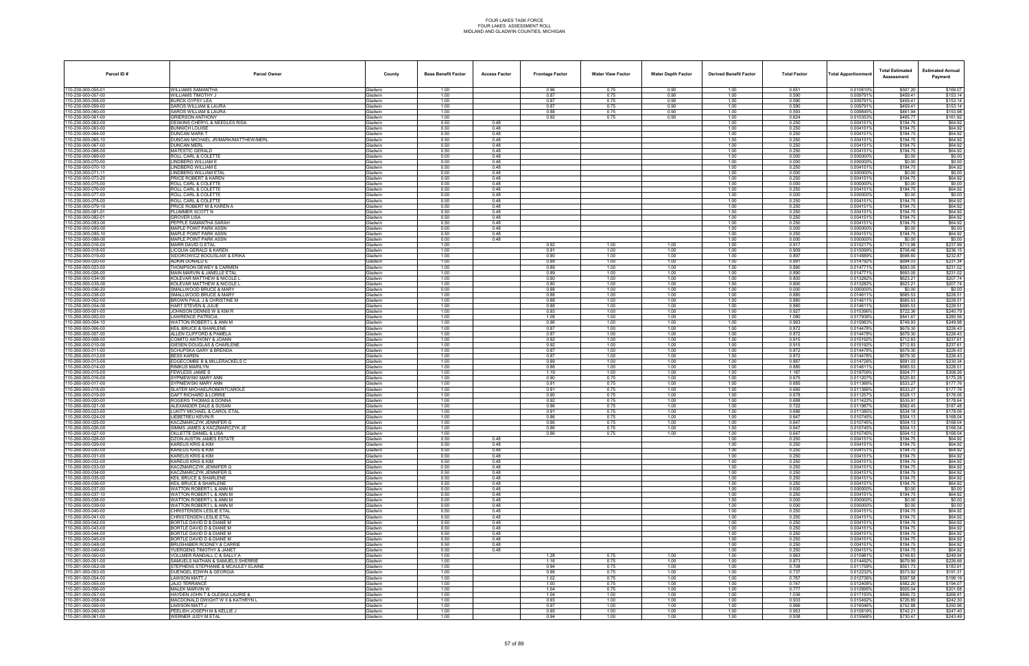# FOUR LAKES TASK FORCE
# FOUR LAKES ASSESSMENT ROLL
# MIDLAND AND GLADWIN COUNTIES, MICHIGAN

| Parcel ID # | Parcel Owner | County | Base Benefit Factor | Access Factor | Frontage Factor | Water View Factor | Water Depth Factor | Derived Benefit Factor | Total Factor | Total Apportionment | Total Estimated Assessment | Estimated Annual Payment |
|---|---|---|---|---|---|---|---|---|---|---|---|---|
| 110-230-000-055-01 | WILLIAMS SAMANTHA | Gladwin | 1.00 | | 0.96 | 0.75 | 0.90 | 1.00 | 0.651 | 0.010810% | $507.20 | $169.07 |
| 110-230-000-057-00 | WILLIAMS TIMOTHY J | Gladwin | 1.00 | | 0.87 | 0.75 | 0.90 | 1.00 | 0.590 | 0.009791% | $459.41 | $153.14 |
| 110-230-000-058-00 | BURCK GYPSY LEA | Gladwin | 1.00 | | 0.87 | 0.75 | 0.90 | 1.00 | 0.590 | 0.009791% | $459.41 | $153.14 |
| 110-230-000-059-00 | SAROS WILLIAM & LAURA | Gladwin | 1.00 | | 0.87 | 0.75 | 0.90 | 1.00 | 0.590 | 0.009791% | $459.41 | $153.14 |
| 110-230-000-060-00 | SAROS WILLIAM & LAURA | Gladwin | 1.00 | | 0.88 | 0.75 | 0.90 | 1.00 | 0.593 | 0.009845% | $461.94 | $153.98 |
| 110-230-000-061-00 | GRIERSON ANTHONY | Gladwin | 1.00 | | 0.92 | 0.75 | 0.90 | 1.00 | 0.624 | 0.010353% | $485.77 | $161.92 |
| 110-230-000-062-00 | DESKINS CHERYL & NEEDLES RISA | Gladwin | 0.50 | 0.48 | | | | 1.00 | 0.250 | 0.004151% | $194.75 | $64.92 |
| 110-230-000-063-00 | BUNNICH LOUISE | Gladwin | 0.50 | 0.48 | | | | 1.00 | 0.250 | 0.004151% | $194.75 | $64.92 |
| 110-230-000-064-00 | DUNCAN MARK T | Gladwin | 0.50 | 0.48 | | | | 1.00 | 0.250 | 0.004151% | $194.75 | $64.92 |
| 110-230-000-065-10 | DUNCAN MICHAEL JR/MARK/MATTHEW/MERL | Gladwin | 0.50 | 0.48 | | | | 1.00 | 0.250 | 0.004151% | $194.75 | $64.92 |
| 110-230-000-067-00 | DUNCAN MERL | Gladwin | 0.50 | 0.48 | | | | 1.00 | 0.250 | 0.004151% | $194.75 | $64.92 |
| 110-230-000-068-00 | MATESTIC GERALD | Gladwin | 0.50 | 0.48 | | | | 1.00 | 0.250 | 0.004151% | $194.75 | $64.92 |
| 110-230-000-069-00 | ROLL CARL & COLETTE | Gladwin | 0.00 | 0.48 | | | | 1.00 | 0.000 | 0.000000% | $0.00 | $0.00 |
| 110-230-000-070-00 | LINDBERG WILLIAM E | Gladwin | 0.00 | 0.48 | | | | 1.00 | 0.000 | 0.000000% | $0.00 | $0.00 |
| 110-230-000-070-10 | LINDBERG WILLIAM E | Gladwin | 0.50 | 0.48 | | | | 1.00 | 0.250 | 0.004151% | $194.75 | $64.92 |
| 110-230-000-071-11 | LINDBERG WILLIAM ETAL | Gladwin | 0.00 | 0.48 | | | | 1.00 | 0.000 | 0.000000% | $0.00 | $0.00 |
| 110-230-000-073-20 | PRICE ROBERT & KAREN | Gladwin | 0.50 | 0.48 | | | | 1.00 | 0.250 | 0.004151% | $194.75 | $64.92 |
| 110-230-000-075-00 | ROLL CARL & COLETTE | Gladwin | 0.00 | 0.48 | | | | 1.00 | 0.000 | 0.000000% | $0.00 | $0.00 |
| 110-230-000-076-00 | ROLL CARL & COLETTE | Gladwin | 0.50 | 0.48 | | | | 1.00 | 0.250 | 0.004151% | $194.75 | $64.92 |
| 110-230-000-077-00 | ROLL CARL & COLETTE | Gladwin | 0.00 | 0.48 | | | | 1.00 | 0.000 | 0.000000% | $0.00 | $0.00 |
| 110-230-000-078-00 | ROLL CARL & COLETTE | Gladwin | 0.50 | 0.48 | | | | 1.00 | 0.250 | 0.004151% | $194.75 | $64.92 |
| 110-230-000-079-10 | PRICE ROBERT M & KAREN A | Gladwin | 0.50 | 0.48 | | | | 1.00 | 0.250 | 0.004151% | $194.75 | $64.92 |
| 110-230-000-081-01 | PLUMMER SCOTT N | Gladwin | 0.50 | 0.48 | | | | 1.00 | 0.250 | 0.004151% | $194.75 | $64.92 |
| 110-230-000-082-01 | GROVER LISA | Gladwin | 0.50 | 0.48 | | | | 1.00 | 0.250 | 0.004151% | $194.75 | $64.92 |
| 110-230-000-083-00 | PEPPLE SAMANTHA SARAH | Gladwin | 0.50 | 0.48 | | | | 1.00 | 0.250 | 0.004151% | $194.75 | $64.92 |
| 110-230-000-085-00 | MAPLE POINT PARK ASSN | Gladwin | 0.00 | 0.48 | | | | 1.00 | 0.000 | 0.000000% | $0.00 | $0.00 |
| 110-230-000-085-10 | MAPLE POINT PARK ASSN | Gladwin | 0.50 | 0.48 | | | | 1.00 | 0.250 | 0.004151% | $194.75 | $64.92 |
| 110-230-000-086-00 | MAPLE POINT PARK ASSN | Gladwin | 0.00 | 0.48 | | | | 1.00 | 0.000 | 0.000000% | $0.00 | $0.00 |
| 110-250-000-016-00 | MARR DAVID G ETAL | Gladwin | 1.00 | | 0.92 | 1.00 | 1.00 | 1.00 | 0.917 | 0.015217% | $713.98 | $237.99 |
| 110-250-000-018-00 | LICQUIA GERALD & KAREN | Gladwin | 1.00 | | 0.91 | 1.00 | 1.00 | 1.00 | 0.909 | 0.015099% | $708.46 | $236.15 |
| 110-250-000-019-00 | SIDOROWICZ BOGUSLAW & ERIKA | Gladwin | 1.00 | | 0.90 | 1.00 | 1.00 | 1.00 | 0.897 | 0.014889% | $698.60 | $232.87 |
| 110-250-000-020-00 | ADKIN DONALD E | Gladwin | 1.00 | | 0.89 | 1.00 | 1.00 | 1.00 | 0.891 | 0.014792% | $694.03 | $231.34 |
| 110-250-000-023-00 | THOMPSON DEWEY & CARMEN | Gladwin | 1.00 | | 0.89 | 1.00 | 1.00 | 1.00 | 0.890 | 0.014771% | $693.05 | $231.02 |
| 110-250-000-026-00 | MAIN MARVIN & JANELLE ETAL | Gladwin | 1.00 | | 0.89 | 1.00 | 1.00 | 1.00 | 0.890 | 0.014771% | $693.05 | $231.02 |
| 110-250-000-034-00 | KOLEVAR MATTHEW & NICOLE L | Gladwin | 1.00 | | 0.80 | 1.00 | 1.00 | 1.00 | 0.800 | 0.013282% | $623.21 | $207.74 |
| 110-250-000-035-00 | KOLEVAR MATTHEW & NICOLE L | Gladwin | 1.00 | | 0.80 | 1.00 | 1.00 | 1.00 | 0.800 | 0.013282% | $623.21 | $207.74 |
| 110-250-000-036-20 | SMALLWOOD BRUCE & MARY | Gladwin | 0.00 | | 0.88 | 1.00 | 1.00 | 1.00 | 0.000 | 0.000000% | $0.00 | $0.00 |
| 110-250-000-038-00 | SMALLWOOD BRUCE & MARY | Gladwin | 1.00 | | 0.88 | 1.00 | 1.00 | 1.00 | 0.880 | 0.014611% | $685.53 | $228.51 |
| 110-250-000-052-00 | BROWN PAUL J & CHRISTINE M | Gladwin | 1.00 | | 0.88 | 1.00 | 1.00 | 1.00 | 0.880 | 0.014611% | $685.53 | $228.51 |
| 110-250-000-054-00 | HART STEVEN & JULIE | Gladwin | 1.00 | | 0.88 | 1.00 | 1.00 | 1.00 | 0.880 | 0.014611% | $685.53 | $228.51 |
| 110-260-000-001-00 | JOHNSON DENNIS W & KIM R | Gladwin | 1.00 | | 0.93 | 1.00 | 1.00 | 1.00 | 0.927 | 0.015396% | $722.36 | $240.79 |
| 110-260-000-002-00 | LAWRENCE PATRICIA | Gladwin | 1.00 | | 1.08 | 1.00 | 1.00 | 1.00 | 1.080 | 0.017938% | $841.67 | $280.56 |
| 110-260-000-004-10 | WATTON ROBERT L & ANN M | Gladwin | 1.00 | | 0.96 | 1.00 | 1.00 | 1.00 | 0.963 | 0.015983% | $749.93 | $249.98 |
| 110-260-000-006-00 | KEIL BRUCE & SHARLENE | Gladwin | 1.00 | | 0.87 | 1.00 | 1.00 | 1.00 | 0.872 | 0.014478% | $679.30 | $226.43 |
| 110-260-000-007-00 | ALLEN CLIFFORD & PAMELA | Gladwin | 1.00 | | 0.87 | 1.00 | 1.00 | 1.00 | 0.872 | 0.014478% | $679.30 | $226.43 |
| 110-260-000-008-00 | COMITO ANTHONY & JOANN | Gladwin | 1.00 | | 0.92 | 1.00 | 1.00 | 1.00 | 0.915 | 0.015192% | $712.83 | $237.61 |
| 110-260-000-010-00 | GIESEN DOUGLAS & CHARLENE | Gladwin | 1.00 | | 0.92 | 1.00 | 1.00 | 1.00 | 0.915 | 0.015192% | $712.83 | $237.61 |
| 110-260-000-011-00 | SCHUPSKA GARY & BRENDA | Gladwin | 1.00 | | 0.87 | 1.00 | 1.00 | 1.00 | 0.872 | 0.014478% | $679.30 | $226.43 |
| 110-260-000-012-00 | BESS KAREN | Gladwin | 1.00 | | 0.87 | 1.00 | 1.00 | 1.00 | 0.872 | 0.014478% | $679.30 | $226.43 |
| 110-260-000-013-00 | EDGECOMBE B & MILLERACKELS C | Gladwin | 1.00 | | 0.89 | 1.00 | 1.00 | 1.00 | 0.887 | 0.014728% | $691.03 | $230.34 |
| 110-260-000-014-00 | RIMKUS MARILYN | Gladwin | 1.00 | | 0.88 | 1.00 | 1.00 | 1.00 | 0.880 | 0.014611% | $685.53 | $228.51 |
| 110-260-000-015-00 | FEWLESS JAMIE S | Gladwin | 1.00 | | 1.19 | 1.00 | 1.00 | 1.00 | 1.187 | 0.019709% | $924.77 | $308.26 |
| 110-260-000-016-00 | SYPNIEWSKI MARY ANN | Gladwin | 1.00 | | 0.90 | 0.75 | 1.00 | 1.00 | 0.675 | 0.011207% | $525.83 | $175.28 |
| 110-260-000-017-00 | SYPNIEWSKI MARY ANN | Gladwin | 1.00 | | 0.91 | 0.75 | 1.00 | 1.00 | 0.685 | 0.011366% | $533.27 | $177.76 |
| 110-260-000-018-00 | SLATER MICHAEL/ROBERT/CAROLE | Gladwin | 1.00 | | 0.91 | 0.75 | 1.00 | 1.00 | 0.685 | 0.011366% | $533.27 | $177.76 |
| 110-260-000-019-00 | GAFT RICHARD & LORRIE | Gladwin | 1.00 | | 0.90 | 0.75 | 1.00 | 1.00 | 0.678 | 0.011257% | $528.17 | $176.06 |
| 110-260-000-020-00 | ROGERS THOMAS & DONNA | Gladwin | 1.00 | | 0.92 | 0.75 | 1.00 | 1.00 | 0.688 | 0.011422% | $535.91 | $178.64 |
| 110-260-000-021-00 | ALEXANDER DALE & SUSAN | Gladwin | 1.00 | | 0.96 | 0.75 | 1.00 | 1.00 | 0.722 | 0.011987% | $562.45 | $187.48 |
| 110-260-000-023-00 | LUKITY MICHAEL & CAROL ETAL | Gladwin | 1.00 | | 0.91 | 0.75 | 1.00 | 1.00 | 0.686 | 0.011385% | $534.18 | $178.06 |
| 110-260-000-024-00 | LIEBETREU KEVIN R | Gladwin | 1.00 | | 0.86 | 0.75 | 1.00 | 1.00 | 0.647 | 0.010745% | $504.13 | $168.04 |
| 110-260-000-025-00 | KACZMARCZYK JENNIFER G | Gladwin | 1.00 | | 0.86 | 0.75 | 1.00 | 1.00 | 0.647 | 0.010745% | $504.13 | $168.04 |
| 110-260-000-026-00 | SIMMS JAMES & KACZMARCZYK JE | Gladwin | 1.00 | | 0.86 | 0.75 | 1.00 | 1.00 | 0.647 | 0.010745% | $504.13 | $168.04 |
| 110-260-000-027-00 | GILLETTE DANIEL & LISA | Gladwin | 1.00 | | 0.86 | 0.75 | 1.00 | 1.00 | 0.647 | 0.010745% | $504.13 | $168.04 |
| 110-260-000-028-00 | DZON AUSTIN JAMES ESTATE | Gladwin | 0.50 | 0.48 | | | | 1.00 | 0.250 | 0.004151% | $194.75 | $64.92 |
| 110-260-000-029-00 | KAREUS KRIS & KIM | Gladwin | 0.50 | 0.48 | | | | 1.00 | 0.250 | 0.004151% | $194.75 | $64.92 |
| 110-260-000-030-00 | KAREUS KRIS & KIM | Gladwin | 0.50 | 0.48 | | | | 1.00 | 0.250 | 0.004151% | $194.75 | $64.92 |
| 110-260-000-031-00 | KAREUS KRIS & KIM | Gladwin | 0.50 | 0.48 | | | | 1.00 | 0.250 | 0.004151% | $194.75 | $64.92 |
| 110-260-000-032-00 | KAREUS KRIS & KIM | Gladwin | 0.50 | 0.48 | | | | 1.00 | 0.250 | 0.004151% | $194.75 | $64.92 |
| 110-260-000-033-00 | KACZMARCZYK JENNIFER G | Gladwin | 0.50 | 0.48 | | | | 1.00 | 0.250 | 0.004151% | $194.75 | $64.92 |
| 110-260-000-034-00 | KACZMARCZYK JENNIFER G | Gladwin | 0.50 | 0.48 | | | | 1.00 | 0.250 | 0.004151% | $194.75 | $64.92 |
| 110-260-000-035-00 | KEIL BRUCE & SHARLENE | Gladwin | 0.50 | 0.48 | | | | 1.00 | 0.250 | 0.004151% | $194.75 | $64.92 |
| 110-260-000-036-00 | KEIL BRUCE & SHARLENE | Gladwin | 0.50 | 0.48 | | | | 1.00 | 0.250 | 0.004151% | $194.75 | $64.92 |
| 110-260-000-037-00 | WATTON ROBERT L & ANN M | Gladwin | 0.00 | 0.48 | | | | 1.00 | 0.000 | 0.000000% | $0.00 | $0.00 |
| 110-260-000-037-10 | WATTON ROBERT L & ANN M | Gladwin | 0.50 | 0.48 | | | | 1.00 | 0.250 | 0.004151% | $194.75 | $64.92 |
| 110-260-000-038-00 | WATTON ROBERT L & ANN M | Gladwin | 0.00 | 0.48 | | | | 1.00 | 0.000 | 0.000000% | $0.00 | $0.00 |
| 110-260-000-039-00 | WATTON ROBERT L & ANN M | Gladwin | 0.00 | 0.48 | | | | 1.00 | 0.000 | 0.000000% | $0.00 | $0.00 |
| 110-260-000-040-00 | CHRISTENSEN LESLIE ETAL | Gladwin | 0.50 | 0.48 | | | | 1.00 | 0.250 | 0.004151% | $194.75 | $64.92 |
| 110-260-000-041-00 | CHRISTENSEN LESLIE ETAL | Gladwin | 0.50 | 0.48 | | | | 1.00 | 0.250 | 0.004151% | $194.75 | $64.92 |
| 110-260-000-042-00 | BORTLE DAVID D & DIANE M | Gladwin | 0.50 | 0.48 | | | | 1.00 | 0.250 | 0.004151% | $194.75 | $64.92 |
| 110-260-000-043-00 | BORTLE DAVID D & DIANE M | Gladwin | 0.50 | 0.48 | | | | 1.00 | 0.250 | 0.004151% | $194.75 | $64.92 |
| 110-260-000-044-00 | BORTLE DAVID D & DIANE M | Gladwin | 0.50 | 0.48 | | | | 1.00 | 0.250 | 0.004151% | $194.75 | $64.92 |
| 110-260-000-045-00 | BORTLE DAVID D & DIANE M | Gladwin | 0.50 | 0.48 | | | | 1.00 | 0.250 | 0.004151% | $194.75 | $64.92 |
| 110-261-000-048-00 | BRUSHABER RODNEY & CARRIE | Gladwin | 0.50 | 0.48 | | | | 1.00 | 0.250 | 0.004151% | $194.75 | $64.92 |
| 110-261-000-049-00 | YUERGENS TIMOTHY & JANET | Gladwin | 0.50 | 0.48 | | | | 1.00 | 0.250 | 0.004151% | $194.75 | $64.92 |
| 110-261-000-050-00 | VOLLMER RANDALL C & SALLY A | Gladwin | 1.00 | | 1.28 | 0.75 | 1.00 | 1.00 | 0.963 | 0.015981% | $749.83 | $249.94 |
| 110-261-000-051-00 | SAMUELS NATHAN & SAMUELS SHERRIE | Gladwin | 1.00 | | 1.16 | 0.75 | 1.00 | 1.00 | 0.873 | 0.014492% | $679.96 | $226.65 |
| 110-261-000-052-00 | STEPHENS STEPHANIE & MCAULEY ELAINE | Gladwin | 1.00 | | 0.94 | 0.75 | 1.00 | 1.00 | 0.708 | 0.011759% | $551.73 | $183.91 |
| 110-261-000-053-00 | DUENGEL EDWIN & GEORGIA | Gladwin | 1.00 | | 0.98 | 0.75 | 1.00 | 1.00 | 0.737 | 0.012232% | $573.92 | $191.31 |
| 110-261-000-054-00 | LAWSON MATT J | Gladwin | 1.00 | | 1.02 | 0.75 | 1.00 | 1.00 | 0.767 | 0.012736% | $597.58 | $199.19 |
| 110-261-000-055-00 | JAJO TERRANCE | Gladwin | 1.00 | | 1.00 | 0.75 | 1.00 | 1.00 | 0.747 | 0.012408% | $582.20 | $194.07 |
| 110-261-000-056-00 | MALEK MARVIN W | Gladwin | 1.00 | | 1.04 | 0.75 | 1.00 | 1.00 | 0.777 | 0.012895% | $605.04 | $201.68 |
| 110-261-000-057-00 | HAYDEN JOHN T & OLESKA LAURIE & | Gladwin | 1.00 | | 1.04 | 1.00 | 1.00 | 1.00 | 1.036 | 0.017193% | $806.72 | $268.91 |
| 110-261-000-058-00 | MACDONALD DWIGHT W II & KATHRYN L | Gladwin | 1.00 | | 0.93 | 1.00 | 1.00 | 1.00 | 0.933 | 0.015492% | $726.89 | $242.30 |
| 110-261-000-059-00 | LAWSON MATT J | Gladwin | 1.00 | | 0.97 | 1.00 | 1.00 | 1.00 | 0.966 | 0.016046% | $752.88 | $250.96 |
| 110-261-000-060-00 | PEELISH JOSEPH M & KELLIE J | Gladwin | 1.00 | | 0.95 | 1.00 | 1.00 | 1.00 | 0.953 | 0.015819% | $742.21 | $247.40 |
| 110-261-000-061-00 | WERNER JUDY M ETAL | Gladwin | 1.00 | | 0.94 | 1.00 | 1.00 | 1.00 | 0.938 | 0.015568% | $730.47 | $243.49 |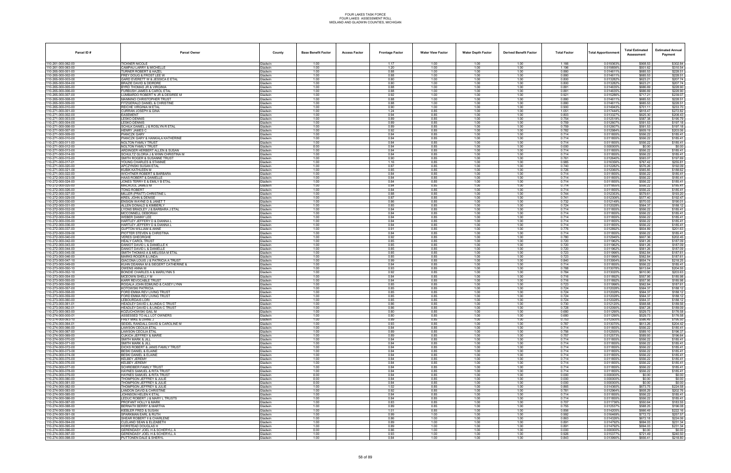FOUR LAKES TASK FORCE
FOUR LAKES ASSESSMENT ROLL
MIDLAND AND GLADWIN COUNTIES, MICHIGAN

| Parcel ID # | Parcel Owner | County | Base Benefit Factor | Access Factor | Frontage Factor | Water View Factor | Water Depth Factor | Derived Benefit Factor | Total Factor | Total Apportionment | Total Estimated Assessment | Estimated Annual Payment |
|---|---|---|---|---|---|---|---|---|---|---|---|---|
| 110-261-000-062-00 | TICKNER NICOLE | Gladwin | 1.00 | | 1.17 | 1.00 | 1.00 | 1.00 | 1.166 | 0.019363% | $908.53 | $302.84 |
| 110-261-000-063-00 | CAMPAU LARRY & MICHELLE | Gladwin | 1.00 | | 1.20 | 1.00 | 1.00 | 1.00 | 1.196 | 0.019856% | $931.62 | $310.54 |
| 110-265-000-001-00 | TURNER ROBERT & HAZEL | Gladwin | 1.00 | | 0.88 | 1.00 | 1.00 | 1.00 | 0.880 | 0.014611% | $685.53 | $228.51 |
| 110-265-000-002-00 | FREY DOUG & FROST LEE W | Gladwin | 1.00 | | 0.88 | 1.00 | 1.00 | 1.00 | 0.880 | 0.014611% | $685.53 | $228.51 |
| 110-265-000-003-00 | GARD EVERETT W & JESSICA E ETAL | Gladwin | 1.00 | | 0.80 | 1.00 | 1.00 | 1.00 | 0.800 | 0.013282% | $623.21 | $207.74 |
| 110-265-000-004-00 | BRAZIE DAVID & DEIRDRE | Gladwin | 1.00 | | 0.80 | 1.00 | 1.00 | 1.00 | 0.800 | 0.013282% | $623.21 | $207.74 |
| 110-265-000-005-00 | BYRD THOMAS JR & VIRGINIA | Gladwin | 1.00 | | 0.88 | 1.00 | 1.00 | 1.00 | 0.881 | 0.014635% | $686.69 | $228.90 |
| 110-265-000-006-00 | FURBUSH JAMES & CAROL ETAL | Gladwin | 1.00 | | 0.88 | 1.00 | 1.00 | 1.00 | 0.881 | 0.014635% | $686.69 | $228.90 |
| 110-265-000-007-00 | LOMBARDO ROBERT N JR & DESIREE M | Gladwin | 1.00 | | 0.92 | 1.00 | 1.00 | 1.00 | 0.921 | 0.015286% | $717.21 | $239.07 |
| 110-265-000-008-00 | MANNINO CHRISTOPHER TRUST | Gladwin | 1.00 | | 0.88 | 1.00 | 1.00 | 1.00 | 0.880 | 0.014611% | $685.53 | $228.51 |
| 110-265-000-009-00 | FITZGERALD DANIEL & CHRISTINE | Gladwin | 1.00 | | 0.88 | 1.00 | 1.00 | 1.00 | 0.880 | 0.014611% | $685.53 | $228.51 |
| 110-265-000-010-00 | REICHE VIRGINIA M ETAL | Gladwin | 1.00 | | 0.90 | 1.00 | 1.00 | 1.00 | 0.900 | 0.014943% | $701.11 | $233.70 |
| 110-271-000-001-00 | CURRAN JOSEPH & GINA | Gladwin | 1.00 | | 1.24 | 0.85 | 1.00 | 1.00 | 1.051 | 0.017444% | $818.47 | $272.82 |
| 110-271-000-002-00 | EASEMENT | Gladwin | 1.00 | | 0.94 | 0.85 | 1.00 | 1.00 | 0.803 | 0.013327% | $625.30 | $208.43 |
| 110-271-000-003-00 | LESKO DENNIS | Gladwin | 1.00 | | 0.89 | 0.85 | 1.00 | 1.00 | 0.754 | 0.012519% | $587.38 | $195.79 |
| 110-271-000-004-00 | LESKO DENNIS | Gladwin | 1.00 | | 0.89 | 0.85 | 1.00 | 1.00 | 0.759 | 0.012607% | $591.53 | $197.18 |
| 110-271-000-006-00 | SCHILK DANIEL J & ROSLYN R ETAL | Gladwin | 1.00 | | 0.89 | 0.85 | 1.00 | 1.00 | 0.759 | 0.012607% | $591.53 | $197.18 |
| 110-271-000-007-00 | HENRY JAMES C | Gladwin | 1.00 | | 0.92 | 0.85 | 1.00 | 1.00 | 0.782 | 0.012984% | $609.19 | $203.06 |
| 110-271-000-009-00 | PIANCZK GARY | Gladwin | 1.00 | | 0.84 | 0.85 | 1.00 | 1.00 | 0.714 | 0.011855% | $556.22 | $185.41 |
| 110-271-000-010-00 | PIANCZK GARY & HANKALA KATHERINE | Gladwin | 1.00 | | 0.84 | 0.85 | 1.00 | 1.00 | 0.714 | 0.011855% | $556.22 | $185.41 |
| 110-271-000-011-00 | NOLTON FAMILY TRUST | Gladwin | 1.00 | | 0.84 | 0.85 | 1.00 | 1.00 | 0.714 | 0.011855% | $556.22 | $185.41 |
| 110-271-000-012-00 | NOLTON FAMILY TRUST | Gladwin | 0.00 | | 0.84 | 0.85 | 1.00 | 1.00 | 0.000 | 0.000000% | $0.00 | $0.00 |
| 110-271-000-013-00 | ARDINGER HERBERT ALLEN & SUSAN | Gladwin | 1.00 | | 0.84 | 0.85 | 1.00 | 1.00 | 0.714 | 0.011855% | $556.22 | $185.41 |
| 110-271-000-014-00 | SCHULTZ GLORIA J & WINN CHRISTINA M | Gladwin | 1.00 | | 0.84 | 0.85 | 1.00 | 1.00 | 0.714 | 0.011855% | $556.22 | $185.41 |
| 110-271-000-015-00 | SMITH ROGER & SUSANNE TRUST | Gladwin | 1.00 | | 0.90 | 0.85 | 1.00 | 1.00 | 0.761 | 0.012640% | $593.07 | $197.69 |
| 110-271-000-017-01 | YOUNG CHARLES & STANNIE | Gladwin | 1.00 | | 1.16 | 0.85 | 1.00 | 1.00 | 0.985 | 0.016356% | $767.42 | $255.81 |
| 110-271-000-020-00 | APCZYNSKI SUSAN ETAL | Gladwin | 1.00 | | 0.87 | 0.85 | 1.00 | 1.00 | 0.740 | 0.012282% | $576.26 | $192.09 |
| 110-271-000-021-00 | KUBIK KATHLEEN M | Gladwin | 1.00 | | 0.85 | 0.85 | 1.00 | 1.00 | 0.726 | 0.012060% | $565.85 | $188.62 |
| 110-271-000-022-00 | WICHTNER ROBERT & BARBARA | Gladwin | 1.00 | | 0.84 | 0.85 | 1.00 | 1.00 | 0.714 | 0.011855% | $556.22 | $185.41 |
| 110-272-000-023-00 | HAAS ROBERT & DANIELLE | Gladwin | 1.00 | | 0.84 | 0.85 | 1.00 | 1.00 | 0.714 | 0.011855% | $556.22 | $185.41 |
| 110-272-000-024-00 | JONES TERRY E & EMILY B ETAL | Gladwin | 1.00 | | 0.84 | 0.85 | 1.00 | 1.00 | 0.714 | 0.011855% | $556.22 | $185.41 |
| 110-272-000-025-00 | MALKOUL JAMES M | Gladwin | 1.00 | | 0.84 | 0.85 | 1.00 | 1.00 | 0.714 | 0.011855% | $556.22 | $185.41 |
| 110-272-000-026-00 | TONG ROBERT | Gladwin | 1.00 | | 0.84 | 0.85 | 1.00 | 1.00 | 0.714 | 0.011855% | $556.22 | $185.41 |
| 110-272-000-027-00 | MILLER (PRATT) CHRISTINE L | Gladwin | 1.00 | | 0.88 | 0.85 | 1.00 | 1.00 | 0.744 | 0.012353% | $579.61 | $193.20 |
| 110-272-000-029-00 | KREIL JOHN & DENISE | Gladwin | 1.00 | | 0.87 | 0.85 | 1.00 | 1.00 | 0.741 | 0.012308% | $577.40 | $192.47 |
| 110-272-000-030-00 | ENSIGN WAYNE D & JANET T | Gladwin | 1.00 | | 0.86 | 0.85 | 1.00 | 1.00 | 0.732 | 0.012149% | $570.03 | $190.01 |
| 110-272-000-031-00 | ALLEN DONALD & KIMBERLY | Gladwin | 1.00 | | 0.85 | 0.85 | 1.00 | 1.00 | 0.724 | 0.012028% | $564.37 | $188.12 |
| 110-272-000-032-00 | LYONS BRADLEY J & BARBARA J ETAL | Gladwin | 1.00 | | 0.84 | 0.85 | 1.00 | 1.00 | 0.714 | 0.011855% | $556.22 | $185.41 |
| 110-272-000-033-00 | MCCONNELL DEBORAH | Gladwin | 1.00 | | 0.84 | 0.85 | 1.00 | 1.00 | 0.714 | 0.011855% | $556.22 | $185.41 |
| 110-272-000-034-00 | WEBER DANNY LEE | Gladwin | 1.00 | | 0.84 | 0.85 | 1.00 | 1.00 | 0.714 | 0.011855% | $556.22 | $185.41 |
| 110-272-000-035-00 | HARTLEY JEFFERY D & DIANNA L | Gladwin | 1.00 | | 0.84 | 0.85 | 1.00 | 1.00 | 0.714 | 0.011855% | $556.22 | $185.41 |
| 110-272-000-036-00 | HARTLEY JEFFERY D & DIANNA L | Gladwin | 1.00 | | 0.84 | 0.85 | 1.00 | 1.00 | 0.714 | 0.011855% | $556.22 | $185.41 |
| 110-272-000-037-00 | GUPTON WILLIAM & ANNE | Gladwin | 1.00 | | 0.91 | 0.85 | 1.00 | 1.00 | 0.776 | 0.012892% | $604.89 | $201.63 |
| 110-272-000-039-00 | PIOTTER STEVEN & CHRISTINA | Gladwin | 1.00 | | 0.84 | 0.85 | 1.00 | 1.00 | 0.714 | 0.011855% | $556.22 | $185.41 |
| 110-272-000-040-00 | VERES GHEORGHE | Gladwin | 1.00 | | 0.92 | 0.85 | 1.00 | 1.00 | 0.780 | 0.012945% | $607.36 | $202.45 |
| 110-272-000-042-00 | HEALY CAROL TRUST | Gladwin | 1.00 | | 0.85 | 0.85 | 1.00 | 1.00 | 0.720 | 0.011962% | $561.26 | $187.09 |
| 110-272-000-043-00 | DANIOT DAVID L & DANIELLE K | Gladwin | 1.00 | | 0.85 | 0.85 | 1.00 | 1.00 | 0.720 | 0.011962% | $561.26 | $187.09 |
| 110-272-000-044-00 | DANIOT DAVID L & DANIELLE | Gladwin | 1.00 | | 0.85 | 0.85 | 1.00 | 1.00 | 0.720 | 0.011962% | $561.26 | $187.09 |
| 110-273-000-045-00 | SMITH THOMAS A & MELISSA M ETAL | Gladwin | 1.00 | | 0.85 | 0.85 | 1.00 | 1.00 | 0.723 | 0.011996% | $562.84 | $187.61 |
| 110-273-000-046-00 | MARKS ROGER & LINDA | Gladwin | 1.00 | | 0.85 | 0.85 | 1.00 | 1.00 | 0.723 | 0.011996% | $562.84 | $187.61 |
| 110-273-000-047-10 | GIACONA LOUIS J & PATRICIA A TRUST | Gladwin | 1.00 | | 0.99 | 0.85 | 1.00 | 1.00 | 0.840 | 0.013954% | $654.74 | $218.25 |
| 110-273-000-049-00 | KUHN DEANNA M & SIEGERT CATHERINE & | Gladwin | 1.00 | | 0.84 | 0.85 | 1.00 | 1.00 | 0.714 | 0.011855% | $556.22 | $185.41 |
| 110-273-000-050-10 | OWENS ANNA M | Gladwin | 1.00 | | 0.93 | 0.85 | 1.00 | 1.00 | 0.788 | 0.013078% | $613.64 | $204.55 |
| 110-273-000-052-10 | BONDIE CHARLES A & MARILYNN S | Gladwin | 1.00 | | 0.92 | 0.85 | 1.00 | 1.00 | 0.784 | 0.013020% | $610.90 | $203.63 |
| 110-273-000-054-00 | MCEOWN SHELLY M | Gladwin | 1.00 | | 0.84 | 0.85 | 1.00 | 1.00 | 0.716 | 0.011892% | $557.95 | $185.98 |
| 110-273-000-055-00 | KARR REVOCABLE TRUST | Gladwin | 1.00 | | 0.84 | 0.85 | 1.00 | 1.00 | 0.716 | 0.011892% | $557.95 | $185.98 |
| 110-273-000-056-00 | ROGALA JOHN EDMUND & CASEY LYNN | Gladwin | 1.00 | | 0.85 | 0.85 | 1.00 | 1.00 | 0.723 | 0.011996% | $562.84 | $187.61 |
| 110-273-000-057-00 | KOTOWSKI PATRICIA | Gladwin | 1.00 | | 0.85 | 0.85 | 1.00 | 1.00 | 0.724 | 0.012028% | $564.37 | $188.12 |
| 110-273-000-058-00 | FORD EMMA REV LIVING TRUST | Gladwin | 1.00 | | 0.85 | 0.85 | 1.00 | 1.00 | 0.724 | 0.012028% | $564.37 | $188.12 |
| 110-273-000-059-00 | FORD EMMA REV LIVING TRUST | Gladwin | 1.00 | | 0.85 | 0.85 | 1.00 | 1.00 | 0.724 | 0.012028% | $564.37 | $188.12 |
| 110-273-000-060-00 | LEBOURDAIS LORI | Gladwin | 1.00 | | 0.85 | 0.85 | 1.00 | 1.00 | 0.724 | 0.012028% | $564.37 | $188.12 |
| 110-273-000-061-01 | HEADLEY DAVID L & LINDA C TRUST | Gladwin | 1.00 | | 0.86 | 0.85 | 1.00 | 1.00 | 0.730 | 0.012120% | $568.68 | $189.56 |
| 110-273-000-062-01 | HEADLEY DAVID L & LINDA C TRUST | Gladwin | 1.00 | | 0.86 | 0.85 | 1.00 | 1.00 | 0.728 | 0.012090% | $567.28 | $189.09 |
| 110-273-000-063-00 | KOZUCHOWSKI GAIL M | Gladwin | 1.00 | | 0.80 | 0.85 | 1.00 | 1.00 | 0.680 | 0.011290% | $529.73 | $176.58 |
| 110-274-000-000-01 | ASSESSED TO ALL LOT OWNERS | Gladwin | 1.00 | | 0.80 | 0.85 | 1.00 | 1.00 | 0.680 | 0.011290% | $529.73 | $176.58 |
| 110-274-000-063-10 | FREY MIKE & DIANE J | Gladwin | 1.00 | | 0.89 | 0.85 | 1.00 | 1.00 | 0.753 | 0.012500% | $586.49 | $195.50 |
| 110-274-000-064-01 | SEIDEL RANDALL DAVID & CAROLINE M | Gladwin | 1.00 | | 0.93 | 0.85 | 1.00 | 1.00 | 0.787 | 0.013070% | $613.26 | $204.42 |
| 110-274-000-066-00 | LAWSON CECILIA ETAL | Gladwin | 1.00 | | 0.84 | 0.85 | 1.00 | 1.00 | 0.714 | 0.011855% | $556.22 | $185.41 |
| 110-274-000-067-00 | LAWSON CECILIA ETAL | Gladwin | 1.00 | | 0.89 | 0.85 | 1.00 | 1.00 | 0.756 | 0.012555% | $589.10 | $196.37 |
| 110-274-000-069-00 | CUKICH JEFFREY & MARIE | Gladwin | 1.00 | | 0.89 | 0.85 | 1.00 | 1.00 | 0.757 | 0.012573% | $589.93 | $196.64 |
| 110-274-000-070-00 | SMITH MARK & JILL | Gladwin | 1.00 | | 0.84 | 0.85 | 1.00 | 1.00 | 0.714 | 0.011855% | $556.22 | $185.41 |
| 110-274-000-071-00 | SMITH MARK & JILL | Gladwin | 1.00 | | 0.84 | 0.85 | 1.00 | 1.00 | 0.714 | 0.011855% | $556.22 | $185.41 |
| 110-274-000-072-00 | DICKS ROBERT & JANIS FAMILY TRUST | Gladwin | 1.00 | | 0.84 | 0.85 | 1.00 | 1.00 | 0.714 | 0.011855% | $556.22 | $185.41 |
| 110-274-000-073-00 | BESKI DANIEL & ELAINE | Gladwin | 1.00 | | 0.84 | 0.85 | 1.00 | 1.00 | 0.714 | 0.011855% | $556.22 | $185.41 |
| 110-274-000-074-00 | BESKI DANIEL & ELAINE | Gladwin | 1.00 | | 0.84 | 0.85 | 1.00 | 1.00 | 0.714 | 0.011855% | $556.22 | $185.41 |
| 110-274-000-075-00 | KELBEY JEREMY | Gladwin | 1.00 | | 0.84 | 0.85 | 1.00 | 1.00 | 0.714 | 0.011855% | $556.22 | $185.41 |
| 110-274-000-076-00 | KELBEY JEREMY | Gladwin | 1.00 | | 0.84 | 0.85 | 1.00 | 1.00 | 0.714 | 0.011855% | $556.22 | $185.41 |
| 110-274-000-077-00 | SCHREIBER FAMILY TRUST | Gladwin | 1.00 | | 0.84 | 0.85 | 1.00 | 1.00 | 0.714 | 0.011855% | $556.22 | $185.41 |
| 110-274-000-078-00 | HAYNES SAMUEL & RITA TRUST | Gladwin | 1.00 | | 0.84 | 0.85 | 1.00 | 1.00 | 0.714 | 0.011855% | $556.22 | $185.41 |
| 110-274-000-079-00 | HAYNES SAMUEL & RITA TRUST | Gladwin | 0.00 | | 0.84 | 0.85 | 1.00 | 1.00 | 0.000 | 0.000000% | $0.00 | $0.00 |
| 110-274-000-080-00 | THOMPSON JEFFREY & JULIE | Gladwin | 0.00 | | 0.84 | 0.85 | 1.00 | 1.00 | 0.000 | 0.000000% | $0.00 | $0.00 |
| 110-274-000-081-00 | THOMPSON JEFFREY & JULIE | Gladwin | 0.00 | | 0.84 | 0.85 | 1.00 | 1.00 | 0.000 | 0.000000% | $0.00 | $0.00 |
| 110-274-000-082-00 | THOMPSON JEFFREY & JULIE | Gladwin | 1.00 | | 1.02 | 0.85 | 1.00 | 1.00 | 0.865 | 0.014360% | $673.75 | $224.58 |
| 110-274-000-083-00 | LANDON DAVID & CHRISTINE | Gladwin | 1.00 | | 0.92 | 0.85 | 1.00 | 1.00 | 0.781 | 0.012964% | $608.29 | $202.76 |
| 110-274-000-085-00 | JOHNSON HELEN K ETAL | Gladwin | 1.00 | | 0.84 | 0.85 | 1.00 | 1.00 | 0.714 | 0.011855% | $556.22 | $185.41 |
| 110-274-000-086-00 | LEDUC ROBERT J & MARY L TRUSTS | Gladwin | 1.00 | | 0.84 | 0.85 | 1.00 | 1.00 | 0.714 | 0.011855% | $556.22 | $185.41 |
| 110-274-000-087-00 | PROFANT HOLLY & MARK | Gladwin | 1.00 | | 0.83 | 0.85 | 1.00 | 1.00 | 0.707 | 0.011736% | $550.64 | $183.55 |
| 110-274-000-088-00 | BERNATH BERRY & MARTHA | Gladwin | 1.00 | | 0.89 | 0.85 | 1.00 | 1.00 | 0.755 | 0.012537% | $588.25 | $196.08 |
| 110-274-000-089-10 | KIEBLER FRED & SUSAN | Gladwin | 1.00 | | 1.01 | 0.85 | 1.00 | 1.00 | 0.856 | 0.014205% | $666.49 | $222.16 |
| 110-274-000-091-00 | SPARKMAN EARL & RUTH | Gladwin | 1.00 | | 0.99 | 1.00 | 1.00 | 1.00 | 0.992 | 0.016469% | $772.72 | $257.57 |
| 110-274-000-093-00 | SHEAR ROBERT II & CHARLENE | Gladwin | 1.00 | | 0.86 | 1.00 | 1.00 | 1.00 | 0.863 | 0.014326% | $672.18 | $224.06 |
| 110-274-000-094-00 | CLELAND SEAN & ELIZABETH | Gladwin | 1.00 | | 0.89 | 1.00 | 1.00 | 1.00 | 0.891 | 0.014792% | $694.03 | $231.34 |
| 110-274-000-095-00 | HORSTEAD DOUGLAS H | Gladwin | 1.00 | | 0.89 | 1.00 | 1.00 | 1.00 | 0.891 | 0.014792% | $694.03 | $231.34 |
| 110-274-000-096-00 | GERENDASY JOEL H & SCHERYLL A | Gladwin | 0.00 | | 0.86 | 1.00 | 1.00 | 1.00 | 0.000 | 0.000000% | $0.00 | $0.00 |
| 110-274-000-097-00 | GERENDASY JOEL H & SCHERYLL A | Gladwin | 1.00 | | 0.93 | 1.00 | 1.00 | 1.00 | 0.926 | 0.015377% | $721.49 | $240.50 |
| 110-274-000-098-00 | PUTTONEN DALE & SHERYL | Gladwin | 1.00 | | 0.84 | 1.00 | 1.00 | 1.00 | 0.843 | 0.013990% | $656.41 | $218.80 |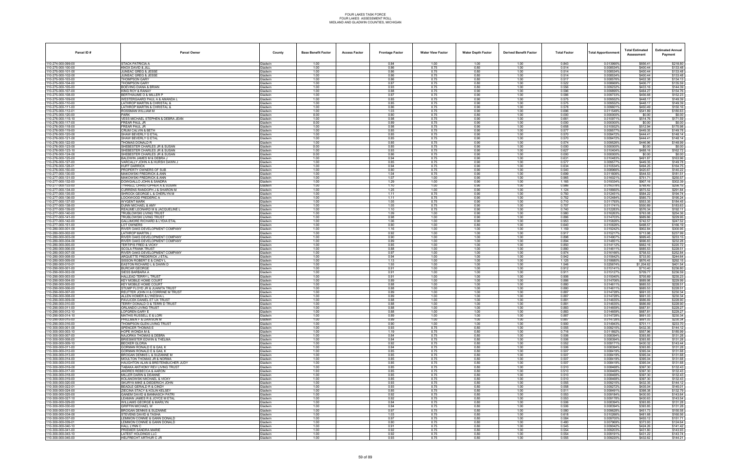FOUR LAKES TASK FORCE
FOUR LAKES ASSESSMENT ROLL
MIDLAND AND GLADWIN COUNTIES, MICHIGAN

| Parcel ID # | Parcel Owner | County | Base Benefit Factor | Access Factor | Frontage Factor | Water View Factor | Water Depth Factor | Derived Benefit Factor | Total Factor | Total Apportionment | Total Estimated Assessment | Estimated Annual Payment |
|---|---|---|---|---|---|---|---|---|---|---|---|---|
| 110-274-000-099-00 | STACK PATRICIA A | Gladwin | 1.00 | | 0.84 | 1.00 | 1.00 | 1.00 | 0.843 | 0.013990% | $656.41 | $218.80 |
| 110-275-000-100-00 | KNOX DAVID & JILL | Gladwin | 1.00 | | 0.86 | 0.75 | 0.80 | 1.00 | 0.514 | 0.008534% | $400.44 | $133.48 |
| 110-275-000-101-00 | JUNEAC GREG & JESSE | Gladwin | 1.00 | | 0.86 | 0.75 | 0.80 | 1.00 | 0.514 | 0.008534% | $400.44 | $133.48 |
| 110-275-000-102-00 | JUNEAC GREG & JESSE | Gladwin | 1.00 | | 0.86 | 0.75 | 0.80 | 1.00 | 0.514 | 0.008534% | $400.44 | $133.48 |
| 110-275-000-103-00 | THOMPSON GARY | Gladwin | 1.00 | | 0.86 | 0.75 | 0.80 | 1.00 | 0.517 | 0.008576% | $402.38 | $134.13 |
| 110-275-000-104-00 | THOMPSON GARY | Gladwin | 1.00 | | 0.87 | 0.75 | 0.80 | 1.00 | 0.522 | 0.008669% | $406.77 | $135.59 |
| 110-275-000-105-00 | BACHNG DIANA & BRIAN | Gladwin | 1.00 | | 0.93 | 0.75 | 0.80 | 1.00 | 0.556 | 0.009232% | $433.16 | $144.39 |
| 110-275-000-107-00 | KING ROY & RANAY | Gladwin | 1.00 | | 0.88 | 0.75 | 0.90 | 1.00 | 0.596 | 0.009895% | $464.27 | $154.76 |
| 110-275-000-108-00 | BERTHIAUME D & MILLER P | Gladwin | 1.00 | | 0.87 | 0.75 | 0.90 | 1.00 | 0.586 | 0.009733% | $456.68 | $152.23 |
| 110-275-000-109-00 | WESTERGAARD PAUL A & AMANDA L | Gladwin | 1.00 | | 0.85 | 0.75 | 0.90 | 1.00 | 0.575 | 0.009552% | $448.17 | $149.39 |
| 110-275-000-110-00 | LATHROP MARTIN & CHRISTAL & | Gladwin | 1.00 | | 0.85 | 0.75 | 0.90 | 1.00 | 0.575 | 0.009552% | $448.17 | $149.39 |
| 110-275-000-111-00 | LATHROP MARTIN & CHRISTAL & | Gladwin | 1.00 | | 0.86 | 0.75 | 0.90 | 1.00 | 0.578 | 0.009601% | $450.49 | $150.16 |
| 110-275-000-112-01 | ROSSMAN WILLIAM M | Gladwin | 1.00 | | 1.03 | 0.75 | 0.90 | 1.00 | 0.696 | 0.011549% | $541.89 | $180.63 |
| 110-275-000-120-00 | PARK | Gladwin | 0.00 | | 0.80 | 0.75 | 0.80 | 1.00 | 0.000 | 0.000000% | $0.00 | $0.00 |
| 110-276-000-115-10 | VESS MICHAEL STEPHEN & DEBRA JEAN | Gladwin | 1.00 | | 0.98 | 0.75 | 0.90 | 1.00 | 0.661 | 0.010971% | $514.76 | $171.59 |
| 110-276-000-117-00 | FREAR PAUL JR | Gladwin | 0.00 | | 0.89 | 0.75 | 0.90 | 1.00 | 0.000 | 0.000000% | $0.00 | $0.00 |
| 110-276-000-118-00 | FREAR PAUL JR | Gladwin | 1.00 | | 0.98 | 0.75 | 0.90 | 1.00 | 0.658 | 0.010922% | $512.94 | $170.98 |
| 110-276-000-119-00 | CRUM CALVIN & BETH | Gladwin | 1.00 | | 0.85 | 0.75 | 0.90 | 1.00 | 0.577 | 0.009577% | $449.35 | $149.78 |
| 110-276-000-120-00 | SHAW BEVERLY G ETAL | Gladwin | 1.00 | | 0.85 | 0.75 | 0.90 | 1.00 | 0.570 | 0.009472% | $444.41 | $148.14 |
| 110-276-000-121-00 | SHAW BEVERLY G ETAL | Gladwin | 1.00 | | 0.85 | 0.75 | 0.90 | 1.00 | 0.570 | 0.009472% | $444.41 | $148.14 |
| 110-276-000-122-00 | THOMAS DONALD R | Gladwin | 1.00 | | 0.85 | 0.75 | 0.90 | 1.00 | 0.574 | 0.009526% | $446.96 | $148.99 |
| 110-276-000-123-00 | SHEBESTER CHARLES JR & SUSAN | Gladwin | 0.00 | | 0.85 | 0.75 | 0.90 | 1.00 | 0.000 | 0.000000% | $0.00 | $0.00 |
| 110-276-000-123-10 | SHEBESTER CHARLES JR & SUSAN | Gladwin | 1.00 | | 0.93 | 0.75 | 0.90 | 1.00 | 0.627 | 0.010404% | $488.16 | $162.72 |
| 110-276-000-124-00 | SHEBESTER CHARLES JR & SUSAN | Gladwin | 0.00 | | 0.86 | 0.75 | 0.90 | 1.00 | 0.000 | 0.000000% | $0.00 | $0.00 |
| 110-276-000-125-00 | BALDWIN JAMES M & DEBRA J | Gladwin | 1.00 | | 0.94 | 0.75 | 0.90 | 1.00 | 0.631 | 0.010483% | $491.87 | $163.96 |
| 110-276-000-127-00 | VARCALLY JOHN A & HURSH DAWN J | Gladwin | 1.00 | | 0.85 | 0.75 | 0.90 | 1.00 | 0.577 | 0.009577% | $449.35 | $149.78 |
| 110-276-000-128-01 | HUFF DARRICK | Gladwin | 1.00 | | 0.94 | 0.75 | 0.90 | 1.00 | 0.634 | 0.010534% | $494.25 | $164.75 |
| 110-276-000-150-00 | PROPERTY OWNERS OF SUB | Gladwin | 1.00 | | 0.80 | 0.75 | 0.90 | 1.00 | 0.540 | 0.008966% | $420.67 | $140.22 |
| 110-277-000-130-00 | MAKOWSKI FREDRICK & ANN | Gladwin | 1.00 | | 1.04 | 0.75 | 0.90 | 1.00 | 0.699 | 0.011606% | $544.53 | $181.51 |
| 110-277-000-131-00 | MAKOWSKI FREDRICK & ANN | Gladwin | 1.00 | | 1.07 | 1.00 | 0.90 | 1.00 | 0.965 | 0.016021% | $751.71 | $250.57 |
| 110-277-000-132-00 | DOWGIALLO JOHN & SANDRA | Gladwin | 1.00 | | 1.29 | 1.00 | 0.90 | 1.00 | 1.165 | 0.019334% | $907.16 | $302.39 |
| 110-277-000-133-00 | TYRRELL CHRISTOPHER A & SUSAN | Gladwin | 1.00 | | 1.10 | 1.00 | 0.90 | 1.00 | 0.986 | 0.016378% | $768.45 | $256.15 |
| 110-277-000-134-00 | CURRENS RANDOPH J & SHARON M | Gladwin | 1.00 | | 1.25 | 1.00 | 0.90 | 1.00 | 1.124 | 0.018660% | $875.52 | $291.84 |
| 110-277-000-135-00 | SHROCK GEORGE L & CHERLYN M | Gladwin | 1.00 | | 1.11 | 0.75 | 0.90 | 1.00 | 0.750 | 0.012451% | $584.22 | $194.74 |
| 110-277-000-136-00 | LOCKWOOD FREDERIC A | Gladwin | 1.00 | | 1.11 | 0.75 | 0.90 | 1.00 | 0.752 | 0.012484% | $585.73 | $195.24 |
| 110-277-000-137-00 | WYGENT MARK | Gladwin | 1.00 | | 1.05 | 0.75 | 0.90 | 1.00 | 0.710 | 0.011793% | $553.35 | $184.45 |
| 110-277-000-138-00 | DUNN MICHAEL & AMY | Gladwin | 1.00 | | 1.05 | 0.75 | 0.90 | 1.00 | 0.707 | 0.011741% | $550.89 | $183.63 |
| 110-277-000-139-00 | REAUME LEONARD M & JACQUELINE L | Gladwin | 1.00 | | 1.10 | 0.75 | 0.90 | 1.00 | 0.740 | 0.012283% | $576.34 | $192.11 |
| 110-277-000-140-00 | TRUBLOWSKI LIVING TRUST | Gladwin | 1.00 | | 1.09 | 1.00 | 0.90 | 1.00 | 0.980 | 0.016263% | $763.08 | $254.36 |
| 110-277-000-141-00 | TRUBLOWSKI LIVING TRUST | Gladwin | 1.00 | | 0.98 | 1.00 | 0.90 | 1.00 | 0.886 | 0.014703% | $689.86 | $229.95 |
| 110-277-000-142-00 | GALLIMORE RICHARD & LYDIA ETAL | Gladwin | 1.00 | | 1.06 | 1.00 | 0.90 | 1.00 | 0.953 | 0.015826% | $742.57 | $247.52 |
| 110-277-000-151-00 | LOT OWNERS | Gladwin | 1.00 | | 0.80 | 1.00 | 0.80 | 1.00 | 0.640 | 0.010626% | $498.57 | $166.19 |
| 110-280-000-001-00 | RIVER OAKS DEVELOPMENT COMPANY | Gladwin | 1.00 | | 1.16 | 1.00 | 1.00 | 1.00 | 1.159 | 0.019242% | $902.84 | $300.95 |
| 110-280-000-002-00 | LATHROP MARTIN J | Gladwin | 1.00 | | 0.92 | 1.00 | 1.00 | 1.00 | 0.917 | 0.015217% | $713.98 | $237.99 |
| 110-280-000-003-00 | RIVER OAKS DEVELOPMENT COMPANY | Gladwin | 1.00 | | 0.90 | 1.00 | 1.00 | 1.00 | 0.898 | 0.014907% | $699.45 | $233.15 |
| 110-280-000-004-00 | RIVER OAKS DEVELOPMENT COMPANY | Gladwin | 1.00 | | 0.89 | 1.00 | 1.00 | 1.00 | 0.894 | 0.014851% | $696.83 | $232.28 |
| 110-280-000-005-00 | TERTIPIS FRED & VICKY | Gladwin | 1.00 | | 0.85 | 1.00 | 1.00 | 1.00 | 0.850 | 0.014112% | $662.16 | $220.72 |
| 110-280-000-006-00 | SCOLA FRANK TRUST | Gladwin | 1.00 | | 0.88 | 1.00 | 1.00 | 1.00 | 0.880 | 0.014611% | $685.53 | $228.51 |
| 110-280-000-007-00 | RIVER OAKS DEVELOPMENT COMPANY | Gladwin | 1.00 | | 0.97 | 1.00 | 1.00 | 1.00 | 0.974 | 0.016166% | $758.53 | $252.84 |
| 110-280-000-008-00 | AROUETTE FREDERICK J ETAL | Gladwin | 1.00 | | 0.94 | 1.00 | 1.00 | 1.00 | 0.942 | 0.015642% | $733.93 | $244.64 |
| 110-280-000-009-00 | SISSON ROBERT E & CINDY L | Gladwin | 1.00 | | 1.13 | 1.00 | 1.00 | 1.00 | 1.125 | 0.018680% | $876.45 | $292.15 |
| 110-280-000-010-01 | EASTON RICHARD L & DAWN D | Gladwin | 1.00 | | 1.55 | 1.00 | 1.00 | 1.00 | 1.546 | 0.025674% | $1,204.62 | $401.54 |
| 110-290-000-001-00 | BURCAR GEORGE | Gladwin | 1.00 | | 0.91 | 1.00 | 1.00 | 1.00 | 0.912 | 0.015141% | $710.40 | $236.80 |
| 110-290-000-002-00 | SIESS BARBARA A | Gladwin | 1.00 | | 0.91 | 1.00 | 1.00 | 1.00 | 0.911 | 0.015127% | $709.77 | $236.59 |
| 110-290-000-003-00 | HALLEAD TERRY L TRUST | Gladwin | 1.00 | | 0.91 | 1.00 | 1.00 | 1.00 | 0.906 | 0.015040% | $705.69 | $235.23 |
| 110-290-000-004-00 | KEY MOBILE HOME COURT | Gladwin | 1.00 | | 0.89 | 1.00 | 1.00 | 1.00 | 0.886 | 0.014706% | $689.98 | $229.99 |
| 110-290-000-005-00 | KEY MOBILE HOME COURT | Gladwin | 1.00 | | 0.88 | 1.00 | 1.00 | 1.00 | 0.880 | 0.014611% | $685.53 | $228.51 |
| 110-290-000-006-00 | STUMP FLOYD JR & JUANITA TRUST | Gladwin | 1.00 | | 0.88 | 1.00 | 1.00 | 1.00 | 0.880 | 0.014611% | $685.53 | $228.51 |
| 110-290-000-007-00 | REUTTER JOHN H & CORRINE M TRUST | Gladwin | 1.00 | | 0.89 | 1.00 | 1.00 | 1.00 | 0.887 | 0.014728% | $691.03 | $230.34 |
| 110-290-000-008-00 | ALLEN HOMER & LYKESHA L | Gladwin | 1.00 | | 0.89 | 1.00 | 1.00 | 1.00 | 0.887 | 0.014728% | $691.03 | $230.34 |
| 110-290-000-009-00 | PAVLICEK DANIEL ET UX TRUST | Gladwin | 1.00 | | 0.88 | 1.00 | 1.00 | 1.00 | 0.881 | 0.014635% | $686.69 | $228.90 |
| 110-290-000-010-00 | TERRY DONALD O & TERRI D TRUST | Gladwin | 1.00 | | 0.88 | 1.00 | 1.00 | 1.00 | 0.881 | 0.014635% | $686.69 | $228.90 |
| 110-290-000-011-00 | ORLANDO LIVING TRUST | Gladwin | 1.00 | | 0.88 | 1.00 | 1.00 | 1.00 | 0.883 | 0.014659% | $687.81 | $229.27 |
| 110-290-000-012-10 | LOFGREN GARY E | Gladwin | 1.00 | | 0.88 | 1.00 | 1.00 | 1.00 | 0.883 | 0.014659% | $687.81 | $229.27 |
| 110-290-000-014-10 | MATHIS RUSSELL E & LORI | Gladwin | 1.00 | | 0.89 | 1.00 | 1.00 | 1.00 | 0.887 | 0.014728% | $691.03 | $230.34 |
| 110-290-000-015-00 | PHILLIBEN F & DAWSON M | Gladwin | 1.00 | | 0.89 | 1.00 | 1.00 | 1.00 | 0.887 | 0.014728% | $691.03 | $230.34 |
| 110-290-000-016-00 | THOMPSON GLEN LIVING TRUST | Gladwin | 1.00 | | 0.90 | 1.00 | 1.00 | 1.00 | 0.900 | 0.014943% | $701.11 | $233.70 |
| 110-300-000-001-00 | SPENCER THOMAS E | Gladwin | 1.00 | | 0.93 | 0.75 | 0.80 | 1.00 | 0.555 | 0.009215% | $432.35 | $144.12 |
| 110-300-000-003-10 | HOPE WONDA M & | Gladwin | 1.00 | | 1.19 | 0.75 | 0.80 | 1.00 | 0.716 | 0.011892% | $557.96 | $185.99 |
| 110-300-000-007-00 | NAJORKA THOMAS & DEBRA | Gladwin | 1.00 | | 0.84 | 0.75 | 0.80 | 1.00 | 0.506 | 0.008394% | $393.85 | $131.28 |
| 110-300-000-008-00 | BRIESMISTER EDWIN & THELMA | Gladwin | 1.00 | | 0.84 | 0.75 | 0.80 | 1.00 | 0.506 | 0.008394% | $393.85 | $131.28 |
| 110-300-000-009-10 | BECKER GLORIA | Gladwin | 1.00 | | 0.92 | 0.75 | 0.80 | 1.00 | 0.552 | 0.009171% | $430.32 | $143.44 |
| 110-300-000-011-00 | GORMAN RONALD E & GAIL K | Gladwin | 1.00 | | 0.84 | 0.75 | 0.80 | 1.00 | 0.506 | 0.008394% | $393.85 | $131.28 |
| 110-300-000-012-00 | GORMAN RONALD E & GAIL K | Gladwin | 1.00 | | 0.85 | 0.75 | 0.80 | 1.00 | 0.507 | 0.008419% | $395.04 | $131.68 |
| 110-300-000-013-00 | BROGAN DENNIS L & SUZANNE M | Gladwin | 1.00 | | 0.85 | 0.75 | 0.80 | 1.00 | 0.507 | 0.008419% | $395.04 | $131.68 |
| 110-300-000-014-00 | MOULTON THOMAS JR & NORMA | Gladwin | 1.00 | | 0.85 | 0.75 | 0.80 | 1.00 | 0.507 | 0.008419% | $395.04 | $131.68 |
| 110-300-000-015-00 | HAUGHTON ALAN & BREITENBUCHER JUDY | Gladwin | 1.00 | | 0.85 | 0.75 | 0.80 | 1.00 | 0.507 | 0.008419% | $395.04 | $131.68 |
| 110-300-000-016-00 | TABAKA ANTHONY REV LIVING TRUST | Gladwin | 1.00 | | 0.85 | 0.75 | 0.80 | 1.00 | 0.510 | 0.008468% | $397.30 | $132.43 |
| 110-300-000-017-00 | ANDRES REBECCA & AARON | Gladwin | 1.00 | | 0.85 | 0.75 | 0.80 | 1.00 | 0.510 | 0.008468% | $397.30 | $132.43 |
| 110-300-000-018-00 | MILLER DARIN & DEANNE | Gladwin | 1.00 | | 0.85 | 0.75 | 0.80 | 1.00 | 0.510 | 0.008468% | $397.30 | $132.43 |
| 110-300-000-019-00 | KOLANOWSKI MICHAEL & VICKY | Gladwin | 1.00 | | 0.85 | 0.75 | 0.80 | 1.00 | 0.510 | 0.008468% | $397.30 | $132.43 |
| 110-300-000-020-00 | SKURYA MIKE & DIEDERICH JOHN | Gladwin | 1.00 | | 0.93 | 0.75 | 0.80 | 1.00 | 0.555 | 0.009215% | $432.35 | $144.12 |
| 110-300-000-022-01 | BEADLE GERALD R & CINDY | Gladwin | 1.00 | | 0.93 | 0.75 | 0.80 | 1.00 | 0.558 | 0.009272% | $435.04 | $145.01 |
| 110-300-000-024-00 | ZIECINA STACY & KOLIN KELSEY | Gladwin | 1.00 | | 0.85 | 0.75 | 0.80 | 1.00 | 0.511 | 0.008491% | $398.38 | $132.79 |
| 110-300-000-025-00 | GANEM DAVID & BANNASCH PATRI | Gladwin | 1.00 | | 0.92 | 0.75 | 0.80 | 1.00 | 0.553 | 0.009184% | $430.93 | $143.64 |
| 110-300-000-027-10 | LEAMAN JAMES R & JOYCE M ETAL | Gladwin | 1.00 | | 0.92 | 0.75 | 0.80 | 1.00 | 0.553 | 0.009178% | $430.63 | $143.54 |
| 110-300-000-029-00 | WILLIAMS GEORGE & MARILYN | Gladwin | 1.00 | | 0.84 | 0.75 | 0.80 | 1.00 | 0.506 | 0.008394% | $393.85 | $131.28 |
| 110-300-000-030-00 | GRIFFIN MICHAEL W | Gladwin | 1.00 | | 0.84 | 0.75 | 0.80 | 1.00 | 0.506 | 0.008394% | $393.85 | $131.28 |
| 110-300-000-031-00 | BROGAN DENNIS & SUZANNE | Gladwin | 1.00 | | 0.97 | 0.75 | 0.80 | 1.00 | 0.580 | 0.009628% | $451.73 | $150.58 |
| 110-300-000-034-00 | STEVENS DAVID & TASHA | Gladwin | 1.00 | | 1.03 | 0.75 | 0.80 | 1.00 | 0.618 | 0.010266% | $481.68 | $160.56 |
| 110-300-000-037-00 | LEMMON CONNIE & GANN DONALD | Gladwin | 1.00 | | 0.97 | 0.75 | 0.80 | 1.00 | 0.584 | 0.009700% | $455.12 | $151.71 |
| 110-300-000-039-01 | LEMMON CONNIE & GANN DONALD | Gladwin | 1.00 | | 0.80 | 0.75 | 0.80 | 1.00 | 0.480 | 0.007969% | $373.93 | $124.64 |
| 110-300-000-040-10 | HALL LYNN C | Gladwin | 1.00 | | 0.91 | 0.75 | 0.80 | 1.00 | 0.545 | 0.009042% | $424.26 | $141.42 |
| 110-300-000-041-00 | PRIEMER SANDRA MARIE | Gladwin | 1.00 | | 0.92 | 0.75 | 0.80 | 1.00 | 0.554 | 0.009203% | $431.80 | $143.93 |
| 110-300-000-043-10 | LATEST HOLDINGS LLC | Gladwin | 1.00 | | 0.92 | 0.75 | 0.80 | 1.00 | 0.554 | 0.009191% | $431.22 | $143.74 |
| 110-300-000-045-00 | HELFRECHT ARTHUR C JR | Gladwin | 1.00 | | 0.93 | 0.75 | 0.80 | 1.00 | 0.555 | 0.009220% | $432.62 | $144.21 |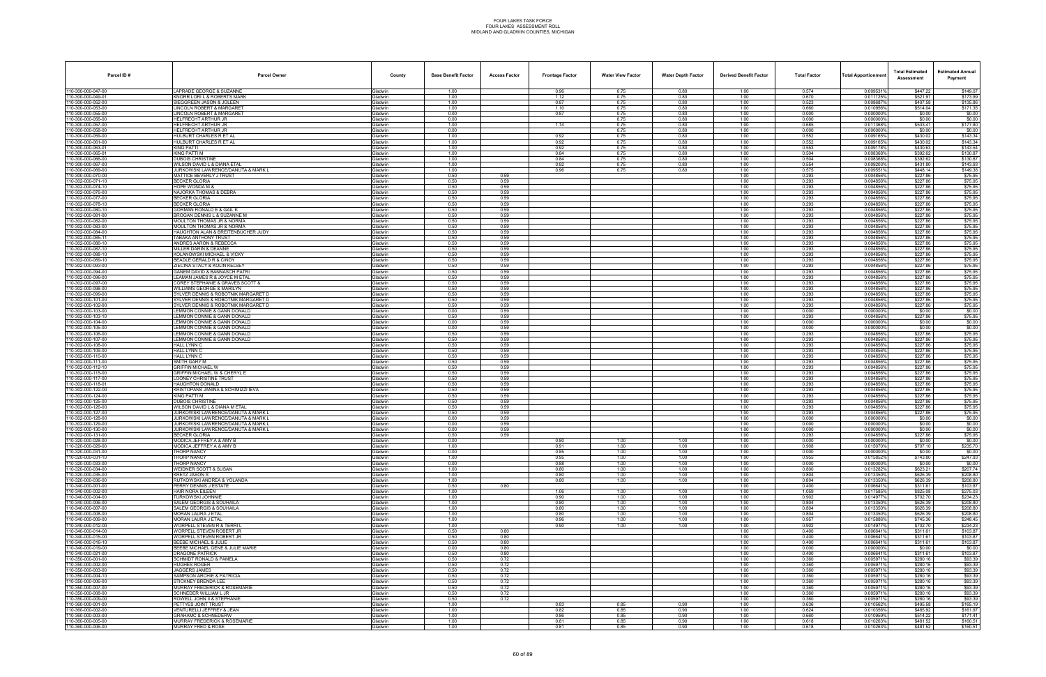FOUR LAKES TASK FORCE
FOUR LAKES ASSESSMENT ROLL
MIDLAND AND GLADWIN COUNTIES, MICHIGAN

| Parcel ID # | Parcel Owner | County | Base Benefit Factor | Access Factor | Frontage Factor | Water View Factor | Water Depth Factor | Derived Benefit Factor | Total Factor | Total Apportionment | Total Estimated Assessment | Estimated Annual Payment |
|---|---|---|---|---|---|---|---|---|---|---|---|---|
| 110-300-000-047-00 | LAFRADE GEORGE & SUZANNE | Gladwin | 1.00 | | 0.96 | 0.75 | 0.80 | 1.00 | 0.574 | 0.009531% | $447.22 | $149.07 |
| 110-300-000-049-01 | KNORR LORI L & ROBERTS MARK | Gladwin | 1.00 | | 1.12 | 0.75 | 0.80 | 1.00 | 0.670 | 0.011125% | $521.97 | $173.99 |
| 110-300-000-052-00 | SIEGGREEN JASON & JOLEEN | Gladwin | 1.00 | | 0.87 | 0.75 | 0.80 | 1.00 | 0.523 | 0.008687% | $407.58 | $135.86 |
| 110-300-000-053-00 | LINCOLN ROBERT & MARGARET | Gladwin | 1.00 | | 1.10 | 0.75 | 0.80 | 1.00 | 0.660 | 0.010958% | $514.04 | $171.35 |
| 110-300-000-055-00 | LINCOLN ROBERT & MARGARET | Gladwin | 0.00 | | 0.87 | 0.75 | 0.80 | 1.00 | 0.000 | 0.000000% | $0.00 | $0.00 |
| 110-300-000-056-00 | HELFRECHT ARTHUR JR | Gladwin | 0.00 | | | 0.75 | 0.80 | 1.00 | 0.000 | 0.000000% | $0.00 | $0.00 |
| 110-300-000-057-00 | HELFRECHT ARTHUR JR | Gladwin | 1.00 | | 1.14 | 0.75 | 0.80 | 1.00 | 0.685 | 0.011368% | $533.41 | $177.80 |
| 110-300-000-058-00 | HELFRECHT ARTHUR JR | Gladwin | 0.00 | | | 0.75 | 0.80 | 1.00 | 0.000 | 0.000000% | $0.00 | $0.00 |
| 110-300-000-059-00 | HULBURT CHARLES R ET AL | Gladwin | 1.00 | | 0.92 | 0.75 | 0.80 | 1.00 | 0.552 | 0.009165% | $430.02 | $143.34 |
| 110-300-000-061-00 | HULBURT CHARLES R ET AL | Gladwin | 1.00 | | 0.92 | 0.75 | 0.80 | 1.00 | 0.552 | 0.009165% | $430.02 | $143.34 |
| 110-300-000-063-01 | KING PATTI | Gladwin | 1.00 | | 0.92 | 0.75 | 0.80 | 1.00 | 0.553 | 0.009178% | $430.63 | $143.54 |
| 110-300-000-065-01 | KING PATTI M | Gladwin | 1.00 | | 0.84 | 0.75 | 0.80 | 1.00 | 0.504 | 0.008368% | $392.62 | $130.87 |
| 110-300-000-066-00 | DUBOIS CHRISTINE | Gladwin | 1.00 | | 0.84 | 0.75 | 0.80 | 1.00 | 0.504 | 0.008368% | $392.62 | $130.87 |
| 110-300-000-067-00 | WILSON DAVID L & DIANA ETAL | Gladwin | 1.00 | | 0.92 | 0.75 | 0.80 | 1.00 | 0.554 | 0.009203% | $431.80 | $143.93 |
| 110-300-000-069-00 | JURKOWSKI LAWRENCE/DANUTA & MARK L | Gladwin | 1.00 | | 0.96 | 0.75 | 0.80 | 1.00 | 0.575 | 0.009551% | $448.14 | $149.38 |
| 110-302-000-070-00 | MATTICE BEVERLY J TRUST | Gladwin | 0.50 | 0.59 | | | | 1.00 | 0.293 | 0.004856% | $227.86 | $75.95 |
| 110-302-000-071-10 | BECKER GLORIA | Gladwin | 0.50 | 0.59 | | | | 1.00 | 0.293 | 0.004856% | $227.86 | $75.95 |
| 110-302-000-074-10 | HOPE WONDA M & | Gladwin | 0.50 | 0.59 | | | | 1.00 | 0.293 | 0.004856% | $227.86 | $75.95 |
| 110-302-000-076-00 | NAJORKA THOMAS & DEBRA | Gladwin | 0.50 | 0.59 | | | | 1.00 | 0.293 | 0.004856% | $227.86 | $75.95 |
| 110-302-000-077-00 | BECKER GLORIA | Gladwin | 0.50 | 0.59 | | | | 1.00 | 0.293 | 0.004856% | $227.86 | $75.95 |
| 110-302-000-078-10 | BECKER GLORIA | Gladwin | 0.50 | 0.59 | | | | 1.00 | 0.293 | 0.004856% | $227.86 | $75.95 |
| 110-302-000-080-10 | GORMAN RONALD E & GAIL K | Gladwin | 0.50 | 0.59 | | | | 1.00 | 0.293 | 0.004856% | $227.86 | $75.95 |
| 110-302-000-081-00 | BROGAN DENNIS L & SUZANNE M | Gladwin | 0.50 | 0.59 | | | | 1.00 | 0.293 | 0.004856% | $227.86 | $75.95 |
| 110-302-000-082-00 | MOULTON THOMAS JR & NORMA | Gladwin | 0.50 | 0.59 | | | | 1.00 | 0.293 | 0.004856% | $227.86 | $75.95 |
| 110-302-000-083-00 | MOULTON THOMAS JR & NORMA | Gladwin | 0.50 | 0.59 | | | | 1.00 | 0.293 | 0.004856% | $227.86 | $75.95 |
| 110-302-000-084-00 | HAUGHTON ALAN & BREITENBUCHER JUDY | Gladwin | 0.50 | 0.59 | | | | 1.00 | 0.293 | 0.004856% | $227.86 | $75.95 |
| 110-302-000-085-11 | TABAKA ANTHONY TRUST | Gladwin | 0.50 | 0.59 | | | | 1.00 | 0.293 | 0.004856% | $227.86 | $75.95 |
| 110-302-000-086-10 | ANDRES AARON & REBECCA | Gladwin | 0.50 | 0.59 | | | | 1.00 | 0.293 | 0.004856% | $227.86 | $75.95 |
| 110-302-000-087-10 | MILLER DARIN & DEANNE | Gladwin | 0.50 | 0.59 | | | | 1.00 | 0.293 | 0.004856% | $227.86 | $75.95 |
| 110-302-000-088-10 | KOLANOWSKI MICHAEL & VICKY | Gladwin | 0.50 | 0.59 | | | | 1.00 | 0.293 | 0.004856% | $227.86 | $75.95 |
| 110-302-000-089-10 | BEADLE GERALD R & CINDY | Gladwin | 0.50 | 0.59 | | | | 1.00 | 0.293 | 0.004856% | $227.86 | $75.95 |
| 110-302-000-093-00 | ZIECINA STACY & KOLIN KELSEY | Gladwin | 0.50 | 0.59 | | | | 1.00 | 0.293 | 0.004856% | $227.86 | $75.95 |
| 110-302-000-094-00 | GANEM DAVID & BANNASCH PATRI | Gladwin | 0.50 | 0.59 | | | | 1.00 | 0.293 | 0.004856% | $227.86 | $75.95 |
| 110-302-000-096-00 | LEAMAN JAMES R & JOYCE M ETAL | Gladwin | 0.50 | 0.59 | | | | 1.00 | 0.293 | 0.004856% | $227.86 | $75.95 |
| 110-302-000-097-00 | COREY STEPHANIE & GRAVES SCOTT & | Gladwin | 0.50 | 0.59 | | | | 1.00 | 0.293 | 0.004856% | $227.86 | $75.95 |
| 110-302-000-098-00 | WILLIAMS GEORGE & MARILYN | Gladwin | 0.50 | 0.59 | | | | 1.00 | 0.293 | 0.004856% | $227.86 | $75.95 |
| 110-302-000-099-00 | SYLVER DENNIS & ROBOTNIK MARGARET D | Gladwin | 0.50 | 0.59 | | | | 1.00 | 0.293 | 0.004856% | $227.86 | $75.95 |
| 110-302-000-101-00 | SYLVER DENNIS & ROBOTNIK MARGARET D | Gladwin | 0.50 | 0.59 | | | | 1.00 | 0.293 | 0.004856% | $227.86 | $75.95 |
| 110-302-000-102-00 | SYLVER DENNIS & ROBOTNIK MARGARET D | Gladwin | 0.50 | 0.59 | | | | 1.00 | 0.293 | 0.004856% | $227.86 | $75.95 |
| 110-302-000-103-00 | LEMMON CONNIE & GANN DONALD | Gladwin | 0.00 | 0.59 | | | | 1.00 | 0.000 | 0.000000% | $0.00 | $0.00 |
| 110-302-000-103-10 | LEMMON CONNIE & GANN DONALD | Gladwin | 0.50 | 0.59 | | | | 1.00 | 0.293 | 0.004856% | $227.86 | $75.95 |
| 110-302-000-104-00 | LEMMON CONNIE & GANN DONALD | Gladwin | 0.00 | 0.59 | | | | 1.00 | 0.000 | 0.000000% | $0.00 | $0.00 |
| 110-302-000-105-00 | LEMMON CONNIE & GANN DONALD | Gladwin | 0.00 | 0.59 | | | | 1.00 | 0.000 | 0.000000% | $0.00 | $0.00 |
| 110-302-000-106-00 | LEMMON CONNIE & GANN DONALD | Gladwin | 0.50 | 0.59 | | | | 1.00 | 0.293 | 0.004856% | $227.86 | $75.95 |
| 110-302-000-107-00 | LEMMON CONNIE & GANN DONALD | Gladwin | 0.50 | 0.59 | | | | 1.00 | 0.293 | 0.004856% | $227.86 | $75.95 |
| 110-302-000-108-00 | HALL LYNN C | Gladwin | 0.50 | 0.59 | | | | 1.00 | 0.293 | 0.004856% | $227.86 | $75.95 |
| 110-302-000-109-00 | HALL LYNN C | Gladwin | 0.50 | 0.59 | | | | 1.00 | 0.293 | 0.004856% | $227.86 | $75.95 |
| 110-302-000-110-00 | HALL LYNN C | Gladwin | 0.50 | 0.59 | | | | 1.00 | 0.293 | 0.004856% | $227.86 | $75.95 |
| 110-302-000-111-00 | SMITH GARY M | Gladwin | 0.50 | 0.59 | | | | 1.00 | 0.293 | 0.004856% | $227.86 | $75.95 |
| 110-302-000-112-10 | GRIFFIN MICHAEL W | Gladwin | 0.50 | 0.59 | | | | 1.00 | 0.293 | 0.004856% | $227.86 | $75.95 |
| 110-302-000-115-00 | GRIFFIN MICHAEL W & CHERYL E | Gladwin | 0.50 | 0.59 | | | | 1.00 | 0.293 | 0.004856% | $227.86 | $75.95 |
| 110-302-000-117-00 | LOONEY CHRISTINE TRUST | Gladwin | 0.50 | 0.59 | | | | 1.00 | 0.293 | 0.004856% | $227.86 | $75.95 |
| 110-302-000-118-01 | HAUGHTON DONALD | Gladwin | 0.50 | 0.59 | | | | 1.00 | 0.293 | 0.004856% | $227.86 | $75.95 |
| 110-302-000-122-00 | KRISTOPANS JANINA & SCHIMIZZI IEVA | Gladwin | 0.50 | 0.59 | | | | 1.00 | 0.293 | 0.004856% | $227.86 | $75.95 |
| 110-302-000-124-00 | KING PATTI M | Gladwin | 0.50 | 0.59 | | | | 1.00 | 0.293 | 0.004856% | $227.86 | $75.95 |
| 110-302-000-125-00 | DUBOIS CHRISTINE | Gladwin | 0.50 | 0.59 | | | | 1.00 | 0.293 | 0.004856% | $227.86 | $75.95 |
| 110-302-000-126-00 | WILSON DAVID L & DIANA M ETAL | Gladwin | 0.50 | 0.59 | | | | 1.00 | 0.293 | 0.004856% | $227.86 | $75.95 |
| 110-302-000-127-00 | JURKOWSKI LAWRENCE/DANUTA & MARK L | Gladwin | 0.50 | 0.59 | | | | 1.00 | 0.293 | 0.004856% | $227.86 | $75.95 |
| 110-302-000-128-00 | JURKOWSKI LAWRENCE/DANUTA & MARK L | Gladwin | 0.00 | 0.59 | | | | 1.00 | 0.000 | 0.000000% | $0.00 | $0.00 |
| 110-302-000-129-00 | JURKOWSKI LAWRENCE/DANUTA & MARK L | Gladwin | 0.00 | 0.59 | | | | 1.00 | 0.000 | 0.000000% | $0.00 | $0.00 |
| 110-302-000-130-00 | JURKOWSKI LAWRENCE/DANUTA & MARK L | Gladwin | 0.00 | 0.59 | | | | 1.00 | 0.000 | 0.000000% | $0.00 | $0.00 |
| 110-302-000-131-00 | BECKER GLORIA | Gladwin | 0.50 | 0.59 | | | | 1.00 | 0.293 | 0.004856% | $227.86 | $75.95 |
| 110-320-000-028-00 | MODICA JEFFREY A & AMY B | Gladwin | 0.00 | | 0.80 | 1.00 | 1.00 | 1.00 | 0.000 | 0.000000% | $0.00 | $0.00 |
| 110-320-000-029-00 | MODICA JEFFREY A & AMY B | Gladwin | 1.00 | | 0.91 | 1.00 | 1.00 | 1.00 | 0.908 | 0.015070% | $707.10 | $235.70 |
| 110-320-000-031-00 | THORP NANCY | Gladwin | 0.00 | | 0.85 | 1.00 | 1.00 | 1.00 | 0.000 | 0.000000% | $0.00 | $0.00 |
| 110-320-000-031-10 | THORP NANCY | Gladwin | 1.00 | | 0.95 | 1.00 | 1.00 | 1.00 | 0.955 | 0.015852% | $743.80 | $247.93 |
| 110-320-000-033-00 | THORP NANCY | Gladwin | 0.00 | | 0.88 | 1.00 | 1.00 | 1.00 | 0.000 | 0.000000% | $0.00 | $0.00 |
| 110-320-000-034-00 | WEIDNER SCOTT & SUSAN | Gladwin | 1.00 | | 0.80 | 1.00 | 1.00 | 1.00 | 0.800 | 0.013282% | $623.21 | $207.74 |
| 110-320-000-035-00 | KRETZ JASON S | Gladwin | 1.00 | | 0.80 | 1.00 | 1.00 | 1.00 | 0.804 | 0.013350% | $626.39 | $208.80 |
| 110-320-000-036-00 | RUTKOWSKI ANDREA & YOLANDA | Gladwin | 1.00 | | 0.80 | 1.00 | 1.00 | 1.00 | 0.804 | 0.013350% | $626.39 | $208.80 |
| 110-340-000-001-00 | PERRY DENNIS J ESTATE | Gladwin | 0.50 | 0.80 | | | | 1.00 | 0.400 | 0.006641% | $311.61 | $103.87 |
| 110-340-000-002-00 | HAIR NORA EILEEN | Gladwin | 1.00 | | 1.06 | 1.00 | 1.00 | 1.00 | 1.059 | 0.017585% | $825.08 | $275.03 |
| 110-340-000-004-00 | TURKOWSKI JOHNNIE | Gladwin | 1.00 | | 0.90 | 1.00 | 1.00 | 1.00 | 0.902 | 0.014977% | $702.70 | $234.23 |
| 110-340-000-006-00 | SALEM GEORGIS & SOUHAILA | Gladwin | 1.00 | | 0.80 | 1.00 | 1.00 | 1.00 | 0.804 | 0.013350% | $626.39 | $208.80 |
| 110-340-000-007-00 | SALEM GEORGIS & SOUHAILA | Gladwin | 1.00 | | 0.80 | 1.00 | 1.00 | 1.00 | 0.804 | 0.013350% | $626.39 | $208.80 |
| 110-340-000-008-00 | MORAN LAURA J ETAL | Gladwin | 1.00 | | 0.80 | 1.00 | 1.00 | 1.00 | 0.804 | 0.013350% | $626.39 | $208.80 |
| 110-340-000-009-00 | MORAN LAURA J ETAL | Gladwin | 1.00 | | 0.96 | 1.00 | 1.00 | 1.00 | 0.957 | 0.015886% | $745.36 | $248.45 |
| 110-340-000-012-00 | WORPELL STEVEN R & TERRI L | Gladwin | 1.00 | | 0.90 | 1.00 | 1.00 | 1.00 | 0.902 | 0.014977% | $702.70 | $234.23 |
| 110-340-000-014-00 | WORPELL STEVEN ROBERT JR | Gladwin | 0.50 | 0.80 | | | | 1.00 | 0.400 | 0.006641% | $311.61 | $103.87 |
| 110-340-000-015-00 | WORPELL STEVEN ROBERT JR | Gladwin | 0.50 | 0.80 | | | | 1.00 | 0.400 | 0.006641% | $311.61 | $103.87 |
| 110-340-000-016-10 | BEEBE MICHAEL & JULIE | Gladwin | 0.50 | 0.80 | | | | 1.00 | 0.400 | 0.006641% | $311.61 | $103.87 |
| 110-340-000-019-00 | BEEBE MICHAEL GENE & JULIE MARIE | Gladwin | 0.00 | 0.80 | | | | 1.00 | 0.000 | 0.000000% | $0.00 | $0.00 |
| 110-340-000-021-00 | DRAGONE PATRICK | Gladwin | 0.50 | 0.80 | | | | 1.00 | 0.400 | 0.006641% | $311.61 | $103.87 |
| 110-350-000-001-00 | SCHMIDT RONALD & PAMELA | Gladwin | 0.50 | 0.72 | | | | 1.00 | 0.360 | 0.005971% | $280.16 | $93.39 |
| 110-350-000-002-00 | HUGHES ROGER | Gladwin | 0.50 | 0.72 | | | | 1.00 | 0.360 | 0.005971% | $280.16 | $93.39 |
| 110-350-000-003-00 | JAGGERS JAMES | Gladwin | 0.50 | 0.72 | | | | 1.00 | 0.360 | 0.005971% | $280.16 | $93.39 |
| 110-350-000-004-10 | SAMPSON ARCHIE & PATRICIA | Gladwin | 0.50 | 0.72 | | | | 1.00 | 0.360 | 0.005971% | $280.16 | $93.39 |
| 110-350-000-006-00 | STICKNEY BRENDA LEE | Gladwin | 0.50 | 0.72 | | | | 1.00 | 0.360 | 0.005971% | $280.16 | $93.39 |
| 110-350-000-007-00 | MURRAY FREDERICK & ROSEMARIE | Gladwin | 0.50 | 0.72 | | | | 1.00 | 0.360 | 0.005971% | $280.16 | $93.39 |
| 110-350-000-008-00 | SCHNEIDER WILLIAM L JR | Gladwin | 0.50 | 0.72 | | | | 1.00 | 0.360 | 0.005971% | $280.16 | $93.39 |
| 110-350-000-009-00 | ROWELL JOHN II & STEPHANIE | Gladwin | 0.50 | 0.72 | | | | 1.00 | 0.360 | 0.005971% | $280.16 | $93.39 |
| 110-360-000-001-00 | PETTYES JOINT TRUST | Gladwin | 1.00 | | 0.83 | 0.85 | 0.90 | 1.00 | 0.636 | 0.010562% | $495.58 | $165.19 |
| 110-360-000-002-00 | VENTURELLI JEFFREY & JEAN | Gladwin | 1.00 | | 0.82 | 0.85 | 0.90 | 1.00 | 0.624 | 0.010356% | $485.92 | $161.97 |
| 110-360-000-003-00 | GRAHAMC & SCHNEDERW | Gladwin | 1.00 | | 0.86 | 0.85 | 0.90 | 1.00 | 0.660 | 0.010959% | $514.22 | $171.41 |
| 110-360-000-005-00 | MURRAY FREDERICK & ROSEMARIE | Gladwin | 1.00 | | 0.81 | 0.85 | 0.90 | 1.00 | 0.618 | 0.010263% | $481.52 | $160.51 |
| 110-360-000-006-00 | MURRAY FRED & ROSE | Gladwin | 1.00 | | 0.81 | 0.85 | 0.90 | 1.00 | 0.618 | 0.010263% | $481.52 | $160.51 |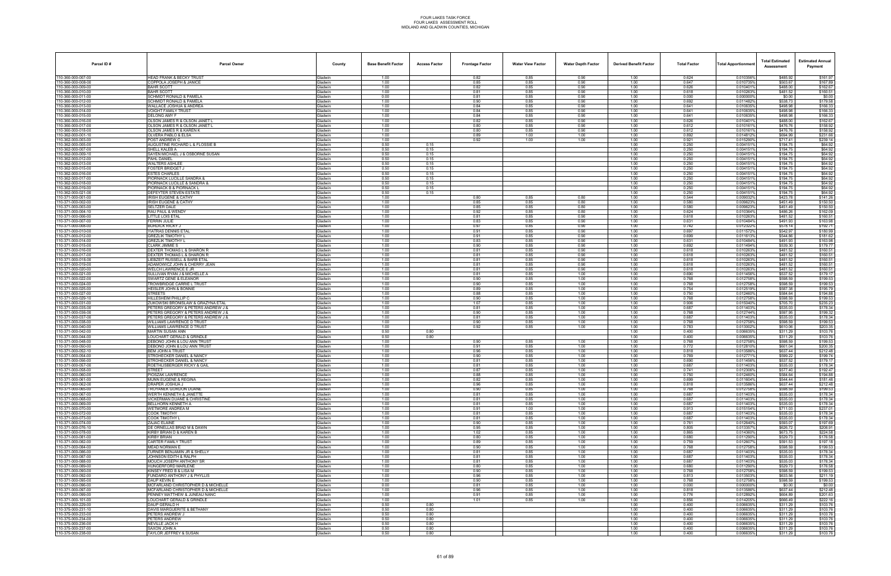FOUR LAKES TASK FORCE
FOUR LAKES ASSESSMENT ROLL
MIDLAND AND GLADWIN COUNTIES, MICHIGAN

| Parcel ID # | Parcel Owner | County | Base Benefit Factor | Access Factor | Frontage Factor | Water View Factor | Water Depth Factor | Derived Benefit Factor | Total Factor | Total Apportionment | Total Estimated Assessment | Estimated Annual Payment |
|---|---|---|---|---|---|---|---|---|---|---|---|---|
| 110-360-000-007-00 | HEAD FRANK & BECKY TRUST | Gladwin | 1.00 | | 0.82 | 0.85 | 0.90 | 1.00 | 0.624 | 0.010356% | $485.92 | $161.97 |
| 110-360-000-008-00 | COPPOLA JOSEPH & JANICE | Gladwin | 1.00 | | 0.85 | 0.85 | 0.90 | 1.00 | 0.647 | 0.010735% | $503.67 | $167.89 |
| 110-360-000-009-00 | BAHR SCOTT | Gladwin | 1.00 | | 0.82 | 0.85 | 0.90 | 1.00 | 0.626 | 0.010401% | $488.00 | $162.67 |
| 110-360-000-010-00 | BAHR SCOTT | Gladwin | 1.00 | | 0.81 | 0.85 | 0.90 | 1.00 | 0.618 | 0.010263% | $481.52 | $160.51 |
| 110-360-000-011-00 | SCHMIDT RONALD & PAMELA | Gladwin | 0.00 | | 0.81 | 0.85 | 0.90 | 1.00 | 0.000 | 0.000000% | $0.00 | $0.00 |
| 110-360-000-012-00 | SCHMIDT RONALD & PAMELA | Gladwin | 1.00 | | 0.90 | 0.85 | 0.90 | 1.00 | 0.692 | 0.011482% | $538.73 | $179.58 |
| 110-360-000-013-00 | WALCE JOSHUA & ANDREA | Gladwin | 1.00 | | 0.84 | 0.85 | 0.90 | 1.00 | 0.641 | 0.010635% | $498.98 | $166.33 |
| 110-360-000-014-00 | VOIGHT FAMILY TRUST | Gladwin | 1.00 | | 0.84 | 0.85 | 0.90 | 1.00 | 0.641 | 0.010635% | $498.98 | $166.33 |
| 110-360-000-015-00 | DELONG AMY F | Gladwin | 1.00 | | 0.84 | 0.85 | 0.90 | 1.00 | 0.641 | 0.010635% | $498.98 | $166.33 |
| 110-360-000-016-00 | OLSON JAMES R & OLSON JANET L | Gladwin | 1.00 | | 0.82 | 0.85 | 0.90 | 1.00 | 0.626 | 0.010401% | $488.00 | $162.67 |
| 110-360-000-017-00 | OLSON JAMES R & OLSON JANET L | Gladwin | 1.00 | | 0.80 | 0.85 | 0.90 | 1.00 | 0.612 | 0.010161% | $476.76 | $158.92 |
| 110-360-000-018-00 | OLSON JAMES R & KAREN K | Gladwin | 1.00 | | 0.80 | 0.85 | 0.90 | 1.00 | 0.612 | 0.010161% | $476.76 | $158.92 |
| 110-362-000-001-10 | OLVERA PABLO & ELSA | Gladwin | 1.00 | | 0.89 | 1.00 | 1.00 | 1.00 | 0.892 | 0.014812% | $694.99 | $231.66 |
| 110-362-000-003-00 | POST ANDREW C | Gladwin | 1.00 | | 0.92 | 1.00 | 1.00 | 1.00 | 0.921 | 0.015290% | $717.41 | $239.14 |
| 110-362-000-005-00 | AUGUSTINE RICHARD L & FLOSSIE B | Gladwin | 0.50 | 0.15 | | | | 1.00 | 0.250 | 0.004151% | $194.75 | $64.92 |
| 110-362-000-007-00 | SHELL KALEB A | Gladwin | 0.50 | 0.15 | | | | 1.00 | 0.250 | 0.004151% | $194.75 | $64.92 |
| 110-362-000-009-10 | SAYEN MICHAEL J & OSBORNE SUSAN | Gladwin | 0.50 | 0.15 | | | | 1.00 | 0.250 | 0.004151% | $194.75 | $64.92 |
| 110-362-000-012-00 | PAHL DANIEL | Gladwin | 0.50 | 0.15 | | | | 1.00 | 0.250 | 0.004151% | $194.75 | $64.92 |
| 110-362-000-013-00 | WALTERS ASHLEE | Gladwin | 0.50 | 0.15 | | | | 1.00 | 0.250 | 0.004151% | $194.75 | $64.92 |
| 110-362-000-015-00 | FOSTER BRIDGET J | Gladwin | 0.50 | 0.15 | | | | 1.00 | 0.250 | 0.004151% | $194.75 | $64.92 |
| 110-362-000-016-00 | ESTES CHARLES | Gladwin | 0.50 | 0.15 | | | | 1.00 | 0.250 | 0.004151% | $194.75 | $64.92 |
| 110-362-000-017-00 | PIORNACK LUCILLE SANDRA & | Gladwin | 0.50 | 0.15 | | | | 1.00 | 0.250 | 0.004151% | $194.75 | $64.92 |
| 110-362-000-018-00 | PIORNACK LUCILLE & SANDRA & | Gladwin | 0.50 | 0.15 | | | | 1.00 | 0.250 | 0.004151% | $194.75 | $64.92 |
| 110-362-000-019-00 | PIORNACK S & PIORNACK L | Gladwin | 0.50 | 0.15 | | | | 1.00 | 0.250 | 0.004151% | $194.75 | $64.92 |
| 110-362-000-021-00 | DEFEYTER STEVEN ESTATE | Gladwin | 0.50 | 0.15 | | | | 1.00 | 0.250 | 0.004151% | $194.75 | $64.92 |
| 110-371-000-001-00 | IRISH EUGENE & CATHY | Gladwin | 1.00 | | 0.80 | 0.85 | 0.80 | 1.00 | 0.544 | 0.009032% | $423.78 | $141.26 |
| 110-371-000-002-00 | IRISH EUGENE & CATHY | Gladwin | 1.00 | | 0.85 | 0.85 | 0.80 | 1.00 | 0.580 | 0.009623% | $451.49 | $150.50 |
| 110-371-000-003-00 | SELTZER DALE | Gladwin | 1.00 | | 0.85 | 0.85 | 0.80 | 1.00 | 0.580 | 0.009623% | $451.49 | $150.50 |
| 110-371-000-004-10 | RAU PAUL & WENDY | Gladwin | 1.00 | | 0.92 | 0.85 | 0.80 | 1.00 | 0.624 | 0.010364% | $486.26 | $162.09 |
| 110-371-000-006-00 | LITTLE LOIS ETAL | Gladwin | 1.00 | | 0.81 | 0.85 | 0.90 | 1.00 | 0.618 | 0.010263% | $481.52 | $160.51 |
| 110-371-000-007-00 | FERRIN JULIE | Gladwin | 1.00 | | 0.83 | 0.85 | 0.90 | 1.00 | 0.631 | 0.010484% | $491.93 | $163.98 |
| 110-371-000-008-00 | BURDICK RICKY J | Gladwin | 1.00 | | 0.97 | 0.85 | 0.90 | 1.00 | 0.742 | 0.012322% | $578.14 | $192.71 |
| 110-371-000-010-00 | YIATRAS DENNIS ETAL | Gladwin | 1.00 | | 0.91 | 0.85 | 0.90 | 1.00 | 0.697 | 0.011572% | $542.97 | $180.99 |
| 110-371-000-012-00 | GREZLIK TIMOTHY L | Gladwin | 1.00 | | 0.91 | 0.85 | 0.90 | 1.00 | 0.699 | 0.011613% | $544.86 | $181.62 |
| 110-371-000-014-00 | GREZLIK TIMOTHY L | Gladwin | 1.00 | | 0.83 | 0.85 | 0.90 | 1.00 | 0.631 | 0.010484% | $491.93 | $163.98 |
| 110-371-000-015-00 | CLARK JIMMIE S | Gladwin | 1.00 | | 0.90 | 0.85 | 0.90 | 1.00 | 0.692 | 0.011494% | $539.30 | $179.77 |
| 110-371-000-016-00 | DEXTER THOMAS L & SHARON R | Gladwin | 1.00 | | 0.81 | 0.85 | 0.90 | 1.00 | 0.618 | 0.010263% | $481.52 | $160.51 |
| 110-371-000-017-00 | DEXTER THOMAS L & SHARON R | Gladwin | 1.00 | | 0.81 | 0.85 | 0.90 | 1.00 | 0.618 | 0.010263% | $481.52 | $160.51 |
| 110-371-000-018-00 | LIEBZEIT RUSSELL & BARB ETAL | Gladwin | 1.00 | | 0.81 | 0.85 | 0.90 | 1.00 | 0.618 | 0.010263% | $481.52 | $160.51 |
| 110-371-000-019-00 | ADAMOWICZ JOHN & CHERRY JEAN | Gladwin | 1.00 | | 0.81 | 0.85 | 0.90 | 1.00 | 0.618 | 0.010263% | $481.52 | $160.51 |
| 110-371-000-020-00 | WELCH LAWRENCE E JR | Gladwin | 1.00 | | 0.81 | 0.85 | 0.90 | 1.00 | 0.618 | 0.010263% | $481.52 | $160.51 |
| 110-371-000-021-00 | SULLIVAN RYAN J & MICHELLE A | Gladwin | 1.00 | | 0.81 | 0.85 | 1.00 | 1.00 | 0.690 | 0.011456% | $537.52 | $179.17 |
| 110-371-000-022-00 | SWARTZ GENE & ELEANOR | Gladwin | 1.00 | | 0.90 | 0.85 | 1.00 | 1.00 | 0.768 | 0.012758% | $598.59 | $199.53 |
| 110-371-000-024-00 | TROWBRIDGE CARRIE L TRUST | Gladwin | 1.00 | | 0.90 | 0.85 | 1.00 | 1.00 | 0.768 | 0.012758% | $598.59 | $199.53 |
| 110-371-000-025-00 | HEISLER JOHN & BONNIE | Gladwin | 1.00 | | 0.89 | 0.85 | 1.00 | 1.00 | 0.754 | 0.012519% | $587.38 | $195.79 |
| 110-371-000-027-00 | STREETS | Gladwin | 1.00 | | 0.88 | 0.85 | 1.00 | 1.00 | 0.750 | 0.012460% | $584.64 | $194.88 |
| 110-371-000-029-10 | HILLESHEIM PHILLIP C | Gladwin | 1.00 | | 0.90 | 0.85 | 1.00 | 1.00 | 0.768 | 0.012758% | $598.59 | $199.53 |
| 110-371-000-031-00 | ZUKOWSKI BRONISLAW & GRAZYNA ETAL | Gladwin | 1.00 | | 1.07 | 0.85 | 1.00 | 1.00 | 0.906 | 0.015040% | $705.70 | $235.23 |
| 110-371-000-035-00 | PETERS GREGORY & PETERS ANDREW J & | Gladwin | 1.00 | | 0.81 | 0.85 | 1.00 | 1.00 | 0.687 | 0.011403% | $535.03 | $178.34 |
| 110-371-000-036-00 | PETERS GREGORY & PETERS ANDREW J & | Gladwin | 1.00 | | 0.90 | 0.85 | 1.00 | 1.00 | 0.768 | 0.012744% | $597.95 | $199.32 |
| 110-371-000-037-00 | PETERS GREGORY & PETERS ANDREW J & | Gladwin | 1.00 | | 0.81 | 0.85 | 1.00 | 1.00 | 0.687 | 0.011403% | $535.03 | $178.34 |
| 110-371-000-038-00 | WILLIAMS LAWRENCE D TRUST | Gladwin | 1.00 | | 0.90 | 0.85 | 1.00 | 1.00 | 0.768 | 0.012758% | $598.59 | $199.53 |
| 110-371-000-040-00 | WILLIAMS LAWRENCE D TRUST | Gladwin | 1.00 | | 0.92 | 0.85 | 1.00 | 1.00 | 0.783 | 0.013002% | $610.06 | $203.35 |
| 110-371-000-042-00 | MARTIN SUSAN ANN | Gladwin | 0.50 | 0.80 | | | | 1.00 | 0.400 | 0.006635% | $311.29 | $103.76 |
| 110-371-000-044-00 | LOUCHART GERALD & GRINDLE | Gladwin | 0.50 | 0.80 | | | | 1.00 | 0.400 | 0.006635% | $311.29 | $103.76 |
| 110-371-000-048-00 | DEBONO JOHN & LOU ANN TRUST | Gladwin | 1.00 | | 0.90 | 0.85 | 1.00 | 1.00 | 0.768 | 0.012758% | $598.59 | $199.53 |
| 110-371-000-050-00 | DEBONO JOHN & LOU ANN TRUST | Gladwin | 1.00 | | 0.91 | 0.85 | 1.00 | 1.00 | 0.772 | 0.012810% | $601.04 | $200.35 |
| 110-371-000-052-10 | BEM JOHN A TRUST | Gladwin | 1.00 | | 0.96 | 0.85 | 1.00 | 1.00 | 0.818 | 0.013586% | $637.44 | $212.48 |
| 110-371-000-054-00 | STROHECKER DANIEL & NANCY | Gladwin | 1.00 | | 0.90 | 0.85 | 1.00 | 1.00 | 0.769 | 0.012771% | $599.22 | $199.74 |
| 110-371-000-056-00 | STROHECKER DANIEL & NANCY | Gladwin | 1.00 | | 0.81 | 0.85 | 1.00 | 1.00 | 0.690 | 0.011456% | $537.52 | $179.17 |
| 110-371-000-057-00 | ROETHLISBERGER RICKY & GAIL | Gladwin | 1.00 | | 0.81 | 0.85 | 1.00 | 1.00 | 0.687 | 0.011403% | $535.03 | $178.34 |
| 110-371-000-058-00 | STREET | Gladwin | 1.00 | | 0.87 | 0.85 | 1.00 | 1.00 | 0.741 | 0.012306% | $577.40 | $192.47 |
| 110-371-000-060-00 | PIOSZAK LAWRENCE | Gladwin | 1.00 | | 0.88 | 0.85 | 1.00 | 1.00 | 0.750 | 0.012460% | $584.64 | $194.88 |
| 110-371-000-061-00 | MUNN EUGENE & REGINA | Gladwin | 1.00 | | 0.82 | 0.85 | 1.00 | 1.00 | 0.699 | 0.011604% | $544.44 | $181.48 |
| 110-371-000-062-00 | DRAPER JOSHUA J | Gladwin | 1.00 | | 0.96 | 0.85 | 1.00 | 1.00 | 0.818 | 0.013586% | $637.44 | $212.48 |
| 110-371-000-065-00 | TROYANEK GORDON DUANE | Gladwin | 1.00 | | 0.90 | 0.85 | 1.00 | 1.00 | 0.768 | 0.012758% | $598.59 | $199.53 |
| 110-371-000-067-00 | WERTH KENNETH & JANETTE | Gladwin | 1.00 | | 0.81 | 0.85 | 1.00 | 1.00 | 0.687 | 0.011403% | $535.03 | $178.34 |
| 110-371-000-068-00 | VICKERMAN DUANE & CHRISTINE | Gladwin | 1.00 | | 0.81 | 0.85 | 1.00 | 1.00 | 0.687 | 0.011403% | $535.03 | $178.34 |
| 110-371-000-069-00 | BELLHORN KENNETH A | Gladwin | 1.00 | | 0.81 | 0.85 | 1.00 | 1.00 | 0.687 | 0.011403% | $535.03 | $178.34 |
| 110-371-000-070-00 | WETMORE ANDREA M | Gladwin | 1.00 | | 0.91 | 1.00 | 1.00 | 1.00 | 0.913 | 0.015154% | $711.03 | $237.01 |
| 110-371-000-072-00 | COOK TIMOTHY | Gladwin | 1.00 | | 0.81 | 0.85 | 1.00 | 1.00 | 0.687 | 0.011403% | $535.03 | $178.34 |
| 110-371-000-073-00 | COOK TIMOTHY L | Gladwin | 1.00 | | 0.81 | 0.85 | 1.00 | 1.00 | 0.687 | 0.011403% | $535.03 | $178.34 |
| 110-371-000-074-00 | ZAJAC ELAINE | Gladwin | 1.00 | | 0.90 | 0.85 | 1.00 | 1.00 | 0.761 | 0.012640% | $593.07 | $197.69 |
| 110-371-000-076-10 | DE ORNELLAS BRAD M & DAWN | Gladwin | 1.00 | | 0.95 | 0.85 | 1.00 | 1.00 | 0.805 | 0.013357% | $626.72 | $208.91 |
| 110-371-000-078-00 | KIRBY BRIAN D & KAREN B | Gladwin | 1.00 | | 1.02 | 0.85 | 1.00 | 1.00 | 0.865 | 0.014360% | $673.75 | $224.58 |
| 110-371-000-081-00 | KIRBY BRIAN | Gladwin | 1.00 | | 0.80 | 0.85 | 1.00 | 1.00 | 0.680 | 0.011290% | $529.73 | $176.58 |
| 110-371-000-082-00 | CARTER FAMILY TRUST | Gladwin | 1.00 | | 0.89 | 0.85 | 1.00 | 1.00 | 0.759 | 0.012607% | $591.53 | $197.18 |
| 110-371-000-084-00 | HEAD NORMAN E | Gladwin | 1.00 | | 0.90 | 0.85 | 1.00 | 1.00 | 0.768 | 0.012758% | $598.59 | $199.53 |
| 110-371-000-085-00 | TURNER BENJAMIN JR & SHELLY | Gladwin | 1.00 | | 0.81 | 0.85 | 1.00 | 1.00 | 0.687 | 0.011403% | $535.03 | $178.34 |
| 110-371-000-087-00 | JOHNSON EDITH & RALPH | Gladwin | 1.00 | | 0.81 | 0.85 | 1.00 | 1.00 | 0.687 | 0.011403% | $535.03 | $178.34 |
| 110-371-000-088-00 | MOUCH JOSEPH ANTHONY SR | Gladwin | 1.00 | | 0.81 | 0.85 | 1.00 | 1.00 | 0.687 | 0.011403% | $535.03 | $178.34 |
| 110-371-000-089-00 | HUNGERFORD MARLENE | Gladwin | 1.00 | | 0.80 | 0.85 | 1.00 | 1.00 | 0.680 | 0.011290% | $529.73 | $176.58 |
| 110-371-000-090-00 | KINSEY FRED B & LISA M | Gladwin | 1.00 | | 0.90 | 0.85 | 1.00 | 1.00 | 0.768 | 0.012758% | $598.59 | $199.53 |
| 110-371-000-092-00 | FUNDARO ANTHONY J & PHYLLIS | Gladwin | 1.00 | | 0.96 | 0.85 | 1.00 | 1.00 | 0.813 | 0.013503% | $633.56 | $211.19 |
| 110-371-000-095-00 | DAUP KEVIN E | Gladwin | 1.00 | | 0.90 | 0.85 | 1.00 | 1.00 | 0.768 | 0.012758% | $598.59 | $199.53 |
| 110-371-000-096-00 | MCFARLAND CHRISTOPHER D & MICHELLE | Gladwin | 0.00 | | 0.81 | 0.85 | 1.00 | 1.00 | 0.000 | 0.000000% | $0.00 | $0.00 |
| 110-371-000-097-00 | MCFARLAND CHRISTOPHER D & MICHELLE | Gladwin | 1.00 | | 0.96 | 0.85 | 1.00 | 1.00 | 0.818 | 0.013586% | $637.44 | $212.48 |
| 110-371-000-099-00 | PENNEY MATTHEW & JUNEAU NANC | Gladwin | 1.00 | | 0.91 | 0.85 | 1.00 | 1.00 | 0.776 | 0.012892% | $604.89 | $201.63 |
| 110-371-000-101-00 | LOUCHART GERALD & GRINDLE | Gladwin | 1.00 | | 1.01 | 0.85 | 1.00 | 1.00 | 0.856 | 0.014205% | $666.49 | $222.16 |
| 110-375-000-229-00 | DAUP GERALD H | Gladwin | 0.50 | 0.80 | | | | 1.00 | 0.400 | 0.006635% | $311.29 | $103.76 |
| 110-375-000-231-10 | DAVIS MARGUERITE & BETHANY | Gladwin | 0.50 | 0.80 | | | | 1.00 | 0.400 | 0.006635% | $311.29 | $103.76 |
| 110-375-000-233-00 | PETERS ANDREW J | Gladwin | 0.50 | 0.80 | | | | 1.00 | 0.400 | 0.006635% | $311.29 | $103.76 |
| 110-375-000-234-00 | PETERS ANDREW | Gladwin | 0.50 | 0.80 | | | | 1.00 | 0.400 | 0.006635% | $311.29 | $103.76 |
| 110-375-000-236-00 | NEVILLE JACK H | Gladwin | 0.50 | 0.80 | | | | 1.00 | 0.400 | 0.006635% | $311.29 | $103.76 |
| 110-375-000-237-00 | SAXON JOHN A | Gladwin | 0.50 | 0.80 | | | | 1.00 | 0.400 | 0.006635% | $311.29 | $103.76 |
| 110-375-000-238-00 | TAYLOR JEFFREY & SUSAN | Gladwin | 0.50 | 0.80 | | | | 1.00 | 0.400 | 0.006635% | $311.29 | $103.76 |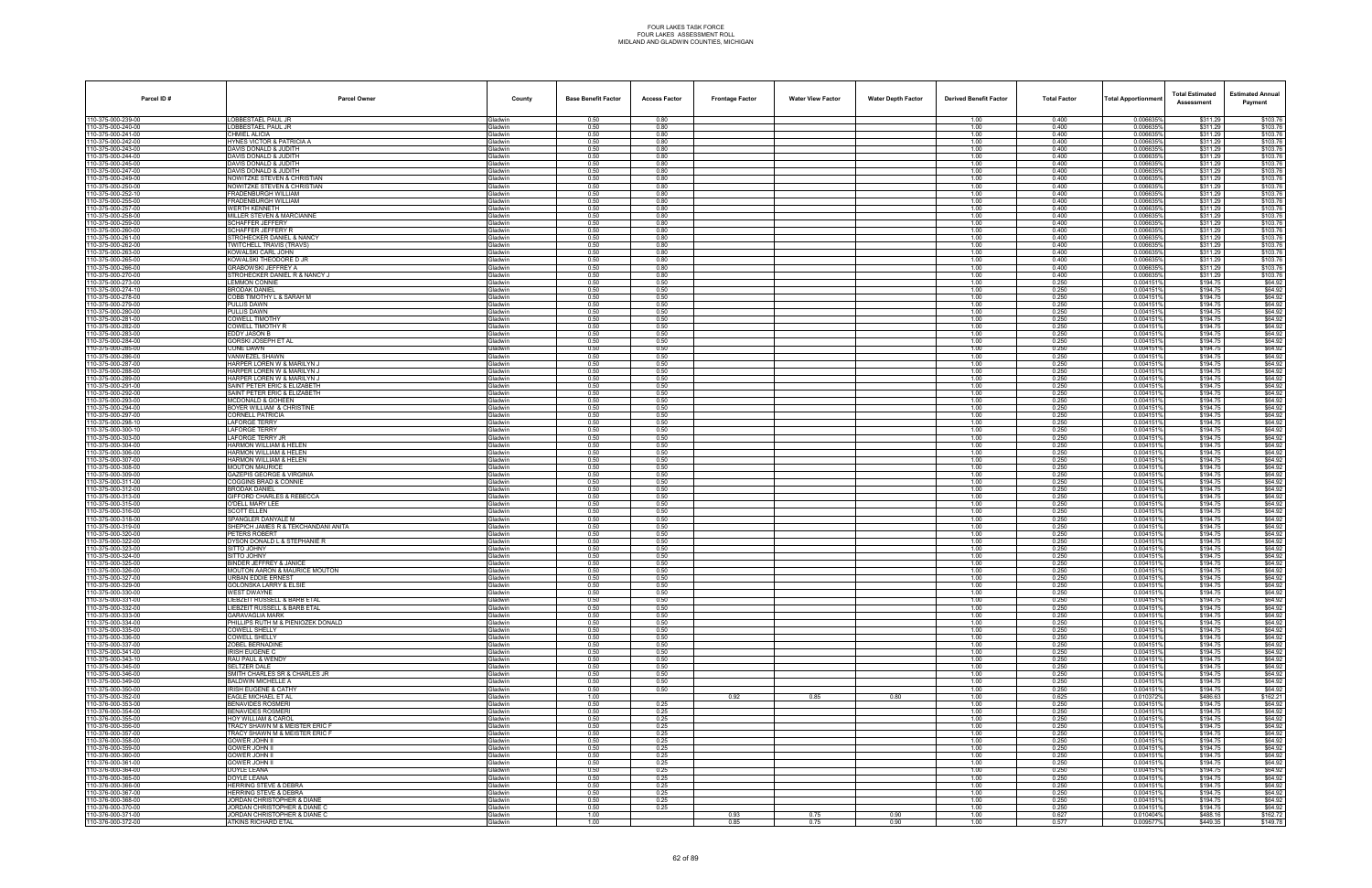# FOUR LAKES TASK FORCE
## FOUR LAKES ASSESSMENT ROLL
### MIDLAND AND GLADWIN COUNTIES, MICHIGAN

| Parcel ID # | Parcel Owner | County | Base Benefit Factor | Access Factor | Frontage Factor | Water View Factor | Water Depth Factor | Derived Benefit Factor | Total Factor | Total Apportionment | Total Estimated Assessment | Estimated Annual Payment |
|---|---|---|---|---|---|---|---|---|---|---|---|---|
| 110-375-000-239-00 | LOBBESTAEL PAUL JR | Gladwin | 0.50 | 0.80 | | | | 1.00 | 0.400 | 0.006635% | $311.29 | $103.76 |
| 110-375-000-240-00 | LOBBESTAEL PAUL JR | Gladwin | 0.50 | 0.80 | | | | 1.00 | 0.400 | 0.006635% | $311.29 | $103.76 |
| 110-375-000-241-00 | CHMIEL ALICIA | Gladwin | 0.50 | 0.80 | | | | 1.00 | 0.400 | 0.006635% | $311.29 | $103.76 |
| 110-375-000-242-00 | HYNES VICTOR & PATRICIA A | Gladwin | 0.50 | 0.80 | | | | 1.00 | 0.400 | 0.006635% | $311.29 | $103.76 |
| 110-375-000-243-00 | DAVIS DONALD & JUDITH | Gladwin | 0.50 | 0.80 | | | | 1.00 | 0.400 | 0.006635% | $311.29 | $103.76 |
| 110-375-000-244-00 | DAVIS DONALD & JUDITH | Gladwin | 0.50 | 0.80 | | | | 1.00 | 0.400 | 0.006635% | $311.29 | $103.76 |
| 110-375-000-245-00 | DAVIS DONALD & JUDITH | Gladwin | 0.50 | 0.80 | | | | 1.00 | 0.400 | 0.006635% | $311.29 | $103.76 |
| 110-375-000-247-00 | DAVIS DONALD & JUDITH | Gladwin | 0.50 | 0.80 | | | | 1.00 | 0.400 | 0.006635% | $311.29 | $103.76 |
| 110-375-000-249-00 | NOWITZKE STEVEN & CHRISTIAN | Gladwin | 0.50 | 0.80 | | | | 1.00 | 0.400 | 0.006635% | $311.29 | $103.76 |
| 110-375-000-250-00 | NOWITZKE STEVEN & CHRISTIAN | Gladwin | 0.50 | 0.80 | | | | 1.00 | 0.400 | 0.006635% | $311.29 | $103.76 |
| 110-375-000-252-10 | FRADENBURGH WILLIAM | Gladwin | 0.50 | 0.80 | | | | 1.00 | 0.400 | 0.006635% | $311.29 | $103.76 |
| 110-375-000-255-00 | FRADENBURGH WILLIAM | Gladwin | 0.50 | 0.80 | | | | 1.00 | 0.400 | 0.006635% | $311.29 | $103.76 |
| 110-375-000-257-00 | WERTH KENNETH | Gladwin | 0.50 | 0.80 | | | | 1.00 | 0.400 | 0.006635% | $311.29 | $103.76 |
| 110-375-000-258-00 | MILLER STEVEN & MARCIANNE | Gladwin | 0.50 | 0.80 | | | | 1.00 | 0.400 | 0.006635% | $311.29 | $103.76 |
| 110-375-000-259-00 | SCHAFFER JEFFERY | Gladwin | 0.50 | 0.80 | | | | 1.00 | 0.400 | 0.006635% | $311.29 | $103.76 |
| 110-375-000-260-00 | SCHAFFER JEFFERY R | Gladwin | 0.50 | 0.80 | | | | 1.00 | 0.400 | 0.006635% | $311.29 | $103.76 |
| 110-375-000-261-00 | STROHECKER DANIEL & NANCY | Gladwin | 0.50 | 0.80 | | | | 1.00 | 0.400 | 0.006635% | $311.29 | $103.76 |
| 110-375-000-262-00 | TWITCHELL TRAVIS (TRAVS) | Gladwin | 0.50 | 0.80 | | | | 1.00 | 0.400 | 0.006635% | $311.29 | $103.76 |
| 110-375-000-263-00 | KOWALSKI CARL JOHN | Gladwin | 0.50 | 0.80 | | | | 1.00 | 0.400 | 0.006635% | $311.29 | $103.76 |
| 110-375-000-265-00 | KOWALSKI THEODORE D JR | Gladwin | 0.50 | 0.80 | | | | 1.00 | 0.400 | 0.006635% | $311.29 | $103.76 |
| 110-375-000-266-00 | GRABOWSKI JEFFREY A | Gladwin | 0.50 | 0.80 | | | | 1.00 | 0.400 | 0.006635% | $311.29 | $103.76 |
| 110-375-000-270-00 | STROHECKER DANIEL R & NANCY J | Gladwin | 0.50 | 0.80 | | | | 1.00 | 0.400 | 0.006635% | $311.29 | $103.76 |
| 110-375-000-273-00 | LEMMON CONNIE | Gladwin | 0.50 | 0.50 | | | | 1.00 | 0.250 | 0.004151% | $194.75 | $64.92 |
| 110-375-000-274-10 | BRODAK DANIEL | Gladwin | 0.50 | 0.50 | | | | 1.00 | 0.250 | 0.004151% | $194.75 | $64.92 |
| 110-375-000-278-00 | COBB TIMOTHY L & SARAH M | Gladwin | 0.50 | 0.50 | | | | 1.00 | 0.250 | 0.004151% | $194.75 | $64.92 |
| 110-375-000-279-00 | PULLIS DAWN | Gladwin | 0.50 | 0.50 | | | | 1.00 | 0.250 | 0.004151% | $194.75 | $64.92 |
| 110-375-000-280-00 | PULLIS DAWN | Gladwin | 0.50 | 0.50 | | | | 1.00 | 0.250 | 0.004151% | $194.75 | $64.92 |
| 110-375-000-281-00 | COWELL TIMOTHY | Gladwin | 0.50 | 0.50 | | | | 1.00 | 0.250 | 0.004151% | $194.75 | $64.92 |
| 110-375-000-282-00 | COWELL TIMOTHY R | Gladwin | 0.50 | 0.50 | | | | 1.00 | 0.250 | 0.004151% | $194.75 | $64.92 |
| 110-375-000-283-00 | EDDY JASON B | Gladwin | 0.50 | 0.50 | | | | 1.00 | 0.250 | 0.004151% | $194.75 | $64.92 |
| 110-375-000-284-00 | GORSKI JOSEPH ET AL | Gladwin | 0.50 | 0.50 | | | | 1.00 | 0.250 | 0.004151% | $194.75 | $64.92 |
| 110-375-000-285-00 | CONE DAWN | Gladwin | 0.50 | 0.50 | | | | 1.00 | 0.250 | 0.004151% | $194.75 | $64.92 |
| 110-375-000-286-00 | VANWEZEL SHAWN | Gladwin | 0.50 | 0.50 | | | | 1.00 | 0.250 | 0.004151% | $194.75 | $64.92 |
| 110-375-000-287-00 | HARPER LOREN W & MARILYN J | Gladwin | 0.50 | 0.50 | | | | 1.00 | 0.250 | 0.004151% | $194.75 | $64.92 |
| 110-375-000-288-00 | HARPER LOREN W & MARILYN J | Gladwin | 0.50 | 0.50 | | | | 1.00 | 0.250 | 0.004151% | $194.75 | $64.92 |
| 110-375-000-289-00 | HARPER LOREN W & MARILYN J | Gladwin | 0.50 | 0.50 | | | | 1.00 | 0.250 | 0.004151% | $194.75 | $64.92 |
| 110-375-000-291-00 | SAINT PETER ERIC & ELIZABETH | Gladwin | 0.50 | 0.50 | | | | 1.00 | 0.250 | 0.004151% | $194.75 | $64.92 |
| 110-375-000-292-00 | SAINT PETER ERIC & ELIZABETH | Gladwin | 0.50 | 0.50 | | | | 1.00 | 0.250 | 0.004151% | $194.75 | $64.92 |
| 110-375-000-293-00 | MCDONALD & GOHEEN | Gladwin | 0.50 | 0.50 | | | | 1.00 | 0.250 | 0.004151% | $194.75 | $64.92 |
| 110-375-000-294-00 | BOYER WILLIAM & CHRISTINE | Gladwin | 0.50 | 0.50 | | | | 1.00 | 0.250 | 0.004151% | $194.75 | $64.92 |
| 110-375-000-297-00 | CORNELL PATRICIA | Gladwin | 0.50 | 0.50 | | | | 1.00 | 0.250 | 0.004151% | $194.75 | $64.92 |
| 110-375-000-298-10 | LAFORGE TERRY | Gladwin | 0.50 | 0.50 | | | | 1.00 | 0.250 | 0.004151% | $194.75 | $64.92 |
| 110-375-000-300-10 | LAFORGE TERRY | Gladwin | 0.50 | 0.50 | | | | 1.00 | 0.250 | 0.004151% | $194.75 | $64.92 |
| 110-375-000-303-00 | LAFORGE TERRY JR | Gladwin | 0.50 | 0.50 | | | | 1.00 | 0.250 | 0.004151% | $194.75 | $64.92 |
| 110-375-000-304-00 | HARMON WILLIAM & HELEN | Gladwin | 0.50 | 0.50 | | | | 1.00 | 0.250 | 0.004151% | $194.75 | $64.92 |
| 110-375-000-306-00 | HARMON WILLIAM & HELEN | Gladwin | 0.50 | 0.50 | | | | 1.00 | 0.250 | 0.004151% | $194.75 | $64.92 |
| 110-375-000-307-00 | HARMON WILLIAM & HELEN | Gladwin | 0.50 | 0.50 | | | | 1.00 | 0.250 | 0.004151% | $194.75 | $64.92 |
| 110-375-000-308-00 | MOUTON MAURICE | Gladwin | 0.50 | 0.50 | | | | 1.00 | 0.250 | 0.004151% | $194.75 | $64.92 |
| 110-375-000-309-00 | GAZEPIS GEORGE & VIRGINIA | Gladwin | 0.50 | 0.50 | | | | 1.00 | 0.250 | 0.004151% | $194.75 | $64.92 |
| 110-375-000-311-00 | COGGINS BRAD & CONNIE | Gladwin | 0.50 | 0.50 | | | | 1.00 | 0.250 | 0.004151% | $194.75 | $64.92 |
| 110-375-000-312-00 | BRODAK DANIEL | Gladwin | 0.50 | 0.50 | | | | 1.00 | 0.250 | 0.004151% | $194.75 | $64.92 |
| 110-375-000-313-00 | GIFFORD CHARLES & REBECCA | Gladwin | 0.50 | 0.50 | | | | 1.00 | 0.250 | 0.004151% | $194.75 | $64.92 |
| 110-375-000-315-00 | O'DELL MARY LEE | Gladwin | 0.50 | 0.50 | | | | 1.00 | 0.250 | 0.004151% | $194.75 | $64.92 |
| 110-375-000-316-00 | SCOTT ELLEN | Gladwin | 0.50 | 0.50 | | | | 1.00 | 0.250 | 0.004151% | $194.75 | $64.92 |
| 110-375-000-318-00 | SPANGLER DANYALE M | Gladwin | 0.50 | 0.50 | | | | 1.00 | 0.250 | 0.004151% | $194.75 | $64.92 |
| 110-375-000-319-00 | SHEPICH JAMES R & TEKCHANDANI ANITA | Gladwin | 0.50 | 0.50 | | | | 1.00 | 0.250 | 0.004151% | $194.75 | $64.92 |
| 110-375-000-320-00 | PETERS ROBERT | Gladwin | 0.50 | 0.50 | | | | 1.00 | 0.250 | 0.004151% | $194.75 | $64.92 |
| 110-375-000-322-00 | DYSON DONALD L & STEPHANIE R | Gladwin | 0.50 | 0.50 | | | | 1.00 | 0.250 | 0.004151% | $194.75 | $64.92 |
| 110-375-000-323-00 | SITTO JOHNY | Gladwin | 0.50 | 0.50 | | | | 1.00 | 0.250 | 0.004151% | $194.75 | $64.92 |
| 110-375-000-324-00 | SITTO JOHNY | Gladwin | 0.50 | 0.50 | | | | 1.00 | 0.250 | 0.004151% | $194.75 | $64.92 |
| 110-375-000-325-00 | BINDER JEFFREY & JANICE | Gladwin | 0.50 | 0.50 | | | | 1.00 | 0.250 | 0.004151% | $194.75 | $64.92 |
| 110-375-000-326-00 | MOUTON AARON & MAURICE MOUTON | Gladwin | 0.50 | 0.50 | | | | 1.00 | 0.250 | 0.004151% | $194.75 | $64.92 |
| 110-375-000-327-00 | URBAN EDDIE ERNEST | Gladwin | 0.50 | 0.50 | | | | 1.00 | 0.250 | 0.004151% | $194.75 | $64.92 |
| 110-375-000-329-00 | GOLONSKA LARRY & ELSIE | Gladwin | 0.50 | 0.50 | | | | 1.00 | 0.250 | 0.004151% | $194.75 | $64.92 |
| 110-375-000-330-00 | WEST DWAYNE | Gladwin | 0.50 | 0.50 | | | | 1.00 | 0.250 | 0.004151% | $194.75 | $64.92 |
| 110-375-000-331-00 | LIEBZEIT RUSSELL & BARB ETAL | Gladwin | 0.50 | 0.50 | | | | 1.00 | 0.250 | 0.004151% | $194.75 | $64.92 |
| 110-375-000-332-00 | LIEBZEIT RUSSELL & BARB ETAL | Gladwin | 0.50 | 0.50 | | | | 1.00 | 0.250 | 0.004151% | $194.75 | $64.92 |
| 110-375-000-333-00 | GARAVAGLIA MARK | Gladwin | 0.50 | 0.50 | | | | 1.00 | 0.250 | 0.004151% | $194.75 | $64.92 |
| 110-375-000-334-00 | PHILLIPS RUTH M & PIENIOZEK DONALD | Gladwin | 0.50 | 0.50 | | | | 1.00 | 0.250 | 0.004151% | $194.75 | $64.92 |
| 110-375-000-335-00 | COWELL SHELLY | Gladwin | 0.50 | 0.50 | | | | 1.00 | 0.250 | 0.004151% | $194.75 | $64.92 |
| 110-375-000-336-00 | COWELL SHELLY | Gladwin | 0.50 | 0.50 | | | | 1.00 | 0.250 | 0.004151% | $194.75 | $64.92 |
| 110-375-000-337-00 | ZOBEL BERNADINE | Gladwin | 0.50 | 0.50 | | | | 1.00 | 0.250 | 0.004151% | $194.75 | $64.92 |
| 110-375-000-341-00 | IRISH EUGENE C | Gladwin | 0.50 | 0.50 | | | | 1.00 | 0.250 | 0.004151% | $194.75 | $64.92 |
| 110-375-000-343-10 | RAU PAUL & WENDY | Gladwin | 0.50 | 0.50 | | | | 1.00 | 0.250 | 0.004151% | $194.75 | $64.92 |
| 110-375-000-345-00 | SELTZER DALE | Gladwin | 0.50 | 0.50 | | | | 1.00 | 0.250 | 0.004151% | $194.75 | $64.92 |
| 110-375-000-346-00 | SMITH CHARLES SR & CHARLES JR | Gladwin | 0.50 | 0.50 | | | | 1.00 | 0.250 | 0.004151% | $194.75 | $64.92 |
| 110-375-000-349-00 | BALDWIN MICHELLE A | Gladwin | 0.50 | 0.50 | | | | 1.00 | 0.250 | 0.004151% | $194.75 | $64.92 |
| 110-375-000-350-00 | IRISH EUGENE & CATHY | Gladwin | 0.50 | 0.50 | | | | 1.00 | 0.250 | 0.004151% | $194.75 | $64.92 |
| 110-375-000-352-00 | EAGLE MICHAEL ET AL | Gladwin | 1.00 | | 0.92 | 0.85 | 0.80 | 1.00 | 0.625 | 0.010372% | $486.63 | $162.21 |
| 110-376-000-353-00 | BENAVIDES ROSMERI | Gladwin | 0.50 | 0.25 | | | | 1.00 | 0.250 | 0.004151% | $194.75 | $64.92 |
| 110-376-000-354-00 | BENAVIDES ROSMERI | Gladwin | 0.50 | 0.25 | | | | 1.00 | 0.250 | 0.004151% | $194.75 | $64.92 |
| 110-376-000-355-00 | HOY WILLIAM & CAROL | Gladwin | 0.50 | 0.25 | | | | 1.00 | 0.250 | 0.004151% | $194.75 | $64.92 |
| 110-376-000-356-00 | TRACY SHAWN M & MEISTER ERIC F | Gladwin | 0.50 | 0.25 | | | | 1.00 | 0.250 | 0.004151% | $194.75 | $64.92 |
| 110-376-000-357-00 | TRACY SHAWN M & MEISTER ERIC F | Gladwin | 0.50 | 0.25 | | | | 1.00 | 0.250 | 0.004151% | $194.75 | $64.92 |
| 110-376-000-358-00 | GOWER JOHN II | Gladwin | 0.50 | 0.25 | | | | 1.00 | 0.250 | 0.004151% | $194.75 | $64.92 |
| 110-376-000-359-00 | GOWER JOHN II | Gladwin | 0.50 | 0.25 | | | | 1.00 | 0.250 | 0.004151% | $194.75 | $64.92 |
| 110-376-000-360-00 | GOWER JOHN II | Gladwin | 0.50 | 0.25 | | | | 1.00 | 0.250 | 0.004151% | $194.75 | $64.92 |
| 110-376-000-361-00 | GOWER JOHN II | Gladwin | 0.50 | 0.25 | | | | 1.00 | 0.250 | 0.004151% | $194.75 | $64.92 |
| 110-376-000-364-00 | DOYLE LEANA | Gladwin | 0.50 | 0.25 | | | | 1.00 | 0.250 | 0.004151% | $194.75 | $64.92 |
| 110-376-000-365-00 | DOYLE LEANA | Gladwin | 0.50 | 0.25 | | | | 1.00 | 0.250 | 0.004151% | $194.75 | $64.92 |
| 110-376-000-366-00 | HERRING STEVE & DEBRA | Gladwin | 0.50 | 0.25 | | | | 1.00 | 0.250 | 0.004151% | $194.75 | $64.92 |
| 110-376-000-367-00 | HERRING STEVE & DEBRA | Gladwin | 0.50 | 0.25 | | | | 1.00 | 0.250 | 0.004151% | $194.75 | $64.92 |
| 110-376-000-368-00 | JORDAN CHRISTOPHER & DIANE | Gladwin | 0.50 | 0.25 | | | | 1.00 | 0.250 | 0.004151% | $194.75 | $64.92 |
| 110-376-000-370-00 | JORDAN CHRISTOPHER & DIANE C | Gladwin | 0.50 | 0.25 | | | | 1.00 | 0.250 | 0.004151% | $194.75 | $64.92 |
| 110-376-000-371-00 | JORDAN CHRISTOPHER & DIANE C | Gladwin | 1.00 | | 0.93 | 0.75 | 0.90 | 1.00 | 0.627 | 0.010404% | $488.16 | $162.72 |
| 110-376-000-372-00 | ATKINS RICHARD ETAL | Gladwin | 1.00 | | 0.85 | 0.75 | 0.90 | 1.00 | 0.577 | 0.009577% | $449.35 | $149.78 |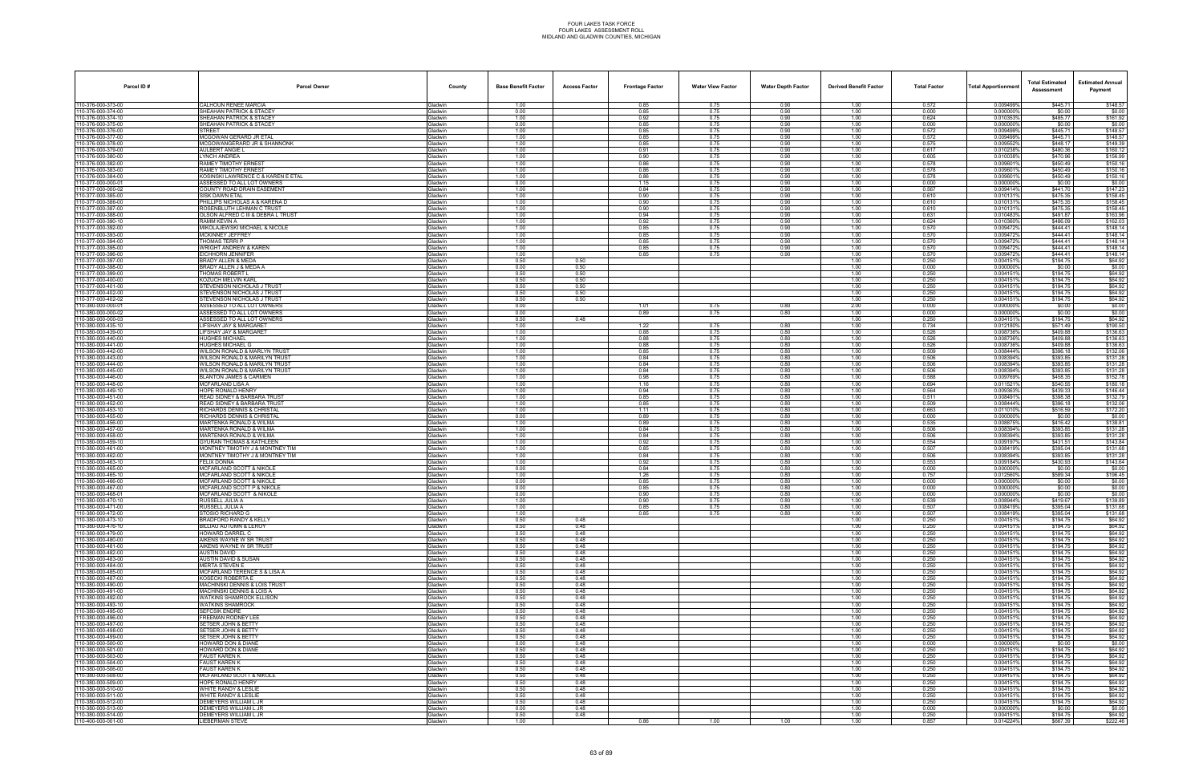FOUR LAKES TASK FORCE
FOUR LAKES ASSESSMENT ROLL
MIDLAND AND GLADWIN COUNTIES, MICHIGAN

| Parcel ID # | Parcel Owner | County | Base Benefit Factor | Access Factor | Frontage Factor | Water View Factor | Water Depth Factor | Derived Benefit Factor | Total Factor | Total Apportionment | Total Estimated Assessment | Estimated Annual Payment |
|---|---|---|---|---|---|---|---|---|---|---|---|---|
| 110-376-000-373-00 | CALHOUN RENEE MARCIA | Gladwin | 1.00 | | 0.85 | 0.75 | 0.90 | 1.00 | 0.572 | 0.009499% | $445.71 | $148.57 |
| 110-376-000-374-00 | SHEAHAN PATRICK & STACEY | Gladwin | 0.00 | | 0.85 | 0.75 | 0.90 | 1.00 | 0.000 | 0.000000% | $0.00 | $0.00 |
| 110-376-000-374-10 | SHEAHAN PATRICK & STACEY | Gladwin | 1.00 | | 0.92 | 0.75 | 0.90 | 1.00 | 0.624 | 0.010353% | $485.77 | $161.92 |
| 110-376-000-375-00 | SHEAHAN PATRICK & STACEY | Gladwin | 0.00 | | 0.85 | 0.75 | 0.90 | 1.00 | 0.000 | 0.000000% | $0.00 | $0.00 |
| 110-376-000-376-00 | STREET | Gladwin | 1.00 | | 0.85 | 0.75 | 0.90 | 1.00 | 0.572 | 0.009499% | $445.71 | $148.57 |
| 110-376-000-377-00 | MCGOWAN GERARD JR ETAL | Gladwin | 1.00 | | 0.85 | 0.75 | 0.90 | 1.00 | 0.572 | 0.009499% | $445.71 | $148.57 |
| 110-376-000-378-00 | MCGOWAN GERARD JR & SHANNONK | Gladwin | 1.00 | | 0.85 | 0.75 | 0.90 | 1.00 | 0.575 | 0.009552% | $448.17 | $149.39 |
| 110-376-000-379-00 | AULBERT ANGIE L | Gladwin | 1.00 | | 0.91 | 0.75 | 0.90 | 1.00 | 0.617 | 0.010238% | $480.36 | $160.12 |
| 110-376-000-380-00 | LYNCH ANDREA | Gladwin | 1.00 | | 0.90 | 0.75 | 0.90 | 1.00 | 0.605 | 0.010038% | $470.96 | $156.99 |
| 110-376-000-382-00 | RAMEY TIMOTHY ERNEST | Gladwin | 1.00 | | 0.86 | 0.75 | 0.90 | 1.00 | 0.578 | 0.009601% | $450.49 | $150.16 |
| 110-376-000-383-00 | RAMEY TIMOTHY ERNEST | Gladwin | 1.00 | | 0.86 | 0.75 | 0.90 | 1.00 | 0.578 | 0.009601% | $450.49 | $150.16 |
| 110-376-000-384-00 | KOSINSKI LAWRENCE C & KAREN E ETAL | Gladwin | 1.00 | | 0.86 | 0.75 | 0.90 | 1.00 | 0.578 | 0.009601% | $450.49 | $150.16 |
| 110-377-000-000-01 | ASSESSED TO ALL LOT OWNERS | Gladwin | 0.00 | | 1.15 | 0.75 | 0.90 | 1.00 | 0.000 | 0.000000% | $0.00 | $0.00 |
| 110-377-000-000-02 | COUNTY ROAD DRAIN EASEMENT | Gladwin | 1.00 | | 0.84 | 0.75 | 0.90 | 1.00 | 0.567 | 0.009414% | $441.70 | $147.23 |
| 110-377-000-385-00 | SISK DAWN ETAL | Gladwin | 1.00 | | 0.90 | 0.75 | 0.90 | 1.00 | 0.610 | 0.010131% | $475.35 | $158.45 |
| 110-377-000-386-00 | PHILLIPS NICHOLAS A & KARENA D | Gladwin | 1.00 | | 0.90 | 0.75 | 0.90 | 1.00 | 0.610 | 0.010131% | $475.35 | $158.45 |
| 110-377-000-387-00 | ROSENBLUTH LEHMAN C TRUST | Gladwin | 1.00 | | 0.90 | 0.75 | 0.90 | 1.00 | 0.610 | 0.010131% | $475.35 | $158.45 |
| 110-377-000-388-00 | OLSON ALFRED C III & DEBRA L TRUST | Gladwin | 1.00 | | 0.94 | 0.75 | 0.90 | 1.00 | 0.631 | 0.010483% | $491.87 | $163.96 |
| 110-377-000-390-10 | RAMM KEVIN A | Gladwin | 1.00 | | 0.92 | 0.75 | 0.90 | 1.00 | 0.624 | 0.010360% | $486.09 | $162.03 |
| 110-377-000-392-00 | MIKOLAJEWSKI MICHAEL & NICOLE | Gladwin | 1.00 | | 0.85 | 0.75 | 0.90 | 1.00 | 0.570 | 0.009472% | $444.41 | $148.14 |
| 110-377-000-393-00 | MCKINNEY JEFFREY | Gladwin | 1.00 | | 0.85 | 0.75 | 0.90 | 1.00 | 0.570 | 0.009472% | $444.41 | $148.14 |
| 110-377-000-394-00 | THOMAS TERRI P | Gladwin | 1.00 | | 0.85 | 0.75 | 0.90 | 1.00 | 0.570 | 0.009472% | $444.41 | $148.14 |
| 110-377-000-395-00 | WRIGHT ANDREW & KAREN | Gladwin | 1.00 | | 0.85 | 0.75 | 0.90 | 1.00 | 0.570 | 0.009472% | $444.41 | $148.14 |
| 110-377-000-396-00 | EICHHORN JENNIFER | Gladwin | 1.00 | | 0.85 | 0.75 | 0.90 | 1.00 | 0.570 | 0.009472% | $444.41 | $148.14 |
| 110-377-000-397-00 | BRADY ALLEN & MEDA | Gladwin | 0.50 | 0.50 | | | | 1.00 | 0.250 | 0.004151% | $194.75 | $64.92 |
| 110-377-000-398-00 | BRADY ALLEN J & MEDA A | Gladwin | 0.00 | 0.50 | | | | 1.00 | 0.000 | 0.000000% | $0.00 | $0.00 |
| 110-377-000-399-00 | THOMAS ROBERT L | Gladwin | 0.50 | 0.50 | | | | 1.00 | 0.250 | 0.004151% | $194.75 | $64.92 |
| 110-377-000-400-00 | KOZUCH MELVIN KARL | Gladwin | 0.50 | 0.50 | | | | 1.00 | 0.250 | 0.004151% | $194.75 | $64.92 |
| 110-377-000-401-00 | STEVENSON NICHOLAS J TRUST | Gladwin | 0.50 | 0.50 | | | | 1.00 | 0.250 | 0.004151% | $194.75 | $64.92 |
| 110-377-000-402-00 | STEVENSON NICHOLAS J TRUST | Gladwin | 0.50 | 0.50 | | | | 1.00 | 0.250 | 0.004151% | $194.75 | $64.92 |
| 110-377-000-402-02 | STEVENSON NICHOLAS J TRUST | Gladwin | 0.50 | 0.50 | | | | 1.00 | 0.250 | 0.004151% | $194.75 | $64.92 |
| 110-380-000-000-01 | ASSESSED TO ALL LOT OWNERS | Gladwin | 0.00 | | 1.01 | 0.75 | 0.80 | 2.00 | 0.000 | 0.000000% | $0.00 | $0.00 |
| 110-380-000-000-02 | ASSESSED TO ALL LOT OWNERS | Gladwin | 0.00 | | 0.89 | 0.75 | 0.80 | 1.00 | 0.000 | 0.000000% | $0.00 | $0.00 |
| 110-380-000-000-03 | ASSESSED TO ALL LOT OWNERS | Gladwin | 0.50 | 0.48 | | | | 1.00 | 0.250 | 0.004151% | $194.75 | $64.92 |
| 110-380-000-435-10 | LIFSHAY JAY & MARGARET | Gladwin | 1.00 | | 1.22 | 0.75 | 0.80 | 1.00 | 0.734 | 0.012180% | $571.49 | $190.50 |
| 110-380-000-439-00 | LIFSHAY JAY & MARGARET | Gladwin | 1.00 | | 0.88 | 0.75 | 0.80 | 1.00 | 0.526 | 0.008736% | $409.88 | $136.63 |
| 110-380-000-440-00 | HUGHES MICHAEL | Gladwin | 1.00 | | 0.88 | 0.75 | 0.80 | 1.00 | 0.526 | 0.008736% | $409.88 | $136.63 |
| 110-380-000-441-00 | HUGHES MICHAEL G | Gladwin | 1.00 | | 0.88 | 0.75 | 0.80 | 1.00 | 0.526 | 0.008736% | $409.88 | $136.63 |
| 110-380-000-442-00 | WILSON RONALD & MARILYN TRUST | Gladwin | 1.00 | | 0.85 | 0.75 | 0.80 | 1.00 | 0.509 | 0.008444% | $396.18 | $132.06 |
| 110-380-000-443-00 | WILSON RONALD & MARILYN TRUST | Gladwin | 1.00 | | 0.84 | 0.75 | 0.80 | 1.00 | 0.506 | 0.008394% | $393.85 | $131.28 |
| 110-380-000-444-00 | WILSON RONALD & MARILYN TRUST | Gladwin | 1.00 | | 0.84 | 0.75 | 0.80 | 1.00 | 0.506 | 0.008394% | $393.85 | $131.28 |
| 110-380-000-445-00 | WILSON RONALD & MARILYN TRUST | Gladwin | 1.00 | | 0.84 | 0.75 | 0.80 | 1.00 | 0.506 | 0.008394% | $393.85 | $131.28 |
| 110-380-000-446-00 | BLANTON JAMES & CARMEN | Gladwin | 1.00 | | 0.98 | 0.75 | 0.80 | 1.00 | 0.588 | 0.009769% | $458.35 | $152.78 |
| 110-380-000-448-00 | MCFARLAND LISA A | Gladwin | 1.00 | | 1.16 | 0.75 | 0.80 | 1.00 | 0.694 | 0.011521% | $540.55 | $180.18 |
| 110-380-000-449-10 | HOPE RONALD HENRY | Gladwin | 1.00 | | 0.94 | 0.75 | 0.80 | 1.00 | 0.564 | 0.009363% | $439.33 | $146.44 |
| 110-380-000-451-00 | READ SIDNEY & BARBARA TRUST | Gladwin | 1.00 | | 0.85 | 0.75 | 0.80 | 1.00 | 0.511 | 0.008491% | $398.38 | $132.79 |
| 110-380-000-452-00 | READ SIDNEY & BARBARA TRUST | Gladwin | 1.00 | | 0.85 | 0.75 | 0.80 | 1.00 | 0.509 | 0.008444% | $396.18 | $132.06 |
| 110-380-000-453-10 | RICHARDS DENNIS & CHRISTAL | Gladwin | 1.00 | | 1.11 | 0.75 | 0.80 | 1.00 | 0.663 | 0.011010% | $516.59 | $172.20 |
| 110-380-000-455-00 | RICHARDS DENNIS & CHRISTAL | Gladwin | 0.00 | | 0.89 | 0.75 | 0.80 | 1.00 | 0.000 | 0.000000% | $0.00 | $0.00 |
| 110-380-000-456-00 | MARTENKA RONALD & WILMA | Gladwin | 1.00 | | 0.89 | 0.75 | 0.80 | 1.00 | 0.535 | 0.008875% | $416.42 | $138.81 |
| 110-380-000-457-00 | MARTENKA RONALD & WILMA | Gladwin | 1.00 | | 0.84 | 0.75 | 0.80 | 1.00 | 0.506 | 0.008394% | $393.85 | $131.28 |
| 110-380-000-458-00 | MARTENKA RONALD & WILMA | Gladwin | 1.00 | | 0.84 | 0.75 | 0.80 | 1.00 | 0.506 | 0.008394% | $393.85 | $131.28 |
| 110-380-000-459-10 | GYURAN THOMAS & KATHLEEN | Gladwin | 1.00 | | 0.92 | 0.75 | 0.80 | 1.00 | 0.554 | 0.009197% | $431.51 | $143.84 |
| 110-380-000-461-00 | MONTNEY TIMOTHY J & MONTNEY TIM | Gladwin | 1.00 | | 0.85 | 0.75 | 0.80 | 1.00 | 0.507 | 0.008419% | $395.04 | $131.68 |
| 110-380-000-462-00 | MONTNEY TIMOTHY J & MONTNEY TIM | Gladwin | 1.00 | | 0.84 | 0.75 | 0.80 | 1.00 | 0.506 | 0.008394% | $393.85 | $131.28 |
| 110-380-000-463-10 | FELIX DONNA | Gladwin | 1.00 | | 0.92 | 0.75 | 0.80 | 1.00 | 0.553 | 0.009184% | $430.93 | $143.64 |
| 110-380-000-465-00 | MCFARLAND SCOTT & NIKOLE | Gladwin | 0.00 | | 0.84 | 0.75 | 0.80 | 1.00 | 0.000 | 0.000000% | $0.00 | $0.00 |
| 110-380-000-465-10 | MCFARLAND SCOTT & NIKOLE | Gladwin | 1.00 | | 1.26 | 0.75 | 0.80 | 1.00 | 0.757 | 0.012560% | $589.34 | $196.45 |
| 110-380-000-466-00 | MCFARLAND SCOTT & NIKOLE | Gladwin | 0.00 | | 0.85 | 0.75 | 0.80 | 1.00 | 0.000 | 0.000000% | $0.00 | $0.00 |
| 110-380-000-467-00 | MCFARLAND SCOTT P & NIKOLE | Gladwin | 0.00 | | 0.85 | 0.75 | 0.80 | 1.00 | 0.000 | 0.000000% | $0.00 | $0.00 |
| 110-380-000-468-01 | MCFARLAND SCOTT & NIKOLE | Gladwin | 0.00 | | 0.90 | 0.75 | 0.80 | 1.00 | 0.000 | 0.000000% | $0.00 | $0.00 |
| 110-380-000-470-10 | RUSSELL JULIA A | Gladwin | 1.00 | | 0.90 | 0.75 | 0.80 | 1.00 | 0.539 | 0.008944% | $419.67 | $139.89 |
| 110-380-000-471-00 | RUSSELL JULIA A | Gladwin | 1.00 | | 0.85 | 0.75 | 0.80 | 1.00 | 0.507 | 0.008419% | $395.04 | $131.68 |
| 110-380-000-472-00 | STOSIO RICHARD G | Gladwin | 1.00 | | 0.85 | 0.75 | 0.80 | 1.00 | 0.507 | 0.008419% | $395.04 | $131.68 |
| 110-380-000-473-10 | BRADFORD RANDY & KELLY | Gladwin | 0.50 | 0.48 | | | | 1.00 | 0.250 | 0.004151% | $194.75 | $64.92 |
| 110-380-000-476-10 | BILLAU AUTUMN & LEROY | Gladwin | 0.50 | 0.48 | | | | 1.00 | 0.250 | 0.004151% | $194.75 | $64.92 |
| 110-380-000-479-00 | HOWARD DARREL C | Gladwin | 0.50 | 0.48 | | | | 1.00 | 0.250 | 0.004151% | $194.75 | $64.92 |
| 110-380-000-480-00 | AIKENS WAYNE W SR TRUST | Gladwin | 0.50 | 0.48 | | | | 1.00 | 0.250 | 0.004151% | $194.75 | $64.92 |
| 110-380-000-481-00 | AIKENS WAYNE W SR TRUST | Gladwin | 0.50 | 0.48 | | | | 1.00 | 0.250 | 0.004151% | $194.75 | $64.92 |
| 110-380-000-482-00 | AUSTIN DAVID | Gladwin | 0.50 | 0.48 | | | | 1.00 | 0.250 | 0.004151% | $194.75 | $64.92 |
| 110-380-000-483-00 | AUSTIN DAVID & SUSAN | Gladwin | 0.50 | 0.48 | | | | 1.00 | 0.250 | 0.004151% | $194.75 | $64.92 |
| 110-380-000-484-00 | MERTA STEVEN E | Gladwin | 0.50 | 0.48 | | | | 1.00 | 0.250 | 0.004151% | $194.75 | $64.92 |
| 110-380-000-485-00 | MCFARLAND TERENCE S & LISA A | Gladwin | 0.50 | 0.48 | | | | 1.00 | 0.250 | 0.004151% | $194.75 | $64.92 |
| 110-380-000-487-00 | KOSECKI ROBERTA E | Gladwin | 0.50 | 0.48 | | | | 1.00 | 0.250 | 0.004151% | $194.75 | $64.92 |
| 110-380-000-490-00 | MACHINSKI DENNIS & LOIS TRUST | Gladwin | 0.50 | 0.48 | | | | 1.00 | 0.250 | 0.004151% | $194.75 | $64.92 |
| 110-380-000-491-00 | MACHINSKI DENNIS & LOIS A | Gladwin | 0.50 | 0.48 | | | | 1.00 | 0.250 | 0.004151% | $194.75 | $64.92 |
| 110-380-000-492-00 | WATKINS SHAMROCK ELLISON | Gladwin | 0.50 | 0.48 | | | | 1.00 | 0.250 | 0.004151% | $194.75 | $64.92 |
| 110-380-000-493-10 | WATKINS SHAMROCK | Gladwin | 0.50 | 0.48 | | | | 1.00 | 0.250 | 0.004151% | $194.75 | $64.92 |
| 110-380-000-495-00 | SEFCSIK ENDRE | Gladwin | 0.50 | 0.48 | | | | 1.00 | 0.250 | 0.004151% | $194.75 | $64.92 |
| 110-380-000-496-00 | FREEMAN RODNEY LEE | Gladwin | 0.50 | 0.48 | | | | 1.00 | 0.250 | 0.004151% | $194.75 | $64.92 |
| 110-380-000-497-00 | SETSER JOHN & BETTY | Gladwin | 0.50 | 0.48 | | | | 1.00 | 0.250 | 0.004151% | $194.75 | $64.92 |
| 110-380-000-498-00 | SETSER JOHN & BETTY | Gladwin | 0.50 | 0.48 | | | | 1.00 | 0.250 | 0.004151% | $194.75 | $64.92 |
| 110-380-000-499-00 | SETSER JOHN & BETTY | Gladwin | 0.50 | 0.48 | | | | 1.00 | 0.250 | 0.004151% | $194.75 | $64.92 |
| 110-380-000-500-00 | HOWARD DON & DIANE | Gladwin | 0.00 | 0.48 | | | | 1.00 | 0.000 | 0.000000% | $0.00 | $0.00 |
| 110-380-000-501-00 | HOWARD DON & DIANE | Gladwin | 0.50 | 0.48 | | | | 1.00 | 0.250 | 0.004151% | $194.75 | $64.92 |
| 110-380-000-503-00 | FAUST KAREN K | Gladwin | 0.50 | 0.48 | | | | 1.00 | 0.250 | 0.004151% | $194.75 | $64.92 |
| 110-380-000-504-00 | FAUST KAREN K | Gladwin | 0.50 | 0.48 | | | | 1.00 | 0.250 | 0.004151% | $194.75 | $64.92 |
| 110-380-000-506-00 | FAUST KAREN K | Gladwin | 0.50 | 0.48 | | | | 1.00 | 0.250 | 0.004151% | $194.75 | $64.92 |
| 110-380-000-508-00 | MCFARLAND SCOTT & NIKOLE | Gladwin | 0.50 | 0.48 | | | | 1.00 | 0.250 | 0.004151% | $194.75 | $64.92 |
| 110-380-000-509-00 | HOPE RONALD HENRY | Gladwin | 0.50 | 0.48 | | | | 1.00 | 0.250 | 0.004151% | $194.75 | $64.92 |
| 110-380-000-510-00 | WHITE RANDY & LESLIE | Gladwin | 0.50 | 0.48 | | | | 1.00 | 0.250 | 0.004151% | $194.75 | $64.92 |
| 110-380-000-511-00 | WHITE RANDY & LESLIE | Gladwin | 0.50 | 0.48 | | | | 1.00 | 0.250 | 0.004151% | $194.75 | $64.92 |
| 110-380-000-512-00 | DEMEYERS WILLIAM L JR | Gladwin | 0.50 | 0.48 | | | | 1.00 | 0.250 | 0.004151% | $194.75 | $64.92 |
| 110-380-000-513-00 | DEMEYERS WILLIAM L JR | Gladwin | 0.00 | 0.48 | | | | 1.00 | 0.000 | 0.000000% | $0.00 | $0.00 |
| 110-380-000-514-00 | DEMEYERS WILLIAM L JR | Gladwin | 0.50 | 0.48 | | | | 1.00 | 0.250 | 0.004151% | $194.75 | $64.92 |
| 110-400-000-001-00 | LIEBERMAN STEVE | Gladwin | 1.00 | | 0.86 | 1.00 | 1.00 | 1.00 | 0.857 | 0.014224% | $667.39 | $222.46 |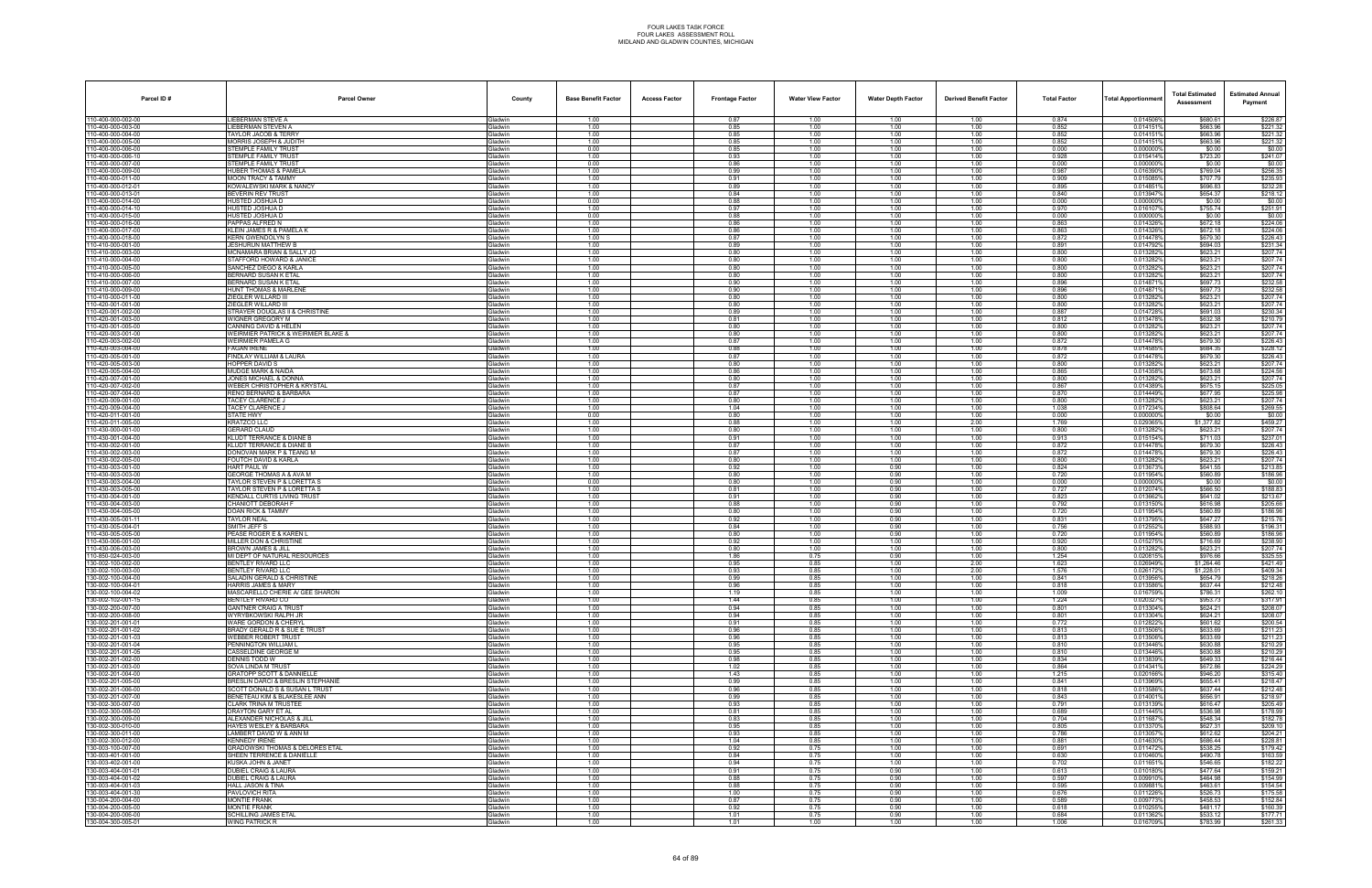# FOUR LAKES TASK FORCE
## FOUR LAKES ASSESSMENT ROLL
### MIDLAND AND GLADWIN COUNTIES, MICHIGAN

| Parcel ID # | Parcel Owner | County | Base Benefit Factor | Access Factor | Frontage Factor | Water View Factor | Water Depth Factor | Derived Benefit Factor | Total Factor | Total Apportionment | Total Estimated Assessment | Estimated Annual Payment |
|---|---|---|---|---|---|---|---|---|---|---|---|---|
| 110-400-000-002-00 | LIEBERMAN STEVE A | Gladwin | 1.00 | | 0.87 | 1.00 | 1.00 | 1.00 | 0.874 | 0.014506% | $680.61 | $226.87 |
| 110-400-000-003-00 | LIEBERMAN STEVEN A | Gladwin | 1.00 | | 0.85 | 1.00 | 1.00 | 1.00 | 0.852 | 0.014151% | $663.96 | $221.32 |
| 110-400-000-004-00 | TAYLOR JACOB & TERRY | Gladwin | 1.00 | | 0.85 | 1.00 | 1.00 | 1.00 | 0.852 | 0.014151% | $663.96 | $221.32 |
| 110-400-000-005-00 | MORRIS JOSEPH & JUDITH | Gladwin | 1.00 | | 0.85 | 1.00 | 1.00 | 1.00 | 0.852 | 0.014151% | $663.96 | $221.32 |
| 110-400-000-006-00 | STEMPLE FAMILY TRUST | Gladwin | 0.00 | | 0.85 | 1.00 | 1.00 | 1.00 | 0.000 | 0.000000% | $0.00 | $0.00 |
| 110-400-000-007-00 | STEMPLE FAMILY TRUST | Gladwin | 1.00 | | 0.93 | 1.00 | 1.00 | 1.00 | 0.928 | 0.015414% | $723.20 | $241.07 |
| 110-400-000-007-00 | STEMPLE FAMILY TRUST | Gladwin | 0.00 | | 0.86 | 1.00 | 1.00 | 1.00 | 0.000 | 0.000000% | $0.00 | $0.00 |
| 110-400-000-009-00 | HUBER THOMAS & PAMELA | Gladwin | 1.00 | | 0.99 | 1.00 | 1.00 | 1.00 | 0.987 | 0.016390% | $769.04 | $256.35 |
| 110-400-000-011-00 | MOON TRACY & TAMMY | Gladwin | 1.00 | | 0.91 | 1.00 | 1.00 | 1.00 | 0.909 | 0.015085% | $707.79 | $235.93 |
| 110-400-000-012-01 | KOWALEWSKI MARK & NANCY | Gladwin | 1.00 | | 0.89 | 1.00 | 1.00 | 1.00 | 0.895 | 0.014851% | $696.83 | $232.28 |
| 110-400-000-013-01 | BEVERIN REV TRUST | Gladwin | 1.00 | | 0.84 | 1.00 | 1.00 | 1.00 | 0.840 | 0.013947% | $654.37 | $218.12 |
| 110-400-000-014-00 | HUSTED JOSHUA D | Gladwin | 0.00 | | 0.88 | 1.00 | 1.00 | 1.00 | 0.000 | 0.000000% | $0.00 | $0.00 |
| 110-400-000-014-10 | HUSTED JOSHUA D | Gladwin | 1.00 | | 0.97 | 1.00 | 1.00 | 1.00 | 0.970 | 0.016107% | $755.74 | $251.91 |
| 110-400-000-015-00 | HUSTED JOSHUA D | Gladwin | 0.00 | | 0.88 | 1.00 | 1.00 | 1.00 | 0.000 | 0.000000% | $0.00 | $0.00 |
| 110-400-000-016-00 | PAPPAS ALFRED N | Gladwin | 1.00 | | 0.86 | 1.00 | 1.00 | 1.00 | 0.863 | 0.014326% | $672.18 | $224.06 |
| 110-400-000-017-00 | KLEIN JAMES R & PAMELA K | Gladwin | 1.00 | | 0.86 | 1.00 | 1.00 | 1.00 | 0.863 | 0.014326% | $672.18 | $224.06 |
| 110-400-000-018-00 | KERN GWENDOLYN S | Gladwin | 1.00 | | 0.87 | 1.00 | 1.00 | 1.00 | 0.872 | 0.014478% | $679.30 | $226.43 |
| 110-410-000-001-00 | JESHURUN MATTHEW B | Gladwin | 1.00 | | 0.89 | 1.00 | 1.00 | 1.00 | 0.891 | 0.014792% | $694.03 | $231.34 |
| 110-410-000-003-00 | MCNAMARA BRIAN & SALLY JO | Gladwin | 1.00 | | 0.80 | 1.00 | 1.00 | 1.00 | 0.800 | 0.013282% | $623.21 | $207.74 |
| 110-410-000-004-00 | STAFFORD HOWARD & JANICE | Gladwin | 1.00 | | 0.80 | 1.00 | 1.00 | 1.00 | 0.800 | 0.013282% | $623.21 | $207.74 |
| 110-410-000-005-00 | SANCHEZ DIEGO & KARLA | Gladwin | 1.00 | | 0.80 | 1.00 | 1.00 | 1.00 | 0.800 | 0.013282% | $623.21 | $207.74 |
| 110-410-000-006-00 | BERNARD SUSAN K ETAL | Gladwin | 1.00 | | 0.80 | 1.00 | 1.00 | 1.00 | 0.800 | 0.013282% | $623.21 | $207.74 |
| 110-410-000-007-00 | BERNARD SUSAN K ETAL | Gladwin | 1.00 | | 0.90 | 1.00 | 1.00 | 1.00 | 0.896 | 0.014871% | $697.73 | $232.58 |
| 110-410-000-009-00 | HUNT THOMAS & MARLENE | Gladwin | 1.00 | | 0.90 | 1.00 | 1.00 | 1.00 | 0.896 | 0.014871% | $697.73 | $232.58 |
| 110-410-000-011-00 | ZIEGLER WILLARD III | Gladwin | 1.00 | | 0.80 | 1.00 | 1.00 | 1.00 | 0.800 | 0.013282% | $623.21 | $207.74 |
| 110-420-001-001-00 | ZIEGLER WILLARD III | Gladwin | 1.00 | | 0.80 | 1.00 | 1.00 | 1.00 | 0.800 | 0.013282% | $623.21 | $207.74 |
| 110-420-001-002-00 | STRAYER DOUGLAS II & CHRISTINE | Gladwin | 1.00 | | 0.89 | 1.00 | 1.00 | 1.00 | 0.887 | 0.014728% | $691.03 | $230.34 |
| 110-420-001-003-00 | WIGNER GREGORY M | Gladwin | 1.00 | | 0.81 | 1.00 | 1.00 | 1.00 | 0.812 | 0.013478% | $632.38 | $210.79 |
| 110-420-001-005-00 | CANNING DAVID & HELEN | Gladwin | 1.00 | | 0.80 | 1.00 | 1.00 | 1.00 | 0.800 | 0.013282% | $623.21 | $207.74 |
| 110-420-003-001-00 | WEIRMIER PATRICK & WEIRMIER BLAKE & | Gladwin | 1.00 | | 0.80 | 1.00 | 1.00 | 1.00 | 0.800 | 0.013282% | $623.21 | $207.74 |
| 110-420-003-002-00 | WEIRMIER PAMELA G | Gladwin | 1.00 | | 0.87 | 1.00 | 1.00 | 1.00 | 0.872 | 0.014478% | $679.30 | $226.43 |
| 110-420-003-004-00 | FAGAN IRENE | Gladwin | 1.00 | | 0.88 | 1.00 | 1.00 | 1.00 | 0.878 | 0.014585% | $684.35 | $228.12 |
| 110-420-005-001-00 | FINDLAY WILLIAM & LAURA | Gladwin | 1.00 | | 0.87 | 1.00 | 1.00 | 1.00 | 0.872 | 0.014478% | $679.30 | $226.43 |
| 110-420-005-003-00 | HOPPER DAVID S | Gladwin | 1.00 | | 0.80 | 1.00 | 1.00 | 1.00 | 0.800 | 0.013282% | $623.21 | $207.74 |
| 110-420-005-004-00 | MUDGE MARK & NAIDA | Gladwin | 1.00 | | 0.86 | 1.00 | 1.00 | 1.00 | 0.865 | 0.014358% | $673.68 | $224.56 |
| 110-420-007-001-00 | JONES MICHAEL & DONNA | Gladwin | 1.00 | | 0.80 | 1.00 | 1.00 | 1.00 | 0.800 | 0.013282% | $623.21 | $207.74 |
| 110-420-007-002-00 | WEBER CHRISTOPHER & KRYSTAL | Gladwin | 1.00 | | 0.87 | 1.00 | 1.00 | 1.00 | 0.867 | 0.014389% | $675.15 | $225.05 |
| 110-420-007-004-00 | RENO BERNARD & BARBARA | Gladwin | 1.00 | | 0.87 | 1.00 | 1.00 | 1.00 | 0.870 | 0.014449% | $677.95 | $225.98 |
| 110-420-009-001-00 | TACEY CLARENCE J | Gladwin | 1.00 | | 0.80 | 1.00 | 1.00 | 1.00 | 0.800 | 0.013282% | $623.21 | $207.74 |
| 110-420-009-004-00 | TACEY CLARENCE J | Gladwin | 1.00 | | 1.04 | 1.00 | 1.00 | 1.00 | 1.038 | 0.017234% | $808.64 | $269.55 |
| 110-420-011-001-00 | STATE HWY | Gladwin | 0.00 | | 0.80 | 1.00 | 1.00 | 1.00 | 0.000 | 0.000000% | $0.00 | $0.00 |
| 110-420-011-005-00 | KRATZCO LLC | Gladwin | 1.00 | | 0.88 | 1.00 | 1.00 | 2.00 | 1.769 | 0.029365% | $1,377.82 | $459.27 |
| 110-430-000-001-00 | GERARD CLAUD | Gladwin | 1.00 | | 0.80 | 1.00 | 1.00 | 1.00 | 0.800 | 0.013282% | $623.21 | $207.74 |
| 110-430-001-004-00 | KLUDT TERRANCE & DIANE B | Gladwin | 1.00 | | 0.91 | 1.00 | 1.00 | 1.00 | 0.913 | 0.015154% | $711.03 | $237.01 |
| 110-430-002-001-00 | KLUDT TERRANCE & DIANE B | Gladwin | 1.00 | | 0.87 | 1.00 | 1.00 | 1.00 | 0.872 | 0.014478% | $679.30 | $226.43 |
| 110-430-002-003-00 | DONOVAN MARK P & TEANG M | Gladwin | 1.00 | | 0.87 | 1.00 | 1.00 | 1.00 | 0.872 | 0.014478% | $679.30 | $226.43 |
| 110-430-002-005-00 | FOUTCH DAVID & KARLA | Gladwin | 1.00 | | 0.80 | 1.00 | 1.00 | 1.00 | 0.800 | 0.013282% | $623.21 | $207.74 |
| 110-430-003-001-00 | HART PAUL W | Gladwin | 1.00 | | 0.92 | 1.00 | 0.90 | 1.00 | 0.824 | 0.013673% | $641.55 | $213.85 |
| 110-430-003-003-00 | GEORGE THOMAS A & AVA M | Gladwin | 1.00 | | 0.80 | 1.00 | 0.90 | 1.00 | 0.720 | 0.011954% | $560.89 | $186.96 |
| 110-430-003-004-00 | TAYLOR STEVEN P & LORETTA S | Gladwin | 0.00 | | 0.80 | 1.00 | 0.90 | 1.00 | 0.000 | 0.000000% | $0.00 | $0.00 |
| 110-430-003-005-00 | TAYLOR STEVEN P & LORETTA S | Gladwin | 1.00 | | 0.81 | 1.00 | 0.90 | 1.00 | 0.727 | 0.012074% | $566.50 | $188.83 |
| 110-430-004-001-00 | KENDALL CURTIS LIVING TRUST | Gladwin | 1.00 | | 0.91 | 1.00 | 0.90 | 1.00 | 0.823 | 0.013662% | $641.02 | $213.67 |
| 110-430-004-003-00 | CHANIOTT DEBORAH F | Gladwin | 1.00 | | 0.88 | 1.00 | 0.90 | 1.00 | 0.792 | 0.013150% | $616.98 | $205.66 |
| 110-430-004-005-00 | DOAN RICK & TAMMY | Gladwin | 1.00 | | 0.80 | 1.00 | 0.90 | 1.00 | 0.720 | 0.011954% | $560.89 | $186.96 |
| 110-430-005-001-11 | TAYLOR NEAL | Gladwin | 1.00 | | 0.92 | 1.00 | 0.90 | 1.00 | 0.831 | 0.013795% | $647.27 | $215.76 |
| 110-430-005-004-01 | SMITH JEFF S | Gladwin | 1.00 | | 0.84 | 1.00 | 0.90 | 1.00 | 0.756 | 0.012552% | $588.93 | $196.31 |
| 110-430-005-005-00 | PEASE ROGER E & KAREN L | Gladwin | 1.00 | | 0.80 | 1.00 | 0.90 | 1.00 | 0.720 | 0.011954% | $560.89 | $186.96 |
| 110-430-006-001-00 | MILLER DON & CHRISTINE | Gladwin | 1.00 | | 0.92 | 1.00 | 1.00 | 1.00 | 0.920 | 0.015275% | $716.69 | $238.90 |
| 110-430-006-003-00 | BROWN JAMES & JILL | Gladwin | 1.00 | | 0.80 | 1.00 | 1.00 | 1.00 | 0.800 | 0.013282% | $623.21 | $207.74 |
| 110-850-024-003-00 | MI DEPT OF NATURAL RESOURCES | Gladwin | 1.00 | | 1.86 | 0.75 | 0.90 | 1.00 | 1.254 | 0.020815% | $976.66 | $325.55 |
| 130-002-100-002-00 | BENTLEY RIVARD LLC | Gladwin | 1.00 | | 0.95 | 0.85 | 1.00 | 2.00 | 1.623 | 0.026949% | $1,264.46 | $421.49 |
| 130-002-100-003-00 | BENTLEY RIVARD LLC | Gladwin | 1.00 | | 0.93 | 0.85 | 1.00 | 2.00 | 1.576 | 0.026172% | $1,228.01 | $409.34 |
| 130-002-100-004-00 | SALADIN GERALD & CHRISTINE | Gladwin | 1.00 | | 0.99 | 0.85 | 1.00 | 1.00 | 0.841 | 0.013958% | $654.79 | $218.26 |
| 130-002-100-004-01 | HARRIS JAMES & MARY | Gladwin | 1.00 | | 0.96 | 0.85 | 1.00 | 1.00 | 0.818 | 0.013586% | $637.44 | $212.48 |
| 130-002-100-004-02 | MASCARELLO CHERIE A/ GEE SHARON | Gladwin | 1.00 | | 1.19 | 0.85 | 1.00 | 1.00 | 1.009 | 0.016759% | $786.31 | $262.10 |
| 130-002-102-001-15 | BENTLEY RIVARD CO | Gladwin | 1.00 | | 1.44 | 0.85 | 1.00 | 1.00 | 1.224 | 0.020327% | $953.73 | $317.91 |
| 130-002-200-007-00 | GANTNER CRAIG A TRUST | Gladwin | 1.00 | | 0.94 | 0.85 | 1.00 | 1.00 | 0.801 | 0.013304% | $624.21 | $208.07 |
| 130-002-200-008-00 | WYRYBKOWSKI RALPH JR | Gladwin | 1.00 | | 0.94 | 0.85 | 1.00 | 1.00 | 0.801 | 0.013304% | $624.21 | $208.07 |
| 130-002-201-001-01 | WARE GORDON & CHERYL | Gladwin | 1.00 | | 0.91 | 0.85 | 1.00 | 1.00 | 0.772 | 0.012822% | $601.62 | $200.54 |
| 130-002-201-001-02 | BRADY GERALD R & SUE E TRUST | Gladwin | 1.00 | | 0.96 | 0.85 | 1.00 | 1.00 | 0.813 | 0.013506% | $633.69 | $211.23 |
| 130-002-201-001-03 | WEBBER ROBERT TRUST | Gladwin | 1.00 | | 0.96 | 0.85 | 1.00 | 1.00 | 0.813 | 0.013506% | $633.69 | $211.23 |
| 130-002-201-001-04 | PENNINGTON WILLIAM L | Gladwin | 1.00 | | 0.95 | 0.85 | 1.00 | 1.00 | 0.810 | 0.013446% | $630.88 | $210.29 |
| 130-002-201-001-05 | CASSELDINE GEORGE M | Gladwin | 1.00 | | 0.95 | 0.85 | 1.00 | 1.00 | 0.810 | 0.013446% | $630.88 | $210.29 |
| 130-002-201-002-00 | DENNIS TODD W | Gladwin | 1.00 | | 0.98 | 0.85 | 1.00 | 1.00 | 0.834 | 0.013839% | $649.33 | $216.44 |
| 130-002-201-003-00 | SOVA LINDA M TRUST | Gladwin | 1.00 | | 1.02 | 0.85 | 1.00 | 1.00 | 0.864 | 0.014341% | $672.86 | $224.29 |
| 130-002-201-004-00 | GRATOPP SCOTT & DANNIELLE | Gladwin | 1.00 | | 1.43 | 0.85 | 1.00 | 1.00 | 1.215 | 0.020168% | $946.20 | $315.40 |
| 130-002-201-005-00 | BRESLIN DARCI & BRESLIN STEPHANIE | Gladwin | 1.00 | | 0.99 | 0.85 | 1.00 | 1.00 | 0.841 | 0.013969% | $655.41 | $218.47 |
| 130-002-201-006-00 | SCOTT DONALD S & SUSAN L TRUST | Gladwin | 1.00 | | 0.96 | 0.85 | 1.00 | 1.00 | 0.818 | 0.013586% | $637.44 | $212.48 |
| 130-002-201-007-00 | BENETEAU KIM & BLAKESLEE ANN | Gladwin | 1.00 | | 0.99 | 0.85 | 1.00 | 1.00 | 0.843 | 0.014001% | $656.91 | $218.97 |
| 130-002-300-007-00 | CLARK TRINA M TRUSTEE | Gladwin | 1.00 | | 0.93 | 0.85 | 1.00 | 1.00 | 0.791 | 0.013139% | $616.47 | $205.49 |
| 130-002-300-008-00 | DRAYTON GARY ET AL | Gladwin | 1.00 | | 0.81 | 0.85 | 1.00 | 1.00 | 0.689 | 0.011445% | $536.98 | $178.99 |
| 130-002-300-009-00 | ALEXANDER NICHOLAS & JILL | Gladwin | 1.00 | | 0.83 | 0.85 | 1.00 | 1.00 | 0.704 | 0.011687% | $548.34 | $182.78 |
| 130-002-300-010-00 | HAYES WESLEY & BARBARA | Gladwin | 1.00 | | 0.95 | 0.85 | 1.00 | 1.00 | 0.805 | 0.013370% | $627.31 | $209.10 |
| 130-002-300-011-00 | LAMBERT DAVID W & ANN M | Gladwin | 1.00 | | 0.93 | 0.85 | 1.00 | 1.00 | 0.786 | 0.013057% | $612.62 | $204.21 |
| 130-002-300-012-00 | KENNEDY IRENE | Gladwin | 1.00 | | 1.04 | 0.85 | 1.00 | 1.00 | 0.881 | 0.014630% | $686.44 | $228.81 |
| 130-003-100-007-00 | GRADOWSKI THOMAS & DELORES ETAL | Gladwin | 1.00 | | 0.92 | 0.75 | 1.00 | 1.00 | 0.691 | 0.011472% | $538.25 | $179.42 |
| 130-003-401-001-00 | SHEEN TERRENCE & DANIELLE | Gladwin | 1.00 | | 0.84 | 0.75 | 1.00 | 1.00 | 0.630 | 0.010460% | $490.78 | $163.59 |
| 130-003-402-001-00 | KUSKA JOHN & JANET | Gladwin | 1.00 | | 0.94 | 0.75 | 1.00 | 1.00 | 0.702 | 0.011651% | $546.65 | $182.22 |
| 130-003-404-001-01 | DUBIEL CRAIG & LAURA | Gladwin | 1.00 | | 0.91 | 0.75 | 0.90 | 1.00 | 0.613 | 0.010180% | $477.64 | $159.21 |
| 130-003-404-001-02 | DUBIEL CRAIG & LAURA | Gladwin | 1.00 | | 0.88 | 0.75 | 0.90 | 1.00 | 0.597 | 0.009910% | $464.98 | $154.99 |
| 130-003-404-001-03 | HALL JASON & TINA | Gladwin | 1.00 | | 0.88 | 0.75 | 0.90 | 1.00 | 0.595 | 0.009881% | $463.61 | $154.54 |
| 130-003-404-001-30 | PAVLOVICH RITA | Gladwin | 1.00 | | 1.00 | 0.75 | 0.90 | 1.00 | 0.676 | 0.011226% | $526.73 | $175.58 |
| 130-004-200-004-00 | MONTIE FRANK | Gladwin | 1.00 | | 0.87 | 0.75 | 0.90 | 1.00 | 0.589 | 0.009773% | $458.53 | $152.84 |
| 130-004-200-005-00 | MONTIE FRANK | Gladwin | 1.00 | | 0.92 | 0.75 | 0.90 | 1.00 | 0.618 | 0.010255% | $481.17 | $160.39 |
| 130-004-200-006-00 | SCHILLING JAMES ETAL | Gladwin | 1.00 | | 1.01 | 0.75 | 0.90 | 1.00 | 0.684 | 0.011362% | $533.12 | $177.71 |
| 130-004-300-005-01 | WING PATRICK R | Gladwin | 1.00 | | 1.01 | 1.00 | 1.00 | 1.00 | 1.006 | 0.016709% | $783.99 | $261.33 |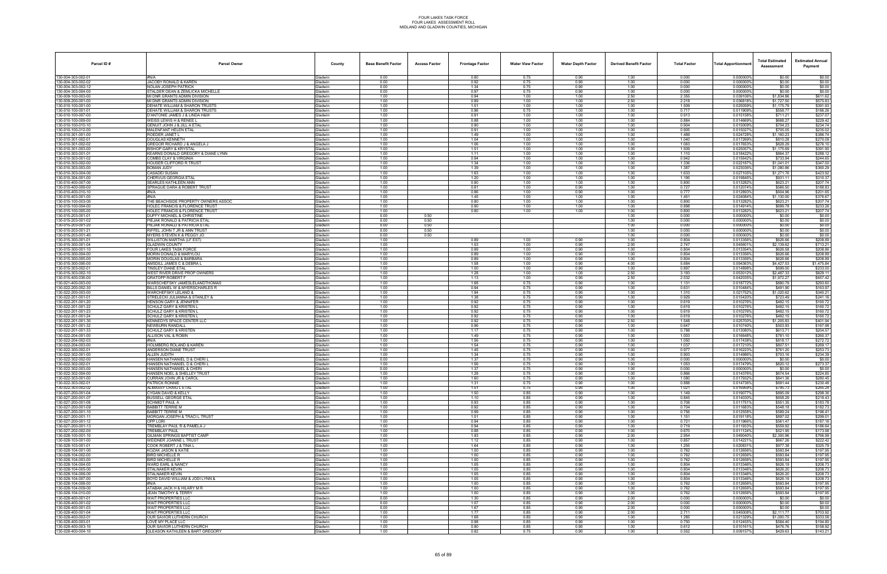# FOUR LAKES TASK FORCE
# FOUR LAKES ASSESSMENT ROLL
# MIDLAND AND GLADWIN COUNTIES, MICHIGAN

| Parcel ID # | Parcel Owner | County | Base Benefit Factor | Access Factor | Frontage Factor | Water View Factor | Water Depth Factor | Derived Benefit Factor | Total Factor | Total Apportionment | Total Estimated Assessment | Estimated Annual Payment |
|---|---|---|---|---|---|---|---|---|---|---|---|---|
| 130-004-303-002-01 | #N/A | Gladwin | 0.00 | | 0.80 | 0.75 | 0.90 | 1.00 | 0.000 | 0.000000% | $0.00 | $0.00 |
| 130-004-303-002-02 | JACOBY RONALD & KAREN | Gladwin | 0.00 | | 0.92 | 0.75 | 0.90 | 1.00 | 0.000 | 0.000000% | $0.00 | $0.00 |
| 130-004-303-002-12 | NOLAN JOSEPH PATRICK | Gladwin | 0.00 | | 1.34 | 0.75 | 0.90 | 1.00 | 0.000 | 0.000000% | $0.00 | $0.00 |
| 130-004-303-002-30 | STALDER DEAN & ZEMLICKA MICHELLE | Gladwin | 0.00 | | 0.97 | 0.75 | 0.90 | 1.00 | 0.000 | 0.000000% | $0.00 | $0.00 |
| 130-009-100-003-00 | MI DNR GRANTS ADMIN DIVISION | Gladwin | 1.00 | | 0.94 | 1.00 | 1.00 | 2.50 | 2.355 | 0.039106% | $1,834.86 | $611.62 |
| 130-009-200-001-00 | MI DNR GRANTS ADMIN DIVISION | Gladwin | 1.00 | | 0.89 | 1.00 | 1.00 | 2.50 | 2.218 | 0.036818% | $1,727.50 | $575.83 |
| 130-010-100-001-00 | DEHATE WILLIAM & SHARON TRUSTS | Gladwin | 1.00 | | 1.51 | 1.00 | 1.00 | 1.00 | 1.509 | 0.025059% | $1,175.79 | $391.93 |
| 130-010-100-001-01 | DEHATE WILLIAM & SHARON TRUSTS | Gladwin | 1.00 | | 0.96 | 0.75 | 1.00 | 1.00 | 0.717 | 0.011909% | $558.77 | $186.26 |
| 130-010-100-007-00 | D'ANTONIE JAMES J & LINDA H&W | Gladwin | 1.00 | | 0.91 | 1.00 | 1.00 | 1.00 | 0.913 | 0.015158% | $711.21 | $237.07 |
| 130-010-100-009-00 | WEISS LEWIS H & RENEE L | Gladwin | 1.00 | | 0.88 | 1.00 | 1.00 | 1.00 | 0.884 | 0.014669% | $688.27 | $229.42 |
| 130-010-100-010-10 | GENUIT JOHN J & JILL A ETAL | Gladwin | 1.00 | | 0.90 | 1.00 | 1.00 | 1.00 | 0.904 | 0.015009% | $704.23 | $234.74 |
| 130-010-100-012-00 | MALENFANT HELEN ETAL | Gladwin | 1.00 | | 0.91 | 1.00 | 1.00 | 1.00 | 0.905 | 0.015027% | $705.05 | $235.02 |
| 130-010-301-001-00 | ROEDER JANET L | Gladwin | 1.00 | | 1.49 | 1.00 | 1.00 | 1.00 | 1.489 | 0.024728% | $1,160.23 | $386.74 |
| 130-010-301-002-01 | DOUGLAS KENNETH | Gladwin | 1.00 | | 1.04 | 1.00 | 1.00 | 1.00 | 1.040 | 0.017269% | $810.28 | $270.09 |
| 130-010-301-002-02 | GREGOR RICHARD J & ANGELA J | Gladwin | 1.00 | | 1.06 | 1.00 | 1.00 | 1.00 | 1.063 | 0.017653% | $828.29 | $276.10 |
| 130-010-301-003-00 | BISHOP GARY & KRYSTAL | Gladwin | 1.00 | | 1.51 | 1.00 | 1.00 | 1.00 | 1.509 | 0.025057% | $1,175.69 | $391.90 |
| 130-010-303-001-01 | KEARNS DONALD GREGORY & DIANE LYNN | Gladwin | 1.00 | | 1.11 | 1.00 | 1.00 | 1.00 | 1.110 | 0.018422% | $864.37 | $288.12 |
| 130-010-303-001-02 | COMBS CLAY & VIRGINIA | Gladwin | 1.00 | | 0.94 | 1.00 | 1.00 | 1.00 | 0.942 | 0.015642% | $733.94 | $244.65 |
| 130-010-303-002-00 | HOUSER CLIFFORD R TRUST | Gladwin | 1.00 | | 1.34 | 1.00 | 1.00 | 1.00 | 1.336 | 0.022187% | $1,041.01 | $347.00 |
| 130-010-303-003-00 | BOMAN JUDY | Gladwin | 1.00 | | 1.39 | 1.00 | 1.00 | 1.00 | 1.387 | 0.023036% | $1,080.86 | $360.29 |
| 130-010-303-004-00 | CASADEI SUSAN | Gladwin | 1.00 | | 1.63 | 1.00 | 1.00 | 1.00 | 1.633 | 0.027105% | $1,271.76 | $423.92 |
| 130-010-304-001-00 | CHERVUS GEORGIA ETAL | Gladwin | 1.00 | | 1.20 | 1.00 | 1.00 | 1.00 | 1.195 | 0.019845% | $931.11 | $310.37 |
| 130-010-400-007-00 | SEARLES KATHLEEN ANN | Gladwin | 1.00 | | 0.80 | 1.00 | 1.00 | 1.00 | 0.800 | 0.013282% | $623.21 | $207.74 |
| 130-010-400-009-00 | SPRAGUE DARA & ROBERT TRUST | Gladwin | 1.00 | | 0.81 | 1.00 | 0.90 | 1.00 | 0.727 | 0.012074% | $566.50 | $188.83 |
| 130-010-400-010-10 | #N/A | Gladwin | 1.00 | | 0.86 | 1.00 | 0.90 | 1.00 | 0.777 | 0.012893% | $604.96 | $201.65 |
| 130-010-403-001-00 | #N/A | Gladwin | 1.00 | | 1.45 | 1.00 | 1.00 | 1.00 | 1.451 | 0.024084% | $1,130.00 | $376.67 |
| 130-015-100-003-00 | THE BEACHSIDE PROPERTY OWNERS ASSOC | Gladwin | 1.00 | | 0.80 | 1.00 | 1.00 | 1.00 | 0.800 | 0.013282% | $623.21 | $207.74 |
| 130-015-100-004-00 | HOLEC FRANCIS & FLORENCE TRUST | Gladwin | 1.00 | | 0.90 | 1.00 | 1.00 | 1.00 | 0.898 | 0.014914% | $699.78 | $233.26 |
| 130-015-100-005-00 | HOLEC FRANCIS & FLORENCE TRUST | Gladwin | 1.00 | | 0.80 | 1.00 | 1.00 | 1.00 | 0.800 | 0.013282% | $623.21 | $207.74 |
| 130-015-203-001-01 | DUFFY MICHAEL & CHRISTINE | Gladwin | 0.00 | 0.50 | | | | 1.00 | 0.000 | 0.000000% | $0.00 | $0.00 |
| 130-015-203-001-02 | PIEJAK RONALD & PATRICIA ETAL | Gladwin | 0.00 | 0.50 | | | | 1.00 | 0.000 | 0.000000% | $0.00 | $0.00 |
| 130-015-203-001-20 | PIEJAK RONALD & PATRICIA ETAL | Gladwin | 0.00 | 0.50 | | | | 1.00 | 0.000 | 0.000000% | $0.00 | $0.00 |
| 130-015-203-001-21 | RIFFEL JOHN T JR & ANN TRUST | Gladwin | 0.00 | 0.50 | | | | 1.00 | 0.000 | 0.000000% | $0.00 | $0.00 |
| 130-015-203-001-40 | MYERS STEVEN K & PEGGY JO | Gladwin | 0.00 | 0.50 | | | | 1.00 | 0.000 | 0.000000% | $0.00 | $0.00 |
| 130-015-300-001-01 | WILLISTON MARTHA (LF EST) | Gladwin | 1.00 | | 0.89 | 1.00 | 0.90 | 1.00 | 0.804 | 0.013356% | $626.66 | $208.89 |
| 130-015-300-001-04 | GLADWIN COUNTY | Gladwin | 1.00 | | 1.53 | 1.00 | 0.90 | 2.00 | 2.747 | 0.045601% | $2,139.62 | $713.21 |
| 130-015-300-001-10 | FOUR LAKES TASK FORCE | Gladwin | 1.00 | | 0.89 | 1.00 | 0.90 | 1.00 | 0.804 | 0.013354% | $626.58 | $208.86 |
| 130-015-300-004-00 | MORIN DONALD & MARYLOU | Gladwin | 1.00 | | 0.89 | 1.00 | 0.90 | 1.00 | 0.804 | 0.013356% | $626.66 | $208.89 |
| 130-015-300-005-00 | MORIN DOUGLAS & BARBARA | Gladwin | 1.00 | | 0.89 | 1.00 | 0.90 | 1.00 | 0.804 | 0.013356% | $626.66 | $208.89 |
| 130-015-300-006-00 | AMSDILL JAMES C & DEBRA L | Gladwin | 1.00 | | 1.58 | 1.00 | 0.90 | 4.00 | 5.684 | 0.094363% | $4,427.53 | $1,475.84 |
| 130-015-303-002-01 | TINSLEY DIANE ETAL | Gladwin | 1.00 | | 1.00 | 1.00 | 0.90 | 1.00 | 0.897 | 0.014898% | $699.00 | $233.00 |
| 130-015-303-002-10 | WEST RIVER DRIVE PROP OWNERS | Gladwin | 1.00 | | 1.28 | 1.00 | 1.00 | 2.50 | 3.193 | 0.053012% | $2,487.33 | $829.11 |
| 130-015-400-036-00 | GRATOPP ROBERT F | Gladwin | 1.00 | | 1.13 | 1.00 | 0.90 | 2.50 | 2.532 | 0.042035% | $1,972.27 | $657.42 |
| 130-021-400-003-00 | WARSCHEFSKY JAMES&LEANDTHOMAS | Gladwin | 1.00 | | 1.68 | 0.75 | 0.90 | 1.00 | 1.131 | 0.018772% | $880.79 | $293.60 |
| 130-022-200-002-30 | BILLS DANIEL W & MYERSCHARLES R | Gladwin | 1.00 | | 0.94 | 0.75 | 0.90 | 1.00 | 0.631 | 0.010484% | $491.90 | $163.97 |
| 130-022-200-003-00 | WARCHEFSKY LELAND & | Gladwin | 1.00 | | 1.94 | 0.75 | 0.90 | 1.00 | 1.310 | 0.021752% | $1,020.62 | $340.21 |
| 130-022-201-001-01 | STRELECKI JULIANNA & STANLEY & | Gladwin | 1.00 | | 1.38 | 0.75 | 0.90 | 1.00 | 0.929 | 0.015420% | $723.49 | $241.16 |
| 130-022-201-001-20 | HENSON GARY & JENNIFER | Gladwin | 1.00 | | 0.92 | 0.75 | 0.90 | 1.00 | 0.619 | 0.010276% | $482.15 | $160.72 |
| 130-022-201-001-22 | SCHULZ GARY & KRISTEN L | Gladwin | 1.00 | | 0.92 | 0.75 | 0.90 | 1.00 | 0.619 | 0.010276% | $482.15 | $160.72 |
| 130-022-201-001-23 | SCHULZ GARY & KRISTEN L | Gladwin | 1.00 | | 0.92 | 0.75 | 0.90 | 1.00 | 0.619 | 0.010276% | $482.15 | $160.72 |
| 130-022-201-001-24 | SCHULZ GARY & KRISTEN L | Gladwin | 1.00 | | 0.92 | 0.75 | 0.90 | 1.00 | 0.619 | 0.010276% | $482.15 | $160.72 |
| 130-022-201-001-30 | KENNEDYS SPACE CENTER LLC | Gladwin | 1.00 | | 0.92 | 0.75 | 0.90 | 2.50 | 1.548 | 0.025700% | $1,205.83 | $401.94 |
| 130-022-201-001-32 | NEWBURN RANDALL | Gladwin | 1.00 | | 0.96 | 0.75 | 0.90 | 1.00 | 0.647 | 0.010740% | $503.93 | $167.98 |
| 130-022-201-001-33 | SCHULZ GARY & KRISTEN | Gladwin | 1.00 | | 1.17 | 0.75 | 0.90 | 1.00 | 0.788 | 0.013080% | $613.71 | $204.57 |
| 130-022-204-001-00 | ALLISON VAL & ROBIN | Gladwin | 1.00 | | 1.49 | 0.75 | 0.90 | 1.00 | 1.003 | 0.016648% | $781.10 | $260.37 |
| 130-022-204-002-03 | #N/A | Gladwin | 1.00 | | 1.56 | 0.75 | 0.90 | 1.00 | 1.050 | 0.017438% | $818.17 | $272.72 |
| 130-022-204-003-00 | HOLMBERG ROLAND & KAREN | Gladwin | 1.00 | | 1.54 | 0.75 | 0.90 | 1.00 | 1.037 | 0.017210% | $807.51 | $269.17 |
| 130-022-300-002-01 | ANDERSON DIANE TRUST | Gladwin | 1.00 | | 1.45 | 0.75 | 0.90 | 1.00 | 0.977 | 0.016223% | $761.20 | $253.73 |
| 130-022-302-001-00 | ALLEN JUDITH | Gladwin | 1.00 | | 1.34 | 0.75 | 0.90 | 1.00 | 0.903 | 0.014988% | $703.16 | $234.39 |
| 130-022-302-002-00 | HANSEN NATHANIEL D & CHERI L | Gladwin | 0.00 | | 1.37 | 0.75 | 0.90 | 1.00 | 0.000 | 0.000000% | $0.00 | $0.00 |
| 130-022-302-002-01 | HANSEN NATHANIEL D & CHERI L | Gladwin | 1.00 | | 1.56 | 0.75 | 0.90 | 1.00 | 1.053 | 0.017479% | $820.12 | $273.37 |
| 130-022-302-003-00 | HANSEN NATHANIEL & CHERI | Gladwin | 0.00 | | 1.37 | 0.75 | 0.90 | 1.00 | 0.000 | 0.000000% | $0.00 | $0.00 |
| 130-022-302-004-00 | HANSEN NOEL & SHELLEY TRUST | Gladwin | 1.00 | | 1.28 | 0.75 | 0.90 | 1.00 | 0.866 | 0.014376% | $674.54 | $224.85 |
| 130-022-303-001-00 | CURRAN JOHN JR & CAROL | Gladwin | 1.00 | | 1.60 | 0.75 | 0.90 | 1.00 | 1.080 | 0.017932% | $841.36 | $280.45 |
| 130-022-303-002-01 | PATRICK RONNIE | Gladwin | 1.00 | | 1.31 | 0.75 | 0.90 | 1.00 | 0.888 | 0.014736% | $691.44 | $230.48 |
| 130-022-303-002-02 | ALMASSY CRAIG C ETAL | Gladwin | 1.00 | | 1.51 | 0.75 | 0.90 | 1.00 | 1.021 | 0.016959% | $795.73 | $265.24 |
| 130-027-200-001-04 | CYGAN DAVID & KELLY | Gladwin | 1.00 | | 1.50 | 0.85 | 0.90 | 1.00 | 1.149 | 0.019077% | $895.09 | $298.36 |
| 130-027-200-001-07 | BUSSELL GEORGE ETAL | Gladwin | 1.00 | | 1.10 | 0.85 | 0.90 | 1.00 | 0.845 | 0.014030% | $658.29 | $219.43 |
| 130-027-200-001-08 | SCHMIDT PAUL A | Gladwin | 1.00 | | 0.93 | 0.85 | 0.90 | 1.00 | 0.708 | 0.011751% | $551.35 | $183.78 |
| 130-027-200-001-09 | BABBITT TERRIE M | Gladwin | 1.00 | | 0.92 | 0.85 | 0.90 | 1.00 | 0.704 | 0.011683% | $548.18 | $182.73 |
| 130-027-200-001-10 | BABBITT TERRIE M | Gladwin | 1.00 | | 0.99 | 0.85 | 0.90 | 1.00 | 0.756 | 0.012558% | $589.24 | $196.41 |
| 130-027-200-001-11 | MORGAN JOSEPH & TRACI L TRUST | Gladwin | 1.00 | | 1.51 | 0.85 | 0.90 | 1.00 | 1.151 | 0.019118% | $897.02 | $299.01 |
| 130-027-200-001-12 | OPP LORI | Gladwin | 1.00 | | 0.94 | 0.85 | 0.90 | 1.00 | 0.721 | 0.011966% | $561.47 | $187.16 |
| 130-027-200-001-13 | TREMBLAY PAUL R & PAMELA J | Gladwin | 1.00 | | 0.94 | 0.85 | 0.90 | 1.00 | 0.719 | 0.011933% | $559.92 | $186.64 |
| 130-027-202-002-00 | TREMBLAY PAUL | Gladwin | 1.00 | | 0.88 | 0.85 | 0.90 | 1.00 | 0.670 | 0.011124% | $521.95 | $173.98 |
| 130-028-100-001-10 | GILMAN SPRINGS BAPTIST CAMP | Gladwin | 1.00 | | 1.93 | 0.85 | 0.90 | 2.00 | 2.954 | 0.049040% | $2,300.96 | $766.99 |
| 130-028-103-001-00 | WEIDNER JOANNE L TRUST | Gladwin | 1.00 | | 1.12 | 0.85 | 0.90 | 1.00 | 0.857 | 0.014221% | $667.26 | $222.42 |
| 130-028-103-001-01 | COOK ROBERT J & TINA L | Gladwin | 1.00 | | 1.64 | 0.85 | 0.90 | 1.00 | 1.255 | 0.020831% | $977.38 | $325.79 |
| 130-028-104-001-00 | KOZAK JASON & KATIE | Gladwin | 1.00 | | 1.00 | 0.85 | 0.90 | 1.00 | 0.762 | 0.012656% | $593.84 | $197.95 |
| 130-028-104-002-00 | BIRD MICHELLE R | Gladwin | 1.00 | | 1.00 | 0.85 | 0.90 | 1.00 | 0.762 | 0.012656% | $593.84 | $197.95 |
| 130-028-104-003-00 | BIRD MICHELLE R | Gladwin | 1.00 | | 1.00 | 0.85 | 0.90 | 1.00 | 0.762 | 0.012656% | $593.84 | $197.95 |
| 130-028-104-004-00 | WARD EARL & NANCY | Gladwin | 1.00 | | 1.05 | 0.85 | 0.90 | 1.00 | 0.804 | 0.013346% | $626.19 | $208.73 |
| 130-028-104-005-00 | STALNAKER KEVIN | Gladwin | 1.00 | | 1.05 | 0.85 | 0.90 | 1.00 | 0.804 | 0.013346% | $626.20 | $208.73 |
| 130-028-104-006-00 | STALNAKER KEVIN | Gladwin | 1.00 | | 1.05 | 0.85 | 0.90 | 1.00 | 0.804 | 0.013346% | $626.20 | $208.73 |
| 130-028-104-007-00 | BOYD DAVID WILLIAM & JODI LYNN & | Gladwin | 1.00 | | 1.05 | 0.85 | 0.90 | 1.00 | 0.804 | 0.013346% | $626.19 | $208.73 |
| 130-028-104-008-00 | #N/A | Gladwin | 1.00 | | 1.00 | 0.85 | 0.90 | 1.00 | 0.762 | 0.012656% | $593.84 | $197.95 |
| 130-028-104-009-00 | ATABAK JACK H & HILARY M R | Gladwin | 1.00 | | 1.00 | 0.85 | 0.90 | 1.00 | 0.762 | 0.012656% | $593.84 | $197.95 |
| 130-028-104-010-00 | JEAN TIMOTHY & TERRY | Gladwin | 1.00 | | 1.00 | 0.85 | 0.90 | 1.00 | 0.762 | 0.012656% | $593.84 | $197.95 |
| 130-028-400-001-01 | WAIT PROPERTIES LLC | Gladwin | 0.00 | | 1.30 | 0.85 | 0.90 | 2.00 | 0.000 | 0.000000% | $0.00 | $0.00 |
| 130-028-400-001-02 | WAIT PROPERTIES LLC | Gladwin | 0.00 | | 1.07 | 0.85 | 0.90 | 2.00 | 0.000 | 0.000000% | $0.00 | $0.00 |
| 130-028-400-001-03 | WAIT PROPERTIES LLC | Gladwin | 0.00 | | 1.67 | 0.85 | 0.90 | 2.00 | 0.000 | 0.000000% | $0.00 | $0.00 |
| 130-028-400-001-04 | WAIT PROPERTIES LLC | Gladwin | 1.00 | | 1.77 | 0.85 | 0.90 | 2.00 | 2.711 | 0.045008% | $2,111.77 | $703.92 |
| 130-028-400-002-01 | OUR SAVIOR LUTHERN CHURCH | Gladwin | 1.00 | | 1.68 | 0.85 | 0.90 | 1.00 | 1.285 | 0.021329% | $1,000.75 | $333.58 |
| 130-028-400-003-01 | LOVE MY PLACE LLC | Gladwin | 1.00 | | 0.98 | 0.85 | 0.90 | 1.00 | 0.750 | 0.012455% | $584.40 | $194.80 |
| 130-028-400-003-10 | OUR SAVIOR LUTHERN CHURCH | Gladwin | 1.00 | | 0.80 | 0.85 | 0.90 | 1.00 | 0.612 | 0.010161% | $476.76 | $158.92 |
| 130-028-400-004-10 | GLEASON KATHLEEN & BART GREGORY | Gladwin | 1.00 | | 0.82 | 0.75 | 0.90 | 1.00 | 0.552 | 0.009157% | $429.63 | $143.21 |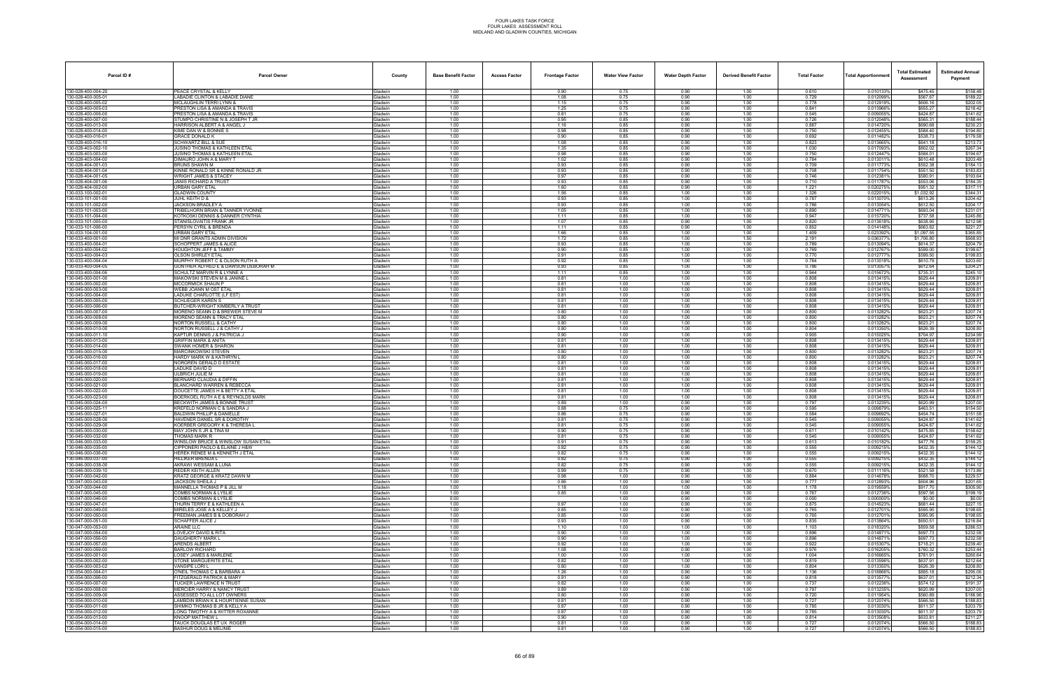# FOUR LAKES TASK FORCE
## FOUR LAKES ASSESSMENT ROLL
## MIDLAND AND GLADWIN COUNTIES, MICHIGAN

| Parcel ID # | Parcel Owner | County | Base Benefit Factor | Access Factor | Frontage Factor | Water View Factor | Water Depth Factor | Derived Benefit Factor | Total Factor | Total Apportionment | Total Estimated Assessment | Estimated Annual Payment |
|---|---|---|---|---|---|---|---|---|---|---|---|---|
| 130-028-400-004-20 | PEACE CRYSTAL & KELLY | Gladwin | 1.00 | | 0.90 | 0.75 | 0.90 | 1.00 | 0.610 | 0.010133% | $475.45 | $158.48 |
| 130-028-400-005-01 | LABADIE CLINTON & LABADIE DIANE | Gladwin | 1.00 | | 1.08 | 0.75 | 0.90 | 1.00 | 0.729 | 0.012099% | $567.67 | $189.22 |
| 130-028-400-005-02 | MCLAUGHLIN TERRI LYNN & | Gladwin | 1.00 | | 1.15 | 0.75 | 0.90 | 1.00 | 0.778 | 0.012919% | $606.16 | $202.05 |
| 130-028-400-005-03 | PRESTON LISA & AMANDA & TRAVIS | Gladwin | 1.00 | | 1.25 | 0.75 | 0.90 | 1.00 | 0.841 | 0.013968% | $655.27 | $218.42 |
| 130-028-400-006-00 | PRESTON LISA & AMANDA & TRAVIS | Gladwin | 1.00 | | 0.81 | 0.75 | 0.90 | 1.00 | 0.545 | 0.009055% | $424.87 | $141.62 |
| 130-028-400-007-00 | STUMPO CHRISTINE N & JOSEPH T JR | Gladwin | 1.00 | | 0.95 | 0.85 | 0.90 | 1.00 | 0.726 | 0.012048% | $565.31 | $188.44 |
| 130-028-400-013-00 | HARRISON ALBERT A & ANGEL J | Gladwin | 1.00 | | 1.16 | 0.85 | 0.90 | 1.00 | 0.887 | 0.014720% | $690.68 | $230.23 |
| 130-028-400-014-00 | KIME DAN W & BONNIE S | Gladwin | 1.00 | | 0.98 | 0.85 | 0.90 | 1.00 | 0.750 | 0.012455% | $584.40 | $194.80 |
| 130-028-400-016-01 | GRACE DONALD K | Gladwin | 1.00 | | 0.90 | 0.85 | 0.90 | 1.00 | 0.692 | 0.011482% | $538.73 | $179.58 |
| 130-028-400-016-10 | SCHWARTZ BILL & SUE | Gladwin | 1.00 | | 1.08 | 0.85 | 0.90 | 1.00 | 0.823 | 0.013665% | $641.18 | $213.73 |
| 130-028-403-002-10 | JUSINO THOMAS & KATHLEEN ETAL | Gladwin | 1.00 | | 1.35 | 0.85 | 0.90 | 1.00 | 1.030 | 0.017093% | $802.02 | $267.34 |
| 130-028-403-003-00 | JUSINO THOMAS & KATHLEEN ETAL | Gladwin | 1.00 | | 0.98 | 0.85 | 0.90 | 1.00 | 0.750 | 0.012447% | $584.01 | $194.67 |
| 130-028-403-004-00 | DIMAURO JOHN A & MARY T | Gladwin | 1.00 | | 1.02 | 0.85 | 0.90 | 1.00 | 0.784 | 0.013011% | $610.48 | $203.49 |
| 130-028-404-001-03 | BRUNS SHAWN M | Gladwin | 1.00 | | 0.93 | 0.85 | 0.90 | 1.00 | 0.709 | 0.011773% | $552.38 | $184.13 |
| 130-028-404-001-04 | KINNE RONALD SR & KINNE RONALD JR | Gladwin | 1.00 | | 0.93 | 0.85 | 0.90 | 1.00 | 0.708 | 0.011754% | $551.50 | $183.83 |
| 130-028-404-001-05 | WRIGHT JAMES & STACEY | Gladwin | 1.00 | | 0.97 | 0.85 | 0.90 | 1.00 | 0.746 | 0.012381% | $580.91 | $193.64 |
| 130-028-404-001-06 | JANIS RICHARD A TRUST | Gladwin | 1.00 | | 0.93 | 0.85 | 0.90 | 1.00 | 0.710 | 0.011787% | $553.06 | $184.35 |
| 130-028-404-002-00 | URBAN GARY ETAL | Gladwin | 1.00 | | 1.60 | 0.85 | 0.90 | 1.00 | 1.221 | 0.020275% | $951.32 | $317.11 |
| 130-033-100-002-01 | GLADWIN COUNTY | Gladwin | 1.00 | | 1.56 | 0.85 | 1.00 | 1.00 | 1.326 | 0.022015% | $1,032.92 | $344.31 |
| 130-033-101-001-00 | JUHL KEITH D & | Gladwin | 1.00 | | 0.93 | 0.85 | 1.00 | 1.00 | 0.787 | 0.013070% | $613.26 | $204.42 |
| 130-033-101-002-00 | JACKSON BRADLEY A | Gladwin | 1.00 | | 0.93 | 0.85 | 1.00 | 1.00 | 0.786 | 0.013054% | $612.50 | $204.17 |
| 130-033-101-003-00 | TRIBELHORN BRIAN & TANNER YVONNE | Gladwin | 1.00 | | 1.05 | 0.85 | 1.00 | 1.00 | 0.890 | 0.014771% | $693.04 | $231.01 |
| 130-033-101-004-00 | KOTKOSKI DENNIS & DANNER CYNTHIA | Gladwin | 1.00 | | 1.11 | 0.85 | 1.00 | 1.00 | 0.947 | 0.015720% | $737.58 | $245.86 |
| 130-033-101-005-00 | STANISLOVAITIS FRANK JR | Gladwin | 1.00 | | 1.07 | 0.85 | 0.90 | 1.00 | 0.820 | 0.013618% | $638.95 | $212.98 |
| 130-033-101-006-00 | PERSYN CYRIL & BRENDA | Gladwin | 1.00 | | 1.11 | 0.85 | 0.90 | 1.00 | 0.852 | 0.014148% | $663.82 | $221.27 |
| 130-033-104-001-00 | URBAN GARY ETAL | Gladwin | 1.00 | | 1.66 | 0.85 | 1.00 | 1.00 | 1.409 | 0.023392% | $1,097.55 | $365.85 |
| 130-033-400-001-00 | MI DNR GRANTS ADMIN DIVISION | Gladwin | 1.00 | | 1.72 | 0.85 | 1.00 | 1.50 | 2.191 | 0.036377% | $1,706.80 | $568.93 |
| 130-033-400-004-01 | SCHIPPERT JAMES & ALICE | Gladwin | 1.00 | | 0.93 | 0.85 | 1.00 | 1.00 | 0.789 | 0.013094% | $614.37 | $204.79 |
| 130-033-400-004-02 | HOUGHTON JEFF & TAMMY | Gladwin | 1.00 | | 0.90 | 0.85 | 1.00 | 1.00 | 0.769 | 0.012767% | $599.00 | $199.67 |
| 130-033-400-004-03 | OLSON SHIRLEY ETAL | Gladwin | 1.00 | | 0.91 | 0.85 | 1.00 | 1.00 | 0.770 | 0.012777% | $599.50 | $199.83 |
| 130-033-400-004-04 | MURPHY ROBERT C & OLSON RUTH A | Gladwin | 1.00 | | 0.92 | 0.85 | 1.00 | 1.00 | 0.784 | 0.013018% | $610.79 | $203.60 |
| 130-033-400-004-05 | GUNTHER ALFRED E & DAWSON DEBORAH M | Gladwin | 1.00 | | 0.93 | 0.85 | 1.00 | 1.00 | 0.786 | 0.013057% | $612.64 | $204.21 |
| 130-033-400-004-06 | SCHULTZ MARVIN R & LYNNE A | Gladwin | 1.00 | | 1.11 | 0.85 | 1.00 | 1.00 | 0.944 | 0.015672% | $735.31 | $245.10 |
| 130-045-000-001-00 | MAKOWSKI STEVEN M & JANINE L | Gladwin | 1.00 | | 0.81 | 1.00 | 1.00 | 1.00 | 0.808 | 0.013415% | $629.44 | $209.81 |
| 130-045-000-002-00 | MCCORMICK SHAUN P | Gladwin | 1.00 | | 0.81 | 1.00 | 1.00 | 1.00 | 0.808 | 0.013415% | $629.44 | $209.81 |
| 130-045-000-003-00 | WEBB JOANN M OST ETAL | Gladwin | 1.00 | | 0.81 | 1.00 | 1.00 | 1.00 | 0.808 | 0.013415% | $629.44 | $209.81 |
| 130-045-000-004-00 | LADUKE CHARLOTTE (LF EST) | Gladwin | 1.00 | | 0.81 | 1.00 | 1.00 | 1.00 | 0.808 | 0.013415% | $629.44 | $209.81 |
| 130-045-000-005-00 | SCHLIEGER KAREN S | Gladwin | 1.00 | | 0.81 | 1.00 | 1.00 | 1.00 | 0.808 | 0.013415% | $629.44 | $209.81 |
| 130-045-000-006-00 | BUTCHER-WRIGHT KIMBERLY A TRUST | Gladwin | 1.00 | | 0.81 | 1.00 | 1.00 | 1.00 | 0.808 | 0.013415% | $629.44 | $209.81 |
| 130-045-000-007-00 | MORENO SEANN D & BREWER STEVE M | Gladwin | 1.00 | | 0.80 | 1.00 | 1.00 | 1.00 | 0.800 | 0.013282% | $623.21 | $207.74 |
| 130-045-000-008-00 | MORENO SEANN & TRACY ETAL | Gladwin | 1.00 | | 0.80 | 1.00 | 1.00 | 1.00 | 0.800 | 0.013282% | $623.21 | $207.74 |
| 130-045-000-009-00 | NORTON RUSSELL & CATHY | Gladwin | 1.00 | | 0.80 | 1.00 | 1.00 | 1.00 | 0.800 | 0.013282% | $623.21 | $207.74 |
| 130-045-000-010-00 | NORTON RUSSELL J & CATHY J | Gladwin | 1.00 | | 0.80 | 1.00 | 1.00 | 1.00 | 0.804 | 0.013350% | $626.39 | $208.80 |
| 130-045-000-011-10 | KAPTUR DENNIS J & PATRICIA J | Gladwin | 1.00 | | 0.90 | 1.00 | 1.00 | 1.00 | 0.905 | 0.015025% | $704.97 | $234.99 |
| 130-045-000-013-00 | GRIFFIN MARK & ANITA | Gladwin | 1.00 | | 0.81 | 1.00 | 1.00 | 1.00 | 0.808 | 0.013415% | $629.44 | $209.81 |
| 130-045-000-014-00 | SWANK HOMER & SHARON | Gladwin | 1.00 | | 0.81 | 1.00 | 1.00 | 1.00 | 0.808 | 0.013415% | $629.44 | $209.81 |
| 130-045-000-015-00 | MARCINKOWSKI STEVEN | Gladwin | 1.00 | | 0.80 | 1.00 | 1.00 | 1.00 | 0.800 | 0.013282% | $623.21 | $207.74 |
| 130-045-000-016-00 | HARDY MARK W & KATHRYN L | Gladwin | 1.00 | | 0.80 | 1.00 | 1.00 | 1.00 | 0.800 | 0.013282% | $623.21 | $207.74 |
| 130-045-000-017-00 | NORGREN GERALD D ESTATE | Gladwin | 1.00 | | 0.81 | 1.00 | 1.00 | 1.00 | 0.808 | 0.013415% | $629.44 | $209.81 |
| 130-045-000-018-00 | LADUKE DAVID D | Gladwin | 1.00 | | 0.81 | 1.00 | 1.00 | 1.00 | 0.808 | 0.013415% | $629.44 | $209.81 |
| 130-045-000-019-00 | ULBRICH JULIE M | Gladwin | 1.00 | | 0.81 | 1.00 | 1.00 | 1.00 | 0.808 | 0.013415% | $629.44 | $209.81 |
| 130-045-000-020-00 | BERNARD CLAUDIA & DIFFIN | Gladwin | 1.00 | | 0.81 | 1.00 | 1.00 | 1.00 | 0.808 | 0.013415% | $629.44 | $209.81 |
| 130-045-000-021-00 | BLANCHARD WARREN & REBECCA | Gladwin | 1.00 | | 0.81 | 1.00 | 1.00 | 1.00 | 0.808 | 0.013415% | $629.44 | $209.81 |
| 130-045-000-022-00 | DOUCETTE JAMES H & BETTY A ETAL | Gladwin | 1.00 | | 0.81 | 1.00 | 1.00 | 1.00 | 0.808 | 0.013415% | $629.44 | $209.81 |
| 130-045-000-023-00 | BOERKOEL RUTH A E & REYNOLDS MARK | Gladwin | 1.00 | | 0.81 | 1.00 | 1.00 | 1.00 | 0.808 | 0.013415% | $629.44 | $209.81 |
| 130-045-000-024-00 | BECKWITH JAMES & BONNIE TRUST | Gladwin | 1.00 | | 0.89 | 1.00 | 0.90 | 1.00 | 0.797 | 0.013235% | $620.99 | $207.00 |
| 130-045-000-025-11 | KREFELD NORMAN C & SANDRA J | Gladwin | 1.00 | | 0.88 | 0.75 | 0.90 | 1.00 | 0.595 | 0.009879% | $463.51 | $154.50 |
| 130-045-000-027-01 | BALDWIN PHILLIP & DANIELLE | Gladwin | 1.00 | | 0.86 | 0.75 | 0.90 | 1.00 | 0.584 | 0.009692% | $454.74 | $151.58 |
| 130-045-000-028-00 | HAVENER DANIEL SR & DOROTHY | Gladwin | 1.00 | | 0.81 | 0.75 | 0.90 | 1.00 | 0.545 | 0.009055% | $424.87 | $141.62 |
| 130-045-000-029-00 | KOERSER GREGORY K & THERESA L | Gladwin | 1.00 | | 0.81 | 0.75 | 0.90 | 1.00 | 0.545 | 0.009055% | $424.87 | $141.62 |
| 130-045-000-030-00 | MAY JOHN S JR & TINA M | Gladwin | 1.00 | | 0.90 | 0.75 | 0.90 | 1.00 | 0.611 | 0.010142% | $475.85 | $158.62 |
| 130-045-000-032-00 | THOMAS MARK R | Gladwin | 1.00 | | 0.81 | 0.75 | 0.90 | 1.00 | 0.545 | 0.009055% | $424.87 | $141.62 |
| 130-046-000-033-00 | WINSLOW BRUCE & WINSLOW SUSAN ETAL | Gladwin | 1.00 | | 0.91 | 0.75 | 0.90 | 1.00 | 0.613 | 0.010182% | $477.76 | $159.25 |
| 130-046-000-035-00 | CIPPONERI PAOLO & ELAINE J H&W | Gladwin | 1.00 | | 0.82 | 0.75 | 0.90 | 1.00 | 0.555 | 0.009215% | $432.35 | $144.12 |
| 130-046-000-036-00 | HEREK RENEE M & KENNETH J ETAL | Gladwin | 1.00 | | 0.82 | 0.75 | 0.90 | 1.00 | 0.555 | 0.009215% | $432.35 | $144.12 |
| 130-046-000-037-00 | HILLIKER BRENDA L | Gladwin | 1.00 | | 0.82 | 0.75 | 0.90 | 1.00 | 0.555 | 0.009215% | $432.35 | $144.12 |
| 130-046-000-038-00 | AKRAWI WESSAM & LUNA | Gladwin | 1.00 | | 0.82 | 0.75 | 0.90 | 1.00 | 0.555 | 0.009215% | $432.35 | $144.12 |
| 130-046-000-039-10 | REDER KEITH ALLEN | Gladwin | 1.00 | | 0.99 | 0.75 | 0.90 | 1.00 | 0.670 | 0.011116% | $521.58 | $173.86 |
| 130-047-000-042-00 | KRATZ GEORGE & KRATZ DAWN M | Gladwin | 1.00 | | 0.98 | 1.00 | 0.90 | 1.00 | 0.884 | 0.014678% | $688.70 | $229.57 |
| 130-047-000-043-00 | JACKSON SHEILA J | Gladwin | 1.00 | | 0.86 | 1.00 | 0.90 | 1.00 | 0.777 | 0.012893% | $604.96 | $201.65 |
| 130-047-000-044-00 | MANNELLA THOMAS P & JILL M | Gladwin | 1.00 | | 1.18 | 1.00 | 1.00 | 1.00 | 1.178 | 0.019559% | $917.70 | $305.90 |
| 130-047-000-045-00 | COMBS NORMAN & LYSLIE | Gladwin | 1.00 | | 0.85 | 1.00 | 0.90 | 1.00 | 0.767 | 0.012736% | $597.56 | $199.19 |
| 130-047-000-046-00 | COMBS NORMAN & LYSLIE | Gladwin | 0.00 | | | 1.00 | 0.90 | 1.00 | 0.000 | 0.000000% | $0.00 | $0.00 |
| 130-047-000-047-01 | THURN TERRY E & KATHLEEN A | Gladwin | 1.00 | | 0.97 | 1.00 | 0.90 | 1.00 | 0.875 | 0.014523% | $681.44 | $227.15 |
| 130-047-000-049-00 | MIRELES JOSE A & KELLEY J | Gladwin | 1.00 | | 0.85 | 1.00 | 0.90 | 1.00 | 0.765 | 0.012701% | $595.95 | $198.65 |
| 130-047-000-050-00 | FREEMAN JAMES B & DEBORAH J | Gladwin | 1.00 | | 0.85 | 1.00 | 0.90 | 1.00 | 0.765 | 0.012701% | $595.95 | $198.65 |
| 130-047-000-051-00 | SCHAFFER ALICE J | Gladwin | 1.00 | | 0.93 | 1.00 | 0.90 | 1.00 | 0.835 | 0.013864% | $650.51 | $216.84 |
| 130-047-000-053-00 | ARAINE LLC | Gladwin | 1.00 | | 1.10 | 1.00 | 1.00 | 1.00 | 1.103 | 0.018320% | $859.58 | $286.53 |
| 130-047-000-054-00 | LOVEJOY DAVID & RITA | Gladwin | 1.00 | | 0.90 | 1.00 | 1.00 | 1.00 | 0.896 | 0.014871% | $697.73 | $232.58 |
| 130-047-000-056-00 | DAUGHERTY MARK L | Gladwin | 1.00 | | 0.90 | 1.00 | 1.00 | 1.00 | 0.896 | 0.014871% | $697.73 | $232.58 |
| 130-047-000-057-00 | ARENDS ALBERT | Gladwin | 1.00 | | 0.92 | 1.00 | 1.00 | 1.00 | 0.922 | 0.015307% | $718.21 | $239.40 |
| 130-047-000-059-00 | BARLOW RICHARD | Gladwin | 1.00 | | 1.08 | 1.00 | 0.90 | 1.00 | 0.976 | 0.016205% | $760.32 | $253.44 |
| 130-054-000-001-00 | LOSEY JAMES & MARLENE | Gladwin | 1.00 | | 1.00 | 1.00 | 1.00 | 1.00 | 1.004 | 0.016665% | $781.91 | $260.64 |
| 130-054-000-002-00 | STONE MARGUERITE ETAL | Gladwin | 1.00 | | 0.82 | 1.00 | 1.00 | 1.00 | 0.819 | 0.013596% | $637.91 | $212.64 |
| 130-054-000-003-02 | VANSIPE LORI L | Gladwin | 1.00 | | 0.80 | 1.00 | 1.00 | 1.00 | 0.804 | 0.013350% | $626.39 | $208.80 |
| 130-054-000-004-01 | O'NEIL THOMAS C & BARBARA A | Gladwin | 1.00 | | 1.26 | 1.00 | 0.90 | 1.00 | 1.136 | 0.018866% | $885.18 | $295.06 |
| 130-054-000-006-00 | FITZGERALD PATRICK & MARY | Gladwin | 1.00 | | 0.91 | 1.00 | 0.90 | 1.00 | 0.818 | 0.013577% | $637.01 | $212.34 |
| 130-054-000-007-00 | TUCKER LAWRENCE N TRUST | Gladwin | 1.00 | | 0.82 | 1.00 | 0.90 | 1.00 | 0.737 | 0.012236% | $574.12 | $191.37 |
| 130-054-000-008-00 | MERCIER HARRY & NANCY TRUST | Gladwin | 1.00 | | 0.89 | 1.00 | 0.90 | 1.00 | 0.797 | 0.013235% | $620.99 | $207.00 |
| 130-054-000-009-00 | ASSESSED TO ALL LOT OWNERS | Gladwin | 1.00 | | 0.80 | 1.00 | 0.90 | 1.00 | 0.720 | 0.011954% | $560.89 | $186.96 |
| 130-054-000-010-00 | LAMBDIN BRIAN K & HOURTIENNE SUSAN | Gladwin | 1.00 | | 0.81 | 1.00 | 0.90 | 1.00 | 0.727 | 0.012074% | $566.50 | $188.83 |
| 130-054-000-011-00 | SHINKO THOMAS B JR & KELLY A | Gladwin | 1.00 | | 0.87 | 1.00 | 0.90 | 1.00 | 0.785 | 0.013030% | $611.37 | $203.79 |
| 130-054-000-012-00 | LONG TIMOTHY A & WITTER ROXANNE | Gladwin | 1.00 | | 0.87 | 1.00 | 0.90 | 1.00 | 0.785 | 0.013030% | $611.37 | $203.79 |
| 130-054-000-013-00 | KNOOP MATTHEW L | Gladwin | 1.00 | | 0.90 | 1.00 | 0.90 | 1.00 | 0.814 | 0.013508% | $633.81 | $211.27 |
| 130-054-000-014-00 | TAUCK DOUGLAS ET UX ROGER | Gladwin | 1.00 | | 0.81 | 1.00 | 0.90 | 1.00 | 0.727 | 0.012074% | $566.50 | $188.83 |
| 130-054-000-015-00 | BASHUR DOUG & MELINIE | Gladwin | 1.00 | | 0.81 | 1.00 | 0.90 | 1.00 | 0.727 | 0.012074% | $566.50 | $188.83 |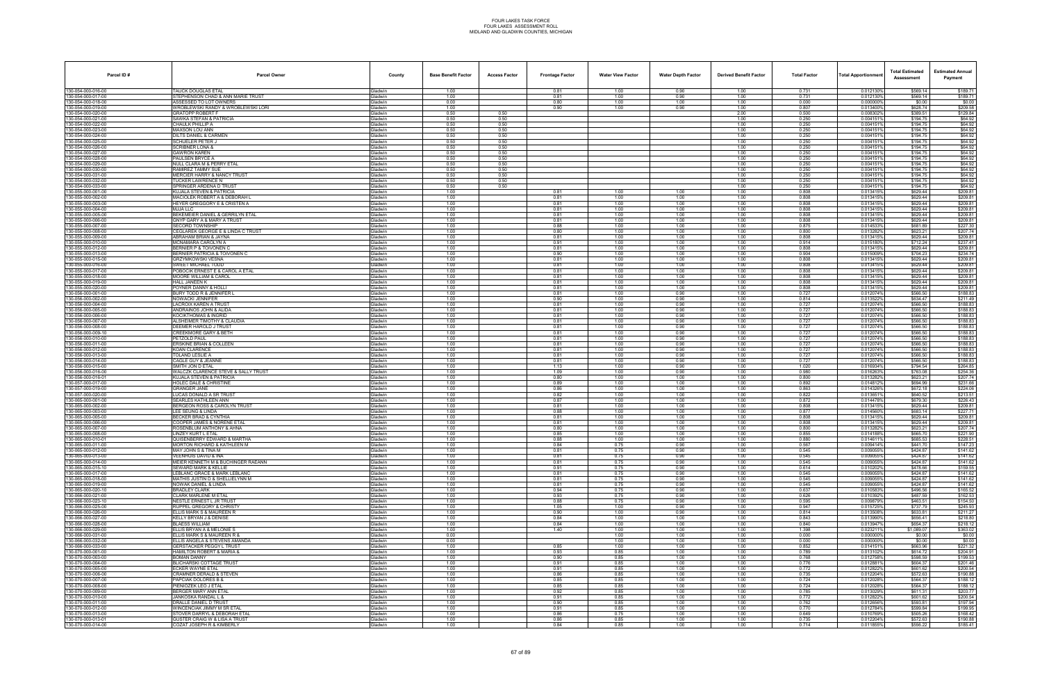FOUR LAKES TASK FORCE
FOUR LAKES ASSESSMENT ROLL
MIDLAND AND GLADWIN COUNTIES, MICHIGAN

| Parcel ID # | Parcel Owner | County | Base Benefit Factor | Access Factor | Frontage Factor | Water View Factor | Water Depth Factor | Derived Benefit Factor | Total Factor | Total Apportionment | Total Estimated Assessment | Estimated Annual Payment |
|---|---|---|---|---|---|---|---|---|---|---|---|---|
| 130-054-000-016-00 | TAUCK DOUGLAS ETAL | Gladwin | 1.00 | | 0.81 | 1.00 | 0.90 | 1.00 | 0.731 | 0.012130% | $569.14 | $189.71 |
| 130-054-000-017-00 | STEPHENSON CHAD & ANN MARIE TRUST | Gladwin | 1.00 | | 0.81 | 1.00 | 0.90 | 1.00 | 0.731 | 0.012130% | $569.14 | $189.71 |
| 130-054-000-018-00 | ASSESSED TO LOT OWNERS | Gladwin | 0.00 | | 0.80 | 1.00 | 1.00 | 1.00 | 0.000 | 0.000000% | $0.00 | $0.00 |
| 130-054-000-019-00 | WROBLEWSKI RANDY & WROBLEWSKI LORI | Gladwin | 1.00 | | 0.90 | 1.00 | 0.90 | 1.00 | 0.807 | 0.013400% | $628.74 | $209.58 |
| 130-054-000-020-00 | GRATOPP ROBERT F | Gladwin | 0.50 | 0.50 | | | | 2.00 | 0.500 | 0.008302% | $389.51 | $129.84 |
| 130-054-000-021-00 | SAWKA STEFAN & PATRICIA | Gladwin | 0.50 | 0.50 | | | | 1.00 | 0.250 | 0.004151% | $194.75 | $64.92 |
| 130-054-000-022-00 | CHAULK PHILLIP A | Gladwin | 0.50 | 0.50 | | | | 1.00 | 0.250 | 0.004151% | $194.75 | $64.92 |
| 130-054-000-023-00 | MAXSON LOU ANN | Gladwin | 0.50 | 0.50 | | | | 1.00 | 0.250 | 0.004151% | $194.75 | $64.92 |
| 130-054-000-024-00 | DILTS DANIEL & CARMEN | Gladwin | 0.50 | 0.50 | | | | 1.00 | 0.250 | 0.004151% | $194.75 | $64.92 |
| 130-054-000-025-00 | SCHUELER PETER J | Gladwin | 0.50 | 0.50 | | | | 1.00 | 0.250 | 0.004151% | $194.75 | $64.92 |
| 130-054-000-026-00 | SCRIBNER LONA & | Gladwin | 0.50 | 0.50 | | | | 1.00 | 0.250 | 0.004151% | $194.75 | $64.92 |
| 130-054-000-027-00 | GAWRON KAREN | Gladwin | 0.50 | 0.50 | | | | 1.00 | 0.250 | 0.004151% | $194.75 | $64.92 |
| 130-054-000-028-00 | PAULSEN BRYCE A | Gladwin | 0.50 | 0.50 | | | | 1.00 | 0.250 | 0.004151% | $194.75 | $64.92 |
| 130-054-000-029-00 | NULL CLARA M & PERRY ETAL | Gladwin | 0.50 | 0.50 | | | | 1.00 | 0.250 | 0.004151% | $194.75 | $64.92 |
| 130-054-000-030-00 | RAMIREZ TAMMY SUE | Gladwin | 0.50 | 0.50 | | | | 1.00 | 0.250 | 0.004151% | $194.75 | $64.92 |
| 130-054-000-031-00 | MERCIER HARRY & NANCY TRUST | Gladwin | 0.50 | 0.50 | | | | 1.00 | 0.250 | 0.004151% | $194.75 | $64.92 |
| 130-054-000-032-00 | TUCKER LAWRENCE N | Gladwin | 0.50 | 0.50 | | | | 1.00 | 0.250 | 0.004151% | $194.75 | $64.92 |
| 130-054-000-033-00 | SPRINGER ARDENA D TRUST | Gladwin | 0.50 | 0.50 | | | | 1.00 | 0.250 | 0.004151% | $194.75 | $64.92 |
| 130-055-000-001-00 | KUJALA STEVEN & PATRICIA | Gladwin | 1.00 | | 0.81 | 1.00 | 1.00 | 1.00 | 0.808 | 0.013415% | $629.44 | $209.81 |
| 130-055-000-002-00 | MACIOLEK ROBERT A & DEBORAH L | Gladwin | 1.00 | | 0.81 | 1.00 | 1.00 | 1.00 | 0.808 | 0.013415% | $629.44 | $209.81 |
| 130-055-000-003-00 | HEYER GREGGORY E & CRISTEN A | Gladwin | 1.00 | | 0.81 | 1.00 | 1.00 | 1.00 | 0.808 | 0.013415% | $629.44 | $209.81 |
| 130-055-000-004-00 | MJJA LLC | Gladwin | 1.00 | | 0.81 | 1.00 | 1.00 | 1.00 | 0.808 | 0.013415% | $629.44 | $209.81 |
| 130-055-000-005-00 | BEKEMEIER DANIEL & GERRILYN ETAL | Gladwin | 1.00 | | 0.81 | 1.00 | 1.00 | 1.00 | 0.808 | 0.013415% | $629.44 | $209.81 |
| 130-055-000-006-00 | ONYP GARY A & MARY A TRUST | Gladwin | 1.00 | | 0.81 | 1.00 | 1.00 | 1.00 | 0.808 | 0.013415% | $629.44 | $209.81 |
| 130-055-000-007-00 | SECORD TOWNSHIP | Gladwin | 1.00 | | 0.88 | 1.00 | 1.00 | 1.00 | 0.875 | 0.014533% | $681.89 | $227.30 |
| 130-055-000-008-00 | CEGLAREK GEORGE E & LINDA C TRUST | Gladwin | 1.00 | | 0.80 | 1.00 | 1.00 | 1.00 | 0.800 | 0.013282% | $623.21 | $207.74 |
| 130-055-000-009-00 | ABRAHAM BRIAN & JAYNA | Gladwin | 1.00 | | 0.81 | 1.00 | 1.00 | 1.00 | 0.808 | 0.013415% | $629.44 | $209.81 |
| 130-055-000-010-00 | MCNAMARA CAROLYN A | Gladwin | 1.00 | | 0.91 | 1.00 | 1.00 | 1.00 | 0.914 | 0.015180% | $712.24 | $237.41 |
| 130-055-000-012-00 | BERNIER P & TOIVONEN C | Gladwin | 1.00 | | 0.81 | 1.00 | 1.00 | 1.00 | 0.808 | 0.013415% | $629.44 | $209.81 |
| 130-055-000-013-00 | BERNIER PATRICIA & TOIVONEN C | Gladwin | 1.00 | | 0.90 | 1.00 | 1.00 | 1.00 | 0.904 | 0.015009% | $704.23 | $234.74 |
| 130-055-000-015-00 | GRZYMKOWSKI VESNA | Gladwin | 1.00 | | 0.81 | 1.00 | 1.00 | 1.00 | 0.808 | 0.013415% | $629.44 | $209.81 |
| 130-055-000-016-00 | SWEET MICHAEL TODD | Gladwin | 1.00 | | 0.81 | 1.00 | 1.00 | 1.00 | 0.808 | 0.013415% | $629.44 | $209.81 |
| 130-055-000-017-00 | POBOCIK ERNEST E & CAROL A ETAL | Gladwin | 1.00 | | 0.81 | 1.00 | 1.00 | 1.00 | 0.808 | 0.013415% | $629.44 | $209.81 |
| 130-055-000-018-00 | MOORE WILLIAM & CAROL | Gladwin | 1.00 | | 0.81 | 1.00 | 1.00 | 1.00 | 0.808 | 0.013415% | $629.44 | $209.81 |
| 130-055-000-019-00 | HALL JANEEN K | Gladwin | 1.00 | | 0.81 | 1.00 | 1.00 | 1.00 | 0.808 | 0.013415% | $629.44 | $209.81 |
| 130-055-000-020-00 | POYNER DANNY & HOLLI | Gladwin | 1.00 | | 0.81 | 1.00 | 1.00 | 1.00 | 0.808 | 0.013415% | $629.44 | $209.81 |
| 130-056-000-001-00 | BURY TODD R & JENNIFER L | Gladwin | 1.00 | | 0.81 | 1.00 | 0.90 | 1.00 | 0.727 | 0.012074% | $566.50 | $188.83 |
| 130-056-000-002-00 | NOWACKI JENNIFER | Gladwin | 1.00 | | 0.90 | 1.00 | 0.90 | 1.00 | 0.814 | 0.013522% | $634.47 | $211.49 |
| 130-056-000-004-00 | LACROIX KAREN A TRUST | Gladwin | 1.00 | | 0.81 | 1.00 | 0.90 | 1.00 | 0.727 | 0.012074% | $566.50 | $188.83 |
| 130-056-000-005-00 | ANDRIANOS JOHN & ALIDA | Gladwin | 1.00 | | 0.81 | 1.00 | 0.90 | 1.00 | 0.727 | 0.012074% | $566.50 | $188.83 |
| 130-056-000-006-00 | KOCIKTHOMAS & INGRID | Gladwin | 1.00 | | 0.81 | 1.00 | 0.90 | 1.00 | 0.727 | 0.012074% | $566.50 | $188.83 |
| 130-056-000-007-00 | ALSHEIMER TIMOTHY & CLAUDIA | Gladwin | 1.00 | | 0.81 | 1.00 | 0.90 | 1.00 | 0.727 | 0.012074% | $566.50 | $188.83 |
| 130-056-000-008-00 | DEEMER HAROLD J TRUST | Gladwin | 1.00 | | 0.81 | 1.00 | 0.90 | 1.00 | 0.727 | 0.012074% | $566.50 | $188.83 |
| 130-056-000-009-10 | CREEKMORE GARY & BETH | Gladwin | 1.00 | | 0.81 | 1.00 | 0.90 | 1.00 | 0.727 | 0.012074% | $566.50 | $188.83 |
| 130-056-000-010-00 | PETZOLD PAUL | Gladwin | 1.00 | | 0.81 | 1.00 | 0.90 | 1.00 | 0.727 | 0.012074% | $566.50 | $188.83 |
| 130-056-000-011-00 | ERSKINE BRIAN & COLLEEN | Gladwin | 1.00 | | 0.81 | 1.00 | 0.90 | 1.00 | 0.727 | 0.012074% | $566.50 | $188.83 |
| 130-056-000-012-00 | KOAN CLARENCE | Gladwin | 1.00 | | 0.81 | 1.00 | 0.90 | 1.00 | 0.727 | 0.012074% | $566.50 | $188.83 |
| 130-056-000-013-00 | TOLAND LESLIE A | Gladwin | 1.00 | | 0.81 | 1.00 | 0.90 | 1.00 | 0.727 | 0.012074% | $566.50 | $188.83 |
| 130-056-000-014-00 | CAGLE GUY & JEANNE | Gladwin | 1.00 | | 0.81 | 1.00 | 0.90 | 1.00 | 0.727 | 0.012074% | $566.50 | $188.83 |
| 130-056-000-015-00 | SMITH JON D ETAL | Gladwin | 1.00 | | 1.13 | 1.00 | 0.90 | 1.00 | 1.020 | 0.016934% | $794.54 | $264.85 |
| 130-056-000-016-00 | WALCZK CLARENCE STEVE & SALLY TRUST | Gladwin | 1.00 | | 1.09 | 1.00 | 0.90 | 1.00 | 0.980 | 0.016263% | $763.08 | $254.36 |
| 130-056-000-016-01 | KUJALA STEVEN & PATRICIA | Gladwin | 1.00 | | 0.80 | 1.00 | 1.00 | 1.00 | 0.800 | 0.013282% | $623.21 | $207.74 |
| 130-057-000-017-00 | HOLEC DALE & CHRISTINE | Gladwin | 1.00 | | 0.89 | 1.00 | 1.00 | 1.00 | 0.892 | 0.014812% | $694.99 | $231.66 |
| 130-057-000-019-00 | GRANGER JANE | Gladwin | 1.00 | | 0.86 | 1.00 | 1.00 | 1.00 | 0.863 | 0.014326% | $672.18 | $224.06 |
| 130-057-000-020-00 | LUCAS DONALD A SR TRUST | Gladwin | 1.00 | | 0.82 | 1.00 | 1.00 | 1.00 | 0.822 | 0.013651% | $640.52 | $213.51 |
| 130-065-000-001-00 | SEARLES KATHLEEN ANN | Gladwin | 1.00 | | 0.87 | 1.00 | 1.00 | 1.00 | 0.872 | 0.014478% | $679.30 | $226.43 |
| 130-065-000-002-00 | BERGEON ROSS & CAROLYN TRUST | Gladwin | 1.00 | | 0.81 | 1.00 | 1.00 | 1.00 | 0.808 | 0.013415% | $629.44 | $209.81 |
| 130-065-000-003-00 | LEE SEUNG & LINDA | Gladwin | 1.00 | | 0.88 | 1.00 | 1.00 | 1.00 | 0.877 | 0.014560% | $683.14 | $227.71 |
| 130-065-000-005-00 | BECKER BRAD & CYNTHIA | Gladwin | 1.00 | | 0.81 | 1.00 | 1.00 | 1.00 | 0.808 | 0.013415% | $629.44 | $209.81 |
| 130-065-000-006-00 | COOPER JAMES & NORENE ETAL | Gladwin | 1.00 | | 0.81 | 1.00 | 1.00 | 1.00 | 0.808 | 0.013415% | $629.44 | $209.81 |
| 130-065-000-007-00 | ROSENBLUM ANTHONY & AHNA | Gladwin | 1.00 | | 0.80 | 1.00 | 1.00 | 1.00 | 0.800 | 0.013282% | $623.21 | $207.74 |
| 130-065-000-008-00 | LINZEY KURT L ETAL | Gladwin | 1.00 | | 0.85 | 1.00 | 1.00 | 1.00 | 0.855 | 0.014188% | $665.70 | $221.90 |
| 130-065-000-010-01 | QUISENBERRY EDWARD & MARTHA | Gladwin | 1.00 | | 0.88 | 1.00 | 1.00 | 1.00 | 0.880 | 0.014611% | $685.53 | $228.51 |
| 130-065-000-011-00 | MORTON RICHARD & KATHLEEN M | Gladwin | 1.00 | | 0.84 | 0.75 | 0.90 | 1.00 | 0.567 | 0.009414% | $441.70 | $147.23 |
| 130-065-000-012-00 | MAY JOHN S & TINA M | Gladwin | 1.00 | | 0.81 | 0.75 | 0.90 | 1.00 | 0.545 | 0.009055% | $424.87 | $141.62 |
| 130-065-000-013-00 | VEENHUIS DAVID & INA | Gladwin | 1.00 | | 0.81 | 0.75 | 0.90 | 1.00 | 0.545 | 0.009055% | $424.87 | $141.62 |
| 130-065-000-014-00 | MEIER KENNETH M & BUCHINGER RAEANN | Gladwin | 1.00 | | 0.81 | 0.75 | 0.90 | 1.00 | 0.545 | 0.009055% | $424.87 | $141.62 |
| 130-065-000-015-10 | SEWARD MARK & KELLIE | Gladwin | 1.00 | | 0.91 | 0.75 | 0.90 | 1.00 | 0.614 | 0.010202% | $478.66 | $159.55 |
| 130-065-000-017-00 | LEBLANC GRACE & MARK LEBLANC | Gladwin | 1.00 | | 0.81 | 0.75 | 0.90 | 1.00 | 0.545 | 0.009055% | $424.87 | $141.62 |
| 130-065-000-018-00 | MATHIS JUSTIN D & SHELLIELYNN M | Gladwin | 1.00 | | 0.81 | 0.75 | 0.90 | 1.00 | 0.545 | 0.009055% | $424.87 | $141.62 |
| 130-065-000-019-00 | NOWAK DANIEL & LINDA | Gladwin | 1.00 | | 0.81 | 0.75 | 0.90 | 1.00 | 0.545 | 0.009055% | $424.87 | $141.62 |
| 130-065-000-020-10 | BRADLEY CLARK | Gladwin | 1.00 | | 0.94 | 0.75 | 0.90 | 1.00 | 0.637 | 0.010583% | $496.56 | $165.52 |
| 130-066-000-021-00 | CLARK MARLENE M ETAL | Gladwin | 1.00 | | 0.93 | 0.75 | 0.90 | 1.00 | 0.626 | 0.010392% | $487.59 | $162.53 |
| 130-066-000-023-10 | NESTLE ERNEST L JR TRUST | Gladwin | 1.00 | | 0.88 | 0.75 | 0.90 | 1.00 | 0.595 | 0.009879% | $463.51 | $154.50 |
| 130-066-000-025-00 | RUPPEL GREGORY & CHRISTY | Gladwin | 1.00 | | 1.05 | 1.00 | 0.90 | 1.00 | 0.947 | 0.015725% | $737.79 | $245.93 |
| 130-066-000-026-00 | ELLIS MARK S & MAUREEN R | Gladwin | 1.00 | | 0.90 | 1.00 | 0.90 | 1.00 | 0.814 | 0.013508% | $633.81 | $211.27 |
| 130-066-000-027-00 | KELLY BRYAN J & DENISE | Gladwin | 1.00 | | 0.84 | 1.00 | 1.00 | 1.00 | 0.843 | 0.013990% | $656.41 | $218.80 |
| 130-066-000-028-00 | BLAESS WILLIAM | Gladwin | 1.00 | | 0.84 | 1.00 | 1.00 | 1.00 | 0.840 | 0.013947% | $654.37 | $218.12 |
| 130-066-000-029-00 | ELLIS BRYAN A & MELONIE S | Gladwin | 1.00 | | 1.40 | 1.00 | 1.00 | 1.00 | 1.398 | 0.023211% | $1,089.07 | $363.02 |
| 130-066-000-031-00 | ELLIS MARK S & MAUREEN R & | Gladwin | 0.00 | | | 1.00 | 1.00 | 1.00 | 0.000 | 0.000000% | $0.00 | $0.00 |
| 130-066-000-032-00 | ELLIS ANGELA & STEVENS AMANDA | Gladwin | 0.00 | | | 1.00 | 1.00 | 1.00 | 0.000 | 0.000000% | $0.00 | $0.00 |
| 130-066-000-033-00 | GERSTACKER PEGGY L TRUST | Gladwin | 1.00 | | 0.85 | 1.00 | 1.00 | 1.00 | 0.852 | 0.014151% | $663.96 | $221.32 |
| 130-070-000-001-00 | HAMILTON ROBERT & MARIA & | Gladwin | 1.00 | | 0.93 | 0.85 | 1.00 | 1.00 | 0.789 | 0.013102% | $614.72 | $204.91 |
| 130-070-000-003-00 | BOMAN DANNY | Gladwin | 1.00 | | 0.90 | 0.85 | 1.00 | 1.00 | 0.768 | 0.012758% | $598.59 | $199.53 |
| 130-070-000-004-00 | BLICHARSKI COTTAGE TRUST | Gladwin | 1.00 | | 0.91 | 0.85 | 1.00 | 1.00 | 0.776 | 0.012881% | $604.37 | $201.46 |
| 130-070-000-005-00 | ECKER WAYNE ETAL | Gladwin | 1.00 | | 0.91 | 0.85 | 1.00 | 1.00 | 0.772 | 0.012822% | $601.62 | $200.54 |
| 130-070-000-006-00 | CRAMMER GERALD & STEVEN | Gladwin | 1.00 | | 0.86 | 0.85 | 1.00 | 1.00 | 0.735 | 0.012204% | $572.63 | $190.88 |
| 130-070-000-007-00 | PAPCIAK DOLORES B & | Gladwin | 1.00 | | 0.85 | 0.85 | 1.00 | 1.00 | 0.724 | 0.012028% | $564.37 | $188.12 |
| 130-070-000-008-00 | PIENIOZEK LEO J ETAL | Gladwin | 1.00 | | 0.85 | 0.85 | 1.00 | 1.00 | 0.724 | 0.012028% | $564.37 | $188.12 |
| 130-070-000-009-00 | BERGER MARY ANN ETAL | Gladwin | 1.00 | | 0.92 | 0.85 | 1.00 | 1.00 | 0.785 | 0.013029% | $611.31 | $203.77 |
| 130-070-000-010-00 | JANKOSKA RANDAL L & | Gladwin | 1.00 | | 0.91 | 0.85 | 1.00 | 1.00 | 0.772 | 0.012822% | $601.62 | $200.54 |
| 130-070-000-011-00 | DRALLE DANIEL D TRUST | Gladwin | 1.00 | | 0.90 | 0.85 | 1.00 | 1.00 | 0.762 | 0.012656% | $593.81 | $197.94 |
| 130-070-000-012-00 | WINCENCIAK JIMMY M SR ETAL | Gladwin | 1.00 | | 0.91 | 0.85 | 1.00 | 1.00 | 0.770 | 0.012784% | $599.84 | $199.95 |
| 130-070-000-013-00 | STOVER DARRYL & DEBORAH ETAL | Gladwin | 1.00 | | 0.86 | 0.75 | 1.00 | 1.00 | 0.649 | 0.010769% | $505.26 | $168.42 |
| 130-070-000-013-01 | CUSTER CRAIG W & LISA A TRUST | Gladwin | 1.00 | | 0.86 | 0.85 | 1.00 | 1.00 | 0.735 | 0.012204% | $572.63 | $190.88 |
| 130-070-000-014-00 | COZAT JOSEPH R & KIMBERLY | Gladwin | 1.00 | | 0.84 | 0.85 | 1.00 | 1.00 | 0.714 | 0.011855% | $556.22 | $185.41 |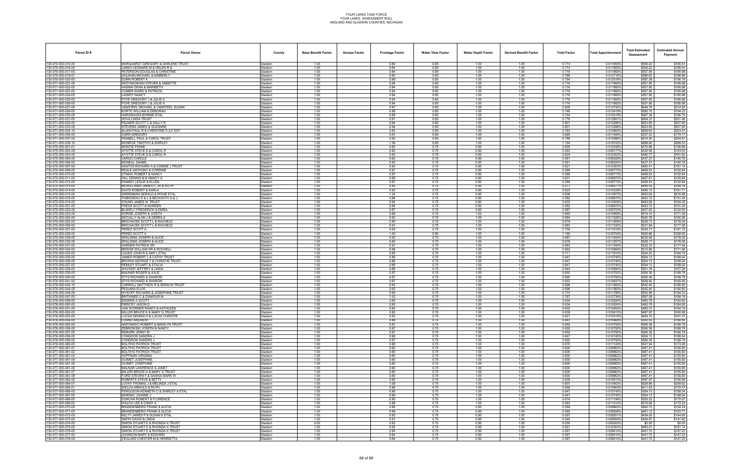# FOUR LAKES TASK FORCE
## FOUR LAKES ASSESSMENT ROLL
## MIDLAND AND GLADWIN COUNTIES, MICHIGAN

| Parcel ID # | Parcel Owner | County | Base Benefit Factor | Access Factor | Frontage Factor | Water View Factor | Water Depth Factor | Derived Benefit Factor | Total Factor | Total Apportionment | Total Estimated Assessment | Estimated Annual Payment |
|---|---|---|---|---|---|---|---|---|---|---|---|---|
| 130-070-000-015-00 | MARQUARDT GREGORY & DARLENE TRUST | Gladwin | 1.00 | | 0.84 | 0.85 | 1.00 | 1.00 | 0.714 | 0.011855% | $556.22 | $185.41 |
| 130-070-000-016-00 | LAMAY LEONARD M & HELEN R & | Gladwin | 1.00 | | 0.84 | 0.85 | 1.00 | 1.00 | 0.714 | 0.011855% | $556.22 | $185.41 |
| 130-070-000-017-00 | PETERSON DOUGLAS & CHRISTINE | Gladwin | 1.00 | | 0.84 | 0.85 | 1.00 | 1.00 | 0.716 | 0.011892% | $557.95 | $185.98 |
| 130-070-000-019-01 | HOLIHAN MICHAEL & KIMBERLY | Gladwin | 1.00 | | 0.90 | 0.85 | 1.00 | 1.00 | 0.766 | 0.012716% | $596.63 | $198.88 |
| 130-070-000-020-00 | DUNN ROBERT A | Gladwin | 1.00 | | 0.89 | 0.85 | 1.00 | 1.00 | 0.754 | 0.012519% | $587.38 | $195.79 |
| 130-071-000-021-00 | KRZYSKOWSKI STEVEN & ANNETTE | Gladwin | 1.00 | | 0.84 | 0.85 | 1.00 | 1.00 | 0.716 | 0.011892% | $557.95 | $185.98 |
| 130-071-000-022-00 | HASNIK DEAN & MARIBETH | Gladwin | 1.00 | | 0.84 | 0.85 | 1.00 | 1.00 | 0.716 | 0.011892% | $557.95 | $185.98 |
| 130-071-000-023-00 | COMER WARD & PATRICIA | Gladwin | 1.00 | | 0.84 | 0.85 | 1.00 | 1.00 | 0.716 | 0.011892% | $557.95 | $185.98 |
| 130-071-000-024-00 | LASKEY NANCY | Gladwin | 1.00 | | 0.84 | 0.85 | 1.00 | 1.00 | 0.716 | 0.011892% | $557.95 | $185.98 |
| 130-071-000-025-00 | FOYE GREGORY J & JULIE A | Gladwin | 1.00 | | 0.84 | 0.85 | 1.00 | 1.00 | 0.716 | 0.011892% | $557.95 | $185.98 |
| 130-071-000-026-00 | FOYE GREGORY J & JULIE A | Gladwin | 1.00 | | 0.84 | 0.85 | 1.00 | 1.00 | 0.716 | 0.011892% | $557.95 | $185.98 |
| 130-071-000-027-00 | VANSTEEL MICHAEL & VANSTEEL SUSAN | Gladwin | 1.00 | | 0.97 | 0.85 | 1.00 | 1.00 | 0.828 | 0.013742% | $644.76 | $214.92 |
| 130-071-000-029-00 | KORTE WILLIAM & DEBORAH | Gladwin | 1.00 | | 0.88 | 0.85 | 1.00 | 1.00 | 0.748 | 0.012419% | $582.70 | $194.23 |
| 130-071-000-030-00 | HARGRAVES BONNIE ETAL | Gladwin | 1.00 | | 0.89 | 0.85 | 1.00 | 1.00 | 0.754 | 0.012519% | $587.38 | $195.79 |
| 130-071-000-031-00 | SOVA LINDA TRUST | Gladwin | 1.00 | | 0.91 | 0.85 | 1.00 | 1.00 | 0.776 | 0.012881% | $604.37 | $201.46 |
| 130-071-000-032-00 | PALMER SCOTT C & SALLY R | Gladwin | 1.00 | | 0.94 | 0.85 | 1.00 | 1.00 | 0.801 | 0.013296% | $623.85 | $207.95 |
| 130-071-000-033-00 | STEVENS JAMES & SUZANNE | Gladwin | 1.00 | | 0.94 | 0.85 | 1.00 | 1.00 | 0.801 | 0.013296% | $623.85 | $207.95 |
| 130-071-000-034-10 | ALLEN PAUL R & CHRISTINE D (LF EST | Gladwin | 1.00 | | 0.92 | 0.85 | 1.00 | 1.00 | 0.783 | 0.012993% | $609.63 | $203.21 |
| 130-071-000-036-00 | CARR GREGORY | Gladwin | 1.00 | | 0.81 | 0.85 | 1.00 | 1.00 | 0.690 | 0.011456% | $537.52 | $179.17 |
| 130-071-000-037-00 | FENNELL PAUL & CAROL TRUST | Gladwin | 1.00 | | 0.93 | 0.85 | 1.00 | 1.00 | 0.788 | 0.013086% | $614.00 | $204.67 |
| 130-071-000-038-10 | MONROE TIMOTHY & SHIRLEY | Gladwin | 1.00 | | 1.36 | 0.85 | 1.00 | 1.00 | 1.154 | 0.019152% | $898.60 | $299.53 |
| 130-075-000-001-01 | MONTIE FRANK | Gladwin | 1.00 | | 0.90 | 0.75 | 0.90 | 1.00 | 0.605 | 0.010038% | $470.96 | $156.99 |
| 130-075-000-002-00 | AYOTTE STEVE D & CAROL R | Gladwin | 1.00 | | 0.82 | 0.75 | 0.90 | 1.00 | 0.553 | 0.009177% | $430.59 | $143.53 |
| 130-075-000-003-00 | AYOTTE STEVE D & CAROL R | Gladwin | 1.00 | | 0.92 | 0.75 | 0.90 | 1.00 | 0.624 | 0.010353% | $485.77 | $161.92 |
| 130-075-000-005-00 | VARGO CAROLE | Gladwin | 1.00 | | 0.83 | 0.75 | 0.90 | 1.00 | 0.561 | 0.009320% | $437.27 | $145.76 |
| 130-075-000-006-00 | MCNEILL DANIEL | Gladwin | 1.00 | | 0.83 | 0.75 | 0.90 | 1.00 | 0.561 | 0.009320% | $437.27 | $145.76 |
| 130-075-000-007-00 | SANTOS RICHARD A & CONNIE J TRUST | Gladwin | 1.00 | | 0.92 | 0.75 | 0.90 | 1.00 | 0.621 | 0.010303% | $483.41 | $161.14 |
| 130-075-000-009-00 | REALE ANTHONY & CORRINE | Gladwin | 1.00 | | 0.87 | 0.75 | 0.90 | 1.00 | 0.589 | 0.009773% | $458.53 | $152.84 |
| 130-075-000-010-00 | STIMAC ROBERT & NANCY | Gladwin | 1.00 | | 0.87 | 0.75 | 0.90 | 1.00 | 0.589 | 0.009773% | $458.53 | $152.84 |
| 130-075-000-011-00 | HILL DENNIS M & NANCY A | Gladwin | 1.00 | | 0.89 | 0.75 | 0.90 | 1.00 | 0.601 | 0.009970% | $467.81 | $155.94 |
| 130-075-000-012-00 | PANKEY LESLIE & ELLEN | Gladwin | 1.00 | | 0.87 | 0.75 | 0.90 | 1.00 | 0.589 | 0.009773% | $458.53 | $152.84 |
| 130-075-000-013-00 | MCWILLIAMS JAMES C JR & RUTH | Gladwin | 1.00 | | 0.85 | 0.75 | 0.90 | 1.00 | 0.577 | 0.009577% | $449.35 | $149.78 |
| 130-075-000-014-00 | DAVIS ROBERT & KARLA | Gladwin | 1.00 | | 0.92 | 0.75 | 0.90 | 1.00 | 0.623 | 0.010339% | $485.12 | $161.71 |
| 130-075-000-015-00 | GREENMAN GERALD & ROXIE ETAL | Gladwin | 1.00 | | 1.24 | 0.75 | 0.90 | 1.00 | 0.836 | 0.013873% | $650.93 | $216.98 |
| 130-075-000-018-00 | THIBODEAU D & L & BECKWITH S & J | Gladwin | 1.00 | | 0.86 | 0.75 | 0.90 | 1.00 | 0.582 | 0.009670% | $453.72 | $151.24 |
| 130-075-000-019-00 | YOUNG JAMES W TRUST | Gladwin | 1.00 | | 0.94 | 0.75 | 0.90 | 1.00 | 0.633 | 0.010509% | $493.06 | $164.35 |
| 130-075-000-021-00 | FRECK SCOTT & NOREEN | Gladwin | 1.00 | | 0.86 | 0.75 | 0.90 | 1.00 | 0.582 | 0.009670% | $453.72 | $151.24 |
| 130-075-000-022-00 | BLAKELY FREDERICK & EMRA | Gladwin | 1.00 | | 0.87 | 0.75 | 0.90 | 1.00 | 0.587 | 0.009753% | $457.62 | $152.54 |
| 130-075-000-023-00 | SORISE JOSEPH & JUDITH | Gladwin | 1.00 | | 0.88 | 0.75 | 1.00 | 1.00 | 0.660 | 0.010958% | $514.15 | $171.38 |
| 130-075-000-024-00 | MCCALLY ALAN J & DEBRA A | Gladwin | 1.00 | | 0.93 | 0.75 | 1.00 | 1.00 | 0.694 | 0.011526% | $540.78 | $180.26 |
| 130-075-000-025-00 | BRICHACEK SCOTT L & RACHELE | Gladwin | 1.00 | | 0.90 | 0.75 | 1.00 | 1.00 | 0.679 | 0.011269% | $528.73 | $176.24 |
| 130-075-000-026-00 | BRICHACEK SCOTT L & RACHELE | Gladwin | 1.00 | | 0.91 | 0.75 | 1.00 | 1.00 | 0.683 | 0.011335% | $531.84 | $177.28 |
| 130-075-000-027-00 | PEREZ SCOTT A | Gladwin | 1.00 | | 0.93 | 0.75 | 1.00 | 1.00 | 0.700 | 0.011619% | $545.17 | $181.72 |
| 130-075-000-028-00 | PEREZ SCOTT A | Gladwin | 1.00 | | 1.40 | 0.85 | 1.00 | 1.00 | 1.190 | 0.019754% | $926.86 | $308.95 |
| 130-075-000-029-00 | SPALDING JOSEPH & ALICE | Gladwin | 1.00 | | 0.92 | 0.75 | 1.00 | 1.00 | 0.687 | 0.011404% | $535.06 | $178.35 |
| 130-075-000-030-00 | SPALDING JOSEPH & ALICE | Gladwin | 1.00 | | 0.90 | 0.75 | 1.00 | 1.00 | 0.678 | 0.011257% | $528.17 | $176.06 |
| 130-075-000-031-00 | HARDER PATRICK SR | Gladwin | 1.00 | | 0.91 | 0.75 | 1.00 | 1.00 | 0.683 | 0.011345% | $532.33 | $177.44 |
| 130-075-000-032-00 | BRIDGE WILLIAM SR & ROCHELL | Gladwin | 1.00 | | 0.88 | 0.75 | 1.00 | 1.00 | 0.662 | 0.010994% | $515.86 | $171.95 |
| 130-075-000-033-00 | LOUKS JOHN R & AMY L ETAL | Gladwin | 1.00 | | 0.95 | 0.75 | 1.00 | 1.00 | 0.711 | 0.011812% | $554.23 | $184.74 |
| 130-075-000-035-00 | JAMES ROBERT L & CATHY TRUST | Gladwin | 1.00 | | 0.86 | 0.75 | 1.00 | 1.00 | 0.647 | 0.010745% | $504.13 | $168.04 |
| 130-075-000-036-00 | BROWN GEORGE T & CHRISTIE TRUST | Gladwin | 1.00 | | 0.86 | 0.75 | 1.00 | 1.00 | 0.647 | 0.010745% | $504.13 | $168.04 |
| 130-075-000-037-00 | REMLEY STUART & STACIA | Gladwin | 1.00 | | 0.86 | 0.75 | 1.00 | 1.00 | 0.647 | 0.010745% | $504.13 | $168.04 |
| 130-076-000-038-00 | WACKER JEFFREY & LINDA | Gladwin | 1.00 | | 0.86 | 0.75 | 1.00 | 1.00 | 0.644 | 0.010694% | $501.78 | $167.26 |
| 130-076-000-039-00 | MALNAR ROGER & JULIE | Gladwin | 1.00 | | 0.87 | 0.75 | 1.00 | 1.00 | 0.650 | 0.010792% | $506.36 | $168.79 |
| 130-076-000-040-00 | STYS RICHARD & SHARON | Gladwin | 1.00 | | 0.87 | 0.75 | 1.00 | 1.00 | 0.650 | 0.010792% | $506.36 | $168.79 |
| 130-076-000-041-00 | STYS RICHARD & SHARON | Gladwin | 1.00 | | 0.87 | 0.75 | 1.00 | 1.00 | 0.653 | 0.010837% | $508.46 | $169.49 |
| 130-076-000-042-10 | CARROLL MATTHEW R & SERAI M TRUST | Gladwin | 1.00 | | 0.93 | 0.75 | 1.00 | 1.00 | 0.696 | 0.011560% | $542.40 | $180.80 |
| 130-076-000-044-00 | PESJAKA ELVIS | Gladwin | 1.00 | | 0.93 | 0.75 | 1.00 | 1.00 | 0.696 | 0.011560% | $542.40 | $180.80 |
| 130-076-000-046-00 | WYKOFF RICHARD & JOSEPHINE TRUST | Gladwin | 1.00 | | 0.95 | 0.75 | 1.00 | 1.00 | 0.710 | 0.011786% | $552.99 | $184.33 |
| 130-076-000-047-00 | BRITHINEE C & D'AMOUR M | Gladwin | 1.00 | | 1.02 | 0.75 | 1.00 | 1.00 | 0.767 | 0.012736% | $597.58 | $199.19 |
| 130-076-000-049-00 | ENDERS A SCOTT | Gladwin | 1.00 | | 0.85 | 0.75 | 1.00 | 1.00 | 0.634 | 0.010524% | $493.79 | $164.60 |
| 130-076-000-050-00 | PIERCEY JASON D | Gladwin | 1.00 | | 0.85 | 0.75 | 1.00 | 1.00 | 0.634 | 0.010524% | $493.79 | $164.60 |
| 130-076-000-051-00 | VAN WORMER RANDY & KATHLEEN | Gladwin | 1.00 | | 0.84 | 0.75 | 1.00 | 1.00 | 0.632 | 0.010493% | $492.31 | $164.10 |
| 130-076-000-052-00 | MILLER BRUCE K & MARY G TRUST | Gladwin | 1.00 | | 0.85 | 0.75 | 1.00 | 1.00 | 0.639 | 0.010613% | $497.97 | $165.99 |
| 130-076-000-053-00 | LUCAS DENNIS H & LUCAS CHRISTIE | Gladwin | 1.00 | | 0.83 | 0.75 | 1.00 | 1.00 | 0.621 | 0.010318% | $484.10 | $161.37 |
| 130-076-000-054-00 | FURNO ANDREW | Gladwin | 1.00 | | 0.86 | 0.75 | 1.00 | 1.00 | 0.643 | 0.010668% | $500.55 | $166.85 |
| 130-076-000-055-00 | ANDONISIO ROBERT & MARILYN TRUST | Gladwin | 1.00 | | 0.87 | 0.75 | 1.00 | 1.00 | 0.650 | 0.010792% | $506.36 | $168.79 |
| 130-076-000-056-00 | ZEBROWSKI JOSEPH & NANCY | Gladwin | 1.00 | | 0.87 | 0.75 | 1.00 | 1.00 | 0.650 | 0.010792% | $506.36 | $168.79 |
| 130-076-000-057-00 | REBURN JENNY M | Gladwin | 1.00 | | 0.87 | 0.75 | 1.00 | 1.00 | 0.650 | 0.010792% | $506.36 | $168.79 |
| 130-076-000-058-00 | CONGDON SANDRA J | Gladwin | 1.00 | | 0.86 | 0.75 | 1.00 | 1.00 | 0.647 | 0.010745% | $504.13 | $168.04 |
| 130-076-000-059-00 | CONGDON SANDRA J | Gladwin | 1.00 | | 0.87 | 0.75 | 1.00 | 1.00 | 0.650 | 0.010792% | $506.36 | $168.79 |
| 130-076-000-060-00 | BOLITHO PATRICK TRUST | Gladwin | 1.00 | | 0.89 | 0.75 | 1.00 | 1.00 | 0.670 | 0.011124% | $521.94 | $173.98 |
| 130-077-000-061-01 | BOLITHO PATRICK TRUST | Gladwin | 1.00 | | 0.80 | 0.75 | 1.00 | 1.00 | 0.600 | 0.009962% | $467.41 | $155.80 |
| 130-077-000-061-02 | BOLITHO PATRICK TRUST | Gladwin | 1.00 | | 0.80 | 0.75 | 1.00 | 1.00 | 0.600 | 0.009962% | $467.41 | $155.80 |
| 130-077-000-061-03 | HOFFMAN VIRGINIA | Gladwin | 1.00 | | 0.80 | 0.75 | 1.00 | 1.00 | 0.600 | 0.009962% | $467.41 | $155.80 |
| 130-077-000-061-04 | OUIMET JOSEPHINE | Gladwin | 1.00 | | 0.80 | 0.75 | 1.00 | 1.00 | 0.600 | 0.009962% | $467.41 | $155.80 |
| 130-077-000-061-05 | OUIMET JOSEPHINE | Gladwin | 1.00 | | 0.80 | 0.75 | 1.00 | 1.00 | 0.600 | 0.009962% | $467.41 | $155.80 |
| 130-077-000-061-06 | MALNAR LAWRENCE & JANET | Gladwin | 1.00 | | 0.80 | 0.75 | 1.00 | 1.00 | 0.600 | 0.009962% | $467.41 | $155.80 |
| 130-077-000-061-07 | MILLER BRUCE K & MARY G TRUST | Gladwin | 1.00 | | 0.80 | 0.75 | 1.00 | 1.00 | 0.600 | 0.009962% | $467.41 | $155.80 |
| 130-077-000-061-08 | FORD STEVEN F & SAWKA MARK W | Gladwin | 1.00 | | 0.80 | 0.75 | 1.00 | 1.00 | 0.600 | 0.009962% | $467.41 | $155.80 |
| 130-077-000-062-00 | ROBERTS STEVE & BETTY | Gladwin | 1.00 | | 0.85 | 0.75 | 1.00 | 1.00 | 0.639 | 0.010613% | $497.97 | $165.99 |
| 130-077-000-064-01 | LOVAY THOMAS J & MELINDA J ETAL | Gladwin | 1.00 | | 1.08 | 0.75 | 1.00 | 1.00 | 0.807 | 0.013403% | $628.86 | $209.62 |
| 130-077-000-065-01 | WELCH ARNOLD & RUTH | Gladwin | 1.00 | | 0.88 | 0.75 | 1.00 | 1.00 | 0.656 | 0.010900% | $511.42 | $170.47 |
| 130-077-000-066-00 | FERGUSON KENNETH C & SHIRLEY A ETAL | Gladwin | 1.00 | | 0.86 | 0.75 | 1.00 | 1.00 | 0.647 | 0.010745% | $504.13 | $168.04 |
| 130-077-000-067-00 | MARSAC JOANNE J | Gladwin | 1.00 | | 0.86 | 0.75 | 1.00 | 1.00 | 0.647 | 0.010745% | $504.13 | $168.04 |
| 130-077-000-068-00 | DUNCAN ROBERT & FLORENCE | Gladwin | 1.00 | | 0.90 | 0.75 | 1.00 | 1.00 | 0.674 | 0.011194% | $525.22 | $175.07 |
| 130-077-000-069-00 | WALCH LEE & CINDY A | Gladwin | 1.00 | | 0.88 | 0.75 | 1.00 | 1.00 | 0.663 | 0.011012% | $516.68 | $172.23 |
| 130-077-000-070-00 | BRANDENBERG FRANK & ALICIA | Gladwin | 1.00 | | 0.88 | 0.75 | 0.90 | 1.00 | 0.594 | 0.009862% | $462.73 | $154.24 |
| 130-077-000-071-00 | BRANDENBERG FRANK & ALICIA | Gladwin | 1.00 | | 0.88 | 0.75 | 0.90 | 1.00 | 0.592 | 0.009828% | $461.12 | $153.71 |
| 130-077-000-072-00 | KELTY JAMES P & SUSAN K ETAL | Gladwin | 1.00 | | 0.83 | 0.75 | 0.90 | 1.00 | 0.557 | 0.009251% | $434.05 | $144.68 |
| 130-077-000-073-00 | SMITH DAVID & LINDA | Gladwin | 1.00 | | 0.81 | 0.75 | 0.90 | 1.00 | 0.545 | 0.009055% | $424.87 | $141.62 |
| 130-077-000-074-00 | SIMON STUART E & RHONDA K TRUST | Gladwin | 0.00 | | 0.83 | 0.75 | 0.90 | 1.00 | 0.000 | 0.000000% | $0.00 | $0.00 |
| 130-077-000-075-00 | SIMON STUART E & RHONDA K TRUST | Gladwin | 1.00 | | 0.92 | 0.75 | 0.90 | 1.00 | 0.621 | 0.010303% | $483.41 | $161.14 |
| 130-077-000-076-00 | SIMON STUART E & RHONDA K TRUST | Gladwin | 1.00 | | 0.84 | 0.75 | 0.90 | 1.00 | 0.567 | 0.009414% | $441.70 | $147.23 |
| 130-077-000-077-00 | JOHNSON MARY & EDWARD | Gladwin | 1.00 | | 0.84 | 0.75 | 0.90 | 1.00 | 0.567 | 0.009414% | $441.70 | $147.23 |
| 130-077-000-078-00 | CEGLARZ CHESTER M & HENRIETTA | Gladwin | 1.00 | | 0.84 | 0.75 | 0.90 | 1.00 | 0.567 | 0.009414% | $441.70 | $147.23 |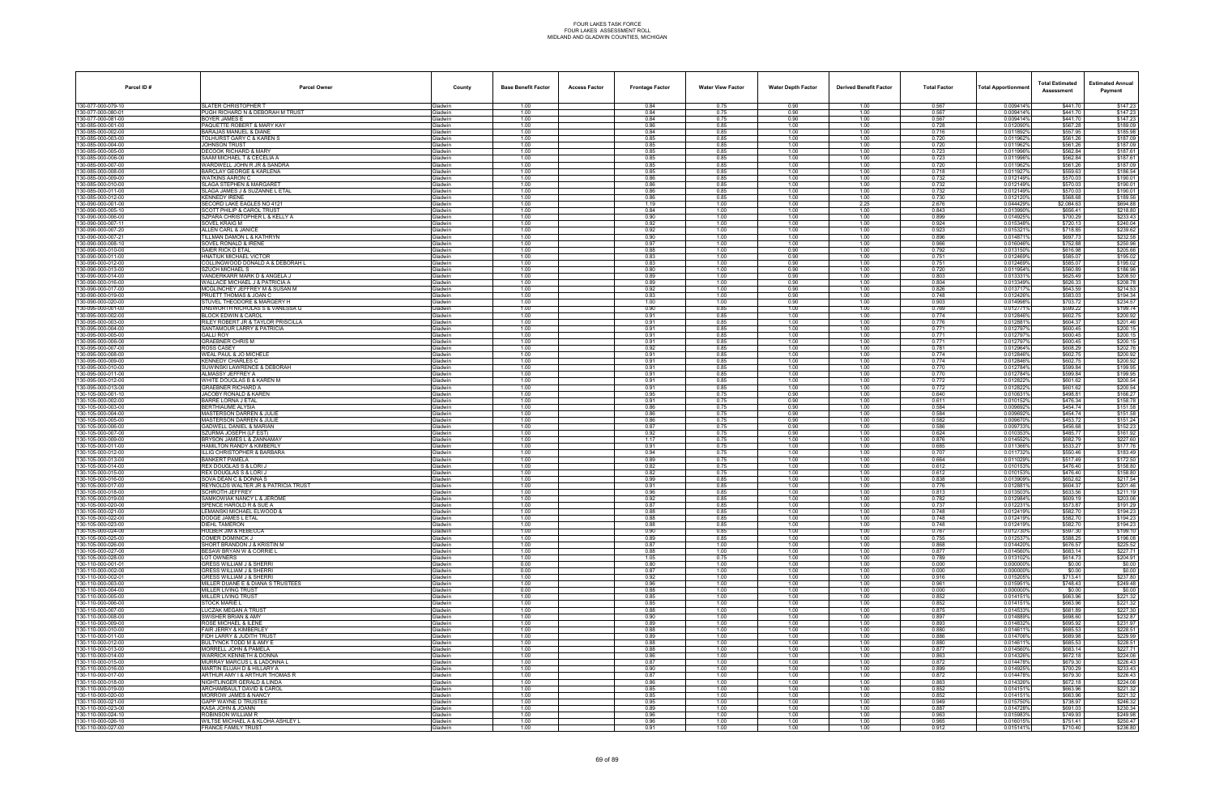# FOUR LAKES TASK FORCE
## FOUR LAKES ASSESSMENT ROLL
## MIDLAND AND GLADWIN COUNTIES, MICHIGAN

| Parcel ID # | Parcel Owner | County | Base Benefit Factor | Access Factor | Frontage Factor | Water View Factor | Water Depth Factor | Derived Benefit Factor | Total Factor | Total Apportionment | Total Estimated Assessment | Estimated Annual Payment |
|---|---|---|---|---|---|---|---|---|---|---|---|---|
| 130-077-000-079-10 | SLATER CHRISTOPHER T | Gladwin | 1.00 | | 0.84 | 0.75 | 0.90 | 1.00 | 0.567 | 0.009414% | $441.70 | $147.23 |
| 130-077-000-080-01 | PUGH RICHARD N & DEBORAH M TRUST | Gladwin | 1.00 | | 0.84 | 0.75 | 0.90 | 1.00 | 0.567 | 0.009414% | $441.70 | $147.23 |
| 130-077-000-081-00 | BOYER JAMES E | Gladwin | 1.00 | | 0.84 | 0.75 | 0.90 | 1.00 | 0.567 | 0.009414% | $441.70 | $147.23 |
| 130-085-000-001-00 | PAQUETTE ROBERT & MARY KAY | Gladwin | 1.00 | | 0.86 | 0.85 | 1.00 | 1.00 | 0.728 | 0.012090% | $567.28 | $189.09 |
| 130-085-000-002-00 | BARAJAS MANUEL & DIANE | Gladwin | 1.00 | | 0.84 | 0.85 | 1.00 | 1.00 | 0.716 | 0.011892% | $557.95 | $185.98 |
| 130-085-000-003-00 | TOLHURST GARY C & KAREN S | Gladwin | 1.00 | | 0.85 | 0.85 | 1.00 | 1.00 | 0.720 | 0.011962% | $561.26 | $187.09 |
| 130-085-000-004-00 | JOHNSON TRUST | Gladwin | 1.00 | | 0.85 | 0.85 | 1.00 | 1.00 | 0.720 | 0.011962% | $561.26 | $187.09 |
| 130-085-000-005-00 | DECOOK RICHARD & MARY | Gladwin | 1.00 | | 0.85 | 0.85 | 1.00 | 1.00 | 0.723 | 0.011996% | $562.84 | $187.61 |
| 130-085-000-006-00 | SAAM MICHAEL T & CECELIA A | Gladwin | 1.00 | | 0.85 | 0.85 | 1.00 | 1.00 | 0.723 | 0.011996% | $562.84 | $187.61 |
| 130-085-000-007-00 | WARDWELL JOHN R JR & SANDRA | Gladwin | 1.00 | | 0.85 | 0.85 | 1.00 | 1.00 | 0.720 | 0.011962% | $561.26 | $187.09 |
| 130-085-000-008-00 | BARCLAY GEORGE & KARLENA | Gladwin | 1.00 | | 0.85 | 0.85 | 1.00 | 1.00 | 0.718 | 0.011927% | $559.63 | $186.54 |
| 130-085-000-009-00 | WATKINS AARON C | Gladwin | 1.00 | | 0.86 | 0.85 | 1.00 | 1.00 | 0.732 | 0.012149% | $570.03 | $190.01 |
| 130-085-000-010-00 | SLAGA STEPHEN & MARGARET | Gladwin | 1.00 | | 0.86 | 0.85 | 1.00 | 1.00 | 0.732 | 0.012149% | $570.03 | $190.01 |
| 130-085-000-011-00 | SLAGA JAMES J & SUZANNE L ETAL | Gladwin | 1.00 | | 0.86 | 0.85 | 1.00 | 1.00 | 0.732 | 0.012149% | $570.03 | $190.01 |
| 130-085-000-012-00 | KENNEDY IRENE | Gladwin | 1.00 | | 0.86 | 0.85 | 1.00 | 1.00 | 0.730 | 0.012120% | $568.68 | $189.56 |
| 130-090-000-001-00 | SECORD LAKE EAGLES NO 4121 | Gladwin | 1.00 | | 1.19 | 1.00 | 1.00 | 2.25 | 2.676 | 0.044429% | $2,084.63 | $694.88 |
| 130-090-000-005-10 | SCOTT PHILIP & CAROL TRUST | Gladwin | 1.00 | | 0.84 | 1.00 | 1.00 | 1.00 | 0.843 | 0.013990% | $656.41 | $218.80 |
| 130-090-000-006-00 | SZPARA CHRISTOPHER L & KELLY A | Gladwin | 1.00 | | 0.90 | 1.00 | 1.00 | 1.00 | 0.899 | 0.014925% | $700.29 | $233.43 |
| 130-090-000-007-11 | SOVEL KRAIG M | Gladwin | 1.00 | | 0.92 | 1.00 | 1.00 | 1.00 | 0.924 | 0.015348% | $720.13 | $240.04 |
| 130-090-000-007-20 | ALLEN CARL & JANICE | Gladwin | 1.00 | | 0.92 | 1.00 | 1.00 | 1.00 | 0.923 | 0.015321% | $718.85 | $239.62 |
| 130-090-000-007-21 | TILLMAN DAMON L & KATHRYN | Gladwin | 1.00 | | 0.90 | 1.00 | 1.00 | 1.00 | 0.896 | 0.014871% | $697.73 | $232.58 |
| 130-090-000-008-10 | SOVEL RONALD & IRENE | Gladwin | 1.00 | | 0.97 | 1.00 | 1.00 | 1.00 | 0.966 | 0.016046% | $752.88 | $250.96 |
| 130-090-000-010-00 | SAIER RICK D ETAL | Gladwin | 1.00 | | 0.88 | 1.00 | 0.90 | 1.00 | 0.792 | 0.013150% | $616.98 | $205.66 |
| 130-090-000-011-00 | HNATIUK MICHAEL VICTOR | Gladwin | 1.00 | | 0.83 | 1.00 | 0.90 | 1.00 | 0.751 | 0.012469% | $585.07 | $195.02 |
| 130-090-000-012-00 | COLLINGWOOD DONALD A & DEBORAH L | Gladwin | 1.00 | | 0.83 | 1.00 | 0.90 | 1.00 | 0.751 | 0.012469% | $585.07 | $195.02 |
| 130-090-000-013-00 | SZUCH MICHAEL S | Gladwin | 1.00 | | 0.80 | 1.00 | 0.90 | 1.00 | 0.720 | 0.011954% | $560.89 | $186.96 |
| 130-090-000-014-00 | VANDERKARR MARK D & ANGELA J | Gladwin | 1.00 | | 0.89 | 1.00 | 0.90 | 1.00 | 0.803 | 0.013331% | $625.49 | $208.50 |
| 130-090-000-016-00 | WALLACE MICHAEL J & PATRICIA A | Gladwin | 1.00 | | 0.89 | 1.00 | 0.90 | 1.00 | 0.804 | 0.013349% | $626.33 | $208.78 |
| 130-090-000-017-00 | MCGLINCHEY JEFFREY M & SUSAN M | Gladwin | 1.00 | | 0.92 | 1.00 | 0.90 | 1.00 | 0.826 | 0.013717% | $643.59 | $214.53 |
| 130-090-000-019-00 | PRUETT THOMAS & JOAN C | Gladwin | 1.00 | | 0.83 | 1.00 | 0.90 | 1.00 | 0.748 | 0.012426% | $583.03 | $194.34 |
| 130-090-000-020-00 | STOVEL THEODORE & MARGERY H | Gladwin | 1.00 | | 1.00 | 1.00 | 0.90 | 1.00 | 0.903 | 0.014998% | $703.72 | $234.57 |
| 130-095-000-001-00 | UNSWORTH NICHOLAS S & VANESSA G | Gladwin | 1.00 | | 0.90 | 0.85 | 1.00 | 1.00 | 0.769 | 0.012771% | $599.22 | $199.74 |
| 130-095-000-002-00 | BLOCK EDWIN & CAROL | Gladwin | 1.00 | | 0.91 | 0.85 | 1.00 | 1.00 | 0.774 | 0.012846% | $602.75 | $200.92 |
| 130-095-000-003-00 | RILEY ROBERT JR & TAYLOR PRISCILLA | Gladwin | 1.00 | | 0.91 | 0.85 | 1.00 | 1.00 | 0.776 | 0.012881% | $604.37 | $201.46 |
| 130-095-000-004-00 | SANTAMOUR LARRY & PATRICIA | Gladwin | 1.00 | | 0.91 | 0.85 | 1.00 | 1.00 | 0.771 | 0.012797% | $600.45 | $200.15 |
| 130-095-000-005-00 | GALLI ROY | Gladwin | 1.00 | | 0.91 | 0.85 | 1.00 | 1.00 | 0.771 | 0.012797% | $600.45 | $200.15 |
| 130-095-000-006-00 | GRAEBNER CHRIS M | Gladwin | 1.00 | | 0.91 | 0.85 | 1.00 | 1.00 | 0.771 | 0.012797% | $600.45 | $200.15 |
| 130-095-000-007-00 | ROSS CASEY | Gladwin | 1.00 | | 0.92 | 0.85 | 1.00 | 1.00 | 0.781 | 0.012964% | $608.29 | $202.76 |
| 130-095-000-008-00 | WEAL PAUL & JO MICHELE | Gladwin | 1.00 | | 0.91 | 0.85 | 1.00 | 1.00 | 0.774 | 0.012846% | $602.75 | $200.92 |
| 130-095-000-009-00 | KENNEDY CHARLES C | Gladwin | 1.00 | | 0.91 | 0.85 | 1.00 | 1.00 | 0.774 | 0.012846% | $602.75 | $200.92 |
| 130-095-000-010-00 | SUWINSKI LAWRENCE & DEBORAH | Gladwin | 1.00 | | 0.91 | 0.85 | 1.00 | 1.00 | 0.770 | 0.012784% | $599.84 | $199.95 |
| 130-095-000-011-00 | ALMASSY JEFFREY A | Gladwin | 1.00 | | 0.91 | 0.85 | 1.00 | 1.00 | 0.770 | 0.012784% | $599.84 | $199.95 |
| 130-095-000-012-00 | WHITE DOUGLAS B & KAREN M | Gladwin | 1.00 | | 0.91 | 0.85 | 1.00 | 1.00 | 0.772 | 0.012822% | $601.62 | $200.54 |
| 130-095-000-013-00 | GRAEBNER RICHARD A | Gladwin | 1.00 | | 0.91 | 0.85 | 1.00 | 1.00 | 0.772 | 0.012822% | $601.62 | $200.54 |
| 130-105-000-001-10 | JACOBY RONALD & KAREN | Gladwin | 1.00 | | 0.95 | 0.75 | 0.90 | 1.00 | 0.640 | 0.010631% | $498.81 | $166.27 |
| 130-105-000-002-00 | BARRE LORNA J ETAL | Gladwin | 1.00 | | 0.91 | 0.75 | 0.90 | 1.00 | 0.611 | 0.010152% | $476.34 | $158.78 |
| 130-105-000-003-00 | BERTHIAUME ALYSIA | Gladwin | 1.00 | | 0.86 | 0.75 | 0.90 | 1.00 | 0.584 | 0.009692% | $454.74 | $151.58 |
| 130-105-000-004-00 | MASTERSON DARREN & JULIE | Gladwin | 1.00 | | 0.86 | 0.75 | 0.90 | 1.00 | 0.584 | 0.009692% | $454.74 | $151.58 |
| 130-105-000-005-00 | MASTERSON DARREN & JULIE | Gladwin | 1.00 | | 0.86 | 0.75 | 0.90 | 1.00 | 0.582 | 0.009670% | $453.72 | $151.24 |
| 130-105-000-006-00 | GADWELL DANIEL & MARIAN | Gladwin | 1.00 | | 0.87 | 0.75 | 0.90 | 1.00 | 0.586 | 0.009733% | $456.68 | $152.23 |
| 130-105-000-007-00 | SZURMA JOSEPH (JF EST) | Gladwin | 1.00 | | 0.92 | 0.75 | 0.90 | 1.00 | 0.624 | 0.010353% | $485.77 | $161.92 |
| 130-105-000-009-00 | BRYSON JAMES L & ZANNAMAY | Gladwin | 1.00 | | 1.17 | 0.75 | 1.00 | 1.00 | 0.876 | 0.014552% | $682.79 | $227.60 |
| 130-105-000-011-00 | HAMILTON RANDY & KIMBERLY | Gladwin | 1.00 | | 0.91 | 0.75 | 1.00 | 1.00 | 0.685 | 0.011366% | $533.27 | $177.76 |
| 130-105-000-012-00 | ILLIG CHRISTOPHER & BARBARA | Gladwin | 1.00 | | 0.94 | 0.75 | 1.00 | 1.00 | 0.707 | 0.011732% | $550.46 | $183.49 |
| 130-105-000-013-00 | BANKERT PAMELA | Gladwin | 1.00 | | 0.89 | 0.75 | 1.00 | 1.00 | 0.664 | 0.011029% | $517.49 | $172.50 |
| 130-105-000-014-00 | REX DOUGLAS S & LORI J | Gladwin | 1.00 | | 0.82 | 0.75 | 1.00 | 1.00 | 0.612 | 0.010153% | $476.40 | $158.80 |
| 130-105-000-015-00 | REX DOUGLAS S & LORI J | Gladwin | 1.00 | | 0.82 | 0.75 | 1.00 | 1.00 | 0.612 | 0.010153% | $476.40 | $158.80 |
| 130-105-000-016-00 | SOVA DEAN C & DONNA S | Gladwin | 1.00 | | 0.99 | 0.85 | 1.00 | 1.00 | 0.838 | 0.013909% | $652.62 | $217.54 |
| 130-105-000-017-00 | REYNOLDS WALTER JR & PATRICIA TRUST | Gladwin | 1.00 | | 0.91 | 0.85 | 1.00 | 1.00 | 0.776 | 0.012881% | $604.37 | $201.46 |
| 130-105-000-018-00 | SCHROTH JEFFREY | Gladwin | 1.00 | | 0.96 | 0.85 | 1.00 | 1.00 | 0.813 | 0.013503% | $633.56 | $211.19 |
| 130-105-000-019-00 | SAMKOWIAK NANCY L & JEROME | Gladwin | 1.00 | | 0.92 | 0.85 | 1.00 | 1.00 | 0.782 | 0.012984% | $609.19 | $203.06 |
| 130-105-000-020-00 | SPENCE HAROLD R & SUE A | Gladwin | 1.00 | | 0.87 | 0.85 | 1.00 | 1.00 | 0.737 | 0.012231% | $573.87 | $191.29 |
| 130-105-000-021-00 | LEMANSKI MICHAEL ELWOOD & | Gladwin | 1.00 | | 0.88 | 0.85 | 1.00 | 1.00 | 0.748 | 0.012419% | $582.70 | $194.23 |
| 130-105-000-022-00 | DODGE JAMES L ETAL | Gladwin | 1.00 | | 0.88 | 0.85 | 1.00 | 1.00 | 0.748 | 0.012419% | $582.70 | $194.23 |
| 130-105-000-023-00 | DIEHL TAMERON | Gladwin | 1.00 | | 0.88 | 0.85 | 1.00 | 1.00 | 0.748 | 0.012419% | $582.70 | $194.23 |
| 130-105-000-024-00 | HOLBER JIM & REBECCA | Gladwin | 1.00 | | 0.90 | 0.85 | 1.00 | 1.00 | 0.767 | 0.012730% | $597.30 | $199.10 |
| 130-105-000-025-00 | COMER DOMINICK J | Gladwin | 1.00 | | 0.89 | 0.85 | 1.00 | 1.00 | 0.755 | 0.012537% | $588.25 | $196.08 |
| 130-105-000-026-00 | SHORT BRANDON J & KRISTIN M | Gladwin | 1.00 | | 0.87 | 1.00 | 1.00 | 1.00 | 0.868 | 0.014420% | $676.57 | $225.52 |
| 130-105-000-027-00 | BESAW BRYAN W & CORRIE L | Gladwin | 1.00 | | 0.88 | 1.00 | 1.00 | 1.00 | 0.877 | 0.014560% | $683.14 | $227.71 |
| 130-105-000-028-00 | LOT OWNERS | Gladwin | 1.00 | | 1.05 | 0.75 | 1.00 | 1.00 | 0.789 | 0.013102% | $614.73 | $204.91 |
| 130-110-000-001-01 | GRESS WILLIAM J & SHERRI | Gladwin | 0.00 | | 0.80 | 1.00 | 1.00 | 1.00 | 0.000 | 0.000000% | $0.00 | $0.00 |
| 130-110-000-002-00 | GRESS WILLIAM J & SHERRI | Gladwin | 0.00 | | 0.87 | 1.00 | 1.00 | 1.00 | 0.000 | 0.000000% | $0.00 | $0.00 |
| 130-110-000-002-01 | GRESS WILLIAM J & SHERRI | Gladwin | 1.00 | | 0.92 | 1.00 | 1.00 | 1.00 | 0.916 | 0.015205% | $713.41 | $237.80 |
| 130-110-000-003-00 | MILLER DUANE E & DIANA S TRUSTEES | Gladwin | 1.00 | | 0.96 | 1.00 | 1.00 | 1.00 | 0.961 | 0.015951% | $748.43 | $249.48 |
| 130-110-000-004-00 | MILLER LIVING TRUST | Gladwin | 0.00 | | 0.88 | 1.00 | 1.00 | 1.00 | 0.000 | 0.000000% | $0.00 | $0.00 |
| 130-110-000-005-00 | MILLER LIVING TRUST | Gladwin | 1.00 | | 0.85 | 1.00 | 1.00 | 1.00 | 0.852 | 0.014151% | $663.96 | $221.32 |
| 130-110-000-006-00 | STOCK MARIE L | Gladwin | 1.00 | | 0.85 | 1.00 | 1.00 | 1.00 | 0.852 | 0.014151% | $663.96 | $221.32 |
| 130-110-000-007-00 | LUCZAK MEGAN A TRUST | Gladwin | 1.00 | | 0.88 | 1.00 | 1.00 | 1.00 | 0.875 | 0.014533% | $681.89 | $227.30 |
| 130-110-000-008-00 | SWISHER BRIAN & AMY | Gladwin | 1.00 | | 0.90 | 1.00 | 1.00 | 1.00 | 0.897 | 0.014889% | $698.60 | $232.87 |
| 130-110-000-009-00 | ROSE MICHAEL & ILENE | Gladwin | 1.00 | | 0.89 | 1.00 | 1.00 | 1.00 | 0.893 | 0.014832% | $695.92 | $231.97 |
| 130-110-000-010-00 | FAIR JERRY & KIMBERLEY | Gladwin | 1.00 | | 0.88 | 1.00 | 1.00 | 1.00 | 0.880 | 0.014611% | $685.53 | $228.51 |
| 130-110-000-011-00 | FIDH LARRY & JUDITH TRUST | Gladwin | 1.00 | | 0.89 | 1.00 | 1.00 | 1.00 | 0.886 | 0.014706% | $689.98 | $229.99 |
| 130-110-000-012-00 | BULTYNCK TODD M & AMY E | Gladwin | 1.00 | | 0.88 | 1.00 | 1.00 | 1.00 | 0.880 | 0.014611% | $685.53 | $228.51 |
| 130-110-000-013-00 | MORRELL JOHN & PAMELA | Gladwin | 1.00 | | 0.88 | 1.00 | 1.00 | 1.00 | 0.877 | 0.014560% | $683.14 | $227.71 |
| 130-110-000-014-00 | WARRICK KENNETH & DONNA | Gladwin | 1.00 | | 0.86 | 1.00 | 1.00 | 1.00 | 0.863 | 0.014326% | $672.18 | $224.06 |
| 130-110-000-015-00 | MURRAY MARCUS L & LADONNA L | Gladwin | 1.00 | | 0.87 | 1.00 | 1.00 | 1.00 | 0.872 | 0.014478% | $679.30 | $226.43 |
| 130-110-000-016-00 | MARTIN ELIJAH D & HILLARY A | Gladwin | 1.00 | | 0.90 | 1.00 | 1.00 | 1.00 | 0.899 | 0.014925% | $700.29 | $233.43 |
| 130-110-000-017-00 | ARTHUR AMY I & ARTHUR THOMAS R | Gladwin | 1.00 | | 0.87 | 1.00 | 1.00 | 1.00 | 0.872 | 0.014478% | $679.30 | $226.43 |
| 130-110-000-018-00 | NIGHTLINGER GERALD & LINDA | Gladwin | 1.00 | | 0.86 | 1.00 | 1.00 | 1.00 | 0.863 | 0.014326% | $672.18 | $224.06 |
| 130-110-000-019-00 | ARCHAMBAULT DAVID & CAROL | Gladwin | 1.00 | | 0.85 | 1.00 | 1.00 | 1.00 | 0.852 | 0.014151% | $663.96 | $221.32 |
| 130-110-000-020-00 | MORROW JAMES & NANCY | Gladwin | 1.00 | | 0.85 | 1.00 | 1.00 | 1.00 | 0.852 | 0.014151% | $663.96 | $221.32 |
| 130-110-000-021-00 | GAPP WAYNE D TRUSTEE | Gladwin | 1.00 | | 0.95 | 1.00 | 1.00 | 1.00 | 0.949 | 0.015750% | $738.97 | $246.32 |
| 130-110-000-023-00 | KASA JOHN & JOANN | Gladwin | 1.00 | | 0.89 | 1.00 | 1.00 | 1.00 | 0.887 | 0.014728% | $691.03 | $230.34 |
| 130-110-000-024-10 | ROBINSON WILLIAM R | Gladwin | 1.00 | | 0.96 | 1.00 | 1.00 | 1.00 | 0.963 | 0.015983% | $749.93 | $249.98 |
| 130-110-000-026-10 | WILTSE MICHAEL A & KLOHA ASHLEY L | Gladwin | 1.00 | | 0.96 | 1.00 | 1.00 | 1.00 | 0.965 | 0.016015% | $751.41 | $250.47 |
| 130-110-000-027-00 | FRANCE FAMILY TRUST | Gladwin | 1.00 | | 0.91 | 1.00 | 1.00 | 1.00 | 0.912 | 0.015141% | $710.40 | $236.80 |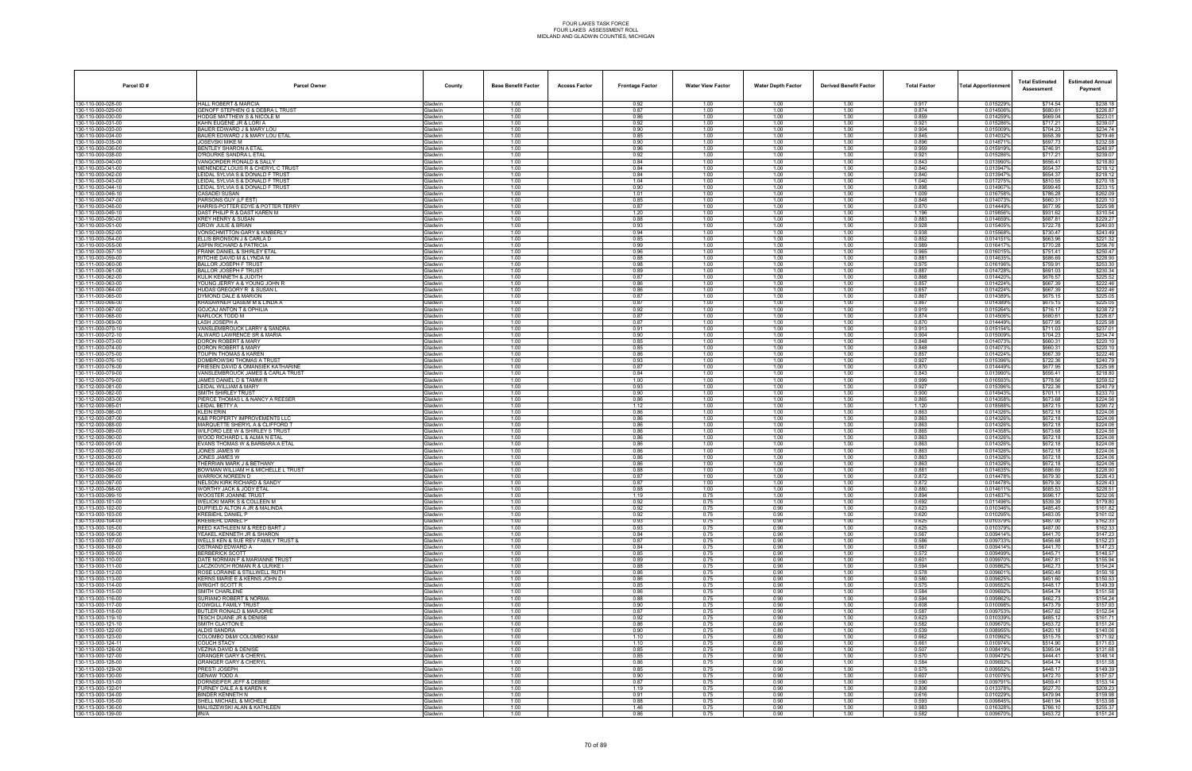FOUR LAKES TASK FORCE
FOUR LAKES ASSESSMENT ROLL
MIDLAND AND GLADWIN COUNTIES, MICHIGAN

| Parcel ID # | Parcel Owner | County | Base Benefit Factor | Access Factor | Frontage Factor | Water View Factor | Water Depth Factor | Derived Benefit Factor | Total Factor | Total Apportionment | Total Estimated Assessment | Estimated Annual Payment |
|---|---|---|---|---|---|---|---|---|---|---|---|---|
| 130-110-000-028-00 | HALL ROBERT & MARCIA | Gladwin | 1.00 | | 0.92 | 1.00 | 1.00 | 1.00 | 0.917 | 0.015229% | $714.54 | $238.18 |
| 130-110-000-029-00 | GENOFF STEPHEN G & DEBRA L TRUST | Gladwin | 1.00 | | 0.87 | 1.00 | 1.00 | 1.00 | 0.874 | 0.014506% | $680.61 | $226.87 |
| 130-110-000-030-00 | HODGE MATTHEW S & NICOLE M | Gladwin | 1.00 | | 0.86 | 1.00 | 1.00 | 1.00 | 0.859 | 0.014259% | $669.04 | $223.01 |
| 130-110-000-031-00 | KAHN EUGENE JR & LORI A | Gladwin | 1.00 | | 0.92 | 1.00 | 1.00 | 1.00 | 0.921 | 0.015286% | $717.21 | $239.07 |
| 130-110-000-033-00 | BAUER EDWARD J & MARY LOU | Gladwin | 1.00 | | 0.90 | 1.00 | 1.00 | 1.00 | 0.904 | 0.015009% | $704.23 | $234.74 |
| 130-110-000-034-00 | BAUER EDWARD J & MARY LOU ETAL | Gladwin | 1.00 | | 0.85 | 1.00 | 1.00 | 1.00 | 0.845 | 0.014032% | $658.39 | $219.46 |
| 130-110-000-035-00 | JOSKI MIKE M | Gladwin | 1.00 | | 0.90 | 1.00 | 1.00 | 1.00 | 0.896 | 0.014871% | $697.73 | $232.58 |
| 130-110-000-036-00 | BENTLEY SHARON A ETAL | Gladwin | 1.00 | | 0.96 | 1.00 | 1.00 | 1.00 | 0.959 | 0.015919% | $746.91 | $248.97 |
| 130-110-000-038-00 | O'ROURKE SANDRA L ETAL | Gladwin | 1.00 | | 0.92 | 1.00 | 1.00 | 1.00 | 0.921 | 0.015286% | $717.21 | $239.07 |
| 130-110-000-040-00 | VANGORDER RONALD & SALLY | Gladwin | 1.00 | | 0.84 | 1.00 | 1.00 | 1.00 | 0.843 | 0.013990% | $656.41 | $218.80 |
| 130-110-000-041-00 | MENENDEZ LOUIS R & CHERYL C TRUST | Gladwin | 1.00 | | 0.84 | 1.00 | 1.00 | 1.00 | 0.840 | 0.013947% | $654.37 | $218.12 |
| 130-110-000-042-00 | LEIDAL SYLVIA S & DONALD F TRUST | Gladwin | 1.00 | | 0.84 | 1.00 | 1.00 | 1.00 | 0.840 | 0.013947% | $654.37 | $218.12 |
| 130-110-000-043-00 | LEIDAL SYLVIA S & DONALD F TRUST | Gladwin | 1.00 | | 1.04 | 1.00 | 1.00 | 1.00 | 1.040 | 0.017275% | $810.55 | $270.18 |
| 130-110-000-044-10 | LEIDAL SYLVIA S & DONALD F TRUST | Gladwin | 1.00 | | 0.90 | 1.00 | 1.00 | 1.00 | 0.898 | 0.014907% | $699.45 | $233.15 |
| 130-110-000-046-10 | CASADEI SUSAN | Gladwin | 1.00 | | 1.01 | 1.00 | 1.00 | 1.00 | 1.009 | 0.016758% | $786.28 | $262.09 |
| 130-110-000-047-00 | PARSONS GUY (LF EST) | Gladwin | 1.00 | | 0.85 | 1.00 | 1.00 | 1.00 | 0.848 | 0.014073% | $660.31 | $220.10 |
| 130-110-000-048-00 | HARRIS-POTTER EDYE & POTTER TERRY | Gladwin | 1.00 | | 0.87 | 1.00 | 1.00 | 1.00 | 0.870 | 0.014449% | $677.95 | $225.98 |
| 130-110-000-049-10 | DAST PHILIP R & DAST KAREN M | Gladwin | 1.00 | | 1.20 | 1.00 | 1.00 | 1.00 | 1.196 | 0.019856% | $931.62 | $310.54 |
| 130-110-000-050-00 | KREY HENRY & SUSAN | Gladwin | 1.00 | | 0.88 | 1.00 | 1.00 | 1.00 | 0.883 | 0.014659% | $687.81 | $229.27 |
| 130-110-000-051-00 | GROW JULIE & BRIAN | Gladwin | 1.00 | | 0.93 | 1.00 | 1.00 | 1.00 | 0.928 | 0.015405% | $722.78 | $240.93 |
| 130-110-000-052-00 | VONSCHMITTON GARY & KIMBERLY | Gladwin | 1.00 | | 0.94 | 1.00 | 1.00 | 1.00 | 0.938 | 0.015568% | $730.47 | $243.49 |
| 130-110-000-054-00 | ELLIS BRONSON J & CARLA D | Gladwin | 1.00 | | 0.85 | 1.00 | 1.00 | 1.00 | 0.852 | 0.014151% | $663.96 | $221.32 |
| 130-110-000-055-00 | ASPIN RICHARD & PATRICIA | Gladwin | 1.00 | | 0.99 | 1.00 | 1.00 | 1.00 | 0.989 | 0.016417% | $770.28 | $256.76 |
| 130-110-000-057-10 | FRANK DANIEL & SHIRLEY ETAL | Gladwin | 1.00 | | 0.96 | 1.00 | 1.00 | 1.00 | 0.965 | 0.016015% | $751.41 | $250.47 |
| 130-110-000-059-00 | RITCHIE DAVID M & LYNDA M | Gladwin | 1.00 | | 0.88 | 1.00 | 1.00 | 1.00 | 0.881 | 0.014635% | $686.69 | $228.90 |
| 130-111-000-060-00 | BALLOR JOSEPH F TRUST | Gladwin | 1.00 | | 0.98 | 1.00 | 1.00 | 1.00 | 0.975 | 0.016196% | $759.91 | $253.30 |
| 130-111-000-061-00 | BALLOR JOSEPH F TRUST | Gladwin | 1.00 | | 0.89 | 1.00 | 1.00 | 1.00 | 0.887 | 0.014728% | $691.03 | $230.34 |
| 130-111-000-062-00 | KULIK KENNETH & JUDITH | Gladwin | 1.00 | | 0.87 | 1.00 | 1.00 | 1.00 | 0.868 | 0.014420% | $676.57 | $225.52 |
| 130-111-000-063-00 | YOUNG JERRY A & YOUNG JOHN R | Gladwin | 1.00 | | 0.86 | 1.00 | 1.00 | 1.00 | 0.857 | 0.014224% | $667.39 | $222.46 |
| 130-111-000-064-00 | HUDAS GREGORY R & SUSAN L | Gladwin | 1.00 | | 0.86 | 1.00 | 1.00 | 1.00 | 0.857 | 0.014224% | $667.39 | $222.46 |
| 130-111-000-065-00 | DYMOND DALE & MARION | Gladwin | 1.00 | | 0.87 | 1.00 | 1.00 | 1.00 | 0.867 | 0.014389% | $675.15 | $225.05 |
| 130-111-000-066-00 | KHASAWNEH QASEM M & LINDA A | Gladwin | 1.00 | | 0.87 | 1.00 | 1.00 | 1.00 | 0.867 | 0.014389% | $675.15 | $225.05 |
| 130-111-000-067-00 | GOJCAJ ANTON T & OPHILIA | Gladwin | 1.00 | | 0.92 | 1.00 | 1.00 | 1.00 | 0.919 | 0.015264% | $716.17 | $238.72 |
| 130-111-000-068-00 | NARLOCK TODD M | Gladwin | 1.00 | | 0.87 | 1.00 | 1.00 | 1.00 | 0.874 | 0.014506% | $680.61 | $226.87 |
| 130-111-000-069-00 | LASH JOSEPH A | Gladwin | 1.00 | | 0.87 | 1.00 | 1.00 | 1.00 | 0.870 | 0.014449% | $677.95 | $225.98 |
| 130-111-000-070-10 | VANSLEMBROUCK LARRY & SANDRA | Gladwin | 1.00 | | 0.91 | 1.00 | 1.00 | 1.00 | 0.913 | 0.015154% | $711.03 | $237.01 |
| 130-111-000-072-10 | ALWARD LAWRENCE SR & MARIA | Gladwin | 1.00 | | 0.90 | 1.00 | 1.00 | 1.00 | 0.904 | 0.015009% | $704.23 | $234.74 |
| 130-111-000-073-00 | DORON ROBERT & MARY | Gladwin | 1.00 | | 0.85 | 1.00 | 1.00 | 1.00 | 0.848 | 0.014073% | $660.31 | $220.10 |
| 130-111-000-074-00 | DORON ROBERT & MARY | Gladwin | 1.00 | | 0.85 | 1.00 | 1.00 | 1.00 | 0.848 | 0.014073% | $660.31 | $220.10 |
| 130-111-000-075-00 | TOUPIN THOMAS & KAREN | Gladwin | 1.00 | | 0.86 | 1.00 | 1.00 | 1.00 | 0.857 | 0.014224% | $667.39 | $222.46 |
| 130-111-000-076-10 | DOMBROWSKI THOMAS A TRUST | Gladwin | 1.00 | | 0.93 | 1.00 | 1.00 | 1.00 | 0.927 | 0.015396% | $722.36 | $240.79 |
| 130-111-000-078-00 | FRIESEN DAVID & OMANSIEK KATHARINE | Gladwin | 1.00 | | 0.87 | 1.00 | 1.00 | 1.00 | 0.870 | 0.014449% | $677.95 | $225.98 |
| 130-111-000-079-00 | VANSLEMBROUCK JAMES & CARLA TRUST | Gladwin | 1.00 | | 0.84 | 1.00 | 1.00 | 1.00 | 0.843 | 0.013990% | $656.41 | $218.80 |
| 130-112-000-079-00 | JAMES DANIEL D & TAMMI R | Gladwin | 1.00 | | 1.00 | 1.00 | 1.00 | 1.00 | 0.999 | 0.016593% | $778.56 | $259.52 |
| 130-112-000-081-00 | LEIDAL WILLIAM & MARY | Gladwin | 1.00 | | 0.93 | 1.00 | 1.00 | 1.00 | 0.927 | 0.015396% | $722.36 | $240.79 |
| 130-112-000-082-00 | SMITH SHIRLEY TRUST | Gladwin | 1.00 | | 0.90 | 1.00 | 1.00 | 1.00 | 0.900 | 0.014943% | $701.11 | $233.70 |
| 130-112-000-083-00 | PIERCE THOMAS L & NANCY A REESER | Gladwin | 1.00 | | 0.86 | 1.00 | 1.00 | 1.00 | 0.865 | 0.014358% | $673.66 | $224.55 |
| 130-112-000-085-01 | LEIDAL BETTY A | Gladwin | 1.00 | | 1.12 | 1.00 | 1.00 | 1.00 | 1.120 | 0.018588% | $872.15 | $290.72 |
| 130-112-000-086-00 | KLEIN ERIN | Gladwin | 1.00 | | 0.86 | 1.00 | 1.00 | 1.00 | 0.863 | 0.014326% | $672.18 | $224.06 |
| 130-112-000-087-00 | K&B PROPERTY IMPROVEMENTS LLC | Gladwin | 1.00 | | 0.86 | 1.00 | 1.00 | 1.00 | 0.863 | 0.014326% | $672.18 | $224.06 |
| 130-112-000-088-00 | MARQUETTE SHERYL A & CLIFFORD T | Gladwin | 1.00 | | 0.86 | 1.00 | 1.00 | 1.00 | 0.863 | 0.014326% | $672.18 | $224.06 |
| 130-112-000-089-00 | WILFORD LEE W & SHIRLEY S TRUST | Gladwin | 1.00 | | 0.86 | 1.00 | 1.00 | 1.00 | 0.865 | 0.014358% | $673.66 | $224.55 |
| 130-112-000-090-00 | WOOD RICHARD L & ALMA N ETAL | Gladwin | 1.00 | | 0.86 | 1.00 | 1.00 | 1.00 | 0.863 | 0.014326% | $672.18 | $224.06 |
| 130-112-000-091-00 | EVANS THOMAS W & BARBARA A ETAL | Gladwin | 1.00 | | 0.86 | 1.00 | 1.00 | 1.00 | 0.863 | 0.014326% | $672.18 | $224.06 |
| 130-112-000-092-00 | JONES JAMES W | Gladwin | 1.00 | | 0.86 | 1.00 | 1.00 | 1.00 | 0.863 | 0.014326% | $672.18 | $224.06 |
| 130-112-000-093-00 | JONES JAMES W | Gladwin | 1.00 | | 0.86 | 1.00 | 1.00 | 1.00 | 0.863 | 0.014326% | $672.18 | $224.06 |
| 130-112-000-094-00 | THERRIAN MARK J & BETHANY | Gladwin | 1.00 | | 0.86 | 1.00 | 1.00 | 1.00 | 0.863 | 0.014326% | $672.18 | $224.06 |
| 130-112-000-095-00 | BOWMAN WILLIAM H & MICHELLE L TRUST | Gladwin | 1.00 | | 0.88 | 1.00 | 1.00 | 1.00 | 0.881 | 0.014635% | $686.69 | $228.90 |
| 130-112-000-096-00 | WARRICK NOREEN D | Gladwin | 1.00 | | 0.87 | 1.00 | 1.00 | 1.00 | 0.872 | 0.014478% | $679.30 | $226.43 |
| 130-112-000-097-00 | NELSON KIRK RICHARD & SANDY | Gladwin | 1.00 | | 0.87 | 1.00 | 1.00 | 1.00 | 0.872 | 0.014478% | $679.30 | $226.43 |
| 130-112-000-098-00 | WORTHY JACK & JODY ETAL | Gladwin | 1.00 | | 0.88 | 1.00 | 1.00 | 1.00 | 0.880 | 0.014611% | $685.53 | $228.51 |
| 130-113-000-099-10 | WOOSTER JOANNE TRUST | Gladwin | 1.00 | | 1.19 | 0.75 | 1.00 | 1.00 | 0.894 | 0.014837% | $696.17 | $232.06 |
| 130-113-000-101-00 | WELICKI MARK S & COLLEEN M | Gladwin | 1.00 | | 0.92 | 0.75 | 1.00 | 1.00 | 0.692 | 0.011496% | $539.39 | $179.80 |
| 130-113-000-102-00 | DUFFIELD ALTON A JR & MALINDA | Gladwin | 1.00 | | 0.92 | 0.75 | 0.90 | 1.00 | 0.623 | 0.010346% | $485.45 | $161.82 |
| 130-113-000-103-00 | KREBIEHL DANIEL P | Gladwin | 1.00 | | 0.92 | 0.75 | 0.90 | 1.00 | 0.620 | 0.010295% | $483.05 | $161.02 |
| 130-113-000-104-00 | KREBIEHL DANIEL P | Gladwin | 1.00 | | 0.93 | 0.75 | 0.90 | 1.00 | 0.625 | 0.010379% | $487.00 | $162.33 |
| 130-113-000-105-00 | REED KATHLEEN M & REED BART J | Gladwin | 1.00 | | 0.93 | 0.75 | 0.90 | 1.00 | 0.625 | 0.010379% | $487.00 | $162.33 |
| 130-113-000-106-00 | YEAKEL KENNETH JR & SHARON | Gladwin | 1.00 | | 0.84 | 0.75 | 0.90 | 1.00 | 0.567 | 0.009414% | $441.70 | $147.23 |
| 130-113-000-107-00 | WELLS KEN & SUE REV FAMILY TRUST & | Gladwin | 1.00 | | 0.87 | 0.75 | 0.90 | 1.00 | 0.586 | 0.009733% | $456.68 | $152.23 |
| 130-113-000-108-00 | OSTRAND EDWARD A | Gladwin | 1.00 | | 0.84 | 0.75 | 0.90 | 1.00 | 0.567 | 0.009414% | $441.70 | $147.23 |
| 130-113-000-109-00 | BERBICK SCOTT | Gladwin | 1.00 | | 0.85 | 0.75 | 0.90 | 1.00 | 0.572 | 0.009499% | $445.71 | $148.57 |
| 130-113-000-110-00 | DATE NORMAN F & MARIANNE TRUST | Gladwin | 1.00 | | 0.89 | 0.75 | 0.90 | 1.00 | 0.601 | 0.009970% | $467.81 | $155.94 |
| 130-113-000-111-00 | LACZKOVICH ROMAN R & ULRIKE I | Gladwin | 1.00 | | 0.88 | 0.75 | 0.90 | 1.00 | 0.594 | 0.009862% | $462.73 | $154.24 |
| 130-113-000-112-00 | ROSE LORAINE & STILLWELL RUTH | Gladwin | 1.00 | | 0.86 | 0.75 | 0.90 | 1.00 | 0.578 | 0.009601% | $450.49 | $150.16 |
| 130-113-000-113-00 | KERNS MARIE E & KERNS JOHN D | Gladwin | 1.00 | | 0.86 | 0.75 | 0.90 | 1.00 | 0.580 | 0.009625% | $451.60 | $150.53 |
| 130-113-000-114-00 | WRIGHT SCOTT R | Gladwin | 1.00 | | 0.85 | 0.75 | 0.90 | 1.00 | 0.575 | 0.009552% | $448.17 | $149.39 |
| 130-113-000-115-00 | SMITH CHARLENE | Gladwin | 1.00 | | 0.86 | 0.75 | 0.90 | 1.00 | 0.584 | 0.009692% | $454.74 | $151.58 |
| 130-113-000-116-00 | SURIANO ROBERT & NORMA | Gladwin | 1.00 | | 0.88 | 0.75 | 0.90 | 1.00 | 0.594 | 0.009862% | $462.73 | $154.24 |
| 130-113-000-117-00 | COWGILL FAMILY TRUST | Gladwin | 1.00 | | 0.90 | 0.75 | 0.90 | 1.00 | 0.608 | 0.010098% | $473.79 | $157.93 |
| 130-113-000-118-00 | RUTLER RONALD & MARJORIE | Gladwin | 1.00 | | 0.87 | 0.75 | 0.90 | 1.00 | 0.587 | 0.009753% | $457.62 | $152.54 |
| 130-113-000-119-10 | TESCH DUANE JR & DENISE | Gladwin | 1.00 | | 0.92 | 0.75 | 0.90 | 1.00 | 0.623 | 0.010339% | $485.12 | $161.71 |
| 130-113-000-121-10 | SMITH CLAYTON E | Gladwin | 1.00 | | 0.86 | 0.75 | 0.90 | 1.00 | 0.582 | 0.009670% | $453.72 | $151.24 |
| 130-113-000-122-00 | ALDIS SANDRA | Gladwin | 1.00 | | 0.90 | 0.75 | 0.80 | 1.00 | 0.539 | 0.008955% | $420.18 | $140.06 |
| 130-113-000-123-00 | COLOMBO D&M/ COLOMBO K&M | Gladwin | 1.00 | | 1.10 | 0.75 | 0.80 | 1.00 | 0.662 | 0.010992% | $515.75 | $171.92 |
| 130-113-000-124-11 | COUCH STACY | Gladwin | 1.00 | | 1.10 | 0.75 | 0.80 | 1.00 | 0.661 | 0.010974% | $514.90 | $171.63 |
| 130-113-000-126-00 | VEZINA DAVID & DENISE | Gladwin | 1.00 | | 0.85 | 0.75 | 0.80 | 1.00 | 0.507 | 0.008419% | $395.04 | $131.68 |
| 130-113-000-127-00 | GRANGER GARY & CHERYL | Gladwin | 1.00 | | 0.85 | 0.75 | 0.90 | 1.00 | 0.570 | 0.009472% | $444.41 | $148.14 |
| 130-113-000-128-00 | GRANGER GARY & CHERYL | Gladwin | 1.00 | | 0.86 | 0.75 | 0.90 | 1.00 | 0.584 | 0.009692% | $454.74 | $151.58 |
| 130-113-000-129-00 | PRESTI JOSEPH | Gladwin | 1.00 | | 0.85 | 0.75 | 0.90 | 1.00 | 0.575 | 0.009552% | $448.17 | $149.39 |
| 130-113-000-130-00 | GENAW TODD A | Gladwin | 1.00 | | 0.90 | 0.75 | 0.90 | 1.00 | 0.607 | 0.010075% | $472.70 | $157.57 |
| 130-113-000-131-00 | DORNSEIFER JEFF & DEBBIE | Gladwin | 1.00 | | 0.87 | 0.75 | 0.90 | 1.00 | 0.590 | 0.009791% | $459.41 | $153.14 |
| 130-113-000-132-01 | PURNEY DALE A & KAREN K | Gladwin | 1.00 | | 1.19 | 0.75 | 0.90 | 1.00 | 0.806 | 0.013378% | $627.70 | $209.23 |
| 130-113-000-134-00 | BINDER KENNETH N | Gladwin | 1.00 | | 0.91 | 0.75 | 0.90 | 1.00 | 0.616 | 0.010229% | $479.94 | $159.98 |
| 130-113-000-135-00 | SHELL MICHAEL & MICHELE | Gladwin | 1.00 | | 0.88 | 0.75 | 0.90 | 1.00 | 0.593 | 0.009845% | $461.94 | $153.98 |
| 130-113-000-136-00 | MALISZEWSKI ALAN & KATHLEEN | Gladwin | 1.00 | | 1.46 | 0.75 | 0.90 | 1.00 | 0.983 | 0.016328% | $766.10 | $255.37 |
| 130-113-000-139-00 | #N/A | Gladwin | 1.00 | | 0.86 | 0.75 | 0.90 | 1.00 | 0.582 | 0.009670% | $453.72 | $151.24 |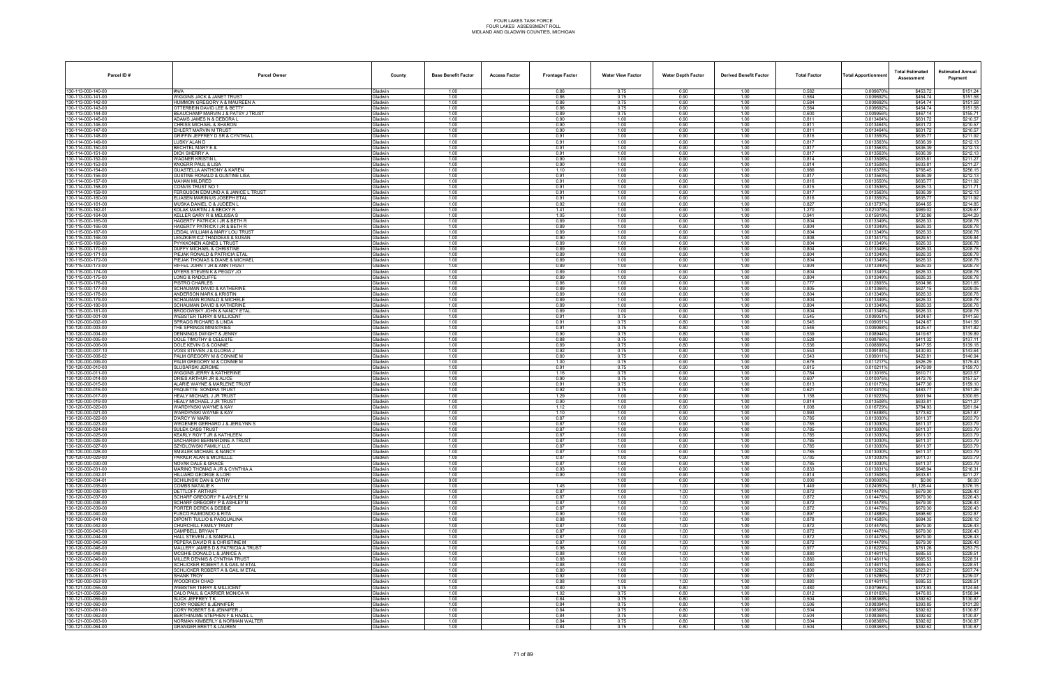FOUR LAKES TASK FORCE
FOUR LAKES ASSESSMENT ROLL
MIDLAND AND GLADWIN COUNTIES, MICHIGAN

| Parcel ID # | Parcel Owner | County | Base Benefit Factor | Access Factor | Frontage Factor | Water View Factor | Water Depth Factor | Derived Benefit Factor | Total Factor | Total Apportionment | Total Estimated Assessment | Estimated Annual Payment |
|---|---|---|---|---|---|---|---|---|---|---|---|---|
| 130-113-000-140-00 | IRN/A | Gladwin | 1.00 | | 0.86 | 0.75 | 0.90 | 1.00 | 0.582 | 0.009670% | $453.72 | $151.24 |
| 130-113-000-141-00 | WIGGINS JACK & JANET TRUST | Gladwin | 1.00 | | 0.86 | 0.75 | 0.90 | 1.00 | 0.584 | 0.009692% | $454.74 | $151.58 |
| 130-113-000-142-00 | HUMMON GREGORY A & MAUREEN A | Gladwin | 1.00 | | 0.86 | 0.75 | 0.90 | 1.00 | 0.584 | 0.009692% | $454.74 | $151.58 |
| 130-113-000-143-00 | OTTERBEIN DAVID LEE & BETTY | Gladwin | 1.00 | | 0.86 | 0.75 | 0.90 | 1.00 | 0.584 | 0.009692% | $454.74 | $151.58 |
| 130-113-000-144-00 | BEAUCHAMP MARVIN J & PATSY J TRUST | Gladwin | 1.00 | | 0.89 | 0.75 | 0.90 | 1.00 | 0.600 | 0.009966% | $467.14 | $155.71 |
| 130-114-000-145-00 | ADAMS JAMES N & DEBORA L | Gladwin | 1.00 | | 0.90 | 1.00 | 0.90 | 1.00 | 0.811 | 0.013464% | $631.72 | $210.57 |
| 130-114-000-146-00 | CHRISS MICHAEL & SHARON | Gladwin | 1.00 | | 0.90 | 1.00 | 0.90 | 1.00 | 0.811 | 0.013464% | $631.72 | $210.57 |
| 130-114-000-147-00 | EHLERT MARVIN M TRUST | Gladwin | 1.00 | | 0.90 | 1.00 | 0.90 | 1.00 | 0.811 | 0.013464% | $631.72 | $210.57 |
| 130-114-000-148-00 | GRIFFIN JEFFREY D SR & CYNTHIA L | Gladwin | 1.00 | | 0.91 | 1.00 | 0.90 | 1.00 | 0.816 | 0.013550% | $635.77 | $211.92 |
| 130-114-000-149-00 | LUSKY ALAN D | Gladwin | 1.00 | | 0.91 | 1.00 | 0.90 | 1.00 | 0.817 | 0.013563% | $636.39 | $212.13 |
| 130-114-000-150-00 | BECHTEL MARY E & | Gladwin | 1.00 | | 0.91 | 1.00 | 0.90 | 1.00 | 0.817 | 0.013563% | $636.39 | $212.13 |
| 130-114-000-151-00 | DICK SHERRY A | Gladwin | 1.00 | | 0.91 | 1.00 | 0.90 | 1.00 | 0.817 | 0.013563% | $636.39 | $212.13 |
| 130-114-000-152-00 | WAGNER KRISTIN L | Gladwin | 1.00 | | 0.90 | 1.00 | 0.90 | 1.00 | 0.814 | 0.013508% | $633.81 | $211.27 |
| 130-114-000-153-00 | KNOERR PAUL & LISA | Gladwin | 1.00 | | 0.90 | 1.00 | 0.90 | 1.00 | 0.814 | 0.013508% | $633.81 | $211.27 |
| 130-114-000-154-00 | GUASTELLA ANTHONY & KAREN | Gladwin | 1.00 | | 1.10 | 1.00 | 0.90 | 1.00 | 0.986 | 0.016378% | $768.45 | $256.15 |
| 130-114-000-156-00 | CUSTINE RONALD & CUSTINE LISA | Gladwin | 1.00 | | 0.91 | 1.00 | 0.90 | 1.00 | 0.817 | 0.013563% | $636.39 | $212.13 |
| 130-114-000-157-00 | MAHAN MILDRED | Gladwin | 1.00 | | 0.91 | 1.00 | 0.90 | 1.00 | 0.816 | 0.013550% | $635.77 | $211.92 |
| 130-114-000-158-00 | CONVIS TRUST NO 1 | Gladwin | 1.00 | | 0.91 | 1.00 | 0.90 | 1.00 | 0.815 | 0.013536% | $635.13 | $211.71 |
| 130-114-000-159-00 | FERGUSON EDMUND A & JANICE L TRUST | Gladwin | 1.00 | | 0.91 | 1.00 | 0.90 | 1.00 | 0.817 | 0.013563% | $636.39 | $212.13 |
| 130-114-000-160-00 | ELIASEN MARINIUS JOSEPH ETAL | Gladwin | 1.00 | | 0.91 | 1.00 | 0.90 | 1.00 | 0.816 | 0.013550% | $635.77 | $211.92 |
| 130-114-000-161-00 | MUSKA DANIEL C & JUDEEN L | Gladwin | 1.00 | | 0.92 | 1.00 | 0.90 | 1.00 | 0.827 | 0.013737% | $644.55 | $214.85 |
| 130-115-000-162-01 | KOLAK MARTIN J & BECKY R | Gladwin | 1.00 | | 1.41 | 1.00 | 0.90 | 1.00 | 1.270 | 0.021079% | $989.02 | $329.67 |
| 130-115-000-164-00 | KELLER GARY R & MELISSA S | Gladwin | 1.00 | | 1.05 | 1.00 | 0.90 | 1.00 | 0.941 | 0.015619% | $732.86 | $244.29 |
| 130-115-000-165-00 | HAGERTY PATRICK I JR & BETH R | Gladwin | 1.00 | | 0.89 | 1.00 | 0.90 | 1.00 | 0.804 | 0.013349% | $626.33 | $208.78 |
| 130-115-000-166-00 | HAGERTY PATRICK I JR & BETH R | Gladwin | 1.00 | | 0.89 | 1.00 | 0.90 | 1.00 | 0.804 | 0.013349% | $626.33 | $208.78 |
| 130-115-000-167-00 | LEIDAL WILLIAM & MARY LOU TRUST | Gladwin | 1.00 | | 0.89 | 1.00 | 0.90 | 1.00 | 0.804 | 0.013349% | $626.33 | $208.78 |
| 130-115-000-168-00 | LESZKIEWICZ THADDEAS & SUSAN | Gladwin | 1.00 | | 0.90 | 1.00 | 0.90 | 1.00 | 0.808 | 0.013417% | $629.51 | $209.84 |
| 130-115-000-169-00 | PYYKKONEN AGNES L TRUST | Gladwin | 1.00 | | 0.89 | 1.00 | 0.90 | 1.00 | 0.804 | 0.013349% | $626.33 | $208.78 |
| 130-115-000-170-00 | DUFFY MICHAEL & CHRISTINE | Gladwin | 1.00 | | 0.89 | 1.00 | 0.90 | 1.00 | 0.804 | 0.013349% | $626.33 | $208.78 |
| 130-115-000-171-00 | PIEJAK RONALD & PATRICIA ETAL | Gladwin | 1.00 | | 0.89 | 1.00 | 0.90 | 1.00 | 0.804 | 0.013349% | $626.33 | $208.78 |
| 130-115-000-172-00 | PIEJAK THOMAS & DIANE & MICHAEL | Gladwin | 1.00 | | 0.89 | 1.00 | 0.90 | 1.00 | 0.804 | 0.013349% | $626.33 | $208.78 |
| 130-115-000-173-00 | RIFFEL JOHN T JR & ANN TRUST | Gladwin | 1.00 | | 0.89 | 1.00 | 0.90 | 1.00 | 0.804 | 0.013349% | $626.33 | $208.78 |
| 130-115-000-174-00 | MYERS STEVEN K & PEGGY JO | Gladwin | 1.00 | | 0.89 | 1.00 | 0.90 | 1.00 | 0.804 | 0.013349% | $626.33 | $208.78 |
| 130-115-000-175-00 | LONG & RADCLIFFE | Gladwin | 1.00 | | 0.89 | 1.00 | 0.90 | 1.00 | 0.804 | 0.013349% | $626.33 | $208.78 |
| 130-115-000-176-00 | PISTRO CHARLES | Gladwin | 1.00 | | 0.86 | 1.00 | 0.90 | 1.00 | 0.777 | 0.012893% | $604.96 | $201.65 |
| 130-115-000-177-00 | SCHAUMAN DAVID & KATHERINE | Gladwin | 1.00 | | 0.89 | 1.00 | 0.90 | 1.00 | 0.805 | 0.013366% | $627.15 | $209.05 |
| 130-115-000-178-00 | ANDERSON MARK & KRISTIN | Gladwin | 1.00 | | 0.89 | 1.00 | 0.90 | 1.00 | 0.804 | 0.013349% | $626.33 | $208.78 |
| 130-115-000-179-00 | SCHAUMAN RONALD & MICHELE | Gladwin | 1.00 | | 0.89 | 1.00 | 0.90 | 1.00 | 0.804 | 0.013349% | $626.33 | $208.78 |
| 130-115-000-180-00 | SCHAUMAN DAVID & KATHERINE | Gladwin | 1.00 | | 0.89 | 1.00 | 0.90 | 1.00 | 0.804 | 0.013349% | $626.33 | $208.78 |
| 130-115-000-181-00 | BRODOWSKY JOHN & NANCY ETAL | Gladwin | 1.00 | | 0.89 | 1.00 | 0.90 | 1.00 | 0.804 | 0.013349% | $626.33 | $208.78 |
| 130-120-000-001-00 | WEBSTER TERRY & MILLICENT | Gladwin | 1.00 | | 0.91 | 0.75 | 0.80 | 1.00 | 0.545 | 0.009051% | $424.67 | $141.56 |
| 130-120-000-002-00 | SPRAGG RICHARD & LINDA | Gladwin | 1.00 | | 0.91 | 0.75 | 0.80 | 1.00 | 0.545 | 0.009051% | $424.67 | $141.56 |
| 130-120-000-003-00 | THE SPRINGS MINISTRIES | Gladwin | 1.00 | | 0.91 | 0.75 | 0.80 | 1.00 | 0.546 | 0.009068% | $425.47 | $141.82 |
| 130-120-000-004-00 | DENNINGS DWIGHT & JENNY | Gladwin | 1.00 | | 0.90 | 0.75 | 0.80 | 1.00 | 0.539 | 0.008944% | $419.67 | $139.89 |
| 130-120-000-005-00 | DOLE TIMOTHY & CELESTE | Gladwin | 1.00 | | 0.88 | 0.75 | 0.80 | 1.00 | 0.528 | 0.008766% | $411.32 | $137.11 |
| 130-120-000-006-00 | DOLE KEVIN G & CONNIE | Gladwin | 1.00 | | 0.89 | 0.75 | 0.80 | 1.00 | 0.536 | 0.008899% | $417.55 | $139.18 |
| 130-120-000-007-10 | VOSS STEVEN J & GLORIA J | Gladwin | 1.00 | | 0.92 | 0.75 | 0.80 | 1.00 | 0.553 | 0.009184% | $430.93 | $143.64 |
| 130-120-000-008-02 | PALM GREGORY M & CONNIE M | Gladwin | 1.00 | | 0.80 | 0.75 | 0.90 | 1.00 | 0.543 | 0.009011% | $422.81 | $140.94 |
| 130-120-000-009-00 | PALM GREGORY M & CONNIE M | Gladwin | 1.00 | | 1.00 | 0.75 | 0.90 | 1.00 | 0.676 | 0.011217% | $526.29 | $175.43 |
| 130-120-000-010-00 | SLUSARSKI JEROME | Gladwin | 1.00 | | 0.91 | 0.75 | 0.90 | 1.00 | 0.615 | 0.010211% | $479.09 | $159.70 |
| 130-120-000-011-00 | WIGGINS JERRY & KATHERINE | Gladwin | 1.00 | | 1.16 | 0.75 | 0.90 | 1.00 | 0.784 | 0.013016% | $610.71 | $203.57 |
| 130-120-000-014-00 | DREIS ARTHUR JR & ALICE | Gladwin | 1.00 | | 0.90 | 0.75 | 0.90 | 1.00 | 0.607 | 0.010075% | $472.70 | $157.57 |
| 130-120-000-015-00 | ALARIE WAYNE & MARLENE TRUST | Gladwin | 1.00 | | 0.91 | 0.75 | 0.90 | 1.00 | 0.613 | 0.010173% | $477.30 | $159.10 |
| 130-120-000-016-00 | PAQUETTE SONDRA TRUST | Gladwin | 1.00 | | 0.92 | 0.75 | 0.90 | 1.00 | 0.621 | 0.010310% | $483.77 | $161.26 |
| 130-120-000-017-00 | HEALY MICHAEL J JR TRUST | Gladwin | 1.00 | | 1.29 | 1.00 | 0.90 | 1.00 | 1.158 | 0.019223% | $901.94 | $300.65 |
| 130-120-000-019-00 | HEALY MICHAEL J JR TRUST | Gladwin | 1.00 | | 0.90 | 1.00 | 0.90 | 1.00 | 0.814 | 0.013508% | $633.81 | $211.27 |
| 130-120-000-020-00 | WARDYNSKI WAYNE & KAY | Gladwin | 1.00 | | 1.12 | 1.00 | 0.90 | 1.00 | 1.008 | 0.016729% | $784.93 | $261.64 |
| 130-120-000-021-00 | WARDYNSKI WAYNE & KAY | Gladwin | 1.00 | | 1.10 | 1.00 | 0.90 | 1.00 | 0.993 | 0.016488% | $773.62 | $257.87 |
| 130-120-000-022-00 | D'ARCY W MARK | Gladwin | 1.00 | | 0.87 | 1.00 | 0.90 | 1.00 | 0.785 | 0.013030% | $611.37 | $203.79 |
| 130-120-000-023-00 | WEGENER GERHARD J & JERILYNN S | Gladwin | 1.00 | | 0.87 | 1.00 | 0.90 | 1.00 | 0.785 | 0.013030% | $611.37 | $203.79 |
| 130-120-000-024-00 | SULEK CASS TRUST | Gladwin | 1.00 | | 0.87 | 1.00 | 0.90 | 1.00 | 0.785 | 0.013030% | $611.37 | $203.79 |
| 130-120-000-025-00 | KEARLY ROY T JR & KATHLEEN | Gladwin | 1.00 | | 0.87 | 1.00 | 0.90 | 1.00 | 0.785 | 0.013030% | $611.37 | $203.79 |
| 130-120-000-026-00 | SACHARSKI BERNARDINE A TRUST | Gladwin | 1.00 | | 0.87 | 1.00 | 0.90 | 1.00 | 0.785 | 0.013030% | $611.37 | $203.79 |
| 130-120-000-027-00 | SZYDLOWSKI FAMILY LLC | Gladwin | 1.00 | | 0.87 | 1.00 | 0.90 | 1.00 | 0.785 | 0.013030% | $611.37 | $203.79 |
| 130-120-000-028-00 | SMIALEK MICHAEL & NANCY | Gladwin | 1.00 | | 0.87 | 1.00 | 0.90 | 1.00 | 0.785 | 0.013030% | $611.37 | $203.79 |
| 130-120-000-029-00 | PARKER ALAN & MICHELLE | Gladwin | 1.00 | | 0.87 | 1.00 | 0.90 | 1.00 | 0.785 | 0.013030% | $611.37 | $203.79 |
| 130-120-000-030-00 | NOVAK DALE & GRACE | Gladwin | 1.00 | | 0.87 | 1.00 | 0.90 | 1.00 | 0.785 | 0.013030% | $611.37 | $203.79 |
| 130-120-000-031-00 | MARINO THOMAS A JR & CYNTHIA A | Gladwin | 1.00 | | 0.93 | 1.00 | 0.90 | 1.00 | 0.833 | 0.013831% | $648.94 | $216.31 |
| 130-120-000-032-01 | HILLIARD GEORGE & LORI | Gladwin | 1.00 | | 0.90 | 1.00 | 0.90 | 1.00 | 0.814 | 0.013508% | $633.81 | $211.27 |
| 130-120-000-034-01 | SCHILINSKI DAN & CATHY | Gladwin | 0.00 | | | 1.00 | 0.90 | 1.00 | 0.000 | 0.000000% | $0.00 | $0.00 |
| 130-120-000-035-00 | COMBS NATALIE K | Gladwin | 1.00 | | 1.45 | 1.00 | 1.00 | 1.00 | 1.449 | 0.024050% | $1,128.44 | $376.15 |
| 130-120-000-036-00 | DETTLOFF ARTHUR | Gladwin | 1.00 | | 0.87 | 1.00 | 1.00 | 1.00 | 0.872 | 0.014478% | $679.30 | $226.43 |
| 130-120-000-037-00 | SCHARF GREGORY P & ASHLEY N | Gladwin | 1.00 | | 0.87 | 1.00 | 1.00 | 1.00 | 0.872 | 0.014478% | $679.30 | $226.43 |
| 130-120-000-038-00 | SCHARF GREGORY P & ASHLEY N | Gladwin | 1.00 | | 0.87 | 1.00 | 1.00 | 1.00 | 0.872 | 0.014478% | $679.30 | $226.43 |
| 130-120-000-039-00 | PORTER DEREK & DEBBIE | Gladwin | 1.00 | | 0.87 | 1.00 | 1.00 | 1.00 | 0.872 | 0.014478% | $679.30 | $226.43 |
| 130-120-000-040-00 | FUSCO RAIMONDO & RITA | Gladwin | 1.00 | | 0.90 | 1.00 | 1.00 | 1.00 | 0.897 | 0.014889% | $698.60 | $232.87 |
| 130-120-000-041-00 | DIPONTI TULLIO & PASQUALINA | Gladwin | 1.00 | | 0.88 | 1.00 | 1.00 | 1.00 | 0.878 | 0.014585% | $684.35 | $228.12 |
| 130-120-000-042-00 | CHURCHILL FAMILY TRUST | Gladwin | 1.00 | | 0.87 | 1.00 | 1.00 | 1.00 | 0.872 | 0.014478% | $679.30 | $226.43 |
| 130-120-000-043-00 | CAMPBELL BRYAN T | Gladwin | 1.00 | | 0.87 | 1.00 | 1.00 | 1.00 | 0.872 | 0.014478% | $679.30 | $226.43 |
| 130-120-000-044-00 | HALL STEVEN J & SANDRA L | Gladwin | 1.00 | | 0.87 | 1.00 | 1.00 | 1.00 | 0.872 | 0.014478% | $679.30 | $226.43 |
| 130-120-000-045-00 | PEPERA DAVID R & CHRISTINE M | Gladwin | 1.00 | | 0.87 | 1.00 | 1.00 | 1.00 | 0.872 | 0.014478% | $679.30 | $226.43 |
| 130-120-000-046-00 | MALLERY JAMES D & PATRICIA A TRUST | Gladwin | 1.00 | | 0.98 | 1.00 | 1.00 | 1.00 | 0.977 | 0.016225% | $761.26 | $253.75 |
| 130-120-000-048-00 | MCGHIE DONALD L & JANICE A | Gladwin | 1.00 | | 0.88 | 1.00 | 1.00 | 1.00 | 0.880 | 0.014611% | $685.53 | $228.51 |
| 130-120-000-049-00 | MILLER DENNIS & CYNTHIA TRUST | Gladwin | 1.00 | | 0.88 | 1.00 | 1.00 | 1.00 | 0.880 | 0.014611% | $685.53 | $228.51 |
| 130-120-000-050-00 | SCHLICKER ROBERT A & GAIL M ETAL | Gladwin | 1.00 | | 0.88 | 1.00 | 1.00 | 1.00 | 0.880 | 0.014611% | $685.53 | $228.51 |
| 130-120-000-051-01 | SCHLICKER ROBERT A & GAIL M ETAL | Gladwin | 1.00 | | 0.80 | 1.00 | 1.00 | 1.00 | 0.800 | 0.013282% | $623.21 | $207.74 |
| 130-120-000-051-15 | SHANK TROY | Gladwin | 1.00 | | 0.92 | 1.00 | 1.00 | 1.00 | 0.921 | 0.015286% | $717.21 | $239.07 |
| 130-120-000-053-00 | WOODRICH CHAD | Gladwin | 1.00 | | 0.88 | 1.00 | 1.00 | 1.00 | 0.880 | 0.014611% | $685.53 | $228.51 |
| 130-121-000-055-00 | WEBSTER TERRY & MILLICENT | Gladwin | 1.00 | | 0.80 | 0.75 | 0.80 | 1.00 | 0.480 | 0.007969% | $373.93 | $124.64 |
| 130-121-000-056-00 | CALO PAUL & CARRIER MONICA W | Gladwin | 1.00 | | 1.02 | 0.75 | 0.80 | 1.00 | 0.612 | 0.010163% | $476.83 | $158.94 |
| 130-121-000-059-00 | SLICK JEFFREY T K | Gladwin | 1.00 | | 0.84 | 0.75 | 0.80 | 1.00 | 0.504 | 0.008368% | $392.62 | $130.87 |
| 130-121-000-060-00 | CORY ROBERT & JENNIFER | Gladwin | 1.00 | | 0.84 | 0.75 | 0.80 | 1.00 | 0.506 | 0.008394% | $393.85 | $131.28 |
| 130-121-000-061-00 | CORY ROBERT S & JENNIFER J | Gladwin | 1.00 | | 0.84 | 0.75 | 0.80 | 1.00 | 0.504 | 0.008368% | $392.62 | $130.87 |
| 130-121-000-062-00 | BERTHIAUME STEPHEN F & HAZEL L | Gladwin | 1.00 | | 0.84 | 0.75 | 0.80 | 1.00 | 0.504 | 0.008368% | $392.62 | $130.87 |
| 130-121-000-063-00 | NORMAN KIMBERLY & NORMAN WALTER | Gladwin | 1.00 | | 0.84 | 0.75 | 0.80 | 1.00 | 0.504 | 0.008368% | $392.62 | $130.87 |
| 130-121-000-064-00 | GRANGER BRETT & LAUREN | Gladwin | 1.00 | | 0.84 | 0.75 | 0.80 | 1.00 | 0.504 | 0.008368% | $392.62 | $130.87 |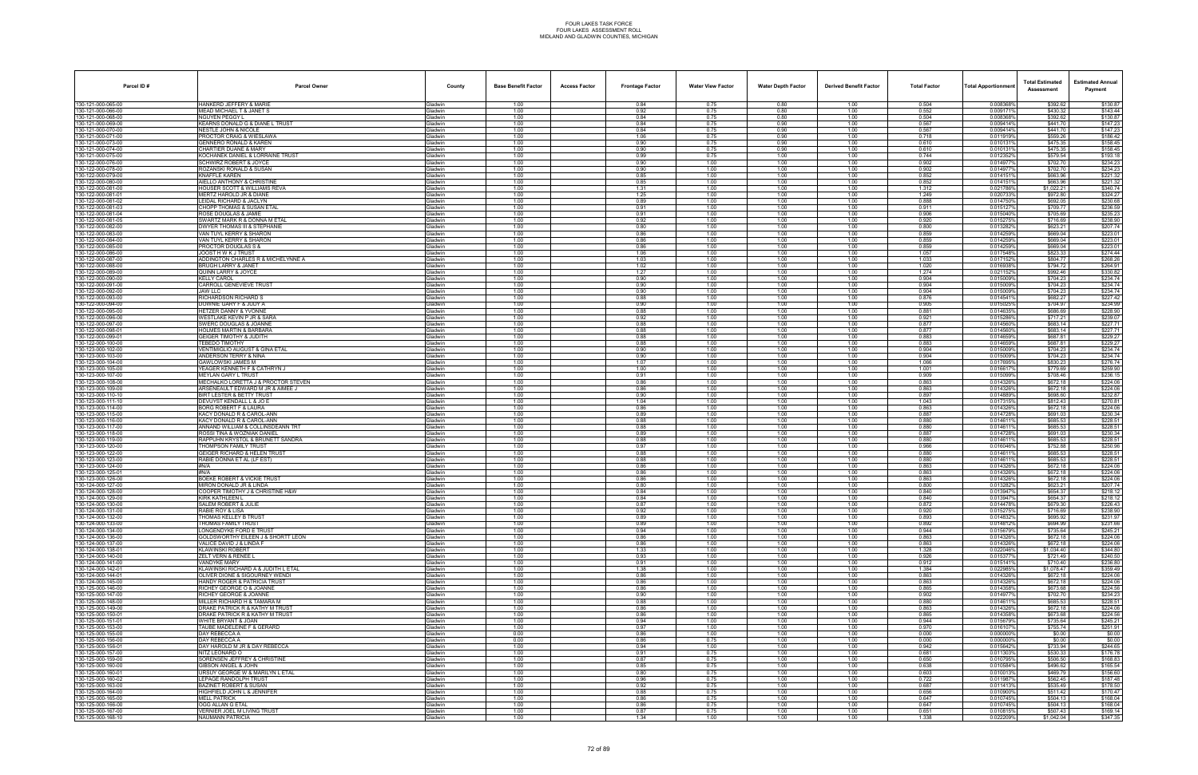FOUR LAKES TASK FORCE
FOUR LAKES ASSESSMENT ROLL
MIDLAND AND GLADWIN COUNTIES, MICHIGAN

| Parcel ID # | Parcel Owner | County | Base Benefit Factor | Access Factor | Frontage Factor | Water View Factor | Water Depth Factor | Derived Benefit Factor | Total Factor | Total Apportionment | Total Estimated Assessment | Estimated Annual Payment |
|---|---|---|---|---|---|---|---|---|---|---|---|---|
| 130-121-000-065-00 | HANKERD JEFFERY & MARIE | Gladwin | 1.00 | | 0.84 | 0.75 | 0.80 | 1.00 | 0.504 | 0.008368% | $392.62 | $130.87 |
| 130-121-000-066-00 | MEAD MICHAEL T & JANET S | Gladwin | 1.00 | | 0.92 | 0.75 | 0.80 | 1.00 | 0.552 | 0.009171% | $430.32 | $143.44 |
| 130-121-000-068-00 | NGUYEN PEGGY L | Gladwin | 1.00 | | 0.84 | 0.75 | 0.80 | 1.00 | 0.504 | 0.008368% | $392.62 | $130.87 |
| 130-121-000-069-00 | KEARNS DONALD G & DIANE L TRUST | Gladwin | 1.00 | | 0.84 | 0.75 | 0.90 | 1.00 | 0.567 | 0.009414% | $441.70 | $147.23 |
| 130-121-000-070-00 | NESTLE JOHN & NICOLE | Gladwin | 1.00 | | 0.84 | 0.75 | 0.90 | 1.00 | 0.567 | 0.009414% | $441.70 | $147.23 |
| 130-121-000-071-00 | PROCTOR CRAIG & WIESLAWA | Gladwin | 1.00 | | 1.06 | 0.75 | 0.90 | 1.00 | 0.718 | 0.011919% | $559.26 | $186.42 |
| 130-121-000-073-00 | GIERO RONALD & KAREN | Gladwin | 1.00 | | 0.90 | 0.75 | 0.90 | 1.00 | 0.610 | 0.010131% | $475.35 | $158.45 |
| 130-121-000-074-00 | CHARTIER DUANE & MARY | Gladwin | 1.00 | | 0.90 | 0.75 | 0.90 | 1.00 | 0.610 | 0.010131% | $475.35 | $158.45 |
| 130-121-000-075-00 | KOCHANEK DANIEL & LORRAINE TRUST | Gladwin | 1.00 | | 0.99 | 0.75 | 1.00 | 1.00 | 0.744 | 0.012352% | $579.54 | $193.18 |
| 130-122-000-076-00 | SCHWIRZ ROBERT & JOYCE | Gladwin | 1.00 | | 0.90 | 1.00 | 1.00 | 1.00 | 0.902 | 0.014977% | $702.70 | $234.23 |
| 130-122-000-078-00 | ROZANSKI RONALD & SUSAN | Gladwin | 1.00 | | 0.90 | 1.00 | 1.00 | 1.00 | 0.902 | 0.014977% | $702.70 | $234.23 |
| 130-122-000-079-00 | KNAFFLE KAREN | Gladwin | 1.00 | | 0.85 | 1.00 | 1.00 | 1.00 | 0.852 | 0.014151% | $663.96 | $221.32 |
| 130-122-000-080-00 | AIELLO ANTHONY & CHRISTINE | Gladwin | 1.00 | | 0.85 | 1.00 | 1.00 | 1.00 | 0.852 | 0.014151% | $663.96 | $221.32 |
| 130-122-000-081-00 | HOUSER SCOTT & WILLIAMS REVA | Gladwin | 1.00 | | 1.31 | 1.00 | 1.00 | 1.00 | 1.312 | 0.021786% | $1,022.21 | $340.74 |
| 130-122-000-081-01 | MERTZ HAROLD JR & DIANE | Gladwin | 1.00 | | 1.25 | 1.00 | 1.00 | 1.00 | 1.249 | 0.020733% | $972.80 | $324.27 |
| 130-122-000-081-02 | LEIDAL RICHARD & JACLYN | Gladwin | 1.00 | | 0.89 | 1.00 | 1.00 | 1.00 | 0.888 | 0.014750% | $692.05 | $230.68 |
| 130-122-000-081-03 | CHOPP THOMAS & SUSAN ETAL | Gladwin | 1.00 | | 0.91 | 1.00 | 1.00 | 1.00 | 0.911 | 0.015127% | $709.77 | $236.59 |
| 130-122-000-081-04 | ROSE DOUGLAS & JAMIE | Gladwin | 1.00 | | 0.91 | 1.00 | 1.00 | 1.00 | 0.906 | 0.015040% | $705.69 | $235.23 |
| 130-122-000-081-05 | SWARTZ MARK R & DONNA M ETAL | Gladwin | 1.00 | | 0.92 | 1.00 | 1.00 | 1.00 | 0.920 | 0.015275% | $716.69 | $238.90 |
| 130-122-000-082-00 | DWYER THOMAS III & STEPHANIE | Gladwin | 1.00 | | 0.80 | 1.00 | 1.00 | 1.00 | 0.800 | 0.013282% | $623.21 | $207.74 |
| 130-122-000-083-00 | VAN TUYL KERRY & SHARON | Gladwin | 1.00 | | 0.86 | 1.00 | 1.00 | 1.00 | 0.859 | 0.014259% | $669.04 | $223.01 |
| 130-122-000-084-00 | VAN TUYL KERRY & SHARON | Gladwin | 1.00 | | 0.86 | 1.00 | 1.00 | 1.00 | 0.859 | 0.014259% | $669.04 | $223.01 |
| 130-122-000-085-00 | PROCTOR DOUGLAS S & | Gladwin | 1.00 | | 0.86 | 1.00 | 1.00 | 1.00 | 0.859 | 0.014259% | $669.04 | $223.01 |
| 130-122-000-086-00 | JOOST H W K J TRUST | Gladwin | 1.00 | | 1.06 | 1.00 | 1.00 | 1.00 | 1.057 | 0.017548% | $823.33 | $274.44 |
| 130-122-000-087-00 | ADDINGTON CHARLES R & MICHELYNNE A | Gladwin | 1.00 | | 1.03 | 1.00 | 1.00 | 1.00 | 1.033 | 0.017152% | $804.77 | $268.26 |
| 130-122-000-088-00 | BRUSH LARRY & JANET | Gladwin | 1.00 | | 1.02 | 1.00 | 1.00 | 1.00 | 1.020 | 0.016938% | $794.72 | $264.91 |
| 130-122-000-089-00 | QUINN LARRY & JOYCE | Gladwin | 1.00 | | 1.27 | 1.00 | 1.00 | 1.00 | 1.274 | 0.021152% | $992.46 | $330.82 |
| 130-122-000-090-00 | KELLY CAROL | Gladwin | 1.00 | | 0.90 | 1.00 | 1.00 | 1.00 | 0.904 | 0.015009% | $704.23 | $234.74 |
| 130-122-000-091-00 | CARROLL GENEVIEVE TRUST | Gladwin | 1.00 | | 0.90 | 1.00 | 1.00 | 1.00 | 0.904 | 0.015009% | $704.23 | $234.74 |
| 130-122-000-092-00 | JAW LLC | Gladwin | 1.00 | | 0.90 | 1.00 | 1.00 | 1.00 | 0.904 | 0.015009% | $704.23 | $234.74 |
| 130-122-000-093-00 | RICHARDSON RICHARD S | Gladwin | 1.00 | | 0.88 | 1.00 | 1.00 | 1.00 | 0.876 | 0.014541% | $682.27 | $227.42 |
| 130-122-000-094-00 | DUWINE GARY F & JUDY A | Gladwin | 1.00 | | 0.90 | 1.00 | 1.00 | 1.00 | 0.905 | 0.015025% | $704.97 | $234.99 |
| 130-122-000-095-00 | HETZER DANNY & YVONNE | Gladwin | 1.00 | | 0.88 | 1.00 | 1.00 | 1.00 | 0.881 | 0.014635% | $686.69 | $228.90 |
| 130-122-000-096-00 | WESTLAKE KEVIN P JR & SARA | Gladwin | 1.00 | | 0.92 | 1.00 | 1.00 | 1.00 | 0.921 | 0.015286% | $717.21 | $239.07 |
| 130-122-000-097-00 | SWERC DOUGLAS & JOANNE | Gladwin | 1.00 | | 0.88 | 1.00 | 1.00 | 1.00 | 0.877 | 0.014560% | $683.14 | $227.71 |
| 130-122-000-098-01 | HOLMES MARTIN & BARBARA | Gladwin | 1.00 | | 0.88 | 1.00 | 1.00 | 1.00 | 0.877 | 0.014560% | $683.14 | $227.71 |
| 130-122-000-099-01 | GEIGER TIMOTHY & JUDITH | Gladwin | 1.00 | | 0.88 | 1.00 | 1.00 | 1.00 | 0.883 | 0.014659% | $687.81 | $229.27 |
| 130-122-000-100-00 | TEBEDO TIMOTHY | Gladwin | 1.00 | | 0.88 | 1.00 | 1.00 | 1.00 | 0.883 | 0.014659% | $687.81 | $229.27 |
| 130-123-000-102-00 | VENTIMIGLIO AUGUST & GINA ETAL | Gladwin | 1.00 | | 0.90 | 1.00 | 1.00 | 1.00 | 0.904 | 0.015009% | $704.23 | $234.74 |
| 130-123-000-103-00 | ANDERSON TERRY & NINA | Gladwin | 1.00 | | 0.90 | 1.00 | 1.00 | 1.00 | 0.904 | 0.015009% | $704.23 | $234.74 |
| 130-123-000-104-00 | GAWLOWSKI JAMES M | Gladwin | 1.00 | | 1.07 | 1.00 | 1.00 | 1.00 | 1.066 | 0.017695% | $830.23 | $276.74 |
| 130-123-000-105-00 | YEAGER KENNETH F & CATHRYN J | Gladwin | 1.00 | | 1.00 | 1.00 | 1.00 | 1.00 | 1.001 | 0.016617% | $779.69 | $259.90 |
| 130-123-000-107-00 | MEYLAN GARY L TRUST | Gladwin | 1.00 | | 0.91 | 1.00 | 1.00 | 1.00 | 0.909 | 0.015099% | $708.46 | $236.15 |
| 130-123-000-108-00 | MECHALKO LORETTA J & PROCTOR STEVEN | Gladwin | 1.00 | | 0.86 | 1.00 | 1.00 | 1.00 | 0.863 | 0.014326% | $672.18 | $224.06 |
| 130-123-000-109-00 | ARSENEAULT EDWARD M JR & AIMEE J | Gladwin | 1.00 | | 0.86 | 1.00 | 1.00 | 1.00 | 0.863 | 0.014326% | $672.18 | $224.06 |
| 130-123-000-110-10 | BIRT LESTER & BETTY TRUST | Gladwin | 1.00 | | 0.90 | 1.00 | 1.00 | 1.00 | 0.897 | 0.014889% | $698.60 | $232.87 |
| 130-123-000-111-10 | DEVUYST KENDALL L & JO E | Gladwin | 1.00 | | 1.04 | 1.00 | 1.00 | 1.00 | 1.043 | 0.017315% | $812.43 | $270.81 |
| 130-123-000-114-00 | BORG ROBERT F & LAURA | Gladwin | 1.00 | | 0.86 | 1.00 | 1.00 | 1.00 | 0.863 | 0.014326% | $672.18 | $224.06 |
| 130-123-000-115-00 | KACY DONALD R & CAROL-ANN | Gladwin | 1.00 | | 0.89 | 1.00 | 1.00 | 1.00 | 0.887 | 0.014728% | $691.03 | $230.34 |
| 130-123-000-116-00 | KACY DONALD R & CAROL-ANN | Gladwin | 1.00 | | 0.88 | 1.00 | 1.00 | 1.00 | 0.880 | 0.014611% | $685.53 | $228.51 |
| 130-123-000-117-00 | ANNAND WILLIAM & COLLINSDEANN TRT | Gladwin | 1.00 | | 0.88 | 1.00 | 1.00 | 1.00 | 0.880 | 0.014611% | $685.53 | $228.51 |
| 130-123-000-118-00 | ROSSI TINA & WOZNIAK DANIEL | Gladwin | 1.00 | | 0.89 | 1.00 | 1.00 | 1.00 | 0.887 | 0.014728% | $691.03 | $230.34 |
| 130-123-000-119-00 | RAPPUHN KRYSTOL & BRUNETT SANDRA | Gladwin | 1.00 | | 0.88 | 1.00 | 1.00 | 1.00 | 0.880 | 0.014611% | $685.53 | $228.51 |
| 130-123-000-120-00 | THOMPSON FAMILY TRUST | Gladwin | 1.00 | | 0.97 | 1.00 | 1.00 | 1.00 | 0.966 | 0.016046% | $752.88 | $250.96 |
| 130-123-000-122-00 | GEIGER RICHARD & HELEN TRUST | Gladwin | 1.00 | | 0.88 | 1.00 | 1.00 | 1.00 | 0.880 | 0.014611% | $685.53 | $228.51 |
| 130-123-000-123-00 | RABIE DONNA ET AL (LF EST) | Gladwin | 1.00 | | 0.88 | 1.00 | 1.00 | 1.00 | 0.880 | 0.014611% | $685.53 | $228.51 |
| 130-123-000-124-00 | #N/A | Gladwin | 1.00 | | 0.86 | 1.00 | 1.00 | 1.00 | 0.863 | 0.014326% | $672.18 | $224.06 |
| 130-123-000-125-01 | #N/A | Gladwin | 1.00 | | 0.86 | 1.00 | 1.00 | 1.00 | 0.863 | 0.014326% | $672.18 | $224.06 |
| 130-123-000-126-00 | BOEKE ROBERT & VICKIE TRUST | Gladwin | 1.00 | | 0.86 | 1.00 | 1.00 | 1.00 | 0.863 | 0.014326% | $672.18 | $224.06 |
| 130-124-000-127-00 | MIRON DONALD JR & LINDA | Gladwin | 1.00 | | 0.80 | 1.00 | 1.00 | 1.00 | 0.800 | 0.013282% | $623.21 | $207.74 |
| 130-124-000-128-00 | COOPER TIMOTHY J & CHRISTINE H&W | Gladwin | 1.00 | | 0.84 | 1.00 | 1.00 | 1.00 | 0.840 | 0.013947% | $654.37 | $218.12 |
| 130-124-000-129-00 | KIRK KATHLEEN L | Gladwin | 1.00 | | 0.84 | 1.00 | 1.00 | 1.00 | 0.840 | 0.013947% | $654.37 | $218.12 |
| 130-124-000-130-00 | SALEM ROBERT & JULIE | Gladwin | 1.00 | | 0.87 | 1.00 | 1.00 | 1.00 | 0.872 | 0.014478% | $679.30 | $226.43 |
| 130-124-000-131-00 | RABIE ROY & LISA | Gladwin | 1.00 | | 0.92 | 1.00 | 1.00 | 1.00 | 0.920 | 0.015275% | $716.69 | $238.90 |
| 130-124-000-132-00 | THOMAS KELLEY B TRUST | Gladwin | 1.00 | | 0.89 | 1.00 | 1.00 | 1.00 | 0.893 | 0.014832% | $695.92 | $231.97 |
| 130-124-000-133-00 | THOMAS FAMILY TRUST | Gladwin | 1.00 | | 0.89 | 1.00 | 1.00 | 1.00 | 0.892 | 0.014812% | $694.99 | $231.66 |
| 130-124-000-134-00 | LONGENDYKE FORD E TRUST | Gladwin | 1.00 | | 0.94 | 1.00 | 1.00 | 1.00 | 0.944 | 0.015679% | $735.64 | $245.21 |
| 130-124-000-136-00 | GOLDSWORTHY EILEEN J & SHORTT LEON | Gladwin | 1.00 | | 0.86 | 1.00 | 1.00 | 1.00 | 0.863 | 0.014326% | $672.18 | $224.06 |
| 130-124-000-137-00 | VALICE DAVID J & LINDA F | Gladwin | 1.00 | | 0.86 | 1.00 | 1.00 | 1.00 | 0.863 | 0.014326% | $672.18 | $224.06 |
| 130-124-000-138-01 | KLAWINSKI ROBERT | Gladwin | 1.00 | | 1.33 | 1.00 | 1.00 | 1.00 | 1.328 | 0.022046% | $1,034.40 | $344.80 |
| 130-124-000-140-00 | ZELT VERN & RENEE L | Gladwin | 1.00 | | 0.93 | 1.00 | 1.00 | 1.00 | 0.926 | 0.015377% | $721.49 | $240.50 |
| 130-124-000-141-00 | VANDYKE MARY | Gladwin | 1.00 | | 0.91 | 1.00 | 1.00 | 1.00 | 0.912 | 0.015141% | $710.40 | $236.80 |
| 130-124-000-142-01 | KLAWINSKI RICHARD A & JUDITH L ETAL | Gladwin | 1.00 | | 1.38 | 1.00 | 1.00 | 1.00 | 1.384 | 0.022985% | $1,078.47 | $359.49 |
| 130-124-000-144-01 | OLIVER DIONE & SIGOURNEY WENDI | Gladwin | 1.00 | | 0.86 | 1.00 | 1.00 | 1.00 | 0.863 | 0.014326% | $672.18 | $224.06 |
| 130-124-000-145-00 | HANDY ROGER & PATRICIA TRUST | Gladwin | 1.00 | | 0.86 | 1.00 | 1.00 | 1.00 | 0.863 | 0.014326% | $672.18 | $224.06 |
| 130-125-000-146-00 | RICHEY GEORGE D & JOANNE | Gladwin | 1.00 | | 0.86 | 1.00 | 1.00 | 1.00 | 0.865 | 0.014358% | $673.68 | $224.56 |
| 130-125-000-147-00 | RICHEY GEORGE & JOANNE | Gladwin | 1.00 | | 0.90 | 1.00 | 1.00 | 1.00 | 0.902 | 0.014977% | $702.70 | $234.23 |
| 130-125-000-148-00 | MILLER RICHARD H & TAMARA M | Gladwin | 1.00 | | 0.88 | 1.00 | 1.00 | 1.00 | 0.880 | 0.014611% | $685.53 | $228.51 |
| 130-125-000-149-00 | DRAKE PATRICK R & KATHY M TRUST | Gladwin | 1.00 | | 0.86 | 1.00 | 1.00 | 1.00 | 0.863 | 0.014326% | $672.18 | $224.06 |
| 130-125-000-150-01 | DRAKE PATRICK R & KATHY M TRUST | Gladwin | 1.00 | | 0.86 | 1.00 | 1.00 | 1.00 | 0.865 | 0.014358% | $673.68 | $224.56 |
| 130-125-000-151-01 | WHITE BRYANT & JOAN | Gladwin | 1.00 | | 0.94 | 1.00 | 1.00 | 1.00 | 0.944 | 0.015679% | $735.64 | $245.21 |
| 130-125-000-153-00 | TAUBE MADELEINE F & GERARD | Gladwin | 1.00 | | 0.97 | 1.00 | 1.00 | 1.00 | 0.970 | 0.016107% | $755.74 | $251.91 |
| 130-125-000-155-00 | DAY REBECCA A | Gladwin | 0.00 | | 0.86 | 1.00 | 1.00 | 1.00 | 0.000 | 0.000000% | $0.00 | $0.00 |
| 130-125-000-156-00 | DAY REBECCA A | Gladwin | 0.00 | | 0.86 | 0.75 | 1.00 | 1.00 | 0.000 | 0.000000% | $0.00 | $0.00 |
| 130-125-000-156-01 | DAY HAROLD M JR & DAY REBECCA | Gladwin | 1.00 | | 0.94 | 1.00 | 1.00 | 1.00 | 0.942 | 0.015642% | $733.94 | $244.65 |
| 130-125-000-157-00 | NITZ LEONARD O | Gladwin | 1.00 | | 0.91 | 0.75 | 1.00 | 1.00 | 0.681 | 0.011303% | $530.33 | $176.78 |
| 130-125-000-159-00 | SORENSEN JEFFREY & CHRISTINE | Gladwin | 1.00 | | 0.87 | 0.75 | 1.00 | 1.00 | 0.650 | 0.010795% | $506.50 | $168.83 |
| 130-125-000-160-00 | GIBSON ANGEL & JOHN | Gladwin | 1.00 | | 0.85 | 0.75 | 1.00 | 1.00 | 0.638 | 0.010584% | $496.62 | $165.54 |
| 130-125-000-160-01 | URSUY GEORGE W & MARILYN L ETAL | Gladwin | 1.00 | | 0.80 | 0.75 | 1.00 | 1.00 | 0.603 | 0.010013% | $469.79 | $156.60 |
| 130-125-000-160-02 | LEPAGE RANDOLPH TRUST | Gladwin | 1.00 | | 0.96 | 0.75 | 1.00 | 1.00 | 0.722 | 0.011987% | $562.45 | $187.48 |
| 130-125-000-163-00 | BAZINET ROBERT & SUSAN | Gladwin | 1.00 | | 0.92 | 0.75 | 1.00 | 1.00 | 0.687 | 0.011413% | $535.49 | $178.50 |
| 130-125-000-164-00 | HIGFIELD JOHN L & JENNIFER | Gladwin | 1.00 | | 0.88 | 0.75 | 1.00 | 1.00 | 0.656 | 0.010900% | $511.42 | $170.47 |
| 130-125-000-165-00 | MELL PATRICK | Gladwin | 1.00 | | 0.86 | 0.75 | 1.00 | 1.00 | 0.647 | 0.010745% | $504.13 | $168.04 |
| 130-125-000-166-00 | OGG ALLAN G ETAL | Gladwin | 1.00 | | 0.86 | 0.75 | 1.00 | 1.00 | 0.647 | 0.010745% | $504.13 | $168.04 |
| 130-125-000-167-00 | VERNIER JOEL M LIVING TRUST | Gladwin | 1.00 | | 0.87 | 0.75 | 1.00 | 1.00 | 0.651 | 0.010815% | $507.43 | $169.14 |
| 130-125-000-168-10 | NAUMANN PATRICIA | Gladwin | 1.00 | | 1.34 | 1.00 | 1.00 | 1.00 | 1.338 | 0.022209% | $1,042.04 | $347.35 |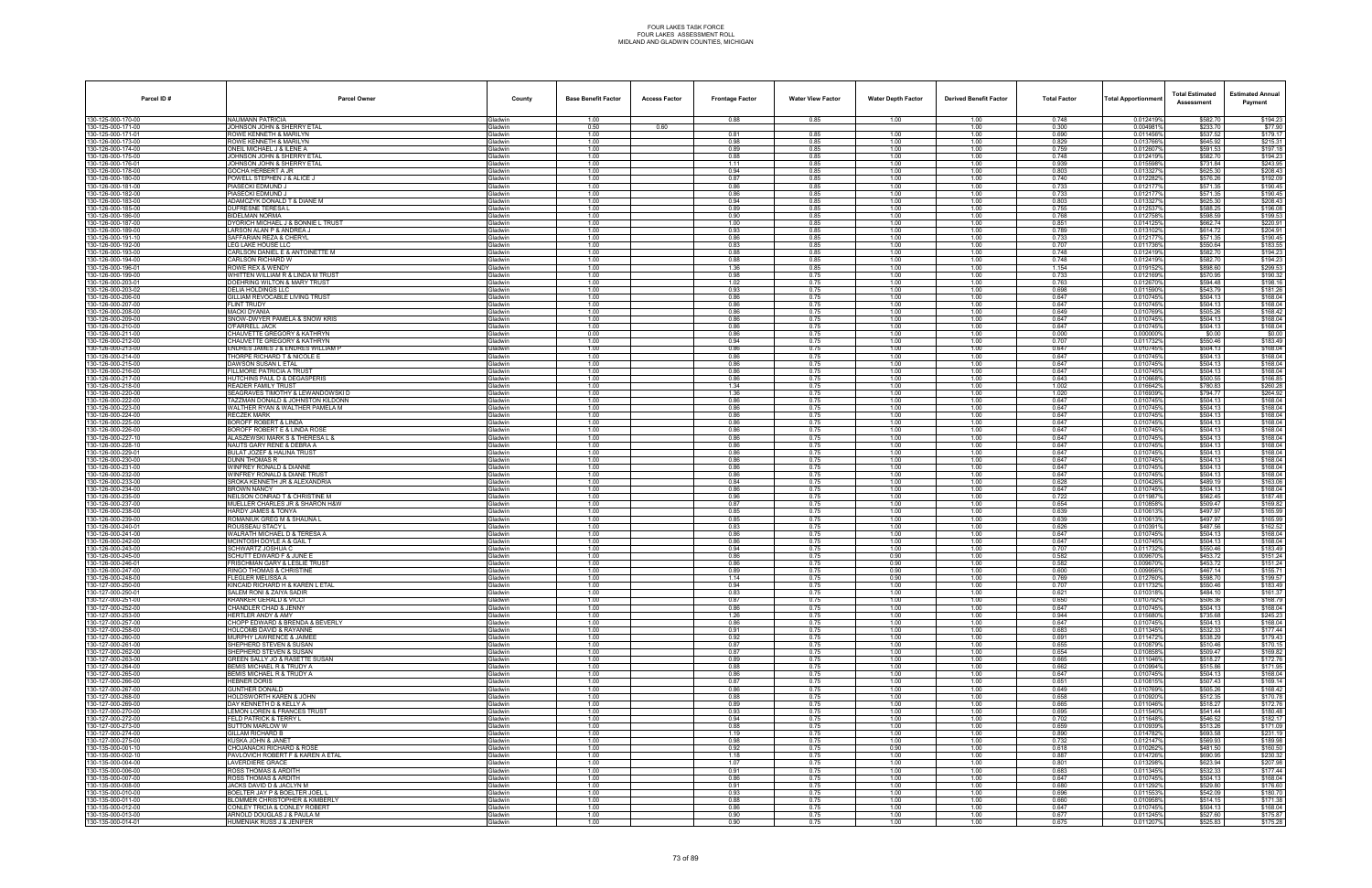| Parcel ID # | Parcel Owner | County | Base Benefit Factor | Access Factor | Frontage Factor | Water View Factor | Water Depth Factor | Derived Benefit Factor | Total Factor | Total Apportionment | Total Estimated Assessment | Estimated Annual Payment |
|---|---|---|---|---|---|---|---|---|---|---|---|---|
| 130-125-000-170-00 | NAUMANN PATRICIA | Gladwin | 1.00 | | 0.88 | 0.85 | 1.00 | 1.00 | 0.748 | 0.012419% | $582.70 | $194.23 |
| 130-125-000-171-00 | JOHNSON JOHN & SHERRY ETAL | Gladwin | 0.50 | 0.60 | | | | 1.00 | 0.300 | 0.004981% | $233.70 | $77.90 |
| 130-125-000-171-01 | ROWE KENNETH & MARILYN | Gladwin | 1.00 | | 0.81 | 0.85 | 1.00 | 1.00 | 0.690 | 0.011456% | $537.52 | $179.17 |
| 130-126-000-173-00 | ROWE KENNETH & MARILYN | Gladwin | 1.00 | | 0.98 | 0.85 | 1.00 | 1.00 | 0.829 | 0.013766% | $645.92 | $215.31 |
| 130-126-000-174-00 | ONEIL MICHAEL J & ILENE A | Gladwin | 1.00 | | 0.89 | 0.85 | 1.00 | 1.00 | 0.759 | 0.012607% | $591.53 | $197.18 |
| 130-126-000-175-00 | JOHNSON JOHN & SHERRY ETAL | Gladwin | 1.00 | | 0.88 | 0.85 | 1.00 | 1.00 | 0.748 | 0.012419% | $582.70 | $194.23 |
| 130-126-000-176-01 | JOHNSON JOHN & SHERRY ETAL | Gladwin | 1.00 | | 1.11 | 0.85 | 1.00 | 1.00 | 0.939 | 0.015598% | $731.84 | $243.95 |
| 130-126-000-178-00 | GOCHA HERBERT A JR | Gladwin | 1.00 | | 0.94 | 0.85 | 1.00 | 1.00 | 0.803 | 0.013327% | $625.30 | $208.43 |
| 130-126-000-180-00 | POWELL STEPHEN J & ALICE J | Gladwin | 1.00 | | 0.87 | 0.85 | 1.00 | 1.00 | 0.740 | 0.012282% | $576.26 | $192.09 |
| 130-126-000-181-00 | PIASECKI EDMUND J | Gladwin | 1.00 | | 0.86 | 0.85 | 1.00 | 1.00 | 0.733 | 0.012177% | $571.35 | $190.45 |
| 130-126-000-182-00 | PIASECKI EDMUND J | Gladwin | 1.00 | | 0.86 | 0.85 | 1.00 | 1.00 | 0.733 | 0.012177% | $571.35 | $190.45 |
| 130-126-000-183-00 | ADAMCZYK DONALD T & DIANE M | Gladwin | 1.00 | | 0.94 | 0.85 | 1.00 | 1.00 | 0.803 | 0.013327% | $625.30 | $208.43 |
| 130-126-000-185-00 | DUFRESNE TERESA L | Gladwin | 1.00 | | 0.89 | 0.85 | 1.00 | 1.00 | 0.755 | 0.012537% | $588.25 | $196.08 |
| 130-126-000-186-00 | BIDELMAN NORMA | Gladwin | 1.00 | | 0.90 | 0.85 | 1.00 | 1.00 | 0.768 | 0.012758% | $598.59 | $199.53 |
| 130-126-000-187-00 | DYDRICH MICHAEL J & BONNIE L TRUST | Gladwin | 1.00 | | 1.00 | 0.85 | 1.00 | 1.00 | 0.851 | 0.014125% | $662.74 | $220.91 |
| 130-126-000-189-00 | LARSON ALAN P & ANDREA J | Gladwin | 1.00 | | 0.93 | 0.85 | 1.00 | 1.00 | 0.789 | 0.013102% | $614.72 | $204.91 |
| 130-126-000-191-10 | SAFFARIAN REZA & CHERYL | Gladwin | 1.00 | | 0.86 | 0.85 | 1.00 | 1.00 | 0.733 | 0.012177% | $571.35 | $190.45 |
| 130-126-000-192-00 | LEG LAKE HOUSE LLC | Gladwin | 1.00 | | 0.83 | 0.85 | 1.00 | 1.00 | 0.707 | 0.011736% | $550.64 | $183.55 |
| 130-126-000-193-00 | CARLSON DANIEL E & ANTOINETTE M | Gladwin | 1.00 | | 0.88 | 0.85 | 1.00 | 1.00 | 0.748 | 0.012419% | $582.70 | $194.23 |
| 130-126-000-194-00 | CARLSON RICHARD W | Gladwin | 1.00 | | 0.88 | 0.85 | 1.00 | 1.00 | 0.748 | 0.012419% | $582.70 | $194.23 |
| 130-126-000-196-01 | ROWE REX & WENDY | Gladwin | 1.00 | | 1.36 | 0.85 | 1.00 | 1.00 | 1.154 | 0.019152% | $898.60 | $299.53 |
| 130-126-000-199-00 | WHITTEN WILLIAM R & LINDA M TRUST | Gladwin | 1.00 | | 0.98 | 0.75 | 1.00 | 1.00 | 0.733 | 0.012169% | $570.95 | $190.32 |
| 130-126-000-203-01 | DOEHRING WILTON & MARY TRUST | Gladwin | 1.00 | | 1.02 | 0.75 | 1.00 | 1.00 | 0.763 | 0.012670% | $594.48 | $198.16 |
| 130-126-000-203-02 | DELIA HOLDINGS LLC | Gladwin | 1.00 | | 0.93 | 0.75 | 1.00 | 1.00 | 0.698 | 0.011590% | $543.79 | $181.26 |
| 130-126-000-206-00 | GILLIAM REVOCABLE LIVING TRUST | Gladwin | 1.00 | | 0.86 | 0.75 | 1.00 | 1.00 | 0.647 | 0.010745% | $504.13 | $168.04 |
| 130-126-000-207-00 | FLINT TRUDY | Gladwin | 1.00 | | 0.86 | 0.75 | 1.00 | 1.00 | 0.647 | 0.010745% | $504.13 | $168.04 |
| 130-126-000-208-00 | MACKI DYANIA | Gladwin | 1.00 | | 0.86 | 0.75 | 1.00 | 1.00 | 0.649 | 0.010769% | $505.26 | $168.42 |
| 130-126-000-209-00 | SNOW-DWYER PAMELA & SNOW KRIS | Gladwin | 1.00 | | 0.86 | 0.75 | 1.00 | 1.00 | 0.647 | 0.010745% | $504.13 | $168.04 |
| 130-126-000-210-00 | O'FARRELL JACK | Gladwin | 1.00 | | 0.86 | 0.75 | 1.00 | 1.00 | 0.647 | 0.010745% | $504.13 | $168.04 |
| 130-126-000-211-00 | CHAUVETTE GREGORY & KATHRYN | Gladwin | 0.00 | | 0.86 | 0.75 | 1.00 | 1.00 | 0.000 | 0.000000% | $0.00 | $0.00 |
| 130-126-000-212-00 | CHAUVETTE GREGORY & KATHRYN | Gladwin | 1.00 | | 0.94 | 0.75 | 1.00 | 1.00 | 0.707 | 0.011732% | $550.46 | $183.49 |
| 130-126-000-213-00 | ENDRES JAMES J & ENDRES WILLIAM P | Gladwin | 1.00 | | 0.86 | 0.75 | 1.00 | 1.00 | 0.647 | 0.010745% | $504.13 | $168.04 |
| 130-126-000-214-00 | THORPE RICHARD T & NICOLE E | Gladwin | 1.00 | | 0.86 | 0.75 | 1.00 | 1.00 | 0.647 | 0.010745% | $504.13 | $168.04 |
| 130-126-000-215-00 | DAWSON SUSAN L ETAL | Gladwin | 1.00 | | 0.86 | 0.75 | 1.00 | 1.00 | 0.647 | 0.010745% | $504.13 | $168.04 |
| 130-126-000-216-00 | FILLMORE PATRICIA A TRUST | Gladwin | 1.00 | | 0.86 | 0.75 | 1.00 | 1.00 | 0.647 | 0.010745% | $504.13 | $168.04 |
| 130-126-000-217-00 | HUTCHINS PAUL D & DEGASPERIS | Gladwin | 1.00 | | 0.86 | 0.75 | 1.00 | 1.00 | 0.643 | 0.010668% | $500.55 | $166.85 |
| 130-126-000-218-00 | READER FAMILY TRUST | Gladwin | 1.00 | | 1.34 | 0.75 | 1.00 | 1.00 | 1.002 | 0.016642% | $780.83 | $260.28 |
| 130-126-000-220-00 | SEAGRAVES TIMOTHY & LEWANDOWSKI D | Gladwin | 1.00 | | 1.36 | 0.75 | 1.00 | 1.00 | 1.020 | 0.016939% | $794.77 | $264.92 |
| 130-126-000-222-00 | TAZZMAN DONALD & JOHNSTON KILDONN | Gladwin | 1.00 | | 0.86 | 0.75 | 1.00 | 1.00 | 0.647 | 0.010745% | $504.13 | $168.04 |
| 130-126-000-223-00 | WALTHER RYAN & WALTHER PAMELA M | Gladwin | 1.00 | | 0.86 | 0.75 | 1.00 | 1.00 | 0.647 | 0.010745% | $504.13 | $168.04 |
| 130-126-000-224-00 | RECZEK MARK | Gladwin | 1.00 | | 0.86 | 0.75 | 1.00 | 1.00 | 0.647 | 0.010745% | $504.13 | $168.04 |
| 130-126-000-225-00 | BOROFF ROBERT & LINDA | Gladwin | 1.00 | | 0.86 | 0.75 | 1.00 | 1.00 | 0.647 | 0.010745% | $504.13 | $168.04 |
| 130-126-000-226-00 | BOROFF ROBERT E & LINDA ROSE | Gladwin | 1.00 | | 0.86 | 0.75 | 1.00 | 1.00 | 0.647 | 0.010745% | $504.13 | $168.04 |
| 130-126-000-227-10 | ALASZEWSKI MARK S & THERESA L & | Gladwin | 1.00 | | 0.86 | 0.75 | 1.00 | 1.00 | 0.647 | 0.010745% | $504.13 | $168.04 |
| 130-126-000-228-10 | NAUTS GARY RENE & DEBRA A | Gladwin | 1.00 | | 0.86 | 0.75 | 1.00 | 1.00 | 0.647 | 0.010745% | $504.13 | $168.04 |
| 130-126-000-229-01 | BULAT JOZEF & HALINA TRUST | Gladwin | 1.00 | | 0.86 | 0.75 | 1.00 | 1.00 | 0.647 | 0.010745% | $504.13 | $168.04 |
| 130-126-000-230-00 | DUNN THOMAS R | Gladwin | 1.00 | | 0.86 | 0.75 | 1.00 | 1.00 | 0.647 | 0.010745% | $504.13 | $168.04 |
| 130-126-000-231-00 | WINFREY RONALD & DIANNE | Gladwin | 1.00 | | 0.86 | 0.75 | 1.00 | 1.00 | 0.647 | 0.010745% | $504.13 | $168.04 |
| 130-126-000-232-00 | WINFREY RONALD & DIANE TRUST | Gladwin | 1.00 | | 0.86 | 0.75 | 1.00 | 1.00 | 0.647 | 0.010745% | $504.13 | $168.04 |
| 130-126-000-233-00 | SROKA KENNETH JR & ALEXANDRIA | Gladwin | 1.00 | | 0.84 | 0.75 | 1.00 | 1.00 | 0.628 | 0.010426% | $489.19 | $163.06 |
| 130-126-000-234-00 | BROWN NANCY | Gladwin | 1.00 | | 0.86 | 0.75 | 1.00 | 1.00 | 0.647 | 0.010745% | $504.13 | $168.04 |
| 130-126-000-235-00 | NEILSON CONRAD T & CHRISTINE M | Gladwin | 1.00 | | 0.96 | 0.75 | 1.00 | 1.00 | 0.722 | 0.011987% | $562.45 | $187.48 |
| 130-126-000-237-00 | MUELLER CHARLES JR & SHARON H&W | Gladwin | 1.00 | | 0.87 | 0.75 | 1.00 | 1.00 | 0.654 | 0.010858% | $509.47 | $169.82 |
| 130-126-000-238-00 | HARDY JAMES & TONYA | Gladwin | 1.00 | | 0.85 | 0.75 | 1.00 | 1.00 | 0.639 | 0.010613% | $497.97 | $165.99 |
| 130-126-000-239-00 | ROMANIUK GREG M & SHAUNA L | Gladwin | 1.00 | | 0.85 | 0.75 | 1.00 | 1.00 | 0.639 | 0.010613% | $497.97 | $165.99 |
| 130-126-000-240-01 | ROUSSEAU STACY L | Gladwin | 1.00 | | 0.83 | 0.75 | 1.00 | 1.00 | 0.626 | 0.010391% | $487.56 | $162.52 |
| 130-126-000-241-00 | WALRATH MICHAEL D & TERESA A | Gladwin | 1.00 | | 0.86 | 0.75 | 1.00 | 1.00 | 0.647 | 0.010745% | $504.13 | $168.04 |
| 130-126-000-242-00 | MCINTOSH DOYLE A & GAIL T | Gladwin | 1.00 | | 0.86 | 0.75 | 1.00 | 1.00 | 0.647 | 0.010745% | $504.13 | $168.04 |
| 130-126-000-243-00 | SCHWARTZ JOSHUA C | Gladwin | 1.00 | | 0.94 | 0.75 | 1.00 | 1.00 | 0.707 | 0.011732% | $550.46 | $183.49 |
| 130-126-000-245-00 | SCHUTT EDWARD F & JUNE E | Gladwin | 1.00 | | 0.86 | 0.75 | 0.90 | 1.00 | 0.582 | 0.009670% | $453.72 | $151.24 |
| 130-126-000-246-01 | FRISCHMAN GARY & LESLIE TRUST | Gladwin | 1.00 | | 0.86 | 0.75 | 0.90 | 1.00 | 0.582 | 0.009670% | $453.72 | $151.24 |
| 130-126-000-247-00 | RINGO THOMAS & CHRISTINE | Gladwin | 1.00 | | 0.89 | 0.75 | 0.90 | 1.00 | 0.600 | 0.009956% | $467.14 | $155.71 |
| 130-126-000-248-00 | FLEGLER MELISSA A | Gladwin | 1.00 | | 1.14 | 0.75 | 0.90 | 1.00 | 0.769 | 0.012760% | $598.70 | $199.57 |
| 130-127-000-250-00 | KINCAID RICHARD H & KAREN L ETAL | Gladwin | 1.00 | | 0.94 | 0.75 | 1.00 | 1.00 | 0.707 | 0.011732% | $550.46 | $183.49 |
| 130-127-000-250-01 | SALEM RONI & ZAIYA SADIR | Gladwin | 1.00 | | 0.83 | 0.75 | 1.00 | 1.00 | 0.621 | 0.010318% | $484.10 | $161.37 |
| 130-127-000-251-00 | KRANKER GERALD & VICCI | Gladwin | 1.00 | | 0.87 | 0.75 | 1.00 | 1.00 | 0.650 | 0.010792% | $506.36 | $168.79 |
| 130-127-000-252-00 | CHANDLER CHAD & JENNY | Gladwin | 1.00 | | 0.86 | 0.75 | 1.00 | 1.00 | 0.647 | 0.010745% | $504.13 | $168.04 |
| 130-127-000-253-00 | HERTLER ANDY & AMY | Gladwin | 1.00 | | 1.26 | 0.75 | 1.00 | 1.00 | 0.944 | 0.015680% | $735.68 | $245.23 |
| 130-127-000-257-00 | CHOPP EDWARD & BRENDA & BEVERLY | Gladwin | 1.00 | | 0.86 | 0.75 | 1.00 | 1.00 | 0.647 | 0.010745% | $504.13 | $168.04 |
| 130-127-000-258-00 | HOLCOMB DAVID & RAYANNE | Gladwin | 1.00 | | 0.91 | 0.75 | 1.00 | 1.00 | 0.683 | 0.011345% | $532.33 | $177.44 |
| 130-127-000-260-00 | MURPHY LAWRENCE & JAIMEE | Gladwin | 1.00 | | 0.92 | 0.75 | 1.00 | 1.00 | 0.691 | 0.011472% | $538.29 | $179.43 |
| 130-127-000-261-00 | SHEPHERD STEVEN & SUSAN | Gladwin | 1.00 | | 0.87 | 0.75 | 1.00 | 1.00 | 0.655 | 0.010879% | $510.46 | $170.15 |
| 130-127-000-262-00 | SHEPHERD STEVEN & SUSAN | Gladwin | 1.00 | | 0.87 | 0.75 | 1.00 | 1.00 | 0.654 | 0.010858% | $509.47 | $169.82 |
| 130-127-000-263-00 | GREEN SALLY JO & RASETTE SUSAN | Gladwin | 1.00 | | 0.89 | 0.75 | 1.00 | 1.00 | 0.665 | 0.011046% | $518.27 | $172.76 |
| 130-127-000-264-00 | BEMIS MICHAEL R & TRUDY A | Gladwin | 1.00 | | 0.88 | 0.75 | 1.00 | 1.00 | 0.662 | 0.010994% | $515.86 | $171.95 |
| 130-127-000-265-00 | BEMIS MICHAEL R & TRUDY A | Gladwin | 1.00 | | 0.86 | 0.75 | 1.00 | 1.00 | 0.647 | 0.010745% | $504.13 | $168.04 |
| 130-127-000-266-00 | HEBNER DORIS | Gladwin | 1.00 | | 0.87 | 0.75 | 1.00 | 1.00 | 0.651 | 0.010815% | $507.43 | $169.14 |
| 130-127-000-267-00 | GUNTHER DONALD | Gladwin | 1.00 | | 0.86 | 0.75 | 1.00 | 1.00 | 0.649 | 0.010769% | $505.26 | $168.42 |
| 130-127-000-268-00 | HOLDSWORTH KAREN & JOHN | Gladwin | 1.00 | | 0.88 | 0.75 | 1.00 | 1.00 | 0.658 | 0.010920% | $512.35 | $170.78 |
| 130-127-000-269-00 | DAY KENNETH D & KELLY A | Gladwin | 1.00 | | 0.89 | 0.75 | 1.00 | 1.00 | 0.665 | 0.011046% | $518.27 | $172.76 |
| 130-127-000-270-00 | LEMON LOREN & FRANCES TRUST | Gladwin | 1.00 | | 0.93 | 0.75 | 1.00 | 1.00 | 0.695 | 0.011540% | $541.44 | $180.48 |
| 130-127-000-272-00 | FELD PATRICK & TERRY L | Gladwin | 1.00 | | 0.94 | 0.75 | 1.00 | 1.00 | 0.702 | 0.011648% | $546.52 | $182.17 |
| 130-127-000-273-00 | SUTTON MARLOW W | Gladwin | 1.00 | | 0.88 | 0.75 | 1.00 | 1.00 | 0.659 | 0.010939% | $513.26 | $171.09 |
| 130-127-000-274-00 | GILLAM RICHARD B | Gladwin | 1.00 | | 1.19 | 0.75 | 1.00 | 1.00 | 0.890 | 0.014782% | $693.58 | $231.19 |
| 130-127-000-275-00 | KUSKA JOHN & JANET | Gladwin | 1.00 | | 0.98 | 0.75 | 1.00 | 1.00 | 0.732 | 0.012147% | $569.93 | $189.98 |
| 130-135-000-001-10 | CHOJANACKI RICHARD & ROSE | Gladwin | 1.00 | | 0.92 | 0.75 | 0.90 | 1.00 | 0.618 | 0.010262% | $481.50 | $160.50 |
| 130-135-000-002-10 | PAVLOVICH ROBERT F & KAREN A ETAL | Gladwin | 1.00 | | 1.18 | 0.75 | 1.00 | 1.00 | 0.887 | 0.014726% | $690.95 | $230.32 |
| 130-135-000-004-00 | LAVERDIERE GRACE | Gladwin | 1.00 | | 1.07 | 0.75 | 1.00 | 1.00 | 0.801 | 0.013298% | $623.94 | $207.98 |
| 130-135-000-006-00 | ROSS THOMAS & ARDITH | Gladwin | 1.00 | | 0.91 | 0.75 | 1.00 | 1.00 | 0.683 | 0.011345% | $532.33 | $177.44 |
| 130-135-000-007-00 | ROSS THOMAS & ARDITH | Gladwin | 1.00 | | 0.86 | 0.75 | 1.00 | 1.00 | 0.647 | 0.010745% | $504.13 | $168.04 |
| 130-135-000-008-00 | JACKS DAVID D & JACLYN M | Gladwin | 1.00 | | 0.91 | 0.75 | 1.00 | 1.00 | 0.680 | 0.011292% | $529.80 | $176.60 |
| 130-135-000-010-00 | BOELTER JAY P & BOELTER JOEL L | Gladwin | 1.00 | | 0.93 | 0.75 | 1.00 | 1.00 | 0.696 | 0.011553% | $542.09 | $180.70 |
| 130-135-000-011-00 | BLOMMER CHRISTOPHER & KIMBERLY | Gladwin | 1.00 | | 0.88 | 0.75 | 1.00 | 1.00 | 0.660 | 0.010958% | $514.15 | $171.38 |
| 130-135-000-012-00 | CONLEY TRICIA & CONLEY ROBERT | Gladwin | 1.00 | | 0.86 | 0.75 | 1.00 | 1.00 | 0.647 | 0.010745% | $504.13 | $168.04 |
| 130-135-000-013-00 | ARNOLD DOUGLAS J & PAULA M | Gladwin | 1.00 | | 0.90 | 0.75 | 1.00 | 1.00 | 0.677 | 0.011245% | $527.60 | $175.87 |
| 130-135-000-014-01 | HUMENIAK RUSS J & JENIFER | Gladwin | 1.00 | | 0.90 | 0.75 | 1.00 | 1.00 | 0.675 | 0.011207% | $525.83 | $175.28 |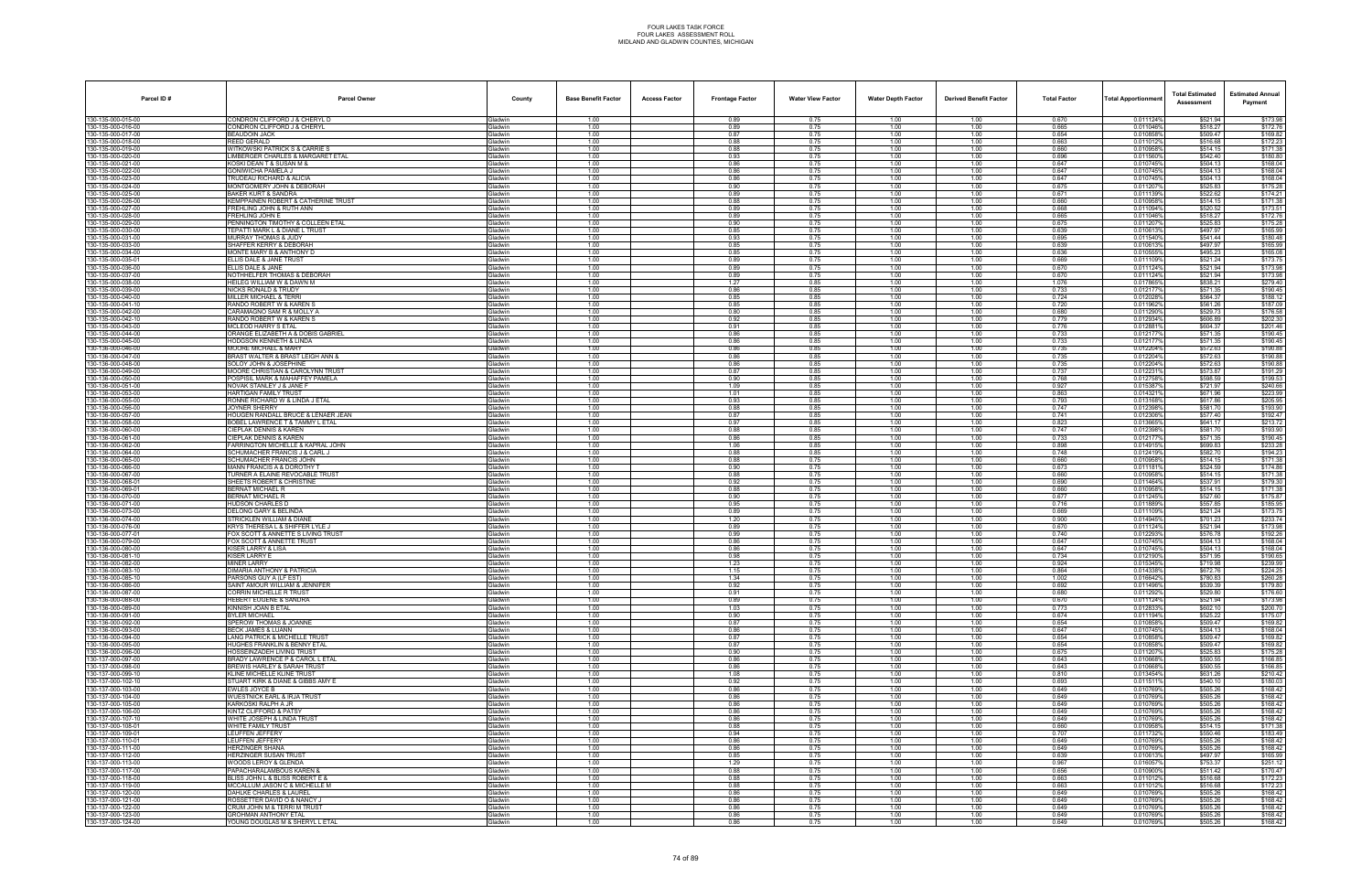FOUR LAKES TASK FORCE
FOUR LAKES ASSESSMENT ROLL
MIDLAND AND GLADWIN COUNTIES, MICHIGAN

| Parcel ID # | Parcel Owner | County | Base Benefit Factor | Access Factor | Frontage Factor | Water View Factor | Water Depth Factor | Derived Benefit Factor | Total Factor | Total Apportionment | Total Estimated Assessment | Estimated Annual Payment |
|---|---|---|---|---|---|---|---|---|---|---|---|---|
| 130-135-000-015-00 | CONDRON CLIFFORD J & CHERYL D | Gladwin | 1.00 | | 0.89 | 0.75 | 1.00 | 1.00 | 0.670 | 0.011124% | $521.94 | $173.98 |
| 130-135-000-016-00 | CONDRON CLIFFORD J & CHERYL | Gladwin | 1.00 | | 0.89 | 0.75 | 1.00 | 1.00 | 0.665 | 0.011046% | $518.27 | $172.76 |
| 130-135-000-017-00 | BEAUDOIN JACK | Gladwin | 1.00 | | 0.87 | 0.75 | 1.00 | 1.00 | 0.654 | 0.010858% | $509.47 | $169.82 |
| 130-135-000-018-00 | REED GERALD | Gladwin | 1.00 | | 0.88 | 0.75 | 1.00 | 1.00 | 0.663 | 0.011012% | $516.68 | $172.23 |
| 130-135-000-019-00 | WITKOWSKI PATRICK S & CARRIE S | Gladwin | 1.00 | | 0.88 | 0.75 | 1.00 | 1.00 | 0.660 | 0.010958% | $514.15 | $171.38 |
| 130-135-000-020-00 | LIMBERGER CHARLES & MARGARET ETAL | Gladwin | 1.00 | | 0.93 | 0.75 | 1.00 | 1.00 | 0.696 | 0.011560% | $542.40 | $180.80 |
| 130-135-000-021-00 | KOSKI DEAN T & SUSAN M & | Gladwin | 1.00 | | 0.86 | 0.75 | 1.00 | 1.00 | 0.647 | 0.010745% | $504.13 | $168.04 |
| 130-135-000-022-00 | GONIWICHA PAMELA J | Gladwin | 1.00 | | 0.86 | 0.75 | 1.00 | 1.00 | 0.647 | 0.010745% | $504.13 | $168.04 |
| 130-135-000-023-00 | TRUDEAU RICHARD & ALICIA | Gladwin | 1.00 | | 0.86 | 0.75 | 1.00 | 1.00 | 0.647 | 0.010745% | $504.13 | $168.04 |
| 130-135-000-024-00 | MONTGOMERY JOHN & DEBORAH | Gladwin | 1.00 | | 0.90 | 0.75 | 1.00 | 1.00 | 0.675 | 0.011207% | $525.83 | $175.28 |
| 130-135-000-025-00 | BAKER KURT & SANDRA | Gladwin | 1.00 | | 0.89 | 0.75 | 1.00 | 1.00 | 0.671 | 0.011139% | $522.62 | $174.21 |
| 130-135-000-026-00 | KEMPPAINEN ROBERT & CATHERINE TRUST | Gladwin | 1.00 | | 0.88 | 0.75 | 1.00 | 1.00 | 0.660 | 0.010958% | $514.15 | $171.38 |
| 130-135-000-027-00 | FREHLING JOHN & RUTH ANN | Gladwin | 1.00 | | 0.89 | 0.75 | 1.00 | 1.00 | 0.668 | 0.011094% | $520.52 | $173.51 |
| 130-135-000-028-00 | FREHLING JOHN E | Gladwin | 1.00 | | 0.89 | 0.75 | 1.00 | 1.00 | 0.665 | 0.011046% | $518.27 | $172.76 |
| 130-135-000-029-00 | PENNINGTON TIMOTHY & COLLEEN ETAL | Gladwin | 1.00 | | 0.90 | 0.75 | 1.00 | 1.00 | 0.675 | 0.011207% | $525.83 | $175.28 |
| 130-135-000-030-00 | TEPATTI MARK L & DIANE L TRUST | Gladwin | 1.00 | | 0.85 | 0.75 | 1.00 | 1.00 | 0.639 | 0.010613% | $497.97 | $165.99 |
| 130-135-000-031-00 | MURRAY THOMAS & JUDY | Gladwin | 1.00 | | 0.93 | 0.75 | 1.00 | 1.00 | 0.695 | 0.011540% | $541.44 | $180.48 |
| 130-135-000-033-00 | SHAFFER KERRY & DEBORAH | Gladwin | 1.00 | | 0.85 | 0.75 | 1.00 | 1.00 | 0.639 | 0.010613% | $497.97 | $165.99 |
| 130-135-000-034-00 | MONTE MARY B & ANTHONY D | Gladwin | 1.00 | | 0.85 | 0.75 | 1.00 | 1.00 | 0.636 | 0.010555% | $495.23 | $165.08 |
| 130-135-000-035-01 | ELLIS DALE & JANE TRUST | Gladwin | 1.00 | | 0.89 | 0.75 | 1.00 | 1.00 | 0.669 | 0.011109% | $521.24 | $173.75 |
| 130-135-000-036-00 | ELLIS DALE & JANE | Gladwin | 1.00 | | 0.89 | 0.75 | 1.00 | 1.00 | 0.670 | 0.011124% | $521.94 | $173.98 |
| 130-135-000-037-00 | NOTHHELFER THOMAS & DEBORAH | Gladwin | 1.00 | | 0.89 | 0.75 | 1.00 | 1.00 | 0.670 | 0.011124% | $521.94 | $173.98 |
| 130-135-000-038-00 | HEILEG WILLIAM W & DAWN M | Gladwin | 1.00 | | 1.27 | 0.85 | 1.00 | 1.00 | 1.076 | 0.017865% | $838.21 | $279.40 |
| 130-135-000-039-00 | RICKS RONALD & TRUDY | Gladwin | 1.00 | | 0.86 | 0.85 | 1.00 | 1.00 | 0.733 | 0.012177% | $571.35 | $190.45 |
| 130-135-000-040-00 | MILLER MICHAEL & TERRI | Gladwin | 1.00 | | 0.85 | 0.85 | 1.00 | 1.00 | 0.724 | 0.012028% | $564.37 | $188.12 |
| 130-135-000-041-10 | RANDO ROBERT W & KAREN S | Gladwin | 1.00 | | 0.85 | 0.85 | 1.00 | 1.00 | 0.720 | 0.011962% | $561.26 | $187.09 |
| 130-135-000-042-00 | CARAMAGNO SAM R & MOLLY A | Gladwin | 1.00 | | 0.80 | 0.85 | 1.00 | 1.00 | 0.680 | 0.011290% | $529.73 | $176.58 |
| 130-135-000-042-10 | RANDO ROBERT W & KAREN S | Gladwin | 1.00 | | 0.92 | 0.85 | 1.00 | 1.00 | 0.779 | 0.012934% | $606.89 | $202.30 |
| 130-135-000-043-00 | MCLEOD HARRY S ETAL | Gladwin | 1.00 | | 0.91 | 0.85 | 1.00 | 1.00 | 0.776 | 0.012881% | $604.37 | $201.46 |
| 130-135-000-044-00 | ORANGE ELIZABETH A & DOBIS GABRIEL | Gladwin | 1.00 | | 0.86 | 0.85 | 1.00 | 1.00 | 0.733 | 0.012177% | $571.35 | $190.45 |
| 130-135-000-045-00 | HODGSON KENNETH & LINDA | Gladwin | 1.00 | | 0.86 | 0.85 | 1.00 | 1.00 | 0.733 | 0.012177% | $571.35 | $190.45 |
| 130-136-000-046-00 | MOORE MICHAEL & MARY | Gladwin | 1.00 | | 0.86 | 0.85 | 1.00 | 1.00 | 0.735 | 0.012204% | $572.63 | $190.88 |
| 130-136-000-047-00 | BRAST WALTER & BRAST LEIGH ANN & | Gladwin | 1.00 | | 0.86 | 0.85 | 1.00 | 1.00 | 0.735 | 0.012204% | $572.63 | $190.88 |
| 130-136-000-048-00 | SOLOY JOHN & JOSEPHINE | Gladwin | 1.00 | | 0.86 | 0.85 | 1.00 | 1.00 | 0.735 | 0.012204% | $572.63 | $190.88 |
| 130-136-000-049-00 | MOORE CHRISTIAN & CAROLYNN TRUST | Gladwin | 1.00 | | 0.87 | 0.85 | 1.00 | 1.00 | 0.737 | 0.012231% | $573.87 | $191.29 |
| 130-136-000-050-00 | POSPISIL MARK & MAHAFFEY PAMELA | Gladwin | 1.00 | | 0.90 | 0.85 | 1.00 | 1.00 | 0.768 | 0.012758% | $598.59 | $199.53 |
| 130-136-000-051-00 | NOVAK STANLEY J & JANE F | Gladwin | 1.00 | | 1.09 | 0.85 | 1.00 | 1.00 | 0.927 | 0.015387% | $721.97 | $240.66 |
| 130-136-000-053-00 | HARTIGAN FAMILY TRUST | Gladwin | 1.00 | | 1.01 | 0.85 | 1.00 | 1.00 | 0.863 | 0.014321% | $671.96 | $223.99 |
| 130-136-000-055-00 | RONNE RICHARD W & LINDA J ETAL | Gladwin | 1.00 | | 0.93 | 0.85 | 1.00 | 1.00 | 0.793 | 0.013168% | $617.86 | $205.95 |
| 130-136-000-056-00 | JOYNER SHERRY | Gladwin | 1.00 | | 0.88 | 0.85 | 1.00 | 1.00 | 0.747 | 0.012398% | $581.70 | $193.90 |
| 130-136-000-057-00 | HOUGEN RANDALL BRUCE & LENAER JEAN | Gladwin | 1.00 | | 0.87 | 0.85 | 1.00 | 1.00 | 0.741 | 0.012306% | $577.40 | $192.47 |
| 130-136-000-058-00 | BOBEL LAWRENCE T & TAMMY L ETAL | Gladwin | 1.00 | | 0.97 | 0.85 | 1.00 | 1.00 | 0.823 | 0.013665% | $641.17 | $213.72 |
| 130-136-000-060-00 | CIEPLAK DENNIS & KAREN | Gladwin | 1.00 | | 0.88 | 0.85 | 1.00 | 1.00 | 0.747 | 0.012398% | $581.70 | $193.90 |
| 130-136-000-061-00 | CIEPLAK DENNIS & KAREN | Gladwin | 1.00 | | 0.86 | 0.85 | 1.00 | 1.00 | 0.733 | 0.012177% | $571.35 | $190.45 |
| 130-136-000-062-00 | FARRINGTON MICHELLE & KAPRAL JOHN | Gladwin | 1.00 | | 1.06 | 0.85 | 1.00 | 1.00 | 0.898 | 0.014915% | $699.83 | $233.28 |
| 130-136-000-064-00 | SCHUMACHER FRANCIS J & CARL J | Gladwin | 1.00 | | 0.88 | 0.85 | 1.00 | 1.00 | 0.748 | 0.012419% | $582.70 | $194.23 |
| 130-136-000-065-00 | SCHUMACHER FRANCIS JOHN | Gladwin | 1.00 | | 0.88 | 0.75 | 1.00 | 1.00 | 0.660 | 0.010958% | $514.15 | $171.38 |
| 130-136-000-066-00 | MANN FRANCIS A & DOROTHY T | Gladwin | 1.00 | | 0.90 | 0.75 | 1.00 | 1.00 | 0.673 | 0.011181% | $524.59 | $174.86 |
| 130-136-000-067-00 | TURNER A ELAINE REVOCABLE TRUST | Gladwin | 1.00 | | 0.88 | 0.75 | 1.00 | 1.00 | 0.660 | 0.010958% | $514.15 | $171.38 |
| 130-136-000-068-01 | SHEETS ROBERT & CHRISTINE | Gladwin | 1.00 | | 0.92 | 0.75 | 1.00 | 1.00 | 0.690 | 0.011464% | $537.91 | $179.30 |
| 130-136-000-069-01 | BERNAT MICHAEL R | Gladwin | 1.00 | | 0.88 | 0.75 | 1.00 | 1.00 | 0.660 | 0.010958% | $514.15 | $171.38 |
| 130-136-000-070-00 | BERNAT MICHAEL R | Gladwin | 1.00 | | 0.90 | 0.75 | 1.00 | 1.00 | 0.677 | 0.011245% | $527.60 | $175.87 |
| 130-136-000-071-00 | HUDSON CHARLES D | Gladwin | 1.00 | | 0.95 | 0.75 | 1.00 | 1.00 | 0.716 | 0.011889% | $557.85 | $185.95 |
| 130-136-000-073-00 | DELONG GARY & BELINDA | Gladwin | 1.00 | | 0.89 | 0.75 | 1.00 | 1.00 | 0.669 | 0.011109% | $521.24 | $173.75 |
| 130-136-000-074-00 | STRICKLEN WILLIAM & DIANE | Gladwin | 1.00 | | 1.20 | 0.75 | 1.00 | 1.00 | 0.900 | 0.014945% | $701.23 | $233.74 |
| 130-136-000-076-00 | KRYS THERESA L & SHIFFER LYLE J | Gladwin | 1.00 | | 0.89 | 0.75 | 1.00 | 1.00 | 0.670 | 0.011124% | $521.94 | $173.98 |
| 130-136-000-077-01 | FOX SCOTT & ANNETTE S LIVING TRUST | Gladwin | 1.00 | | 0.99 | 0.75 | 1.00 | 1.00 | 0.740 | 0.012293% | $576.78 | $192.26 |
| 130-136-000-079-00 | FOX SCOTT & ANNETTE TRUST | Gladwin | 1.00 | | 0.86 | 0.75 | 1.00 | 1.00 | 0.647 | 0.010745% | $504.13 | $168.04 |
| 130-136-000-080-00 | KISER LARRY & LISA | Gladwin | 1.00 | | 0.86 | 0.75 | 1.00 | 1.00 | 0.647 | 0.010745% | $504.13 | $168.04 |
| 130-136-000-081-10 | KISER LARRY E | Gladwin | 1.00 | | 0.98 | 0.75 | 1.00 | 1.00 | 0.734 | 0.012190% | $571.95 | $190.65 |
| 130-136-000-082-00 | MINER LARRY | Gladwin | 1.00 | | 1.23 | 0.75 | 1.00 | 1.00 | 0.924 | 0.015345% | $719.98 | $239.99 |
| 130-136-000-083-10 | DIMARIA ANTHONY & PATRICIA | Gladwin | 1.00 | | 1.15 | 0.75 | 1.00 | 1.00 | 0.864 | 0.014338% | $672.76 | $224.25 |
| 130-136-000-085-10 | PARSONS GUY A (LF EST) | Gladwin | 1.00 | | 1.34 | 0.75 | 1.00 | 1.00 | 1.002 | 0.016642% | $780.83 | $260.28 |
| 130-136-000-086-00 | SAINT AMOUR WILLIAM & JENNIFER | Gladwin | 1.00 | | 0.92 | 0.75 | 1.00 | 1.00 | 0.692 | 0.011496% | $539.39 | $179.80 |
| 130-136-000-087-00 | CORRIN MICHELLE R TRUST | Gladwin | 1.00 | | 0.91 | 0.75 | 1.00 | 1.00 | 0.680 | 0.011292% | $529.80 | $176.60 |
| 130-136-000-088-00 | HEBERT EUGENE & SANDRA | Gladwin | 1.00 | | 0.89 | 0.75 | 1.00 | 1.00 | 0.670 | 0.011124% | $521.94 | $173.98 |
| 130-136-000-089-00 | KINNISH JOAN B ETAL | Gladwin | 1.00 | | 1.03 | 0.75 | 1.00 | 1.00 | 0.773 | 0.012833% | $602.10 | $200.70 |
| 130-136-000-091-00 | BYLER MICHAEL | Gladwin | 1.00 | | 0.90 | 0.75 | 1.00 | 1.00 | 0.674 | 0.011194% | $525.22 | $175.07 |
| 130-136-000-092-00 | SPERONI THOMAS & JOANNE | Gladwin | 1.00 | | 0.87 | 0.75 | 1.00 | 1.00 | 0.654 | 0.010858% | $509.47 | $169.82 |
| 130-136-000-093-00 | BECK JAMES & LUANN | Gladwin | 1.00 | | 0.86 | 0.75 | 1.00 | 1.00 | 0.647 | 0.010745% | $504.13 | $168.04 |
| 130-136-000-094-00 | LANG PATRICK & MICHELLE TRUST | Gladwin | 1.00 | | 0.87 | 0.75 | 1.00 | 1.00 | 0.654 | 0.010858% | $509.47 | $169.82 |
| 130-136-000-095-00 | HUGHES FRANKLIN & BENNY ETAL | Gladwin | 1.00 | | 0.87 | 0.75 | 1.00 | 1.00 | 0.654 | 0.010858% | $509.47 | $169.82 |
| 130-136-000-096-00 | HOSSEINZADEH LIVING TRUST | Gladwin | 1.00 | | 0.90 | 0.75 | 1.00 | 1.00 | 0.675 | 0.011207% | $525.83 | $175.28 |
| 130-137-000-097-00 | BRADY LAWRENCE P & CAROL L ETAL | Gladwin | 1.00 | | 0.86 | 0.75 | 1.00 | 1.00 | 0.643 | 0.010668% | $500.55 | $166.85 |
| 130-137-000-098-00 | BREWIS HARLEY & SARAH TRUST | Gladwin | 1.00 | | 0.86 | 0.75 | 1.00 | 1.00 | 0.643 | 0.010668% | $500.55 | $166.85 |
| 130-137-000-099-10 | KLINE MICHELLE KLINE TRUST | Gladwin | 1.00 | | 1.08 | 0.75 | 1.00 | 1.00 | 0.810 | 0.013454% | $631.26 | $210.42 |
| 130-137-000-102-10 | STUART KIRK & DIANE & GIBBS AMY E | Gladwin | 1.00 | | 0.92 | 0.75 | 1.00 | 1.00 | 0.693 | 0.011511% | $540.10 | $180.03 |
| 130-137-000-103-00 | EWLES JOYCE B | Gladwin | 1.00 | | 0.86 | 0.75 | 1.00 | 1.00 | 0.649 | 0.010769% | $505.26 | $168.42 |
| 130-137-000-104-00 | WUESTNICK EARL & IRJA TRUST | Gladwin | 1.00 | | 0.86 | 0.75 | 1.00 | 1.00 | 0.649 | 0.010769% | $505.26 | $168.42 |
| 130-137-000-105-00 | KARKOSKI RALPH A JR | Gladwin | 1.00 | | 0.86 | 0.75 | 1.00 | 1.00 | 0.649 | 0.010769% | $505.26 | $168.42 |
| 130-137-000-106-00 | KINTZ CLIFFORD & PATSY | Gladwin | 1.00 | | 0.86 | 0.75 | 1.00 | 1.00 | 0.649 | 0.010769% | $505.26 | $168.42 |
| 130-137-000-107-10 | WHITE JOSEPH & LINDA TRUST | Gladwin | 1.00 | | 0.86 | 0.75 | 1.00 | 1.00 | 0.649 | 0.010769% | $505.26 | $168.42 |
| 130-137-000-108-01 | WHITE FAMILY TRUST | Gladwin | 1.00 | | 0.88 | 0.75 | 1.00 | 1.00 | 0.660 | 0.010958% | $514.15 | $171.38 |
| 130-137-000-109-01 | LEUFFEN JEFFERY | Gladwin | 1.00 | | 0.94 | 0.75 | 1.00 | 1.00 | 0.707 | 0.011732% | $550.46 | $183.49 |
| 130-137-000-110-01 | LEUFFEN JEFFERY | Gladwin | 1.00 | | 0.86 | 0.75 | 1.00 | 1.00 | 0.649 | 0.010769% | $505.26 | $168.42 |
| 130-137-000-111-00 | HERZINGER SHANA | Gladwin | 1.00 | | 0.86 | 0.75 | 1.00 | 1.00 | 0.649 | 0.010769% | $505.26 | $168.42 |
| 130-137-000-112-00 | HERZINGER SUSAN TRUST | Gladwin | 1.00 | | 0.85 | 0.75 | 1.00 | 1.00 | 0.639 | 0.010613% | $497.97 | $165.99 |
| 130-137-000-113-00 | WOODS LEROY & GLENDA | Gladwin | 1.00 | | 1.29 | 0.75 | 1.00 | 1.00 | 0.967 | 0.016057% | $753.37 | $251.12 |
| 130-137-000-117-00 | PAPACHARALAMBOUS KAREN & | Gladwin | 1.00 | | 0.88 | 0.75 | 1.00 | 1.00 | 0.656 | 0.010900% | $511.42 | $170.47 |
| 130-137-000-118-00 | BLISS JOHN L & BLISS ROBERT E & | Gladwin | 1.00 | | 0.88 | 0.75 | 1.00 | 1.00 | 0.663 | 0.011012% | $516.68 | $172.23 |
| 130-137-000-119-00 | MCCALLUM JASON C & MICHELLE M | Gladwin | 1.00 | | 0.88 | 0.75 | 1.00 | 1.00 | 0.663 | 0.011012% | $516.68 | $172.23 |
| 130-137-000-120-00 | DAHLKE CHARLES & LAUREL | Gladwin | 1.00 | | 0.86 | 0.75 | 1.00 | 1.00 | 0.649 | 0.010769% | $505.26 | $168.42 |
| 130-137-000-121-00 | ROSSETTER DAVID O & NANCY J | Gladwin | 1.00 | | 0.86 | 0.75 | 1.00 | 1.00 | 0.649 | 0.010769% | $505.26 | $168.42 |
| 130-137-000-122-00 | CRUM JOHN M & TERRI M TRUST | Gladwin | 1.00 | | 0.86 | 0.75 | 1.00 | 1.00 | 0.649 | 0.010769% | $505.26 | $168.42 |
| 130-137-000-123-00 | GROHMAN ANTHONY ETAL | Gladwin | 1.00 | | 0.86 | 0.75 | 1.00 | 1.00 | 0.649 | 0.010769% | $505.26 | $168.42 |
| 130-137-000-124-00 | YOUNG DOUGLAS M & SHERYL L ETAL | Gladwin | 1.00 | | 0.86 | 0.75 | 1.00 | 1.00 | 0.649 | 0.010769% | $505.26 | $168.42 |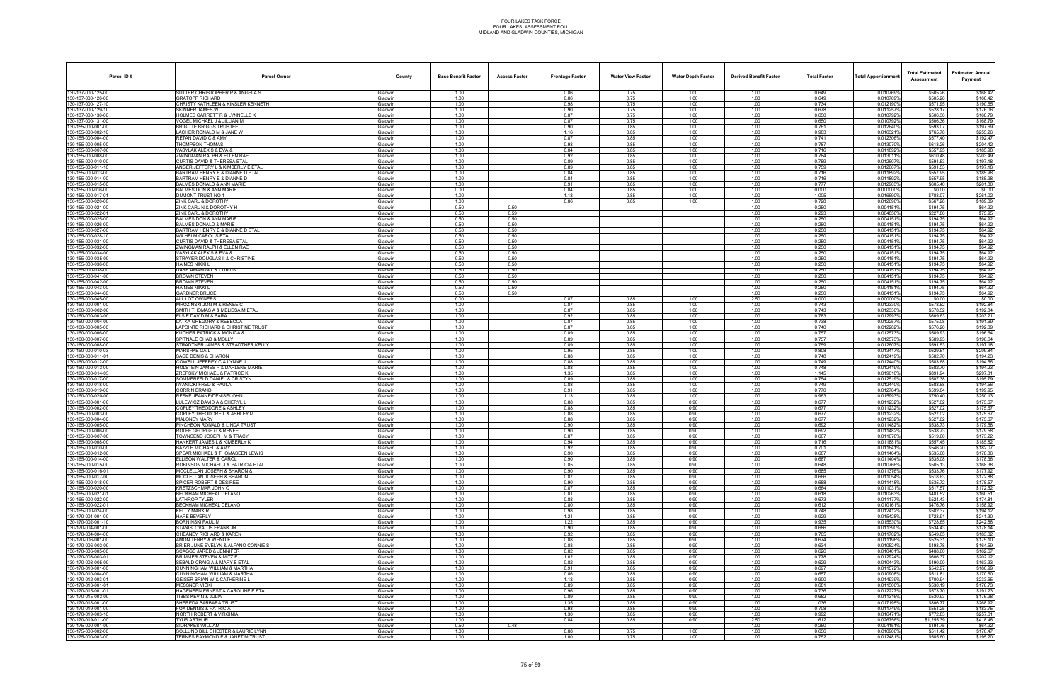FOUR LAKES TASK FORCE
FOUR LAKES ASSESSMENT ROLL
MIDLAND AND GLADWIN COUNTIES, MICHIGAN

| Parcel ID # | Parcel Owner | County | Base Benefit Factor | Access Factor | Frontage Factor | Water View Factor | Water Depth Factor | Derived Benefit Factor | Total Factor | Total Apportionment | Total Estimated Assessment | Estimated Annual Payment |
|---|---|---|---|---|---|---|---|---|---|---|---|---|
| 130-137-000-125-00 | SUTTER CHRISTOPHER P & ANGELA S | Gladwin | 1.00 | | 0.86 | 0.75 | 1.00 | 1.00 | 0.649 | 0.010769% | $505.26 | $168.42 |
| 130-137-000-126-00 | GRATOPP RICHARD | Gladwin | 1.00 | | 0.86 | 0.75 | 1.00 | 1.00 | 0.649 | 0.010769% | $505.26 | $168.42 |
| 130-137-000-127-10 | CHRISTY KATHLEEN & KINSLER KENNETH | Gladwin | 1.00 | | 0.98 | 0.75 | 1.00 | 1.00 | 0.734 | 0.012190% | $571.95 | $190.65 |
| 130-137-000-129-10 | SKINNER JAMES W | Gladwin | 1.00 | | 0.90 | 0.75 | 1.00 | 1.00 | 0.678 | 0.011257% | $528.17 | $176.06 |
| 130-137-000-130-00 | HOLMES GARRETT R & LYNNELLE K | Gladwin | 1.00 | | 0.87 | 0.75 | 1.00 | 1.00 | 0.650 | 0.010792% | $506.36 | $168.79 |
| 130-137-000-131-00 | VOGEL MICHAEL J & JILLIAN M | Gladwin | 1.00 | | 0.87 | 0.75 | 1.00 | 1.00 | 0.650 | 0.010792% | $506.36 | $168.79 |
| 130-155-000-001-00 | BRIGITTE BRIGGS TRUSTEE | Gladwin | 1.00 | | 0.90 | 0.85 | 1.00 | 1.00 | 0.761 | 0.012640% | $593.07 | $197.69 |
| 130-155-000-002-10 | LACHER RONALD M & JANE W | Gladwin | 1.00 | | 1.16 | 0.85 | 1.00 | 1.00 | 0.983 | 0.016321% | $765.78 | $255.26 |
| 130-155-000-004-00 | RETAN DAVID C & AMY | Gladwin | 1.00 | | 0.87 | 0.85 | 1.00 | 1.00 | 0.741 | 0.012306% | $577.40 | $192.47 |
| 130-155-000-005-00 | THOMPSON THOMAS | Gladwin | 1.00 | | 0.93 | 0.85 | 1.00 | 1.00 | 0.787 | 0.013070% | $613.26 | $204.42 |
| 130-155-000-007-00 | VASYLAK ALEXIS & EVA & | Gladwin | 1.00 | | 0.84 | 0.85 | 1.00 | 1.00 | 0.716 | 0.011892% | $557.95 | $185.98 |
| 130-155-000-008-00 | ZWINGMAN RALPH & ELLEN RAE | Gladwin | 1.00 | | 0.92 | 0.85 | 1.00 | 1.00 | 0.784 | 0.013011% | $610.48 | $203.49 |
| 130-155-000-010-00 | CURTIS DAVID & THERESA ETAL | Gladwin | 1.00 | | 0.89 | 0.85 | 1.00 | 1.00 | 0.759 | 0.012607% | $591.53 | $197.18 |
| 130-155-000-011-10 | ANGER JEFFERY L & KIMBERLY E ETAL | Gladwin | 1.00 | | 0.89 | 0.85 | 1.00 | 1.00 | 0.759 | 0.012607% | $591.53 | $197.18 |
| 130-155-000-013-00 | BARTRAM HENRY E & DIANNE D ETAL | Gladwin | 1.00 | | 0.84 | 0.85 | 1.00 | 1.00 | 0.716 | 0.011892% | $557.95 | $185.98 |
| 130-155-000-014-00 | BARTRAM HENRY E & DIANNE D | Gladwin | 1.00 | | 0.84 | 0.85 | 1.00 | 1.00 | 0.716 | 0.011892% | $557.95 | $185.98 |
| 130-155-000-015-00 | BALMES DONALD & ANN MARIE | Gladwin | 1.00 | | 0.91 | 0.85 | 1.00 | 1.00 | 0.777 | 0.012903% | $605.40 | $201.80 |
| 130-155-000-016-00 | BALMES DON & ANN MARIE | Gladwin | 0.00 | | 0.84 | 0.85 | 1.00 | 1.00 | 0.000 | 0.000000% | $0.00 | $0.00 |
| 130-155-000-017-01 | DUMONT TRUST NO 1 | Gladwin | 1.00 | | 1.18 | 0.85 | 1.00 | 1.00 | 1.005 | 0.016690% | $783.07 | $261.02 |
| 130-155-000-020-00 | ZINK CARL & DOROTHY | Gladwin | 1.00 | | 0.86 | 0.85 | 1.00 | 1.00 | 0.728 | 0.012090% | $567.28 | $189.09 |
| 130-155-000-021-00 | ZINK CARL N & DOROTHY H | Gladwin | 0.50 | 0.50 | | | | 1.00 | 0.250 | 0.004151% | $194.75 | $64.92 |
| 130-155-000-022-01 | ZINK CARL & DOROTHY | Gladwin | 0.50 | 0.59 | | | | 1.00 | 0.293 | 0.004856% | $227.86 | $75.95 |
| 130-155-000-025-00 | BALMES DON & ANN MARIE | Gladwin | 0.50 | 0.50 | | | | 1.00 | 0.250 | 0.004151% | $194.75 | $64.92 |
| 130-155-000-026-00 | BALMES DONALD & MARIE | Gladwin | 0.50 | 0.50 | | | | 1.00 | 0.250 | 0.004151% | $194.75 | $64.92 |
| 130-155-000-027-00 | BARTRAM HENRY E & DIANNE D ETAL | Gladwin | 0.50 | 0.50 | | | | 1.00 | 0.250 | 0.004151% | $194.75 | $64.92 |
| 130-155-000-028-10 | WILHELM CAROL S ETAL | Gladwin | 0.50 | 0.50 | | | | 1.00 | 0.250 | 0.004151% | $194.75 | $64.92 |
| 130-155-000-031-00 | CURTIS DAVID & THERESA ETAL | Gladwin | 0.50 | 0.50 | | | | 1.00 | 0.250 | 0.004151% | $194.75 | $64.92 |
| 130-155-000-032-00 | ZWINGMAN RALPH & ELLEN RAE | Gladwin | 0.50 | 0.50 | | | | 1.00 | 0.250 | 0.004151% | $194.75 | $64.92 |
| 130-155-000-034-00 | VASYLAK ALEXIS & EVA & | Gladwin | 0.50 | 0.50 | | | | 1.00 | 0.250 | 0.004151% | $194.75 | $64.92 |
| 130-155-000-035-00 | STRAYER DOUGLAS II & CHRISTINE | Gladwin | 0.50 | 0.50 | | | | 1.00 | 0.250 | 0.004151% | $194.75 | $64.92 |
| 130-155-000-036-00 | HAINES NIKKI L | Gladwin | 0.50 | 0.50 | | | | 1.00 | 0.250 | 0.004151% | $194.75 | $64.92 |
| 130-155-000-038-00 | DARE AMANDA L & CURTIS | Gladwin | 0.50 | 0.50 | | | | 1.00 | 0.250 | 0.004151% | $194.75 | $64.92 |
| 130-155-000-041-00 | BROWN STEVEN | Gladwin | 0.50 | 0.50 | | | | 1.00 | 0.250 | 0.004151% | $194.75 | $64.92 |
| 130-155-000-042-00 | BROWN STEVEN | Gladwin | 0.50 | 0.50 | | | | 1.00 | 0.250 | 0.004151% | $194.75 | $64.92 |
| 130-155-000-043-00 | HAINES NIKKI L | Gladwin | 0.50 | 0.50 | | | | 1.00 | 0.250 | 0.004151% | $194.75 | $64.92 |
| 130-155-000-044-00 | GARDNER BRUCE | Gladwin | 0.50 | 0.50 | | | | 1.00 | 0.250 | 0.004151% | $194.75 | $64.92 |
| 130-155-000-045-00 | ALL LOT OWNERS | Gladwin | 0.00 | | 0.87 | 0.85 | 1.00 | 2.50 | 0.000 | 0.000000% | $0.00 | $0.00 |
| 130-160-000-001-00 | MROZINSKI JON M & RENEE C | Gladwin | 1.00 | | 0.87 | 0.85 | 1.00 | 1.00 | 0.743 | 0.012330% | $578.52 | $192.84 |
| 130-160-000-002-00 | SMITH THOMAS A & MELISSA M ETAL | Gladwin | 1.00 | | 0.87 | 0.85 | 1.00 | 1.00 | 0.743 | 0.012330% | $578.52 | $192.84 |
| 130-160-000-003-00 | ZILE DAVID M & SARA | Gladwin | 1.00 | | 0.92 | 0.85 | 1.00 | 1.00 | 0.783 | 0.012993% | $609.63 | $203.21 |
| 130-160-000-004-00 | LATKA GREGORY & REBECCA | Gladwin | 1.00 | | 0.87 | 0.85 | 1.00 | 1.00 | 0.738 | 0.012257% | $575.08 | $191.69 |
| 130-160-000-005-00 | LAPOINTE RICHARD & CHRISTINE TRUST | Gladwin | 1.00 | | 0.87 | 0.85 | 1.00 | 1.00 | 0.740 | 0.012282% | $576.26 | $192.09 |
| 130-160-000-006-00 | KUCHER PATRICK & MONICA & | Gladwin | 1.00 | | 0.89 | 0.85 | 1.00 | 1.00 | 0.757 | 0.012573% | $589.93 | $196.64 |
| 130-160-000-007-00 | SPITNALE CHAD & MOLLY | Gladwin | 1.00 | | 0.89 | 0.85 | 1.00 | 1.00 | 0.757 | 0.012573% | $589.93 | $196.64 |
| 130-160-000-008-00 | STRADTNER JAMES & STRADTNER KELLY | Gladwin | 1.00 | | 0.89 | 0.85 | 1.00 | 1.00 | 0.759 | 0.012607% | $591.53 | $197.18 |
| 130-160-000-010-03 | MARSHKE GAIL | Gladwin | 1.00 | | 0.95 | 0.85 | 1.00 | 1.00 | 0.808 | 0.013417% | $629.51 | $209.84 |
| 130-160-000-011-01 | SAGE DENIS & SHARON | Gladwin | 1.00 | | 0.88 | 0.85 | 1.00 | 1.00 | 0.748 | 0.012419% | $582.70 | $194.23 |
| 130-160-000-012-00 | COWELL JEFFREY C & LYNNE J | Gladwin | 1.00 | | 0.88 | 0.85 | 1.00 | 1.00 | 0.749 | 0.012440% | $583.68 | $194.56 |
| 130-160-000-013-00 | HOLSTEIN JAMES P & DARLENE MARIE | Gladwin | 1.00 | | 0.88 | 0.85 | 1.00 | 1.00 | 0.748 | 0.012419% | $582.70 | $194.23 |
| 130-160-000-014-03 | ZREPSKY MICHAEL & PATRICE K | Gladwin | 1.00 | | 1.35 | 0.85 | 1.00 | 1.00 | 1.145 | 0.019010% | $891.94 | $297.31 |
| 130-160-000-017-00 | SOMMERFELD DANIEL & CRISTYN | Gladwin | 1.00 | | 0.89 | 0.85 | 1.00 | 1.00 | 0.754 | 0.012519% | $587.38 | $195.79 |
| 130-160-000-018-00 | IWANICKI FRED & PAULA | Gladwin | 1.00 | | 0.88 | 0.85 | 1.00 | 1.00 | 0.749 | 0.012440% | $583.68 | $194.56 |
| 130-160-000-019-00 | CORRIN BRANDI | Gladwin | 1.00 | | 0.91 | 0.85 | 1.00 | 1.00 | 0.770 | 0.012784% | $599.84 | $199.95 |
| 130-160-000-020-00 | RESKE JEANNE/DENISE/JOHN | Gladwin | 1.00 | | 1.13 | 0.85 | 1.00 | 1.00 | 0.963 | 0.015993% | $750.40 | $250.13 |
| 130-165-000-001-00 | LULEWICZ DAVID A & SHERYL L | Gladwin | 1.00 | | 0.88 | 0.85 | 0.90 | 1.00 | 0.677 | 0.011232% | $527.02 | $175.67 |
| 130-165-000-002-00 | COPLEY THEODORE & ASHLEY | Gladwin | 1.00 | | 0.88 | 0.85 | 0.90 | 1.00 | 0.677 | 0.011232% | $527.02 | $175.67 |
| 130-165-000-003-00 | COPLEY THEODORE L & ASHLEY M | Gladwin | 1.00 | | 0.88 | 0.85 | 0.90 | 1.00 | 0.677 | 0.011232% | $527.02 | $175.67 |
| 130-165-000-004-00 | MALONEY MARY | Gladwin | 1.00 | | 0.88 | 0.85 | 0.90 | 1.00 | 0.677 | 0.011232% | $527.02 | $175.67 |
| 130-165-000-005-00 | PINCHEON RONALD & LINDA TRUST | Gladwin | 1.00 | | 0.90 | 0.85 | 0.90 | 1.00 | 0.692 | 0.011482% | $538.73 | $179.58 |
| 130-165-000-006-00 | ROLFE GEORGE G & RENEE | Gladwin | 1.00 | | 0.90 | 0.85 | 0.90 | 1.00 | 0.692 | 0.011482% | $538.73 | $179.58 |
| 130-165-000-007-00 | TOWNSEND JOSEPH M & TRACY | Gladwin | 1.00 | | 0.87 | 0.85 | 0.90 | 1.00 | 0.667 | 0.011076% | $519.68 | $173.23 |
| 130-165-000-008-00 | HANKERT JAMES L & KIMBERLY K | Gladwin | 1.00 | | 0.94 | 0.85 | 0.90 | 1.00 | 0.716 | 0.011881% | $557.45 | $185.82 |
| 130-165-000-010-00 | BAZZLE MICHAEL & AMY | Gladwin | 1.00 | | 0.92 | 0.85 | 0.90 | 1.00 | 0.701 | 0.011641% | $546.20 | $182.07 |
| 130-165-000-012-00 | SPEAR MICHAEL & THOMASEEN LEWIS | Gladwin | 1.00 | | 0.90 | 0.85 | 0.90 | 1.00 | 0.687 | 0.011404% | $535.08 | $178.36 |
| 130-165-000-014-00 | ELLISON WALTER & CAROL | Gladwin | 1.00 | | 0.90 | 0.85 | 0.90 | 1.00 | 0.687 | 0.011404% | $535.08 | $178.36 |
| 130-165-000-015-00 | ROBINSON MICHAEL J & PATRICIA ETAL | Gladwin | 1.00 | | 0.85 | 0.85 | 0.90 | 1.00 | 0.648 | 0.010766% | $505.11 | $168.37 |
| 130-165-000-016-01 | MCCLELLAN JOSEPH & SHARON & | Gladwin | 1.00 | | 0.90 | 0.85 | 0.90 | 1.00 | 0.685 | 0.011376% | $533.76 | $177.92 |
| 130-165-000-017-00 | MCCLELLAN JOSEPH & SHARON | Gladwin | 1.00 | | 0.87 | 0.85 | 0.90 | 1.00 | 0.666 | 0.011054% | $518.63 | $172.88 |
| 130-165-000-018-00 | SPICER ROBERT & DESIREE | Gladwin | 1.00 | | 0.90 | 0.85 | 0.90 | 1.00 | 0.688 | 0.011418% | $535.72 | $178.57 |
| 130-165-000-020-00 | KRETZSCHMAR JOHN C | Gladwin | 1.00 | | 0.87 | 0.85 | 0.90 | 1.00 | 0.664 | 0.011031% | $517.57 | $172.52 |
| 130-165-000-021-01 | BECKHAM MICHEAL DELANO | Gladwin | 1.00 | | 0.81 | 0.85 | 0.90 | 1.00 | 0.618 | 0.010263% | $481.52 | $160.51 |
| 130-165-000-022-00 | LATHROP TYLER | Gladwin | 1.00 | | 0.88 | 0.85 | 0.90 | 1.00 | 0.673 | 0.011177% | $524.43 | $174.81 |
| 130-165-000-022-01 | BECKHAM MICHEAL DELANO | Gladwin | 1.00 | | 0.80 | 0.85 | 0.90 | 1.00 | 0.612 | 0.010161% | $476.76 | $158.92 |
| 130-165-000-024-00 | KELLY MARK R | Gladwin | 1.00 | | 0.98 | 0.85 | 0.90 | 1.00 | 0.748 | 0.012412% | $582.37 | $194.12 |
| 130-170-000-001-00 | HARE BEVERLY | Gladwin | 1.00 | | 1.21 | 0.85 | 0.90 | 1.00 | 0.929 | 0.015428% | $723.91 | $241.30 |
| 130-170-000-002-10 | BORNINSKI PAUL M | Gladwin | 1.00 | | 1.22 | 0.85 | 0.90 | 1.00 | 0.935 | 0.015530% | $728.65 | $242.88 |
| 130-170-000-001-00 | STANISLOVAITIS FRANK JR | Gladwin | 1.00 | | 0.90 | 0.85 | 0.90 | 1.00 | 0.686 | 0.011390% | $534.43 | $178.14 |
| 130-170-000-004-00 | CHEANEY RICHARD & KAREN | Gladwin | 1.00 | | 0.92 | 0.85 | 0.90 | 1.00 | 0.705 | 0.011702% | $549.05 | $183.02 |
| 130-170-000-001-00 | AMON TERRY & WENDIE | Gladwin | 1.00 | | 0.88 | 0.85 | 0.90 | 1.00 | 0.674 | 0.011196% | $525.31 | $175.10 |
| 130-170-006-003-00 | BRIER JUNE EVELYN & ALFANO CONNIE S | Gladwin | 1.00 | | 0.83 | 0.85 | 0.90 | 1.00 | 0.634 | 0.010524% | $493.78 | $164.59 |
| 130-170-006-005-00 | SCAGGS JARED & JENNIFER | Gladwin | 1.00 | | 0.82 | 0.85 | 0.90 | 1.00 | 0.626 | 0.010401% | $488.00 | $162.67 |
| 130-170-008-003-01 | BRIMMER STEVEN & MITZIE | Gladwin | 1.00 | | 1.02 | 0.85 | 0.90 | 1.00 | 0.778 | 0.012924% | $606.37 | $202.12 |
| 130-170-008-005-00 | SEBALD CRAIG A & MARY E ETAL | Gladwin | 1.00 | | 0.82 | 0.85 | 0.90 | 1.00 | 0.629 | 0.010443% | $490.00 | $163.33 |
| 130-170-010-001-00 | CUNNINGHAM WILLIAM & MARTHA | Gladwin | 1.00 | | 0.91 | 0.85 | 0.90 | 1.00 | 0.697 | 0.011572% | $542.97 | $180.99 |
| 130-170-010-004-00 | CUNNINGHAM WILLIAM & MARTHA | Gladwin | 1.00 | | 0.86 | 0.85 | 0.90 | 1.00 | 0.657 | 0.010908% | $511.81 | $170.60 |
| 130-170-012-003-01 | GEISER BRIAN W & CATHERINE L | Gladwin | 1.00 | | 1.18 | 0.85 | 0.90 | 1.00 | 0.900 | 0.014939% | $700.94 | $233.65 |
| 130-170-013-001-01 | MESSNER VICKI | Gladwin | 1.00 | | 0.89 | 0.85 | 0.90 | 1.00 | 0.681 | 0.011300% | $530.19 | $176.73 |
| 130-170-015-001-01 | HAGENSEN ERNEST & CAROLINE E ETAL | Gladwin | 1.00 | | 0.96 | 0.85 | 0.90 | 1.00 | 0.736 | 0.012227% | $573.70 | $191.23 |
| 130-170-015-003-00 | TIBBS KEVIN & JULIA | Gladwin | 1.00 | | 0.89 | 0.85 | 0.90 | 1.00 | 0.682 | 0.011316% | $530.93 | $176.98 |
| 130-170-018-001-00 | SHEREDA BARBARA TRUST | Gladwin | 1.00 | | 1.35 | 0.85 | 0.90 | 1.00 | 1.036 | 0.017195% | $806.77 | $268.92 |
| 130-170-019-001-00 | FOX DENNIS & PATRICIA | Gladwin | 1.00 | | 0.93 | 0.85 | 0.90 | 1.00 | 0.708 | 0.011749% | $551.25 | $183.75 |
| 130-170-019-003-10 | NORTH ROBERT & VIRGINIA | Gladwin | 1.00 | | 1.30 | 0.85 | 0.90 | 1.00 | 0.992 | 0.016471% | $772.83 | $257.61 |
| 130-170-019-011-00 | TYUS ARTHUR | Gladwin | 1.00 | | 0.84 | 0.85 | 0.90 | 2.50 | 1.612 | 0.026758% | $1,255.39 | $418.46 |
| 130-175-000-001-00 | SIORAKES WILLIAM | Gladwin | 0.50 | 0.48 | | | | 1.00 | 0.250 | 0.004151% | $194.75 | $64.92 |
| 130-175-000-002-00 | SOLLUND BILL CHESTER & LAURIE LYNN | Gladwin | 1.00 | | 0.88 | 0.75 | 1.00 | 1.00 | 0.656 | 0.010900% | $511.42 | $170.47 |
| 130-175-000-003-00 | TERNES RAYMOND E & JANET M TRUST | Gladwin | 1.00 | | 1.00 | 0.75 | 1.00 | 1.00 | 0.752 | 0.012481% | $585.60 | $195.20 |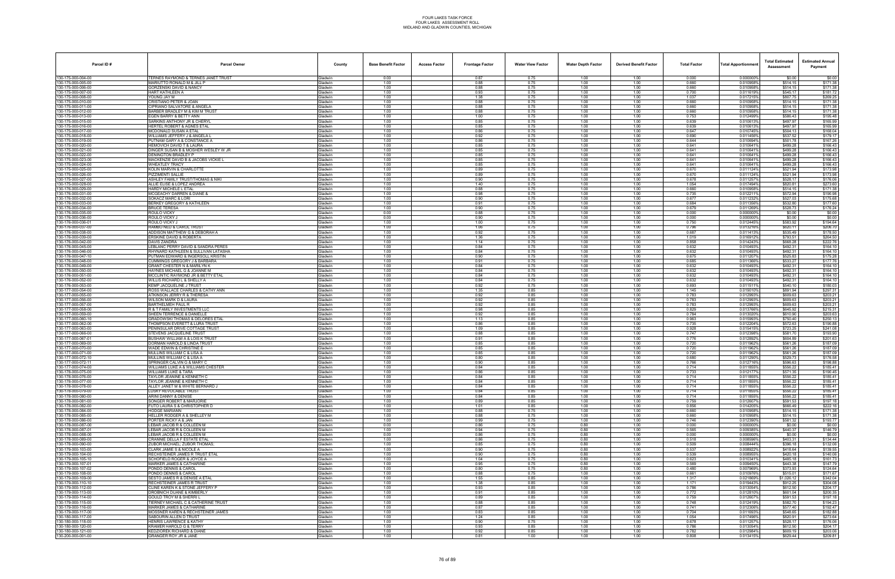FOUR LAKES TASK FORCE
FOUR LAKES ASSESSMENT ROLL
MIDLAND AND GLADWIN COUNTIES, MICHIGAN

| Parcel ID # | Parcel Owner | County | Base Benefit Factor | Access Factor | Frontage Factor | Water View Factor | Water Depth Factor | Derived Benefit Factor | Total Factor | Total Apportionment | Total Estimated Assessment | Estimated Annual Payment |
|---|---|---|---|---|---|---|---|---|---|---|---|---|
| 130-175-000-004-00 | TERNES RAYMOND & TERNES JANET TRUST | Gladwin | 0.00 | | 0.87 | 0.75 | 1.00 | 1.00 | 0.000 | 0.000000% | $0.00 | $0.00 |
| 130-175-000-005-00 | MARUTTO RONALD M & JILL P | Gladwin | 1.00 | | 0.88 | 0.75 | 1.00 | 1.00 | 0.660 | 0.010958% | $514.15 | $171.38 |
| 130-175-000-006-00 | GORZENSKI DAVID & NANCY | Gladwin | 1.00 | | 0.88 | 0.75 | 1.00 | 1.00 | 0.660 | 0.010958% | $514.15 | $171.38 |
| 130-175-000-007-00 | HART KATHLEEN A | Gladwin | 1.00 | | 0.93 | 0.75 | 1.00 | 1.00 | 0.700 | 0.011619% | $545.17 | $181.72 |
| 130-175-000-008-00 | YOUNG JAY M | Gladwin | 1.00 | | 1.38 | 0.75 | 1.00 | 1.00 | 1.037 | 0.017215% | $807.75 | $269.25 |
| 130-175-000-010-00 | CRISTIANO PETER & JOAN | Gladwin | 1.00 | | 0.88 | 0.75 | 1.00 | 1.00 | 0.660 | 0.010958% | $514.15 | $171.38 |
| 130-175-000-011-00 | CIPRIANO SALVATORE & ANGELA | Gladwin | 1.00 | | 0.88 | 0.75 | 1.00 | 1.00 | 0.660 | 0.010958% | $514.15 | $171.38 |
| 130-175-000-012-00 | BARBER BRADLEY M & KIM M TRUST | Gladwin | 1.00 | | 0.88 | 0.75 | 1.00 | 1.00 | 0.660 | 0.010958% | $514.15 | $171.38 |
| 130-175-000-013-00 | EGEN BARRY & BETTY ANN | Gladwin | 1.00 | | 1.00 | 0.75 | 1.00 | 1.00 | 0.753 | 0.012499% | $586.43 | $195.48 |
| 130-175-000-015-00 | SARKINS ANTHONY JR & CHERYL | Gladwin | 1.00 | | 0.85 | 0.75 | 1.00 | 1.00 | 0.639 | 0.010613% | $497.97 | $165.99 |
| 130-175-000-016-00 | HERTEL ROBERT & AGNES ETAL | Gladwin | 1.00 | | 0.85 | 0.75 | 1.00 | 1.00 | 0.639 | 0.010613% | $497.97 | $165.99 |
| 130-175-000-017-00 | MCDONALD SUSAN A ETAL | Gladwin | 1.00 | | 0.86 | 0.75 | 1.00 | 1.00 | 0.647 | 0.010745% | $504.13 | $168.04 |
| 130-175-000-018-00 | WILLIAMS JEFFERY J & ANGELA L | Gladwin | 1.00 | | 0.92 | 0.75 | 1.00 | 1.00 | 0.690 | 0.011456% | $537.52 | $179.17 |
| 130-175-000-019-00 | PUTNAM GARY A & CONSTANCE A | Gladwin | 1.00 | | 0.86 | 0.75 | 1.00 | 1.00 | 0.644 | 0.010694% | $501.78 | $167.26 |
| 130-175-000-020-00 | HEMOVICH DAVID T & LAURA | Gladwin | 1.00 | | 0.85 | 0.75 | 1.00 | 1.00 | 0.641 | 0.010641% | $499.28 | $166.43 |
| 130-175-000-021-00 | DINGER SUSAN B & MOSHER WESLEY W JR | Gladwin | 1.00 | | 0.85 | 0.75 | 1.00 | 1.00 | 0.641 | 0.010641% | $499.28 | $166.43 |
| 130-175-000-022-00 | DENINGTON BRADLEY P | Gladwin | 1.00 | | 0.85 | 0.75 | 1.00 | 1.00 | 0.641 | 0.010641% | $499.28 | $166.43 |
| 130-175-000-023-00 | MACKENZIE DAVID B & JACOBS VICKIE L | Gladwin | 1.00 | | 0.85 | 0.75 | 1.00 | 1.00 | 0.641 | 0.010641% | $499.28 | $166.43 |
| 130-175-000-024-00 | WHEATLEY TRACY | Gladwin | 1.00 | | 0.85 | 0.75 | 1.00 | 1.00 | 0.641 | 0.010641% | $499.28 | $166.43 |
| 130-175-000-025-00 | KOLIN MARVIN & CHARLOTTE | Gladwin | 1.00 | | 0.89 | 0.75 | 1.00 | 1.00 | 0.670 | 0.011124% | $521.94 | $173.98 |
| 130-175-000-026-00 | PIZZIMENTI SALLIE | Gladwin | 1.00 | | 0.89 | 0.75 | 1.00 | 1.00 | 0.670 | 0.011124% | $521.94 | $173.98 |
| 130-175-000-027-00 | ASHLEY FAMILY TRUST/THOMAS & NIKI | Gladwin | 1.00 | | 0.90 | 0.75 | 1.00 | 1.00 | 0.678 | 0.011257% | $528.17 | $176.06 |
| 130-175-000-028-00 | ALLIE ELISE & LOPEZ ANDREA | Gladwin | 1.00 | | 1.40 | 0.75 | 1.00 | 1.00 | 1.054 | 0.017494% | $820.81 | $273.60 |
| 130-175-000-029-00 | HARDY MICHELE L ETAL | Gladwin | 1.00 | | 0.88 | 0.75 | 1.00 | 1.00 | 0.660 | 0.010958% | $514.15 | $171.38 |
| 130-176-000-031-00 | MCGEACHY DARREN & DIANE & | Gladwin | 1.00 | | 0.98 | 0.75 | 1.00 | 1.00 | 0.735 | 0.012211% | $572.94 | $190.98 |
| 130-176-000-032-00 | SOKACZ MARC & LORI | Gladwin | 1.00 | | 0.90 | 0.75 | 1.00 | 1.00 | 0.677 | 0.011232% | $527.03 | $175.68 |
| 130-176-000-033-00 | BERKEY GREGORY & KATHLEEN | Gladwin | 1.00 | | 0.91 | 0.75 | 1.00 | 1.00 | 0.684 | 0.011358% | $532.80 | $177.60 |
| 130-176-000-034-00 | BRUCE TERESA | Gladwin | 1.00 | | 0.90 | 0.75 | 1.00 | 1.00 | 0.679 | 0.011269% | $528.73 | $176.24 |
| 130-176-000-035-00 | ROULO VICKY | Gladwin | 0.00 | | 0.88 | 0.75 | 1.00 | 1.00 | 0.000 | 0.000000% | $0.00 | $0.00 |
| 130-176-000-036-00 | ROULO VICKY J | Gladwin | 0.00 | | 0.90 | 0.75 | 1.00 | 1.00 | 0.000 | 0.000000% | $0.00 | $0.00 |
| 130-176-000-036-01 | ROULO VICKY J | Gladwin | 1.00 | | 1.00 | 0.75 | 1.00 | 1.00 | 0.750 | 0.012445% | $583.92 | $194.64 |
| 130-176-000-037-00 | RAMBO NED & CAROL TRUST | Gladwin | 1.00 | | 1.06 | 0.75 | 1.00 | 1.00 | 0.796 | 0.013216% | $620.11 | $206.70 |
| 130-176-000-038-00 | ADDISON MATTHEW G & DEBORAH A | Gladwin | 1.00 | | 0.92 | 0.75 | 1.00 | 1.00 | 0.687 | 0.011413% | $535.49 | $178.50 |
| 130-176-000-039-00 | ERSKINE DAVID & ROBERTA | Gladwin | 1.00 | | 1.36 | 0.75 | 1.00 | 1.00 | 1.019 | 0.016912% | $793.51 | $264.50 |
| 130-176-000-042-00 | DAVIS ZANDRA | Gladwin | 1.00 | | 1.14 | 0.75 | 1.00 | 1.00 | 0.858 | 0.014243% | $668.28 | $222.76 |
| 130-176-000-045-00 | LEBLANC PERRY DAVID & SANDRA PERES | Gladwin | 1.00 | | 0.84 | 0.75 | 1.00 | 1.00 | 0.632 | 0.010493% | $492.31 | $164.10 |
| 130-176-000-046-00 | RHYNARD KATHLEEN & SULLIVAN LATASHA | Gladwin | 1.00 | | 0.84 | 0.75 | 1.00 | 1.00 | 0.632 | 0.010493% | $492.31 | $164.10 |
| 130-176-000-047-10 | PUTNAM EDWARD & INGERSOLL KRISTIN | Gladwin | 1.00 | | 0.90 | 0.75 | 1.00 | 1.00 | 0.675 | 0.011207% | $525.83 | $175.28 |
| 130-176-000-048-00 | CUMMINGS GREGORY J & BARBARA | Gladwin | 1.00 | | 0.91 | 0.75 | 1.00 | 1.00 | 0.685 | 0.011366% | $533.27 | $177.76 |
| 130-176-000-049-00 | GRANT CHESTER N & MARILYN K | Gladwin | 1.00 | | 0.84 | 0.75 | 1.00 | 1.00 | 0.632 | 0.010493% | $492.31 | $164.10 |
| 130-176-000-050-00 | HAYNES MICHAEL G & JOANNE M | Gladwin | 1.00 | | 0.84 | 0.75 | 1.00 | 1.00 | 0.632 | 0.010493% | $492.31 | $164.10 |
| 130-176-000-051-00 | MCCLINTIC RAYMOND JR & BETTY ETAL | Gladwin | 1.00 | | 0.84 | 0.75 | 1.00 | 1.00 | 0.632 | 0.010493% | $492.31 | $164.10 |
| 130-176-000-052-00 | WILLIS RICHARD L & SHELLY A | Gladwin | 1.00 | | 0.84 | 0.75 | 1.00 | 1.00 | 0.632 | 0.010493% | $492.31 | $164.10 |
| 130-176-000-053-00 | KEMP JACQUELINE J TRUST | Gladwin | 1.00 | | 0.92 | 0.75 | 1.00 | 1.00 | 0.693 | 0.011511% | $540.10 | $180.03 |
| 130-177-000-054-00 | ROSS WALLACE CHARLES & CATHY ANN | Gladwin | 1.00 | | 1.35 | 0.85 | 1.00 | 1.00 | 1.145 | 0.019010% | $891.94 | $297.31 |
| 130-177-000-055-00 | ATKINSON JERRY R & THERESA | Gladwin | 1.00 | | 0.92 | 0.85 | 1.00 | 1.00 | 0.783 | 0.012993% | $609.63 | $203.21 |
| 130-177-000-056-00 | WILSON MARK D & LAURA | Gladwin | 1.00 | | 0.92 | 0.85 | 1.00 | 1.00 | 0.783 | 0.012993% | $609.63 | $203.21 |
| 130-177-000-057-00 | BARTHELMEH PAUL R | Gladwin | 1.00 | | 0.92 | 0.85 | 1.00 | 1.00 | 0.783 | 0.012993% | $609.63 | $203.21 |
| 130-177-000-058-00 | R & T FAMILY INVESTMENTS LLC | Gladwin | 1.00 | | 0.98 | 0.85 | 1.00 | 1.00 | 0.829 | 0.013768% | $645.92 | $215.31 |
| 130-177-000-059-00 | SHEEN TERRENCE & DANIELLE | Gladwin | 1.00 | | 0.92 | 0.85 | 1.00 | 1.00 | 0.784 | 0.013020% | $610.90 | $203.63 |
| 130-177-000-060-10 | GRADOWSKI THOMAS & DELORES ETAL | Gladwin | 1.00 | | 1.13 | 0.85 | 1.00 | 1.00 | 0.963 | 0.015993% | $750.40 | $250.13 |
| 130-177-000-062-00 | THOMPSON EVERETT & LURA TRUST | Gladwin | 1.00 | | 0.86 | 0.85 | 1.00 | 1.00 | 0.735 | 0.012204% | $572.63 | $190.88 |
| 130-177-000-063-00 | PENINSULAR DRIVE COTTAGE TRUST | Gladwin | 1.00 | | 1.09 | 0.85 | 1.00 | 1.00 | 0.928 | 0.015415% | $723.25 | $241.08 |
| 130-177-000-066-00 | STEVENS JACQUELINE TRUST | Gladwin | 1.00 | | 0.88 | 0.85 | 1.00 | 1.00 | 0.747 | 0.012398% | $581.70 | $193.90 |
| 130-177-000-067-01 | BUSHAW WILLIAM A & LOIS K TRUST | Gladwin | 1.00 | | 0.91 | 0.85 | 1.00 | 1.00 | 0.776 | 0.012892% | $604.89 | $201.63 |
| 130-177-000-069-00 | DORMAN HAROLD & LINDA TRUST | Gladwin | 1.00 | | 0.85 | 0.85 | 1.00 | 1.00 | 0.720 | 0.011962% | $561.26 | $187.09 |
| 130-177-000-070-00 | WADE EDWIN & CHRISTINE E | Gladwin | 1.00 | | 0.85 | 0.85 | 1.00 | 1.00 | 0.720 | 0.011962% | $561.26 | $187.09 |
| 130-177-000-071-00 | MULLINS WILLIAM C & LISA A | Gladwin | 1.00 | | 0.85 | 0.85 | 1.00 | 1.00 | 0.720 | 0.011962% | $561.26 | $187.09 |
| 130-177-000-072-10 | MULLINS WILLIAM C & LISA A | Gladwin | 1.00 | | 0.80 | 0.85 | 1.00 | 1.00 | 0.680 | 0.011290% | $529.73 | $176.58 |
| 130-177-000-072-11 | SPRINGER CALVIN G & MARY C | Gladwin | 1.00 | | 0.90 | 0.85 | 1.00 | 1.00 | 0.766 | 0.012716% | $596.63 | $198.88 |
| 130-177-000-074-00 | WILLIAMS LUKE A & WILLIAMS CHESTER | Gladwin | 1.00 | | 0.84 | 0.85 | 1.00 | 1.00 | 0.714 | 0.011855% | $556.22 | $185.41 |
| 130-178-000-075-00 | WILLIAMS LUKE & TARA | Gladwin | 1.00 | | 0.86 | 0.85 | 1.00 | 1.00 | 0.733 | 0.012177% | $571.35 | $190.45 |
| 130-178-000-076-00 | TAYLOR JEANINE & KENNETH C | Gladwin | 1.00 | | 0.84 | 0.85 | 1.00 | 1.00 | 0.714 | 0.011855% | $556.22 | $185.41 |
| 130-178-000-077-00 | TAYLOR JEANINE & KENNETH C | Gladwin | 1.00 | | 0.84 | 0.85 | 1.00 | 1.00 | 0.714 | 0.011855% | $556.22 | $185.41 |
| 130-178-000-078-00 | ALLEY JANET M & WHITE BERNARD J | Gladwin | 1.00 | | 0.84 | 0.85 | 1.00 | 1.00 | 0.714 | 0.011855% | $556.22 | $185.41 |
| 130-178-000-079-00 | LUSKY REVOCABLE TRUST | Gladwin | 1.00 | | 0.84 | 0.85 | 1.00 | 1.00 | 0.714 | 0.011855% | $556.22 | $185.41 |
| 130-178-000-080-00 | ARINI DANNY & DENISE | Gladwin | 1.00 | | 0.84 | 0.85 | 1.00 | 1.00 | 0.714 | 0.011855% | $556.22 | $185.41 |
| 130-178-000-081-00 | SONGER ROBERT & MARJORIE | Gladwin | 1.00 | | 0.89 | 0.85 | 1.00 | 1.00 | 0.759 | 0.012607% | $591.53 | $197.18 |
| 130-178-000-082-00 | FUTO LAURA S & CHRISTOPHER D | Gladwin | 1.00 | | 1.01 | 0.85 | 1.00 | 1.00 | 0.856 | 0.014205% | $666.49 | $222.16 |
| 130-178-000-084-00 | HODGE MARIANN | Gladwin | 1.00 | | 0.88 | 0.75 | 1.00 | 1.00 | 0.660 | 0.010958% | $514.15 | $171.38 |
| 130-178-000-085-00 | HELLER RODGER A & SHELLEY M | Gladwin | 1.00 | | 0.88 | 0.75 | 1.00 | 1.00 | 0.660 | 0.010958% | $514.15 | $171.38 |
| 130-178-000-086-00 | PORTER RICKY A & JAN | Gladwin | 1.00 | | 0.99 | 0.75 | 1.00 | 1.00 | 0.746 | 0.012390% | $581.32 | $193.77 |
| 130-178-000-087-00 | LEBAR JACOB R & COLLEEN M | Gladwin | 0.00 | | 0.86 | 0.75 | 0.80 | 1.00 | 0.000 | 0.000000% | $0.00 | $0.00 |
| 130-178-000-087-01 | LEBAR JACOB R & COLLEEN M | Gladwin | 1.00 | | 0.94 | 0.75 | 0.80 | 1.00 | 0.565 | 0.009385% | $440.37 | $146.79 |
| 130-178-000-088-00 | LEBAR JACOB R & COLLEEN M | Gladwin | 0.00 | | 0.86 | 0.75 | 0.80 | 1.00 | 0.000 | 0.000000% | $0.00 | $0.00 |
| 130-178-000-089-00 | CRANNIE DELLA F ESTATE ETAL | Gladwin | 1.00 | | 0.86 | 0.75 | 0.80 | 1.00 | 0.518 | 0.008598% | $403.31 | $134.44 |
| 130-178-000-090-00 | ZUBOR MICHAEL; ZUBOR THOMAS; | Gladwin | 1.00 | | 0.85 | 0.75 | 0.80 | 1.00 | 0.509 | 0.008444% | $396.18 | $132.06 |
| 130-179-000-103-00 | CLARK JAMIE S & NICOLE A | Gladwin | 1.00 | | 0.90 | 0.75 | 0.80 | 1.00 | 0.537 | 0.008922% | $418.64 | $139.55 |
| 130-179-000-104-00 | RECHSTEINER JAMES R TRUST ETAL | Gladwin | 1.00 | | 0.90 | 0.75 | 0.80 | 1.00 | 0.539 | 0.008955% | $420.18 | $140.06 |
| 130-179-000-105-10 | SCHOFIELD ROGER & JOYCE A | Gladwin | 1.00 | | 1.04 | 0.75 | 0.80 | 1.00 | 0.623 | 0.010341% | $485.18 | $161.73 |
| 130-179-000-107-01 | MARKER JAMES & CATHARINE | Gladwin | 1.00 | | 0.95 | 0.75 | 0.80 | 1.00 | 0.569 | 0.009450% | $443.38 | $147.79 |
| 130-179-000-107-02 | PONDO DENNIS & CAROL | Gladwin | 1.00 | | 0.80 | 0.75 | 0.80 | 1.00 | 0.480 | 0.007969% | $373.93 | $124.64 |
| 130-179-000-108-00 | PONDO DENNIS & CAROL | Gladwin | 1.00 | | 0.88 | 0.75 | 1.00 | 1.00 | 0.661 | 0.010976% | $515.01 | $171.67 |
| 130-179-000-109-00 | SESTO JAMES R & DENISE A ETAL | Gladwin | 1.00 | | 1.55 | 0.85 | 1.00 | 1.00 | 1.317 | 0.021869% | $1,026.12 | $342.04 |
| 130-179-000-110-10 | RECHSTEINER JAMES R TRUST | Gladwin | 1.00 | | 1.38 | 0.85 | 1.00 | 1.00 | 1.171 | 0.019443% | $912.25 | $304.08 |
| 130-179-000-112-00 | CLINE KAREN K & STONE JEFFERY P | Gladwin | 1.00 | | 0.93 | 0.85 | 1.00 | 1.00 | 0.786 | 0.013054% | $612.50 | $204.17 |
| 130-179-000-113-00 | DROBNICH DUANE & KIMBERLY | Gladwin | 1.00 | | 0.91 | 0.85 | 1.00 | 1.00 | 0.772 | 0.012810% | $601.04 | $200.35 |
| 130-179-000-114-00 | GOULD TROY M & SHERRI L | Gladwin | 1.00 | | 0.89 | 0.85 | 1.00 | 1.00 | 0.759 | 0.012607% | $591.53 | $197.18 |
| 130-179-000-115-00 | TIERNEY MICHAEL C & CATHERINE TRUST | Gladwin | 1.00 | | 0.88 | 0.85 | 1.00 | 1.00 | 0.748 | 0.012419% | $582.70 | $194.23 |
| 130-179-000-116-00 | MARKER JAMES & CATHARINE | Gladwin | 1.00 | | 0.87 | 0.85 | 1.00 | 1.00 | 0.741 | 0.012306% | $577.40 | $192.47 |
| 130-179-000-117-00 | MOSSNER KAREN & RECHSTEINER JAMES | Gladwin | 1.00 | | 0.83 | 0.85 | 1.00 | 1.00 | 0.704 | 0.011693% | $548.65 | $182.88 |
| 130-180-000-117-00 | SABOURIN ALLEN D TRUST | Gladwin | 1.00 | | 1.24 | 0.85 | 1.00 | 1.00 | 1.054 | 0.017496% | $820.91 | $273.64 |
| 130-180-000-118-00 | HENRIS LAWRENCE & KATHY | Gladwin | 1.00 | | 0.90 | 0.75 | 1.00 | 1.00 | 0.678 | 0.011257% | $528.17 | $176.06 |
| 130-180-000-120-00 | KRAMER HAROLD G & TERRY | Gladwin | 1.00 | | 0.93 | 0.85 | 1.00 | 1.00 | 0.786 | 0.013054% | $612.50 | $204.17 |
| 130-180-000-121-00 | KEDZIOREK RICHARD & DIANE | Gladwin | 1.00 | | 0.92 | 0.85 | 1.00 | 1.00 | 0.782 | 0.012984% | $609.19 | $203.06 |
| 130-200-000-001-00 | GRANGER ROY JR & JANE | Gladwin | 1.00 | | 0.81 | 1.00 | 1.00 | 1.00 | 0.808 | 0.013415% | $629.44 | $209.81 |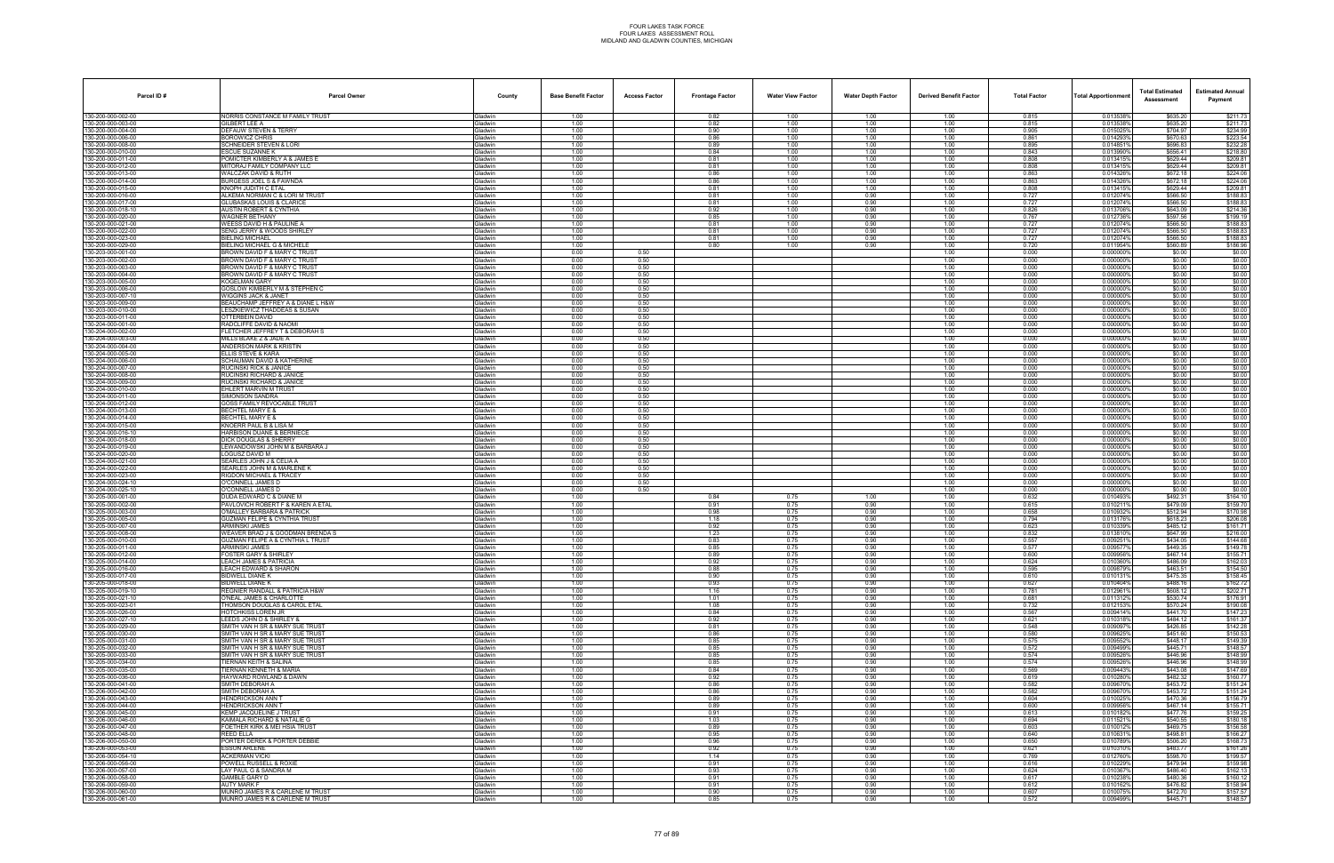# FOUR LAKES TASK FORCE
## FOUR LAKES ASSESSMENT ROLL
## MIDLAND AND GLADWIN COUNTIES, MICHIGAN

| Parcel ID # | Parcel Owner | County | Base Benefit Factor | Access Factor | Frontage Factor | Water View Factor | Water Depth Factor | Derived Benefit Factor | Total Factor | Total Apportionment | Total Estimated Assessment | Estimated Annual Payment |
|---|---|---|---|---|---|---|---|---|---|---|---|---|
| 130-200-000-002-00 | NORRIS CONSTANCE M FAMILY TRUST | Gladwin | 1.00 | | 0.82 | 1.00 | 1.00 | 1.00 | 0.815 | 0.013538% | $635.20 | $211.73 |
| 130-200-000-003-00 | GILBERT LEE A | Gladwin | 1.00 | | 0.82 | 1.00 | 1.00 | 1.00 | 0.815 | 0.013538% | $635.20 | $211.73 |
| 130-200-000-004-00 | DEFAUW STEVEN & TERRY | Gladwin | 1.00 | | 0.90 | 1.00 | 1.00 | 1.00 | 0.905 | 0.015025% | $704.97 | $234.99 |
| 130-200-000-005-00 | BOROWICZ CHRIS | Gladwin | 1.00 | | 0.86 | 1.00 | 1.00 | 1.00 | 0.861 | 0.014293% | $670.63 | $223.54 |
| 130-200-000-008-00 | SCHNEIDER STEVEN & LORI | Gladwin | 1.00 | | 0.89 | 1.00 | 1.00 | 1.00 | 0.895 | 0.014851% | $696.83 | $232.28 |
| 130-200-000-010-00 | ESCUE SUZANNE K | Gladwin | 1.00 | | 0.84 | 1.00 | 1.00 | 1.00 | 0.843 | 0.013990% | $656.41 | $218.80 |
| 130-200-000-011-00 | POMICTER KIMBERLY A & JAMES E | Gladwin | 1.00 | | 0.81 | 1.00 | 1.00 | 1.00 | 0.808 | 0.013415% | $629.44 | $209.81 |
| 130-200-000-012-00 | MITORAJ FAMILY COMPANY LLC | Gladwin | 1.00 | | 0.81 | 1.00 | 1.00 | 1.00 | 0.808 | 0.013415% | $629.44 | $209.81 |
| 130-200-000-013-00 | WALCZAK DAVID & RUTH | Gladwin | 1.00 | | 0.86 | 1.00 | 1.00 | 1.00 | 0.863 | 0.014326% | $672.18 | $224.06 |
| 130-200-000-014-00 | BURGESS JOEL S & FAWNDA | Gladwin | 1.00 | | 0.86 | 1.00 | 1.00 | 1.00 | 0.863 | 0.014326% | $672.18 | $224.06 |
| 130-200-000-015-00 | KNOPH JUDITH C ETAL | Gladwin | 1.00 | | 0.81 | 1.00 | 1.00 | 1.00 | 0.808 | 0.013415% | $629.44 | $209.81 |
| 130-200-000-016-00 | ALKEMA NORMAN C & LORI M TRUST | Gladwin | 1.00 | | 0.81 | 1.00 | 0.90 | 1.00 | 0.727 | 0.012074% | $566.50 | $188.83 |
| 130-200-000-017-00 | GLUBASKAS LOUIS & CLARICE | Gladwin | 1.00 | | 0.81 | 1.00 | 0.90 | 1.00 | 0.727 | 0.012074% | $566.50 | $188.83 |
| 130-200-000-018-10 | AUSTIN ROBERT & CYNTHIA | Gladwin | 1.00 | | 0.92 | 1.00 | 0.90 | 1.00 | 0.826 | 0.013706% | $643.09 | $214.36 |
| 130-200-000-020-00 | WAGNER BETHANY | Gladwin | 1.00 | | 0.85 | 1.00 | 0.90 | 1.00 | 0.767 | 0.012736% | $597.56 | $199.19 |
| 130-200-000-021-00 | WEESS DAVID H & PAULINE A | Gladwin | 1.00 | | 0.81 | 1.00 | 0.90 | 1.00 | 0.727 | 0.012074% | $566.50 | $188.83 |
| 130-200-000-022-00 | SENG JERRY & WOODS SHIRLEY | Gladwin | 1.00 | | 0.81 | 1.00 | 0.90 | 1.00 | 0.727 | 0.012074% | $566.50 | $188.83 |
| 130-200-000-023-00 | BIELING MICHAEL | Gladwin | 1.00 | | 0.81 | 1.00 | 0.90 | 1.00 | 0.727 | 0.012074% | $566.50 | $188.83 |
| 130-200-000-029-00 | BIELING MICHAEL G & MICHELE | Gladwin | 1.00 | | 0.80 | 1.00 | 0.90 | 1.00 | 0.720 | 0.011954% | $560.89 | $186.96 |
| 130-203-000-001-00 | BROWN DAVID F & MARY C TRUST | Gladwin | 0.00 | 0.50 | | | | 1.00 | 0.000 | 0.000000% | $0.00 | $0.00 |
| 130-203-000-002-00 | BROWN DAVID F & MARY C TRUST | Gladwin | 0.00 | 0.50 | | | | 1.00 | 0.000 | 0.000000% | $0.00 | $0.00 |
| 130-203-000-003-00 | BROWN DAVID F & MARY C TRUST | Gladwin | 0.00 | 0.50 | | | | 1.00 | 0.000 | 0.000000% | $0.00 | $0.00 |
| 130-203-000-004-00 | BROWN DAVID F & MARY C TRUST | Gladwin | 0.00 | 0.50 | | | | 1.00 | 0.000 | 0.000000% | $0.00 | $0.00 |
| 130-203-000-005-00 | KOGELMAN GARY | Gladwin | 0.00 | 0.50 | | | | 1.00 | 0.000 | 0.000000% | $0.00 | $0.00 |
| 130-203-000-006-00 | GOSLOW KIMBERLY M & STEPHEN C | Gladwin | 0.00 | 0.50 | | | | 1.00 | 0.000 | 0.000000% | $0.00 | $0.00 |
| 130-203-000-007-10 | WIGGINS JACK & JANET | Gladwin | 0.00 | 0.50 | | | | 1.00 | 0.000 | 0.000000% | $0.00 | $0.00 |
| 130-203-000-009-00 | BEAUCHAMP JEFFREY A & DIANE L H&W | Gladwin | 0.00 | 0.50 | | | | 1.00 | 0.000 | 0.000000% | $0.00 | $0.00 |
| 130-203-000-010-00 | LESZKIEWICZ THADDEAS & SUSAN | Gladwin | 0.00 | 0.50 | | | | 1.00 | 0.000 | 0.000000% | $0.00 | $0.00 |
| 130-203-000-011-00 | OTTERBEIN DAVID | Gladwin | 0.00 | 0.50 | | | | 1.00 | 0.000 | 0.000000% | $0.00 | $0.00 |
| 130-204-000-001-00 | RADCLIFFE DAVID & NAOMI | Gladwin | 0.00 | 0.50 | | | | 1.00 | 0.000 | 0.000000% | $0.00 | $0.00 |
| 130-204-000-002-00 | FLETCHER JEFFREY T & DEBORAH S | Gladwin | 0.00 | 0.50 | | | | 1.00 | 0.000 | 0.000000% | $0.00 | $0.00 |
| 130-204-000-003-00 | MILLS BLAKE Z & JADE A | Gladwin | 0.00 | 0.50 | | | | 1.00 | 0.000 | 0.000000% | $0.00 | $0.00 |
| 130-204-000-004-00 | ANDERSON MARK & KRISTIN | Gladwin | 0.00 | 0.50 | | | | 1.00 | 0.000 | 0.000000% | $0.00 | $0.00 |
| 130-204-000-005-00 | ELLIS STEVE & KARA | Gladwin | 0.00 | 0.50 | | | | 1.00 | 0.000 | 0.000000% | $0.00 | $0.00 |
| 130-204-000-006-00 | SCHAUMAN DAVID & KATHERINE | Gladwin | 0.00 | 0.50 | | | | 1.00 | 0.000 | 0.000000% | $0.00 | $0.00 |
| 130-204-000-007-00 | RUCINSKI RICK & JANICE | Gladwin | 0.00 | 0.50 | | | | 1.00 | 0.000 | 0.000000% | $0.00 | $0.00 |
| 130-204-000-008-00 | RUCINSKI RICHARD & JANICE | Gladwin | 0.00 | 0.50 | | | | 1.00 | 0.000 | 0.000000% | $0.00 | $0.00 |
| 130-204-000-009-00 | RUCINSKI RICHARD & JANICE | Gladwin | 0.00 | 0.50 | | | | 1.00 | 0.000 | 0.000000% | $0.00 | $0.00 |
| 130-204-000-010-00 | EHLERT MARVIN M TRUST | Gladwin | 0.00 | 0.50 | | | | 1.00 | 0.000 | 0.000000% | $0.00 | $0.00 |
| 130-204-000-011-00 | SIMONSON SANDRA | Gladwin | 0.00 | 0.50 | | | | 1.00 | 0.000 | 0.000000% | $0.00 | $0.00 |
| 130-204-000-012-00 | GOSS FAMILY REVOCABLE TRUST | Gladwin | 0.00 | 0.50 | | | | 1.00 | 0.000 | 0.000000% | $0.00 | $0.00 |
| 130-204-000-013-00 | BECHTEL MARY E & | Gladwin | 0.00 | 0.50 | | | | 1.00 | 0.000 | 0.000000% | $0.00 | $0.00 |
| 130-204-000-014-00 | BECHTEL MARY E & | Gladwin | 0.00 | 0.50 | | | | 1.00 | 0.000 | 0.000000% | $0.00 | $0.00 |
| 130-204-000-015-00 | KNOERR PAUL B & LISA M | Gladwin | 0.00 | 0.50 | | | | 1.00 | 0.000 | 0.000000% | $0.00 | $0.00 |
| 130-204-000-016-10 | HARBISON DUANE & BERNIECE | Gladwin | 0.00 | 0.50 | | | | 1.00 | 0.000 | 0.000000% | $0.00 | $0.00 |
| 130-204-000-018-00 | DICK DOUGLAS & SHERRY | Gladwin | 0.00 | 0.50 | | | | 1.00 | 0.000 | 0.000000% | $0.00 | $0.00 |
| 130-204-000-019-00 | LEWANDOWSKI JOHN M & BARBARA J | Gladwin | 0.00 | 0.50 | | | | 1.00 | 0.000 | 0.000000% | $0.00 | $0.00 |
| 130-204-000-020-00 | LOGUSZ DAVID M | Gladwin | 0.00 | 0.50 | | | | 1.00 | 0.000 | 0.000000% | $0.00 | $0.00 |
| 130-204-000-021-00 | SEARLES JOHN J & CELIA A | Gladwin | 0.00 | 0.50 | | | | 1.00 | 0.000 | 0.000000% | $0.00 | $0.00 |
| 130-204-000-022-00 | SEARLES JOHN M & MARLENE K | Gladwin | 0.00 | 0.50 | | | | 1.00 | 0.000 | 0.000000% | $0.00 | $0.00 |
| 130-204-000-023-00 | RIGDON MICHAEL & TRACEY | Gladwin | 0.00 | 0.50 | | | | 1.00 | 0.000 | 0.000000% | $0.00 | $0.00 |
| 130-204-000-024-10 | O'CONNELL JAMES D | Gladwin | 0.00 | 0.50 | | | | 1.00 | 0.000 | 0.000000% | $0.00 | $0.00 |
| 130-204-000-025-10 | O'CONNELL JAMES D | Gladwin | 0.00 | 0.50 | | | | 1.00 | 0.000 | 0.000000% | $0.00 | $0.00 |
| 130-205-000-001-00 | DUDA EDWARD C & DIANE M | Gladwin | 1.00 | | 0.84 | 0.75 | 1.00 | 1.00 | 0.632 | 0.010493% | $492.31 | $164.10 |
| 130-205-000-002-00 | PAVLOVICH ROBERT F & KAREN A ETAL | Gladwin | 1.00 | | 0.91 | 0.75 | 0.90 | 1.00 | 0.615 | 0.010211% | $479.09 | $159.70 |
| 130-205-000-003-00 | O'MALLEY BARBARA & PATRICK | Gladwin | 1.00 | | 0.98 | 0.75 | 0.90 | 1.00 | 0.658 | 0.010932% | $512.94 | $170.98 |
| 130-205-000-005-00 | GUZMAN FELIPE & CYNTHIA TRUST | Gladwin | 1.00 | | 1.18 | 0.75 | 0.90 | 1.00 | 0.794 | 0.013176% | $618.23 | $206.08 |
| 130-205-000-007-00 | ARMINSKI JAMES | Gladwin | 1.00 | | 0.92 | 0.75 | 0.90 | 1.00 | 0.623 | 0.010339% | $485.12 | $161.71 |
| 130-205-000-008-00 | WEAVER BRAD J & GOODMAN BRENDA S | Gladwin | 1.00 | | 1.23 | 0.75 | 0.90 | 1.00 | 0.832 | 0.013810% | $647.99 | $216.00 |
| 130-205-000-010-00 | GUZMAN FELIPE A & CYNTHIA L TRUST | Gladwin | 1.00 | | 0.83 | 0.75 | 0.90 | 1.00 | 0.557 | 0.009251% | $434.05 | $144.68 |
| 130-205-000-011-00 | ARMINSKI JAMES | Gladwin | 1.00 | | 0.85 | 0.75 | 0.90 | 1.00 | 0.577 | 0.009577% | $449.35 | $149.78 |
| 130-205-000-012-00 | FOSTER GARY & SHIRLEY | Gladwin | 1.00 | | 0.89 | 0.75 | 0.90 | 1.00 | 0.600 | 0.009956% | $467.14 | $155.71 |
| 130-205-000-014-00 | LEACH JAMES & PATRICIA | Gladwin | 1.00 | | 0.92 | 0.75 | 0.90 | 1.00 | 0.624 | 0.010360% | $486.09 | $162.03 |
| 130-205-000-016-00 | LEACH EDWARD & SHARON | Gladwin | 1.00 | | 0.88 | 0.75 | 0.90 | 1.00 | 0.595 | 0.009879% | $463.51 | $154.50 |
| 130-205-000-017-00 | BIDWELL DIANE K | Gladwin | 1.00 | | 0.90 | 0.75 | 0.90 | 1.00 | 0.610 | 0.010131% | $475.35 | $158.45 |
| 130-205-000-018-00 | BIDWELL DIANE K | Gladwin | 1.00 | | 0.93 | 0.75 | 0.90 | 1.00 | 0.627 | 0.010404% | $488.16 | $162.72 |
| 130-205-000-019-10 | REGNIER RANDALL & PATRICIA H&W | Gladwin | 1.00 | | 1.16 | 0.75 | 0.90 | 1.00 | 0.781 | 0.012961% | $608.12 | $202.71 |
| 130-205-000-021-10 | O'NEAL JAMES & CHARLOTTE | Gladwin | 1.00 | | 1.01 | 0.75 | 0.90 | 1.00 | 0.681 | 0.011312% | $530.74 | $176.91 |
| 130-205-000-023-01 | THOMSON DOUGLAS & CAROL ETAL | Gladwin | 1.00 | | 1.08 | 0.75 | 0.90 | 1.00 | 0.732 | 0.012153% | $570.24 | $190.08 |
| 130-205-000-026-00 | HOTCHKISS LOREN JR | Gladwin | 1.00 | | 0.84 | 0.75 | 0.90 | 1.00 | 0.567 | 0.009414% | $441.70 | $147.23 |
| 130-205-000-027-10 | LEEDS JOHN D & SHIRLEY & | Gladwin | 1.00 | | 0.92 | 0.75 | 0.90 | 1.00 | 0.621 | 0.010318% | $484.12 | $161.37 |
| 130-205-000-029-00 | SMITH VAN H SR & MARY SUE TRUST | Gladwin | 1.00 | | 0.81 | 0.75 | 0.90 | 1.00 | 0.548 | 0.009097% | $426.85 | $142.28 |
| 130-205-000-030-00 | SMITH VAN H SR & MARY SUE TRUST | Gladwin | 1.00 | | 0.86 | 0.75 | 0.90 | 1.00 | 0.580 | 0.009625% | $451.60 | $150.53 |
| 130-205-000-031-00 | SMITH VAN H SR & MARY SUE TRUST | Gladwin | 1.00 | | 0.85 | 0.75 | 0.90 | 1.00 | 0.575 | 0.009552% | $448.17 | $149.39 |
| 130-205-000-032-00 | SMITH VAN H SR & MARY SUE TRUST | Gladwin | 1.00 | | 0.85 | 0.75 | 0.90 | 1.00 | 0.572 | 0.009499% | $445.71 | $148.57 |
| 130-205-000-033-00 | SMITH VAN H SR & MARY SUE TRUST | Gladwin | 1.00 | | 0.85 | 0.75 | 0.90 | 1.00 | 0.574 | 0.009526% | $446.96 | $148.99 |
| 130-205-000-034-00 | TIERNAN KEITH & SALINA | Gladwin | 1.00 | | 0.85 | 0.75 | 0.90 | 1.00 | 0.574 | 0.009526% | $446.96 | $148.99 |
| 130-205-000-035-00 | TIERNAN KENNETH & MARIA | Gladwin | 1.00 | | 0.84 | 0.75 | 0.90 | 1.00 | 0.569 | 0.009443% | $443.08 | $147.69 |
| 130-205-000-036-00 | HAYWARD ROWLAND & DAWN | Gladwin | 1.00 | | 0.92 | 0.75 | 0.90 | 1.00 | 0.619 | 0.010280% | $482.32 | $160.77 |
| 130-206-000-041-00 | SMITH DEBORAH A | Gladwin | 1.00 | | 0.86 | 0.75 | 0.90 | 1.00 | 0.582 | 0.009670% | $453.72 | $151.24 |
| 130-206-000-042-00 | SMITH DEBORAH A | Gladwin | 1.00 | | 0.86 | 0.75 | 0.90 | 1.00 | 0.582 | 0.009670% | $453.72 | $151.24 |
| 130-206-000-043-00 | HENDRICKSON ANN T | Gladwin | 1.00 | | 0.89 | 0.75 | 0.90 | 1.00 | 0.604 | 0.010025% | $470.36 | $156.79 |
| 130-206-000-044-00 | HENDRICKSON ANN T | Gladwin | 1.00 | | 0.89 | 0.75 | 0.90 | 1.00 | 0.600 | 0.009956% | $467.14 | $155.71 |
| 130-206-000-045-00 | KEMP JACQUELINE J TRUST | Gladwin | 1.00 | | 0.91 | 0.75 | 0.90 | 1.00 | 0.613 | 0.010182% | $477.76 | $159.25 |
| 130-206-000-046-00 | KAIMALA RICHARD & NATALIE G | Gladwin | 1.00 | | 1.03 | 0.75 | 0.90 | 1.00 | 0.694 | 0.011521% | $540.55 | $180.18 |
| 130-206-000-047-00 | FOETHER KIRK & MEI HSIA TRUST | Gladwin | 1.00 | | 0.89 | 0.75 | 0.90 | 1.00 | 0.603 | 0.010012% | $469.75 | $156.58 |
| 130-206-000-048-00 | REED ELLA | Gladwin | 1.00 | | 0.95 | 0.75 | 0.90 | 1.00 | 0.640 | 0.010631% | $498.81 | $166.27 |
| 130-206-000-050-00 | PORTER DEREK & PORTER DEBBIE | Gladwin | 1.00 | | 0.96 | 0.75 | 0.90 | 1.00 | 0.650 | 0.010789% | $506.20 | $168.73 |
| 130-206-000-053-00 | ESSON ARLENE | Gladwin | 1.00 | | 0.92 | 0.75 | 0.90 | 1.00 | 0.621 | 0.010310% | $483.77 | $161.26 |
| 130-206-000-054-10 | ACKERMAN VICKI | Gladwin | 1.00 | | 1.14 | 0.75 | 0.90 | 1.00 | 0.769 | 0.012760% | $598.70 | $199.57 |
| 130-206-000-056-00 | POWELL RUSSELL & ROXIE | Gladwin | 1.00 | | 0.91 | 0.75 | 0.90 | 1.00 | 0.616 | 0.010229% | $479.94 | $159.98 |
| 130-206-000-057-00 | LAY PAUL G & SANDRA M | Gladwin | 1.00 | | 0.93 | 0.75 | 0.90 | 1.00 | 0.624 | 0.010367% | $486.40 | $162.13 |
| 130-206-000-058-00 | GAMBLE GARY D | Gladwin | 1.00 | | 0.91 | 0.75 | 0.90 | 1.00 | 0.617 | 0.010238% | $480.36 | $160.12 |
| 130-206-000-059-00 | AUTY MARK F | Gladwin | 1.00 | | 0.91 | 0.75 | 0.90 | 1.00 | 0.612 | 0.010162% | $476.82 | $158.94 |
| 130-206-000-060-00 | MUNRO JAMES R & CARLENE M TRUST | Gladwin | 1.00 | | 0.90 | 0.75 | 0.90 | 1.00 | 0.607 | 0.010075% | $472.70 | $157.57 |
| 130-206-000-061-00 | MUNRO JAMES R & CARLENE M TRUST | Gladwin | 1.00 | | 0.85 | 0.75 | 0.90 | 1.00 | 0.572 | 0.009499% | $445.71 | $148.57 |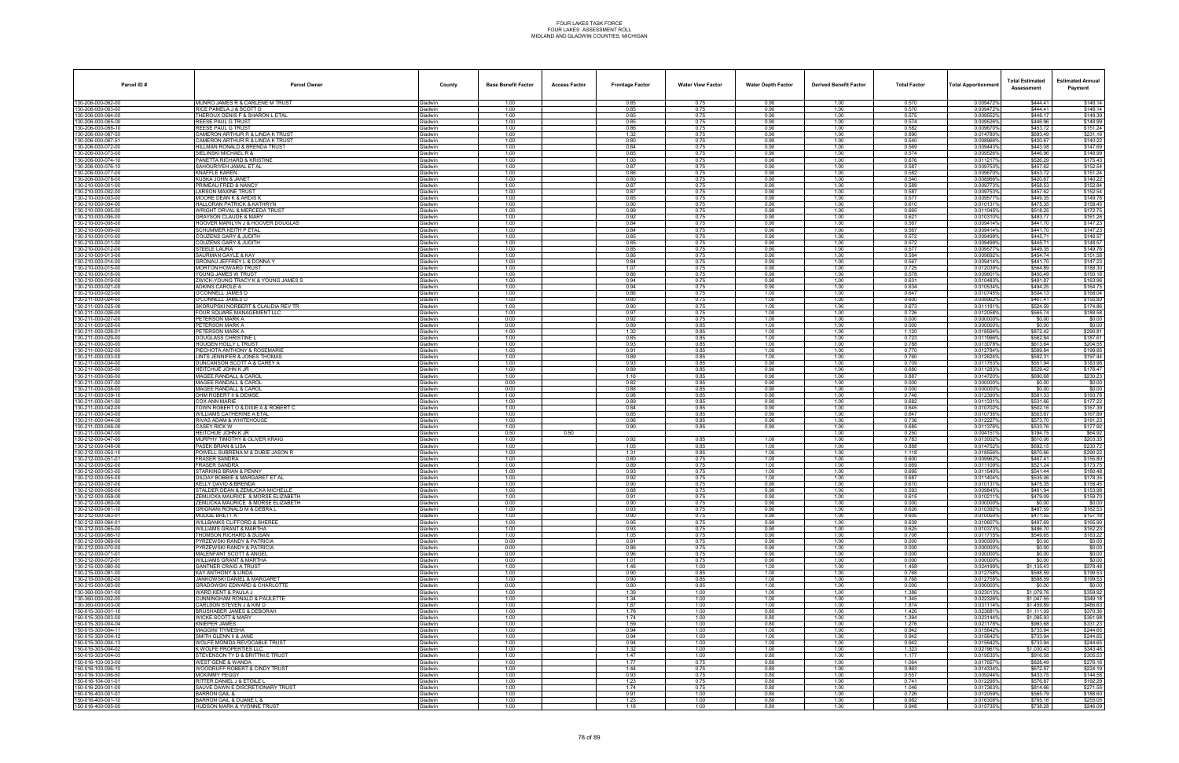# FOUR LAKES TASK FORCE
# FOUR LAKES ASSESSMENT ROLL
# MIDLAND AND GLADWIN COUNTIES, MICHIGAN

| Parcel ID # | Parcel Owner | County | Base Benefit Factor | Access Factor | Frontage Factor | Water View Factor | Water Depth Factor | Derived Benefit Factor | Total Factor | Total Apportionment | Total Estimated Assessment | Estimated Annual Payment |
|---|---|---|---|---|---|---|---|---|---|---|---|---|
| 130-206-000-062-00 | MUNRO JAMES R & CARLENE M TRUST | Gladwin | 1.00 | | 0.85 | 0.75 | 0.90 | 1.00 | 0.570 | 0.009472% | $444.41 | $148.14 |
| 130-206-000-063-00 | RICE PAMELA J & SCOTT D | Gladwin | 1.00 | | 0.85 | 0.75 | 0.90 | 1.00 | 0.570 | 0.009472% | $444.41 | $148.14 |
| 130-206-000-064-00 | THEROUX DENIS F & SHARON L ETAL | Gladwin | 1.00 | | 0.85 | 0.75 | 0.90 | 1.00 | 0.575 | 0.009552% | $448.17 | $149.39 |
| 130-206-000-065-00 | REESE PAUL G TRUST | Gladwin | 1.00 | | 0.85 | 0.75 | 0.90 | 1.00 | 0.574 | 0.009526% | $446.96 | $148.99 |
| 130-206-000-066-10 | REESE PAUL G TRUST | Gladwin | 1.00 | | 0.86 | 0.75 | 0.90 | 1.00 | 0.582 | 0.009670% | $453.72 | $151.24 |
| 130-206-000-067-50 | CAMERON ARTHUR R & LINDA K TRUST | Gladwin | 1.00 | | 1.32 | 0.75 | 0.90 | 1.00 | 0.890 | 0.014780% | $693.49 | $231.16 |
| 130-206-000-067-51 | CAMERON ARTHUR R & LINDA K TRUST | Gladwin | 1.00 | | 0.80 | 0.75 | 0.90 | 1.00 | 0.540 | 0.008966% | $420.67 | $140.22 |
| 130-206-000-072-00 | HILLMAN RONALD & BRENDA TRUST | Gladwin | 1.00 | | 0.84 | 0.75 | 0.90 | 1.00 | 0.569 | 0.009443% | $443.08 | $147.69 |
| 130-206-000-073-00 | SIELINSKI MICHAEL R & | Gladwin | 1.00 | | 0.85 | 0.75 | 0.90 | 1.00 | 0.574 | 0.009526% | $446.96 | $148.99 |
| 130-206-000-074-10 | PANETTA RICHARD & KRISTINE | Gladwin | 1.00 | | 1.00 | 0.75 | 0.90 | 1.00 | 0.676 | 0.011217% | $526.29 | $175.43 |
| 130-206-000-076-10 | SAHOURIYEH JAMAL ET AL | Gladwin | 1.00 | | 0.87 | 0.75 | 0.90 | 1.00 | 0.587 | 0.009753% | $457.62 | $152.54 |
| 130-206-000-077-00 | KNAFFLE KAREN | Gladwin | 1.00 | | 0.86 | 0.75 | 0.90 | 1.00 | 0.582 | 0.009670% | $453.72 | $151.24 |
| 130-206-000-078-00 | KUSKA JOHN & JANET | Gladwin | 1.00 | | 0.80 | 0.75 | 0.90 | 1.00 | 0.540 | 0.008966% | $420.67 | $140.22 |
| 130-210-000-001-00 | PRIMEAU FRED & NANCY | Gladwin | 1.00 | | 0.87 | 0.75 | 0.90 | 1.00 | 0.589 | 0.009773% | $458.53 | $152.84 |
| 130-210-000-002-00 | LARSON MAXINE TRUST | Gladwin | 1.00 | | 0.87 | 0.75 | 0.90 | 1.00 | 0.587 | 0.009753% | $457.62 | $152.54 |
| 130-210-000-003-00 | MOORE DEAN K & ARDIS K | Gladwin | 1.00 | | 0.85 | 0.75 | 0.90 | 1.00 | 0.577 | 0.009577% | $449.35 | $149.78 |
| 130-210-000-004-00 | HALLORAN PATRICK & KATHRYN | Gladwin | 1.00 | | 0.90 | 0.75 | 0.90 | 1.00 | 0.610 | 0.010131% | $475.35 | $158.45 |
| 130-210-000-005-00 | WRIGHT ORVAL & MERCEDA TRUST | Gladwin | 1.00 | | 0.99 | 0.75 | 0.90 | 1.00 | 0.665 | 0.011045% | $518.25 | $172.75 |
| 130-210-000-006-00 | GRAYSON CLAUDE & MARY | Gladwin | 1.00 | | 0.92 | 0.75 | 0.90 | 1.00 | 0.621 | 0.010310% | $483.77 | $161.26 |
| 130-210-000-008-00 | HOOVER MARILYN J & HOOVER DOUGLAS | Gladwin | 1.00 | | 0.84 | 0.75 | 0.90 | 1.00 | 0.567 | 0.009414% | $441.70 | $147.23 |
| 130-210-000-009-00 | SCHUMMER KEITH P ETAL | Gladwin | 1.00 | | 0.84 | 0.75 | 0.90 | 1.00 | 0.567 | 0.009414% | $441.70 | $147.23 |
| 130-210-000-010-00 | COUZENS GARY & JUDITH | Gladwin | 1.00 | | 0.85 | 0.75 | 0.90 | 1.00 | 0.572 | 0.009499% | $445.71 | $148.57 |
| 130-210-000-011-00 | COUZENS GARY & JUDITH | Gladwin | 1.00 | | 0.85 | 0.75 | 0.90 | 1.00 | 0.572 | 0.009499% | $445.71 | $148.57 |
| 130-210-000-012-00 | STEELE LAURA | Gladwin | 1.00 | | 0.85 | 0.75 | 0.90 | 1.00 | 0.577 | 0.009577% | $449.35 | $149.78 |
| 130-210-000-013-00 | SAURMAN GAYLE & KAY | Gladwin | 1.00 | | 0.86 | 0.75 | 0.90 | 1.00 | 0.584 | 0.009692% | $454.74 | $151.58 |
| 130-210-000-014-00 | GRONAU JEFFREY L & DONNA Y | Gladwin | 1.00 | | 0.84 | 0.75 | 0.90 | 1.00 | 0.567 | 0.009414% | $441.70 | $147.23 |
| 130-210-000-015-00 | MORTON HOWARD TRUST | Gladwin | 1.00 | | 1.07 | 0.75 | 0.90 | 1.00 | 0.725 | 0.012039% | $564.89 | $188.30 |
| 130-210-000-018-00 | YOUNG JAMES W TRUST | Gladwin | 1.00 | | 0.86 | 0.75 | 0.90 | 1.00 | 0.578 | 0.009601% | $450.49 | $150.16 |
| 130-210-000-019-00 | ZWICK-YOUNG TRACY K & YOUNG JAMES S | Gladwin | 1.00 | | 0.94 | 0.75 | 0.90 | 1.00 | 0.631 | 0.010483% | $491.87 | $163.96 |
| 130-210-000-021-00 | ADKINS CAROLE A | Gladwin | 1.00 | | 0.94 | 0.75 | 0.90 | 1.00 | 0.634 | 0.010534% | $494.25 | $164.75 |
| 130-210-000-023-00 | O'CONNELL JAMES D | Gladwin | 1.00 | | 0.86 | 0.75 | 1.00 | 1.00 | 0.647 | 0.010745% | $504.13 | $168.04 |
| 130-211-000-024-00 | O'CONNELL JAMES D | Gladwin | 1.00 | | 0.80 | 0.75 | 1.00 | 1.00 | 0.600 | 0.009962% | $467.41 | $155.80 |
| 130-211-000-025-00 | SKORUPSKI NORBERT & CLAUDIA REV TR | Gladwin | 1.00 | | 0.90 | 0.75 | 1.00 | 1.00 | 0.673 | 0.011181% | $524.59 | $174.86 |
| 130-211-000-026-00 | FOUR SQUARE MANAGEMENT LLC | Gladwin | 1.00 | | 0.97 | 0.75 | 1.00 | 1.00 | 0.726 | 0.012058% | $565.74 | $188.58 |
| 130-211-000-027-00 | PETERSON MARK A | Gladwin | 0.00 | | 0.92 | 0.75 | 1.00 | 1.00 | 0.000 | 0.000000% | $0.00 | $0.00 |
| 130-211-000-028-00 | PETERSON MARK A | Gladwin | 0.00 | | 0.89 | 0.85 | 1.00 | 1.00 | 0.000 | 0.000000% | $0.00 | $0.00 |
| 130-211-000-028-01 | PETERSON MARK A | Gladwin | 1.00 | | 1.32 | 0.85 | 1.00 | 1.00 | 1.120 | 0.018594% | $872.42 | $290.81 |
| 130-211-000-029-00 | DOUGLASS CHRISTINE L | Gladwin | 1.00 | | 0.85 | 0.85 | 1.00 | 1.00 | 0.723 | 0.011996% | $562.84 | $187.61 |
| 130-211-000-030-00 | HOUGEN HOLLY L TRUST | Gladwin | 1.00 | | 0.93 | 0.85 | 1.00 | 1.00 | 0.788 | 0.013078% | $613.64 | $204.55 |
| 130-211-000-032-00 | PIECHOTA ANTHONY & ROSEMARIE | Gladwin | 1.00 | | 0.91 | 0.85 | 1.00 | 1.00 | 0.770 | 0.012784% | $599.84 | $199.95 |
| 130-211-000-033-00 | LINTS JENNIFER & JONES THOMAS | Gladwin | 1.00 | | 0.89 | 0.85 | 1.00 | 1.00 | 0.760 | 0.012624% | $592.31 | $197.44 |
| 130-211-000-034-00 | DUNCANSON SCOTT A & CAREY A | Gladwin | 1.00 | | 0.93 | 0.85 | 0.90 | 1.00 | 0.709 | 0.011763% | $551.94 | $183.98 |
| 130-211-000-035-00 | HEITCHUE JOHN K JR | Gladwin | 1.00 | | 0.89 | 0.85 | 0.90 | 1.00 | 0.680 | 0.011283% | $529.42 | $176.47 |
| 130-211-000-036-00 | MAGEE RANDALL & CAROL | Gladwin | 1.00 | | 1.16 | 0.85 | 0.90 | 1.00 | 0.887 | 0.014720% | $690.68 | $230.23 |
| 130-211-000-037-00 | MAGEE RANDALL & CAROL | Gladwin | 0.00 | | 0.82 | 0.85 | 0.90 | 1.00 | 0.000 | 0.000000% | $0.00 | $0.00 |
| 130-211-000-038-00 | MAGEE RANDALL & CAROL | Gladwin | 0.00 | | 0.88 | 0.85 | 0.90 | 1.00 | 0.000 | 0.000000% | $0.00 | $0.00 |
| 130-211-000-039-10 | OHM ROBERT II & DENISE | Gladwin | 1.00 | | 0.98 | 0.85 | 0.90 | 1.00 | 0.746 | 0.012390% | $581.33 | $193.78 |
| 130-211-000-041-00 | COX ANN MARIE | Gladwin | 1.00 | | 0.89 | 0.85 | 0.90 | 1.00 | 0.682 | 0.011331% | $531.66 | $177.22 |
| 130-211-000-042-00 | TOWN ROBERT O & DIXIE A & ROBERT C | Gladwin | 1.00 | | 0.84 | 0.85 | 0.90 | 1.00 | 0.645 | 0.010702% | $502.16 | $167.39 |
| 130-211-000-043-00 | WILLIAMS CATHERINE A ETAL | Gladwin | 1.00 | | 0.85 | 0.85 | 0.90 | 1.00 | 0.647 | 0.010735% | $503.67 | $167.89 |
| 130-211-000-044-00 | RIVAS ADAM & WHITEHOUSE | Gladwin | 1.00 | | 0.96 | 0.85 | 0.90 | 1.00 | 0.736 | 0.012227% | $573.70 | $191.23 |
| 130-211-000-046-00 | CASEY RICK W | Gladwin | 1.00 | | 0.90 | 0.85 | 0.90 | 1.00 | 0.685 | 0.011376% | $533.76 | $177.92 |
| 130-211-000-047-00 | HEITCHUE JOHN K JR | Gladwin | 0.50 | 0.50 | | | | 1.00 | 0.250 | 0.004151% | $194.75 | $64.92 |
| 130-212-000-047-00 | MURPHY TIMOTHY & OLIVER KRAIG | Gladwin | 1.00 | | 0.92 | 0.85 | 1.00 | 1.00 | 0.783 | 0.013002% | $610.06 | $203.35 |
| 130-212-000-048-00 | PASEK BRIAN & LISA | Gladwin | 1.00 | | 1.05 | 0.85 | 1.00 | 1.00 | 0.888 | 0.014752% | $692.15 | $230.72 |
| 130-212-000-050-10 | POWELL SUBRENA M & DUBIE JASON R | Gladwin | 1.00 | | 1.31 | 0.85 | 1.00 | 1.00 | 1.118 | 0.018556% | $870.66 | $290.22 |
| 130-212-000-051-01 | FRASER SANDRA | Gladwin | 1.00 | | 0.80 | 0.75 | 1.00 | 1.00 | 0.600 | 0.009962% | $467.41 | $155.80 |
| 130-212-000-052-00 | FRASER SANDRA | Gladwin | 1.00 | | 0.89 | 0.75 | 1.00 | 1.00 | 0.669 | 0.011109% | $521.24 | $173.75 |
| 130-212-000-053-00 | STARKING BRIAN & PENNY | Gladwin | 1.00 | | 0.93 | 0.75 | 1.00 | 1.00 | 0.695 | 0.011540% | $541.44 | $180.48 |
| 130-212-000-055-00 | DILDAY BOBBIE & MARGARET ET AL | Gladwin | 1.00 | | 0.92 | 0.75 | 1.00 | 1.00 | 0.687 | 0.011404% | $535.06 | $178.35 |
| 130-212-000-057-00 | KELLY DAVID & BRENDA | Gladwin | 1.00 | | 0.90 | 0.75 | 0.90 | 1.00 | 0.610 | 0.010131% | $475.35 | $158.45 |
| 130-212-000-058-00 | STALDER DEAN & ZEMLICKA MICHELLE | Gladwin | 1.00 | | 0.88 | 0.75 | 0.90 | 1.00 | 0.593 | 0.009845% | $461.94 | $153.98 |
| 130-212-000-059-00 | ZEMLICKA MAURICE & MORSE ELIZABETH | Gladwin | 1.00 | | 0.91 | 0.75 | 0.90 | 1.00 | 0.615 | 0.010211% | $479.09 | $159.70 |
| 130-212-000-060-00 | ZEMLICKA MAURICE & MORSE ELIZABETH | Gladwin | 0.00 | | 0.90 | 0.75 | 0.90 | 1.00 | 0.000 | 0.000000% | $0.00 | $0.00 |
| 130-212-000-061-10 | GRIGNANI RONALD M & DEBRA L | Gladwin | 1.00 | | 0.93 | 0.75 | 0.90 | 1.00 | 0.626 | 0.010392% | $487.59 | $162.53 |
| 130-212-000-063-01 | MUDGE BRETT A | Gladwin | 1.00 | | 0.90 | 0.75 | 0.90 | 1.00 | 0.605 | 0.010050% | $471.55 | $157.18 |
| 130-212-000-064-01 | WILLBANKS CLIFFORD & SHEREE | Gladwin | 1.00 | | 0.95 | 0.75 | 0.90 | 1.00 | 0.639 | 0.010607% | $497.69 | $165.90 |
| 130-212-000-065-00 | WILLIAMS GRANT & MARTHA | Gladwin | 1.00 | | 0.93 | 0.75 | 0.90 | 1.00 | 0.625 | 0.010373% | $486.70 | $162.23 |
| 130-212-000-066-10 | THOMSON RICHARD & SUSAN | Gladwin | 1.00 | | 1.05 | 0.75 | 0.90 | 1.00 | 0.706 | 0.011715% | $549.65 | $183.22 |
| 130-212-000-069-00 | PYRZEWSKI RANDY & PATRICIA | Gladwin | 0.00 | | 0.91 | 0.75 | 0.90 | 1.00 | 0.000 | 0.000000% | $0.00 | $0.00 |
| 130-212-000-070-00 | PYRZEWSKI RANDY & PATRICIA | Gladwin | 0.00 | | 0.86 | 0.75 | 0.90 | 1.00 | 0.000 | 0.000000% | $0.00 | $0.00 |
| 130-212-000-071-01 | MALENFANT SCOTT & ANGEL | Gladwin | 0.00 | | 0.96 | 0.75 | 0.90 | 1.00 | 0.000 | 0.000000% | $0.00 | $0.00 |
| 130-212-000-072-01 | WILLIAMS GRANT & MARTHA | Gladwin | 0.00 | | 1.01 | 0.75 | 0.90 | 1.00 | 0.000 | 0.000000% | $0.00 | $0.00 |
| 130-215-000-080-00 | GANTNER CRAIG A TRUST | Gladwin | 1.00 | | 1.46 | 1.00 | 1.00 | 1.00 | 1.458 | 0.024199% | $1,135.43 | $378.48 |
| 130-215-000-081-00 | KAY ANTHONY & LINDA | Gladwin | 1.00 | | 0.90 | 0.85 | 1.00 | 1.00 | 0.768 | 0.012758% | $598.59 | $199.53 |
| 130-215-000-082-00 | JANKOWSKI DANIEL & MARGARET | Gladwin | 1.00 | | 0.90 | 0.85 | 1.00 | 1.00 | 0.768 | 0.012758% | $598.59 | $199.53 |
| 130-215-000-083-00 | GRADOWSKI EDWARD & CHARLOTTE | Gladwin | 0.00 | | 0.80 | 0.85 | 1.00 | 1.00 | 0.000 | 0.000000% | $0.00 | $0.00 |
| 130-360-000-001-00 | WARD KENT & PAULA J | Gladwin | 1.00 | | 1.39 | 1.00 | 1.00 | 1.00 | 1.386 | 0.023013% | $1,079.76 | $359.92 |
| 130-360-000-002-00 | CUNNINGHAM RONALD & PAULETTE | Gladwin | 1.00 | | 1.34 | 1.00 | 1.00 | 1.00 | 1.345 | 0.022326% | $1,047.55 | $349.18 |
| 130-360-000-003-00 | CARLSON STEVEN J & KIM D | Gladwin | 1.00 | | 1.87 | 1.00 | 1.00 | 1.00 | 1.874 | 0.031114% | $1,459.89 | $486.63 |
| 150-015-300-001-10 | BRUSHABER JAMES & DEBORAH | Gladwin | 1.00 | | 1.78 | 1.00 | 0.80 | 1.00 | 1.426 | 0.023681% | $1,111.09 | $370.36 |
| 150-015-300-003-00 | WICKE SCOTT & MARY | Gladwin | 1.00 | | 1.74 | 1.00 | 0.80 | 1.00 | 1.394 | 0.023144% | $1,085.93 | $361.98 |
| 150-015-300-004-04 | KNIEPER JAMES | Gladwin | 1.00 | | 1.59 | 1.00 | 0.80 | 1.00 | 1.276 | 0.021178% | $993.68 | $331.23 |
| 150-015-300-004-11 | MAGGINI TRYMESHA | Gladwin | 1.00 | | 0.94 | 1.00 | 1.00 | 1.00 | 0.942 | 0.015642% | $733.94 | $244.65 |
| 150-015-300-004-12 | SMITH GLENN II & JANE | Gladwin | 1.00 | | 0.94 | 1.00 | 1.00 | 1.00 | 0.942 | 0.015642% | $733.94 | $244.65 |
| 150-015-300-004-13 | WOLFE MONIDA REVOCABLE TRUST | Gladwin | 1.00 | | 0.94 | 1.00 | 1.00 | 1.00 | 0.942 | 0.015642% | $733.94 | $244.65 |
| 150-015-303-004-02 | K WOLFE PROPERTIES LLC | Gladwin | 1.00 | | 1.32 | 1.00 | 1.00 | 1.00 | 1.323 | 0.021961% | $1,030.43 | $343.48 |
| 150-015-303-004-03 | STEVENSON TY D & BRITTNI E TRUST | Gladwin | 1.00 | | 1.47 | 1.00 | 0.80 | 1.00 | 1.177 | 0.019535% | $916.58 | $305.53 |
| 150-016-100-003-00 | WEST GENE & WANDA | Gladwin | 1.00 | | 1.77 | 0.75 | 0.80 | 1.00 | 1.064 | 0.017657% | $828.49 | $276.16 |
| 150-016-100-006-10 | WOODRUFF ROBERT & CINDY TRUST | Gladwin | 1.00 | | 1.44 | 0.75 | 0.80 | 1.00 | 0.863 | 0.014334% | $672.57 | $224.19 |
| 150-016-100-008-50 | MCKIMMY PEGGY | Gladwin | 1.00 | | 0.93 | 0.75 | 0.80 | 1.00 | 0.557 | 0.009244% | $433.75 | $144.58 |
| 150-016-104-001-01 | RITTER DANIEL J & ETOILE L | Gladwin | 1.00 | | 1.23 | 0.75 | 0.80 | 1.00 | 0.741 | 0.012295% | $576.87 | $192.29 |
| 150-016-200-001-00 | SAUVE DAWN E DISCRETIONARY TRUST | Gladwin | 1.00 | | 1.74 | 0.75 | 0.80 | 1.00 | 1.046 | 0.017363% | $814.66 | $271.55 |
| 150-016-400-001-01 | BARRON GAIL & | Gladwin | 1.00 | | 0.91 | 1.00 | 0.80 | 1.00 | 0.726 | 0.012059% | $565.79 | $188.60 |
| 150-016-400-001-10 | BARRON GAIL & DUANE L & | Gladwin | 1.00 | | 1.23 | 1.00 | 0.80 | 1.00 | 0.982 | 0.016308% | $765.16 | $255.05 |
| 150-016-400-005-00 | HUDSON MARK & YVONNE TRUST | Gladwin | 1.00 | | 1.18 | 1.00 | 0.80 | 1.00 | 0.948 | 0.015735% | $738.28 | $246.09 |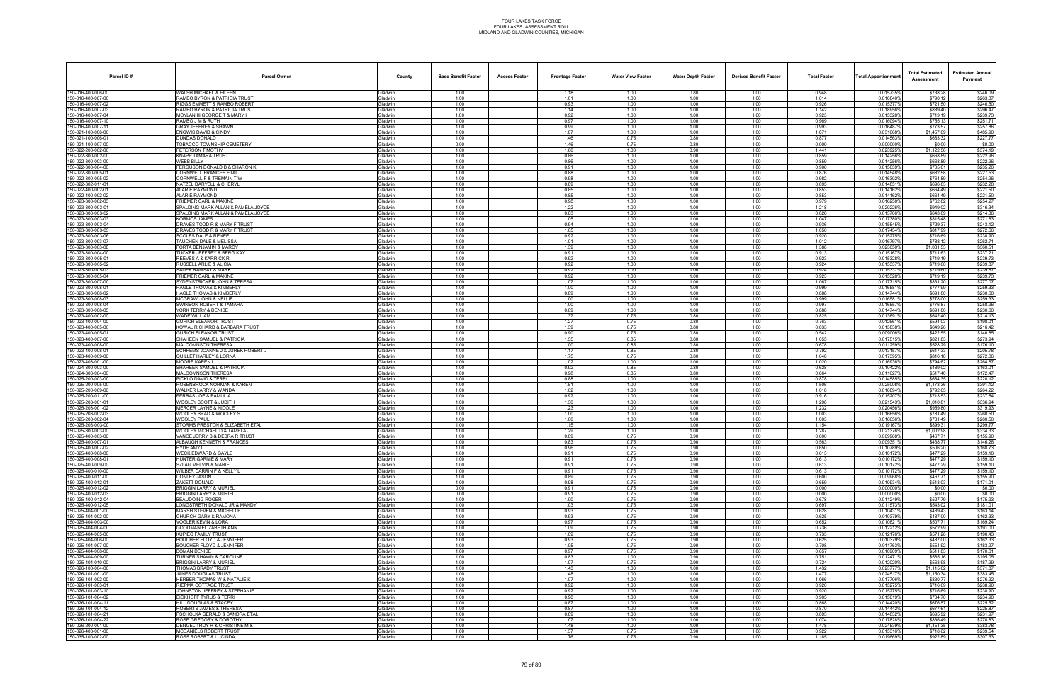# FOUR LAKES TASK FORCE
# FOUR LAKES ASSESSMENT ROLL
# MIDLAND AND GLADWIN COUNTIES, MICHIGAN

| Parcel ID # | Parcel Owner | County | Base Benefit Factor | Access Factor | Frontage Factor | Water View Factor | Water Depth Factor | Derived Benefit Factor | Total Factor | Total Apportionment | Total Estimated Assessment | Estimated Annual Payment |
|---|---|---|---|---|---|---|---|---|---|---|---|---|
| 150-016-400-006-00 | WALSH MICHAEL & EILEEN | Gladwin | 1.00 | | 1.18 | 1.00 | 0.80 | 1.00 | 0.948 | 0.015735% | $738.28 | $246.09 |
| 150-016-400-007-00 | RAMBO BYRON & PATRICIA TRUST | Gladwin | 1.00 | | 1.01 | 1.00 | 1.00 | 1.00 | 1.014 | 0.016840% | $790.12 | $263.37 |
| 150-016-400-007-02 | RIGGS EMMETT & RAMBO ROBERT | Gladwin | 1.00 | | 0.93 | 1.00 | 1.00 | 1.00 | 0.926 | 0.015377% | $721.50 | $240.50 |
| 150-016-400-007-03 | RAMBO BYRON & PATRICIA TRUST | Gladwin | 1.00 | | 1.14 | 1.00 | 1.00 | 1.00 | 1.142 | 0.018966% | $889.40 | $296.47 |
| 150-016-400-007-04 | MOYLAN III GEORGE T & MARY I | Gladwin | 1.00 | | 0.92 | 1.00 | 1.00 | 1.00 | 0.923 | 0.015328% | $719.19 | $239.73 |
| 150-016-400-007-10 | RAMBO J M & RUTH | Gladwin | 1.00 | | 0.97 | 1.00 | 1.00 | 1.00 | 0.969 | 0.016094% | $755.13 | $251.71 |
| 150-016-400-007-11 | GRAY JEFFREY & SHAWN | Gladwin | 1.00 | | 0.99 | 1.00 | 1.00 | 1.00 | 0.993 | 0.016487% | $773.57 | $257.86 |
| 150-021-100-005-00 | ENGWIS DAVID & CINDY | Gladwin | 1.00 | | 1.87 | 1.00 | 1.00 | 1.00 | 1.871 | 0.031068% | $1,457.69 | $485.90 |
| 150-021-100-006-01 | DUNDAS DONALD | Gladwin | 1.00 | | 1.46 | 0.75 | 0.80 | 1.00 | 0.877 | 0.014563% | $683.32 | $227.77 |
| 150-021-100-007-00 | TOBACCO TOWNSHIP CEMETERY | Gladwin | 0.00 | | 1.46 | 0.75 | 0.80 | 1.00 | 0.000 | 0.000000% | $0.00 | $0.00 |
| 150-022-200-002-00 | PETERSON TIMOTHY | Gladwin | 1.00 | | 1.60 | 1.00 | 0.90 | 1.00 | 1.441 | 0.023925% | $1,122.56 | $374.19 |
| 150-022-300-002-00 | KNAPP TAMARA TRUST | Gladwin | 1.00 | | 0.86 | 1.00 | 1.00 | 1.00 | 0.859 | 0.014256% | $668.89 | $222.96 |
| 150-022-300-003-00 | WEBB BILLY | Gladwin | 1.00 | | 0.86 | 1.00 | 1.00 | 1.00 | 0.859 | 0.014256% | $668.89 | $222.96 |
| 150-022-300-004-00 | FERGUSON DONALD B & SHARON K | Gladwin | 1.00 | | 0.91 | 1.00 | 1.00 | 1.00 | 0.906 | 0.015039% | $705.61 | $235.20 |
| 150-022-300-005-01 | CORNWELL FRANCES ETAL | Gladwin | 1.00 | | 0.88 | 1.00 | 1.00 | 1.00 | 0.876 | 0.014548% | $682.58 | $227.53 |
| 150-022-300-005-02 | CORNWELL F & TREMAIN T W | Gladwin | 1.00 | | 0.98 | 1.00 | 1.00 | 1.00 | 0.982 | 0.016302% | $764.89 | $254.96 |
| 150-022-302-011-01 | NATZEL DARYELL & CHERYL | Gladwin | 1.00 | | 0.89 | 1.00 | 1.00 | 1.00 | 0.895 | 0.014851% | $696.83 | $232.28 |
| 150-022-400-002-01 | ALARIE RAYMOND | Gladwin | 1.00 | | 0.85 | 1.00 | 1.00 | 1.00 | 0.853 | 0.014162% | $664.49 | $221.50 |
| 150-022-400-002-02 | ALARIE RAYMOND | Gladwin | 1.00 | | 0.85 | 1.00 | 1.00 | 1.00 | 0.853 | 0.014162% | $664.49 | $221.50 |
| 150-023-300-002-03 | PRIEMER CARL & MAXINE | Gladwin | 1.00 | | 0.98 | 1.00 | 1.00 | 1.00 | 0.979 | 0.016258% | $762.82 | $254.27 |
| 150-023-300-003-01 | SPALDING MARK ALLAN & PAMELA JOYCE | Gladwin | 1.00 | | 1.22 | 1.00 | 1.00 | 1.00 | 1.218 | 0.020226% | $949.02 | $316.34 |
| 150-023-300-003-02 | SPALDING MARK ALLAN & PAMELA JOYCE | Gladwin | 1.00 | | 0.83 | 1.00 | 1.00 | 1.00 | 0.826 | 0.013706% | $643.09 | $214.36 |
| 150-023-300-003-03 | KORMOS JAMES | Gladwin | 1.00 | | 1.05 | 1.00 | 1.00 | 1.00 | 1.047 | 0.017380% | $815.48 | $271.83 |
| 150-023-300-003-04 | DRAVES TODD R & MARY F TRUST | Gladwin | 1.00 | | 0.94 | 1.00 | 1.00 | 1.00 | 0.936 | 0.015545% | $729.37 | $243.12 |
| 150-023-300-003-05 | DRAVES TODD R & MARY F TRUST | Gladwin | 1.00 | | 1.05 | 1.00 | 1.00 | 1.00 | 1.050 | 0.017434% | $817.99 | $272.66 |
| 150-023-300-003-06 | SCOLES DALE & RENEE | Gladwin | 1.00 | | 0.92 | 1.00 | 1.00 | 1.00 | 0.920 | 0.015275% | $716.69 | $238.90 |
| 150-023-300-003-07 | TAUCHEN DALE & MELISSA | Gladwin | 1.00 | | 1.01 | 1.00 | 1.00 | 1.00 | 1.012 | 0.016797% | $788.12 | $262.71 |
| 150-023-300-003-08 | FORTA BENJAMIN & MARCY | Gladwin | 1.00 | | 1.39 | 1.00 | 1.00 | 1.00 | 1.388 | 0.023050% | $1,081.53 | $360.51 |
| 150-023-300-004-00 | TUCKER JEFFREY & BERG KAY | Gladwin | 1.00 | | 0.91 | 1.00 | 1.00 | 1.00 | 0.913 | 0.015167% | $711.63 | $237.21 |
| 150-023-300-005-01 | REEVES A & KARRICK R | Gladwin | 1.00 | | 0.92 | 1.00 | 1.00 | 1.00 | 0.923 | 0.015328% | $719.19 | $239.73 |
| 150-023-300-005-02 | RUSSELL ARLIE & ALICIA | Gladwin | 1.00 | | 0.92 | 1.00 | 1.00 | 1.00 | 0.924 | 0.015337% | $719.60 | $239.87 |
| 150-023-300-005-03 | SADEK RAMSAY & MARK | Gladwin | 1.00 | | 0.92 | 1.00 | 1.00 | 1.00 | 0.924 | 0.015337% | $719.60 | $239.87 |
| 150-023-300-005-04 | PRIEMER CARL & MAXINE | Gladwin | 1.00 | | 0.92 | 1.00 | 1.00 | 1.00 | 0.923 | 0.015328% | $719.19 | $239.73 |
| 150-023-300-007-00 | SYDENSTRICKER JOHN & TERESA | Gladwin | 1.00 | | 1.07 | 1.00 | 1.00 | 1.00 | 1.067 | 0.017715% | $831.20 | $277.07 |
| 150-023-300-008-01 | HAGLE THOMAS & KIMBERLY | Gladwin | 1.00 | | 1.00 | 1.00 | 1.00 | 1.00 | 0.999 | 0.016581% | $777.99 | $259.33 |
| 150-023-300-008-02 | HAGLE THOMAS & KIMBERLY | Gladwin | 1.00 | | 0.89 | 1.00 | 1.00 | 1.00 | 0.888 | 0.014744% | $691.80 | $230.60 |
| 150-023-300-008-03 | MCGRAW JOHN & NELLIE | Gladwin | 1.00 | | 1.00 | 1.00 | 1.00 | 1.00 | 0.999 | 0.016581% | $778.00 | $259.33 |
| 150-023-300-008-04 | SWINSON ROBERT & TAMARA | Gladwin | 1.00 | | 1.00 | 1.00 | 1.00 | 1.00 | 0.997 | 0.016557% | $776.87 | $258.96 |
| 150-023-300-008-05 | YORK TERRY & DENISE | Gladwin | 1.00 | | 0.89 | 1.00 | 1.00 | 1.00 | 0.888 | 0.014744% | $691.80 | $230.60 |
| 150-023-400-002-00 | WADE WILLIAM | Gladwin | 1.00 | | 1.37 | 0.75 | 0.80 | 1.00 | 0.825 | 0.013691% | $642.40 | $214.13 |
| 150-023-400-004-00 | GURICH ELEANOR TRUST | Gladwin | 1.00 | | 1.27 | 0.75 | 0.80 | 1.00 | 0.763 | 0.012661% | $594.03 | $198.01 |
| 150-023-400-005-00 | KOWAL RICHARD & BARBARA TRUST | Gladwin | 1.00 | | 1.39 | 0.75 | 0.80 | 1.00 | 0.833 | 0.013838% | $649.26 | $216.42 |
| 150-023-400-005-01 | GURICH ELEANOR TRUST | Gladwin | 1.00 | | 0.90 | 0.75 | 0.80 | 1.00 | 0.542 | 0.009006% | $422.55 | $140.85 |
| 150-023-400-007-00 | SHAHEEN SAMUEL & PATRICIA | Gladwin | 1.00 | | 1.55 | 0.85 | 0.80 | 1.00 | 1.055 | 0.017515% | $821.83 | $273.94 |
| 150-023-400-008-00 | MALCOMNSON THERESA | Gladwin | 1.00 | | 1.00 | 0.85 | 0.80 | 1.00 | 0.678 | 0.011259% | $528.29 | $176.10 |
| 150-023-400-008-01 | SCHREMS JOANNE J & JUREK ROBERT J | Gladwin | 1.00 | | 1.17 | 0.85 | 0.80 | 1.00 | 0.792 | 0.013157% | $617.33 | $205.78 |
| 150-023-400-009-00 | QUILLET HARLEY & LORNA | Gladwin | 1.00 | | 1.75 | 0.75 | 0.80 | 1.00 | 1.048 | 0.017395% | $816.18 | $272.06 |
| 150-023-403-001-00 | MOORE KAREN L | Gladwin | 1.00 | | 1.02 | 1.00 | 1.00 | 1.00 | 1.020 | 0.016936% | $794.62 | $264.87 |
| 150-024-300-003-00 | SHAHEEN SAMUEL & PATRICIA | Gladwin | 1.00 | | 0.92 | 0.85 | 0.80 | 1.00 | 0.628 | 0.010422% | $489.02 | $163.01 |
| 150-024-300-004-00 | MALCOMNSON THERESA | Gladwin | 1.00 | | 0.98 | 0.85 | 0.80 | 1.00 | 0.664 | 0.011027% | $517.40 | $172.47 |
| 150-025-200-003-00 | PICKLO DAVID & TERRI | Gladwin | 1.00 | | 0.88 | 1.00 | 1.00 | 1.00 | 0.878 | 0.014585% | $684.35 | $228.12 |
| 150-025-200-005-00 | ROSENBROCK NORMAN & KAREN | Gladwin | 1.00 | | 1.51 | 1.00 | 1.00 | 1.00 | 1.506 | 0.025008% | $1,173.36 | $391.12 |
| 150-025-200-009-00 | WALKER LARRY & WANDA | Gladwin | 1.00 | | 1.02 | 1.00 | 1.00 | 1.00 | 1.018 | 0.016894% | $792.65 | $264.22 |
| 150-025-200-011-00 | PERRAS JOE & PAMULIA | Gladwin | 1.00 | | 0.92 | 1.00 | 1.00 | 1.00 | 0.916 | 0.015207% | $713.53 | $237.84 |
| 150-025-203-001-01 | WOOLEY SCOTT & JUDITH | Gladwin | 1.00 | | 1.30 | 1.00 | 1.00 | 1.00 | 1.298 | 0.021543% | $1,010.81 | $336.94 |
| 150-025-203-001-02 | MERCER LAYNE & NICOLE | Gladwin | 1.00 | | 1.23 | 1.00 | 1.00 | 1.00 | 1.232 | 0.020456% | $959.80 | $319.93 |
| 150-025-203-002-03 | WOOLEY BRAD & WOOLEY S | Gladwin | 1.00 | | 1.00 | 1.00 | 1.00 | 1.00 | 1.003 | 0.016658% | $781.49 | $260.50 |
| 150-025-203-002-04 | WOOLEY PAUL | Gladwin | 1.00 | | 1.00 | 1.00 | 1.00 | 1.00 | 1.003 | 0.016658% | $781.49 | $260.50 |
| 150-025-203-003-00 | STORMS PRESTON & ELIZABETH ETAL | Gladwin | 1.00 | | 1.15 | 1.00 | 1.00 | 1.00 | 1.154 | 0.019167% | $899.31 | $299.77 |
| 150-025-300-003-00 | WOOLEY MICHAEL D & TAMELA J | Gladwin | 1.00 | | 1.29 | 1.00 | 1.00 | 1.00 | 1.287 | 0.021376% | $1,002.98 | $334.33 |
| 150-025-400-003-00 | VANCE JERRY B & DEBRA R TRUST | Gladwin | 1.00 | | 0.89 | 0.75 | 0.90 | 1.00 | 0.600 | 0.009968% | $467.71 | $155.90 |
| 150-025-400-007-01 | ALBAUGH KENNETH & FRANCES | Gladwin | 1.00 | | 0.83 | 0.75 | 0.90 | 1.00 | 0.563 | 0.009351% | $438.77 | $146.26 |
| 150-025-400-007-02 | HYDE AMY L | Gladwin | 1.00 | | 0.96 | 0.75 | 0.90 | 1.00 | 0.650 | 0.010789% | $506.20 | $168.73 |
| 150-025-400-008-00 | WECK EDWARD & GAYLE | Gladwin | 1.00 | | 0.91 | 0.75 | 0.90 | 1.00 | 0.613 | 0.010172% | $477.29 | $159.10 |
| 150-025-400-008-01 | HUNTER GARNIE & MARY | Gladwin | 1.00 | | 0.91 | 0.75 | 0.90 | 1.00 | 0.613 | 0.010172% | $477.29 | $159.10 |
| 150-025-400-009-00 | SZLAG MELVIN & MARIE | Gladwin | 1.00 | | 0.91 | 0.75 | 0.90 | 1.00 | 0.613 | 0.010172% | $477.29 | $159.10 |
| 150-025-400-010-00 | WILBER DARRIN F & KELLY L | Gladwin | 1.00 | | 0.91 | 0.75 | 0.90 | 1.00 | 0.613 | 0.010172% | $477.29 | $159.10 |
| 150-025-400-011-00 | DONLEY JASON | Gladwin | 1.00 | | 0.89 | 0.75 | 0.90 | 1.00 | 0.600 | 0.009968% | $467.71 | $155.90 |
| 150-025-400-012-01 | ZAKETT DONALD | Gladwin | 1.00 | | 0.98 | 0.75 | 0.90 | 1.00 | 0.659 | 0.010934% | $513.03 | $171.01 |
| 150-025-400-012-02 | BRIGGIN LARRY & MURIEL | Gladwin | 0.00 | | 0.91 | 0.75 | 0.90 | 1.00 | 0.000 | 0.000000% | $0.00 | $0.00 |
| 150-025-400-012-03 | BRIGGIN LARRY & MURIEL | Gladwin | 0.00 | | 0.91 | 0.75 | 0.90 | 1.00 | 0.000 | 0.000000% | $0.00 | $0.00 |
| 150-025-400-012-04 | BEAUDOING ROGER | Gladwin | 1.00 | | 1.00 | 0.75 | 0.90 | 1.00 | 0.678 | 0.011249% | $527.79 | $175.93 |
| 150-025-400-012-05 | LONGSTRETH DONALD JR & MANDY | Gladwin | 1.00 | | 1.03 | 0.75 | 0.90 | 1.00 | 0.697 | 0.011573% | $543.02 | $181.01 |
| 150-025-404-001-00 | MARSH STEVEN & MICHELLE | Gladwin | 1.00 | | 0.93 | 0.75 | 0.90 | 1.00 | 0.628 | 0.010431% | $489.43 | $163.14 |
| 150-025-404-002-00 | CHURCH GARY & RAMONA | Gladwin | 1.00 | | 0.93 | 0.75 | 0.90 | 1.00 | 0.625 | 0.010379% | $487.00 | $162.33 |
| 150-025-404-003-00 | VOGLER KEVIN & LORA | Gladwin | 1.00 | | 0.97 | 0.75 | 0.90 | 1.00 | 0.652 | 0.010821% | $507.71 | $169.24 |
| 150-025-404-004-00 | GOODMAN ELIZABETH ANN | Gladwin | 1.00 | | 1.09 | 0.75 | 0.90 | 1.00 | 0.736 | 0.012212% | $572.99 | $191.00 |
| 150-025-404-005-00 | KUPIEC FAMILY TRUST | Gladwin | 1.00 | | 1.09 | 0.75 | 0.90 | 1.00 | 0.733 | 0.012176% | $571.28 | $190.43 |
| 150-025-404-006-00 | BOUCHER FLOYD & JENNIFER | Gladwin | 1.00 | | 0.93 | 0.75 | 0.90 | 1.00 | 0.625 | 0.010379% | $487.00 | $162.33 |
| 150-025-404-007-00 | BOUCHER FLOYD & JENNIFER | Gladwin | 1.00 | | 1.05 | 0.75 | 0.90 | 1.00 | 0.708 | 0.011763% | $551.92 | $183.97 |
| 150-025-404-008-00 | BOMAN DENISE | Gladwin | 1.00 | | 0.97 | 0.75 | 0.90 | 1.00 | 0.657 | 0.010909% | $511.83 | $170.61 |
| 150-025-404-009-00 | TURNER SHAWN & CAROLINE | Gladwin | 1.00 | | 0.83 | 1.00 | 0.90 | 1.00 | 0.751 | 0.012471% | $585.16 | $195.05 |
| 150-025-404-010-00 | BRIGGIN LARRY & MURIEL | Gladwin | 1.00 | | 1.07 | 0.75 | 0.90 | 1.00 | 0.724 | 0.012020% | $563.98 | $187.99 |
| 150-026-100-004-00 | THOMAS BRADY TRUST | Gladwin | 1.00 | | 1.43 | 1.00 | 1.00 | 1.00 | 1.432 | 0.023777% | $1,115.62 | $371.87 |
| 150-026-101-001-00 | JANES DOUGLAS TRUST | Gladwin | 1.00 | | 1.48 | 1.00 | 1.00 | 1.00 | 1.477 | 0.024517% | $1,150.34 | $383.45 |
| 150-026-101-002-00 | HERBER THOMAS W & NATALIE K | Gladwin | 1.00 | | 1.07 | 1.00 | 1.00 | 1.00 | 1.066 | 0.017706% | $830.77 | $276.92 |
| 150-026-101-003-01 | RIEFMA COTTAGE TRUST | Gladwin | 1.00 | | 0.92 | 1.00 | 1.00 | 1.00 | 0.920 | 0.015275% | $716.69 | $238.90 |
| 150-026-101-003-10 | JOHNSTON JEFFREY & STEPHANIE | Gladwin | 1.00 | | 0.92 | 1.00 | 1.00 | 1.00 | 0.920 | 0.015275% | $716.69 | $238.90 |
| 150-026-101-004-02 | EICKHOFF TYRUS & TERRI | Gladwin | 1.00 | | 0.90 | 1.00 | 1.00 | 1.00 | 0.905 | 0.015019% | $704.70 | $234.90 |
| 150-026-101-004-11 | HILL DOUGLAS & STACEY | Gladwin | 1.00 | | 0.87 | 1.00 | 1.00 | 1.00 | 0.868 | 0.014420% | $676.57 | $225.52 |
| 150-026-101-004-12 | ROBERTS JAMES & THERESA | Gladwin | 1.00 | | 0.87 | 1.00 | 1.00 | 1.00 | 0.870 | 0.014442% | $677.61 | $225.87 |
| 150-026-101-004-21 | PSCHOLKA GERALD & SANDRA ETAL | Gladwin | 1.00 | | 0.89 | 1.00 | 1.00 | 1.00 | 0.893 | 0.014832% | $695.92 | $231.97 |
| 150-026-101-004-22 | ROSE GREGORY & DOROTHY | Gladwin | 1.00 | | 1.07 | 1.00 | 1.00 | 1.00 | 1.074 | 0.017828% | $836.49 | $278.83 |
| 150-026-200-001-00 | DENGEL TROY R & CHRISTINE M & | Gladwin | 1.00 | | 1.48 | 1.00 | 1.00 | 1.00 | 1.478 | 0.024539% | $1,151.35 | $383.78 |
| 150-026-403-001-00 | MCDANIELS ROBERT TRUST | Gladwin | 1.00 | | 1.37 | 0.75 | 0.90 | 1.00 | 0.922 | 0.015316% | $718.62 | $239.54 |
| 150-035-100-002-00 | ROSS ROBERT & LUCINDA | Gladwin | 1.00 | | 1.76 | 0.75 | 0.90 | 1.00 | 1.185 | 0.019669% | $922.89 | $307.63 |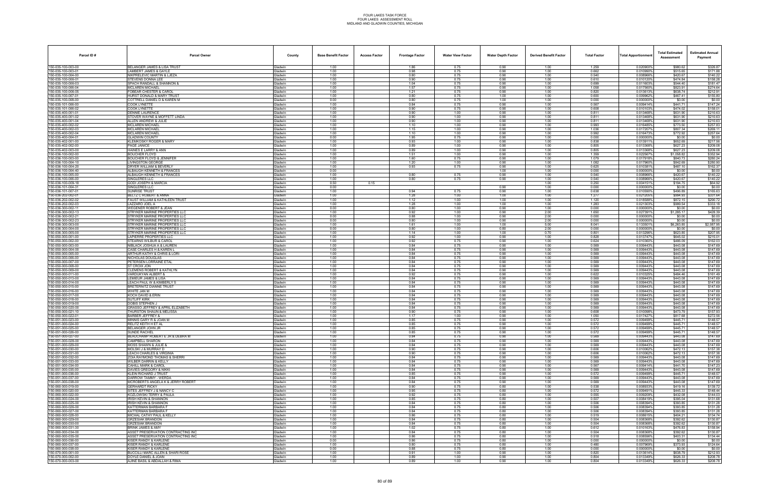# FOUR LAKES TASK FORCE
## FOUR LAKES ASSESSMENT ROLL
## MIDLAND AND GLADWIN COUNTIES, MICHIGAN

| Parcel ID # | Parcel Owner | County | Base Benefit Factor | Access Factor | Frontage Factor | Water View Factor | Water Depth Factor | Derived Benefit Factor | Total Factor | Total Apportionment | Total Estimated Assessment | Estimated Annual Payment |
|---|---|---|---|---|---|---|---|---|---|---|---|---|
| 150-035-100-003-00 | BELANGER JAMES & LISA TRUST | Gladwin | 1.00 | | 1.86 | 0.75 | 0.90 | 1.00 | 1.259 | 0.020900% | $980.62 | $326.87 |
| 150-035-100-003-01 | LAMBERT JAMES & GAYLE | Gladwin | 1.00 | | 0.98 | 0.75 | 0.90 | 1.00 | 0.662 | 0.010990% | $515.65 | $171.88 |
| 150-035-100-004-00 | NIKPRELEVIC MARTIN & LJEZA | Gladwin | 1.00 | | 0.80 | 0.75 | 0.90 | 1.00 | 0.540 | 0.008966% | $420.67 | $140.22 |
| 150-035-100-005-01 | STEVENS DONNA LEE | Gladwin | 1.00 | | 0.90 | 0.75 | 0.90 | 1.00 | 0.610 | 0.010120% | $474.84 | $158.28 |
| 150-035-100-006-03 | SPACH RANDALL & SHANNON & | Gladwin | 1.00 | | 1.04 | 0.75 | 0.90 | 1.00 | 0.699 | 0.011603% | $544.40 | $181.47 |
| 150-035-100-006-04 | MCLAREN MICHAEL | Gladwin | 1.00 | | 1.57 | 0.75 | 0.90 | 1.00 | 1.058 | 0.017560% | $823.91 | $274.64 |
| 150-035-100-006-05 | FOBEAR CHESTER & CAROL | Gladwin | 1.00 | | 1.21 | 0.75 | 0.90 | 1.00 | 0.820 | 0.013613% | $638.74 | $212.91 |
| 150-035-100-007-01 | HURST DONALD & MARY TRUST | Gladwin | 1.00 | | 0.80 | 0.75 | 1.00 | 1.00 | 0.600 | 0.009962% | $467.41 | $155.80 |
| 150-035-100-008-00 | COTTRELL DANIEL D & KAREN M | Gladwin | 0.00 | | 0.80 | 0.75 | 1.00 | 1.00 | 0.000 | 0.000000% | $0.00 | $0.00 |
| 150-035-101-006-00 | COOK LYNETTE | Gladwin | 1.00 | | 0.84 | 0.75 | 0.90 | 1.00 | 0.567 | 0.009414% | $441.71 | $147.24 |
| 150-035-101-006-02 | COOK LYNETTE | Gladwin | 1.00 | | 0.90 | 0.75 | 0.90 | 1.00 | 0.608 | 0.010103% | $474.02 | $158.01 |
| 150-035-400-001-01 | DENNIE LAURENCE | Gladwin | 1.00 | | 0.90 | 1.00 | 0.90 | 1.00 | 0.811 | 0.013468% | $631.90 | $210.63 |
| 150-035-400-001-02 | STOVER WAYNE & MOFFETT LINDA | Gladwin | 1.00 | | 0.90 | 1.00 | 0.90 | 1.00 | 0.811 | 0.013468% | $631.90 | $210.63 |
| 150-035-400-001-04 | ALLEN ANDREW & JULIE | Gladwin | 1.00 | | 0.90 | 1.00 | 0.90 | 1.00 | 0.811 | 0.013468% | $631.90 | $210.63 |
| 150-035-400-002-02 | MCLAREN MICHAEL | Gladwin | 1.00 | | 1.10 | 1.00 | 0.90 | 1.00 | 0.993 | 0.016485% | $773.50 | $257.83 |
| 150-035-400-002-03 | MCLAREN MICHAEL | Gladwin | 1.00 | | 1.15 | 1.00 | 0.90 | 1.00 | 1.036 | 0.017207% | $807.34 | $269.11 |
| 150-035-400-002-04 | MCLAREN MICHAEL | Gladwin | 1.00 | | 1.10 | 1.00 | 0.90 | 1.00 | 0.992 | 0.016473% | $772.92 | $257.64 |
| 150-035-400-004-01 | GLADWIN COUNTY | Gladwin | 0.00 | | 1.95 | 0.75 | 0.90 | 1.00 | 0.000 | 0.000000% | $0.00 | $0.00 |
| 150-035-402-001-00 | KLEMKOSKY ROGER & MARY | Gladwin | 1.00 | | 0.93 | 1.00 | 0.90 | 1.00 | 0.838 | 0.013911% | $652.69 | $217.56 |
| 150-035-402-002-00 | PAGE JANICE | Gladwin | 1.00 | | 0.89 | 1.00 | 0.90 | 1.00 | 0.805 | 0.013368% | $627.23 | $209.08 |
| 150-035-402-003-00 | HAINES E LARRY & ANN | Gladwin | 1.00 | | 0.89 | 1.00 | 0.90 | 1.00 | 0.805 | 0.013368% | $627.23 | $209.08 |
| 150-036-100-002-00 | BOUCHER FLOYD | Gladwin | 1.00 | | 1.51 | 1.00 | 0.90 | 1.00 | 1.359 | 0.022567% | $1,058.82 | $352.94 |
| 150-036-100-003-00 | BOUCHER FLOYD & JENNIFER | Gladwin | 1.00 | | 1.60 | 0.75 | 0.90 | 1.00 | 1.079 | 0.017918% | $840.73 | $280.24 |
| 150-036-100-004-10 | LIVINGSTON GEORGE | Gladwin | 1.00 | | 1.20 | 1.00 | 0.90 | 1.00 | 1.082 | 0.017960% | $842.69 | $280.90 |
| 150-036-100-004-20 | DRYER WILLIAM & BEVERLY | Gladwin | 1.00 | | 0.93 | 0.75 | 0.90 | 1.00 | 0.625 | 0.010381% | $487.10 | $162.37 |
| 150-036-100-004-40 | ALBAUGH KENNETH & FRANCES | Gladwin | 0.00 | | | | 1.00 | 1.00 | 0.000 | 0.000000% | $0.00 | $0.00 |
| 150-036-100-005-00 | ALBAUGH KENNETH & FRANCES | Gladwin | 1.00 | | 0.80 | 0.75 | 0.90 | 1.00 | 0.540 | 0.008966% | $420.67 | $140.22 |
| 150-036-100-006-00 | SINGLERES LLC | Gladwin | 1.00 | | 0.80 | 0.75 | 0.90 | 1.00 | 0.540 | 0.008966% | $420.67 | $140.22 |
| 150-036-100-009-18 | GODI JOSEPH & MARCIA | Gladwin | 0.50 | 0.15 | | | | 1.00 | 0.250 | 0.004151% | $194.75 | $64.92 |
| 150-036-101-004-31 | SINGLERES LLC | Gladwin | 0.00 | | | | 0.90 | 1.00 | 0.000 | 0.000000% | $0.00 | $0.00 |
| 150-036-101-007-01 | SUNRISE TRUST | Gladwin | 1.00 | | 0.94 | 0.75 | 0.90 | 1.00 | 0.638 | 0.010590% | $496.89 | $165.63 |
| 150-036-200-002-01 | BELTZ C ROBERT & ANNA | Gladwin | 1.00 | | 1.28 | 1.00 | 1.00 | 1.00 | 1.277 | 0.021205% | $994.93 | $331.64 |
| 150-036-200-002-02 | FAUST WILLIAM & KATHLEEN TRUST | Gladwin | 1.00 | | 1.12 | 1.00 | 1.00 | 1.00 | 1.120 | 0.018588% | $872.15 | $290.72 |
| 150-036-200-002-03 | LAZZARO JOEL A | Gladwin | 1.00 | | 1.28 | 1.00 | 1.00 | 1.00 | 1.283 | 0.021303% | $999.54 | $333.18 |
| 150-036-300-002-11 | WEGENER ROBERT & JEAN | Gladwin | 0.00 | | 0.80 | 1.00 | 0.90 | 1.00 | 0.000 | 0.000000% | $0.00 | $0.00 |
| 150-036-300-002-13 | STRYKER MARINE PROPERTIES LLC | Gladwin | 1.00 | | 0.92 | 1.00 | 0.90 | 2.00 | 1.650 | 0.027391% | $1,285.17 | $428.39 |
| 150-036-300-002-21 | STRYKER MARINE PROPERTIES LLC | Gladwin | 0.00 | | 0.85 | 1.00 | 0.90 | 2.00 | 0.000 | 0.000000% | $0.00 | $0.00 |
| 150-036-300-002-23 | STRYKER MARINE PROPERTIES LLC | Gladwin | 0.00 | | 0.80 | 1.00 | 0.90 | 2.00 | 0.000 | 0.000000% | $0.00 | $0.00 |
| 150-036-300-003-00 | STRYKER MARINE PROPERTIES LLC | Gladwin | 1.00 | | 1.61 | 1.00 | 1.00 | 5.00 | 8.041 | 0.133501% | $6,263.85 | $2,087.95 |
| 150-036-300-004-00 | STRYKER MARINE PROPERTIES LLC | Gladwin | 0.00 | | 0.80 | 1.00 | 0.80 | 2.00 | 0.000 | 0.000000% | $0.00 | $0.00 |
| 150-036-300-005-00 | STRYKER MARINE PROPERTIES LLC | Gladwin | 1.00 | | 1.14 | 1.00 | 1.00 | 0.70 | 0.801 | 0.013296% | $623.85 | $207.95 |
| 150-050-000-001-00 | LAPIERRE PROPERTIES LLC | Gladwin | 1.00 | | 0.92 | 1.00 | 0.90 | 1.00 | 0.828 | 0.013747% | $645.02 | $215.01 |
| 150-050-000-002-00 | STEARNS WILBUR & CAROL | Gladwin | 1.00 | | 0.92 | 0.75 | 0.90 | 1.00 | 0.624 | 0.010360% | $486.06 | $162.02 |
| 150-050-000-003-00 | NIBLACK JOSHUA A & LAUREN | Gladwin | 1.00 | | 0.84 | 0.75 | 0.90 | 1.00 | 0.569 | 0.009443% | $443.08 | $147.69 |
| 150-050-000-004-00 | CASE CHARLES H & KAREN L | Gladwin | 1.00 | | 0.84 | 0.75 | 0.90 | 1.00 | 0.569 | 0.009443% | $443.08 | $147.69 |
| 150-050-000-005-00 | ARTHUR KATHY & CHRIS & LORI | Gladwin | 1.00 | | 0.84 | 0.75 | 0.90 | 1.00 | 0.569 | 0.009443% | $443.08 | $147.69 |
| 150-050-000-006-00 | NICHOLAS DOUGLAS | Gladwin | 1.00 | | 0.84 | 0.75 | 0.90 | 1.00 | 0.569 | 0.009443% | $443.08 | $147.69 |
| 150-050-000-007-00 | PETERSEN LORRAINE ETAL | Gladwin | 1.00 | | 0.84 | 0.75 | 0.90 | 1.00 | 0.569 | 0.009443% | $443.08 | $147.69 |
| 150-050-000-008-00 | ST CROIX JON | Gladwin | 1.00 | | 0.84 | 0.75 | 0.90 | 1.00 | 0.569 | 0.009443% | $443.08 | $147.69 |
| 150-050-000-009-00 | CLEMENS ROBERT & KATHLYN | Gladwin | 1.00 | | 0.84 | 0.75 | 0.90 | 1.00 | 0.569 | 0.009443% | $443.08 | $147.69 |
| 150-050-000-011-00 | VARDUKYAN ALBERT & | Gladwin | 1.00 | | 0.92 | 0.75 | 0.90 | 1.00 | 0.622 | 0.010325% | $484.46 | $161.49 |
| 150-050-000-013-00 | LEMIEUR JAMES & LISA | Gladwin | 1.00 | | 0.84 | 0.75 | 0.90 | 1.00 | 0.569 | 0.009443% | $443.08 | $147.69 |
| 150-050-000-014-00 | LEACH PAUL W & KIMBERLY S | Gladwin | 1.00 | | 0.84 | 0.75 | 0.90 | 1.00 | 0.569 | 0.009443% | $443.08 | $147.69 |
| 150-050-000-015-00 | BRETERNITZ DIANNE TRUST | Gladwin | 1.00 | | 0.84 | 0.75 | 0.90 | 1.00 | 0.569 | 0.009443% | $443.08 | $147.69 |
| 150-050-000-016-00 | WHITE JAN M | Gladwin | 1.00 | | 0.84 | 0.75 | 0.90 | 1.00 | 0.569 | 0.009443% | $443.08 | $147.69 |
| 150-050-000-017-00 | KOCH DAVID & ERIN | Gladwin | 1.00 | | 0.84 | 0.75 | 0.90 | 1.00 | 0.569 | 0.009443% | $443.08 | $147.69 |
| 150-050-000-018-00 | SUTLIFF KIRK | Gladwin | 1.00 | | 0.84 | 0.75 | 0.90 | 1.00 | 0.569 | 0.009443% | $443.08 | $147.69 |
| 150-050-000-019-00 | DOBIS STEPHEN J | Gladwin | 1.00 | | 0.84 | 0.75 | 0.90 | 1.00 | 0.569 | 0.009443% | $443.08 | $147.69 |
| 150-050-000-020-00 | GRASSO JEFFREY & APRIL ELIZABETH | Gladwin | 1.00 | | 0.84 | 0.75 | 0.90 | 1.00 | 0.569 | 0.009443% | $443.08 | $147.69 |
| 150-050-000-021-10 | THURSTON SHAUN & MELISSA | Gladwin | 1.00 | | 0.90 | 0.75 | 0.90 | 1.00 | 0.608 | 0.010098% | $473.79 | $157.93 |
| 150-050-000-022-01 | BARBER JEFFREY & | Gladwin | 1.00 | | 1.17 | 1.00 | 0.90 | 1.00 | 1.050 | 0.017427% | $817.68 | $272.56 |
| 150-051-000-023-00 | MINNIS GARY R & JOAN M | Gladwin | 1.00 | | 0.85 | 0.75 | 0.90 | 1.00 | 0.572 | 0.009499% | $445.71 | $148.57 |
| 150-051-000-024-00 | RELITZ KEITH H ET AL | Gladwin | 1.00 | | 0.85 | 0.75 | 0.90 | 1.00 | 0.572 | 0.009499% | $445.71 | $148.57 |
| 150-051-000-025-00 | BELANGER JOHN JR | Gladwin | 1.00 | | 0.85 | 0.75 | 0.90 | 1.00 | 0.572 | 0.009499% | $445.71 | $148.57 |
| 150-051-000-026-00 | SUNDE RACHEL | Gladwin | 1.00 | | 0.85 | 0.75 | 0.90 | 1.00 | 0.572 | 0.009499% | $445.71 | $148.57 |
| 150-051-000-027-00 | BEAUCHAMP ROBERT E JR & DEBRA M | Gladwin | 1.00 | | 0.84 | 0.75 | 0.90 | 1.00 | 0.569 | 0.009443% | $443.08 | $147.69 |
| 150-051-000-028-00 | CAMPBELL SHARON | Gladwin | 1.00 | | 0.84 | 0.75 | 0.90 | 1.00 | 0.569 | 0.009443% | $443.08 | $147.69 |
| 150-051-000-029-00 | MOSS SHAWN & JULIE & | Gladwin | 1.00 | | 0.84 | 0.75 | 0.90 | 1.00 | 0.569 | 0.009443% | $443.08 | $147.69 |
| 150-051-000-030-00 | MOLSKI J & MURRAY D | Gladwin | 1.00 | | 0.90 | 0.75 | 0.90 | 1.00 | 0.606 | 0.010062% | $472.13 | $157.38 |
| 150-051-000-031-00 | LEACH CHARLES & VIRGINIA | Gladwin | 1.00 | | 0.90 | 0.75 | 0.90 | 1.00 | 0.606 | 0.010062% | $472.13 | $157.38 |
| 150-051-000-032-00 | ZOIA RAYMOND THOMAS & SHERRI | Gladwin | 1.00 | | 0.84 | 0.75 | 0.90 | 1.00 | 0.569 | 0.009443% | $443.08 | $147.69 |
| 150-051-000-033-00 | WILBER DARRIN & KELLY | Gladwin | 1.00 | | 0.84 | 0.75 | 0.90 | 1.00 | 0.569 | 0.009443% | $443.08 | $147.69 |
| 150-051-000-034-00 | CAHILL MARK & CAROL | Gladwin | 1.00 | | 0.84 | 0.75 | 0.90 | 1.00 | 0.567 | 0.009414% | $441.70 | $147.23 |
| 150-051-000-035-00 | DAVIES GREGORY & NIKKI | Gladwin | 1.00 | | 0.84 | 0.75 | 0.90 | 1.00 | 0.569 | 0.009443% | $443.08 | $147.69 |
| 150-051-000-036-00 | KLEIN RICHARD J TRUST | Gladwin | 1.00 | | 0.85 | 0.75 | 0.90 | 1.00 | 0.572 | 0.009499% | $445.71 | $148.57 |
| 150-051-000-037-00 | DARROW TAMMY - WERDA | Gladwin | 1.00 | | 0.84 | 0.75 | 0.90 | 1.00 | 0.569 | 0.009443% | $443.08 | $147.69 |
| 150-051-000-038-00 | MCROBERTS ANGELA K & JERRY ROBERT | Gladwin | 1.00 | | 0.84 | 0.75 | 0.90 | 1.00 | 0.569 | 0.009443% | $443.08 | $147.69 |
| 150-060-000-019-00 | GERHARDT RICKY | Gladwin | 1.00 | | 0.90 | 0.75 | 0.80 | 1.00 | 0.538 | 0.008933% | $419.16 | $139.72 |
| 150-060-000-020-00 | SITES JEFFREY J & NANCY C | Gladwin | 1.00 | | 0.95 | 0.75 | 0.80 | 1.00 | 0.572 | 0.009491% | $445.33 | $148.44 |
| 150-060-000-022-00 | KOZLOWSKI TERRY & PAULA | Gladwin | 1.00 | | 0.92 | 0.75 | 0.80 | 1.00 | 0.555 | 0.009209% | $432.08 | $144.03 |
| 150-060-000-024-00 | IRISH KEVIN & SHANNON | Gladwin | 1.00 | | 0.85 | 0.75 | 0.80 | 1.00 | 0.507 | 0.008419% | $395.04 | $131.68 |
| 150-060-000-025-00 | IRISH KEVIN & SHANNON | Gladwin | 1.00 | | 0.84 | 0.75 | 0.80 | 1.00 | 0.506 | 0.008394% | $393.85 | $131.28 |
| 150-060-000-026-00 | KATTERMAN BARBARA F | Gladwin | 1.00 | | 0.84 | 0.75 | 0.80 | 1.00 | 0.506 | 0.008394% | $393.85 | $131.28 |
| 150-060-000-027-00 | KATTERMAN BARBARA F | Gladwin | 1.00 | | 0.84 | 0.75 | 0.80 | 1.00 | 0.506 | 0.008394% | $393.85 | $131.28 |
| 150-060-000-028-00 | MICHAL CATHY PAUL & KELLY | Gladwin | 1.00 | | 0.86 | 0.75 | 0.80 | 1.00 | 0.519 | 0.008615% | $404.21 | $134.74 |
| 150-060-000-029-00 | GRZESIAK BRANDON | Gladwin | 1.00 | | 0.84 | 0.75 | 0.80 | 1.00 | 0.504 | 0.008368% | $392.62 | $130.87 |
| 150-060-000-030-00 | GRZESIAK BRANDON | Gladwin | 1.00 | | 0.84 | 0.75 | 0.80 | 1.00 | 0.504 | 0.008368% | $392.62 | $130.87 |
| 150-060-000-031-30 | BRINK JAMES & AMY | Gladwin | 1.00 | | 1.02 | 0.75 | 0.80 | 1.00 | 0.612 | 0.010163% | $476.83 | $158.94 |
| 150-060-000-034-00 | ASSET PRESERVATION CONTRACTING INC | Gladwin | 1.00 | | 0.84 | 0.75 | 0.80 | 1.00 | 0.504 | 0.008368% | $392.62 | $130.87 |
| 150-060-000-035-00 | ASSET PRESERVATION CONTRACTING INC | Gladwin | 1.00 | | 0.86 | 0.75 | 0.80 | 1.00 | 0.518 | 0.008596% | $403.31 | $134.44 |
| 150-060-000-036-00 | KISER RANDY & KARLENE | Gladwin | 0.00 | | 0.86 | 0.75 | 0.80 | 1.00 | 0.000 | 0.000000% | $0.00 | $0.00 |
| 150-060-000-037-00 | KISER RANDY & KARLENE | Gladwin | 1.00 | | 0.80 | 0.75 | 0.80 | 1.00 | 0.480 | 0.007969% | $373.93 | $124.64 |
| 150-060-000-038-00 | KISER RANDY & KARLENE | Gladwin | 0.00 | | 0.88 | 0.75 | 0.80 | 1.00 | 0.000 | 0.000000% | $0.00 | $0.00 |
| 150-070-000-001-00 | BUCCILLI MARC ALLEN & SHARI ROSE | Gladwin | 1.00 | | 0.91 | 1.00 | 0.90 | 1.00 | 0.820 | 0.013614% | $638.79 | $212.93 |
| 150-070-000-002-00 | DOYLE DANIEL & JOAN | Gladwin | 1.00 | | 0.89 | 1.00 | 0.90 | 1.00 | 0.804 | 0.013349% | $626.33 | $208.78 |
| 150-070-000-003-00 | AJINE BASIL & ABDALLAH & RIMA | Gladwin | 1.00 | | 0.89 | 1.00 | 0.90 | 1.00 | 0.804 | 0.013349% | $626.33 | $208.78 |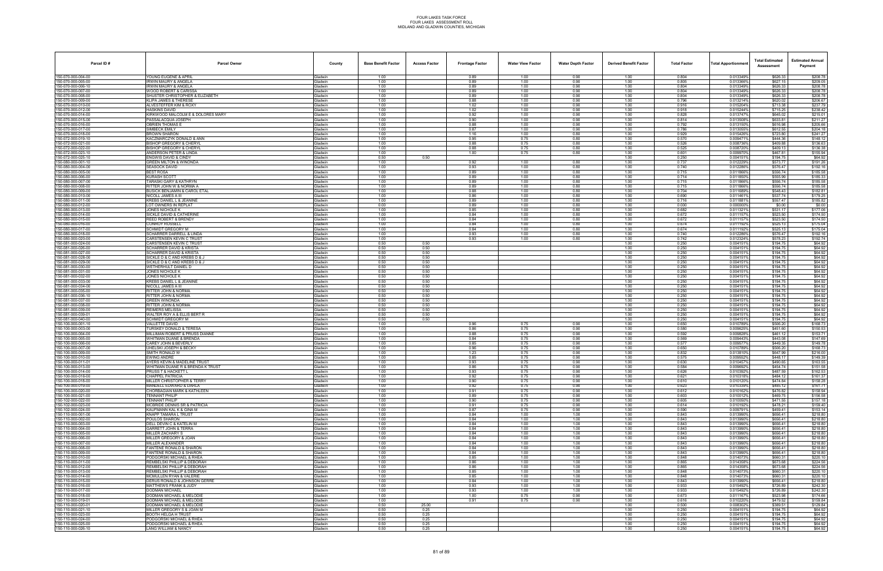# FOUR LAKES TASK FORCE
FOUR LAKES ASSESSMENT ROLL
MIDLAND AND GLADWIN COUNTIES, MICHIGAN

| Parcel ID # | Parcel Owner | County | Base Benefit Factor | Access Factor | Frontage Factor | Water View Factor | Water Depth Factor | Derived Benefit Factor | Total Factor | Total Apportionment | Total Estimated Assessment | Estimated Annual Payment |
|---|---|---|---|---|---|---|---|---|---|---|---|---|
| 150-070-000-004-00 | YOUNG EUGENE & APRIL | Gladwin | 1.00 | | 0.89 | 1.00 | 0.90 | 1.00 | 0.804 | 0.013349% | $626.33 | $208.78 |
| 150-070-000-005-00 | IRWIN MAURY & ANGELA | Gladwin | 1.00 | | 0.89 | 1.00 | 0.90 | 1.00 | 0.805 | 0.013366% | $627.15 | $209.05 |
| 150-070-000-006-10 | IRWIN MAURY & ANGELA | Gladwin | 1.00 | | 0.89 | 1.00 | 0.90 | 1.00 | 0.804 | 0.013349% | $626.33 | $208.78 |
| 150-070-000-007-00 | WOOD ROBERT & CARISSA | Gladwin | 1.00 | | 0.89 | 1.00 | 0.90 | 1.00 | 0.804 | 0.013349% | $626.33 | $208.78 |
| 150-070-000-008-00 | SHUSTER CHRISTOPHER & ELIZABETH | Gladwin | 1.00 | | 0.89 | 1.00 | 0.90 | 1.00 | 0.804 | 0.013349% | $626.33 | $208.78 |
| 150-070-000-009-00 | KLIPA JAMES & THERESE | Gladwin | 1.00 | | 0.88 | 1.00 | 0.90 | 1.00 | 0.796 | 0.013214% | $620.02 | $206.67 |
| 150-070-000-010-00 | ALVESTEFFER KIM & ROXY | Gladwin | 1.00 | | 1.02 | 1.00 | 0.90 | 1.00 | 0.916 | 0.015204% | $713.38 | $237.79 |
| 150-070-000-012-00 | HASKINS DAVID | Gladwin | 1.00 | | 1.02 | 1.00 | 0.90 | 1.00 | 0.918 | 0.015244% | $715.25 | $238.42 |
| 150-070-000-014-00 | KIRKWOOD MALCOLM E & DOLORES MARY | Gladwin | 1.00 | | 0.92 | 1.00 | 0.90 | 1.00 | 0.828 | 0.013747% | $645.02 | $215.01 |
| 150-070-000-015-00 | PASSALACQUA JOSEPH | Gladwin | 1.00 | | 0.90 | 1.00 | 0.90 | 1.00 | 0.814 | 0.013508% | $633.81 | $211.27 |
| 150-070-000-016-00 | OBRIEN THOMAS E | Gladwin | 1.00 | | 0.88 | 1.00 | 0.90 | 1.00 | 0.792 | 0.013150% | $616.98 | $205.66 |
| 150-070-000-017-00 | SIMBECK EMILY | Gladwin | 1.00 | | 0.87 | 1.00 | 0.90 | 1.00 | 0.786 | 0.013055% | $612.55 | $204.18 |
| 150-070-000-018-00 | BROWN SHARON | Gladwin | 1.00 | | 1.16 | 1.00 | 0.80 | 1.00 | 0.929 | 0.015426% | $723.80 | $241.27 |
| 150-072-000-019-10 | KACZMARCZYK DONALD & ANN | Gladwin | 1.00 | | 0.95 | 0.75 | 0.80 | 1.00 | 0.570 | 0.009471% | $444.36 | $148.12 |
| 150-072-000-021-00 | BISHOP GREGORY & CHERYL | Gladwin | 1.00 | | 0.88 | 0.75 | 0.80 | 1.00 | 0.526 | 0.008736% | $409.88 | $136.63 |
| 150-072-000-022-00 | BISHOP GREGORY & CHERYL | Gladwin | 1.00 | | 0.88 | 0.75 | 0.80 | 1.00 | 0.525 | 0.008720% | $409.13 | $136.38 |
| 150-072-000-023-10 | ANDERSON PETER & LINDA | Gladwin | 1.00 | | 1.00 | 0.75 | 0.80 | 1.00 | 0.601 | 0.009970% | $467.81 | $155.94 |
| 150-072-000-025-10 | ENGWIS DAVID & CINDY | Gladwin | 0.50 | 0.50 | | | | 1.00 | 0.250 | 0.004151% | $194.75 | $64.92 |
| 150-080-000-001-10 | GREEN MILTON & WINONDA | Gladwin | 1.00 | | 0.92 | 1.00 | 0.80 | 1.00 | 0.737 | 0.012229% | $573.77 | $191.26 |
| 150-080-000-004-00 | SEABOCK DAVID | Gladwin | 1.00 | | 0.93 | 1.00 | 0.80 | 1.00 | 0.740 | 0.012286% | $576.47 | $192.16 |
| 150-080-000-005-00 | BEST ROSA | Gladwin | 1.00 | | 0.89 | 1.00 | 0.80 | 1.00 | 0.715 | 0.011866% | $556.74 | $185.58 |
| 150-080-000-006-00 | KURASH SCOTT | Gladwin | 1.00 | | 0.89 | 1.00 | 0.80 | 1.00 | 0.714 | 0.011850% | $555.99 | $185.33 |
| 150-080-000-007-00 | TARASKI GARY & KATHRYN | Gladwin | 1.00 | | 0.89 | 1.00 | 0.80 | 1.00 | 0.715 | 0.011866% | $556.74 | $185.58 |
| 150-080-000-008-00 | RITTER JOHN W & NORMA A | Gladwin | 1.00 | | 0.89 | 1.00 | 0.80 | 1.00 | 0.715 | 0.011866% | $556.74 | $185.58 |
| 150-080-000-009-00 | BUSICK BENJAMIN & CAROL ETAL | Gladwin | 1.00 | | 0.88 | 1.00 | 0.80 | 1.00 | 0.704 | 0.011689% | $548.43 | $182.81 |
| 150-080-000-010-00 | NICOLL JAMES A III | Gladwin | 1.00 | | 0.86 | 1.00 | 0.80 | 1.00 | 0.690 | 0.011461% | $537.74 | $179.25 |
| 150-080-000-011-00 | KREBS DANIEL L & JEANINE | Gladwin | 1.00 | | 0.89 | 1.00 | 0.80 | 1.00 | 0.716 | 0.011881% | $557.47 | $185.82 |
| 150-080-000-012-00 | LOT OWNERS IN REPLAT | Gladwin | 0.00 | | 0.89 | 1.00 | 0.80 | 1.00 | 0.000 | 0.000000% | $0.00 | $0.00 |
| 150-080-000-013-00 | JONES NICHOLE K | Gladwin | 1.00 | | 0.85 | 1.00 | 0.80 | 1.00 | 0.682 | 0.011321% | $531.17 | $177.06 |
| 150-080-000-014-00 | SICKLE DAVID & CATHERINE | Gladwin | 1.00 | | 0.84 | 1.00 | 0.80 | 1.00 | 0.672 | 0.011157% | $523.50 | $174.50 |
| 150-080-000-015-00 | REED ROBERT & BRENDY | Gladwin | 1.00 | | 0.84 | 1.00 | 0.80 | 1.00 | 0.672 | 0.011157% | $523.50 | $174.50 |
| 150-080-000-016-00 | CONROY RUSSELL | Gladwin | 1.00 | | 0.84 | 1.00 | 0.80 | 1.00 | 0.674 | 0.011192% | $525.13 | $175.04 |
| 150-080-000-017-00 | SCHMIDT GREGORY M | Gladwin | 1.00 | | 0.84 | 1.00 | 0.80 | 1.00 | 0.674 | 0.011192% | $525.13 | $175.04 |
| 150-080-000-018-00 | SCHARRER DARRELL & LINDA | Gladwin | 1.00 | | 0.93 | 1.00 | 0.80 | 1.00 | 0.740 | 0.012286% | $576.47 | $192.16 |
| 150-080-000-020-00 | CARSTENSEN KEVIN C TRUST | Gladwin | 1.00 | | 0.93 | 1.00 | 0.80 | 1.00 | 0.742 | 0.012324% | $578.23 | $192.74 |
| 150-081-000-024-00 | CARSTENSEN KEVIN C TRUST | Gladwin | 0.50 | 0.50 | | | | 1.00 | 0.250 | 0.004151% | $194.75 | $64.92 |
| 150-081-000-026-00 | SCHARRER DAVID & KRISTA | Gladwin | 0.50 | 0.50 | | | | 1.00 | 0.250 | 0.004151% | $194.75 | $64.92 |
| 150-081-000-027-00 | SCHARRER DAVID & KRISTA | Gladwin | 0.50 | 0.50 | | | | 1.00 | 0.250 | 0.004151% | $194.75 | $64.92 |
| 150-081-000-028-00 | SICKLE D & C AND KREBS D & J | Gladwin | 0.50 | 0.50 | | | | 1.00 | 0.250 | 0.004151% | $194.75 | $64.92 |
| 150-081-000-029-00 | SICKLE D & C AND KREBS D & J | Gladwin | 0.50 | 0.50 | | | | 1.00 | 0.250 | 0.004151% | $194.75 | $64.92 |
| 150-081-000-030-00 | WETHERHULT DANIEL D | Gladwin | 0.50 | 0.50 | | | | 1.00 | 0.250 | 0.004151% | $194.75 | $64.92 |
| 150-081-000-031-00 | JONES NICHOLE K | Gladwin | 0.50 | 0.50 | | | | 1.00 | 0.250 | 0.004151% | $194.75 | $64.92 |
| 150-081-000-032-00 | JONES NICHOLE K | Gladwin | 0.50 | 0.50 | | | | 1.00 | 0.250 | 0.004151% | $194.75 | $64.92 |
| 150-081-000-033-00 | KREBS DANIEL L & JEANINE | Gladwin | 0.50 | 0.50 | | | | 1.00 | 0.250 | 0.004151% | $194.75 | $64.92 |
| 150-081-000-034-00 | NICOLL JAMES A III | Gladwin | 0.50 | 0.50 | | | | 1.00 | 0.250 | 0.004151% | $194.75 | $64.92 |
| 150-081-000-035-00 | RITTER JOHN & NORMA | Gladwin | 0.50 | 0.50 | | | | 1.00 | 0.250 | 0.004151% | $194.75 | $64.92 |
| 150-081-000-036-10 | RITTER JOHN & NORMA | Gladwin | 0.50 | 0.50 | | | | 1.00 | 0.250 | 0.004151% | $194.75 | $64.92 |
| 150-081-000-037-00 | GREEN WINONDA | Gladwin | 0.50 | 0.50 | | | | 1.00 | 0.250 | 0.004151% | $194.75 | $64.92 |
| 150-081-000-038-00 | RITTER JOHN & NORMA | Gladwin | 0.50 | 0.50 | | | | 1.00 | 0.250 | 0.004151% | $194.75 | $64.92 |
| 150-081-000-039-00 | REIMERS MELISSA | Gladwin | 0.50 | 0.50 | | | | 1.00 | 0.250 | 0.004151% | $194.75 | $64.92 |
| 150-081-000-039-01 | WALTER ROY A & ELLIS BERT R | Gladwin | 0.50 | 0.50 | | | | 1.00 | 0.250 | 0.004151% | $194.75 | $64.92 |
| 150-081-000-040-00 | SCHMIDT GREGORY M | Gladwin | 0.50 | 0.50 | | | | 1.00 | 0.250 | 0.004151% | $194.75 | $64.92 |
| 150-100-000-001-10 | VALLETTE DAVID | Gladwin | 1.00 | | 0.96 | 0.75 | 0.90 | 1.00 | 0.650 | 0.010789% | $506.20 | $168.73 |
| 150-100-000-003-00 | TURSKEY DONALD & TERESA | Gladwin | 1.00 | | 0.86 | 0.75 | 0.90 | 1.00 | 0.580 | 0.009625% | $451.60 | $150.53 |
| 150-100-000-004-00 | MILLIMAN ROBERT & PRUSS DIANNE | Gladwin | 1.00 | | 0.88 | 0.75 | 0.90 | 1.00 | 0.592 | 0.009828% | $461.12 | $153.71 |
| 150-100-000-005-00 | WHITMAN DUANE & BRENDA | Gladwin | 1.00 | | 0.84 | 0.75 | 0.90 | 1.00 | 0.569 | 0.009443% | $443.08 | $147.69 |
| 150-100-000-006-00 | CAREY JOHN & BEVERLY | Gladwin | 1.00 | | 0.85 | 0.75 | 0.90 | 1.00 | 0.577 | 0.009577% | $449.35 | $149.78 |
| 150-100-000-007-00 | UHELSKI JOSEPH & BECKY | Gladwin | 1.00 | | 0.96 | 0.75 | 0.90 | 1.00 | 0.650 | 0.010789% | $506.20 | $168.73 |
| 150-100-000-009-00 | SMITH RONALD W | Gladwin | 1.00 | | 1.23 | 0.75 | 0.90 | 1.00 | 0.832 | 0.013810% | $647.96 | $216.00 |
| 150-100-000-010-00 | EWING ANDRE | Gladwin | 1.00 | | 0.85 | 0.75 | 0.90 | 1.00 | 0.575 | 0.009552% | $448.17 | $149.39 |
| 150-100-000-011-01 | AYERS KEVIN & MADELINE TRUST | Gladwin | 1.00 | | 0.93 | 0.75 | 0.90 | 1.00 | 0.630 | 0.010457% | $490.65 | $163.55 |
| 150-100-000-013-00 | WHITMAN DUANE R & BRENDA K TRUST | Gladwin | 1.00 | | 0.86 | 0.75 | 0.90 | 1.00 | 0.584 | 0.009692% | $454.74 | $151.58 |
| 150-100-000-014-00 | PRUSS T & HACKETT L | Gladwin | 1.00 | | 0.93 | 0.75 | 0.90 | 1.00 | 0.626 | 0.010392% | $487.59 | $162.53 |
| 150-100-000-016-00 | CHAPPEL PATRICIA | Gladwin | 1.00 | | 0.92 | 0.75 | 0.90 | 1.00 | 0.621 | 0.010318% | $484.12 | $161.37 |
| 150-100-000-018-00 | MILLER CHRISTOPHER & TERRY | Gladwin | 1.00 | | 0.90 | 0.75 | 0.90 | 1.00 | 0.610 | 0.010120% | $474.84 | $158.28 |
| 150-100-000-019-00 | MANUELL EDWARD & DARLA | Gladwin | 1.00 | | 0.92 | 0.75 | 0.90 | 1.00 | 0.623 | 0.010339% | $485.12 | $161.71 |
| 150-100-000-020-00 | CHORBAGIAN MARK & KATHLEEN | Gladwin | 1.00 | | 0.91 | 0.75 | 0.90 | 1.00 | 0.612 | 0.010162% | $476.82 | $158.94 |
| 150-100-000-021-00 | TENNANT PHILIP | Gladwin | 1.00 | | 0.89 | 0.75 | 0.90 | 1.00 | 0.603 | 0.010012% | $469.75 | $156.58 |
| 150-100-000-022-00 | TENNANT PHILIP | Gladwin | 1.00 | | 0.90 | 0.75 | 0.90 | 1.00 | 0.605 | 0.010050% | $471.55 | $157.18 |
| 150-102-000-023-00 | MCBRIDE DENNIS SR & PATRICIA | Gladwin | 1.00 | | 0.91 | 0.75 | 0.90 | 1.00 | 0.614 | 0.010192% | $478.21 | $159.40 |
| 150-102-000-024-00 | KAUFMANN KAL K & GINA M | Gladwin | 1.00 | | 0.87 | 0.75 | 0.90 | 1.00 | 0.590 | 0.009791% | $459.41 | $153.14 |
| 150-110-000-001-00 | KNAPP TAMARA L TRUST | Gladwin | 1.00 | | 0.84 | 1.00 | 1.00 | 1.00 | 0.843 | 0.013990% | $656.41 | $218.80 |
| 150-110-000-002-00 | POULOS SHARON | Gladwin | 1.00 | | 0.84 | 1.00 | 1.00 | 1.00 | 0.843 | 0.013990% | $656.41 | $218.80 |
| 150-110-000-003-00 | DELL DEVIN C & KATELIN M | Gladwin | 1.00 | | 0.84 | 1.00 | 1.00 | 1.00 | 0.843 | 0.013990% | $656.41 | $218.80 |
| 150-110-000-004-00 | GARRETT JOHN & TERRA | Gladwin | 1.00 | | 0.84 | 1.00 | 1.00 | 1.00 | 0.843 | 0.013990% | $656.41 | $218.80 |
| 150-110-000-005-00 | MILLER ZACHARY S | Gladwin | 1.00 | | 0.84 | 1.00 | 1.00 | 1.00 | 0.843 | 0.013990% | $656.41 | $218.80 |
| 150-110-000-006-00 | MILLER GREGORY & JOAN | Gladwin | 1.00 | | 0.84 | 1.00 | 1.00 | 1.00 | 0.843 | 0.013990% | $656.41 | $218.80 |
| 150-110-000-007-00 | MILLER ALEXANDER | Gladwin | 1.00 | | 0.84 | 1.00 | 1.00 | 1.00 | 0.843 | 0.013990% | $656.41 | $218.80 |
| 150-110-000-008-00 | FANTENE RONALD & SHARON | Gladwin | 1.00 | | 0.84 | 1.00 | 1.00 | 1.00 | 0.843 | 0.013990% | $656.41 | $218.80 |
| 150-110-000-009-00 | FANTENE RONALD & SHARON | Gladwin | 1.00 | | 0.84 | 1.00 | 1.00 | 1.00 | 0.843 | 0.013990% | $656.41 | $218.80 |
| 150-110-000-010-00 | PODGORSKI MICHAEL & RHEA | Gladwin | 1.00 | | 0.85 | 1.00 | 1.00 | 1.00 | 0.848 | 0.014073% | $660.31 | $220.10 |
| 150-110-000-011-00 | REMBELSKI PHILLIP & DEBORAH | Gladwin | 1.00 | | 0.86 | 1.00 | 1.00 | 1.00 | 0.865 | 0.014358% | $673.68 | $224.56 |
| 150-110-000-012-00 | REMBELSKI PHILLIP & DEBORAH | Gladwin | 1.00 | | 0.86 | 1.00 | 1.00 | 1.00 | 0.865 | 0.014358% | $673.68 | $224.56 |
| 150-110-000-013-00 | REMBELSKI PHILLIP & DEBORAH | Gladwin | 1.00 | | 0.85 | 1.00 | 1.00 | 1.00 | 0.848 | 0.014073% | $660.31 | $220.10 |
| 150-110-000-014-00 | MCMULLEN RYAN & VALERIE | Gladwin | 1.00 | | 0.85 | 1.00 | 1.00 | 1.00 | 0.848 | 0.014073% | $660.31 | $220.10 |
| 150-110-000-015-00 | DERUS RONALD & JOHNSON GERRE | Gladwin | 1.00 | | 0.84 | 1.00 | 1.00 | 1.00 | 0.843 | 0.013990% | $656.41 | $218.80 |
| 150-110-000-016-00 | MATTHEWS FRANK & JUDY | Gladwin | 1.00 | | 0.93 | 1.00 | 1.00 | 1.00 | 0.933 | 0.015492% | $726.89 | $242.30 |
| 150-110-000-017-00 | DODMAN MICHAEL | Gladwin | 1.00 | | 0.93 | 1.00 | 1.00 | 1.00 | 0.933 | 0.015492% | $726.89 | $242.30 |
| 150-110-000-018-00 | DODMAN MICHAEL & MELODIE | Gladwin | 1.00 | | 1.00 | 0.75 | 0.90 | 1.00 | 0.673 | 0.011167% | $523.98 | $174.66 |
| 150-110-000-019-01 | DODMAN MICHAEL & MELODIE | Gladwin | 1.00 | | 0.91 | 0.75 | 0.90 | 1.00 | 0.616 | 0.010220% | $479.52 | $159.84 |
| 150-110-000-020-01 | DODMAN MICHAEL & MELODIE | Gladwin | 0.50 | 25.00 | | | | 1.00 | 0.500 | 0.008302% | $389.51 | $129.84 |
| 150-110-000-021-10 | MILLER GREGORY S & JOAN M | Gladwin | 0.50 | 0.25 | | | | 1.00 | 0.250 | 0.004151% | $194.75 | $64.92 |
| 150-110-000-023-00 | BOOTH HELGA H TRUST | Gladwin | 0.50 | 0.25 | | | | 1.00 | 0.250 | 0.004151% | $194.75 | $64.92 |
| 150-110-000-024-00 | PODGORSKI MICHAEL & RHEA | Gladwin | 0.50 | 0.25 | | | | 1.00 | 0.250 | 0.004151% | $194.75 | $64.92 |
| 150-110-000-025-00 | PODGORSKI MICHAEL & RHEA | Gladwin | 0.50 | 0.25 | | | | 1.00 | 0.250 | 0.004151% | $194.75 | $64.92 |
| 150-110-000-026-10 | LANG WILLIAM & NANCY | Gladwin | 0.50 | 0.25 | | | | 1.00 | 0.250 | 0.004151% | $194.75 | $64.92 |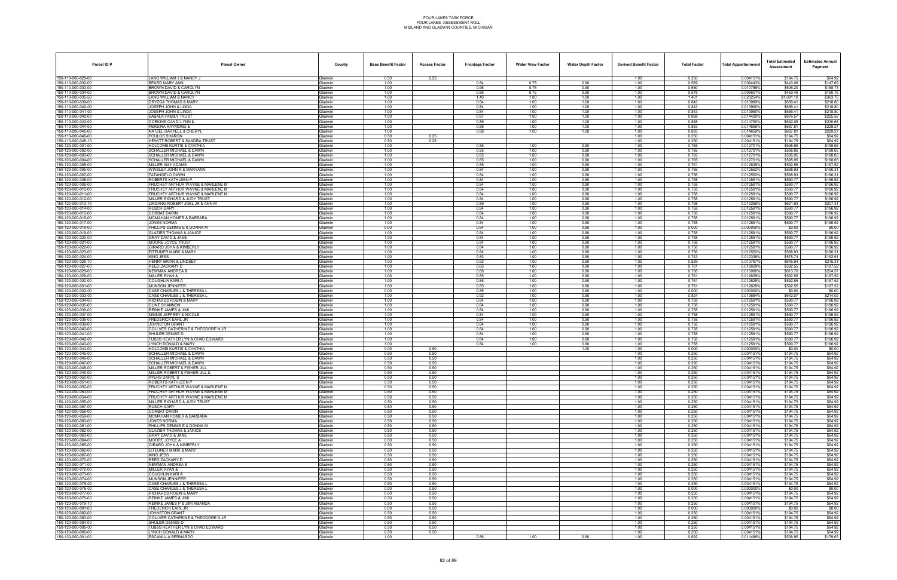# FOUR LAKES TASK FORCE
# FOUR LAKES ASSESSMENT ROLL
# MIDLAND AND GLADWIN COUNTIES, MICHIGAN

| Parcel ID # | Parcel Owner | County | Base Benefit Factor | Access Factor | Frontage Factor | Water View Factor | Water Depth Factor | Derived Benefit Factor | Total Factor | Total Apportionment | Total Estimated Assessment | Estimated Annual Payment |
|---|---|---|---|---|---|---|---|---|---|---|---|---|
| 150-110-000-029-00 | LANG WILLIAM J & NANCY J | Gladwin | 0.50 | 0.25 | | | | 1.00 | 0.250 | 0.004151% | $194.75 | $64.92 |
| 150-110-000-032-00 | BEARD MARY ANN | Gladwin | 1.00 | | 0.84 | 0.75 | 0.90 | 1.00 | 0.569 | 0.009443% | $443.08 | $147.69 |
| 150-110-000-033-00 | BROWN DAVID & CAROLYN | Gladwin | 1.00 | | 0.96 | 0.75 | 0.90 | 1.00 | 0.650 | 0.010789% | $506.20 | $168.73 |
| 150-110-000-034-00 | BROWN DAVID & CAROLYN | Gladwin | 1.00 | | 0.86 | 0.75 | 0.90 | 1.00 | 0.578 | 0.009601% | $450.49 | $150.16 |
| 150-110-000-035-50 | LANG WILLIAM & NANCY | Gladwin | 1.00 | | 1.40 | 1.00 | 1.00 | 1.00 | 1.401 | 0.023254% | $1,091.10 | $363.70 |
| 150-110-000-039-00 | DRYZGA THOMAS & MARY | Gladwin | 1.00 | | 0.84 | 1.00 | 1.00 | 1.00 | 0.843 | 0.013990% | $656.41 | $218.80 |
| 150-110-000-040-00 | JOSEPH JOHN & LINDA | Gladwin | 1.00 | | 0.84 | 1.00 | 1.00 | 1.00 | 0.843 | 0.013990% | $656.41 | $218.80 |
| 150-110-000-041-00 | JOSEPH JOHN & LINDA | Gladwin | 1.00 | | 0.84 | 1.00 | 1.00 | 1.00 | 0.843 | 0.013990% | $656.41 | $218.80 |
| 150-110-000-042-00 | SABALA FAMILY TRUST | Gladwin | 1.00 | | 0.87 | 1.00 | 1.00 | 1.00 | 0.868 | 0.014420% | $676.57 | $225.52 |
| 150-110-000-043-00 | CORKINS CANDI LYNN & | Gladwin | 1.00 | | 0.89 | 1.00 | 1.00 | 1.00 | 0.888 | 0.014750% | $692.05 | $230.68 |
| 150-110-000-044-00 | PEREIRA RAYMOND & | Gladwin | 1.00 | | 0.88 | 1.00 | 1.00 | 1.00 | 0.883 | 0.014659% | $687.81 | $229.27 |
| 150-110-000-045-00 | NATZEL DARYELL & CHERYL | Gladwin | 1.00 | | 0.88 | 1.00 | 1.00 | 1.00 | 0.883 | 0.014659% | $687.81 | $229.27 |
| 150-110-000-046-00 | POULOS SHARON | Gladwin | 0.50 | 0.25 | | | | 1.00 | 0.250 | 0.004151% | $194.75 | $64.92 |
| 150-110-000-048-10 | HEWITT ROBERT & SANDRA TRUST | Gladwin | 0.50 | 0.25 | | | | 1.00 | 0.250 | 0.004151% | $194.75 | $64.92 |
| 150-120-000-001-00 | HOLCOMB KURTIS & CYNTHIA | Gladwin | 1.00 | | 0.85 | 1.00 | 0.90 | 1.00 | 0.765 | 0.012701% | $595.95 | $198.65 |
| 150-120-000-002-00 | SCHALLER MICHAEL & DAWN | Gladwin | 1.00 | | 0.85 | 1.00 | 0.90 | 1.00 | 0.765 | 0.012701% | $595.95 | $198.65 |
| 150-120-000-003-00 | SCHALLER MICHAEL & DAWN | Gladwin | 1.00 | | 0.85 | 1.00 | 0.90 | 1.00 | 0.765 | 0.012701% | $595.95 | $198.65 |
| 150-120-000-004-00 | SCHALLER MICHAEL & DAWN | Gladwin | 1.00 | | 0.85 | 1.00 | 0.90 | 1.00 | 0.765 | 0.012701% | $595.95 | $198.65 |
| 150-120-000-005-00 | MILLER AMY ADAMS | Gladwin | 1.00 | | 0.85 | 1.00 | 0.90 | 1.00 | 0.761 | 0.012629% | $592.55 | $197.52 |
| 150-120-000-006-00 | WINSLEY JOHN R & MARYANN | Gladwin | 1.00 | | 0.84 | 1.00 | 0.90 | 1.00 | 0.756 | 0.012552% | $588.93 | $196.31 |
| 150-120-000-007-00 | TATANGELO DAWN | Gladwin | 1.00 | | 0.84 | 1.00 | 0.90 | 1.00 | 0.756 | 0.012552% | $588.93 | $196.31 |
| 150-120-000-008-00 | ROBERTS KATHLEEN P | Gladwin | 1.00 | | 0.84 | 1.00 | 0.90 | 1.00 | 0.758 | 0.012591% | $590.77 | $196.92 |
| 150-120-000-009-00 | FRUCHEY ARTHUR WAYNE & MARLENE M | Gladwin | 1.00 | | 0.84 | 1.00 | 0.90 | 1.00 | 0.758 | 0.012591% | $590.77 | $196.92 |
| 150-120-000-010-00 | FRUCHEY ARTHUR WAYNE & MARLENE M | Gladwin | 1.00 | | 0.84 | 1.00 | 0.90 | 1.00 | 0.758 | 0.012591% | $590.77 | $196.92 |
| 150-120-000-011-00 | FRUCHEY ARTHUR WAYNE & MARLENE M | Gladwin | 1.00 | | 0.84 | 1.00 | 0.90 | 1.00 | 0.758 | 0.012591% | $590.77 | $196.92 |
| 150-120-000-012-00 | MILLER RICHARD & JUDY TRUST | Gladwin | 1.00 | | 0.84 | 1.00 | 0.90 | 1.00 | 0.758 | 0.012591% | $590.77 | $196.92 |
| 150-120-000-013-10 | LINGANG ROBERT JOEL JR & ANN M | Gladwin | 1.00 | | 0.89 | 1.00 | 0.90 | 1.00 | 0.798 | 0.013255% | $621.93 | $207.31 |
| 150-120-000-014-00 | RUSCH GARY | Gladwin | 1.00 | | 0.84 | 1.00 | 0.90 | 1.00 | 0.758 | 0.012591% | $590.77 | $196.92 |
| 150-120-000-015-00 | CORBAT DARIN | Gladwin | 1.00 | | 0.84 | 1.00 | 0.90 | 1.00 | 0.758 | 0.012591% | $590.77 | $196.92 |
| 150-120-000-016-00 | MCMAHAN HOMER & BARBARA | Gladwin | 1.00 | | 0.84 | 1.00 | 0.90 | 1.00 | 0.758 | 0.012591% | $590.77 | $196.92 |
| 150-120-000-017-00 | JONES NORMA | Gladwin | 1.00 | | 0.84 | 1.00 | 0.90 | 1.00 | 0.758 | 0.012591% | $590.77 | $196.92 |
| 150-120-000-018-00 | PHILLIPS DENNIS E & DONNA M | Gladwin | 0.00 | | 0.84 | 1.00 | 0.90 | 1.00 | 0.000 | 0.000000% | $0.00 | $0.00 |
| 150-120-000-019-00 | GLAZIER THOMAS & JANICE | Gladwin | 1.00 | | 0.84 | 1.00 | 0.90 | 1.00 | 0.758 | 0.012591% | $590.77 | $196.92 |
| 150-120-000-020-00 | GRAY DAVID & JANE | Gladwin | 1.00 | | 0.84 | 1.00 | 0.90 | 1.00 | 0.758 | 0.012591% | $590.77 | $196.92 |
| 150-120-000-021-00 | MOORE JOYCE TRUST | Gladwin | 1.00 | | 0.84 | 1.00 | 0.90 | 1.00 | 0.758 | 0.012591% | $590.77 | $196.92 |
| 150-120-000-022-00 | GIRARD JOHN & KIMBERLY | Gladwin | 1.00 | | 0.84 | 1.00 | 0.90 | 1.00 | 0.758 | 0.012591% | $590.77 | $196.92 |
| 150-120-000-023-00 | EITEUNER MARK & MARY | Gladwin | 1.00 | | 0.84 | 1.00 | 0.90 | 1.00 | 0.756 | 0.012552% | $588.93 | $196.31 |
| 150-120-000-024-00 | KING JESS | Gladwin | 1.00 | | 0.83 | 1.00 | 0.90 | 1.00 | 0.743 | 0.012335% | $578.74 | $192.91 |
| 150-120-000-025-10 | HENRY BRIAN & LINDSEY | Gladwin | 1.00 | | 0.92 | 1.00 | 0.90 | 1.00 | 0.829 | 0.013767% | $645.94 | $215.31 |
| 150-120-000-027-00 | REED ZACKARY D | Gladwin | 1.00 | | 0.85 | 1.00 | 0.90 | 1.00 | 0.761 | 0.012629% | $592.55 | $197.52 |
| 150-120-000-028-00 | NEWMAN ANDREA & | Gladwin | 1.00 | | 0.88 | 1.00 | 0.90 | 1.00 | 0.788 | 0.013080% | $613.70 | $204.57 |
| 150-120-000-029-00 | MILLER RYAN & | Gladwin | 1.00 | | 0.85 | 1.00 | 0.90 | 1.00 | 0.761 | 0.012629% | $592.55 | $197.52 |
| 150-120-000-030-00 | COUGHLIN KARI A | Gladwin | 1.00 | | 0.85 | 1.00 | 0.90 | 1.00 | 0.761 | 0.012629% | $592.55 | $197.52 |
| 150-120-000-031-00 | MUNSON JENNIFER | Gladwin | 1.00 | | 0.85 | 1.00 | 0.90 | 1.00 | 0.761 | 0.012629% | $592.55 | $197.52 |
| 150-120-000-032-00 | CASE CHARLES J & THERESA L | Gladwin | 0.00 | | 0.85 | 1.00 | 0.90 | 1.00 | 0.000 | 0.000000% | $0.00 | $0.00 |
| 150-120-000-033-00 | CASE CHARLES J & THERESA L | Gladwin | 1.00 | | 0.92 | 1.00 | 0.90 | 1.00 | 0.824 | 0.013684% | $642.07 | $214.02 |
| 150-120-000-034-00 | RICHARDS ROBIN & MARY | Gladwin | 1.00 | | 0.84 | 1.00 | 0.90 | 1.00 | 0.758 | 0.012591% | $590.77 | $196.92 |
| 150-120-000-035-00 | CLINE SHANNON | Gladwin | 1.00 | | 0.84 | 1.00 | 0.90 | 1.00 | 0.758 | 0.012591% | $590.77 | $196.92 |
| 150-120-000-036-00 | REINKE JAMES & JIMI | Gladwin | 1.00 | | 0.84 | 1.00 | 0.90 | 1.00 | 0.758 | 0.012591% | $590.77 | $196.92 |
| 150-120-000-037-00 | MINNIS JEFFREY & NICOLE | Gladwin | 1.00 | | 0.84 | 1.00 | 0.90 | 1.00 | 0.758 | 0.012591% | $590.77 | $196.92 |
| 150-120-000-038-00 | FREDERICK EARL JR | Gladwin | 1.00 | | 0.84 | 1.00 | 0.90 | 1.00 | 0.758 | 0.012591% | $590.77 | $196.92 |
| 150-120-000-039-00 | JOHNSTON GRANT | Gladwin | 1.00 | | 0.84 | 1.00 | 0.90 | 1.00 | 0.758 | 0.012591% | $590.77 | $196.92 |
| 150-120-000-040-00 | COLLVER CATHERINE & THEODORE N JR | Gladwin | 1.00 | | 0.84 | 1.00 | 0.90 | 1.00 | 0.758 | 0.012591% | $590.77 | $196.92 |
| 150-120-000-041-00 | SHULER DENISE D | Gladwin | 1.00 | | 0.84 | 1.00 | 0.90 | 1.00 | 0.758 | 0.012591% | $590.77 | $196.92 |
| 150-120-000-042-00 | TUBBS HEATHER LYN & CHAD EDWARD | Gladwin | 1.00 | | 0.84 | 1.00 | 0.90 | 1.00 | 0.758 | 0.012591% | $590.77 | $196.92 |
| 150-120-000-043-00 | LYNCH DONALD & MARY | Gladwin | 1.00 | | 0.84 | 1.00 | 0.90 | 1.00 | 0.758 | 0.012591% | $590.77 | $196.92 |
| 150-120-000-044-00 | HOLCOMB KURTIS & CYNTHIA | Gladwin | 0.00 | 0.50 | | | 1.00 | 1.00 | 0.000 | 0.000000% | $0.00 | $0.00 |
| 150-120-000-045-00 | SCHALLER MICHAEL & DAWN | Gladwin | 0.50 | 0.50 | | | | 1.00 | 0.250 | 0.004151% | $194.75 | $64.92 |
| 150-120-000-046-00 | SCHALLER MICHAEL & DAWN | Gladwin | 0.50 | 0.50 | | | | 1.00 | 0.250 | 0.004151% | $194.75 | $64.92 |
| 150-120-000-047-00 | SCHALLER MICHAEL & DAWN | Gladwin | 0.50 | 0.50 | | | | 1.00 | 0.250 | 0.004151% | $194.75 | $64.92 |
| 150-120-000-048-00 | MILLER ROBERT & FISHER JILL | Gladwin | 0.50 | 0.50 | | | | 1.00 | 0.250 | 0.004151% | $194.75 | $64.92 |
| 150-120-000-049-00 | MILLER ROBERT & FISHER JILL & | Gladwin | 0.50 | 0.50 | | | | 1.00 | 0.250 | 0.004151% | $194.75 | $64.92 |
| 150-120-000-050-00 | AYERS DARYL S | Gladwin | 0.50 | 0.50 | | | | 1.00 | 0.250 | 0.004151% | $194.75 | $64.92 |
| 150-120-000-051-00 | ROBERTS KATHLEEN P | Gladwin | 0.50 | 0.50 | | | | 1.00 | 0.250 | 0.004151% | $194.75 | $64.92 |
| 150-120-000-052-00 | FRUCHEY ARTHUR WAYNE & MARLENE M | Gladwin | 0.50 | 0.50 | | | | 1.00 | 0.250 | 0.004151% | $194.75 | $64.92 |
| 150-120-000-053-00 | FRUCHEY ARTHUR WAYNE & MARLENE M | Gladwin | 0.50 | 0.50 | | | | 1.00 | 0.250 | 0.004151% | $194.75 | $64.92 |
| 150-120-000-054-00 | FRUCHEY ARTHUR WAYNE & MARLENE M | Gladwin | 0.50 | 0.50 | | | | 1.00 | 0.250 | 0.004151% | $194.75 | $64.92 |
| 150-120-000-055-00 | MILLER RICHARD & JUDY TRUST | Gladwin | 0.50 | 0.50 | | | | 1.00 | 0.250 | 0.004151% | $194.75 | $64.92 |
| 150-120-000-057-00 | RUSCH GARY | Gladwin | 0.50 | 0.50 | | | | 1.00 | 0.250 | 0.004151% | $194.75 | $64.92 |
| 150-120-000-058-00 | CORBAT DARIN | Gladwin | 0.50 | 0.50 | | | | 1.00 | 0.250 | 0.004151% | $194.75 | $64.92 |
| 150-120-000-059-00 | MCMAHAN HOMER & BARBARA | Gladwin | 0.50 | 0.50 | | | | 1.00 | 0.250 | 0.004151% | $194.75 | $64.92 |
| 150-120-000-060-00 | JONES NORMA | Gladwin | 0.50 | 0.50 | | | | 1.00 | 0.250 | 0.004151% | $194.75 | $64.92 |
| 150-120-000-061-00 | PHILLIPS DENNIS E & DONNA M | Gladwin | 0.50 | 0.50 | | | | 1.00 | 0.250 | 0.004151% | $194.75 | $64.92 |
| 150-120-000-062-00 | GLAZIER THOMAS & JANICE | Gladwin | 0.50 | 0.50 | | | | 1.00 | 0.250 | 0.004151% | $194.75 | $64.92 |
| 150-120-000-063-00 | GRAY DAVID & JANE | Gladwin | 0.50 | 0.50 | | | | 1.00 | 0.250 | 0.004151% | $194.75 | $64.92 |
| 150-120-000-064-00 | MOORE JOYCE A | Gladwin | 0.50 | 0.50 | | | | 1.00 | 0.250 | 0.004151% | $194.75 | $64.92 |
| 150-120-000-065-00 | GIRARD JOHN & KIMBERLY | Gladwin | 0.50 | 0.50 | | | | 1.00 | 0.250 | 0.004151% | $194.75 | $64.92 |
| 150-120-000-066-00 | EITEUNER MARK & MARY | Gladwin | 0.50 | 0.50 | | | | 1.00 | 0.250 | 0.004151% | $194.75 | $64.92 |
| 150-120-000-067-00 | KING JESS | Gladwin | 0.50 | 0.50 | | | | 1.00 | 0.250 | 0.004151% | $194.75 | $64.92 |
| 150-120-000-070-00 | REED ZACKARY D | Gladwin | 0.50 | 0.50 | | | | 1.00 | 0.250 | 0.004151% | $194.75 | $64.92 |
| 150-120-000-071-00 | NEWMAN ANDREA & | Gladwin | 0.50 | 0.50 | | | | 1.00 | 0.250 | 0.004151% | $194.75 | $64.92 |
| 150-120-000-072-00 | MILLER RYAN & | Gladwin | 0.50 | 0.50 | | | | 1.00 | 0.250 | 0.004151% | $194.75 | $64.92 |
| 150-120-000-073-00 | COUGHLIN KARI A | Gladwin | 0.50 | 0.50 | | | | 1.00 | 0.250 | 0.004151% | $194.75 | $64.92 |
| 150-120-000-074-00 | MUNSON JENNIFER | Gladwin | 0.50 | 0.50 | | | | 1.00 | 0.250 | 0.004151% | $194.75 | $64.92 |
| 150-120-000-075-00 | CASE CHARLES J & THERESA L | Gladwin | 0.50 | 0.50 | | | | 1.00 | 0.250 | 0.004151% | $194.75 | $64.92 |
| 150-120-000-076-00 | CASE CHARLES J & THERESA L | Gladwin | 0.00 | 0.50 | | | | 1.00 | 0.000 | 0.000000% | $0.00 | $0.00 |
| 150-120-000-077-00 | RICHARDS ROBIN & MARY | Gladwin | 0.50 | 0.50 | | | | 1.00 | 0.250 | 0.004151% | $194.75 | $64.92 |
| 150-120-000-078-00 | REINKE JAMES & JIMI | Gladwin | 0.50 | 0.50 | | | | 1.00 | 0.250 | 0.004151% | $194.75 | $64.92 |
| 150-120-000-079-10 | REINKE JAMES P & JIMI AMANDA | Gladwin | 0.50 | 0.50 | | | | 1.00 | 0.250 | 0.004151% | $194.75 | $64.92 |
| 150-120-000-081-00 | FREDERICK EARL JR | Gladwin | 0.00 | 0.50 | | | | 1.00 | 0.000 | 0.000000% | $0.00 | $0.00 |
| 150-120-000-082-00 | JOHNSTON GRANT | Gladwin | 0.50 | 0.50 | | | | 1.00 | 0.250 | 0.004151% | $194.75 | $64.92 |
| 150-120-000-083-00 | COLLVER CATHERINE & THEODORE N JR | Gladwin | 0.50 | 0.50 | | | | 1.00 | 0.250 | 0.004151% | $194.75 | $64.92 |
| 150-120-000-084-00 | SHULER DENISE D | Gladwin | 0.50 | 0.50 | | | | 1.00 | 0.250 | 0.004151% | $194.75 | $64.92 |
| 150-120-000-085-00 | TUBBS HEATHER LYN & CHAD EDWARD | Gladwin | 0.50 | 0.50 | | | | 1.00 | 0.250 | 0.004151% | $194.75 | $64.92 |
| 150-120-000-086-00 | LYNCH DONALD & MARY | Gladwin | 0.50 | 0.50 | | | | 1.00 | 0.250 | 0.004151% | $194.75 | $64.92 |
| 150-130-000-001-00 | ESCAMILLA BERNARDO | Gladwin | 1.00 | | 0.86 | 1.00 | 0.80 | 1.00 | 0.692 | 0.011486% | $538.95 | $179.65 |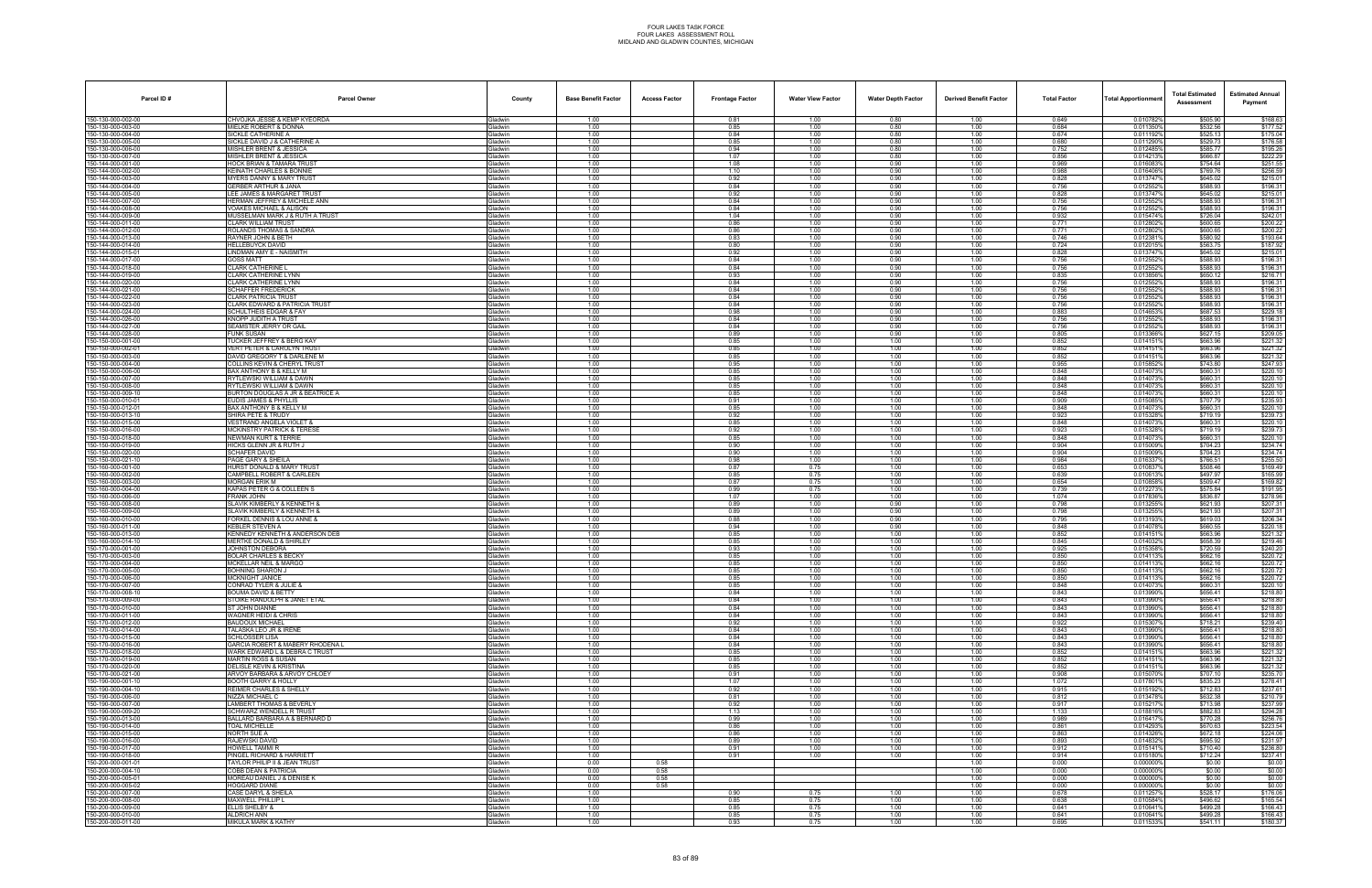# FOUR LAKES TASK FORCE
## FOUR LAKES ASSESSMENT ROLL
### MIDLAND AND GLADWIN COUNTIES, MICHIGAN

| Parcel ID # | Parcel Owner | County | Base Benefit Factor | Access Factor | Frontage Factor | Water View Factor | Water Depth Factor | Derived Benefit Factor | Total Factor | Total Apportionment | Total Estimated Assessment | Estimated Annual Payment |
|---|---|---|---|---|---|---|---|---|---|---|---|---|
| 150-130-000-002-00 | CHVOJKA JESSE & KEMP KYEORDA | Gladwin | 1.00 | | 0.81 | 1.00 | 0.80 | 1.00 | 0.649 | 0.010782% | $505.90 | $168.63 |
| 150-130-000-003-00 | MIELKE ROBERT & DONNA | Gladwin | 1.00 | | 0.85 | 1.00 | 0.80 | 1.00 | 0.684 | 0.011350% | $532.56 | $177.52 |
| 150-130-000-004-00 | SICKLE CATHERINE A | Gladwin | 1.00 | | 0.84 | 1.00 | 0.80 | 1.00 | 0.674 | 0.011192% | $525.13 | $175.04 |
| 150-130-000-005-00 | SICKLE DAVID J & CATHERINE A | Gladwin | 1.00 | | 0.85 | 1.00 | 0.80 | 1.00 | 0.680 | 0.011290% | $529.73 | $176.58 |
| 150-130-000-006-00 | MISHLER BRENT & JESSICA | Gladwin | 1.00 | | 0.94 | 1.00 | 0.80 | 1.00 | 0.752 | 0.012485% | $585.77 | $195.26 |
| 150-130-000-007-00 | MISHLER BRENT & JESSICA | Gladwin | 1.00 | | 1.07 | 1.00 | 0.80 | 1.00 | 0.856 | 0.014213% | $666.87 | $222.29 |
| 150-144-000-001-00 | HOCK BRIAN & TAMARA TRUST | Gladwin | 1.00 | | 1.08 | 1.00 | 0.90 | 1.00 | 0.969 | 0.016083% | $754.64 | $251.55 |
| 150-144-000-002-00 | KEINATH CHARLES & BONNIE | Gladwin | 1.00 | | 1.10 | 1.00 | 0.90 | 1.00 | 0.988 | 0.016406% | $769.76 | $256.59 |
| 150-144-000-003-00 | MYERS DANNY & MARY TRUST | Gladwin | 1.00 | | 0.92 | 1.00 | 0.90 | 1.00 | 0.828 | 0.013747% | $645.02 | $215.01 |
| 150-144-000-004-00 | GERBER ARTHUR & JANA | Gladwin | 1.00 | | 0.84 | 1.00 | 0.90 | 1.00 | 0.756 | 0.012552% | $588.93 | $196.31 |
| 150-144-000-005-00 | LEE JAMES & MARGARET TRUST | Gladwin | 1.00 | | 0.92 | 1.00 | 0.90 | 1.00 | 0.828 | 0.013747% | $645.02 | $215.01 |
| 150-144-000-007-00 | HERMAN JEFFREY & MICHELE ANN | Gladwin | 1.00 | | 0.84 | 1.00 | 0.90 | 1.00 | 0.756 | 0.012552% | $588.93 | $196.31 |
| 150-144-000-008-00 | VOAKES MICHAEL & ALISON | Gladwin | 1.00 | | 0.84 | 1.00 | 0.90 | 1.00 | 0.756 | 0.012552% | $588.93 | $196.31 |
| 150-144-000-009-00 | MUSSELMAN MARK J & RUTH A TRUST | Gladwin | 1.00 | | 1.04 | 1.00 | 0.90 | 1.00 | 0.932 | 0.015474% | $726.04 | $242.01 |
| 150-144-000-011-00 | CLARK WILLIAM TRUST | Gladwin | 1.00 | | 0.86 | 1.00 | 0.90 | 1.00 | 0.771 | 0.012802% | $600.65 | $200.22 |
| 150-144-000-012-00 | ROLANDS THOMAS & SANDRA | Gladwin | 1.00 | | 0.86 | 1.00 | 0.90 | 1.00 | 0.771 | 0.012802% | $600.65 | $200.22 |
| 150-144-000-013-00 | RAYNER JOHN & BETH | Gladwin | 1.00 | | 0.83 | 1.00 | 0.90 | 1.00 | 0.746 | 0.012381% | $580.92 | $193.64 |
| 150-144-000-014-00 | HELLEBUYCK DAVID | Gladwin | 1.00 | | 0.80 | 1.00 | 0.90 | 1.00 | 0.724 | 0.012015% | $563.75 | $187.92 |
| 150-144-000-015-01 | LINDMAN AMY E - NAISMITH | Gladwin | 1.00 | | 0.92 | 1.00 | 0.90 | 1.00 | 0.828 | 0.013747% | $645.02 | $215.01 |
| 150-144-000-017-00 | GOSS MATT | Gladwin | 1.00 | | 0.84 | 1.00 | 0.90 | 1.00 | 0.756 | 0.012552% | $588.93 | $196.31 |
| 150-144-000-018-00 | CLARK CATHERINE L | Gladwin | 1.00 | | 0.84 | 1.00 | 0.90 | 1.00 | 0.756 | 0.012552% | $588.93 | $196.31 |
| 150-144-000-019-00 | CLARK CATHERINE LYNN | Gladwin | 1.00 | | 0.93 | 1.00 | 0.90 | 1.00 | 0.835 | 0.013856% | $650.12 | $216.71 |
| 150-144-000-020-00 | CLARK CATHERINE LYNN | Gladwin | 1.00 | | 0.84 | 1.00 | 0.90 | 1.00 | 0.756 | 0.012552% | $588.93 | $196.31 |
| 150-144-000-021-00 | SCHAFER FREDERICK | Gladwin | 1.00 | | 0.84 | 1.00 | 0.90 | 1.00 | 0.756 | 0.012552% | $588.93 | $196.31 |
| 150-144-000-022-00 | CLARK PATRICIA TRUST | Gladwin | 1.00 | | 0.84 | 1.00 | 0.90 | 1.00 | 0.756 | 0.012552% | $588.93 | $196.31 |
| 150-144-000-023-00 | CLARK EDWARD & PATRICIA TRUST | Gladwin | 1.00 | | 0.84 | 1.00 | 0.90 | 1.00 | 0.756 | 0.012552% | $588.93 | $196.31 |
| 150-144-000-024-00 | SCHULTHEIS EDGAR & FAY | Gladwin | 1.00 | | 0.98 | 1.00 | 0.90 | 1.00 | 0.883 | 0.014653% | $687.53 | $229.18 |
| 150-144-000-026-00 | KNOPP JUDITH A TRUST | Gladwin | 1.00 | | 0.84 | 1.00 | 0.90 | 1.00 | 0.756 | 0.012552% | $588.93 | $196.31 |
| 150-144-000-027-00 | SEAMSTER JERRY OR GAIL | Gladwin | 1.00 | | 0.84 | 1.00 | 0.90 | 1.00 | 0.756 | 0.012552% | $588.93 | $196.31 |
| 150-144-000-028-00 | FUNK SUSAN | Gladwin | 1.00 | | 0.89 | 1.00 | 0.90 | 1.00 | 0.805 | 0.013366% | $627.15 | $209.05 |
| 150-150-000-001-00 | TUCKER JEFFREY & BERG KAY | Gladwin | 1.00 | | 0.85 | 1.00 | 1.00 | 1.00 | 0.852 | 0.014151% | $663.96 | $221.32 |
| 150-150-000-002-01 | VERT PETER & CAROLYN TRUST | Gladwin | 1.00 | | 0.85 | 1.00 | 1.00 | 1.00 | 0.852 | 0.014151% | $663.96 | $221.32 |
| 150-150-000-003-00 | DAVID GREGORY T & DARLENE M | Gladwin | 1.00 | | 0.85 | 1.00 | 1.00 | 1.00 | 0.852 | 0.014151% | $663.96 | $221.32 |
| 150-150-000-004-00 | COLLINS KEVIN & CHERYL TRUST | Gladwin | 1.00 | | 0.95 | 1.00 | 1.00 | 1.00 | 0.955 | 0.015852% | $743.80 | $247.93 |
| 150-150-000-006-00 | BAX ANTHONY B & KELLY M | Gladwin | 1.00 | | 0.85 | 1.00 | 1.00 | 1.00 | 0.848 | 0.014073% | $660.31 | $220.10 |
| 150-150-000-007-00 | RYTLEWSKI WILLIAM & DAWN | Gladwin | 1.00 | | 0.85 | 1.00 | 1.00 | 1.00 | 0.848 | 0.014073% | $660.31 | $220.10 |
| 150-150-000-008-00 | RYTLEWSKI WILLIAM & DAWN | Gladwin | 1.00 | | 0.85 | 1.00 | 1.00 | 1.00 | 0.848 | 0.014073% | $660.31 | $220.10 |
| 150-150-000-009-10 | BURTON DOUGLAS A JR & BEATRICE A | Gladwin | 1.00 | | 0.85 | 1.00 | 1.00 | 1.00 | 0.848 | 0.014073% | $660.31 | $220.10 |
| 150-150-000-010-01 | EUDIS JAMES & PHYLLIS | Gladwin | 1.00 | | 0.91 | 1.00 | 1.00 | 1.00 | 0.909 | 0.015085% | $707.79 | $235.93 |
| 150-150-000-012-01 | BAX ANTHONY B & KELLY M | Gladwin | 1.00 | | 0.85 | 1.00 | 1.00 | 1.00 | 0.848 | 0.014073% | $660.31 | $220.10 |
| 150-150-000-013-10 | SHIRA PETE & TRUDY | Gladwin | 1.00 | | 0.92 | 1.00 | 1.00 | 1.00 | 0.923 | 0.015328% | $719.19 | $239.73 |
| 150-150-000-015-00 | VESTRAND ANGELA VIOLET & | Gladwin | 1.00 | | 0.85 | 1.00 | 1.00 | 1.00 | 0.848 | 0.014073% | $660.31 | $220.10 |
| 150-150-000-016-00 | MCKINSTRY PATRICK & TERESE | Gladwin | 1.00 | | 0.92 | 1.00 | 1.00 | 1.00 | 0.923 | 0.015328% | $719.19 | $239.73 |
| 150-150-000-018-00 | NEWMAN KURT & TERRIE | Gladwin | 1.00 | | 0.85 | 1.00 | 1.00 | 1.00 | 0.848 | 0.014073% | $660.31 | $220.10 |
| 150-150-000-019-00 | HICKS GLENN JR & RUTH J | Gladwin | 1.00 | | 0.90 | 1.00 | 1.00 | 1.00 | 0.904 | 0.015009% | $704.23 | $234.74 |
| 150-150-000-020-00 | SCHAFER DAVID | Gladwin | 1.00 | | 0.90 | 1.00 | 1.00 | 1.00 | 0.904 | 0.015009% | $704.23 | $234.74 |
| 150-150-000-021-10 | PAGE GARY & SHEILA | Gladwin | 1.00 | | 0.98 | 1.00 | 1.00 | 1.00 | 0.984 | 0.016337% | $766.51 | $255.50 |
| 150-160-000-001-00 | HURST DONALD & MARY TRUST | Gladwin | 1.00 | | 0.87 | 0.75 | 1.00 | 1.00 | 0.653 | 0.010837% | $508.46 | $169.49 |
| 150-160-000-002-00 | CAMPBELL ROBERT & CARLEEN | Gladwin | 1.00 | | 0.85 | 0.75 | 1.00 | 1.00 | 0.639 | 0.010613% | $497.97 | $165.99 |
| 150-160-000-003-00 | MORGAN ERIK M | Gladwin | 1.00 | | 0.87 | 0.75 | 1.00 | 1.00 | 0.654 | 0.010858% | $509.47 | $169.82 |
| 150-160-000-004-00 | KAPAS PETER G & COLLEEN S | Gladwin | 1.00 | | 0.99 | 0.75 | 1.00 | 1.00 | 0.739 | 0.012273% | $575.84 | $191.95 |
| 150-160-000-006-00 | FRANK JOHN | Gladwin | 1.00 | | 1.07 | 1.00 | 1.00 | 1.00 | 1.074 | 0.017836% | $836.87 | $278.96 |
| 150-160-000-008-00 | SLAVIK KIMBERLY & KENNETH & | Gladwin | 1.00 | | 0.89 | 1.00 | 0.90 | 1.00 | 0.798 | 0.013255% | $621.93 | $207.31 |
| 150-160-000-009-00 | SLAVIK KIMBERLY & KENNETH & | Gladwin | 1.00 | | 0.89 | 1.00 | 0.90 | 1.00 | 0.798 | 0.013255% | $621.93 | $207.31 |
| 150-160-000-010-00 | FORKEL DENNIS & LOU ANNE & | Gladwin | 1.00 | | 0.88 | 1.00 | 0.90 | 1.00 | 0.795 | 0.013193% | $619.03 | $206.34 |
| 150-160-000-011-00 | KEBLER STEVEN A | Gladwin | 1.00 | | 0.94 | 1.00 | 0.90 | 1.00 | 0.848 | 0.014078% | $660.55 | $220.18 |
| 150-160-000-013-00 | KENNEDY KENNETH & ANDERSON DEB | Gladwin | 1.00 | | 0.85 | 1.00 | 1.00 | 1.00 | 0.852 | 0.014151% | $663.96 | $221.32 |
| 150-160-000-014-10 | MERTKE DONALD & SHIRLEY | Gladwin | 1.00 | | 0.85 | 1.00 | 1.00 | 1.00 | 0.845 | 0.014032% | $658.39 | $219.46 |
| 150-170-000-001-00 | JOHNSTON DEBORA | Gladwin | 1.00 | | 0.93 | 1.00 | 1.00 | 1.00 | 0.925 | 0.015358% | $720.59 | $240.20 |
| 150-170-000-003-00 | BOLAR CHARLES & BECKY | Gladwin | 1.00 | | 0.85 | 1.00 | 1.00 | 1.00 | 0.850 | 0.014113% | $662.16 | $220.72 |
| 150-170-000-004-00 | MCKELLAR NEIL & MARGO | Gladwin | 1.00 | | 0.85 | 1.00 | 1.00 | 1.00 | 0.850 | 0.014113% | $662.16 | $220.72 |
| 150-170-000-005-00 | BOHNING SHARON J | Gladwin | 1.00 | | 0.85 | 1.00 | 1.00 | 1.00 | 0.850 | 0.014113% | $662.16 | $220.72 |
| 150-170-000-006-00 | MCKNIGHT JANICE | Gladwin | 1.00 | | 0.85 | 1.00 | 1.00 | 1.00 | 0.850 | 0.014113% | $662.16 | $220.72 |
| 150-170-000-007-00 | CONRAD TYLER & JULIE & | Gladwin | 1.00 | | 0.85 | 1.00 | 1.00 | 1.00 | 0.848 | 0.014073% | $660.31 | $220.10 |
| 150-170-000-008-10 | BOUMA DAVID & BETTY | Gladwin | 1.00 | | 0.84 | 1.00 | 1.00 | 1.00 | 0.843 | 0.013990% | $656.41 | $218.80 |
| 150-170-000-009-00 | STONE RANDOLPH & JANET ET AL | Gladwin | 1.00 | | 0.84 | 1.00 | 1.00 | 1.00 | 0.843 | 0.013990% | $656.41 | $218.80 |
| 150-170-000-010-00 | ST JOHN DIANNE | Gladwin | 1.00 | | 0.84 | 1.00 | 1.00 | 1.00 | 0.843 | 0.013990% | $656.41 | $218.80 |
| 150-170-000-011-00 | WAGNER HEIDI & CHRIS | Gladwin | 1.00 | | 0.84 | 1.00 | 1.00 | 1.00 | 0.843 | 0.013990% | $656.41 | $218.80 |
| 150-170-000-012-00 | BAUDOUX MICHAEL | Gladwin | 1.00 | | 0.92 | 1.00 | 1.00 | 1.00 | 0.922 | 0.015307% | $718.21 | $239.40 |
| 150-170-000-014-00 | TALASKA LEO JR & IRENE | Gladwin | 1.00 | | 0.84 | 1.00 | 1.00 | 1.00 | 0.843 | 0.013990% | $656.41 | $218.80 |
| 150-170-000-015-00 | SCHLOSSER LISA | Gladwin | 1.00 | | 0.84 | 1.00 | 1.00 | 1.00 | 0.843 | 0.013990% | $656.41 | $218.80 |
| 150-170-000-016-00 | GARCIA ROBERT & MABRY RHODENA L | Gladwin | 1.00 | | 0.84 | 1.00 | 1.00 | 1.00 | 0.843 | 0.013990% | $656.41 | $218.80 |
| 150-170-000-018-00 | WARK EDWARD L & DEBRA C TRUST | Gladwin | 1.00 | | 0.85 | 1.00 | 1.00 | 1.00 | 0.852 | 0.014151% | $663.96 | $221.32 |
| 150-170-000-019-00 | MARTIN ROSS & SUSAN | Gladwin | 1.00 | | 0.85 | 1.00 | 1.00 | 1.00 | 0.852 | 0.014151% | $663.96 | $221.32 |
| 150-170-000-020-00 | DELISLE KEVIN & KRISTINA | Gladwin | 1.00 | | 0.85 | 1.00 | 1.00 | 1.00 | 0.852 | 0.014151% | $663.96 | $221.32 |
| 150-170-000-021-00 | ARVOY BARBARA & ARVOY CHLOEY | Gladwin | 1.00 | | 0.91 | 1.00 | 1.00 | 1.00 | 0.908 | 0.015070% | $707.10 | $235.70 |
| 150-190-000-001-10 | BOOTH GARRY & HOLLY | Gladwin | 1.00 | | 1.07 | 1.00 | 1.00 | 1.00 | 1.072 | 0.017801% | $835.23 | $278.41 |
| 150-190-000-004-10 | REIMER CHARLES & SHELLY | Gladwin | 1.00 | | 0.92 | 1.00 | 1.00 | 1.00 | 0.915 | 0.015192% | $712.83 | $237.61 |
| 150-190-000-006-00 | NIZZA MICHAEL C | Gladwin | 1.00 | | 0.81 | 1.00 | 1.00 | 1.00 | 0.812 | 0.013478% | $632.38 | $210.79 |
| 150-190-000-007-00 | LAMBERT THOMAS & BEVERLY | Gladwin | 1.00 | | 0.92 | 1.00 | 1.00 | 1.00 | 0.917 | 0.015217% | $713.98 | $237.99 |
| 150-190-000-009-20 | SCHWARZ WENDELL R TRUST | Gladwin | 1.00 | | 1.13 | 1.00 | 1.00 | 1.00 | 1.133 | 0.018816% | $882.83 | $294.28 |
| 150-190-000-013-00 | BALLARD BARBARA A & BERNARD D | Gladwin | 1.00 | | 0.99 | 1.00 | 1.00 | 1.00 | 0.989 | 0.016417% | $770.28 | $256.76 |
| 150-190-000-014-00 | TOAL MICHELLE | Gladwin | 1.00 | | 0.86 | 1.00 | 1.00 | 1.00 | 0.861 | 0.014293% | $670.63 | $223.54 |
| 150-190-000-015-00 | NORTH SUE A | Gladwin | 1.00 | | 0.86 | 1.00 | 1.00 | 1.00 | 0.863 | 0.014326% | $672.18 | $224.06 |
| 150-190-000-016-00 | RAJEWSKI DAVID | Gladwin | 1.00 | | 0.89 | 1.00 | 1.00 | 1.00 | 0.893 | 0.014832% | $695.92 | $231.97 |
| 150-190-000-017-00 | HOWELL TAMMI R | Gladwin | 1.00 | | 0.91 | 1.00 | 1.00 | 1.00 | 0.912 | 0.015141% | $710.40 | $236.80 |
| 150-190-000-018-00 | PINGEL RICHARD & HARRIETT | Gladwin | 1.00 | | 0.91 | 1.00 | 1.00 | 1.00 | 0.914 | 0.015180% | $712.24 | $237.41 |
| 150-200-000-001-01 | TAYLOR PHILIP II & JEAN TRUST | Gladwin | 0.00 | 0.58 | | | | 1.00 | 0.000 | 0.000000% | $0.00 | $0.00 |
| 150-200-000-004-10 | COBB DEAN & PATRICIA | Gladwin | 0.00 | 0.58 | | | | 1.00 | 0.000 | 0.000000% | $0.00 | $0.00 |
| 150-200-000-005-01 | MOREAU DANIEL J & DENISE K | Gladwin | 0.00 | 0.58 | | | | 1.00 | 0.000 | 0.000000% | $0.00 | $0.00 |
| 150-200-000-005-02 | HOGGARD DIANE | Gladwin | 0.00 | 0.58 | | | | 1.00 | 0.000 | 0.000000% | $0.00 | $0.00 |
| 150-200-000-007-00 | CASE DARYL & SHEILA | Gladwin | 1.00 | | 0.90 | 0.75 | 1.00 | 1.00 | 0.678 | 0.011257% | $528.17 | $176.06 |
| 150-200-000-008-00 | MAXWELL PHILLIP L | Gladwin | 1.00 | | 0.85 | 0.75 | 1.00 | 1.00 | 0.638 | 0.010584% | $496.62 | $165.54 |
| 150-200-000-009-00 | ELLIS SHELBY & | Gladwin | 1.00 | | 0.85 | 0.75 | 1.00 | 1.00 | 0.641 | 0.010641% | $499.28 | $166.43 |
| 150-200-000-010-00 | ALDRICH ANN | Gladwin | 1.00 | | 0.85 | 0.75 | 1.00 | 1.00 | 0.641 | 0.010641% | $499.28 | $166.43 |
| 150-200-000-011-00 | MIKULA MARK & KATHY | Gladwin | 1.00 | | 0.93 | 0.75 | 1.00 | 1.00 | 0.695 | 0.011533% | $541.11 | $180.37 |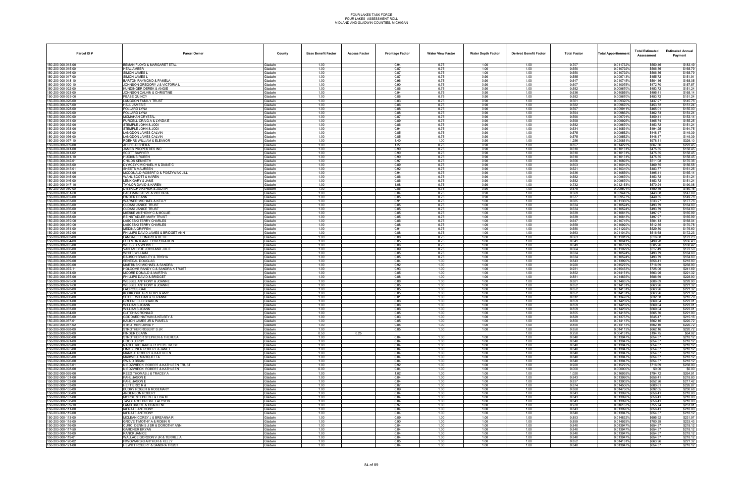FOUR LAKES TASK FORCE
FOUR LAKES ASSESSMENT ROLL
MIDLAND AND GLADWIN COUNTIES, MICHIGAN

| Parcel ID # | Parcel Owner | County | Base Benefit Factor | Access Factor | Frontage Factor | Water View Factor | Water Depth Factor | Derived Benefit Factor | Total Factor | Total Apportionment | Total Estimated Assessment | Estimated Annual Payment |
|---|---|---|---|---|---|---|---|---|---|---|---|---|
| 150-200-000-013-00 | BEMAN FLOYD & MARGARET ETAL | Gladwin | 1.00 | | 0.94 | 0.75 | 1.00 | 1.00 | 0.707 | 0.011732% | $550.46 | $183.49 |
| 150-200-000-015-00 | HEAL AMBER | Gladwin | 1.00 | | 0.87 | 0.75 | 1.00 | 1.00 | 0.650 | 0.010792% | $506.36 | $168.79 |
| 150-200-000-016-00 | SIMON JAMES L | Gladwin | 1.00 | | 0.87 | 0.75 | 1.00 | 1.00 | 0.650 | 0.010792% | $506.36 | $168.79 |
| 150-200-000-017-00 | SIMON JAMES L | Gladwin | 1.00 | | 0.87 | 0.75 | 0.90 | 1.00 | 0.585 | 0.009713% | $455.72 | $151.91 |
| 150-200-000-018-10 | BARTON RAYMOND & PAMELA | Gladwin | 1.00 | | 0.96 | 0.75 | 0.90 | 1.00 | 0.647 | 0.010745% | $504.16 | $168.05 |
| 150-200-000-020-10 | JOHNSON GREGORY J & VICTORIA L | Gladwin | 1.00 | | 0.90 | 0.75 | 0.90 | 1.00 | 0.607 | 0.010075% | $472.70 | $157.57 |
| 150-200-000-022-00 | KUNDINGER DEREK & ANGIE | Gladwin | 1.00 | | 0.86 | 0.75 | 0.90 | 1.00 | 0.582 | 0.009670% | $453.72 | $151.24 |
| 150-200-000-023-00 | JOHNSON CALVIN & CHRISTINE | Gladwin | 1.00 | | 0.94 | 0.75 | 0.90 | 1.00 | 0.636 | 0.010559% | $495.41 | $165.14 |
| 150-200-000-025-00 | PEASE QUINCY | Gladwin | 1.00 | | 0.86 | 0.75 | 0.90 | 1.00 | 0.582 | 0.009670% | $453.72 | $151.24 |
| 150-200-000-026-00 | LANGDON FAMILY TRUST | Gladwin | 1.00 | | 0.83 | 0.75 | 0.90 | 1.00 | 0.561 | 0.009320% | $437.27 | $145.76 |
| 150-200-000-027-00 | HALL JAMES E | Gladwin | 1.00 | | 0.86 | 0.75 | 0.90 | 1.00 | 0.582 | 0.009670% | $453.72 | $151.24 |
| 150-200-000-028-00 | POLLARD LYNA | Gladwin | 1.00 | | 0.88 | 0.75 | 0.90 | 1.00 | 0.597 | 0.009911% | $465.01 | $155.00 |
| 150-200-000-029-00 | POLLARD LYNA | Gladwin | 1.00 | | 0.88 | 0.75 | 0.90 | 1.00 | 0.594 | 0.009862% | $462.73 | $154.24 |
| 150-200-000-030-00 | MCMAHAN CRYSTAL | Gladwin | 1.00 | | 0.87 | 0.75 | 0.90 | 1.00 | 0.590 | 0.009791% | $459.41 | $153.14 |
| 150-200-000-031-00 | PURCELL CRAIG A & LYNDA E | Gladwin | 1.00 | | 0.89 | 0.75 | 0.90 | 1.00 | 0.598 | 0.009926% | $465.74 | $155.25 |
| 150-200-000-032-00 | STEMPLE JOHN & JODI | Gladwin | 1.00 | | 0.86 | 0.75 | 0.90 | 1.00 | 0.582 | 0.009670% | $453.72 | $151.24 |
| 150-200-000-033-00 | STEMPLE JOHN & JODI | Gladwin | 1.00 | | 0.94 | 0.75 | 0.90 | 1.00 | 0.634 | 0.010534% | $494.25 | $164.75 |
| 150-200-000-035-00 | LANGDON JAMES CALVIN | Gladwin | 1.00 | | 0.85 | 0.75 | 0.90 | 1.00 | 0.575 | 0.009552% | $448.17 | $149.39 |
| 150-200-000-036-00 | LANGDON JAMES CALVIN | Gladwin | 1.00 | | 0.85 | 0.75 | 0.90 | 1.00 | 0.575 | 0.009552% | $448.17 | $149.39 |
| 150-200-000-037-10 | ROEHRS WILLIAM & ELEANOR | Gladwin | 1.00 | | 1.40 | 1.00 | 0.90 | 1.00 | 1.256 | 0.020851% | $978.31 | $326.10 |
| 150-200-000-039-00 | AHLFELD SHEILA | Gladwin | 1.00 | | 1.27 | 0.75 | 0.90 | 1.00 | 0.857 | 0.014223% | $667.36 | $222.45 |
| 150-200-000-041-00 | JAMES PROPERTIES INC | Gladwin | 1.00 | | 0.90 | 0.75 | 0.90 | 1.00 | 0.610 | 0.010131% | $475.35 | $158.45 |
| 150-200-000-041-02 | SCOTT SAWYER | Gladwin | 1.00 | | 0.90 | 0.75 | 0.90 | 1.00 | 0.610 | 0.010131% | $475.35 | $158.45 |
| 150-200-000-041-10 | HUCKINS RUBEN | Gladwin | 1.00 | | 0.90 | 0.75 | 0.90 | 1.00 | 0.610 | 0.010131% | $475.35 | $158.45 |
| 150-200-000-042-01 | CHILDS KENNETH | Gladwin | 1.00 | | 0.97 | 0.75 | 0.90 | 1.00 | 0.656 | 0.010893% | $511.08 | $170.36 |
| 150-200-000-043-00 | DYMCZYK MICHAEL H & DIANE C | Gladwin | 1.00 | | 0.89 | 0.75 | 0.90 | 1.00 | 0.603 | 0.010012% | $469.75 | $156.58 |
| 150-200-000-043-01 | SHEETS MAUREEN | Gladwin | 1.00 | | 0.92 | 0.75 | 0.90 | 1.00 | 0.621 | 0.010310% | $483.77 | $161.26 |
| 150-200-000-044-00 | MCDONALD ROBERT D & POSZYWAK JILL | Gladwin | 1.00 | | 0.94 | 0.75 | 0.90 | 1.00 | 0.636 | 0.010559% | $495.41 | $165.14 |
| 150-200-000-045-00 | WAHL SCOTT & KAREN | Gladwin | 1.00 | | 0.86 | 0.75 | 0.90 | 1.00 | 0.582 | 0.009670% | $453.72 | $151.24 |
| 150-200-000-046-00 | LENK GARY & JANE | Gladwin | 1.00 | | 0.86 | 0.75 | 0.90 | 1.00 | 0.582 | 0.009670% | $453.72 | $151.24 |
| 150-200-000-047-10 | TAYLOR DAVID & KAREN | Gladwin | 1.00 | | 1.08 | 0.75 | 0.90 | 1.00 | 0.732 | 0.012153% | $570.24 | $190.08 |
| 150-200-000-050-00 | DIETRICH ARTHUR & JUDITH | Gladwin | 1.00 | | 0.86 | 0.75 | 0.90 | 1.00 | 0.578 | 0.009601% | $450.49 | $150.16 |
| 150-200-000-051-00 | EASTMAN STEVE & VICTORIA | Gladwin | 1.00 | | 0.84 | 0.75 | 0.90 | 1.00 | 0.569 | 0.009443% | $443.08 | $147.69 |
| 150-200-000-052-00 | PINDER DEANN | Gladwin | 1.00 | | 0.85 | 0.75 | 0.90 | 1.00 | 0.577 | 0.009577% | $449.35 | $149.78 |
| 150-200-000-053-00 | WARNER MICHAEL & KELLY | Gladwin | 1.00 | | 0.91 | 0.75 | 1.00 | 1.00 | 0.685 | 0.011369% | $533.27 | $177.76 |
| 150-200-000-055-00 | OLDANI JANICE TRUST | Gladwin | 1.00 | | 0.85 | 0.75 | 1.00 | 1.00 | 0.634 | 0.010524% | $493.79 | $164.60 |
| 150-200-000-056-00 | OLDANI JANICE TRUST | Gladwin | 1.00 | | 0.85 | 0.75 | 1.00 | 1.00 | 0.634 | 0.010524% | $493.79 | $164.60 |
| 150-200-000-057-00 | MIESKE ANTHONY C & MOLLIE | Gladwin | 1.00 | | 0.85 | 0.75 | 1.00 | 1.00 | 0.639 | 0.010613% | $497.97 | $165.99 |
| 150-200-000-058-00 | REINSTADLER MARY TRUST | Gladwin | 1.00 | | 0.85 | 0.75 | 1.00 | 1.00 | 0.639 | 0.010613% | $497.97 | $165.99 |
| 150-200-000-059-00 | LASCESKI TERRY CHARLES | Gladwin | 1.00 | | 0.86 | 0.75 | 1.00 | 1.00 | 0.647 | 0.010745% | $504.13 | $168.04 |
| 150-200-000-060-00 | LASCESKI TERRY CHARLES | Gladwin | 1.00 | | 0.88 | 0.75 | 1.00 | 1.00 | 0.658 | 0.010920% | $512.35 | $170.78 |
| 150-200-000-061-00 | MEDINA GRIFFEN | Gladwin | 1.00 | | 0.91 | 0.75 | 1.00 | 1.00 | 0.680 | 0.011292% | $529.80 | $176.60 |
| 150-200-000-062-00 | PHILLIPS DAVID JAMES & BRIDGET ANN | Gladwin | 1.00 | | 0.88 | 0.75 | 1.00 | 1.00 | 0.663 | 0.011012% | $516.68 | $172.23 |
| 150-200-000-063-00 | LANDALE LEONARD & BETH | Gladwin | 1.00 | | 0.88 | 0.75 | 1.00 | 1.00 | 0.663 | 0.011012% | $516.68 | $172.23 |
| 150-200-000-064-00 | PHH MORTGAGE CORPORATION | Gladwin | 1.00 | | 0.85 | 0.75 | 1.00 | 1.00 | 0.641 | 0.010641% | $499.28 | $166.43 |
| 150-200-000-065-00 | WEISS D & WEISS T | Gladwin | 1.00 | | 0.86 | 0.75 | 1.00 | 1.00 | 0.649 | 0.010769% | $505.26 | $168.42 |
| 150-200-000-066-00 | VAN AMEYDE JOHN AND JULIE | Gladwin | 1.00 | | 0.89 | 0.75 | 1.00 | 1.00 | 0.664 | 0.011029% | $517.49 | $172.50 |
| 150-200-000-067-00 | WHITE WILLIAM | Gladwin | 1.00 | | 0.85 | 0.75 | 1.00 | 1.00 | 0.634 | 0.010524% | $493.79 | $164.60 |
| 150-200-000-068-00 | RAUSCH BRADLEY & TRISHA | Gladwin | 1.00 | | 0.85 | 0.75 | 1.00 | 1.00 | 0.634 | 0.010524% | $493.79 | $164.60 |
| 150-200-000-069-00 | SENECAL DOUGLAS | Gladwin | 1.00 | | 0.84 | 1.00 | 1.00 | 1.00 | 0.843 | 0.013990% | $656.41 | $218.80 |
| 150-200-000-070-00 | MARTINSKI MICHAEL & SANDRA | Gladwin | 1.00 | | 0.92 | 1.00 | 1.00 | 1.00 | 0.920 | 0.015275% | $716.69 | $238.90 |
| 150-200-000-072-11 | HOLCOMB RANDY C & SANDRA K TRUST | Gladwin | 1.00 | | 0.93 | 1.00 | 1.00 | 1.00 | 0.931 | 0.015453% | $725.06 | $241.69 |
| 150-200-000-074-00 | MOORE DONALD & MARTHA | Gladwin | 1.00 | | 0.85 | 1.00 | 1.00 | 1.00 | 0.852 | 0.014151% | $663.96 | $221.32 |
| 150-200-000-075-00 | PHILLIPS DAVID & BRIDGET | Gladwin | 1.00 | | 0.88 | 1.00 | 1.00 | 1.00 | 0.881 | 0.014635% | $686.69 | $228.90 |
| 150-200-000-076-00 | WESSEL ANTHONY & JOANNE | Gladwin | 1.00 | | 0.88 | 1.00 | 1.00 | 1.00 | 0.881 | 0.014635% | $686.69 | $228.90 |
| 150-200-000-077-00 | WESSEL ANTHONY & JOANNE | Gladwin | 1.00 | | 0.85 | 1.00 | 1.00 | 1.00 | 0.852 | 0.014151% | $663.96 | $221.32 |
| 150-200-000-078-00 | LACROSS GAIL | Gladwin | 1.00 | | 0.85 | 1.00 | 1.00 | 1.00 | 0.852 | 0.014151% | $663.96 | $221.32 |
| 150-200-000-079-00 | KORKOSKE GREGORY & AMY | Gladwin | 1.00 | | 0.85 | 1.00 | 1.00 | 1.00 | 0.852 | 0.014151% | $663.96 | $221.32 |
| 150-200-000-080-00 | SEIBEL WILLIAM & SUZANNE | Gladwin | 1.00 | | 0.81 | 1.00 | 1.00 | 1.00 | 0.812 | 0.013478% | $632.38 | $210.79 |
| 150-200-000-081-00 | GREENFEILD SHARON | Gladwin | 1.00 | | 0.86 | 1.00 | 1.00 | 1.00 | 0.859 | 0.014259% | $669.04 | $223.01 |
| 150-200-000-082-00 | WILLIAMS JOANN | Gladwin | 1.00 | | 0.86 | 1.00 | 1.00 | 1.00 | 0.859 | 0.014259% | $669.04 | $223.01 |
| 150-200-000-083-00 | WILLIAMS JOANN | Gladwin | 1.00 | | 0.86 | 1.00 | 1.00 | 1.00 | 0.859 | 0.014259% | $669.04 | $223.01 |
| 150-200-000-084-00 | GUTCHAK RONALD | Gladwin | 1.00 | | 0.85 | 1.00 | 1.00 | 1.00 | 0.855 | 0.014188% | $665.70 | $221.90 |
| 150-200-000-085-00 | GODDARD NATHAN & KELSEY & | Gladwin | 1.00 | | 0.83 | 1.00 | 1.00 | 1.00 | 0.829 | 0.013757% | $645.47 | $215.16 |
| 150-200-000-087-01 | KALICH JAMES JR & PAMELA | Gladwin | 1.00 | | 0.85 | 1.00 | 1.00 | 1.00 | 0.850 | 0.014113% | $662.16 | $220.72 |
| 150-200-000-087-02 | STROTHER DAVID F | Gladwin | 1.00 | | 0.85 | 1.00 | 1.00 | 1.00 | 0.850 | 0.014113% | $662.16 | $220.72 |
| 150-200-000-088-00 | STROTHER ROBERT S JR | Gladwin | 1.00 | | 0.85 | 1.00 | 1.00 | 1.00 | 0.850 | 0.014113% | $662.16 | $220.72 |
| 150-200-000-089-00 | PINDER DEANN | Gladwin | 0.50 | 0.25 | | | | 1.00 | 0.250 | 0.004151% | $194.75 | $64.92 |
| 150-200-000-090-00 | STROTHER R STEPHEN & THERESA | Gladwin | 1.00 | | 0.84 | 1.00 | 1.00 | 1.00 | 0.840 | 0.013947% | $654.37 | $218.12 |
| 150-202-000-091-00 | HOOD JERRY | Gladwin | 1.00 | | 0.84 | 1.00 | 1.00 | 1.00 | 0.840 | 0.013947% | $654.37 | $218.12 |
| 150-202-000-092-00 | NAGEL RICHARD & PHYLLIS TRUST | Gladwin | 1.00 | | 0.84 | 1.00 | 1.00 | 1.00 | 0.840 | 0.013947% | $654.37 | $218.12 |
| 150-202-000-093-00 | FINKBEINER ROBERT & JANET | Gladwin | 1.00 | | 0.84 | 1.00 | 1.00 | 1.00 | 0.840 | 0.013947% | $654.37 | $218.12 |
| 150-202-000-094-00 | MARKLE ROBERT & KATHLEEN | Gladwin | 1.00 | | 0.84 | 1.00 | 1.00 | 1.00 | 0.840 | 0.013947% | $654.37 | $218.12 |
| 150-202-000-095-00 | MAXWELL MARQUETTA | Gladwin | 1.00 | | 0.84 | 1.00 | 1.00 | 1.00 | 0.840 | 0.013947% | $654.37 | $218.12 |
| 150-202-000-096-00 | SWAID BRIAN | Gladwin | 1.00 | | 0.84 | 1.00 | 1.00 | 1.00 | 0.840 | 0.013947% | $654.37 | $218.12 |
| 150-202-000-097-01 | NIEDZWIECKI ROBERT & KATHLEEN TRUST | Gladwin | 1.00 | | 0.92 | 1.00 | 1.00 | 1.00 | 0.920 | 0.015275% | $716.69 | $238.90 |
| 150-202-000-098-00 | NIEDZWIECKI ROBERT & KATHLEEN | Gladwin | 0.00 | | 0.84 | 1.00 | 1.00 | 1.00 | 0.000 | 0.000000% | $0.00 | $0.00 |
| 150-202-000-099-00 | REED THOMAS J & TRACEY A | Gladwin | 1.00 | | 1.02 | 1.00 | 1.00 | 1.00 | 1.020 | 0.016938% | $794.72 | $264.91 |
| 150-202-000-101-00 | PAHL JASON E | Gladwin | 1.00 | | 0.84 | 1.00 | 1.00 | 1.00 | 0.843 | 0.013990% | $656.41 | $218.80 |
| 150-202-000-102-00 | PAHL JASON E | Gladwin | 1.00 | | 0.84 | 1.00 | 1.00 | 1.00 | 0.837 | 0.013902% | $652.26 | $217.42 |
| 150-202-000-103-00 | HEFT ERIC R & | Gladwin | 1.00 | | 0.87 | 1.00 | 1.00 | 1.00 | 0.874 | 0.014506% | $680.61 | $226.87 |
| 150-202-000-105-00 | BUDRY ROGER & ROSEMARY | Gladwin | 1.00 | | 0.89 | 1.00 | 1.00 | 1.00 | 0.888 | 0.014750% | $692.05 | $230.68 |
| 150-202-000-106-00 | ANDERSON ROBERT | Gladwin | 1.00 | | 0.84 | 1.00 | 1.00 | 1.00 | 0.843 | 0.013990% | $656.41 | $218.80 |
| 150-202-000-107-00 | MORSE STEPHEN J & LISA M | Gladwin | 1.00 | | 0.84 | 1.00 | 1.00 | 1.00 | 0.843 | 0.013990% | $656.41 | $218.80 |
| 150-202-000-108-00 | TAVOLACCI BRIDGET ALYSON | Gladwin | 1.00 | | 0.84 | 1.00 | 1.00 | 1.00 | 0.843 | 0.013990% | $656.41 | $218.80 |
| 150-202-000-109-10 | LAMB BRUCE & CHARLENE | Gladwin | 1.00 | | 0.97 | 1.00 | 1.00 | 1.00 | 0.970 | 0.016107% | $755.74 | $251.91 |
| 150-202-000-111-00 | IAFRATE ANTHONY | Gladwin | 1.00 | | 0.84 | 1.00 | 1.00 | 1.00 | 0.843 | 0.013990% | $656.41 | $218.80 |
| 150-203-000-112-00 | IAFRATE ANTHONY | Gladwin | 1.00 | | 0.84 | 1.00 | 1.00 | 1.00 | 0.840 | 0.013947% | $654.37 | $218.12 |
| 150-203-000-113-00 | MCLEAN COREY J & BREANNA R | Gladwin | 1.00 | | 0.89 | 1.00 | 1.00 | 1.00 | 0.893 | 0.014832% | $695.92 | $231.97 |
| 150-203-000-115-00 | GROVE TIMOTHY A & ROBIN R | Gladwin | 1.00 | | 0.90 | 1.00 | 1.00 | 1.00 | 0.899 | 0.014925% | $700.29 | $233.43 |
| 150-203-000-116-00 | CURCI DENNIS J SR & DOROTHY ANN | Gladwin | 1.00 | | 0.84 | 1.00 | 1.00 | 1.00 | 0.840 | 0.013947% | $654.37 | $218.12 |
| 150-203-000-117-00 | GARDNER BRYAN | Gladwin | 1.00 | | 0.84 | 1.00 | 1.00 | 1.00 | 0.840 | 0.013947% | $654.37 | $218.12 |
| 150-203-000-118-00 | RANCK JANICE | Gladwin | 1.00 | | 0.84 | 1.00 | 1.00 | 1.00 | 0.840 | 0.013947% | $654.37 | $218.12 |
| 150-203-000-119-01 | WALLACE GORDON V JR & TERRILL A | Gladwin | 1.00 | | 0.84 | 1.00 | 1.00 | 1.00 | 0.840 | 0.013947% | $654.37 | $218.12 |
| 150-203-000-120-02 | PIWOWARSKI ARTHUR & KELLY | Gladwin | 1.00 | | 0.85 | 1.00 | 1.00 | 1.00 | 0.852 | 0.014151% | $663.96 | $221.32 |
| 150-203-000-121-00 | HEWITT ROBERT & SANDRA TRUST | Gladwin | 1.00 | | 0.84 | 1.00 | 1.00 | 1.00 | 0.840 | 0.013947% | $654.37 | $218.12 |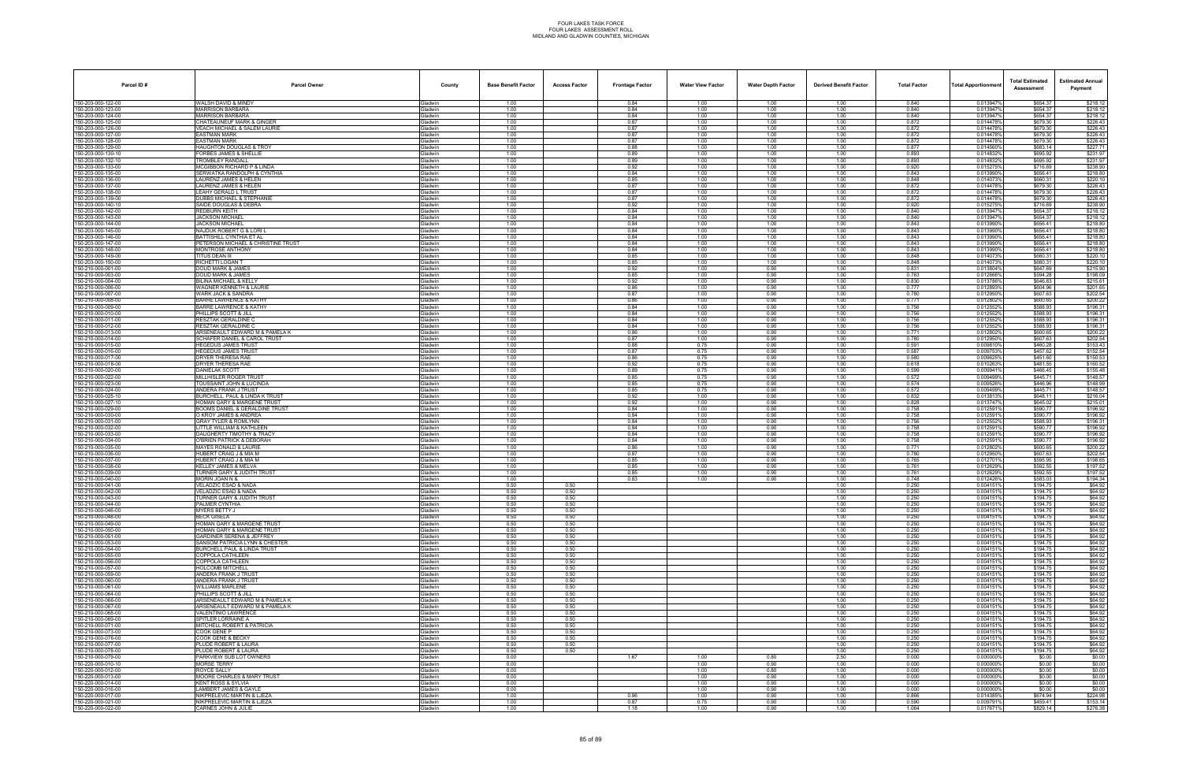FOUR LAKES TASK FORCE
FOUR LAKES ASSESSMENT ROLL
MIDLAND AND GLADWIN COUNTIES, MICHIGAN

| Parcel ID # | Parcel Owner | County | Base Benefit Factor | Access Factor | Frontage Factor | Water View Factor | Water Depth Factor | Derived Benefit Factor | Total Factor | Total Apportionment | Total Estimated Assessment | Estimated Annual Payment |
|---|---|---|---|---|---|---|---|---|---|---|---|---|
| 150-203-000-122-00 | WALSH DAVID & MINDY | Gladwin | 1.00 | | 0.84 | 1.00 | 1.00 | 1.00 | 0.840 | 0.013947% | $654.37 | $218.12 |
| 150-203-000-123-00 | MARRISON BARBARA | Gladwin | 1.00 | | 0.84 | 1.00 | 1.00 | 1.00 | 0.840 | 0.013947% | $654.37 | $218.12 |
| 150-203-000-124-00 | MARRISON BARBARA | Gladwin | 1.00 | | 0.84 | 1.00 | 1.00 | 1.00 | 0.840 | 0.013947% | $654.37 | $218.12 |
| 150-203-000-125-00 | CHATEAUNEUF MARK & GINGER | Gladwin | 1.00 | | 0.87 | 1.00 | 1.00 | 1.00 | 0.872 | 0.014478% | $679.30 | $226.43 |
| 150-203-000-126-00 | VEACH MICHAEL & SALEM LAURIE | Gladwin | 1.00 | | 0.87 | 1.00 | 1.00 | 1.00 | 0.872 | 0.014478% | $679.30 | $226.43 |
| 150-203-000-127-00 | EASTMAN MARK | Gladwin | 1.00 | | 0.87 | 1.00 | 1.00 | 1.00 | 0.872 | 0.014478% | $679.30 | $226.43 |
| 150-203-000-128-00 | EASTMAN MARK | Gladwin | 1.00 | | 0.87 | 1.00 | 1.00 | 1.00 | 0.872 | 0.014478% | $679.30 | $226.43 |
| 150-203-000-129-00 | HAUGHTON DOUGLAS & TROY | Gladwin | 1.00 | | 0.88 | 1.00 | 1.00 | 1.00 | 0.877 | 0.014560% | $683.14 | $227.71 |
| 150-203-000-130-10 | FORBES JAMES & SHELLIE | Gladwin | 1.00 | | 0.89 | 1.00 | 1.00 | 1.00 | 0.893 | 0.014832% | $695.92 | $231.97 |
| 150-203-000-132-10 | TROMBLEY RANDALL | Gladwin | 1.00 | | 0.89 | 1.00 | 1.00 | 1.00 | 0.893 | 0.014832% | $695.92 | $231.97 |
| 150-203-000-133-00 | MCGIBBON RICHARD P & LINDA | Gladwin | 1.00 | | 0.92 | 1.00 | 1.00 | 1.00 | 0.920 | 0.015275% | $716.69 | $238.90 |
| 150-203-000-135-00 | SERWATKA RANDOLPH & CYNTHIA | Gladwin | 1.00 | | 0.84 | 1.00 | 1.00 | 1.00 | 0.843 | 0.013990% | $656.41 | $218.80 |
| 150-203-000-136-00 | LAURENZ JAMES & HELEN | Gladwin | 1.00 | | 0.85 | 1.00 | 1.00 | 1.00 | 0.848 | 0.014073% | $660.31 | $220.10 |
| 150-203-000-137-00 | LAURENZ JAMES & HELEN | Gladwin | 1.00 | | 0.87 | 1.00 | 1.00 | 1.00 | 0.872 | 0.014478% | $679.30 | $226.43 |
| 150-203-000-138-00 | LEAHY GERALD L TRUST | Gladwin | 1.00 | | 0.87 | 1.00 | 1.00 | 1.00 | 0.872 | 0.014478% | $679.30 | $226.43 |
| 150-203-000-139-00 | DUBBS MICHAEL & STEPHANIE | Gladwin | 1.00 | | 0.87 | 1.00 | 1.00 | 1.00 | 0.872 | 0.014478% | $679.30 | $226.43 |
| 150-203-000-140-10 | SAIDE DOUGLAS & DEBRA | Gladwin | 1.00 | | 0.92 | 1.00 | 1.00 | 1.00 | 0.920 | 0.015275% | $716.69 | $238.90 |
| 150-203-000-142-00 | REDBURN KEITH | Gladwin | 1.00 | | 0.84 | 1.00 | 1.00 | 1.00 | 0.840 | 0.013947% | $654.37 | $218.12 |
| 150-203-000-143-00 | JACKSON MICHAEL | Gladwin | 1.00 | | 0.84 | 1.00 | 1.00 | 1.00 | 0.840 | 0.013947% | $654.37 | $218.12 |
| 150-203-000-144-00 | JACKSON MICHAEL | Gladwin | 1.00 | | 0.84 | 1.00 | 1.00 | 1.00 | 0.843 | 0.013990% | $656.41 | $218.80 |
| 150-203-000-145-00 | NAJDUK ROBERT G & LORI L | Gladwin | 1.00 | | 0.84 | 1.00 | 1.00 | 1.00 | 0.843 | 0.013990% | $656.41 | $218.80 |
| 150-203-000-146-00 | BATTISHILL CYNTHIA ET AL | Gladwin | 1.00 | | 0.84 | 1.00 | 1.00 | 1.00 | 0.843 | 0.013990% | $656.41 | $218.80 |
| 150-203-000-147-00 | PETERSON MICHAEL & CHRISTINE TRUST | Gladwin | 1.00 | | 0.84 | 1.00 | 1.00 | 1.00 | 0.843 | 0.013990% | $656.41 | $218.80 |
| 150-203-000-148-00 | MONTROSE ANTHONY | Gladwin | 1.00 | | 0.84 | 1.00 | 1.00 | 1.00 | 0.843 | 0.013990% | $656.41 | $218.80 |
| 150-203-000-149-00 | TITUS DEAN III | Gladwin | 1.00 | | 0.85 | 1.00 | 1.00 | 1.00 | 0.848 | 0.014073% | $660.31 | $220.10 |
| 150-203-000-150-00 | RICHETTI LOGAN T | Gladwin | 1.00 | | 0.85 | 1.00 | 1.00 | 1.00 | 0.848 | 0.014073% | $660.31 | $220.10 |
| 150-210-000-001-00 | DOUD MARK & JAMES | Gladwin | 1.00 | | 0.92 | 1.00 | 0.90 | 1.00 | 0.831 | 0.013804% | $647.69 | $215.90 |
| 150-210-000-003-00 | DOUD MARK & JAMES | Gladwin | 1.00 | | 0.85 | 1.00 | 0.90 | 1.00 | 0.763 | 0.012666% | $594.28 | $198.09 |
| 150-210-000-004-00 | BILINA MICHAEL & KELLY | Gladwin | 1.00 | | 0.92 | 1.00 | 0.90 | 1.00 | 0.830 | 0.013786% | $646.83 | $215.61 |
| 150-210-000-006-00 | WAGNER KENNETH & LAURIE | Gladwin | 1.00 | | 0.86 | 1.00 | 0.90 | 1.00 | 0.777 | 0.012893% | $604.96 | $201.65 |
| 150-210-000-007-00 | WARK JACK & SANDRA | Gladwin | 1.00 | | 0.87 | 1.00 | 0.90 | 1.00 | 0.780 | 0.012950% | $607.63 | $202.54 |
| 150-210-000-008-00 | BARRE LAWRENCE & KATHY | Gladwin | 1.00 | | 0.86 | 1.00 | 0.90 | 1.00 | 0.771 | 0.012802% | $600.65 | $200.22 |
| 150-210-000-009-00 | BARRE LAWRENCE & KATHY | Gladwin | 1.00 | | 0.84 | 1.00 | 0.90 | 1.00 | 0.756 | 0.012552% | $588.93 | $196.31 |
| 150-210-000-010-00 | PHILLIPS SCOTT & JILL | Gladwin | 1.00 | | 0.84 | 1.00 | 0.90 | 1.00 | 0.756 | 0.012552% | $588.93 | $196.31 |
| 150-210-000-011-00 | RESZTAK GERALDINE C | Gladwin | 1.00 | | 0.84 | 1.00 | 0.90 | 1.00 | 0.756 | 0.012552% | $588.93 | $196.31 |
| 150-210-000-012-00 | RESZTAK GERALDINE C | Gladwin | 1.00 | | 0.84 | 1.00 | 0.90 | 1.00 | 0.756 | 0.012552% | $588.93 | $196.31 |
| 150-210-000-013-00 | ARSENEAULT EDWARD M & PAMELA K | Gladwin | 1.00 | | 0.86 | 1.00 | 0.90 | 1.00 | 0.771 | 0.012802% | $600.65 | $200.22 |
| 150-210-000-014-00 | SCHAFER DANIEL & CAROL TRUST | Gladwin | 1.00 | | 0.87 | 1.00 | 0.90 | 1.00 | 0.780 | 0.012950% | $607.63 | $202.54 |
| 150-210-000-015-00 | HEGEDUS JAMES TRUST | Gladwin | 1.00 | | 0.88 | 0.75 | 0.90 | 1.00 | 0.591 | 0.009810% | $460.28 | $153.43 |
| 150-210-000-016-00 | HEGEDUS JAMES TRUST | Gladwin | 1.00 | | 0.87 | 0.75 | 0.90 | 1.00 | 0.587 | 0.009753% | $457.62 | $152.54 |
| 150-210-000-017-00 | DRYER THERESA RAE | Gladwin | 1.00 | | 0.86 | 0.75 | 0.90 | 1.00 | 0.580 | 0.009625% | $451.60 | $150.53 |
| 150-210-000-018-00 | DRYER THERESA RAE | Gladwin | 1.00 | | 0.92 | 0.75 | 0.90 | 1.00 | 0.618 | 0.010263% | $481.55 | $160.52 |
| 150-210-000-020-00 | DANIELAK SCOTT | Gladwin | 1.00 | | 0.89 | 0.75 | 0.90 | 1.00 | 0.599 | 0.009941% | $466.45 | $155.48 |
| 150-210-000-022-00 | MILLHISLER ROGER TRUST | Gladwin | 1.00 | | 0.85 | 0.75 | 0.90 | 1.00 | 0.572 | 0.009499% | $445.71 | $148.57 |
| 150-210-000-023-00 | TOUSSAINT JOHN & LUCINDA | Gladwin | 1.00 | | 0.85 | 0.75 | 0.90 | 1.00 | 0.574 | 0.009526% | $446.96 | $148.99 |
| 150-210-000-024-00 | ANDERA FRANK J TRUST | Gladwin | 1.00 | | 0.85 | 0.75 | 0.90 | 1.00 | 0.572 | 0.009499% | $445.71 | $148.57 |
| 150-210-000-025-10 | BURCHELL PAUL & LINDA K TRUST | Gladwin | 1.00 | | 0.92 | 1.00 | 0.90 | 1.00 | 0.832 | 0.013813% | $648.11 | $216.04 |
| 150-210-000-027-10 | HOMAN GARY & MARGENE TRUST | Gladwin | 1.00 | | 0.92 | 1.00 | 0.90 | 1.00 | 0.828 | 0.013747% | $645.02 | $215.01 |
| 150-210-000-029-00 | BOOMS DANIEL & GERALDINE TRUST | Gladwin | 1.00 | | 0.84 | 1.00 | 0.90 | 1.00 | 0.758 | 0.012591% | $590.77 | $196.92 |
| 150-210-000-030-00 | O'KROY JAMES & ANDREA | Gladwin | 1.00 | | 0.84 | 1.00 | 0.90 | 1.00 | 0.758 | 0.012591% | $590.77 | $196.92 |
| 150-210-000-031-00 | GRAY TYLER & ROMLYNN | Gladwin | 1.00 | | 0.84 | 1.00 | 0.90 | 1.00 | 0.756 | 0.012552% | $588.93 | $196.31 |
| 150-210-000-032-00 | LITTLE WILLIAM & KATHLEEN | Gladwin | 1.00 | | 0.84 | 1.00 | 0.90 | 1.00 | 0.758 | 0.012591% | $590.77 | $196.92 |
| 150-210-000-033-00 | DAUGHERTY TIMOTHY & TRACY | Gladwin | 1.00 | | 0.84 | 1.00 | 0.90 | 1.00 | 0.758 | 0.012591% | $590.77 | $196.92 |
| 150-210-000-034-00 | O'BRIEN PATRICK & DEBORAH | Gladwin | 1.00 | | 0.84 | 1.00 | 0.90 | 1.00 | 0.758 | 0.012591% | $590.77 | $196.92 |
| 150-210-000-035-00 | MAYES RONALD & LAURIE | Gladwin | 1.00 | | 0.86 | 1.00 | 0.90 | 1.00 | 0.771 | 0.012802% | $600.65 | $200.22 |
| 150-210-000-036-00 | HUBERT CRAIG J & MIA M | Gladwin | 1.00 | | 0.87 | 1.00 | 0.90 | 1.00 | 0.780 | 0.012950% | $607.63 | $202.54 |
| 150-210-000-037-00 | HUBERT CRAIG J & MIA M | Gladwin | 1.00 | | 0.85 | 1.00 | 0.90 | 1.00 | 0.765 | 0.012701% | $595.95 | $198.65 |
| 150-210-000-038-00 | KELLEY JAMES & MELVA | Gladwin | 1.00 | | 0.85 | 1.00 | 0.90 | 1.00 | 0.761 | 0.012629% | $592.55 | $197.52 |
| 150-210-000-039-00 | TURNER GARY & JUDITH TRUST | Gladwin | 1.00 | | 0.85 | 1.00 | 0.90 | 1.00 | 0.761 | 0.012629% | $592.55 | $197.52 |
| 150-210-000-040-00 | MORIN JOAN N & | Gladwin | 1.00 | | 0.83 | 1.00 | 0.90 | 1.00 | 0.748 | 0.012426% | $583.03 | $194.34 |
| 150-210-000-041-00 | VELADZIC ESAD & NADA | Gladwin | 0.50 | 0.50 | | | | 1.00 | 0.250 | 0.004151% | $194.75 | $64.92 |
| 150-210-000-042-00 | VELADZIC ESAD & NADA | Gladwin | 0.50 | 0.50 | | | | 1.00 | 0.250 | 0.004151% | $194.75 | $64.92 |
| 150-210-000-043-00 | TURNER GARY & JUDITH TRUST | Gladwin | 0.50 | 0.50 | | | | 1.00 | 0.250 | 0.004151% | $194.75 | $64.92 |
| 150-210-000-044-00 | PALMER CYNTHIA | Gladwin | 0.50 | 0.50 | | | | 1.00 | 0.250 | 0.004151% | $194.75 | $64.92 |
| 150-210-000-046-00 | MYERS BETTY J | Gladwin | 0.50 | 0.50 | | | | 1.00 | 0.250 | 0.004151% | $194.75 | $64.92 |
| 150-210-000-048-00 | BECK GISELA | Gladwin | 0.50 | 0.50 | | | | 1.00 | 0.250 | 0.004151% | $194.75 | $64.92 |
| 150-210-000-049-00 | HOMAN GARY & MARGENE TRUST | Gladwin | 0.50 | 0.50 | | | | 1.00 | 0.250 | 0.004151% | $194.75 | $64.92 |
| 150-210-000-050-00 | HOMAN GARY & MARGENE TRUST | Gladwin | 0.50 | 0.50 | | | | 1.00 | 0.250 | 0.004151% | $194.75 | $64.92 |
| 150-210-000-051-00 | GARDINER SERENA & JEFFREY | Gladwin | 0.50 | 0.50 | | | | 1.00 | 0.250 | 0.004151% | $194.75 | $64.92 |
| 150-210-000-053-00 | SANSOM PATRICIA LYNN & CHESTER | Gladwin | 0.50 | 0.50 | | | | 1.00 | 0.250 | 0.004151% | $194.75 | $64.92 |
| 150-210-000-054-00 | BURCHELL PAUL & LINDA TRUST | Gladwin | 0.50 | 0.50 | | | | 1.00 | 0.250 | 0.004151% | $194.75 | $64.92 |
| 150-210-000-055-00 | COPPOLA CATHLEEN | Gladwin | 0.50 | 0.50 | | | | 1.00 | 0.250 | 0.004151% | $194.75 | $64.92 |
| 150-210-000-056-00 | COPPOLA CATHLEEN | Gladwin | 0.50 | 0.50 | | | | 1.00 | 0.250 | 0.004151% | $194.75 | $64.92 |
| 150-210-000-057-00 | HOLCOMB MITCHELL | Gladwin | 0.50 | 0.50 | | | | 1.00 | 0.250 | 0.004151% | $194.75 | $64.92 |
| 150-210-000-059-00 | ANDERA FRANK J TRUST | Gladwin | 0.50 | 0.50 | | | | 1.00 | 0.250 | 0.004151% | $194.75 | $64.92 |
| 150-210-000-060-00 | ANDERA FRANK J TRUST | Gladwin | 0.50 | 0.50 | | | | 1.00 | 0.250 | 0.004151% | $194.75 | $64.92 |
| 150-210-000-061-00 | WILLIAMS MARLENE | Gladwin | 0.50 | 0.50 | | | | 1.00 | 0.250 | 0.004151% | $194.75 | $64.92 |
| 150-210-000-064-00 | PHILLIPS SCOTT & JILL | Gladwin | 0.50 | 0.50 | | | | 1.00 | 0.250 | 0.004151% | $194.75 | $64.92 |
| 150-210-000-066-00 | ARSENEAULT EDWARD M & PAMELA K | Gladwin | 0.50 | 0.50 | | | | 1.00 | 0.250 | 0.004151% | $194.75 | $64.92 |
| 150-210-000-067-00 | ARSENEAULT EDWARD M & PAMELA K | Gladwin | 0.50 | 0.50 | | | | 1.00 | 0.250 | 0.004151% | $194.75 | $64.92 |
| 150-210-000-068-00 | VALENTINIO LAWRENCE | Gladwin | 0.50 | 0.50 | | | | 1.00 | 0.250 | 0.004151% | $194.75 | $64.92 |
| 150-210-000-069-00 | SPITLER LORRAINE A | Gladwin | 0.50 | 0.50 | | | | 1.00 | 0.250 | 0.004151% | $194.75 | $64.92 |
| 150-210-000-071-00 | MITCHELL ROBERT & PATRICIA | Gladwin | 0.50 | 0.50 | | | | 1.00 | 0.250 | 0.004151% | $194.75 | $64.92 |
| 150-210-000-073-00 | COOK GENE P | Gladwin | 0.50 | 0.50 | | | | 1.00 | 0.250 | 0.004151% | $194.75 | $64.92 |
| 150-210-000-076-00 | COOK GENE & BECKY | Gladwin | 0.50 | 0.50 | | | | 1.00 | 0.250 | 0.004151% | $194.75 | $64.92 |
| 150-210-000-077-00 | PLUDE ROBERT & LAURA | Gladwin | 0.50 | 0.50 | | | | 1.00 | 0.250 | 0.004151% | $194.75 | $64.92 |
| 150-210-000-078-00 | PLUDE ROBERT & LAURA | Gladwin | 0.50 | 0.50 | | | | 1.00 | 0.250 | 0.004151% | $194.75 | $64.92 |
| 150-210-000-079-00 | PARKVIEW SUB LOT OWNERS | Gladwin | 0.00 | | 1.67 | 1.00 | 0.80 | 2.50 | 0.000 | 0.000000% | $0.00 | $0.00 |
| 150-220-000-010-10 | MORSE TERRY | Gladwin | 0.00 | | | 1.00 | 0.90 | 1.00 | 0.000 | 0.000000% | $0.00 | $0.00 |
| 150-220-000-012-00 | ROYCE SALLY | Gladwin | 0.00 | | | 1.00 | 0.80 | 1.00 | 0.000 | 0.000000% | $0.00 | $0.00 |
| 150-220-000-013-00 | MOORE CHARLES & MARY TRUST | Gladwin | 0.00 | | | 1.00 | 0.90 | 1.00 | 0.000 | 0.000000% | $0.00 | $0.00 |
| 150-220-000-014-00 | KENT ROSS & SYLVIA | Gladwin | 0.00 | | | 1.00 | 0.90 | 1.00 | 0.000 | 0.000000% | $0.00 | $0.00 |
| 150-220-000-016-00 | LAMBERT JAMES & GAYLE | Gladwin | 0.00 | | | 1.00 | 0.90 | 1.00 | 0.000 | 0.000000% | $0.00 | $0.00 |
| 150-220-000-017-00 | NIKPRELEVIC MARTIN & LJEZA | Gladwin | 1.00 | | 0.96 | 1.00 | 0.90 | 1.00 | 0.866 | 0.014385% | $674.94 | $224.98 |
| 150-220-000-021-00 | NIKPRELEVIC MARTIN & LJEZA | Gladwin | 1.00 | | 0.87 | 0.75 | 0.90 | 1.00 | 0.590 | 0.009791% | $459.41 | $153.14 |
| 150-220-000-022-00 | CARNES JOHN & JULIE | Gladwin | 1.00 | | 1.18 | 1.00 | 0.90 | 1.00 | 1.064 | 0.017671% | $829.14 | $276.38 |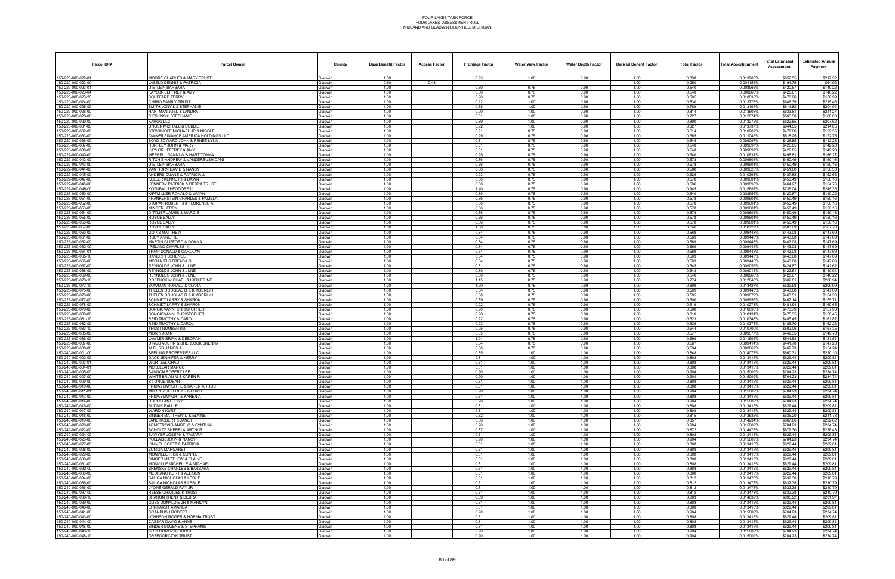# FOUR LAKES TASK FORCE
## FOUR LAKES SPECIAL ASSESSMENT ROLL
### MIDLAND AND GLADWIN COUNTIES, MICHIGAN

| Parcel ID # | Parcel Owner | County | Base Benefit Factor | Access Factor | Frontage Factor | Water View Factor | Water Depth Factor | Derived Benefit Factor | Total Factor | Total Apportionment | Total Estimated Assessment | Estimated Annual Payment |
|---|---|---|---|---|---|---|---|---|---|---|---|---|
| 150-220-000-022-01 | MOORE CHARLES & MARY TRUST | Gladwin | 1.00 | | 0.93 | 1.00 | 0.90 | 1.00 | 0.838 | 0.013908% | $652.55 | $217.52 |
| 150-220-000-023-00 | LASZLO DENNIS & PATRICIA | Gladwin | 0.50 | 0.48 | | | | 1.00 | 0.250 | 0.004151% | $194.75 | $64.92 |
| 150-220-000-023-01 | DIETLEIN BARBARA | Gladwin | 1.00 | | 0.80 | 0.75 | 0.90 | 1.00 | 0.540 | 0.008966% | $420.67 | $140.22 |
| 150-220-000-023-04 | KAYLOR JEFFREY & AMY | Gladwin | 1.00 | | 0.80 | 0.75 | 0.90 | 1.00 | 0.540 | 0.008966% | $420.67 | $140.22 |
| 150-220-000-023-20 | BOUFFARD TERRY | Gladwin | 1.00 | | 0.90 | 0.75 | 0.90 | 1.00 | 0.605 | 0.010038% | $470.96 | $156.99 |
| 150-220-000-024-00 | CHIRIO FAMILY TRUST | Gladwin | 1.00 | | 0.92 | 1.00 | 0.90 | 1.00 | 0.830 | 0.013776% | $646.39 | $215.46 |
| 150-220-000-025-00 | SMITH LONY L & STEPHANIE | Gladwin | 1.00 | | 0.88 | 1.00 | 0.90 | 1.00 | 0.789 | 0.013104% | $614.82 | $204.94 |
| 150-220-000-026-00 | HARTMAN JOEL & LANDRA | Gladwin | 1.00 | | 0.90 | 1.00 | 0.90 | 1.00 | 0.814 | 0.013508% | $633.81 | $211.27 |
| 150-220-000-028-00 | CIESLINSKI STEPHANIE | Gladwin | 1.00 | | 0.81 | 1.00 | 0.90 | 1.00 | 0.727 | 0.012074% | $566.50 | $188.83 |
| 150-220-000-029-00 | KARGG LLC | Gladwin | 1.00 | | 0.89 | 1.00 | 0.90 | 1.00 | 0.800 | 0.013275% | $622.85 | $207.62 |
| 150-220-000-031-00 | UNGER MICHAEL & BOBBIE | Gladwin | 1.00 | | 0.92 | 1.00 | 0.90 | 1.00 | 0.827 | 0.013737% | $644.55 | $214.85 |
| 150-220-000-032-00 | STOYANOFF MICHAEL JR & NICOLE | Gladwin | 1.00 | | 0.91 | 0.75 | 0.90 | 1.00 | 0.614 | 0.010202% | $478.66 | $159.55 |
| 150-220-000-033-00 | OWNER FINANCE AMERICA HOLDINGS LLC | Gladwin | 1.00 | | 0.99 | 0.75 | 0.90 | 1.00 | 0.665 | 0.011045% | $518.25 | $172.75 |
| 150-220-000-036-00 | BOYD EDWARD JOHN & RENEE LYNN | Gladwin | 1.00 | | 0.81 | 0.75 | 0.90 | 1.00 | 0.548 | 0.009097% | $426.85 | $142.28 |
| 150-220-000-037-00 | HUNTLEY JOHN & MARY | Gladwin | 1.00 | | 0.81 | 0.75 | 0.90 | 1.00 | 0.548 | 0.009097% | $426.85 | $142.28 |
| 150-220-000-038-00 | KAYLOR JEFFREY & AMY | Gladwin | 1.00 | | 0.81 | 0.75 | 0.90 | 1.00 | 0.548 | 0.009097% | $426.85 | $142.28 |
| 150-222-000-040-00 | MERRELL DANNI W & HART TONYA | Gladwin | 1.00 | | 0.95 | 0.75 | 0.90 | 1.00 | 0.640 | 0.010631% | $498.81 | $166.27 |
| 150-222-000-042-00 | RITCHIE ANDREW & VANDERBUSH DANI | Gladwin | 1.00 | | 0.86 | 0.75 | 0.90 | 1.00 | 0.578 | 0.009601% | $450.49 | $150.16 |
| 150-222-000-043-00 | DIETLEIN BARBARA | Gladwin | 1.00 | | 0.86 | 0.75 | 0.90 | 1.00 | 0.578 | 0.009601% | $450.49 | $150.16 |
| 150-222-000-044-00 | VAN HORN DAVID & NANCY | Gladwin | 1.00 | | 0.86 | 0.75 | 0.90 | 1.00 | 0.580 | 0.009625% | $451.60 | $150.53 |
| 150-222-000-045-00 | ANDERS DUANE & PATRICIA & | Gladwin | 1.00 | | 0.93 | 0.75 | 0.90 | 1.00 | 0.626 | 0.010398% | $487.88 | $162.63 |
| 150-222-000-047-00 | KELLER KENNETH & DAWN | Gladwin | 1.00 | | 0.86 | 0.75 | 0.90 | 1.00 | 0.578 | 0.009601% | $450.49 | $150.16 |
| 150-222-000-048-00 | KENNEDY PATRICK & DEBRA TRUST | Gladwin | 1.00 | | 0.88 | 0.75 | 0.90 | 1.00 | 0.596 | 0.009895% | $464.27 | $154.76 |
| 150-222-000-049-00 | KOZUBAL THEODORE III | Gladwin | 1.00 | | 1.40 | 0.75 | 0.90 | 1.00 | 0.945 | 0.015687% | $736.04 | $245.35 |
| 150-223-000-050-00 | KIPFMILLER RONALD & VIVIAN | Gladwin | 1.00 | | 0.80 | 0.75 | 0.90 | 1.00 | 0.540 | 0.008966% | $420.67 | $140.22 |
| 150-223-000-051-00 | FRANKENSTEIN CHARLES & PAMELA | Gladwin | 1.00 | | 0.86 | 0.75 | 0.90 | 1.00 | 0.578 | 0.009601% | $450.49 | $150.16 |
| 150-223-000-052-00 | STUPAR ROBERT J & FLORENCE A | Gladwin | 1.00 | | 0.86 | 0.75 | 0.90 | 1.00 | 0.578 | 0.009601% | $450.49 | $150.16 |
| 150-223-000-053-00 | MINDER JERRY | Gladwin | 1.00 | | 0.86 | 0.75 | 0.90 | 1.00 | 0.578 | 0.009601% | $450.49 | $150.16 |
| 150-223-000-054-00 | DITTMER JAMES & MARGIE | Gladwin | 1.00 | | 0.86 | 0.75 | 0.90 | 1.00 | 0.578 | 0.009601% | $450.49 | $150.16 |
| 150-223-000-055-00 | ROYCE SALLY | Gladwin | 1.00 | | 0.86 | 0.75 | 0.90 | 1.00 | 0.578 | 0.009601% | $450.49 | $150.16 |
| 150-223-000-056-00 | ROYCE SALLY | Gladwin | 1.00 | | 0.86 | 0.75 | 0.90 | 1.00 | 0.578 | 0.009601% | $450.49 | $150.16 |
| 150-223-000-057-00 | ROYCE SALLY | Gladwin | 1.00 | | 1.08 | 0.75 | 0.80 | 1.00 | 0.646 | 0.010722% | $503.09 | $167.70 |
| 150-223-000-060-00 | GOINS MATTHEW | Gladwin | 1.00 | | 0.84 | 0.75 | 0.90 | 1.00 | 0.569 | 0.009443% | $443.08 | $147.69 |
| 150-223-000-061-00 | RUBY ANNETTE | Gladwin | 1.00 | | 0.84 | 0.75 | 0.90 | 1.00 | 0.569 | 0.009443% | $443.08 | $147.69 |
| 150-223-000-062-00 | MARTIN CLIFFORD & DONNA | Gladwin | 1.00 | | 0.84 | 0.75 | 0.90 | 1.00 | 0.569 | 0.009443% | $443.08 | $147.69 |
| 150-223-000-063-00 | IRELAND CHARLES III | Gladwin | 1.00 | | 0.84 | 0.75 | 0.90 | 1.00 | 0.569 | 0.009443% | $443.08 | $147.69 |
| 150-223-000-064-01 | TRIPP DONALD & CAROLYN | Gladwin | 1.00 | | 0.84 | 0.75 | 0.90 | 1.00 | 0.569 | 0.009443% | $443.08 | $147.69 |
| 150-223-000-065-10 | DAVERT FLORENCE | Gladwin | 1.00 | | 0.84 | 0.75 | 0.90 | 1.00 | 0.569 | 0.009443% | $443.08 | $147.69 |
| 150-223-000-066-00 | MCDANIELS FREADA D | Gladwin | 1.00 | | 0.84 | 0.75 | 0.90 | 1.00 | 0.569 | 0.009443% | $443.08 | $147.69 |
| 150-223-000-067-00 | REYNOLDS JOHN & JUNE | Gladwin | 1.00 | | 0.81 | 0.75 | 0.90 | 1.00 | 0.545 | 0.009055% | $424.87 | $141.62 |
| 150-223-000-068-00 | REYNOLDS JOHN & JUNE | Gladwin | 1.00 | | 0.80 | 0.75 | 0.90 | 1.00 | 0.543 | 0.009011% | $422.81 | $140.94 |
| 150-223-000-069-00 | REYNOLDS JOHN & JUNE | Gladwin | 1.00 | | 0.80 | 0.75 | 0.90 | 1.00 | 0.540 | 0.008966% | $420.67 | $140.22 |
| 150-223-000-070-10 | ROEBUCK MICHAEL & KATHERINE | Gladwin | 1.00 | | 1.15 | 0.75 | 0.90 | 1.00 | 0.774 | 0.012848% | $602.81 | $200.94 |
| 150-223-000-073-10 | BOWMAN RONALD & CLARA | Gladwin | 1.00 | | 1.20 | 0.75 | 0.90 | 1.00 | 0.809 | 0.013427% | $629.98 | $209.99 |
| 150-223-000-075-00 | THELEN DOUGLAS D & KIMBERLY I | Gladwin | 1.00 | | 0.84 | 0.75 | 0.90 | 1.00 | 0.569 | 0.009443% | $443.08 | $147.69 |
| 150-223-000-076-00 | THELEN DOUGLAS D & KIMBERLY I | Gladwin | 1.00 | | 0.88 | 0.75 | 0.90 | 1.00 | 0.595 | 0.009879% | $463.51 | $154.50 |
| 150-223-000-077-00 | SCHMIDT LARRY & SHARON | Gladwin | 1.00 | | 0.89 | 0.75 | 0.90 | 1.00 | 0.600 | 0.009966% | $467.14 | $155.71 |
| 150-223-000-078-00 | SCHMIDT LARRY & SHARON | Gladwin | 1.00 | | 0.92 | 0.75 | 0.90 | 1.00 | 0.619 | 0.010271% | $481.94 | $160.65 |
| 150-223-000-079-00 | BONGIOVANNI CHRISTOPHER | Gladwin | 1.00 | | 0.90 | 0.75 | 0.90 | 1.00 | 0.608 | 0.010098% | $473.79 | $157.93 |
| 150-223-000-080-00 | BONGIOVANNI CHRISTOPHER | Gladwin | 1.00 | | 0.90 | 0.75 | 0.90 | 1.00 | 0.610 | 0.010131% | $475.35 | $158.45 |
| 150-223-000-081-10 | REID TIMOTHY & CAROL | Gladwin | 1.00 | | 0.92 | 0.75 | 0.90 | 1.00 | 0.623 | 0.010346% | $485.45 | $161.82 |
| 150-223-000-082-00 | REID TIMOTHY & CAROL | Gladwin | 1.00 | | 0.93 | 0.75 | 0.90 | 1.00 | 0.625 | 0.010373% | $486.70 | $162.23 |
| 150-223-000-083-10 | TRUST NUMBER 690 | Gladwin | 1.00 | | 0.95 | 0.75 | 0.90 | 1.00 | 0.644 | 0.010700% | $502.06 | $167.35 |
| 150-223-000-085-00 | MORIN JOAN | Gladwin | 1.00 | | 0.85 | 0.75 | 0.90 | 1.00 | 0.577 | 0.009577% | $449.35 | $149.78 |
| 150-223-000-086-00 | LAWLER BRIAN & DEBORAH | Gladwin | 1.00 | | 1.04 | 0.75 | 0.90 | 1.00 | 0.699 | 0.011606% | $544.53 | $181.51 |
| 150-223-000-087-00 | DINGS AUSTIN & SHERLOCK BRENNA | Gladwin | 1.00 | | 0.84 | 0.75 | 0.90 | 1.00 | 0.567 | 0.009414% | $441.70 | $147.23 |
| 150-223-000-088-00 | ALBURG JAMES J | Gladwin | 1.00 | | 0.88 | 0.75 | 0.90 | 1.00 | 0.594 | 0.009862% | $462.73 | $154.24 |
| 150-240-000-001-00 | SEELING PROPERTIES LLC | Gladwin | 1.00 | | 0.85 | 1.00 | 1.00 | 1.00 | 0.848 | 0.014073% | $660.31 | $220.10 |
| 150-240-000-002-00 | ZACK JENNIFER & KERRY | Gladwin | 1.00 | | 0.81 | 1.00 | 1.00 | 1.00 | 0.808 | 0.013415% | $629.44 | $209.81 |
| 150-240-000-003-01 | WURTZEL CHAD | Gladwin | 1.00 | | 0.81 | 1.00 | 1.00 | 1.00 | 0.808 | 0.013415% | $629.44 | $209.81 |
| 150-240-000-004-01 | MCKELLAR MARGO | Gladwin | 1.00 | | 0.81 | 1.00 | 1.00 | 1.00 | 0.808 | 0.013415% | $629.44 | $209.81 |
| 150-240-000-005-00 | BANNON ROBERT LEE | Gladwin | 1.00 | | 0.90 | 1.00 | 1.00 | 1.00 | 0.904 | 0.015009% | $704.23 | $234.74 |
| 150-240-000-007-00 | WHITE BRIAN M & KAREN R | Gladwin | 1.00 | | 0.90 | 1.00 | 1.00 | 1.00 | 0.904 | 0.015009% | $704.23 | $234.74 |
| 150-240-000-009-00 | ST ONGE SUSAN | Gladwin | 1.00 | | 0.81 | 1.00 | 1.00 | 1.00 | 0.808 | 0.013415% | $629.44 | $209.81 |
| 150-240-000-010-00 | FRIDAY DWIGHT E & KAREN A TRUST | Gladwin | 1.00 | | 0.81 | 1.00 | 1.00 | 1.00 | 0.808 | 0.013415% | $629.44 | $209.81 |
| 150-240-000-011-01 | MURPHY JEFFREY J & LORI L | Gladwin | 1.00 | | 0.90 | 1.00 | 1.00 | 1.00 | 0.904 | 0.015009% | $704.23 | $234.74 |
| 150-240-000-013-00 | FRIDAY DWIGHT & KAREN A | Gladwin | 1.00 | | 0.81 | 1.00 | 1.00 | 1.00 | 0.808 | 0.013415% | $629.44 | $209.81 |
| 150-240-000-014-00 | DUPUIS ANTHONY | Gladwin | 1.00 | | 0.90 | 1.00 | 1.00 | 1.00 | 0.904 | 0.015009% | $704.23 | $234.74 |
| 150-240-000-016-00 | BUDNIK PAUL P | Gladwin | 1.00 | | 0.81 | 1.00 | 1.00 | 1.00 | 0.808 | 0.013415% | $629.44 | $209.81 |
| 150-240-000-017-00 | WARDIN KURT | Gladwin | 1.00 | | 0.81 | 1.00 | 1.00 | 1.00 | 0.808 | 0.013415% | $629.44 | $209.81 |
| 150-240-000-018-00 | SINGER MATTHEW D & ELAINE | Gladwin | 1.00 | | 0.82 | 1.00 | 1.00 | 1.00 | 0.815 | 0.013538% | $635.20 | $211.73 |
| 150-240-000-019-00 | LANE ROBERT & JANET | Gladwin | 1.00 | | 0.86 | 1.00 | 1.00 | 1.00 | 0.857 | 0.014234% | $667.86 | $222.62 |
| 150-240-000-020-00 | ARMSTRONG ANGELO & CYNTHIA | Gladwin | 1.00 | | 0.90 | 1.00 | 1.00 | 1.00 | 0.904 | 0.015009% | $704.23 | $234.74 |
| 150-240-000-022-00 | SCHOLTZ SHERRI & ARTHUR | Gladwin | 1.00 | | 0.87 | 1.00 | 1.00 | 1.00 | 0.872 | 0.014478% | $679.30 | $226.43 |
| 150-240-000-024-00 | SAWYER JOSEPH & TAMARA | Gladwin | 1.00 | | 0.81 | 1.00 | 1.00 | 1.00 | 0.808 | 0.013415% | $629.44 | $209.81 |
| 150-240-000-025-00 | POLLACK JOHN & NANCY | Gladwin | 1.00 | | 0.90 | 1.00 | 1.00 | 1.00 | 0.904 | 0.015009% | $704.23 | $234.74 |
| 150-240-000-027-00 | KIMMEL SCOTT & PATRICIA | Gladwin | 1.00 | | 0.81 | 1.00 | 1.00 | 1.00 | 0.808 | 0.013415% | $629.44 | $209.81 |
| 150-240-000-028-00 | ZUNIGA MARGARET | Gladwin | 1.00 | | 0.81 | 1.00 | 1.00 | 1.00 | 0.808 | 0.013415% | $629.44 | $209.81 |
| 150-240-000-029-00 | MONVILLE RICK & CONNIE | Gladwin | 1.00 | | 0.81 | 1.00 | 1.00 | 1.00 | 0.808 | 0.013415% | $629.44 | $209.81 |
| 150-240-000-030-00 | SINGER MATTHEW & ELAINE | Gladwin | 1.00 | | 0.81 | 1.00 | 1.00 | 1.00 | 0.808 | 0.013415% | $629.44 | $209.81 |
| 150-240-000-031-00 | MONVILLE MICHELLE & MICHAEL | Gladwin | 1.00 | | 0.81 | 1.00 | 1.00 | 1.00 | 0.808 | 0.013415% | $629.44 | $209.81 |
| 150-240-000-032-00 | BRENSKE CHARLES & BARBARA | Gladwin | 1.00 | | 0.81 | 1.00 | 1.00 | 1.00 | 0.808 | 0.013415% | $629.44 | $209.81 |
| 150-240-000-033-00 | MEDRANO KURT & ALLISON | Gladwin | 1.00 | | 0.81 | 1.00 | 1.00 | 1.00 | 0.808 | 0.013415% | $629.44 | $209.81 |
| 150-240-000-034-00 | SALIGA NICHOLAS & LESLIE | Gladwin | 1.00 | | 0.81 | 1.00 | 1.00 | 1.00 | 0.812 | 0.013478% | $632.38 | $210.79 |
| 150-240-000-035-00 | SALIGA NICHOLAS & LESLIE | Gladwin | 1.00 | | 0.81 | 1.00 | 1.00 | 1.00 | 0.812 | 0.013478% | $632.38 | $210.79 |
| 150-240-000-036-00 | LYONS GERALD RAY JR | Gladwin | 1.00 | | 0.81 | 1.00 | 1.00 | 1.00 | 0.812 | 0.013478% | $632.38 | $210.79 |
| 150-240-000-037-00 | REESE CHARLES K TRUST | Gladwin | 1.00 | | 0.81 | 1.00 | 1.00 | 1.00 | 0.812 | 0.013478% | $632.38 | $210.79 |
| 150-240-000-038-10 | SHARON TRENT & DEBRA | Gladwin | 1.00 | | 0.89 | 1.00 | 1.00 | 1.00 | 0.893 | 0.014832% | $695.92 | $231.97 |
| 150-240-000-039-00 | GUSS DONALD E JR & MARILYN | Gladwin | 1.00 | | 0.81 | 1.00 | 1.00 | 1.00 | 0.808 | 0.013415% | $629.44 | $209.81 |
| 150-240-000-040-00 | EHRHARDT AMANDA | Gladwin | 1.00 | | 0.81 | 1.00 | 1.00 | 1.00 | 0.808 | 0.013415% | $629.44 | $209.81 |
| 150-240-000-041-00 | GRANBUSH ROBERT | Gladwin | 1.00 | | 0.90 | 1.00 | 1.00 | 1.00 | 0.904 | 0.015009% | $704.23 | $234.74 |
| 150-240-000-043-00 | JOHNSON ROGER & NORMA TRUST | Gladwin | 1.00 | | 0.81 | 1.00 | 1.00 | 1.00 | 0.808 | 0.013415% | $629.44 | $209.81 |
| 150-240-000-044-00 | CASSAR DAVID & ANNE | Gladwin | 1.00 | | 0.81 | 1.00 | 1.00 | 1.00 | 0.808 | 0.013415% | $629.44 | $209.81 |
| 150-240-000-045-00 | BINDER EUGENE & STEPHANIE | Gladwin | 1.00 | | 0.81 | 1.00 | 1.00 | 1.00 | 0.808 | 0.013415% | $629.44 | $209.81 |
| 150-240-000-046-10 | GRZEGORCZYK TRUST | Gladwin | 1.00 | | 0.90 | 1.00 | 1.00 | 1.00 | 0.904 | 0.015009% | $704.23 | $234.74 |
| 150-240-000-048-10 | GRZEGORCZYK TRUST | Gladwin | 1.00 | | 0.90 | 1.00 | 1.00 | 1.00 | 0.904 | 0.015009% | $704.23 | $234.74 |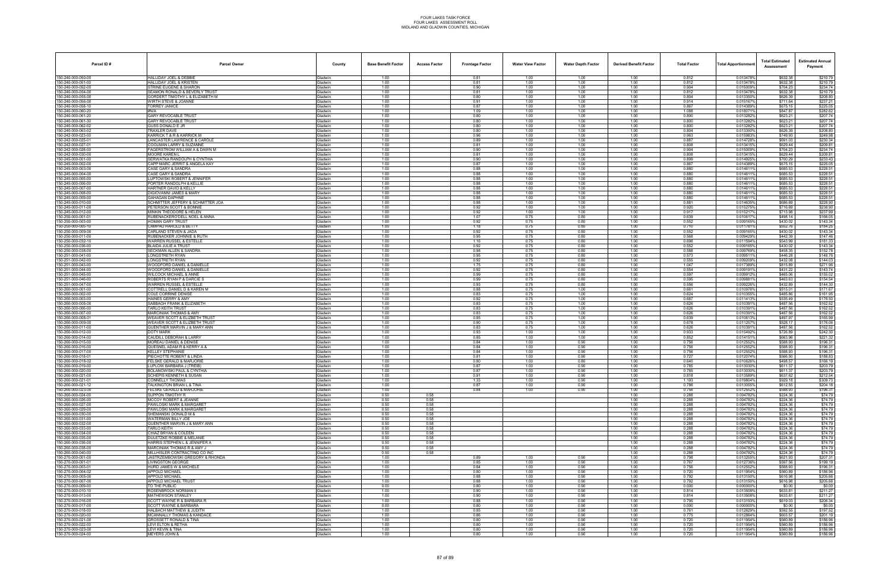FOUR LAKES TASK FORCE
FOUR LAKES ASSESSMENT ROLL
MIDLAND AND GLADWIN COUNTIES, MICHIGAN

| Parcel ID # | Parcel Owner | County | Base Benefit Factor | Access Factor | Frontage Factor | Water View Factor | Water Depth Factor | Derived Benefit Factor | Total Factor | Total Apportionment | Total Estimated Assessment | Estimated Annual Payment |
|---|---|---|---|---|---|---|---|---|---|---|---|---|
| 150-240-000-050-00 | HALLIDAY JOEL & DEBBIE | Gladwin | 1.00 | | 0.81 | 1.00 | 1.00 | 1.00 | 0.812 | 0.013478% | $632.38 | $210.79 |
| 150-240-000-051-00 | HALLIDAY JOEL & KRISTEN | Gladwin | 1.00 | | 0.81 | 1.00 | 1.00 | 1.00 | 0.812 | 0.013478% | $632.38 | $210.79 |
| 150-240-000-052-00 | STRINE EUGENE & SHARON | Gladwin | 1.00 | | 0.90 | 1.00 | 1.00 | 1.00 | 0.904 | 0.015009% | $704.23 | $234.74 |
| 150-240-000-054-00 | SEAMON RONALD & BEVERLY TRUST | Gladwin | 1.00 | | 0.81 | 1.00 | 1.00 | 1.00 | 0.812 | 0.013478% | $632.38 | $210.79 |
| 150-240-000-055-00 | GORDERT TIMOTHY L & ELIZABETH M | Gladwin | 1.00 | | 0.80 | 1.00 | 1.00 | 1.00 | 0.804 | 0.013350% | $626.39 | $208.80 |
| 150-240-000-056-00 | WIRTH STEVE & JOANNE | Gladwin | 1.00 | | 0.91 | 1.00 | 1.00 | 1.00 | 0.914 | 0.015167% | $711.64 | $237.21 |
| 150-240-000-058-10 | TORREY JANICE | Gladwin | 1.00 | | 0.87 | 1.00 | 1.00 | 1.00 | 0.867 | 0.014389% | $675.15 | $225.05 |
| 150-240-000-060-20 | #N/A | Gladwin | 1.00 | | 1.09 | 1.00 | 1.00 | 1.00 | 1.088 | 0.018071% | $847.87 | $282.62 |
| 150-240-000-061-20 | GARY REVOCABLE TRUST | Gladwin | 1.00 | | 0.80 | 1.00 | 1.00 | 1.00 | 0.800 | 0.013282% | $623.21 | $207.74 |
| 150-240-000-061-30 | GARY REVOCABLE TRUST | Gladwin | 1.00 | | 0.80 | 1.00 | 1.00 | 1.00 | 0.800 | 0.013282% | $623.21 | $207.74 |
| 150-240-000-062-02 | GUSS DONALD E JR | Gladwin | 1.00 | | 0.80 | 1.00 | 1.00 | 1.00 | 0.800 | 0.013282% | $623.21 | $207.74 |
| 150-240-000-063-02 | TRAXLER DAVE | Gladwin | 1.00 | | 0.80 | 1.00 | 1.00 | 1.00 | 0.804 | 0.013350% | $626.39 | $208.80 |
| 150-242-000-023-00 | KARRICK T & R & KARRICK M | Gladwin | 1.00 | | 0.96 | 1.00 | 1.00 | 1.00 | 0.963 | 0.015983% | $749.93 | $249.98 |
| 150-242-000-025-01 | LANCASTER LAWRENCE & CAROLE | Gladwin | 1.00 | | 0.89 | 1.00 | 1.00 | 1.00 | 0.887 | 0.014728% | $691.03 | $230.34 |
| 150-242-000-027-01 | COOLMAN LARRY & SUZANNE | Gladwin | 1.00 | | 0.81 | 1.00 | 1.00 | 1.00 | 0.808 | 0.013415% | $629.44 | $209.81 |
| 150-242-000-028-00 | FAGERSTROM WILLIAM A & DAWN M | Gladwin | 1.00 | | 0.90 | 1.00 | 1.00 | 1.00 | 0.904 | 0.015009% | $704.23 | $234.74 |
| 150-242-000-030-00 | MOORE KAREN L | Gladwin | 1.00 | | 0.81 | 1.00 | 1.00 | 1.00 | 0.808 | 0.013415% | $629.44 | $209.81 |
| 150-245-000-001-00 | SERWATKA RANDOLPH & CYNTHIA | Gladwin | 1.00 | | 0.90 | 1.00 | 1.00 | 1.00 | 0.899 | 0.014925% | $700.29 | $233.43 |
| 150-245-000-002-00 | CAPP MARC JERRIT & ANGELA KAY | Gladwin | 1.00 | | 0.87 | 1.00 | 1.00 | 1.00 | 0.867 | 0.014389% | $675.15 | $225.05 |
| 150-245-000-003-00 | CASE GARY & SANDRA | Gladwin | 1.00 | | 0.88 | 1.00 | 1.00 | 1.00 | 0.880 | 0.014611% | $685.53 | $228.51 |
| 150-245-000-004-00 | CASE GARY & SANDRA | Gladwin | 1.00 | | 0.88 | 1.00 | 1.00 | 1.00 | 0.880 | 0.014611% | $685.53 | $228.51 |
| 150-245-000-005-00 | LUPTOWSKI ROBERT & JENNIFER | Gladwin | 1.00 | | 0.88 | 1.00 | 1.00 | 1.00 | 0.880 | 0.014611% | $685.53 | $228.51 |
| 150-245-000-006-00 | PORTER RANDOLPH & KELLIE | Gladwin | 1.00 | | 0.88 | 1.00 | 1.00 | 1.00 | 0.880 | 0.014611% | $685.53 | $228.51 |
| 150-245-000-007-00 | HARTNER DAVID & KELLY | Gladwin | 1.00 | | 0.88 | 1.00 | 1.00 | 1.00 | 0.880 | 0.014611% | $685.53 | $228.51 |
| 150-245-000-008-00 | DIGIOVANNI JAMES & MARY | Gladwin | 1.00 | | 0.88 | 1.00 | 1.00 | 1.00 | 0.880 | 0.014611% | $685.53 | $228.51 |
| 150-245-000-009-00 | GAHAGAN DAPHNE | Gladwin | 1.00 | | 0.88 | 1.00 | 1.00 | 1.00 | 0.880 | 0.014611% | $685.53 | $228.51 |
| 150-245-000-010-00 | SCHMITTER JEFFERY & SCHMITTER JOA | Gladwin | 1.00 | | 0.88 | 1.00 | 1.00 | 1.00 | 0.881 | 0.014635% | $686.69 | $228.90 |
| 150-245-000-011-00 | PETERSON SCOTT & BONNIE | Gladwin | 1.00 | | 0.92 | 1.00 | 1.00 | 1.00 | 0.920 | 0.015275% | $716.69 | $238.90 |
| 150-245-000-012-00 | MINKIN THEODORE & HELEN | Gladwin | 1.00 | | 0.92 | 1.00 | 1.00 | 1.00 | 0.917 | 0.015217% | $713.98 | $237.99 |
| 150-250-000-001-01 | RUBENACKER/ODELL NOEL & ANNA | Gladwin | 1.00 | | 1.07 | 0.75 | 0.80 | 1.00 | 0.639 | 0.010617% | $498.14 | $166.05 |
| 150-250-000-003-00 | HOMAN GARY TRUST | Gladwin | 1.00 | | 0.92 | 0.75 | 0.80 | 1.00 | 0.552 | 0.009165% | $430.02 | $143.34 |
| 150-250-000-005-10 | CAMPAU HAROLD & BETTY | Gladwin | 1.00 | | 1.18 | 0.75 | 0.80 | 1.00 | 0.710 | 0.011781% | $552.76 | $184.25 |
| 150-250-000-009-00 | CARLAND STEVEN & JADA | Gladwin | 1.00 | | 0.92 | 0.75 | 0.80 | 1.00 | 0.552 | 0.009165% | $430.02 | $143.34 |
| 150-250-000-011-00 | RUBENACKER JOHNNIE & RUTH | Gladwin | 1.00 | | 0.95 | 0.75 | 0.80 | 1.00 | 0.568 | 0.009429% | $442.39 | $147.46 |
| 150-250-000-032-10 | WARREN RUSSEL & ESTELLE | Gladwin | 1.00 | | 1.16 | 0.75 | 0.80 | 1.00 | 0.698 | 0.011594% | $543.99 | $181.33 |
| 150-250-000-036-00 | BLAIDA JULIE A TRUST | Gladwin | 1.00 | | 0.92 | 0.75 | 0.80 | 1.00 | 0.552 | 0.009165% | $430.02 | $143.34 |
| 150-250-000-038-00 | SECKMAN ALLEN & SANDRA | Gladwin | 1.00 | | 0.98 | 0.75 | 0.80 | 1.00 | 0.588 | 0.009769% | $458.35 | $152.78 |
| 150-251-000-041-00 | LONGSTRETH RYAN | Gladwin | 1.00 | | 0.95 | 0.75 | 0.80 | 1.00 | 0.573 | 0.009511% | $446.28 | $148.76 |
| 150-251-000-042-00 | LONGSTRETH RYAN | Gladwin | 1.00 | | 0.92 | 0.75 | 0.80 | 1.00 | 0.555 | 0.009209% | $432.08 | $144.03 |
| 150-251-000-043-00 | WOODFORD DANIEL & DANIELLE | Gladwin | 1.00 | | 1.75 | 0.75 | 0.80 | 1.00 | 1.047 | 0.017389% | $815.89 | $271.96 |
| 150-251-000-044-00 | WOODFORD DANIEL & DANIELLE | Gladwin | 1.00 | | 0.92 | 0.75 | 0.80 | 1.00 | 0.554 | 0.009191% | $431.22 | $143.74 |
| 150-251-000-045-00 | WILCOCK MICHAEL & ANNE | Gladwin | 1.00 | | 0.99 | 0.75 | 0.80 | 1.00 | 0.597 | 0.009912% | $465.06 | $155.02 |
| 150-251-000-046-00 | ROBERTS RYAN P & DARCIE S | Gladwin | 1.00 | | 0.99 | 0.75 | 0.80 | 1.00 | 0.595 | 0.009881% | $463.63 | $154.54 |
| 150-251-000-047-00 | WARREN RUSSEL & ESTELLE | Gladwin | 1.00 | | 0.93 | 0.75 | 0.80 | 1.00 | 0.556 | 0.009226% | $432.89 | $144.30 |
| 150-260-000-001-00 | COTTRELL DANIEL D & KAREN M | Gladwin | 1.00 | | 0.88 | 0.75 | 1.00 | 1.00 | 0.661 | 0.010976% | $515.01 | $171.67 |
| 150-260-000-002-00 | COLE CORRINE DENISE | Gladwin | 1.00 | | 0.83 | 0.75 | 1.00 | 1.00 | 0.624 | 0.010355% | $485.86 | $161.95 |
| 150-260-000-003-00 | HAINES GERRY & AMY | Gladwin | 1.00 | | 0.92 | 0.75 | 1.00 | 1.00 | 0.687 | 0.011413% | $535.49 | $178.50 |
| 150-260-000-005-00 | SABBAGH FRANK & ELIZABETH | Gladwin | 1.00 | | 0.83 | 0.75 | 1.00 | 1.00 | 0.626 | 0.010391% | $487.56 | $162.52 |
| 150-260-000-006-00 | TARLO KEITH TRUST | Gladwin | 1.00 | | 0.83 | 0.75 | 1.00 | 1.00 | 0.626 | 0.010391% | $487.56 | $162.52 |
| 150-260-000-007-00 | MARCINIAK THOMAS & AMY | Gladwin | 1.00 | | 0.83 | 0.75 | 1.00 | 1.00 | 0.626 | 0.010391% | $487.56 | $162.52 |
| 150-260-000-008-01 | WEAVER SCOTT & ELIZBETH TRUST | Gladwin | 1.00 | | 0.85 | 0.75 | 1.00 | 1.00 | 0.639 | 0.010613% | $497.97 | $165.99 |
| 150-260-000-009-00 | WEAVER SCOTT & ELIZBETH TRUST | Gladwin | 1.00 | | 0.90 | 0.75 | 1.00 | 1.00 | 0.678 | 0.011257% | $528.17 | $176.06 |
| 150-260-000-011-00 | GUENTHER MARVIN J & MARY ANN | Gladwin | 1.00 | | 0.83 | 0.75 | 1.00 | 1.00 | 0.626 | 0.010391% | $487.56 | $162.52 |
| 150-260-000-012-00 | DOTY MARK | Gladwin | 1.00 | | 0.93 | 1.00 | 1.00 | 1.00 | 0.933 | 0.015492% | $726.89 | $242.30 |
| 150-260-000-014-00 | CAUDILL DEBORAH & LARRY | Gladwin | 1.00 | | 0.85 | 1.00 | 1.00 | 1.00 | 0.852 | 0.014151% | $663.96 | $221.32 |
| 150-260-000-015-00 | MOREAU DANIEL & DENISE | Gladwin | 1.00 | | 0.84 | 1.00 | 0.90 | 1.00 | 0.756 | 0.012552% | $588.93 | $196.31 |
| 150-260-000-016-00 | QUESNEL ADAM R & KERRY A & | Gladwin | 1.00 | | 0.84 | 1.00 | 0.90 | 1.00 | 0.756 | 0.012552% | $588.93 | $196.31 |
| 150-260-000-017-00 | KELLEY STEPHANIE | Gladwin | 1.00 | | 0.84 | 1.00 | 0.90 | 1.00 | 0.756 | 0.012552% | $588.93 | $196.31 |
| 150-260-000-018-01 | PIECHOTTE ROBERT & LINDA | Gladwin | 1.00 | | 0.81 | 1.00 | 0.90 | 1.00 | 0.727 | 0.012074% | $566.50 | $188.83 |
| 150-260-000-018-02 | FELSKE GERALD & MARJORIE | Gladwin | 1.00 | | 0.80 | 1.00 | 0.80 | 1.00 | 0.640 | 0.010626% | $498.57 | $166.19 |
| 150-260-000-019-00 | LUPLOW BARBARA J (TREIB) | Gladwin | 1.00 | | 0.87 | 1.00 | 0.90 | 1.00 | 0.785 | 0.013030% | $611.37 | $203.79 |
| 150-260-000-020-00 | BOLANOWSKI PAUL & CYNTHIA | Gladwin | 1.00 | | 0.87 | 1.00 | 0.90 | 1.00 | 0.785 | 0.013030% | $611.37 | $203.79 |
| 150-260-000-021-00 | SCHEPIS KENNETH & SUSAN | Gladwin | 1.00 | | 0.91 | 1.00 | 0.90 | 1.00 | 0.818 | 0.013589% | $637.62 | $212.54 |
| 150-260-000-021-01 | CONNELLY THOMAS | Gladwin | 1.00 | | 1.33 | 1.00 | 0.90 | 1.00 | 1.193 | 0.019804% | $929.18 | $309.73 |
| 150-260-000-021-12 | TALKINGTON BRIAN L & TINA | Gladwin | 1.00 | | 0.87 | 1.00 | 0.90 | 1.00 | 0.786 | 0.013055% | $612.55 | $204.18 |
| 150-260-000-023-00 | FELSKE GERALD & MARJORIE | Gladwin | 1.00 | | 0.84 | 1.00 | 0.90 | 1.00 | 0.756 | 0.012552% | $588.93 | $196.31 |
| 150-260-000-024-00 | SUPPON TIMOTHY R | Gladwin | 0.50 | 0.58 | | | | 1.00 | 0.288 | 0.004782% | $224.36 | $74.79 |
| 150-260-000-026-00 | MCCOY ROBERT & JEANNE | Gladwin | 0.50 | 0.58 | | | | 1.00 | 0.288 | 0.004782% | $224.36 | $74.79 |
| 150-260-000-027-00 | PAWLOSKI MARK & MARGARET | Gladwin | 0.50 | 0.58 | | | | 1.00 | 0.288 | 0.004782% | $224.36 | $74.79 |
| 150-260-000-029-00 | PAWLOSKI MARK & MARGARET | Gladwin | 0.50 | 0.58 | | | | 1.00 | 0.288 | 0.004782% | $224.36 | $74.79 |
| 150-260-000-030-00 | SHEMANSKI DONALD M & | Gladwin | 0.50 | 0.58 | | | | 1.00 | 0.288 | 0.004782% | $224.36 | $74.79 |
| 150-260-000-031-00 | WATERMAN BILLY JOE | Gladwin | 0.50 | 0.58 | | | | 1.00 | 0.288 | 0.004782% | $224.36 | $74.79 |
| 150-260-000-032-00 | GUENTHER MARVIN J & MARY ANN | Gladwin | 0.50 | 0.58 | | | | 1.00 | 0.288 | 0.004782% | $224.36 | $74.79 |
| 150-260-000-033-00 | TARLO KEITH | Gladwin | 0.50 | 0.58 | | | | 1.00 | 0.288 | 0.004782% | $224.36 | $74.79 |
| 150-260-000-034-00 | CHIAZ BRYAN & COLEEN | Gladwin | 0.50 | 0.58 | | | | 1.00 | 0.288 | 0.004782% | $224.36 | $74.79 |
| 150-260-000-035-00 | DULETZKE ROBBIE & MELANIE | Gladwin | 0.50 | 0.58 | | | | 1.00 | 0.288 | 0.004782% | $224.36 | $74.79 |
| 150-260-000-036-00 | HARRIS STEPHEN L & JENNIFER A | Gladwin | 0.50 | 0.58 | | | | 1.00 | 0.288 | 0.004782% | $224.36 | $74.79 |
| 150-260-000-038-00 | MARCINIAK THOMAS R & AMY J | Gladwin | 0.50 | 0.58 | | | | 1.00 | 0.288 | 0.004782% | $224.36 | $74.79 |
| 150-260-000-040-00 | MILLHISLER CONTRACTING CO INC | Gladwin | 0.50 | 0.58 | | | | 1.00 | 0.288 | 0.004782% | $224.36 | $74.79 |
| 150-270-000-001-00 | JASTRZEMBOWSKI GREGORY & RHONDA | Gladwin | 1.00 | | 0.89 | 1.00 | 0.90 | 1.00 | 0.798 | 0.013255% | $621.93 | $207.31 |
| 150-270-000-001-01 | LIVINGSTON GEORGE | Gladwin | 1.00 | | 0.85 | 1.00 | 0.90 | 1.00 | 0.767 | 0.012736% | $597.56 | $199.19 |
| 150-270-000-003-01 | HURD JAMES W & MICHELE | Gladwin | 1.00 | | 0.84 | 1.00 | 0.90 | 1.00 | 0.756 | 0.012552% | $588.93 | $196.31 |
| 150-270-000-004-02 | APPOLD MICHAEL | Gladwin | 1.00 | | 0.80 | 1.00 | 0.90 | 1.00 | 0.720 | 0.011954% | $560.89 | $186.96 |
| 150-270-000-005-00 | APPOLD MICHAEL | Gladwin | 1.00 | | 0.88 | 1.00 | 0.90 | 1.00 | 0.792 | 0.013150% | $616.98 | $205.66 |
| 150-270-000-007-00 | APPOLD MICHAEL TRUST | Gladwin | 1.00 | | 0.88 | 1.00 | 0.90 | 1.00 | 0.792 | 0.013150% | $616.98 | $205.66 |
| 150-270-000-009-00 | TO THE PUBLIC | Gladwin | 0.00 | | 0.80 | 1.00 | 0.90 | 1.00 | 0.000 | 0.000000% | $0.00 | $0.00 |
| 150-270-000-010-10 | ROSENBROCK NORMAN II | Gladwin | 1.00 | | 0.90 | 1.00 | 0.90 | 1.00 | 0.814 | 0.013508% | $633.81 | $211.27 |
| 150-270-000-013-00 | MATHEWSON STANLEY | Gladwin | 1.00 | | 0.90 | 1.00 | 0.90 | 1.00 | 0.814 | 0.013508% | $633.81 | $211.27 |
| 150-270-000-016-00 | SCOTT WAYNE R & BARBARA R | Gladwin | 1.00 | | 0.88 | 1.00 | 0.90 | 1.00 | 0.795 | 0.013193% | $619.03 | $206.34 |
| 150-270-000-017-00 | SCOTT WAYNE & BARBARA | Gladwin | 0.00 | | 0.80 | 1.00 | 0.90 | 1.00 | 0.000 | 0.000000% | $0.00 | $0.00 |
| 150-270-000-018-00 | HALBACH MATTHEW & JUDITH | Gladwin | 1.00 | | 0.85 | 1.00 | 0.90 | 1.00 | 0.761 | 0.012629% | $592.55 | $197.52 |
| 150-270-000-020-00 | MCANALLY THOMAS & KANDACE | Gladwin | 1.00 | | 0.86 | 1.00 | 0.90 | 1.00 | 0.775 | 0.012864% | $603.57 | $201.19 |
| 150-270-000-021-00 | GROSSETT RONALD & TINA | Gladwin | 1.00 | | 0.80 | 1.00 | 0.90 | 1.00 | 0.720 | 0.011954% | $560.89 | $186.96 |
| 150-270-000-022-00 | LEVI ELTON & RETHA | Gladwin | 1.00 | | 0.80 | 1.00 | 0.90 | 1.00 | 0.720 | 0.011954% | $560.89 | $186.96 |
| 150-270-000-023-00 | LEVI KEVIN & TINA | Gladwin | 1.00 | | 0.80 | 1.00 | 0.90 | 1.00 | 0.720 | 0.011954% | $560.89 | $186.96 |
| 150-270-000-024-00 | MEYERS JOHN & | Gladwin | 1.00 | | 0.80 | 1.00 | 0.90 | 1.00 | 0.720 | 0.011954% | $560.89 | $186.96 |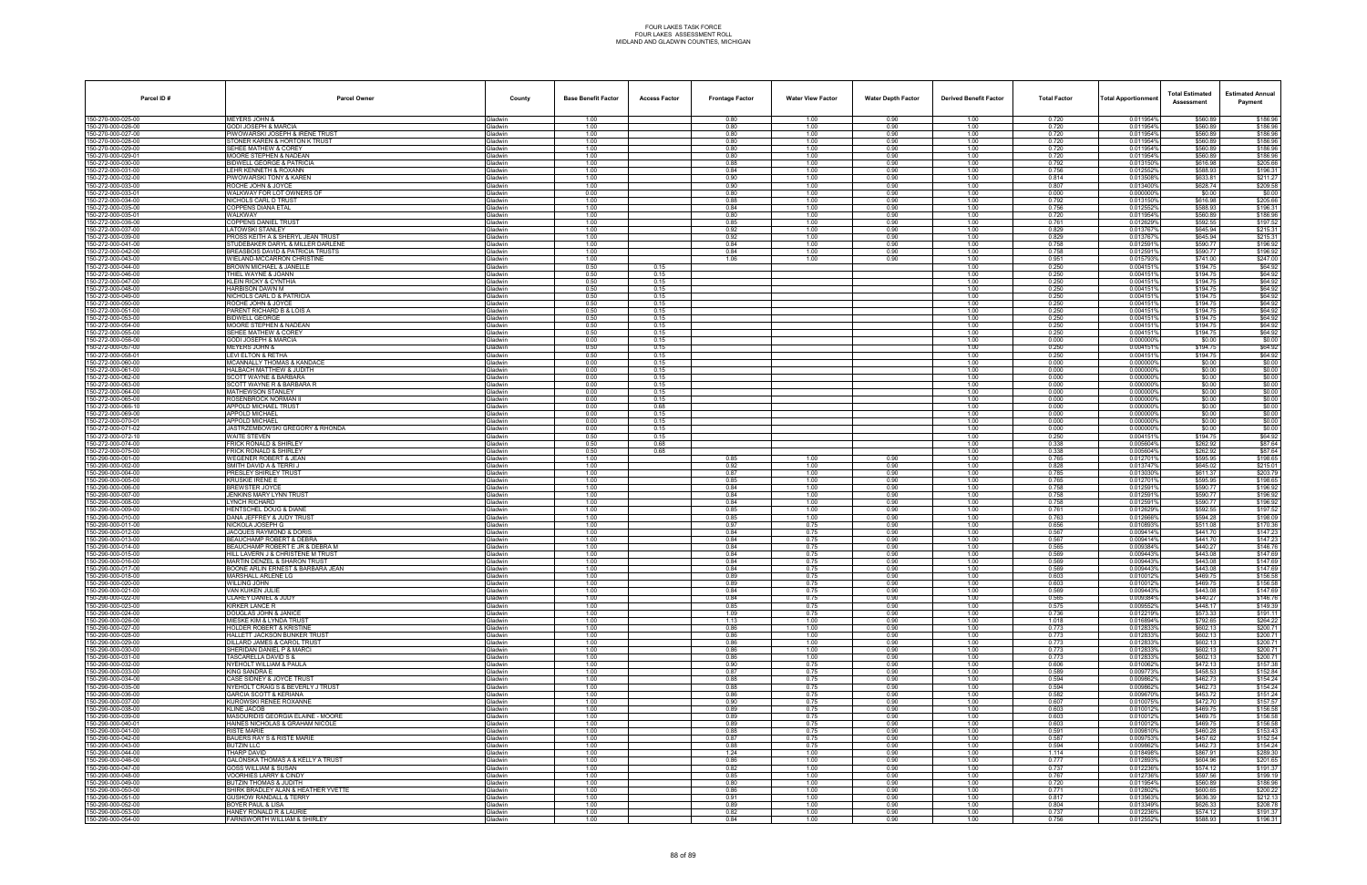# FOUR LAKES TASK FORCE
## FOUR LAKES ASSESSMENT ROLL
## MIDLAND AND GLADWIN COUNTIES, MICHIGAN

| Parcel ID # | Parcel Owner | County | Base Benefit Factor | Access Factor | Frontage Factor | Water View Factor | Water Depth Factor | Derived Benefit Factor | Total Factor | Total Apportionment | Total Estimated Assessment | Estimated Annual Payment |
|---|---|---|---|---|---|---|---|---|---|---|---|---|
| 150-270-000-025-00 | MEYERS JOHN & | Gladwin | 1.00 | | 0.80 | 1.00 | 0.90 | 1.00 | 0.720 | 0.011954% | $560.89 | $186.96 |
| 150-270-000-026-00 | GODI JOSEPH & MARCIA | Gladwin | 1.00 | | 0.80 | 1.00 | 0.90 | 1.00 | 0.720 | 0.011954% | $560.89 | $186.96 |
| 150-270-000-027-00 | PIWOWARSKI JOSEPH & IRENE TRUST | Gladwin | 1.00 | | 0.80 | 1.00 | 0.90 | 1.00 | 0.720 | 0.011954% | $560.89 | $186.96 |
| 150-270-000-028-00 | STONER KAREN & HORTON K TRUST | Gladwin | 1.00 | | 0.80 | 1.00 | 0.90 | 1.00 | 0.720 | 0.011954% | $560.89 | $186.96 |
| 150-270-000-029-00 | SEHEE MATHEW & COREY | Gladwin | 1.00 | | 0.80 | 1.00 | 0.90 | 1.00 | 0.720 | 0.011954% | $560.89 | $186.96 |
| 150-270-000-029-01 | MOORE STEPHEN & NADEAN | Gladwin | 1.00 | | 0.80 | 1.00 | 0.90 | 1.00 | 0.720 | 0.011954% | $560.89 | $186.96 |
| 150-272-000-030-00 | BIDWELL GEORGE & PATRICIA | Gladwin | 1.00 | | 0.88 | 1.00 | 0.90 | 1.00 | 0.792 | 0.013150% | $616.98 | $205.66 |
| 150-272-000-031-00 | LEHR KENNETH & ROXANN | Gladwin | 1.00 | | 0.84 | 1.00 | 0.90 | 1.00 | 0.756 | 0.012552% | $588.93 | $196.31 |
| 150-272-000-032-00 | PIWOWARSKI TONY & KAREN | Gladwin | 1.00 | | 0.90 | 1.00 | 0.90 | 1.00 | 0.814 | 0.013508% | $633.81 | $211.27 |
| 150-272-000-033-00 | ROCHE JOHN & JOYCE | Gladwin | 1.00 | | 0.90 | 1.00 | 0.90 | 1.00 | 0.807 | 0.013400% | $628.74 | $209.58 |
| 150-272-000-033-01 | WALKWAY FOR LOT OWNERS OF | Gladwin | 0.00 | | 0.80 | 1.00 | 0.90 | 1.00 | 0.000 | 0.000000% | $0.00 | $0.00 |
| 150-272-000-034-00 | NICHOLS CARL D TRUST | Gladwin | 1.00 | | 0.88 | 1.00 | 0.90 | 1.00 | 0.792 | 0.013150% | $616.98 | $205.66 |
| 150-272-000-035-00 | COPPENS DIANA ETAL | Gladwin | 1.00 | | 0.84 | 1.00 | 0.90 | 1.00 | 0.756 | 0.012552% | $588.93 | $196.31 |
| 150-272-000-035-01 | WALKWAY | Gladwin | 1.00 | | 0.80 | 1.00 | 0.90 | 1.00 | 0.720 | 0.011954% | $560.89 | $186.96 |
| 150-272-000-036-00 | COPPENS DANIEL TRUST | Gladwin | 1.00 | | 0.85 | 1.00 | 0.90 | 1.00 | 0.761 | 0.012629% | $592.55 | $197.52 |
| 150-272-000-037-00 | LATOWSKI STANLEY | Gladwin | 1.00 | | 0.92 | 1.00 | 0.90 | 1.00 | 0.829 | 0.013767% | $645.94 | $215.31 |
| 150-272-000-039-00 | PROSS KEITH A & SHERYL JEAN TRUST | Gladwin | 1.00 | | 0.92 | 1.00 | 0.90 | 1.00 | 0.829 | 0.013767% | $645.94 | $215.31 |
| 150-272-000-041-00 | STUDEBAKER DARYL & MILLER DARLENE | Gladwin | 1.00 | | 0.84 | 1.00 | 0.90 | 1.00 | 0.758 | 0.012591% | $590.77 | $196.92 |
| 150-272-000-042-00 | BREASBOIS DAVID & PATRICIA TRUSTS | Gladwin | 1.00 | | 0.84 | 1.00 | 0.90 | 1.00 | 0.758 | 0.012591% | $590.77 | $196.92 |
| 150-272-000-043-00 | WIELAND-MCCARRON CHRISTINE | Gladwin | 1.00 | | 1.06 | 1.00 | 0.90 | 1.00 | 0.951 | 0.015793% | $741.00 | $247.00 |
| 150-272-000-044-00 | BROWN MICHAEL & JANELLE | Gladwin | 0.50 | 0.15 | | | | 1.00 | 0.250 | 0.004151% | $194.75 | $64.92 |
| 150-272-000-046-00 | THIEL WAYNE & JOANN | Gladwin | 0.50 | 0.15 | | | | 1.00 | 0.250 | 0.004151% | $194.75 | $64.92 |
| 150-272-000-047-00 | KLEIN RICKY & CYNTHIA | Gladwin | 0.50 | 0.15 | | | | 1.00 | 0.250 | 0.004151% | $194.75 | $64.92 |
| 150-272-000-048-00 | HARBISON DAWN M | Gladwin | 0.50 | 0.15 | | | | 1.00 | 0.250 | 0.004151% | $194.75 | $64.92 |
| 150-272-000-049-00 | NICHOLS CARL D & PATRICIA | Gladwin | 0.50 | 0.15 | | | | 1.00 | 0.250 | 0.004151% | $194.75 | $64.92 |
| 150-272-000-050-00 | ROCHE JOHN & JOYCE | Gladwin | 0.50 | 0.15 | | | | 1.00 | 0.250 | 0.004151% | $194.75 | $64.92 |
| 150-272-000-051-00 | PARENT RICHARD B & LOIS A | Gladwin | 0.50 | 0.15 | | | | 1.00 | 0.250 | 0.004151% | $194.75 | $64.92 |
| 150-272-000-053-00 | BIDWELL GEORGE | Gladwin | 0.50 | 0.15 | | | | 1.00 | 0.250 | 0.004151% | $194.75 | $64.92 |
| 150-272-000-054-00 | MOORE STEPHEN & NADEAN | Gladwin | 0.50 | 0.15 | | | | 1.00 | 0.250 | 0.004151% | $194.75 | $64.92 |
| 150-272-000-055-00 | SEHEE MATHEW & COREY | Gladwin | 0.50 | 0.15 | | | | 1.00 | 0.250 | 0.004151% | $194.75 | $64.92 |
| 150-272-000-056-00 | GODI JOSEPH & MARCIA | Gladwin | 0.00 | 0.15 | | | | 1.00 | 0.000 | 0.000000% | $0.00 | $0.00 |
| 150-272-000-057-00 | MEYERS JOHN & | Gladwin | 0.50 | 0.15 | | | | 1.00 | 0.250 | 0.004151% | $194.75 | $64.92 |
| 150-272-000-058-01 | LEVI ELTON & RETHA | Gladwin | 0.50 | 0.15 | | | | 1.00 | 0.250 | 0.004151% | $194.75 | $64.92 |
| 150-272-000-060-00 | MCANNALLY THOMAS & KANDACE | Gladwin | 0.00 | 0.15 | | | | 1.00 | 0.000 | 0.000000% | $0.00 | $0.00 |
| 150-272-000-061-00 | HALBACH MATTHEW & JUDITH | Gladwin | 0.00 | 0.15 | | | | 1.00 | 0.000 | 0.000000% | $0.00 | $0.00 |
| 150-272-000-062-00 | SCOTT WAYNE & BARBARA | Gladwin | 0.00 | 0.15 | | | | 1.00 | 0.000 | 0.000000% | $0.00 | $0.00 |
| 150-272-000-063-00 | SCOTT WAYNE R & BARBARA R | Gladwin | 0.00 | 0.15 | | | | 1.00 | 0.000 | 0.000000% | $0.00 | $0.00 |
| 150-272-000-064-00 | MATHEWSON STANLEY | Gladwin | 0.00 | 0.15 | | | | 1.00 | 0.000 | 0.000000% | $0.00 | $0.00 |
| 150-272-000-065-00 | ROSENBROCK NORMAN II | Gladwin | 0.00 | 0.15 | | | | 1.00 | 0.000 | 0.000000% | $0.00 | $0.00 |
| 150-272-000-066-10 | APPOLD MICHAEL TRUST | Gladwin | 0.00 | 0.68 | | | | 1.00 | 0.000 | 0.000000% | $0.00 | $0.00 |
| 150-272-000-069-00 | APPOLD MICHAEL | Gladwin | 0.00 | 0.15 | | | | 1.00 | 0.000 | 0.000000% | $0.00 | $0.00 |
| 150-272-000-070-01 | APPOLD MICHAEL | Gladwin | 0.00 | 0.15 | | | | 1.00 | 0.000 | 0.000000% | $0.00 | $0.00 |
| 150-272-000-071-02 | JASTRZEMBOWSKI GREGORY & RHONDA | Gladwin | 0.00 | 0.15 | | | | 1.00 | 0.000 | 0.000000% | $0.00 | $0.00 |
| 150-272-000-072-10 | WAITE STEVEN | Gladwin | 0.50 | 0.15 | | | | 1.00 | 0.250 | 0.004151% | $194.75 | $64.92 |
| 150-272-000-074-00 | FRICK RONALD & SHIRLEY | Gladwin | 0.50 | 0.68 | | | | 1.00 | 0.338 | 0.005604% | $262.92 | $87.64 |
| 150-272-000-075-00 | FRICK RONALD & SHIRLEY | Gladwin | 0.50 | 0.68 | | | | 1.00 | 0.338 | 0.005604% | $262.92 | $87.64 |
| 150-290-000-001-00 | WEGENER ROBERT & JEAN | Gladwin | 1.00 | | 0.85 | 1.00 | 0.90 | 1.00 | 0.765 | 0.012701% | $595.95 | $198.65 |
| 150-290-000-002-00 | SMITH DAVID A & TERRI J | Gladwin | 1.00 | | 0.92 | 1.00 | 0.90 | 1.00 | 0.828 | 0.013747% | $645.02 | $215.01 |
| 150-290-000-004-00 | PRESLEY SHIRLEY TRUST | Gladwin | 1.00 | | 0.87 | 1.00 | 0.90 | 1.00 | 0.785 | 0.013030% | $611.37 | $203.79 |
| 150-290-000-005-00 | KRUSKIE IRENE E | Gladwin | 1.00 | | 0.85 | 1.00 | 0.90 | 1.00 | 0.765 | 0.012701% | $595.95 | $198.65 |
| 150-290-000-006-00 | BREWSTER JOYCE | Gladwin | 1.00 | | 0.84 | 1.00 | 0.90 | 1.00 | 0.758 | 0.012591% | $590.77 | $196.92 |
| 150-290-000-007-00 | JENKINS MARY LYNN TRUST | Gladwin | 1.00 | | 0.84 | 1.00 | 0.90 | 1.00 | 0.758 | 0.012591% | $590.77 | $196.92 |
| 150-290-000-008-00 | LYNCH RICHARD | Gladwin | 1.00 | | 0.84 | 1.00 | 0.90 | 1.00 | 0.758 | 0.012591% | $590.77 | $196.92 |
| 150-290-000-009-00 | HENTSCHEL DOUG & DIANE | Gladwin | 1.00 | | 0.85 | 1.00 | 0.90 | 1.00 | 0.761 | 0.012629% | $592.55 | $197.52 |
| 150-290-000-010-00 | DANA JEFFREY & JUDY TRUST | Gladwin | 1.00 | | 0.85 | 1.00 | 0.90 | 1.00 | 0.763 | 0.012666% | $594.28 | $198.09 |
| 150-290-000-011-00 | NICKOLA JOSEPH G | Gladwin | 1.00 | | 0.97 | 0.75 | 0.90 | 1.00 | 0.656 | 0.010893% | $511.08 | $170.36 |
| 150-290-000-012-00 | JACQUES RAYMOND & DORIS | Gladwin | 1.00 | | 0.84 | 0.75 | 0.90 | 1.00 | 0.567 | 0.009414% | $441.70 | $147.23 |
| 150-290-000-013-00 | BEAUCHAMP ROBERT & DEBRA | Gladwin | 1.00 | | 0.84 | 0.75 | 0.90 | 1.00 | 0.567 | 0.009414% | $441.70 | $147.23 |
| 150-290-000-014-00 | BEAUCHAMP ROBERT E JR & DEBRA M | Gladwin | 1.00 | | 0.84 | 0.75 | 0.90 | 1.00 | 0.565 | 0.009384% | $440.27 | $146.76 |
| 150-290-000-015-00 | HILL LAVERN J & CHRISTENE M TRUST | Gladwin | 1.00 | | 0.84 | 0.75 | 0.90 | 1.00 | 0.569 | 0.009443% | $443.08 | $147.69 |
| 150-290-000-016-00 | MARTIN DENZEL & SHARON TRUST | Gladwin | 1.00 | | 0.84 | 0.75 | 0.90 | 1.00 | 0.569 | 0.009443% | $443.08 | $147.69 |
| 150-290-000-017-00 | BOONE ARLIN ERNEST & BARBARA JEAN | Gladwin | 1.00 | | 0.84 | 0.75 | 0.90 | 1.00 | 0.569 | 0.009443% | $443.08 | $147.69 |
| 150-290-000-018-00 | MARSHALL ARLENE LG | Gladwin | 1.00 | | 0.89 | 0.75 | 0.90 | 1.00 | 0.603 | 0.010012% | $469.75 | $156.58 |
| 150-290-000-019-00 | WILLING JOHN | Gladwin | 1.00 | | 0.89 | 0.75 | 0.90 | 1.00 | 0.603 | 0.010012% | $469.75 | $156.58 |
| 150-290-000-021-00 | VAN KUIKEN JULIE | Gladwin | 1.00 | | 0.84 | 0.75 | 0.90 | 1.00 | 0.569 | 0.009443% | $443.08 | $147.69 |
| 150-290-000-022-00 | CLAREY DANIEL & JUDY | Gladwin | 1.00 | | 0.84 | 0.75 | 0.90 | 1.00 | 0.565 | 0.009384% | $440.27 | $146.76 |
| 150-290-000-023-00 | KIRKER LANCE R | Gladwin | 1.00 | | 0.85 | 0.75 | 0.90 | 1.00 | 0.575 | 0.009552% | $448.17 | $149.39 |
| 150-290-000-024-00 | DOUGLAS JOHN & JANICE | Gladwin | 1.00 | | 1.09 | 0.75 | 0.90 | 1.00 | 0.736 | 0.012219% | $573.33 | $191.11 |
| 150-290-000-026-00 | MIESKE KIM & LYNDA TRUST | Gladwin | 1.00 | | 1.13 | 1.00 | 0.90 | 1.00 | 1.018 | 0.016894% | $792.65 | $264.22 |
| 150-290-000-027-00 | HOLDER ROBERT & KRISTINE | Gladwin | 1.00 | | 0.86 | 1.00 | 0.90 | 1.00 | 0.773 | 0.012833% | $602.13 | $200.71 |
| 150-290-000-028-00 | HALLETT JACKSON BUNKER TRUST | Gladwin | 1.00 | | 0.86 | 1.00 | 0.90 | 1.00 | 0.773 | 0.012833% | $602.13 | $200.71 |
| 150-290-000-029-00 | DILLARD JAMES & CAROL TRUST | Gladwin | 1.00 | | 0.86 | 1.00 | 0.90 | 1.00 | 0.773 | 0.012833% | $602.13 | $200.71 |
| 150-290-000-030-00 | SHERIDAN DANIEL P & MARCI | Gladwin | 1.00 | | 0.86 | 1.00 | 0.90 | 1.00 | 0.773 | 0.012833% | $602.13 | $200.71 |
| 150-290-000-031-00 | TASCARELLA DAVID S & | Gladwin | 1.00 | | 0.86 | 1.00 | 0.90 | 1.00 | 0.773 | 0.012833% | $602.13 | $200.71 |
| 150-290-000-032-00 | NYEHOLT WILLIAM & PAULA | Gladwin | 1.00 | | 0.90 | 0.75 | 0.90 | 1.00 | 0.606 | 0.010062% | $472.13 | $157.38 |
| 150-290-000-033-00 | KING SANDRA E | Gladwin | 1.00 | | 0.87 | 0.75 | 0.90 | 1.00 | 0.589 | 0.009773% | $458.53 | $152.84 |
| 150-290-000-034-00 | CASE SIDNEY & JOYCE TRUST | Gladwin | 1.00 | | 0.88 | 0.75 | 0.90 | 1.00 | 0.594 | 0.009862% | $462.73 | $154.24 |
| 150-290-000-035-00 | NYEHOLT CRAIG S & BEVERLY J TRUST | Gladwin | 1.00 | | 0.88 | 0.75 | 0.90 | 1.00 | 0.594 | 0.009862% | $462.73 | $154.24 |
| 150-290-000-036-00 | GARCIA SCOTT & KERIANA | Gladwin | 1.00 | | 0.86 | 0.75 | 0.90 | 1.00 | 0.582 | 0.009670% | $453.72 | $151.24 |
| 150-290-000-037-00 | KUROWSKI RENEE ROXANNE | Gladwin | 1.00 | | 0.90 | 0.75 | 0.90 | 1.00 | 0.607 | 0.010075% | $472.70 | $157.57 |
| 150-290-000-038-00 | KLINE JACOB | Gladwin | 1.00 | | 0.89 | 0.75 | 0.90 | 1.00 | 0.603 | 0.010012% | $469.75 | $156.58 |
| 150-290-000-039-00 | MASOURIDIS GEORGIA ELAINE - MOORE | Gladwin | 1.00 | | 0.89 | 0.75 | 0.90 | 1.00 | 0.603 | 0.010012% | $469.75 | $156.58 |
| 150-290-000-040-01 | HAINES NICHOLAS & GRAHAM NICOLE | Gladwin | 1.00 | | 0.89 | 0.75 | 0.90 | 1.00 | 0.603 | 0.010012% | $469.75 | $156.58 |
| 150-290-000-041-00 | RISTE MARIE | Gladwin | 1.00 | | 0.88 | 0.75 | 0.90 | 1.00 | 0.591 | 0.009810% | $460.28 | $153.43 |
| 150-290-000-042-00 | BAUERS RAY S & RISTE MARIE | Gladwin | 1.00 | | 0.87 | 0.75 | 0.90 | 1.00 | 0.587 | 0.009753% | $457.62 | $152.54 |
| 150-290-000-043-00 | BUTZIN LLC | Gladwin | 1.00 | | 0.88 | 0.75 | 0.90 | 1.00 | 0.594 | 0.009862% | $462.73 | $154.24 |
| 150-290-000-044-00 | THARP DAVID | Gladwin | 1.00 | | 1.24 | 1.00 | 0.90 | 1.00 | 1.114 | 0.018498% | $867.91 | $289.30 |
| 150-290-000-046-00 | GALONSKA THOMAS A & KELLY A TRUST | Gladwin | 1.00 | | 0.86 | 1.00 | 0.90 | 1.00 | 0.777 | 0.012893% | $604.96 | $201.65 |
| 150-290-000-047-00 | GOSS WILLIAM & SUSAN | Gladwin | 1.00 | | 0.82 | 1.00 | 0.90 | 1.00 | 0.737 | 0.012236% | $574.12 | $191.37 |
| 150-290-000-048-00 | VOORHIES LARRY & CINDY | Gladwin | 1.00 | | 0.85 | 1.00 | 0.90 | 1.00 | 0.767 | 0.012736% | $597.56 | $199.19 |
| 150-290-000-049-00 | BUTZIN THOMAS & JUDITH | Gladwin | 1.00 | | 0.80 | 1.00 | 0.90 | 1.00 | 0.720 | 0.011954% | $560.89 | $186.96 |
| 150-290-000-050-00 | SHIRK BRADLEY ALAN & HEATHER YVETTE | Gladwin | 1.00 | | 0.86 | 1.00 | 0.90 | 1.00 | 0.771 | 0.012802% | $600.65 | $200.22 |
| 150-290-000-051-00 | GUSHOW RANDALL & TERRY | Gladwin | 1.00 | | 0.91 | 1.00 | 0.90 | 1.00 | 0.817 | 0.013563% | $636.39 | $212.13 |
| 150-290-000-052-00 | BOYER PAUL & LISA | Gladwin | 1.00 | | 0.89 | 1.00 | 0.90 | 1.00 | 0.804 | 0.013349% | $626.33 | $208.78 |
| 150-290-000-053-00 | HANEY RONALD R & LAURIE | Gladwin | 1.00 | | 0.82 | 1.00 | 0.90 | 1.00 | 0.737 | 0.012236% | $574.12 | $191.37 |
| 150-290-000-054-00 | FARNSWORTH WILLIAM & SHIRLEY | Gladwin | 1.00 | | 0.84 | 1.00 | 0.90 | 1.00 | 0.756 | 0.012552% | $588.93 | $196.31 |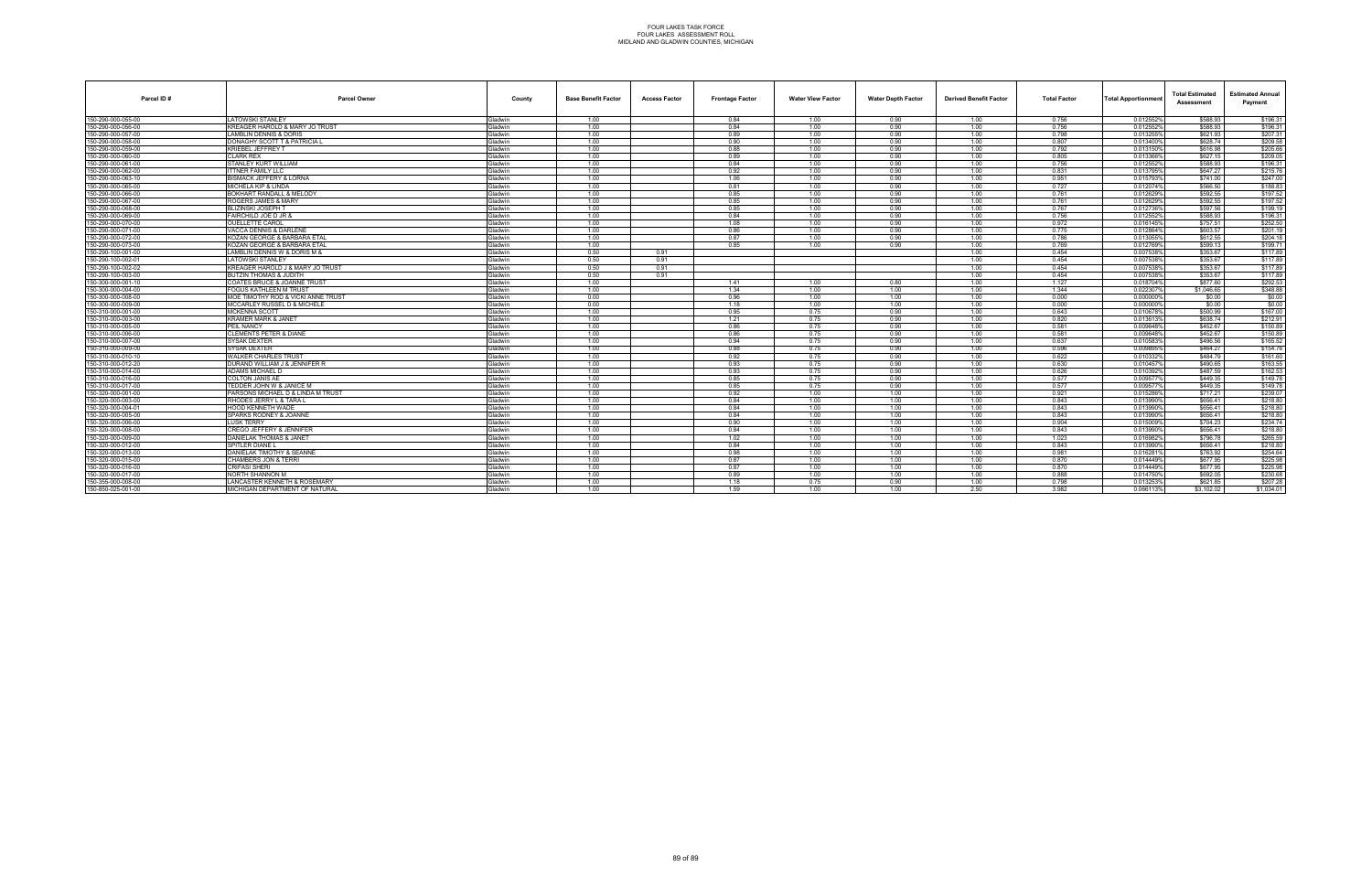# FOUR LAKES TASK FORCE
# FOUR LAKES ASSESSMENT ROLL
# MIDLAND AND GLADWIN COUNTIES, MICHIGAN

| Parcel ID # | Parcel Owner | County | Base Benefit Factor | Access Factor | Frontage Factor | Water View Factor | Water Depth Factor | Derived Benefit Factor | Total Factor | Total Apportionment | Total Estimated Assessment | Estimated Annual Payment |
|---|---|---|---|---|---|---|---|---|---|---|---|---|
| 150-290-000-055-00 | LATOWSKI STANLEY | Gladwin | 1.00 | | 0.84 | 1.00 | 0.90 | 1.00 | 0.756 | 0.012562% | $588.93 | $196.31 |
| 150-290-000-056-00 | KREAGER HAROLD & MARY JO TRUST | Gladwin | 1.00 | | 0.84 | 1.00 | 0.90 | 1.00 | 0.756 | 0.012562% | $588.93 | $196.31 |
| 150-290-000-057-00 | LAMBLIN DENNIS & DORIS | Gladwin | 1.00 | | 0.89 | 1.00 | 0.90 | 1.00 | 0.798 | 0.013255% | $621.93 | $207.31 |
| 150-290-000-058-00 | DONAGHY SCOTT T & PATRICIA L | Gladwin | 1.00 | | 0.90 | 1.00 | 0.90 | 1.00 | 0.807 | 0.013400% | $628.74 | $209.58 |
| 150-290-000-059-00 | KRIEBEL JEFFREY T | Gladwin | 1.00 | | 0.88 | 1.00 | 0.90 | 1.00 | 0.792 | 0.013150% | $616.98 | $205.66 |
| 150-290-000-060-00 | CLARK REX | Gladwin | 1.00 | | 0.89 | 1.00 | 0.90 | 1.00 | 0.805 | 0.013366% | $627.15 | $209.05 |
| 150-290-000-061-00 | STANLEY KURT WILLIAM | Gladwin | 1.00 | | 0.84 | 1.00 | 0.90 | 1.00 | 0.756 | 0.012552% | $588.93 | $196.31 |
| 150-290-000-062-00 | ITTNER FAMILY LLC | Gladwin | 1.00 | | 0.92 | 1.00 | 0.90 | 1.00 | 0.831 | 0.013795% | $647.27 | $215.76 |
| 150-290-000-063-10 | BISMACK JEFFERY & LORNA | Gladwin | 1.00 | | 1.06 | 1.00 | 0.90 | 1.00 | 0.951 | 0.015793% | $741.00 | $247.00 |
| 150-290-000-065-00 | MICHELA KIP & LINDA | Gladwin | 1.00 | | 0.81 | 1.00 | 0.90 | 1.00 | 0.727 | 0.012074% | $566.50 | $188.83 |
| 150-290-000-066-00 | BOKHART RANDALL & MELODY | Gladwin | 1.00 | | 0.85 | 1.00 | 0.90 | 1.00 | 0.761 | 0.012629% | $592.55 | $197.52 |
| 150-290-000-067-00 | ROGERS JAMES & MARY | Gladwin | 1.00 | | 0.85 | 1.00 | 0.90 | 1.00 | 0.761 | 0.012629% | $592.55 | $197.52 |
| 150-290-000-068-00 | BLIZINSKI JOSEPH T | Gladwin | 1.00 | | 0.85 | 1.00 | 0.90 | 1.00 | 0.767 | 0.012736% | $597.56 | $199.19 |
| 150-290-000-069-00 | FAIRCHILD JOE D JR & | Gladwin | 1.00 | | 0.84 | 1.00 | 0.90 | 1.00 | 0.756 | 0.012552% | $588.93 | $196.31 |
| 150-290-000-070-00 | OUELLETTE CAROL | Gladwin | 1.00 | | 1.08 | 1.00 | 0.90 | 1.00 | 0.972 | 0.016145% | $757.51 | $252.50 |
| 150-290-000-071-00 | VACCA DENNIS & DARLENE | Gladwin | 1.00 | | 0.86 | 1.00 | 0.90 | 1.00 | 0.775 | 0.012864% | $603.57 | $201.19 |
| 150-290-000-072-00 | KOZAN GEORGE & BARBARA ETAL | Gladwin | 1.00 | | 0.87 | 1.00 | 0.90 | 1.00 | 0.786 | 0.013055% | $612.55 | $204.18 |
| 150-290-000-073-00 | KOZAN GEORGE & BARBARA ETAL | Gladwin | 1.00 | | 0.85 | 1.00 | 0.90 | 1.00 | 0.769 | 0.012769% | $599.13 | $199.71 |
| 150-290-100-001-00 | LAMBLIN DENNIS W & DORIS M & | Gladwin | 0.50 | 0.91 | | | | 1.00 | 0.454 | 0.007538% | $353.67 | $117.89 |
| 150-290-100-002-01 | LATOWSKI STANLEY | Gladwin | 0.50 | 0.91 | | | | 1.00 | 0.454 | 0.007538% | $353.67 | $117.89 |
| 150-290-100-002-02 | KREAGER HAROLD J & MARY JO TRUST | Gladwin | 0.50 | 0.91 | | | | 1.00 | 0.454 | 0.007538% | $353.67 | $117.89 |
| 150-290-100-003-00 | BUTZIN THOMAS & JUDITH | Gladwin | 0.50 | 0.91 | | | | 1.00 | 0.454 | 0.007538% | $353.67 | $117.89 |
| 150-300-000-001-10 | COATES BRUCE & JOANNE TRUST | Gladwin | 1.00 | | 1.41 | 1.00 | 0.80 | 1.00 | 1.127 | 0.018704% | $877.60 | $292.53 |
| 150-300-000-004-00 | FOGUS KATHLEEN M TRUST | Gladwin | 1.00 | | 1.34 | 1.00 | 1.00 | 1.00 | 1.344 | 0.022307% | $1,046.65 | $348.88 |
| 150-300-000-008-00 | MOE TIMOTHY ROD & VICKI ANNE TRUST | Gladwin | 0.00 | | 0.96 | 1.00 | 1.00 | 1.00 | 0.000 | 0.000000% | $0.00 | $0.00 |
| 150-300-000-009-00 | MCCARLEY RUSSEL D & MICHELE | Gladwin | 0.00 | | 1.18 | 1.00 | 1.00 | 1.00 | 0.000 | 0.000000% | $0.00 | $0.00 |
| 150-310-000-001-00 | MCKENNA SCOTT | Gladwin | 1.00 | | 0.95 | 0.75 | 0.90 | 1.00 | 0.643 | 0.010678% | $500.99 | $167.00 |
| 150-310-000-003-00 | KRAMER MARK & JANET | Gladwin | 1.00 | | 1.21 | 0.75 | 0.90 | 1.00 | 0.820 | 0.013613% | $638.74 | $212.91 |
| 150-310-000-005-00 | PEIL NANCY | Gladwin | 1.00 | | 0.86 | 0.75 | 0.90 | 1.00 | 0.581 | 0.009648% | $452.67 | $150.89 |
| 150-310-000-006-00 | CLEMENTS PETER & DIANE | Gladwin | 1.00 | | 0.86 | 0.75 | 0.90 | 1.00 | 0.581 | 0.009648% | $452.67 | $150.89 |
| 150-310-000-007-00 | SYSAK DEXTER | Gladwin | 1.00 | | 0.94 | 0.75 | 0.90 | 1.00 | 0.637 | 0.010583% | $496.56 | $165.52 |
| 150-310-000-009-00 | SYSAK DEXTER | Gladwin | 1.00 | | 0.88 | 0.75 | 0.90 | 1.00 | 0.596 | 0.009895% | $464.27 | $154.76 |
| 150-310-000-010-10 | WALKER CHARLES TRUST | Gladwin | 1.00 | | 0.92 | 0.75 | 0.90 | 1.00 | 0.622 | 0.010332% | $484.79 | $161.60 |
| 150-310-000-012-20 | DURAND WILLIAM J & JENNIFER R | Gladwin | 1.00 | | 0.93 | 0.75 | 0.90 | 1.00 | 0.630 | 0.010457% | $490.65 | $163.55 |
| 150-310-000-014-00 | ADAMS MICHAEL D | Gladwin | 1.00 | | 0.93 | 0.75 | 0.90 | 1.00 | 0.626 | 0.010392% | $487.59 | $162.53 |
| 150-310-000-016-00 | COLTON JANIS AE | Gladwin | 1.00 | | 0.85 | 0.75 | 0.90 | 1.00 | 0.577 | 0.009577% | $449.35 | $149.78 |
| 150-310-000-017-00 | TEDDER JOHN W & JANICE M | Gladwin | 1.00 | | 0.85 | 0.75 | 0.90 | 1.00 | 0.577 | 0.009577% | $449.35 | $149.78 |
| 150-320-000-001-00 | PARSONS MICHAEL D & LINDA M TRUST | Gladwin | 1.00 | | 0.92 | 1.00 | 1.00 | 1.00 | 0.921 | 0.015286% | $717.21 | $239.07 |
| 150-320-000-003-00 | RHODES JERRY L & TARA L | Gladwin | 1.00 | | 0.84 | 1.00 | 1.00 | 1.00 | 0.843 | 0.013990% | $656.41 | $218.80 |
| 150-320-000-004-01 | HOOD KENNETH WADE | Gladwin | 1.00 | | 0.84 | 1.00 | 1.00 | 1.00 | 0.843 | 0.013990% | $656.41 | $218.80 |
| 150-320-000-005-00 | SPARKS RODNEY & JOANNE | Gladwin | 1.00 | | 0.84 | 1.00 | 1.00 | 1.00 | 0.843 | 0.013990% | $656.41 | $218.80 |
| 150-320-000-006-00 | LUSK TERRY | Gladwin | 1.00 | | 0.90 | 1.00 | 1.00 | 1.00 | 0.904 | 0.015009% | $704.23 | $234.74 |
| 150-320-000-008-00 | CREGO JEFFERY & JENNIFER | Gladwin | 1.00 | | 0.84 | 1.00 | 1.00 | 1.00 | 0.843 | 0.013990% | $656.41 | $218.80 |
| 150-320-000-009-00 | DANIELAK THOMAS & JANET | Gladwin | 1.00 | | 1.02 | 1.00 | 1.00 | 1.00 | 1.023 | 0.016982% | $796.78 | $265.59 |
| 150-320-000-012-00 | SPITLER DIANE L | Gladwin | 1.00 | | 0.84 | 1.00 | 1.00 | 1.00 | 0.843 | 0.013990% | $656.41 | $218.80 |
| 150-320-000-013-00 | DANIELAK TIMOTHY & SEANNE | Gladwin | 1.00 | | 0.98 | 1.00 | 1.00 | 1.00 | 0.981 | 0.016281% | $763.92 | $254.64 |
| 150-320-000-015-00 | CHAMBERS JON & TERRI | Gladwin | 1.00 | | 0.87 | 1.00 | 1.00 | 1.00 | 0.870 | 0.014449% | $677.95 | $225.98 |
| 150-320-000-016-00 | CRIFASI SHERI | Gladwin | 1.00 | | 0.87 | 1.00 | 1.00 | 1.00 | 0.870 | 0.014449% | $677.95 | $225.98 |
| 150-320-000-017-00 | NORTH SHANNON M | Gladwin | 1.00 | | 0.89 | 1.00 | 1.00 | 1.00 | 0.888 | 0.014750% | $692.05 | $230.68 |
| 150-355-000-008-00 | LANCASTER KENNETH & ROSEMARY | Gladwin | 1.00 | | 1.18 | 0.75 | 0.90 | 1.00 | 0.798 | 0.013253% | $621.85 | $207.28 |
| 150-850-025-001-00 | MICHIGAN DEPARTMENT OF NATURAL | Gladwin | 1.00 | | 1.59 | 1.00 | 1.00 | 2.50 | 3.982 | 0.066113% | $3,102.02 | $1,034.01 |